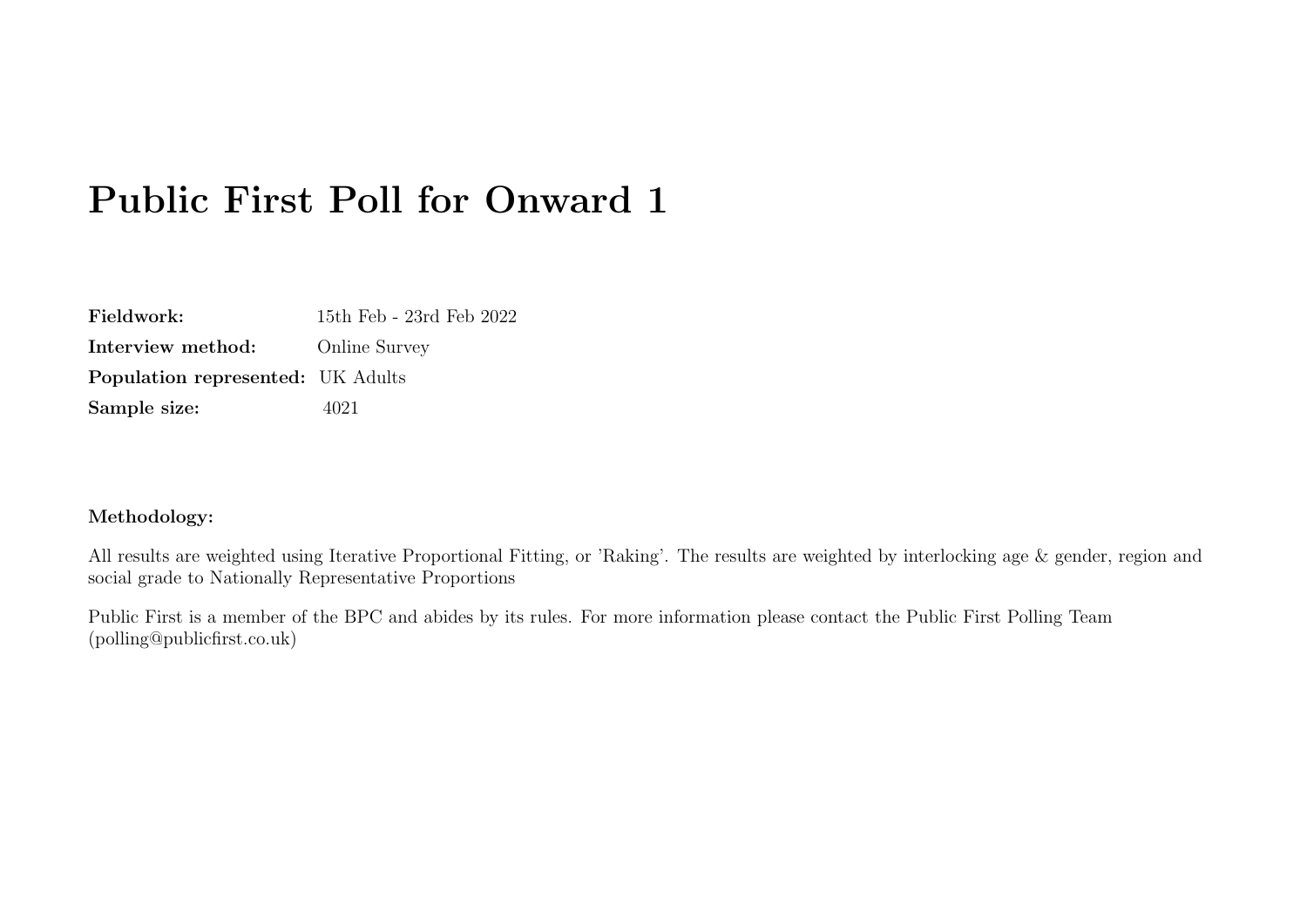# Public First Poll for Onward 1

| | |
|---|---|
| **Fieldwork:** | 15th Feb - 23rd Feb 2022 |
| **Interview method:** | Online Survey |
| **Population represented:** | UK Adults |
| **Sample size:** | 4021 |

**Methodology:**

All results are weighted using Iterative Proportional Fitting, or 'Raking'. The results are weighted by interlocking age & gender, region and social grade to Nationally Representative Proportions

Public First is a member of the BPC and abides by its rules. For more information please contact the Public First Polling Team (polling@publicfirst.co.uk)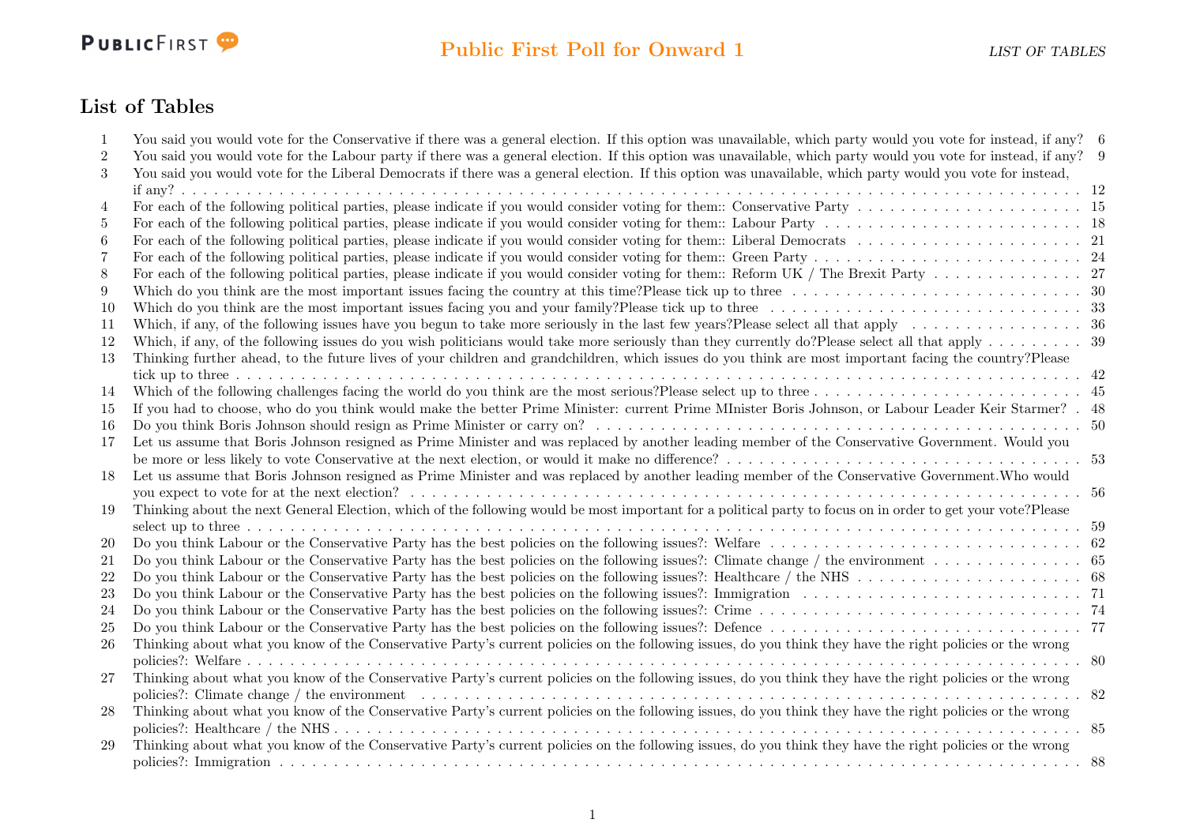## List of Tables

| | | |
|---|---|---|
| 1 | You said you would vote for the Conservative if there was a general election. If this option was unavailable, which party would you vote for instead, if any? | 6 |
| 2 | You said you would vote for the Labour party if there was a general election. If this option was unavailable, which party would you vote for instead, if any? | 9 |
| 3 | You said you would vote for the Liberal Democrats if there was a general election. If this option was unavailable, which party would you vote for instead, if any? | 12 |
| 4 | For each of the following political parties, please indicate if you would consider voting for them:: Conservative Party | 15 |
| 5 | For each of the following political parties, please indicate if you would consider voting for them:: Labour Party | 18 |
| 6 | For each of the following political parties, please indicate if you would consider voting for them:: Liberal Democrats | 21 |
| 7 | For each of the following political parties, please indicate if you would consider voting for them:: Green Party | 24 |
| 8 | For each of the following political parties, please indicate if you would consider voting for them:: Reform UK / The Brexit Party | 27 |
| 9 | Which do you think are the most important issues facing the country at this time?Please tick up to three | 30 |
| 10 | Which do you think are the most important issues facing you and your family?Please tick up to three | 33 |
| 11 | Which, if any, of the following issues have you begun to take more seriously in the last few years?Please select all that apply | 36 |
| 12 | Which, if any, of the following issues do you wish politicians would take more seriously than they currently do?Please select all that apply | 39 |
| 13 | Thinking further ahead, to the future lives of your children and grandchildren, which issues do you think are most important facing the country?Please tick up to three | 42 |
| 14 | Which of the following challenges facing the world do you think are the most serious?Please select up to three | 45 |
| 15 | If you had to choose, who do you think would make the better Prime Minister: current Prime MInister Boris Johnson, or Labour Leader Keir Starmer? | 48 |
| 16 | Do you think Boris Johnson should resign as Prime Minister or carry on? | 50 |
| 17 | Let us assume that Boris Johnson resigned as Prime Minister and was replaced by another leading member of the Conservative Government. Would you be more or less likely to vote Conservative at the next election, or would it make no difference? | 53 |
| 18 | Let us assume that Boris Johnson resigned as Prime Minister and was replaced by another leading member of the Conservative Government.Who would you expect to vote for at the next election? | 56 |
| 19 | Thinking about the next General Election, which of the following would be most important for a political party to focus on in order to get your vote?Please select up to three | 59 |
| 20 | Do you think Labour or the Conservative Party has the best policies on the following issues?: Welfare | 62 |
| 21 | Do you think Labour or the Conservative Party has the best policies on the following issues?: Climate change / the environment | 65 |
| 22 | Do you think Labour or the Conservative Party has the best policies on the following issues?: Healthcare / the NHS | 68 |
| 23 | Do you think Labour or the Conservative Party has the best policies on the following issues?: Immigration | 71 |
| 24 | Do you think Labour or the Conservative Party has the best policies on the following issues?: Crime | 74 |
| 25 | Do you think Labour or the Conservative Party has the best policies on the following issues?: Defence | 77 |
| 26 | Thinking about what you know of the Conservative Party's current policies on the following issues, do you think they have the right policies or the wrong policies?: Welfare | 80 |
| 27 | Thinking about what you know of the Conservative Party's current policies on the following issues, do you think they have the right policies or the wrong policies?: Climate change / the environment | 82 |
| 28 | Thinking about what you know of the Conservative Party's current policies on the following issues, do you think they have the right policies or the wrong policies?: Healthcare / the NHS | 85 |
| 29 | Thinking about what you know of the Conservative Party's current policies on the following issues, do you think they have the right policies or the wrong policies?: Immigration | 88 |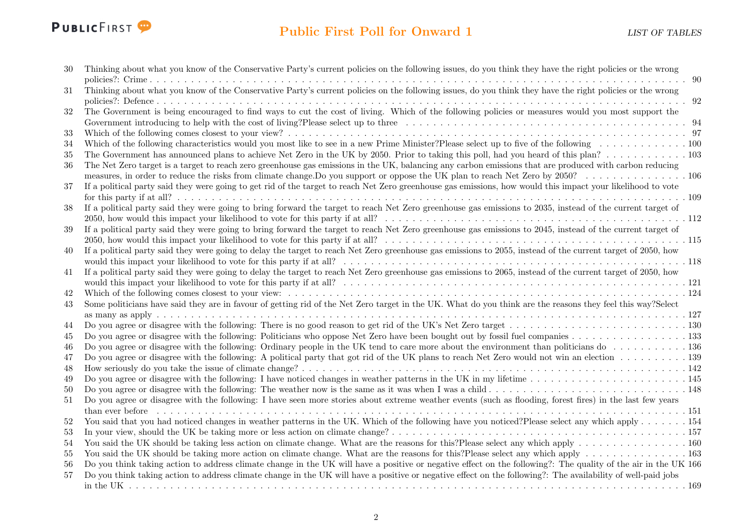| | | |
|---|---|---|
| 30 | Thinking about what you know of the Conservative Party's current policies on the following issues, do you think they have the right policies or the wrong policies?: Crime | 90 |
| 31 | Thinking about what you know of the Conservative Party's current policies on the following issues, do you think they have the right policies or the wrong policies?: Defence | 92 |
| 32 | The Government is being encouraged to find ways to cut the cost of living. Which of the following policies or measures would you most support the Government introducing to help with the cost of living?Please select up to three | 94 |
| 33 | Which of the following comes closest to your view? | 97 |
| 34 | Which of the following characteristics would you most like to see in a new Prime Minister?Please select up to five of the following | 100 |
| 35 | The Government has announced plans to achieve Net Zero in the UK by 2050. Prior to taking this poll, had you heard of this plan? | 103 |
| 36 | The Net Zero target is a target to reach zero greenhouse gas emissions in the UK, balancing any carbon emissions that are produced with carbon reducing measures, in order to reduce the risks from climate change.Do you support or oppose the UK plan to reach Net Zero by 2050? | 106 |
| 37 | If a political party said they were going to get rid of the target to reach Net Zero greenhouse gas emissions, how would this impact your likelihood to vote for this party if at all? | 109 |
| 38 | If a political party said they were going to bring forward the target to reach Net Zero greenhouse gas emissions to 2035, instead of the current target of 2050, how would this impact your likelihood to vote for this party if at all? | 112 |
| 39 | If a political party said they were going to bring forward the target to reach Net Zero greenhouse gas emissions to 2045, instead of the current target of 2050, how would this impact your likelihood to vote for this party if at all? | 115 |
| 40 | If a political party said they were going to delay the target to reach Net Zero greenhouse gas emissions to 2055, instead of the current target of 2050, how would this impact your likelihood to vote for this party if at all? | 118 |
| 41 | If a political party said they were going to delay the target to reach Net Zero greenhouse gas emissions to 2065, instead of the current target of 2050, how would this impact your likelihood to vote for this party if at all? | 121 |
| 42 | Which of the following comes closest to your view: | 124 |
| 43 | Some politicians have said they are in favour of getting rid of the Net Zero target in the UK. What do you think are the reasons they feel this way?Select as many as apply | 127 |
| 44 | Do you agree or disagree with the following: There is no good reason to get rid of the UK's Net Zero target | 130 |
| 45 | Do you agree or disagree with the following: Politicians who oppose Net Zero have been bought out by fossil fuel companies | 133 |
| 46 | Do you agree or disagree with the following: Ordinary people in the UK tend to care more about the environment than politicians do | 136 |
| 47 | Do you agree or disagree with the following: A political party that got rid of the UK plans to reach Net Zero would not win an election | 139 |
| 48 | How seriously do you take the issue of climate change? | 142 |
| 49 | Do you agree or disagree with the following: I have noticed changes in weather patterns in the UK in my lifetime | 145 |
| 50 | Do you agree or disagree with the following: The weather now is the same as it was when I was a child | 148 |
| 51 | Do you agree or disagree with the following: I have seen more stories about extreme weather events (such as flooding, forest fires) in the last few years than ever before | 151 |
| 52 | You said that you had noticed changes in weather patterns in the UK. Which of the following have you noticed?Please select any which apply | 154 |
| 53 | In your view, should the UK be taking more or less action on climate change? | 157 |
| 54 | You said the UK should be taking less action on climate change. What are the reasons for this?Please select any which apply | 160 |
| 55 | You said the UK should be taking more action on climate change. What are the reasons for this?Please select any which apply | 163 |
| 56 | Do you think taking action to address climate change in the UK will have a positive or negative effect on the following?: The quality of the air in the UK | 166 |
| 57 | Do you think taking action to address climate change in the UK will have a positive or negative effect on the following?: The availability of well-paid jobs in the UK | 169 |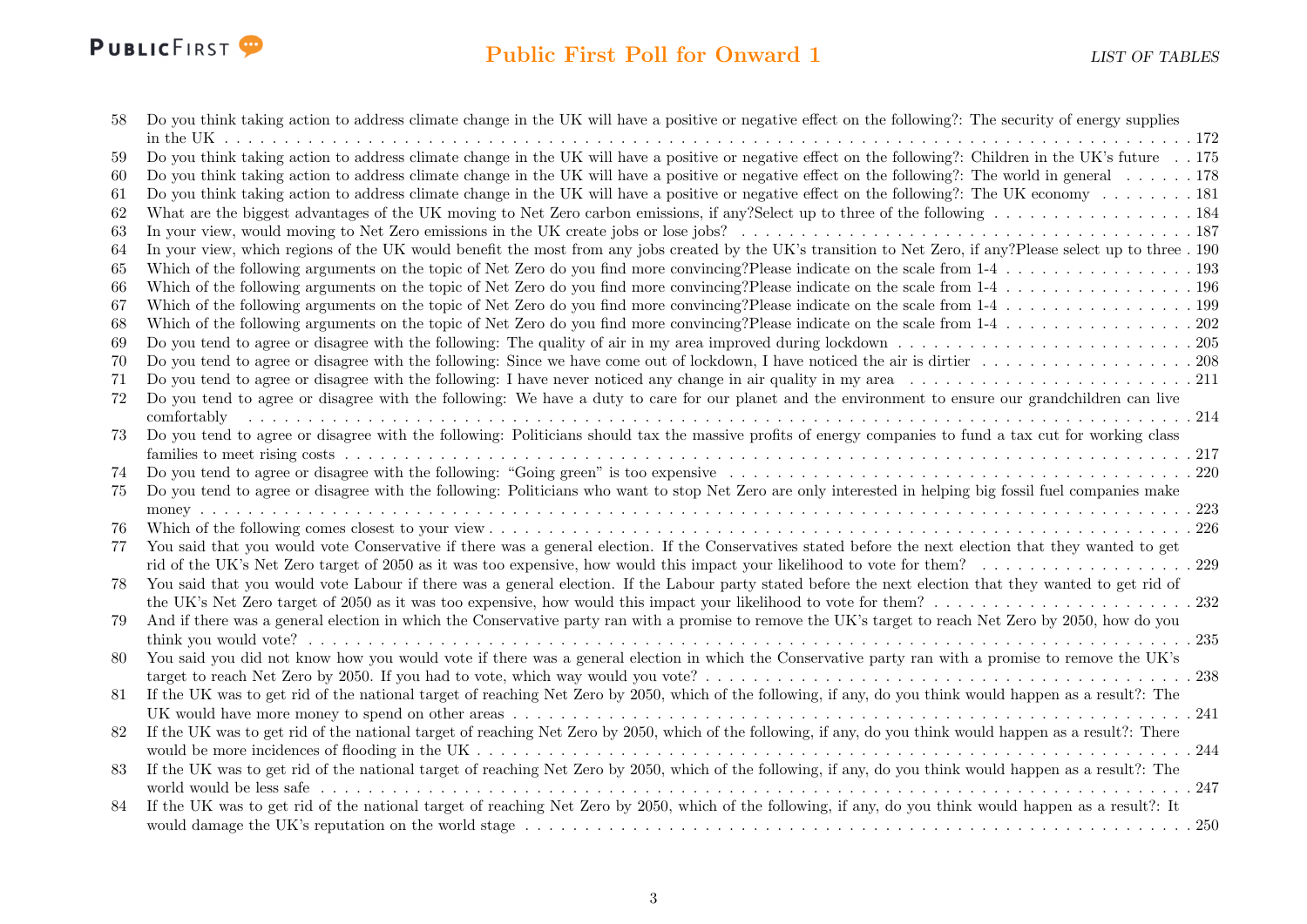58 Do you think taking action to address climate change in the UK will have a positive or negative effect on the following?: The security of energy supplies in the UK . . . 172
59 Do you think taking action to address climate change in the UK will have a positive or negative effect on the following?: Children in the UK's future . . . 175
60 Do you think taking action to address climate change in the UK will have a positive or negative effect on the following?: The world in general . . . 178
61 Do you think taking action to address climate change in the UK will have a positive or negative effect on the following?: The UK economy . . . 181
62 What are the biggest advantages of the UK moving to Net Zero carbon emissions, if any?Select up to three of the following . . . 184
63 In your view, would moving to Net Zero emissions in the UK create jobs or lose jobs? . . . 187
64 In your view, which regions of the UK would benefit the most from any jobs created by the UK's transition to Net Zero, if any?Please select up to three . 190
65 Which of the following arguments on the topic of Net Zero do you find more convincing?Please indicate on the scale from 1-4 . . . 193
66 Which of the following arguments on the topic of Net Zero do you find more convincing?Please indicate on the scale from 1-4 . . . 196
67 Which of the following arguments on the topic of Net Zero do you find more convincing?Please indicate on the scale from 1-4 . . . 199
68 Which of the following arguments on the topic of Net Zero do you find more convincing?Please indicate on the scale from 1-4 . . . 202
69 Do you tend to agree or disagree with the following: The quality of air in my area improved during lockdown . . . 205
70 Do you tend to agree or disagree with the following: Since we have come out of lockdown, I have noticed the air is dirtier . . . 208
71 Do you tend to agree or disagree with the following: I have never noticed any change in air quality in my area . . . 211
72 Do you tend to agree or disagree with the following: We have a duty to care for our planet and the environment to ensure our grandchildren can live comfortably . . . 214
73 Do you tend to agree or disagree with the following: Politicians should tax the massive profits of energy companies to fund a tax cut for working class families to meet rising costs . . . 217
74 Do you tend to agree or disagree with the following: "Going green" is too expensive . . . 220
75 Do you tend to agree or disagree with the following: Politicians who want to stop Net Zero are only interested in helping big fossil fuel companies make money . . . 223
76 Which of the following comes closest to your view . . . 226
77 You said that you would vote Conservative if there was a general election. If the Conservatives stated before the next election that they wanted to get rid of the UK's Net Zero target of 2050 as it was too expensive, how would this impact your likelihood to vote for them? . . . 229
78 You said that you would vote Labour if there was a general election. If the Labour party stated before the next election that they wanted to get rid of the UK's Net Zero target of 2050 as it was too expensive, how would this impact your likelihood to vote for them? . . . 232
79 And if there was a general election in which the Conservative party ran with a promise to remove the UK's target to reach Net Zero by 2050, how do you think you would vote? . . . 235
80 You said you did not know how you would vote if there was a general election in which the Conservative party ran with a promise to remove the UK's target to reach Net Zero by 2050. If you had to vote, which way would you vote? . . . 238
81 If the UK was to get rid of the national target of reaching Net Zero by 2050, which of the following, if any, do you think would happen as a result?: The UK would have more money to spend on other areas . . . 241
82 If the UK was to get rid of the national target of reaching Net Zero by 2050, which of the following, if any, do you think would happen as a result?: There would be more incidences of flooding in the UK . . . 244
83 If the UK was to get rid of the national target of reaching Net Zero by 2050, which of the following, if any, do you think would happen as a result?: The world would be less safe . . . 247
84 If the UK was to get rid of the national target of reaching Net Zero by 2050, which of the following, if any, do you think would happen as a result?: It would damage the UK's reputation on the world stage . . . 250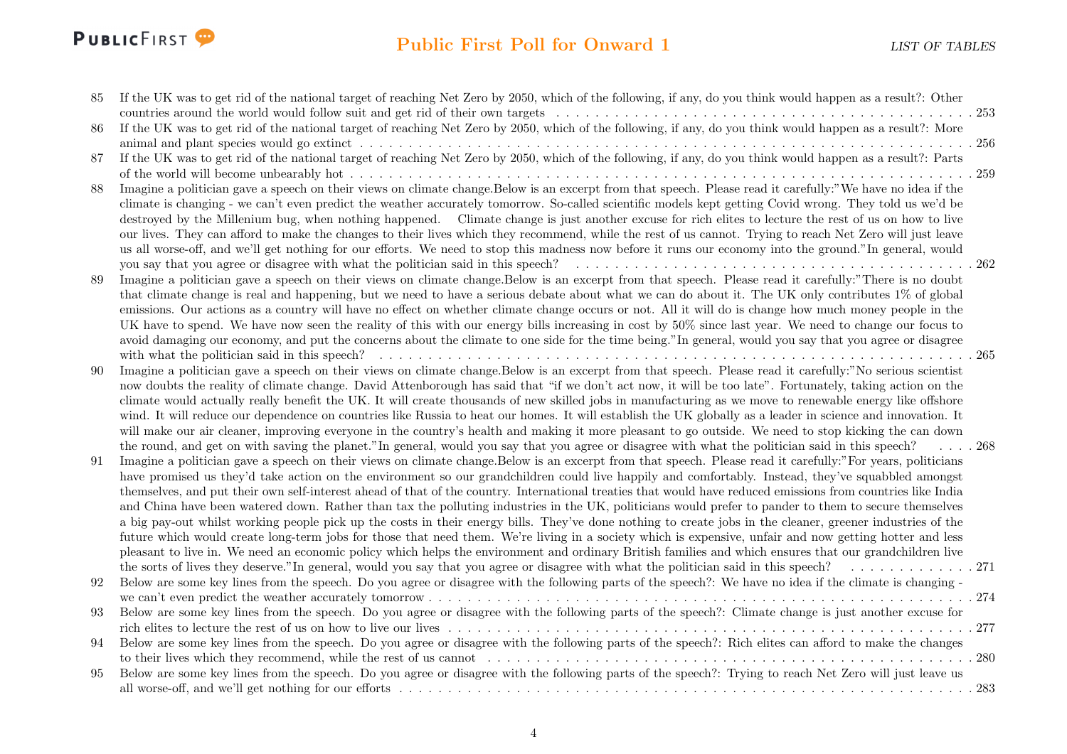85 If the UK was to get rid of the national target of reaching Net Zero by 2050, which of the following, if any, do you think would happen as a result?: Other countries around the world would follow suit and get rid of their own targets . . . 253

86 If the UK was to get rid of the national target of reaching Net Zero by 2050, which of the following, if any, do you think would happen as a result?: More animal and plant species would go extinct . . . 256

87 If the UK was to get rid of the national target of reaching Net Zero by 2050, which of the following, if any, do you think would happen as a result?: Parts of the world will become unbearably hot . . . 259

88 Imagine a politician gave a speech on their views on climate change.Below is an excerpt from that speech. Please read it carefully:"We have no idea if the climate is changing - we can't even predict the weather accurately tomorrow. So-called scientific models kept getting Covid wrong. They told us we'd be destroyed by the Millenium bug, when nothing happened. Climate change is just another excuse for rich elites to lecture the rest of us on how to live our lives. They can afford to make the changes to their lives which they recommend, while the rest of us cannot. Trying to reach Net Zero will just leave us all worse-off, and we'll get nothing for our efforts. We need to stop this madness now before it runs our economy into the ground."In general, would you say that you agree or disagree with what the politician said in this speech? . . . 262

89 Imagine a politician gave a speech on their views on climate change.Below is an excerpt from that speech. Please read it carefully:"There is no doubt that climate change is real and happening, but we need to have a serious debate about what we can do about it. The UK only contributes 1% of global emissions. Our actions as a country will have no effect on whether climate change occurs or not. All it will do is change how much money people in the UK have to spend. We have now seen the reality of this with our energy bills increasing in cost by 50% since last year. We need to change our focus to avoid damaging our economy, and put the concerns about the climate to one side for the time being."In general, would you say that you agree or disagree with what the politician said in this speech? . . . 265

90 Imagine a politician gave a speech on their views on climate change.Below is an excerpt from that speech. Please read it carefully:"No serious scientist now doubts the reality of climate change. David Attenborough has said that "if we don't act now, it will be too late". Fortunately, taking action on the climate would actually really benefit the UK. It will create thousands of new skilled jobs in manufacturing as we move to renewable energy like offshore wind. It will reduce our dependence on countries like Russia to heat our homes. It will establish the UK globally as a leader in science and innovation. It will make our air cleaner, improving everyone in the country's health and making it more pleasant to go outside. We need to stop kicking the can down the round, and get on with saving the planet."In general, would you say that you agree or disagree with what the politician said in this speech? . . . 268

91 Imagine a politician gave a speech on their views on climate change.Below is an excerpt from that speech. Please read it carefully:"For years, politicians have promised us they'd take action on the environment so our grandchildren could live happily and comfortably. Instead, they've squabbled amongst themselves, and put their own self-interest ahead of that of the country. International treaties that would have reduced emissions from countries like India and China have been watered down. Rather than tax the polluting industries in the UK, politicians would prefer to pander to them to secure themselves a big pay-out whilst working people pick up the costs in their energy bills. They've done nothing to create jobs in the cleaner, greener industries of the future which would create long-term jobs for those that need them. We're living in a society which is expensive, unfair and now getting hotter and less pleasant to live in. We need an economic policy which helps the environment and ordinary British families and which ensures that our grandchildren live the sorts of lives they deserve."In general, would you say that you agree or disagree with what the politician said in this speech? . . . 271

92 Below are some key lines from the speech. Do you agree or disagree with the following parts of the speech?: We have no idea if the climate is changing - we can't even predict the weather accurately tomorrow . . . 274

93 Below are some key lines from the speech. Do you agree or disagree with the following parts of the speech?: Climate change is just another excuse for rich elites to lecture the rest of us on how to live our lives . . . 277

94 Below are some key lines from the speech. Do you agree or disagree with the following parts of the speech?: Rich elites can afford to make the changes to their lives which they recommend, while the rest of us cannot . . . 280

95 Below are some key lines from the speech. Do you agree or disagree with the following parts of the speech?: Trying to reach Net Zero will just leave us all worse-off, and we'll get nothing for our efforts . . . 283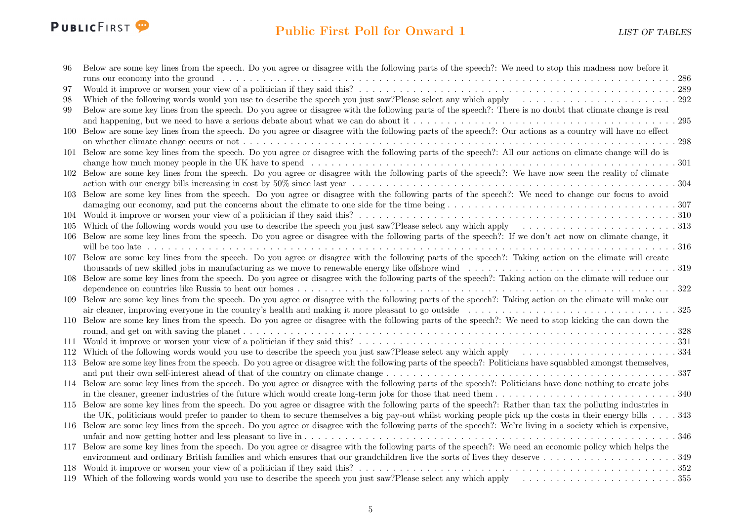96 Below are some key lines from the speech. Do you agree or disagree with the following parts of the speech?: We need to stop this madness now before it runs our economy into the ground . . . . . 286
97 Would it improve or worsen your view of a politician if they said this? . . . . . 289
98 Which of the following words would you use to describe the speech you just saw?Please select any which apply . . . . . 292
99 Below are some key lines from the speech. Do you agree or disagree with the following parts of the speech?: There is no doubt that climate change is real and happening, but we need to have a serious debate about what we can do about it . . . . . 295
100 Below are some key lines from the speech. Do you agree or disagree with the following parts of the speech?: Our actions as a country will have no effect on whether climate change occurs or not . . . . . 298
101 Below are some key lines from the speech. Do you agree or disagree with the following parts of the speech?: All our actions on climate change will do is change how much money people in the UK have to spend . . . . . 301
102 Below are some key lines from the speech. Do you agree or disagree with the following parts of the speech?: We have now seen the reality of climate action with our energy bills increasing in cost by 50% since last year . . . . . 304
103 Below are some key lines from the speech. Do you agree or disagree with the following parts of the speech?: We need to change our focus to avoid damaging our economy, and put the concerns about the climate to one side for the time being . . . . . 307
104 Would it improve or worsen your view of a politician if they said this? . . . . . 310
105 Which of the following words would you use to describe the speech you just saw?Please select any which apply . . . . . 313
106 Below are some key lines from the speech. Do you agree or disagree with the following parts of the speech?: If we don't act now on climate change, it will be too late . . . . . 316
107 Below are some key lines from the speech. Do you agree or disagree with the following parts of the speech?: Taking action on the climate will create thousands of new skilled jobs in manufacturing as we move to renewable energy like offshore wind . . . . . 319
108 Below are some key lines from the speech. Do you agree or disagree with the following parts of the speech?: Taking action on the climate will reduce our dependence on countries like Russia to heat our homes . . . . . 322
109 Below are some key lines from the speech. Do you agree or disagree with the following parts of the speech?: Taking action on the climate will make our air cleaner, improving everyone in the country's health and making it more pleasant to go outside . . . . . 325
110 Below are some key lines from the speech. Do you agree or disagree with the following parts of the speech?: We need to stop kicking the can down the round, and get on with saving the planet . . . . . 328
111 Would it improve or worsen your view of a politician if they said this? . . . . . 331
112 Which of the following words would you use to describe the speech you just saw?Please select any which apply . . . . . 334
113 Below are some key lines from the speech. Do you agree or disagree with the following parts of the speech?: Politicians have squabbled amongst themselves, and put their own self-interest ahead of that of the country on climate change . . . . . 337
114 Below are some key lines from the speech. Do you agree or disagree with the following parts of the speech?: Politicians have done nothing to create jobs in the cleaner, greener industries of the future which would create long-term jobs for those that need them . . . . . 340
115 Below are some key lines from the speech. Do you agree or disagree with the following parts of the speech?: Rather than tax the polluting industries in the UK, politicians would prefer to pander to them to secure themselves a big pay-out whilst working people pick up the costs in their energy bills . . . . . 343
116 Below are some key lines from the speech. Do you agree or disagree with the following parts of the speech?: We're living in a society which is expensive, unfair and now getting hotter and less pleasant to live in . . . . . 346
117 Below are some key lines from the speech. Do you agree or disagree with the following parts of the speech?: We need an economic policy which helps the environment and ordinary British families and which ensures that our grandchildren live the sorts of lives they deserve . . . . . 349
118 Would it improve or worsen your view of a politician if they said this? . . . . . 352
119 Which of the following words would you use to describe the speech you just saw?Please select any which apply . . . . . 355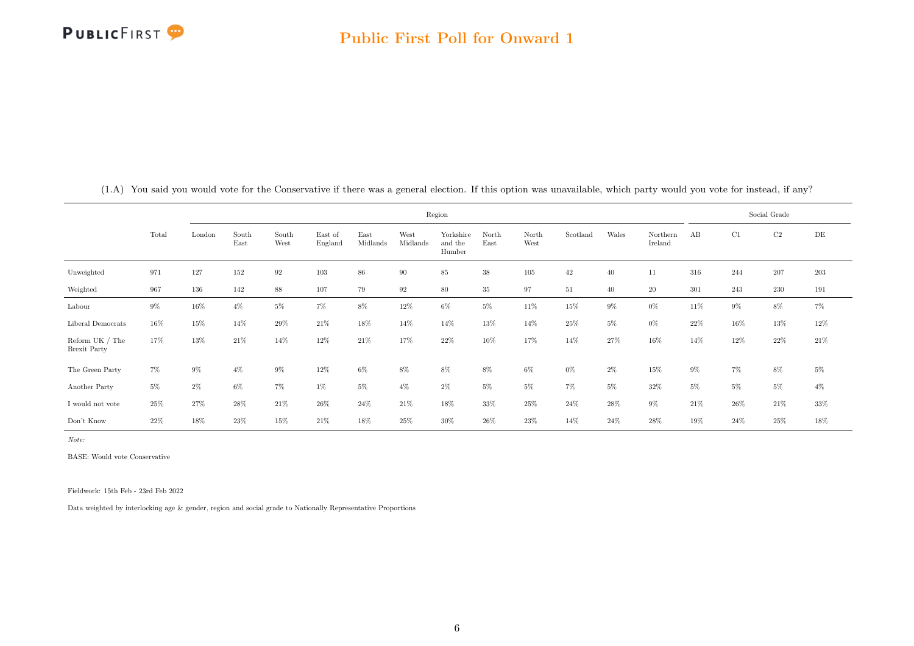## Public First Poll for Onward 1

(1.A) You said you would vote for the Conservative if there was a general election. If this option was unavailable, which party would you vote for instead, if any?

| | Total | Region | | | | | | | | | | | | Social Grade | | | |
|---|---|---|---|---|---|---|---|---|---|---|---|---|---|---|---|---|---|
| | | London | South East | South West | East of England | East Midlands | West Midlands | Yorkshire and the Humber | North East | North West | Scotland | Wales | Northern Ireland | AB | C1 | C2 | DE |
| Unweighted | 971 | 127 | 152 | 92 | 103 | 86 | 90 | 85 | 38 | 105 | 42 | 40 | 11 | 316 | 244 | 207 | 203 |
| Weighted | 967 | 136 | 142 | 88 | 107 | 79 | 92 | 80 | 35 | 97 | 51 | 40 | 20 | 301 | 243 | 230 | 191 |
| Labour | 9% | 16% | 4% | 5% | 7% | 8% | 12% | 6% | 5% | 11% | 15% | 9% | 0% | 11% | 9% | 8% | 7% |
| Liberal Democrats | 16% | 15% | 14% | 29% | 21% | 18% | 14% | 14% | 13% | 14% | 25% | 5% | 0% | 22% | 16% | 13% | 12% |
| Reform UK / The Brexit Party | 17% | 13% | 21% | 14% | 12% | 21% | 17% | 22% | 10% | 17% | 14% | 27% | 16% | 14% | 12% | 22% | 21% |
| The Green Party | 7% | 9% | 4% | 9% | 12% | 6% | 8% | 8% | 8% | 6% | 0% | 2% | 15% | 9% | 7% | 8% | 5% |
| Another Party | 5% | 2% | 6% | 7% | 1% | 5% | 4% | 2% | 5% | 5% | 7% | 5% | 32% | 5% | 5% | 5% | 4% |
| I would not vote | 25% | 27% | 28% | 21% | 26% | 24% | 21% | 18% | 33% | 25% | 24% | 28% | 9% | 21% | 26% | 21% | 33% |
| Don't Know | 22% | 18% | 23% | 15% | 21% | 18% | 25% | 30% | 26% | 23% | 14% | 24% | 28% | 19% | 24% | 25% | 18% |

*Note:*

BASE: Would vote Conservative

Fieldwork: 15th Feb - 23rd Feb 2022

Data weighted by interlocking age & gender, region and social grade to Nationally Representative Proportions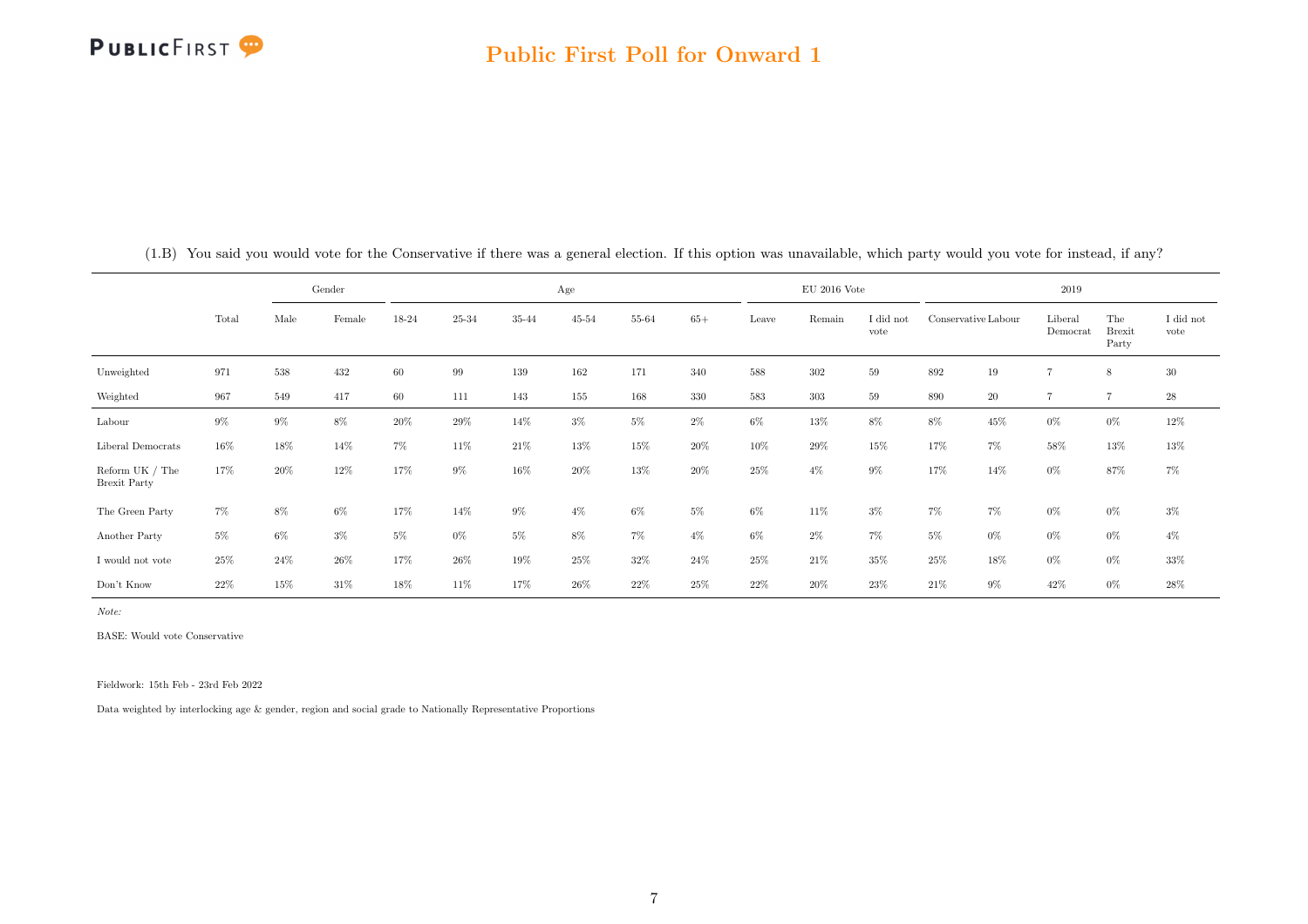## Public First Poll for Onward 1

(1.B) You said you would vote for the Conservative if there was a general election. If this option was unavailable, which party would you vote for instead, if any?

| | Total | Gender | | Age | | | | | | EU 2016 Vote | | | 2019 | | | | |
|---|---|---|---|---|---|---|---|---|---|---|---|---|---|---|---|---|---|
| | | Male | Female | 18-24 | 25-34 | 35-44 | 45-54 | 55-64 | 65+ | Leave | Remain | I did not vote | Conservative | Labour | Liberal Democrat | The Brexit Party | I did not vote |
| Unweighted | 971 | 538 | 432 | 60 | 99 | 139 | 162 | 171 | 340 | 588 | 302 | 59 | 892 | 19 | 7 | 8 | 30 |
| Weighted | 967 | 549 | 417 | 60 | 111 | 143 | 155 | 168 | 330 | 583 | 303 | 59 | 890 | 20 | 7 | 7 | 28 |
| Labour | 9% | 9% | 8% | 20% | 29% | 14% | 3% | 5% | 2% | 6% | 13% | 8% | 8% | 45% | 0% | 0% | 12% |
| Liberal Democrats | 16% | 18% | 14% | 7% | 11% | 21% | 13% | 15% | 20% | 10% | 29% | 15% | 17% | 7% | 58% | 13% | 13% |
| Reform UK / The Brexit Party | 17% | 20% | 12% | 17% | 9% | 16% | 20% | 13% | 20% | 25% | 4% | 9% | 17% | 14% | 0% | 87% | 7% |
| The Green Party | 7% | 8% | 6% | 17% | 14% | 9% | 4% | 6% | 5% | 6% | 11% | 3% | 7% | 7% | 0% | 0% | 3% |
| Another Party | 5% | 6% | 3% | 5% | 0% | 5% | 8% | 7% | 4% | 6% | 2% | 7% | 5% | 0% | 0% | 0% | 4% |
| I would not vote | 25% | 24% | 26% | 17% | 26% | 19% | 25% | 32% | 24% | 25% | 21% | 35% | 25% | 18% | 0% | 0% | 33% |
| Don't Know | 22% | 15% | 31% | 18% | 11% | 17% | 26% | 22% | 25% | 22% | 20% | 23% | 21% | 9% | 42% | 0% | 28% |

*Note:*

BASE: Would vote Conservative

Fieldwork: 15th Feb - 23rd Feb 2022

Data weighted by interlocking age & gender, region and social grade to Nationally Representative Proportions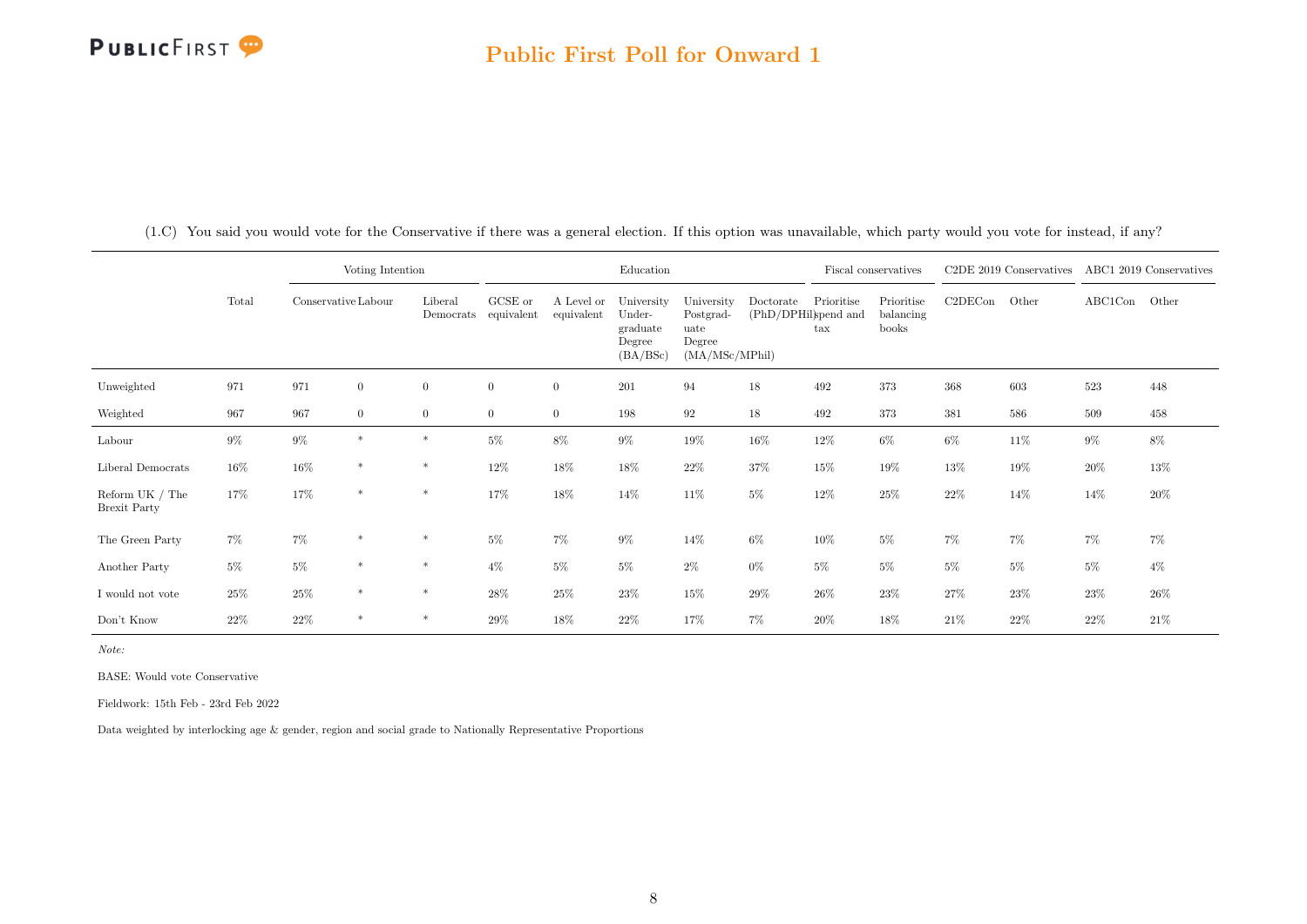(1.C) You said you would vote for the Conservative if there was a general election. If this option was unavailable, which party would you vote for instead, if any?

| | Total | Voting Intention | | | Education | | | | | Fiscal conservatives | | C2DE 2019 Conservatives | | ABC1 2019 Conservatives | |
|---|---|---|---|---|---|---|---|---|---|---|---|---|---|---|---|
| | | Conservative | Labour | Liberal Democrats | GCSE or equivalent | A Level or equivalent | University Under-graduate Degree (BA/BSc) | University Postgrad-uate Degree (MA/MSc/MPhil) | Doctorate (PhD/DPhil) | Prioritise spend and tax | Prioritise balancing books | C2DECon | Other | ABC1Con | Other |
| Unweighted | 971 | 971 | 0 | 0 | 0 | 0 | 201 | 94 | 18 | 492 | 373 | 368 | 603 | 523 | 448 |
| Weighted | 967 | 967 | 0 | 0 | 0 | 0 | 198 | 92 | 18 | 492 | 373 | 381 | 586 | 509 | 458 |
| Labour | 9% | 9% | * | * | 5% | 8% | 9% | 19% | 16% | 12% | 6% | 6% | 11% | 9% | 8% |
| Liberal Democrats | 16% | 16% | * | * | 12% | 18% | 18% | 22% | 37% | 15% | 19% | 13% | 19% | 20% | 13% |
| Reform UK / The Brexit Party | 17% | 17% | * | * | 17% | 18% | 14% | 11% | 5% | 12% | 25% | 22% | 14% | 14% | 20% |
| The Green Party | 7% | 7% | * | * | 5% | 7% | 9% | 14% | 6% | 10% | 5% | 7% | 7% | 7% | 7% |
| Another Party | 5% | 5% | * | * | 4% | 5% | 5% | 2% | 0% | 5% | 5% | 5% | 5% | 5% | 4% |
| I would not vote | 25% | 25% | * | * | 28% | 25% | 23% | 15% | 29% | 26% | 23% | 27% | 23% | 23% | 26% |
| Don't Know | 22% | 22% | * | * | 29% | 18% | 22% | 17% | 7% | 20% | 18% | 21% | 22% | 22% | 21% |

*Note:*

BASE: Would vote Conservative

Fieldwork: 15th Feb - 23rd Feb 2022

Data weighted by interlocking age & gender, region and social grade to Nationally Representative Proportions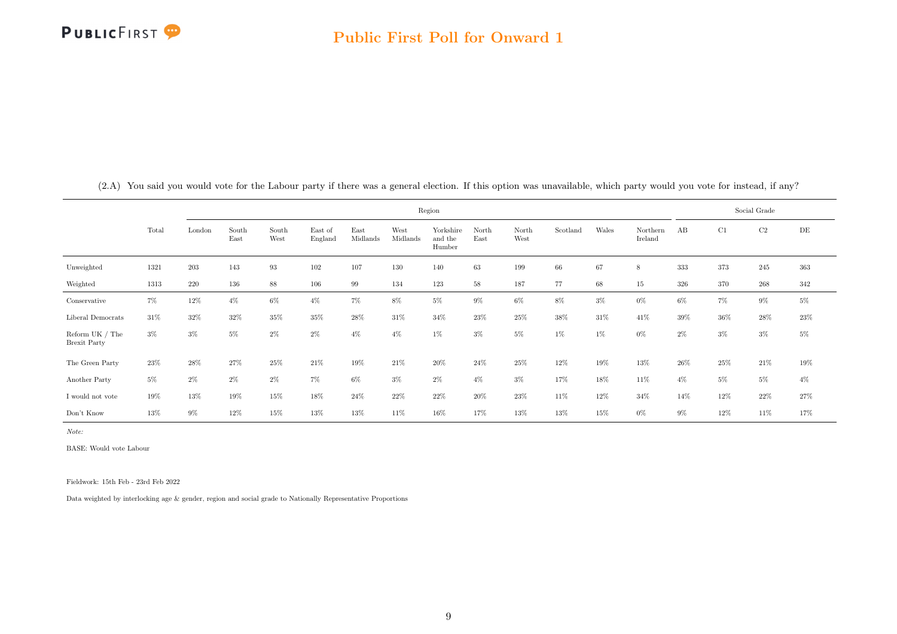# Public First Poll for Onward 1

(2.A) You said you would vote for the Labour party if there was a general election. If this option was unavailable, which party would you vote for instead, if any?

| | Total | Region | | | | | | | | | | | | | Social Grade | | | |
|---|---|---|---|---|---|---|---|---|---|---|---|---|---|---|---|---|---|---|
| | | London | South East | South West | East of England | East Midlands | West Midlands | Yorkshire and the Humber | North East | North West | Scotland | Wales | Northern Ireland | AB | C1 | C2 | DE |
| Unweighted | 1321 | 203 | 143 | 93 | 102 | 107 | 130 | 140 | 63 | 199 | 66 | 67 | 8 | 333 | 373 | 245 | 363 |
| Weighted | 1313 | 220 | 136 | 88 | 106 | 99 | 134 | 123 | 58 | 187 | 77 | 68 | 15 | 326 | 370 | 268 | 342 |
| Conservative | 7% | 12% | 4% | 6% | 4% | 7% | 8% | 5% | 9% | 6% | 8% | 3% | 0% | 6% | 7% | 9% | 5% |
| Liberal Democrats | 31% | 32% | 32% | 35% | 35% | 28% | 31% | 34% | 23% | 25% | 38% | 31% | 41% | 39% | 36% | 28% | 23% |
| Reform UK / The Brexit Party | 3% | 3% | 5% | 2% | 2% | 4% | 4% | 1% | 3% | 5% | 1% | 1% | 0% | 2% | 3% | 3% | 5% |
| The Green Party | 23% | 28% | 27% | 25% | 21% | 19% | 21% | 20% | 24% | 25% | 12% | 19% | 13% | 26% | 25% | 21% | 19% |
| Another Party | 5% | 2% | 2% | 2% | 7% | 6% | 3% | 2% | 4% | 3% | 17% | 18% | 11% | 4% | 5% | 5% | 4% |
| I would not vote | 19% | 13% | 19% | 15% | 18% | 24% | 22% | 22% | 20% | 23% | 11% | 12% | 34% | 14% | 12% | 22% | 27% |
| Don't Know | 13% | 9% | 12% | 15% | 13% | 13% | 11% | 16% | 17% | 13% | 13% | 15% | 0% | 9% | 12% | 11% | 17% |

*Note:*

BASE: Would vote Labour

Fieldwork: 15th Feb - 23rd Feb 2022

Data weighted by interlocking age & gender, region and social grade to Nationally Representative Proportions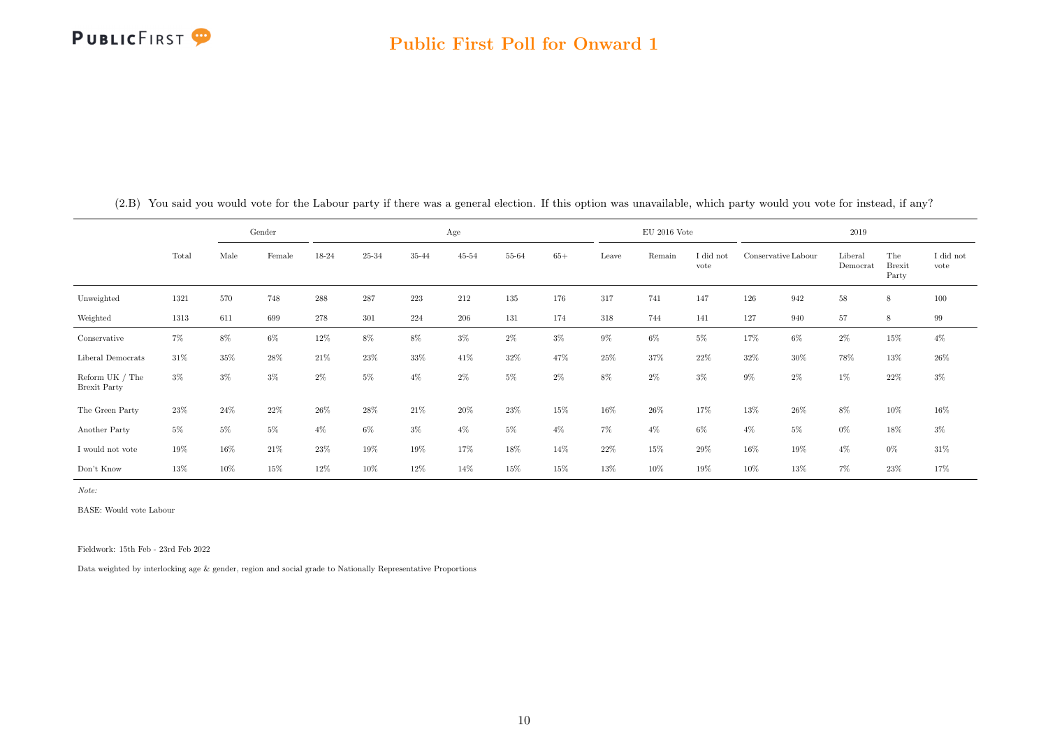## Public First Poll for Onward 1

(2.B) You said you would vote for the Labour party if there was a general election. If this option was unavailable, which party would you vote for instead, if any?

| | Total | Gender | | Age | | | | | | EU 2016 Vote | | | 2019 | | | | |
|---|---|---|---|---|---|---|---|---|---|---|---|---|---|---|---|---|---|
| | | Male | Female | 18-24 | 25-34 | 35-44 | 45-54 | 55-64 | 65+ | Leave | Remain | I did not vote | Conservative | Labour | Liberal Democrat | The Brexit Party | I did not vote |
| Unweighted | 1321 | 570 | 748 | 288 | 287 | 223 | 212 | 135 | 176 | 317 | 741 | 147 | 126 | 942 | 58 | 8 | 100 |
| Weighted | 1313 | 611 | 699 | 278 | 301 | 224 | 206 | 131 | 174 | 318 | 744 | 141 | 127 | 940 | 57 | 8 | 99 |
| Conservative | 7% | 8% | 6% | 12% | 8% | 8% | 3% | 2% | 3% | 9% | 6% | 5% | 17% | 6% | 2% | 15% | 4% |
| Liberal Democrats | 31% | 35% | 28% | 21% | 23% | 33% | 41% | 32% | 47% | 25% | 37% | 22% | 32% | 30% | 78% | 13% | 26% |
| Reform UK / The Brexit Party | 3% | 3% | 3% | 2% | 5% | 4% | 2% | 5% | 2% | 8% | 2% | 3% | 9% | 2% | 1% | 22% | 3% |
| The Green Party | 23% | 24% | 22% | 26% | 28% | 21% | 20% | 23% | 15% | 16% | 26% | 17% | 13% | 26% | 8% | 10% | 16% |
| Another Party | 5% | 5% | 5% | 4% | 6% | 3% | 4% | 5% | 4% | 7% | 4% | 6% | 4% | 5% | 0% | 18% | 3% |
| I would not vote | 19% | 16% | 21% | 23% | 19% | 19% | 17% | 18% | 14% | 22% | 15% | 29% | 16% | 19% | 4% | 0% | 31% |
| Don't Know | 13% | 10% | 15% | 12% | 10% | 12% | 14% | 15% | 15% | 13% | 10% | 19% | 10% | 13% | 7% | 23% | 17% |

*Note:*

BASE: Would vote Labour

Fieldwork: 15th Feb - 23rd Feb 2022

Data weighted by interlocking age & gender, region and social grade to Nationally Representative Proportions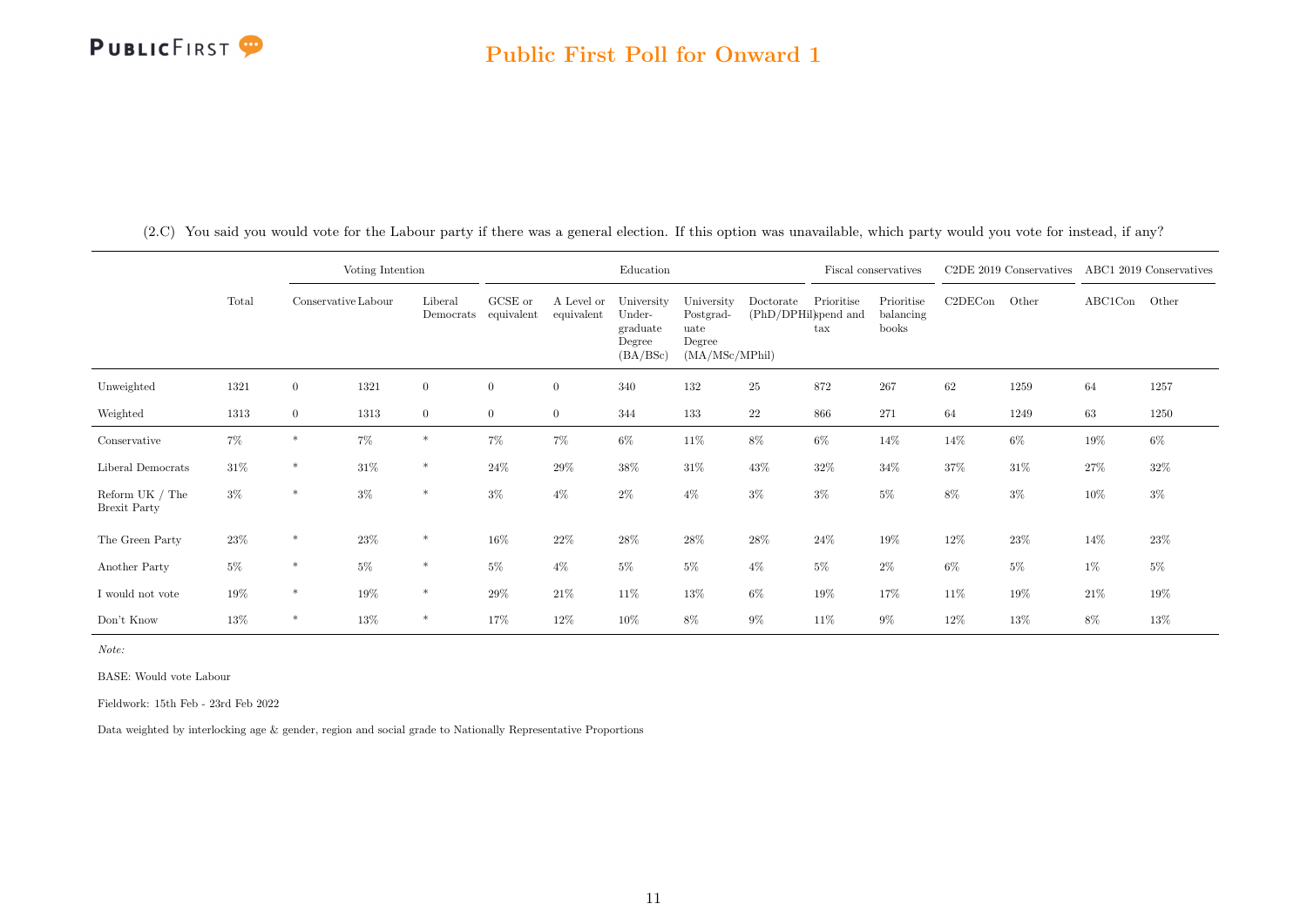(2.C) You said you would vote for the Labour party if there was a general election. If this option was unavailable, which party would you vote for instead, if any?

| | Total | Voting Intention | | | Education | | | | | Fiscal conservatives | | C2DE 2019 Conservatives | | ABC1 2019 Conservatives | |
|---|---|---|---|---|---|---|---|---|---|---|---|---|---|---|---|
| | | Conservative | Labour | Liberal Democrats | GCSE or equivalent | A Level or equivalent | University Undergraduate Degree (BA/BSc) | University Postgraduate Degree (MA/MSc/MPhil) | Doctorate (PhD/DPhil) | Prioritise spend and tax | Prioritise balancing books | C2DECon | Other | ABC1Con | Other |
| Unweighted | 1321 | 0 | 1321 | 0 | 0 | 0 | 340 | 132 | 25 | 872 | 267 | 62 | 1259 | 64 | 1257 |
| Weighted | 1313 | 0 | 1313 | 0 | 0 | 0 | 344 | 133 | 22 | 866 | 271 | 64 | 1249 | 63 | 1250 |
| Conservative | 7% | * | 7% | * | 7% | 7% | 6% | 11% | 8% | 6% | 14% | 14% | 6% | 19% | 6% |
| Liberal Democrats | 31% | * | 31% | * | 24% | 29% | 38% | 31% | 43% | 32% | 34% | 37% | 31% | 27% | 32% |
| Reform UK / The Brexit Party | 3% | * | 3% | * | 3% | 4% | 2% | 4% | 3% | 3% | 5% | 8% | 3% | 10% | 3% |
| The Green Party | 23% | * | 23% | * | 16% | 22% | 28% | 28% | 28% | 24% | 19% | 12% | 23% | 14% | 23% |
| Another Party | 5% | * | 5% | * | 5% | 4% | 5% | 5% | 4% | 5% | 2% | 6% | 5% | 1% | 5% |
| I would not vote | 19% | * | 19% | * | 29% | 21% | 11% | 13% | 6% | 19% | 17% | 11% | 19% | 21% | 19% |
| Don't Know | 13% | * | 13% | * | 17% | 12% | 10% | 8% | 9% | 11% | 9% | 12% | 13% | 8% | 13% |

*Note:*

BASE: Would vote Labour

Fieldwork: 15th Feb - 23rd Feb 2022

Data weighted by interlocking age & gender, region and social grade to Nationally Representative Proportions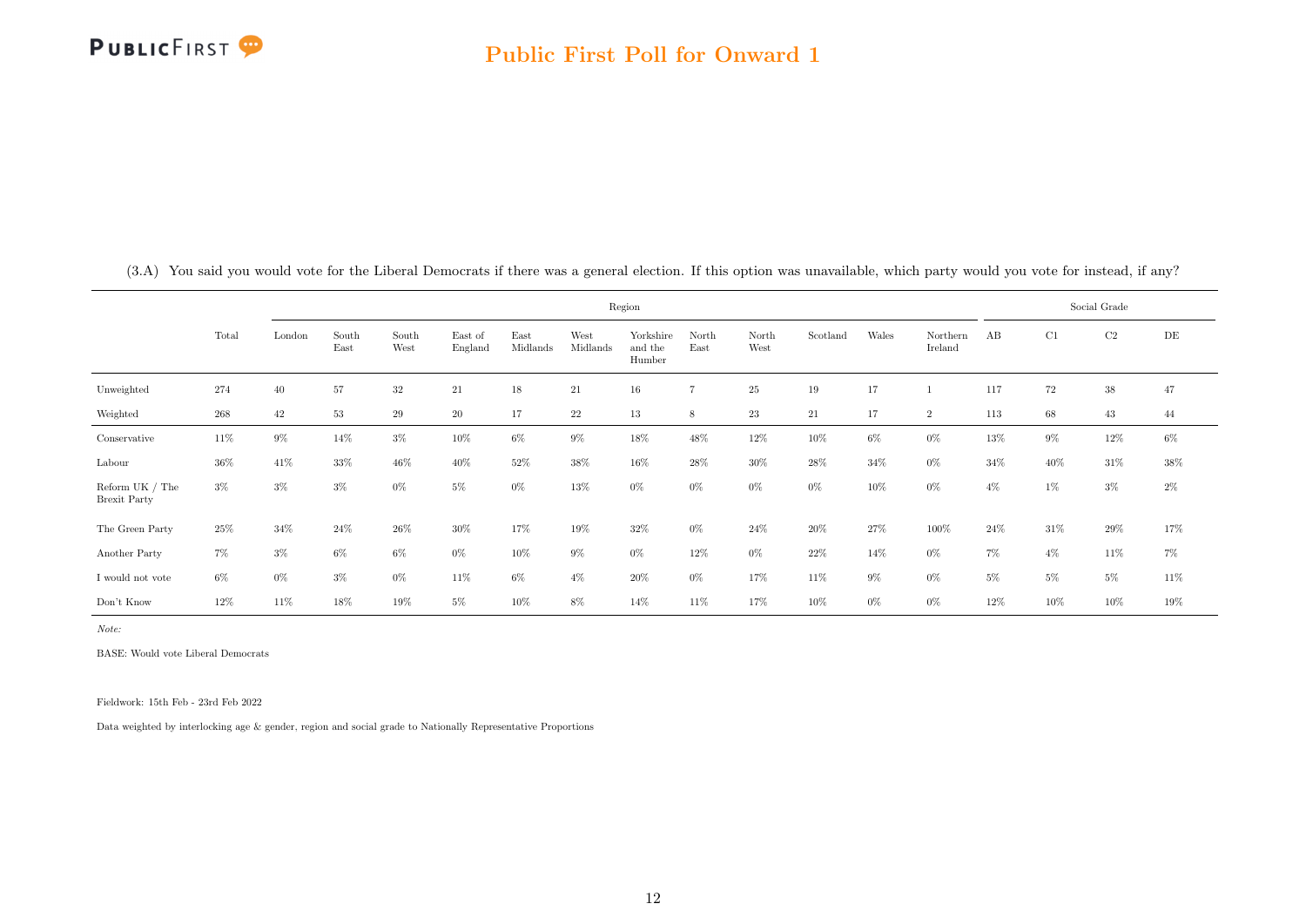# Public First Poll for Onward 1

(3.A) You said you would vote for the Liberal Democrats if there was a general election. If this option was unavailable, which party would you vote for instead, if any?

| | Total | Region | | | | | | | | | | | | Social Grade | | | |
|---|---|---|---|---|---|---|---|---|---|---|---|---|---|---|---|---|---|
| | | London | South East | South West | East of England | East Midlands | West Midlands | Yorkshire and the Humber | North East | North West | Scotland | Wales | Northern Ireland | AB | C1 | C2 | DE |
| Unweighted | 274 | 40 | 57 | 32 | 21 | 18 | 21 | 16 | 7 | 25 | 19 | 17 | 1 | 117 | 72 | 38 | 47 |
| Weighted | 268 | 42 | 53 | 29 | 20 | 17 | 22 | 13 | 8 | 23 | 21 | 17 | 2 | 113 | 68 | 43 | 44 |
| Conservative | 11% | 9% | 14% | 3% | 10% | 6% | 9% | 18% | 48% | 12% | 10% | 6% | 0% | 13% | 9% | 12% | 6% |
| Labour | 36% | 41% | 33% | 46% | 40% | 52% | 38% | 16% | 28% | 30% | 28% | 34% | 0% | 34% | 40% | 31% | 38% |
| Reform UK / The Brexit Party | 3% | 3% | 3% | 0% | 5% | 0% | 13% | 0% | 0% | 0% | 0% | 10% | 0% | 4% | 1% | 3% | 2% |
| The Green Party | 25% | 34% | 24% | 26% | 30% | 17% | 19% | 32% | 0% | 24% | 20% | 27% | 100% | 24% | 31% | 29% | 17% |
| Another Party | 7% | 3% | 6% | 6% | 0% | 10% | 9% | 0% | 12% | 0% | 22% | 14% | 0% | 7% | 4% | 11% | 7% |
| I would not vote | 6% | 0% | 3% | 0% | 11% | 6% | 4% | 20% | 0% | 17% | 11% | 9% | 0% | 5% | 5% | 5% | 11% |
| Don't Know | 12% | 11% | 18% | 19% | 5% | 10% | 8% | 14% | 11% | 17% | 10% | 0% | 0% | 12% | 10% | 10% | 19% |

*Note:*

BASE: Would vote Liberal Democrats

Fieldwork: 15th Feb - 23rd Feb 2022

Data weighted by interlocking age & gender, region and social grade to Nationally Representative Proportions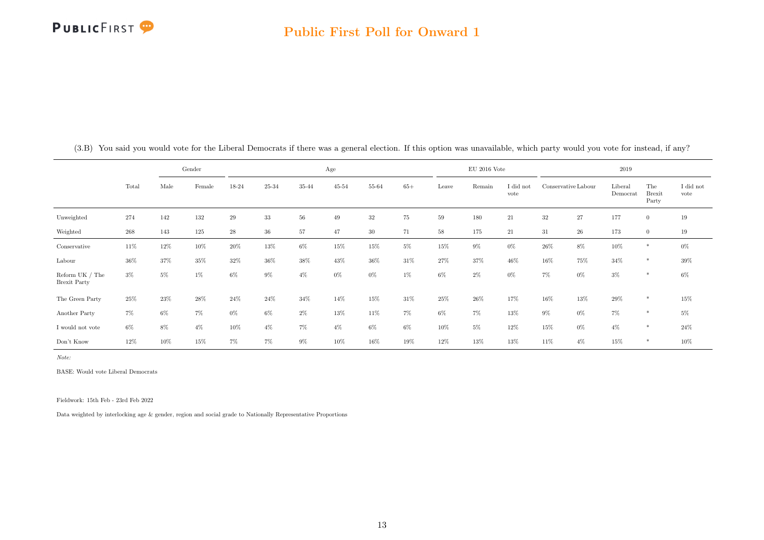(3.B) You said you would vote for the Liberal Democrats if there was a general election. If this option was unavailable, which party would you vote for instead, if any?

| | Total | Gender | | Age | | | | | | EU 2016 Vote | | | 2019 | | | | |
|---|---|---|---|---|---|---|---|---|---|---|---|---|---|---|---|---|---|
| | | Male | Female | 18-24 | 25-34 | 35-44 | 45-54 | 55-64 | 65+ | Leave | Remain | I did not vote | Conservative | Labour | Liberal Democrat | The Brexit Party | I did not vote |
| Unweighted | 274 | 142 | 132 | 29 | 33 | 56 | 49 | 32 | 75 | 59 | 180 | 21 | 32 | 27 | 177 | 0 | 19 |
| Weighted | 268 | 143 | 125 | 28 | 36 | 57 | 47 | 30 | 71 | 58 | 175 | 21 | 31 | 26 | 173 | 0 | 19 |
| Conservative | 11% | 12% | 10% | 20% | 13% | 6% | 15% | 15% | 5% | 15% | 9% | 0% | 26% | 8% | 10% | * | 0% |
| Labour | 36% | 37% | 35% | 32% | 36% | 38% | 43% | 36% | 31% | 27% | 37% | 46% | 16% | 75% | 34% | * | 39% |
| Reform UK / The Brexit Party | 3% | 5% | 1% | 6% | 9% | 4% | 0% | 0% | 1% | 6% | 2% | 0% | 7% | 0% | 3% | * | 6% |
| The Green Party | 25% | 23% | 28% | 24% | 24% | 34% | 14% | 15% | 31% | 25% | 26% | 17% | 16% | 13% | 29% | * | 15% |
| Another Party | 7% | 6% | 7% | 0% | 6% | 2% | 13% | 11% | 7% | 6% | 7% | 13% | 9% | 0% | 7% | * | 5% |
| I would not vote | 6% | 8% | 4% | 10% | 4% | 7% | 4% | 6% | 6% | 10% | 5% | 12% | 15% | 0% | 4% | * | 24% |
| Don't Know | 12% | 10% | 15% | 7% | 7% | 9% | 10% | 16% | 19% | 12% | 13% | 13% | 11% | 4% | 15% | * | 10% |

*Note:*

BASE: Would vote Liberal Democrats

Fieldwork: 15th Feb - 23rd Feb 2022

Data weighted by interlocking age & gender, region and social grade to Nationally Representative Proportions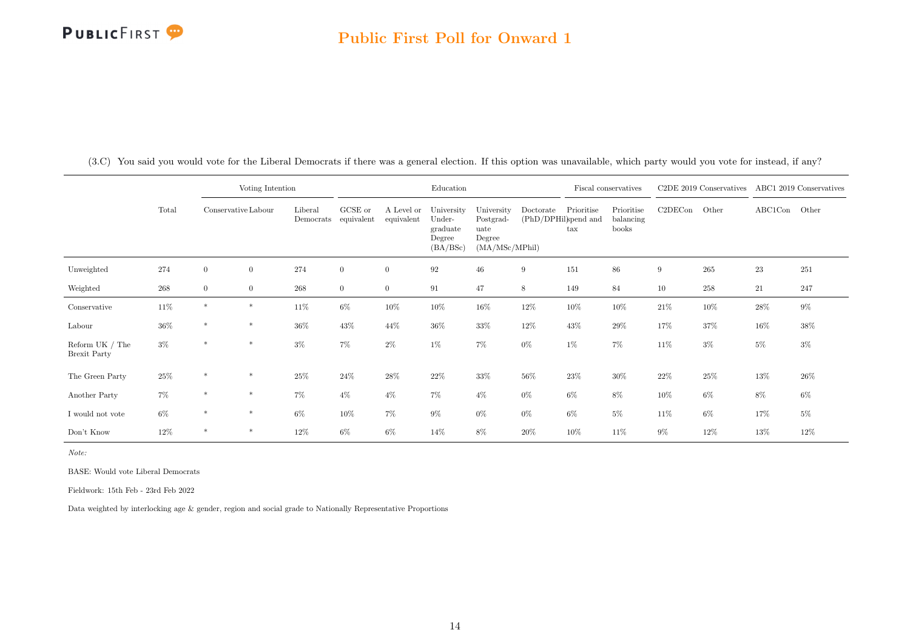(3.C) You said you would vote for the Liberal Democrats if there was a general election. If this option was unavailable, which party would you vote for instead, if any?

| | Total | Voting Intention | | | Education | | | | | Fiscal conservatives | | C2DE 2019 Conservatives | | ABC1 2019 Conservatives | |
|---|---|---|---|---|---|---|---|---|---|---|---|---|---|---|---|
| | | Conservative | Labour | Liberal Democrats | GCSE or equivalent | A Level or equivalent | University Under-graduate Degree (BA/BSc) | University Postgrad-uate Degree (MA/MSc/MPhil) | Doctorate (PhD/DPhil) | Prioritise spend and tax | Prioritise balancing books | C2DECon | Other | ABC1Con | Other |
| Unweighted | 274 | 0 | 0 | 274 | 0 | 0 | 92 | 46 | 9 | 151 | 86 | 9 | 265 | 23 | 251 |
| Weighted | 268 | 0 | 0 | 268 | 0 | 0 | 91 | 47 | 8 | 149 | 84 | 10 | 258 | 21 | 247 |
| Conservative | 11% | * | * | 11% | 6% | 10% | 10% | 16% | 12% | 10% | 10% | 21% | 10% | 28% | 9% |
| Labour | 36% | * | * | 36% | 43% | 44% | 36% | 33% | 12% | 43% | 29% | 17% | 37% | 16% | 38% |
| Reform UK / The Brexit Party | 3% | * | * | 3% | 7% | 2% | 1% | 7% | 0% | 1% | 7% | 11% | 3% | 5% | 3% |
| The Green Party | 25% | * | * | 25% | 24% | 28% | 22% | 33% | 56% | 23% | 30% | 22% | 25% | 13% | 26% |
| Another Party | 7% | * | * | 7% | 4% | 4% | 7% | 4% | 0% | 6% | 8% | 10% | 6% | 8% | 6% |
| I would not vote | 6% | * | * | 6% | 10% | 7% | 9% | 0% | 0% | 6% | 5% | 11% | 6% | 17% | 5% |
| Don't Know | 12% | * | * | 12% | 6% | 6% | 14% | 8% | 20% | 10% | 11% | 9% | 12% | 13% | 12% |

*Note:*

BASE: Would vote Liberal Democrats

Fieldwork: 15th Feb - 23rd Feb 2022

Data weighted by interlocking age & gender, region and social grade to Nationally Representative Proportions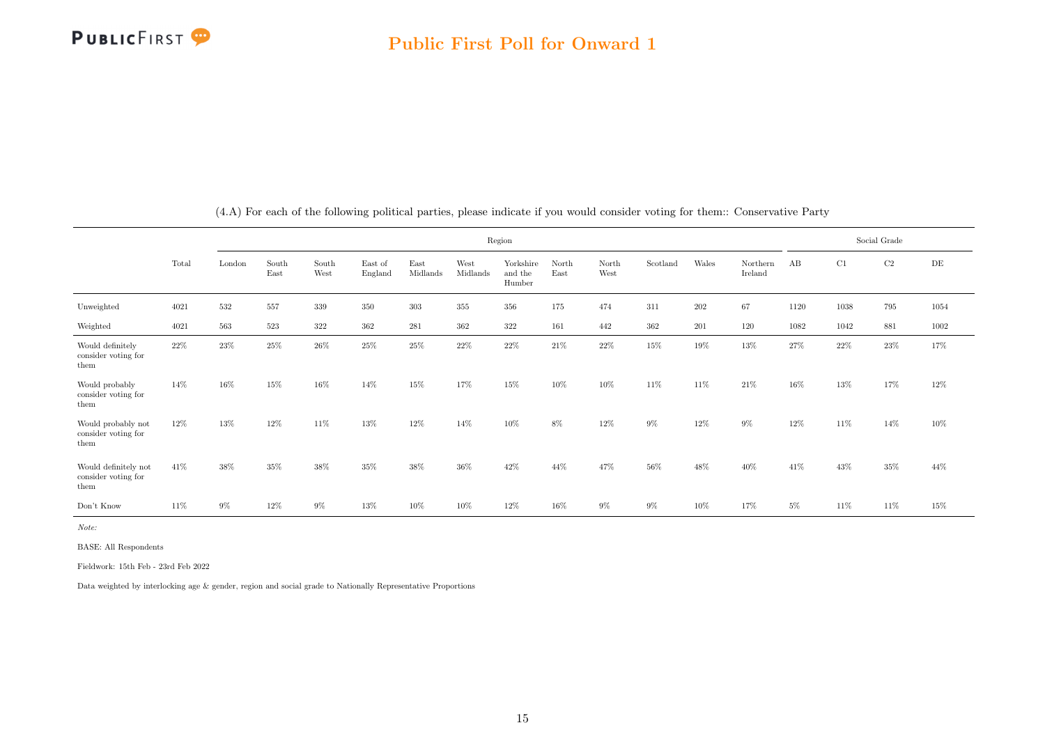# Public First Poll for Onward 1

(4.A) For each of the following political parties, please indicate if you would consider voting for them:: Conservative Party

| | | Region | | | | | | | | | | | | Social Grade | | | |
|---|---|---|---|---|---|---|---|---|---|---|---|---|---|---|---|---|---|
| | Total | London | South East | South West | East of England | East Midlands | West Midlands | Yorkshire and the Humber | North East | North West | Scotland | Wales | Northern Ireland | AB | C1 | C2 | DE |
| Unweighted | 4021 | 532 | 557 | 339 | 350 | 303 | 355 | 356 | 175 | 474 | 311 | 202 | 67 | 1120 | 1038 | 795 | 1054 |
| Weighted | 4021 | 563 | 523 | 322 | 362 | 281 | 362 | 322 | 161 | 442 | 362 | 201 | 120 | 1082 | 1042 | 881 | 1002 |
| Would definitely consider voting for them | 22% | 23% | 25% | 26% | 25% | 25% | 22% | 22% | 21% | 22% | 15% | 19% | 13% | 27% | 22% | 23% | 17% |
| Would probably consider voting for them | 14% | 16% | 15% | 16% | 14% | 15% | 17% | 15% | 10% | 10% | 11% | 11% | 21% | 16% | 13% | 17% | 12% |
| Would probably not consider voting for them | 12% | 13% | 12% | 11% | 13% | 12% | 14% | 10% | 8% | 12% | 9% | 12% | 9% | 12% | 11% | 14% | 10% |
| Would definitely not consider voting for them | 41% | 38% | 35% | 38% | 35% | 38% | 36% | 42% | 44% | 47% | 56% | 48% | 40% | 41% | 43% | 35% | 44% |
| Don't Know | 11% | 9% | 12% | 9% | 13% | 10% | 10% | 12% | 16% | 9% | 9% | 10% | 17% | 5% | 11% | 11% | 15% |

*Note:*

BASE: All Respondents

Fieldwork: 15th Feb - 23rd Feb 2022

Data weighted by interlocking age & gender, region and social grade to Nationally Representative Proportions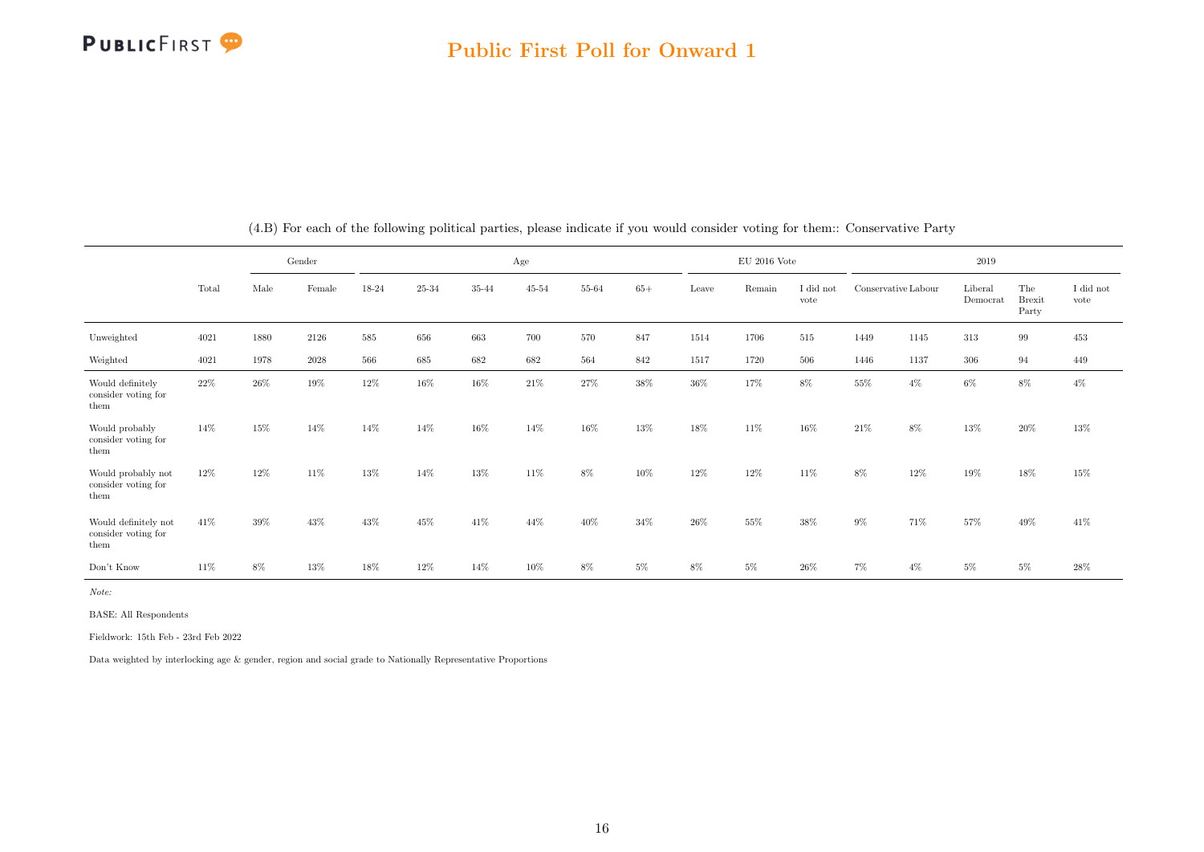## Public First Poll for Onward 1

(4.B) For each of the following political parties, please indicate if you would consider voting for them:: Conservative Party

| | | Gender | | Age | | | | | | EU 2016 Vote | | | 2019 | | | | |
|---|---|---|---|---|---|---|---|---|---|---|---|---|---|---|---|---|---|
| | Total | Male | Female | 18-24 | 25-34 | 35-44 | 45-54 | 55-64 | 65+ | Leave | Remain | I did not vote | Conservative | Labour | Liberal Democrat | The Brexit Party | I did not vote |
| Unweighted | 4021 | 1880 | 2126 | 585 | 656 | 663 | 700 | 570 | 847 | 1514 | 1706 | 515 | 1449 | 1145 | 313 | 99 | 453 |
| Weighted | 4021 | 1978 | 2028 | 566 | 685 | 682 | 682 | 564 | 842 | 1517 | 1720 | 506 | 1446 | 1137 | 306 | 94 | 449 |
| Would definitely consider voting for them | 22% | 26% | 19% | 12% | 16% | 16% | 21% | 27% | 38% | 36% | 17% | 8% | 55% | 4% | 6% | 8% | 4% |
| Would probably consider voting for them | 14% | 15% | 14% | 14% | 14% | 16% | 14% | 16% | 13% | 18% | 11% | 16% | 21% | 8% | 13% | 20% | 13% |
| Would probably not consider voting for them | 12% | 12% | 11% | 13% | 14% | 13% | 11% | 8% | 10% | 12% | 12% | 11% | 8% | 12% | 19% | 18% | 15% |
| Would definitely not consider voting for them | 41% | 39% | 43% | 43% | 45% | 41% | 44% | 40% | 34% | 26% | 55% | 38% | 9% | 71% | 57% | 49% | 41% |
| Don't Know | 11% | 8% | 13% | 18% | 12% | 14% | 10% | 8% | 5% | 8% | 5% | 26% | 7% | 4% | 5% | 5% | 28% |

*Note:*

BASE: All Respondents

Fieldwork: 15th Feb - 23rd Feb 2022

Data weighted by interlocking age & gender, region and social grade to Nationally Representative Proportions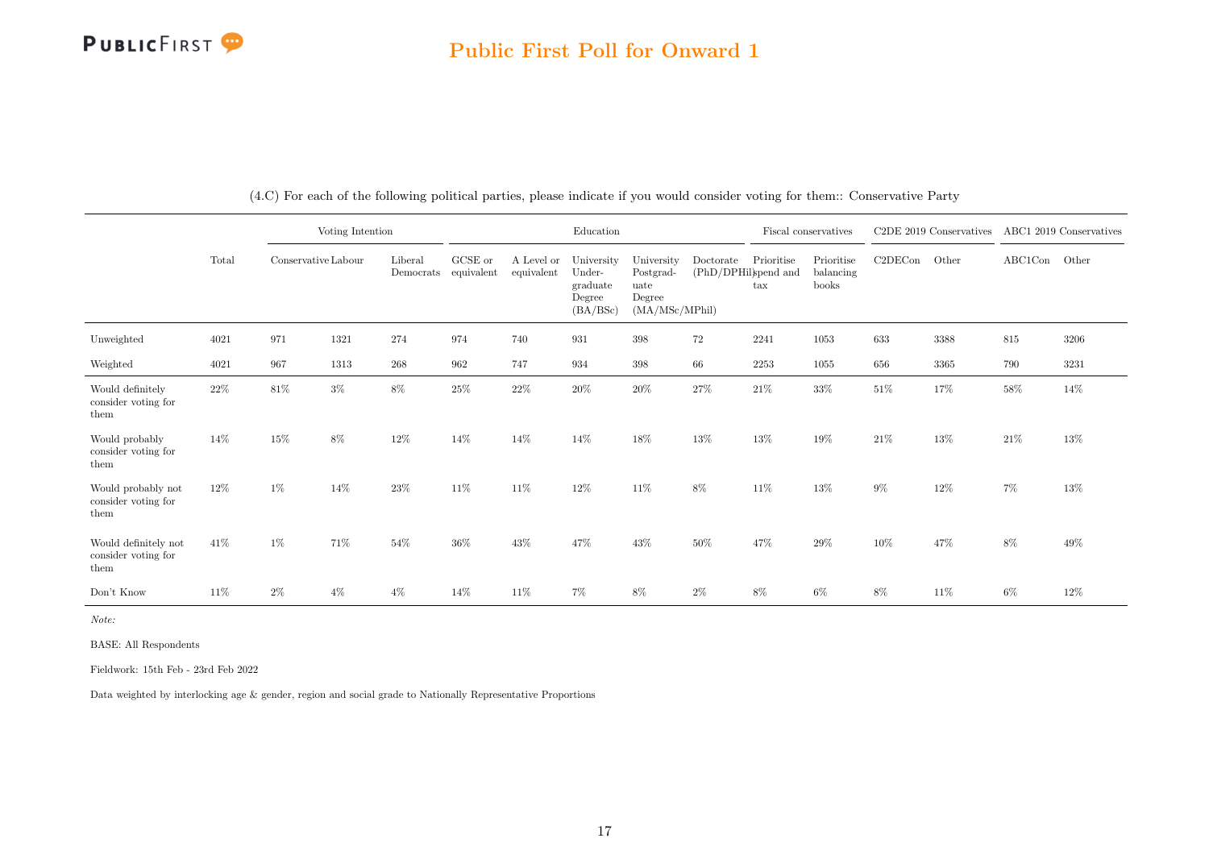## Public First Poll for Onward 1

(4.C) For each of the following political parties, please indicate if you would consider voting for them:: Conservative Party

| | Total | Voting Intention | | | Education | | | | | Fiscal conservatives | | C2DE 2019 Conservatives | | ABC1 2019 Conservatives | |
|---|---|---|---|---|---|---|---|---|---|---|---|---|---|---|---|
| | | Conservative | Labour | Liberal Democrats | GCSE or equivalent | A Level or equivalent | University Undergraduate Degree (BA/BSc) | University Postgraduate Degree (MA/MSc/MPhil) | Doctorate (PhD/DPHil) | Prioritise spend and tax | Prioritise balancing books | C2DECon | Other | ABC1Con | Other |
| Unweighted | 4021 | 971 | 1321 | 274 | 974 | 740 | 931 | 398 | 72 | 2241 | 1053 | 633 | 3388 | 815 | 3206 |
| Weighted | 4021 | 967 | 1313 | 268 | 962 | 747 | 934 | 398 | 66 | 2253 | 1055 | 656 | 3365 | 790 | 3231 |
| Would definitely consider voting for them | 22% | 81% | 3% | 8% | 25% | 22% | 20% | 20% | 27% | 21% | 33% | 51% | 17% | 58% | 14% |
| Would probably consider voting for them | 14% | 15% | 8% | 12% | 14% | 14% | 14% | 18% | 13% | 13% | 19% | 21% | 13% | 21% | 13% |
| Would probably not consider voting for them | 12% | 1% | 14% | 23% | 11% | 11% | 12% | 11% | 8% | 11% | 13% | 9% | 12% | 7% | 13% |
| Would definitely not consider voting for them | 41% | 1% | 71% | 54% | 36% | 43% | 47% | 43% | 50% | 47% | 29% | 10% | 47% | 8% | 49% |
| Don't Know | 11% | 2% | 4% | 4% | 14% | 11% | 7% | 8% | 2% | 8% | 6% | 8% | 11% | 6% | 12% |

*Note:*

BASE: All Respondents

Fieldwork: 15th Feb - 23rd Feb 2022

Data weighted by interlocking age & gender, region and social grade to Nationally Representative Proportions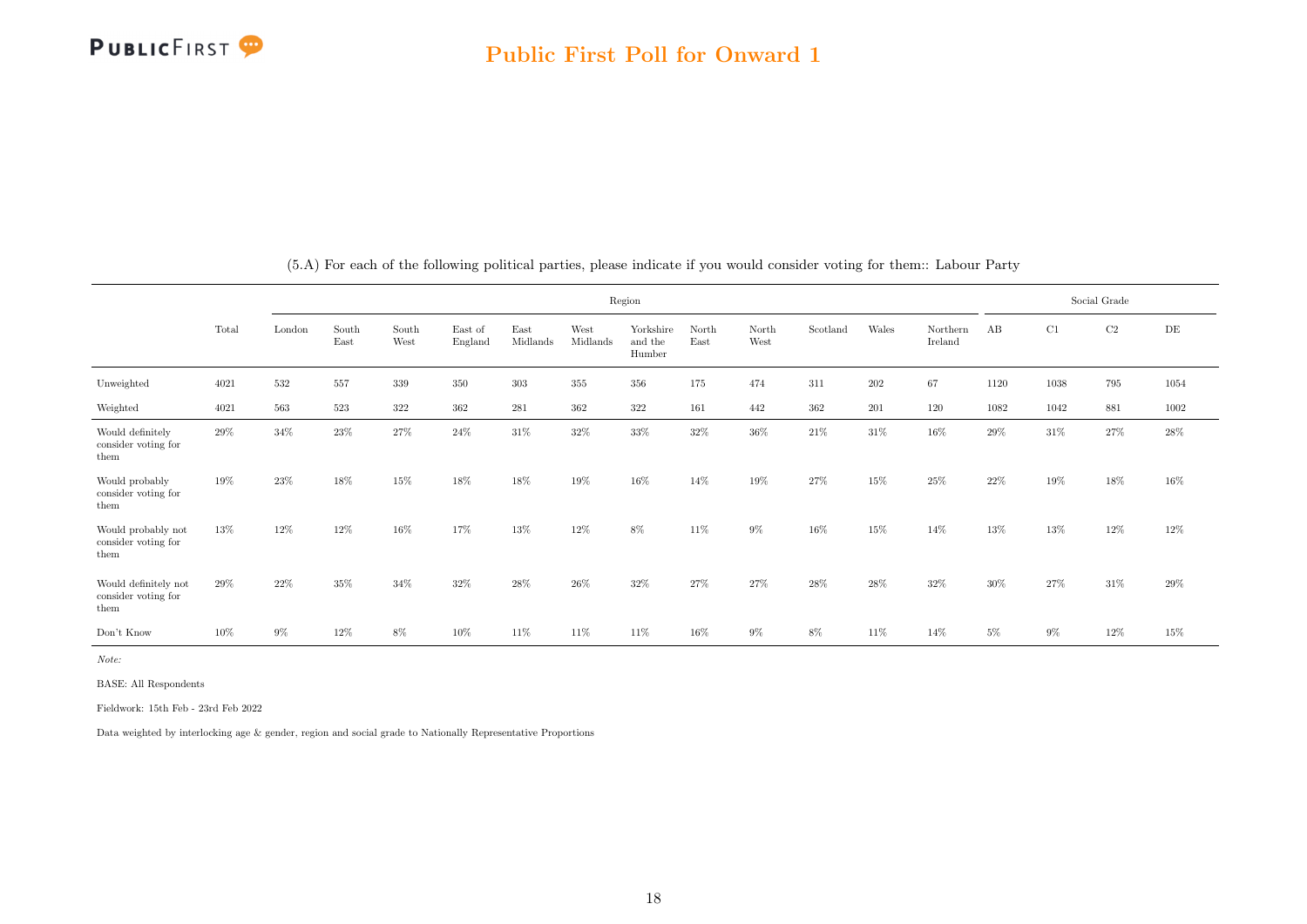# Public First Poll for Onward 1

(5.A) For each of the following political parties, please indicate if you would consider voting for them:: Labour Party

| | Total | Region | | | | | | | | | | | | Social Grade | | | |
|---|---|---|---|---|---|---|---|---|---|---|---|---|---|---|---|---|---|
| | | London | South East | South West | East of England | East Midlands | West Midlands | Yorkshire and the Humber | North East | North West | Scotland | Wales | Northern Ireland | AB | C1 | C2 | DE |
| Unweighted | 4021 | 532 | 557 | 339 | 350 | 303 | 355 | 356 | 175 | 474 | 311 | 202 | 67 | 1120 | 1038 | 795 | 1054 |
| Weighted | 4021 | 563 | 523 | 322 | 362 | 281 | 362 | 322 | 161 | 442 | 362 | 201 | 120 | 1082 | 1042 | 881 | 1002 |
| Would definitely consider voting for them | 29% | 34% | 23% | 27% | 24% | 31% | 32% | 33% | 32% | 36% | 21% | 31% | 16% | 29% | 31% | 27% | 28% |
| Would probably consider voting for them | 19% | 23% | 18% | 15% | 18% | 18% | 19% | 16% | 14% | 19% | 27% | 15% | 25% | 22% | 19% | 18% | 16% |
| Would probably not consider voting for them | 13% | 12% | 12% | 16% | 17% | 13% | 12% | 8% | 11% | 9% | 16% | 15% | 14% | 13% | 13% | 12% | 12% |
| Would definitely not consider voting for them | 29% | 22% | 35% | 34% | 32% | 28% | 26% | 32% | 27% | 27% | 28% | 28% | 32% | 30% | 27% | 31% | 29% |
| Don't Know | 10% | 9% | 12% | 8% | 10% | 11% | 11% | 11% | 16% | 9% | 8% | 11% | 14% | 5% | 9% | 12% | 15% |

*Note:*

BASE: All Respondents

Fieldwork: 15th Feb - 23rd Feb 2022

Data weighted by interlocking age & gender, region and social grade to Nationally Representative Proportions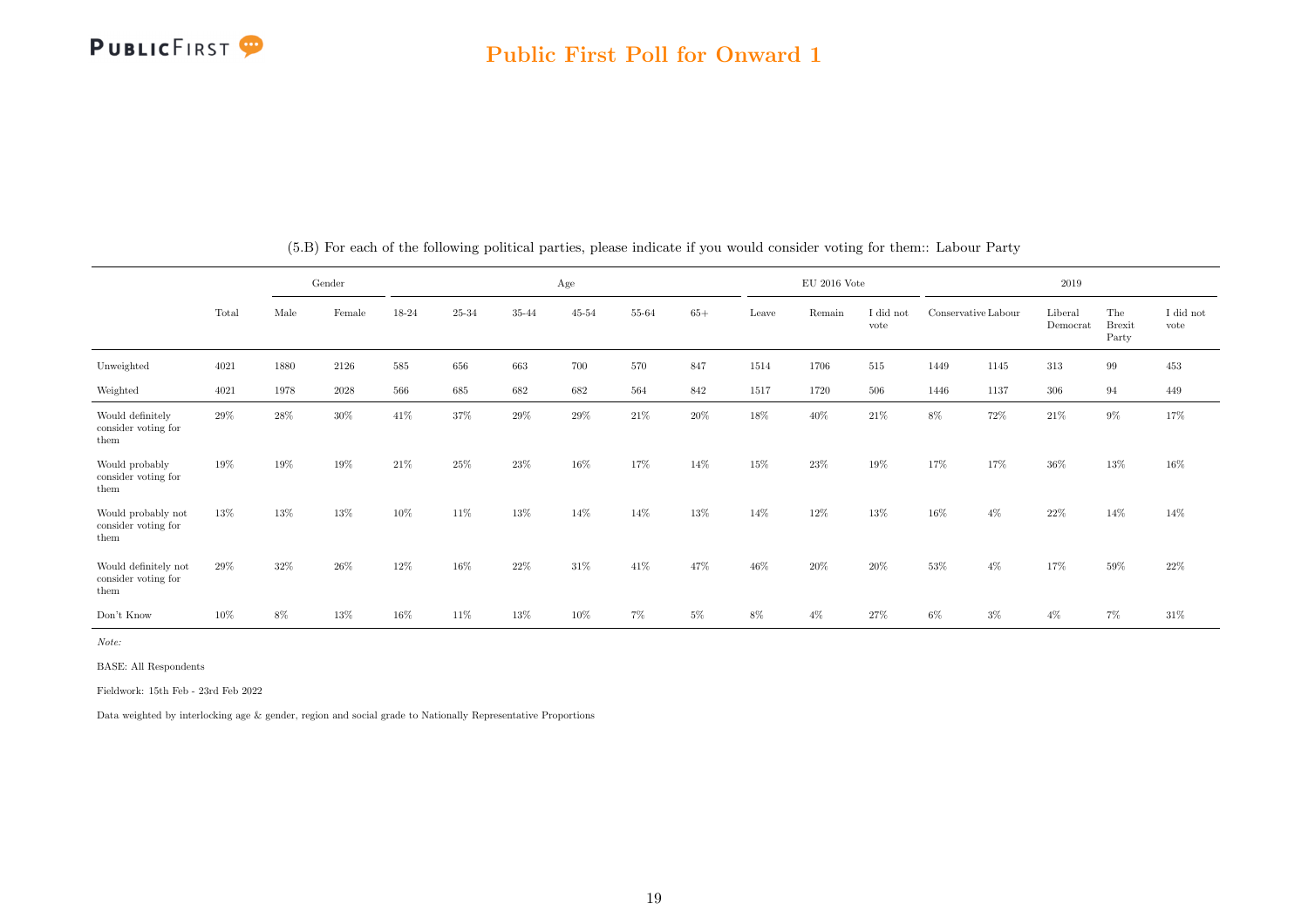## Public First Poll for Onward 1

(5.B) For each of the following political parties, please indicate if you would consider voting for them:: Labour Party

| | Total | Gender | | Age | | | | | | EU 2016 Vote | | | 2019 | | | | |
|---|---|---|---|---|---|---|---|---|---|---|---|---|---|---|---|---|---|
| | | Male | Female | 18-24 | 25-34 | 35-44 | 45-54 | 55-64 | 65+ | Leave | Remain | I did not vote | Conservative | Labour | Liberal Democrat | The Brexit Party | I did not vote |
| Unweighted | 4021 | 1880 | 2126 | 585 | 656 | 663 | 700 | 570 | 847 | 1514 | 1706 | 515 | 1449 | 1145 | 313 | 99 | 453 |
| Weighted | 4021 | 1978 | 2028 | 566 | 685 | 682 | 682 | 564 | 842 | 1517 | 1720 | 506 | 1446 | 1137 | 306 | 94 | 449 |
| Would definitely consider voting for them | 29% | 28% | 30% | 41% | 37% | 29% | 29% | 21% | 20% | 18% | 40% | 21% | 8% | 72% | 21% | 9% | 17% |
| Would probably consider voting for them | 19% | 19% | 19% | 21% | 25% | 23% | 16% | 17% | 14% | 15% | 23% | 19% | 17% | 17% | 36% | 13% | 16% |
| Would probably not consider voting for them | 13% | 13% | 13% | 10% | 11% | 13% | 14% | 14% | 13% | 14% | 12% | 13% | 16% | 4% | 22% | 14% | 14% |
| Would definitely not consider voting for them | 29% | 32% | 26% | 12% | 16% | 22% | 31% | 41% | 47% | 46% | 20% | 20% | 53% | 4% | 17% | 59% | 22% |
| Don't Know | 10% | 8% | 13% | 16% | 11% | 13% | 10% | 7% | 5% | 8% | 4% | 27% | 6% | 3% | 4% | 7% | 31% |

*Note:*

BASE: All Respondents

Fieldwork: 15th Feb - 23rd Feb 2022

Data weighted by interlocking age & gender, region and social grade to Nationally Representative Proportions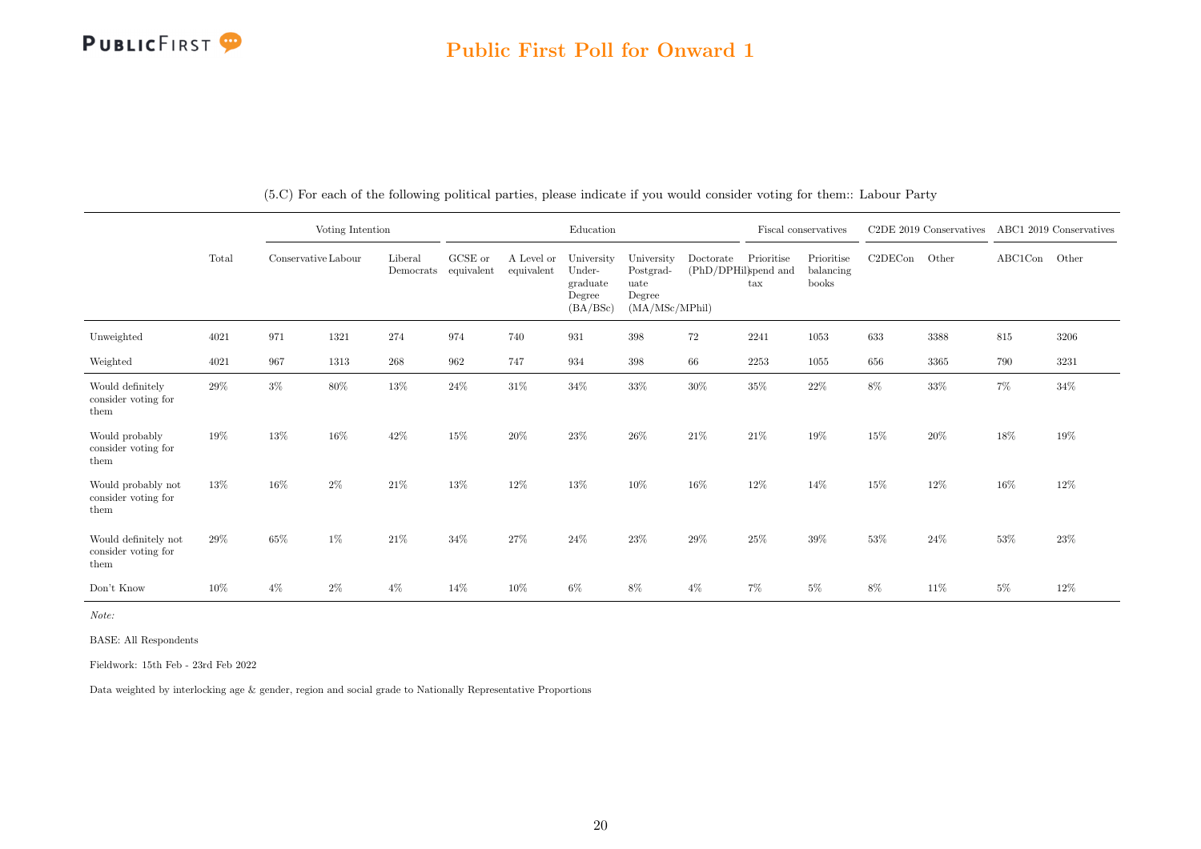## Public First Poll for Onward 1

(5.C) For each of the following political parties, please indicate if you would consider voting for them:: Labour Party

| | Total | Voting Intention | | | Education | | | | | Fiscal conservatives | | C2DE 2019 Conservatives | | ABC1 2019 Conservatives | |
|---|---|---|---|---|---|---|---|---|---|---|---|---|---|---|---|
| | | Conservative | Labour | Liberal Democrats | GCSE or equivalent | A Level or equivalent | University Undergraduate Degree (BA/BSc) | University Postgraduate Degree (MA/MSc/MPhil) | Doctorate (PhD/DPHil) | Prioritise spend and tax | Prioritise balancing books | C2DECon | Other | ABC1Con | Other |
| Unweighted | 4021 | 971 | 1321 | 274 | 974 | 740 | 931 | 398 | 72 | 2241 | 1053 | 633 | 3388 | 815 | 3206 |
| Weighted | 4021 | 967 | 1313 | 268 | 962 | 747 | 934 | 398 | 66 | 2253 | 1055 | 656 | 3365 | 790 | 3231 |
| Would definitely consider voting for them | 29% | 3% | 80% | 13% | 24% | 31% | 34% | 33% | 30% | 35% | 22% | 8% | 33% | 7% | 34% |
| Would probably consider voting for them | 19% | 13% | 16% | 42% | 15% | 20% | 23% | 26% | 21% | 21% | 19% | 15% | 20% | 18% | 19% |
| Would probably not consider voting for them | 13% | 16% | 2% | 21% | 13% | 12% | 13% | 10% | 16% | 12% | 14% | 15% | 12% | 16% | 12% |
| Would definitely not consider voting for them | 29% | 65% | 1% | 21% | 34% | 27% | 24% | 23% | 29% | 25% | 39% | 53% | 24% | 53% | 23% |
| Don't Know | 10% | 4% | 2% | 4% | 14% | 10% | 6% | 8% | 4% | 7% | 5% | 8% | 11% | 5% | 12% |

*Note:*

BASE: All Respondents

Fieldwork: 15th Feb - 23rd Feb 2022

Data weighted by interlocking age & gender, region and social grade to Nationally Representative Proportions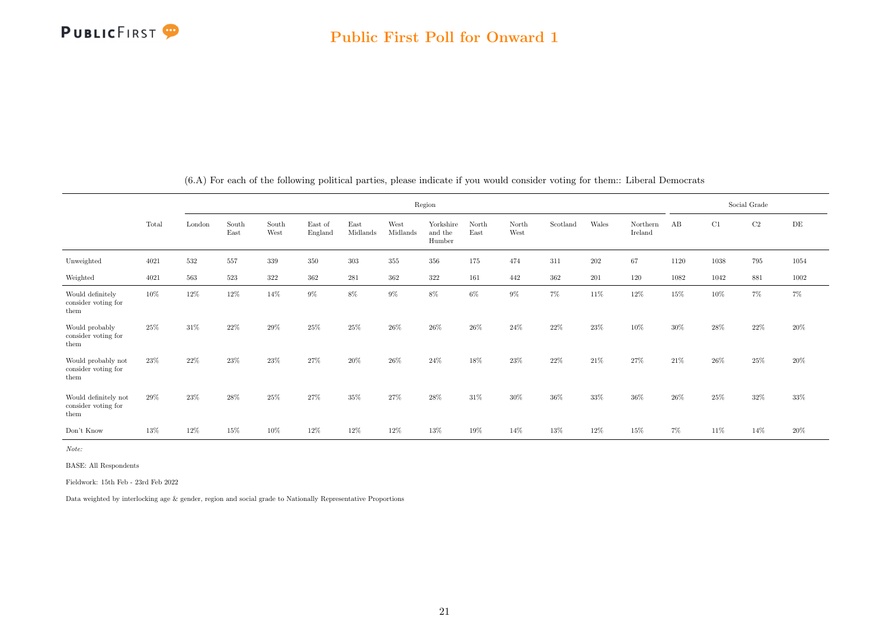(6.A) For each of the following political parties, please indicate if you would consider voting for them:: Liberal Democrats

| | | Region | | | | | | | | | | | | Social Grade | | | |
|---|---|---|---|---|---|---|---|---|---|---|---|---|---|---|---|---|---|
| | Total | London | South East | South West | East of England | East Midlands | West Midlands | Yorkshire and the Humber | North East | North West | Scotland | Wales | Northern Ireland | AB | C1 | C2 | DE |
| Unweighted | 4021 | 532 | 557 | 339 | 350 | 303 | 355 | 356 | 175 | 474 | 311 | 202 | 67 | 1120 | 1038 | 795 | 1054 |
| Weighted | 4021 | 563 | 523 | 322 | 362 | 281 | 362 | 322 | 161 | 442 | 362 | 201 | 120 | 1082 | 1042 | 881 | 1002 |
| Would definitely consider voting for them | 10% | 12% | 12% | 14% | 9% | 8% | 9% | 8% | 6% | 9% | 7% | 11% | 12% | 15% | 10% | 7% | 7% |
| Would probably consider voting for them | 25% | 31% | 22% | 29% | 25% | 25% | 26% | 26% | 26% | 24% | 22% | 23% | 10% | 30% | 28% | 22% | 20% |
| Would probably not consider voting for them | 23% | 22% | 23% | 23% | 27% | 20% | 26% | 24% | 18% | 23% | 22% | 21% | 27% | 21% | 26% | 25% | 20% |
| Would definitely not consider voting for them | 29% | 23% | 28% | 25% | 27% | 35% | 27% | 28% | 31% | 30% | 36% | 33% | 36% | 26% | 25% | 32% | 33% |
| Don't Know | 13% | 12% | 15% | 10% | 12% | 12% | 12% | 13% | 19% | 14% | 13% | 12% | 15% | 7% | 11% | 14% | 20% |

*Note:*

BASE: All Respondents

Fieldwork: 15th Feb - 23rd Feb 2022

Data weighted by interlocking age & gender, region and social grade to Nationally Representative Proportions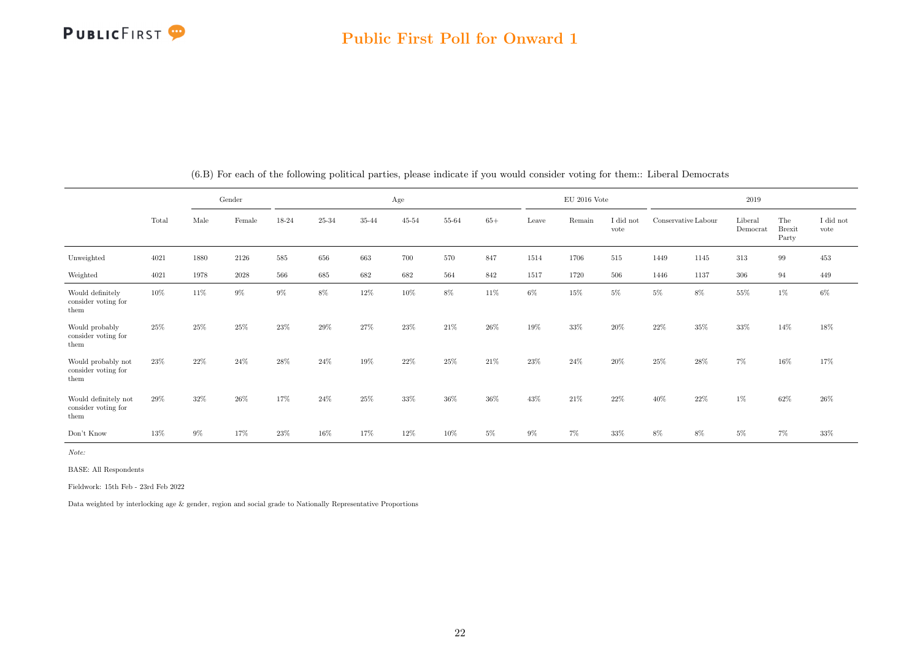## Public First Poll for Onward 1

(6.B) For each of the following political parties, please indicate if you would consider voting for them:: Liberal Democrats

| | | Gender | | Age | | | | | | EU 2016 Vote | | | 2019 | | | | |
|---|---|---|---|---|---|---|---|---|---|---|---|---|---|---|---|---|---|
| | Total | Male | Female | 18-24 | 25-34 | 35-44 | 45-54 | 55-64 | 65+ | Leave | Remain | I did not vote | Conservative | Labour | Liberal Democrat | The Brexit Party | I did not vote |
| Unweighted | 4021 | 1880 | 2126 | 585 | 656 | 663 | 700 | 570 | 847 | 1514 | 1706 | 515 | 1449 | 1145 | 313 | 99 | 453 |
| Weighted | 4021 | 1978 | 2028 | 566 | 685 | 682 | 682 | 564 | 842 | 1517 | 1720 | 506 | 1446 | 1137 | 306 | 94 | 449 |
| Would definitely consider voting for them | 10% | 11% | 9% | 9% | 8% | 12% | 10% | 8% | 11% | 6% | 15% | 5% | 5% | 8% | 55% | 1% | 6% |
| Would probably consider voting for them | 25% | 25% | 25% | 23% | 29% | 27% | 23% | 21% | 26% | 19% | 33% | 20% | 22% | 35% | 33% | 14% | 18% |
| Would probably not consider voting for them | 23% | 22% | 24% | 28% | 24% | 19% | 22% | 25% | 21% | 23% | 24% | 20% | 25% | 28% | 7% | 16% | 17% |
| Would definitely not consider voting for them | 29% | 32% | 26% | 17% | 24% | 25% | 33% | 36% | 36% | 43% | 21% | 22% | 40% | 22% | 1% | 62% | 26% |
| Don't Know | 13% | 9% | 17% | 23% | 16% | 17% | 12% | 10% | 5% | 9% | 7% | 33% | 8% | 8% | 5% | 7% | 33% |

*Note:*

BASE: All Respondents

Fieldwork: 15th Feb - 23rd Feb 2022

Data weighted by interlocking age & gender, region and social grade to Nationally Representative Proportions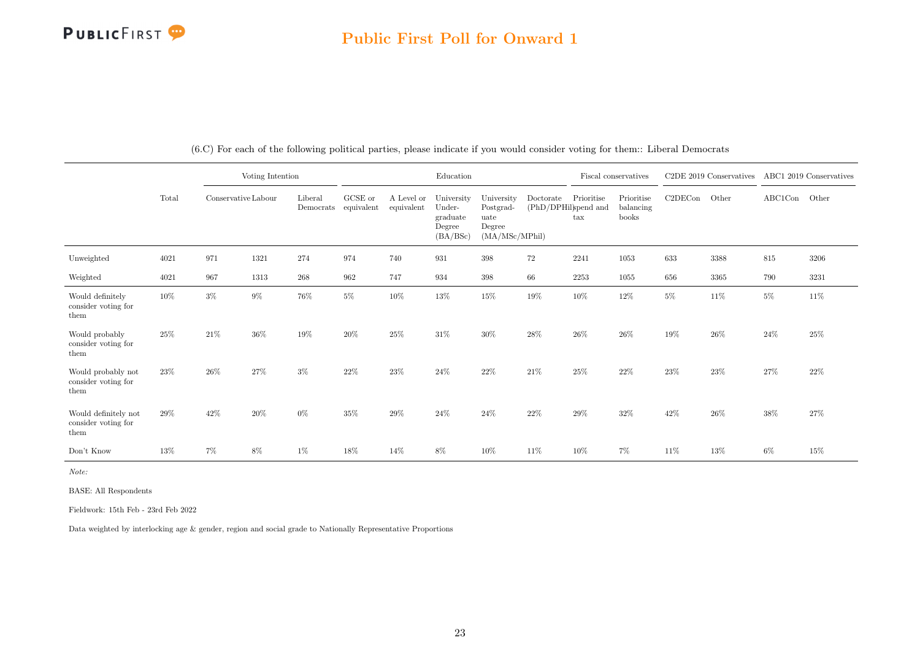(6.C) For each of the following political parties, please indicate if you would consider voting for them:: Liberal Democrats

| | Total | Voting Intention | | | Education | | | | | Fiscal conservatives | | C2DE 2019 Conservatives | | ABC1 2019 Conservatives | |
|---|---|---|---|---|---|---|---|---|---|---|---|---|---|---|---|
| | | Conservative | Labour | Liberal Democrats | GCSE or equivalent | A Level or equivalent | University Under-graduate Degree (BA/BSc) | University Postgrad-uate Degree (MA/MSc/MPhil) | Doctorate (PhD/DPhil) | Prioritise spend and tax | Prioritise balancing books | C2DECon | Other | ABC1Con | Other |
| Unweighted | 4021 | 971 | 1321 | 274 | 974 | 740 | 931 | 398 | 72 | 2241 | 1053 | 633 | 3388 | 815 | 3206 |
| Weighted | 4021 | 967 | 1313 | 268 | 962 | 747 | 934 | 398 | 66 | 2253 | 1055 | 656 | 3365 | 790 | 3231 |
| Would definitely consider voting for them | 10% | 3% | 9% | 76% | 5% | 10% | 13% | 15% | 19% | 10% | 12% | 5% | 11% | 5% | 11% |
| Would probably consider voting for them | 25% | 21% | 36% | 19% | 20% | 25% | 31% | 30% | 28% | 26% | 26% | 19% | 26% | 24% | 25% |
| Would probably not consider voting for them | 23% | 26% | 27% | 3% | 22% | 23% | 24% | 22% | 21% | 25% | 22% | 23% | 23% | 27% | 22% |
| Would definitely not consider voting for them | 29% | 42% | 20% | 0% | 35% | 29% | 24% | 24% | 22% | 29% | 32% | 42% | 26% | 38% | 27% |
| Don't Know | 13% | 7% | 8% | 1% | 18% | 14% | 8% | 10% | 11% | 10% | 7% | 11% | 13% | 6% | 15% |

*Note:*

BASE: All Respondents

Fieldwork: 15th Feb - 23rd Feb 2022

Data weighted by interlocking age & gender, region and social grade to Nationally Representative Proportions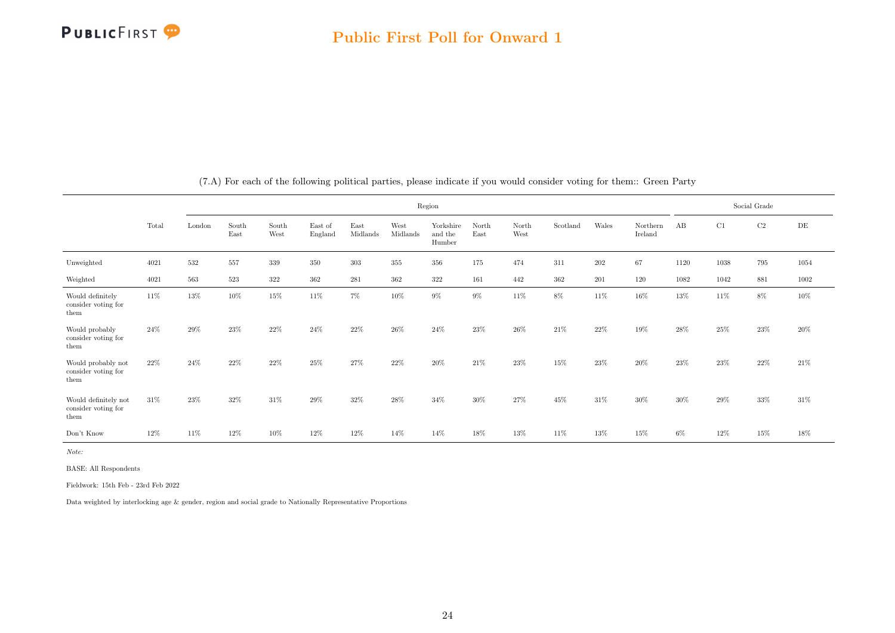## Public First Poll for Onward 1

(7.A) For each of the following political parties, please indicate if you would consider voting for them:: Green Party

| | Total | Region | | | | | | | | | | | | Social Grade | | | |
|---|---|---|---|---|---|---|---|---|---|---|---|---|---|---|---|---|---|
| | | London | South East | South West | East of England | East Midlands | West Midlands | Yorkshire and the Humber | North East | North West | Scotland | Wales | Northern Ireland | AB | C1 | C2 | DE |
| Unweighted | 4021 | 532 | 557 | 339 | 350 | 303 | 355 | 356 | 175 | 474 | 311 | 202 | 67 | 1120 | 1038 | 795 | 1054 |
| Weighted | 4021 | 563 | 523 | 322 | 362 | 281 | 362 | 322 | 161 | 442 | 362 | 201 | 120 | 1082 | 1042 | 881 | 1002 |
| Would definitely consider voting for them | 11% | 13% | 10% | 15% | 11% | 7% | 10% | 9% | 9% | 11% | 8% | 11% | 16% | 13% | 11% | 8% | 10% |
| Would probably consider voting for them | 24% | 29% | 23% | 22% | 24% | 22% | 26% | 24% | 23% | 26% | 21% | 22% | 19% | 28% | 25% | 23% | 20% |
| Would probably not consider voting for them | 22% | 24% | 22% | 22% | 25% | 27% | 22% | 20% | 21% | 23% | 15% | 23% | 20% | 23% | 23% | 22% | 21% |
| Would definitely not consider voting for them | 31% | 23% | 32% | 31% | 29% | 32% | 28% | 34% | 30% | 27% | 45% | 31% | 30% | 30% | 29% | 33% | 31% |
| Don't Know | 12% | 11% | 12% | 10% | 12% | 12% | 14% | 14% | 18% | 13% | 11% | 13% | 15% | 6% | 12% | 15% | 18% |

*Note:*

BASE: All Respondents

Fieldwork: 15th Feb - 23rd Feb 2022

Data weighted by interlocking age & gender, region and social grade to Nationally Representative Proportions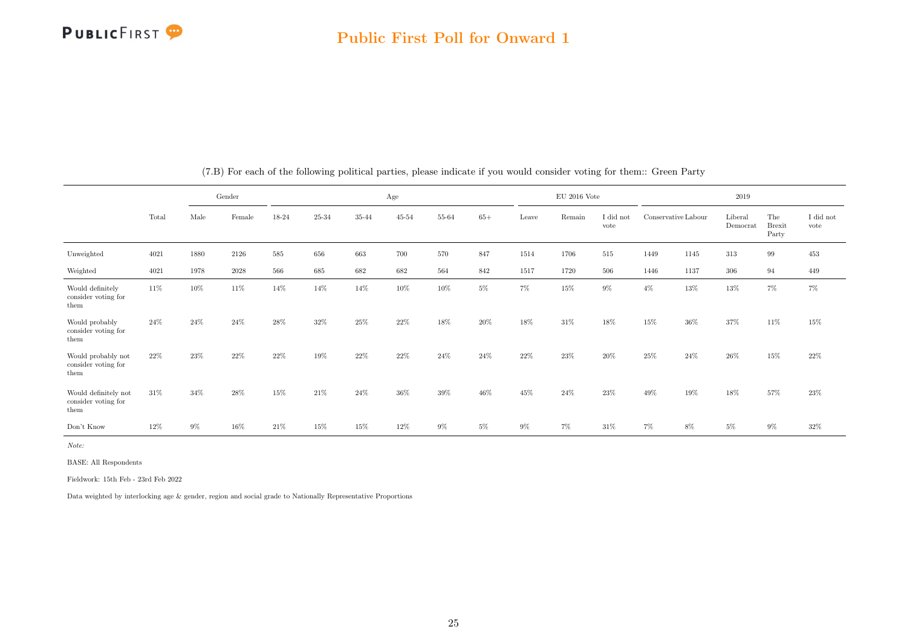## Public First Poll for Onward 1

(7.B) For each of the following political parties, please indicate if you would consider voting for them:: Green Party

| | Total | Gender | | Age | | | | | | EU 2016 Vote | | | 2019 | | | | |
|---|---|---|---|---|---|---|---|---|---|---|---|---|---|---|---|---|---|
| | | Male | Female | 18-24 | 25-34 | 35-44 | 45-54 | 55-64 | 65+ | Leave | Remain | I did not vote | Conservative | Labour | Liberal Democrat | The Brexit Party | I did not vote |
| Unweighted | 4021 | 1880 | 2126 | 585 | 656 | 663 | 700 | 570 | 847 | 1514 | 1706 | 515 | 1449 | 1145 | 313 | 99 | 453 |
| Weighted | 4021 | 1978 | 2028 | 566 | 685 | 682 | 682 | 564 | 842 | 1517 | 1720 | 506 | 1446 | 1137 | 306 | 94 | 449 |
| Would definitely consider voting for them | 11% | 10% | 11% | 14% | 14% | 14% | 10% | 10% | 5% | 7% | 15% | 9% | 4% | 13% | 13% | 7% | 7% |
| Would probably consider voting for them | 24% | 24% | 24% | 28% | 32% | 25% | 22% | 18% | 20% | 18% | 31% | 18% | 15% | 36% | 37% | 11% | 15% |
| Would probably not consider voting for them | 22% | 23% | 22% | 22% | 19% | 22% | 22% | 24% | 24% | 22% | 23% | 20% | 25% | 24% | 26% | 15% | 22% |
| Would definitely not consider voting for them | 31% | 34% | 28% | 15% | 21% | 24% | 36% | 39% | 46% | 45% | 24% | 23% | 49% | 19% | 18% | 57% | 23% |
| Don't Know | 12% | 9% | 16% | 21% | 15% | 15% | 12% | 9% | 5% | 9% | 7% | 31% | 7% | 8% | 5% | 9% | 32% |

*Note:*

BASE: All Respondents

Fieldwork: 15th Feb - 23rd Feb 2022

Data weighted by interlocking age & gender, region and social grade to Nationally Representative Proportions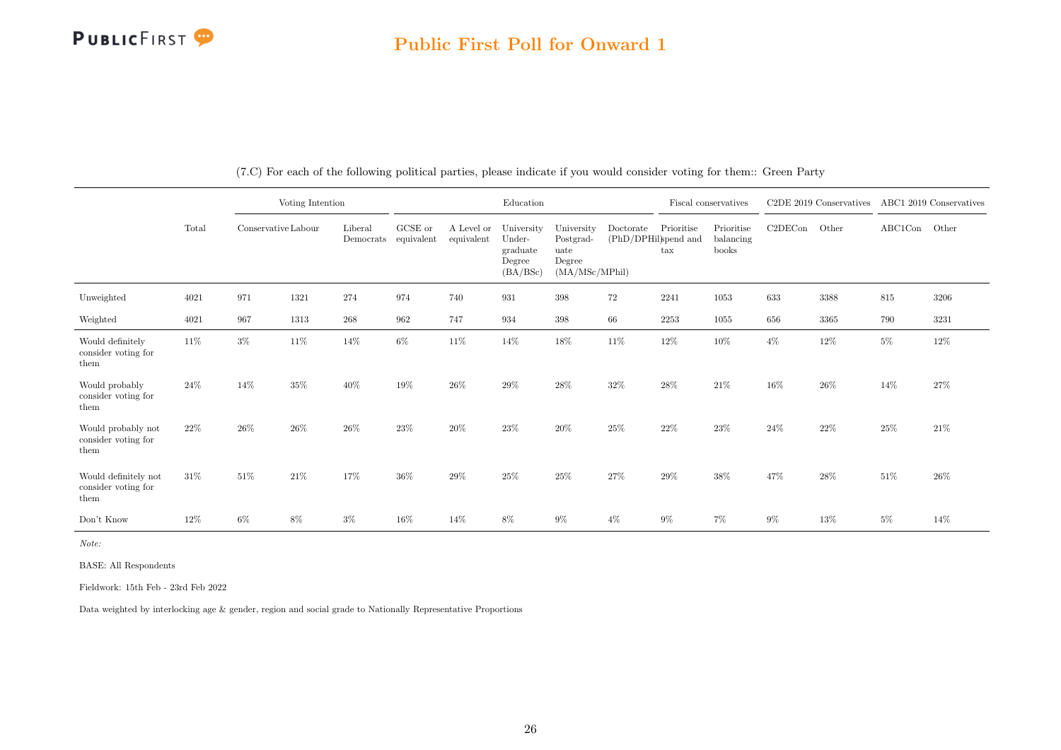# Public First Poll for Onward 1

(7.C) For each of the following political parties, please indicate if you would consider voting for them:: Green Party

| | Total | Voting Intention | | | Education | | | | | Fiscal conservatives | | C2DE 2019 Conservatives | | ABC1 2019 Conservatives | |
|---|---|---|---|---|---|---|---|---|---|---|---|---|---|---|---|
| | | Conservative | Labour | Liberal Democrats | GCSE or equivalent | A Level or equivalent | University Under-graduate Degree (BA/BSc) | University Postgrad-uate Degree (MA/MSc/MPhil) | Doctorate (PhD/DPHil) | Prioritise spend and tax | Prioritise balancing books | C2DECon | Other | ABC1Con | Other |
| Unweighted | 4021 | 971 | 1321 | 274 | 974 | 740 | 931 | 398 | 72 | 2241 | 1053 | 633 | 3388 | 815 | 3206 |
| Weighted | 4021 | 967 | 1313 | 268 | 962 | 747 | 934 | 398 | 66 | 2253 | 1055 | 656 | 3365 | 790 | 3231 |
| Would definitely consider voting for them | 11% | 3% | 11% | 14% | 6% | 11% | 14% | 18% | 11% | 12% | 10% | 4% | 12% | 5% | 12% |
| Would probably consider voting for them | 24% | 14% | 35% | 40% | 19% | 26% | 29% | 28% | 32% | 28% | 21% | 16% | 26% | 14% | 27% |
| Would probably not consider voting for them | 22% | 26% | 26% | 26% | 23% | 20% | 23% | 20% | 25% | 22% | 23% | 24% | 22% | 25% | 21% |
| Would definitely not consider voting for them | 31% | 51% | 21% | 17% | 36% | 29% | 25% | 25% | 27% | 29% | 38% | 47% | 28% | 51% | 26% |
| Don't Know | 12% | 6% | 8% | 3% | 16% | 14% | 8% | 9% | 4% | 9% | 7% | 9% | 13% | 5% | 14% |

*Note:*

BASE: All Respondents

Fieldwork: 15th Feb - 23rd Feb 2022

Data weighted by interlocking age & gender, region and social grade to Nationally Representative Proportions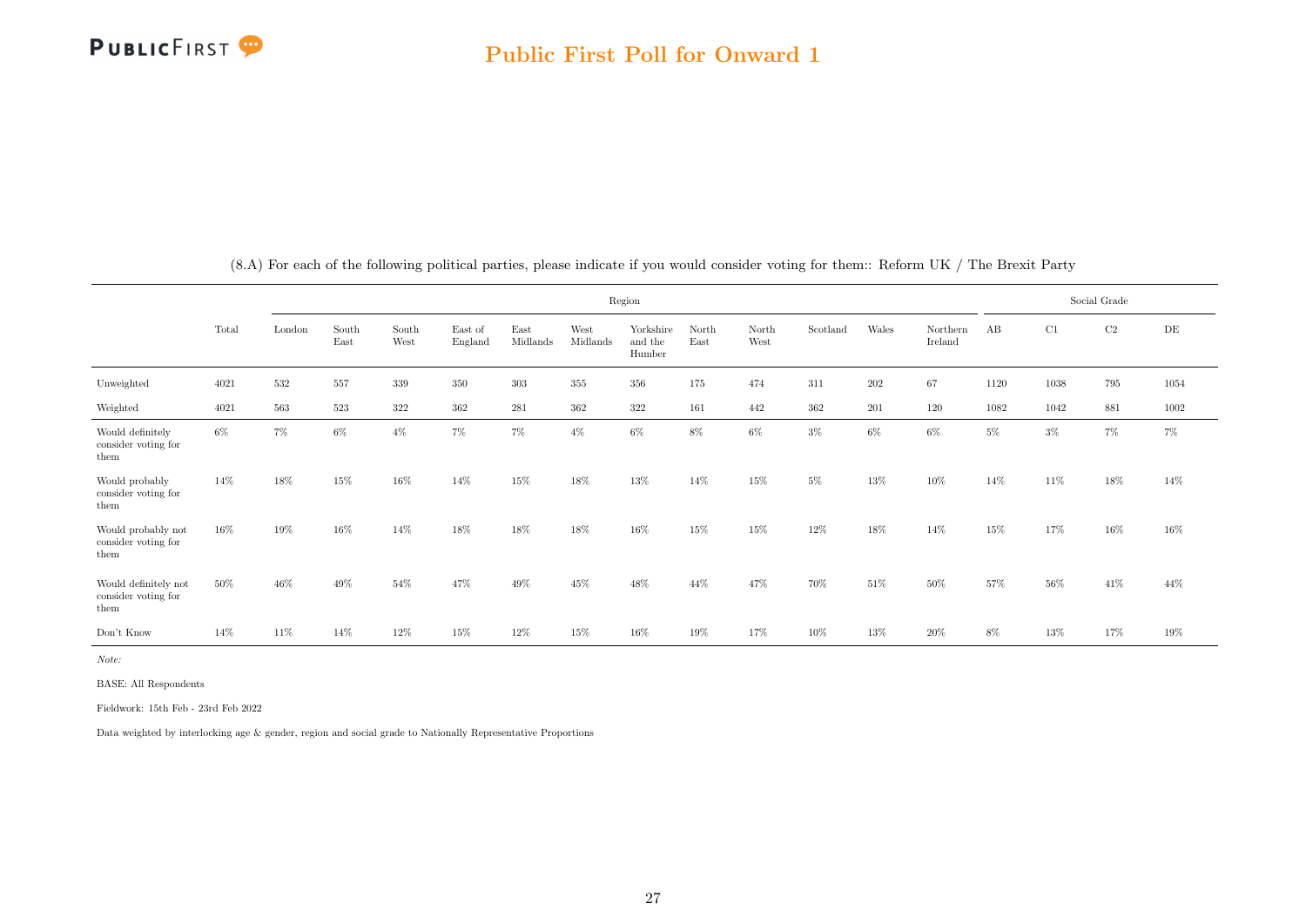## Public First Poll for Onward 1

(8.A) For each of the following political parties, please indicate if you would consider voting for them:: Reform UK / The Brexit Party

| | Total | Region | | | | | | | | | | | | Social Grade | | | |
|---|---|---|---|---|---|---|---|---|---|---|---|---|---|---|---|---|---|
| | | London | South East | South West | East of England | East Midlands | West Midlands | Yorkshire and the Humber | North East | North West | Scotland | Wales | Northern Ireland | AB | C1 | C2 | DE |
| Unweighted | 4021 | 532 | 557 | 339 | 350 | 303 | 355 | 356 | 175 | 474 | 311 | 202 | 67 | 1120 | 1038 | 795 | 1054 |
| Weighted | 4021 | 563 | 523 | 322 | 362 | 281 | 362 | 322 | 161 | 442 | 362 | 201 | 120 | 1082 | 1042 | 881 | 1002 |
| Would definitely consider voting for them | 6% | 7% | 6% | 4% | 7% | 7% | 4% | 6% | 8% | 6% | 3% | 6% | 6% | 5% | 3% | 7% | 7% |
| Would probably consider voting for them | 14% | 18% | 15% | 16% | 14% | 15% | 18% | 13% | 14% | 15% | 5% | 13% | 10% | 14% | 11% | 18% | 14% |
| Would probably not consider voting for them | 16% | 19% | 16% | 14% | 18% | 18% | 18% | 16% | 15% | 15% | 12% | 18% | 14% | 15% | 17% | 16% | 16% |
| Would definitely not consider voting for them | 50% | 46% | 49% | 54% | 47% | 49% | 45% | 48% | 44% | 47% | 70% | 51% | 50% | 57% | 56% | 41% | 44% |
| Don't Know | 14% | 11% | 14% | 12% | 15% | 12% | 15% | 16% | 19% | 17% | 10% | 13% | 20% | 8% | 13% | 17% | 19% |

*Note:*

BASE: All Respondents

Fieldwork: 15th Feb - 23rd Feb 2022

Data weighted by interlocking age & gender, region and social grade to Nationally Representative Proportions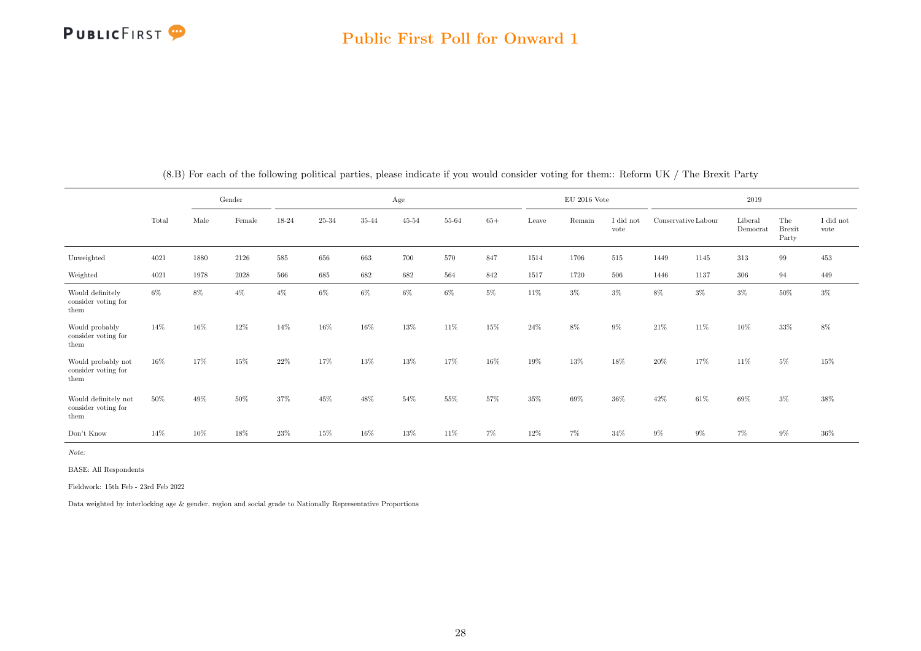(8.B) For each of the following political parties, please indicate if you would consider voting for them:: Reform UK / The Brexit Party

| | Total | Gender | | Age | | | | | | EU 2016 Vote | | | 2019 | | | | |
|---|---|---|---|---|---|---|---|---|---|---|---|---|---|---|---|---|---|
| | | Male | Female | 18-24 | 25-34 | 35-44 | 45-54 | 55-64 | 65+ | Leave | Remain | I did not vote | Conservative | Labour | Liberal Democrat | The Brexit Party | I did not vote |
| Unweighted | 4021 | 1880 | 2126 | 585 | 656 | 663 | 700 | 570 | 847 | 1514 | 1706 | 515 | 1449 | 1145 | 313 | 99 | 453 |
| Weighted | 4021 | 1978 | 2028 | 566 | 685 | 682 | 682 | 564 | 842 | 1517 | 1720 | 506 | 1446 | 1137 | 306 | 94 | 449 |
| Would definitely consider voting for them | 6% | 8% | 4% | 4% | 6% | 6% | 6% | 6% | 5% | 11% | 3% | 3% | 8% | 3% | 3% | 50% | 3% |
| Would probably consider voting for them | 14% | 16% | 12% | 14% | 16% | 16% | 13% | 11% | 15% | 24% | 8% | 9% | 21% | 11% | 10% | 33% | 8% |
| Would probably not consider voting for them | 16% | 17% | 15% | 22% | 17% | 13% | 13% | 17% | 16% | 19% | 13% | 18% | 20% | 17% | 11% | 5% | 15% |
| Would definitely not consider voting for them | 50% | 49% | 50% | 37% | 45% | 48% | 54% | 55% | 57% | 35% | 69% | 36% | 42% | 61% | 69% | 3% | 38% |
| Don't Know | 14% | 10% | 18% | 23% | 15% | 16% | 13% | 11% | 7% | 12% | 7% | 34% | 9% | 9% | 7% | 9% | 36% |

*Note:*

BASE: All Respondents

Fieldwork: 15th Feb - 23rd Feb 2022

Data weighted by interlocking age & gender, region and social grade to Nationally Representative Proportions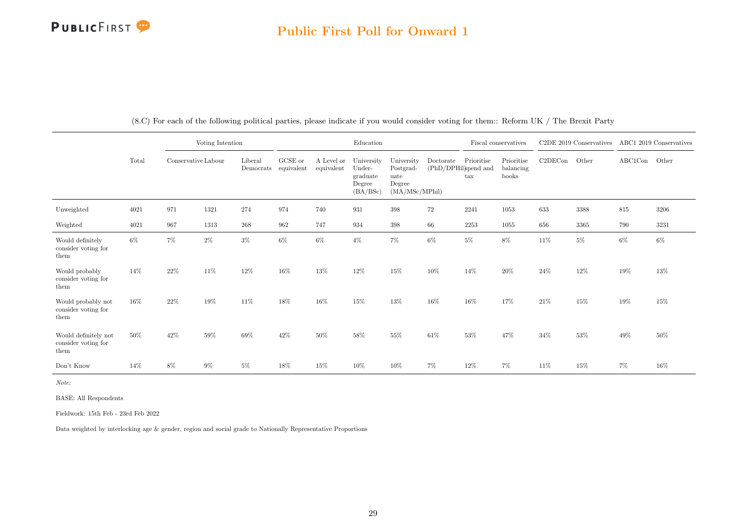## Public First Poll for Onward 1

(8.C) For each of the following political parties, please indicate if you would consider voting for them:: Reform UK / The Brexit Party

| | Total | Voting Intention | | | Education | | | | | Fiscal conservatives | | C2DE 2019 Conservatives | | ABC1 2019 Conservatives | |
|---|---|---|---|---|---|---|---|---|---|---|---|---|---|---|---|
| | | Conservative | Labour | Liberal Democrats | GCSE or equivalent | A Level or equivalent | University Undergraduate Degree (BA/BSc) | University Postgraduate Degree (MA/MSc/MPhil) | Doctorate (PhD/DPhil) | Prioritise spend and tax | Prioritise balancing books | C2DECon | Other | ABC1Con | Other |
| Unweighted | 4021 | 971 | 1321 | 274 | 974 | 740 | 931 | 398 | 72 | 2241 | 1053 | 633 | 3388 | 815 | 3206 |
| Weighted | 4021 | 967 | 1313 | 268 | 962 | 747 | 934 | 398 | 66 | 2253 | 1055 | 656 | 3365 | 790 | 3231 |
| Would definitely consider voting for them | 6% | 7% | 2% | 3% | 6% | 6% | 4% | 7% | 6% | 5% | 8% | 11% | 5% | 6% | 6% |
| Would probably consider voting for them | 14% | 22% | 11% | 12% | 16% | 13% | 12% | 15% | 10% | 14% | 20% | 24% | 12% | 19% | 13% |
| Would probably not consider voting for them | 16% | 22% | 19% | 11% | 18% | 16% | 15% | 13% | 16% | 16% | 17% | 21% | 15% | 19% | 15% |
| Would definitely not consider voting for them | 50% | 42% | 59% | 69% | 42% | 50% | 58% | 55% | 61% | 53% | 47% | 34% | 53% | 49% | 50% |
| Don't Know | 14% | 8% | 9% | 5% | 18% | 15% | 10% | 10% | 7% | 12% | 7% | 11% | 15% | 7% | 16% |

*Note:*

BASE: All Respondents

Fieldwork: 15th Feb - 23rd Feb 2022

Data weighted by interlocking age & gender, region and social grade to Nationally Representative Proportions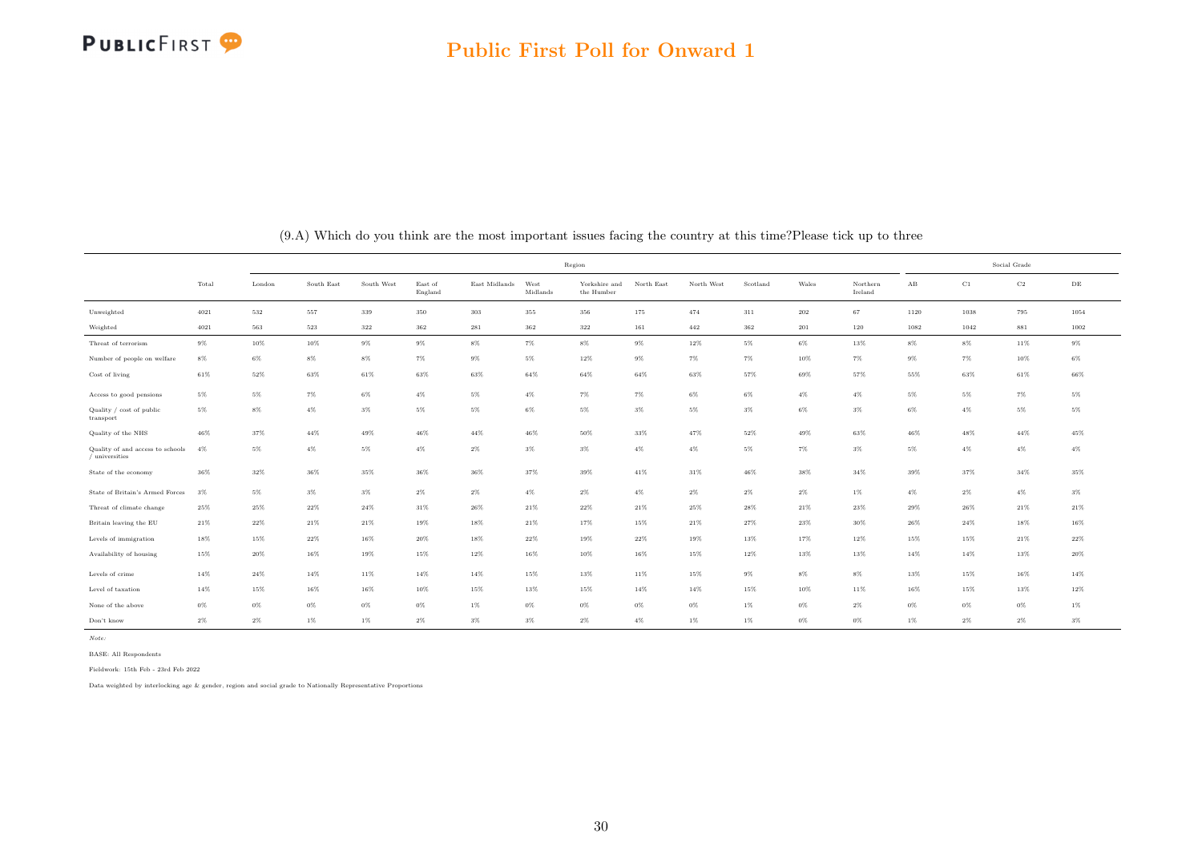## (9.A) Which do you think are the most important issues facing the country at this time?Please tick up to three

| | Total | Region | | | | | | | | | | | | | Social Grade | | | |
|---|---|---|---|---|---|---|---|---|---|---|---|---|---|---|---|---|---|---|
| | | London | South East | South West | East of England | East Midlands | West Midlands | Yorkshire and the Humber | North East | North West | Scotland | Wales | Northern Ireland | AB | C1 | C2 | DE |
| Unweighted | 4021 | 532 | 557 | 339 | 350 | 303 | 355 | 356 | 175 | 474 | 311 | 202 | 67 | 1120 | 1038 | 795 | 1054 |
| Weighted | 4021 | 563 | 523 | 322 | 362 | 281 | 362 | 322 | 161 | 442 | 362 | 201 | 120 | 1082 | 1042 | 881 | 1002 |
| Threat of terrorism | 9% | 10% | 10% | 9% | 9% | 8% | 7% | 8% | 9% | 12% | 5% | 6% | 13% | 8% | 8% | 11% | 9% |
| Number of people on welfare | 8% | 6% | 8% | 8% | 7% | 9% | 5% | 12% | 9% | 7% | 7% | 10% | 7% | 9% | 7% | 10% | 6% |
| Cost of living | 61% | 52% | 63% | 61% | 63% | 63% | 64% | 64% | 64% | 63% | 57% | 69% | 57% | 55% | 63% | 61% | 66% |
| Access to good pensions | 5% | 5% | 7% | 6% | 4% | 5% | 4% | 7% | 7% | 6% | 6% | 4% | 4% | 5% | 5% | 7% | 5% |
| Quality / cost of public transport | 5% | 8% | 4% | 3% | 5% | 5% | 6% | 5% | 3% | 5% | 3% | 6% | 3% | 6% | 4% | 5% | 5% |
| Quality of the NHS | 46% | 37% | 44% | 49% | 46% | 44% | 46% | 50% | 33% | 47% | 52% | 49% | 63% | 46% | 48% | 44% | 45% |
| Quality of and access to schools / universities | 4% | 5% | 4% | 5% | 4% | 2% | 3% | 3% | 4% | 4% | 5% | 7% | 3% | 5% | 4% | 4% | 4% |
| State of the economy | 36% | 32% | 36% | 35% | 36% | 36% | 37% | 39% | 41% | 31% | 46% | 38% | 34% | 39% | 37% | 34% | 35% |
| State of Britain's Armed Forces | 3% | 5% | 3% | 3% | 2% | 2% | 4% | 2% | 4% | 2% | 2% | 2% | 1% | 4% | 2% | 4% | 3% |
| Threat of climate change | 25% | 25% | 22% | 24% | 31% | 26% | 21% | 22% | 21% | 25% | 28% | 21% | 23% | 29% | 26% | 21% | 21% |
| Britain leaving the EU | 21% | 22% | 21% | 21% | 19% | 18% | 21% | 17% | 15% | 21% | 27% | 23% | 30% | 26% | 24% | 18% | 16% |
| Levels of immigration | 18% | 15% | 22% | 16% | 20% | 18% | 22% | 19% | 22% | 19% | 13% | 17% | 12% | 15% | 15% | 21% | 22% |
| Availability of housing | 15% | 20% | 16% | 19% | 15% | 12% | 16% | 10% | 16% | 15% | 12% | 13% | 13% | 14% | 14% | 13% | 20% |
| Levels of crime | 14% | 24% | 14% | 11% | 14% | 14% | 15% | 13% | 11% | 15% | 9% | 8% | 8% | 13% | 15% | 16% | 14% |
| Level of taxation | 14% | 15% | 16% | 16% | 10% | 15% | 13% | 15% | 14% | 14% | 15% | 10% | 11% | 16% | 15% | 13% | 12% |
| None of the above | 0% | 0% | 0% | 0% | 0% | 1% | 0% | 0% | 0% | 0% | 1% | 0% | 2% | 0% | 0% | 0% | 1% |
| Don't know | 2% | 2% | 1% | 1% | 2% | 3% | 3% | 2% | 4% | 1% | 1% | 0% | 0% | 1% | 2% | 2% | 3% |

*Note:*

BASE: All Respondents

Fieldwork: 15th Feb - 23rd Feb 2022

Data weighted by interlocking age & gender, region and social grade to Nationally Representative Proportions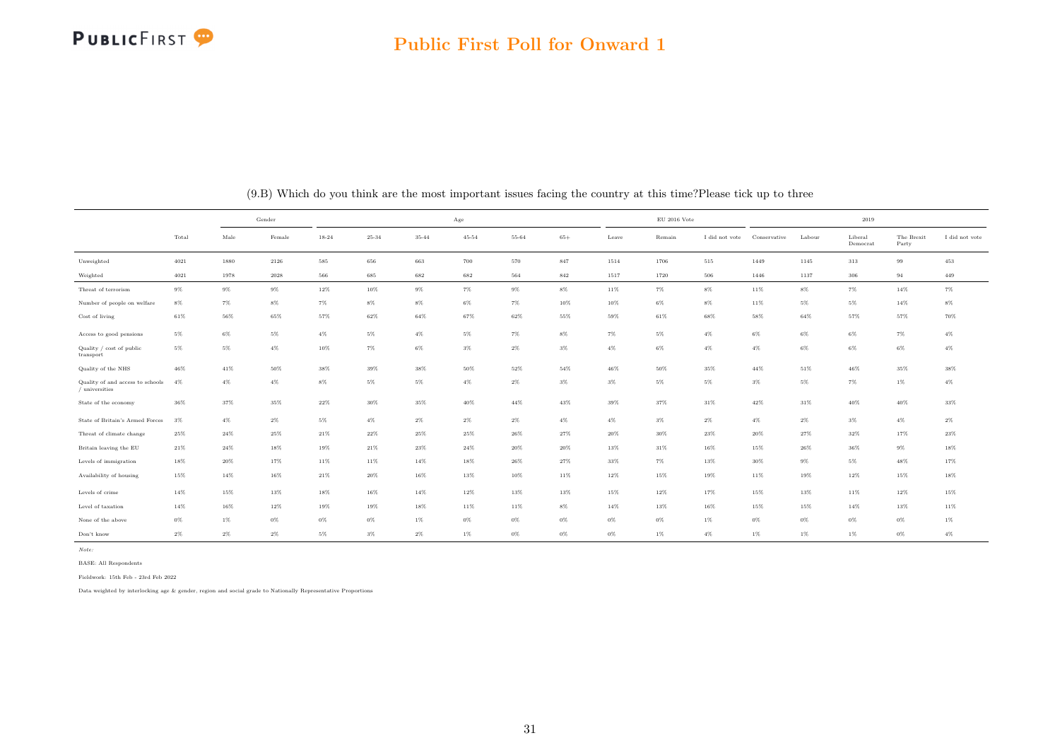## Public First Poll for Onward 1

(9.B) Which do you think are the most important issues facing the country at this time?Please tick up to three

| | | Gender | | Age | | | | | | EU 2016 Vote | | | 2019 | | | | |
|---|---|---|---|---|---|---|---|---|---|---|---|---|---|---|---|---|---|
| | Total | Male | Female | 18-24 | 25-34 | 35-44 | 45-54 | 55-64 | 65+ | Leave | Remain | I did not vote | Conservative | Labour | Liberal Democrat | The Brexit Party | I did not vote |
| Unweighted | 4021 | 1880 | 2126 | 585 | 656 | 663 | 700 | 570 | 847 | 1514 | 1706 | 515 | 1449 | 1145 | 313 | 99 | 453 |
| Weighted | 4021 | 1978 | 2028 | 566 | 685 | 682 | 682 | 564 | 842 | 1517 | 1720 | 506 | 1446 | 1137 | 306 | 94 | 449 |
| Threat of terrorism | 9% | 9% | 9% | 12% | 10% | 9% | 7% | 9% | 8% | 11% | 7% | 8% | 11% | 8% | 7% | 14% | 7% |
| Number of people on welfare | 8% | 7% | 8% | 7% | 8% | 8% | 6% | 7% | 10% | 10% | 6% | 8% | 11% | 5% | 5% | 14% | 8% |
| Cost of living | 61% | 56% | 65% | 57% | 62% | 64% | 67% | 62% | 55% | 59% | 61% | 68% | 58% | 64% | 57% | 57% | 70% |
| Access to good pensions | 5% | 6% | 5% | 4% | 5% | 4% | 5% | 7% | 8% | 7% | 5% | 4% | 6% | 6% | 6% | 7% | 4% |
| Quality / cost of public transport | 5% | 5% | 4% | 10% | 7% | 6% | 3% | 2% | 3% | 4% | 6% | 4% | 4% | 6% | 6% | 6% | 4% |
| Quality of the NHS | 46% | 41% | 50% | 38% | 39% | 38% | 50% | 52% | 54% | 46% | 50% | 35% | 44% | 51% | 46% | 35% | 38% |
| Quality of and access to schools / universities | 4% | 4% | 4% | 8% | 5% | 5% | 4% | 2% | 3% | 3% | 5% | 5% | 3% | 5% | 7% | 1% | 4% |
| State of the economy | 36% | 37% | 35% | 22% | 30% | 35% | 40% | 44% | 43% | 39% | 37% | 31% | 42% | 31% | 40% | 40% | 33% |
| State of Britain's Armed Forces | 3% | 4% | 2% | 5% | 4% | 2% | 2% | 2% | 4% | 4% | 3% | 2% | 4% | 2% | 3% | 4% | 2% |
| Threat of climate change | 25% | 24% | 25% | 21% | 22% | 25% | 25% | 26% | 27% | 20% | 30% | 23% | 20% | 27% | 32% | 17% | 23% |
| Britain leaving the EU | 21% | 24% | 18% | 19% | 21% | 23% | 24% | 20% | 20% | 13% | 31% | 16% | 15% | 26% | 36% | 9% | 18% |
| Levels of immigration | 18% | 20% | 17% | 11% | 11% | 14% | 18% | 26% | 27% | 33% | 7% | 13% | 30% | 9% | 5% | 48% | 17% |
| Availability of housing | 15% | 14% | 16% | 21% | 20% | 16% | 13% | 10% | 11% | 12% | 15% | 19% | 11% | 19% | 12% | 15% | 18% |
| Levels of crime | 14% | 15% | 13% | 18% | 16% | 14% | 12% | 13% | 13% | 15% | 12% | 17% | 15% | 13% | 11% | 12% | 15% |
| Level of taxation | 14% | 16% | 12% | 19% | 19% | 18% | 11% | 11% | 8% | 14% | 13% | 16% | 15% | 15% | 14% | 13% | 11% |
| None of the above | 0% | 1% | 0% | 0% | 0% | 1% | 0% | 0% | 0% | 0% | 0% | 1% | 0% | 0% | 0% | 0% | 1% |
| Don't know | 2% | 2% | 2% | 5% | 3% | 2% | 1% | 0% | 0% | 0% | 1% | 4% | 1% | 1% | 1% | 0% | 4% |

*Note:*

BASE: All Respondents

Fieldwork: 15th Feb - 23rd Feb 2022

Data weighted by interlocking age & gender, region and social grade to Nationally Representative Proportions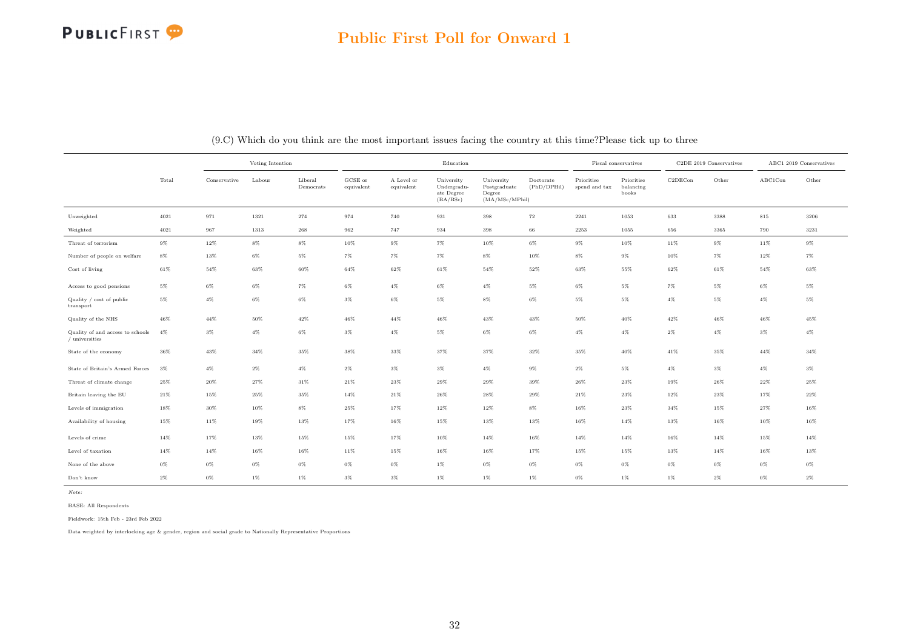# Public First Poll for Onward 1

(9.C) Which do you think are the most important issues facing the country at this time?Please tick up to three

| | Total | Voting Intention | | | Education | | | | | Fiscal conservatives | | C2DE 2019 Conservatives | | ABC1 2019 Conservatives | |
|---|---|---|---|---|---|---|---|---|---|---|---|---|---|---|---|
| | | Conservative | Labour | Liberal Democrats | GCSE or equivalent | A Level or equivalent | University Undergraduate Degree (BA/BSc) | University Postgraduate Degree (MA/MSc/MPhil) | Doctorate (PhD/DPHil) | Prioritise spend and tax | Prioritise balancing books | C2DECon | Other | ABC1Con | Other |
| Unweighted | 4021 | 971 | 1321 | 274 | 974 | 740 | 931 | 398 | 72 | 2241 | 1053 | 633 | 3388 | 815 | 3206 |
| Weighted | 4021 | 967 | 1313 | 268 | 962 | 747 | 934 | 398 | 66 | 2253 | 1055 | 656 | 3365 | 790 | 3231 |
| Threat of terrorism | 9% | 12% | 8% | 8% | 10% | 9% | 7% | 10% | 6% | 9% | 10% | 11% | 9% | 11% | 9% |
| Number of people on welfare | 8% | 13% | 6% | 5% | 7% | 7% | 7% | 8% | 10% | 8% | 9% | 10% | 7% | 12% | 7% |
| Cost of living | 61% | 54% | 63% | 60% | 64% | 62% | 61% | 54% | 52% | 63% | 55% | 62% | 61% | 54% | 63% |
| Access to good pensions | 5% | 6% | 6% | 7% | 6% | 4% | 6% | 4% | 5% | 6% | 5% | 7% | 5% | 6% | 5% |
| Quality / cost of public transport | 5% | 4% | 6% | 6% | 3% | 6% | 5% | 8% | 6% | 5% | 5% | 4% | 5% | 4% | 5% |
| Quality of the NHS | 46% | 44% | 50% | 42% | 46% | 44% | 46% | 43% | 43% | 50% | 40% | 42% | 46% | 46% | 45% |
| Quality of and access to schools / universities | 4% | 3% | 4% | 6% | 3% | 4% | 5% | 6% | 6% | 4% | 4% | 2% | 4% | 3% | 4% |
| State of the economy | 36% | 43% | 34% | 35% | 38% | 33% | 37% | 37% | 32% | 35% | 40% | 41% | 35% | 44% | 34% |
| State of Britain's Armed Forces | 3% | 4% | 2% | 4% | 2% | 3% | 3% | 4% | 9% | 2% | 5% | 4% | 3% | 4% | 3% |
| Threat of climate change | 25% | 20% | 27% | 31% | 21% | 23% | 29% | 29% | 39% | 26% | 23% | 19% | 26% | 22% | 25% |
| Britain leaving the EU | 21% | 15% | 25% | 35% | 14% | 21% | 26% | 28% | 29% | 21% | 23% | 12% | 23% | 17% | 22% |
| Levels of immigration | 18% | 30% | 10% | 8% | 25% | 17% | 12% | 12% | 8% | 16% | 23% | 34% | 15% | 27% | 16% |
| Availability of housing | 15% | 11% | 19% | 13% | 17% | 16% | 15% | 13% | 13% | 16% | 14% | 13% | 16% | 10% | 16% |
| Levels of crime | 14% | 17% | 13% | 15% | 15% | 17% | 10% | 14% | 16% | 14% | 14% | 16% | 14% | 15% | 14% |
| Level of taxation | 14% | 14% | 16% | 16% | 11% | 15% | 16% | 16% | 17% | 15% | 15% | 13% | 14% | 16% | 13% |
| None of the above | 0% | 0% | 0% | 0% | 0% | 0% | 1% | 0% | 0% | 0% | 0% | 0% | 0% | 0% | 0% |
| Don't know | 2% | 0% | 1% | 1% | 3% | 3% | 1% | 1% | 1% | 0% | 1% | 1% | 2% | 0% | 2% |

*Note:*

BASE: All Respondents

Fieldwork: 15th Feb - 23rd Feb 2022

Data weighted by interlocking age & gender, region and social grade to Nationally Representative Proportions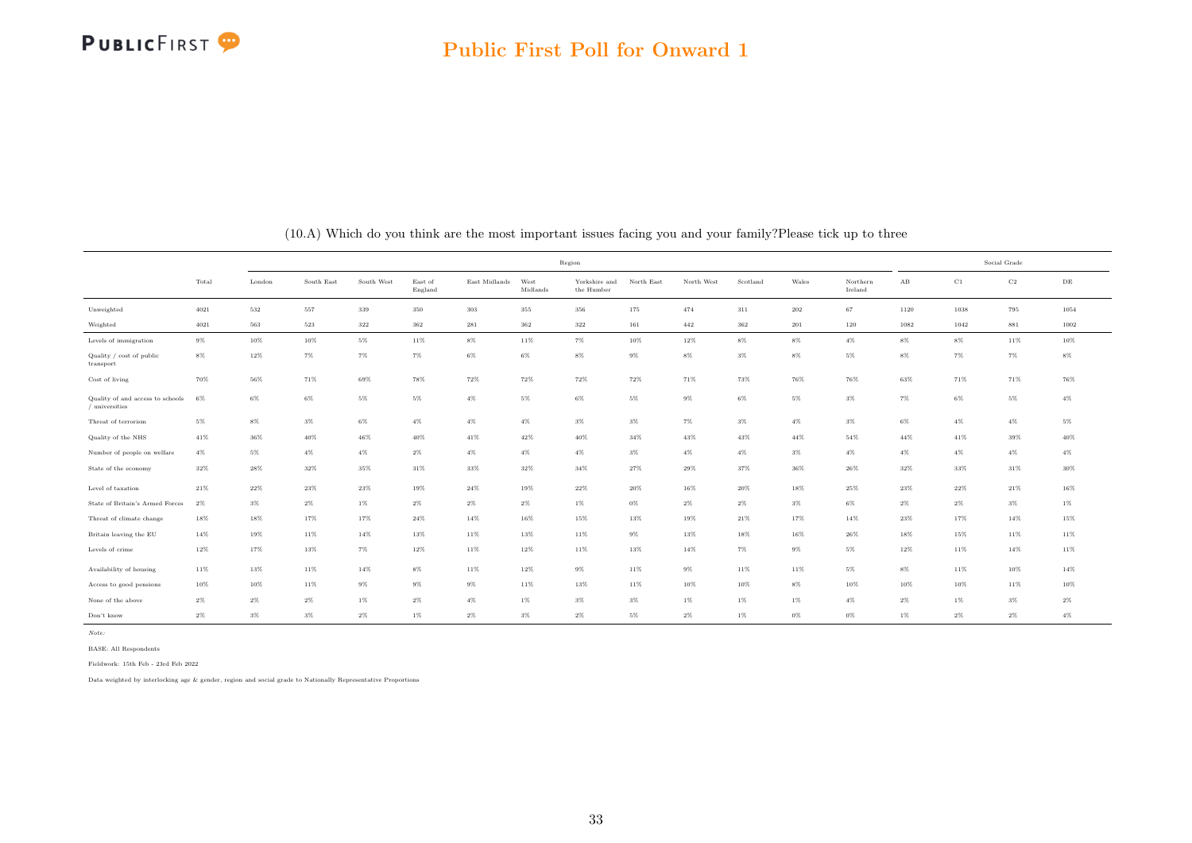## Public First Poll for Onward 1

(10.A) Which do you think are the most important issues facing you and your family?Please tick up to three

| | | Region | | | | | | | | | | | | | Social Grade | | | |
|---|---|---|---|---|---|---|---|---|---|---|---|---|---|---|---|---|---|---|
| | Total | London | South East | South West | East of England | East Midlands | West Midlands | Yorkshire and the Humber | North East | North West | Scotland | Wales | Northern Ireland | AB | C1 | C2 | DE |
| Unweighted | 4021 | 532 | 557 | 339 | 350 | 303 | 355 | 356 | 175 | 474 | 311 | 202 | 67 | 1120 | 1038 | 795 | 1054 |
| Weighted | 4021 | 563 | 523 | 322 | 362 | 281 | 362 | 322 | 161 | 442 | 362 | 201 | 120 | 1082 | 1042 | 881 | 1002 |
| Levels of immigration | 9% | 10% | 10% | 5% | 11% | 8% | 11% | 7% | 10% | 12% | 8% | 8% | 4% | 8% | 8% | 11% | 10% |
| Quality / cost of public transport | 8% | 12% | 7% | 7% | 7% | 6% | 6% | 8% | 9% | 8% | 3% | 8% | 5% | 8% | 7% | 7% | 8% |
| Cost of living | 70% | 56% | 71% | 69% | 78% | 72% | 72% | 72% | 72% | 71% | 73% | 76% | 76% | 63% | 71% | 71% | 76% |
| Quality of and access to schools / universities | 6% | 6% | 6% | 5% | 5% | 4% | 5% | 6% | 5% | 9% | 6% | 5% | 3% | 7% | 6% | 5% | 4% |
| Threat of terrorism | 5% | 8% | 3% | 6% | 4% | 4% | 4% | 3% | 3% | 7% | 3% | 4% | 3% | 6% | 4% | 4% | 5% |
| Quality of the NHS | 41% | 36% | 40% | 46% | 40% | 41% | 42% | 40% | 34% | 43% | 43% | 44% | 54% | 44% | 41% | 39% | 40% |
| Number of people on welfare | 4% | 5% | 4% | 4% | 2% | 4% | 4% | 4% | 3% | 4% | 4% | 3% | 4% | 4% | 4% | 4% | 4% |
| State of the economy | 32% | 28% | 32% | 35% | 31% | 33% | 32% | 34% | 27% | 29% | 37% | 36% | 26% | 32% | 33% | 31% | 30% |
| Level of taxation | 21% | 22% | 23% | 23% | 19% | 24% | 19% | 22% | 20% | 16% | 20% | 18% | 25% | 23% | 22% | 21% | 16% |
| State of Britain's Armed Forces | 2% | 3% | 2% | 1% | 2% | 2% | 2% | 1% | 0% | 2% | 2% | 3% | 6% | 2% | 2% | 3% | 1% |
| Threat of climate change | 18% | 18% | 17% | 17% | 24% | 14% | 16% | 15% | 13% | 19% | 21% | 17% | 14% | 23% | 17% | 14% | 15% |
| Britain leaving the EU | 14% | 19% | 11% | 14% | 13% | 11% | 13% | 11% | 9% | 13% | 18% | 16% | 26% | 18% | 15% | 11% | 11% |
| Levels of crime | 12% | 17% | 13% | 7% | 12% | 11% | 12% | 11% | 13% | 14% | 7% | 9% | 5% | 12% | 11% | 14% | 11% |
| Availability of housing | 11% | 13% | 11% | 14% | 8% | 11% | 12% | 9% | 11% | 9% | 11% | 11% | 5% | 8% | 11% | 10% | 14% |
| Access to good pensions | 10% | 10% | 11% | 9% | 9% | 9% | 11% | 13% | 11% | 10% | 10% | 8% | 10% | 10% | 10% | 11% | 10% |
| None of the above | 2% | 2% | 2% | 1% | 2% | 4% | 1% | 3% | 3% | 1% | 1% | 1% | 4% | 2% | 1% | 3% | 2% |
| Don't know | 2% | 3% | 3% | 2% | 1% | 2% | 3% | 2% | 5% | 2% | 1% | 0% | 0% | 1% | 2% | 2% | 4% |

*Note:*

BASE: All Respondents

Fieldwork: 15th Feb - 23rd Feb 2022

Data weighted by interlocking age & gender, region and social grade to Nationally Representative Proportions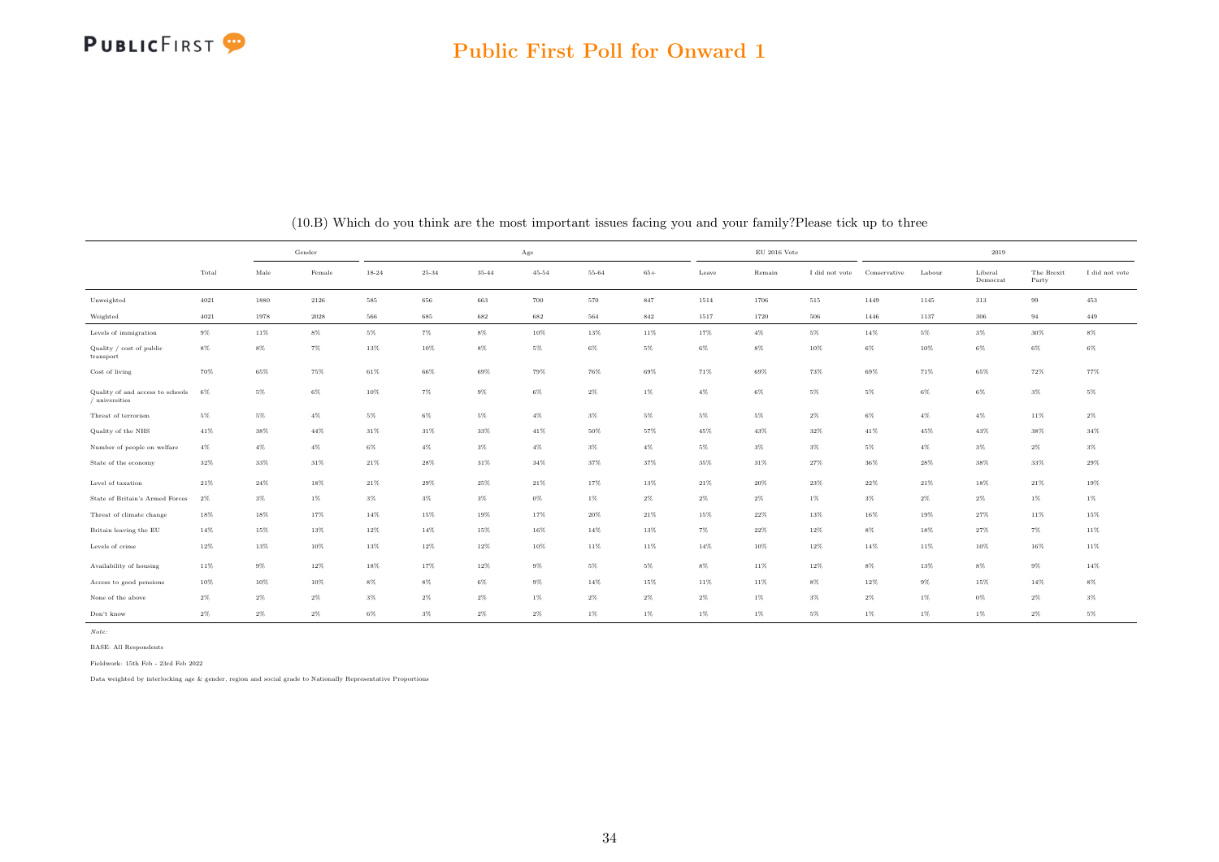## Public First Poll for Onward 1

(10.B) Which do you think are the most important issues facing you and your family?Please tick up to three

| | | Gender | | Age | | | | | | | EU 2016 Vote | | | 2019 | | | | |
|---|---|---|---|---|---|---|---|---|---|---|---|---|---|---|---|---|---|---|
| | Total | Male | Female | 18-24 | 25-34 | 35-44 | 45-54 | 55-64 | 65+ | Leave | Remain | I did not vote | Conservative | Labour | Liberal Democrat | The Brexit Party | I did not vote |
| Unweighted | 4021 | 1880 | 2126 | 585 | 656 | 663 | 700 | 570 | 847 | 1514 | 1706 | 515 | 1449 | 1145 | 313 | 99 | 453 |
| Weighted | 4021 | 1978 | 2028 | 566 | 685 | 682 | 682 | 564 | 842 | 1517 | 1720 | 506 | 1446 | 1137 | 306 | 94 | 449 |
| Levels of immigration | 9% | 11% | 8% | 5% | 7% | 8% | 10% | 13% | 11% | 17% | 4% | 5% | 14% | 5% | 3% | 30% | 8% |
| Quality / cost of public transport | 8% | 8% | 7% | 13% | 10% | 8% | 5% | 6% | 5% | 6% | 8% | 10% | 6% | 10% | 6% | 6% | 6% |
| Cost of living | 70% | 65% | 75% | 61% | 66% | 69% | 79% | 76% | 69% | 71% | 69% | 73% | 69% | 71% | 65% | 72% | 77% |
| Quality of and access to schools / universities | 6% | 5% | 6% | 10% | 7% | 9% | 6% | 2% | 1% | 4% | 6% | 5% | 5% | 6% | 6% | 3% | 5% |
| Threat of terrorism | 5% | 5% | 4% | 5% | 6% | 5% | 4% | 3% | 5% | 5% | 5% | 2% | 6% | 4% | 4% | 11% | 2% |
| Quality of the NHS | 41% | 38% | 44% | 31% | 31% | 33% | 41% | 50% | 57% | 45% | 43% | 32% | 41% | 45% | 43% | 38% | 34% |
| Number of people on welfare | 4% | 4% | 4% | 6% | 4% | 3% | 4% | 3% | 4% | 5% | 3% | 3% | 5% | 4% | 3% | 2% | 3% |
| State of the economy | 32% | 33% | 31% | 21% | 28% | 31% | 34% | 37% | 37% | 35% | 31% | 27% | 36% | 28% | 38% | 33% | 29% |
| Level of taxation | 21% | 24% | 18% | 21% | 29% | 25% | 21% | 17% | 13% | 21% | 20% | 23% | 22% | 21% | 18% | 21% | 19% |
| State of Britain's Armed Forces | 2% | 3% | 1% | 3% | 3% | 3% | 0% | 1% | 2% | 2% | 2% | 1% | 3% | 2% | 2% | 1% | 1% |
| Threat of climate change | 18% | 18% | 17% | 14% | 15% | 19% | 17% | 20% | 21% | 15% | 22% | 13% | 16% | 19% | 27% | 11% | 15% |
| Britain leaving the EU | 14% | 15% | 13% | 12% | 14% | 15% | 16% | 14% | 13% | 7% | 22% | 12% | 8% | 18% | 27% | 7% | 11% |
| Levels of crime | 12% | 13% | 10% | 13% | 12% | 12% | 10% | 11% | 11% | 14% | 10% | 12% | 14% | 11% | 10% | 16% | 11% |
| Availability of housing | 11% | 9% | 12% | 18% | 17% | 12% | 9% | 5% | 5% | 8% | 11% | 12% | 8% | 13% | 8% | 9% | 14% |
| Access to good pensions | 10% | 10% | 10% | 8% | 8% | 6% | 9% | 14% | 15% | 11% | 11% | 8% | 12% | 9% | 15% | 14% | 8% |
| None of the above | 2% | 2% | 2% | 3% | 2% | 2% | 1% | 2% | 2% | 2% | 1% | 3% | 2% | 1% | 0% | 2% | 3% |
| Don't know | 2% | 2% | 2% | 6% | 3% | 2% | 2% | 1% | 1% | 1% | 1% | 5% | 1% | 1% | 1% | 2% | 5% |

*Note:*

BASE: All Respondents

Fieldwork: 15th Feb - 23rd Feb 2022

Data weighted by interlocking age & gender, region and social grade to Nationally Representative Proportions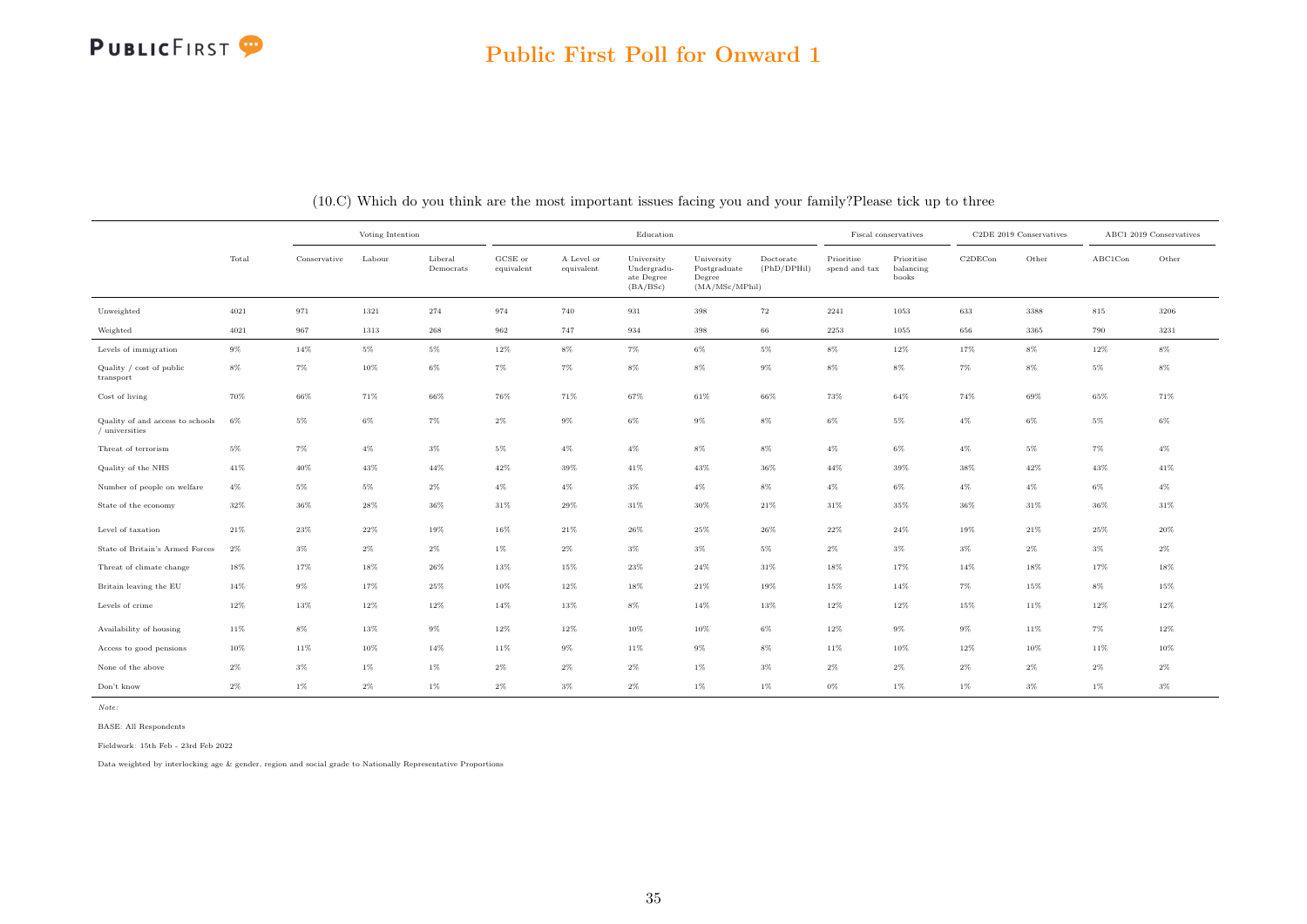## Public First Poll for Onward 1

(10.C) Which do you think are the most important issues facing you and your family?Please tick up to three

| | Total | Voting Intention | | | Education | | | | | Fiscal conservatives | | C2DE 2019 Conservatives | | ABC1 2019 Conservatives | |
|---|---|---|---|---|---|---|---|---|---|---|---|---|---|---|---|
| | | Conservative | Labour | Liberal Democrats | GCSE or equivalent | A Level or equivalent | University Undergraduate Degree (BA/BSc) | University Postgraduate Degree (MA/MSc/MPhil) | Doctorate (PhD/DPHil) | Prioritise spend and tax | Prioritise balancing books | C2DECon | Other | ABC1Con | Other |
| Unweighted | 4021 | 971 | 1321 | 274 | 974 | 740 | 931 | 398 | 72 | 2241 | 1053 | 633 | 3388 | 815 | 3206 |
| Weighted | 4021 | 967 | 1313 | 268 | 962 | 747 | 934 | 398 | 66 | 2253 | 1055 | 656 | 3365 | 790 | 3231 |
| Levels of immigration | 9% | 14% | 5% | 5% | 12% | 8% | 7% | 6% | 5% | 8% | 12% | 17% | 8% | 12% | 8% |
| Quality / cost of public transport | 8% | 7% | 10% | 6% | 7% | 7% | 8% | 8% | 9% | 8% | 8% | 7% | 8% | 5% | 8% |
| Cost of living | 70% | 66% | 71% | 66% | 76% | 71% | 67% | 61% | 66% | 73% | 64% | 74% | 69% | 65% | 71% |
| Quality of and access to schools / universities | 6% | 5% | 6% | 7% | 2% | 9% | 6% | 9% | 8% | 6% | 5% | 4% | 6% | 5% | 6% |
| Threat of terrorism | 5% | 7% | 4% | 3% | 5% | 4% | 4% | 8% | 8% | 4% | 6% | 4% | 5% | 7% | 4% |
| Quality of the NHS | 41% | 40% | 43% | 44% | 42% | 39% | 41% | 43% | 36% | 44% | 39% | 38% | 42% | 43% | 41% |
| Number of people on welfare | 4% | 5% | 5% | 2% | 4% | 4% | 3% | 4% | 8% | 4% | 6% | 4% | 4% | 6% | 4% |
| State of the economy | 32% | 36% | 28% | 36% | 31% | 29% | 31% | 30% | 21% | 31% | 35% | 36% | 31% | 36% | 31% |
| Level of taxation | 21% | 23% | 22% | 19% | 16% | 21% | 26% | 25% | 26% | 22% | 24% | 19% | 21% | 25% | 20% |
| State of Britain's Armed Forces | 2% | 3% | 2% | 2% | 1% | 2% | 3% | 3% | 5% | 2% | 3% | 3% | 2% | 3% | 2% |
| Threat of climate change | 18% | 17% | 18% | 26% | 13% | 15% | 23% | 24% | 31% | 18% | 17% | 14% | 18% | 17% | 18% |
| Britain leaving the EU | 14% | 9% | 17% | 25% | 10% | 12% | 18% | 21% | 19% | 15% | 14% | 7% | 15% | 8% | 15% |
| Levels of crime | 12% | 13% | 12% | 12% | 14% | 13% | 8% | 14% | 13% | 12% | 12% | 15% | 11% | 12% | 12% |
| Availability of housing | 11% | 8% | 13% | 9% | 12% | 12% | 10% | 10% | 6% | 12% | 9% | 9% | 11% | 7% | 12% |
| Access to good pensions | 10% | 11% | 10% | 14% | 11% | 9% | 11% | 9% | 8% | 11% | 10% | 12% | 10% | 11% | 10% |
| None of the above | 2% | 3% | 1% | 1% | 2% | 2% | 2% | 1% | 3% | 2% | 2% | 2% | 2% | 2% | 2% |
| Don't know | 2% | 1% | 2% | 1% | 2% | 3% | 2% | 1% | 1% | 0% | 1% | 1% | 3% | 1% | 3% |

*Note:*

BASE: All Respondents

Fieldwork: 15th Feb - 23rd Feb 2022

Data weighted by interlocking age & gender, region and social grade to Nationally Representative Proportions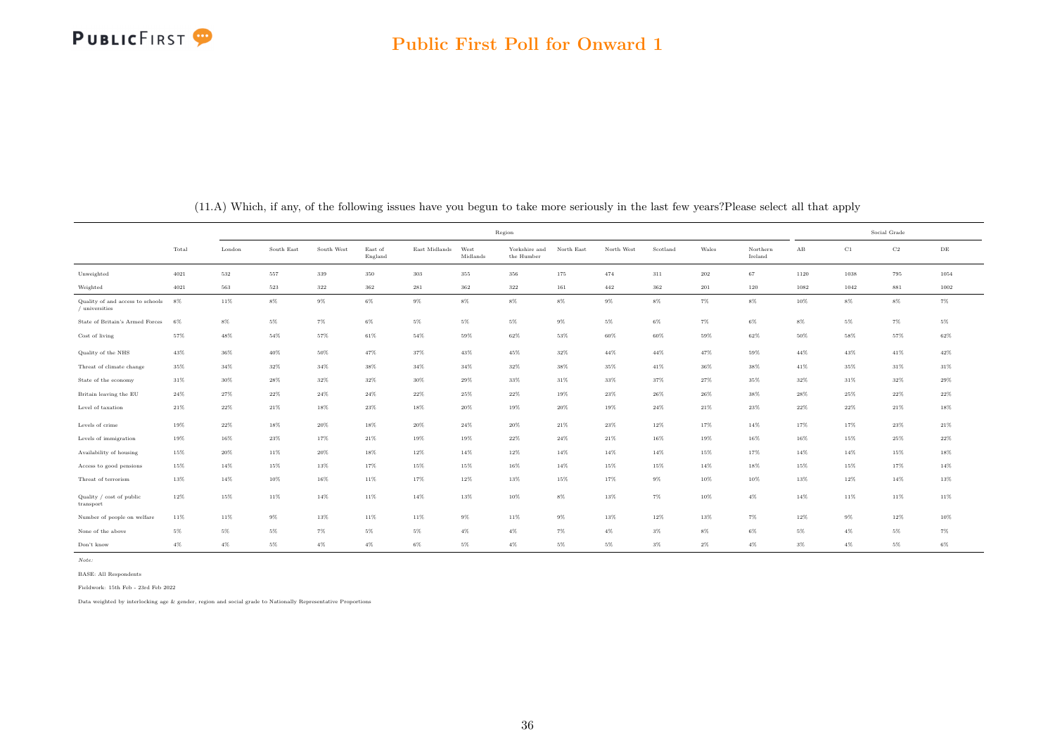## Public First Poll for Onward 1

(11.A) Which, if any, of the following issues have you begun to take more seriously in the last few years?Please select all that apply

| | Total | Region | | | | | | | | | | | | | Social Grade | | | |
|---|---|---|---|---|---|---|---|---|---|---|---|---|---|---|---|---|---|---|
| | | London | South East | South West | East of England | East Midlands | West Midlands | Yorkshire and the Humber | North East | North West | Scotland | Wales | Northern Ireland | AB | C1 | C2 | DE |
| Unweighted | 4021 | 532 | 557 | 339 | 350 | 303 | 355 | 356 | 175 | 474 | 311 | 202 | 67 | 1120 | 1038 | 795 | 1054 |
| Weighted | 4021 | 563 | 523 | 322 | 362 | 281 | 362 | 322 | 161 | 442 | 362 | 201 | 120 | 1082 | 1042 | 881 | 1002 |
| Quality of and access to schools / universities | 8% | 11% | 8% | 9% | 6% | 9% | 8% | 8% | 8% | 9% | 8% | 7% | 8% | 10% | 8% | 8% | 7% |
| State of Britain's Armed Forces | 6% | 8% | 5% | 7% | 6% | 5% | 5% | 5% | 9% | 5% | 6% | 7% | 6% | 8% | 5% | 7% | 5% |
| Cost of living | 57% | 48% | 54% | 57% | 61% | 54% | 59% | 62% | 53% | 60% | 60% | 59% | 62% | 50% | 58% | 57% | 62% |
| Quality of the NHS | 43% | 36% | 40% | 50% | 47% | 37% | 43% | 45% | 32% | 44% | 44% | 47% | 59% | 44% | 43% | 41% | 42% |
| Threat of climate change | 35% | 34% | 32% | 34% | 38% | 34% | 34% | 32% | 38% | 35% | 41% | 36% | 38% | 41% | 35% | 31% | 31% |
| State of the economy | 31% | 30% | 28% | 32% | 32% | 30% | 29% | 33% | 31% | 33% | 37% | 27% | 35% | 32% | 31% | 32% | 29% |
| Britain leaving the EU | 24% | 27% | 22% | 24% | 24% | 22% | 25% | 22% | 19% | 23% | 26% | 26% | 38% | 28% | 25% | 22% | 22% |
| Level of taxation | 21% | 22% | 21% | 18% | 23% | 18% | 20% | 19% | 20% | 19% | 24% | 21% | 23% | 22% | 22% | 21% | 18% |
| Levels of crime | 19% | 22% | 18% | 20% | 18% | 20% | 24% | 20% | 21% | 23% | 12% | 17% | 14% | 17% | 17% | 23% | 21% |
| Levels of immigration | 19% | 16% | 23% | 17% | 21% | 19% | 19% | 22% | 24% | 21% | 16% | 19% | 16% | 16% | 15% | 25% | 22% |
| Availability of housing | 15% | 20% | 11% | 20% | 18% | 12% | 14% | 12% | 14% | 14% | 14% | 15% | 17% | 14% | 14% | 15% | 18% |
| Access to good pensions | 15% | 14% | 15% | 13% | 17% | 15% | 15% | 16% | 14% | 15% | 15% | 14% | 18% | 15% | 15% | 17% | 14% |
| Threat of terrorism | 13% | 14% | 10% | 16% | 11% | 17% | 12% | 13% | 15% | 17% | 9% | 10% | 10% | 13% | 12% | 14% | 13% |
| Quality / cost of public transport | 12% | 15% | 11% | 14% | 11% | 14% | 13% | 10% | 8% | 13% | 7% | 10% | 4% | 14% | 11% | 11% | 11% |
| Number of people on welfare | 11% | 11% | 9% | 13% | 11% | 11% | 9% | 11% | 9% | 13% | 12% | 13% | 7% | 12% | 9% | 12% | 10% |
| None of the above | 5% | 5% | 5% | 7% | 5% | 5% | 4% | 4% | 7% | 4% | 3% | 8% | 6% | 5% | 4% | 5% | 7% |
| Don't know | 4% | 4% | 5% | 4% | 4% | 6% | 5% | 4% | 5% | 5% | 3% | 2% | 4% | 3% | 4% | 5% | 6% |

*Note:*

BASE: All Respondents

Fieldwork: 15th Feb - 23rd Feb 2022

Data weighted by interlocking age & gender, region and social grade to Nationally Representative Proportions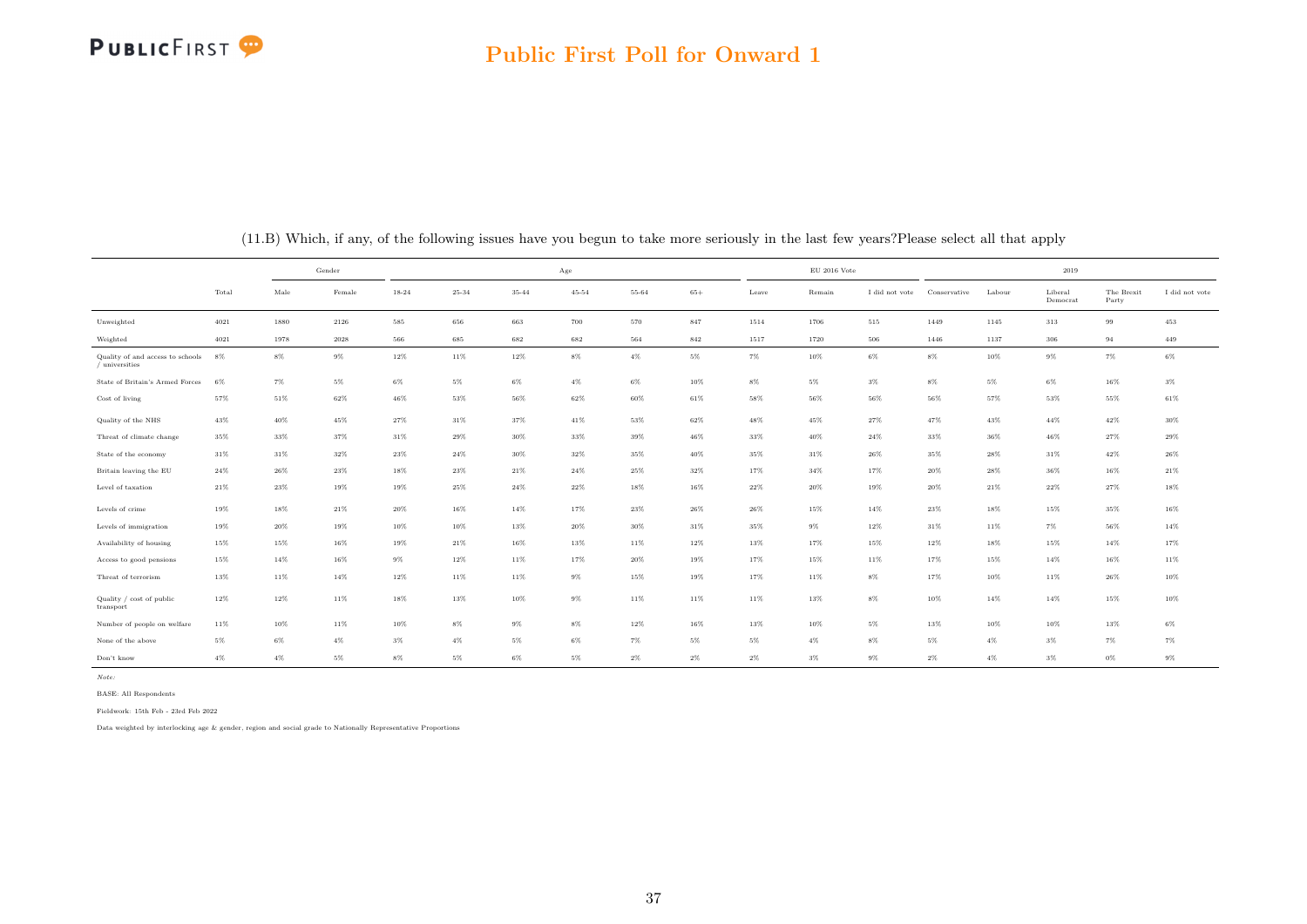## Public First Poll for Onward 1

(11.B) Which, if any, of the following issues have you begun to take more seriously in the last few years?Please select all that apply

| | | Gender | | Age | | | | | | EU 2016 Vote | | | 2019 | | | | |
|---|---|---|---|---|---|---|---|---|---|---|---|---|---|---|---|---|---|
| | Total | Male | Female | 18-24 | 25-34 | 35-44 | 45-54 | 55-64 | 65+ | Leave | Remain | I did not vote | Conservative | Labour | Liberal Democrat | The Brexit Party | I did not vote |
| Unweighted | 4021 | 1880 | 2126 | 585 | 656 | 663 | 700 | 570 | 847 | 1514 | 1706 | 515 | 1449 | 1145 | 313 | 99 | 453 |
| Weighted | 4021 | 1978 | 2028 | 566 | 685 | 682 | 682 | 564 | 842 | 1517 | 1720 | 506 | 1446 | 1137 | 306 | 94 | 449 |
| Quality of and access to schools / universities | 8% | 8% | 9% | 12% | 11% | 12% | 8% | 4% | 5% | 7% | 10% | 6% | 8% | 10% | 9% | 7% | 6% |
| State of Britain's Armed Forces | 6% | 7% | 5% | 6% | 5% | 6% | 4% | 6% | 10% | 8% | 5% | 3% | 8% | 5% | 6% | 16% | 3% |
| Cost of living | 57% | 51% | 62% | 46% | 53% | 56% | 62% | 60% | 61% | 58% | 56% | 56% | 56% | 57% | 53% | 55% | 61% |
| Quality of the NHS | 43% | 40% | 45% | 27% | 31% | 37% | 41% | 53% | 62% | 48% | 45% | 27% | 47% | 43% | 44% | 42% | 30% |
| Threat of climate change | 35% | 33% | 37% | 31% | 29% | 30% | 33% | 39% | 46% | 33% | 40% | 24% | 33% | 36% | 46% | 27% | 29% |
| State of the economy | 31% | 31% | 32% | 23% | 24% | 30% | 32% | 35% | 40% | 35% | 31% | 26% | 35% | 28% | 31% | 42% | 26% |
| Britain leaving the EU | 24% | 26% | 23% | 18% | 23% | 21% | 24% | 25% | 32% | 17% | 34% | 17% | 20% | 28% | 36% | 16% | 21% |
| Level of taxation | 21% | 23% | 19% | 19% | 25% | 24% | 22% | 18% | 16% | 22% | 20% | 19% | 20% | 21% | 22% | 27% | 18% |
| Levels of crime | 19% | 18% | 21% | 20% | 16% | 14% | 17% | 23% | 26% | 26% | 15% | 14% | 23% | 18% | 15% | 35% | 16% |
| Levels of immigration | 19% | 20% | 19% | 10% | 10% | 13% | 20% | 30% | 31% | 35% | 9% | 12% | 31% | 11% | 7% | 56% | 14% |
| Availability of housing | 15% | 15% | 16% | 19% | 21% | 16% | 13% | 11% | 12% | 13% | 17% | 15% | 12% | 18% | 15% | 14% | 17% |
| Access to good pensions | 15% | 14% | 16% | 9% | 12% | 11% | 17% | 20% | 19% | 17% | 15% | 11% | 17% | 15% | 14% | 16% | 11% |
| Threat of terrorism | 13% | 11% | 14% | 12% | 11% | 11% | 9% | 15% | 19% | 17% | 11% | 8% | 17% | 10% | 11% | 26% | 10% |
| Quality / cost of public transport | 12% | 12% | 11% | 18% | 13% | 10% | 9% | 11% | 11% | 11% | 13% | 8% | 10% | 14% | 14% | 15% | 10% |
| Number of people on welfare | 11% | 10% | 11% | 10% | 8% | 9% | 8% | 12% | 16% | 13% | 10% | 5% | 13% | 10% | 10% | 13% | 6% |
| None of the above | 5% | 6% | 4% | 3% | 4% | 5% | 6% | 7% | 5% | 5% | 4% | 8% | 5% | 4% | 3% | 7% | 7% |
| Don't know | 4% | 4% | 5% | 8% | 5% | 6% | 5% | 2% | 2% | 2% | 3% | 9% | 2% | 4% | 3% | 0% | 9% |

*Note:*

BASE: All Respondents

Fieldwork: 15th Feb - 23rd Feb 2022

Data weighted by interlocking age & gender, region and social grade to Nationally Representative Proportions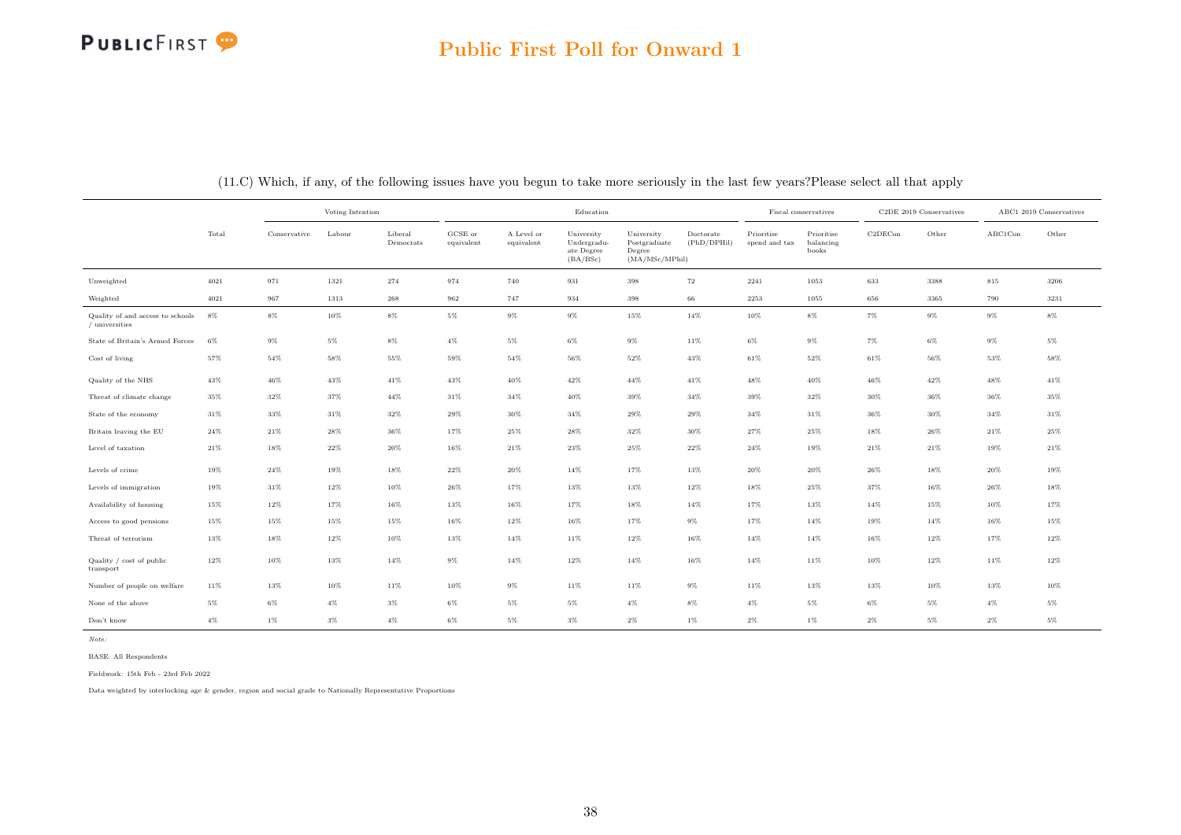# Public First Poll for Onward 1

(11.C) Which, if any, of the following issues have you begun to take more seriously in the last few years?Please select all that apply

| | Total | Voting Intention | | | Education | | | | | Fiscal conservatives | | C2DE 2019 Conservatives | | ABC1 2019 Conservatives | |
|---|---|---|---|---|---|---|---|---|---|---|---|---|---|---|---|
| | | Conservative | Labour | Liberal Democrats | GCSE or equivalent | A Level or equivalent | University Undergraduate Degree (BA/BSc) | University Postgraduate Degree (MA/MSc/MPhil) | Doctorate (PhD/DPHil) | Prioritise spend and tax | Prioritise balancing books | C2DECon | Other | ABC1Con | Other |
| Unweighted | 4021 | 971 | 1321 | 274 | 974 | 740 | 931 | 398 | 72 | 2241 | 1053 | 633 | 3388 | 815 | 3206 |
| Weighted | 4021 | 967 | 1313 | 268 | 962 | 747 | 934 | 398 | 66 | 2253 | 1055 | 656 | 3365 | 790 | 3231 |
| Quality of and access to schools / universities | 8% | 8% | 10% | 8% | 5% | 9% | 9% | 15% | 14% | 10% | 8% | 7% | 9% | 9% | 8% |
| State of Britain's Armed Forces | 6% | 9% | 5% | 8% | 4% | 5% | 6% | 9% | 11% | 6% | 9% | 7% | 6% | 9% | 5% |
| Cost of living | 57% | 54% | 58% | 55% | 59% | 54% | 56% | 52% | 43% | 61% | 52% | 61% | 56% | 53% | 58% |
| Quality of the NHS | 43% | 46% | 43% | 41% | 43% | 40% | 42% | 44% | 41% | 48% | 40% | 46% | 42% | 48% | 41% |
| Threat of climate change | 35% | 32% | 37% | 44% | 31% | 34% | 40% | 39% | 34% | 39% | 32% | 30% | 36% | 36% | 35% |
| State of the economy | 31% | 33% | 31% | 32% | 29% | 30% | 34% | 29% | 29% | 34% | 31% | 36% | 30% | 34% | 31% |
| Britain leaving the EU | 24% | 21% | 28% | 36% | 17% | 25% | 28% | 32% | 30% | 27% | 25% | 18% | 26% | 21% | 25% |
| Level of taxation | 21% | 18% | 22% | 20% | 16% | 21% | 23% | 25% | 22% | 24% | 19% | 21% | 21% | 19% | 21% |
| Levels of crime | 19% | 24% | 19% | 18% | 22% | 20% | 14% | 17% | 13% | 20% | 20% | 26% | 18% | 20% | 19% |
| Levels of immigration | 19% | 31% | 12% | 10% | 26% | 17% | 13% | 13% | 12% | 18% | 25% | 37% | 16% | 26% | 18% |
| Availability of housing | 15% | 12% | 17% | 16% | 13% | 16% | 17% | 18% | 14% | 17% | 13% | 14% | 15% | 10% | 17% |
| Access to good pensions | 15% | 15% | 15% | 15% | 16% | 12% | 16% | 17% | 9% | 17% | 14% | 19% | 14% | 16% | 15% |
| Threat of terrorism | 13% | 18% | 12% | 10% | 13% | 14% | 11% | 12% | 16% | 14% | 14% | 16% | 12% | 17% | 12% |
| Quality / cost of public transport | 12% | 10% | 13% | 14% | 9% | 14% | 12% | 14% | 16% | 14% | 11% | 10% | 12% | 11% | 12% |
| Number of people on welfare | 11% | 13% | 10% | 11% | 10% | 9% | 11% | 11% | 9% | 11% | 13% | 13% | 10% | 13% | 10% |
| None of the above | 5% | 6% | 4% | 3% | 6% | 5% | 5% | 4% | 8% | 4% | 5% | 6% | 5% | 4% | 5% |
| Don't know | 4% | 1% | 3% | 4% | 6% | 5% | 3% | 2% | 1% | 2% | 1% | 2% | 5% | 2% | 5% |

*Note:*

BASE: All Respondents

Fieldwork: 15th Feb - 23rd Feb 2022

Data weighted by interlocking age & gender, region and social grade to Nationally Representative Proportions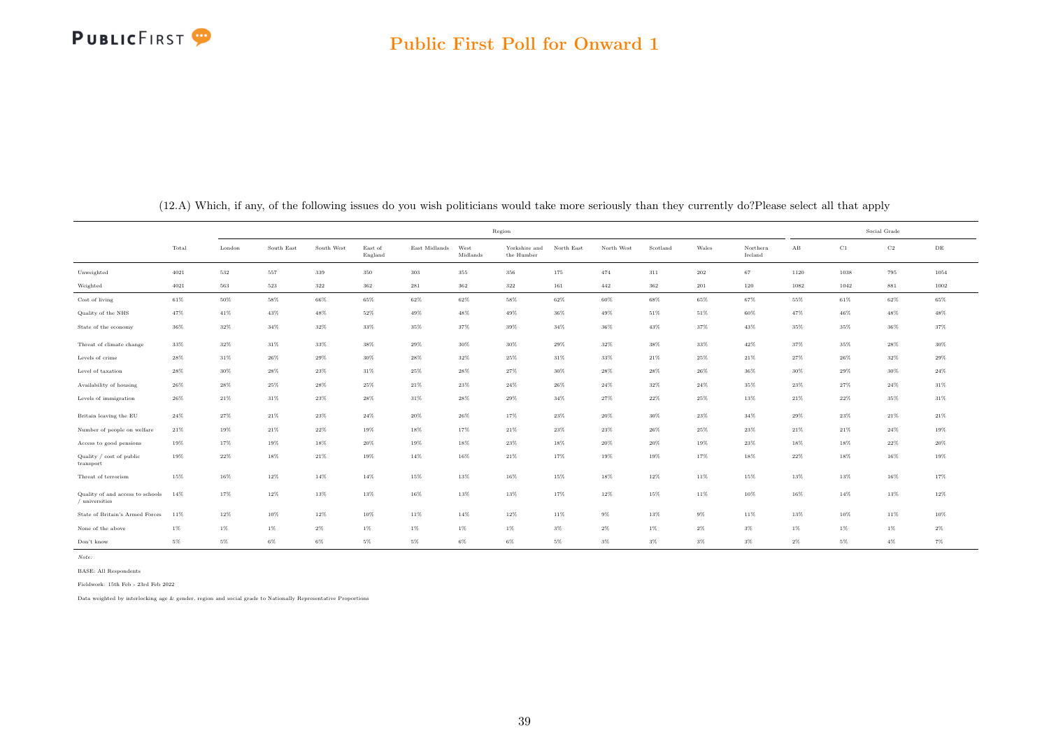## Public First Poll for Onward 1

(12.A) Which, if any, of the following issues do you wish politicians would take more seriously than they currently do?Please select all that apply

| | Total | Region | | | | | | | | | | | | | Social Grade | | | |
|---|---|---|---|---|---|---|---|---|---|---|---|---|---|---|---|---|---|---|
| | | London | South East | South West | East of England | East Midlands | West Midlands | Yorkshire and the Humber | North East | North West | Scotland | Wales | Northern Ireland | AB | C1 | C2 | DE |
| Unweighted | 4021 | 532 | 557 | 339 | 350 | 303 | 355 | 356 | 175 | 474 | 311 | 202 | 67 | 1120 | 1038 | 795 | 1054 |
| Weighted | 4021 | 563 | 523 | 322 | 362 | 281 | 362 | 322 | 161 | 442 | 362 | 201 | 120 | 1082 | 1042 | 881 | 1002 |
| Cost of living | 61% | 50% | 58% | 66% | 65% | 62% | 62% | 58% | 62% | 60% | 68% | 65% | 67% | 55% | 61% | 62% | 65% |
| Quality of the NHS | 47% | 41% | 43% | 48% | 52% | 49% | 48% | 49% | 36% | 49% | 51% | 51% | 60% | 47% | 46% | 48% | 48% |
| State of the economy | 36% | 32% | 34% | 32% | 33% | 35% | 37% | 39% | 34% | 36% | 43% | 37% | 43% | 35% | 35% | 36% | 37% |
| Threat of climate change | 33% | 32% | 31% | 33% | 38% | 29% | 30% | 30% | 29% | 32% | 38% | 33% | 42% | 37% | 35% | 28% | 30% |
| Levels of crime | 28% | 31% | 26% | 29% | 30% | 28% | 32% | 25% | 31% | 33% | 21% | 25% | 21% | 27% | 26% | 32% | 29% |
| Level of taxation | 28% | 30% | 28% | 23% | 31% | 25% | 28% | 27% | 30% | 28% | 28% | 26% | 36% | 30% | 29% | 30% | 24% |
| Availability of housing | 26% | 28% | 25% | 28% | 25% | 21% | 23% | 24% | 26% | 24% | 32% | 24% | 35% | 23% | 27% | 24% | 31% |
| Levels of immigration | 26% | 21% | 31% | 23% | 28% | 31% | 28% | 29% | 34% | 27% | 22% | 25% | 13% | 21% | 22% | 35% | 31% |
| Britain leaving the EU | 24% | 27% | 21% | 23% | 24% | 20% | 26% | 17% | 23% | 20% | 30% | 23% | 34% | 29% | 23% | 21% | 21% |
| Number of people on welfare | 21% | 19% | 21% | 22% | 19% | 18% | 17% | 21% | 23% | 23% | 26% | 25% | 23% | 21% | 21% | 24% | 19% |
| Access to good pensions | 19% | 17% | 19% | 18% | 20% | 19% | 18% | 23% | 18% | 20% | 20% | 19% | 23% | 18% | 18% | 22% | 20% |
| Quality / cost of public transport | 19% | 22% | 18% | 21% | 19% | 14% | 16% | 21% | 17% | 19% | 19% | 17% | 18% | 22% | 18% | 16% | 19% |
| Threat of terrorism | 15% | 16% | 12% | 14% | 14% | 15% | 13% | 16% | 15% | 18% | 12% | 11% | 15% | 13% | 13% | 16% | 17% |
| Quality of and access to schools / universities | 14% | 17% | 12% | 13% | 13% | 16% | 13% | 13% | 17% | 12% | 15% | 11% | 10% | 16% | 14% | 13% | 12% |
| State of Britain's Armed Forces | 11% | 12% | 10% | 12% | 10% | 11% | 14% | 12% | 11% | 9% | 13% | 9% | 11% | 13% | 10% | 11% | 10% |
| None of the above | 1% | 1% | 1% | 2% | 1% | 1% | 1% | 1% | 3% | 2% | 1% | 2% | 3% | 1% | 1% | 1% | 2% |
| Don't know | 5% | 5% | 6% | 6% | 5% | 5% | 6% | 6% | 5% | 3% | 3% | 3% | 3% | 2% | 5% | 4% | 7% |

*Note:*

BASE: All Respondents

Fieldwork: 15th Feb - 23rd Feb 2022

Data weighted by interlocking age & gender, region and social grade to Nationally Representative Proportions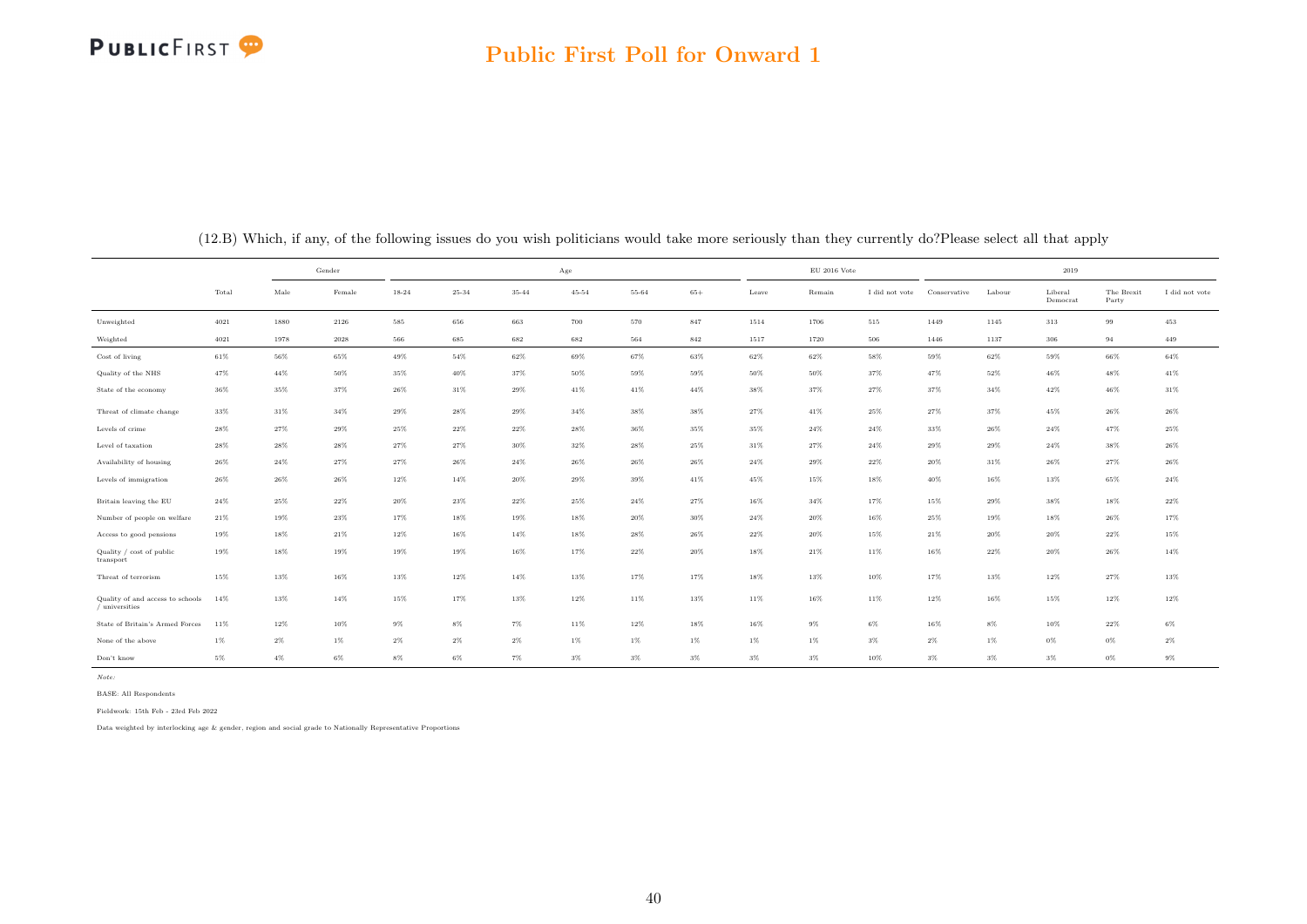# Public First Poll for Onward 1

(12.B) Which, if any, of the following issues do you wish politicians would take more seriously than they currently do?Please select all that apply

| | | Gender | | Age | | | | | | EU 2016 Vote | | | 2019 | | | | |
|---|---|---|---|---|---|---|---|---|---|---|---|---|---|---|---|---|---|
| | Total | Male | Female | 18-24 | 25-34 | 35-44 | 45-54 | 55-64 | 65+ | Leave | Remain | I did not vote | Conservative | Labour | Liberal Democrat | The Brexit Party | I did not vote |
| Unweighted | 4021 | 1880 | 2126 | 585 | 656 | 663 | 700 | 570 | 847 | 1514 | 1706 | 515 | 1449 | 1145 | 313 | 99 | 453 |
| Weighted | 4021 | 1978 | 2028 | 566 | 685 | 682 | 682 | 564 | 842 | 1517 | 1720 | 506 | 1446 | 1137 | 306 | 94 | 449 |
| Cost of living | 61% | 56% | 65% | 49% | 54% | 62% | 69% | 67% | 63% | 62% | 62% | 58% | 59% | 62% | 59% | 66% | 64% |
| Quality of the NHS | 47% | 44% | 50% | 35% | 40% | 37% | 50% | 59% | 59% | 50% | 50% | 37% | 47% | 52% | 46% | 48% | 41% |
| State of the economy | 36% | 35% | 37% | 26% | 31% | 29% | 41% | 41% | 44% | 38% | 37% | 27% | 37% | 34% | 42% | 46% | 31% |
| Threat of climate change | 33% | 31% | 34% | 29% | 28% | 29% | 34% | 38% | 38% | 27% | 41% | 25% | 27% | 37% | 45% | 26% | 26% |
| Levels of crime | 28% | 27% | 29% | 25% | 22% | 22% | 28% | 36% | 35% | 35% | 24% | 24% | 33% | 26% | 24% | 47% | 25% |
| Level of taxation | 28% | 28% | 28% | 27% | 27% | 30% | 32% | 28% | 25% | 31% | 27% | 24% | 29% | 29% | 24% | 38% | 26% |
| Availability of housing | 26% | 24% | 27% | 27% | 26% | 24% | 26% | 26% | 26% | 24% | 29% | 22% | 20% | 31% | 26% | 27% | 26% |
| Levels of immigration | 26% | 26% | 26% | 12% | 14% | 20% | 29% | 39% | 41% | 45% | 15% | 18% | 40% | 16% | 13% | 65% | 24% |
| Britain leaving the EU | 24% | 25% | 22% | 20% | 23% | 22% | 25% | 24% | 27% | 16% | 34% | 17% | 15% | 29% | 38% | 18% | 22% |
| Number of people on welfare | 21% | 19% | 23% | 17% | 18% | 19% | 18% | 20% | 30% | 24% | 20% | 16% | 25% | 19% | 18% | 26% | 17% |
| Access to good pensions | 19% | 18% | 21% | 12% | 16% | 14% | 18% | 28% | 26% | 22% | 20% | 15% | 21% | 20% | 20% | 22% | 15% |
| Quality / cost of public transport | 19% | 18% | 19% | 19% | 19% | 16% | 17% | 22% | 20% | 18% | 21% | 11% | 16% | 22% | 20% | 26% | 14% |
| Threat of terrorism | 15% | 13% | 16% | 13% | 12% | 14% | 13% | 17% | 17% | 18% | 13% | 10% | 17% | 13% | 12% | 27% | 13% |
| Quality of and access to schools / universities | 14% | 13% | 14% | 15% | 17% | 13% | 12% | 11% | 13% | 11% | 16% | 11% | 12% | 16% | 15% | 12% | 12% |
| State of Britain's Armed Forces | 11% | 12% | 10% | 9% | 8% | 7% | 11% | 12% | 18% | 16% | 9% | 6% | 16% | 8% | 10% | 22% | 6% |
| None of the above | 1% | 2% | 1% | 2% | 2% | 2% | 1% | 1% | 1% | 1% | 1% | 3% | 2% | 1% | 0% | 0% | 2% |
| Don't know | 5% | 4% | 6% | 8% | 6% | 7% | 3% | 3% | 3% | 3% | 3% | 10% | 3% | 3% | 3% | 0% | 9% |

*Note:*

BASE: All Respondents

Fieldwork: 15th Feb - 23rd Feb 2022

Data weighted by interlocking age & gender, region and social grade to Nationally Representative Proportions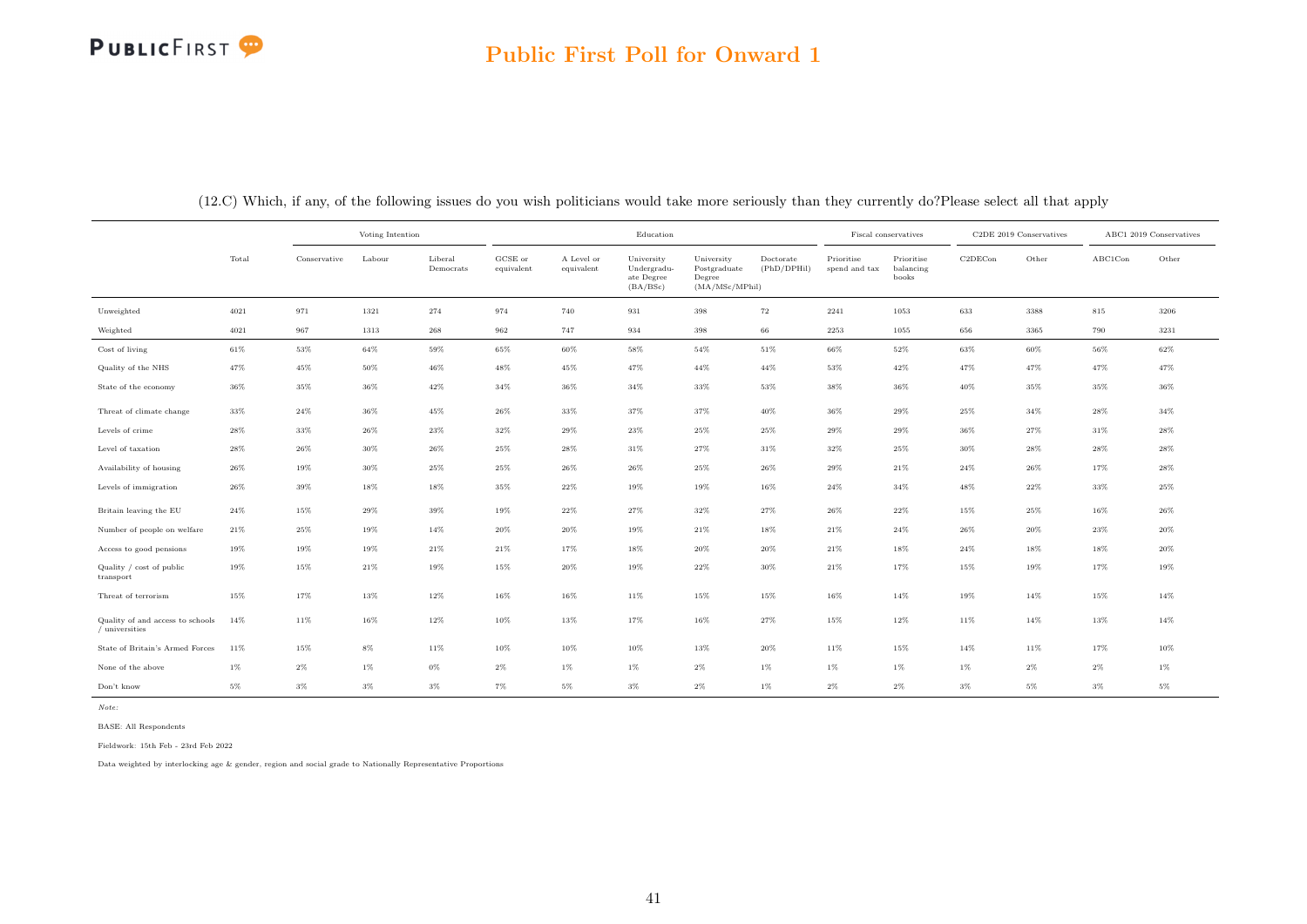## Public First Poll for Onward 1

(12.C) Which, if any, of the following issues do you wish politicians would take more seriously than they currently do?Please select all that apply

| | Total | Voting Intention | | | Education | | | | | Fiscal conservatives | | C2DE 2019 Conservatives | | ABC1 2019 Conservatives | |
|---|---|---|---|---|---|---|---|---|---|---|---|---|---|---|---|
| | | Conservative | Labour | Liberal Democrats | GCSE or equivalent | A Level or equivalent | University Undergraduate Degree (BA/BSc) | University Postgraduate Degree (MA/MSc/MPhil) | Doctorate (PhD/DPHil) | Prioritise spend and tax | Prioritise balancing books | C2DECon | Other | ABC1Con | Other |
| Unweighted | 4021 | 971 | 1321 | 274 | 974 | 740 | 931 | 398 | 72 | 2241 | 1053 | 633 | 3388 | 815 | 3206 |
| Weighted | 4021 | 967 | 1313 | 268 | 962 | 747 | 934 | 398 | 66 | 2253 | 1055 | 656 | 3365 | 790 | 3231 |
| Cost of living | 61% | 53% | 64% | 59% | 65% | 60% | 58% | 54% | 51% | 66% | 52% | 63% | 60% | 56% | 62% |
| Quality of the NHS | 47% | 45% | 50% | 46% | 48% | 45% | 47% | 44% | 44% | 53% | 42% | 47% | 47% | 47% | 47% |
| State of the economy | 36% | 35% | 36% | 42% | 34% | 36% | 34% | 33% | 53% | 38% | 36% | 40% | 35% | 35% | 36% |
| Threat of climate change | 33% | 24% | 36% | 45% | 26% | 33% | 37% | 37% | 40% | 36% | 29% | 25% | 34% | 28% | 34% |
| Levels of crime | 28% | 33% | 26% | 23% | 32% | 29% | 23% | 25% | 25% | 29% | 29% | 36% | 27% | 31% | 28% |
| Level of taxation | 28% | 26% | 30% | 26% | 25% | 28% | 31% | 27% | 31% | 32% | 25% | 30% | 28% | 28% | 28% |
| Availability of housing | 26% | 19% | 30% | 25% | 25% | 26% | 26% | 25% | 26% | 29% | 21% | 24% | 26% | 17% | 28% |
| Levels of immigration | 26% | 39% | 18% | 18% | 35% | 22% | 19% | 19% | 16% | 24% | 34% | 48% | 22% | 33% | 25% |
| Britain leaving the EU | 24% | 15% | 29% | 39% | 19% | 22% | 27% | 32% | 27% | 26% | 22% | 15% | 25% | 16% | 26% |
| Number of people on welfare | 21% | 25% | 19% | 14% | 20% | 20% | 19% | 21% | 18% | 21% | 24% | 26% | 20% | 23% | 20% |
| Access to good pensions | 19% | 19% | 19% | 21% | 21% | 17% | 18% | 20% | 20% | 21% | 18% | 24% | 18% | 18% | 20% |
| Quality / cost of public transport | 19% | 15% | 21% | 19% | 15% | 20% | 19% | 22% | 30% | 21% | 17% | 15% | 19% | 17% | 19% |
| Threat of terrorism | 15% | 17% | 13% | 12% | 16% | 16% | 11% | 15% | 15% | 16% | 14% | 19% | 14% | 15% | 14% |
| Quality of and access to schools / universities | 14% | 11% | 16% | 12% | 10% | 13% | 17% | 16% | 27% | 15% | 12% | 11% | 14% | 13% | 14% |
| State of Britain's Armed Forces | 11% | 15% | 8% | 11% | 10% | 10% | 10% | 13% | 20% | 11% | 15% | 14% | 11% | 17% | 10% |
| None of the above | 1% | 2% | 1% | 0% | 2% | 1% | 1% | 2% | 1% | 1% | 1% | 1% | 2% | 2% | 1% |
| Don't know | 5% | 3% | 3% | 3% | 7% | 5% | 3% | 2% | 1% | 2% | 2% | 3% | 5% | 3% | 5% |

*Note:*

BASE: All Respondents

Fieldwork: 15th Feb - 23rd Feb 2022

Data weighted by interlocking age & gender, region and social grade to Nationally Representative Proportions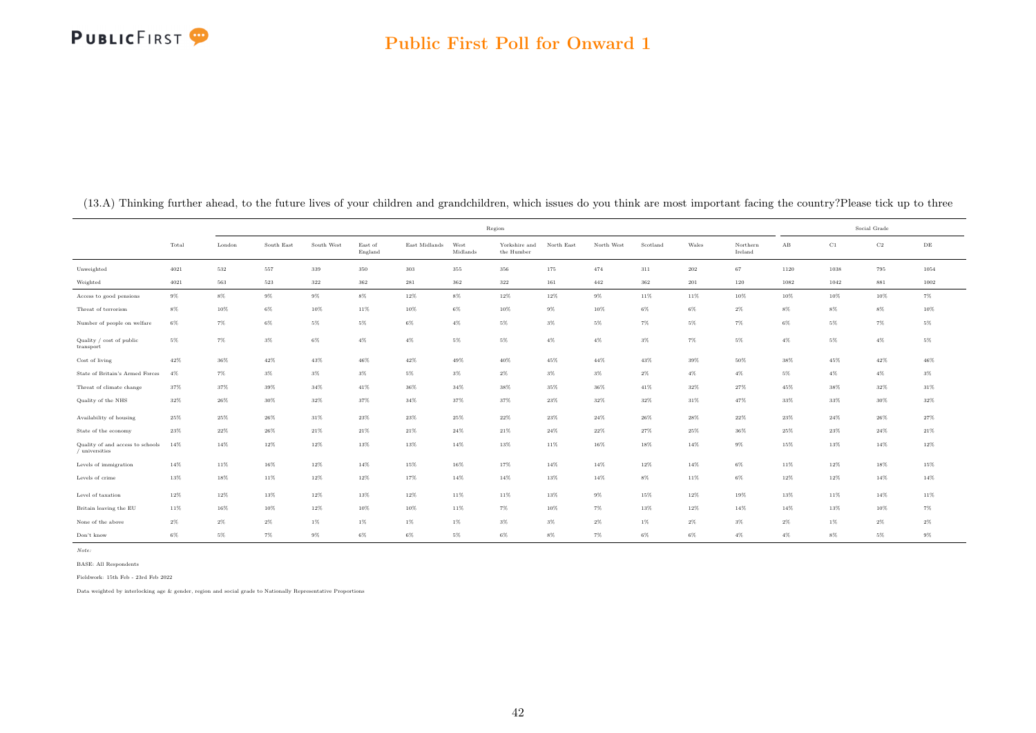## Public First Poll for Onward 1

(13.A) Thinking further ahead, to the future lives of your children and grandchildren, which issues do you think are most important facing the country?Please tick up to three

| | Total | Region | | | | | | | | | | | | Social Grade | | | |
|---|---|---|---|---|---|---|---|---|---|---|---|---|---|---|---|---|---|
| | | London | South East | South West | East of England | East Midlands | West Midlands | Yorkshire and the Humber | North East | North West | Scotland | Wales | Northern Ireland | AB | C1 | C2 | DE |
| Unweighted | 4021 | 532 | 557 | 339 | 350 | 303 | 355 | 356 | 175 | 474 | 311 | 202 | 67 | 1120 | 1038 | 795 | 1054 |
| Weighted | 4021 | 563 | 523 | 322 | 362 | 281 | 362 | 322 | 161 | 442 | 362 | 201 | 120 | 1082 | 1042 | 881 | 1002 |
| Access to good pensions | 9% | 8% | 9% | 9% | 8% | 12% | 8% | 12% | 12% | 9% | 11% | 11% | 10% | 10% | 10% | 10% | 7% |
| Threat of terrorism | 8% | 10% | 6% | 10% | 11% | 10% | 6% | 10% | 9% | 10% | 6% | 6% | 2% | 8% | 8% | 8% | 10% |
| Number of people on welfare | 6% | 7% | 6% | 5% | 5% | 6% | 4% | 5% | 3% | 5% | 7% | 5% | 7% | 6% | 5% | 7% | 5% |
| Quality / cost of public transport | 5% | 7% | 3% | 6% | 4% | 4% | 5% | 5% | 4% | 4% | 3% | 7% | 5% | 4% | 5% | 4% | 5% |
| Cost of living | 42% | 36% | 42% | 43% | 46% | 42% | 49% | 40% | 45% | 44% | 43% | 39% | 50% | 38% | 45% | 42% | 46% |
| State of Britain's Armed Forces | 4% | 7% | 3% | 3% | 3% | 5% | 3% | 2% | 3% | 3% | 2% | 4% | 4% | 5% | 4% | 4% | 3% |
| Threat of climate change | 37% | 37% | 39% | 34% | 41% | 36% | 34% | 38% | 35% | 36% | 41% | 32% | 27% | 45% | 38% | 32% | 31% |
| Quality of the NHS | 32% | 26% | 30% | 32% | 37% | 34% | 37% | 37% | 23% | 32% | 32% | 31% | 47% | 33% | 33% | 30% | 32% |
| Availability of housing | 25% | 25% | 26% | 31% | 23% | 23% | 25% | 22% | 23% | 24% | 26% | 28% | 22% | 23% | 24% | 26% | 27% |
| State of the economy | 23% | 22% | 26% | 21% | 21% | 21% | 24% | 21% | 24% | 22% | 27% | 25% | 36% | 25% | 23% | 24% | 21% |
| Quality of and access to schools / universities | 14% | 14% | 12% | 12% | 13% | 13% | 14% | 13% | 11% | 16% | 18% | 14% | 9% | 15% | 13% | 14% | 12% |
| Levels of immigration | 14% | 11% | 16% | 12% | 14% | 15% | 16% | 17% | 14% | 14% | 12% | 14% | 6% | 11% | 12% | 18% | 15% |
| Levels of crime | 13% | 18% | 11% | 12% | 12% | 17% | 14% | 14% | 13% | 14% | 8% | 11% | 6% | 12% | 12% | 14% | 14% |
| Level of taxation | 12% | 12% | 13% | 12% | 13% | 12% | 11% | 11% | 13% | 9% | 15% | 12% | 19% | 13% | 11% | 14% | 11% |
| Britain leaving the EU | 11% | 16% | 10% | 12% | 10% | 10% | 11% | 7% | 10% | 7% | 13% | 12% | 14% | 14% | 13% | 10% | 7% |
| None of the above | 2% | 2% | 2% | 1% | 1% | 1% | 1% | 3% | 3% | 2% | 1% | 2% | 3% | 2% | 1% | 2% | 2% |
| Don't know | 6% | 5% | 7% | 9% | 6% | 6% | 5% | 6% | 8% | 7% | 6% | 6% | 4% | 4% | 8% | 5% | 9% |

*Note:*

BASE: All Respondents

Fieldwork: 15th Feb - 23rd Feb 2022

Data weighted by interlocking age & gender, region and social grade to Nationally Representative Proportions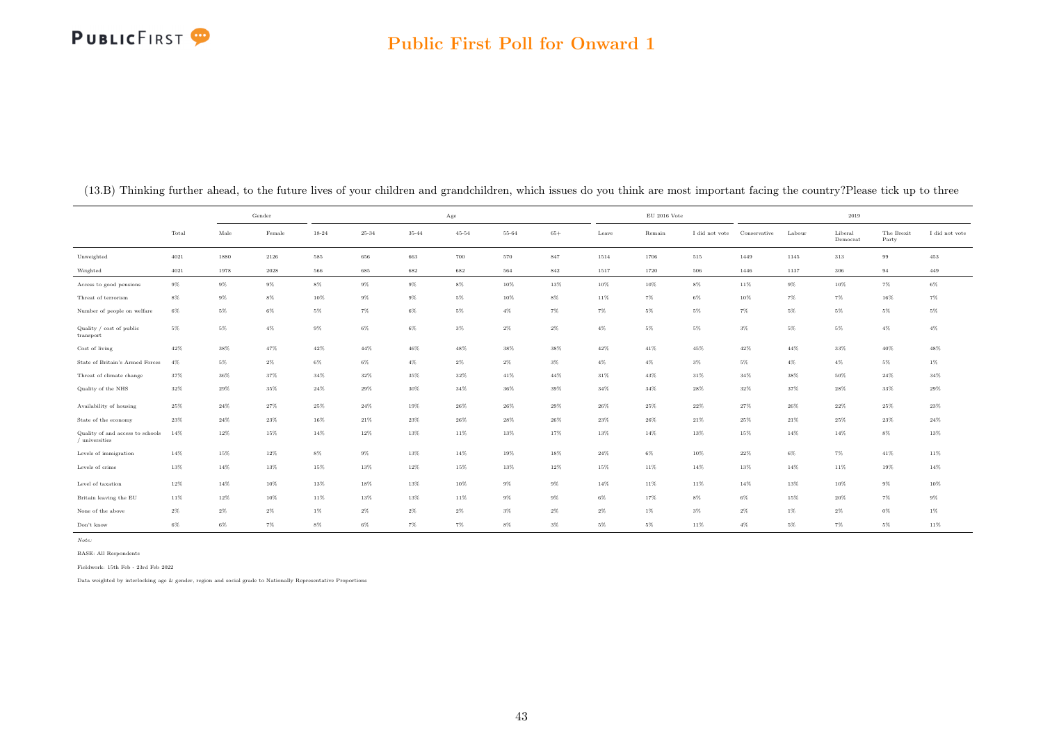## Public First Poll for Onward 1

(13.B) Thinking further ahead, to the future lives of your children and grandchildren, which issues do you think are most important facing the country?Please tick up to three

| | | Gender | | Age | | | | | | EU 2016 Vote | | | 2019 | | | | |
|---|---|---|---|---|---|---|---|---|---|---|---|---|---|---|---|---|---|
| | Total | Male | Female | 18-24 | 25-34 | 35-44 | 45-54 | 55-64 | 65+ | Leave | Remain | I did not vote | Conservative | Labour | Liberal Democrat | The Brexit Party | I did not vote |
| Unweighted | 4021 | 1880 | 2126 | 585 | 656 | 663 | 700 | 570 | 847 | 1514 | 1706 | 515 | 1449 | 1145 | 313 | 99 | 453 |
| Weighted | 4021 | 1978 | 2028 | 566 | 685 | 682 | 682 | 564 | 842 | 1517 | 1720 | 506 | 1446 | 1137 | 306 | 94 | 449 |
| Access to good pensions | 9% | 9% | 9% | 8% | 9% | 9% | 8% | 10% | 13% | 10% | 10% | 8% | 11% | 9% | 10% | 7% | 6% |
| Threat of terrorism | 8% | 9% | 8% | 10% | 9% | 9% | 5% | 10% | 8% | 11% | 7% | 6% | 10% | 7% | 7% | 16% | 7% |
| Number of people on welfare | 6% | 5% | 6% | 5% | 7% | 6% | 5% | 4% | 7% | 7% | 5% | 5% | 7% | 5% | 5% | 5% | 5% |
| Quality / cost of public transport | 5% | 5% | 4% | 9% | 6% | 6% | 3% | 2% | 2% | 4% | 5% | 5% | 3% | 5% | 5% | 4% | 4% |
| Cost of living | 42% | 38% | 47% | 42% | 44% | 46% | 48% | 38% | 38% | 42% | 41% | 45% | 42% | 44% | 33% | 40% | 48% |
| State of Britain's Armed Forces | 4% | 5% | 2% | 6% | 6% | 4% | 2% | 2% | 3% | 4% | 4% | 3% | 5% | 4% | 4% | 5% | 1% |
| Threat of climate change | 37% | 36% | 37% | 34% | 32% | 35% | 32% | 41% | 44% | 31% | 43% | 31% | 34% | 38% | 50% | 24% | 34% |
| Quality of the NHS | 32% | 29% | 35% | 24% | 29% | 30% | 34% | 36% | 39% | 34% | 34% | 28% | 32% | 37% | 28% | 33% | 29% |
| Availability of housing | 25% | 24% | 27% | 25% | 24% | 19% | 26% | 26% | 29% | 26% | 25% | 22% | 27% | 26% | 22% | 25% | 23% |
| State of the economy | 23% | 24% | 23% | 16% | 21% | 23% | 26% | 28% | 26% | 23% | 26% | 21% | 25% | 21% | 25% | 23% | 24% |
| Quality of and access to schools / universities | 14% | 12% | 15% | 14% | 12% | 13% | 11% | 13% | 17% | 13% | 14% | 13% | 15% | 14% | 14% | 8% | 13% |
| Levels of immigration | 14% | 15% | 12% | 8% | 9% | 13% | 14% | 19% | 18% | 24% | 6% | 10% | 22% | 6% | 7% | 41% | 11% |
| Levels of crime | 13% | 14% | 13% | 15% | 13% | 12% | 15% | 13% | 12% | 15% | 11% | 14% | 13% | 14% | 11% | 19% | 14% |
| Level of taxation | 12% | 14% | 10% | 13% | 18% | 13% | 10% | 9% | 9% | 14% | 11% | 11% | 14% | 13% | 10% | 9% | 10% |
| Britain leaving the EU | 11% | 12% | 10% | 11% | 13% | 13% | 11% | 9% | 9% | 6% | 17% | 8% | 6% | 15% | 20% | 7% | 9% |
| None of the above | 2% | 2% | 2% | 1% | 2% | 2% | 2% | 3% | 2% | 2% | 1% | 3% | 2% | 1% | 2% | 0% | 1% |
| Don't know | 6% | 6% | 7% | 8% | 6% | 7% | 7% | 8% | 3% | 5% | 5% | 11% | 4% | 5% | 7% | 5% | 11% |

*Note:*

BASE: All Respondents

Fieldwork: 15th Feb - 23rd Feb 2022

Data weighted by interlocking age & gender, region and social grade to Nationally Representative Proportions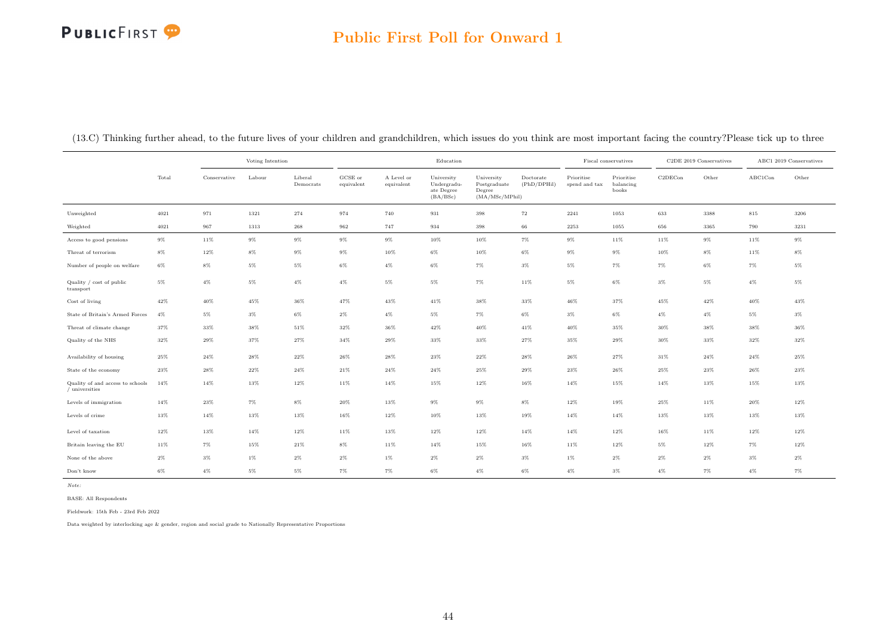## Public First Poll for Onward 1

(13.C) Thinking further ahead, to the future lives of your children and grandchildren, which issues do you think are most important facing the country?Please tick up to three

| | Total | Voting Intention | | | Education | | | | | Fiscal conservatives | | C2DE 2019 Conservatives | | ABC1 2019 Conservatives | |
|---|---|---|---|---|---|---|---|---|---|---|---|---|---|---|---|
| | | Conservative | Labour | Liberal Democrats | GCSE or equivalent | A Level or equivalent | University Undergraduate Degree (BA/BSc) | University Postgraduate Degree (MA/MSc/MPhil) | Doctorate (PhD/DPHil) | Prioritise spend and tax | Prioritise balancing books | C2DECon | Other | ABC1Con | Other |
| Unweighted | 4021 | 971 | 1321 | 274 | 974 | 740 | 931 | 398 | 72 | 2241 | 1053 | 633 | 3388 | 815 | 3206 |
| Weighted | 4021 | 967 | 1313 | 268 | 962 | 747 | 934 | 398 | 66 | 2253 | 1055 | 656 | 3365 | 790 | 3231 |
| Access to good pensions | 9% | 11% | 9% | 9% | 9% | 9% | 10% | 10% | 7% | 9% | 11% | 11% | 9% | 11% | 9% |
| Threat of terrorism | 8% | 12% | 8% | 9% | 9% | 10% | 6% | 10% | 6% | 9% | 9% | 10% | 8% | 11% | 8% |
| Number of people on welfare | 6% | 8% | 5% | 5% | 6% | 4% | 6% | 7% | 3% | 5% | 7% | 7% | 6% | 7% | 5% |
| Quality / cost of public transport | 5% | 4% | 5% | 4% | 4% | 5% | 5% | 7% | 11% | 5% | 6% | 3% | 5% | 4% | 5% |
| Cost of living | 42% | 40% | 45% | 36% | 47% | 43% | 41% | 38% | 33% | 46% | 37% | 45% | 42% | 40% | 43% |
| State of Britain's Armed Forces | 4% | 5% | 3% | 6% | 2% | 4% | 5% | 7% | 6% | 3% | 6% | 4% | 4% | 5% | 3% |
| Threat of climate change | 37% | 33% | 38% | 51% | 32% | 36% | 42% | 40% | 41% | 40% | 35% | 30% | 38% | 38% | 36% |
| Quality of the NHS | 32% | 29% | 37% | 27% | 34% | 29% | 33% | 33% | 27% | 35% | 29% | 30% | 33% | 32% | 32% |
| Availability of housing | 25% | 24% | 28% | 22% | 26% | 28% | 23% | 22% | 28% | 26% | 27% | 31% | 24% | 24% | 25% |
| State of the economy | 23% | 28% | 22% | 24% | 21% | 24% | 24% | 25% | 29% | 23% | 26% | 25% | 23% | 26% | 23% |
| Quality of and access to schools / universities | 14% | 14% | 13% | 12% | 11% | 14% | 15% | 12% | 16% | 14% | 15% | 14% | 13% | 15% | 13% |
| Levels of immigration | 14% | 23% | 7% | 8% | 20% | 13% | 9% | 9% | 8% | 12% | 19% | 25% | 11% | 20% | 12% |
| Levels of crime | 13% | 14% | 13% | 13% | 16% | 12% | 10% | 13% | 19% | 14% | 14% | 13% | 13% | 13% | 13% |
| Level of taxation | 12% | 13% | 14% | 12% | 11% | 13% | 12% | 12% | 14% | 14% | 12% | 16% | 11% | 12% | 12% |
| Britain leaving the EU | 11% | 7% | 15% | 21% | 8% | 11% | 14% | 15% | 16% | 11% | 12% | 5% | 12% | 7% | 12% |
| None of the above | 2% | 3% | 1% | 2% | 2% | 1% | 2% | 2% | 3% | 1% | 2% | 2% | 2% | 3% | 2% |
| Don't know | 6% | 4% | 5% | 5% | 7% | 7% | 6% | 4% | 6% | 4% | 3% | 4% | 7% | 4% | 7% |

*Note:*

BASE: All Respondents

Fieldwork: 15th Feb - 23rd Feb 2022

Data weighted by interlocking age & gender, region and social grade to Nationally Representative Proportions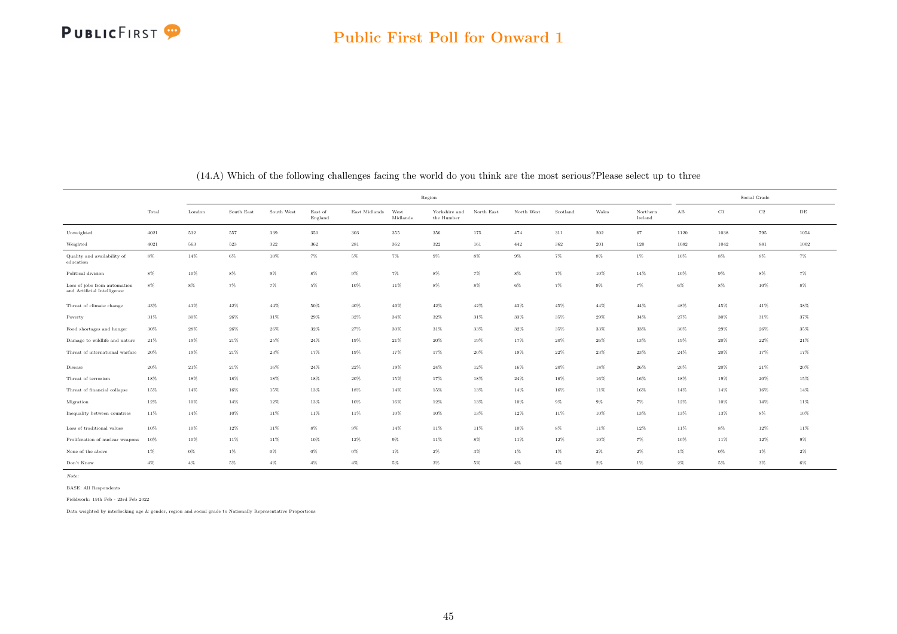# Public First Poll for Onward 1

## (14.A) Which of the following challenges facing the world do you think are the most serious?Please select up to three

| | | Region | | | | | | | | | | | | | Social Grade | | | |
|---|---|---|---|---|---|---|---|---|---|---|---|---|---|---|---|---|---|---|
| | Total | London | South East | South West | East of England | East Midlands | West Midlands | Yorkshire and the Humber | North East | North West | Scotland | Wales | Northern Ireland | AB | C1 | C2 | DE |
| Unweighted | 4021 | 532 | 557 | 339 | 350 | 303 | 355 | 356 | 175 | 474 | 311 | 202 | 67 | 1120 | 1038 | 795 | 1054 |
| Weighted | 4021 | 563 | 523 | 322 | 362 | 281 | 362 | 322 | 161 | 442 | 362 | 201 | 120 | 1082 | 1042 | 881 | 1002 |
| Quality and availability of education | 8% | 14% | 6% | 10% | 7% | 5% | 7% | 9% | 8% | 9% | 7% | 8% | 1% | 10% | 8% | 8% | 7% |
| Political division | 8% | 10% | 8% | 9% | 8% | 9% | 7% | 8% | 7% | 8% | 7% | 10% | 14% | 10% | 9% | 8% | 7% |
| Loss of jobs from automation and Artificial Intelligence | 8% | 8% | 7% | 7% | 5% | 10% | 11% | 8% | 8% | 6% | 7% | 9% | 7% | 6% | 8% | 10% | 8% |
| Threat of climate change | 43% | 41% | 42% | 44% | 50% | 40% | 40% | 42% | 42% | 43% | 45% | 44% | 44% | 48% | 45% | 41% | 38% |
| Poverty | 31% | 30% | 26% | 31% | 29% | 32% | 34% | 32% | 31% | 33% | 35% | 29% | 34% | 27% | 30% | 31% | 37% |
| Food shortages and hunger | 30% | 28% | 26% | 26% | 32% | 27% | 30% | 31% | 33% | 32% | 35% | 33% | 33% | 30% | 29% | 26% | 35% |
| Damage to wildlife and nature | 21% | 19% | 21% | 25% | 24% | 19% | 21% | 20% | 19% | 17% | 20% | 26% | 13% | 19% | 20% | 22% | 21% |
| Threat of international warfare | 20% | 19% | 21% | 23% | 17% | 19% | 17% | 17% | 20% | 19% | 22% | 23% | 23% | 24% | 20% | 17% | 17% |
| Disease | 20% | 21% | 21% | 16% | 24% | 22% | 19% | 24% | 12% | 16% | 20% | 18% | 26% | 20% | 20% | 21% | 20% |
| Threat of terrorism | 18% | 18% | 18% | 18% | 18% | 20% | 15% | 17% | 18% | 24% | 16% | 16% | 16% | 18% | 19% | 20% | 15% |
| Threat of financial collapse | 15% | 14% | 16% | 15% | 13% | 18% | 14% | 15% | 13% | 14% | 16% | 11% | 16% | 14% | 14% | 16% | 14% |
| Migration | 12% | 10% | 14% | 12% | 13% | 10% | 16% | 12% | 13% | 10% | 9% | 9% | 7% | 12% | 10% | 14% | 11% |
| Inequality between countries | 11% | 14% | 10% | 11% | 11% | 11% | 10% | 10% | 13% | 12% | 11% | 10% | 13% | 13% | 13% | 8% | 10% |
| Loss of traditional values | 10% | 10% | 12% | 11% | 8% | 9% | 14% | 11% | 11% | 10% | 8% | 11% | 12% | 11% | 8% | 12% | 11% |
| Proliferation of nuclear weapons | 10% | 10% | 11% | 11% | 10% | 12% | 9% | 11% | 8% | 11% | 12% | 10% | 7% | 10% | 11% | 12% | 9% |
| None of the above | 1% | 0% | 1% | 0% | 0% | 0% | 1% | 2% | 3% | 1% | 1% | 2% | 2% | 1% | 0% | 1% | 2% |
| Don't Know | 4% | 4% | 5% | 4% | 4% | 4% | 5% | 3% | 5% | 4% | 4% | 2% | 1% | 2% | 5% | 3% | 6% |

*Note:*

BASE: All Respondents

Fieldwork: 15th Feb - 23rd Feb 2022

Data weighted by interlocking age & gender, region and social grade to Nationally Representative Proportions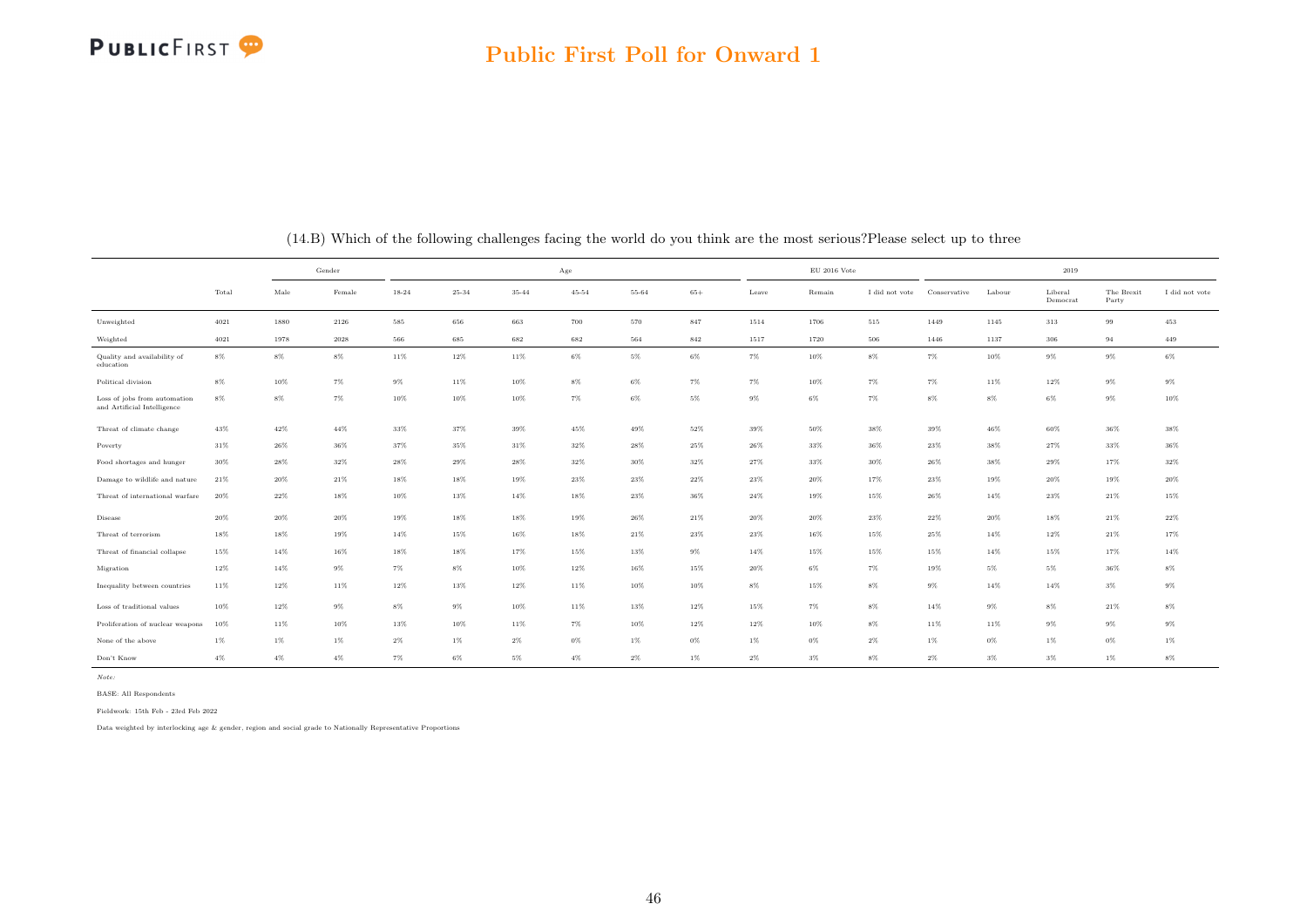## Public First Poll for Onward 1

(14.B) Which of the following challenges facing the world do you think are the most serious?Please select up to three

| | | Gender | | Age | | | | | | EU 2016 Vote | | | 2019 | | | | |
|---|---|---|---|---|---|---|---|---|---|---|---|---|---|---|---|---|---|
| | Total | Male | Female | 18-24 | 25-34 | 35-44 | 45-54 | 55-64 | 65+ | Leave | Remain | I did not vote | Conservative | Labour | Liberal Democrat | The Brexit Party | I did not vote |
| Unweighted | 4021 | 1880 | 2126 | 585 | 656 | 663 | 700 | 570 | 847 | 1514 | 1706 | 515 | 1449 | 1145 | 313 | 99 | 453 |
| Weighted | 4021 | 1978 | 2028 | 566 | 685 | 682 | 682 | 564 | 842 | 1517 | 1720 | 506 | 1446 | 1137 | 306 | 94 | 449 |
| Quality and availability of education | 8% | 8% | 8% | 11% | 12% | 11% | 6% | 5% | 6% | 7% | 10% | 8% | 7% | 10% | 9% | 9% | 6% |
| Political division | 8% | 10% | 7% | 9% | 11% | 10% | 8% | 6% | 7% | 7% | 10% | 7% | 7% | 11% | 12% | 9% | 9% |
| Loss of jobs from automation and Artificial Intelligence | 8% | 8% | 7% | 10% | 10% | 10% | 7% | 6% | 5% | 9% | 6% | 7% | 8% | 8% | 6% | 9% | 10% |
| Threat of climate change | 43% | 42% | 44% | 33% | 37% | 39% | 45% | 49% | 52% | 39% | 50% | 38% | 39% | 46% | 60% | 36% | 38% |
| Poverty | 31% | 26% | 36% | 37% | 35% | 31% | 32% | 28% | 25% | 26% | 33% | 36% | 23% | 38% | 27% | 33% | 36% |
| Food shortages and hunger | 30% | 28% | 32% | 28% | 29% | 28% | 32% | 30% | 32% | 27% | 33% | 30% | 26% | 38% | 29% | 17% | 32% |
| Damage to wildlife and nature | 21% | 20% | 21% | 18% | 18% | 19% | 23% | 23% | 22% | 23% | 20% | 17% | 23% | 19% | 20% | 19% | 20% |
| Threat of international warfare | 20% | 22% | 18% | 10% | 13% | 14% | 18% | 23% | 36% | 24% | 19% | 15% | 26% | 14% | 23% | 21% | 15% |
| Disease | 20% | 20% | 20% | 19% | 18% | 18% | 19% | 26% | 21% | 20% | 20% | 23% | 22% | 20% | 18% | 21% | 22% |
| Threat of terrorism | 18% | 18% | 19% | 14% | 15% | 16% | 18% | 21% | 23% | 23% | 16% | 15% | 25% | 14% | 12% | 21% | 17% |
| Threat of financial collapse | 15% | 14% | 16% | 18% | 18% | 17% | 15% | 13% | 9% | 14% | 15% | 15% | 15% | 14% | 15% | 17% | 14% |
| Migration | 12% | 14% | 9% | 7% | 8% | 10% | 12% | 16% | 15% | 20% | 6% | 7% | 19% | 5% | 5% | 36% | 8% |
| Inequality between countries | 11% | 12% | 11% | 12% | 13% | 12% | 11% | 10% | 10% | 8% | 15% | 8% | 9% | 14% | 14% | 3% | 9% |
| Loss of traditional values | 10% | 12% | 9% | 8% | 9% | 10% | 11% | 13% | 12% | 15% | 7% | 8% | 14% | 9% | 8% | 21% | 8% |
| Proliferation of nuclear weapons | 10% | 11% | 10% | 13% | 10% | 11% | 7% | 10% | 12% | 12% | 10% | 8% | 11% | 11% | 9% | 9% | 9% |
| None of the above | 1% | 1% | 1% | 2% | 1% | 2% | 0% | 1% | 0% | 1% | 0% | 2% | 1% | 0% | 1% | 0% | 1% |
| Don't Know | 4% | 4% | 4% | 7% | 6% | 5% | 4% | 2% | 1% | 2% | 3% | 8% | 2% | 3% | 3% | 1% | 8% |

*Note:*

BASE: All Respondents

Fieldwork: 15th Feb - 23rd Feb 2022

Data weighted by interlocking age & gender, region and social grade to Nationally Representative Proportions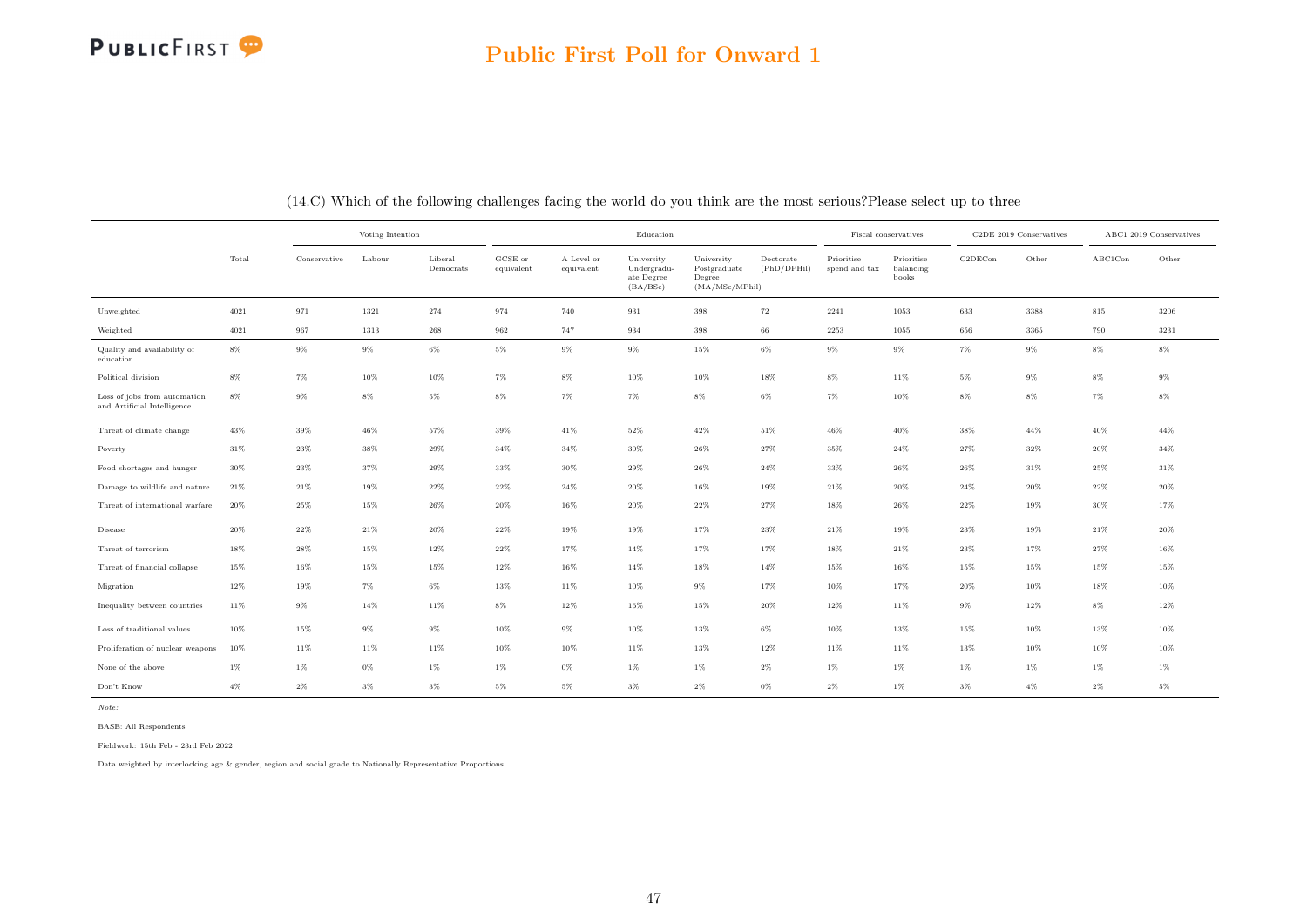## Public First Poll for Onward 1

(14.C) Which of the following challenges facing the world do you think are the most serious?Please select up to three

| | Total | Voting Intention | | | Education | | | | | Fiscal conservatives | | C2DE 2019 Conservatives | | ABC1 2019 Conservatives | |
|---|---|---|---|---|---|---|---|---|---|---|---|---|---|---|---|
| | | Conservative | Labour | Liberal Democrats | GCSE or equivalent | A Level or equivalent | University Undergraduate Degree (BA/BSc) | University Postgraduate Degree (MA/MSc/MPhil) | Doctorate (PhD/DPHil) | Prioritise spend and tax | Prioritise balancing books | C2DECon | Other | ABC1Con | Other |
| Unweighted | 4021 | 971 | 1321 | 274 | 974 | 740 | 931 | 398 | 72 | 2241 | 1053 | 633 | 3388 | 815 | 3206 |
| Weighted | 4021 | 967 | 1313 | 268 | 962 | 747 | 934 | 398 | 66 | 2253 | 1055 | 656 | 3365 | 790 | 3231 |
| Quality and availability of education | 8% | 9% | 9% | 6% | 5% | 9% | 9% | 15% | 6% | 9% | 9% | 7% | 9% | 8% | 8% |
| Political division | 8% | 7% | 10% | 10% | 7% | 8% | 10% | 10% | 18% | 8% | 11% | 5% | 9% | 8% | 9% |
| Loss of jobs from automation and Artificial Intelligence | 8% | 9% | 8% | 5% | 8% | 7% | 7% | 8% | 6% | 7% | 10% | 8% | 8% | 7% | 8% |
| Threat of climate change | 43% | 39% | 46% | 57% | 39% | 41% | 52% | 42% | 51% | 46% | 40% | 38% | 44% | 40% | 44% |
| Poverty | 31% | 23% | 38% | 29% | 34% | 34% | 30% | 26% | 27% | 35% | 24% | 27% | 32% | 20% | 34% |
| Food shortages and hunger | 30% | 23% | 37% | 29% | 33% | 30% | 29% | 26% | 24% | 33% | 26% | 26% | 31% | 25% | 31% |
| Damage to wildlife and nature | 21% | 21% | 19% | 22% | 22% | 24% | 20% | 16% | 19% | 21% | 20% | 24% | 20% | 22% | 20% |
| Threat of international warfare | 20% | 25% | 15% | 26% | 20% | 16% | 20% | 22% | 27% | 18% | 26% | 22% | 19% | 30% | 17% |
| Disease | 20% | 22% | 21% | 20% | 22% | 19% | 19% | 17% | 23% | 21% | 19% | 23% | 19% | 21% | 20% |
| Threat of terrorism | 18% | 28% | 15% | 12% | 22% | 17% | 14% | 17% | 17% | 18% | 21% | 23% | 17% | 27% | 16% |
| Threat of financial collapse | 15% | 16% | 15% | 15% | 12% | 16% | 14% | 18% | 14% | 15% | 16% | 15% | 15% | 15% | 15% |
| Migration | 12% | 19% | 7% | 6% | 13% | 11% | 10% | 9% | 17% | 10% | 17% | 20% | 10% | 18% | 10% |
| Inequality between countries | 11% | 9% | 14% | 11% | 8% | 12% | 16% | 15% | 20% | 12% | 11% | 9% | 12% | 8% | 12% |
| Loss of traditional values | 10% | 15% | 9% | 9% | 10% | 9% | 10% | 13% | 6% | 10% | 13% | 15% | 10% | 13% | 10% |
| Proliferation of nuclear weapons | 10% | 11% | 11% | 11% | 10% | 10% | 11% | 13% | 12% | 11% | 11% | 13% | 10% | 10% | 10% |
| None of the above | 1% | 1% | 0% | 1% | 1% | 0% | 1% | 1% | 2% | 1% | 1% | 1% | 1% | 1% | 1% |
| Don't Know | 4% | 2% | 3% | 3% | 5% | 5% | 3% | 2% | 0% | 2% | 1% | 3% | 4% | 2% | 5% |

*Note:*

BASE: All Respondents

Fieldwork: 15th Feb - 23rd Feb 2022

Data weighted by interlocking age & gender, region and social grade to Nationally Representative Proportions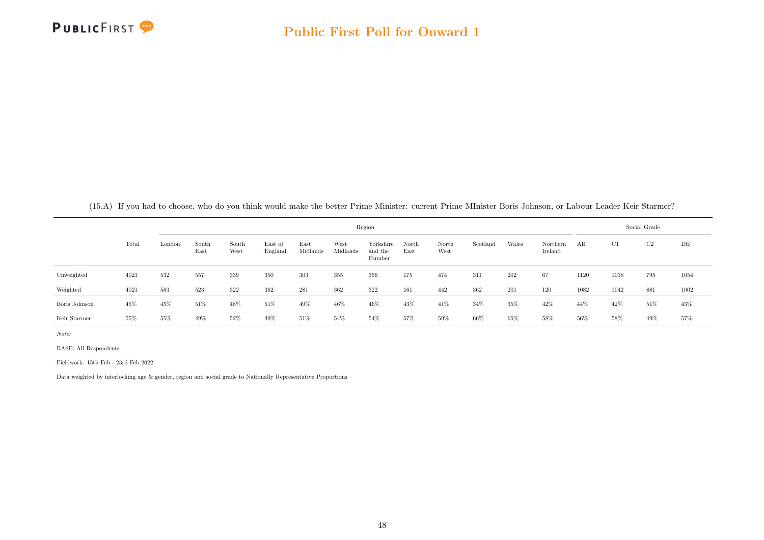(15.A) If you had to choose, who do you think would make the better Prime Minister: current Prime MInister Boris Johnson, or Labour Leader Keir Starmer?

| | Total | Region | | | | | | | | | | | | | Social Grade | | | |
|---|---|---|---|---|---|---|---|---|---|---|---|---|---|---|---|---|---|---|
| | | London | South East | South West | East of England | East Midlands | West Midlands | Yorkshire and the Humber | North East | North West | Scotland | Wales | Northern Ireland | AB | C1 | C2 | DE |
| Unweighted | 4021 | 532 | 557 | 339 | 350 | 303 | 355 | 356 | 175 | 474 | 311 | 202 | 67 | 1120 | 1038 | 795 | 1054 |
| Weighted | 4021 | 563 | 523 | 322 | 362 | 281 | 362 | 322 | 161 | 442 | 362 | 201 | 120 | 1082 | 1042 | 881 | 1002 |
| Boris Johnson | 45% | 45% | 51% | 48% | 51% | 49% | 46% | 46% | 43% | 41% | 34% | 35% | 42% | 44% | 42% | 51% | 43% |
| Keir Starmer | 55% | 55% | 49% | 52% | 49% | 51% | 54% | 54% | 57% | 59% | 66% | 65% | 58% | 56% | 58% | 49% | 57% |

*Note:*

BASE: All Respondents

Fieldwork: 15th Feb - 23rd Feb 2022

Data weighted by interlocking age & gender, region and social grade to Nationally Representative Proportions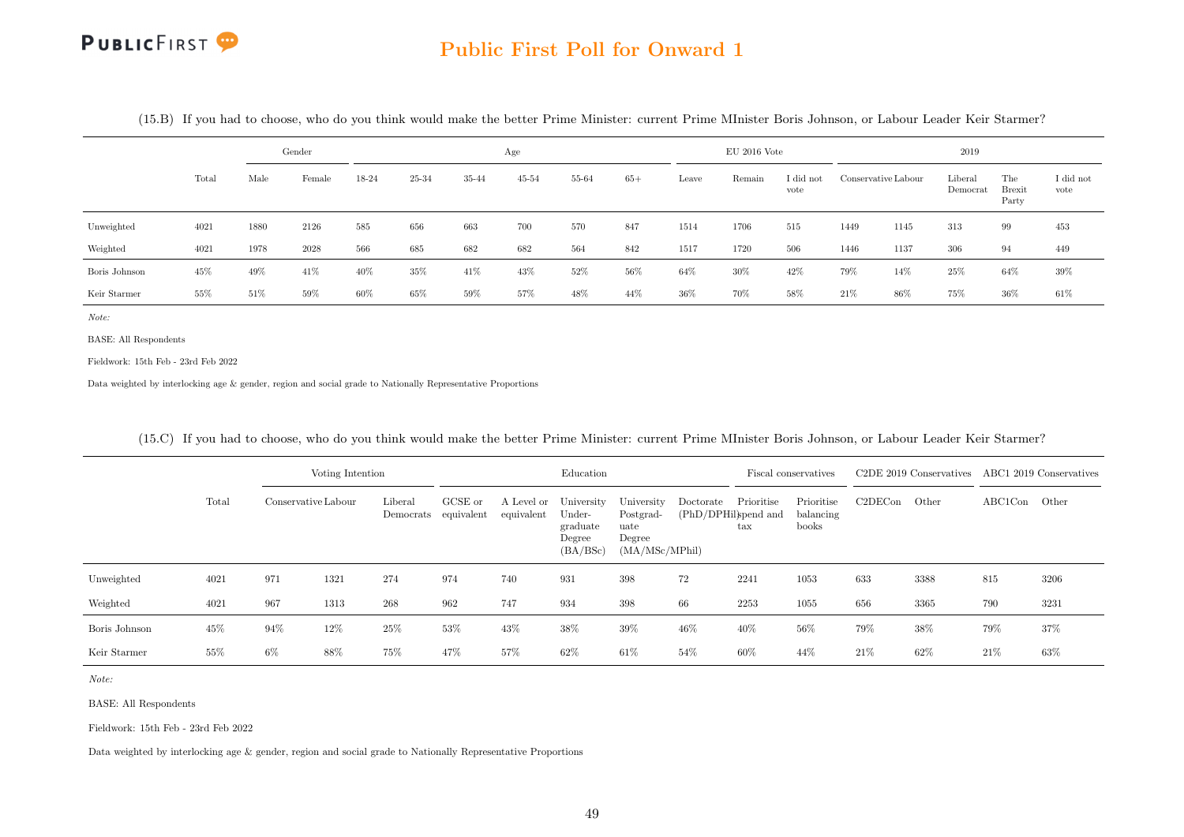(15.B) If you had to choose, who do you think would make the better Prime Minister: current Prime MInister Boris Johnson, or Labour Leader Keir Starmer?

| | Total | Gender | | Age | | | | | | EU 2016 Vote | | | 2019 | | | | |
|---|---|---|---|---|---|---|---|---|---|---|---|---|---|---|---|---|---|
| | | Male | Female | 18-24 | 25-34 | 35-44 | 45-54 | 55-64 | 65+ | Leave | Remain | I did not vote | Conservative | Labour | Liberal Democrat | The Brexit Party | I did not vote |
| Unweighted | 4021 | 1880 | 2126 | 585 | 656 | 663 | 700 | 570 | 847 | 1514 | 1706 | 515 | 1449 | 1145 | 313 | 99 | 453 |
| Weighted | 4021 | 1978 | 2028 | 566 | 685 | 682 | 682 | 564 | 842 | 1517 | 1720 | 506 | 1446 | 1137 | 306 | 94 | 449 |
| Boris Johnson | 45% | 49% | 41% | 40% | 35% | 41% | 43% | 52% | 56% | 64% | 30% | 42% | 79% | 14% | 25% | 64% | 39% |
| Keir Starmer | 55% | 51% | 59% | 60% | 65% | 59% | 57% | 48% | 44% | 36% | 70% | 58% | 21% | 86% | 75% | 36% | 61% |

*Note:*

BASE: All Respondents

Fieldwork: 15th Feb - 23rd Feb 2022

Data weighted by interlocking age & gender, region and social grade to Nationally Representative Proportions

(15.C) If you had to choose, who do you think would make the better Prime Minister: current Prime MInister Boris Johnson, or Labour Leader Keir Starmer?

| | Total | Voting Intention | | | Education | | | | | Fiscal conservatives | | C2DE 2019 Conservatives | | ABC1 2019 Conservatives | |
|---|---|---|---|---|---|---|---|---|---|---|---|---|---|---|---|
| | | Conservative | Labour | Liberal Democrats | GCSE or equivalent | A Level or equivalent | University Under-graduate Degree (BA/BSc) | University Postgrad-uate Degree (MA/MSc/MPhil) | Doctorate (PhD/DPhil) | Prioritise spend and tax | Prioritise balancing books | C2DECon | Other | ABC1Con | Other |
| Unweighted | 4021 | 971 | 1321 | 274 | 974 | 740 | 931 | 398 | 72 | 2241 | 1053 | 633 | 3388 | 815 | 3206 |
| Weighted | 4021 | 967 | 1313 | 268 | 962 | 747 | 934 | 398 | 66 | 2253 | 1055 | 656 | 3365 | 790 | 3231 |
| Boris Johnson | 45% | 94% | 12% | 25% | 53% | 43% | 38% | 39% | 46% | 40% | 56% | 79% | 38% | 79% | 37% |
| Keir Starmer | 55% | 6% | 88% | 75% | 47% | 57% | 62% | 61% | 54% | 60% | 44% | 21% | 62% | 21% | 63% |

*Note:*

BASE: All Respondents

Fieldwork: 15th Feb - 23rd Feb 2022

Data weighted by interlocking age & gender, region and social grade to Nationally Representative Proportions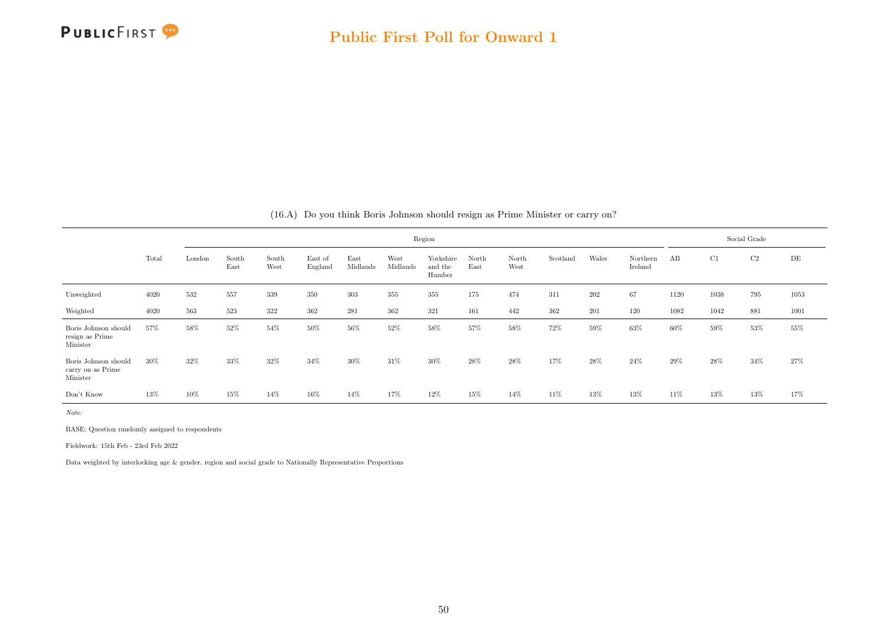(16.A) Do you think Boris Johnson should resign as Prime Minister or carry on?

| | Total | Region | | | | | | | | | | | | Social Grade | | | |
|---|---|---|---|---|---|---|---|---|---|---|---|---|---|---|---|---|---|
| | | London | South East | South West | East of England | East Midlands | West Midlands | Yorkshire and the Humber | North East | North West | Scotland | Wales | Northern Ireland | AB | C1 | C2 | DE |
| Unweighted | 4020 | 532 | 557 | 339 | 350 | 303 | 355 | 355 | 175 | 474 | 311 | 202 | 67 | 1120 | 1038 | 795 | 1053 |
| Weighted | 4020 | 563 | 523 | 322 | 362 | 281 | 362 | 321 | 161 | 442 | 362 | 201 | 120 | 1082 | 1042 | 881 | 1001 |
| Boris Johnson should resign as Prime Minister | 57% | 58% | 52% | 54% | 50% | 56% | 52% | 58% | 57% | 58% | 72% | 59% | 63% | 60% | 59% | 53% | 55% |
| Boris Johnson should carry on as Prime Minister | 30% | 32% | 33% | 32% | 34% | 30% | 31% | 30% | 28% | 28% | 17% | 28% | 24% | 29% | 28% | 34% | 27% |
| Don't Know | 13% | 10% | 15% | 14% | 16% | 14% | 17% | 12% | 15% | 14% | 11% | 13% | 13% | 11% | 13% | 13% | 17% |

*Note:*

BASE: Question randomly assigned to respondents

Fieldwork: 15th Feb - 23rd Feb 2022

Data weighted by interlocking age & gender, region and social grade to Nationally Representative Proportions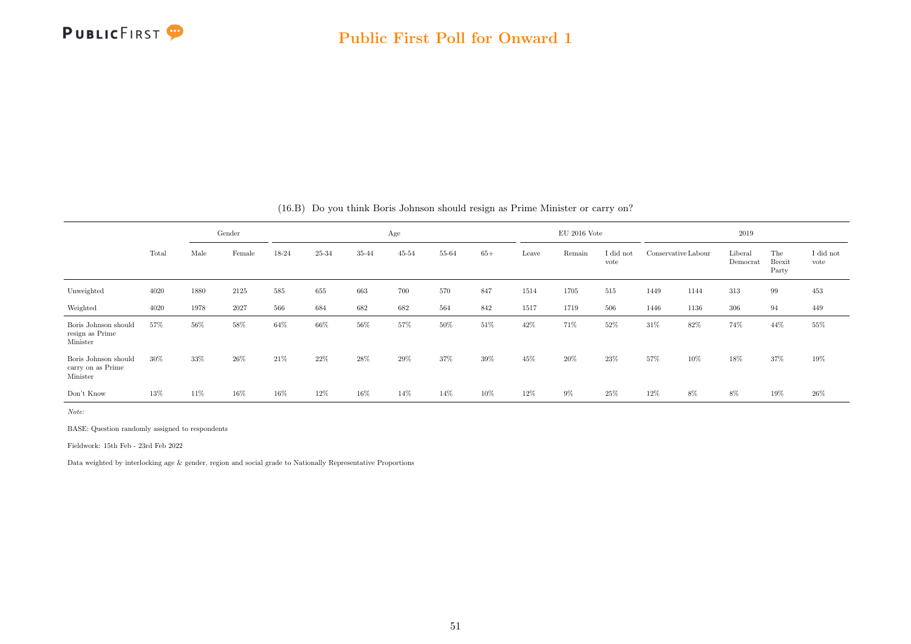(16.B) Do you think Boris Johnson should resign as Prime Minister or carry on?

| | Total | Gender | | Age | | | | | | EU 2016 Vote | | | 2019 | | | | |
|---|---|---|---|---|---|---|---|---|---|---|---|---|---|---|---|---|---|
| | | Male | Female | 18-24 | 25-34 | 35-44 | 45-54 | 55-64 | 65+ | Leave | Remain | I did not vote | Conservative | Labour | Liberal Democrat | The Brexit Party | I did not vote |
| Unweighted | 4020 | 1880 | 2125 | 585 | 655 | 663 | 700 | 570 | 847 | 1514 | 1705 | 515 | 1449 | 1144 | 313 | 99 | 453 |
| Weighted | 4020 | 1978 | 2027 | 566 | 684 | 682 | 682 | 564 | 842 | 1517 | 1719 | 506 | 1446 | 1136 | 306 | 94 | 449 |
| Boris Johnson should resign as Prime Minister | 57% | 56% | 58% | 64% | 66% | 56% | 57% | 50% | 51% | 42% | 71% | 52% | 31% | 82% | 74% | 44% | 55% |
| Boris Johnson should carry on as Prime Minister | 30% | 33% | 26% | 21% | 22% | 28% | 29% | 37% | 39% | 45% | 20% | 23% | 57% | 10% | 18% | 37% | 19% |
| Don't Know | 13% | 11% | 16% | 16% | 12% | 16% | 14% | 14% | 10% | 12% | 9% | 25% | 12% | 8% | 8% | 19% | 26% |

*Note:*

BASE: Question randomly assigned to respondents

Fieldwork: 15th Feb - 23rd Feb 2022

Data weighted by interlocking age & gender, region and social grade to Nationally Representative Proportions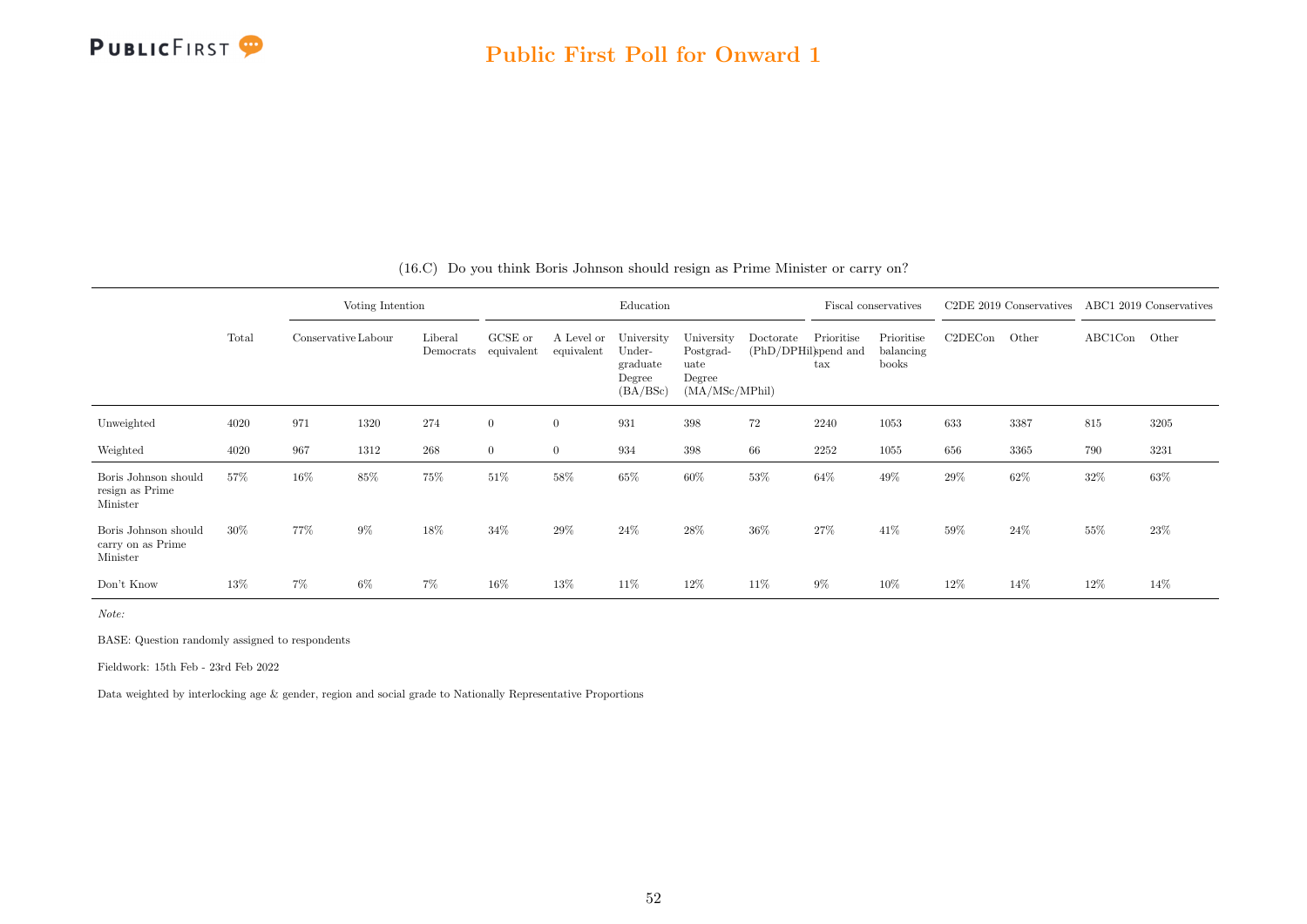(16.C) Do you think Boris Johnson should resign as Prime Minister or carry on?

| | Total | Voting Intention | | | Education | | | | | Fiscal conservatives | | C2DE 2019 Conservatives | | ABC1 2019 Conservatives | |
|---|---|---|---|---|---|---|---|---|---|---|---|---|---|---|---|
| | | Conservative | Labour | Liberal Democrats | GCSE or equivalent | A Level or equivalent | University Under-graduate Degree (BA/BSc) | University Postgrad-uate Degree (MA/MSc/MPhil) | Doctorate (PhD/DPHil) | Prioritise spend and tax | Prioritise balancing books | C2DECon | Other | ABC1Con | Other |
| Unweighted | 4020 | 971 | 1320 | 274 | 0 | 0 | 931 | 398 | 72 | 2240 | 1053 | 633 | 3387 | 815 | 3205 |
| Weighted | 4020 | 967 | 1312 | 268 | 0 | 0 | 934 | 398 | 66 | 2252 | 1055 | 656 | 3365 | 790 | 3231 |
| Boris Johnson should resign as Prime Minister | 57% | 16% | 85% | 75% | 51% | 58% | 65% | 60% | 53% | 64% | 49% | 29% | 62% | 32% | 63% |
| Boris Johnson should carry on as Prime Minister | 30% | 77% | 9% | 18% | 34% | 29% | 24% | 28% | 36% | 27% | 41% | 59% | 24% | 55% | 23% |
| Don't Know | 13% | 7% | 6% | 7% | 16% | 13% | 11% | 12% | 11% | 9% | 10% | 12% | 14% | 12% | 14% |

*Note:*

BASE: Question randomly assigned to respondents

Fieldwork: 15th Feb - 23rd Feb 2022

Data weighted by interlocking age & gender, region and social grade to Nationally Representative Proportions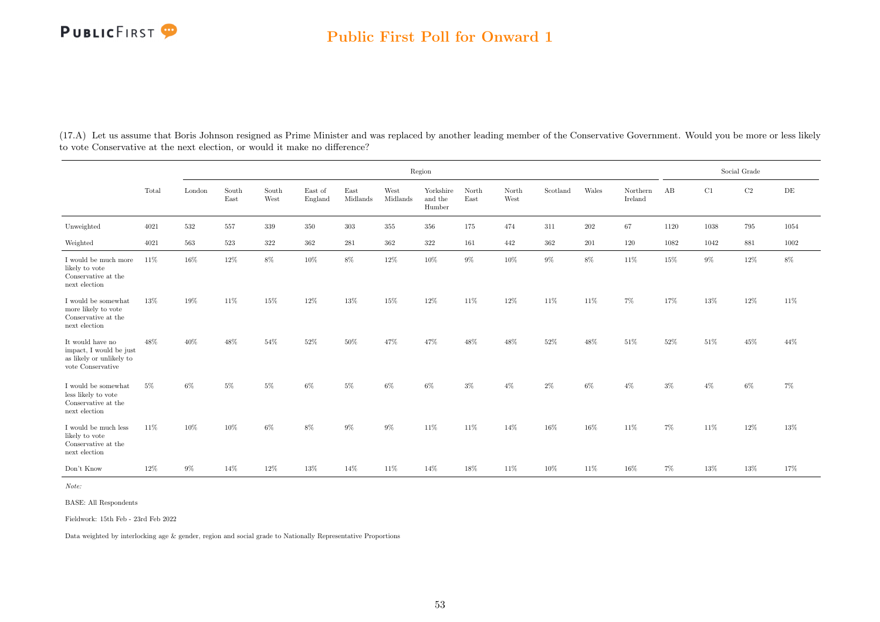(17.A) Let us assume that Boris Johnson resigned as Prime Minister and was replaced by another leading member of the Conservative Government. Would you be more or less likely to vote Conservative at the next election, or would it make no difference?

| | | Region | | | | | | | | | | | | Social Grade | | | |
|---|---|---|---|---|---|---|---|---|---|---|---|---|---|---|---|---|---|
| | Total | London | South East | South West | East of England | East Midlands | West Midlands | Yorkshire and the Humber | North East | North West | Scotland | Wales | Northern Ireland | AB | C1 | C2 | DE |
| Unweighted | 4021 | 532 | 557 | 339 | 350 | 303 | 355 | 356 | 175 | 474 | 311 | 202 | 67 | 1120 | 1038 | 795 | 1054 |
| Weighted | 4021 | 563 | 523 | 322 | 362 | 281 | 362 | 322 | 161 | 442 | 362 | 201 | 120 | 1082 | 1042 | 881 | 1002 |
| I would be much more likely to vote Conservative at the next election | 11% | 16% | 12% | 8% | 10% | 8% | 12% | 10% | 9% | 10% | 9% | 8% | 11% | 15% | 9% | 12% | 8% |
| I would be somewhat more likely to vote Conservative at the next election | 13% | 19% | 11% | 15% | 12% | 13% | 15% | 12% | 11% | 12% | 11% | 11% | 7% | 17% | 13% | 12% | 11% |
| It would have no impact, I would be just as likely or unlikely to vote Conservative | 48% | 40% | 48% | 54% | 52% | 50% | 47% | 47% | 48% | 48% | 52% | 48% | 51% | 52% | 51% | 45% | 44% |
| I would be somewhat less likely to vote Conservative at the next election | 5% | 6% | 5% | 5% | 6% | 5% | 6% | 6% | 3% | 4% | 2% | 6% | 4% | 3% | 4% | 6% | 7% |
| I would be much less likely to vote Conservative at the next election | 11% | 10% | 10% | 6% | 8% | 9% | 9% | 11% | 11% | 14% | 16% | 16% | 11% | 7% | 11% | 12% | 13% |
| Don't Know | 12% | 9% | 14% | 12% | 13% | 14% | 11% | 14% | 18% | 11% | 10% | 11% | 16% | 7% | 13% | 13% | 17% |

*Note:*

BASE: All Respondents

Fieldwork: 15th Feb - 23rd Feb 2022

Data weighted by interlocking age & gender, region and social grade to Nationally Representative Proportions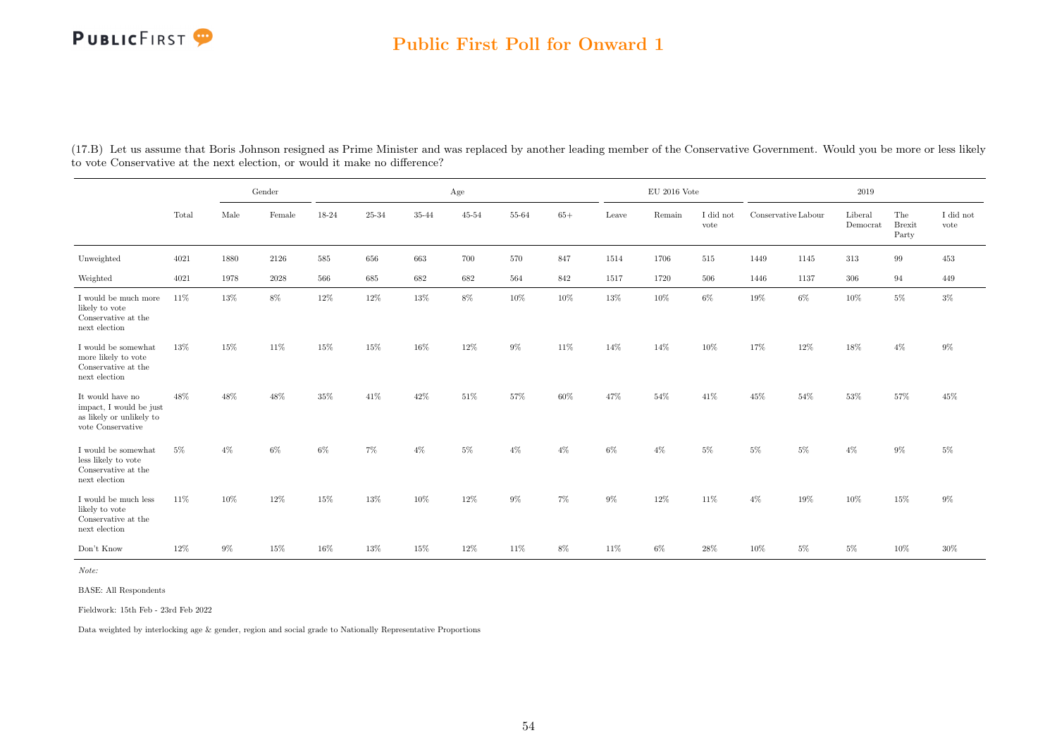(17.B) Let us assume that Boris Johnson resigned as Prime Minister and was replaced by another leading member of the Conservative Government. Would you be more or less likely to vote Conservative at the next election, or would it make no difference?

| | | Gender | | Age | | | | | | EU 2016 Vote | | | 2019 | | | | |
|---|---|---|---|---|---|---|---|---|---|---|---|---|---|---|---|---|---|
| | Total | Male | Female | 18-24 | 25-34 | 35-44 | 45-54 | 55-64 | 65+ | Leave | Remain | I did not vote | Conservative | Labour | Liberal Democrat | The Brexit Party | I did not vote |
| Unweighted | 4021 | 1880 | 2126 | 585 | 656 | 663 | 700 | 570 | 847 | 1514 | 1706 | 515 | 1449 | 1145 | 313 | 99 | 453 |
| Weighted | 4021 | 1978 | 2028 | 566 | 685 | 682 | 682 | 564 | 842 | 1517 | 1720 | 506 | 1446 | 1137 | 306 | 94 | 449 |
| I would be much more likely to vote Conservative at the next election | 11% | 13% | 8% | 12% | 12% | 13% | 8% | 10% | 10% | 13% | 10% | 6% | 19% | 6% | 10% | 5% | 3% |
| I would be somewhat more likely to vote Conservative at the next election | 13% | 15% | 11% | 15% | 15% | 16% | 12% | 9% | 11% | 14% | 14% | 10% | 17% | 12% | 18% | 4% | 9% |
| It would have no impact, I would be just as likely or unlikely to vote Conservative | 48% | 48% | 48% | 35% | 41% | 42% | 51% | 57% | 60% | 47% | 54% | 41% | 45% | 54% | 53% | 57% | 45% |
| I would be somewhat less likely to vote Conservative at the next election | 5% | 4% | 6% | 6% | 7% | 4% | 5% | 4% | 4% | 6% | 4% | 5% | 5% | 5% | 4% | 9% | 5% |
| I would be much less likely to vote Conservative at the next election | 11% | 10% | 12% | 15% | 13% | 10% | 12% | 9% | 7% | 9% | 12% | 11% | 4% | 19% | 10% | 15% | 9% |
| Don't Know | 12% | 9% | 15% | 16% | 13% | 15% | 12% | 11% | 8% | 11% | 6% | 28% | 10% | 5% | 5% | 10% | 30% |

*Note:*

BASE: All Respondents

Fieldwork: 15th Feb - 23rd Feb 2022

Data weighted by interlocking age & gender, region and social grade to Nationally Representative Proportions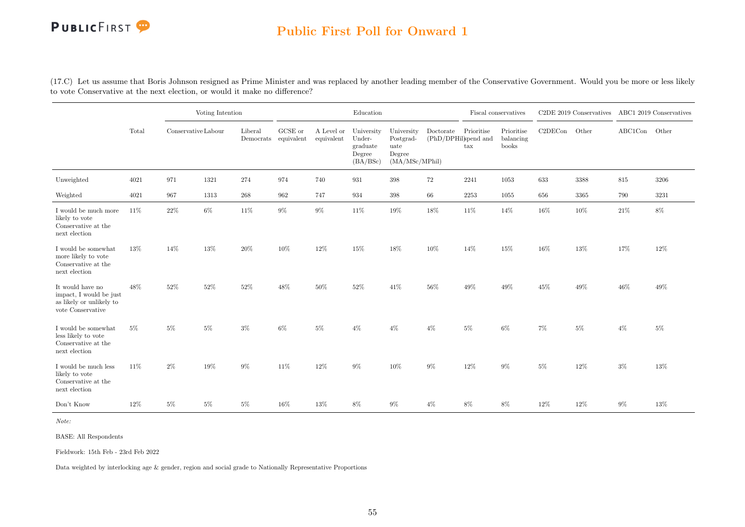(17.C) Let us assume that Boris Johnson resigned as Prime Minister and was replaced by another leading member of the Conservative Government. Would you be more or less likely to vote Conservative at the next election, or would it make no difference?

| | Total | Voting Intention | | | Education | | | | | Fiscal conservatives | | C2DE 2019 Conservatives | | ABC1 2019 Conservatives | |
|---|---|---|---|---|---|---|---|---|---|---|---|---|---|---|---|
| | | Conservative | Labour | Liberal Democrats | GCSE or equivalent | A Level or equivalent | University Under-graduate Degree (BA/BSc) | University Postgrad-uate Degree (MA/MSc/MPhil) | Doctorate (PhD/DPhil) | Prioritise spend and tax | Prioritise balancing books | C2DECon | Other | ABC1Con | Other |
| Unweighted | 4021 | 971 | 1321 | 274 | 974 | 740 | 931 | 398 | 72 | 2241 | 1053 | 633 | 3388 | 815 | 3206 |
| Weighted | 4021 | 967 | 1313 | 268 | 962 | 747 | 934 | 398 | 66 | 2253 | 1055 | 656 | 3365 | 790 | 3231 |
| I would be much more likely to vote Conservative at the next election | 11% | 22% | 6% | 11% | 9% | 9% | 11% | 19% | 18% | 11% | 14% | 16% | 10% | 21% | 8% |
| I would be somewhat more likely to vote Conservative at the next election | 13% | 14% | 13% | 20% | 10% | 12% | 15% | 18% | 10% | 14% | 15% | 16% | 13% | 17% | 12% |
| It would have no impact, I would be just as likely or unlikely to vote Conservative | 48% | 52% | 52% | 52% | 48% | 50% | 52% | 41% | 56% | 49% | 49% | 45% | 49% | 46% | 49% |
| I would be somewhat less likely to vote Conservative at the next election | 5% | 5% | 5% | 3% | 6% | 5% | 4% | 4% | 4% | 5% | 6% | 7% | 5% | 4% | 5% |
| I would be much less likely to vote Conservative at the next election | 11% | 2% | 19% | 9% | 11% | 12% | 9% | 10% | 9% | 12% | 9% | 5% | 12% | 3% | 13% |
| Don't Know | 12% | 5% | 5% | 5% | 16% | 13% | 8% | 9% | 4% | 8% | 8% | 12% | 12% | 9% | 13% |

*Note:*

BASE: All Respondents

Fieldwork: 15th Feb - 23rd Feb 2022

Data weighted by interlocking age & gender, region and social grade to Nationally Representative Proportions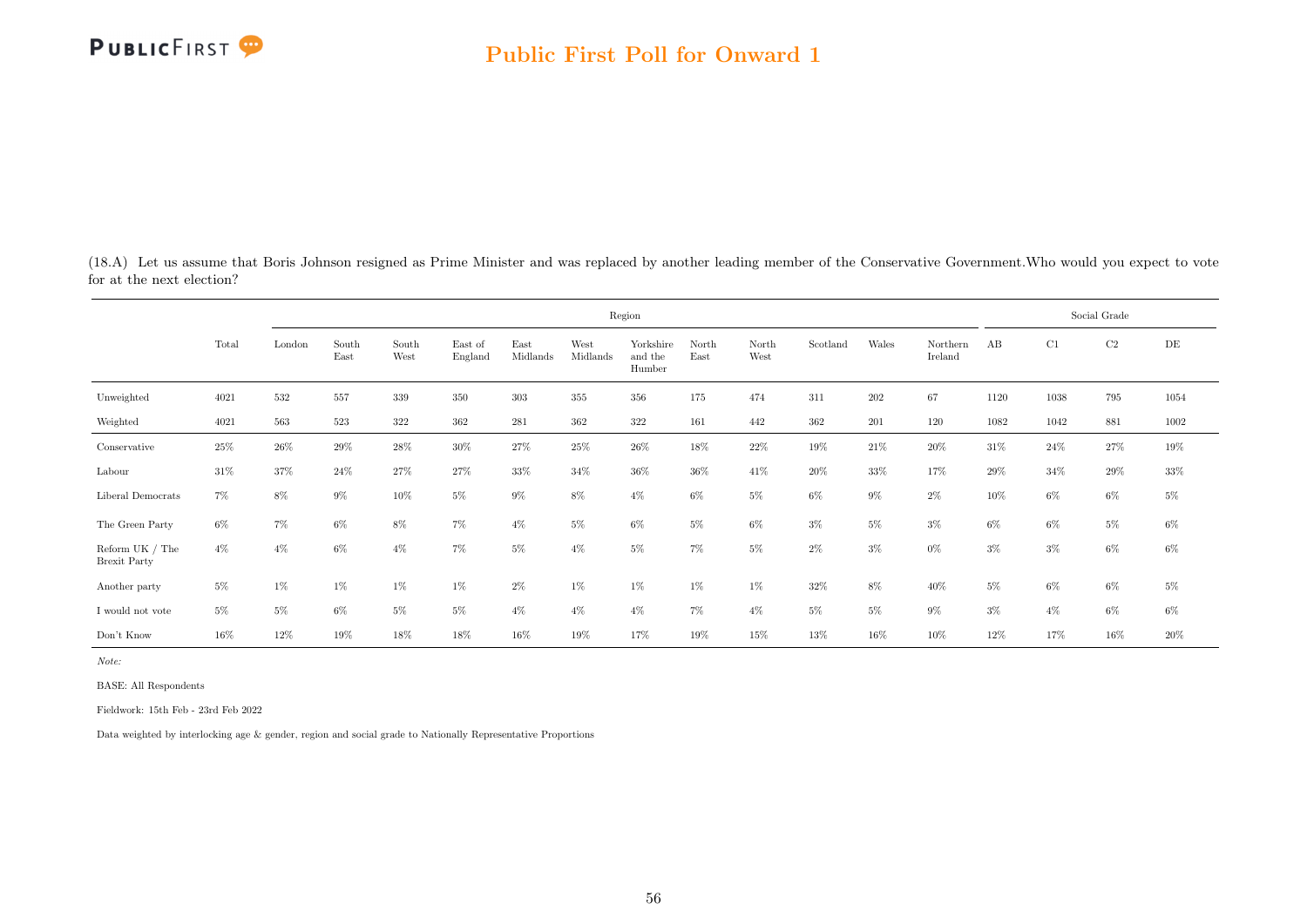## Public First Poll for Onward 1

(18.A) Let us assume that Boris Johnson resigned as Prime Minister and was replaced by another leading member of the Conservative Government.Who would you expect to vote for at the next election?

| | Total | Region | | | | | | | | | | | | | Social Grade | | | |
|---|---|---|---|---|---|---|---|---|---|---|---|---|---|---|---|---|---|---|
| | | London | South East | South West | East of England | East Midlands | West Midlands | Yorkshire and the Humber | North East | North West | Scotland | Wales | Northern Ireland | AB | C1 | C2 | DE |
| Unweighted | 4021 | 532 | 557 | 339 | 350 | 303 | 355 | 356 | 175 | 474 | 311 | 202 | 67 | 1120 | 1038 | 795 | 1054 |
| Weighted | 4021 | 563 | 523 | 322 | 362 | 281 | 362 | 322 | 161 | 442 | 362 | 201 | 120 | 1082 | 1042 | 881 | 1002 |
| Conservative | 25% | 26% | 29% | 28% | 30% | 27% | 25% | 26% | 18% | 22% | 19% | 21% | 20% | 31% | 24% | 27% | 19% |
| Labour | 31% | 37% | 24% | 27% | 27% | 33% | 34% | 36% | 36% | 41% | 20% | 33% | 17% | 29% | 34% | 29% | 33% |
| Liberal Democrats | 7% | 8% | 9% | 10% | 5% | 9% | 8% | 4% | 6% | 5% | 6% | 9% | 2% | 10% | 6% | 6% | 5% |
| The Green Party | 6% | 7% | 6% | 8% | 7% | 4% | 5% | 6% | 5% | 6% | 3% | 5% | 3% | 6% | 6% | 5% | 6% |
| Reform UK / The Brexit Party | 4% | 4% | 6% | 4% | 7% | 5% | 4% | 5% | 7% | 5% | 2% | 3% | 0% | 3% | 3% | 6% | 6% |
| Another party | 5% | 1% | 1% | 1% | 1% | 2% | 1% | 1% | 1% | 1% | 32% | 8% | 40% | 5% | 6% | 6% | 5% |
| I would not vote | 5% | 5% | 6% | 5% | 5% | 4% | 4% | 4% | 7% | 4% | 5% | 5% | 9% | 3% | 4% | 6% | 6% |
| Don't Know | 16% | 12% | 19% | 18% | 18% | 16% | 19% | 17% | 19% | 15% | 13% | 16% | 10% | 12% | 17% | 16% | 20% |

*Note:*

BASE: All Respondents

Fieldwork: 15th Feb - 23rd Feb 2022

Data weighted by interlocking age & gender, region and social grade to Nationally Representative Proportions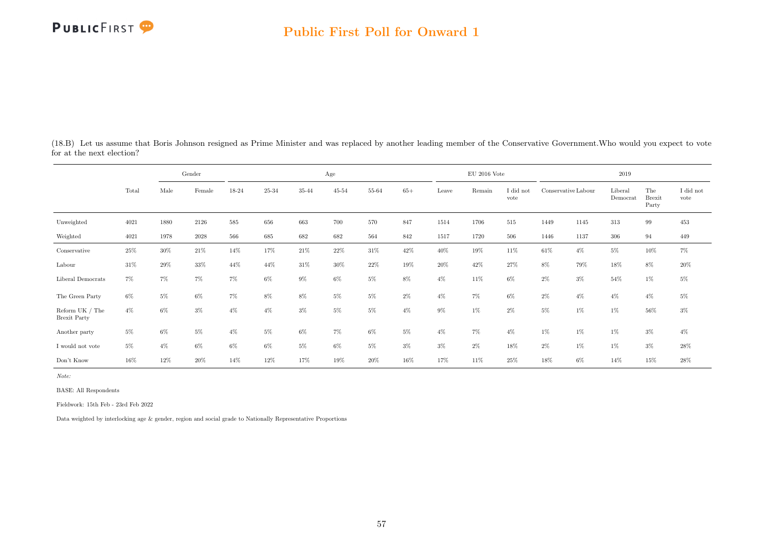## Public First Poll for Onward 1

(18.B) Let us assume that Boris Johnson resigned as Prime Minister and was replaced by another leading member of the Conservative Government.Who would you expect to vote for at the next election?

| | Total | Gender | | Age | | | | | | EU 2016 Vote | | | 2019 | | | | |
|---|---|---|---|---|---|---|---|---|---|---|---|---|---|---|---|---|---|
| | | Male | Female | 18-24 | 25-34 | 35-44 | 45-54 | 55-64 | 65+ | Leave | Remain | I did not vote | Conservative | Labour | Liberal Democrat | The Brexit Party | I did not vote |
| Unweighted | 4021 | 1880 | 2126 | 585 | 656 | 663 | 700 | 570 | 847 | 1514 | 1706 | 515 | 1449 | 1145 | 313 | 99 | 453 |
| Weighted | 4021 | 1978 | 2028 | 566 | 685 | 682 | 682 | 564 | 842 | 1517 | 1720 | 506 | 1446 | 1137 | 306 | 94 | 449 |
| Conservative | 25% | 30% | 21% | 14% | 17% | 21% | 22% | 31% | 42% | 40% | 19% | 11% | 61% | 4% | 5% | 10% | 7% |
| Labour | 31% | 29% | 33% | 44% | 44% | 31% | 30% | 22% | 19% | 20% | 42% | 27% | 8% | 79% | 18% | 8% | 20% |
| Liberal Democrats | 7% | 7% | 7% | 7% | 6% | 9% | 6% | 5% | 8% | 4% | 11% | 6% | 2% | 3% | 54% | 1% | 5% |
| The Green Party | 6% | 5% | 6% | 7% | 8% | 8% | 5% | 5% | 2% | 4% | 7% | 6% | 2% | 4% | 4% | 4% | 5% |
| Reform UK / The Brexit Party | 4% | 6% | 3% | 4% | 4% | 3% | 5% | 5% | 4% | 9% | 1% | 2% | 5% | 1% | 1% | 56% | 3% |
| Another party | 5% | 6% | 5% | 4% | 5% | 6% | 7% | 6% | 5% | 4% | 7% | 4% | 1% | 1% | 1% | 3% | 4% |
| I would not vote | 5% | 4% | 6% | 6% | 6% | 5% | 6% | 5% | 3% | 3% | 2% | 18% | 2% | 1% | 1% | 3% | 28% |
| Don't Know | 16% | 12% | 20% | 14% | 12% | 17% | 19% | 20% | 16% | 17% | 11% | 25% | 18% | 6% | 14% | 15% | 28% |

*Note:*

BASE: All Respondents

Fieldwork: 15th Feb - 23rd Feb 2022

Data weighted by interlocking age & gender, region and social grade to Nationally Representative Proportions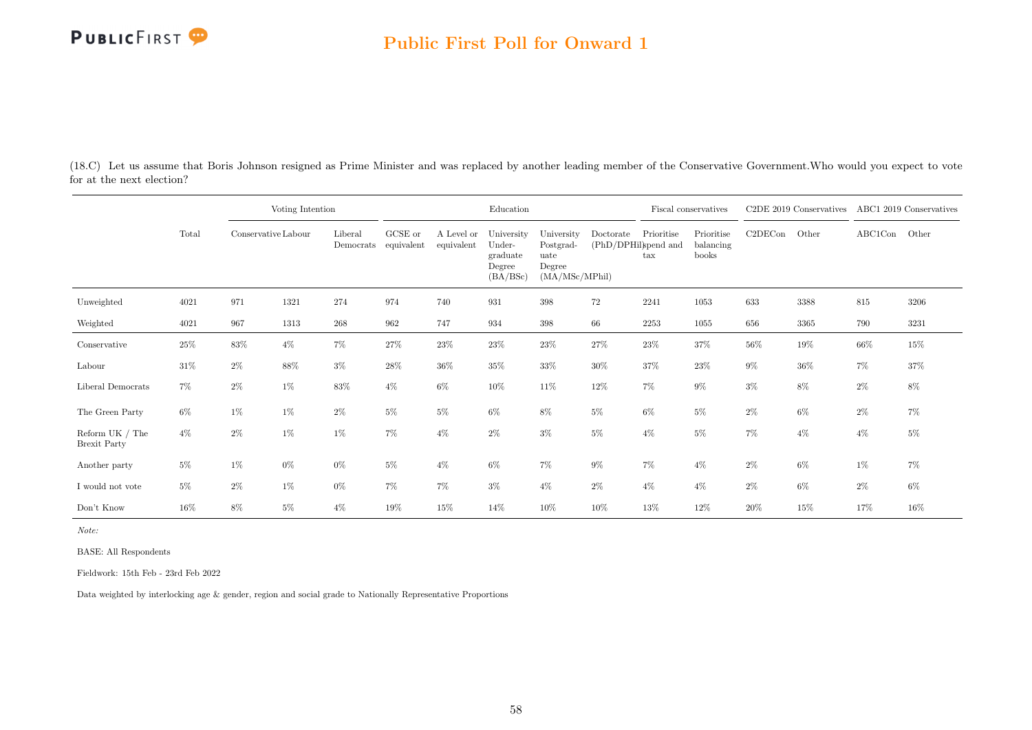## Public First Poll for Onward 1

(18.C) Let us assume that Boris Johnson resigned as Prime Minister and was replaced by another leading member of the Conservative Government.Who would you expect to vote for at the next election?

| | Total | Voting Intention | | | Education | | | | | Fiscal conservatives | | C2DE 2019 Conservatives | | ABC1 2019 Conservatives | |
|---|---|---|---|---|---|---|---|---|---|---|---|---|---|---|---|
| | | Conservative | Labour | Liberal Democrats | GCSE or equivalent | A Level or equivalent | University Undergraduate Degree (BA/BSc) | University Postgraduate Degree (MA/MSc/MPhil) | Doctorate (PhD/DPHil) | Prioritise spend and tax | Prioritise balancing books | C2DECon | Other | ABC1Con | Other |
| Unweighted | 4021 | 971 | 1321 | 274 | 974 | 740 | 931 | 398 | 72 | 2241 | 1053 | 633 | 3388 | 815 | 3206 |
| Weighted | 4021 | 967 | 1313 | 268 | 962 | 747 | 934 | 398 | 66 | 2253 | 1055 | 656 | 3365 | 790 | 3231 |
| Conservative | 25% | 83% | 4% | 7% | 27% | 23% | 23% | 23% | 27% | 23% | 37% | 56% | 19% | 66% | 15% |
| Labour | 31% | 2% | 88% | 3% | 28% | 36% | 35% | 33% | 30% | 37% | 23% | 9% | 36% | 7% | 37% |
| Liberal Democrats | 7% | 2% | 1% | 83% | 4% | 6% | 10% | 11% | 12% | 7% | 9% | 3% | 8% | 2% | 8% |
| The Green Party | 6% | 1% | 1% | 2% | 5% | 5% | 6% | 8% | 5% | 6% | 5% | 2% | 6% | 2% | 7% |
| Reform UK / The Brexit Party | 4% | 2% | 1% | 1% | 7% | 4% | 2% | 3% | 5% | 4% | 5% | 7% | 4% | 4% | 5% |
| Another party | 5% | 1% | 0% | 0% | 5% | 4% | 6% | 7% | 9% | 7% | 4% | 2% | 6% | 1% | 7% |
| I would not vote | 5% | 2% | 1% | 0% | 7% | 7% | 3% | 4% | 2% | 4% | 4% | 2% | 6% | 2% | 6% |
| Don't Know | 16% | 8% | 5% | 4% | 19% | 15% | 14% | 10% | 10% | 13% | 12% | 20% | 15% | 17% | 16% |

*Note:*

BASE: All Respondents

Fieldwork: 15th Feb - 23rd Feb 2022

Data weighted by interlocking age & gender, region and social grade to Nationally Representative Proportions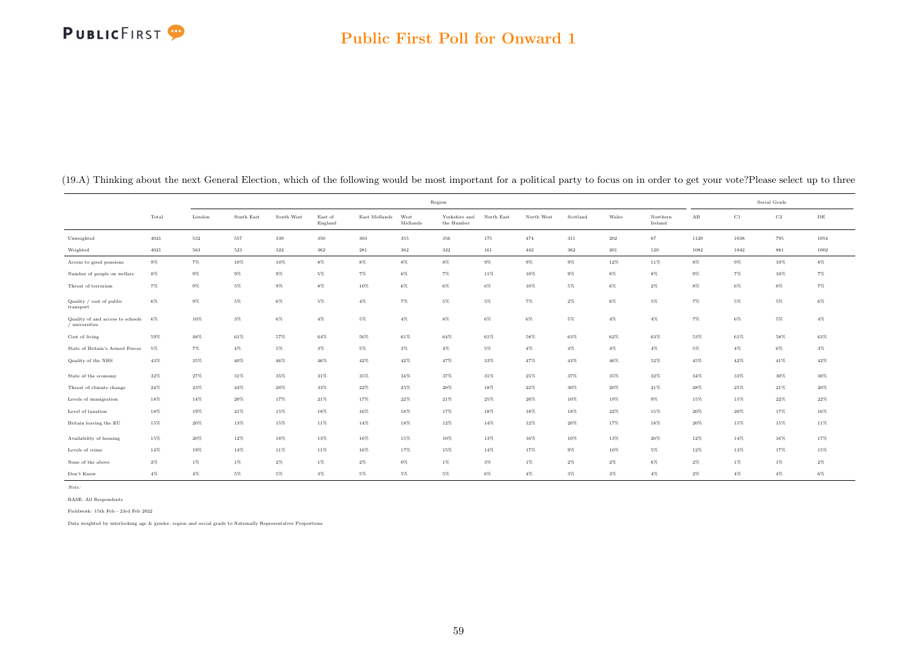# Public First Poll for Onward 1

(19.A) Thinking about the next General Election, which of the following would be most important for a political party to focus on in order to get your vote?Please select up to three

| | | Region | | | | | | | | | | | | | Social Grade | | | |
|---|---|---|---|---|---|---|---|---|---|---|---|---|---|---|---|---|---|---|
| | Total | London | South East | South West | East of England | East Midlands | West Midlands | Yorkshire and the Humber | North East | North West | Scotland | Wales | Northern Ireland | AB | C1 | C2 | DE |
| Unweighted | 4021 | 532 | 557 | 339 | 350 | 303 | 355 | 356 | 175 | 474 | 311 | 202 | 67 | 1120 | 1038 | 795 | 1054 |
| Weighted | 4021 | 563 | 523 | 322 | 362 | 281 | 362 | 322 | 161 | 442 | 362 | 201 | 120 | 1082 | 1042 | 881 | 1002 |
| Access to good pensions | 9% | 7% | 10% | 10% | 8% | 8% | 8% | 8% | 9% | 9% | 9% | 12% | 11% | 8% | 9% | 10% | 8% |
| Number of people on welfare | 8% | 9% | 9% | 9% | 5% | 7% | 6% | 7% | 11% | 10% | 9% | 8% | 8% | 9% | 7% | 10% | 7% |
| Threat of terrorism | 7% | 9% | 5% | 9% | 8% | 10% | 6% | 6% | 6% | 10% | 5% | 6% | 2% | 8% | 6% | 8% | 7% |
| Quality / cost of public transport | 6% | 9% | 5% | 6% | 5% | 4% | 7% | 5% | 5% | 7% | 2% | 6% | 5% | 7% | 5% | 5% | 6% |
| Quality of and access to schools / universities | 6% | 10% | 3% | 6% | 4% | 5% | 4% | 8% | 6% | 6% | 5% | 4% | 4% | 7% | 6% | 5% | 4% |
| Cost of living | 59% | 48% | 61% | 57% | 64% | 56% | 61% | 64% | 61% | 58% | 63% | 62% | 63% | 53% | 61% | 58% | 63% |
| State of Britain's Armed Forces | 5% | 7% | 4% | 5% | 3% | 5% | 3% | 4% | 5% | 4% | 4% | 4% | 4% | 5% | 4% | 6% | 3% |
| Quality of the NHS | 43% | 35% | 40% | 46% | 46% | 42% | 42% | 47% | 33% | 47% | 43% | 46% | 52% | 45% | 42% | 41% | 42% |
| State of the economy | 32% | 27% | 31% | 35% | 31% | 35% | 34% | 37% | 31% | 25% | 37% | 35% | 32% | 34% | 33% | 30% | 30% |
| Threat of climate change | 24% | 23% | 24% | 20% | 33% | 22% | 25% | 20% | 18% | 22% | 30% | 20% | 21% | 28% | 25% | 21% | 20% |
| Levels of immigration | 18% | 14% | 20% | 17% | 21% | 17% | 22% | 21% | 25% | 20% | 10% | 19% | 9% | 15% | 15% | 22% | 22% |
| Level of taxation | 18% | 19% | 21% | 15% | 18% | 16% | 18% | 17% | 18% | 18% | 18% | 22% | 15% | 20% | 20% | 17% | 16% |
| Britain leaving the EU | 15% | 20% | 13% | 15% | 11% | 14% | 18% | 12% | 14% | 12% | 20% | 17% | 18% | 20% | 15% | 15% | 11% |
| Availability of housing | 15% | 20% | 12% | 18% | 13% | 16% | 15% | 10% | 13% | 16% | 10% | 13% | 20% | 12% | 14% | 16% | 17% |
| Levels of crime | 14% | 19% | 14% | 11% | 11% | 16% | 17% | 15% | 14% | 17% | 9% | 10% | 5% | 12% | 13% | 17% | 15% |
| None of the above | 2% | 1% | 1% | 2% | 1% | 2% | 0% | 1% | 3% | 1% | 2% | 2% | 6% | 2% | 1% | 1% | 2% |
| Don't Know | 4% | 4% | 5% | 5% | 3% | 5% | 5% | 5% | 6% | 4% | 3% | 3% | 4% | 2% | 4% | 4% | 6% |

*Note:*

BASE: All Respondents

Fieldwork: 15th Feb - 23rd Feb 2022

Data weighted by interlocking age & gender, region and social grade to Nationally Representative Proportions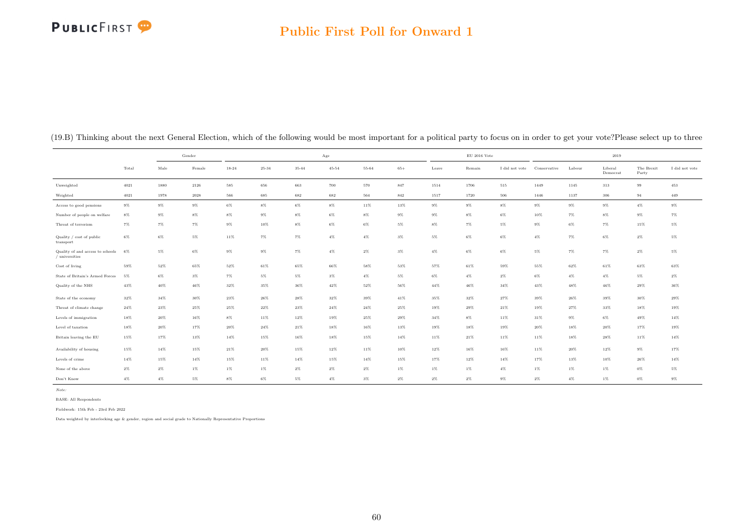# Public First Poll for Onward 1

(19.B) Thinking about the next General Election, which of the following would be most important for a political party to focus on in order to get your vote?Please select up to three

| | | Gender | | Age | | | | | | EU 2016 Vote | | | 2019 | | | | |
|---|---|---|---|---|---|---|---|---|---|---|---|---|---|---|---|---|---|
| | Total | Male | Female | 18-24 | 25-34 | 35-44 | 45-54 | 55-64 | 65+ | Leave | Remain | I did not vote | Conservative | Labour | Liberal Democrat | The Brexit Party | I did not vote |
| Unweighted | 4021 | 1880 | 2126 | 585 | 656 | 663 | 700 | 570 | 847 | 1514 | 1706 | 515 | 1449 | 1145 | 313 | 99 | 453 |
| Weighted | 4021 | 1978 | 2028 | 566 | 685 | 682 | 682 | 564 | 842 | 1517 | 1720 | 506 | 1446 | 1137 | 306 | 94 | 449 |
| Access to good pensions | 9% | 9% | 9% | 6% | 8% | 6% | 8% | 11% | 13% | 9% | 9% | 8% | 9% | 9% | 9% | 4% | 9% |
| Number of people on welfare | 8% | 9% | 8% | 8% | 9% | 8% | 6% | 8% | 9% | 9% | 8% | 6% | 10% | 7% | 8% | 9% | 7% |
| Threat of terrorism | 7% | 7% | 7% | 9% | 10% | 8% | 6% | 6% | 5% | 8% | 7% | 5% | 9% | 6% | 7% | 15% | 5% |
| Quality / cost of public transport | 6% | 6% | 5% | 11% | 7% | 7% | 4% | 4% | 3% | 5% | 6% | 6% | 4% | 7% | 6% | 2% | 5% |
| Quality of and access to schools / universities | 6% | 5% | 6% | 9% | 9% | 7% | 4% | 2% | 3% | 4% | 6% | 6% | 5% | 7% | 7% | 2% | 5% |
| Cost of living | 59% | 52% | 65% | 52% | 61% | 65% | 66% | 58% | 53% | 57% | 61% | 59% | 55% | 62% | 61% | 63% | 63% |
| State of Britain's Armed Forces | 5% | 6% | 3% | 7% | 5% | 5% | 3% | 4% | 5% | 6% | 4% | 2% | 6% | 4% | 4% | 5% | 2% |
| Quality of the NHS | 43% | 40% | 46% | 32% | 35% | 36% | 42% | 52% | 56% | 44% | 46% | 34% | 43% | 48% | 46% | 29% | 36% |
| State of the economy | 32% | 34% | 30% | 23% | 26% | 28% | 32% | 39% | 41% | 35% | 32% | 27% | 39% | 26% | 39% | 30% | 29% |
| Threat of climate change | 24% | 23% | 25% | 25% | 22% | 23% | 24% | 24% | 25% | 19% | 29% | 21% | 19% | 27% | 33% | 18% | 19% |
| Levels of immigration | 18% | 20% | 16% | 8% | 11% | 12% | 19% | 25% | 29% | 34% | 8% | 11% | 31% | 9% | 6% | 49% | 14% |
| Level of taxation | 18% | 20% | 17% | 20% | 24% | 21% | 18% | 16% | 13% | 19% | 18% | 19% | 20% | 18% | 20% | 17% | 19% |
| Britain leaving the EU | 15% | 17% | 13% | 14% | 15% | 16% | 18% | 15% | 14% | 11% | 21% | 11% | 11% | 18% | 28% | 11% | 14% |
| Availability of housing | 15% | 14% | 15% | 21% | 20% | 15% | 12% | 11% | 10% | 12% | 16% | 16% | 11% | 20% | 12% | 9% | 17% |
| Levels of crime | 14% | 15% | 14% | 15% | 11% | 14% | 15% | 14% | 15% | 17% | 12% | 14% | 17% | 13% | 10% | 26% | 14% |
| None of the above | 2% | 2% | 1% | 1% | 1% | 2% | 2% | 2% | 1% | 1% | 1% | 4% | 1% | 1% | 1% | 0% | 5% |
| Don't Know | 4% | 4% | 5% | 8% | 6% | 5% | 4% | 3% | 2% | 2% | 2% | 9% | 2% | 4% | 1% | 0% | 9% |

*Note:*

BASE: All Respondents

Fieldwork: 15th Feb - 23rd Feb 2022

Data weighted by interlocking age & gender, region and social grade to Nationally Representative Proportions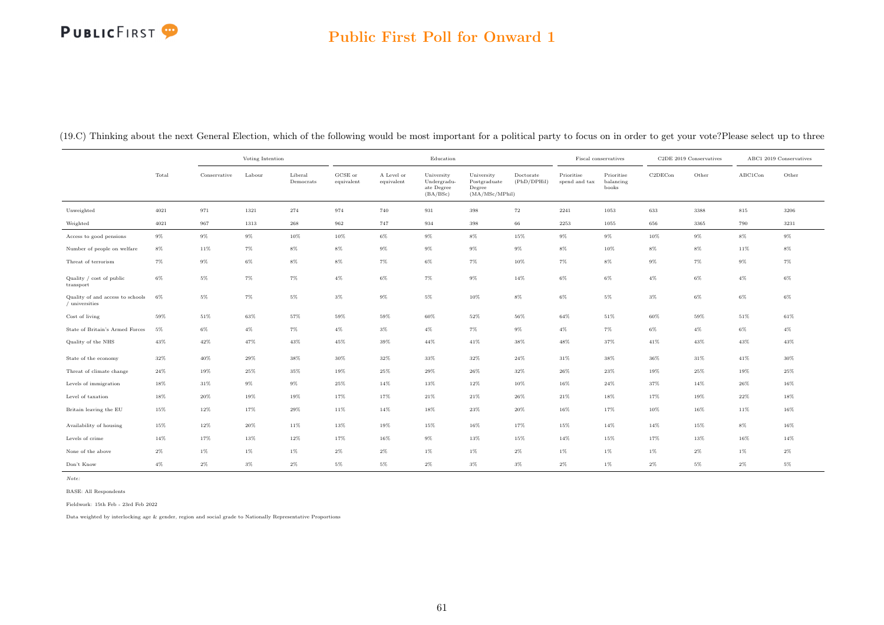## Public First Poll for Onward 1

(19.C) Thinking about the next General Election, which of the following would be most important for a political party to focus on in order to get your vote?Please select up to three

| | Total | Voting Intention | | | Education | | | | | Fiscal conservatives | | C2DE 2019 Conservatives | | ABC1 2019 Conservatives | |
|---|---|---|---|---|---|---|---|---|---|---|---|---|---|---|---|
| | | Conservative | Labour | Liberal Democrats | GCSE or equivalent | A Level or equivalent | University Undergraduate Degree (BA/BSc) | University Postgraduate Degree (MA/MSc/MPhil) | Doctorate (PhD/DPHil) | Prioritise spend and tax | Prioritise balancing books | C2DECon | Other | ABC1Con | Other |
| Unweighted | 4021 | 971 | 1321 | 274 | 974 | 740 | 931 | 398 | 72 | 2241 | 1053 | 633 | 3388 | 815 | 3206 |
| Weighted | 4021 | 967 | 1313 | 268 | 962 | 747 | 934 | 398 | 66 | 2253 | 1055 | 656 | 3365 | 790 | 3231 |
| Access to good pensions | 9% | 9% | 9% | 10% | 10% | 6% | 9% | 8% | 15% | 9% | 9% | 10% | 9% | 8% | 9% |
| Number of people on welfare | 8% | 11% | 7% | 8% | 8% | 9% | 9% | 9% | 9% | 8% | 10% | 8% | 8% | 11% | 8% |
| Threat of terrorism | 7% | 9% | 6% | 8% | 8% | 7% | 6% | 7% | 10% | 7% | 8% | 9% | 7% | 9% | 7% |
| Quality / cost of public transport | 6% | 5% | 7% | 7% | 4% | 6% | 7% | 9% | 14% | 6% | 6% | 4% | 6% | 4% | 6% |
| Quality of and access to schools / universities | 6% | 5% | 7% | 5% | 3% | 9% | 5% | 10% | 8% | 6% | 5% | 3% | 6% | 6% | 6% |
| Cost of living | 59% | 51% | 63% | 57% | 59% | 59% | 60% | 52% | 56% | 64% | 51% | 60% | 59% | 51% | 61% |
| State of Britain's Armed Forces | 5% | 6% | 4% | 7% | 4% | 3% | 4% | 7% | 9% | 4% | 7% | 6% | 4% | 6% | 4% |
| Quality of the NHS | 43% | 42% | 47% | 43% | 45% | 39% | 44% | 41% | 38% | 48% | 37% | 41% | 43% | 43% | 43% |
| State of the economy | 32% | 40% | 29% | 38% | 30% | 32% | 33% | 32% | 24% | 31% | 38% | 36% | 31% | 41% | 30% |
| Threat of climate change | 24% | 19% | 25% | 35% | 19% | 25% | 29% | 26% | 32% | 26% | 23% | 19% | 25% | 19% | 25% |
| Levels of immigration | 18% | 31% | 9% | 9% | 25% | 14% | 13% | 12% | 10% | 16% | 24% | 37% | 14% | 26% | 16% |
| Level of taxation | 18% | 20% | 19% | 19% | 17% | 17% | 21% | 21% | 26% | 21% | 18% | 17% | 19% | 22% | 18% |
| Britain leaving the EU | 15% | 12% | 17% | 29% | 11% | 14% | 18% | 23% | 20% | 16% | 17% | 10% | 16% | 11% | 16% |
| Availability of housing | 15% | 12% | 20% | 11% | 13% | 19% | 15% | 16% | 17% | 15% | 14% | 14% | 15% | 8% | 16% |
| Levels of crime | 14% | 17% | 13% | 12% | 17% | 16% | 9% | 13% | 15% | 14% | 15% | 17% | 13% | 16% | 14% |
| None of the above | 2% | 1% | 1% | 1% | 2% | 2% | 1% | 1% | 2% | 1% | 1% | 1% | 2% | 1% | 2% |
| Don't Know | 4% | 2% | 3% | 2% | 5% | 5% | 2% | 3% | 3% | 2% | 1% | 2% | 5% | 2% | 5% |

*Note:*

BASE: All Respondents

Fieldwork: 15th Feb - 23rd Feb 2022

Data weighted by interlocking age & gender, region and social grade to Nationally Representative Proportions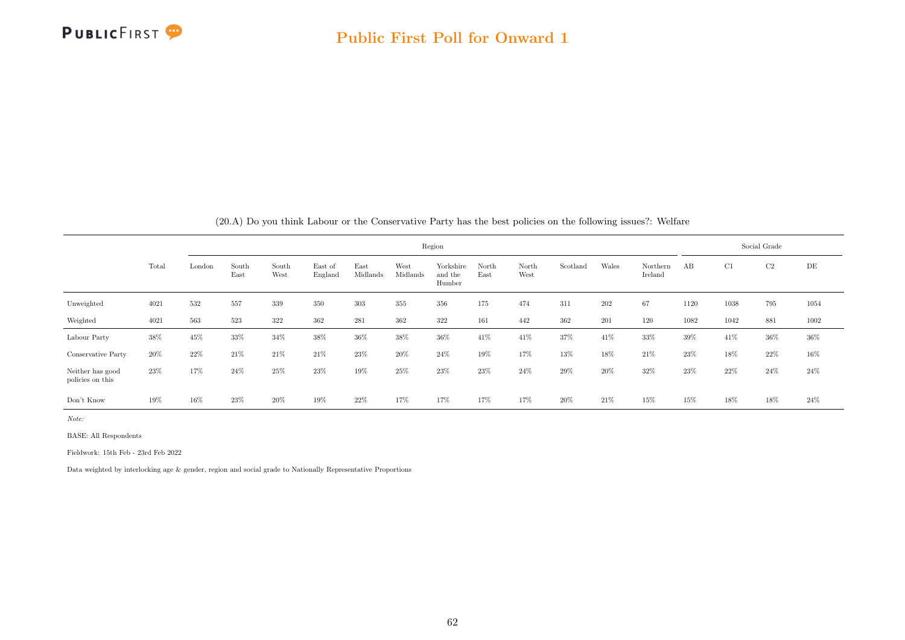## (20.A) Do you think Labour or the Conservative Party has the best policies on the following issues?: Welfare

| | Total | Region | | | | | | | | | | | | Social Grade | | | |
|---|---|---|---|---|---|---|---|---|---|---|---|---|---|---|---|---|---|
| | | London | South East | South West | East of England | East Midlands | West Midlands | Yorkshire and the Humber | North East | North West | Scotland | Wales | Northern Ireland | AB | C1 | C2 | DE |
| Unweighted | 4021 | 532 | 557 | 339 | 350 | 303 | 355 | 356 | 175 | 474 | 311 | 202 | 67 | 1120 | 1038 | 795 | 1054 |
| Weighted | 4021 | 563 | 523 | 322 | 362 | 281 | 362 | 322 | 161 | 442 | 362 | 201 | 120 | 1082 | 1042 | 881 | 1002 |
| Labour Party | 38% | 45% | 33% | 34% | 38% | 36% | 38% | 36% | 41% | 41% | 37% | 41% | 33% | 39% | 41% | 36% | 36% |
| Conservative Party | 20% | 22% | 21% | 21% | 21% | 23% | 20% | 24% | 19% | 17% | 13% | 18% | 21% | 23% | 18% | 22% | 16% |
| Neither has good policies on this | 23% | 17% | 24% | 25% | 23% | 19% | 25% | 23% | 23% | 24% | 29% | 20% | 32% | 23% | 22% | 24% | 24% |
| Don't Know | 19% | 16% | 23% | 20% | 19% | 22% | 17% | 17% | 17% | 17% | 20% | 21% | 15% | 15% | 18% | 18% | 24% |

*Note:*

BASE: All Respondents

Fieldwork: 15th Feb - 23rd Feb 2022

Data weighted by interlocking age & gender, region and social grade to Nationally Representative Proportions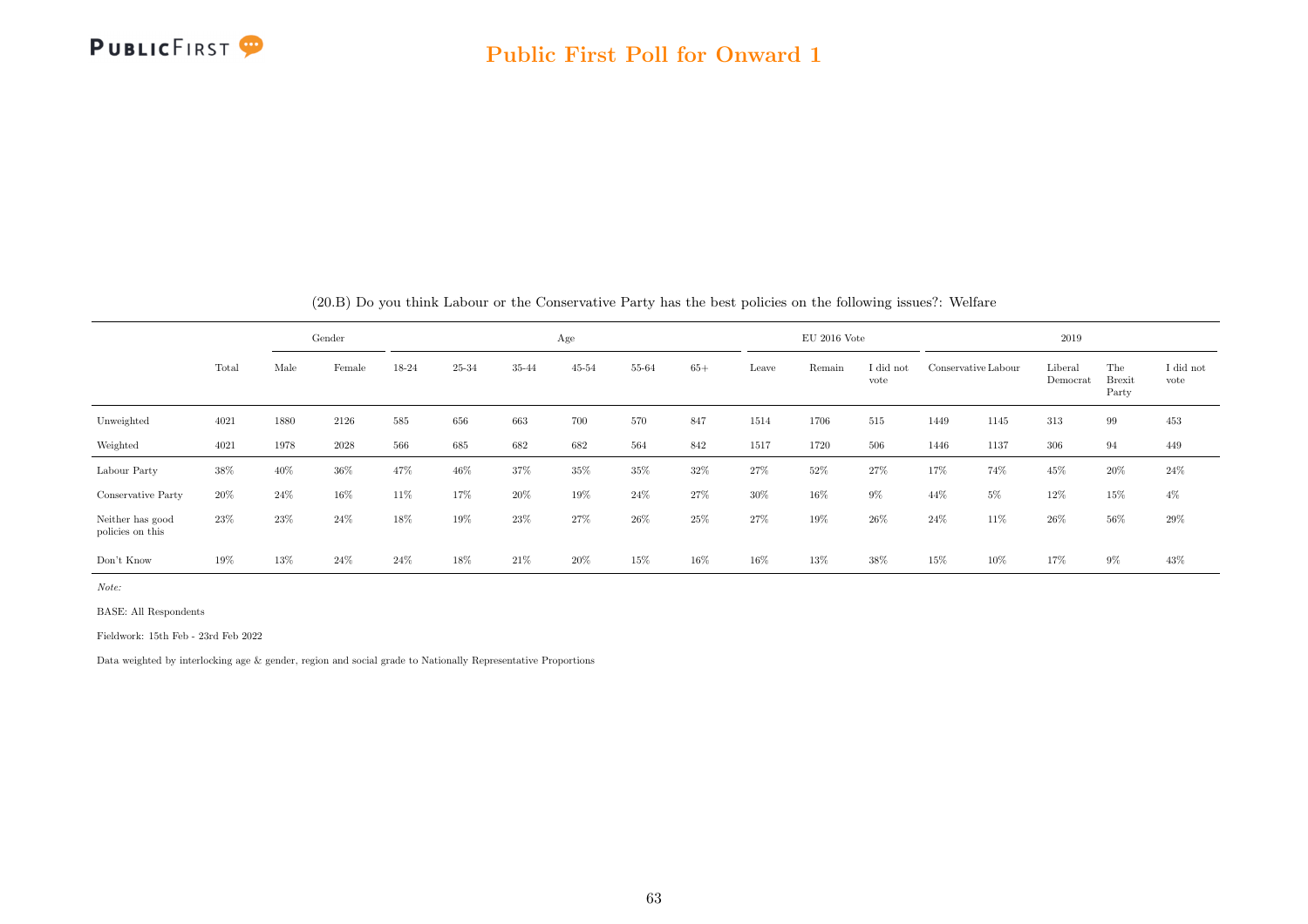## Public First Poll for Onward 1

(20.B) Do you think Labour or the Conservative Party has the best policies on the following issues?: Welfare

| | Total | Gender | | Age | | | | | | EU 2016 Vote | | | 2019 | | | | |
|---|---|---|---|---|---|---|---|---|---|---|---|---|---|---|---|---|---|
| | | Male | Female | 18-24 | 25-34 | 35-44 | 45-54 | 55-64 | 65+ | Leave | Remain | I did not vote | Conservative | Labour | Liberal Democrat | The Brexit Party | I did not vote |
| Unweighted | 4021 | 1880 | 2126 | 585 | 656 | 663 | 700 | 570 | 847 | 1514 | 1706 | 515 | 1449 | 1145 | 313 | 99 | 453 |
| Weighted | 4021 | 1978 | 2028 | 566 | 685 | 682 | 682 | 564 | 842 | 1517 | 1720 | 506 | 1446 | 1137 | 306 | 94 | 449 |
| Labour Party | 38% | 40% | 36% | 47% | 46% | 37% | 35% | 35% | 32% | 27% | 52% | 27% | 17% | 74% | 45% | 20% | 24% |
| Conservative Party | 20% | 24% | 16% | 11% | 17% | 20% | 19% | 24% | 27% | 30% | 16% | 9% | 44% | 5% | 12% | 15% | 4% |
| Neither has good policies on this | 23% | 23% | 24% | 18% | 19% | 23% | 27% | 26% | 25% | 27% | 19% | 26% | 24% | 11% | 26% | 56% | 29% |
| Don't Know | 19% | 13% | 24% | 24% | 18% | 21% | 20% | 15% | 16% | 16% | 13% | 38% | 15% | 10% | 17% | 9% | 43% |

*Note:*

BASE: All Respondents

Fieldwork: 15th Feb - 23rd Feb 2022

Data weighted by interlocking age & gender, region and social grade to Nationally Representative Proportions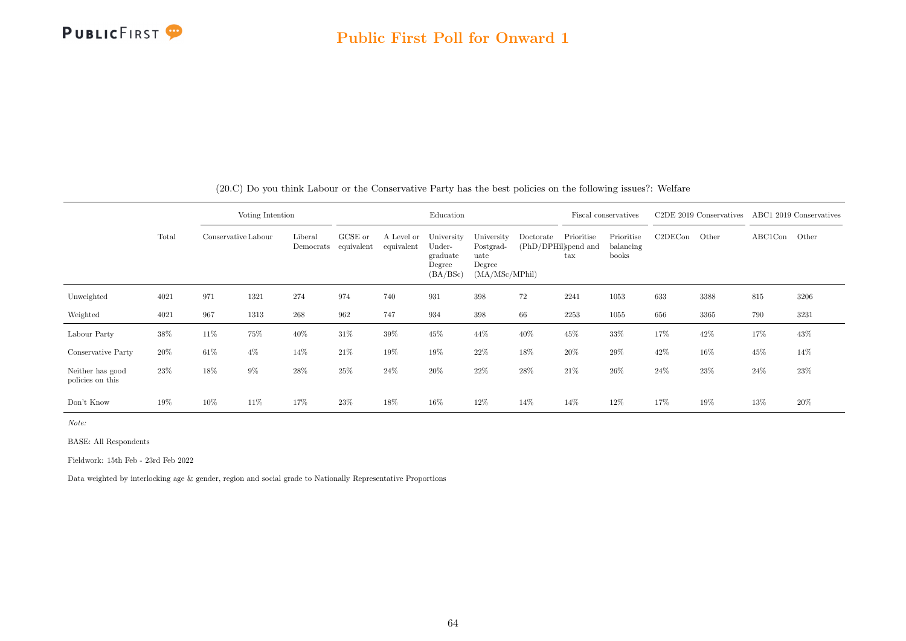(20.C) Do you think Labour or the Conservative Party has the best policies on the following issues?: Welfare

| | Total | Voting Intention | | | Education | | | | | Fiscal conservatives | | C2DE 2019 Conservatives | | ABC1 2019 Conservatives | |
|---|---|---|---|---|---|---|---|---|---|---|---|---|---|---|---|
| | | Conservative | Labour | Liberal Democrats | GCSE or equivalent | A Level or equivalent | University Undergraduate Degree (BA/BSc) | University Postgraduate Degree (MA/MSc/MPhil) | Doctorate (PhD/DPHil) | Prioritise spend and tax | Prioritise balancing books | C2DECon | Other | ABC1Con | Other |
| Unweighted | 4021 | 971 | 1321 | 274 | 974 | 740 | 931 | 398 | 72 | 2241 | 1053 | 633 | 3388 | 815 | 3206 |
| Weighted | 4021 | 967 | 1313 | 268 | 962 | 747 | 934 | 398 | 66 | 2253 | 1055 | 656 | 3365 | 790 | 3231 |
| Labour Party | 38% | 11% | 75% | 40% | 31% | 39% | 45% | 44% | 40% | 45% | 33% | 17% | 42% | 17% | 43% |
| Conservative Party | 20% | 61% | 4% | 14% | 21% | 19% | 19% | 22% | 18% | 20% | 29% | 42% | 16% | 45% | 14% |
| Neither has good policies on this | 23% | 18% | 9% | 28% | 25% | 24% | 20% | 22% | 28% | 21% | 26% | 24% | 23% | 24% | 23% |
| Don't Know | 19% | 10% | 11% | 17% | 23% | 18% | 16% | 12% | 14% | 14% | 12% | 17% | 19% | 13% | 20% |

*Note:*

BASE: All Respondents

Fieldwork: 15th Feb - 23rd Feb 2022

Data weighted by interlocking age & gender, region and social grade to Nationally Representative Proportions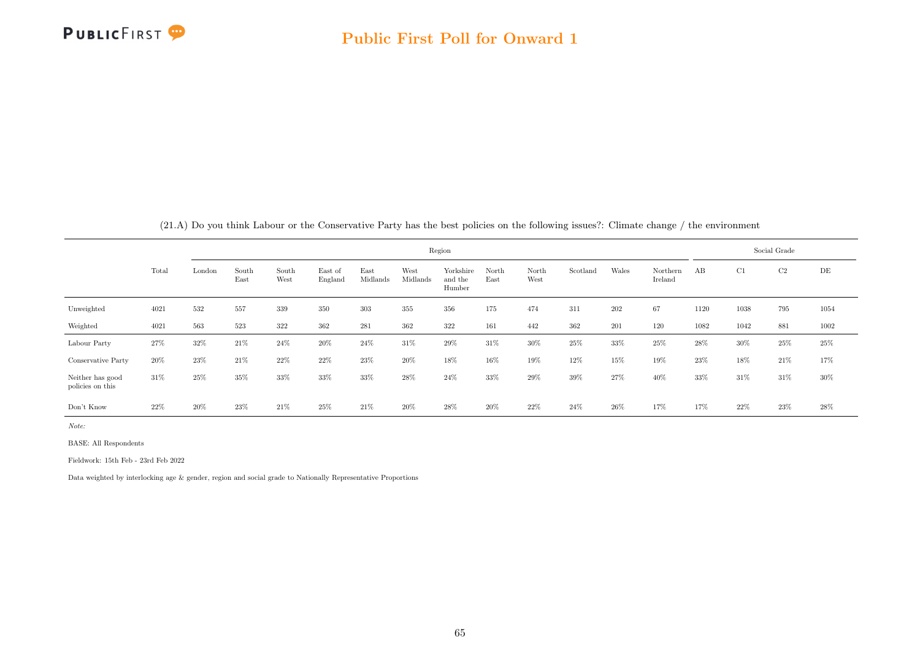(21.A) Do you think Labour or the Conservative Party has the best policies on the following issues?: Climate change / the environment

| | Total | Region | | | | | | | | | | | | Social Grade | | | |
|---|---|---|---|---|---|---|---|---|---|---|---|---|---|---|---|---|---|
| | | London | South East | South West | East of England | East Midlands | West Midlands | Yorkshire and the Humber | North East | North West | Scotland | Wales | Northern Ireland | AB | C1 | C2 | DE |
| Unweighted | 4021 | 532 | 557 | 339 | 350 | 303 | 355 | 356 | 175 | 474 | 311 | 202 | 67 | 1120 | 1038 | 795 | 1054 |
| Weighted | 4021 | 563 | 523 | 322 | 362 | 281 | 362 | 322 | 161 | 442 | 362 | 201 | 120 | 1082 | 1042 | 881 | 1002 |
| Labour Party | 27% | 32% | 21% | 24% | 20% | 24% | 31% | 29% | 31% | 30% | 25% | 33% | 25% | 28% | 30% | 25% | 25% |
| Conservative Party | 20% | 23% | 21% | 22% | 22% | 23% | 20% | 18% | 16% | 19% | 12% | 15% | 19% | 23% | 18% | 21% | 17% |
| Neither has good policies on this | 31% | 25% | 35% | 33% | 33% | 33% | 28% | 24% | 33% | 29% | 39% | 27% | 40% | 33% | 31% | 31% | 30% |
| Don't Know | 22% | 20% | 23% | 21% | 25% | 21% | 20% | 28% | 20% | 22% | 24% | 26% | 17% | 17% | 22% | 23% | 28% |

*Note:*

BASE: All Respondents

Fieldwork: 15th Feb - 23rd Feb 2022

Data weighted by interlocking age & gender, region and social grade to Nationally Representative Proportions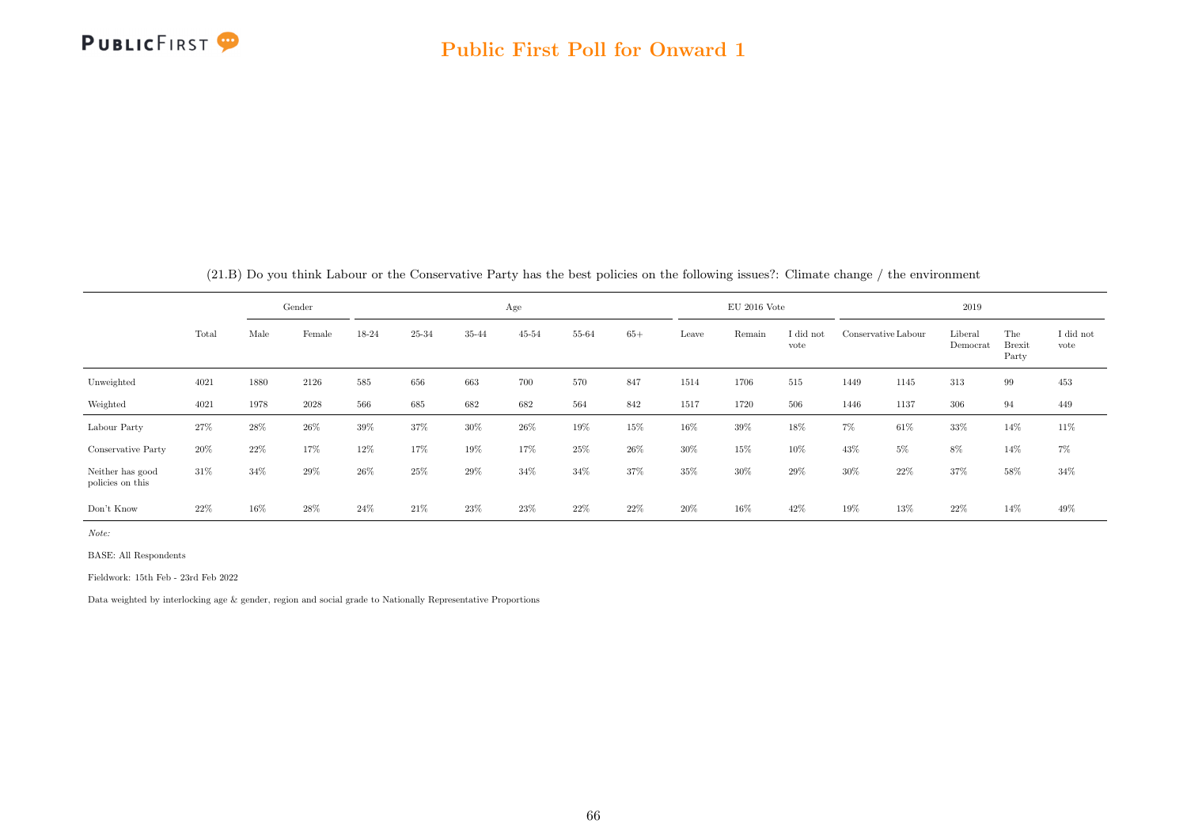## Public First Poll for Onward 1

(21.B) Do you think Labour or the Conservative Party has the best policies on the following issues?: Climate change / the environment

| | Total | Gender | | Age | | | | | | EU 2016 Vote | | | 2019 | | | | |
|---|---|---|---|---|---|---|---|---|---|---|---|---|---|---|---|---|---|
| | | Male | Female | 18-24 | 25-34 | 35-44 | 45-54 | 55-64 | 65+ | Leave | Remain | I did not vote | Conservative | Labour | Liberal Democrat | The Brexit Party | I did not vote |
| Unweighted | 4021 | 1880 | 2126 | 585 | 656 | 663 | 700 | 570 | 847 | 1514 | 1706 | 515 | 1449 | 1145 | 313 | 99 | 453 |
| Weighted | 4021 | 1978 | 2028 | 566 | 685 | 682 | 682 | 564 | 842 | 1517 | 1720 | 506 | 1446 | 1137 | 306 | 94 | 449 |
| Labour Party | 27% | 28% | 26% | 39% | 37% | 30% | 26% | 19% | 15% | 16% | 39% | 18% | 7% | 61% | 33% | 14% | 11% |
| Conservative Party | 20% | 22% | 17% | 12% | 17% | 19% | 17% | 25% | 26% | 30% | 15% | 10% | 43% | 5% | 8% | 14% | 7% |
| Neither has good policies on this | 31% | 34% | 29% | 26% | 25% | 29% | 34% | 34% | 37% | 35% | 30% | 29% | 30% | 22% | 37% | 58% | 34% |
| Don't Know | 22% | 16% | 28% | 24% | 21% | 23% | 23% | 22% | 22% | 20% | 16% | 42% | 19% | 13% | 22% | 14% | 49% |

*Note:*

BASE: All Respondents

Fieldwork: 15th Feb - 23rd Feb 2022

Data weighted by interlocking age & gender, region and social grade to Nationally Representative Proportions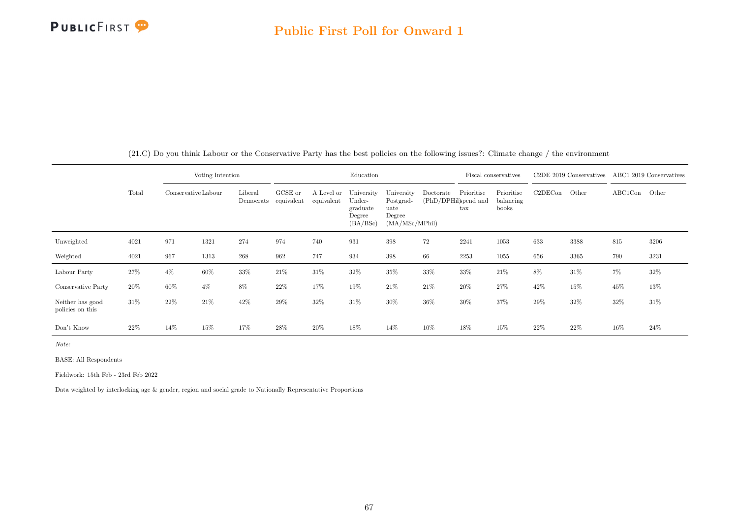(21.C) Do you think Labour or the Conservative Party has the best policies on the following issues?: Climate change / the environment

| | Total | Voting Intention | | | Education | | | | | Fiscal conservatives | | C2DE 2019 Conservatives | | ABC1 2019 Conservatives | |
|---|---|---|---|---|---|---|---|---|---|---|---|---|---|---|---|
| | | Conservative | Labour | Liberal Democrats | GCSE or equivalent | A Level or equivalent | University Under-graduate Degree (BA/BSc) | University Postgrad-uate Degree (MA/MSc/MPhil) | Doctorate (PhD/DPHil) | Prioritise spend and tax | Prioritise balancing books | C2DECon | Other | ABC1Con | Other |
| Unweighted | 4021 | 971 | 1321 | 274 | 974 | 740 | 931 | 398 | 72 | 2241 | 1053 | 633 | 3388 | 815 | 3206 |
| Weighted | 4021 | 967 | 1313 | 268 | 962 | 747 | 934 | 398 | 66 | 2253 | 1055 | 656 | 3365 | 790 | 3231 |
| Labour Party | 27% | 4% | 60% | 33% | 21% | 31% | 32% | 35% | 33% | 33% | 21% | 8% | 31% | 7% | 32% |
| Conservative Party | 20% | 60% | 4% | 8% | 22% | 17% | 19% | 21% | 21% | 20% | 27% | 42% | 15% | 45% | 13% |
| Neither has good policies on this | 31% | 22% | 21% | 42% | 29% | 32% | 31% | 30% | 36% | 30% | 37% | 29% | 32% | 32% | 31% |
| Don't Know | 22% | 14% | 15% | 17% | 28% | 20% | 18% | 14% | 10% | 18% | 15% | 22% | 22% | 16% | 24% |

*Note:*

BASE: All Respondents

Fieldwork: 15th Feb - 23rd Feb 2022

Data weighted by interlocking age & gender, region and social grade to Nationally Representative Proportions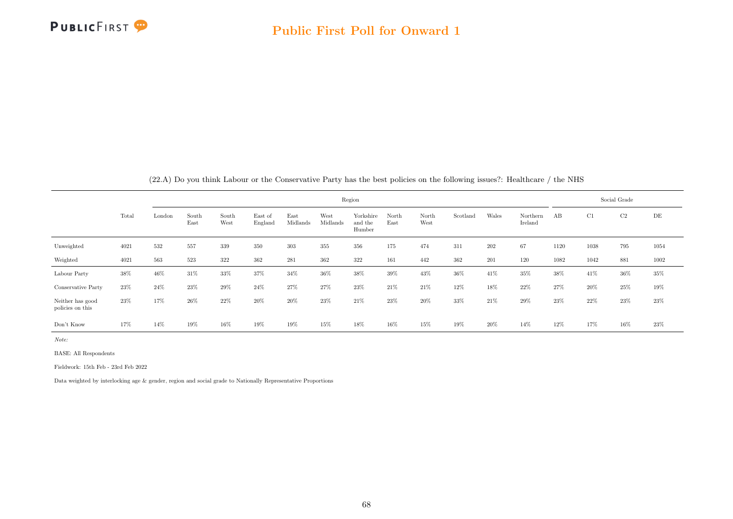(22.A) Do you think Labour or the Conservative Party has the best policies on the following issues?: Healthcare / the NHS

| | Total | Region | | | | | | | | | | | | Social Grade | | | |
|---|---|---|---|---|---|---|---|---|---|---|---|---|---|---|---|---|---|
| | | London | South East | South West | East of England | East Midlands | West Midlands | Yorkshire and the Humber | North East | North West | Scotland | Wales | Northern Ireland | AB | C1 | C2 | DE |
| Unweighted | 4021 | 532 | 557 | 339 | 350 | 303 | 355 | 356 | 175 | 474 | 311 | 202 | 67 | 1120 | 1038 | 795 | 1054 |
| Weighted | 4021 | 563 | 523 | 322 | 362 | 281 | 362 | 322 | 161 | 442 | 362 | 201 | 120 | 1082 | 1042 | 881 | 1002 |
| Labour Party | 38% | 46% | 31% | 33% | 37% | 34% | 36% | 38% | 39% | 43% | 36% | 41% | 35% | 38% | 41% | 36% | 35% |
| Conservative Party | 23% | 24% | 23% | 29% | 24% | 27% | 27% | 23% | 21% | 21% | 12% | 18% | 22% | 27% | 20% | 25% | 19% |
| Neither has good policies on this | 23% | 17% | 26% | 22% | 20% | 20% | 23% | 21% | 23% | 20% | 33% | 21% | 29% | 23% | 22% | 23% | 23% |
| Don't Know | 17% | 14% | 19% | 16% | 19% | 19% | 15% | 18% | 16% | 15% | 19% | 20% | 14% | 12% | 17% | 16% | 23% |

*Note:*

BASE: All Respondents

Fieldwork: 15th Feb - 23rd Feb 2022

Data weighted by interlocking age & gender, region and social grade to Nationally Representative Proportions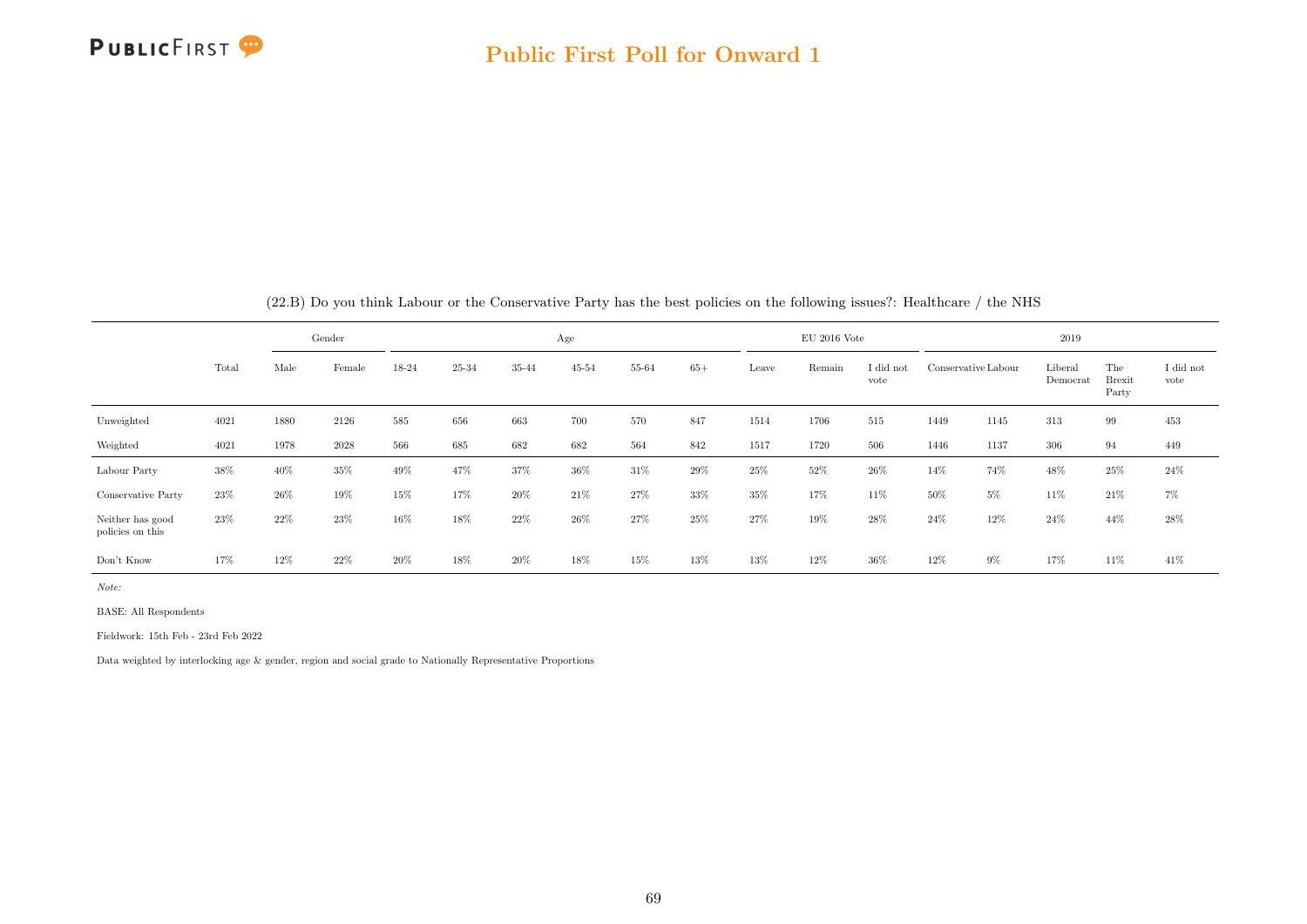(22.B) Do you think Labour or the Conservative Party has the best policies on the following issues?: Healthcare / the NHS

| | Total | Gender | | Age | | | | | | EU 2016 Vote | | | 2019 | | | | |
|---|---|---|---|---|---|---|---|---|---|---|---|---|---|---|---|---|---|
| | | Male | Female | 18-24 | 25-34 | 35-44 | 45-54 | 55-64 | 65+ | Leave | Remain | I did not vote | Conservative | Labour | Liberal Democrat | The Brexit Party | I did not vote |
| Unweighted | 4021 | 1880 | 2126 | 585 | 656 | 663 | 700 | 570 | 847 | 1514 | 1706 | 515 | 1449 | 1145 | 313 | 99 | 453 |
| Weighted | 4021 | 1978 | 2028 | 566 | 685 | 682 | 682 | 564 | 842 | 1517 | 1720 | 506 | 1446 | 1137 | 306 | 94 | 449 |
| Labour Party | 38% | 40% | 35% | 49% | 47% | 37% | 36% | 31% | 29% | 25% | 52% | 26% | 14% | 74% | 48% | 25% | 24% |
| Conservative Party | 23% | 26% | 19% | 15% | 17% | 20% | 21% | 27% | 33% | 35% | 17% | 11% | 50% | 5% | 11% | 21% | 7% |
| Neither has good policies on this | 23% | 22% | 23% | 16% | 18% | 22% | 26% | 27% | 25% | 27% | 19% | 28% | 24% | 12% | 24% | 44% | 28% |
| Don't Know | 17% | 12% | 22% | 20% | 18% | 20% | 18% | 15% | 13% | 13% | 12% | 36% | 12% | 9% | 17% | 11% | 41% |

*Note:*

BASE: All Respondents

Fieldwork: 15th Feb - 23rd Feb 2022

Data weighted by interlocking age & gender, region and social grade to Nationally Representative Proportions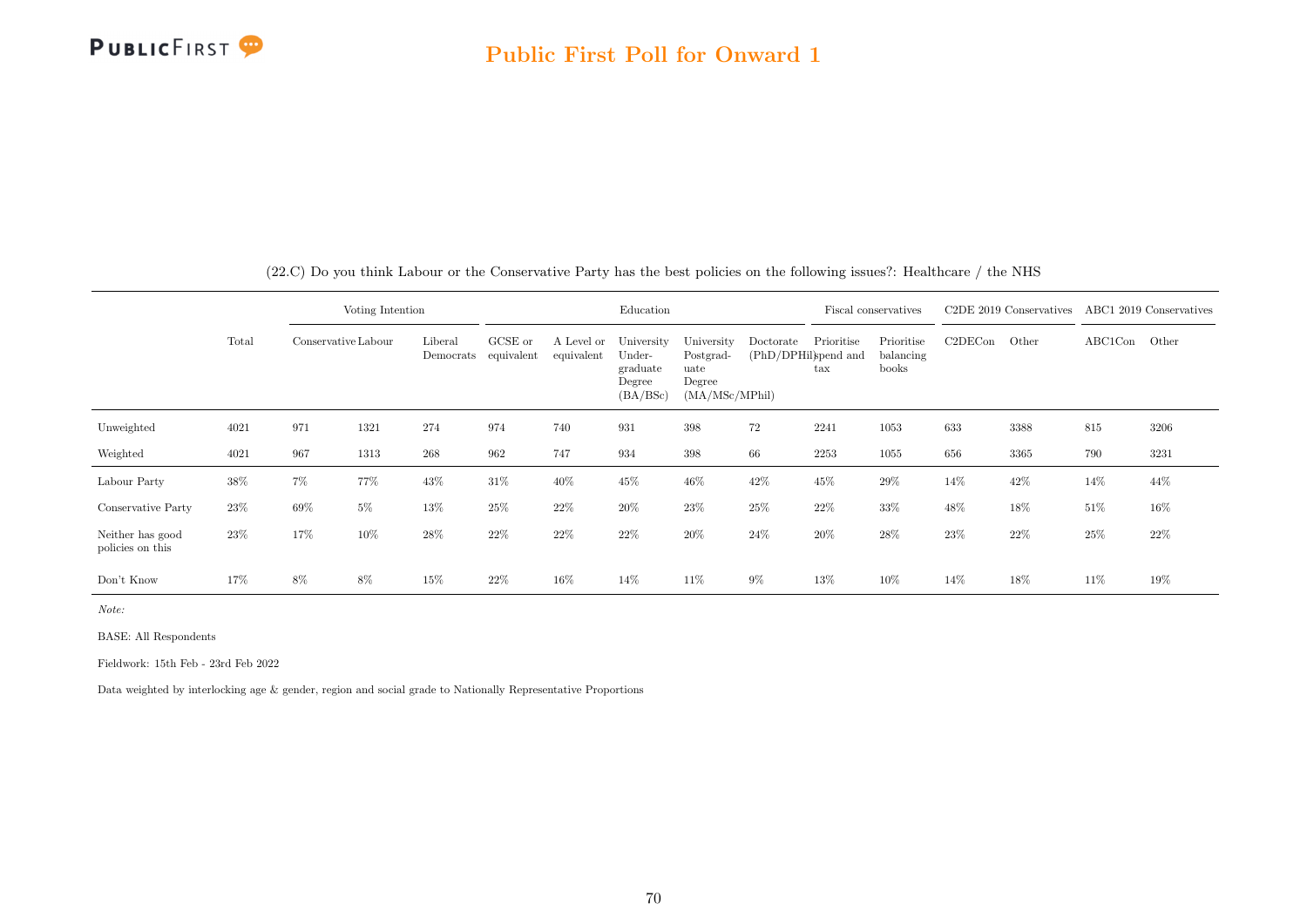(22.C) Do you think Labour or the Conservative Party has the best policies on the following issues?: Healthcare / the NHS

| | Total | Voting Intention | | | Education | | | | | Fiscal conservatives | | C2DE 2019 Conservatives | | ABC1 2019 Conservatives | |
|---|---|---|---|---|---|---|---|---|---|---|---|---|---|---|---|
| | | Conservative | Labour | Liberal Democrats | GCSE or equivalent | A Level or equivalent | University Under-graduate Degree (BA/BSc) | University Postgrad-uate Degree (MA/MSc/MPhil) | Doctorate (PhD/DPHil) | Prioritise spend and tax | Prioritise balancing books | C2DECon | Other | ABC1Con | Other |
| Unweighted | 4021 | 971 | 1321 | 274 | 974 | 740 | 931 | 398 | 72 | 2241 | 1053 | 633 | 3388 | 815 | 3206 |
| Weighted | 4021 | 967 | 1313 | 268 | 962 | 747 | 934 | 398 | 66 | 2253 | 1055 | 656 | 3365 | 790 | 3231 |
| Labour Party | 38% | 7% | 77% | 43% | 31% | 40% | 45% | 46% | 42% | 45% | 29% | 14% | 42% | 14% | 44% |
| Conservative Party | 23% | 69% | 5% | 13% | 25% | 22% | 20% | 23% | 25% | 22% | 33% | 48% | 18% | 51% | 16% |
| Neither has good policies on this | 23% | 17% | 10% | 28% | 22% | 22% | 22% | 20% | 24% | 20% | 28% | 23% | 22% | 25% | 22% |
| Don't Know | 17% | 8% | 8% | 15% | 22% | 16% | 14% | 11% | 9% | 13% | 10% | 14% | 18% | 11% | 19% |

*Note:*

BASE: All Respondents

Fieldwork: 15th Feb - 23rd Feb 2022

Data weighted by interlocking age & gender, region and social grade to Nationally Representative Proportions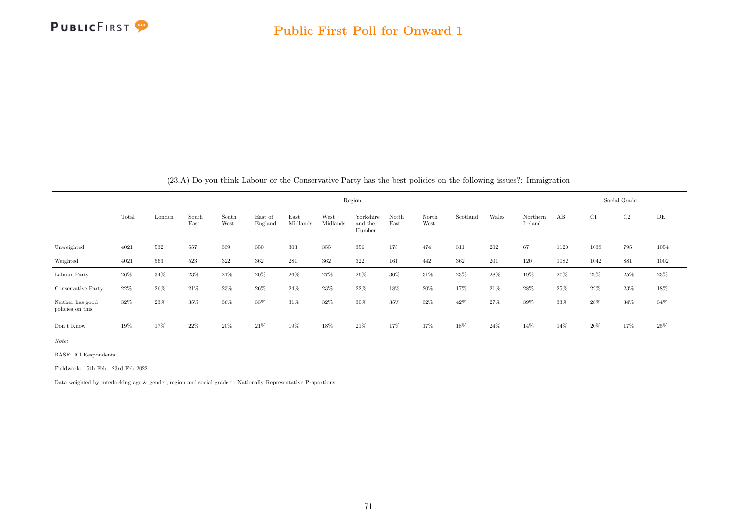(23.A) Do you think Labour or the Conservative Party has the best policies on the following issues?: Immigration

| | Total | Region | | | | | | | | | | | | Social Grade | | | |
|---|---|---|---|---|---|---|---|---|---|---|---|---|---|---|---|---|---|
| | | London | South East | South West | East of England | East Midlands | West Midlands | Yorkshire and the Humber | North East | North West | Scotland | Wales | Northern Ireland | AB | C1 | C2 | DE |
| Unweighted | 4021 | 532 | 557 | 339 | 350 | 303 | 355 | 356 | 175 | 474 | 311 | 202 | 67 | 1120 | 1038 | 795 | 1054 |
| Weighted | 4021 | 563 | 523 | 322 | 362 | 281 | 362 | 322 | 161 | 442 | 362 | 201 | 120 | 1082 | 1042 | 881 | 1002 |
| Labour Party | 26% | 34% | 23% | 21% | 20% | 26% | 27% | 26% | 30% | 31% | 23% | 28% | 19% | 27% | 29% | 25% | 23% |
| Conservative Party | 22% | 26% | 21% | 23% | 26% | 24% | 23% | 22% | 18% | 20% | 17% | 21% | 28% | 25% | 22% | 23% | 18% |
| Neither has good policies on this | 32% | 23% | 35% | 36% | 33% | 31% | 32% | 30% | 35% | 32% | 42% | 27% | 39% | 33% | 28% | 34% | 34% |
| Don't Know | 19% | 17% | 22% | 20% | 21% | 19% | 18% | 21% | 17% | 17% | 18% | 24% | 14% | 14% | 20% | 17% | 25% |

*Note:*

BASE: All Respondents

Fieldwork: 15th Feb - 23rd Feb 2022

Data weighted by interlocking age & gender, region and social grade to Nationally Representative Proportions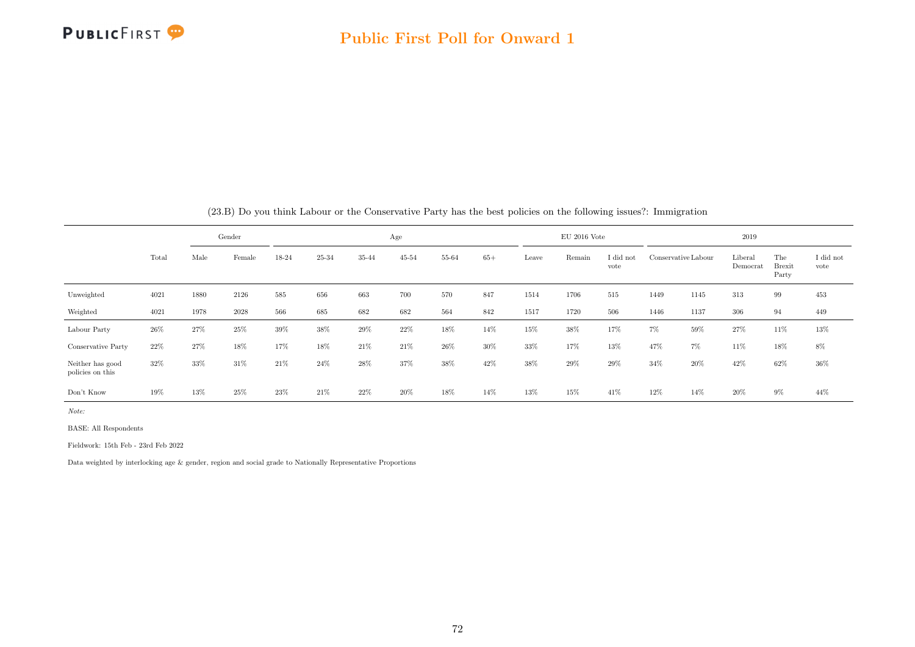(23.B) Do you think Labour or the Conservative Party has the best policies on the following issues?: Immigration

| | Total | Gender | | Age | | | | | | EU 2016 Vote | | | 2019 | | | | |
|---|---|---|---|---|---|---|---|---|---|---|---|---|---|---|---|---|---|
| | | Male | Female | 18-24 | 25-34 | 35-44 | 45-54 | 55-64 | 65+ | Leave | Remain | I did not vote | Conservative | Labour | Liberal Democrat | The Brexit Party | I did not vote |
| Unweighted | 4021 | 1880 | 2126 | 585 | 656 | 663 | 700 | 570 | 847 | 1514 | 1706 | 515 | 1449 | 1145 | 313 | 99 | 453 |
| Weighted | 4021 | 1978 | 2028 | 566 | 685 | 682 | 682 | 564 | 842 | 1517 | 1720 | 506 | 1446 | 1137 | 306 | 94 | 449 |
| Labour Party | 26% | 27% | 25% | 39% | 38% | 29% | 22% | 18% | 14% | 15% | 38% | 17% | 7% | 59% | 27% | 11% | 13% |
| Conservative Party | 22% | 27% | 18% | 17% | 18% | 21% | 21% | 26% | 30% | 33% | 17% | 13% | 47% | 7% | 11% | 18% | 8% |
| Neither has good policies on this | 32% | 33% | 31% | 21% | 24% | 28% | 37% | 38% | 42% | 38% | 29% | 29% | 34% | 20% | 42% | 62% | 36% |
| Don't Know | 19% | 13% | 25% | 23% | 21% | 22% | 20% | 18% | 14% | 13% | 15% | 41% | 12% | 14% | 20% | 9% | 44% |

*Note:*

BASE: All Respondents

Fieldwork: 15th Feb - 23rd Feb 2022

Data weighted by interlocking age & gender, region and social grade to Nationally Representative Proportions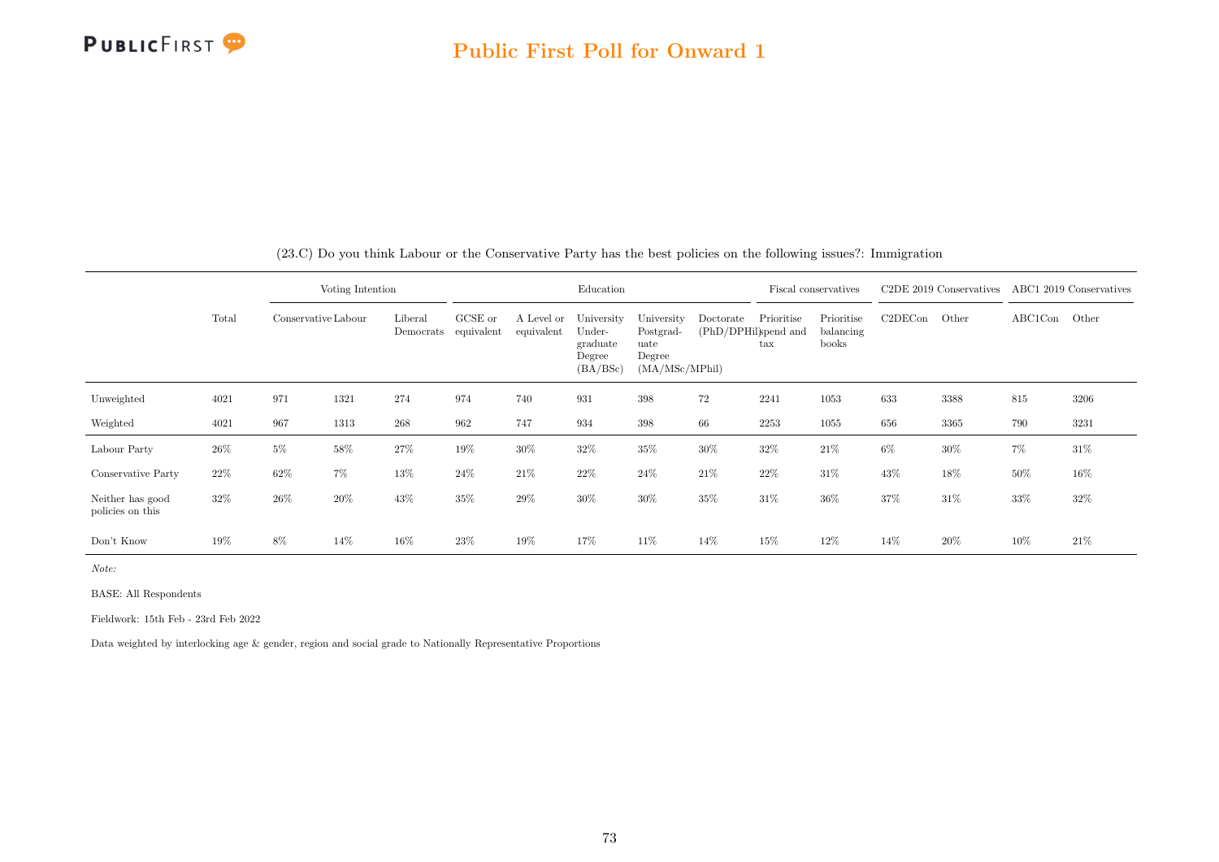## Public First Poll for Onward 1

(23.C) Do you think Labour or the Conservative Party has the best policies on the following issues?: Immigration

| | | Voting Intention | | | Education | | | | | Fiscal conservatives | | C2DE 2019 Conservatives | | ABC1 2019 Conservatives | |
|---|---|---|---|---|---|---|---|---|---|---|---|---|---|---|---|
| | Total | Conservative | Labour | Liberal Democrats | GCSE or equivalent | A Level or equivalent | University Undergraduate Degree (BA/BSc) | University Postgraduate Degree (MA/MSc/MPhil) | Doctorate (PhD/DPHil) | Prioritise spend and tax | Prioritise balancing books | C2DECon | Other | ABC1Con | Other |
| Unweighted | 4021 | 971 | 1321 | 274 | 974 | 740 | 931 | 398 | 72 | 2241 | 1053 | 633 | 3388 | 815 | 3206 |
| Weighted | 4021 | 967 | 1313 | 268 | 962 | 747 | 934 | 398 | 66 | 2253 | 1055 | 656 | 3365 | 790 | 3231 |
| Labour Party | 26% | 5% | 58% | 27% | 19% | 30% | 32% | 35% | 30% | 32% | 21% | 6% | 30% | 7% | 31% |
| Conservative Party | 22% | 62% | 7% | 13% | 24% | 21% | 22% | 24% | 21% | 22% | 31% | 43% | 18% | 50% | 16% |
| Neither has good policies on this | 32% | 26% | 20% | 43% | 35% | 29% | 30% | 30% | 35% | 31% | 36% | 37% | 31% | 33% | 32% |
| Don't Know | 19% | 8% | 14% | 16% | 23% | 19% | 17% | 11% | 14% | 15% | 12% | 14% | 20% | 10% | 21% |

*Note:*

BASE: All Respondents

Fieldwork: 15th Feb - 23rd Feb 2022

Data weighted by interlocking age & gender, region and social grade to Nationally Representative Proportions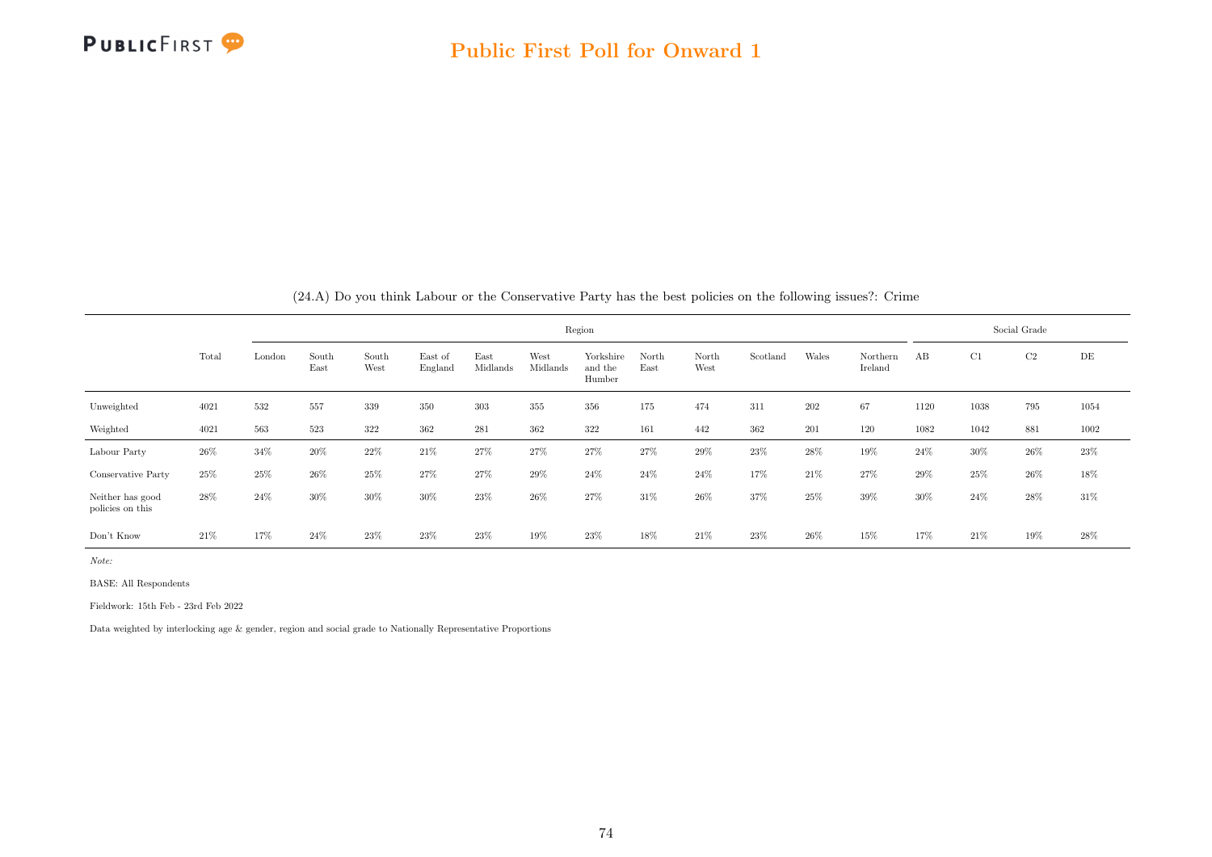## Public First Poll for Onward 1

(24.A) Do you think Labour or the Conservative Party has the best policies on the following issues?: Crime

| | Total | Region | | | | | | | | | | | | Social Grade | | | |
|---|---|---|---|---|---|---|---|---|---|---|---|---|---|---|---|---|---|
| | | London | South East | South West | East of England | East Midlands | West Midlands | Yorkshire and the Humber | North East | North West | Scotland | Wales | Northern Ireland | AB | C1 | C2 | DE |
| Unweighted | 4021 | 532 | 557 | 339 | 350 | 303 | 355 | 356 | 175 | 474 | 311 | 202 | 67 | 1120 | 1038 | 795 | 1054 |
| Weighted | 4021 | 563 | 523 | 322 | 362 | 281 | 362 | 322 | 161 | 442 | 362 | 201 | 120 | 1082 | 1042 | 881 | 1002 |
| Labour Party | 26% | 34% | 20% | 22% | 21% | 27% | 27% | 27% | 27% | 29% | 23% | 28% | 19% | 24% | 30% | 26% | 23% |
| Conservative Party | 25% | 25% | 26% | 25% | 27% | 27% | 29% | 24% | 24% | 24% | 17% | 21% | 27% | 29% | 25% | 26% | 18% |
| Neither has good policies on this | 28% | 24% | 30% | 30% | 30% | 23% | 26% | 27% | 31% | 26% | 37% | 25% | 39% | 30% | 24% | 28% | 31% |
| Don't Know | 21% | 17% | 24% | 23% | 23% | 23% | 19% | 23% | 18% | 21% | 23% | 26% | 15% | 17% | 21% | 19% | 28% |

*Note:*

BASE: All Respondents

Fieldwork: 15th Feb - 23rd Feb 2022

Data weighted by interlocking age & gender, region and social grade to Nationally Representative Proportions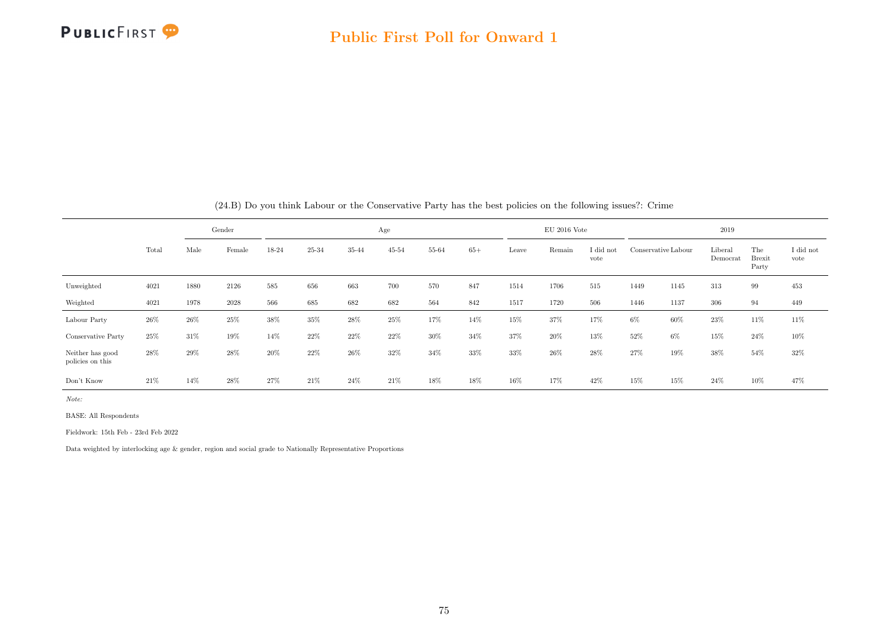(24.B) Do you think Labour or the Conservative Party has the best policies on the following issues?: Crime

| | | Gender | | Age | | | | | | EU 2016 Vote | | | 2019 | | | | |
|---|---|---|---|---|---|---|---|---|---|---|---|---|---|---|---|---|---|
| | Total | Male | Female | 18-24 | 25-34 | 35-44 | 45-54 | 55-64 | 65+ | Leave | Remain | I did not vote | Conservative | Labour | Liberal Democrat | The Brexit Party | I did not vote |
| Unweighted | 4021 | 1880 | 2126 | 585 | 656 | 663 | 700 | 570 | 847 | 1514 | 1706 | 515 | 1449 | 1145 | 313 | 99 | 453 |
| Weighted | 4021 | 1978 | 2028 | 566 | 685 | 682 | 682 | 564 | 842 | 1517 | 1720 | 506 | 1446 | 1137 | 306 | 94 | 449 |
| Labour Party | 26% | 26% | 25% | 38% | 35% | 28% | 25% | 17% | 14% | 15% | 37% | 17% | 6% | 60% | 23% | 11% | 11% |
| Conservative Party | 25% | 31% | 19% | 14% | 22% | 22% | 22% | 30% | 34% | 37% | 20% | 13% | 52% | 6% | 15% | 24% | 10% |
| Neither has good policies on this | 28% | 29% | 28% | 20% | 22% | 26% | 32% | 34% | 33% | 33% | 26% | 28% | 27% | 19% | 38% | 54% | 32% |
| Don't Know | 21% | 14% | 28% | 27% | 21% | 24% | 21% | 18% | 18% | 16% | 17% | 42% | 15% | 15% | 24% | 10% | 47% |

*Note:*

BASE: All Respondents

Fieldwork: 15th Feb - 23rd Feb 2022

Data weighted by interlocking age & gender, region and social grade to Nationally Representative Proportions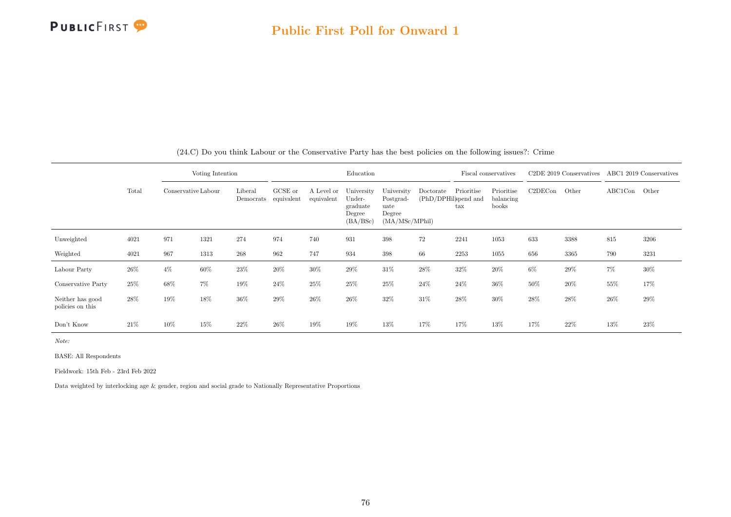## Public First Poll for Onward 1

(24.C) Do you think Labour or the Conservative Party has the best policies on the following issues?: Crime

| | Total | Voting Intention | | | Education | | | | | Fiscal conservatives | | C2DE 2019 Conservatives | | ABC1 2019 Conservatives | |
|---|---|---|---|---|---|---|---|---|---|---|---|---|---|---|---|
| | | Conservative | Labour | Liberal Democrats | GCSE or equivalent | A Level or equivalent | University Undergraduate Degree (BA/BSc) | University Postgraduate Degree (MA/MSc/MPhil) | Doctorate (PhD/DPHil) | Prioritise spend and tax | Prioritise balancing books | C2DECon | Other | ABC1Con | Other |
| Unweighted | 4021 | 971 | 1321 | 274 | 974 | 740 | 931 | 398 | 72 | 2241 | 1053 | 633 | 3388 | 815 | 3206 |
| Weighted | 4021 | 967 | 1313 | 268 | 962 | 747 | 934 | 398 | 66 | 2253 | 1055 | 656 | 3365 | 790 | 3231 |
| Labour Party | 26% | 4% | 60% | 23% | 20% | 30% | 29% | 31% | 28% | 32% | 20% | 6% | 29% | 7% | 30% |
| Conservative Party | 25% | 68% | 7% | 19% | 24% | 25% | 25% | 25% | 24% | 24% | 36% | 50% | 20% | 55% | 17% |
| Neither has good policies on this | 28% | 19% | 18% | 36% | 29% | 26% | 26% | 32% | 31% | 28% | 30% | 28% | 28% | 26% | 29% |
| Don't Know | 21% | 10% | 15% | 22% | 26% | 19% | 19% | 13% | 17% | 17% | 13% | 17% | 22% | 13% | 23% |

*Note:*

BASE: All Respondents

Fieldwork: 15th Feb - 23rd Feb 2022

Data weighted by interlocking age & gender, region and social grade to Nationally Representative Proportions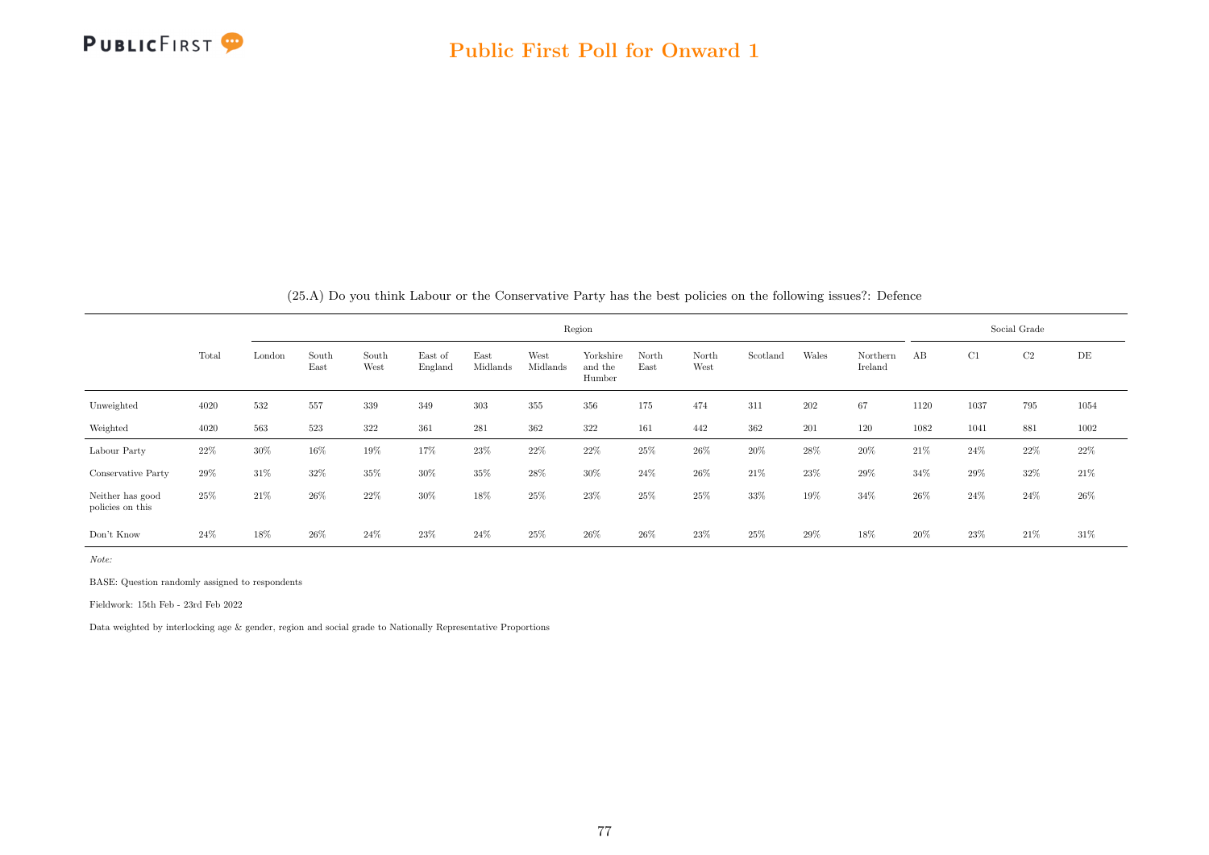(25.A) Do you think Labour or the Conservative Party has the best policies on the following issues?: Defence

| | Total | Region | | | | | | | | | | | | Social Grade | | | |
|---|---|---|---|---|---|---|---|---|---|---|---|---|---|---|---|---|---|
| | | London | South East | South West | East of England | East Midlands | West Midlands | Yorkshire and the Humber | North East | North West | Scotland | Wales | Northern Ireland | AB | C1 | C2 | DE |
| Unweighted | 4020 | 532 | 557 | 339 | 349 | 303 | 355 | 356 | 175 | 474 | 311 | 202 | 67 | 1120 | 1037 | 795 | 1054 |
| Weighted | 4020 | 563 | 523 | 322 | 361 | 281 | 362 | 322 | 161 | 442 | 362 | 201 | 120 | 1082 | 1041 | 881 | 1002 |
| Labour Party | 22% | 30% | 16% | 19% | 17% | 23% | 22% | 22% | 25% | 26% | 20% | 28% | 20% | 21% | 24% | 22% | 22% |
| Conservative Party | 29% | 31% | 32% | 35% | 30% | 35% | 28% | 30% | 24% | 26% | 21% | 23% | 29% | 34% | 29% | 32% | 21% |
| Neither has good policies on this | 25% | 21% | 26% | 22% | 30% | 18% | 25% | 23% | 25% | 25% | 33% | 19% | 34% | 26% | 24% | 24% | 26% |
| Don't Know | 24% | 18% | 26% | 24% | 23% | 24% | 25% | 26% | 26% | 23% | 25% | 29% | 18% | 20% | 23% | 21% | 31% |

*Note:*

BASE: Question randomly assigned to respondents

Fieldwork: 15th Feb - 23rd Feb 2022

Data weighted by interlocking age & gender, region and social grade to Nationally Representative Proportions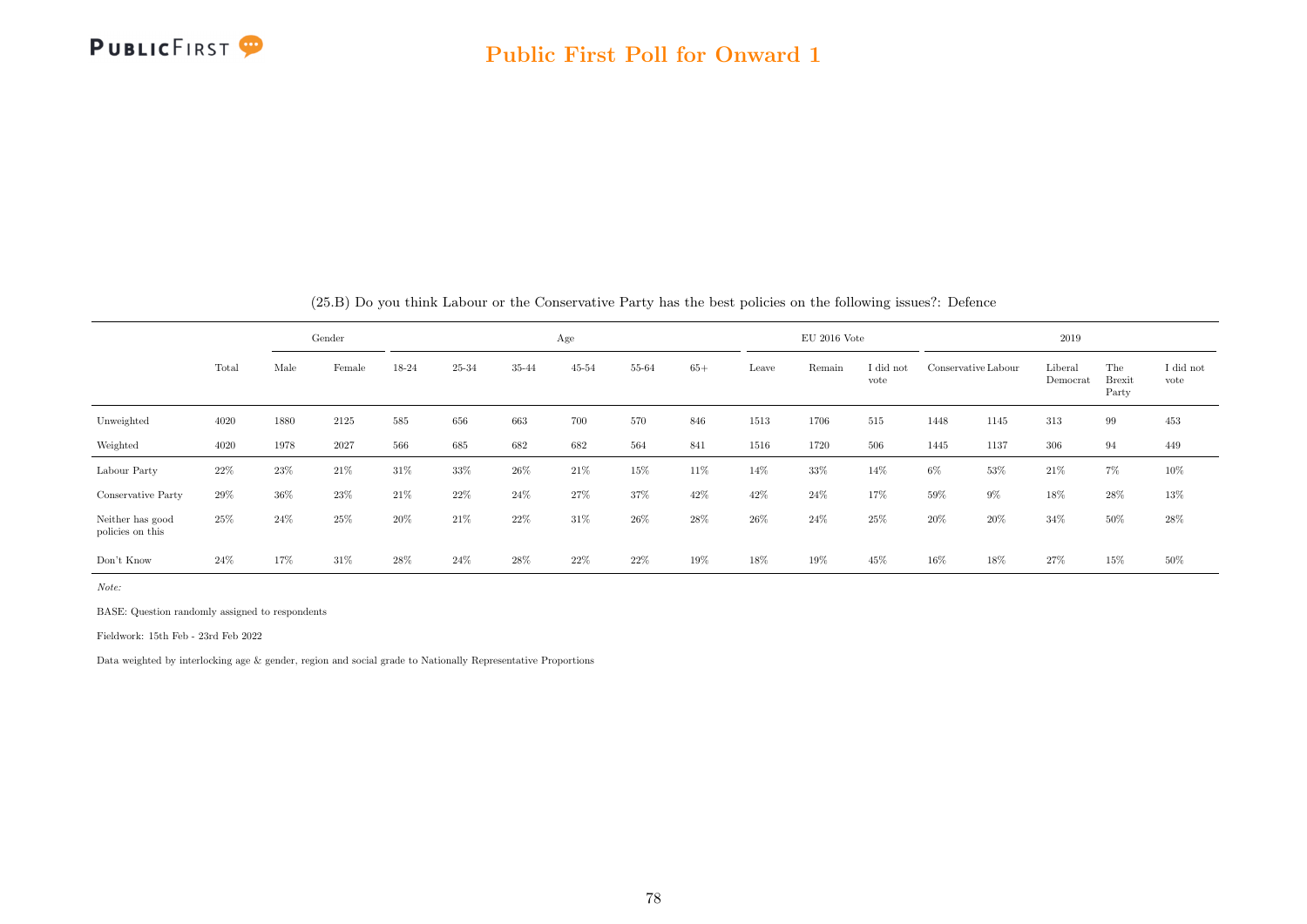## Public First Poll for Onward 1

(25.B) Do you think Labour or the Conservative Party has the best policies on the following issues?: Defence

| | Total | Gender | | Age | | | | | | EU 2016 Vote | | | 2019 | | | | |
|---|---|---|---|---|---|---|---|---|---|---|---|---|---|---|---|---|---|
| | | Male | Female | 18-24 | 25-34 | 35-44 | 45-54 | 55-64 | 65+ | Leave | Remain | I did not vote | Conservative | Labour | Liberal Democrat | The Brexit Party | I did not vote |
| Unweighted | 4020 | 1880 | 2125 | 585 | 656 | 663 | 700 | 570 | 846 | 1513 | 1706 | 515 | 1448 | 1145 | 313 | 99 | 453 |
| Weighted | 4020 | 1978 | 2027 | 566 | 685 | 682 | 682 | 564 | 841 | 1516 | 1720 | 506 | 1445 | 1137 | 306 | 94 | 449 |
| Labour Party | 22% | 23% | 21% | 31% | 33% | 26% | 21% | 15% | 11% | 14% | 33% | 14% | 6% | 53% | 21% | 7% | 10% |
| Conservative Party | 29% | 36% | 23% | 21% | 22% | 24% | 27% | 37% | 42% | 42% | 24% | 17% | 59% | 9% | 18% | 28% | 13% |
| Neither has good policies on this | 25% | 24% | 25% | 20% | 21% | 22% | 31% | 26% | 28% | 26% | 24% | 25% | 20% | 20% | 34% | 50% | 28% |
| Don't Know | 24% | 17% | 31% | 28% | 24% | 28% | 22% | 22% | 19% | 18% | 19% | 45% | 16% | 18% | 27% | 15% | 50% |

*Note:*

BASE: Question randomly assigned to respondents

Fieldwork: 15th Feb - 23rd Feb 2022

Data weighted by interlocking age & gender, region and social grade to Nationally Representative Proportions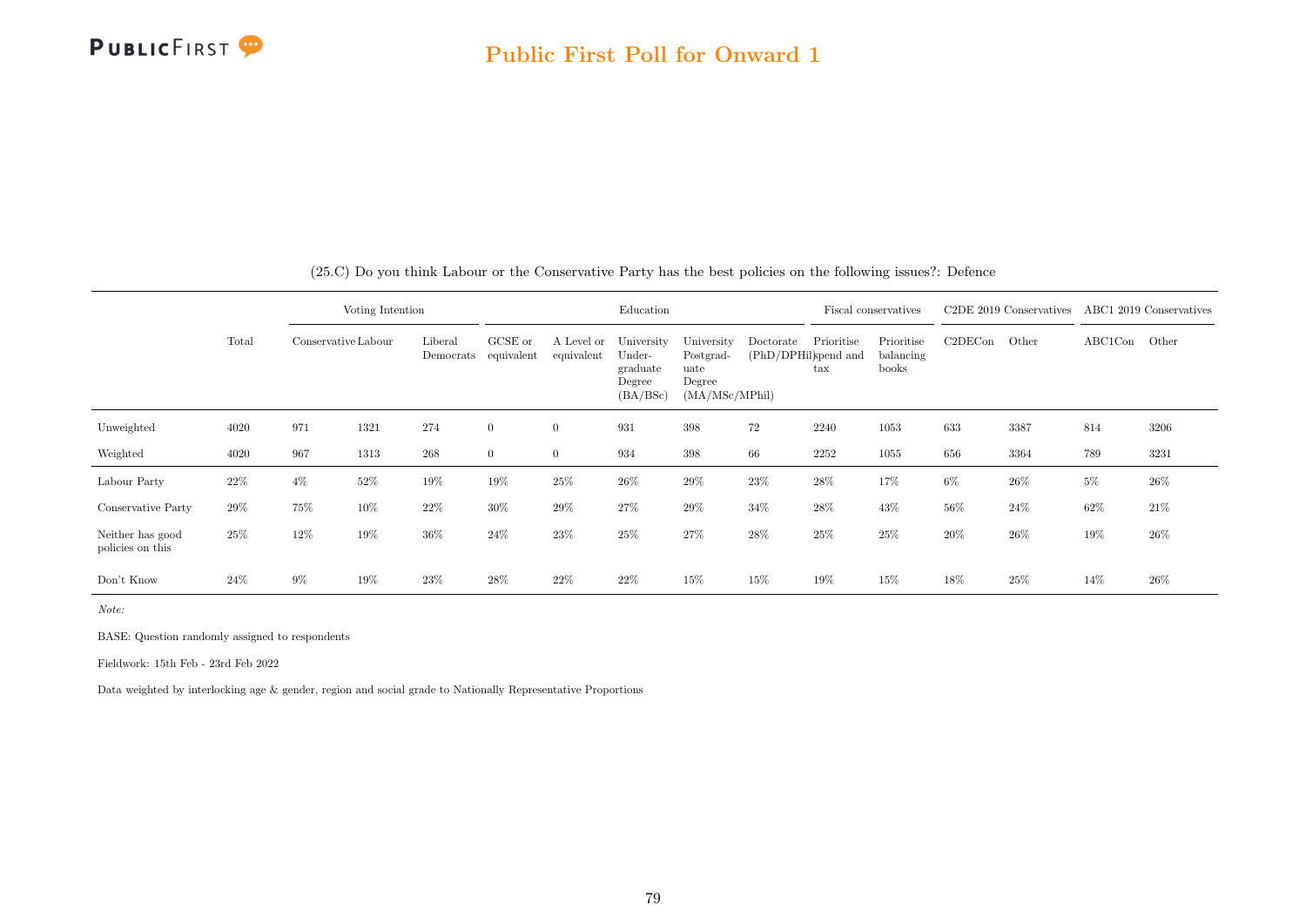## Public First Poll for Onward 1

(25.C) Do you think Labour or the Conservative Party has the best policies on the following issues?: Defence

| | | Voting Intention | | | Education | | | | | Fiscal conservatives | | C2DE 2019 Conservatives | | ABC1 2019 Conservatives | |
|---|---|---|---|---|---|---|---|---|---|---|---|---|---|---|---|
| | Total | Conservative | Labour | Liberal Democrats | GCSE or equivalent | A Level or equivalent | University Under-graduate Degree (BA/BSc) | University Postgrad-uate Degree (MA/MSc/MPhil) | Doctorate (PhD/DPHil) | Prioritise spend and tax | Prioritise balancing books | C2DECon | Other | ABC1Con | Other |
| Unweighted | 4020 | 971 | 1321 | 274 | 0 | 0 | 931 | 398 | 72 | 2240 | 1053 | 633 | 3387 | 814 | 3206 |
| Weighted | 4020 | 967 | 1313 | 268 | 0 | 0 | 934 | 398 | 66 | 2252 | 1055 | 656 | 3364 | 789 | 3231 |
| Labour Party | 22% | 4% | 52% | 19% | 19% | 25% | 26% | 29% | 23% | 28% | 17% | 6% | 26% | 5% | 26% |
| Conservative Party | 29% | 75% | 10% | 22% | 30% | 29% | 27% | 29% | 34% | 28% | 43% | 56% | 24% | 62% | 21% |
| Neither has good policies on this | 25% | 12% | 19% | 36% | 24% | 23% | 25% | 27% | 28% | 25% | 25% | 20% | 26% | 19% | 26% |
| Don't Know | 24% | 9% | 19% | 23% | 28% | 22% | 22% | 15% | 15% | 19% | 15% | 18% | 25% | 14% | 26% |

*Note:*

BASE: Question randomly assigned to respondents

Fieldwork: 15th Feb - 23rd Feb 2022

Data weighted by interlocking age & gender, region and social grade to Nationally Representative Proportions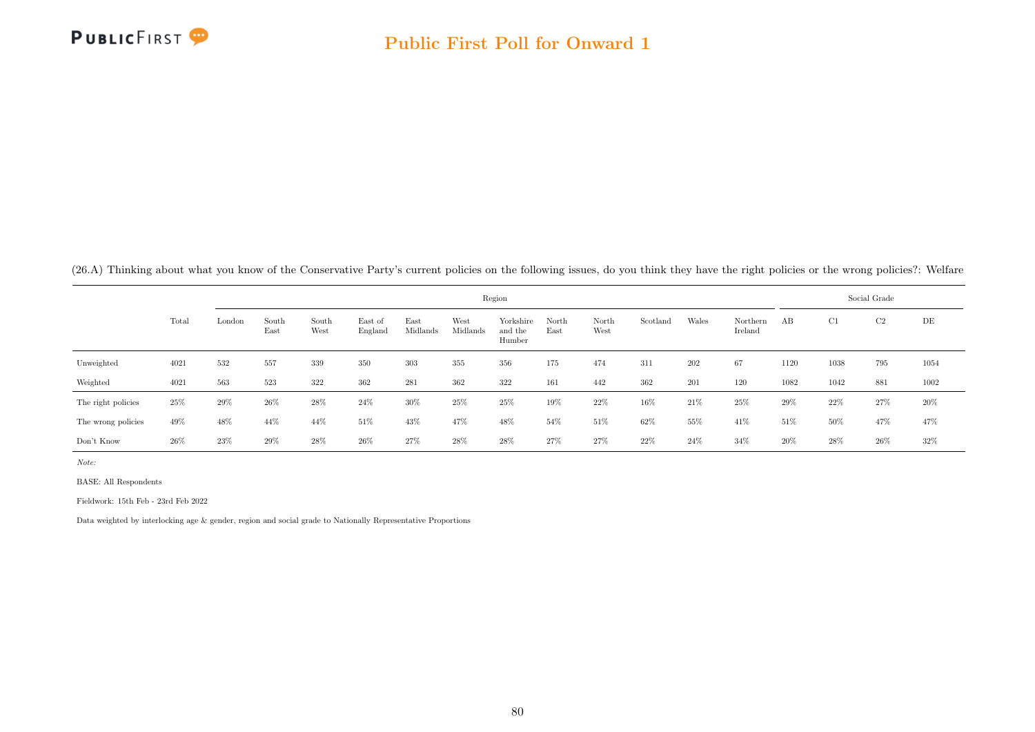(26.A) Thinking about what you know of the Conservative Party's current policies on the following issues, do you think they have the right policies or the wrong policies?: Welfare

| | Total | Region | | | | | | | | | | | | Social Grade | | | |
|---|---|---|---|---|---|---|---|---|---|---|---|---|---|---|---|---|---|
| | | London | South East | South West | East of England | East Midlands | West Midlands | Yorkshire and the Humber | North East | North West | Scotland | Wales | Northern Ireland | AB | C1 | C2 | DE |
| Unweighted | 4021 | 532 | 557 | 339 | 350 | 303 | 355 | 356 | 175 | 474 | 311 | 202 | 67 | 1120 | 1038 | 795 | 1054 |
| Weighted | 4021 | 563 | 523 | 322 | 362 | 281 | 362 | 322 | 161 | 442 | 362 | 201 | 120 | 1082 | 1042 | 881 | 1002 |
| The right policies | 25% | 29% | 26% | 28% | 24% | 30% | 25% | 25% | 19% | 22% | 16% | 21% | 25% | 29% | 22% | 27% | 20% |
| The wrong policies | 49% | 48% | 44% | 44% | 51% | 43% | 47% | 48% | 54% | 51% | 62% | 55% | 41% | 51% | 50% | 47% | 47% |
| Don't Know | 26% | 23% | 29% | 28% | 26% | 27% | 28% | 28% | 27% | 27% | 22% | 24% | 34% | 20% | 28% | 26% | 32% |

*Note:*

BASE: All Respondents

Fieldwork: 15th Feb - 23rd Feb 2022

Data weighted by interlocking age & gender, region and social grade to Nationally Representative Proportions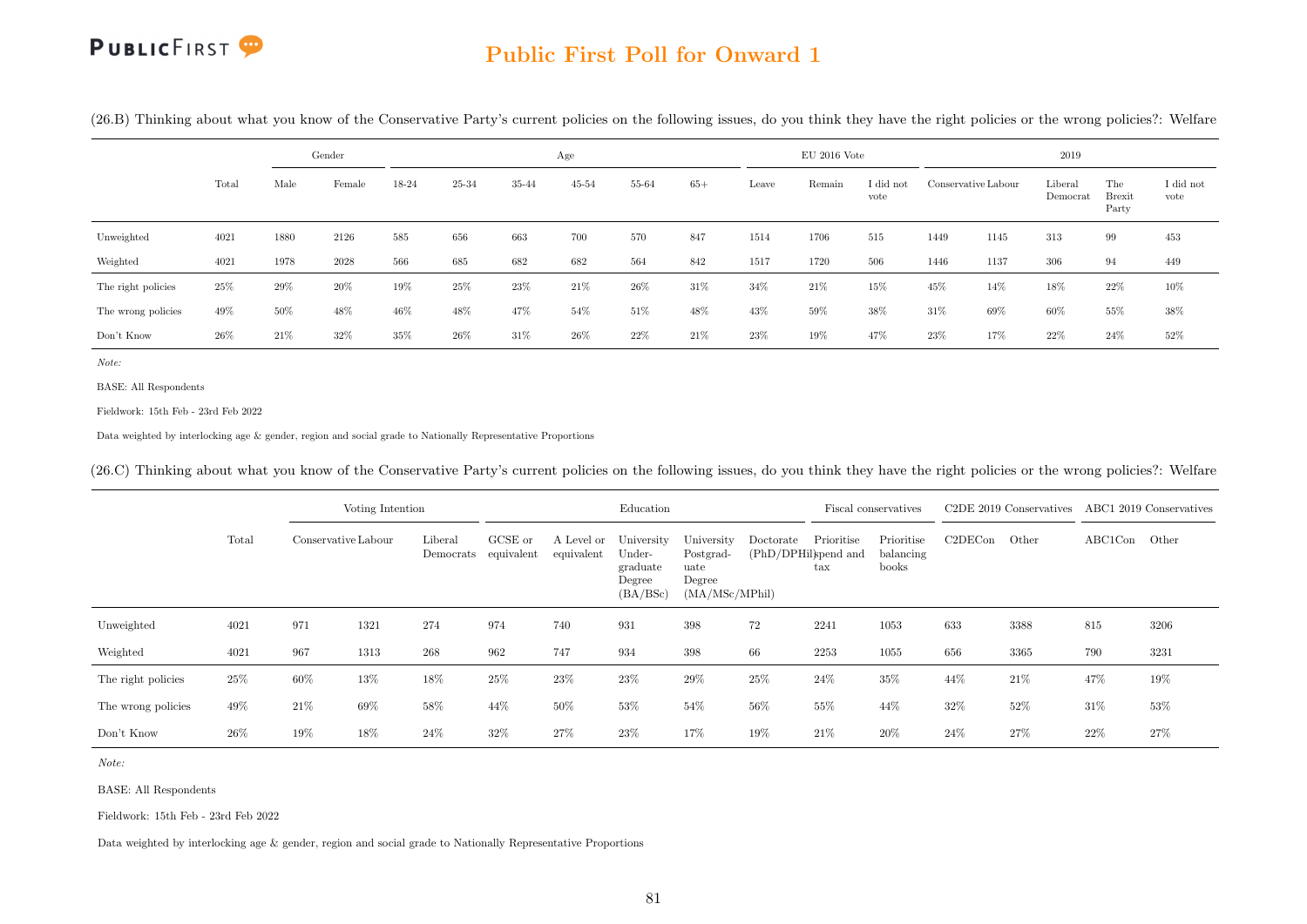(26.B) Thinking about what you know of the Conservative Party's current policies on the following issues, do you think they have the right policies or the wrong policies?: Welfare

| | Total | Gender | | Age | | | | | | EU 2016 Vote | | | 2019 | | | | |
|---|---|---|---|---|---|---|---|---|---|---|---|---|---|---|---|---|---|
| | | Male | Female | 18-24 | 25-34 | 35-44 | 45-54 | 55-64 | 65+ | Leave | Remain | I did not vote | Conservative | Labour | Liberal Democrat | The Brexit Party | I did not vote |
| Unweighted | 4021 | 1880 | 2126 | 585 | 656 | 663 | 700 | 570 | 847 | 1514 | 1706 | 515 | 1449 | 1145 | 313 | 99 | 453 |
| Weighted | 4021 | 1978 | 2028 | 566 | 685 | 682 | 682 | 564 | 842 | 1517 | 1720 | 506 | 1446 | 1137 | 306 | 94 | 449 |
| The right policies | 25% | 29% | 20% | 19% | 25% | 23% | 21% | 26% | 31% | 34% | 21% | 15% | 45% | 14% | 18% | 22% | 10% |
| The wrong policies | 49% | 50% | 48% | 46% | 48% | 47% | 54% | 51% | 48% | 43% | 59% | 38% | 31% | 69% | 60% | 55% | 38% |
| Don't Know | 26% | 21% | 32% | 35% | 26% | 31% | 26% | 22% | 21% | 23% | 19% | 47% | 23% | 17% | 22% | 24% | 52% |

*Note:*

BASE: All Respondents

Fieldwork: 15th Feb - 23rd Feb 2022

Data weighted by interlocking age & gender, region and social grade to Nationally Representative Proportions

(26.C) Thinking about what you know of the Conservative Party's current policies on the following issues, do you think they have the right policies or the wrong policies?: Welfare

| | Total | Voting Intention | | | Education | | | | | Fiscal conservatives | | C2DE 2019 Conservatives | | ABC1 2019 Conservatives | |
|---|---|---|---|---|---|---|---|---|---|---|---|---|---|---|---|
| | | Conservative | Labour | Liberal Democrats | GCSE or equivalent | A Level or equivalent | University Undergraduate Degree (BA/BSc) | University Postgraduate Degree (MA/MSc/MPhil) | Doctorate (PhD/DPHil) | Prioritise spend and tax | Prioritise balancing books | C2DECon | Other | ABC1Con | Other |
| Unweighted | 4021 | 971 | 1321 | 274 | 974 | 740 | 931 | 398 | 72 | 2241 | 1053 | 633 | 3388 | 815 | 3206 |
| Weighted | 4021 | 967 | 1313 | 268 | 962 | 747 | 934 | 398 | 66 | 2253 | 1055 | 656 | 3365 | 790 | 3231 |
| The right policies | 25% | 60% | 13% | 18% | 25% | 23% | 23% | 29% | 25% | 24% | 35% | 44% | 21% | 47% | 19% |
| The wrong policies | 49% | 21% | 69% | 58% | 44% | 50% | 53% | 54% | 56% | 55% | 44% | 32% | 52% | 31% | 53% |
| Don't Know | 26% | 19% | 18% | 24% | 32% | 27% | 23% | 17% | 19% | 21% | 20% | 24% | 27% | 22% | 27% |

*Note:*

BASE: All Respondents

Fieldwork: 15th Feb - 23rd Feb 2022

Data weighted by interlocking age & gender, region and social grade to Nationally Representative Proportions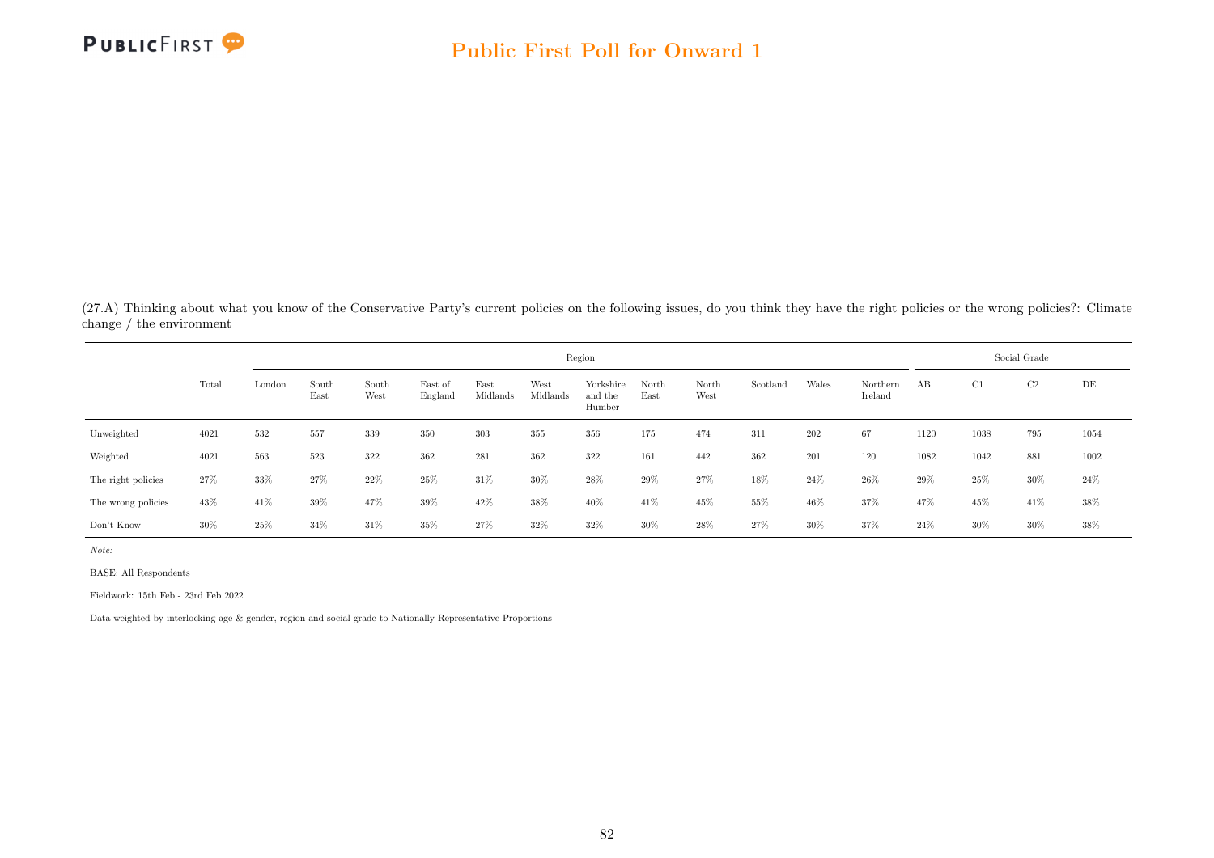(27.A) Thinking about what you know of the Conservative Party's current policies on the following issues, do you think they have the right policies or the wrong policies?: Climate change / the environment

| | Total | Region | | | | | | | | | | | | Social Grade | | | |
|---|---|---|---|---|---|---|---|---|---|---|---|---|---|---|---|---|---|
| | | London | South East | South West | East of England | East Midlands | West Midlands | Yorkshire and the Humber | North East | North West | Scotland | Wales | Northern Ireland | AB | C1 | C2 | DE |
| Unweighted | 4021 | 532 | 557 | 339 | 350 | 303 | 355 | 356 | 175 | 474 | 311 | 202 | 67 | 1120 | 1038 | 795 | 1054 |
| Weighted | 4021 | 563 | 523 | 322 | 362 | 281 | 362 | 322 | 161 | 442 | 362 | 201 | 120 | 1082 | 1042 | 881 | 1002 |
| The right policies | 27% | 33% | 27% | 22% | 25% | 31% | 30% | 28% | 29% | 27% | 18% | 24% | 26% | 29% | 25% | 30% | 24% |
| The wrong policies | 43% | 41% | 39% | 47% | 39% | 42% | 38% | 40% | 41% | 45% | 55% | 46% | 37% | 47% | 45% | 41% | 38% |
| Don't Know | 30% | 25% | 34% | 31% | 35% | 27% | 32% | 32% | 30% | 28% | 27% | 30% | 37% | 24% | 30% | 30% | 38% |

*Note:*

BASE: All Respondents

Fieldwork: 15th Feb - 23rd Feb 2022

Data weighted by interlocking age & gender, region and social grade to Nationally Representative Proportions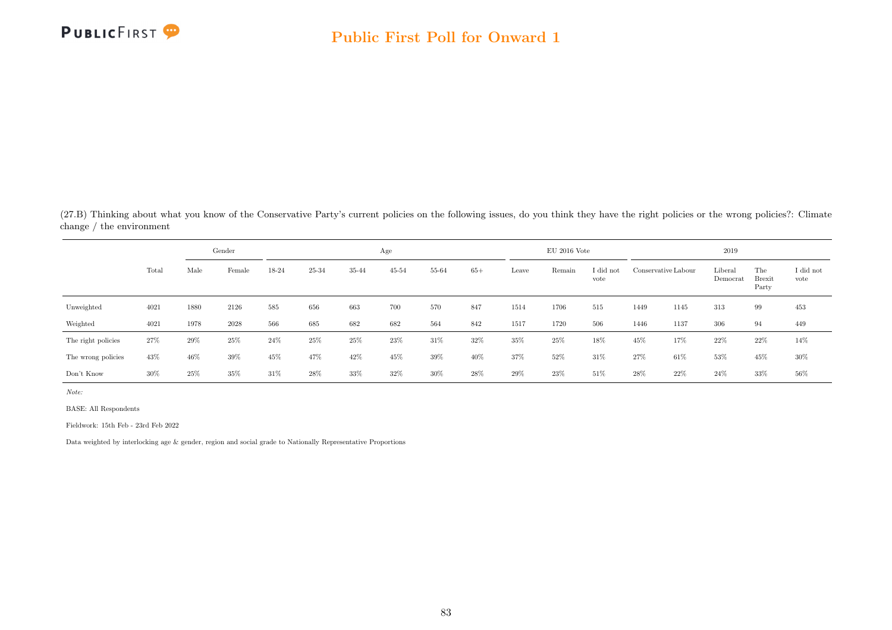(27.B) Thinking about what you know of the Conservative Party's current policies on the following issues, do you think they have the right policies or the wrong policies?: Climate change / the environment

| | Total | Gender | | Age | | | | | | EU 2016 Vote | | | 2019 | | | | |
|---|---|---|---|---|---|---|---|---|---|---|---|---|---|---|---|---|---|
| | | Male | Female | 18-24 | 25-34 | 35-44 | 45-54 | 55-64 | 65+ | Leave | Remain | I did not vote | Conservative | Labour | Liberal Democrat | The Brexit Party | I did not vote |
| Unweighted | 4021 | 1880 | 2126 | 585 | 656 | 663 | 700 | 570 | 847 | 1514 | 1706 | 515 | 1449 | 1145 | 313 | 99 | 453 |
| Weighted | 4021 | 1978 | 2028 | 566 | 685 | 682 | 682 | 564 | 842 | 1517 | 1720 | 506 | 1446 | 1137 | 306 | 94 | 449 |
| The right policies | 27% | 29% | 25% | 24% | 25% | 25% | 23% | 31% | 32% | 35% | 25% | 18% | 45% | 17% | 22% | 22% | 14% |
| The wrong policies | 43% | 46% | 39% | 45% | 47% | 42% | 45% | 39% | 40% | 37% | 52% | 31% | 27% | 61% | 53% | 45% | 30% |
| Don't Know | 30% | 25% | 35% | 31% | 28% | 33% | 32% | 30% | 28% | 29% | 23% | 51% | 28% | 22% | 24% | 33% | 56% |

*Note:*

BASE: All Respondents

Fieldwork: 15th Feb - 23rd Feb 2022

Data weighted by interlocking age & gender, region and social grade to Nationally Representative Proportions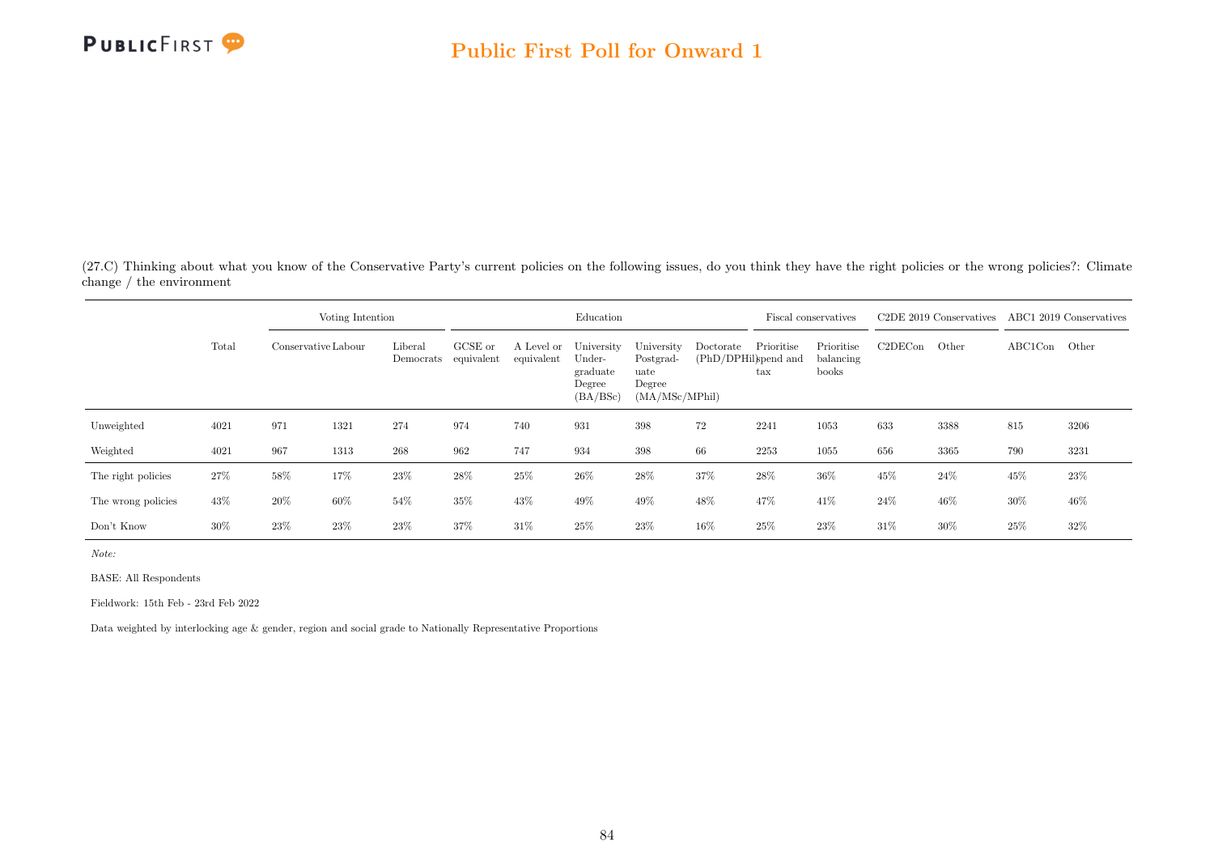(27.C) Thinking about what you know of the Conservative Party's current policies on the following issues, do you think they have the right policies or the wrong policies?: Climate change / the environment

| | Total | Voting Intention | | | Education | | | | | Fiscal conservatives | | C2DE 2019 Conservatives | | ABC1 2019 Conservatives | |
|---|---|---|---|---|---|---|---|---|---|---|---|---|---|---|---|
| | | Conservative | Labour | Liberal Democrats | GCSE or equivalent | A Level or equivalent | University Under-graduate Degree (BA/BSc) | University Postgrad-uate Degree (MA/MSc/MPhil) | Doctorate (PhD/DPHil) | Prioritise spend and tax | Prioritise balancing books | C2DECon | Other | ABC1Con | Other |
| Unweighted | 4021 | 971 | 1321 | 274 | 974 | 740 | 931 | 398 | 72 | 2241 | 1053 | 633 | 3388 | 815 | 3206 |
| Weighted | 4021 | 967 | 1313 | 268 | 962 | 747 | 934 | 398 | 66 | 2253 | 1055 | 656 | 3365 | 790 | 3231 |
| The right policies | 27% | 58% | 17% | 23% | 28% | 25% | 26% | 28% | 37% | 28% | 36% | 45% | 24% | 45% | 23% |
| The wrong policies | 43% | 20% | 60% | 54% | 35% | 43% | 49% | 49% | 48% | 47% | 41% | 24% | 46% | 30% | 46% |
| Don't Know | 30% | 23% | 23% | 23% | 37% | 31% | 25% | 23% | 16% | 25% | 23% | 31% | 30% | 25% | 32% |

*Note:*

BASE: All Respondents

Fieldwork: 15th Feb - 23rd Feb 2022

Data weighted by interlocking age & gender, region and social grade to Nationally Representative Proportions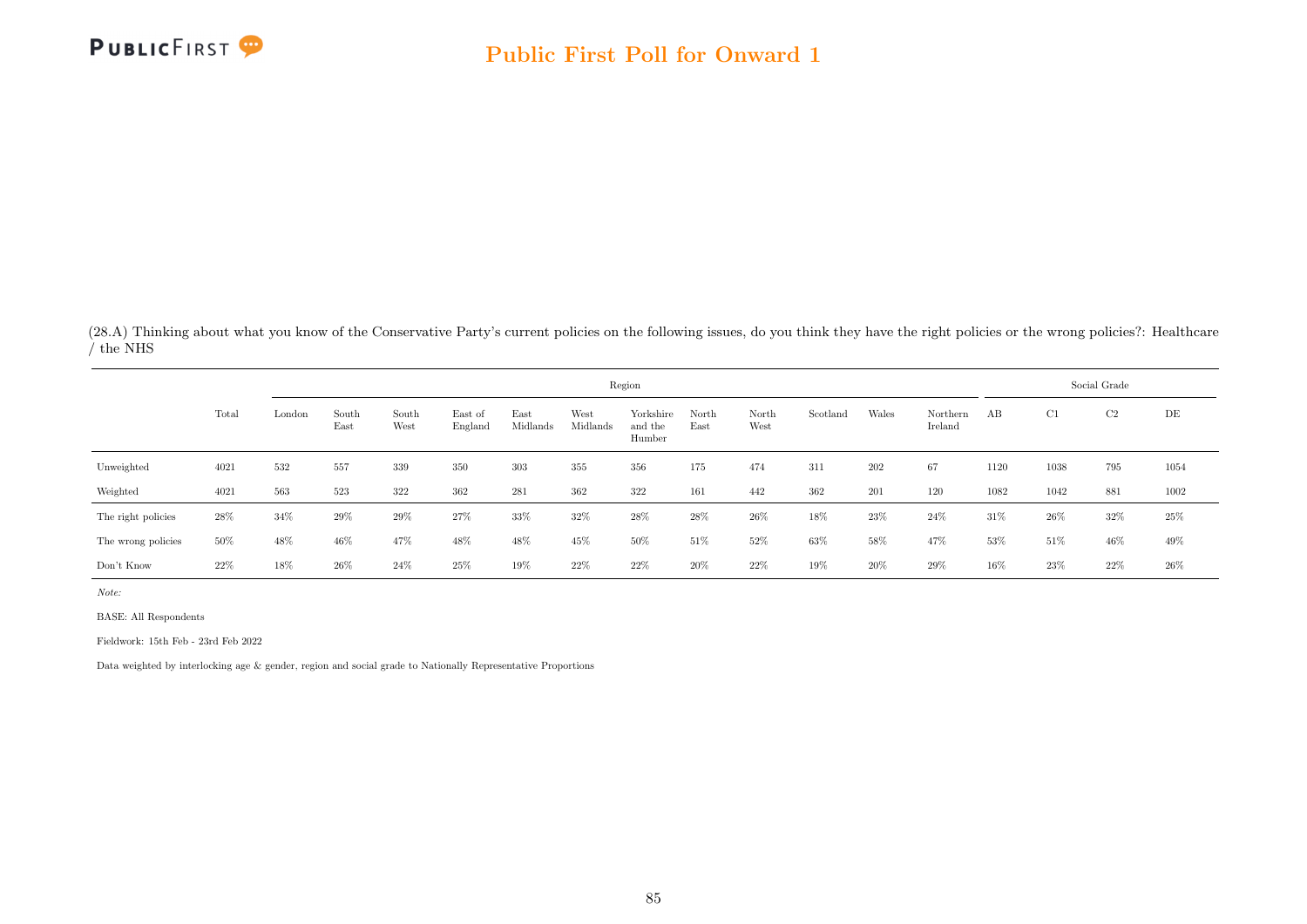(28.A) Thinking about what you know of the Conservative Party's current policies on the following issues, do you think they have the right policies or the wrong policies?: Healthcare / the NHS

| | Total | Region | | | | | | | | | | | | Social Grade | | | |
|---|---|---|---|---|---|---|---|---|---|---|---|---|---|---|---|---|---|
| | | London | South East | South West | East of England | East Midlands | West Midlands | Yorkshire and the Humber | North East | North West | Scotland | Wales | Northern Ireland | AB | C1 | C2 | DE |
| Unweighted | 4021 | 532 | 557 | 339 | 350 | 303 | 355 | 356 | 175 | 474 | 311 | 202 | 67 | 1120 | 1038 | 795 | 1054 |
| Weighted | 4021 | 563 | 523 | 322 | 362 | 281 | 362 | 322 | 161 | 442 | 362 | 201 | 120 | 1082 | 1042 | 881 | 1002 |
| The right policies | 28% | 34% | 29% | 29% | 27% | 33% | 32% | 28% | 28% | 26% | 18% | 23% | 24% | 31% | 26% | 32% | 25% |
| The wrong policies | 50% | 48% | 46% | 47% | 48% | 48% | 45% | 50% | 51% | 52% | 63% | 58% | 47% | 53% | 51% | 46% | 49% |
| Don't Know | 22% | 18% | 26% | 24% | 25% | 19% | 22% | 22% | 20% | 22% | 19% | 20% | 29% | 16% | 23% | 22% | 26% |

*Note:*

BASE: All Respondents

Fieldwork: 15th Feb - 23rd Feb 2022

Data weighted by interlocking age & gender, region and social grade to Nationally Representative Proportions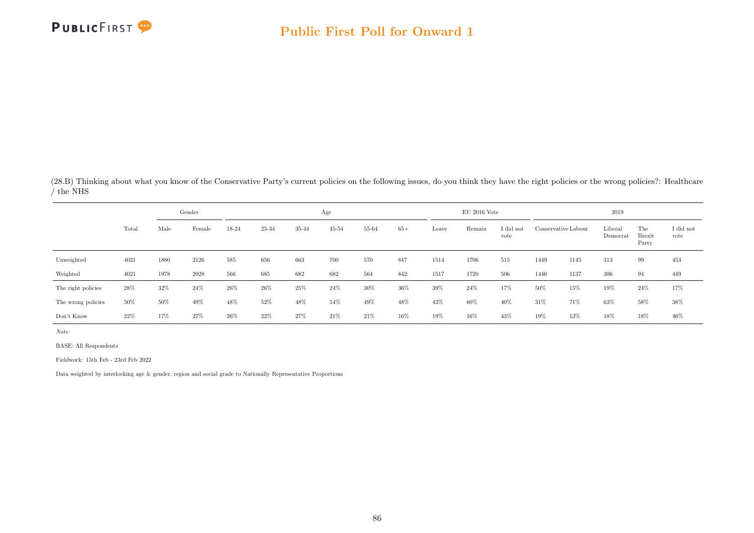(28.B) Thinking about what you know of the Conservative Party's current policies on the following issues, do you think they have the right policies or the wrong policies?: Healthcare / the NHS

| | | Gender | | Age | | | | | | EU 2016 Vote | | | 2019 | | | | |
|---|---|---|---|---|---|---|---|---|---|---|---|---|---|---|---|---|---|
| | Total | Male | Female | 18-24 | 25-34 | 35-44 | 45-54 | 55-64 | 65+ | Leave | Remain | I did not vote | Conservative | Labour | Liberal Democrat | The Brexit Party | I did not vote |
| Unweighted | 4021 | 1880 | 2126 | 585 | 656 | 663 | 700 | 570 | 847 | 1514 | 1706 | 515 | 1449 | 1145 | 313 | 99 | 453 |
| Weighted | 4021 | 1978 | 2028 | 566 | 685 | 682 | 682 | 564 | 842 | 1517 | 1720 | 506 | 1446 | 1137 | 306 | 94 | 449 |
| The right policies | 28% | 32% | 24% | 26% | 26% | 25% | 24% | 30% | 36% | 39% | 24% | 17% | 50% | 15% | 19% | 24% | 17% |
| The wrong policies | 50% | 50% | 49% | 48% | 52% | 48% | 54% | 49% | 48% | 43% | 60% | 40% | 31% | 71% | 63% | 58% | 38% |
| Don't Know | 22% | 17% | 27% | 26% | 22% | 27% | 21% | 21% | 16% | 19% | 16% | 43% | 19% | 13% | 18% | 18% | 46% |

*Note:*

BASE: All Respondents

Fieldwork: 15th Feb - 23rd Feb 2022

Data weighted by interlocking age & gender, region and social grade to Nationally Representative Proportions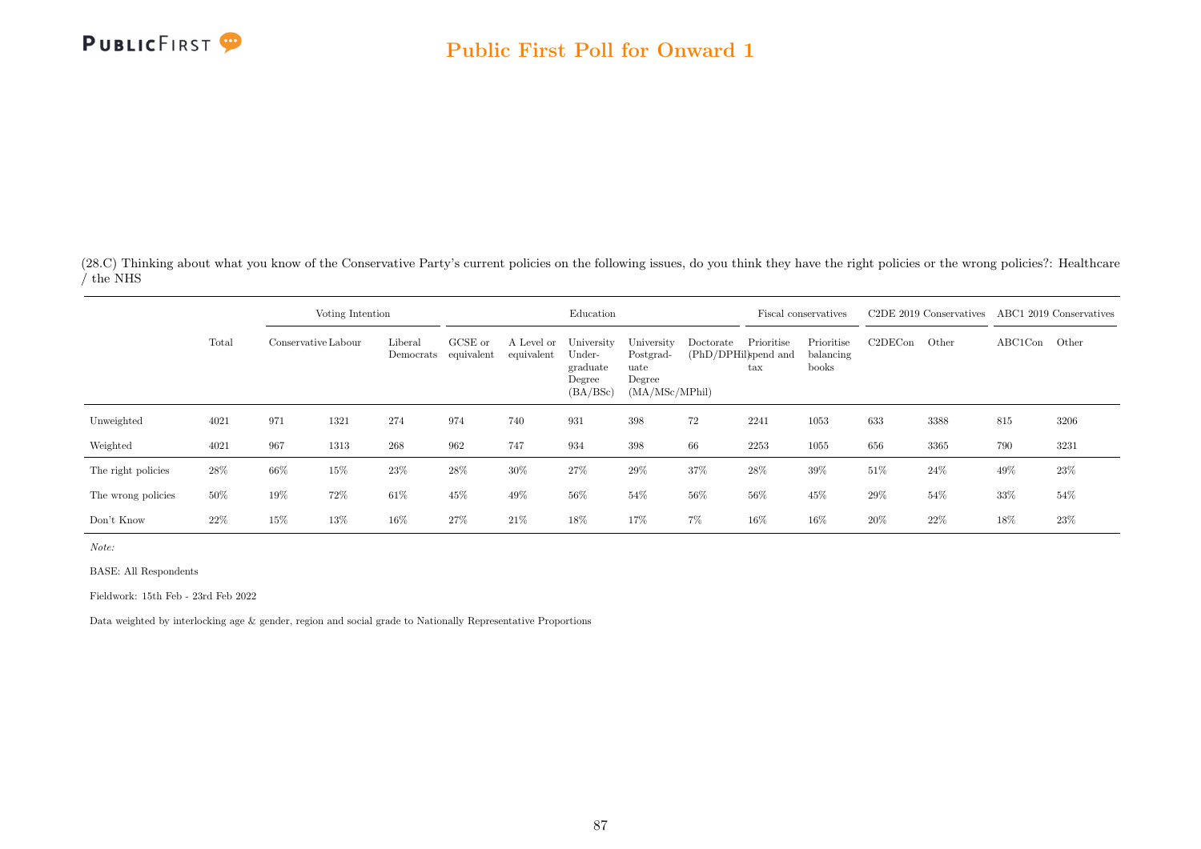(28.C) Thinking about what you know of the Conservative Party's current policies on the following issues, do you think they have the right policies or the wrong policies?: Healthcare / the NHS

| | Total | Voting Intention | | | Education | | | | | Fiscal conservatives | | C2DE 2019 Conservatives | | ABC1 2019 Conservatives | |
|---|---|---|---|---|---|---|---|---|---|---|---|---|---|---|---|
| | | Conservative | Labour | Liberal Democrats | GCSE or equivalent | A Level or equivalent | University Undergraduate Degree (BA/BSc) | University Postgraduate Degree (MA/MSc/MPhil) | Doctorate (PhD/DPHil) | Prioritise spend and tax | Prioritise balancing books | C2DECon | Other | ABC1Con | Other |
| Unweighted | 4021 | 971 | 1321 | 274 | 974 | 740 | 931 | 398 | 72 | 2241 | 1053 | 633 | 3388 | 815 | 3206 |
| Weighted | 4021 | 967 | 1313 | 268 | 962 | 747 | 934 | 398 | 66 | 2253 | 1055 | 656 | 3365 | 790 | 3231 |
| The right policies | 28% | 66% | 15% | 23% | 28% | 30% | 27% | 29% | 37% | 28% | 39% | 51% | 24% | 49% | 23% |
| The wrong policies | 50% | 19% | 72% | 61% | 45% | 49% | 56% | 54% | 56% | 56% | 45% | 29% | 54% | 33% | 54% |
| Don't Know | 22% | 15% | 13% | 16% | 27% | 21% | 18% | 17% | 7% | 16% | 16% | 20% | 22% | 18% | 23% |

*Note:*

BASE: All Respondents

Fieldwork: 15th Feb - 23rd Feb 2022

Data weighted by interlocking age & gender, region and social grade to Nationally Representative Proportions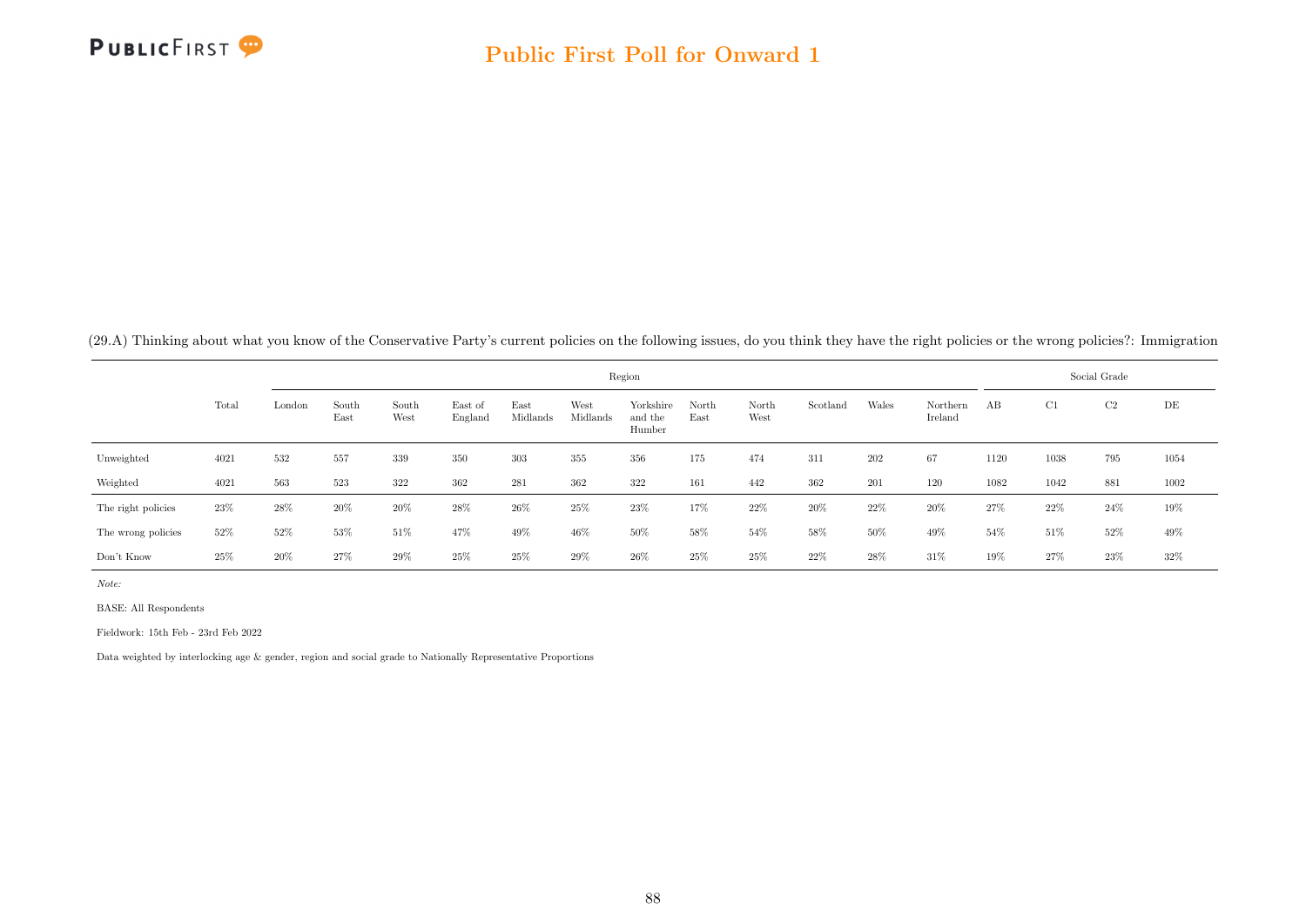(29.A) Thinking about what you know of the Conservative Party's current policies on the following issues, do you think they have the right policies or the wrong policies?: Immigration

| | Total | Region | | | | | | | | | | | | Social Grade | | | |
|---|---|---|---|---|---|---|---|---|---|---|---|---|---|---|---|---|---|
| | | London | South East | South West | East of England | East Midlands | West Midlands | Yorkshire and the Humber | North East | North West | Scotland | Wales | Northern Ireland | AB | C1 | C2 | DE |
| Unweighted | 4021 | 532 | 557 | 339 | 350 | 303 | 355 | 356 | 175 | 474 | 311 | 202 | 67 | 1120 | 1038 | 795 | 1054 |
| Weighted | 4021 | 563 | 523 | 322 | 362 | 281 | 362 | 322 | 161 | 442 | 362 | 201 | 120 | 1082 | 1042 | 881 | 1002 |
| The right policies | 23% | 28% | 20% | 20% | 28% | 26% | 25% | 23% | 17% | 22% | 20% | 22% | 20% | 27% | 22% | 24% | 19% |
| The wrong policies | 52% | 52% | 53% | 51% | 47% | 49% | 46% | 50% | 58% | 54% | 58% | 50% | 49% | 54% | 51% | 52% | 49% |
| Don't Know | 25% | 20% | 27% | 29% | 25% | 25% | 29% | 26% | 25% | 25% | 22% | 28% | 31% | 19% | 27% | 23% | 32% |

*Note:*

BASE: All Respondents

Fieldwork: 15th Feb - 23rd Feb 2022

Data weighted by interlocking age & gender, region and social grade to Nationally Representative Proportions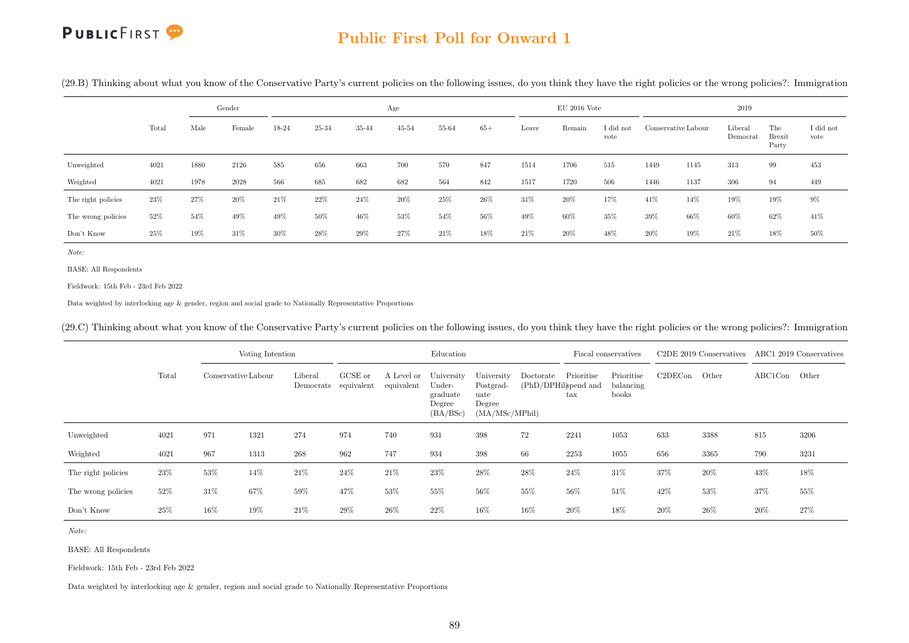(29.B) Thinking about what you know of the Conservative Party's current policies on the following issues, do you think they have the right policies or the wrong policies?: Immigration

| | Total | Gender | | Age | | | | | | EU 2016 Vote | | | 2019 | | | | |
|---|---|---|---|---|---|---|---|---|---|---|---|---|---|---|---|---|---|
| | | Male | Female | 18-24 | 25-34 | 35-44 | 45-54 | 55-64 | 65+ | Leave | Remain | I did not vote | Conservative | Labour | Liberal Democrat | The Brexit Party | I did not vote |
| Unweighted | 4021 | 1880 | 2126 | 585 | 656 | 663 | 700 | 570 | 847 | 1514 | 1706 | 515 | 1449 | 1145 | 313 | 99 | 453 |
| Weighted | 4021 | 1978 | 2028 | 566 | 685 | 682 | 682 | 564 | 842 | 1517 | 1720 | 506 | 1446 | 1137 | 306 | 94 | 449 |
| The right policies | 23% | 27% | 20% | 21% | 22% | 24% | 20% | 25% | 26% | 31% | 20% | 17% | 41% | 14% | 19% | 19% | 9% |
| The wrong policies | 52% | 54% | 49% | 49% | 50% | 46% | 53% | 54% | 56% | 49% | 60% | 35% | 39% | 66% | 60% | 62% | 41% |
| Don't Know | 25% | 19% | 31% | 30% | 28% | 29% | 27% | 21% | 18% | 21% | 20% | 48% | 20% | 19% | 21% | 18% | 50% |

*Note:*

BASE: All Respondents

Fieldwork: 15th Feb - 23rd Feb 2022

Data weighted by interlocking age & gender, region and social grade to Nationally Representative Proportions

(29.C) Thinking about what you know of the Conservative Party's current policies on the following issues, do you think they have the right policies or the wrong policies?: Immigration

| | Total | Voting Intention | | | Education | | | | | Fiscal conservatives | | C2DE 2019 Conservatives | | ABC1 2019 Conservatives | |
|---|---|---|---|---|---|---|---|---|---|---|---|---|---|---|---|
| | | Conservative | Labour | Liberal Democrats | GCSE or equivalent | A Level or equivalent | University Under-graduate Degree (BA/BSc) | University Postgrad-uate Degree (MA/MSc/MPhil) | Doctorate (PhD/DPHil) | Prioritise spend and tax | Prioritise balancing books | C2DECon | Other | ABC1Con | Other |
| Unweighted | 4021 | 971 | 1321 | 274 | 974 | 740 | 931 | 398 | 72 | 2241 | 1053 | 633 | 3388 | 815 | 3206 |
| Weighted | 4021 | 967 | 1313 | 268 | 962 | 747 | 934 | 398 | 66 | 2253 | 1055 | 656 | 3365 | 790 | 3231 |
| The right policies | 23% | 53% | 14% | 21% | 24% | 21% | 23% | 28% | 28% | 24% | 31% | 37% | 20% | 43% | 18% |
| The wrong policies | 52% | 31% | 67% | 59% | 47% | 53% | 55% | 56% | 55% | 56% | 51% | 42% | 53% | 37% | 55% |
| Don't Know | 25% | 16% | 19% | 21% | 29% | 26% | 22% | 16% | 16% | 20% | 18% | 20% | 26% | 20% | 27% |

*Note:*

BASE: All Respondents

Fieldwork: 15th Feb - 23rd Feb 2022

Data weighted by interlocking age & gender, region and social grade to Nationally Representative Proportions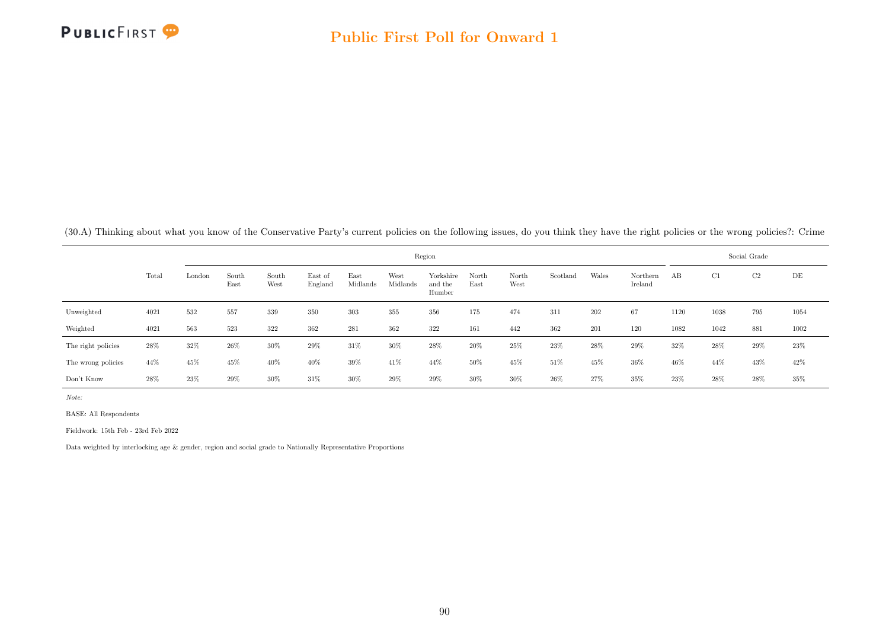(30.A) Thinking about what you know of the Conservative Party's current policies on the following issues, do you think they have the right policies or the wrong policies?: Crime

| | Total | Region | | | | | | | | | | | | Social Grade | | | |
|---|---|---|---|---|---|---|---|---|---|---|---|---|---|---|---|---|---|
| | | London | South East | South West | East of England | East Midlands | West Midlands | Yorkshire and the Humber | North East | North West | Scotland | Wales | Northern Ireland | AB | C1 | C2 | DE |
| Unweighted | 4021 | 532 | 557 | 339 | 350 | 303 | 355 | 356 | 175 | 474 | 311 | 202 | 67 | 1120 | 1038 | 795 | 1054 |
| Weighted | 4021 | 563 | 523 | 322 | 362 | 281 | 362 | 322 | 161 | 442 | 362 | 201 | 120 | 1082 | 1042 | 881 | 1002 |
| The right policies | 28% | 32% | 26% | 30% | 29% | 31% | 30% | 28% | 20% | 25% | 23% | 28% | 29% | 32% | 28% | 29% | 23% |
| The wrong policies | 44% | 45% | 45% | 40% | 40% | 39% | 41% | 44% | 50% | 45% | 51% | 45% | 36% | 46% | 44% | 43% | 42% |
| Don't Know | 28% | 23% | 29% | 30% | 31% | 30% | 29% | 29% | 30% | 30% | 26% | 27% | 35% | 23% | 28% | 28% | 35% |

*Note:*

BASE: All Respondents

Fieldwork: 15th Feb - 23rd Feb 2022

Data weighted by interlocking age & gender, region and social grade to Nationally Representative Proportions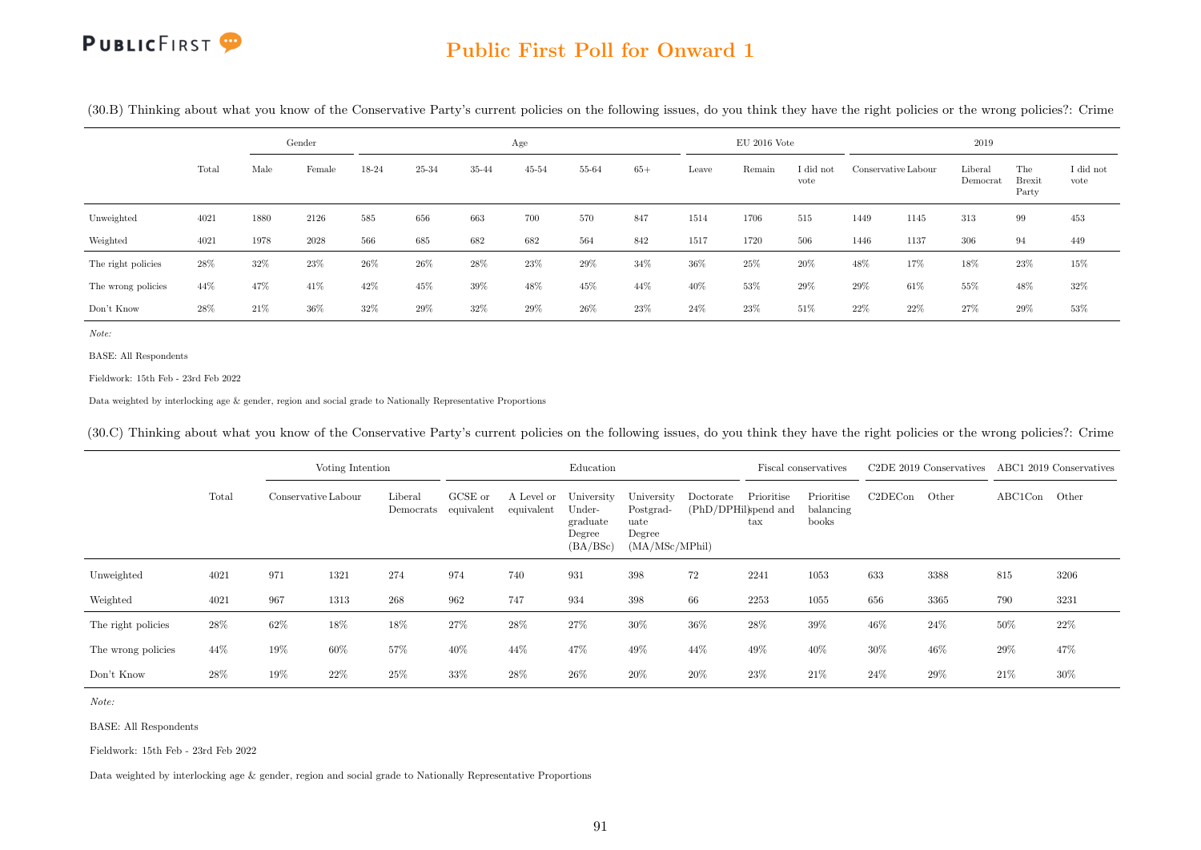(30.B) Thinking about what you know of the Conservative Party's current policies on the following issues, do you think they have the right policies or the wrong policies?: Crime

| | Total | Gender | | Age | | | | | | EU 2016 Vote | | | 2019 | | | | |
|---|---|---|---|---|---|---|---|---|---|---|---|---|---|---|---|---|---|
| | | Male | Female | 18-24 | 25-34 | 35-44 | 45-54 | 55-64 | 65+ | Leave | Remain | I did not vote | Conservative | Labour | Liberal Democrat | The Brexit Party | I did not vote |
| Unweighted | 4021 | 1880 | 2126 | 585 | 656 | 663 | 700 | 570 | 847 | 1514 | 1706 | 515 | 1449 | 1145 | 313 | 99 | 453 |
| Weighted | 4021 | 1978 | 2028 | 566 | 685 | 682 | 682 | 564 | 842 | 1517 | 1720 | 506 | 1446 | 1137 | 306 | 94 | 449 |
| The right policies | 28% | 32% | 23% | 26% | 26% | 28% | 23% | 29% | 34% | 36% | 25% | 20% | 48% | 17% | 18% | 23% | 15% |
| The wrong policies | 44% | 47% | 41% | 42% | 45% | 39% | 48% | 45% | 44% | 40% | 53% | 29% | 29% | 61% | 55% | 48% | 32% |
| Don't Know | 28% | 21% | 36% | 32% | 29% | 32% | 29% | 26% | 23% | 24% | 23% | 51% | 22% | 22% | 27% | 29% | 53% |

*Note:*

BASE: All Respondents

Fieldwork: 15th Feb - 23rd Feb 2022

Data weighted by interlocking age & gender, region and social grade to Nationally Representative Proportions

(30.C) Thinking about what you know of the Conservative Party's current policies on the following issues, do you think they have the right policies or the wrong policies?: Crime

| | Total | Voting Intention | | | Education | | | | | Fiscal conservatives | | C2DE 2019 Conservatives | | ABC1 2019 Conservatives | |
|---|---|---|---|---|---|---|---|---|---|---|---|---|---|---|---|
| | | Conservative | Labour | Liberal Democrats | GCSE or equivalent | A Level or equivalent | University Under-graduate Degree (BA/BSc) | University Postgrad-uate Degree (MA/MSc/MPhil) | Doctorate (PhD/DPHil) | Prioritise spend and tax | Prioritise balancing books | C2DECon | Other | ABC1Con | Other |
| Unweighted | 4021 | 971 | 1321 | 274 | 974 | 740 | 931 | 398 | 72 | 2241 | 1053 | 633 | 3388 | 815 | 3206 |
| Weighted | 4021 | 967 | 1313 | 268 | 962 | 747 | 934 | 398 | 66 | 2253 | 1055 | 656 | 3365 | 790 | 3231 |
| The right policies | 28% | 62% | 18% | 18% | 27% | 28% | 27% | 30% | 36% | 28% | 39% | 46% | 24% | 50% | 22% |
| The wrong policies | 44% | 19% | 60% | 57% | 40% | 44% | 47% | 49% | 44% | 49% | 40% | 30% | 46% | 29% | 47% |
| Don't Know | 28% | 19% | 22% | 25% | 33% | 28% | 26% | 20% | 20% | 23% | 21% | 24% | 29% | 21% | 30% |

*Note:*

BASE: All Respondents

Fieldwork: 15th Feb - 23rd Feb 2022

Data weighted by interlocking age & gender, region and social grade to Nationally Representative Proportions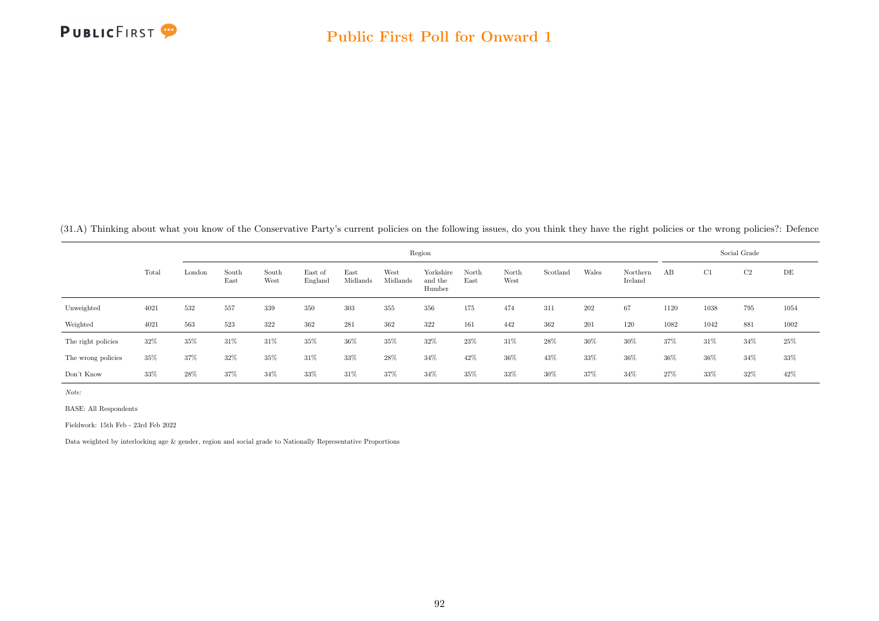(31.A) Thinking about what you know of the Conservative Party's current policies on the following issues, do you think they have the right policies or the wrong policies?: Defence

| | Total | Region | | | | | | | | | | | | Social Grade | | | |
|---|---|---|---|---|---|---|---|---|---|---|---|---|---|---|---|---|---|
| | | London | South East | South West | East of England | East Midlands | West Midlands | Yorkshire and the Humber | North East | North West | Scotland | Wales | Northern Ireland | AB | C1 | C2 | DE |
| Unweighted | 4021 | 532 | 557 | 339 | 350 | 303 | 355 | 356 | 175 | 474 | 311 | 202 | 67 | 1120 | 1038 | 795 | 1054 |
| Weighted | 4021 | 563 | 523 | 322 | 362 | 281 | 362 | 322 | 161 | 442 | 362 | 201 | 120 | 1082 | 1042 | 881 | 1002 |
| The right policies | 32% | 35% | 31% | 31% | 35% | 36% | 35% | 32% | 23% | 31% | 28% | 30% | 30% | 37% | 31% | 34% | 25% |
| The wrong policies | 35% | 37% | 32% | 35% | 31% | 33% | 28% | 34% | 42% | 36% | 43% | 33% | 36% | 36% | 36% | 34% | 33% |
| Don't Know | 33% | 28% | 37% | 34% | 33% | 31% | 37% | 34% | 35% | 33% | 30% | 37% | 34% | 27% | 33% | 32% | 42% |

*Note:*

BASE: All Respondents

Fieldwork: 15th Feb - 23rd Feb 2022

Data weighted by interlocking age & gender, region and social grade to Nationally Representative Proportions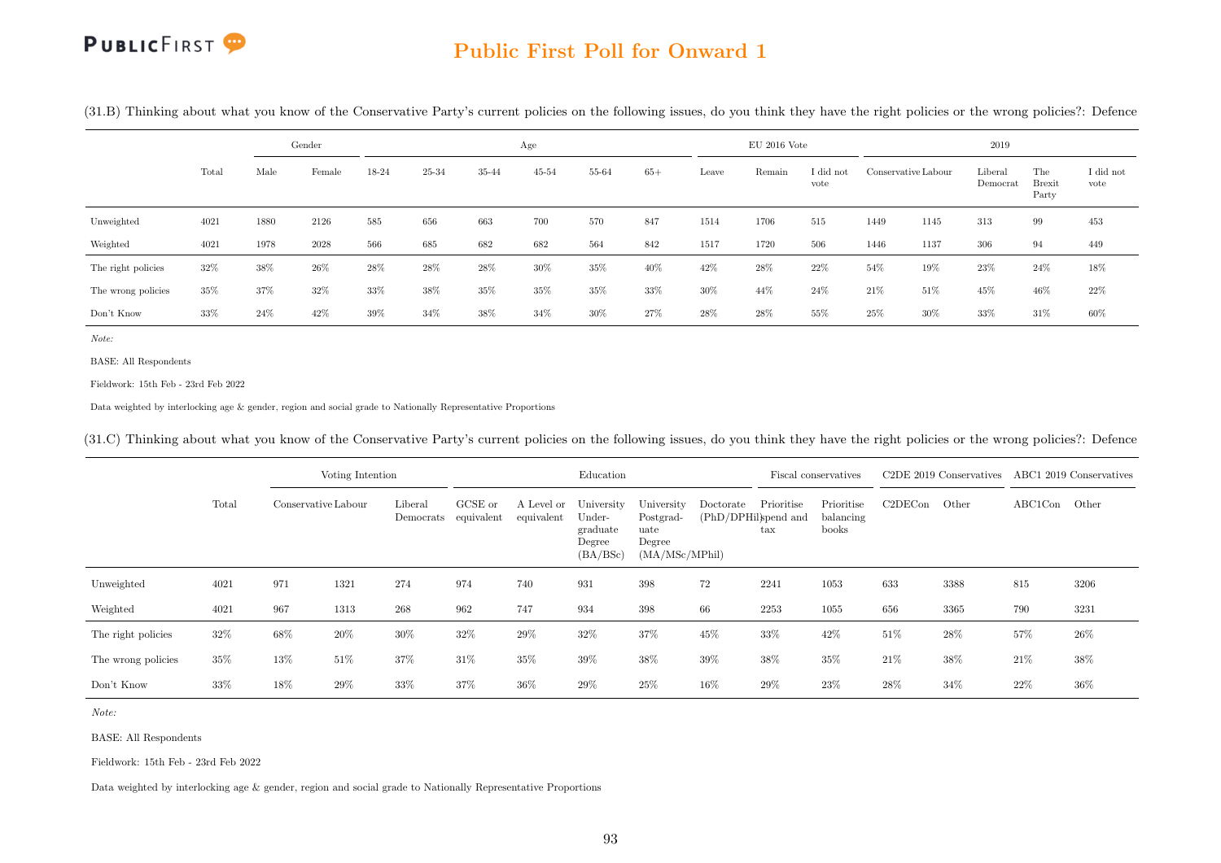(31.B) Thinking about what you know of the Conservative Party's current policies on the following issues, do you think they have the right policies or the wrong policies?: Defence

| | Total | Gender | | Age | | | | | | EU 2016 Vote | | | 2019 | | | | |
|---|---|---|---|---|---|---|---|---|---|---|---|---|---|---|---|---|---|
| | | Male | Female | 18-24 | 25-34 | 35-44 | 45-54 | 55-64 | 65+ | Leave | Remain | I did not vote | Conservative | Labour | Liberal Democrat | The Brexit Party | I did not vote |
| Unweighted | 4021 | 1880 | 2126 | 585 | 656 | 663 | 700 | 570 | 847 | 1514 | 1706 | 515 | 1449 | 1145 | 313 | 99 | 453 |
| Weighted | 4021 | 1978 | 2028 | 566 | 685 | 682 | 682 | 564 | 842 | 1517 | 1720 | 506 | 1446 | 1137 | 306 | 94 | 449 |
| The right policies | 32% | 38% | 26% | 28% | 28% | 28% | 30% | 35% | 40% | 42% | 28% | 22% | 54% | 19% | 23% | 24% | 18% |
| The wrong policies | 35% | 37% | 32% | 33% | 38% | 35% | 35% | 35% | 33% | 30% | 44% | 24% | 21% | 51% | 45% | 46% | 22% |
| Don't Know | 33% | 24% | 42% | 39% | 34% | 38% | 34% | 30% | 27% | 28% | 28% | 55% | 25% | 30% | 33% | 31% | 60% |

*Note:*

BASE: All Respondents

Fieldwork: 15th Feb - 23rd Feb 2022

Data weighted by interlocking age & gender, region and social grade to Nationally Representative Proportions

(31.C) Thinking about what you know of the Conservative Party's current policies on the following issues, do you think they have the right policies or the wrong policies?: Defence

| | Total | Voting Intention | | | Education | | | | | Fiscal conservatives | | C2DE 2019 Conservatives | | ABC1 2019 Conservatives | |
|---|---|---|---|---|---|---|---|---|---|---|---|---|---|---|---|
| | | Conservative | Labour | Liberal Democrats | GCSE or equivalent | A Level or equivalent | University Undergraduate Degree (BA/BSc) | University Postgraduate Degree (MA/MSc/MPhil) | Doctorate (PhD/DPHil) | Prioritise spend and tax | Prioritise balancing books | C2DECon | Other | ABC1Con | Other |
| Unweighted | 4021 | 971 | 1321 | 274 | 974 | 740 | 931 | 398 | 72 | 2241 | 1053 | 633 | 3388 | 815 | 3206 |
| Weighted | 4021 | 967 | 1313 | 268 | 962 | 747 | 934 | 398 | 66 | 2253 | 1055 | 656 | 3365 | 790 | 3231 |
| The right policies | 32% | 68% | 20% | 30% | 32% | 29% | 32% | 37% | 45% | 33% | 42% | 51% | 28% | 57% | 26% |
| The wrong policies | 35% | 13% | 51% | 37% | 31% | 35% | 39% | 38% | 39% | 38% | 35% | 21% | 38% | 21% | 38% |
| Don't Know | 33% | 18% | 29% | 33% | 37% | 36% | 29% | 25% | 16% | 29% | 23% | 28% | 34% | 22% | 36% |

*Note:*

BASE: All Respondents

Fieldwork: 15th Feb - 23rd Feb 2022

Data weighted by interlocking age & gender, region and social grade to Nationally Representative Proportions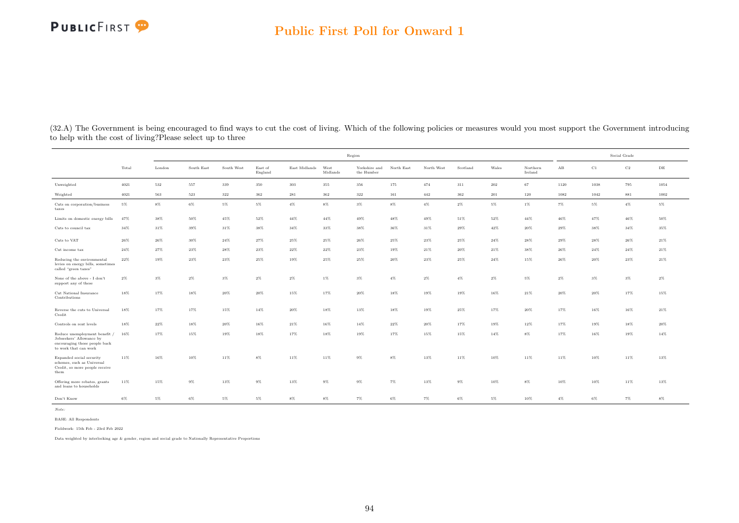## Public First Poll for Onward 1

(32.A) The Government is being encouraged to find ways to cut the cost of living. Which of the following policies or measures would you most support the Government introducing to help with the cost of living?Please select up to three

| | | Region | | | | | | | | | | | | Social Grade | | | |
|---|---|---|---|---|---|---|---|---|---|---|---|---|---|---|---|---|---|
| | Total | London | South East | South West | East of England | East Midlands | West Midlands | Yorkshire and the Humber | North East | North West | Scotland | Wales | Northern Ireland | AB | C1 | C2 | DE |
| Unweighted | 4021 | 532 | 557 | 339 | 350 | 303 | 355 | 356 | 175 | 474 | 311 | 202 | 67 | 1120 | 1038 | 795 | 1054 |
| Weighted | 4021 | 563 | 523 | 322 | 362 | 281 | 362 | 322 | 161 | 442 | 362 | 201 | 120 | 1082 | 1042 | 881 | 1002 |
| Cuts on corporation/business taxes | 5% | 8% | 6% | 5% | 5% | 4% | 8% | 3% | 8% | 4% | 2% | 5% | 1% | 7% | 5% | 4% | 5% |
| Limits on domestic energy bills | 47% | 38% | 50% | 45% | 52% | 44% | 44% | 49% | 48% | 49% | 51% | 52% | 44% | 46% | 47% | 46% | 50% |
| Cuts to council tax | 34% | 31% | 39% | 31% | 38% | 34% | 33% | 38% | 36% | 31% | 29% | 42% | 20% | 29% | 38% | 34% | 35% |
| Cuts to VAT | 26% | 26% | 30% | 24% | 27% | 25% | 25% | 26% | 25% | 23% | 25% | 24% | 28% | 29% | 28% | 26% | 21% |
| Cut income tax | 24% | 27% | 23% | 28% | 23% | 22% | 22% | 23% | 19% | 21% | 20% | 21% | 38% | 26% | 24% | 24% | 21% |
| Reducing the environmental levies on energy bills, sometimes called "green taxes" | 22% | 19% | 23% | 23% | 25% | 19% | 25% | 25% | 20% | 23% | 25% | 24% | 15% | 26% | 20% | 23% | 21% |
| None of the above - I don't support any of these | 2% | 3% | 2% | 3% | 2% | 2% | 1% | 3% | 4% | 2% | 4% | 2% | 5% | 2% | 3% | 3% | 2% |
| Cut National Insurance Contributions | 18% | 17% | 18% | 20% | 20% | 15% | 17% | 20% | 18% | 19% | 19% | 16% | 21% | 20% | 20% | 17% | 15% |
| Reverse the cuts to Universal Credit | 18% | 17% | 17% | 15% | 14% | 20% | 18% | 13% | 18% | 19% | 25% | 17% | 20% | 17% | 16% | 16% | 21% |
| Controls on rent levels | 18% | 22% | 18% | 20% | 16% | 21% | 16% | 14% | 22% | 20% | 17% | 19% | 12% | 17% | 19% | 18% | 20% |
| Reduce unemployment benefit / Jobseekers' Allowance by encouraging those people back to work that can work | 16% | 17% | 15% | 19% | 18% | 17% | 18% | 19% | 17% | 15% | 15% | 14% | 8% | 17% | 16% | 19% | 14% |
| Expanded social security schemes, such as Universal Credit, so more people receive them | 11% | 16% | 10% | 11% | 8% | 11% | 11% | 9% | 8% | 13% | 11% | 10% | 11% | 11% | 10% | 11% | 13% |
| Offering more rebates, grants and loans to households | 11% | 15% | 9% | 13% | 9% | 13% | 9% | 9% | 7% | 13% | 9% | 10% | 8% | 10% | 10% | 11% | 13% |
| Don't Know | 6% | 5% | 6% | 5% | 5% | 8% | 8% | 7% | 6% | 7% | 6% | 5% | 10% | 4% | 6% | 7% | 8% |

*Note:*

BASE: All Respondents

Fieldwork: 15th Feb - 23rd Feb 2022

Data weighted by interlocking age & gender, region and social grade to Nationally Representative Proportions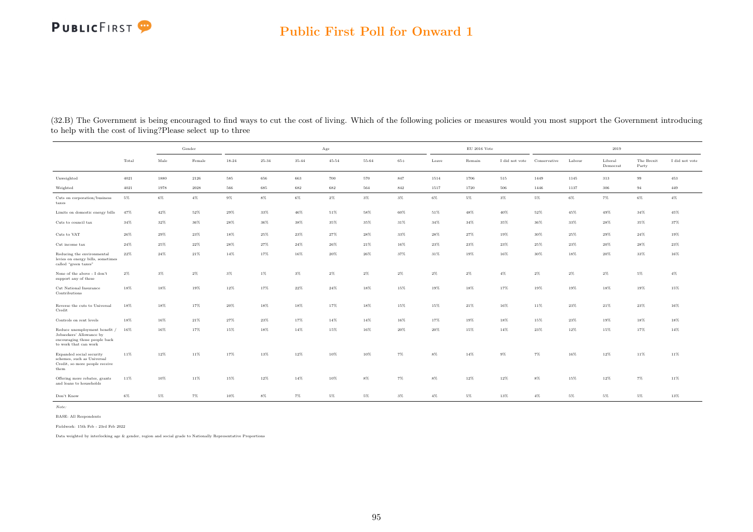## Public First Poll for Onward 1

(32.B) The Government is being encouraged to find ways to cut the cost of living. Which of the following policies or measures would you most support the Government introducing to help with the cost of living?Please select up to three

| | Total | Gender | | Age | | | | | | EU 2016 Vote | | | 2019 | | | | |
|---|---|---|---|---|---|---|---|---|---|---|---|---|---|---|---|---|---|
| | | Male | Female | 18-24 | 25-34 | 35-44 | 45-54 | 55-64 | 65+ | Leave | Remain | I did not vote | Conservative | Labour | Liberal Democrat | The Brexit Party | I did not vote |
| Unweighted | 4021 | 1880 | 2126 | 585 | 656 | 663 | 700 | 570 | 847 | 1514 | 1706 | 515 | 1449 | 1145 | 313 | 99 | 453 |
| Weighted | 4021 | 1978 | 2028 | 566 | 685 | 682 | 682 | 564 | 842 | 1517 | 1720 | 506 | 1446 | 1137 | 306 | 94 | 449 |
| Cuts on corporation/business taxes | 5% | 6% | 4% | 9% | 8% | 6% | 2% | 3% | 3% | 6% | 5% | 3% | 5% | 6% | 7% | 6% | 4% |
| Limits on domestic energy bills | 47% | 42% | 52% | 29% | 33% | 46% | 51% | 58% | 60% | 51% | 48% | 40% | 52% | 45% | 49% | 34% | 45% |
| Cuts to council tax | 34% | 32% | 36% | 28% | 36% | 38% | 35% | 35% | 31% | 34% | 34% | 35% | 36% | 33% | 28% | 35% | 37% |
| Cuts to VAT | 26% | 29% | 23% | 18% | 25% | 23% | 27% | 28% | 33% | 28% | 27% | 19% | 30% | 25% | 29% | 24% | 19% |
| Cut income tax | 24% | 25% | 22% | 28% | 27% | 24% | 26% | 21% | 16% | 23% | 23% | 23% | 25% | 23% | 20% | 28% | 23% |
| Reducing the environmental levies on energy bills, sometimes called "green taxes" | 22% | 24% | 21% | 14% | 17% | 16% | 20% | 26% | 37% | 31% | 19% | 16% | 30% | 18% | 20% | 33% | 16% |
| None of the above - I don't support any of these | 2% | 3% | 2% | 3% | 1% | 3% | 2% | 2% | 2% | 2% | 2% | 4% | 2% | 2% | 2% | 5% | 4% |
| Cut National Insurance Contributions | 18% | 18% | 19% | 12% | 17% | 22% | 24% | 18% | 15% | 19% | 18% | 17% | 19% | 19% | 18% | 19% | 15% |
| Reverse the cuts to Universal Credit | 18% | 18% | 17% | 20% | 18% | 18% | 17% | 18% | 15% | 15% | 21% | 16% | 11% | 23% | 21% | 23% | 16% |
| Controls on rent levels | 18% | 16% | 21% | 27% | 23% | 17% | 14% | 14% | 16% | 17% | 19% | 18% | 15% | 23% | 19% | 18% | 18% |
| Reduce unemployment benefit / Jobseekers' Allowance by encouraging those people back to work that can work | 16% | 16% | 17% | 15% | 18% | 14% | 15% | 16% | 20% | 20% | 15% | 14% | 23% | 12% | 15% | 17% | 14% |
| Expanded social security schemes, such as Universal Credit, so more people receive them | 11% | 12% | 11% | 17% | 13% | 12% | 10% | 10% | 7% | 8% | 14% | 9% | 7% | 16% | 12% | 11% | 11% |
| Offering more rebates, grants and loans to households | 11% | 10% | 11% | 15% | 12% | 14% | 10% | 8% | 7% | 8% | 12% | 12% | 8% | 15% | 12% | 7% | 11% |
| Don't Know | 6% | 5% | 7% | 10% | 8% | 7% | 5% | 5% | 3% | 4% | 5% | 13% | 4% | 5% | 5% | 5% | 13% |

*Note:*

BASE: All Respondents

Fieldwork: 15th Feb - 23rd Feb 2022

Data weighted by interlocking age & gender, region and social grade to Nationally Representative Proportions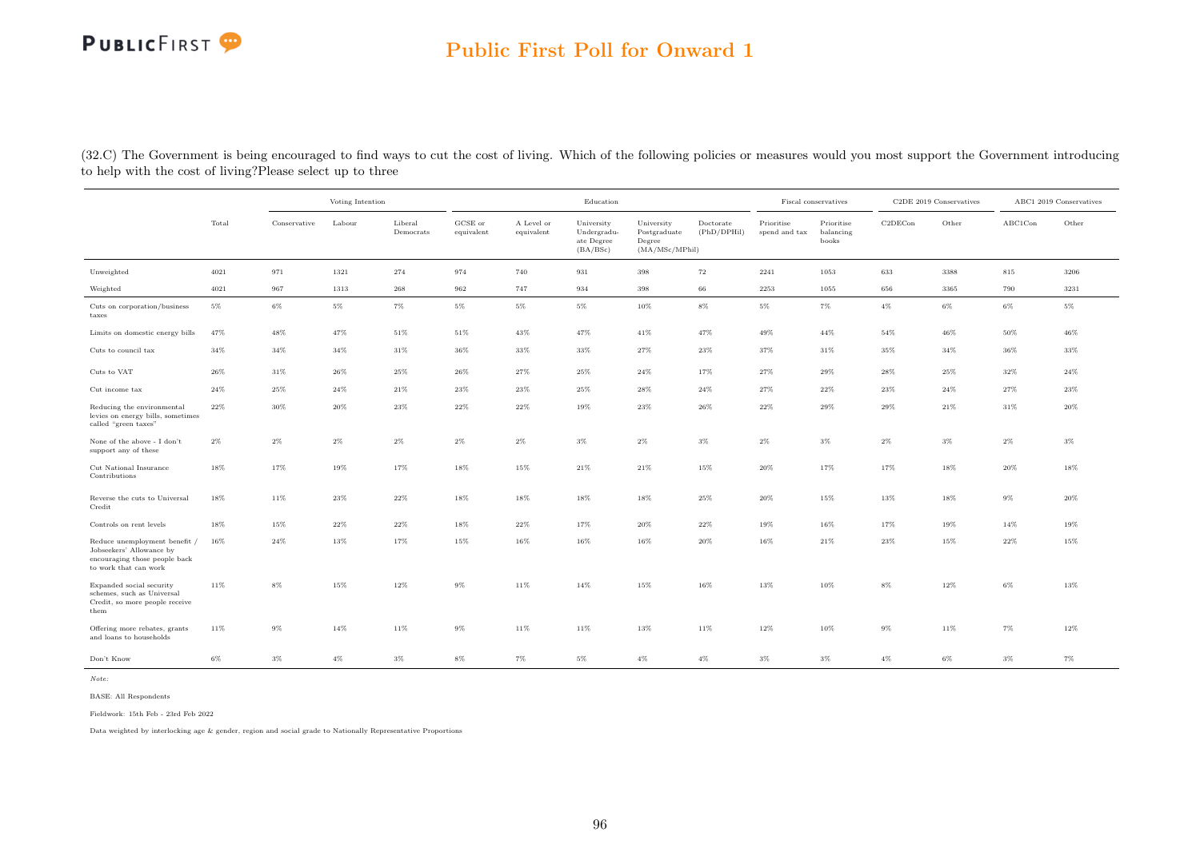## Public First Poll for Onward 1

(32.C) The Government is being encouraged to find ways to cut the cost of living. Which of the following policies or measures would you most support the Government introducing to help with the cost of living?Please select up to three

| | Total | Voting Intention | | | Education | | | | | Fiscal conservatives | | C2DE 2019 Conservatives | | ABC1 2019 Conservatives | |
|---|---|---|---|---|---|---|---|---|---|---|---|---|---|---|---|
| | | Conservative | Labour | Liberal Democrats | GCSE or equivalent | A Level or equivalent | University Undergraduate Degree (BA/BSc) | University Postgraduate Degree (MA/MSc/MPhil) | Doctorate (PhD/DPHil) | Prioritise spend and tax | Prioritise balancing books | C2DECon | Other | ABC1Con | Other |
| Unweighted | 4021 | 971 | 1321 | 274 | 974 | 740 | 931 | 398 | 72 | 2241 | 1053 | 633 | 3388 | 815 | 3206 |
| Weighted | 4021 | 967 | 1313 | 268 | 962 | 747 | 934 | 398 | 66 | 2253 | 1055 | 656 | 3365 | 790 | 3231 |
| Cuts on corporation/business taxes | 5% | 6% | 5% | 7% | 5% | 5% | 5% | 10% | 8% | 5% | 7% | 4% | 6% | 6% | 5% |
| Limits on domestic energy bills | 47% | 48% | 47% | 51% | 51% | 43% | 47% | 41% | 47% | 49% | 44% | 54% | 46% | 50% | 46% |
| Cuts to council tax | 34% | 34% | 34% | 31% | 36% | 33% | 33% | 27% | 23% | 37% | 31% | 35% | 34% | 36% | 33% |
| Cuts to VAT | 26% | 31% | 26% | 25% | 26% | 27% | 25% | 24% | 17% | 27% | 29% | 28% | 25% | 32% | 24% |
| Cut income tax | 24% | 25% | 24% | 21% | 23% | 23% | 25% | 28% | 24% | 27% | 22% | 23% | 24% | 27% | 23% |
| Reducing the environmental levies on energy bills, sometimes called "green taxes" | 22% | 30% | 20% | 23% | 22% | 22% | 19% | 23% | 26% | 22% | 29% | 29% | 21% | 31% | 20% |
| None of the above - I don't support any of these | 2% | 2% | 2% | 2% | 2% | 2% | 3% | 2% | 3% | 2% | 3% | 2% | 3% | 2% | 3% |
| Cut National Insurance Contributions | 18% | 17% | 19% | 17% | 18% | 15% | 21% | 21% | 15% | 20% | 17% | 17% | 18% | 20% | 18% |
| Reverse the cuts to Universal Credit | 18% | 11% | 23% | 22% | 18% | 18% | 18% | 18% | 25% | 20% | 15% | 13% | 18% | 9% | 20% |
| Controls on rent levels | 18% | 15% | 22% | 22% | 18% | 22% | 17% | 20% | 22% | 19% | 16% | 17% | 19% | 14% | 19% |
| Reduce unemployment benefit / Jobseekers' Allowance by encouraging those people back to work that can work | 16% | 24% | 13% | 17% | 15% | 16% | 16% | 16% | 20% | 16% | 21% | 23% | 15% | 22% | 15% |
| Expanded social security schemes, such as Universal Credit, so more people receive them | 11% | 8% | 15% | 12% | 9% | 11% | 14% | 15% | 16% | 13% | 10% | 8% | 12% | 6% | 13% |
| Offering more rebates, grants and loans to households | 11% | 9% | 14% | 11% | 9% | 11% | 11% | 13% | 11% | 12% | 10% | 9% | 11% | 7% | 12% |
| Don't Know | 6% | 3% | 4% | 3% | 8% | 7% | 5% | 4% | 4% | 3% | 3% | 4% | 6% | 3% | 7% |

*Note:*

BASE: All Respondents

Fieldwork: 15th Feb - 23rd Feb 2022

Data weighted by interlocking age & gender, region and social grade to Nationally Representative Proportions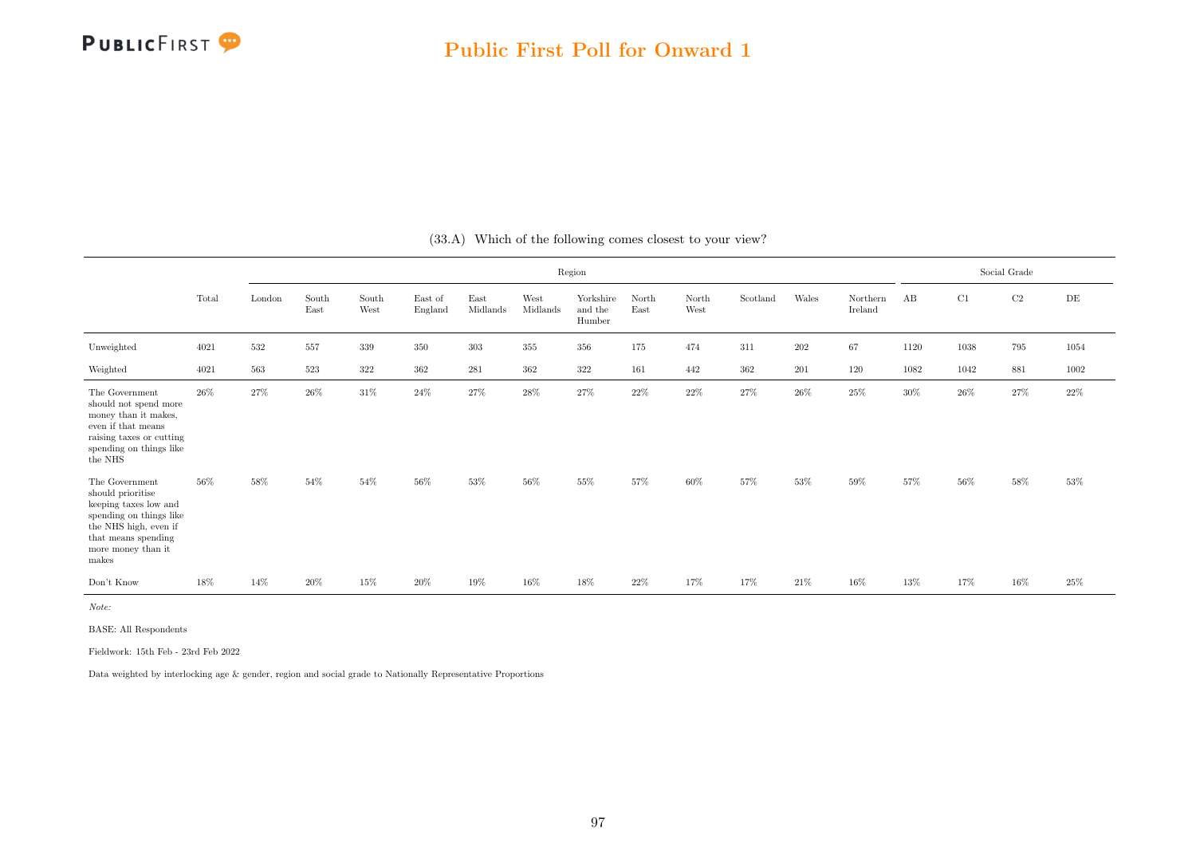## Public First Poll for Onward 1

(33.A) Which of the following comes closest to your view?

| | Total | Region | | | | | | | | | | | | Social Grade | | | |
|---|---|---|---|---|---|---|---|---|---|---|---|---|---|---|---|---|---|
| | | London | South East | South West | East of England | East Midlands | West Midlands | Yorkshire and the Humber | North East | North West | Scotland | Wales | Northern Ireland | AB | C1 | C2 | DE |
| Unweighted | 4021 | 532 | 557 | 339 | 350 | 303 | 355 | 356 | 175 | 474 | 311 | 202 | 67 | 1120 | 1038 | 795 | 1054 |
| Weighted | 4021 | 563 | 523 | 322 | 362 | 281 | 362 | 322 | 161 | 442 | 362 | 201 | 120 | 1082 | 1042 | 881 | 1002 |
| The Government should not spend more money than it makes, even if that means raising taxes or cutting spending on things like the NHS | 26% | 27% | 26% | 31% | 24% | 27% | 28% | 27% | 22% | 22% | 27% | 26% | 25% | 30% | 26% | 27% | 22% |
| The Government should prioritise keeping taxes low and spending on things like the NHS high, even if that means spending more money than it makes | 56% | 58% | 54% | 54% | 56% | 53% | 56% | 55% | 57% | 60% | 57% | 53% | 59% | 57% | 56% | 58% | 53% |
| Don't Know | 18% | 14% | 20% | 15% | 20% | 19% | 16% | 18% | 22% | 17% | 17% | 21% | 16% | 13% | 17% | 16% | 25% |

*Note:*

BASE: All Respondents

Fieldwork: 15th Feb - 23rd Feb 2022

Data weighted by interlocking age & gender, region and social grade to Nationally Representative Proportions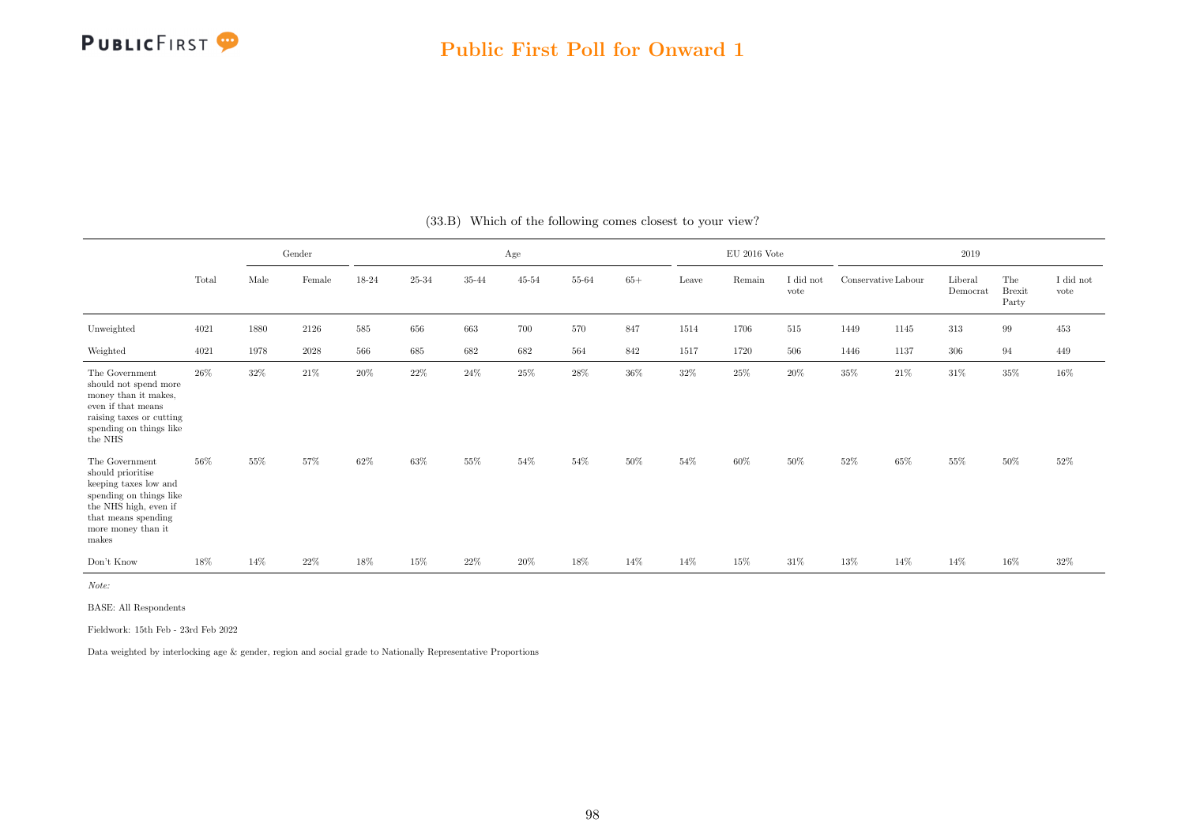## Public First Poll for Onward 1

(33.B) Which of the following comes closest to your view?

| | Total | Gender | | Age | | | | | | EU 2016 Vote | | | 2019 | | | | |
|---|---|---|---|---|---|---|---|---|---|---|---|---|---|---|---|---|---|
| | | Male | Female | 18-24 | 25-34 | 35-44 | 45-54 | 55-64 | 65+ | Leave | Remain | I did not vote | Conservative | Labour | Liberal Democrat | The Brexit Party | I did not vote |
| Unweighted | 4021 | 1880 | 2126 | 585 | 656 | 663 | 700 | 570 | 847 | 1514 | 1706 | 515 | 1449 | 1145 | 313 | 99 | 453 |
| Weighted | 4021 | 1978 | 2028 | 566 | 685 | 682 | 682 | 564 | 842 | 1517 | 1720 | 506 | 1446 | 1137 | 306 | 94 | 449 |
| The Government should not spend more money than it makes, even if that means raising taxes or cutting spending on things like the NHS | 26% | 32% | 21% | 20% | 22% | 24% | 25% | 28% | 36% | 32% | 25% | 20% | 35% | 21% | 31% | 35% | 16% |
| The Government should prioritise keeping taxes low and spending on things like the NHS high, even if that means spending more money than it makes | 56% | 55% | 57% | 62% | 63% | 55% | 54% | 54% | 50% | 54% | 60% | 50% | 52% | 65% | 55% | 50% | 52% |
| Don't Know | 18% | 14% | 22% | 18% | 15% | 22% | 20% | 18% | 14% | 14% | 15% | 31% | 13% | 14% | 14% | 16% | 32% |

*Note:*

BASE: All Respondents

Fieldwork: 15th Feb - 23rd Feb 2022

Data weighted by interlocking age & gender, region and social grade to Nationally Representative Proportions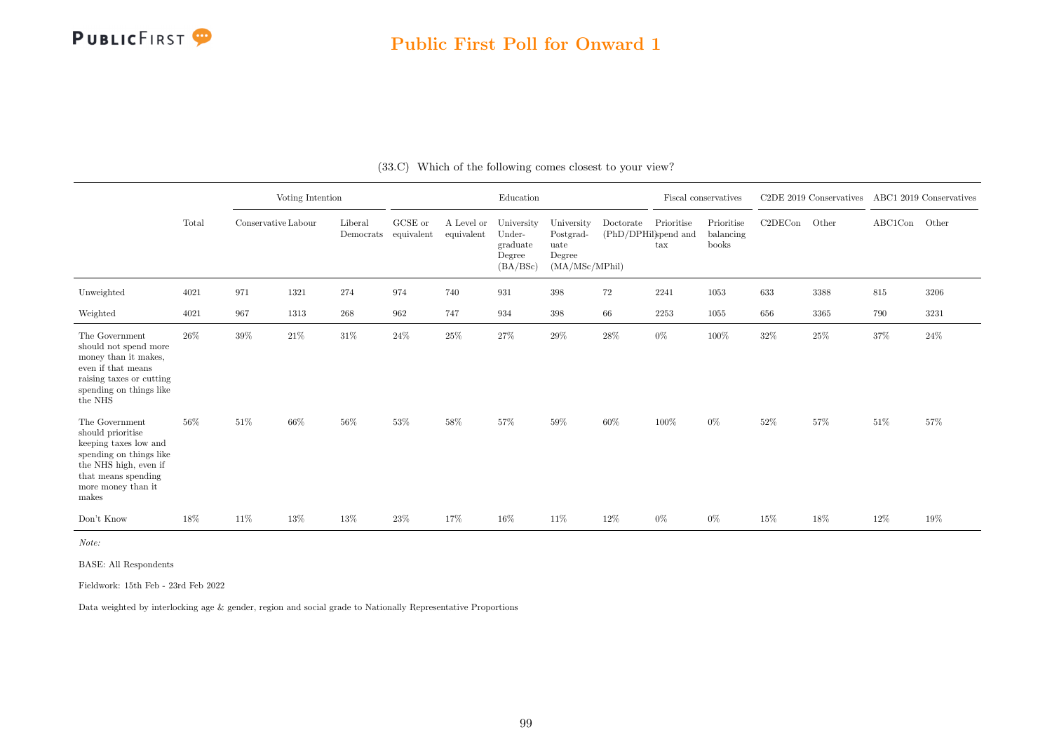## Public First Poll for Onward 1

(33.C) Which of the following comes closest to your view?

| | Total | Voting Intention | | | Education | | | | | Fiscal conservatives | | C2DE 2019 Conservatives | | ABC1 2019 Conservatives | |
|---|---|---|---|---|---|---|---|---|---|---|---|---|---|---|---|
| | | Conservative | Labour | Liberal Democrats | GCSE or equivalent | A Level or equivalent | University Under-graduate Degree (BA/BSc) | University Postgrad-uate Degree (MA/MSc/MPhil) | Doctorate (PhD/DPhil) | Prioritise spend and tax | Prioritise balancing books | C2DECon | Other | ABC1Con | Other |
| Unweighted | 4021 | 971 | 1321 | 274 | 974 | 740 | 931 | 398 | 72 | 2241 | 1053 | 633 | 3388 | 815 | 3206 |
| Weighted | 4021 | 967 | 1313 | 268 | 962 | 747 | 934 | 398 | 66 | 2253 | 1055 | 656 | 3365 | 790 | 3231 |
| The Government should not spend more money than it makes, even if that means raising taxes or cutting spending on things like the NHS | 26% | 39% | 21% | 31% | 24% | 25% | 27% | 29% | 28% | 0% | 100% | 32% | 25% | 37% | 24% |
| The Government should prioritise keeping taxes low and spending on things like the NHS high, even if that means spending more money than it makes | 56% | 51% | 66% | 56% | 53% | 58% | 57% | 59% | 60% | 100% | 0% | 52% | 57% | 51% | 57% |
| Don't Know | 18% | 11% | 13% | 13% | 23% | 17% | 16% | 11% | 12% | 0% | 0% | 15% | 18% | 12% | 19% |

*Note:*

BASE: All Respondents

Fieldwork: 15th Feb - 23rd Feb 2022

Data weighted by interlocking age & gender, region and social grade to Nationally Representative Proportions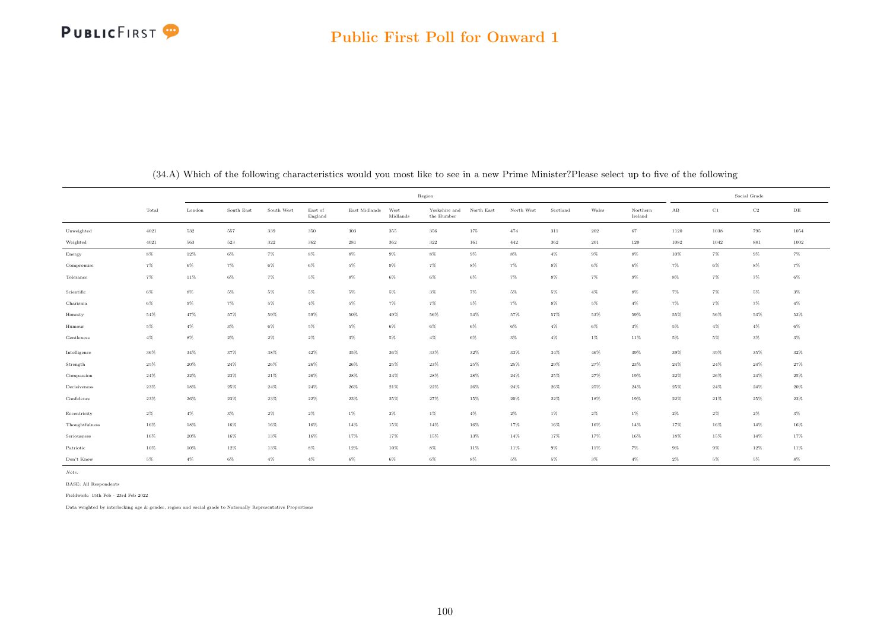## Public First Poll for Onward 1

(34.A) Which of the following characteristics would you most like to see in a new Prime Minister?Please select up to five of the following

| | Total | Region | | | | | | | | | | | | Social Grade | | | |
|---|---|---|---|---|---|---|---|---|---|---|---|---|---|---|---|---|---|
| | | London | South East | South West | East of England | East Midlands | West Midlands | Yorkshire and the Humber | North East | North West | Scotland | Wales | Northern Ireland | AB | C1 | C2 | DE |
| Unweighted | 4021 | 532 | 557 | 339 | 350 | 303 | 355 | 356 | 175 | 474 | 311 | 202 | 67 | 1120 | 1038 | 795 | 1054 |
| Weighted | 4021 | 563 | 523 | 322 | 362 | 281 | 362 | 322 | 161 | 442 | 362 | 201 | 120 | 1082 | 1042 | 881 | 1002 |
| Energy | 8% | 12% | 6% | 7% | 8% | 8% | 9% | 8% | 9% | 8% | 4% | 9% | 8% | 10% | 7% | 9% | 7% |
| Compromise | 7% | 6% | 7% | 6% | 6% | 5% | 9% | 7% | 8% | 7% | 8% | 6% | 6% | 7% | 6% | 8% | 7% |
| Tolerance | 7% | 11% | 6% | 7% | 5% | 8% | 6% | 6% | 6% | 7% | 8% | 7% | 9% | 8% | 7% | 7% | 6% |
| Scientific | 6% | 8% | 5% | 5% | 5% | 5% | 5% | 3% | 7% | 5% | 5% | 4% | 8% | 7% | 7% | 5% | 3% |
| Charisma | 6% | 9% | 7% | 5% | 4% | 5% | 7% | 7% | 5% | 7% | 8% | 5% | 4% | 7% | 7% | 7% | 4% |
| Honesty | 54% | 47% | 57% | 59% | 59% | 50% | 49% | 56% | 54% | 57% | 57% | 53% | 59% | 55% | 56% | 53% | 53% |
| Humour | 5% | 4% | 3% | 6% | 5% | 5% | 6% | 6% | 6% | 6% | 4% | 6% | 3% | 5% | 4% | 4% | 6% |
| Gentleness | 4% | 8% | 2% | 2% | 2% | 3% | 5% | 4% | 6% | 3% | 4% | 1% | 11% | 5% | 5% | 3% | 3% |
| Intelligence | 36% | 34% | 37% | 38% | 42% | 35% | 36% | 33% | 32% | 33% | 34% | 46% | 39% | 39% | 39% | 35% | 32% |
| Strength | 25% | 20% | 24% | 26% | 26% | 26% | 25% | 23% | 25% | 25% | 29% | 27% | 23% | 24% | 24% | 24% | 27% |
| Compassion | 24% | 22% | 23% | 21% | 26% | 28% | 24% | 28% | 28% | 24% | 25% | 27% | 19% | 22% | 26% | 24% | 25% |
| Decisiveness | 23% | 18% | 25% | 24% | 24% | 26% | 21% | 22% | 26% | 24% | 26% | 25% | 24% | 25% | 24% | 24% | 20% |
| Confidence | 23% | 26% | 23% | 23% | 22% | 23% | 25% | 27% | 15% | 20% | 22% | 18% | 19% | 22% | 21% | 25% | 23% |
| Eccentricity | 2% | 4% | 3% | 2% | 2% | 1% | 2% | 1% | 4% | 2% | 1% | 2% | 1% | 2% | 2% | 2% | 3% |
| Thoughtfulness | 16% | 18% | 16% | 16% | 16% | 14% | 15% | 14% | 16% | 17% | 16% | 16% | 14% | 17% | 16% | 14% | 16% |
| Seriousness | 16% | 20% | 16% | 13% | 16% | 17% | 17% | 15% | 13% | 14% | 17% | 17% | 16% | 18% | 15% | 14% | 17% |
| Patriotic | 10% | 10% | 12% | 13% | 8% | 12% | 10% | 8% | 11% | 11% | 9% | 11% | 7% | 9% | 9% | 12% | 11% |
| Don't Know | 5% | 4% | 6% | 4% | 4% | 6% | 6% | 6% | 8% | 5% | 5% | 3% | 4% | 2% | 5% | 5% | 8% |

*Note:*

BASE: All Respondents

Fieldwork: 15th Feb - 23rd Feb 2022

Data weighted by interlocking age & gender, region and social grade to Nationally Representative Proportions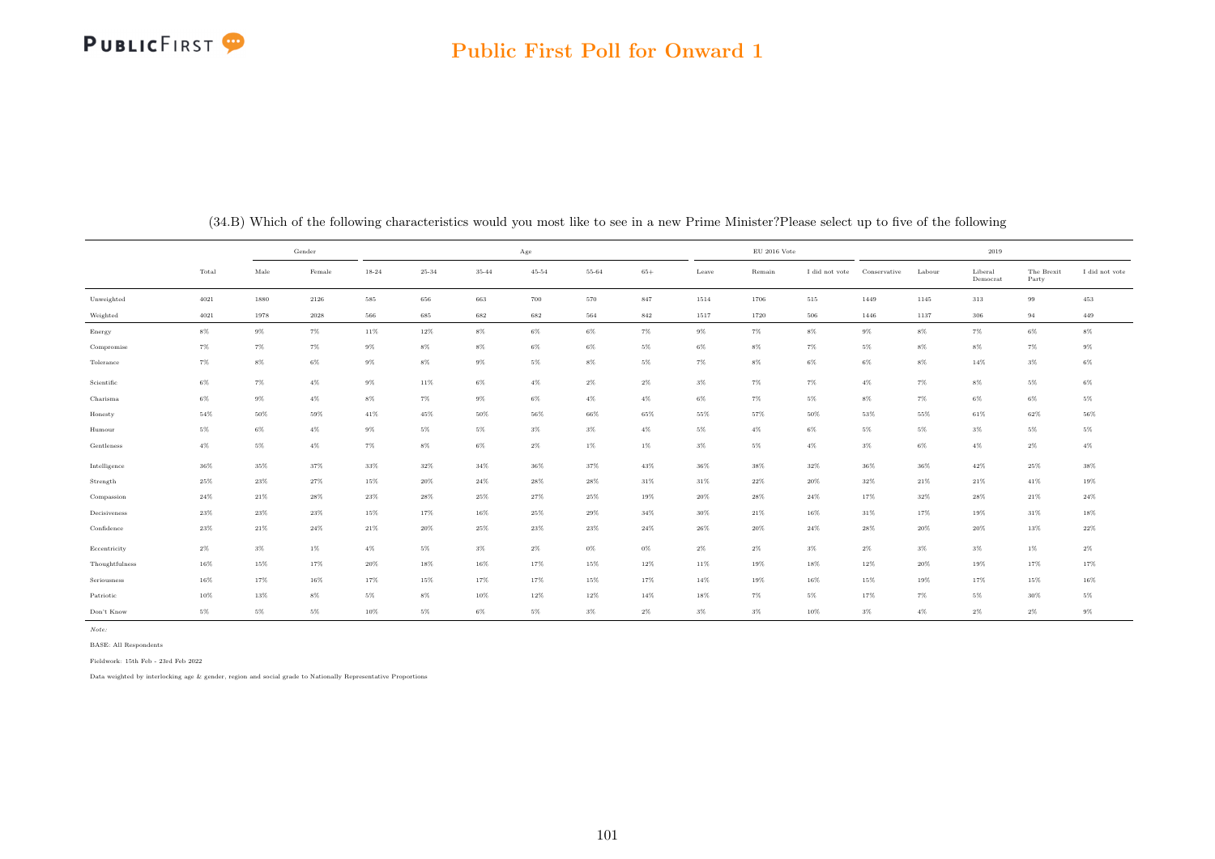## Public First Poll for Onward 1

(34.B) Which of the following characteristics would you most like to see in a new Prime Minister?Please select up to five of the following

| | | Gender | | Age | | | | | | EU 2016 Vote | | | 2019 | | | | |
|---|---|---|---|---|---|---|---|---|---|---|---|---|---|---|---|---|---|
| | Total | Male | Female | 18-24 | 25-34 | 35-44 | 45-54 | 55-64 | 65+ | Leave | Remain | I did not vote | Conservative | Labour | Liberal Democrat | The Brexit Party | I did not vote |
| Unweighted | 4021 | 1880 | 2126 | 585 | 656 | 663 | 700 | 570 | 847 | 1514 | 1706 | 515 | 1449 | 1145 | 313 | 99 | 453 |
| Weighted | 4021 | 1978 | 2028 | 566 | 685 | 682 | 682 | 564 | 842 | 1517 | 1720 | 506 | 1446 | 1137 | 306 | 94 | 449 |
| Energy | 8% | 9% | 7% | 11% | 12% | 8% | 6% | 6% | 7% | 9% | 7% | 8% | 9% | 8% | 7% | 6% | 8% |
| Compromise | 7% | 7% | 7% | 9% | 8% | 8% | 6% | 6% | 5% | 6% | 8% | 7% | 5% | 8% | 8% | 7% | 9% |
| Tolerance | 7% | 8% | 6% | 9% | 8% | 9% | 5% | 8% | 5% | 7% | 8% | 6% | 6% | 8% | 14% | 3% | 6% |
| Scientific | 6% | 7% | 4% | 9% | 11% | 6% | 4% | 2% | 2% | 3% | 7% | 7% | 4% | 7% | 8% | 5% | 6% |
| Charisma | 6% | 9% | 4% | 8% | 7% | 9% | 6% | 4% | 4% | 6% | 7% | 5% | 8% | 7% | 6% | 6% | 5% |
| Honesty | 54% | 50% | 59% | 41% | 45% | 50% | 56% | 66% | 65% | 55% | 57% | 50% | 53% | 55% | 61% | 62% | 56% |
| Humour | 5% | 6% | 4% | 9% | 5% | 5% | 3% | 3% | 4% | 5% | 4% | 6% | 5% | 5% | 3% | 5% | 5% |
| Gentleness | 4% | 5% | 4% | 7% | 8% | 6% | 2% | 1% | 1% | 3% | 5% | 4% | 3% | 6% | 4% | 2% | 4% |
| Intelligence | 36% | 35% | 37% | 33% | 32% | 34% | 36% | 37% | 43% | 36% | 38% | 32% | 36% | 36% | 42% | 25% | 38% |
| Strength | 25% | 23% | 27% | 15% | 20% | 24% | 28% | 28% | 31% | 31% | 22% | 20% | 32% | 21% | 21% | 41% | 19% |
| Compassion | 24% | 21% | 28% | 23% | 28% | 25% | 27% | 25% | 19% | 20% | 28% | 24% | 17% | 32% | 28% | 21% | 24% |
| Decisiveness | 23% | 23% | 23% | 15% | 17% | 16% | 25% | 29% | 34% | 30% | 21% | 16% | 31% | 17% | 19% | 31% | 18% |
| Confidence | 23% | 21% | 24% | 21% | 20% | 25% | 23% | 23% | 24% | 26% | 20% | 24% | 28% | 20% | 20% | 13% | 22% |
| Eccentricity | 2% | 3% | 1% | 4% | 5% | 3% | 2% | 0% | 0% | 2% | 2% | 3% | 2% | 3% | 3% | 1% | 2% |
| Thoughtfulness | 16% | 15% | 17% | 20% | 18% | 16% | 17% | 15% | 12% | 11% | 19% | 18% | 12% | 20% | 19% | 17% | 17% |
| Seriousness | 16% | 17% | 16% | 17% | 15% | 17% | 17% | 15% | 17% | 14% | 19% | 16% | 15% | 19% | 17% | 15% | 16% |
| Patriotic | 10% | 13% | 8% | 5% | 8% | 10% | 12% | 12% | 14% | 18% | 7% | 5% | 17% | 7% | 5% | 30% | 5% |
| Don't Know | 5% | 5% | 5% | 10% | 5% | 6% | 5% | 3% | 2% | 3% | 3% | 10% | 3% | 4% | 2% | 2% | 9% |

*Note:*

BASE: All Respondents

Fieldwork: 15th Feb - 23rd Feb 2022

Data weighted by interlocking age & gender, region and social grade to Nationally Representative Proportions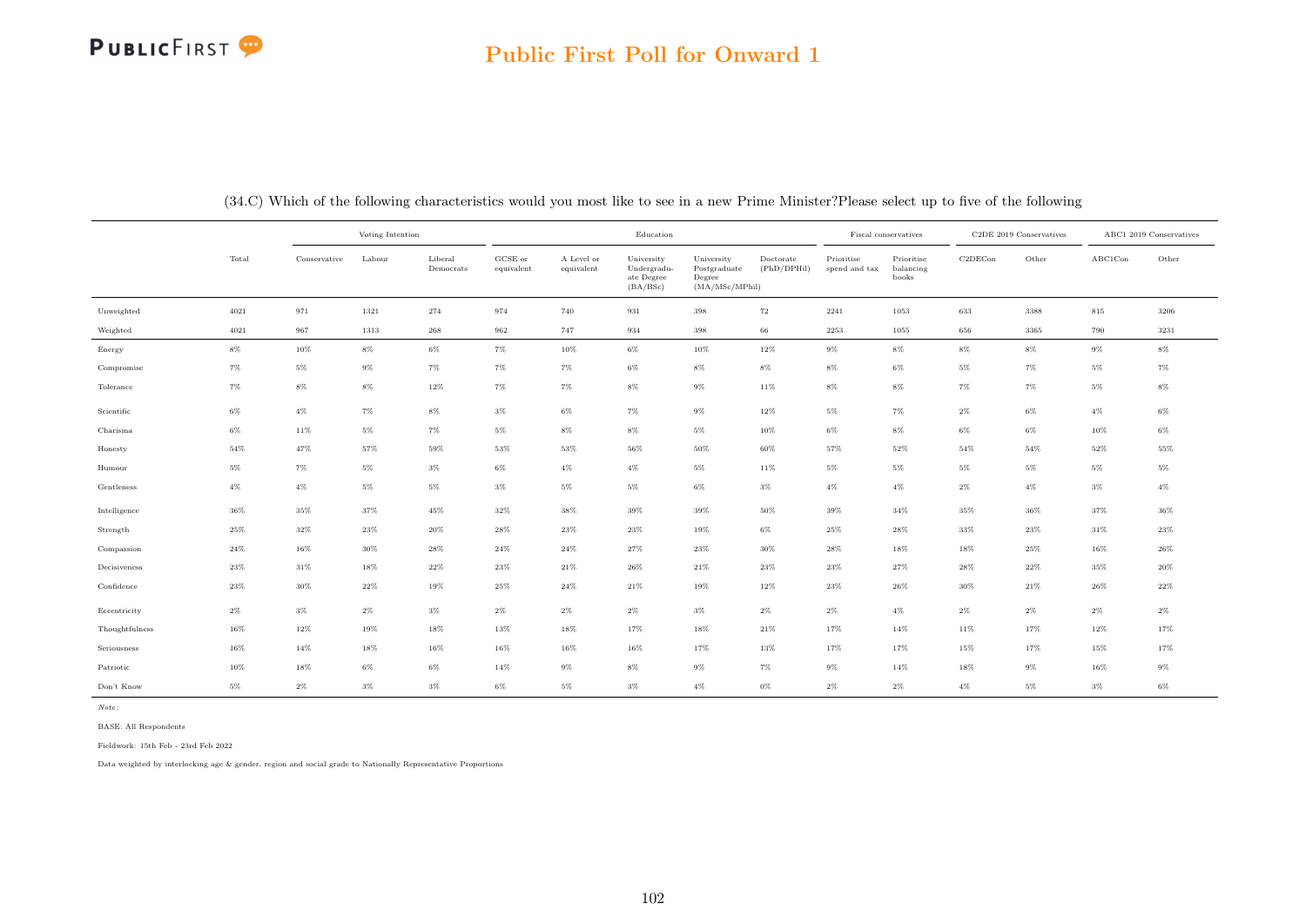## Public First Poll for Onward 1

(34.C) Which of the following characteristics would you most like to see in a new Prime Minister?Please select up to five of the following

| | Total | Voting Intention | | | Education | | | | | Fiscal conservatives | | C2DE 2019 Conservatives | | ABC1 2019 Conservatives | |
|---|---|---|---|---|---|---|---|---|---|---|---|---|---|---|---|
| | | Conservative | Labour | Liberal Democrats | GCSE or equivalent | A Level or equivalent | University Undergraduate Degree (BA/BSc) | University Postgraduate Degree (MA/MSc/MPhil) | Doctorate (PhD/DPHil) | Prioritise spend and tax | Prioritise balancing books | C2DECon | Other | ABC1Con | Other |
| Unweighted | 4021 | 971 | 1321 | 274 | 974 | 740 | 931 | 398 | 72 | 2241 | 1053 | 633 | 3388 | 815 | 3206 |
| Weighted | 4021 | 967 | 1313 | 268 | 962 | 747 | 934 | 398 | 66 | 2253 | 1055 | 656 | 3365 | 790 | 3231 |
| Energy | 8% | 10% | 8% | 6% | 7% | 10% | 6% | 10% | 12% | 9% | 8% | 8% | 8% | 9% | 8% |
| Compromise | 7% | 5% | 9% | 7% | 7% | 7% | 6% | 8% | 8% | 8% | 6% | 5% | 7% | 5% | 7% |
| Tolerance | 7% | 8% | 8% | 12% | 7% | 7% | 8% | 9% | 11% | 8% | 8% | 7% | 7% | 5% | 8% |
| Scientific | 6% | 4% | 7% | 8% | 3% | 6% | 7% | 9% | 12% | 5% | 7% | 2% | 6% | 4% | 6% |
| Charisma | 6% | 11% | 5% | 7% | 5% | 8% | 8% | 5% | 10% | 6% | 8% | 6% | 6% | 10% | 6% |
| Honesty | 54% | 47% | 57% | 59% | 53% | 53% | 56% | 50% | 60% | 57% | 52% | 54% | 54% | 52% | 55% |
| Humour | 5% | 7% | 5% | 3% | 6% | 4% | 4% | 5% | 11% | 5% | 5% | 5% | 5% | 5% | 5% |
| Gentleness | 4% | 4% | 5% | 5% | 3% | 5% | 5% | 6% | 3% | 4% | 4% | 2% | 4% | 3% | 4% |
| Intelligence | 36% | 35% | 37% | 45% | 32% | 38% | 39% | 39% | 50% | 39% | 34% | 35% | 36% | 37% | 36% |
| Strength | 25% | 32% | 23% | 20% | 28% | 23% | 23% | 19% | 6% | 25% | 28% | 33% | 23% | 31% | 23% |
| Compassion | 24% | 16% | 30% | 28% | 24% | 24% | 27% | 23% | 30% | 28% | 18% | 18% | 25% | 16% | 26% |
| Decisiveness | 23% | 31% | 18% | 22% | 23% | 21% | 26% | 21% | 23% | 23% | 27% | 28% | 22% | 35% | 20% |
| Confidence | 23% | 30% | 22% | 19% | 25% | 24% | 21% | 19% | 12% | 23% | 26% | 30% | 21% | 26% | 22% |
| Eccentricity | 2% | 3% | 2% | 3% | 2% | 2% | 2% | 3% | 2% | 2% | 4% | 2% | 2% | 2% | 2% |
| Thoughtfulness | 16% | 12% | 19% | 18% | 13% | 18% | 17% | 18% | 21% | 17% | 14% | 11% | 17% | 12% | 17% |
| Seriousness | 16% | 14% | 18% | 16% | 16% | 16% | 16% | 17% | 13% | 17% | 17% | 15% | 17% | 15% | 17% |
| Patriotic | 10% | 18% | 6% | 6% | 14% | 9% | 8% | 9% | 7% | 9% | 14% | 18% | 9% | 16% | 9% |
| Don't Know | 5% | 2% | 3% | 3% | 6% | 5% | 3% | 4% | 0% | 2% | 2% | 4% | 5% | 3% | 6% |

*Note:*

BASE: All Respondents

Fieldwork: 15th Feb - 23rd Feb 2022

Data weighted by interlocking age & gender, region and social grade to Nationally Representative Proportions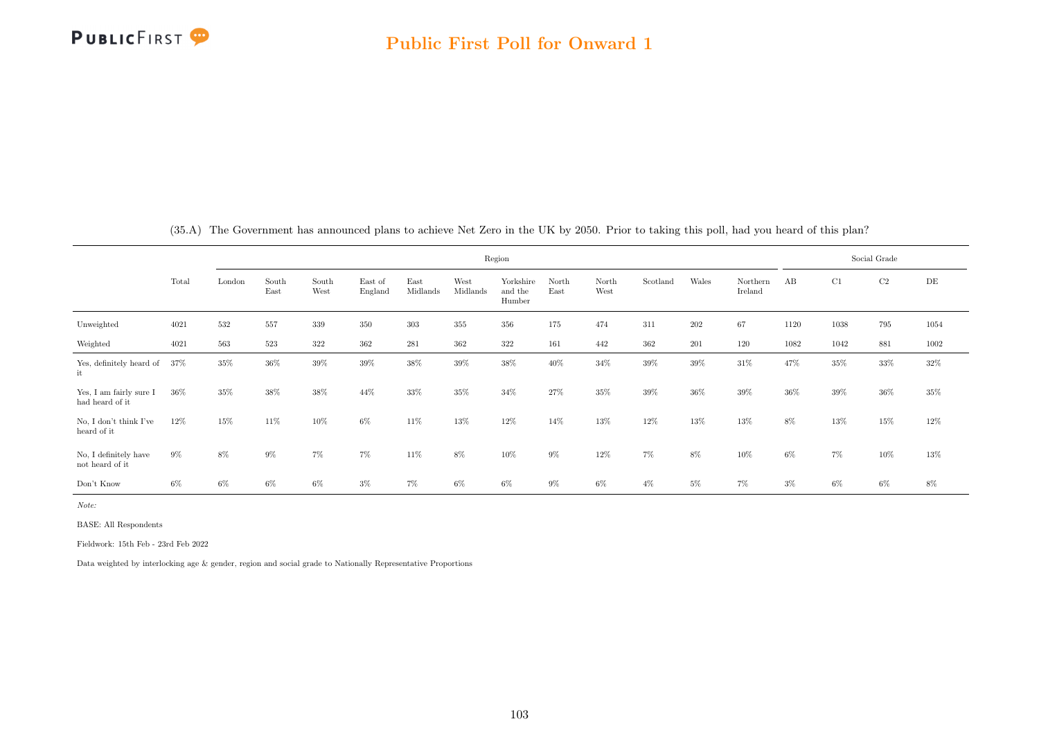(35.A) The Government has announced plans to achieve Net Zero in the UK by 2050. Prior to taking this poll, had you heard of this plan?

| | Total | Region | | | | | | | | | | | | Social Grade | | | |
|---|---|---|---|---|---|---|---|---|---|---|---|---|---|---|---|---|---|
| | | London | South East | South West | East of England | East Midlands | West Midlands | Yorkshire and the Humber | North East | North West | Scotland | Wales | Northern Ireland | AB | C1 | C2 | DE |
| Unweighted | 4021 | 532 | 557 | 339 | 350 | 303 | 355 | 356 | 175 | 474 | 311 | 202 | 67 | 1120 | 1038 | 795 | 1054 |
| Weighted | 4021 | 563 | 523 | 322 | 362 | 281 | 362 | 322 | 161 | 442 | 362 | 201 | 120 | 1082 | 1042 | 881 | 1002 |
| Yes, definitely heard of it | 37% | 35% | 36% | 39% | 39% | 38% | 39% | 38% | 40% | 34% | 39% | 39% | 31% | 47% | 35% | 33% | 32% |
| Yes, I am fairly sure I had heard of it | 36% | 35% | 38% | 38% | 44% | 33% | 35% | 34% | 27% | 35% | 39% | 36% | 39% | 36% | 39% | 36% | 35% |
| No, I don't think I've heard of it | 12% | 15% | 11% | 10% | 6% | 11% | 13% | 12% | 14% | 13% | 12% | 13% | 13% | 8% | 13% | 15% | 12% |
| No, I definitely have not heard of it | 9% | 8% | 9% | 7% | 7% | 11% | 8% | 10% | 9% | 12% | 7% | 8% | 10% | 6% | 7% | 10% | 13% |
| Don't Know | 6% | 6% | 6% | 6% | 3% | 7% | 6% | 6% | 9% | 6% | 4% | 5% | 7% | 3% | 6% | 6% | 8% |

*Note:*

BASE: All Respondents

Fieldwork: 15th Feb - 23rd Feb 2022

Data weighted by interlocking age & gender, region and social grade to Nationally Representative Proportions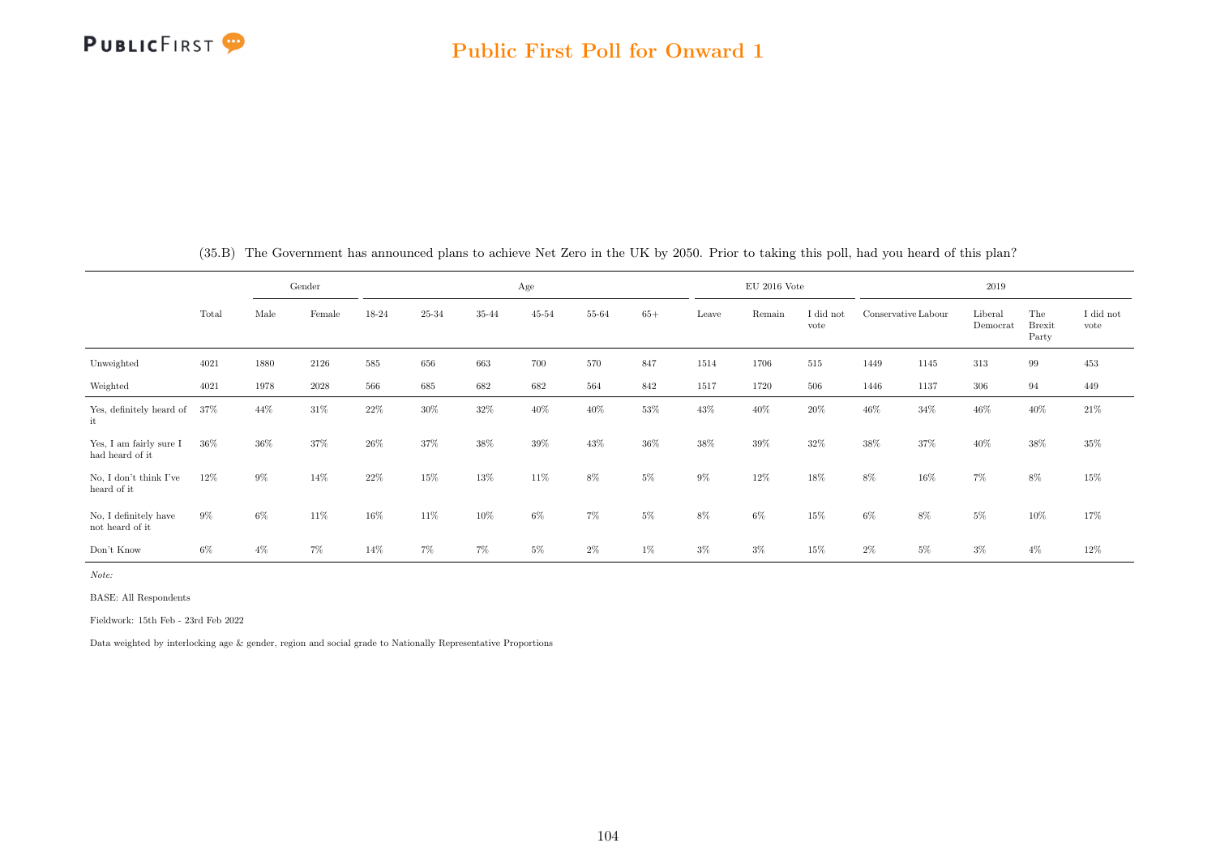## Public First Poll for Onward 1

(35.B) The Government has announced plans to achieve Net Zero in the UK by 2050. Prior to taking this poll, had you heard of this plan?

| | Total | Gender | | Age | | | | | | EU 2016 Vote | | | 2019 | | | | |
|---|---|---|---|---|---|---|---|---|---|---|---|---|---|---|---|---|---|
| | | Male | Female | 18-24 | 25-34 | 35-44 | 45-54 | 55-64 | 65+ | Leave | Remain | I did not vote | Conservative | Labour | Liberal Democrat | The Brexit Party | I did not vote |
| Unweighted | 4021 | 1880 | 2126 | 585 | 656 | 663 | 700 | 570 | 847 | 1514 | 1706 | 515 | 1449 | 1145 | 313 | 99 | 453 |
| Weighted | 4021 | 1978 | 2028 | 566 | 685 | 682 | 682 | 564 | 842 | 1517 | 1720 | 506 | 1446 | 1137 | 306 | 94 | 449 |
| Yes, definitely heard of it | 37% | 44% | 31% | 22% | 30% | 32% | 40% | 40% | 53% | 43% | 40% | 20% | 46% | 34% | 46% | 40% | 21% |
| Yes, I am fairly sure I had heard of it | 36% | 36% | 37% | 26% | 37% | 38% | 39% | 43% | 36% | 38% | 39% | 32% | 38% | 37% | 40% | 38% | 35% |
| No, I don't think I've heard of it | 12% | 9% | 14% | 22% | 15% | 13% | 11% | 8% | 5% | 9% | 12% | 18% | 8% | 16% | 7% | 8% | 15% |
| No, I definitely have not heard of it | 9% | 6% | 11% | 16% | 11% | 10% | 6% | 7% | 5% | 8% | 6% | 15% | 6% | 8% | 5% | 10% | 17% |
| Don't Know | 6% | 4% | 7% | 14% | 7% | 7% | 5% | 2% | 1% | 3% | 3% | 15% | 2% | 5% | 3% | 4% | 12% |

*Note:*

BASE: All Respondents

Fieldwork: 15th Feb - 23rd Feb 2022

Data weighted by interlocking age & gender, region and social grade to Nationally Representative Proportions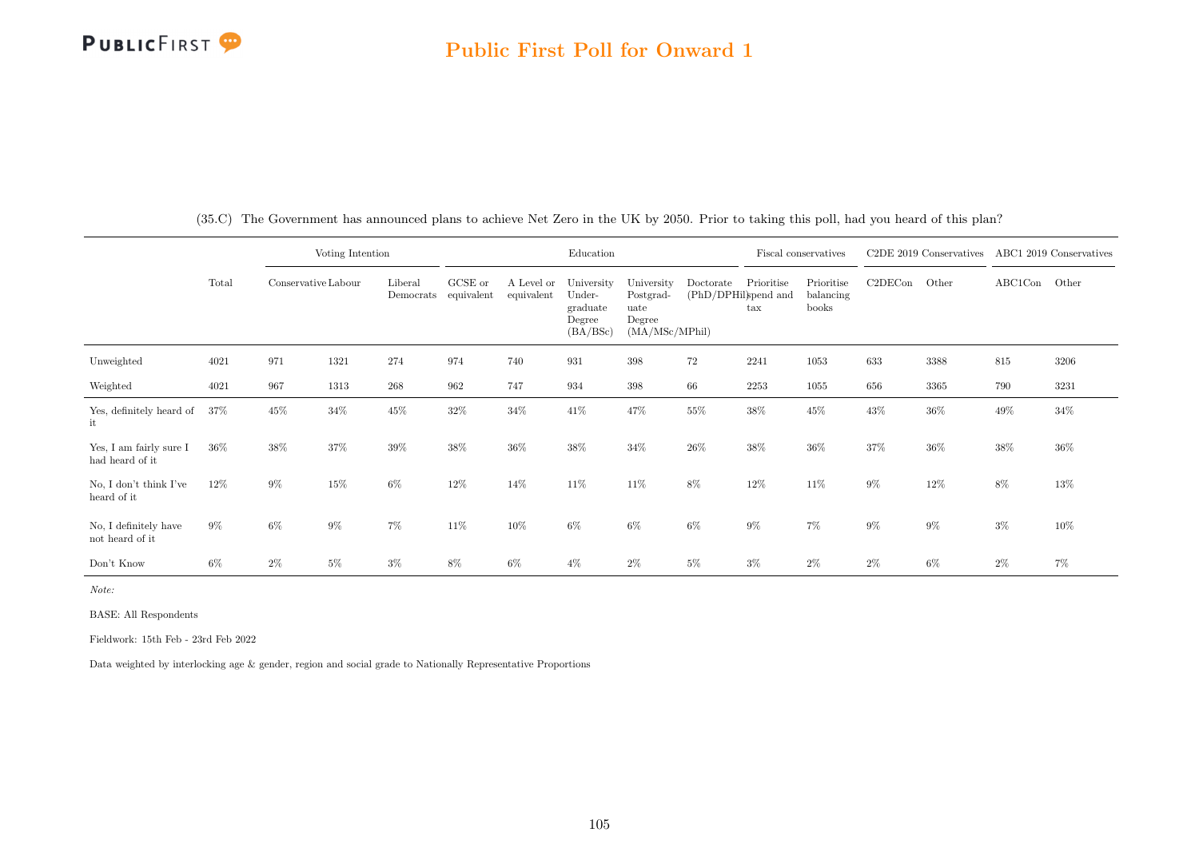(35.C) The Government has announced plans to achieve Net Zero in the UK by 2050. Prior to taking this poll, had you heard of this plan?

| | | Voting Intention | | | Education | | | | | Fiscal conservatives | | C2DE 2019 Conservatives | | ABC1 2019 Conservatives | |
|---|---|---|---|---|---|---|---|---|---|---|---|---|---|---|---|
| | Total | Conservative | Labour | Liberal Democrats | GCSE or equivalent | A Level or equivalent | University Under-graduate Degree (BA/BSc) | University Postgrad-uate Degree (MA/MSc/MPhil) | Doctorate (PhD/DPHil) | Prioritise spend and tax | Prioritise balancing books | C2DECon | Other | ABC1Con | Other |
| Unweighted | 4021 | 971 | 1321 | 274 | 974 | 740 | 931 | 398 | 72 | 2241 | 1053 | 633 | 3388 | 815 | 3206 |
| Weighted | 4021 | 967 | 1313 | 268 | 962 | 747 | 934 | 398 | 66 | 2253 | 1055 | 656 | 3365 | 790 | 3231 |
| Yes, definitely heard of it | 37% | 45% | 34% | 45% | 32% | 34% | 41% | 47% | 55% | 38% | 45% | 43% | 36% | 49% | 34% |
| Yes, I am fairly sure I had heard of it | 36% | 38% | 37% | 39% | 38% | 36% | 38% | 34% | 26% | 38% | 36% | 37% | 36% | 38% | 36% |
| No, I don't think I've heard of it | 12% | 9% | 15% | 6% | 12% | 14% | 11% | 11% | 8% | 12% | 11% | 9% | 12% | 8% | 13% |
| No, I definitely have not heard of it | 9% | 6% | 9% | 7% | 11% | 10% | 6% | 6% | 6% | 9% | 7% | 9% | 9% | 3% | 10% |
| Don't Know | 6% | 2% | 5% | 3% | 8% | 6% | 4% | 2% | 5% | 3% | 2% | 2% | 6% | 2% | 7% |

*Note:*

BASE: All Respondents

Fieldwork: 15th Feb - 23rd Feb 2022

Data weighted by interlocking age & gender, region and social grade to Nationally Representative Proportions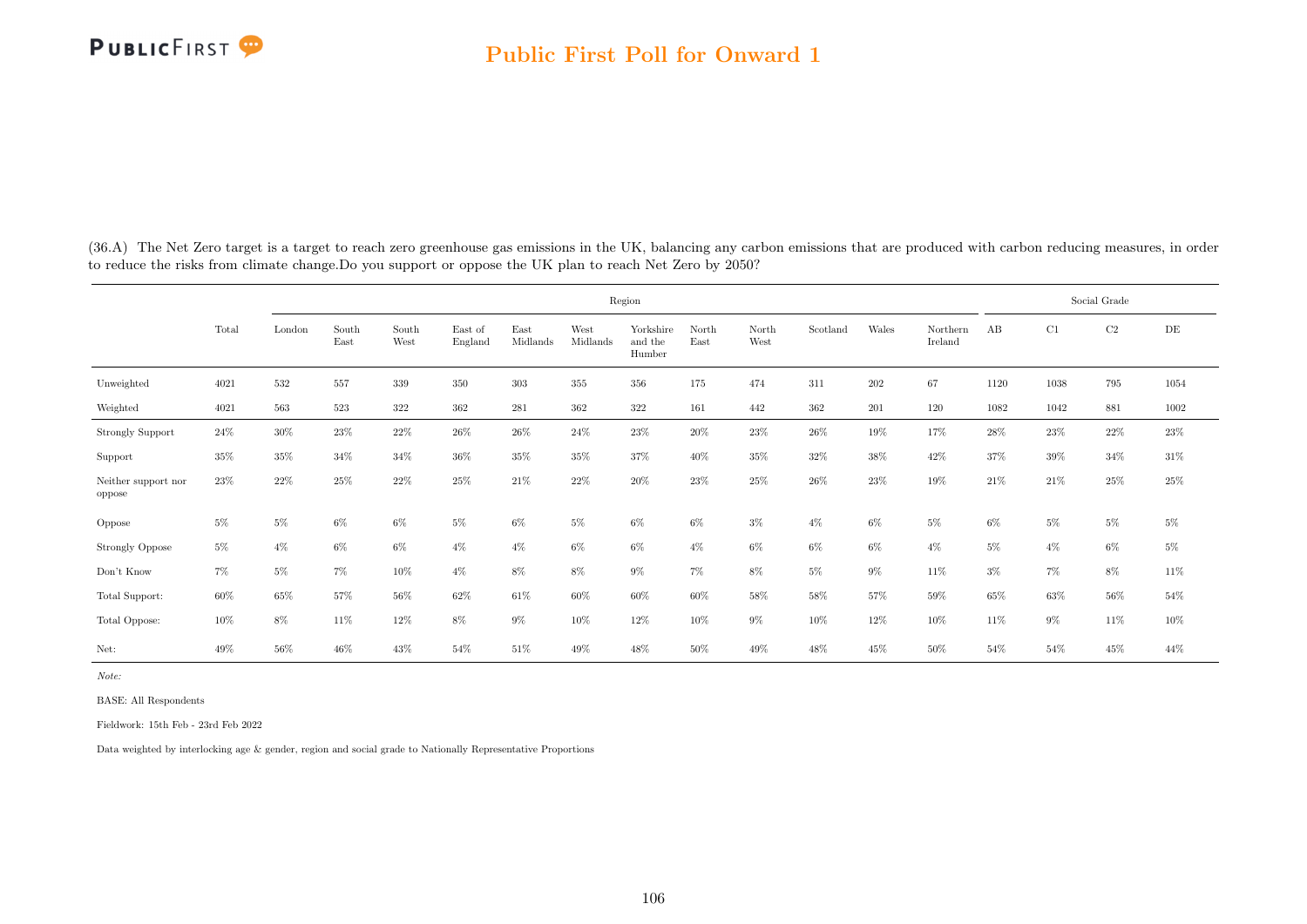## Public First Poll for Onward 1

(36.A) The Net Zero target is a target to reach zero greenhouse gas emissions in the UK, balancing any carbon emissions that are produced with carbon reducing measures, in order to reduce the risks from climate change.Do you support or oppose the UK plan to reach Net Zero by 2050?

| | | Region | | | | | | | | | | | | Social Grade | | | |
|---|---|---|---|---|---|---|---|---|---|---|---|---|---|---|---|---|---|
| | Total | London | South East | South West | East of England | East Midlands | West Midlands | Yorkshire and the Humber | North East | North West | Scotland | Wales | Northern Ireland | AB | C1 | C2 | DE |
| Unweighted | 4021 | 532 | 557 | 339 | 350 | 303 | 355 | 356 | 175 | 474 | 311 | 202 | 67 | 1120 | 1038 | 795 | 1054 |
| Weighted | 4021 | 563 | 523 | 322 | 362 | 281 | 362 | 322 | 161 | 442 | 362 | 201 | 120 | 1082 | 1042 | 881 | 1002 |
| Strongly Support | 24% | 30% | 23% | 22% | 26% | 26% | 24% | 23% | 20% | 23% | 26% | 19% | 17% | 28% | 23% | 22% | 23% |
| Support | 35% | 35% | 34% | 34% | 36% | 35% | 35% | 37% | 40% | 35% | 32% | 38% | 42% | 37% | 39% | 34% | 31% |
| Neither support nor oppose | 23% | 22% | 25% | 22% | 25% | 21% | 22% | 20% | 23% | 25% | 26% | 23% | 19% | 21% | 21% | 25% | 25% |
| Oppose | 5% | 5% | 6% | 6% | 5% | 6% | 5% | 6% | 6% | 3% | 4% | 6% | 5% | 6% | 5% | 5% | 5% |
| Strongly Oppose | 5% | 4% | 6% | 6% | 4% | 4% | 6% | 6% | 4% | 6% | 6% | 6% | 4% | 5% | 4% | 6% | 5% |
| Don't Know | 7% | 5% | 7% | 10% | 4% | 8% | 8% | 9% | 7% | 8% | 5% | 9% | 11% | 3% | 7% | 8% | 11% |
| Total Support: | 60% | 65% | 57% | 56% | 62% | 61% | 60% | 60% | 60% | 58% | 58% | 57% | 59% | 65% | 63% | 56% | 54% |
| Total Oppose: | 10% | 8% | 11% | 12% | 8% | 9% | 10% | 12% | 10% | 9% | 10% | 12% | 10% | 11% | 9% | 11% | 10% |
| Net: | 49% | 56% | 46% | 43% | 54% | 51% | 49% | 48% | 50% | 49% | 48% | 45% | 50% | 54% | 54% | 45% | 44% |

*Note:*

BASE: All Respondents

Fieldwork: 15th Feb - 23rd Feb 2022

Data weighted by interlocking age & gender, region and social grade to Nationally Representative Proportions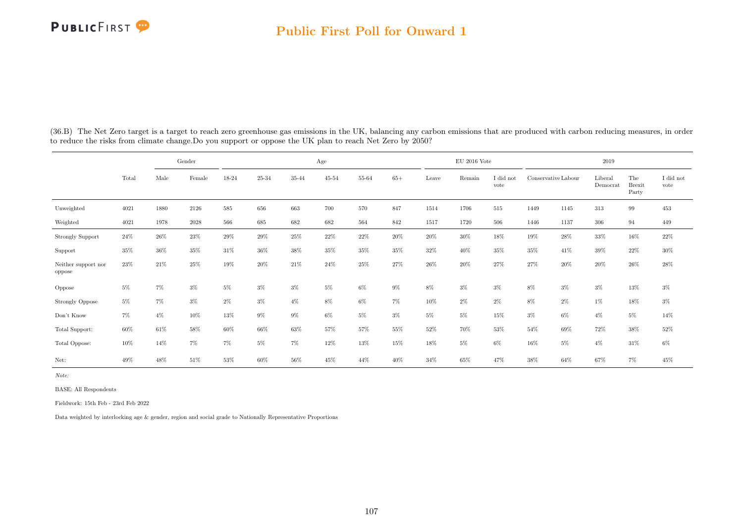(36.B) The Net Zero target is a target to reach zero greenhouse gas emissions in the UK, balancing any carbon emissions that are produced with carbon reducing measures, in order to reduce the risks from climate change.Do you support or oppose the UK plan to reach Net Zero by 2050?

| | | Gender | | Age | | | | | | EU 2016 Vote | | | 2019 | | | | |
|---|---|---|---|---|---|---|---|---|---|---|---|---|---|---|---|---|---|
| | Total | Male | Female | 18-24 | 25-34 | 35-44 | 45-54 | 55-64 | 65+ | Leave | Remain | I did not vote | Conservative | Labour | Liberal Democrat | The Brexit Party | I did not vote |
| Unweighted | 4021 | 1880 | 2126 | 585 | 656 | 663 | 700 | 570 | 847 | 1514 | 1706 | 515 | 1449 | 1145 | 313 | 99 | 453 |
| Weighted | 4021 | 1978 | 2028 | 566 | 685 | 682 | 682 | 564 | 842 | 1517 | 1720 | 506 | 1446 | 1137 | 306 | 94 | 449 |
| Strongly Support | 24% | 26% | 23% | 29% | 29% | 25% | 22% | 22% | 20% | 20% | 30% | 18% | 19% | 28% | 33% | 16% | 22% |
| Support | 35% | 36% | 35% | 31% | 36% | 38% | 35% | 35% | 35% | 32% | 40% | 35% | 35% | 41% | 39% | 22% | 30% |
| Neither support nor oppose | 23% | 21% | 25% | 19% | 20% | 21% | 24% | 25% | 27% | 26% | 20% | 27% | 27% | 20% | 20% | 26% | 28% |
| Oppose | 5% | 7% | 3% | 5% | 3% | 3% | 5% | 6% | 9% | 8% | 3% | 3% | 8% | 3% | 3% | 13% | 3% |
| Strongly Oppose | 5% | 7% | 3% | 2% | 3% | 4% | 8% | 6% | 7% | 10% | 2% | 2% | 8% | 2% | 1% | 18% | 3% |
| Don't Know | 7% | 4% | 10% | 13% | 9% | 9% | 6% | 5% | 3% | 5% | 5% | 15% | 3% | 6% | 4% | 5% | 14% |
| Total Support: | 60% | 61% | 58% | 60% | 66% | 63% | 57% | 57% | 55% | 52% | 70% | 53% | 54% | 69% | 72% | 38% | 52% |
| Total Oppose: | 10% | 14% | 7% | 7% | 5% | 7% | 12% | 13% | 15% | 18% | 5% | 6% | 16% | 5% | 4% | 31% | 6% |
| Net: | 49% | 48% | 51% | 53% | 60% | 56% | 45% | 44% | 40% | 34% | 65% | 47% | 38% | 64% | 67% | 7% | 45% |

*Note:*

BASE: All Respondents

Fieldwork: 15th Feb - 23rd Feb 2022

Data weighted by interlocking age & gender, region and social grade to Nationally Representative Proportions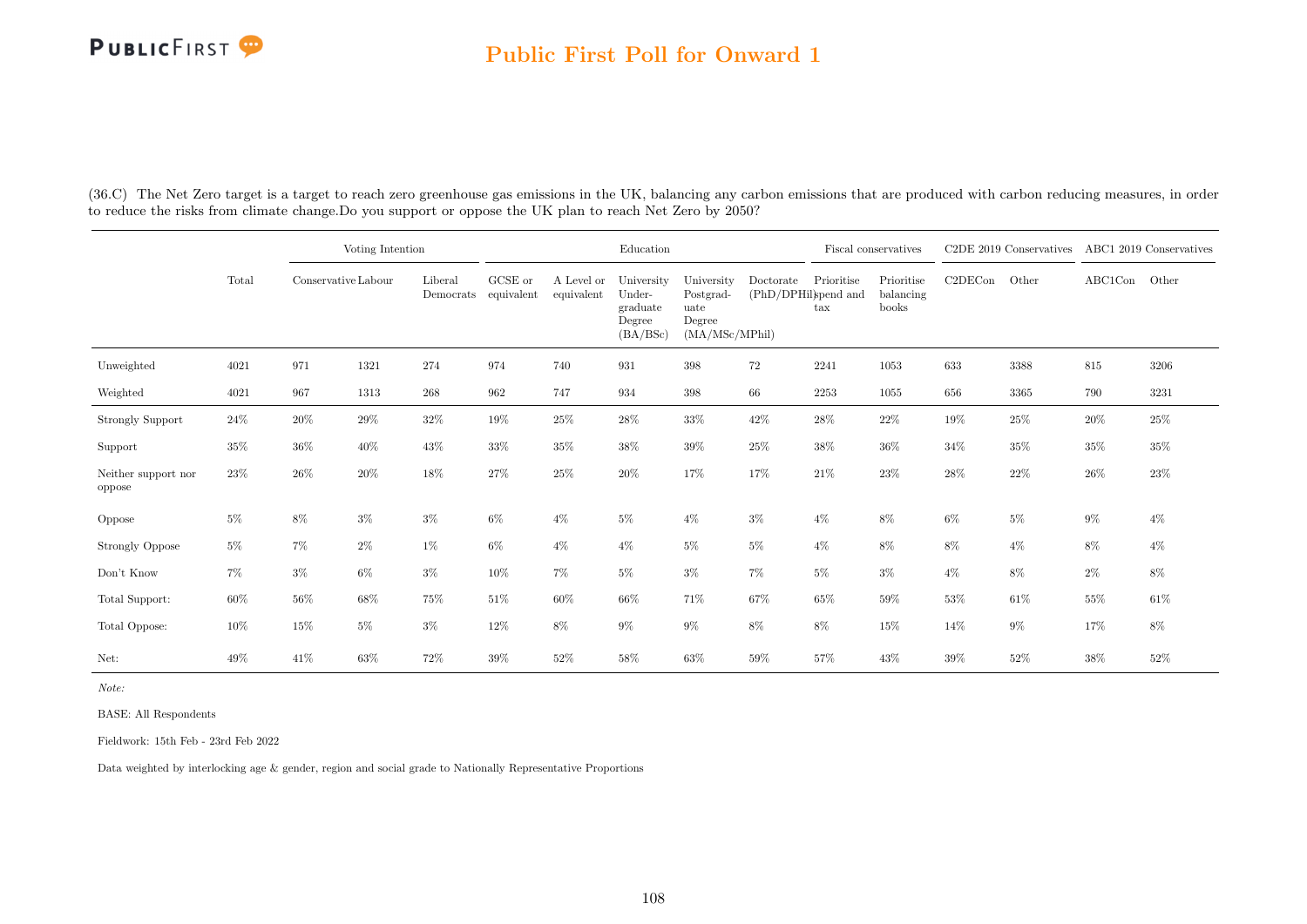## Public First Poll for Onward 1

(36.C) The Net Zero target is a target to reach zero greenhouse gas emissions in the UK, balancing any carbon emissions that are produced with carbon reducing measures, in order to reduce the risks from climate change.Do you support or oppose the UK plan to reach Net Zero by 2050?

| | Total | Voting Intention | | | Education | | | | | Fiscal conservatives | | C2DE 2019 Conservatives | | ABC1 2019 Conservatives | |
|---|---|---|---|---|---|---|---|---|---|---|---|---|---|---|---|
| | | Conservative | Labour | Liberal Democrats | GCSE or equivalent | A Level or equivalent | University Under-graduate Degree (BA/BSc) | University Postgrad-uate Degree (MA/MSc/MPhil) | Doctorate (PhD/DPHil) | Prioritise spend and tax | Prioritise balancing books | C2DECon | Other | ABC1Con | Other |
| Unweighted | 4021 | 971 | 1321 | 274 | 974 | 740 | 931 | 398 | 72 | 2241 | 1053 | 633 | 3388 | 815 | 3206 |
| Weighted | 4021 | 967 | 1313 | 268 | 962 | 747 | 934 | 398 | 66 | 2253 | 1055 | 656 | 3365 | 790 | 3231 |
| Strongly Support | 24% | 20% | 29% | 32% | 19% | 25% | 28% | 33% | 42% | 28% | 22% | 19% | 25% | 20% | 25% |
| Support | 35% | 36% | 40% | 43% | 33% | 35% | 38% | 39% | 25% | 38% | 36% | 34% | 35% | 35% | 35% |
| Neither support nor oppose | 23% | 26% | 20% | 18% | 27% | 25% | 20% | 17% | 17% | 21% | 23% | 28% | 22% | 26% | 23% |
| Oppose | 5% | 8% | 3% | 3% | 6% | 4% | 5% | 4% | 3% | 4% | 8% | 6% | 5% | 9% | 4% |
| Strongly Oppose | 5% | 7% | 2% | 1% | 6% | 4% | 4% | 5% | 5% | 4% | 8% | 8% | 4% | 8% | 4% |
| Don't Know | 7% | 3% | 6% | 3% | 10% | 7% | 5% | 3% | 7% | 5% | 3% | 4% | 8% | 2% | 8% |
| Total Support: | 60% | 56% | 68% | 75% | 51% | 60% | 66% | 71% | 67% | 65% | 59% | 53% | 61% | 55% | 61% |
| Total Oppose: | 10% | 15% | 5% | 3% | 12% | 8% | 9% | 9% | 8% | 8% | 15% | 14% | 9% | 17% | 8% |
| Net: | 49% | 41% | 63% | 72% | 39% | 52% | 58% | 63% | 59% | 57% | 43% | 39% | 52% | 38% | 52% |

*Note:*

BASE: All Respondents

Fieldwork: 15th Feb - 23rd Feb 2022

Data weighted by interlocking age & gender, region and social grade to Nationally Representative Proportions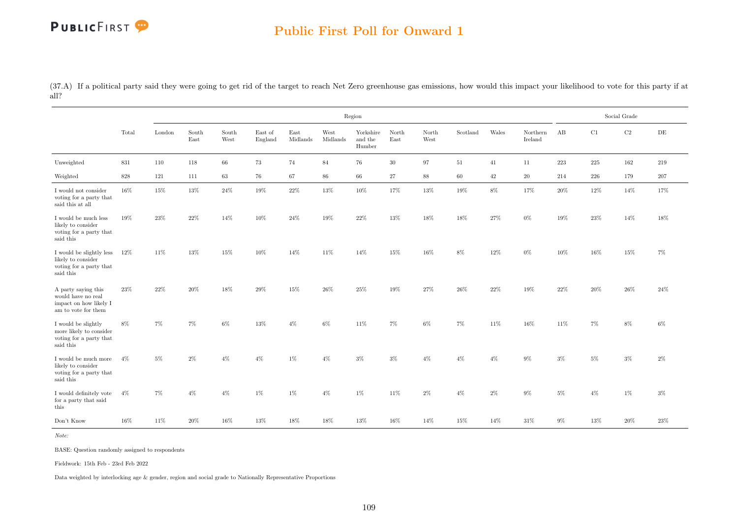## Public First Poll for Onward 1

(37.A) If a political party said they were going to get rid of the target to reach Net Zero greenhouse gas emissions, how would this impact your likelihood to vote for this party if at all?

| | Total | Region | | | | | | | | | | | | Social Grade | | | |
|---|---|---|---|---|---|---|---|---|---|---|---|---|---|---|---|---|---|
| | | London | South East | South West | East of England | East Midlands | West Midlands | Yorkshire and the Humber | North East | North West | Scotland | Wales | Northern Ireland | AB | C1 | C2 | DE |
| Unweighted | 831 | 110 | 118 | 66 | 73 | 74 | 84 | 76 | 30 | 97 | 51 | 41 | 11 | 223 | 225 | 162 | 219 |
| Weighted | 828 | 121 | 111 | 63 | 76 | 67 | 86 | 66 | 27 | 88 | 60 | 42 | 20 | 214 | 226 | 179 | 207 |
| I would not consider voting for a party that said this at all | 16% | 15% | 13% | 24% | 19% | 22% | 13% | 10% | 17% | 13% | 19% | 8% | 17% | 20% | 12% | 14% | 17% |
| I would be much less likely to consider voting for a party that said this | 19% | 23% | 22% | 14% | 10% | 24% | 19% | 22% | 13% | 18% | 18% | 27% | 0% | 19% | 23% | 14% | 18% |
| I would be slightly less likely to consider voting for a party that said this | 12% | 11% | 13% | 15% | 10% | 14% | 11% | 14% | 15% | 16% | 8% | 12% | 0% | 10% | 16% | 15% | 7% |
| A party saying this would have no real impact on how likely I am to vote for them | 23% | 22% | 20% | 18% | 29% | 15% | 26% | 25% | 19% | 27% | 26% | 22% | 19% | 22% | 20% | 26% | 24% |
| I would be slightly more likely to consider voting for a party that said this | 8% | 7% | 7% | 6% | 13% | 4% | 6% | 11% | 7% | 6% | 7% | 11% | 16% | 11% | 7% | 8% | 6% |
| I would be much more likely to consider voting for a party that said this | 4% | 5% | 2% | 4% | 4% | 1% | 4% | 3% | 3% | 4% | 4% | 4% | 9% | 3% | 5% | 3% | 2% |
| I would definitely vote for a party that said this | 4% | 7% | 4% | 4% | 1% | 1% | 4% | 1% | 11% | 2% | 4% | 2% | 9% | 5% | 4% | 1% | 3% |
| Don't Know | 16% | 11% | 20% | 16% | 13% | 18% | 18% | 13% | 16% | 14% | 15% | 14% | 31% | 9% | 13% | 20% | 23% |

*Note:*

BASE: Question randomly assigned to respondents

Fieldwork: 15th Feb - 23rd Feb 2022

Data weighted by interlocking age & gender, region and social grade to Nationally Representative Proportions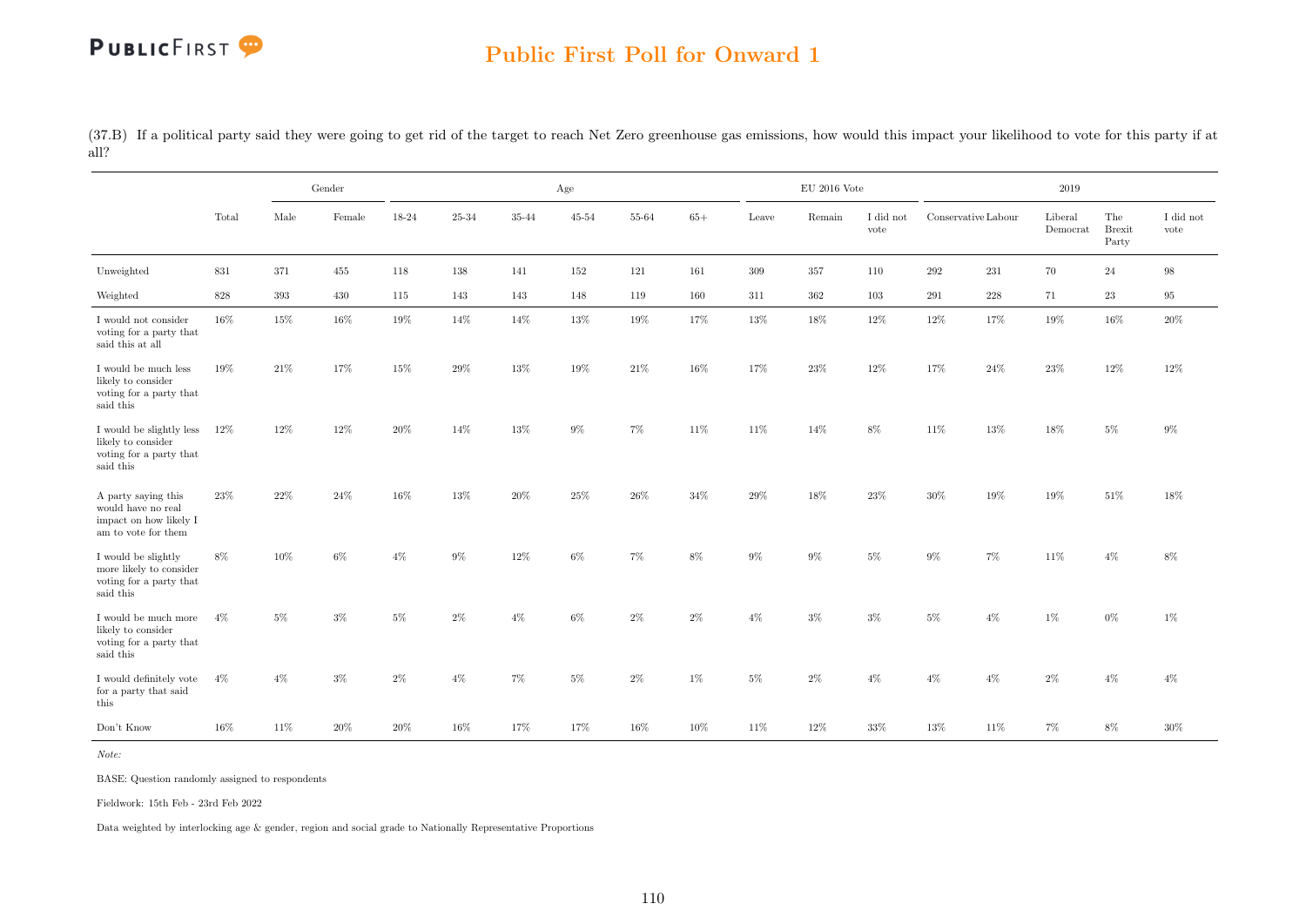## Public First Poll for Onward 1

(37.B) If a political party said they were going to get rid of the target to reach Net Zero greenhouse gas emissions, how would this impact your likelihood to vote for this party if at all?

| | | Gender | | Age | | | | | | EU 2016 Vote | | | 2019 | | | | |
|---|---|---|---|---|---|---|---|---|---|---|---|---|---|---|---|---|---|
| | Total | Male | Female | 18-24 | 25-34 | 35-44 | 45-54 | 55-64 | 65+ | Leave | Remain | I did not vote | Conservative | Labour | Liberal Democrat | The Brexit Party | I did not vote |
| Unweighted | 831 | 371 | 455 | 118 | 138 | 141 | 152 | 121 | 161 | 309 | 357 | 110 | 292 | 231 | 70 | 24 | 98 |
| Weighted | 828 | 393 | 430 | 115 | 143 | 143 | 148 | 119 | 160 | 311 | 362 | 103 | 291 | 228 | 71 | 23 | 95 |
| I would not consider voting for a party that said this at all | 16% | 15% | 16% | 19% | 14% | 14% | 13% | 19% | 17% | 13% | 18% | 12% | 12% | 17% | 19% | 16% | 20% |
| I would be much less likely to consider voting for a party that said this | 19% | 21% | 17% | 15% | 29% | 13% | 19% | 21% | 16% | 17% | 23% | 12% | 17% | 24% | 23% | 12% | 12% |
| I would be slightly less likely to consider voting for a party that said this | 12% | 12% | 12% | 20% | 14% | 13% | 9% | 7% | 11% | 11% | 14% | 8% | 11% | 13% | 18% | 5% | 9% |
| A party saying this would have no real impact on how likely I am to vote for them | 23% | 22% | 24% | 16% | 13% | 20% | 25% | 26% | 34% | 29% | 18% | 23% | 30% | 19% | 19% | 51% | 18% |
| I would be slightly more likely to consider voting for a party that said this | 8% | 10% | 6% | 4% | 9% | 12% | 6% | 7% | 8% | 9% | 9% | 5% | 9% | 7% | 11% | 4% | 8% |
| I would be much more likely to consider voting for a party that said this | 4% | 5% | 3% | 5% | 2% | 4% | 6% | 2% | 2% | 4% | 3% | 3% | 5% | 4% | 1% | 0% | 1% |
| I would definitely vote for a party that said this | 4% | 4% | 3% | 2% | 4% | 7% | 5% | 2% | 1% | 5% | 2% | 4% | 4% | 4% | 2% | 4% | 4% |
| Don't Know | 16% | 11% | 20% | 20% | 16% | 17% | 17% | 16% | 10% | 11% | 12% | 33% | 13% | 11% | 7% | 8% | 30% |

*Note:*

BASE: Question randomly assigned to respondents

Fieldwork: 15th Feb - 23rd Feb 2022

Data weighted by interlocking age & gender, region and social grade to Nationally Representative Proportions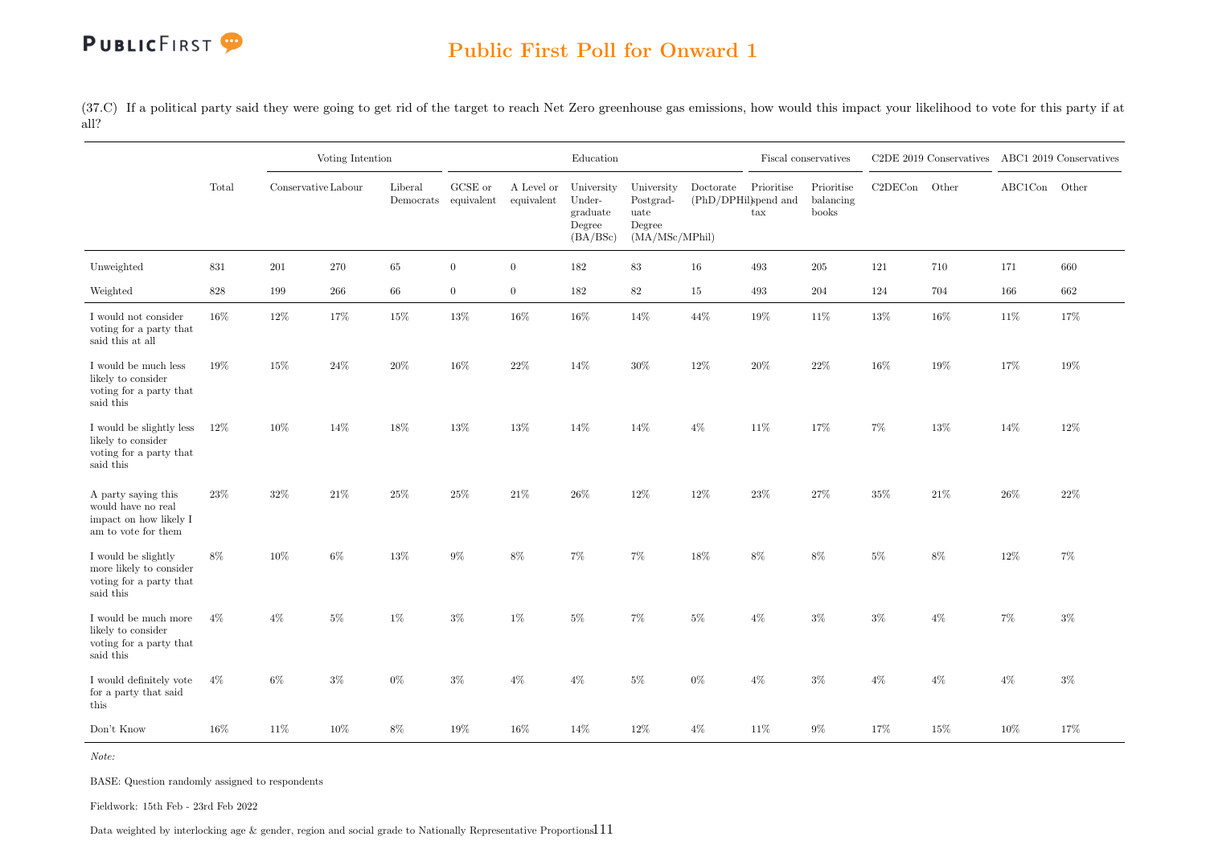# Public First Poll for Onward 1

(37.C) If a political party said they were going to get rid of the target to reach Net Zero greenhouse gas emissions, how would this impact your likelihood to vote for this party if at all?

| | Total | Voting Intention | | | Education | | | | | Fiscal conservatives | | C2DE 2019 Conservatives | | ABC1 2019 Conservatives | |
|---|---|---|---|---|---|---|---|---|---|---|---|---|---|---|---|
| | | Conservative | Labour | Liberal Democrats | GCSE or equivalent | A Level or equivalent | University Under-graduate Degree (BA/BSc) | University Postgrad-uate Degree (MA/MSc/MPhil) | Doctorate (PhD/DPhil) | Prioritise spend and tax | Prioritise balancing books | C2DECon | Other | ABC1Con | Other |
| Unweighted | 831 | 201 | 270 | 65 | 0 | 0 | 182 | 83 | 16 | 493 | 205 | 121 | 710 | 171 | 660 |
| Weighted | 828 | 199 | 266 | 66 | 0 | 0 | 182 | 82 | 15 | 493 | 204 | 124 | 704 | 166 | 662 |
| I would not consider voting for a party that said this at all | 16% | 12% | 17% | 15% | 13% | 16% | 16% | 14% | 44% | 19% | 11% | 13% | 16% | 11% | 17% |
| I would be much less likely to consider voting for a party that said this | 19% | 15% | 24% | 20% | 16% | 22% | 14% | 30% | 12% | 20% | 22% | 16% | 19% | 17% | 19% |
| I would be slightly less likely to consider voting for a party that said this | 12% | 10% | 14% | 18% | 13% | 13% | 14% | 14% | 4% | 11% | 17% | 7% | 13% | 14% | 12% |
| A party saying this would have no real impact on how likely I am to vote for them | 23% | 32% | 21% | 25% | 25% | 21% | 26% | 12% | 12% | 23% | 27% | 35% | 21% | 26% | 22% |
| I would be slightly more likely to consider voting for a party that said this | 8% | 10% | 6% | 13% | 9% | 8% | 7% | 7% | 18% | 8% | 8% | 5% | 8% | 12% | 7% |
| I would be much more likely to consider voting for a party that said this | 4% | 4% | 5% | 1% | 3% | 1% | 5% | 7% | 5% | 4% | 3% | 3% | 4% | 7% | 3% |
| I would definitely vote for a party that said this | 4% | 6% | 3% | 0% | 3% | 4% | 4% | 5% | 0% | 4% | 3% | 4% | 4% | 4% | 3% |
| Don't Know | 16% | 11% | 10% | 8% | 19% | 16% | 14% | 12% | 4% | 11% | 9% | 17% | 15% | 10% | 17% |

*Note:*

BASE: Question randomly assigned to respondents

Fieldwork: 15th Feb - 23rd Feb 2022

Data weighted by interlocking age & gender, region and social grade to Nationally Representative Proportions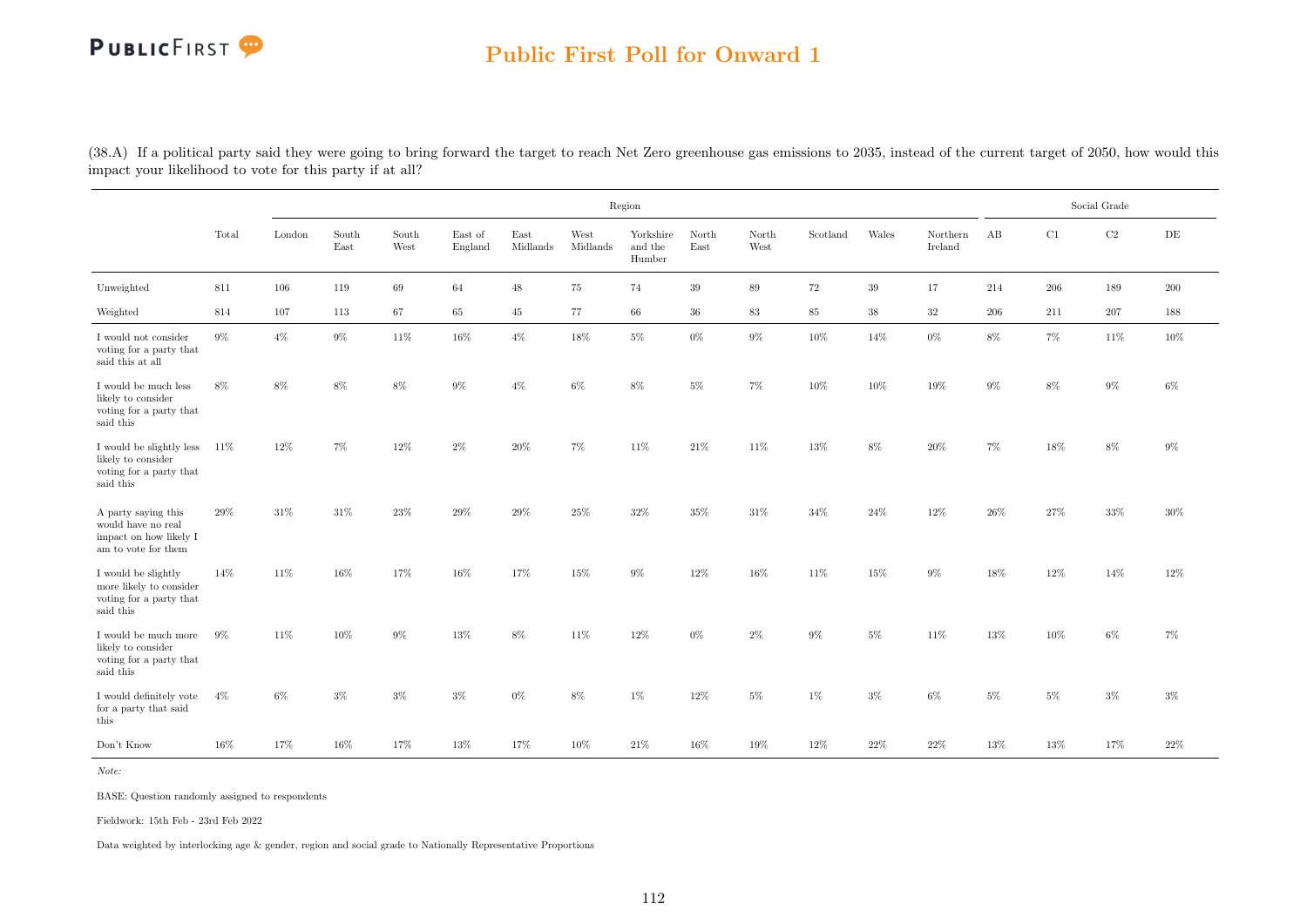(38.A) If a political party said they were going to bring forward the target to reach Net Zero greenhouse gas emissions to 2035, instead of the current target of 2050, how would this impact your likelihood to vote for this party if at all?

| | Total | Region | | | | | | | | | | | | Social Grade | | | |
|---|---|---|---|---|---|---|---|---|---|---|---|---|---|---|---|---|---|
| | | London | South East | South West | East of England | East Midlands | West Midlands | Yorkshire and the Humber | North East | North West | Scotland | Wales | Northern Ireland | AB | C1 | C2 | DE |
| Unweighted | 811 | 106 | 119 | 69 | 64 | 48 | 75 | 74 | 39 | 89 | 72 | 39 | 17 | 214 | 206 | 189 | 200 |
| Weighted | 814 | 107 | 113 | 67 | 65 | 45 | 77 | 66 | 36 | 83 | 85 | 38 | 32 | 206 | 211 | 207 | 188 |
| I would not consider voting for a party that said this at all | 9% | 4% | 9% | 11% | 16% | 4% | 18% | 5% | 0% | 9% | 10% | 14% | 0% | 8% | 7% | 11% | 10% |
| I would be much less likely to consider voting for a party that said this | 8% | 8% | 8% | 8% | 9% | 4% | 6% | 8% | 5% | 7% | 10% | 10% | 19% | 9% | 8% | 9% | 6% |
| I would be slightly less likely to consider voting for a party that said this | 11% | 12% | 7% | 12% | 2% | 20% | 7% | 11% | 21% | 11% | 13% | 8% | 20% | 7% | 18% | 8% | 9% |
| A party saying this would have no real impact on how likely I am to vote for them | 29% | 31% | 31% | 23% | 29% | 29% | 25% | 32% | 35% | 31% | 34% | 24% | 12% | 26% | 27% | 33% | 30% |
| I would be slightly more likely to consider voting for a party that said this | 14% | 11% | 16% | 17% | 16% | 17% | 15% | 9% | 12% | 16% | 11% | 15% | 9% | 18% | 12% | 14% | 12% |
| I would be much more likely to consider voting for a party that said this | 9% | 11% | 10% | 9% | 13% | 8% | 11% | 12% | 0% | 2% | 9% | 5% | 11% | 13% | 10% | 6% | 7% |
| I would definitely vote for a party that said this | 4% | 6% | 3% | 3% | 3% | 0% | 8% | 1% | 12% | 5% | 1% | 3% | 6% | 5% | 5% | 3% | 3% |
| Don't Know | 16% | 17% | 16% | 17% | 13% | 17% | 10% | 21% | 16% | 19% | 12% | 22% | 22% | 13% | 13% | 17% | 22% |

*Note:*

BASE: Question randomly assigned to respondents

Fieldwork: 15th Feb - 23rd Feb 2022

Data weighted by interlocking age & gender, region and social grade to Nationally Representative Proportions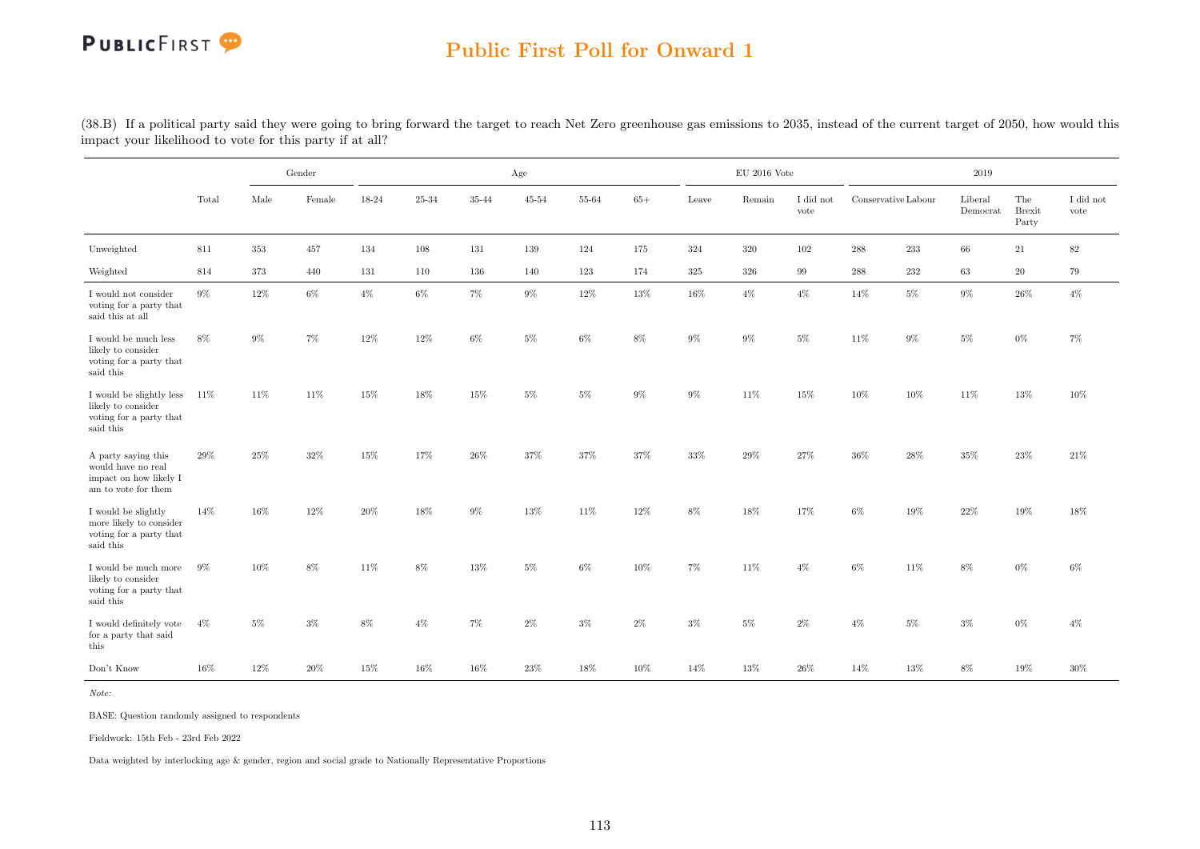## Public First Poll for Onward 1

(38.B) If a political party said they were going to bring forward the target to reach Net Zero greenhouse gas emissions to 2035, instead of the current target of 2050, how would this impact your likelihood to vote for this party if at all?

| | Total | Gender | | Age | | | | | | EU 2016 Vote | | | 2019 | | | | |
|---|---|---|---|---|---|---|---|---|---|---|---|---|---|---|---|---|---|
| | Total | Male | Female | 18-24 | 25-34 | 35-44 | 45-54 | 55-64 | 65+ | Leave | Remain | I did not vote | Conservative | Labour | Liberal Democrat | The Brexit Party | I did not vote |
| Unweighted | 811 | 353 | 457 | 134 | 108 | 131 | 139 | 124 | 175 | 324 | 320 | 102 | 288 | 233 | 66 | 21 | 82 |
| Weighted | 814 | 373 | 440 | 131 | 110 | 136 | 140 | 123 | 174 | 325 | 326 | 99 | 288 | 232 | 63 | 20 | 79 |
| I would not consider voting for a party that said this at all | 9% | 12% | 6% | 4% | 6% | 7% | 9% | 12% | 13% | 16% | 4% | 4% | 14% | 5% | 9% | 26% | 4% |
| I would be much less likely to consider voting for a party that said this | 8% | 9% | 7% | 12% | 12% | 6% | 5% | 6% | 8% | 9% | 9% | 5% | 11% | 9% | 5% | 0% | 7% |
| I would be slightly less likely to consider voting for a party that said this | 11% | 11% | 11% | 15% | 18% | 15% | 5% | 5% | 9% | 9% | 11% | 15% | 10% | 10% | 11% | 13% | 10% |
| A party saying this would have no real impact on how likely I am to vote for them | 29% | 25% | 32% | 15% | 17% | 26% | 37% | 37% | 37% | 33% | 29% | 27% | 36% | 28% | 35% | 23% | 21% |
| I would be slightly more likely to consider voting for a party that said this | 14% | 16% | 12% | 20% | 18% | 9% | 13% | 11% | 12% | 8% | 18% | 17% | 6% | 19% | 22% | 19% | 18% |
| I would be much more likely to consider voting for a party that said this | 9% | 10% | 8% | 11% | 8% | 13% | 5% | 6% | 10% | 7% | 11% | 4% | 6% | 11% | 8% | 0% | 6% |
| I would definitely vote for a party that said this | 4% | 5% | 3% | 8% | 4% | 7% | 2% | 3% | 2% | 3% | 5% | 2% | 4% | 5% | 3% | 0% | 4% |
| Don't Know | 16% | 12% | 20% | 15% | 16% | 16% | 23% | 18% | 10% | 14% | 13% | 26% | 14% | 13% | 8% | 19% | 30% |

*Note:*

BASE: Question randomly assigned to respondents

Fieldwork: 15th Feb - 23rd Feb 2022

Data weighted by interlocking age & gender, region and social grade to Nationally Representative Proportions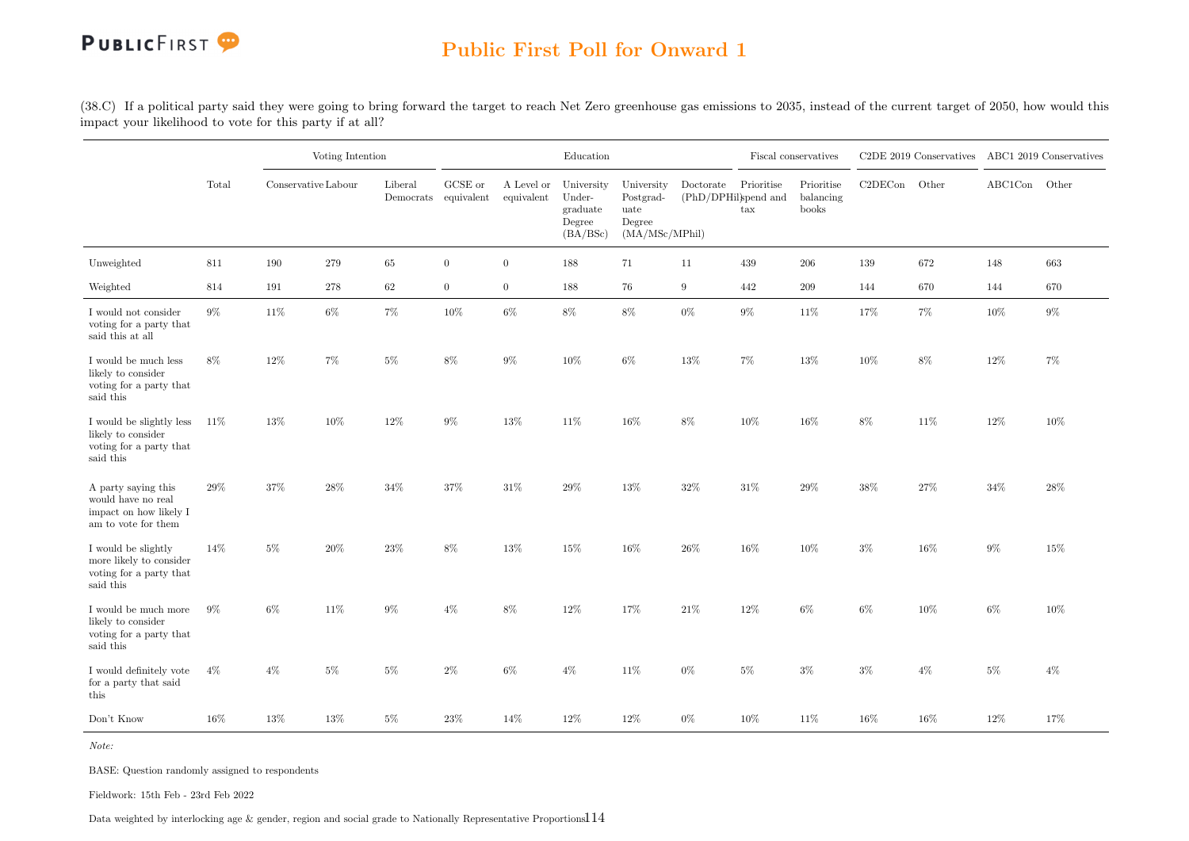(38.C) If a political party said they were going to bring forward the target to reach Net Zero greenhouse gas emissions to 2035, instead of the current target of 2050, how would this impact your likelihood to vote for this party if at all?

| | Total | Voting Intention | | | Education | | | | | Fiscal conservatives | | C2DE 2019 Conservatives | | ABC1 2019 Conservatives | |
|---|---|---|---|---|---|---|---|---|---|---|---|---|---|---|---|
| | | Conservative | Labour | Liberal Democrats | GCSE or equivalent | A Level or equivalent | University Under-graduate Degree (BA/BSc) | University Postgrad-uate Degree (MA/MSc/MPhil) | Doctorate (PhD/DPHil) | Prioritise spend and tax | Prioritise balancing books | C2DECon | Other | ABC1Con | Other |
| Unweighted | 811 | 190 | 279 | 65 | 0 | 0 | 188 | 71 | 11 | 439 | 206 | 139 | 672 | 148 | 663 |
| Weighted | 814 | 191 | 278 | 62 | 0 | 0 | 188 | 76 | 9 | 442 | 209 | 144 | 670 | 144 | 670 |
| I would not consider voting for a party that said this at all | 9% | 11% | 6% | 7% | 10% | 6% | 8% | 8% | 0% | 9% | 11% | 17% | 7% | 10% | 9% |
| I would be much less likely to consider voting for a party that said this | 8% | 12% | 7% | 5% | 8% | 9% | 10% | 6% | 13% | 7% | 13% | 10% | 8% | 12% | 7% |
| I would be slightly less likely to consider voting for a party that said this | 11% | 13% | 10% | 12% | 9% | 13% | 11% | 16% | 8% | 10% | 16% | 8% | 11% | 12% | 10% |
| A party saying this would have no real impact on how likely I am to vote for them | 29% | 37% | 28% | 34% | 37% | 31% | 29% | 13% | 32% | 31% | 29% | 38% | 27% | 34% | 28% |
| I would be slightly more likely to consider voting for a party that said this | 14% | 5% | 20% | 23% | 8% | 13% | 15% | 16% | 26% | 16% | 10% | 3% | 16% | 9% | 15% |
| I would be much more likely to consider voting for a party that said this | 9% | 6% | 11% | 9% | 4% | 8% | 12% | 17% | 21% | 12% | 6% | 6% | 10% | 6% | 10% |
| I would definitely vote for a party that said this | 4% | 4% | 5% | 5% | 2% | 6% | 4% | 11% | 0% | 5% | 3% | 3% | 4% | 5% | 4% |
| Don't Know | 16% | 13% | 13% | 5% | 23% | 14% | 12% | 12% | 0% | 10% | 11% | 16% | 16% | 12% | 17% |

*Note:*

BASE: Question randomly assigned to respondents

Fieldwork: 15th Feb - 23rd Feb 2022

Data weighted by interlocking age & gender, region and social grade to Nationally Representative Proportions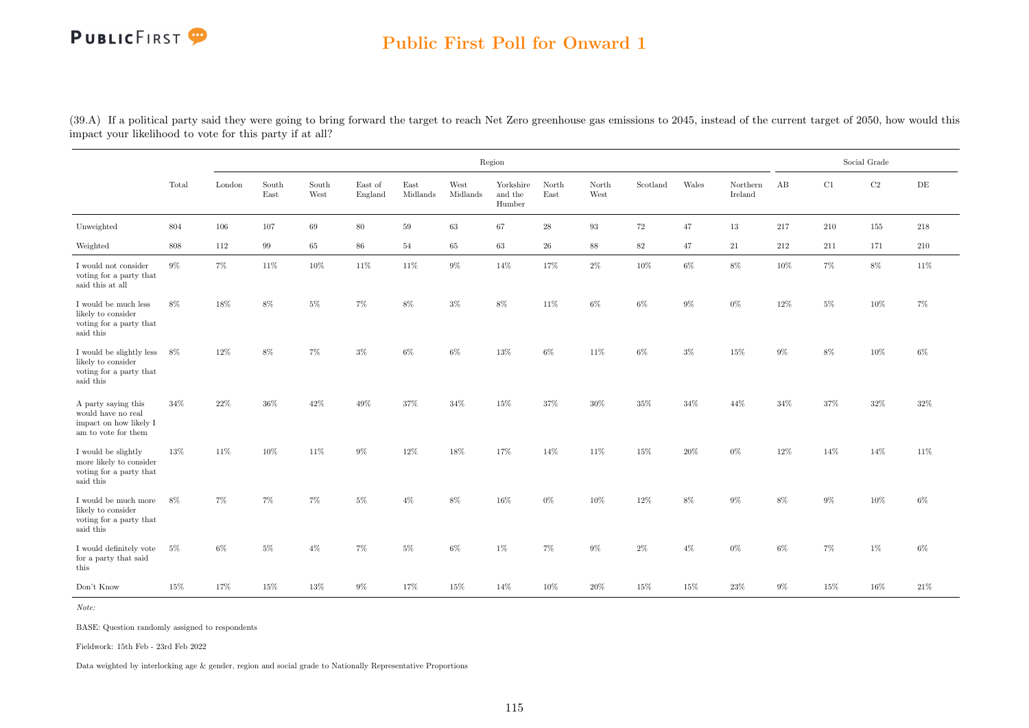# Public First Poll for Onward 1

(39.A) If a political party said they were going to bring forward the target to reach Net Zero greenhouse gas emissions to 2045, instead of the current target of 2050, how would this impact your likelihood to vote for this party if at all?

| | Total | Region | | | | | | | | | | | | Social Grade | | | |
|---|---|---|---|---|---|---|---|---|---|---|---|---|---|---|---|---|---|
| | | London | South East | South West | East of England | East Midlands | West Midlands | Yorkshire and the Humber | North East | North West | Scotland | Wales | Northern Ireland | AB | C1 | C2 | DE |
| Unweighted | 804 | 106 | 107 | 69 | 80 | 59 | 63 | 67 | 28 | 93 | 72 | 47 | 13 | 217 | 210 | 155 | 218 |
| Weighted | 808 | 112 | 99 | 65 | 86 | 54 | 65 | 63 | 26 | 88 | 82 | 47 | 21 | 212 | 211 | 171 | 210 |
| I would not consider voting for a party that said this at all | 9% | 7% | 11% | 10% | 11% | 11% | 9% | 14% | 17% | 2% | 10% | 6% | 8% | 10% | 7% | 8% | 11% |
| I would be much less likely to consider voting for a party that said this | 8% | 18% | 8% | 5% | 7% | 8% | 3% | 8% | 11% | 6% | 6% | 9% | 0% | 12% | 5% | 10% | 7% |
| I would be slightly less likely to consider voting for a party that said this | 8% | 12% | 8% | 7% | 3% | 6% | 6% | 13% | 6% | 11% | 6% | 3% | 15% | 9% | 8% | 10% | 6% |
| A party saying this would have no real impact on how likely I am to vote for them | 34% | 22% | 36% | 42% | 49% | 37% | 34% | 15% | 37% | 30% | 35% | 34% | 44% | 34% | 37% | 32% | 32% |
| I would be slightly more likely to consider voting for a party that said this | 13% | 11% | 10% | 11% | 9% | 12% | 18% | 17% | 14% | 11% | 15% | 20% | 0% | 12% | 14% | 14% | 11% |
| I would be much more likely to consider voting for a party that said this | 8% | 7% | 7% | 7% | 5% | 4% | 8% | 16% | 0% | 10% | 12% | 8% | 9% | 8% | 9% | 10% | 6% |
| I would definitely vote for a party that said this | 5% | 6% | 5% | 4% | 7% | 5% | 6% | 1% | 7% | 9% | 2% | 4% | 0% | 6% | 7% | 1% | 6% |
| Don't Know | 15% | 17% | 15% | 13% | 9% | 17% | 15% | 14% | 10% | 20% | 15% | 15% | 23% | 9% | 15% | 16% | 21% |

*Note:*

BASE: Question randomly assigned to respondents

Fieldwork: 15th Feb - 23rd Feb 2022

Data weighted by interlocking age & gender, region and social grade to Nationally Representative Proportions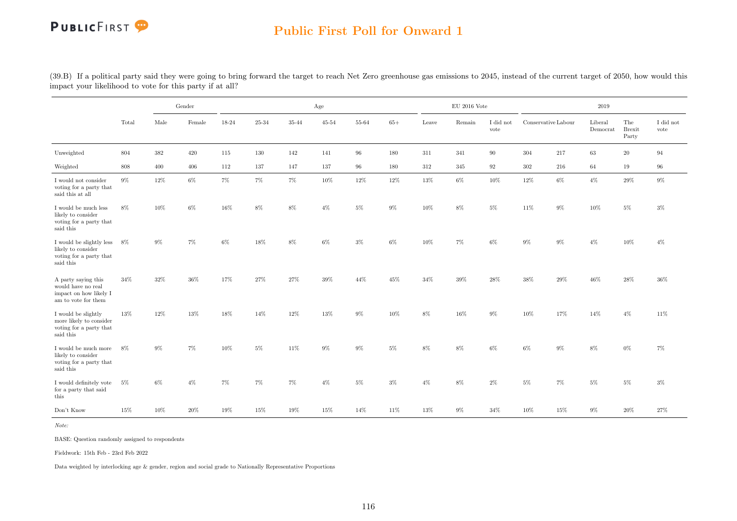(39.B) If a political party said they were going to bring forward the target to reach Net Zero greenhouse gas emissions to 2045, instead of the current target of 2050, how would this impact your likelihood to vote for this party if at all?

| | | Gender | | Age | | | | | | EU 2016 Vote | | | 2019 | | | | |
|---|---|---|---|---|---|---|---|---|---|---|---|---|---|---|---|---|---|
| | Total | Male | Female | 18-24 | 25-34 | 35-44 | 45-54 | 55-64 | 65+ | Leave | Remain | I did not vote | Conservative | Labour | Liberal Democrat | The Brexit Party | I did not vote |
| Unweighted | 804 | 382 | 420 | 115 | 130 | 142 | 141 | 96 | 180 | 311 | 341 | 90 | 304 | 217 | 63 | 20 | 94 |
| Weighted | 808 | 400 | 406 | 112 | 137 | 147 | 137 | 96 | 180 | 312 | 345 | 92 | 302 | 216 | 64 | 19 | 96 |
| I would not consider voting for a party that said this at all | 9% | 12% | 6% | 7% | 7% | 7% | 10% | 12% | 12% | 13% | 6% | 10% | 12% | 6% | 4% | 29% | 9% |
| I would be much less likely to consider voting for a party that said this | 8% | 10% | 6% | 16% | 8% | 8% | 4% | 5% | 9% | 10% | 8% | 5% | 11% | 9% | 10% | 5% | 3% |
| I would be slightly less likely to consider voting for a party that said this | 8% | 9% | 7% | 6% | 18% | 8% | 6% | 3% | 6% | 10% | 7% | 6% | 9% | 9% | 4% | 10% | 4% |
| A party saying this would have no real impact on how likely I am to vote for them | 34% | 32% | 36% | 17% | 27% | 27% | 39% | 44% | 45% | 34% | 39% | 28% | 38% | 29% | 46% | 28% | 36% |
| I would be slightly more likely to consider voting for a party that said this | 13% | 12% | 13% | 18% | 14% | 12% | 13% | 9% | 10% | 8% | 16% | 9% | 10% | 17% | 14% | 4% | 11% |
| I would be much more likely to consider voting for a party that said this | 8% | 9% | 7% | 10% | 5% | 11% | 9% | 9% | 5% | 8% | 8% | 6% | 6% | 9% | 8% | 0% | 7% |
| I would definitely vote for a party that said this | 5% | 6% | 4% | 7% | 7% | 7% | 4% | 5% | 3% | 4% | 8% | 2% | 5% | 7% | 5% | 5% | 3% |
| Don't Know | 15% | 10% | 20% | 19% | 15% | 19% | 15% | 14% | 11% | 13% | 9% | 34% | 10% | 15% | 9% | 20% | 27% |

*Note:*

BASE: Question randomly assigned to respondents

Fieldwork: 15th Feb - 23rd Feb 2022

Data weighted by interlocking age & gender, region and social grade to Nationally Representative Proportions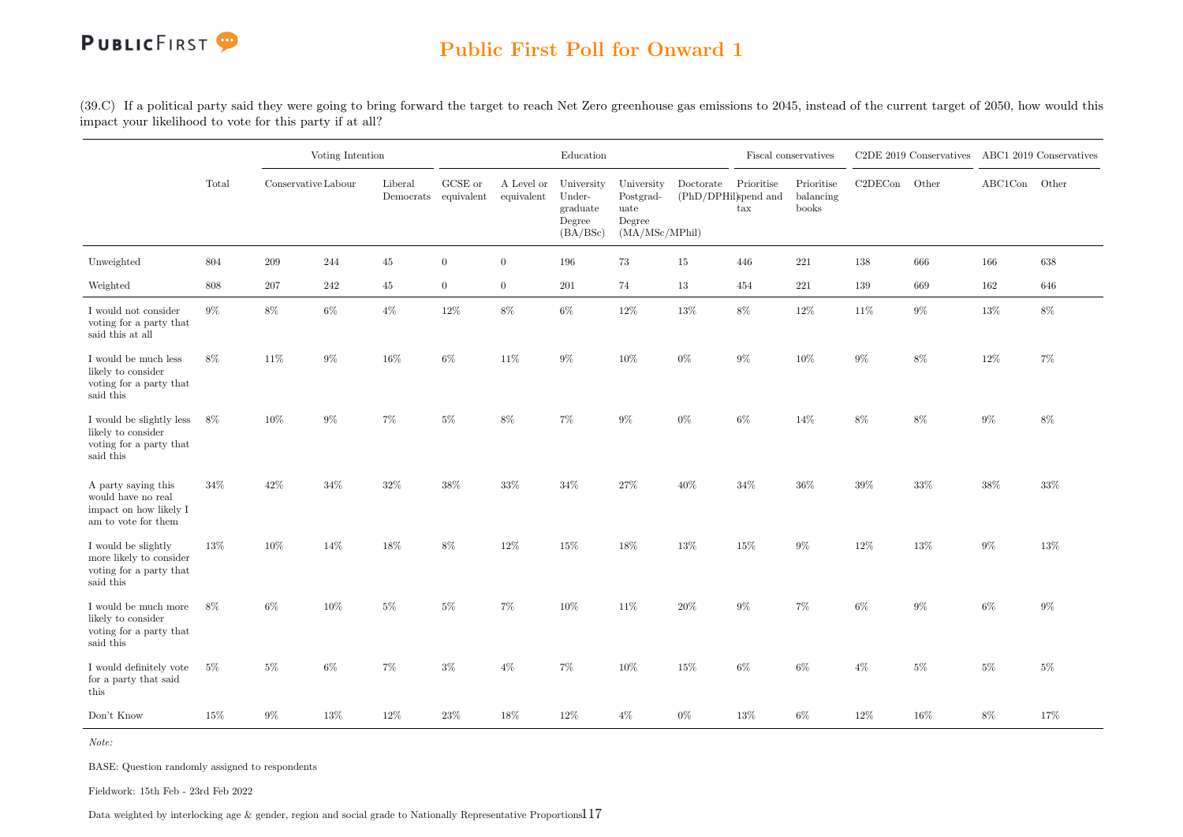(39.C) If a political party said they were going to bring forward the target to reach Net Zero greenhouse gas emissions to 2045, instead of the current target of 2050, how would this impact your likelihood to vote for this party if at all?

| | Total | Voting Intention | | | Education | | | | | Fiscal conservatives | | C2DE 2019 Conservatives | | ABC1 2019 Conservatives | |
|---|---|---|---|---|---|---|---|---|---|---|---|---|---|---|---|
| | | Conservative | Labour | Liberal Democrats | GCSE or equivalent | A Level or equivalent | University Under-graduate Degree (BA/BSc) | University Postgrad-uate Degree (MA/MSc/MPhil) | Doctorate (PhD/DPHil) | Prioritise spend and tax | Prioritise balancing books | C2DECon | Other | ABC1Con | Other |
| Unweighted | 804 | 209 | 244 | 45 | 0 | 0 | 196 | 73 | 15 | 446 | 221 | 138 | 666 | 166 | 638 |
| Weighted | 808 | 207 | 242 | 45 | 0 | 0 | 201 | 74 | 13 | 454 | 221 | 139 | 669 | 162 | 646 |
| I would not consider voting for a party that said this at all | 9% | 8% | 6% | 4% | 12% | 8% | 6% | 12% | 13% | 8% | 12% | 11% | 9% | 13% | 8% |
| I would be much less likely to consider voting for a party that said this | 8% | 11% | 9% | 16% | 6% | 11% | 9% | 10% | 0% | 9% | 10% | 9% | 8% | 12% | 7% |
| I would be slightly less likely to consider voting for a party that said this | 8% | 10% | 9% | 7% | 5% | 8% | 7% | 9% | 0% | 6% | 14% | 8% | 8% | 9% | 8% |
| A party saying this would have no real impact on how likely I am to vote for them | 34% | 42% | 34% | 32% | 38% | 33% | 34% | 27% | 40% | 34% | 36% | 39% | 33% | 38% | 33% |
| I would be slightly more likely to consider voting for a party that said this | 13% | 10% | 14% | 18% | 8% | 12% | 15% | 18% | 13% | 15% | 9% | 12% | 13% | 9% | 13% |
| I would be much more likely to consider voting for a party that said this | 8% | 6% | 10% | 5% | 5% | 7% | 10% | 11% | 20% | 9% | 7% | 6% | 9% | 6% | 9% |
| I would definitely vote for a party that said this | 5% | 5% | 6% | 7% | 3% | 4% | 7% | 10% | 15% | 6% | 6% | 4% | 5% | 5% | 5% |
| Don't Know | 15% | 9% | 13% | 12% | 23% | 18% | 12% | 4% | 0% | 13% | 6% | 12% | 16% | 8% | 17% |

*Note:*

BASE: Question randomly assigned to respondents

Fieldwork: 15th Feb - 23rd Feb 2022

Data weighted by interlocking age & gender, region and social grade to Nationally Representative Proportions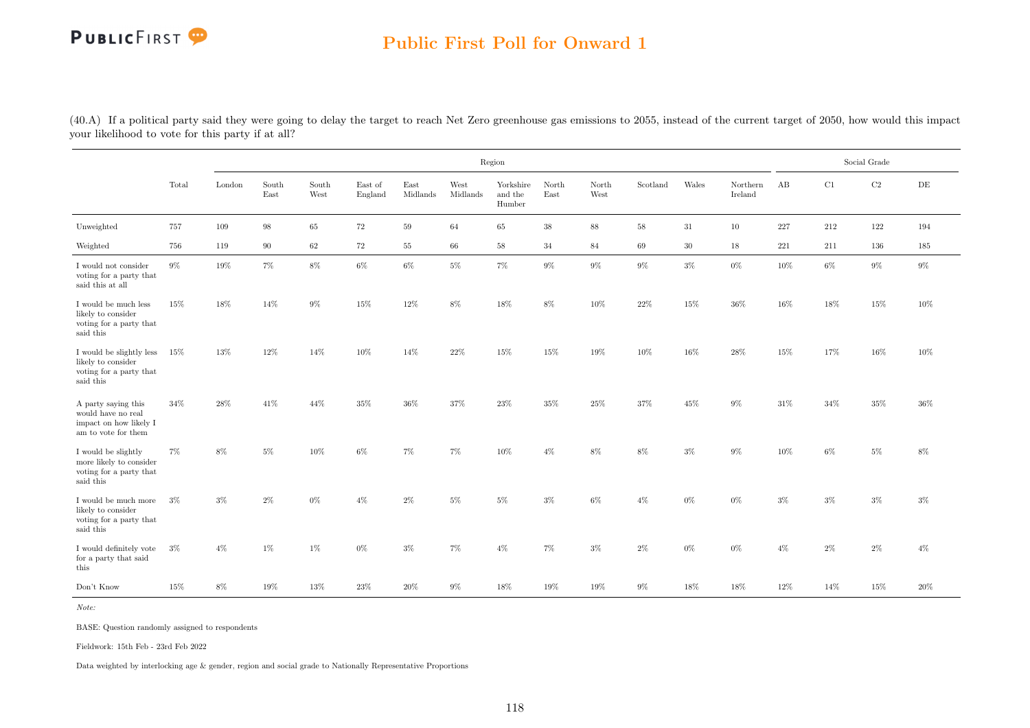## Public First Poll for Onward 1

(40.A) If a political party said they were going to delay the target to reach Net Zero greenhouse gas emissions to 2055, instead of the current target of 2050, how would this impact your likelihood to vote for this party if at all?

| | Total | Region | | | | | | | | | | | | | Social Grade | | | |
|---|---|---|---|---|---|---|---|---|---|---|---|---|---|---|---|---|---|---|
| | | London | South East | South West | East of England | East Midlands | West Midlands | Yorkshire and the Humber | North East | North West | Scotland | Wales | Northern Ireland | AB | C1 | C2 | DE |
| Unweighted | 757 | 109 | 98 | 65 | 72 | 59 | 64 | 65 | 38 | 88 | 58 | 31 | 10 | 227 | 212 | 122 | 194 |
| Weighted | 756 | 119 | 90 | 62 | 72 | 55 | 66 | 58 | 34 | 84 | 69 | 30 | 18 | 221 | 211 | 136 | 185 |
| I would not consider voting for a party that said this at all | 9% | 19% | 7% | 8% | 6% | 6% | 5% | 7% | 9% | 9% | 9% | 3% | 0% | 10% | 6% | 9% | 9% |
| I would be much less likely to consider voting for a party that said this | 15% | 18% | 14% | 9% | 15% | 12% | 8% | 18% | 8% | 10% | 22% | 15% | 36% | 16% | 18% | 15% | 10% |
| I would be slightly less likely to consider voting for a party that said this | 15% | 13% | 12% | 14% | 10% | 14% | 22% | 15% | 15% | 19% | 10% | 16% | 28% | 15% | 17% | 16% | 10% |
| A party saying this would have no real impact on how likely I am to vote for them | 34% | 28% | 41% | 44% | 35% | 36% | 37% | 23% | 35% | 25% | 37% | 45% | 9% | 31% | 34% | 35% | 36% |
| I would be slightly more likely to consider voting for a party that said this | 7% | 8% | 5% | 10% | 6% | 7% | 7% | 10% | 4% | 8% | 8% | 3% | 9% | 10% | 6% | 5% | 8% |
| I would be much more likely to consider voting for a party that said this | 3% | 3% | 2% | 0% | 4% | 2% | 5% | 5% | 3% | 6% | 4% | 0% | 0% | 3% | 3% | 3% | 3% |
| I would definitely vote for a party that said this | 3% | 4% | 1% | 1% | 0% | 3% | 7% | 4% | 7% | 3% | 2% | 0% | 0% | 4% | 2% | 2% | 4% |
| Don't Know | 15% | 8% | 19% | 13% | 23% | 20% | 9% | 18% | 19% | 19% | 9% | 18% | 18% | 12% | 14% | 15% | 20% |

*Note:*

BASE: Question randomly assigned to respondents

Fieldwork: 15th Feb - 23rd Feb 2022

Data weighted by interlocking age & gender, region and social grade to Nationally Representative Proportions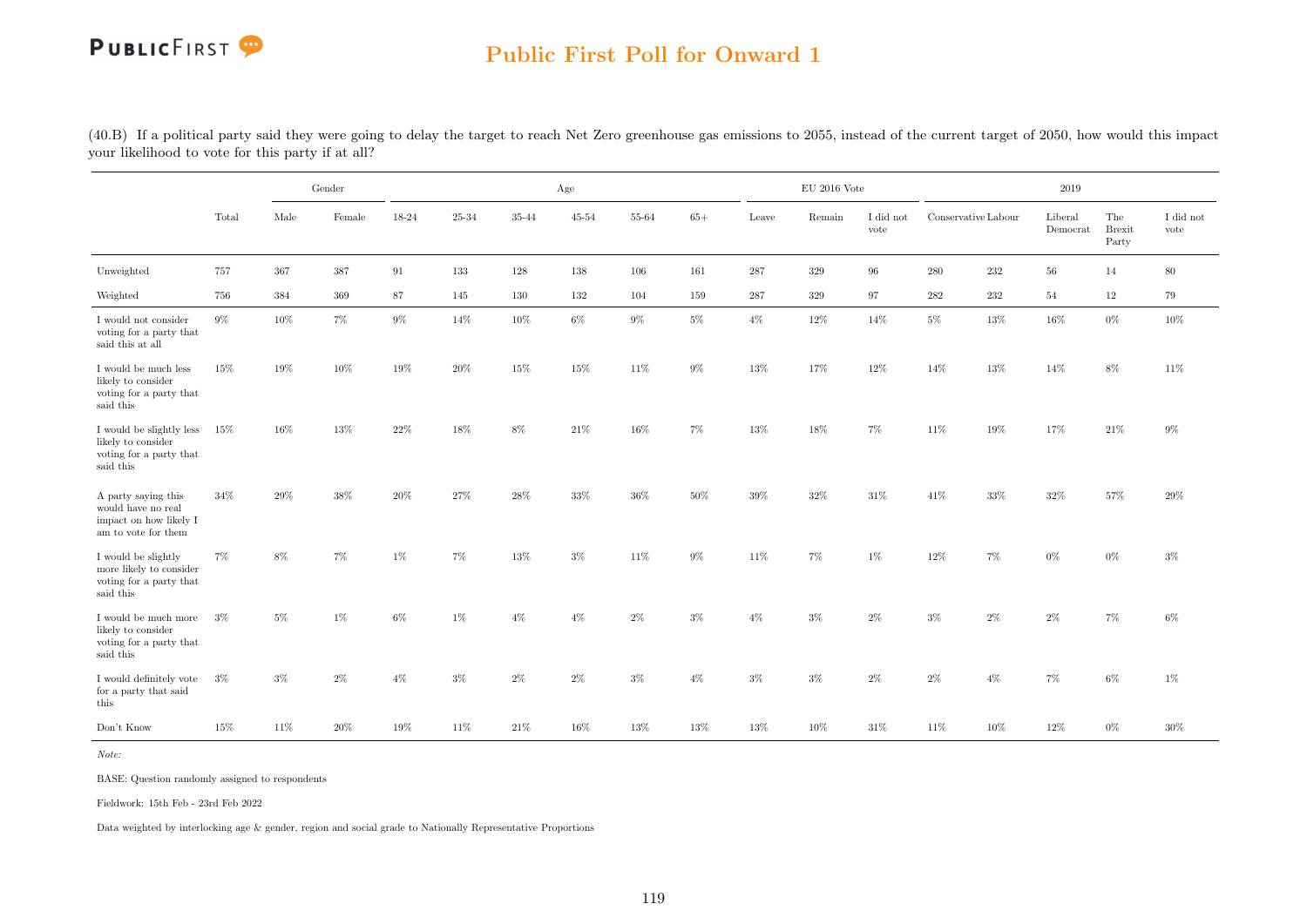## Public First Poll for Onward 1

(40.B) If a political party said they were going to delay the target to reach Net Zero greenhouse gas emissions to 2055, instead of the current target of 2050, how would this impact your likelihood to vote for this party if at all?

| | | Gender | | Age | | | | | | EU 2016 Vote | | | 2019 | | | | |
|---|---|---|---|---|---|---|---|---|---|---|---|---|---|---|---|---|---|
| | Total | Male | Female | 18-24 | 25-34 | 35-44 | 45-54 | 55-64 | 65+ | Leave | Remain | I did not vote | Conservative | Labour | Liberal Democrat | The Brexit Party | I did not vote |
| Unweighted | 757 | 367 | 387 | 91 | 133 | 128 | 138 | 106 | 161 | 287 | 329 | 96 | 280 | 232 | 56 | 14 | 80 |
| Weighted | 756 | 384 | 369 | 87 | 145 | 130 | 132 | 104 | 159 | 287 | 329 | 97 | 282 | 232 | 54 | 12 | 79 |
| I would not consider voting for a party that said this at all | 9% | 10% | 7% | 9% | 14% | 10% | 6% | 9% | 5% | 4% | 12% | 14% | 5% | 13% | 16% | 0% | 10% |
| I would be much less likely to consider voting for a party that said this | 15% | 19% | 10% | 19% | 20% | 15% | 15% | 11% | 9% | 13% | 17% | 12% | 14% | 13% | 14% | 8% | 11% |
| I would be slightly less likely to consider voting for a party that said this | 15% | 16% | 13% | 22% | 18% | 8% | 21% | 16% | 7% | 13% | 18% | 7% | 11% | 19% | 17% | 21% | 9% |
| A party saying this would have no real impact on how likely I am to vote for them | 34% | 29% | 38% | 20% | 27% | 28% | 33% | 36% | 50% | 39% | 32% | 31% | 41% | 33% | 32% | 57% | 29% |
| I would be slightly more likely to consider voting for a party that said this | 7% | 8% | 7% | 1% | 7% | 13% | 3% | 11% | 9% | 11% | 7% | 1% | 12% | 7% | 0% | 0% | 3% |
| I would be much more likely to consider voting for a party that said this | 3% | 5% | 1% | 6% | 1% | 4% | 4% | 2% | 3% | 4% | 3% | 2% | 3% | 2% | 2% | 7% | 6% |
| I would definitely vote for a party that said this | 3% | 3% | 2% | 4% | 3% | 2% | 2% | 3% | 4% | 3% | 3% | 2% | 2% | 4% | 7% | 6% | 1% |
| Don't Know | 15% | 11% | 20% | 19% | 11% | 21% | 16% | 13% | 13% | 13% | 10% | 31% | 11% | 10% | 12% | 0% | 30% |

*Note:*

BASE: Question randomly assigned to respondents

Fieldwork: 15th Feb - 23rd Feb 2022

Data weighted by interlocking age & gender, region and social grade to Nationally Representative Proportions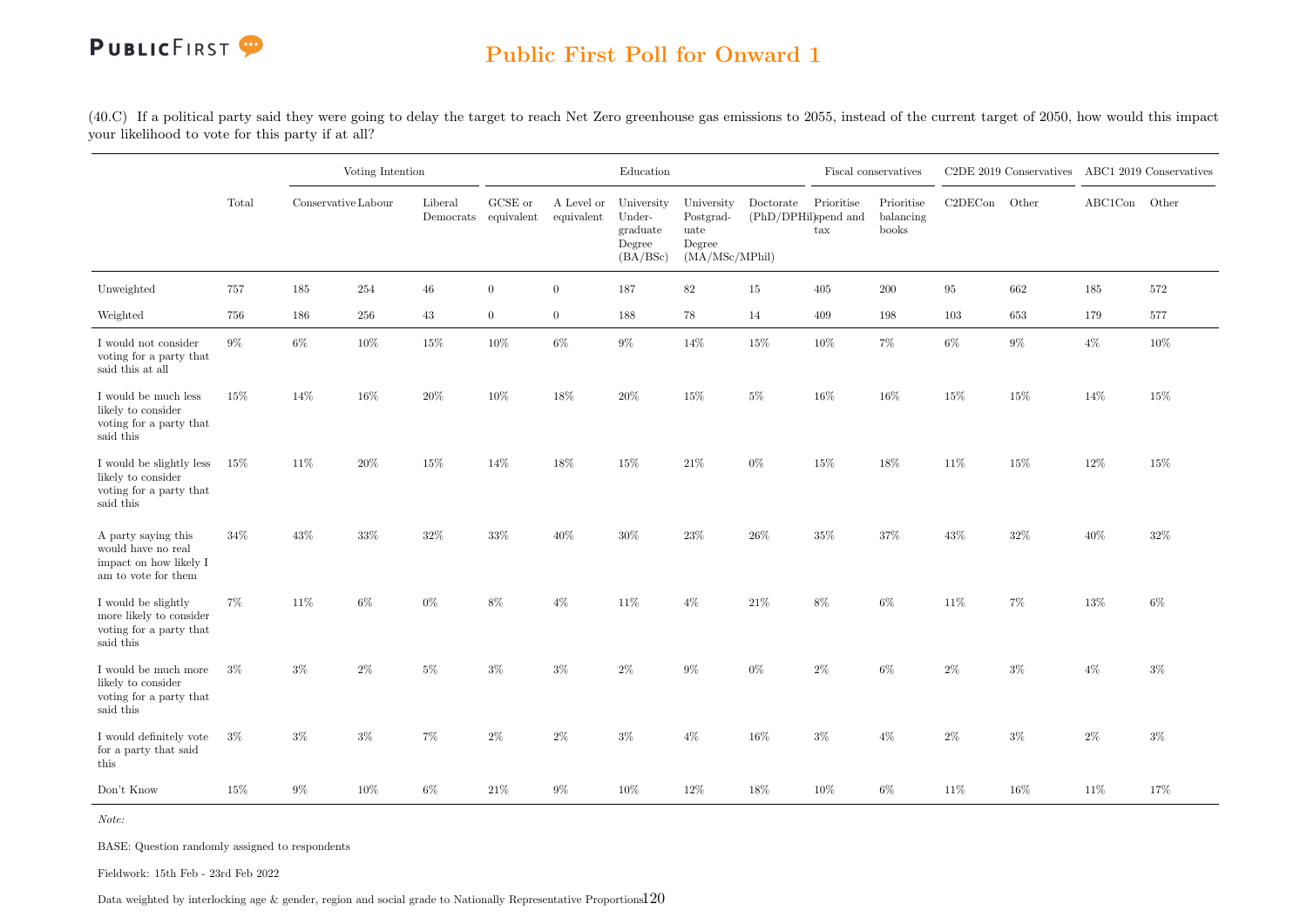# Public First Poll for Onward 1

(40.C) If a political party said they were going to delay the target to reach Net Zero greenhouse gas emissions to 2055, instead of the current target of 2050, how would this impact your likelihood to vote for this party if at all?

| | Total | Voting Intention | | | Education | | | | | Fiscal conservatives | | C2DE 2019 Conservatives | | ABC1 2019 Conservatives | |
|---|---|---|---|---|---|---|---|---|---|---|---|---|---|---|---|
| | | Conservative | Labour | Liberal Democrats | GCSE or equivalent | A Level or equivalent | University Under-graduate Degree (BA/BSc) | University Postgrad-uate Degree (MA/MSc/MPhil) | Doctorate (PhD/DPHil) | Prioritise spend and tax | Prioritise balancing books | C2DECon | Other | ABC1Con | Other |
| Unweighted | 757 | 185 | 254 | 46 | 0 | 0 | 187 | 82 | 15 | 405 | 200 | 95 | 662 | 185 | 572 |
| Weighted | 756 | 186 | 256 | 43 | 0 | 0 | 188 | 78 | 14 | 409 | 198 | 103 | 653 | 179 | 577 |
| I would not consider voting for a party that said this at all | 9% | 6% | 10% | 15% | 10% | 6% | 9% | 14% | 15% | 10% | 7% | 6% | 9% | 4% | 10% |
| I would be much less likely to consider voting for a party that said this | 15% | 14% | 16% | 20% | 10% | 18% | 20% | 15% | 5% | 16% | 16% | 15% | 15% | 14% | 15% |
| I would be slightly less likely to consider voting for a party that said this | 15% | 11% | 20% | 15% | 14% | 18% | 15% | 21% | 0% | 15% | 18% | 11% | 15% | 12% | 15% |
| A party saying this would have no real impact on how likely I am to vote for them | 34% | 43% | 33% | 32% | 33% | 40% | 30% | 23% | 26% | 35% | 37% | 43% | 32% | 40% | 32% |
| I would be slightly more likely to consider voting for a party that said this | 7% | 11% | 6% | 0% | 8% | 4% | 11% | 4% | 21% | 8% | 6% | 11% | 7% | 13% | 6% |
| I would be much more likely to consider voting for a party that said this | 3% | 3% | 2% | 5% | 3% | 3% | 2% | 9% | 0% | 2% | 6% | 2% | 3% | 4% | 3% |
| I would definitely vote for a party that said this | 3% | 3% | 3% | 7% | 2% | 2% | 3% | 4% | 16% | 3% | 4% | 2% | 3% | 2% | 3% |
| Don't Know | 15% | 9% | 10% | 6% | 21% | 9% | 10% | 12% | 18% | 10% | 6% | 11% | 16% | 11% | 17% |

*Note:*

BASE: Question randomly assigned to respondents

Fieldwork: 15th Feb - 23rd Feb 2022

Data weighted by interlocking age & gender, region and social grade to Nationally Representative Proportions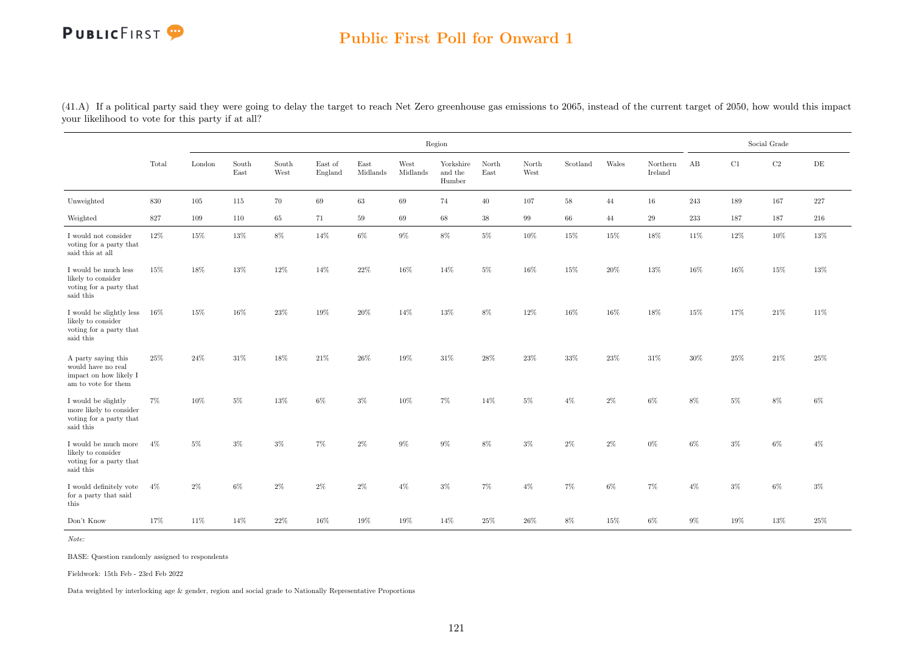(41.A) If a political party said they were going to delay the target to reach Net Zero greenhouse gas emissions to 2065, instead of the current target of 2050, how would this impact your likelihood to vote for this party if at all?

| | Total | Region | | | | | | | | | | | | Social Grade | | | |
|---|---|---|---|---|---|---|---|---|---|---|---|---|---|---|---|---|---|
| | | London | South East | South West | East of England | East Midlands | West Midlands | Yorkshire and the Humber | North East | North West | Scotland | Wales | Northern Ireland | AB | C1 | C2 | DE |
| Unweighted | 830 | 105 | 115 | 70 | 69 | 63 | 69 | 74 | 40 | 107 | 58 | 44 | 16 | 243 | 189 | 167 | 227 |
| Weighted | 827 | 109 | 110 | 65 | 71 | 59 | 69 | 68 | 38 | 99 | 66 | 44 | 29 | 233 | 187 | 187 | 216 |
| I would not consider voting for a party that said this at all | 12% | 15% | 13% | 8% | 14% | 6% | 9% | 8% | 5% | 10% | 15% | 15% | 18% | 11% | 12% | 10% | 13% |
| I would be much less likely to consider voting for a party that said this | 15% | 18% | 13% | 12% | 14% | 22% | 16% | 14% | 5% | 16% | 15% | 20% | 13% | 16% | 16% | 15% | 13% |
| I would be slightly less likely to consider voting for a party that said this | 16% | 15% | 16% | 23% | 19% | 20% | 14% | 13% | 8% | 12% | 16% | 16% | 18% | 15% | 17% | 21% | 11% |
| A party saying this would have no real impact on how likely I am to vote for them | 25% | 24% | 31% | 18% | 21% | 26% | 19% | 31% | 28% | 23% | 33% | 23% | 31% | 30% | 25% | 21% | 25% |
| I would be slightly more likely to consider voting for a party that said this | 7% | 10% | 5% | 13% | 6% | 3% | 10% | 7% | 14% | 5% | 4% | 2% | 6% | 8% | 5% | 8% | 6% |
| I would be much more likely to consider voting for a party that said this | 4% | 5% | 3% | 3% | 7% | 2% | 9% | 9% | 8% | 3% | 2% | 2% | 0% | 6% | 3% | 6% | 4% |
| I would definitely vote for a party that said this | 4% | 2% | 6% | 2% | 2% | 2% | 4% | 3% | 7% | 4% | 7% | 6% | 7% | 4% | 3% | 6% | 3% |
| Don't Know | 17% | 11% | 14% | 22% | 16% | 19% | 19% | 14% | 25% | 26% | 8% | 15% | 6% | 9% | 19% | 13% | 25% |

*Note:*

BASE: Question randomly assigned to respondents

Fieldwork: 15th Feb - 23rd Feb 2022

Data weighted by interlocking age & gender, region and social grade to Nationally Representative Proportions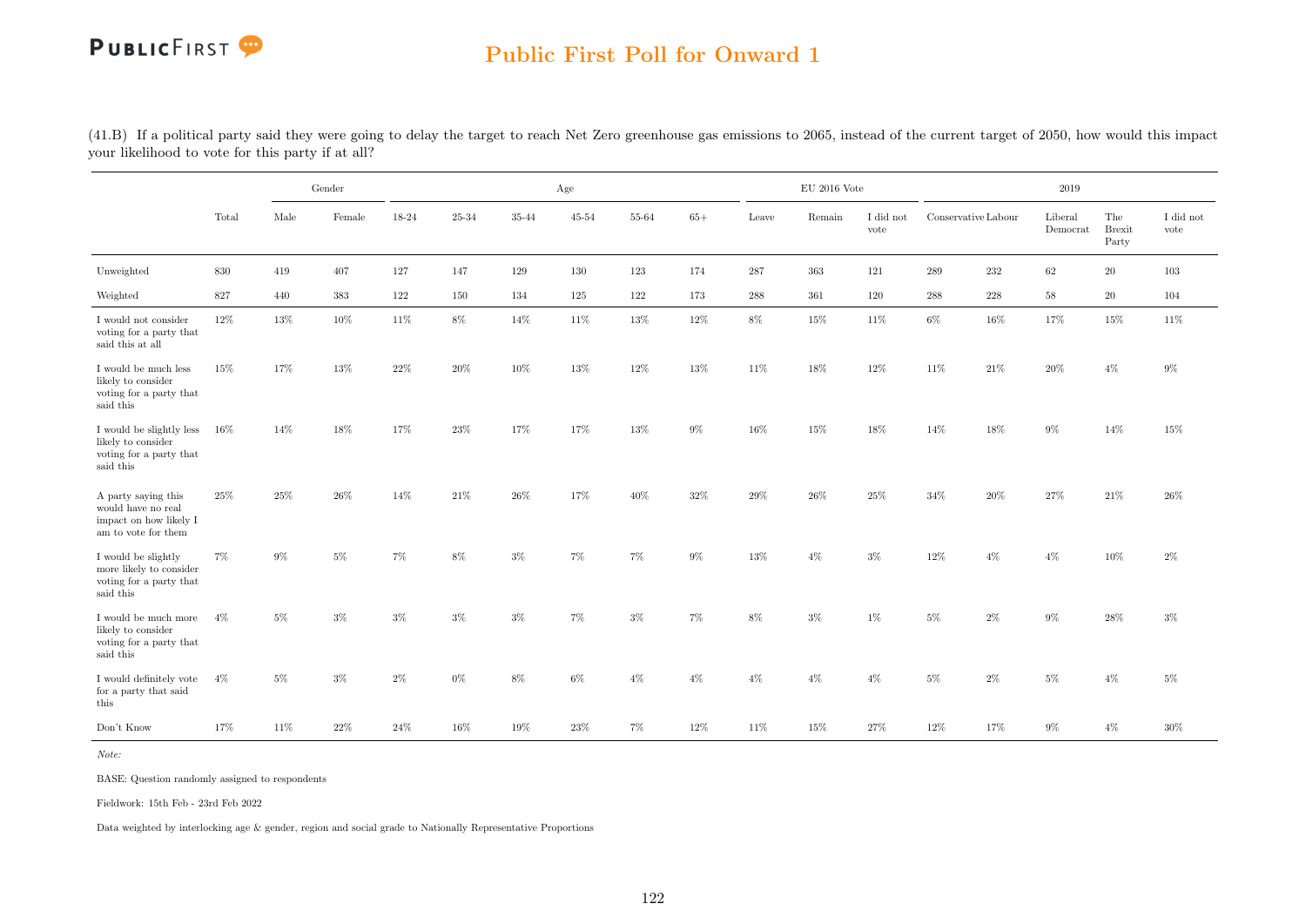## Public First Poll for Onward 1

(41.B) If a political party said they were going to delay the target to reach Net Zero greenhouse gas emissions to 2065, instead of the current target of 2050, how would this impact your likelihood to vote for this party if at all?

| | | Gender | | Age | | | | | | EU 2016 Vote | | | 2019 | | | | |
|---|---|---|---|---|---|---|---|---|---|---|---|---|---|---|---|---|---|
| | Total | Male | Female | 18-24 | 25-34 | 35-44 | 45-54 | 55-64 | 65+ | Leave | Remain | I did not vote | Conservative | Labour | Liberal Democrat | The Brexit Party | I did not vote |
| Unweighted | 830 | 419 | 407 | 127 | 147 | 129 | 130 | 123 | 174 | 287 | 363 | 121 | 289 | 232 | 62 | 20 | 103 |
| Weighted | 827 | 440 | 383 | 122 | 150 | 134 | 125 | 122 | 173 | 288 | 361 | 120 | 288 | 228 | 58 | 20 | 104 |
| I would not consider voting for a party that said this at all | 12% | 13% | 10% | 11% | 8% | 14% | 11% | 13% | 12% | 8% | 15% | 11% | 6% | 16% | 17% | 15% | 11% |
| I would be much less likely to consider voting for a party that said this | 15% | 17% | 13% | 22% | 20% | 10% | 13% | 12% | 13% | 11% | 18% | 12% | 11% | 21% | 20% | 4% | 9% |
| I would be slightly less likely to consider voting for a party that said this | 16% | 14% | 18% | 17% | 23% | 17% | 17% | 13% | 9% | 16% | 15% | 18% | 14% | 18% | 9% | 14% | 15% |
| A party saying this would have no real impact on how likely I am to vote for them | 25% | 25% | 26% | 14% | 21% | 26% | 17% | 40% | 32% | 29% | 26% | 25% | 34% | 20% | 27% | 21% | 26% |
| I would be slightly more likely to consider voting for a party that said this | 7% | 9% | 5% | 7% | 8% | 3% | 7% | 7% | 9% | 13% | 4% | 3% | 12% | 4% | 4% | 10% | 2% |
| I would be much more likely to consider voting for a party that said this | 4% | 5% | 3% | 3% | 3% | 3% | 7% | 3% | 7% | 8% | 3% | 1% | 5% | 2% | 9% | 28% | 3% |
| I would definitely vote for a party that said this | 4% | 5% | 3% | 2% | 0% | 8% | 6% | 4% | 4% | 4% | 4% | 4% | 5% | 2% | 5% | 4% | 5% |
| Don't Know | 17% | 11% | 22% | 24% | 16% | 19% | 23% | 7% | 12% | 11% | 15% | 27% | 12% | 17% | 9% | 4% | 30% |

*Note:*

BASE: Question randomly assigned to respondents

Fieldwork: 15th Feb - 23rd Feb 2022

Data weighted by interlocking age & gender, region and social grade to Nationally Representative Proportions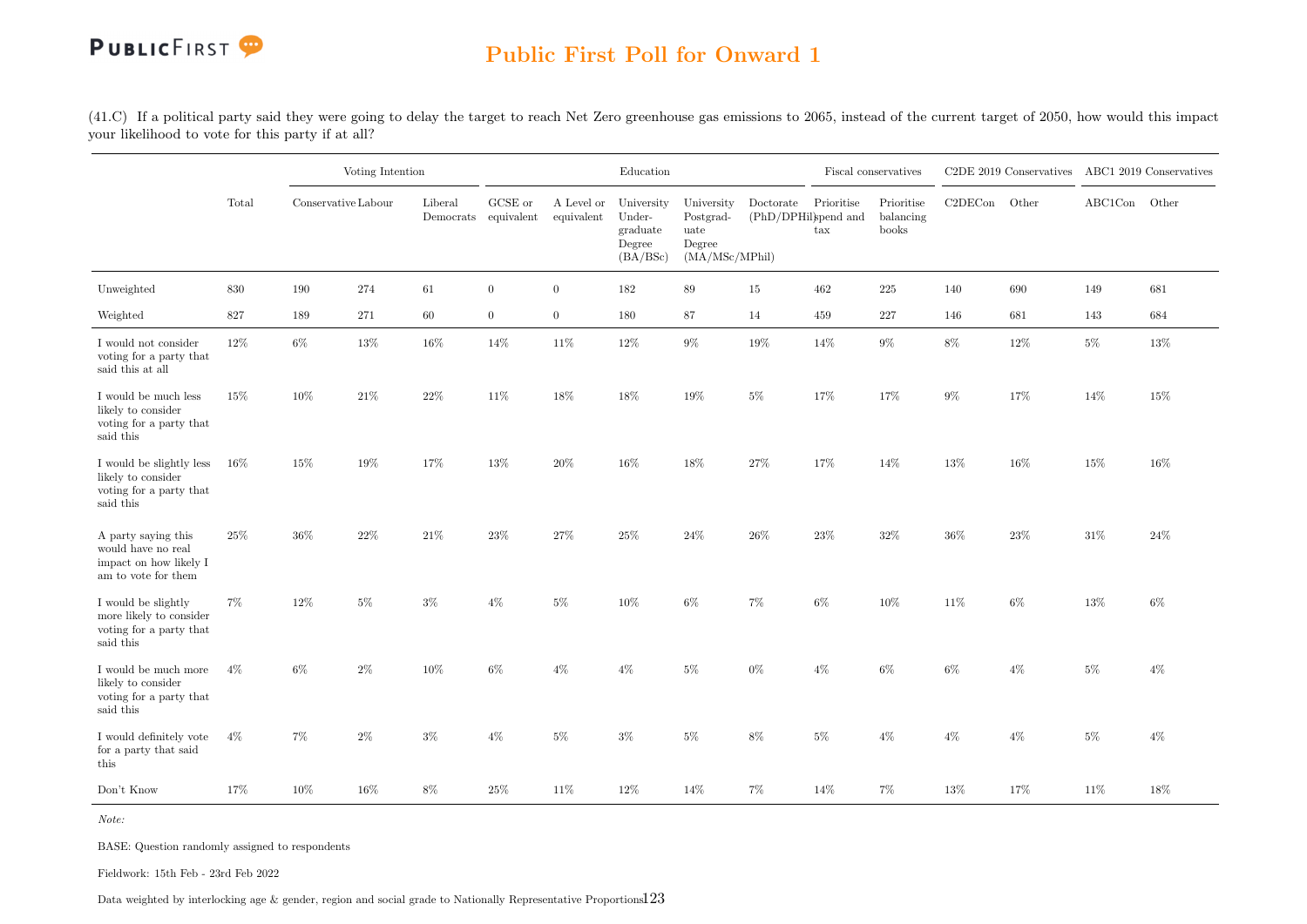(41.C) If a political party said they were going to delay the target to reach Net Zero greenhouse gas emissions to 2065, instead of the current target of 2050, how would this impact your likelihood to vote for this party if at all?

| | Total | Voting Intention | | | Education | | | | | Fiscal conservatives | | C2DE 2019 Conservatives | | ABC1 2019 Conservatives | |
|---|---|---|---|---|---|---|---|---|---|---|---|---|---|---|---|
| | | Conservative | Labour | Liberal Democrats | GCSE or equivalent | A Level or equivalent | University Under-graduate Degree (BA/BSc) | University Postgrad-uate Degree (MA/MSc/MPhil) | Doctorate (PhD/DPHil) | Prioritise spend and tax | Prioritise balancing books | C2DECon | Other | ABC1Con | Other |
| Unweighted | 830 | 190 | 274 | 61 | 0 | 0 | 182 | 89 | 15 | 462 | 225 | 140 | 690 | 149 | 681 |
| Weighted | 827 | 189 | 271 | 60 | 0 | 0 | 180 | 87 | 14 | 459 | 227 | 146 | 681 | 143 | 684 |
| I would not consider voting for a party that said this at all | 12% | 6% | 13% | 16% | 14% | 11% | 12% | 9% | 19% | 14% | 9% | 8% | 12% | 5% | 13% |
| I would be much less likely to consider voting for a party that said this | 15% | 10% | 21% | 22% | 11% | 18% | 18% | 19% | 5% | 17% | 17% | 9% | 17% | 14% | 15% |
| I would be slightly less likely to consider voting for a party that said this | 16% | 15% | 19% | 17% | 13% | 20% | 16% | 18% | 27% | 17% | 14% | 13% | 16% | 15% | 16% |
| A party saying this would have no real impact on how likely I am to vote for them | 25% | 36% | 22% | 21% | 23% | 27% | 25% | 24% | 26% | 23% | 32% | 36% | 23% | 31% | 24% |
| I would be slightly more likely to consider voting for a party that said this | 7% | 12% | 5% | 3% | 4% | 5% | 10% | 6% | 7% | 6% | 10% | 11% | 6% | 13% | 6% |
| I would be much more likely to consider voting for a party that said this | 4% | 6% | 2% | 10% | 6% | 4% | 4% | 5% | 0% | 4% | 6% | 6% | 4% | 5% | 4% |
| I would definitely vote for a party that said this | 4% | 7% | 2% | 3% | 4% | 5% | 3% | 5% | 8% | 5% | 4% | 4% | 4% | 5% | 4% |
| Don't Know | 17% | 10% | 16% | 8% | 25% | 11% | 12% | 14% | 7% | 14% | 7% | 13% | 17% | 11% | 18% |

*Note:*

BASE: Question randomly assigned to respondents

Fieldwork: 15th Feb - 23rd Feb 2022

Data weighted by interlocking age & gender, region and social grade to Nationally Representative Proportions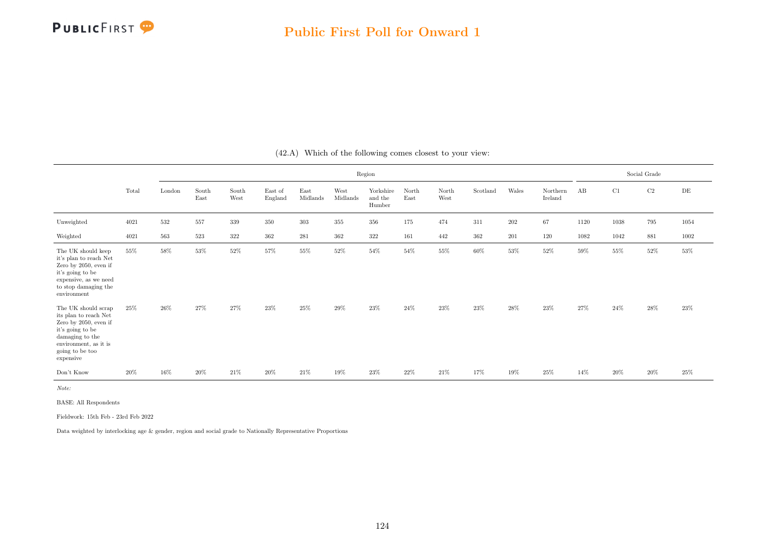# Public First Poll for Onward 1

(42.A) Which of the following comes closest to your view:

| | Total | Region | | | | | | | | | | | | | Social Grade | | | |
|---|---|---|---|---|---|---|---|---|---|---|---|---|---|---|---|---|---|---|
| | | London | South East | South West | East of England | East Midlands | West Midlands | Yorkshire and the Humber | North East | North West | Scotland | Wales | Northern Ireland | AB | C1 | C2 | DE |
| Unweighted | 4021 | 532 | 557 | 339 | 350 | 303 | 355 | 356 | 175 | 474 | 311 | 202 | 67 | 1120 | 1038 | 795 | 1054 |
| Weighted | 4021 | 563 | 523 | 322 | 362 | 281 | 362 | 322 | 161 | 442 | 362 | 201 | 120 | 1082 | 1042 | 881 | 1002 |
| The UK should keep it's plan to reach Net Zero by 2050, even if it's going to be expensive, as we need to stop damaging the environment | 55% | 58% | 53% | 52% | 57% | 55% | 52% | 54% | 54% | 55% | 60% | 53% | 52% | 59% | 55% | 52% | 53% |
| The UK should scrap its plan to reach Net Zero by 2050, even if it's going to be damaging to the environment, as it is going to be too expensive | 25% | 26% | 27% | 27% | 23% | 25% | 29% | 23% | 24% | 23% | 23% | 28% | 23% | 27% | 24% | 28% | 23% |
| Don't Know | 20% | 16% | 20% | 21% | 20% | 21% | 19% | 23% | 22% | 21% | 17% | 19% | 25% | 14% | 20% | 20% | 25% |

*Note:*

BASE: All Respondents

Fieldwork: 15th Feb - 23rd Feb 2022

Data weighted by interlocking age & gender, region and social grade to Nationally Representative Proportions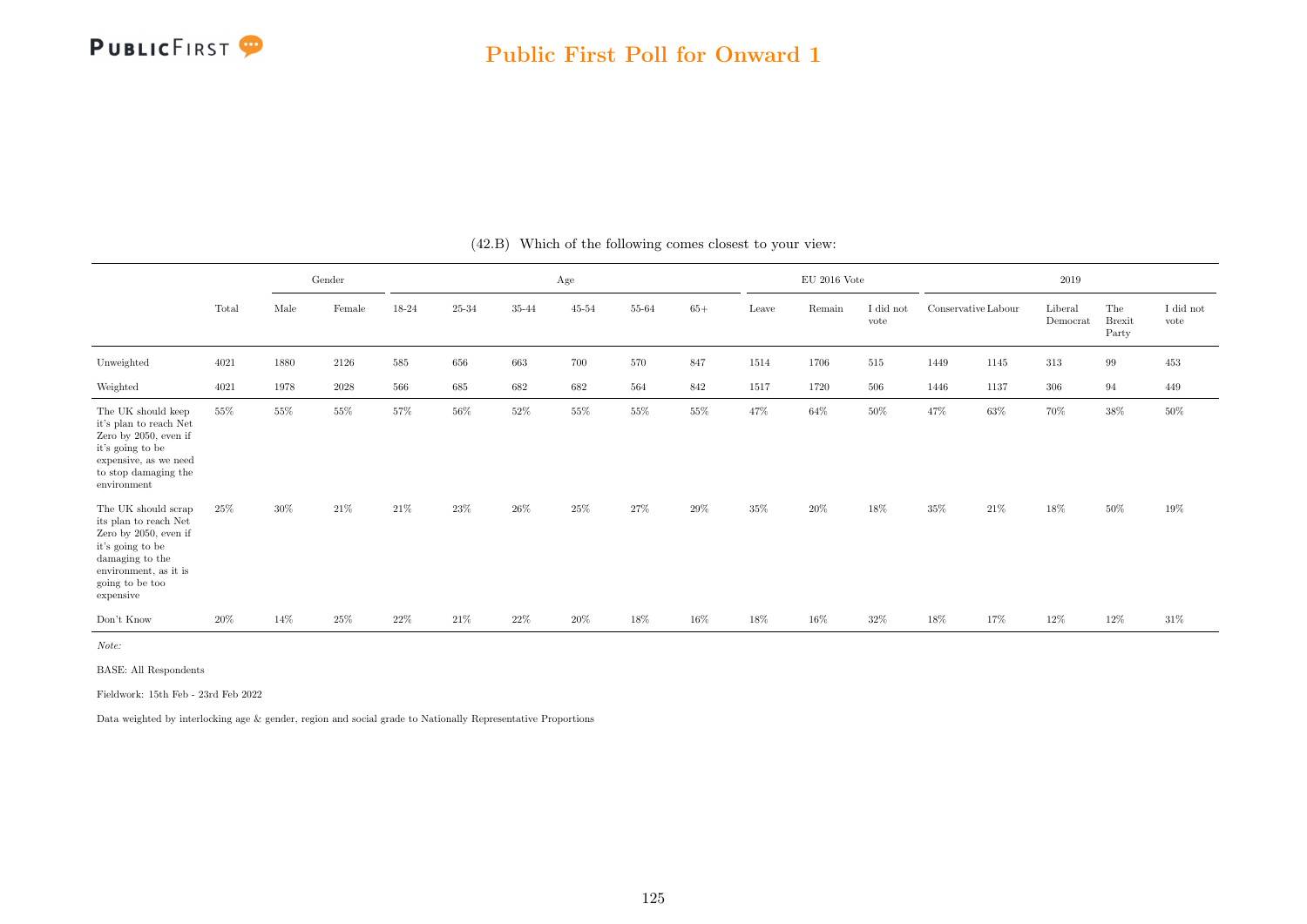## Public First Poll for Onward 1

(42.B) Which of the following comes closest to your view:

| | Total | Gender | | Age | | | | | | EU 2016 Vote | | | 2019 | | | | |
|---|---|---|---|---|---|---|---|---|---|---|---|---|---|---|---|---|---|
| | | Male | Female | 18-24 | 25-34 | 35-44 | 45-54 | 55-64 | 65+ | Leave | Remain | I did not vote | Conservative | Labour | Liberal Democrat | The Brexit Party | I did not vote |
| Unweighted | 4021 | 1880 | 2126 | 585 | 656 | 663 | 700 | 570 | 847 | 1514 | 1706 | 515 | 1449 | 1145 | 313 | 99 | 453 |
| Weighted | 4021 | 1978 | 2028 | 566 | 685 | 682 | 682 | 564 | 842 | 1517 | 1720 | 506 | 1446 | 1137 | 306 | 94 | 449 |
| The UK should keep it's plan to reach Net Zero by 2050, even if it's going to be expensive, as we need to stop damaging the environment | 55% | 55% | 55% | 57% | 56% | 52% | 55% | 55% | 55% | 47% | 64% | 50% | 47% | 63% | 70% | 38% | 50% |
| The UK should scrap its plan to reach Net Zero by 2050, even if it's going to be damaging to the environment, as it is going to be too expensive | 25% | 30% | 21% | 21% | 23% | 26% | 25% | 27% | 29% | 35% | 20% | 18% | 35% | 21% | 18% | 50% | 19% |
| Don't Know | 20% | 14% | 25% | 22% | 21% | 22% | 20% | 18% | 16% | 18% | 16% | 32% | 18% | 17% | 12% | 12% | 31% |

*Note:*

BASE: All Respondents

Fieldwork: 15th Feb - 23rd Feb 2022

Data weighted by interlocking age & gender, region and social grade to Nationally Representative Proportions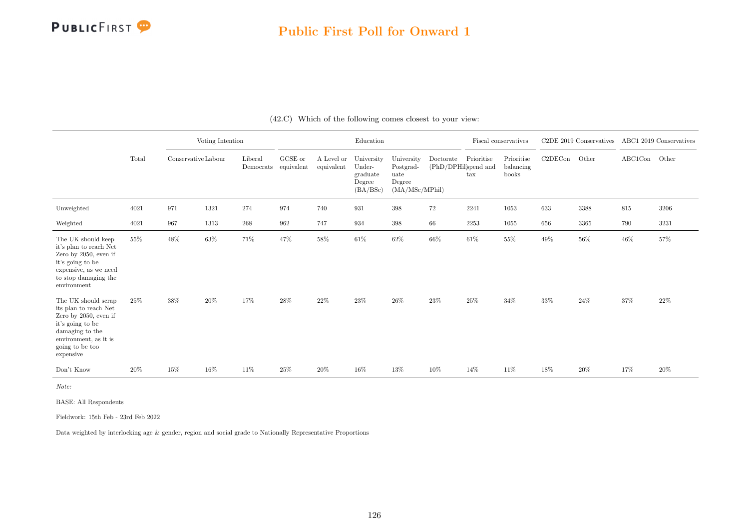## Public First Poll for Onward 1

(42.C) Which of the following comes closest to your view:

| | Total | Voting Intention | | | Education | | | | | Fiscal conservatives | | C2DE 2019 Conservatives | | ABC1 2019 Conservatives | |
|---|---|---|---|---|---|---|---|---|---|---|---|---|---|---|---|
| | | Conservative | Labour | Liberal Democrats | GCSE or equivalent | A Level or equivalent | University Under-graduate Degree (BA/BSc) | University Postgrad-uate Degree (MA/MSc/MPhil) | Doctorate (PhD/DPHil) | Prioritise spend and tax | Prioritise balancing books | C2DECon | Other | ABC1Con | Other |
| Unweighted | 4021 | 971 | 1321 | 274 | 974 | 740 | 931 | 398 | 72 | 2241 | 1053 | 633 | 3388 | 815 | 3206 |
| Weighted | 4021 | 967 | 1313 | 268 | 962 | 747 | 934 | 398 | 66 | 2253 | 1055 | 656 | 3365 | 790 | 3231 |
| The UK should keep it's plan to reach Net Zero by 2050, even if it's going to be expensive, as we need to stop damaging the environment | 55% | 48% | 63% | 71% | 47% | 58% | 61% | 62% | 66% | 61% | 55% | 49% | 56% | 46% | 57% |
| The UK should scrap its plan to reach Net Zero by 2050, even if it's going to be damaging to the environment, as it is going to be too expensive | 25% | 38% | 20% | 17% | 28% | 22% | 23% | 26% | 23% | 25% | 34% | 33% | 24% | 37% | 22% |
| Don't Know | 20% | 15% | 16% | 11% | 25% | 20% | 16% | 13% | 10% | 14% | 11% | 18% | 20% | 17% | 20% |

*Note:*

BASE: All Respondents

Fieldwork: 15th Feb - 23rd Feb 2022

Data weighted by interlocking age & gender, region and social grade to Nationally Representative Proportions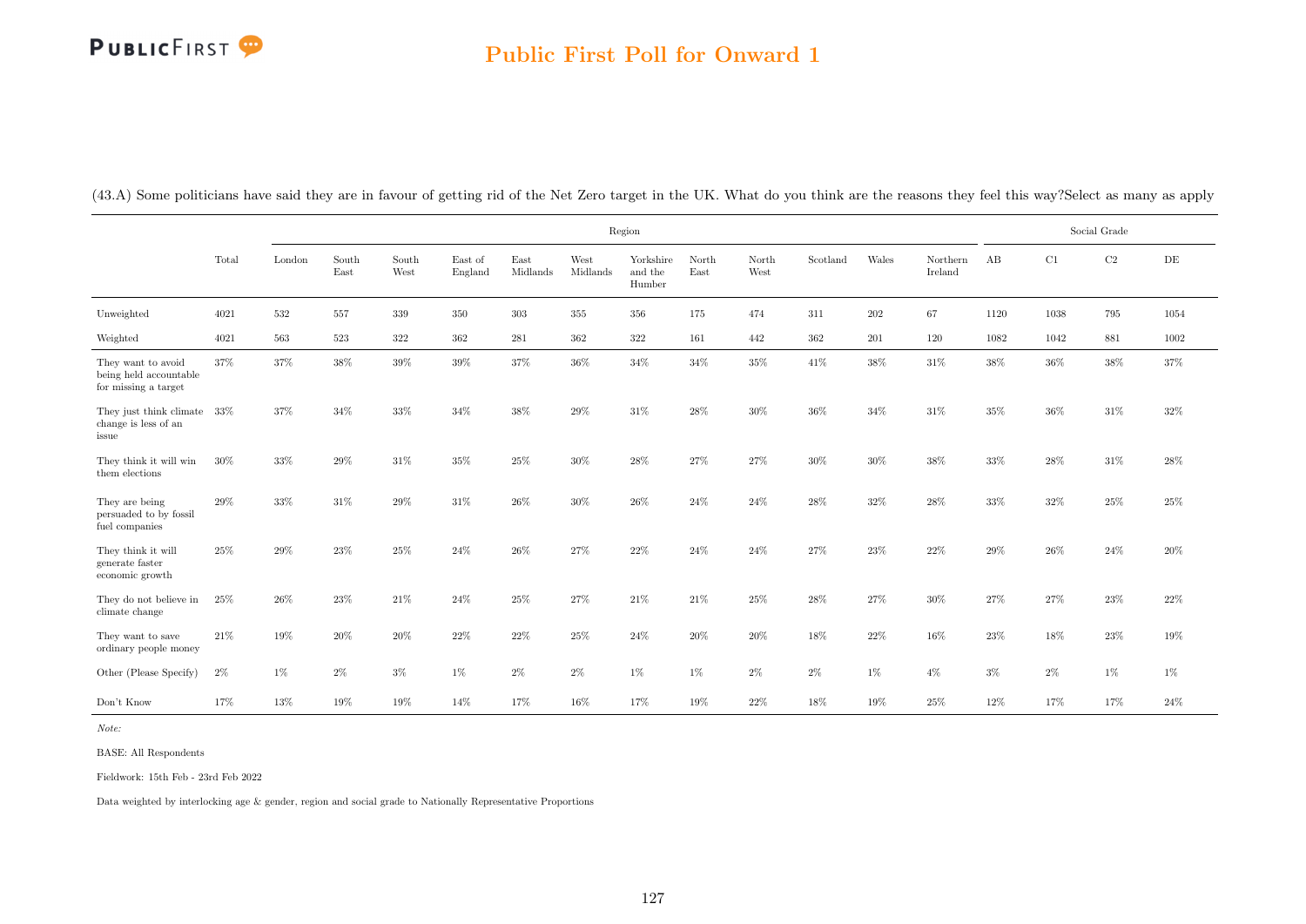## Public First Poll for Onward 1

(43.A) Some politicians have said they are in favour of getting rid of the Net Zero target in the UK. What do you think are the reasons they feel this way?Select as many as apply

| | Total | Region | | | | | | | | | | | | | Social Grade | | | |
|---|---|---|---|---|---|---|---|---|---|---|---|---|---|---|---|---|---|---|
| | | London | South East | South West | East of England | East Midlands | West Midlands | Yorkshire and the Humber | North East | North West | Scotland | Wales | Northern Ireland | AB | C1 | C2 | DE |
| Unweighted | 4021 | 532 | 557 | 339 | 350 | 303 | 355 | 356 | 175 | 474 | 311 | 202 | 67 | 1120 | 1038 | 795 | 1054 |
| Weighted | 4021 | 563 | 523 | 322 | 362 | 281 | 362 | 322 | 161 | 442 | 362 | 201 | 120 | 1082 | 1042 | 881 | 1002 |
| They want to avoid being held accountable for missing a target | 37% | 37% | 38% | 39% | 39% | 37% | 36% | 34% | 34% | 35% | 41% | 38% | 31% | 38% | 36% | 38% | 37% |
| They just think climate change is less of an issue | 33% | 37% | 34% | 33% | 34% | 38% | 29% | 31% | 28% | 30% | 36% | 34% | 31% | 35% | 36% | 31% | 32% |
| They think it will win them elections | 30% | 33% | 29% | 31% | 35% | 25% | 30% | 28% | 27% | 27% | 30% | 30% | 38% | 33% | 28% | 31% | 28% |
| They are being persuaded to by fossil fuel companies | 29% | 33% | 31% | 29% | 31% | 26% | 30% | 26% | 24% | 24% | 28% | 32% | 28% | 33% | 32% | 25% | 25% |
| They think it will generate faster economic growth | 25% | 29% | 23% | 25% | 24% | 26% | 27% | 22% | 24% | 24% | 27% | 23% | 22% | 29% | 26% | 24% | 20% |
| They do not believe in climate change | 25% | 26% | 23% | 21% | 24% | 25% | 27% | 21% | 21% | 25% | 28% | 27% | 30% | 27% | 27% | 23% | 22% |
| They want to save ordinary people money | 21% | 19% | 20% | 20% | 22% | 22% | 25% | 24% | 20% | 20% | 18% | 22% | 16% | 23% | 18% | 23% | 19% |
| Other (Please Specify) | 2% | 1% | 2% | 3% | 1% | 2% | 2% | 1% | 1% | 2% | 2% | 1% | 4% | 3% | 2% | 1% | 1% |
| Don't Know | 17% | 13% | 19% | 19% | 14% | 17% | 16% | 17% | 19% | 22% | 18% | 19% | 25% | 12% | 17% | 17% | 24% |

*Note:*

BASE: All Respondents

Fieldwork: 15th Feb - 23rd Feb 2022

Data weighted by interlocking age & gender, region and social grade to Nationally Representative Proportions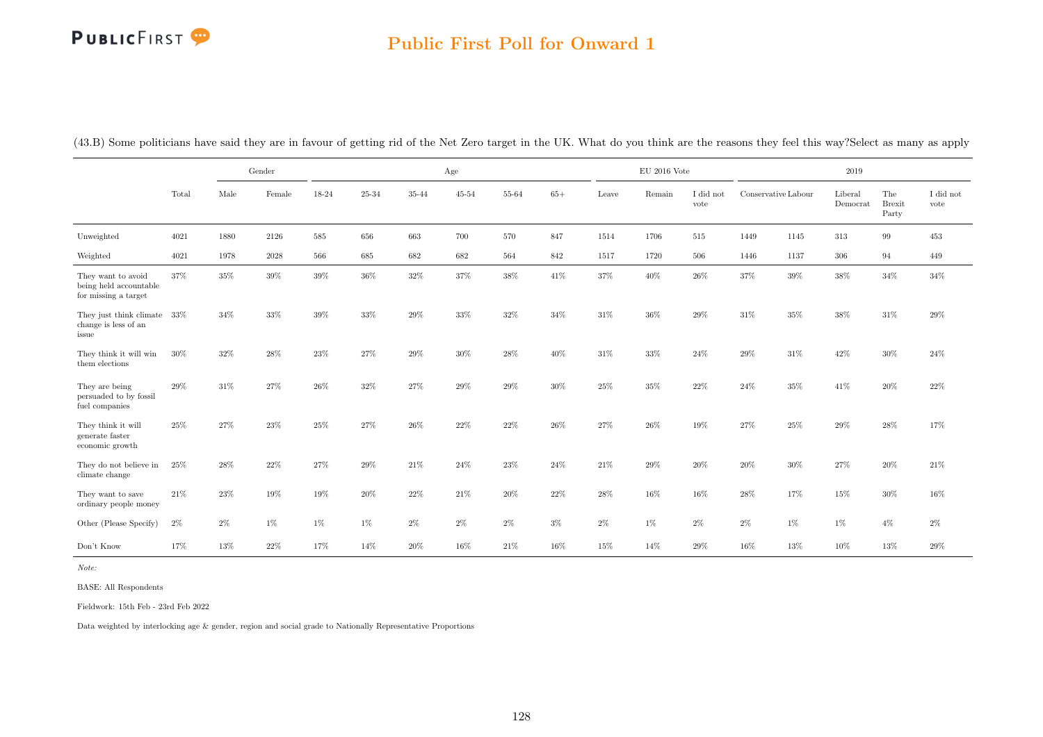## Public First Poll for Onward 1

(43.B) Some politicians have said they are in favour of getting rid of the Net Zero target in the UK. What do you think are the reasons they feel this way?Select as many as apply

| | | Gender | | Age | | | | | | EU 2016 Vote | | | 2019 | | | | |
|---|---|---|---|---|---|---|---|---|---|---|---|---|---|---|---|---|---|
| | Total | Male | Female | 18-24 | 25-34 | 35-44 | 45-54 | 55-64 | 65+ | Leave | Remain | I did not vote | Conservative | Labour | Liberal Democrat | The Brexit Party | I did not vote |
| Unweighted | 4021 | 1880 | 2126 | 585 | 656 | 663 | 700 | 570 | 847 | 1514 | 1706 | 515 | 1449 | 1145 | 313 | 99 | 453 |
| Weighted | 4021 | 1978 | 2028 | 566 | 685 | 682 | 682 | 564 | 842 | 1517 | 1720 | 506 | 1446 | 1137 | 306 | 94 | 449 |
| They want to avoid being held accountable for missing a target | 37% | 35% | 39% | 39% | 36% | 32% | 37% | 38% | 41% | 37% | 40% | 26% | 37% | 39% | 38% | 34% | 34% |
| They just think climate change is less of an issue | 33% | 34% | 33% | 39% | 33% | 29% | 33% | 32% | 34% | 31% | 36% | 29% | 31% | 35% | 38% | 31% | 29% |
| They think it will win them elections | 30% | 32% | 28% | 23% | 27% | 29% | 30% | 28% | 40% | 31% | 33% | 24% | 29% | 31% | 42% | 30% | 24% |
| They are being persuaded to by fossil fuel companies | 29% | 31% | 27% | 26% | 32% | 27% | 29% | 29% | 30% | 25% | 35% | 22% | 24% | 35% | 41% | 20% | 22% |
| They think it will generate faster economic growth | 25% | 27% | 23% | 25% | 27% | 26% | 22% | 22% | 26% | 27% | 26% | 19% | 27% | 25% | 29% | 28% | 17% |
| They do not believe in climate change | 25% | 28% | 22% | 27% | 29% | 21% | 24% | 23% | 24% | 21% | 29% | 20% | 20% | 30% | 27% | 20% | 21% |
| They want to save ordinary people money | 21% | 23% | 19% | 19% | 20% | 22% | 21% | 20% | 22% | 28% | 16% | 16% | 28% | 17% | 15% | 30% | 16% |
| Other (Please Specify) | 2% | 2% | 1% | 1% | 1% | 2% | 2% | 2% | 3% | 2% | 1% | 2% | 2% | 1% | 1% | 4% | 2% |
| Don't Know | 17% | 13% | 22% | 17% | 14% | 20% | 16% | 21% | 16% | 15% | 14% | 29% | 16% | 13% | 10% | 13% | 29% |

*Note:*

BASE: All Respondents

Fieldwork: 15th Feb - 23rd Feb 2022

Data weighted by interlocking age & gender, region and social grade to Nationally Representative Proportions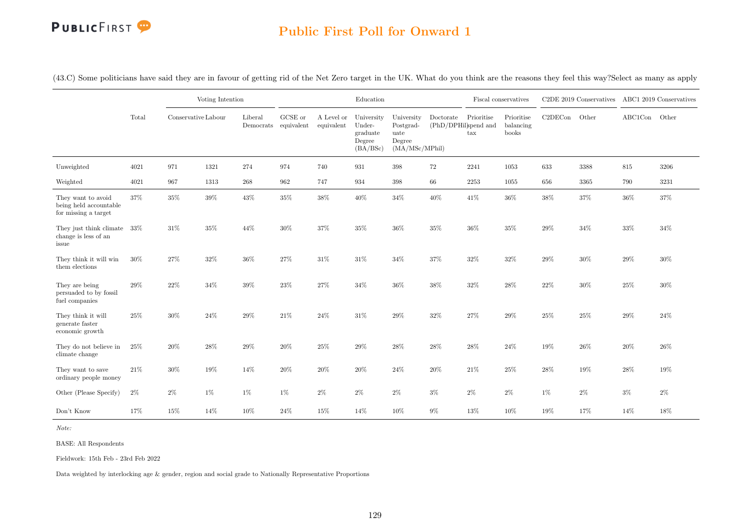## Public First Poll for Onward 1

(43.C) Some politicians have said they are in favour of getting rid of the Net Zero target in the UK. What do you think are the reasons they feel this way?Select as many as apply

| | Total | Voting Intention | | | Education | | | | | Fiscal conservatives | | C2DE 2019 Conservatives | | ABC1 2019 Conservatives | |
|---|---|---|---|---|---|---|---|---|---|---|---|---|---|---|---|
| | Total | Conservative | Labour | Liberal Democrats | GCSE or equivalent | A Level or equivalent | University Under-graduate Degree (BA/BSc) | University Postgrad-uate Degree (MA/MSc/MPhil) | Doctorate (PhD/DPHil) | Prioritise spend and tax | Prioritise balancing books | C2DECon | Other | ABC1Con | Other |
| Unweighted | 4021 | 971 | 1321 | 274 | 974 | 740 | 931 | 398 | 72 | 2241 | 1053 | 633 | 3388 | 815 | 3206 |
| Weighted | 4021 | 967 | 1313 | 268 | 962 | 747 | 934 | 398 | 66 | 2253 | 1055 | 656 | 3365 | 790 | 3231 |
| They want to avoid being held accountable for missing a target | 37% | 35% | 39% | 43% | 35% | 38% | 40% | 34% | 40% | 41% | 36% | 38% | 37% | 36% | 37% |
| They just think climate change is less of an issue | 33% | 31% | 35% | 44% | 30% | 37% | 35% | 36% | 35% | 36% | 35% | 29% | 34% | 33% | 34% |
| They think it will win them elections | 30% | 27% | 32% | 36% | 27% | 31% | 31% | 34% | 37% | 32% | 32% | 29% | 30% | 29% | 30% |
| They are being persuaded to by fossil fuel companies | 29% | 22% | 34% | 39% | 23% | 27% | 34% | 36% | 38% | 32% | 28% | 22% | 30% | 25% | 30% |
| They think it will generate faster economic growth | 25% | 30% | 24% | 29% | 21% | 24% | 31% | 29% | 32% | 27% | 29% | 25% | 25% | 29% | 24% |
| They do not believe in climate change | 25% | 20% | 28% | 29% | 20% | 25% | 29% | 28% | 28% | 28% | 24% | 19% | 26% | 20% | 26% |
| They want to save ordinary people money | 21% | 30% | 19% | 14% | 20% | 20% | 20% | 24% | 20% | 21% | 25% | 28% | 19% | 28% | 19% |
| Other (Please Specify) | 2% | 2% | 1% | 1% | 1% | 2% | 2% | 2% | 3% | 2% | 2% | 1% | 2% | 3% | 2% |
| Don't Know | 17% | 15% | 14% | 10% | 24% | 15% | 14% | 10% | 9% | 13% | 10% | 19% | 17% | 14% | 18% |

*Note:*

BASE: All Respondents

Fieldwork: 15th Feb - 23rd Feb 2022

Data weighted by interlocking age & gender, region and social grade to Nationally Representative Proportions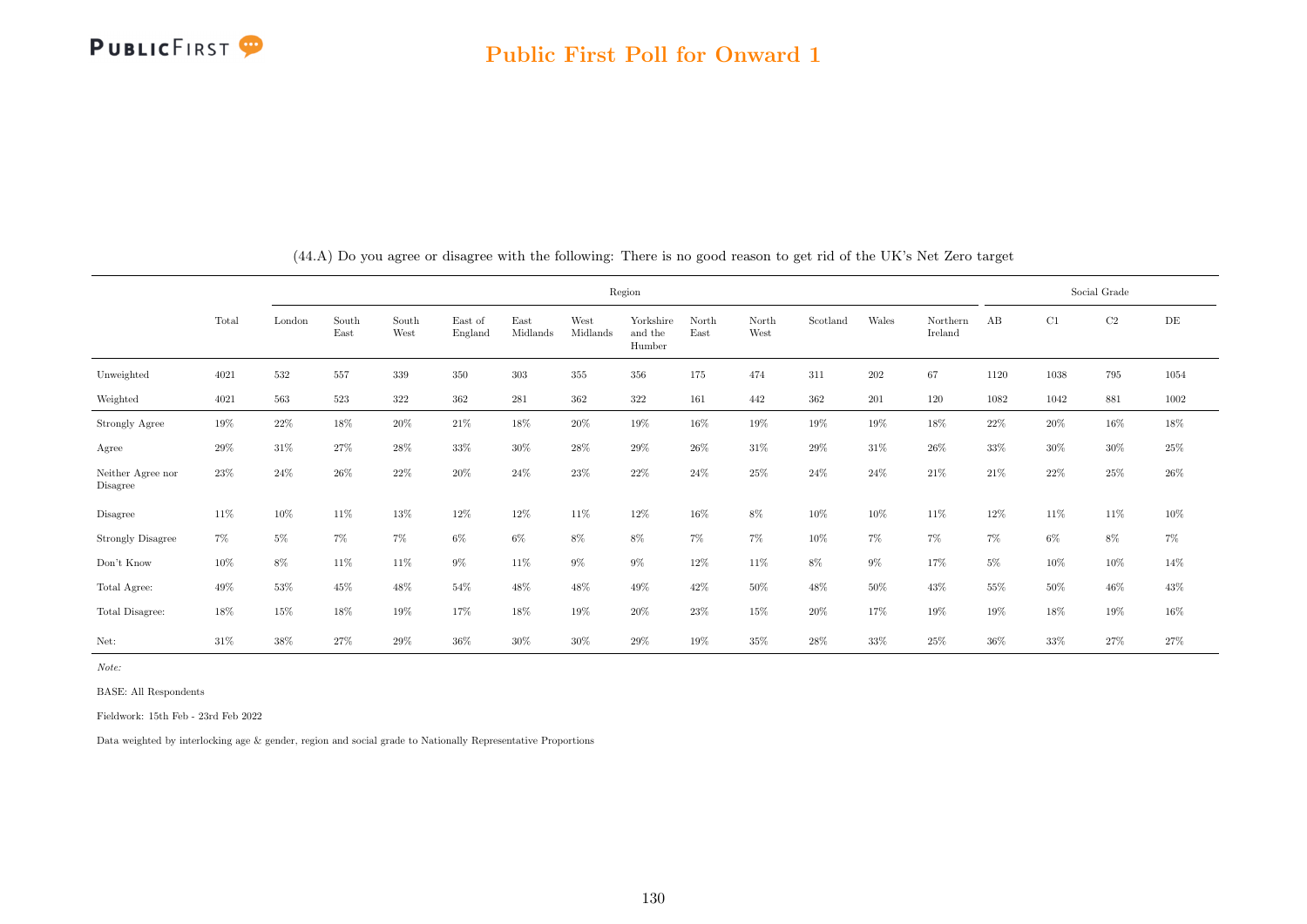## Public First Poll for Onward 1

(44.A) Do you agree or disagree with the following: There is no good reason to get rid of the UK's Net Zero target

| | Total | Region | | | | | | | | | | | | Social Grade | | | |
|---|---|---|---|---|---|---|---|---|---|---|---|---|---|---|---|---|---|
| | | London | South East | South West | East of England | East Midlands | West Midlands | Yorkshire and the Humber | North East | North West | Scotland | Wales | Northern Ireland | AB | C1 | C2 | DE |
| Unweighted | 4021 | 532 | 557 | 339 | 350 | 303 | 355 | 356 | 175 | 474 | 311 | 202 | 67 | 1120 | 1038 | 795 | 1054 |
| Weighted | 4021 | 563 | 523 | 322 | 362 | 281 | 362 | 322 | 161 | 442 | 362 | 201 | 120 | 1082 | 1042 | 881 | 1002 |
| Strongly Agree | 19% | 22% | 18% | 20% | 21% | 18% | 20% | 19% | 16% | 19% | 19% | 19% | 18% | 22% | 20% | 16% | 18% |
| Agree | 29% | 31% | 27% | 28% | 33% | 30% | 28% | 29% | 26% | 31% | 29% | 31% | 26% | 33% | 30% | 30% | 25% |
| Neither Agree nor Disagree | 23% | 24% | 26% | 22% | 20% | 24% | 23% | 22% | 24% | 25% | 24% | 24% | 21% | 21% | 22% | 25% | 26% |
| Disagree | 11% | 10% | 11% | 13% | 12% | 12% | 11% | 12% | 16% | 8% | 10% | 10% | 11% | 12% | 11% | 11% | 10% |
| Strongly Disagree | 7% | 5% | 7% | 7% | 6% | 6% | 8% | 8% | 7% | 7% | 10% | 7% | 7% | 7% | 6% | 8% | 7% |
| Don't Know | 10% | 8% | 11% | 11% | 9% | 11% | 9% | 9% | 12% | 11% | 8% | 9% | 17% | 5% | 10% | 10% | 14% |
| Total Agree: | 49% | 53% | 45% | 48% | 54% | 48% | 48% | 49% | 42% | 50% | 48% | 50% | 43% | 55% | 50% | 46% | 43% |
| Total Disagree: | 18% | 15% | 18% | 19% | 17% | 18% | 19% | 20% | 23% | 15% | 20% | 17% | 19% | 19% | 18% | 19% | 16% |
| Net: | 31% | 38% | 27% | 29% | 36% | 30% | 30% | 29% | 19% | 35% | 28% | 33% | 25% | 36% | 33% | 27% | 27% |

*Note:*

BASE: All Respondents

Fieldwork: 15th Feb - 23rd Feb 2022

Data weighted by interlocking age & gender, region and social grade to Nationally Representative Proportions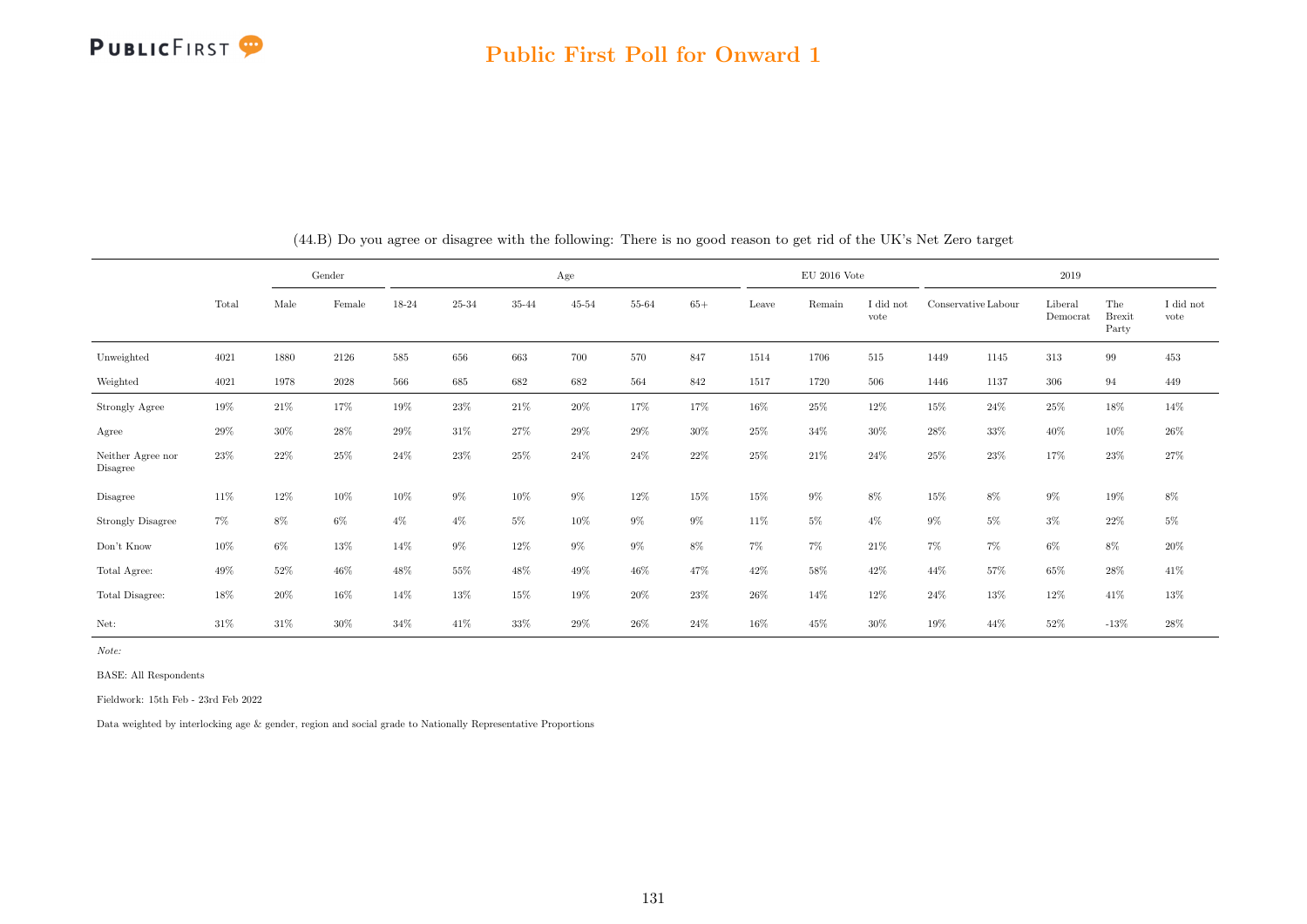## Public First Poll for Onward 1

(44.B) Do you agree or disagree with the following: There is no good reason to get rid of the UK's Net Zero target

| | Total | Gender | | Age | | | | | | EU 2016 Vote | | | 2019 | | | | |
|---|---|---|---|---|---|---|---|---|---|---|---|---|---|---|---|---|---|
| | | Male | Female | 18-24 | 25-34 | 35-44 | 45-54 | 55-64 | 65+ | Leave | Remain | I did not vote | Conservative | Labour | Liberal Democrat | The Brexit Party | I did not vote |
| Unweighted | 4021 | 1880 | 2126 | 585 | 656 | 663 | 700 | 570 | 847 | 1514 | 1706 | 515 | 1449 | 1145 | 313 | 99 | 453 |
| Weighted | 4021 | 1978 | 2028 | 566 | 685 | 682 | 682 | 564 | 842 | 1517 | 1720 | 506 | 1446 | 1137 | 306 | 94 | 449 |
| Strongly Agree | 19% | 21% | 17% | 19% | 23% | 21% | 20% | 17% | 17% | 16% | 25% | 12% | 15% | 24% | 25% | 18% | 14% |
| Agree | 29% | 30% | 28% | 29% | 31% | 27% | 29% | 29% | 30% | 25% | 34% | 30% | 28% | 33% | 40% | 10% | 26% |
| Neither Agree nor Disagree | 23% | 22% | 25% | 24% | 23% | 25% | 24% | 24% | 22% | 25% | 21% | 24% | 25% | 23% | 17% | 23% | 27% |
| Disagree | 11% | 12% | 10% | 10% | 9% | 10% | 9% | 12% | 15% | 15% | 9% | 8% | 15% | 8% | 9% | 19% | 8% |
| Strongly Disagree | 7% | 8% | 6% | 4% | 4% | 5% | 10% | 9% | 9% | 11% | 5% | 4% | 9% | 5% | 3% | 22% | 5% |
| Don't Know | 10% | 6% | 13% | 14% | 9% | 12% | 9% | 9% | 8% | 7% | 7% | 21% | 7% | 7% | 6% | 8% | 20% |
| Total Agree: | 49% | 52% | 46% | 48% | 55% | 48% | 49% | 46% | 47% | 42% | 58% | 42% | 44% | 57% | 65% | 28% | 41% |
| Total Disagree: | 18% | 20% | 16% | 14% | 13% | 15% | 19% | 20% | 23% | 26% | 14% | 12% | 24% | 13% | 12% | 41% | 13% |
| Net: | 31% | 31% | 30% | 34% | 41% | 33% | 29% | 26% | 24% | 16% | 45% | 30% | 19% | 44% | 52% | -13% | 28% |

*Note:*

BASE: All Respondents

Fieldwork: 15th Feb - 23rd Feb 2022

Data weighted by interlocking age & gender, region and social grade to Nationally Representative Proportions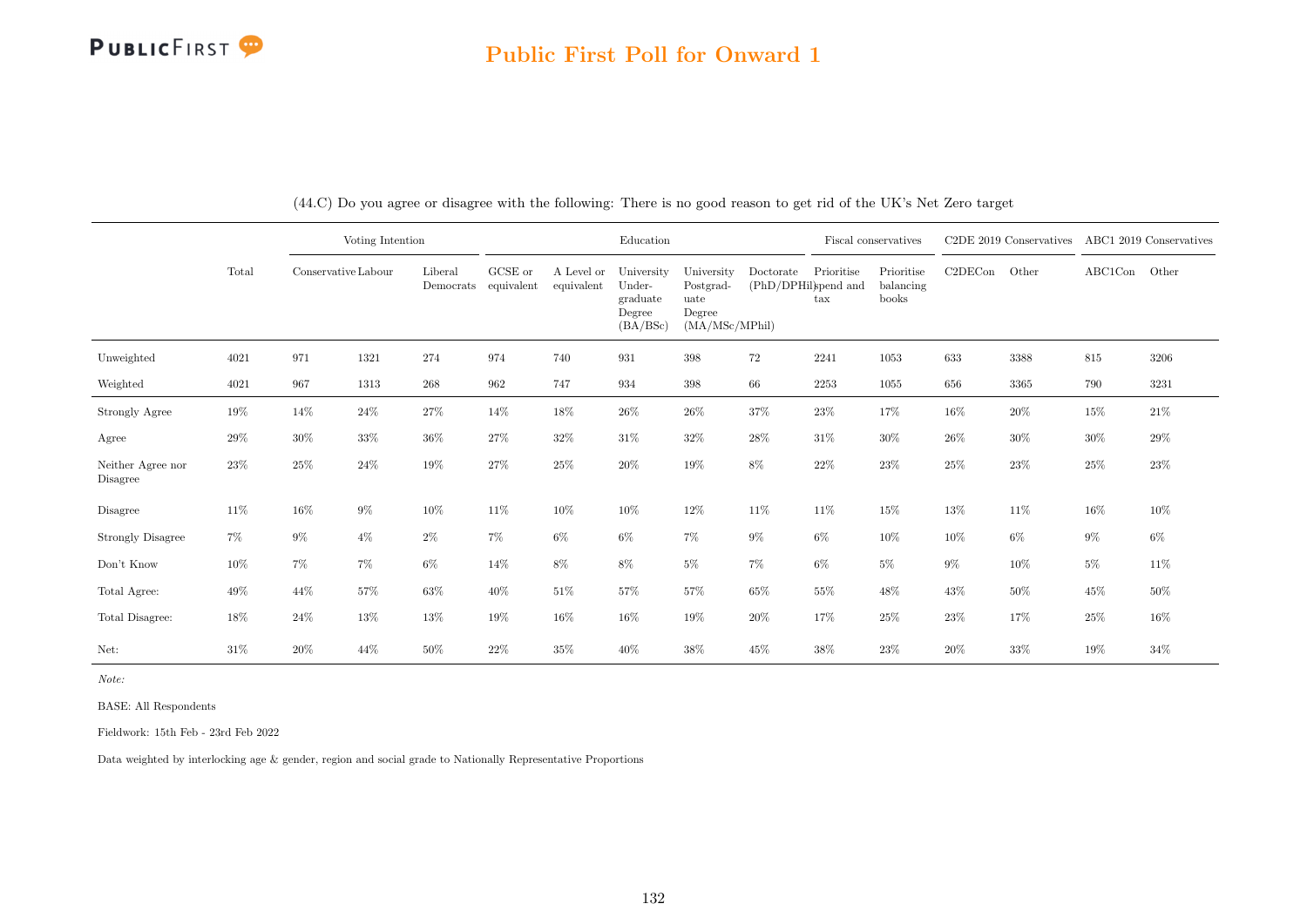(44.C) Do you agree or disagree with the following: There is no good reason to get rid of the UK's Net Zero target

| | | Voting Intention | | | Education | | | | | Fiscal conservatives | | C2DE 2019 Conservatives | | ABC1 2019 Conservatives | |
|---|---|---|---|---|---|---|---|---|---|---|---|---|---|---|---|
| | Total | Conservative | Labour | Liberal Democrats | GCSE or equivalent | A Level or equivalent | University Under-graduate Degree (BA/BSc) | University Postgrad-uate Degree (MA/MSc/MPhil) | Doctorate (PhD/DPHil) | Prioritise spend and tax | Prioritise balancing books | C2DECon | Other | ABC1Con | Other |
| Unweighted | 4021 | 971 | 1321 | 274 | 974 | 740 | 931 | 398 | 72 | 2241 | 1053 | 633 | 3388 | 815 | 3206 |
| Weighted | 4021 | 967 | 1313 | 268 | 962 | 747 | 934 | 398 | 66 | 2253 | 1055 | 656 | 3365 | 790 | 3231 |
| Strongly Agree | 19% | 14% | 24% | 27% | 14% | 18% | 26% | 26% | 37% | 23% | 17% | 16% | 20% | 15% | 21% |
| Agree | 29% | 30% | 33% | 36% | 27% | 32% | 31% | 32% | 28% | 31% | 30% | 26% | 30% | 30% | 29% |
| Neither Agree nor Disagree | 23% | 25% | 24% | 19% | 27% | 25% | 20% | 19% | 8% | 22% | 23% | 25% | 23% | 25% | 23% |
| Disagree | 11% | 16% | 9% | 10% | 11% | 10% | 10% | 12% | 11% | 11% | 15% | 13% | 11% | 16% | 10% |
| Strongly Disagree | 7% | 9% | 4% | 2% | 7% | 6% | 6% | 7% | 9% | 6% | 10% | 10% | 6% | 9% | 6% |
| Don't Know | 10% | 7% | 7% | 6% | 14% | 8% | 8% | 5% | 7% | 6% | 5% | 9% | 10% | 5% | 11% |
| Total Agree: | 49% | 44% | 57% | 63% | 40% | 51% | 57% | 57% | 65% | 55% | 48% | 43% | 50% | 45% | 50% |
| Total Disagree: | 18% | 24% | 13% | 13% | 19% | 16% | 16% | 19% | 20% | 17% | 25% | 23% | 17% | 25% | 16% |
| Net: | 31% | 20% | 44% | 50% | 22% | 35% | 40% | 38% | 45% | 38% | 23% | 20% | 33% | 19% | 34% |

*Note:*

BASE: All Respondents

Fieldwork: 15th Feb - 23rd Feb 2022

Data weighted by interlocking age & gender, region and social grade to Nationally Representative Proportions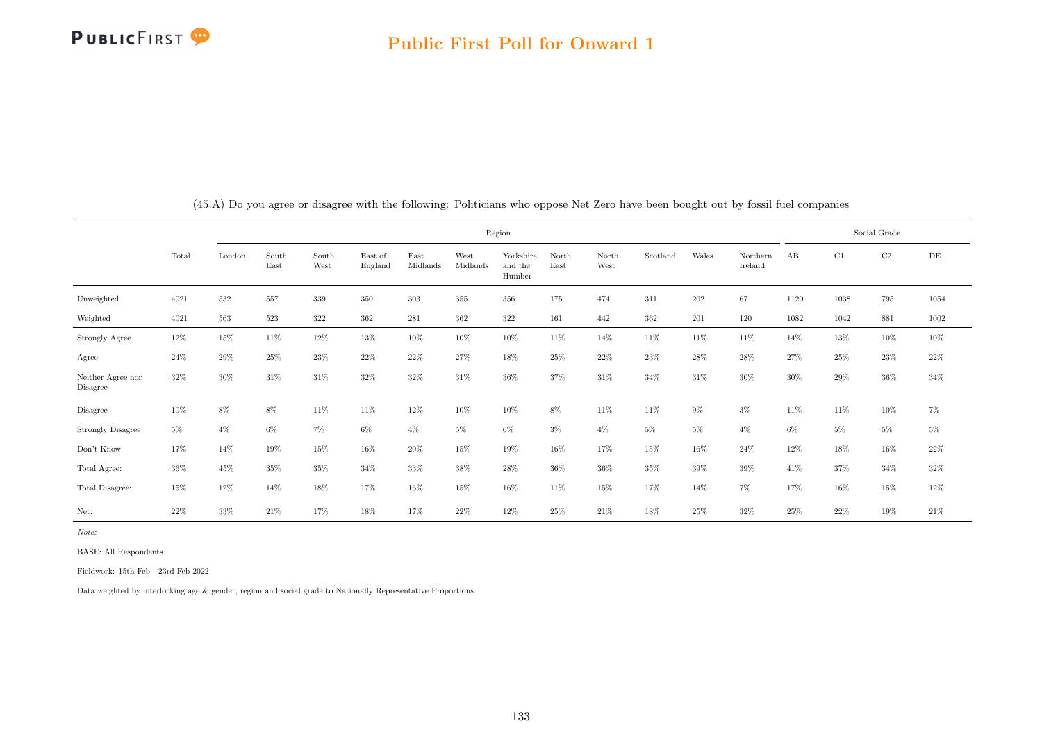## Public First Poll for Onward 1

(45.A) Do you agree or disagree with the following: Politicians who oppose Net Zero have been bought out by fossil fuel companies

| | Total | Region | | | | | | | | | | | | Social Grade | | | |
|---|---|---|---|---|---|---|---|---|---|---|---|---|---|---|---|---|---|
| | | London | South East | South West | East of England | East Midlands | West Midlands | Yorkshire and the Humber | North East | North West | Scotland | Wales | Northern Ireland | AB | C1 | C2 | DE |
| Unweighted | 4021 | 532 | 557 | 339 | 350 | 303 | 355 | 356 | 175 | 474 | 311 | 202 | 67 | 1120 | 1038 | 795 | 1054 |
| Weighted | 4021 | 563 | 523 | 322 | 362 | 281 | 362 | 322 | 161 | 442 | 362 | 201 | 120 | 1082 | 1042 | 881 | 1002 |
| Strongly Agree | 12% | 15% | 11% | 12% | 13% | 10% | 10% | 10% | 11% | 14% | 11% | 11% | 11% | 14% | 13% | 10% | 10% |
| Agree | 24% | 29% | 25% | 23% | 22% | 22% | 27% | 18% | 25% | 22% | 23% | 28% | 28% | 27% | 25% | 23% | 22% |
| Neither Agree nor Disagree | 32% | 30% | 31% | 31% | 32% | 32% | 31% | 36% | 37% | 31% | 34% | 31% | 30% | 30% | 29% | 36% | 34% |
| Disagree | 10% | 8% | 8% | 11% | 11% | 12% | 10% | 10% | 8% | 11% | 11% | 9% | 3% | 11% | 11% | 10% | 7% |
| Strongly Disagree | 5% | 4% | 6% | 7% | 6% | 4% | 5% | 6% | 3% | 4% | 5% | 5% | 4% | 6% | 5% | 5% | 5% |
| Don't Know | 17% | 14% | 19% | 15% | 16% | 20% | 15% | 19% | 16% | 17% | 15% | 16% | 24% | 12% | 18% | 16% | 22% |
| Total Agree: | 36% | 45% | 35% | 35% | 34% | 33% | 38% | 28% | 36% | 36% | 35% | 39% | 39% | 41% | 37% | 34% | 32% |
| Total Disagree: | 15% | 12% | 14% | 18% | 17% | 16% | 15% | 16% | 11% | 15% | 17% | 14% | 7% | 17% | 16% | 15% | 12% |
| Net: | 22% | 33% | 21% | 17% | 18% | 17% | 22% | 12% | 25% | 21% | 18% | 25% | 32% | 25% | 22% | 19% | 21% |

*Note:*

BASE: All Respondents

Fieldwork: 15th Feb - 23rd Feb 2022

Data weighted by interlocking age & gender, region and social grade to Nationally Representative Proportions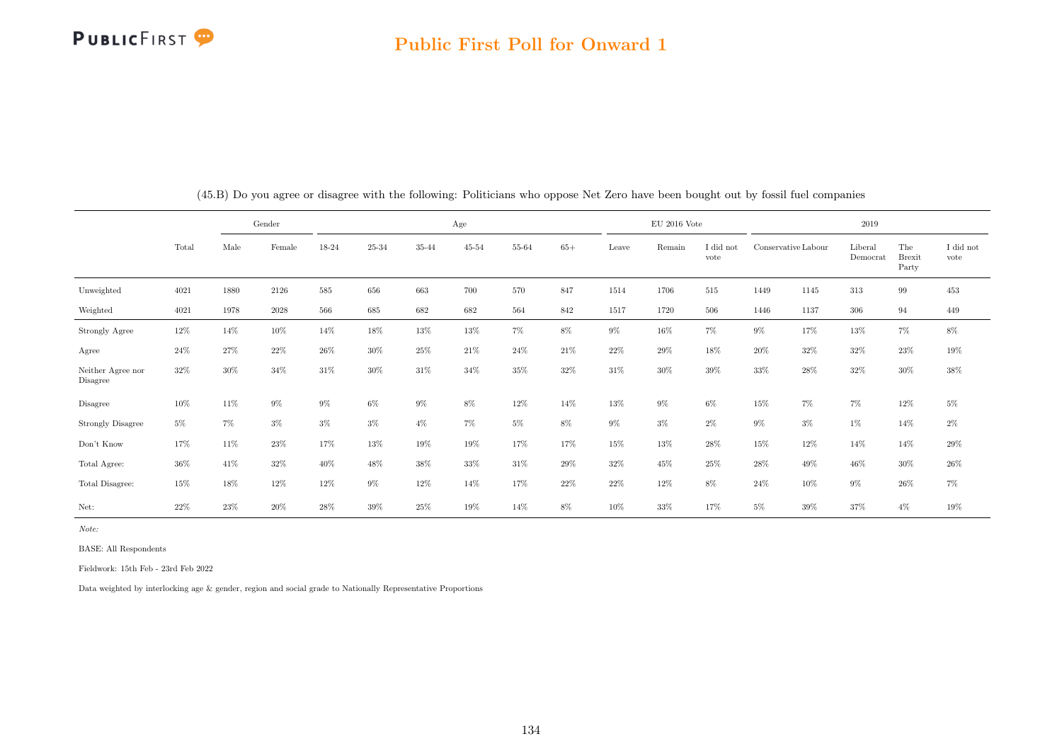(45.B) Do you agree or disagree with the following: Politicians who oppose Net Zero have been bought out by fossil fuel companies

| | Total | Gender | | Age | | | | | | EU 2016 Vote | | | 2019 | | | | |
|---|---|---|---|---|---|---|---|---|---|---|---|---|---|---|---|---|---|
| | | Male | Female | 18-24 | 25-34 | 35-44 | 45-54 | 55-64 | 65+ | Leave | Remain | I did not vote | Conservative | Labour | Liberal Democrat | The Brexit Party | I did not vote |
| Unweighted | 4021 | 1880 | 2126 | 585 | 656 | 663 | 700 | 570 | 847 | 1514 | 1706 | 515 | 1449 | 1145 | 313 | 99 | 453 |
| Weighted | 4021 | 1978 | 2028 | 566 | 685 | 682 | 682 | 564 | 842 | 1517 | 1720 | 506 | 1446 | 1137 | 306 | 94 | 449 |
| Strongly Agree | 12% | 14% | 10% | 14% | 18% | 13% | 13% | 7% | 8% | 9% | 16% | 7% | 9% | 17% | 13% | 7% | 8% |
| Agree | 24% | 27% | 22% | 26% | 30% | 25% | 21% | 24% | 21% | 22% | 29% | 18% | 20% | 32% | 32% | 23% | 19% |
| Neither Agree nor Disagree | 32% | 30% | 34% | 31% | 30% | 31% | 34% | 35% | 32% | 31% | 30% | 39% | 33% | 28% | 32% | 30% | 38% |
| Disagree | 10% | 11% | 9% | 9% | 6% | 9% | 8% | 12% | 14% | 13% | 9% | 6% | 15% | 7% | 7% | 12% | 5% |
| Strongly Disagree | 5% | 7% | 3% | 3% | 3% | 4% | 7% | 5% | 8% | 9% | 3% | 2% | 9% | 3% | 1% | 14% | 2% |
| Don't Know | 17% | 11% | 23% | 17% | 13% | 19% | 19% | 17% | 17% | 15% | 13% | 28% | 15% | 12% | 14% | 14% | 29% |
| Total Agree: | 36% | 41% | 32% | 40% | 48% | 38% | 33% | 31% | 29% | 32% | 45% | 25% | 28% | 49% | 46% | 30% | 26% |
| Total Disagree: | 15% | 18% | 12% | 12% | 9% | 12% | 14% | 17% | 22% | 22% | 12% | 8% | 24% | 10% | 9% | 26% | 7% |
| Net: | 22% | 23% | 20% | 28% | 39% | 25% | 19% | 14% | 8% | 10% | 33% | 17% | 5% | 39% | 37% | 4% | 19% |

*Note:*

BASE: All Respondents

Fieldwork: 15th Feb - 23rd Feb 2022

Data weighted by interlocking age & gender, region and social grade to Nationally Representative Proportions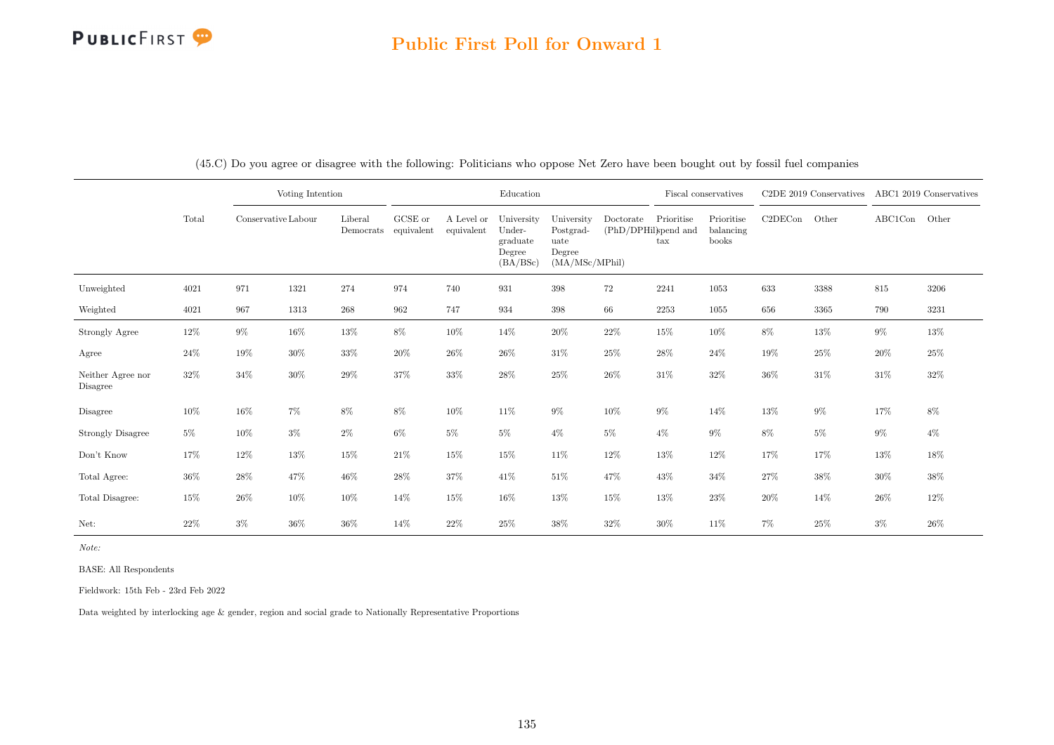## Public First Poll for Onward 1

(45.C) Do you agree or disagree with the following: Politicians who oppose Net Zero have been bought out by fossil fuel companies

| | Total | Voting Intention | | | Education | | | | | Fiscal conservatives | | C2DE 2019 Conservatives | | ABC1 2019 Conservatives | |
|---|---|---|---|---|---|---|---|---|---|---|---|---|---|---|---|
| | | Conservative | Labour | Liberal Democrats | GCSE or equivalent | A Level or equivalent | University Under-graduate Degree (BA/BSc) | University Postgrad-uate Degree (MA/MSc/MPhil) | Doctorate (PhD/DPHil) | Prioritise spend and tax | Prioritise balancing books | C2DECon | Other | ABC1Con | Other |
| Unweighted | 4021 | 971 | 1321 | 274 | 974 | 740 | 931 | 398 | 72 | 2241 | 1053 | 633 | 3388 | 815 | 3206 |
| Weighted | 4021 | 967 | 1313 | 268 | 962 | 747 | 934 | 398 | 66 | 2253 | 1055 | 656 | 3365 | 790 | 3231 |
| Strongly Agree | 12% | 9% | 16% | 13% | 8% | 10% | 14% | 20% | 22% | 15% | 10% | 8% | 13% | 9% | 13% |
| Agree | 24% | 19% | 30% | 33% | 20% | 26% | 26% | 31% | 25% | 28% | 24% | 19% | 25% | 20% | 25% |
| Neither Agree nor Disagree | 32% | 34% | 30% | 29% | 37% | 33% | 28% | 25% | 26% | 31% | 32% | 36% | 31% | 31% | 32% |
| Disagree | 10% | 16% | 7% | 8% | 8% | 10% | 11% | 9% | 10% | 9% | 14% | 13% | 9% | 17% | 8% |
| Strongly Disagree | 5% | 10% | 3% | 2% | 6% | 5% | 5% | 4% | 5% | 4% | 9% | 8% | 5% | 9% | 4% |
| Don't Know | 17% | 12% | 13% | 15% | 21% | 15% | 15% | 11% | 12% | 13% | 12% | 17% | 17% | 13% | 18% |
| Total Agree: | 36% | 28% | 47% | 46% | 28% | 37% | 41% | 51% | 47% | 43% | 34% | 27% | 38% | 30% | 38% |
| Total Disagree: | 15% | 26% | 10% | 10% | 14% | 15% | 16% | 13% | 15% | 13% | 23% | 20% | 14% | 26% | 12% |
| Net: | 22% | 3% | 36% | 36% | 14% | 22% | 25% | 38% | 32% | 30% | 11% | 7% | 25% | 3% | 26% |

*Note:*

BASE: All Respondents

Fieldwork: 15th Feb - 23rd Feb 2022

Data weighted by interlocking age & gender, region and social grade to Nationally Representative Proportions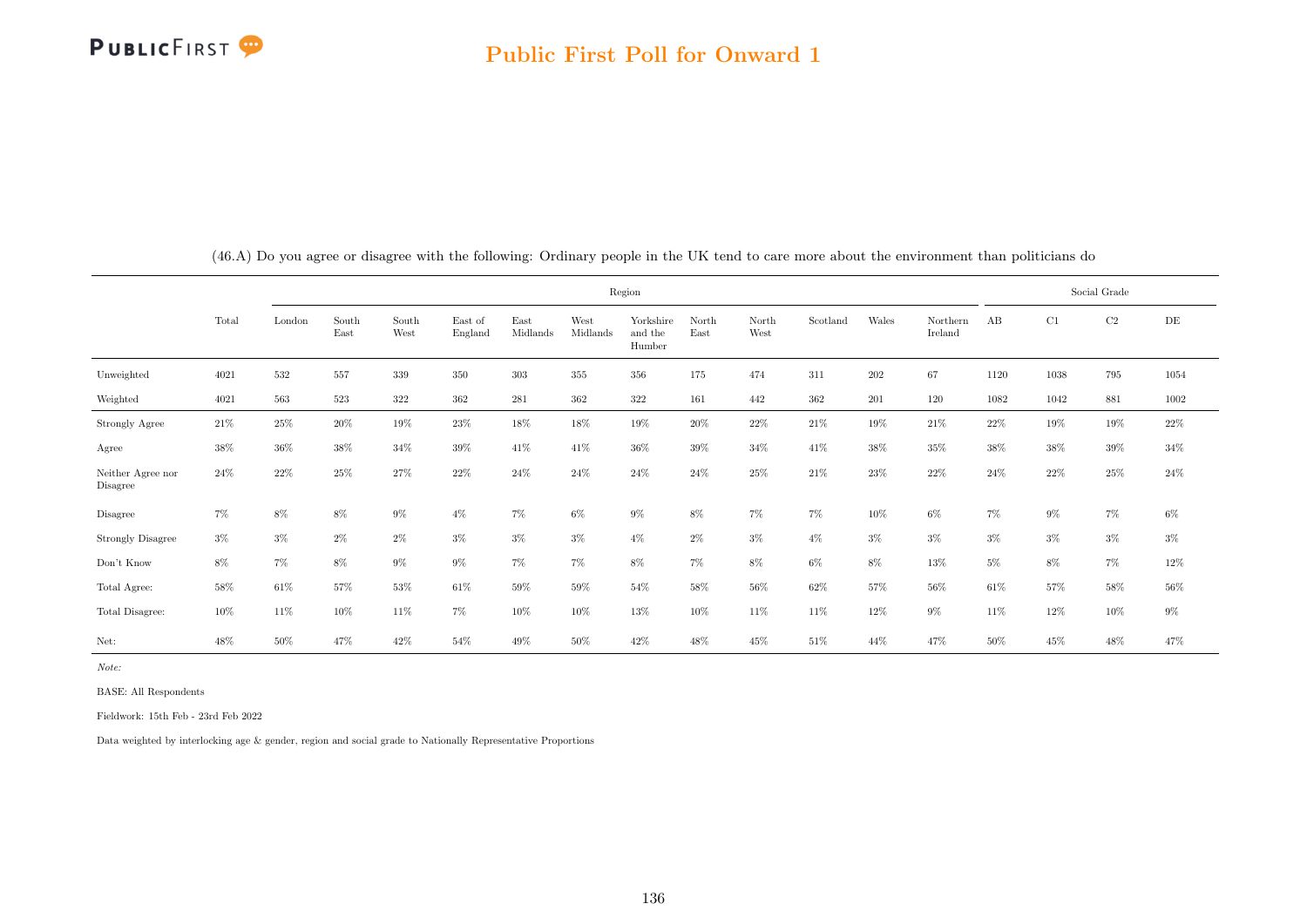(46.A) Do you agree or disagree with the following: Ordinary people in the UK tend to care more about the environment than politicians do

| | | Region | | | | | | | | | | | | Social Grade | | | |
|---|---|---|---|---|---|---|---|---|---|---|---|---|---|---|---|---|---|
| | Total | London | South East | South West | East of England | East Midlands | West Midlands | Yorkshire and the Humber | North East | North West | Scotland | Wales | Northern Ireland | AB | C1 | C2 | DE |
| Unweighted | 4021 | 532 | 557 | 339 | 350 | 303 | 355 | 356 | 175 | 474 | 311 | 202 | 67 | 1120 | 1038 | 795 | 1054 |
| Weighted | 4021 | 563 | 523 | 322 | 362 | 281 | 362 | 322 | 161 | 442 | 362 | 201 | 120 | 1082 | 1042 | 881 | 1002 |
| Strongly Agree | 21% | 25% | 20% | 19% | 23% | 18% | 18% | 19% | 20% | 22% | 21% | 19% | 21% | 22% | 19% | 19% | 22% |
| Agree | 38% | 36% | 38% | 34% | 39% | 41% | 41% | 36% | 39% | 34% | 41% | 38% | 35% | 38% | 38% | 39% | 34% |
| Neither Agree nor Disagree | 24% | 22% | 25% | 27% | 22% | 24% | 24% | 24% | 24% | 25% | 21% | 23% | 22% | 24% | 22% | 25% | 24% |
| Disagree | 7% | 8% | 8% | 9% | 4% | 7% | 6% | 9% | 8% | 7% | 7% | 10% | 6% | 7% | 9% | 7% | 6% |
| Strongly Disagree | 3% | 3% | 2% | 2% | 3% | 3% | 3% | 4% | 2% | 3% | 4% | 3% | 3% | 3% | 3% | 3% | 3% |
| Don't Know | 8% | 7% | 8% | 9% | 9% | 7% | 7% | 8% | 7% | 8% | 6% | 8% | 13% | 5% | 8% | 7% | 12% |
| Total Agree: | 58% | 61% | 57% | 53% | 61% | 59% | 59% | 54% | 58% | 56% | 62% | 57% | 56% | 61% | 57% | 58% | 56% |
| Total Disagree: | 10% | 11% | 10% | 11% | 7% | 10% | 10% | 13% | 10% | 11% | 11% | 12% | 9% | 11% | 12% | 10% | 9% |
| Net: | 48% | 50% | 47% | 42% | 54% | 49% | 50% | 42% | 48% | 45% | 51% | 44% | 47% | 50% | 45% | 48% | 47% |

*Note:*

BASE: All Respondents

Fieldwork: 15th Feb - 23rd Feb 2022

Data weighted by interlocking age & gender, region and social grade to Nationally Representative Proportions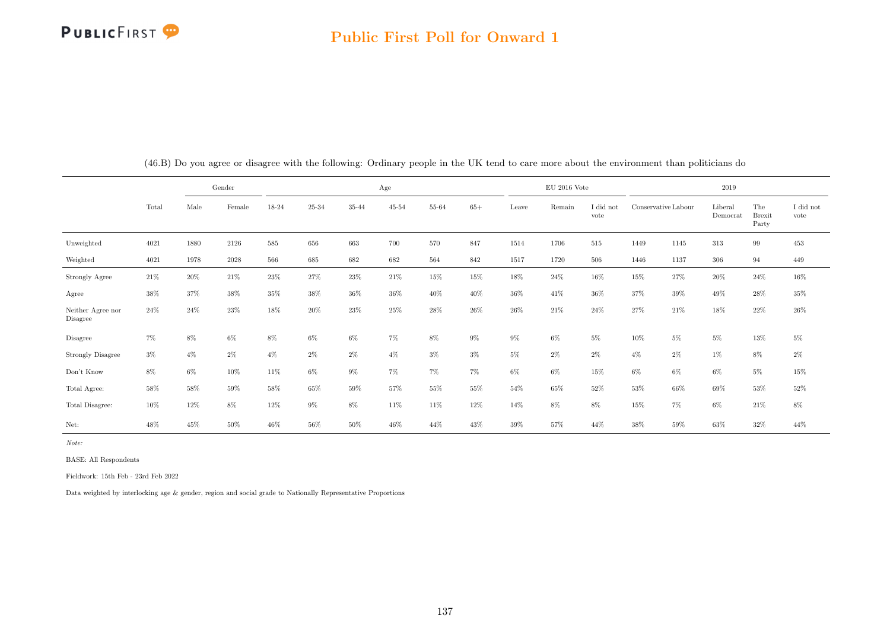(46.B) Do you agree or disagree with the following: Ordinary people in the UK tend to care more about the environment than politicians do

| | | Gender | | Age | | | | | | EU 2016 Vote | | | 2019 | | | | |
|---|---|---|---|---|---|---|---|---|---|---|---|---|---|---|---|---|---|
| | Total | Male | Female | 18-24 | 25-34 | 35-44 | 45-54 | 55-64 | 65+ | Leave | Remain | I did not vote | Conservative | Labour | Liberal Democrat | The Brexit Party | I did not vote |
| Unweighted | 4021 | 1880 | 2126 | 585 | 656 | 663 | 700 | 570 | 847 | 1514 | 1706 | 515 | 1449 | 1145 | 313 | 99 | 453 |
| Weighted | 4021 | 1978 | 2028 | 566 | 685 | 682 | 682 | 564 | 842 | 1517 | 1720 | 506 | 1446 | 1137 | 306 | 94 | 449 |
| Strongly Agree | 21% | 20% | 21% | 23% | 27% | 23% | 21% | 15% | 15% | 18% | 24% | 16% | 15% | 27% | 20% | 24% | 16% |
| Agree | 38% | 37% | 38% | 35% | 38% | 36% | 36% | 40% | 40% | 36% | 41% | 36% | 37% | 39% | 49% | 28% | 35% |
| Neither Agree nor Disagree | 24% | 24% | 23% | 18% | 20% | 23% | 25% | 28% | 26% | 26% | 21% | 24% | 27% | 21% | 18% | 22% | 26% |
| Disagree | 7% | 8% | 6% | 8% | 6% | 6% | 7% | 8% | 9% | 9% | 6% | 5% | 10% | 5% | 5% | 13% | 5% |
| Strongly Disagree | 3% | 4% | 2% | 4% | 2% | 2% | 4% | 3% | 3% | 5% | 2% | 2% | 4% | 2% | 1% | 8% | 2% |
| Don't Know | 8% | 6% | 10% | 11% | 6% | 9% | 7% | 7% | 7% | 6% | 6% | 15% | 6% | 6% | 6% | 5% | 15% |
| Total Agree: | 58% | 58% | 59% | 58% | 65% | 59% | 57% | 55% | 55% | 54% | 65% | 52% | 53% | 66% | 69% | 53% | 52% |
| Total Disagree: | 10% | 12% | 8% | 12% | 9% | 8% | 11% | 11% | 12% | 14% | 8% | 8% | 15% | 7% | 6% | 21% | 8% |
| Net: | 48% | 45% | 50% | 46% | 56% | 50% | 46% | 44% | 43% | 39% | 57% | 44% | 38% | 59% | 63% | 32% | 44% |

*Note:*

BASE: All Respondents

Fieldwork: 15th Feb - 23rd Feb 2022

Data weighted by interlocking age & gender, region and social grade to Nationally Representative Proportions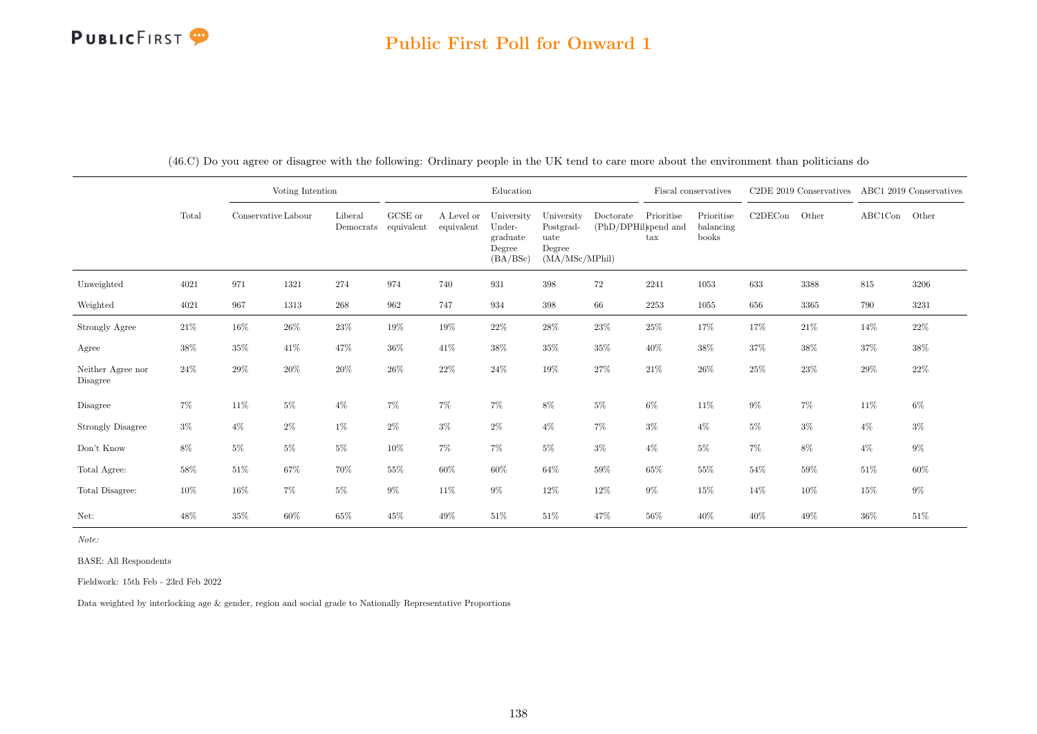## Public First Poll for Onward 1

(46.C) Do you agree or disagree with the following: Ordinary people in the UK tend to care more about the environment than politicians do

| | | Voting Intention | | | Education | | | | | Fiscal conservatives | | C2DE 2019 Conservatives | | ABC1 2019 Conservatives | |
|---|---|---|---|---|---|---|---|---|---|---|---|---|---|---|---|
| | Total | Conservative | Labour | Liberal Democrats | GCSE or equivalent | A Level or equivalent | University Under-graduate Degree (BA/BSc) | University Postgrad-uate Degree (MA/MSc/MPhil) | Doctorate (PhD/DPHil) | Prioritise spend and tax | Prioritise balancing books | C2DECon | Other | ABC1Con | Other |
| Unweighted | 4021 | 971 | 1321 | 274 | 974 | 740 | 931 | 398 | 72 | 2241 | 1053 | 633 | 3388 | 815 | 3206 |
| Weighted | 4021 | 967 | 1313 | 268 | 962 | 747 | 934 | 398 | 66 | 2253 | 1055 | 656 | 3365 | 790 | 3231 |
| Strongly Agree | 21% | 16% | 26% | 23% | 19% | 19% | 22% | 28% | 23% | 25% | 17% | 17% | 21% | 14% | 22% |
| Agree | 38% | 35% | 41% | 47% | 36% | 41% | 38% | 35% | 35% | 40% | 38% | 37% | 38% | 37% | 38% |
| Neither Agree nor Disagree | 24% | 29% | 20% | 20% | 26% | 22% | 24% | 19% | 27% | 21% | 26% | 25% | 23% | 29% | 22% |
| Disagree | 7% | 11% | 5% | 4% | 7% | 7% | 7% | 8% | 5% | 6% | 11% | 9% | 7% | 11% | 6% |
| Strongly Disagree | 3% | 4% | 2% | 1% | 2% | 3% | 2% | 4% | 7% | 3% | 4% | 5% | 3% | 4% | 3% |
| Don't Know | 8% | 5% | 5% | 5% | 10% | 7% | 7% | 5% | 3% | 4% | 5% | 7% | 8% | 4% | 9% |
| Total Agree: | 58% | 51% | 67% | 70% | 55% | 60% | 60% | 64% | 59% | 65% | 55% | 54% | 59% | 51% | 60% |
| Total Disagree: | 10% | 16% | 7% | 5% | 9% | 11% | 9% | 12% | 12% | 9% | 15% | 14% | 10% | 15% | 9% |
| Net: | 48% | 35% | 60% | 65% | 45% | 49% | 51% | 51% | 47% | 56% | 40% | 40% | 49% | 36% | 51% |

*Note:*

BASE: All Respondents

Fieldwork: 15th Feb - 23rd Feb 2022

Data weighted by interlocking age & gender, region and social grade to Nationally Representative Proportions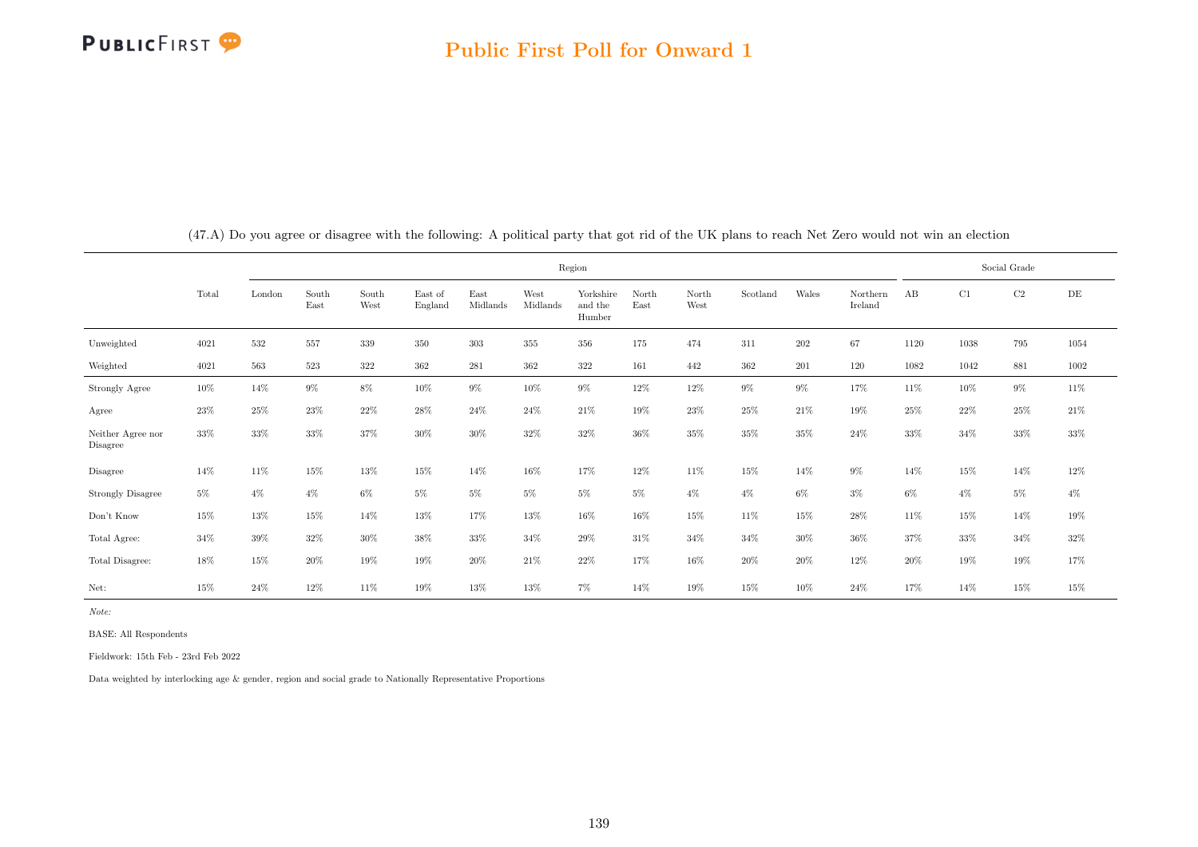## Public First Poll for Onward 1

(47.A) Do you agree or disagree with the following: A political party that got rid of the UK plans to reach Net Zero would not win an election

| | Total | Region | | | | | | | | | | | | Social Grade | | | |
|---|---|---|---|---|---|---|---|---|---|---|---|---|---|---|---|---|---|
| | | London | South East | South West | East of England | East Midlands | West Midlands | Yorkshire and the Humber | North East | North West | Scotland | Wales | Northern Ireland | AB | C1 | C2 | DE |
| Unweighted | 4021 | 532 | 557 | 339 | 350 | 303 | 355 | 356 | 175 | 474 | 311 | 202 | 67 | 1120 | 1038 | 795 | 1054 |
| Weighted | 4021 | 563 | 523 | 322 | 362 | 281 | 362 | 322 | 161 | 442 | 362 | 201 | 120 | 1082 | 1042 | 881 | 1002 |
| Strongly Agree | 10% | 14% | 9% | 8% | 10% | 9% | 10% | 9% | 12% | 12% | 9% | 9% | 17% | 11% | 10% | 9% | 11% |
| Agree | 23% | 25% | 23% | 22% | 28% | 24% | 24% | 21% | 19% | 23% | 25% | 21% | 19% | 25% | 22% | 25% | 21% |
| Neither Agree nor Disagree | 33% | 33% | 33% | 37% | 30% | 30% | 32% | 32% | 36% | 35% | 35% | 35% | 24% | 33% | 34% | 33% | 33% |
| Disagree | 14% | 11% | 15% | 13% | 15% | 14% | 16% | 17% | 12% | 11% | 15% | 14% | 9% | 14% | 15% | 14% | 12% |
| Strongly Disagree | 5% | 4% | 4% | 6% | 5% | 5% | 5% | 5% | 5% | 4% | 4% | 6% | 3% | 6% | 4% | 5% | 4% |
| Don't Know | 15% | 13% | 15% | 14% | 13% | 17% | 13% | 16% | 16% | 15% | 11% | 15% | 28% | 11% | 15% | 14% | 19% |
| Total Agree: | 34% | 39% | 32% | 30% | 38% | 33% | 34% | 29% | 31% | 34% | 34% | 30% | 36% | 37% | 33% | 34% | 32% |
| Total Disagree: | 18% | 15% | 20% | 19% | 19% | 20% | 21% | 22% | 17% | 16% | 20% | 20% | 12% | 20% | 19% | 19% | 17% |
| Net: | 15% | 24% | 12% | 11% | 19% | 13% | 13% | 7% | 14% | 19% | 15% | 10% | 24% | 17% | 14% | 15% | 15% |

*Note:*

BASE: All Respondents

Fieldwork: 15th Feb - 23rd Feb 2022

Data weighted by interlocking age & gender, region and social grade to Nationally Representative Proportions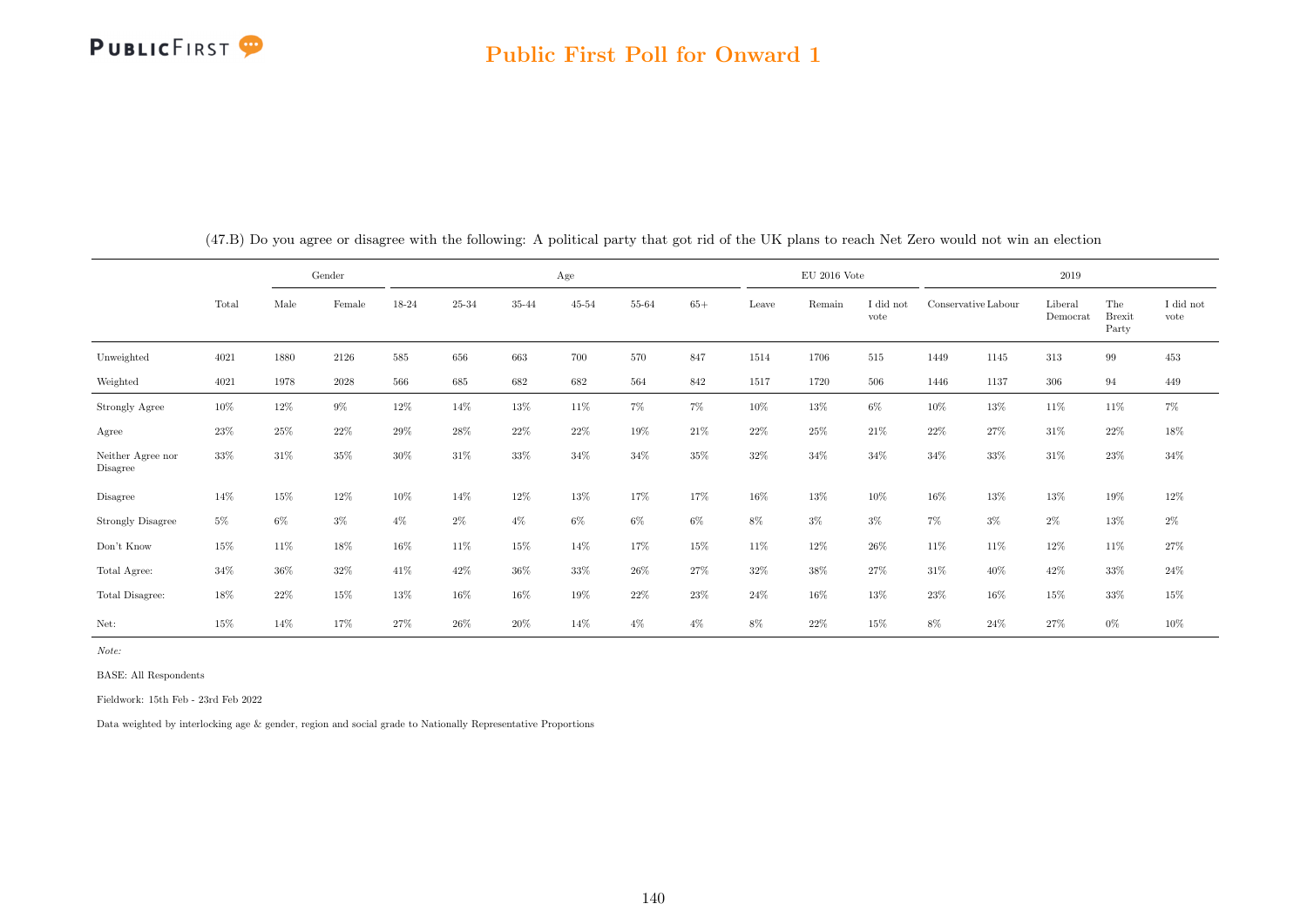## Public First Poll for Onward 1

(47.B) Do you agree or disagree with the following: A political party that got rid of the UK plans to reach Net Zero would not win an election

| | Total | Gender | | Age | | | | | | EU 2016 Vote | | | 2019 | | | | |
|---|---|---|---|---|---|---|---|---|---|---|---|---|---|---|---|---|---|
| | | Male | Female | 18-24 | 25-34 | 35-44 | 45-54 | 55-64 | 65+ | Leave | Remain | I did not vote | Conservative | Labour | Liberal Democrat | The Brexit Party | I did not vote |
| Unweighted | 4021 | 1880 | 2126 | 585 | 656 | 663 | 700 | 570 | 847 | 1514 | 1706 | 515 | 1449 | 1145 | 313 | 99 | 453 |
| Weighted | 4021 | 1978 | 2028 | 566 | 685 | 682 | 682 | 564 | 842 | 1517 | 1720 | 506 | 1446 | 1137 | 306 | 94 | 449 |
| Strongly Agree | 10% | 12% | 9% | 12% | 14% | 13% | 11% | 7% | 7% | 10% | 13% | 6% | 10% | 13% | 11% | 11% | 7% |
| Agree | 23% | 25% | 22% | 29% | 28% | 22% | 22% | 19% | 21% | 22% | 25% | 21% | 22% | 27% | 31% | 22% | 18% |
| Neither Agree nor Disagree | 33% | 31% | 35% | 30% | 31% | 33% | 34% | 34% | 35% | 32% | 34% | 34% | 34% | 33% | 31% | 23% | 34% |
| Disagree | 14% | 15% | 12% | 10% | 14% | 12% | 13% | 17% | 17% | 16% | 13% | 10% | 16% | 13% | 13% | 19% | 12% |
| Strongly Disagree | 5% | 6% | 3% | 4% | 2% | 4% | 6% | 6% | 6% | 8% | 3% | 3% | 7% | 3% | 2% | 13% | 2% |
| Don't Know | 15% | 11% | 18% | 16% | 11% | 15% | 14% | 17% | 15% | 11% | 12% | 26% | 11% | 11% | 12% | 11% | 27% |
| Total Agree: | 34% | 36% | 32% | 41% | 42% | 36% | 33% | 26% | 27% | 32% | 38% | 27% | 31% | 40% | 42% | 33% | 24% |
| Total Disagree: | 18% | 22% | 15% | 13% | 16% | 16% | 19% | 22% | 23% | 24% | 16% | 13% | 23% | 16% | 15% | 33% | 15% |
| Net: | 15% | 14% | 17% | 27% | 26% | 20% | 14% | 4% | 4% | 8% | 22% | 15% | 8% | 24% | 27% | 0% | 10% |

*Note:*

BASE: All Respondents

Fieldwork: 15th Feb - 23rd Feb 2022

Data weighted by interlocking age & gender, region and social grade to Nationally Representative Proportions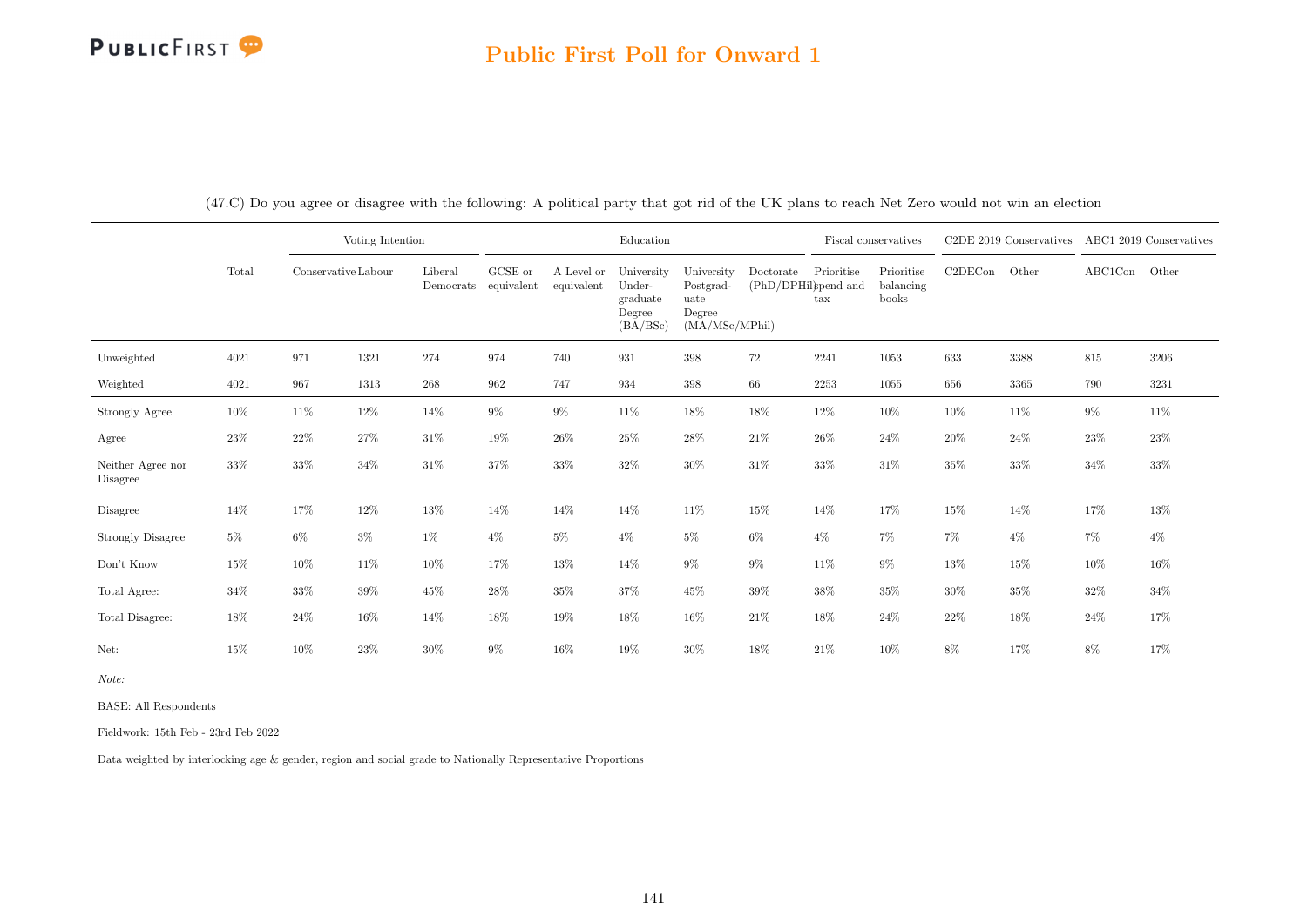## Public First Poll for Onward 1

(47.C) Do you agree or disagree with the following: A political party that got rid of the UK plans to reach Net Zero would not win an election

| | Total | Voting Intention | | | Education | | | | | Fiscal conservatives | | C2DE 2019 Conservatives | | ABC1 2019 Conservatives | |
|---|---|---|---|---|---|---|---|---|---|---|---|---|---|---|---|
| | | Conservative | Labour | Liberal Democrats | GCSE or equivalent | A Level or equivalent | University Undergraduate Degree (BA/BSc) | University Postgraduate Degree (MA/MSc/MPhil) | Doctorate (PhD/DPHil) | Prioritise spend and tax | Prioritise balancing books | C2DECon | Other | ABC1Con | Other |
| Unweighted | 4021 | 971 | 1321 | 274 | 974 | 740 | 931 | 398 | 72 | 2241 | 1053 | 633 | 3388 | 815 | 3206 |
| Weighted | 4021 | 967 | 1313 | 268 | 962 | 747 | 934 | 398 | 66 | 2253 | 1055 | 656 | 3365 | 790 | 3231 |
| Strongly Agree | 10% | 11% | 12% | 14% | 9% | 9% | 11% | 18% | 18% | 12% | 10% | 10% | 11% | 9% | 11% |
| Agree | 23% | 22% | 27% | 31% | 19% | 26% | 25% | 28% | 21% | 26% | 24% | 20% | 24% | 23% | 23% |
| Neither Agree nor Disagree | 33% | 33% | 34% | 31% | 37% | 33% | 32% | 30% | 31% | 33% | 31% | 35% | 33% | 34% | 33% |
| Disagree | 14% | 17% | 12% | 13% | 14% | 14% | 14% | 11% | 15% | 14% | 17% | 15% | 14% | 17% | 13% |
| Strongly Disagree | 5% | 6% | 3% | 1% | 4% | 5% | 4% | 5% | 6% | 4% | 7% | 7% | 4% | 7% | 4% |
| Don't Know | 15% | 10% | 11% | 10% | 17% | 13% | 14% | 9% | 9% | 11% | 9% | 13% | 15% | 10% | 16% |
| Total Agree: | 34% | 33% | 39% | 45% | 28% | 35% | 37% | 45% | 39% | 38% | 35% | 30% | 35% | 32% | 34% |
| Total Disagree: | 18% | 24% | 16% | 14% | 18% | 19% | 18% | 16% | 21% | 18% | 24% | 22% | 18% | 24% | 17% |
| Net: | 15% | 10% | 23% | 30% | 9% | 16% | 19% | 30% | 18% | 21% | 10% | 8% | 17% | 8% | 17% |

*Note:*

BASE: All Respondents

Fieldwork: 15th Feb - 23rd Feb 2022

Data weighted by interlocking age & gender, region and social grade to Nationally Representative Proportions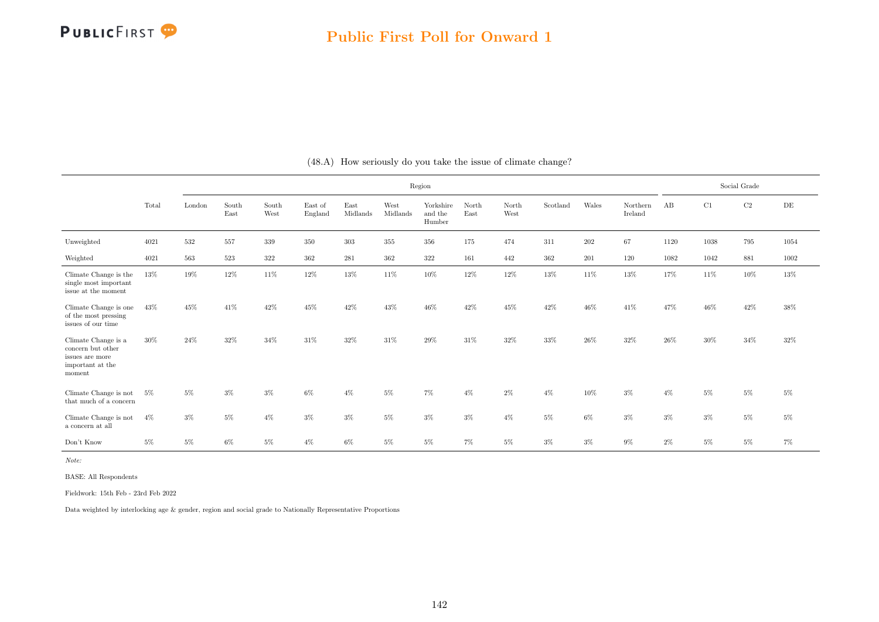(48.A) How seriously do you take the issue of climate change?

| | Total | Region | | | | | | | | | | | | Social Grade | | | |
|---|---|---|---|---|---|---|---|---|---|---|---|---|---|---|---|---|---|
| | | London | South East | South West | East of England | East Midlands | West Midlands | Yorkshire and the Humber | North East | North West | Scotland | Wales | Northern Ireland | AB | C1 | C2 | DE |
| Unweighted | 4021 | 532 | 557 | 339 | 350 | 303 | 355 | 356 | 175 | 474 | 311 | 202 | 67 | 1120 | 1038 | 795 | 1054 |
| Weighted | 4021 | 563 | 523 | 322 | 362 | 281 | 362 | 322 | 161 | 442 | 362 | 201 | 120 | 1082 | 1042 | 881 | 1002 |
| Climate Change is the single most important issue at the moment | 13% | 19% | 12% | 11% | 12% | 13% | 11% | 10% | 12% | 12% | 13% | 11% | 13% | 17% | 11% | 10% | 13% |
| Climate Change is one of the most pressing issues of our time | 43% | 45% | 41% | 42% | 45% | 42% | 43% | 46% | 42% | 45% | 42% | 46% | 41% | 47% | 46% | 42% | 38% |
| Climate Change is a concern but other issues are more important at the moment | 30% | 24% | 32% | 34% | 31% | 32% | 31% | 29% | 31% | 32% | 33% | 26% | 32% | 26% | 30% | 34% | 32% |
| Climate Change is not that much of a concern | 5% | 5% | 3% | 3% | 6% | 4% | 5% | 7% | 4% | 2% | 4% | 10% | 3% | 4% | 5% | 5% | 5% |
| Climate Change is not a concern at all | 4% | 3% | 5% | 4% | 3% | 3% | 5% | 3% | 3% | 4% | 5% | 6% | 3% | 3% | 3% | 5% | 5% |
| Don't Know | 5% | 5% | 6% | 5% | 4% | 6% | 5% | 5% | 7% | 5% | 3% | 3% | 9% | 2% | 5% | 5% | 7% |

*Note:*

BASE: All Respondents

Fieldwork: 15th Feb - 23rd Feb 2022

Data weighted by interlocking age & gender, region and social grade to Nationally Representative Proportions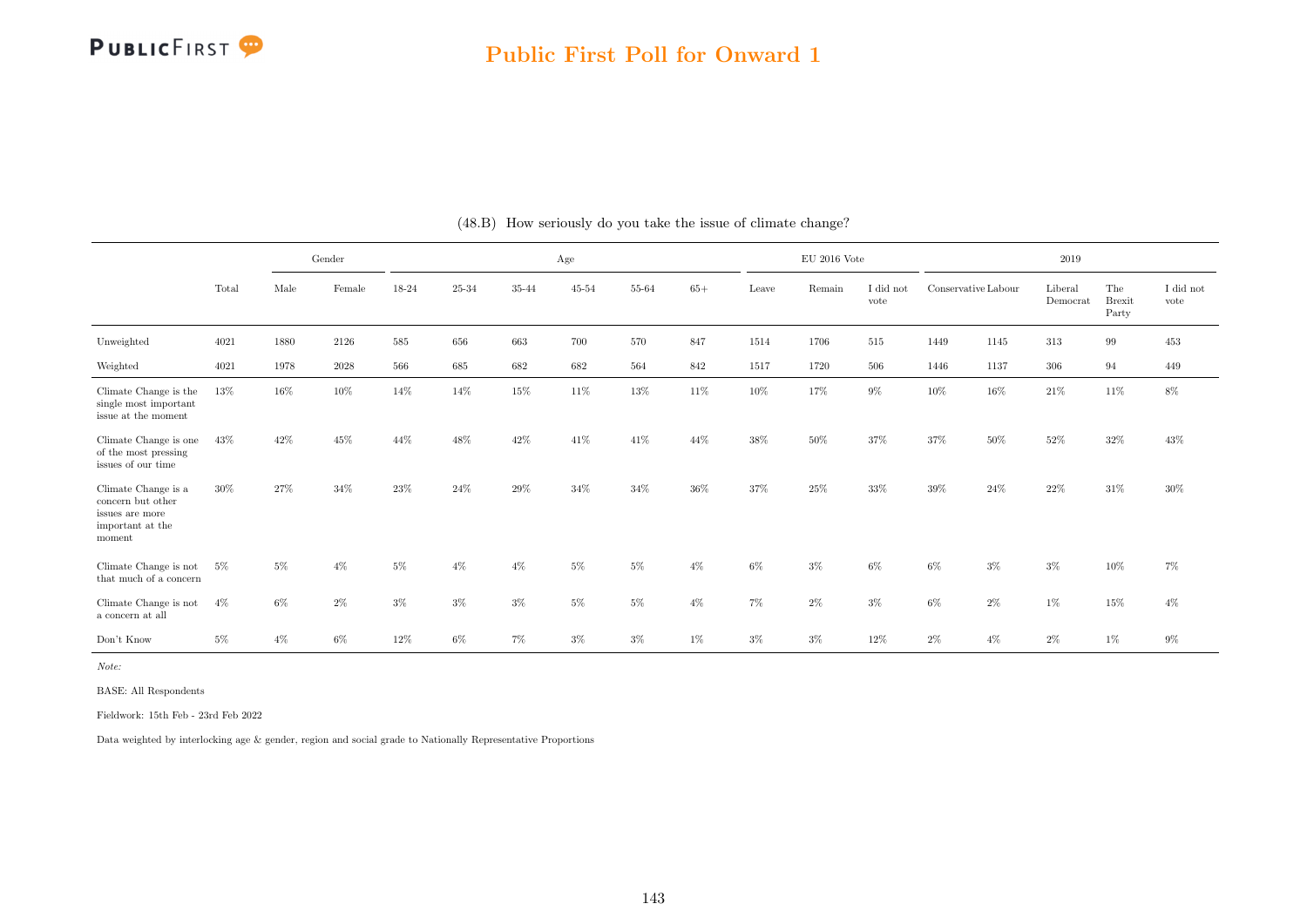## Public First Poll for Onward 1

(48.B) How seriously do you take the issue of climate change?

| | Total | Gender | | Age | | | | | | EU 2016 Vote | | | 2019 | | | | |
|---|---|---|---|---|---|---|---|---|---|---|---|---|---|---|---|---|---|
| | | Male | Female | 18-24 | 25-34 | 35-44 | 45-54 | 55-64 | 65+ | Leave | Remain | I did not vote | Conservative | Labour | Liberal Democrat | The Brexit Party | I did not vote |
| Unweighted | 4021 | 1880 | 2126 | 585 | 656 | 663 | 700 | 570 | 847 | 1514 | 1706 | 515 | 1449 | 1145 | 313 | 99 | 453 |
| Weighted | 4021 | 1978 | 2028 | 566 | 685 | 682 | 682 | 564 | 842 | 1517 | 1720 | 506 | 1446 | 1137 | 306 | 94 | 449 |
| Climate Change is the single most important issue at the moment | 13% | 16% | 10% | 14% | 14% | 15% | 11% | 13% | 11% | 10% | 17% | 9% | 10% | 16% | 21% | 11% | 8% |
| Climate Change is one of the most pressing issues of our time | 43% | 42% | 45% | 44% | 48% | 42% | 41% | 41% | 44% | 38% | 50% | 37% | 37% | 50% | 52% | 32% | 43% |
| Climate Change is a concern but other issues are more important at the moment | 30% | 27% | 34% | 23% | 24% | 29% | 34% | 34% | 36% | 37% | 25% | 33% | 39% | 24% | 22% | 31% | 30% |
| Climate Change is not that much of a concern | 5% | 5% | 4% | 5% | 4% | 4% | 5% | 5% | 4% | 6% | 3% | 6% | 6% | 3% | 3% | 10% | 7% |
| Climate Change is not a concern at all | 4% | 6% | 2% | 3% | 3% | 3% | 5% | 5% | 4% | 7% | 2% | 3% | 6% | 2% | 1% | 15% | 4% |
| Don't Know | 5% | 4% | 6% | 12% | 6% | 7% | 3% | 3% | 1% | 3% | 3% | 12% | 2% | 4% | 2% | 1% | 9% |

*Note:*

BASE: All Respondents

Fieldwork: 15th Feb - 23rd Feb 2022

Data weighted by interlocking age & gender, region and social grade to Nationally Representative Proportions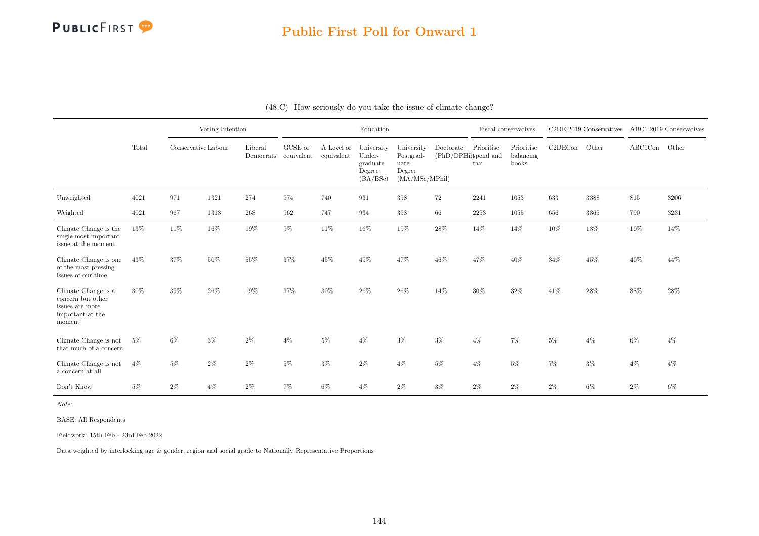## Public First Poll for Onward 1

(48.C) How seriously do you take the issue of climate change?

| | Total | Voting Intention | | | Education | | | | | Fiscal conservatives | | C2DE 2019 Conservatives | | ABC1 2019 Conservatives | |
|---|---|---|---|---|---|---|---|---|---|---|---|---|---|---|---|
| | | Conservative | Labour | Liberal Democrats | GCSE or equivalent | A Level or equivalent | University Undergraduate Degree (BA/BSc) | University Postgraduate Degree (MA/MSc/MPhil) | Doctorate (PhD/DPHil) | Prioritise spend and tax | Prioritise balancing books | C2DECon | Other | ABC1Con | Other |
| Unweighted | 4021 | 971 | 1321 | 274 | 974 | 740 | 931 | 398 | 72 | 2241 | 1053 | 633 | 3388 | 815 | 3206 |
| Weighted | 4021 | 967 | 1313 | 268 | 962 | 747 | 934 | 398 | 66 | 2253 | 1055 | 656 | 3365 | 790 | 3231 |
| Climate Change is the single most important issue at the moment | 13% | 11% | 16% | 19% | 9% | 11% | 16% | 19% | 28% | 14% | 14% | 10% | 13% | 10% | 14% |
| Climate Change is one of the most pressing issues of our time | 43% | 37% | 50% | 55% | 37% | 45% | 49% | 47% | 46% | 47% | 40% | 34% | 45% | 40% | 44% |
| Climate Change is a concern but other issues are more important at the moment | 30% | 39% | 26% | 19% | 37% | 30% | 26% | 26% | 14% | 30% | 32% | 41% | 28% | 38% | 28% |
| Climate Change is not that much of a concern | 5% | 6% | 3% | 2% | 4% | 5% | 4% | 3% | 3% | 4% | 7% | 5% | 4% | 6% | 4% |
| Climate Change is not a concern at all | 4% | 5% | 2% | 2% | 5% | 3% | 2% | 4% | 5% | 4% | 5% | 7% | 3% | 4% | 4% |
| Don't Know | 5% | 2% | 4% | 2% | 7% | 6% | 4% | 2% | 3% | 2% | 2% | 2% | 6% | 2% | 6% |

*Note:*

BASE: All Respondents

Fieldwork: 15th Feb - 23rd Feb 2022

Data weighted by interlocking age & gender, region and social grade to Nationally Representative Proportions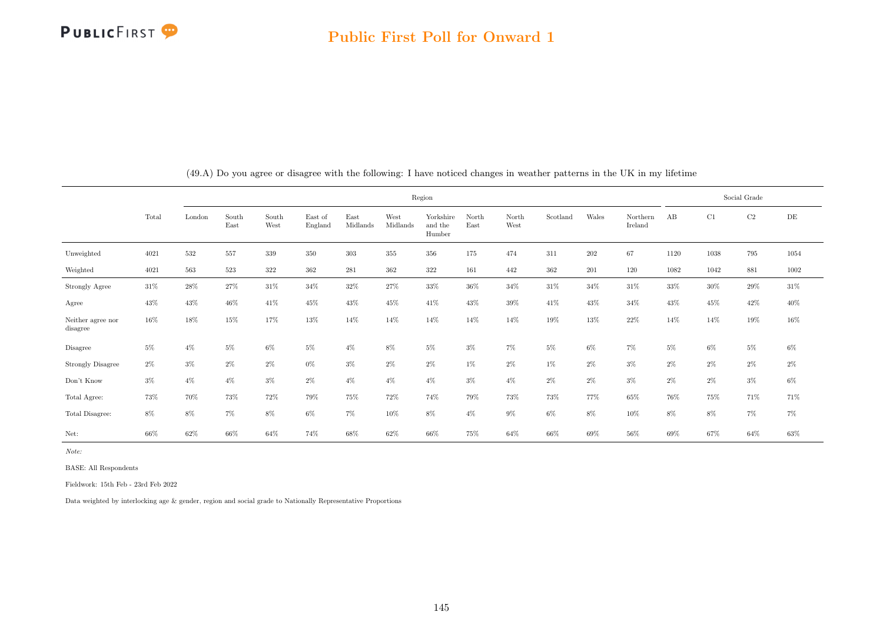## Public First Poll for Onward 1

(49.A) Do you agree or disagree with the following: I have noticed changes in weather patterns in the UK in my lifetime

| | Total | Region | | | | | | | | | | | | Social Grade | | | |
|---|---|---|---|---|---|---|---|---|---|---|---|---|---|---|---|---|---|
| | | London | South East | South West | East of England | East Midlands | West Midlands | Yorkshire and the Humber | North East | North West | Scotland | Wales | Northern Ireland | AB | C1 | C2 | DE |
| Unweighted | 4021 | 532 | 557 | 339 | 350 | 303 | 355 | 356 | 175 | 474 | 311 | 202 | 67 | 1120 | 1038 | 795 | 1054 |
| Weighted | 4021 | 563 | 523 | 322 | 362 | 281 | 362 | 322 | 161 | 442 | 362 | 201 | 120 | 1082 | 1042 | 881 | 1002 |
| Strongly Agree | 31% | 28% | 27% | 31% | 34% | 32% | 27% | 33% | 36% | 34% | 31% | 34% | 31% | 33% | 30% | 29% | 31% |
| Agree | 43% | 43% | 46% | 41% | 45% | 43% | 45% | 41% | 43% | 39% | 41% | 43% | 34% | 43% | 45% | 42% | 40% |
| Neither agree nor disagree | 16% | 18% | 15% | 17% | 13% | 14% | 14% | 14% | 14% | 14% | 19% | 13% | 22% | 14% | 14% | 19% | 16% |
| Disagree | 5% | 4% | 5% | 6% | 5% | 4% | 8% | 5% | 3% | 7% | 5% | 6% | 7% | 5% | 6% | 5% | 6% |
| Strongly Disagree | 2% | 3% | 2% | 2% | 0% | 3% | 2% | 2% | 1% | 2% | 1% | 2% | 3% | 2% | 2% | 2% | 2% |
| Don't Know | 3% | 4% | 4% | 3% | 2% | 4% | 4% | 4% | 3% | 4% | 2% | 2% | 3% | 2% | 2% | 3% | 6% |
| Total Agree: | 73% | 70% | 73% | 72% | 79% | 75% | 72% | 74% | 79% | 73% | 73% | 77% | 65% | 76% | 75% | 71% | 71% |
| Total Disagree: | 8% | 8% | 7% | 8% | 6% | 7% | 10% | 8% | 4% | 9% | 6% | 8% | 10% | 8% | 8% | 7% | 7% |
| Net: | 66% | 62% | 66% | 64% | 74% | 68% | 62% | 66% | 75% | 64% | 66% | 69% | 56% | 69% | 67% | 64% | 63% |

*Note:*

BASE: All Respondents

Fieldwork: 15th Feb - 23rd Feb 2022

Data weighted by interlocking age & gender, region and social grade to Nationally Representative Proportions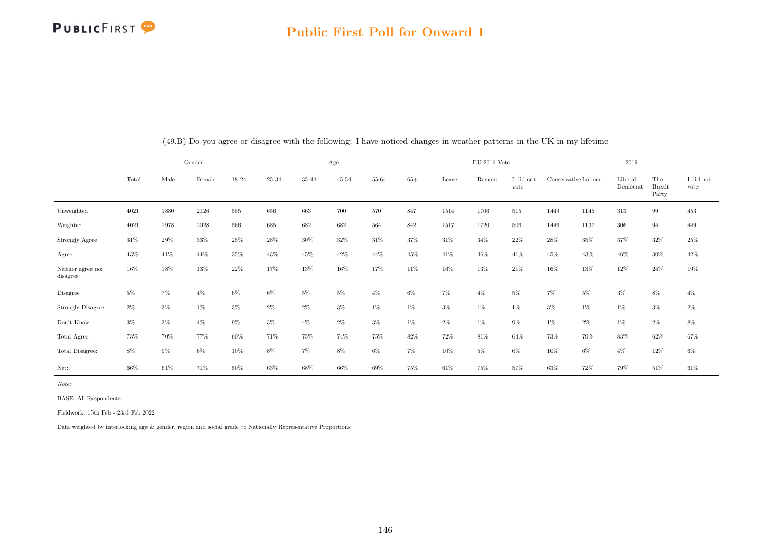(49.B) Do you agree or disagree with the following: I have noticed changes in weather patterns in the UK in my lifetime

| | Total | Gender | | Age | | | | | | EU 2016 Vote | | | 2019 | | | | |
|---|---|---|---|---|---|---|---|---|---|---|---|---|---|---|---|---|---|
| | | Male | Female | 18-24 | 25-34 | 35-44 | 45-54 | 55-64 | 65+ | Leave | Remain | I did not vote | Conservative | Labour | Liberal Democrat | The Brexit Party | I did not vote |
| Unweighted | 4021 | 1880 | 2126 | 585 | 656 | 663 | 700 | 570 | 847 | 1514 | 1706 | 515 | 1449 | 1145 | 313 | 99 | 453 |
| Weighted | 4021 | 1978 | 2028 | 566 | 685 | 682 | 682 | 564 | 842 | 1517 | 1720 | 506 | 1446 | 1137 | 306 | 94 | 449 |
| Strongly Agree | 31% | 29% | 33% | 25% | 28% | 30% | 32% | 31% | 37% | 31% | 34% | 22% | 28% | 35% | 37% | 32% | 25% |
| Agree | 43% | 41% | 44% | 35% | 43% | 45% | 42% | 44% | 45% | 41% | 46% | 41% | 45% | 43% | 46% | 30% | 42% |
| Neither agree nor disagree | 16% | 18% | 13% | 22% | 17% | 13% | 16% | 17% | 11% | 16% | 13% | 21% | 16% | 13% | 12% | 24% | 19% |
| Disagree | 5% | 7% | 4% | 6% | 6% | 5% | 5% | 4% | 6% | 7% | 4% | 5% | 7% | 5% | 3% | 8% | 4% |
| Strongly Disagree | 2% | 3% | 1% | 3% | 2% | 2% | 3% | 1% | 1% | 3% | 1% | 1% | 3% | 1% | 1% | 3% | 2% |
| Don't Know | 3% | 3% | 4% | 9% | 3% | 4% | 2% | 3% | 1% | 2% | 1% | 9% | 1% | 2% | 1% | 2% | 8% |
| Total Agree: | 73% | 70% | 77% | 60% | 71% | 75% | 74% | 75% | 82% | 72% | 81% | 64% | 73% | 79% | 83% | 62% | 67% |
| Total Disagree: | 8% | 9% | 6% | 10% | 8% | 7% | 8% | 6% | 7% | 10% | 5% | 6% | 10% | 6% | 4% | 12% | 6% |
| Net: | 66% | 61% | 71% | 50% | 63% | 68% | 66% | 69% | 75% | 61% | 75% | 57% | 63% | 72% | 79% | 51% | 61% |

*Note:*

BASE: All Respondents

Fieldwork: 15th Feb - 23rd Feb 2022

Data weighted by interlocking age & gender, region and social grade to Nationally Representative Proportions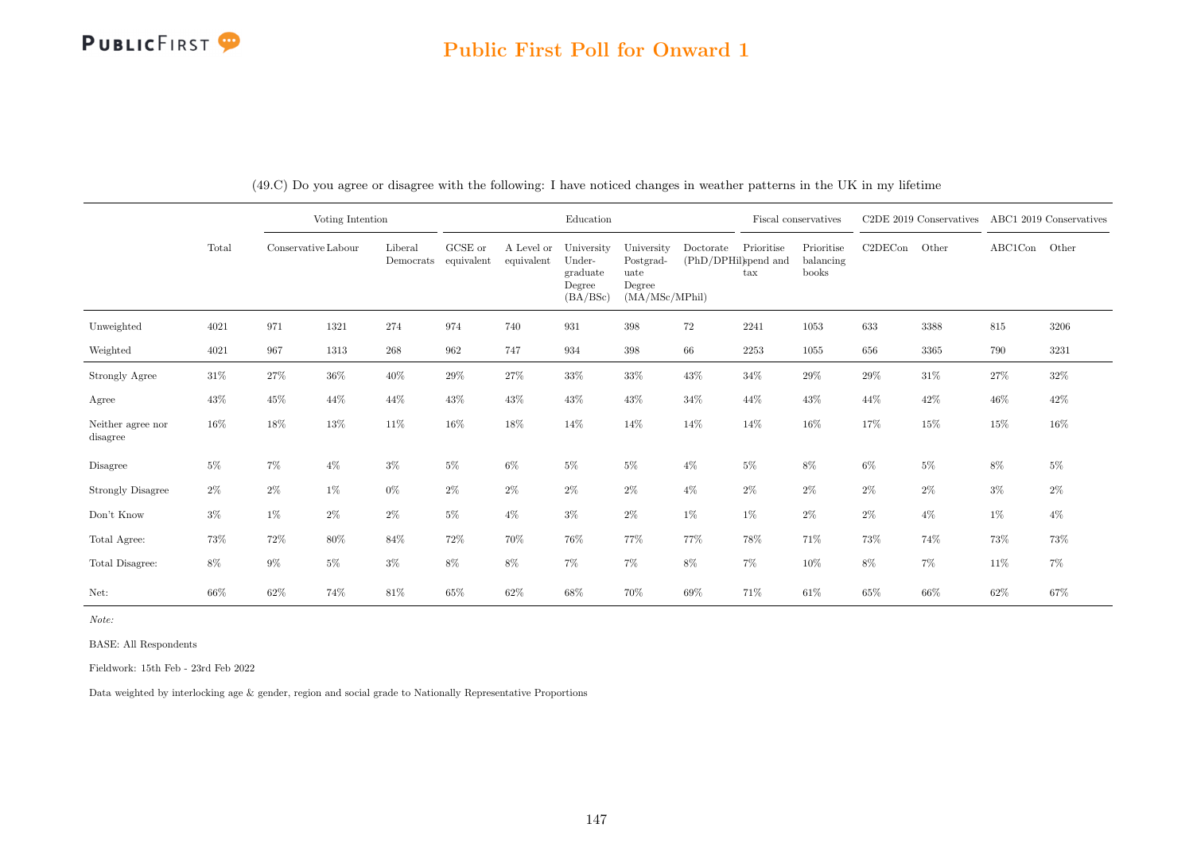(49.C) Do you agree or disagree with the following: I have noticed changes in weather patterns in the UK in my lifetime

| | Total | Voting Intention | | | Education | | | | | Fiscal conservatives | | C2DE 2019 Conservatives | | ABC1 2019 Conservatives | |
|---|---|---|---|---|---|---|---|---|---|---|---|---|---|---|---|
| | | Conservative | Labour | Liberal Democrats | GCSE or equivalent | A Level or equivalent | University Undergraduate Degree (BA/BSc) | University Postgraduate Degree (MA/MSc/MPhil) | Doctorate (PhD/DPHil) | Prioritise spend and tax | Prioritise balancing books | C2DECon | Other | ABC1Con | Other |
| Unweighted | 4021 | 971 | 1321 | 274 | 974 | 740 | 931 | 398 | 72 | 2241 | 1053 | 633 | 3388 | 815 | 3206 |
| Weighted | 4021 | 967 | 1313 | 268 | 962 | 747 | 934 | 398 | 66 | 2253 | 1055 | 656 | 3365 | 790 | 3231 |
| Strongly Agree | 31% | 27% | 36% | 40% | 29% | 27% | 33% | 33% | 43% | 34% | 29% | 29% | 31% | 27% | 32% |
| Agree | 43% | 45% | 44% | 44% | 43% | 43% | 43% | 43% | 34% | 44% | 43% | 44% | 42% | 46% | 42% |
| Neither agree nor disagree | 16% | 18% | 13% | 11% | 16% | 18% | 14% | 14% | 14% | 14% | 16% | 17% | 15% | 15% | 16% |
| Disagree | 5% | 7% | 4% | 3% | 5% | 6% | 5% | 5% | 4% | 5% | 8% | 6% | 5% | 8% | 5% |
| Strongly Disagree | 2% | 2% | 1% | 0% | 2% | 2% | 2% | 2% | 4% | 2% | 2% | 2% | 2% | 3% | 2% |
| Don't Know | 3% | 1% | 2% | 2% | 5% | 4% | 3% | 2% | 1% | 1% | 2% | 2% | 4% | 1% | 4% |
| Total Agree: | 73% | 72% | 80% | 84% | 72% | 70% | 76% | 77% | 77% | 78% | 71% | 73% | 74% | 73% | 73% |
| Total Disagree: | 8% | 9% | 5% | 3% | 8% | 8% | 7% | 7% | 8% | 7% | 10% | 8% | 7% | 11% | 7% |
| Net: | 66% | 62% | 74% | 81% | 65% | 62% | 68% | 70% | 69% | 71% | 61% | 65% | 66% | 62% | 67% |

*Note:*

BASE: All Respondents

Fieldwork: 15th Feb - 23rd Feb 2022

Data weighted by interlocking age & gender, region and social grade to Nationally Representative Proportions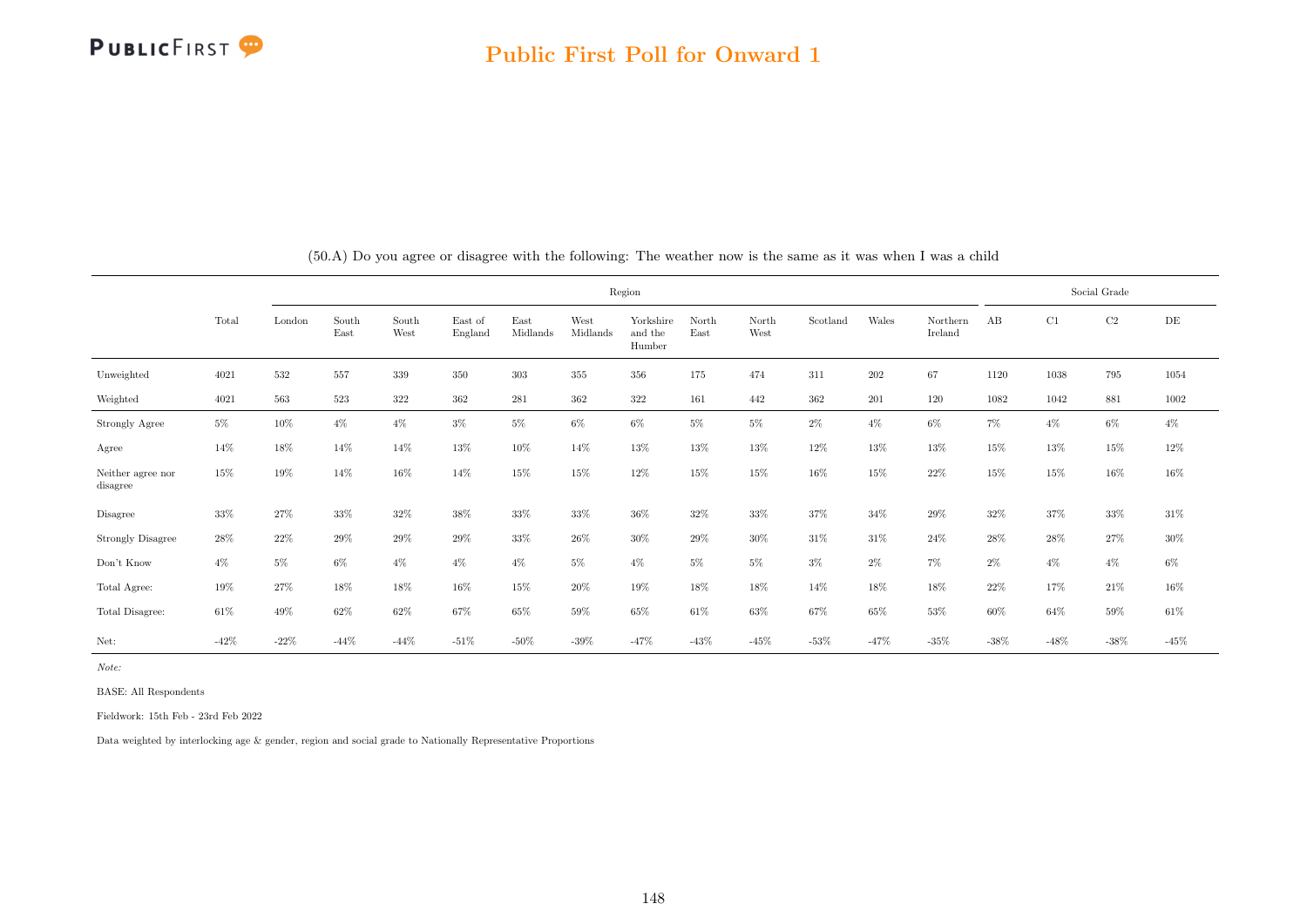## Public First Poll for Onward 1

(50.A) Do you agree or disagree with the following: The weather now is the same as it was when I was a child

| | Total | Region | | | | | | | | | | | | Social Grade | | | |
|---|---|---|---|---|---|---|---|---|---|---|---|---|---|---|---|---|---|
| | | London | South East | South West | East of England | East Midlands | West Midlands | Yorkshire and the Humber | North East | North West | Scotland | Wales | Northern Ireland | AB | C1 | C2 | DE |
| Unweighted | 4021 | 532 | 557 | 339 | 350 | 303 | 355 | 356 | 175 | 474 | 311 | 202 | 67 | 1120 | 1038 | 795 | 1054 |
| Weighted | 4021 | 563 | 523 | 322 | 362 | 281 | 362 | 322 | 161 | 442 | 362 | 201 | 120 | 1082 | 1042 | 881 | 1002 |
| Strongly Agree | 5% | 10% | 4% | 4% | 3% | 5% | 6% | 6% | 5% | 5% | 2% | 4% | 6% | 7% | 4% | 6% | 4% |
| Agree | 14% | 18% | 14% | 14% | 13% | 10% | 14% | 13% | 13% | 13% | 12% | 13% | 13% | 15% | 13% | 15% | 12% |
| Neither agree nor disagree | 15% | 19% | 14% | 16% | 14% | 15% | 15% | 12% | 15% | 15% | 16% | 15% | 22% | 15% | 15% | 16% | 16% |
| Disagree | 33% | 27% | 33% | 32% | 38% | 33% | 33% | 36% | 32% | 33% | 37% | 34% | 29% | 32% | 37% | 33% | 31% |
| Strongly Disagree | 28% | 22% | 29% | 29% | 29% | 33% | 26% | 30% | 29% | 30% | 31% | 31% | 24% | 28% | 28% | 27% | 30% |
| Don't Know | 4% | 5% | 6% | 4% | 4% | 4% | 5% | 4% | 5% | 5% | 3% | 2% | 7% | 2% | 4% | 4% | 6% |
| Total Agree: | 19% | 27% | 18% | 18% | 16% | 15% | 20% | 19% | 18% | 18% | 14% | 18% | 18% | 22% | 17% | 21% | 16% |
| Total Disagree: | 61% | 49% | 62% | 62% | 67% | 65% | 59% | 65% | 61% | 63% | 67% | 65% | 53% | 60% | 64% | 59% | 61% |
| Net: | -42% | -22% | -44% | -44% | -51% | -50% | -39% | -47% | -43% | -45% | -53% | -47% | -35% | -38% | -48% | -38% | -45% |

*Note:*

BASE: All Respondents

Fieldwork: 15th Feb - 23rd Feb 2022

Data weighted by interlocking age & gender, region and social grade to Nationally Representative Proportions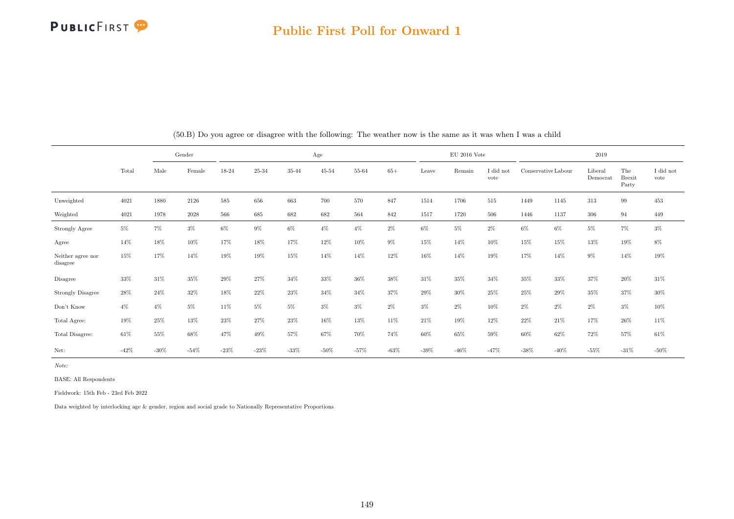# Public First Poll for Onward 1

(50.B) Do you agree or disagree with the following: The weather now is the same as it was when I was a child

| | | Gender | | Age | | | | | | EU 2016 Vote | | | 2019 | | | | |
|---|---|---|---|---|---|---|---|---|---|---|---|---|---|---|---|---|---|
| | Total | Male | Female | 18-24 | 25-34 | 35-44 | 45-54 | 55-64 | 65+ | Leave | Remain | I did not vote | Conservative | Labour | Liberal Democrat | The Brexit Party | I did not vote |
| Unweighted | 4021 | 1880 | 2126 | 585 | 656 | 663 | 700 | 570 | 847 | 1514 | 1706 | 515 | 1449 | 1145 | 313 | 99 | 453 |
| Weighted | 4021 | 1978 | 2028 | 566 | 685 | 682 | 682 | 564 | 842 | 1517 | 1720 | 506 | 1446 | 1137 | 306 | 94 | 449 |
| Strongly Agree | 5% | 7% | 3% | 6% | 9% | 6% | 4% | 4% | 2% | 6% | 5% | 2% | 6% | 6% | 5% | 7% | 3% |
| Agree | 14% | 18% | 10% | 17% | 18% | 17% | 12% | 10% | 9% | 15% | 14% | 10% | 15% | 15% | 13% | 19% | 8% |
| Neither agree nor disagree | 15% | 17% | 14% | 19% | 19% | 15% | 14% | 14% | 12% | 16% | 14% | 19% | 17% | 14% | 9% | 14% | 19% |
| Disagree | 33% | 31% | 35% | 29% | 27% | 34% | 33% | 36% | 38% | 31% | 35% | 34% | 35% | 33% | 37% | 20% | 31% |
| Strongly Disagree | 28% | 24% | 32% | 18% | 22% | 23% | 34% | 34% | 37% | 29% | 30% | 25% | 25% | 29% | 35% | 37% | 30% |
| Don't Know | 4% | 4% | 5% | 11% | 5% | 5% | 3% | 3% | 2% | 3% | 2% | 10% | 2% | 2% | 2% | 3% | 10% |
| Total Agree: | 19% | 25% | 13% | 23% | 27% | 23% | 16% | 13% | 11% | 21% | 19% | 12% | 22% | 21% | 17% | 26% | 11% |
| Total Disagree: | 61% | 55% | 68% | 47% | 49% | 57% | 67% | 70% | 74% | 60% | 65% | 59% | 60% | 62% | 72% | 57% | 61% |
| Net: | -42% | -30% | -54% | -23% | -23% | -33% | -50% | -57% | -63% | -39% | -46% | -47% | -38% | -40% | -55% | -31% | -50% |

*Note:*

BASE: All Respondents

Fieldwork: 15th Feb - 23rd Feb 2022

Data weighted by interlocking age & gender, region and social grade to Nationally Representative Proportions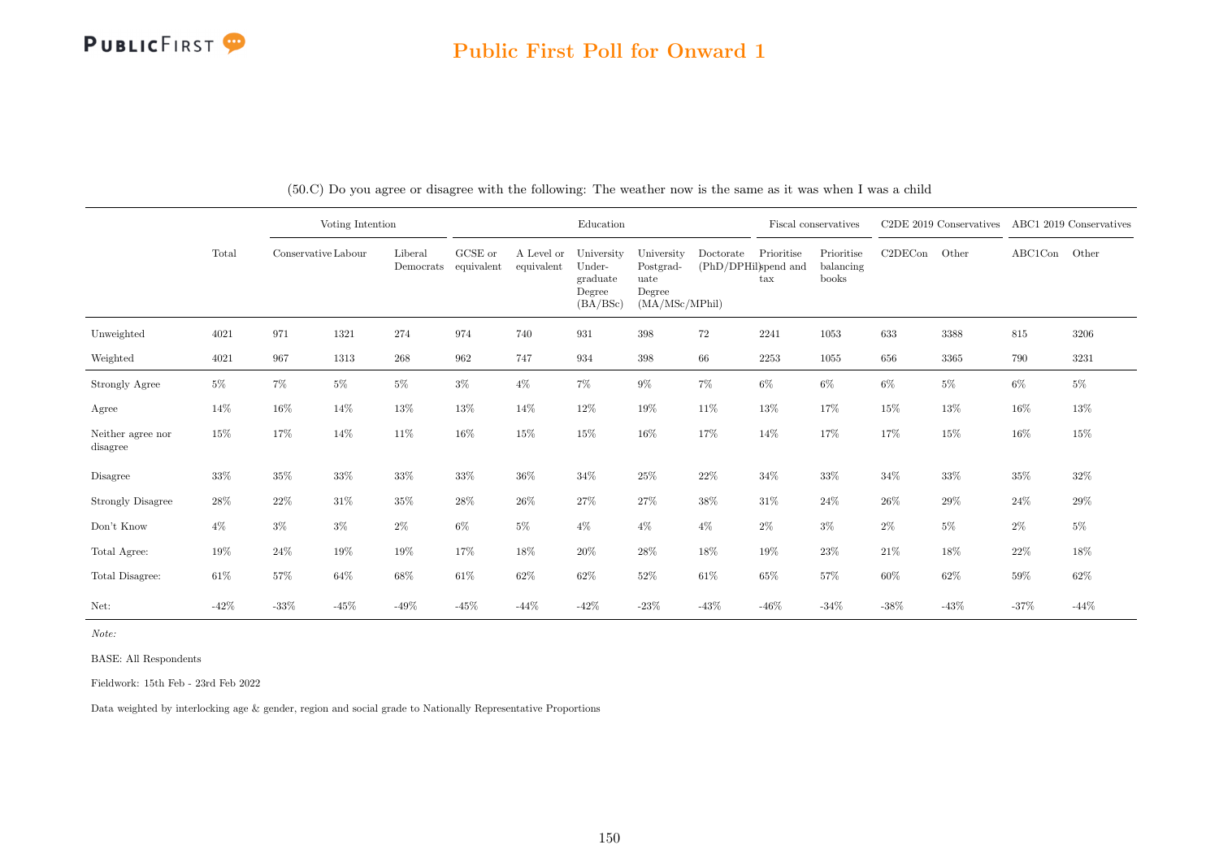# Public First Poll for Onward 1

(50.C) Do you agree or disagree with the following: The weather now is the same as it was when I was a child

| | Total | Voting Intention | | | Education | | | | | Fiscal conservatives | | C2DE 2019 Conservatives | | ABC1 2019 Conservatives | |
|---|---|---|---|---|---|---|---|---|---|---|---|---|---|---|---|
| | | Conservative | Labour | Liberal Democrats | GCSE or equivalent | A Level or equivalent | University Undergraduate Degree (BA/BSc) | University Postgraduate Degree (MA/MSc/MPhil) | Doctorate (PhD/DPHil) | Prioritise spend and tax | Prioritise balancing books | C2DECon | Other | ABC1Con | Other |
| Unweighted | 4021 | 971 | 1321 | 274 | 974 | 740 | 931 | 398 | 72 | 2241 | 1053 | 633 | 3388 | 815 | 3206 |
| Weighted | 4021 | 967 | 1313 | 268 | 962 | 747 | 934 | 398 | 66 | 2253 | 1055 | 656 | 3365 | 790 | 3231 |
| Strongly Agree | 5% | 7% | 5% | 5% | 3% | 4% | 7% | 9% | 7% | 6% | 6% | 6% | 5% | 6% | 5% |
| Agree | 14% | 16% | 14% | 13% | 13% | 14% | 12% | 19% | 11% | 13% | 17% | 15% | 13% | 16% | 13% |
| Neither agree nor disagree | 15% | 17% | 14% | 11% | 16% | 15% | 15% | 16% | 17% | 14% | 17% | 17% | 15% | 16% | 15% |
| Disagree | 33% | 35% | 33% | 33% | 33% | 36% | 34% | 25% | 22% | 34% | 33% | 34% | 33% | 35% | 32% |
| Strongly Disagree | 28% | 22% | 31% | 35% | 28% | 26% | 27% | 27% | 38% | 31% | 24% | 26% | 29% | 24% | 29% |
| Don't Know | 4% | 3% | 3% | 2% | 6% | 5% | 4% | 4% | 4% | 2% | 3% | 2% | 5% | 2% | 5% |
| Total Agree: | 19% | 24% | 19% | 19% | 17% | 18% | 20% | 28% | 18% | 19% | 23% | 21% | 18% | 22% | 18% |
| Total Disagree: | 61% | 57% | 64% | 68% | 61% | 62% | 62% | 52% | 61% | 65% | 57% | 60% | 62% | 59% | 62% |
| Net: | -42% | -33% | -45% | -49% | -45% | -44% | -42% | -23% | -43% | -46% | -34% | -38% | -43% | -37% | -44% |

*Note:*

BASE: All Respondents

Fieldwork: 15th Feb - 23rd Feb 2022

Data weighted by interlocking age & gender, region and social grade to Nationally Representative Proportions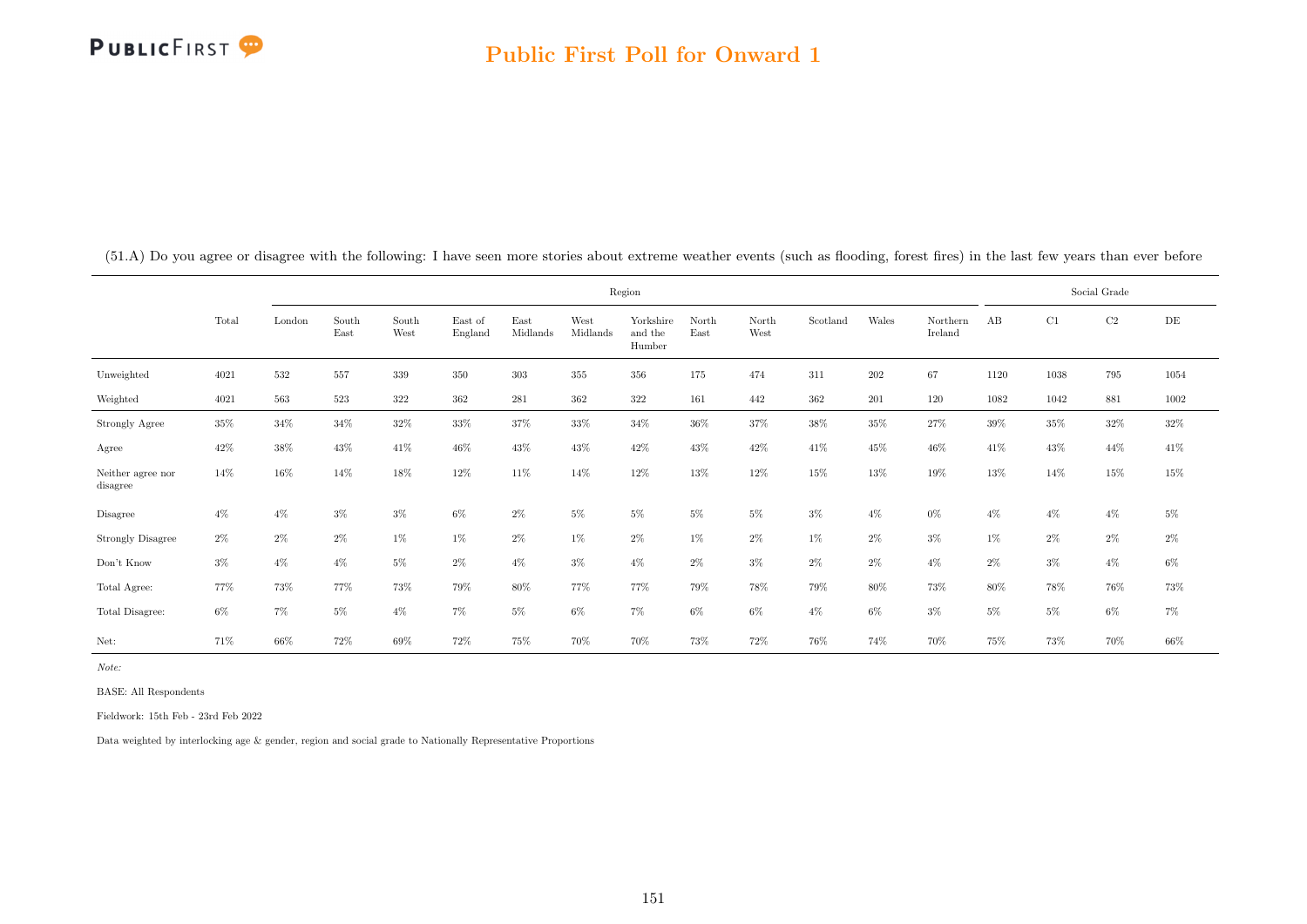## Public First Poll for Onward 1

(51.A) Do you agree or disagree with the following: I have seen more stories about extreme weather events (such as flooding, forest fires) in the last few years than ever before

| | | Region | | | | | | | | | | | | Social Grade | | | |
|---|---|---|---|---|---|---|---|---|---|---|---|---|---|---|---|---|---|
| | Total | London | South East | South West | East of England | East Midlands | West Midlands | Yorkshire and the Humber | North East | North West | Scotland | Wales | Northern Ireland | AB | C1 | C2 | DE |
| Unweighted | 4021 | 532 | 557 | 339 | 350 | 303 | 355 | 356 | 175 | 474 | 311 | 202 | 67 | 1120 | 1038 | 795 | 1054 |
| Weighted | 4021 | 563 | 523 | 322 | 362 | 281 | 362 | 322 | 161 | 442 | 362 | 201 | 120 | 1082 | 1042 | 881 | 1002 |
| Strongly Agree | 35% | 34% | 34% | 32% | 33% | 37% | 33% | 34% | 36% | 37% | 38% | 35% | 27% | 39% | 35% | 32% | 32% |
| Agree | 42% | 38% | 43% | 41% | 46% | 43% | 43% | 42% | 43% | 42% | 41% | 45% | 46% | 41% | 43% | 44% | 41% |
| Neither agree nor disagree | 14% | 16% | 14% | 18% | 12% | 11% | 14% | 12% | 13% | 12% | 15% | 13% | 19% | 13% | 14% | 15% | 15% |
| Disagree | 4% | 4% | 3% | 3% | 6% | 2% | 5% | 5% | 5% | 5% | 3% | 4% | 0% | 4% | 4% | 4% | 5% |
| Strongly Disagree | 2% | 2% | 2% | 1% | 1% | 2% | 1% | 2% | 1% | 2% | 1% | 2% | 3% | 1% | 2% | 2% | 2% |
| Don't Know | 3% | 4% | 4% | 5% | 2% | 4% | 3% | 4% | 2% | 3% | 2% | 2% | 4% | 2% | 3% | 4% | 6% |
| Total Agree: | 77% | 73% | 77% | 73% | 79% | 80% | 77% | 77% | 79% | 78% | 79% | 80% | 73% | 80% | 78% | 76% | 73% |
| Total Disagree: | 6% | 7% | 5% | 4% | 7% | 5% | 6% | 7% | 6% | 6% | 4% | 6% | 3% | 5% | 5% | 6% | 7% |
| Net: | 71% | 66% | 72% | 69% | 72% | 75% | 70% | 70% | 73% | 72% | 76% | 74% | 70% | 75% | 73% | 70% | 66% |

*Note:*

BASE: All Respondents

Fieldwork: 15th Feb - 23rd Feb 2022

Data weighted by interlocking age & gender, region and social grade to Nationally Representative Proportions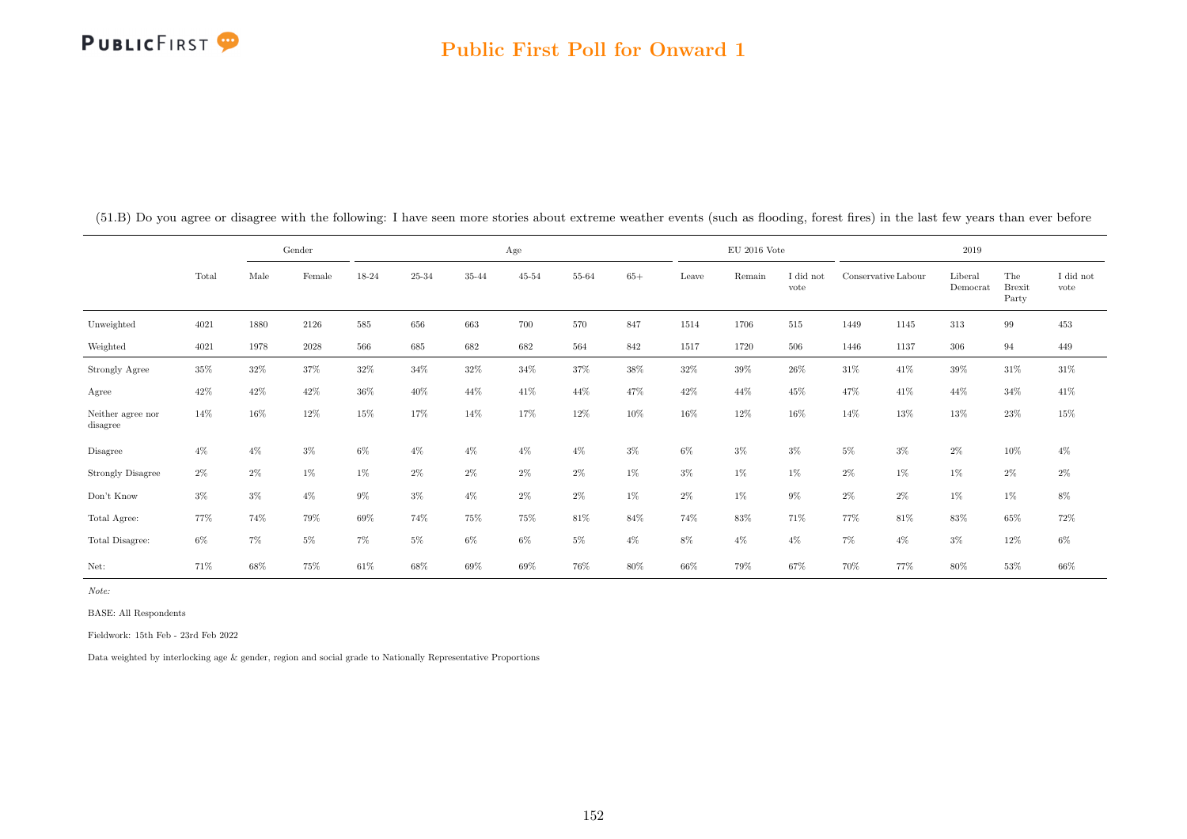(51.B) Do you agree or disagree with the following: I have seen more stories about extreme weather events (such as flooding, forest fires) in the last few years than ever before

| | | Gender | | Age | | | | | | EU 2016 Vote | | | 2019 | | | | |
|---|---|---|---|---|---|---|---|---|---|---|---|---|---|---|---|---|---|
| | Total | Male | Female | 18-24 | 25-34 | 35-44 | 45-54 | 55-64 | 65+ | Leave | Remain | I did not vote | Conservative | Labour | Liberal Democrat | The Brexit Party | I did not vote |
| Unweighted | 4021 | 1880 | 2126 | 585 | 656 | 663 | 700 | 570 | 847 | 1514 | 1706 | 515 | 1449 | 1145 | 313 | 99 | 453 |
| Weighted | 4021 | 1978 | 2028 | 566 | 685 | 682 | 682 | 564 | 842 | 1517 | 1720 | 506 | 1446 | 1137 | 306 | 94 | 449 |
| Strongly Agree | 35% | 32% | 37% | 32% | 34% | 32% | 34% | 37% | 38% | 32% | 39% | 26% | 31% | 41% | 39% | 31% | 31% |
| Agree | 42% | 42% | 42% | 36% | 40% | 44% | 41% | 44% | 47% | 42% | 44% | 45% | 47% | 41% | 44% | 34% | 41% |
| Neither agree nor disagree | 14% | 16% | 12% | 15% | 17% | 14% | 17% | 12% | 10% | 16% | 12% | 16% | 14% | 13% | 13% | 23% | 15% |
| Disagree | 4% | 4% | 3% | 6% | 4% | 4% | 4% | 4% | 3% | 6% | 3% | 3% | 5% | 3% | 2% | 10% | 4% |
| Strongly Disagree | 2% | 2% | 1% | 1% | 2% | 2% | 2% | 2% | 1% | 3% | 1% | 1% | 2% | 1% | 1% | 2% | 2% |
| Don't Know | 3% | 3% | 4% | 9% | 3% | 4% | 2% | 2% | 1% | 2% | 1% | 9% | 2% | 2% | 1% | 1% | 8% |
| Total Agree: | 77% | 74% | 79% | 69% | 74% | 75% | 75% | 81% | 84% | 74% | 83% | 71% | 77% | 81% | 83% | 65% | 72% |
| Total Disagree: | 6% | 7% | 5% | 7% | 5% | 6% | 6% | 5% | 4% | 8% | 4% | 4% | 7% | 4% | 3% | 12% | 6% |
| Net: | 71% | 68% | 75% | 61% | 68% | 69% | 69% | 76% | 80% | 66% | 79% | 67% | 70% | 77% | 80% | 53% | 66% |

*Note:*

BASE: All Respondents

Fieldwork: 15th Feb - 23rd Feb 2022

Data weighted by interlocking age & gender, region and social grade to Nationally Representative Proportions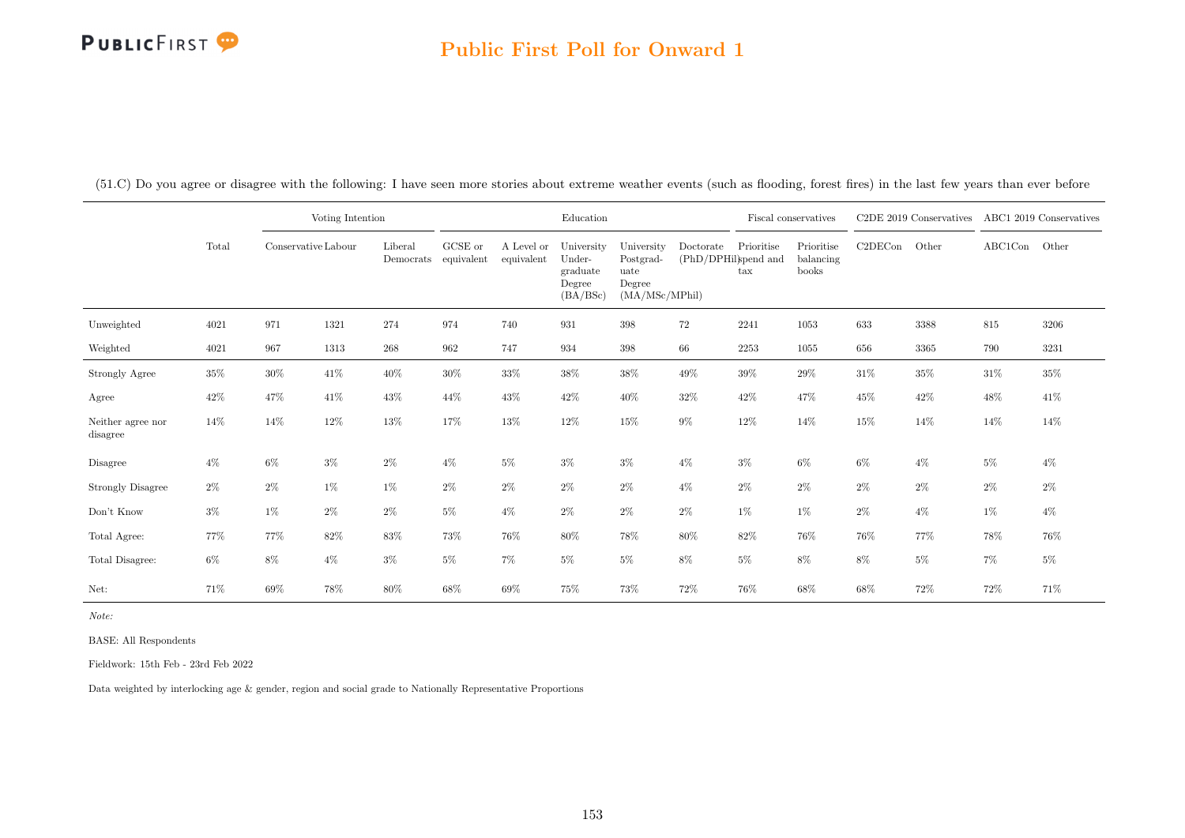(51.C) Do you agree or disagree with the following: I have seen more stories about extreme weather events (such as flooding, forest fires) in the last few years than ever before

| | | Voting Intention | | | Education | | | | | Fiscal conservatives | | C2DE 2019 Conservatives | | ABC1 2019 Conservatives | |
|---|---|---|---|---|---|---|---|---|---|---|---|---|---|---|---|
| | Total | Conservative | Labour | Liberal Democrats | GCSE or equivalent | A Level or equivalent | University Under-graduate Degree (BA/BSc) | University Postgrad-uate Degree (MA/MSc/MPhil) | Doctorate (PhD/DPHil) | Prioritise spend and tax | Prioritise balancing books | C2DECon | Other | ABC1Con | Other |
| Unweighted | 4021 | 971 | 1321 | 274 | 974 | 740 | 931 | 398 | 72 | 2241 | 1053 | 633 | 3388 | 815 | 3206 |
| Weighted | 4021 | 967 | 1313 | 268 | 962 | 747 | 934 | 398 | 66 | 2253 | 1055 | 656 | 3365 | 790 | 3231 |
| Strongly Agree | 35% | 30% | 41% | 40% | 30% | 33% | 38% | 38% | 49% | 39% | 29% | 31% | 35% | 31% | 35% |
| Agree | 42% | 47% | 41% | 43% | 44% | 43% | 42% | 40% | 32% | 42% | 47% | 45% | 42% | 48% | 41% |
| Neither agree nor disagree | 14% | 14% | 12% | 13% | 17% | 13% | 12% | 15% | 9% | 12% | 14% | 15% | 14% | 14% | 14% |
| Disagree | 4% | 6% | 3% | 2% | 4% | 5% | 3% | 3% | 4% | 3% | 6% | 6% | 4% | 5% | 4% |
| Strongly Disagree | 2% | 2% | 1% | 1% | 2% | 2% | 2% | 2% | 4% | 2% | 2% | 2% | 2% | 2% | 2% |
| Don't Know | 3% | 1% | 2% | 2% | 5% | 4% | 2% | 2% | 2% | 1% | 1% | 2% | 4% | 1% | 4% |
| Total Agree: | 77% | 77% | 82% | 83% | 73% | 76% | 80% | 78% | 80% | 82% | 76% | 76% | 77% | 78% | 76% |
| Total Disagree: | 6% | 8% | 4% | 3% | 5% | 7% | 5% | 5% | 8% | 5% | 8% | 8% | 5% | 7% | 5% |
| Net: | 71% | 69% | 78% | 80% | 68% | 69% | 75% | 73% | 72% | 76% | 68% | 68% | 72% | 72% | 71% |

*Note:*

BASE: All Respondents

Fieldwork: 15th Feb - 23rd Feb 2022

Data weighted by interlocking age & gender, region and social grade to Nationally Representative Proportions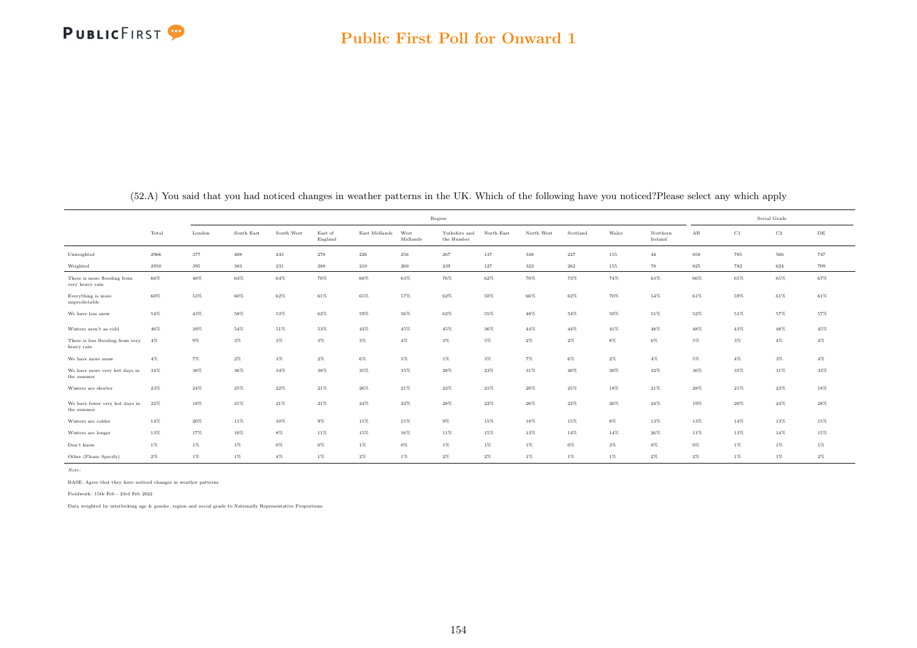## Public First Poll for Onward 1

(52.A) You said that you had noticed changes in weather patterns in the UK. Which of the following have you noticed?Please select any which apply

| | | Region | | | | | | | | | | | | | Social Grade | | | |
|---|---|---|---|---|---|---|---|---|---|---|---|---|---|---|---|---|---|---|
| | Total | London | South East | South West | East of England | East Midlands | West Midlands | Yorkshire and the Humber | North East | North West | Scotland | Wales | Northern Ireland | AB | C1 | C2 | DE |
| Unweighted | 2966 | 377 | 408 | 243 | 278 | 226 | 256 | 267 | 137 | 348 | 227 | 155 | 44 | 858 | 785 | 566 | 747 |
| Weighted | 2950 | 395 | 383 | 231 | 288 | 210 | 260 | 239 | 127 | 322 | 262 | 155 | 78 | 825 | 782 | 624 | 709 |
| There is more flooding from very heavy rain | 66% | 48% | 64% | 64% | 70% | 68% | 63% | 76% | 62% | 70% | 73% | 74% | 63% | 66% | 65% | 65% | 67% |
| Everything is more unpredictable | 60% | 53% | 60% | 62% | 61% | 65% | 57% | 62% | 50% | 66% | 62% | 70% | 54% | 61% | 59% | 61% | 61% |
| We have less snow | 54% | 43% | 58% | 53% | 62% | 59% | 56% | 62% | 55% | 48% | 54% | 50% | 51% | 52% | 51% | 57% | 57% |
| Winters aren't as cold | 46% | 39% | 54% | 51% | 53% | 43% | 45% | 45% | 36% | 44% | 44% | 41% | 48% | 48% | 43% | 48% | 45% |
| There is less flooding from very heavy rain | 4% | 9% | 3% | 3% | 3% | 3% | 4% | 3% | 5% | 2% | 2% | 8% | 6% | 5% | 3% | 4% | 4% |
| We have more snow | 4% | 7% | 2% | 3% | 2% | 6% | 5% | 1% | 3% | 7% | 6% | 2% | 4% | 5% | 4% | 3% | 4% |
| We have more very hot days in the summer | 34% | 38% | 36% | 34% | 38% | 35% | 35% | 28% | 23% | 31% | 40% | 30% | 32% | 36% | 35% | 31% | 33% |
| Winters are shorter | 23% | 24% | 25% | 22% | 21% | 26% | 21% | 22% | 21% | 20% | 25% | 18% | 21% | 28% | 21% | 23% | 18% |
| We have fewer very hot days in the summer | 22% | 18% | 21% | 21% | 21% | 24% | 22% | 28% | 22% | 26% | 22% | 26% | 24% | 19% | 20% | 24% | 28% |
| Winters are colder | 14% | 20% | 11% | 10% | 9% | 15% | 15% | 9% | 15% | 18% | 15% | 8% | 13% | 13% | 14% | 13% | 15% |
| Winters are longer | 13% | 17% | 10% | 8% | 11% | 15% | 16% | 11% | 15% | 13% | 14% | 14% | 26% | 11% | 13% | 14% | 15% |
| Don't know | 1% | 1% | 1% | 0% | 0% | 1% | 0% | 1% | 1% | 1% | 0% | 3% | 0% | 0% | 1% | 1% | 1% |
| Other (Please Specify) | 2% | 1% | 1% | 4% | 1% | 2% | 1% | 2% | 2% | 1% | 1% | 1% | 2% | 2% | 1% | 1% | 2% |

*Note:*

BASE: Agree that they have noticed changes in weather patterns

Fieldwork: 15th Feb - 23rd Feb 2022

Data weighted by interlocking age & gender, region and social grade to Nationally Representative Proportions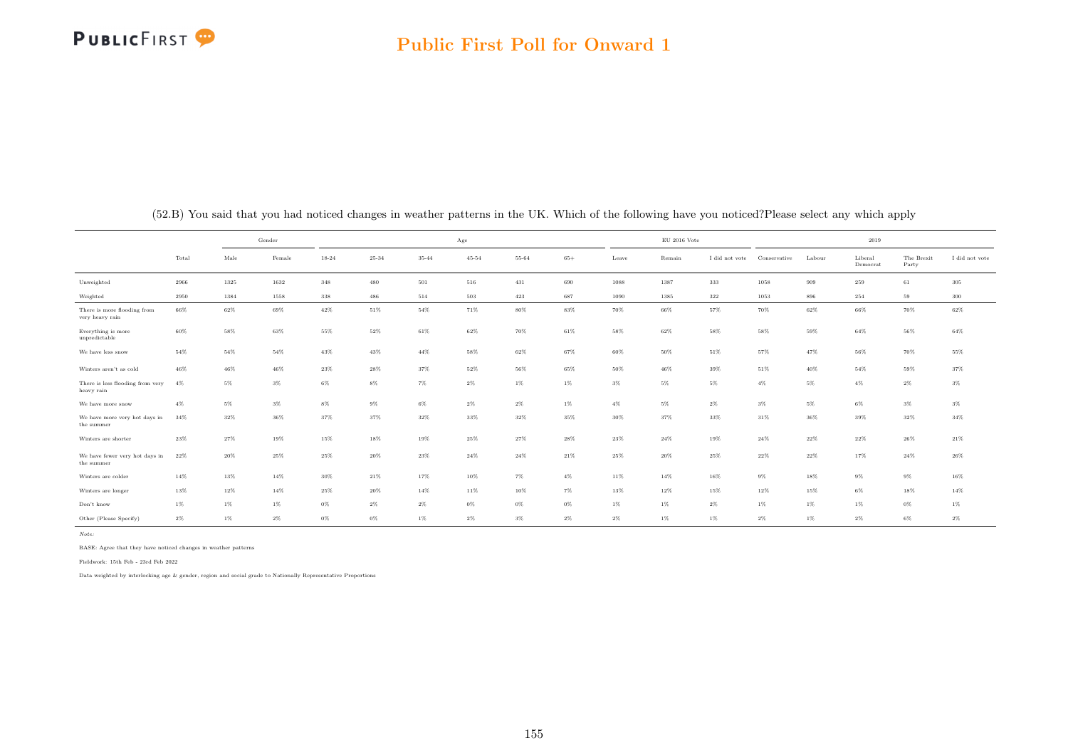## Public First Poll for Onward 1

(52.B) You said that you had noticed changes in weather patterns in the UK. Which of the following have you noticed?Please select any which apply

| | | Gender | | Age | | | | | | EU 2016 Vote | | | 2019 | | | | |
|---|---|---|---|---|---|---|---|---|---|---|---|---|---|---|---|---|---|
| | Total | Male | Female | 18-24 | 25-34 | 35-44 | 45-54 | 55-64 | 65+ | Leave | Remain | I did not vote | Conservative | Labour | Liberal Democrat | The Brexit Party | I did not vote |
| Unweighted | 2966 | 1325 | 1632 | 348 | 480 | 501 | 516 | 431 | 690 | 1088 | 1387 | 333 | 1058 | 909 | 259 | 61 | 305 |
| Weighted | 2950 | 1384 | 1558 | 338 | 486 | 514 | 503 | 423 | 687 | 1090 | 1385 | 322 | 1053 | 896 | 254 | 59 | 300 |
| There is more flooding from very heavy rain | 66% | 62% | 69% | 42% | 51% | 54% | 71% | 80% | 83% | 70% | 66% | 57% | 70% | 62% | 66% | 70% | 62% |
| Everything is more unpredictable | 60% | 58% | 63% | 55% | 52% | 61% | 62% | 70% | 61% | 58% | 62% | 58% | 58% | 59% | 64% | 56% | 64% |
| We have less snow | 54% | 54% | 54% | 43% | 43% | 44% | 58% | 62% | 67% | 60% | 50% | 51% | 57% | 47% | 56% | 70% | 55% |
| Winters aren't as cold | 46% | 46% | 46% | 23% | 28% | 37% | 52% | 56% | 65% | 50% | 46% | 39% | 51% | 40% | 54% | 59% | 37% |
| There is less flooding from very heavy rain | 4% | 5% | 3% | 6% | 8% | 7% | 2% | 1% | 1% | 3% | 5% | 5% | 4% | 5% | 4% | 2% | 3% |
| We have more snow | 4% | 5% | 3% | 8% | 9% | 6% | 2% | 2% | 1% | 4% | 5% | 2% | 3% | 5% | 6% | 3% | 3% |
| We have more very hot days in the summer | 34% | 32% | 36% | 37% | 37% | 32% | 33% | 32% | 35% | 30% | 37% | 33% | 31% | 36% | 39% | 32% | 34% |
| Winters are shorter | 23% | 27% | 19% | 15% | 18% | 19% | 25% | 27% | 28% | 23% | 24% | 19% | 24% | 22% | 22% | 26% | 21% |
| We have fewer very hot days in the summer | 22% | 20% | 25% | 25% | 20% | 23% | 24% | 24% | 21% | 25% | 20% | 25% | 22% | 22% | 17% | 24% | 26% |
| Winters are colder | 14% | 13% | 14% | 30% | 21% | 17% | 10% | 7% | 4% | 11% | 14% | 16% | 9% | 18% | 9% | 9% | 16% |
| Winters are longer | 13% | 12% | 14% | 25% | 20% | 14% | 11% | 10% | 7% | 13% | 12% | 15% | 12% | 15% | 6% | 18% | 14% |
| Don't know | 1% | 1% | 1% | 0% | 2% | 2% | 0% | 0% | 0% | 1% | 1% | 2% | 1% | 1% | 1% | 0% | 1% |
| Other (Please Specify) | 2% | 1% | 2% | 0% | 0% | 1% | 2% | 3% | 2% | 2% | 1% | 1% | 2% | 1% | 2% | 6% | 2% |

*Note:*

BASE: Agree that they have noticed changes in weather patterns

Fieldwork: 15th Feb - 23rd Feb 2022

Data weighted by interlocking age & gender, region and social grade to Nationally Representative Proportions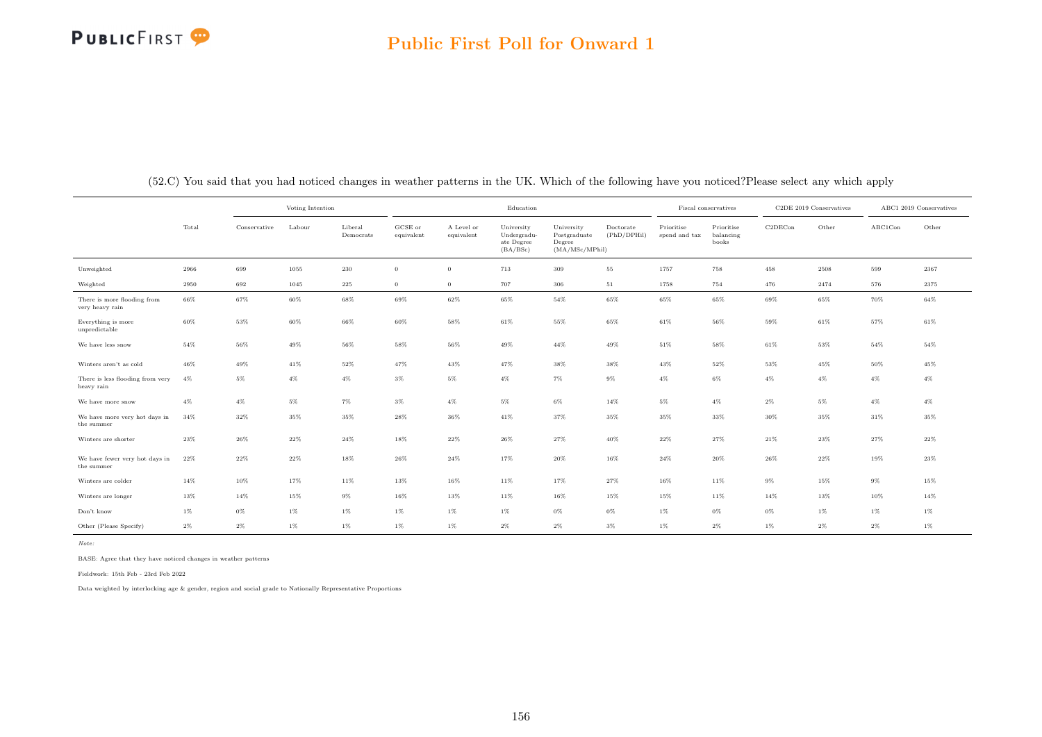# Public First Poll for Onward 1

(52.C) You said that you had noticed changes in weather patterns in the UK. Which of the following have you noticed?Please select any which apply

| | Total | Voting Intention | | | Education | | | | | Fiscal conservatives | | C2DE 2019 Conservatives | | ABC1 2019 Conservatives | |
|---|---|---|---|---|---|---|---|---|---|---|---|---|---|---|---|
| | | Conservative | Labour | Liberal Democrats | GCSE or equivalent | A Level or equivalent | University Undergraduate Degree (BA/BSc) | University Postgraduate Degree (MA/MSc/MPhil) | Doctorate (PhD/DPHil) | Prioritise spend and tax | Prioritise balancing books | C2DECon | Other | ABC1Con | Other |
| Unweighted | 2966 | 699 | 1055 | 230 | 0 | 0 | 713 | 309 | 55 | 1757 | 758 | 458 | 2508 | 599 | 2367 |
| Weighted | 2950 | 692 | 1045 | 225 | 0 | 0 | 707 | 306 | 51 | 1758 | 754 | 476 | 2474 | 576 | 2375 |
| There is more flooding from very heavy rain | 66% | 67% | 60% | 68% | 69% | 62% | 65% | 54% | 65% | 65% | 65% | 69% | 65% | 70% | 64% |
| Everything is more unpredictable | 60% | 53% | 60% | 66% | 60% | 58% | 61% | 55% | 65% | 61% | 56% | 59% | 61% | 57% | 61% |
| We have less snow | 54% | 56% | 49% | 56% | 58% | 56% | 49% | 44% | 49% | 51% | 58% | 61% | 53% | 54% | 54% |
| Winters aren't as cold | 46% | 49% | 41% | 52% | 47% | 43% | 47% | 38% | 38% | 43% | 52% | 53% | 45% | 50% | 45% |
| There is less flooding from very heavy rain | 4% | 5% | 4% | 4% | 3% | 5% | 4% | 7% | 9% | 4% | 6% | 4% | 4% | 4% | 4% |
| We have more snow | 4% | 4% | 5% | 7% | 3% | 4% | 5% | 6% | 14% | 5% | 4% | 2% | 5% | 4% | 4% |
| We have more very hot days in the summer | 34% | 32% | 35% | 35% | 28% | 36% | 41% | 37% | 35% | 35% | 33% | 30% | 35% | 31% | 35% |
| Winters are shorter | 23% | 26% | 22% | 24% | 18% | 22% | 26% | 27% | 40% | 22% | 27% | 21% | 23% | 27% | 22% |
| We have fewer very hot days in the summer | 22% | 22% | 22% | 18% | 26% | 24% | 17% | 20% | 16% | 24% | 20% | 26% | 22% | 19% | 23% |
| Winters are colder | 14% | 10% | 17% | 11% | 13% | 16% | 11% | 17% | 27% | 16% | 11% | 9% | 15% | 9% | 15% |
| Winters are longer | 13% | 14% | 15% | 9% | 16% | 13% | 11% | 16% | 15% | 15% | 11% | 14% | 13% | 10% | 14% |
| Don't know | 1% | 0% | 1% | 1% | 1% | 1% | 1% | 0% | 0% | 1% | 0% | 0% | 1% | 1% | 1% |
| Other (Please Specify) | 2% | 2% | 1% | 1% | 1% | 1% | 2% | 2% | 3% | 1% | 2% | 1% | 2% | 2% | 1% |

*Note:*

BASE: Agree that they have noticed changes in weather patterns

Fieldwork: 15th Feb - 23rd Feb 2022

Data weighted by interlocking age & gender, region and social grade to Nationally Representative Proportions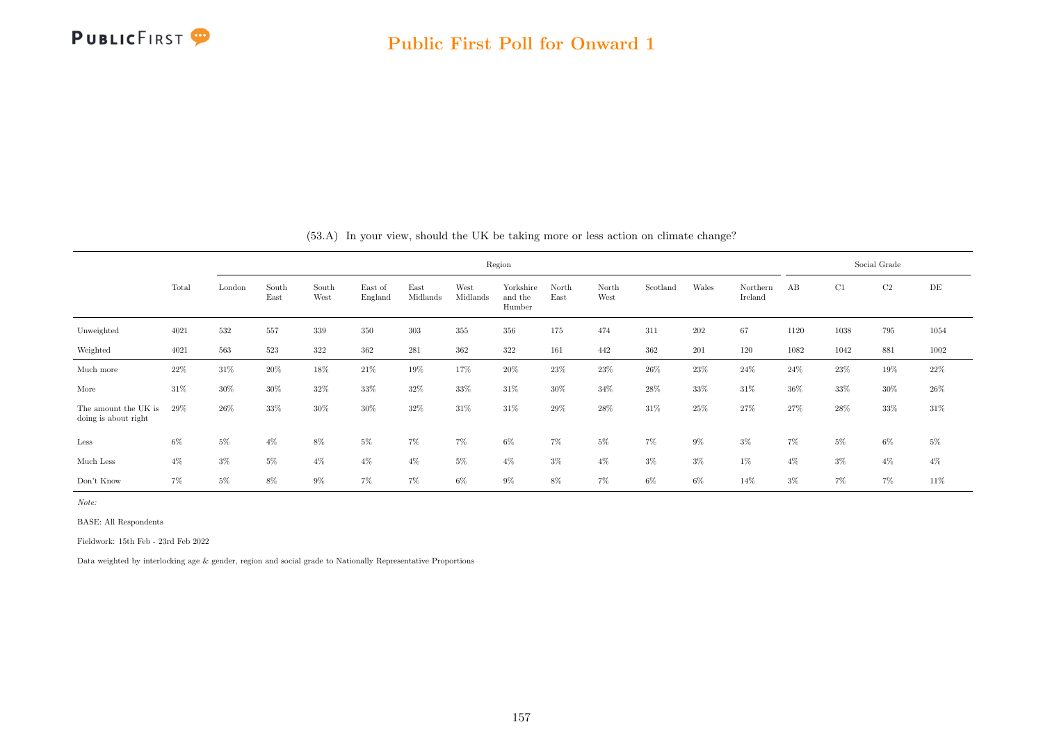## Public First Poll for Onward 1

(53.A) In your view, should the UK be taking more or less action on climate change?

| | Total | Region | | | | | | | | | | | | Social Grade | | | |
|---|---|---|---|---|---|---|---|---|---|---|---|---|---|---|---|---|---|
| | | London | South East | South West | East of England | East Midlands | West Midlands | Yorkshire and the Humber | North East | North West | Scotland | Wales | Northern Ireland | AB | C1 | C2 | DE |
| Unweighted | 4021 | 532 | 557 | 339 | 350 | 303 | 355 | 356 | 175 | 474 | 311 | 202 | 67 | 1120 | 1038 | 795 | 1054 |
| Weighted | 4021 | 563 | 523 | 322 | 362 | 281 | 362 | 322 | 161 | 442 | 362 | 201 | 120 | 1082 | 1042 | 881 | 1002 |
| Much more | 22% | 31% | 20% | 18% | 21% | 19% | 17% | 20% | 23% | 23% | 26% | 23% | 24% | 24% | 23% | 19% | 22% |
| More | 31% | 30% | 30% | 32% | 33% | 32% | 33% | 31% | 30% | 34% | 28% | 33% | 31% | 36% | 33% | 30% | 26% |
| The amount the UK is doing is about right | 29% | 26% | 33% | 30% | 30% | 32% | 31% | 31% | 29% | 28% | 31% | 25% | 27% | 27% | 28% | 33% | 31% |
| Less | 6% | 5% | 4% | 8% | 5% | 7% | 7% | 6% | 7% | 5% | 7% | 9% | 3% | 7% | 5% | 6% | 5% |
| Much Less | 4% | 3% | 5% | 4% | 4% | 4% | 5% | 4% | 3% | 4% | 3% | 3% | 1% | 4% | 3% | 4% | 4% |
| Don't Know | 7% | 5% | 8% | 9% | 7% | 7% | 6% | 9% | 8% | 7% | 6% | 6% | 14% | 3% | 7% | 7% | 11% |

*Note:*

BASE: All Respondents

Fieldwork: 15th Feb - 23rd Feb 2022

Data weighted by interlocking age & gender, region and social grade to Nationally Representative Proportions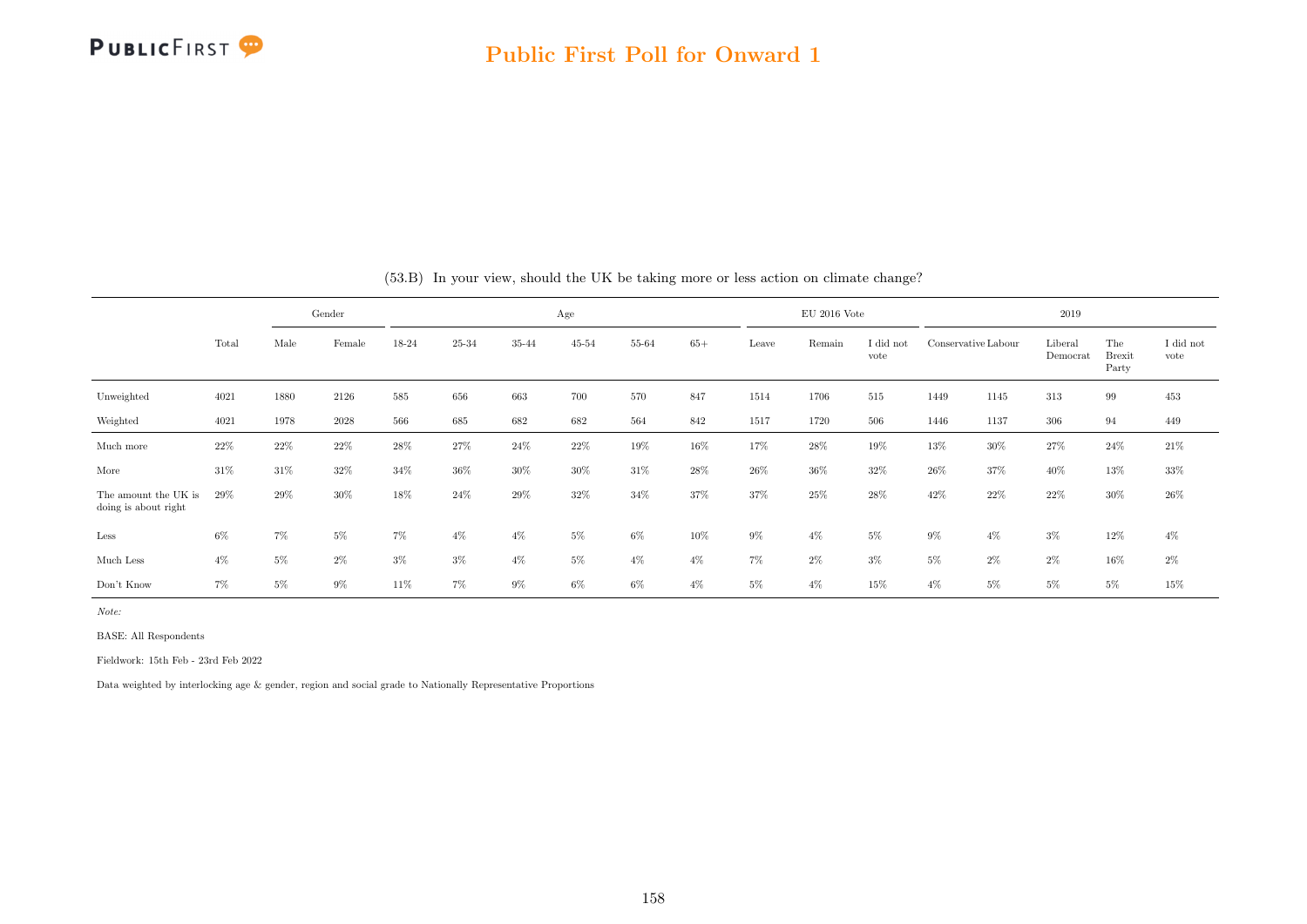(53.B) In your view, should the UK be taking more or less action on climate change?

| | Total | Gender | | Age | | | | | | EU 2016 Vote | | | 2019 | | | | |
|---|---|---|---|---|---|---|---|---|---|---|---|---|---|---|---|---|---|
| | | Male | Female | 18-24 | 25-34 | 35-44 | 45-54 | 55-64 | 65+ | Leave | Remain | I did not vote | Conservative | Labour | Liberal Democrat | The Brexit Party | I did not vote |
| Unweighted | 4021 | 1880 | 2126 | 585 | 656 | 663 | 700 | 570 | 847 | 1514 | 1706 | 515 | 1449 | 1145 | 313 | 99 | 453 |
| Weighted | 4021 | 1978 | 2028 | 566 | 685 | 682 | 682 | 564 | 842 | 1517 | 1720 | 506 | 1446 | 1137 | 306 | 94 | 449 |
| Much more | 22% | 22% | 22% | 28% | 27% | 24% | 22% | 19% | 16% | 17% | 28% | 19% | 13% | 30% | 27% | 24% | 21% |
| More | 31% | 31% | 32% | 34% | 36% | 30% | 30% | 31% | 28% | 26% | 36% | 32% | 26% | 37% | 40% | 13% | 33% |
| The amount the UK is doing is about right | 29% | 29% | 30% | 18% | 24% | 29% | 32% | 34% | 37% | 37% | 25% | 28% | 42% | 22% | 22% | 30% | 26% |
| Less | 6% | 7% | 5% | 7% | 4% | 4% | 5% | 6% | 10% | 9% | 4% | 5% | 9% | 4% | 3% | 12% | 4% |
| Much Less | 4% | 5% | 2% | 3% | 3% | 4% | 5% | 4% | 4% | 7% | 2% | 3% | 5% | 2% | 2% | 16% | 2% |
| Don't Know | 7% | 5% | 9% | 11% | 7% | 9% | 6% | 6% | 4% | 5% | 4% | 15% | 4% | 5% | 5% | 5% | 15% |

*Note:*

BASE: All Respondents

Fieldwork: 15th Feb - 23rd Feb 2022

Data weighted by interlocking age & gender, region and social grade to Nationally Representative Proportions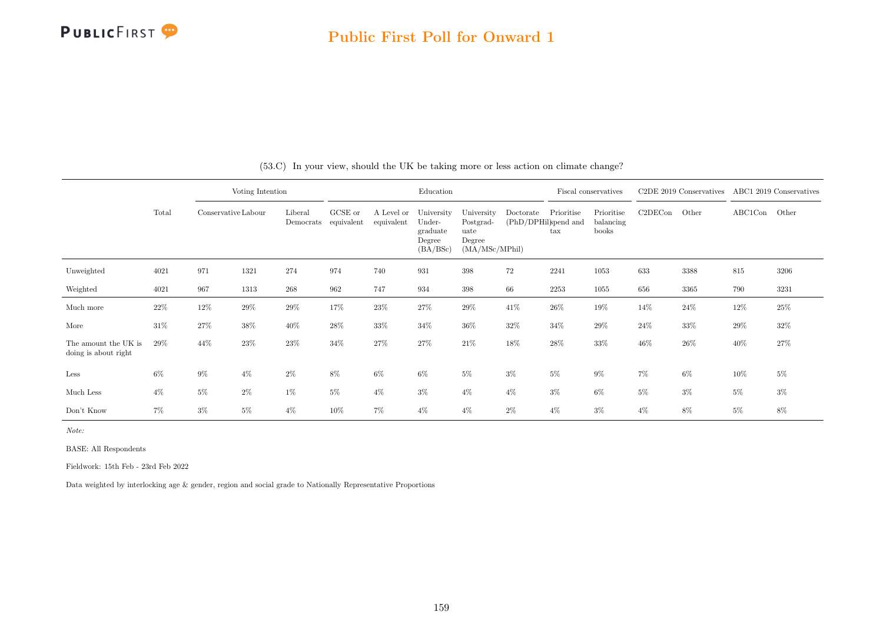(53.C) In your view, should the UK be taking more or less action on climate change?

| | Total | Voting Intention | | | Education | | | | | Fiscal conservatives | | C2DE 2019 Conservatives | | ABC1 2019 Conservatives | |
|---|---|---|---|---|---|---|---|---|---|---|---|---|---|---|---|
| | | Conservative | Labour | Liberal Democrats | GCSE or equivalent | A Level or equivalent | University Under-graduate Degree (BA/BSc) | University Postgrad-uate Degree (MA/MSc/MPhil) | Doctorate (PhD/DPHil) | Prioritise spend and tax | Prioritise balancing books | C2DECon | Other | ABC1Con | Other |
| Unweighted | 4021 | 971 | 1321 | 274 | 974 | 740 | 931 | 398 | 72 | 2241 | 1053 | 633 | 3388 | 815 | 3206 |
| Weighted | 4021 | 967 | 1313 | 268 | 962 | 747 | 934 | 398 | 66 | 2253 | 1055 | 656 | 3365 | 790 | 3231 |
| Much more | 22% | 12% | 29% | 29% | 17% | 23% | 27% | 29% | 41% | 26% | 19% | 14% | 24% | 12% | 25% |
| More | 31% | 27% | 38% | 40% | 28% | 33% | 34% | 36% | 32% | 34% | 29% | 24% | 33% | 29% | 32% |
| The amount the UK is doing is about right | 29% | 44% | 23% | 23% | 34% | 27% | 27% | 21% | 18% | 28% | 33% | 46% | 26% | 40% | 27% |
| Less | 6% | 9% | 4% | 2% | 8% | 6% | 6% | 5% | 3% | 5% | 9% | 7% | 6% | 10% | 5% |
| Much Less | 4% | 5% | 2% | 1% | 5% | 4% | 3% | 4% | 4% | 3% | 6% | 5% | 3% | 5% | 3% |
| Don't Know | 7% | 3% | 5% | 4% | 10% | 7% | 4% | 4% | 2% | 4% | 3% | 4% | 8% | 5% | 8% |

*Note:*

BASE: All Respondents

Fieldwork: 15th Feb - 23rd Feb 2022

Data weighted by interlocking age & gender, region and social grade to Nationally Representative Proportions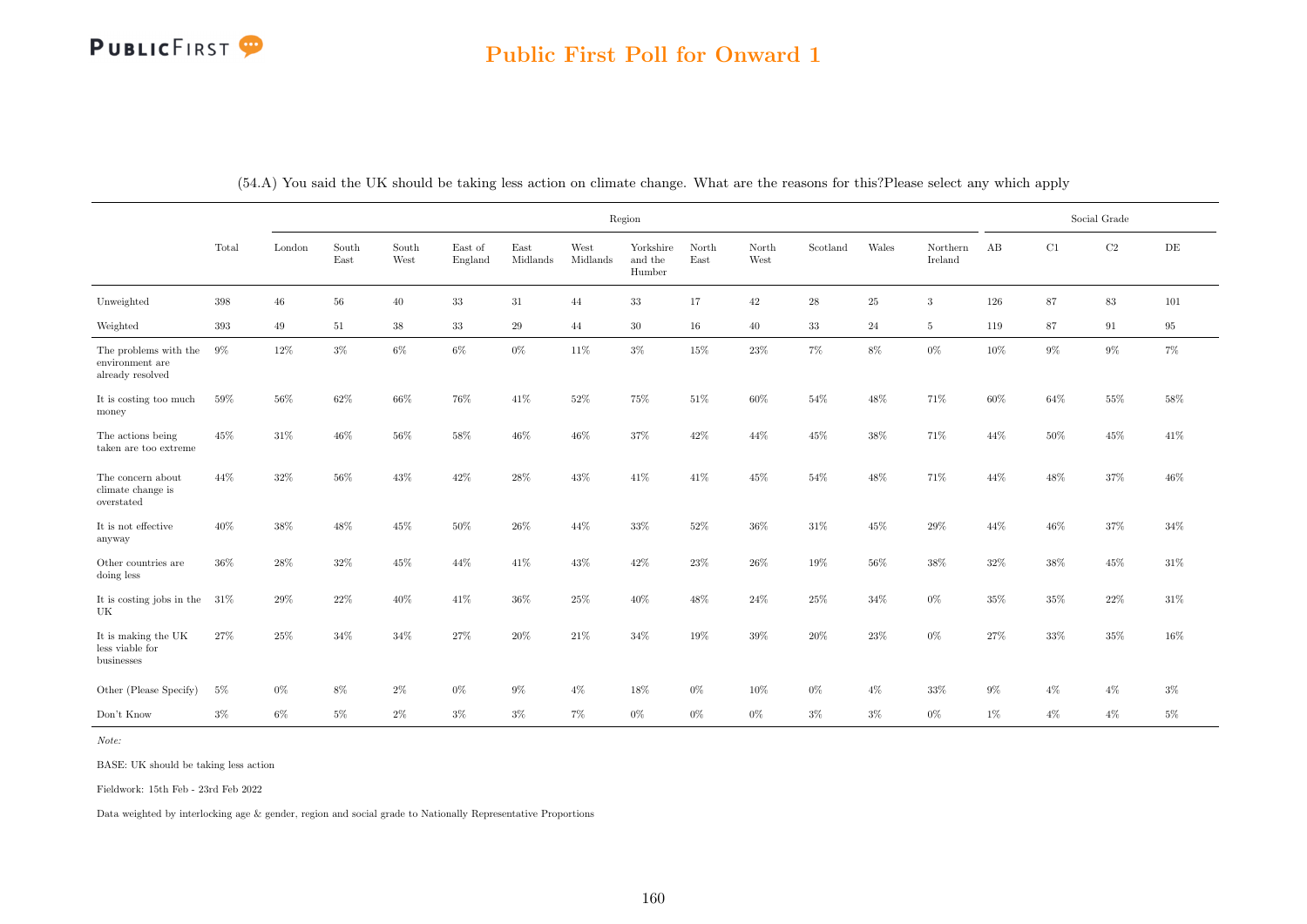## Public First Poll for Onward 1

(54.A) You said the UK should be taking less action on climate change. What are the reasons for this?Please select any which apply

| | Total | Region | | | | | | | | | | | | Social Grade | | | |
|---|---|---|---|---|---|---|---|---|---|---|---|---|---|---|---|---|---|
| | | London | South East | South West | East of England | East Midlands | West Midlands | Yorkshire and the Humber | North East | North West | Scotland | Wales | Northern Ireland | AB | C1 | C2 | DE |
| Unweighted | 398 | 46 | 56 | 40 | 33 | 31 | 44 | 33 | 17 | 42 | 28 | 25 | 3 | 126 | 87 | 83 | 101 |
| Weighted | 393 | 49 | 51 | 38 | 33 | 29 | 44 | 30 | 16 | 40 | 33 | 24 | 5 | 119 | 87 | 91 | 95 |
| The problems with the environment are already resolved | 9% | 12% | 3% | 6% | 6% | 0% | 11% | 3% | 15% | 23% | 7% | 8% | 0% | 10% | 9% | 9% | 7% |
| It is costing too much money | 59% | 56% | 62% | 66% | 76% | 41% | 52% | 75% | 51% | 60% | 54% | 48% | 71% | 60% | 64% | 55% | 58% |
| The actions being taken are too extreme | 45% | 31% | 46% | 56% | 58% | 46% | 46% | 37% | 42% | 44% | 45% | 38% | 71% | 44% | 50% | 45% | 41% |
| The concern about climate change is overstated | 44% | 32% | 56% | 43% | 42% | 28% | 43% | 41% | 41% | 45% | 54% | 48% | 71% | 44% | 48% | 37% | 46% |
| It is not effective anyway | 40% | 38% | 48% | 45% | 50% | 26% | 44% | 33% | 52% | 36% | 31% | 45% | 29% | 44% | 46% | 37% | 34% |
| Other countries are doing less | 36% | 28% | 32% | 45% | 44% | 41% | 43% | 42% | 23% | 26% | 19% | 56% | 38% | 32% | 38% | 45% | 31% |
| It is costing jobs in the UK | 31% | 29% | 22% | 40% | 41% | 36% | 25% | 40% | 48% | 24% | 25% | 34% | 0% | 35% | 35% | 22% | 31% |
| It is making the UK less viable for businesses | 27% | 25% | 34% | 34% | 27% | 20% | 21% | 34% | 19% | 39% | 20% | 23% | 0% | 27% | 33% | 35% | 16% |
| Other (Please Specify) | 5% | 0% | 8% | 2% | 0% | 9% | 4% | 18% | 0% | 10% | 0% | 4% | 33% | 9% | 4% | 4% | 3% |
| Don't Know | 3% | 6% | 5% | 2% | 3% | 3% | 7% | 0% | 0% | 0% | 3% | 3% | 0% | 1% | 4% | 4% | 5% |

*Note:*

BASE: UK should be taking less action

Fieldwork: 15th Feb - 23rd Feb 2022

Data weighted by interlocking age & gender, region and social grade to Nationally Representative Proportions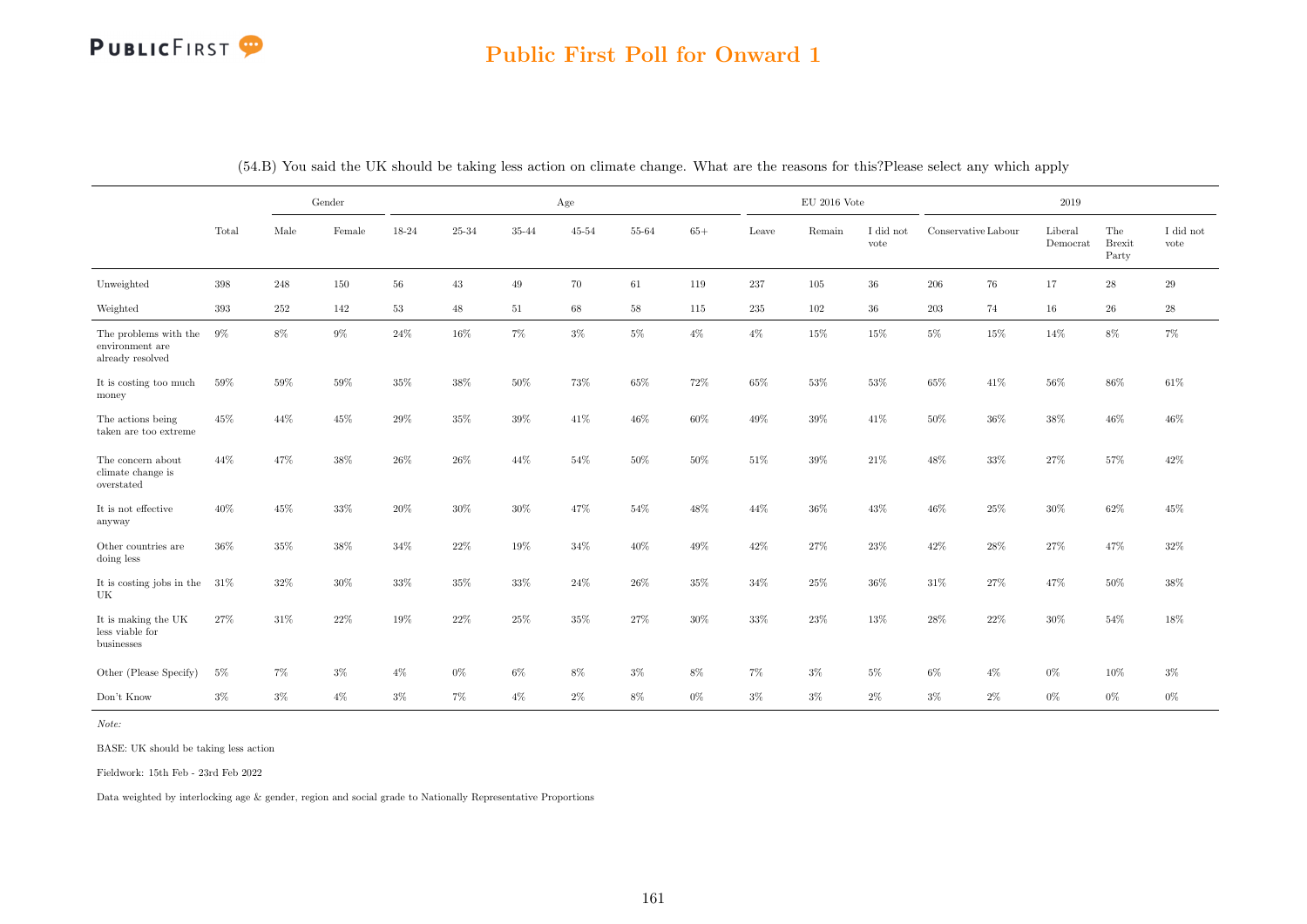## Public First Poll for Onward 1

(54.B) You said the UK should be taking less action on climate change. What are the reasons for this?Please select any which apply

| | Total | Gender | | Age | | | | | | EU 2016 Vote | | | 2019 | | | | |
|---|---|---|---|---|---|---|---|---|---|---|---|---|---|---|---|---|---|
| | | Male | Female | 18-24 | 25-34 | 35-44 | 45-54 | 55-64 | 65+ | Leave | Remain | I did not vote | Conservative | Labour | Liberal Democrat | The Brexit Party | I did not vote |
| Unweighted | 398 | 248 | 150 | 56 | 43 | 49 | 70 | 61 | 119 | 237 | 105 | 36 | 206 | 76 | 17 | 28 | 29 |
| Weighted | 393 | 252 | 142 | 53 | 48 | 51 | 68 | 58 | 115 | 235 | 102 | 36 | 203 | 74 | 16 | 26 | 28 |
| The problems with the environment are already resolved | 9% | 8% | 9% | 24% | 16% | 7% | 3% | 5% | 4% | 4% | 15% | 15% | 5% | 15% | 14% | 8% | 7% |
| It is costing too much money | 59% | 59% | 59% | 35% | 38% | 50% | 73% | 65% | 72% | 65% | 53% | 53% | 65% | 41% | 56% | 86% | 61% |
| The actions being taken are too extreme | 45% | 44% | 45% | 29% | 35% | 39% | 41% | 46% | 60% | 49% | 39% | 41% | 50% | 36% | 38% | 46% | 46% |
| The concern about climate change is overstated | 44% | 47% | 38% | 26% | 26% | 44% | 54% | 50% | 50% | 51% | 39% | 21% | 48% | 33% | 27% | 57% | 42% |
| It is not effective anyway | 40% | 45% | 33% | 20% | 30% | 30% | 47% | 54% | 48% | 44% | 36% | 43% | 46% | 25% | 30% | 62% | 45% |
| Other countries are doing less | 36% | 35% | 38% | 34% | 22% | 19% | 34% | 40% | 49% | 42% | 27% | 23% | 42% | 28% | 27% | 47% | 32% |
| It is costing jobs in the UK | 31% | 32% | 30% | 33% | 35% | 33% | 24% | 26% | 35% | 34% | 25% | 36% | 31% | 27% | 47% | 50% | 38% |
| It is making the UK less viable for businesses | 27% | 31% | 22% | 19% | 22% | 25% | 35% | 27% | 30% | 33% | 23% | 13% | 28% | 22% | 30% | 54% | 18% |
| Other (Please Specify) | 5% | 7% | 3% | 4% | 0% | 6% | 8% | 3% | 8% | 7% | 3% | 5% | 6% | 4% | 0% | 10% | 3% |
| Don't Know | 3% | 3% | 4% | 3% | 7% | 4% | 2% | 8% | 0% | 3% | 3% | 2% | 3% | 2% | 0% | 0% | 0% |

*Note:*

BASE: UK should be taking less action

Fieldwork: 15th Feb - 23rd Feb 2022

Data weighted by interlocking age & gender, region and social grade to Nationally Representative Proportions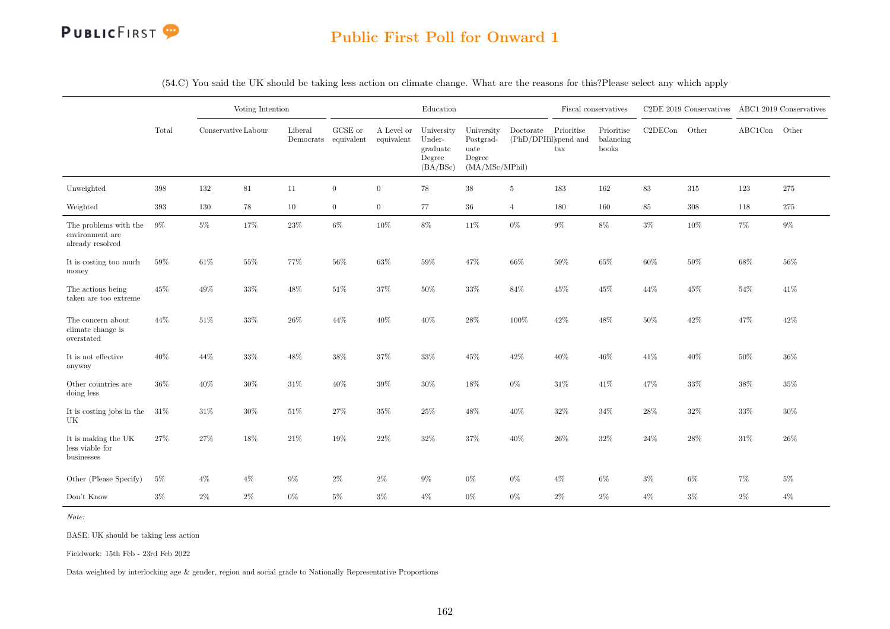## Public First Poll for Onward 1

(54.C) You said the UK should be taking less action on climate change. What are the reasons for this?Please select any which apply

| | Total | Voting Intention | | | Education | | | | | Fiscal conservatives | | C2DE 2019 Conservatives | | ABC1 2019 Conservatives | |
|---|---|---|---|---|---|---|---|---|---|---|---|---|---|---|---|
| | | Conservative | Labour | Liberal Democrats | GCSE or equivalent | A Level or equivalent | University Undergraduate Degree (BA/BSc) | University Postgraduate Degree (MA/MSc/MPhil) | Doctorate (PhD/DPHil) | Prioritise spend and tax | Prioritise balancing books | C2DECon | Other | ABC1Con | Other |
| Unweighted | 398 | 132 | 81 | 11 | 0 | 0 | 78 | 38 | 5 | 183 | 162 | 83 | 315 | 123 | 275 |
| Weighted | 393 | 130 | 78 | 10 | 0 | 0 | 77 | 36 | 4 | 180 | 160 | 85 | 308 | 118 | 275 |
| The problems with the environment are already resolved | 9% | 5% | 17% | 23% | 6% | 10% | 8% | 11% | 0% | 9% | 8% | 3% | 10% | 7% | 9% |
| It is costing too much money | 59% | 61% | 55% | 77% | 56% | 63% | 59% | 47% | 66% | 59% | 65% | 60% | 59% | 68% | 56% |
| The actions being taken are too extreme | 45% | 49% | 33% | 48% | 51% | 37% | 50% | 33% | 84% | 45% | 45% | 44% | 45% | 54% | 41% |
| The concern about climate change is overstated | 44% | 51% | 33% | 26% | 44% | 40% | 40% | 28% | 100% | 42% | 48% | 50% | 42% | 47% | 42% |
| It is not effective anyway | 40% | 44% | 33% | 48% | 38% | 37% | 33% | 45% | 42% | 40% | 46% | 41% | 40% | 50% | 36% |
| Other countries are doing less | 36% | 40% | 30% | 31% | 40% | 39% | 30% | 18% | 0% | 31% | 41% | 47% | 33% | 38% | 35% |
| It is costing jobs in the UK | 31% | 31% | 30% | 51% | 27% | 35% | 25% | 48% | 40% | 32% | 34% | 28% | 32% | 33% | 30% |
| It is making the UK less viable for businesses | 27% | 27% | 18% | 21% | 19% | 22% | 32% | 37% | 40% | 26% | 32% | 24% | 28% | 31% | 26% |
| Other (Please Specify) | 5% | 4% | 4% | 9% | 2% | 2% | 9% | 0% | 0% | 4% | 6% | 3% | 6% | 7% | 5% |
| Don't Know | 3% | 2% | 2% | 0% | 5% | 3% | 4% | 0% | 0% | 2% | 2% | 4% | 3% | 2% | 4% |

*Note:*

BASE: UK should be taking less action

Fieldwork: 15th Feb - 23rd Feb 2022

Data weighted by interlocking age & gender, region and social grade to Nationally Representative Proportions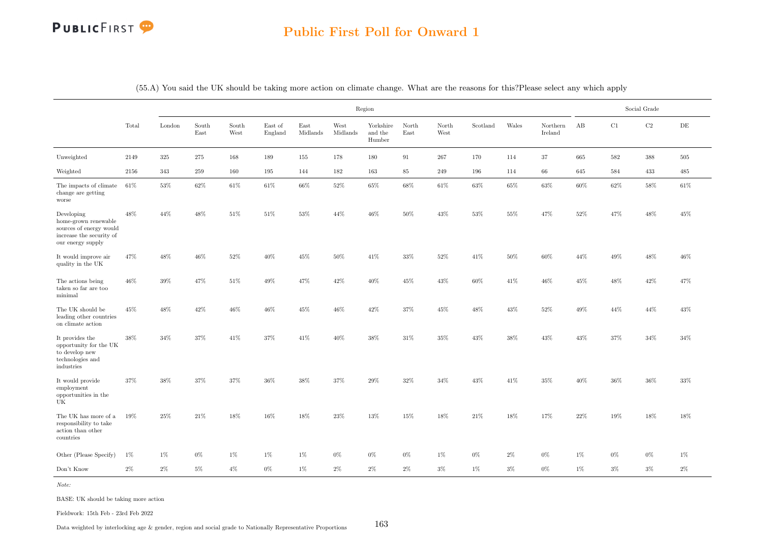# Public First Poll for Onward 1

(55.A) You said the UK should be taking more action on climate change. What are the reasons for this?Please select any which apply

| | Total | Region | | | | | | | | | | | | | Social Grade | | | |
|---|---|---|---|---|---|---|---|---|---|---|---|---|---|---|---|---|---|---|
| | | London | South East | South West | East of England | East Midlands | West Midlands | Yorkshire and the Humber | North East | North West | Scotland | Wales | Northern Ireland | AB | C1 | C2 | DE |
| Unweighted | 2149 | 325 | 275 | 168 | 189 | 155 | 178 | 180 | 91 | 267 | 170 | 114 | 37 | 665 | 582 | 388 | 505 |
| Weighted | 2156 | 343 | 259 | 160 | 195 | 144 | 182 | 163 | 85 | 249 | 196 | 114 | 66 | 645 | 584 | 433 | 485 |
| The impacts of climate change are getting worse | 61% | 53% | 62% | 61% | 61% | 66% | 52% | 65% | 68% | 61% | 63% | 65% | 63% | 60% | 62% | 58% | 61% |
| Developing home-grown renewable sources of energy would increase the security of our energy supply | 48% | 44% | 48% | 51% | 51% | 53% | 44% | 46% | 50% | 43% | 53% | 55% | 47% | 52% | 47% | 48% | 45% |
| It would improve air quality in the UK | 47% | 48% | 46% | 52% | 40% | 45% | 50% | 41% | 33% | 52% | 41% | 50% | 60% | 44% | 49% | 48% | 46% |
| The actions being taken so far are too minimal | 46% | 39% | 47% | 51% | 49% | 47% | 42% | 40% | 45% | 43% | 60% | 41% | 46% | 45% | 48% | 42% | 47% |
| The UK should be leading other countries on climate action | 45% | 48% | 42% | 46% | 46% | 45% | 46% | 42% | 37% | 45% | 48% | 43% | 52% | 49% | 44% | 44% | 43% |
| It provides the opportunity for the UK to develop new technologies and industries | 38% | 34% | 37% | 41% | 37% | 41% | 40% | 38% | 31% | 35% | 43% | 38% | 43% | 43% | 37% | 34% | 34% |
| It would provide employment opportunities in the UK | 37% | 38% | 37% | 37% | 36% | 38% | 37% | 29% | 32% | 34% | 43% | 41% | 35% | 40% | 36% | 36% | 33% |
| The UK has more of a responsibility to take action than other countries | 19% | 25% | 21% | 18% | 16% | 18% | 23% | 13% | 15% | 18% | 21% | 18% | 17% | 22% | 19% | 18% | 18% |
| Other (Please Specify) | 1% | 1% | 0% | 1% | 1% | 1% | 0% | 0% | 0% | 1% | 0% | 2% | 0% | 1% | 0% | 0% | 1% |
| Don't Know | 2% | 2% | 5% | 4% | 0% | 1% | 2% | 2% | 2% | 3% | 1% | 3% | 0% | 1% | 3% | 3% | 2% |

*Note:*

BASE: UK should be taking more action

Fieldwork: 15th Feb - 23rd Feb 2022

Data weighted by interlocking age & gender, region and social grade to Nationally Representative Proportions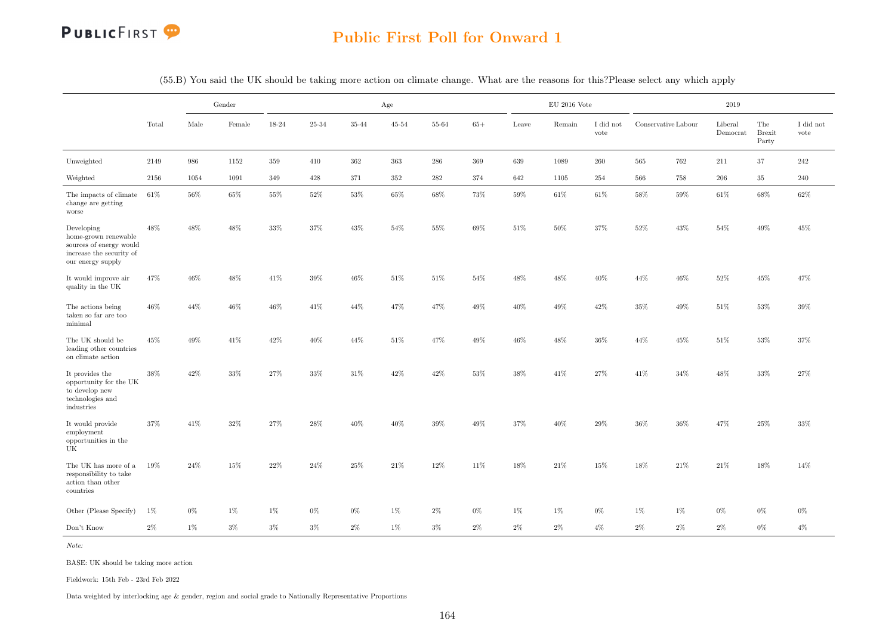## Public First Poll for Onward 1

(55.B) You said the UK should be taking more action on climate change. What are the reasons for this?Please select any which apply

| | Total | Gender | | Age | | | | | | EU 2016 Vote | | | 2019 | | | | |
|---|---|---|---|---|---|---|---|---|---|---|---|---|---|---|---|---|---|
| | | Male | Female | 18-24 | 25-34 | 35-44 | 45-54 | 55-64 | 65+ | Leave | Remain | I did not vote | Conservative | Labour | Liberal Democrat | The Brexit Party | I did not vote |
| Unweighted | 2149 | 986 | 1152 | 359 | 410 | 362 | 363 | 286 | 369 | 639 | 1089 | 260 | 565 | 762 | 211 | 37 | 242 |
| Weighted | 2156 | 1054 | 1091 | 349 | 428 | 371 | 352 | 282 | 374 | 642 | 1105 | 254 | 566 | 758 | 206 | 35 | 240 |
| The impacts of climate change are getting worse | 61% | 56% | 65% | 55% | 52% | 53% | 65% | 68% | 73% | 59% | 61% | 61% | 58% | 59% | 61% | 68% | 62% |
| Developing home-grown renewable sources of energy would increase the security of our energy supply | 48% | 48% | 48% | 33% | 37% | 43% | 54% | 55% | 69% | 51% | 50% | 37% | 52% | 43% | 54% | 49% | 45% |
| It would improve air quality in the UK | 47% | 46% | 48% | 41% | 39% | 46% | 51% | 51% | 54% | 48% | 48% | 40% | 44% | 46% | 52% | 45% | 47% |
| The actions being taken so far are too minimal | 46% | 44% | 46% | 46% | 41% | 44% | 47% | 47% | 49% | 40% | 49% | 42% | 35% | 49% | 51% | 53% | 39% |
| The UK should be leading other countries on climate action | 45% | 49% | 41% | 42% | 40% | 44% | 51% | 47% | 49% | 46% | 48% | 36% | 44% | 45% | 51% | 53% | 37% |
| It provides the opportunity for the UK to develop new technologies and industries | 38% | 42% | 33% | 27% | 33% | 31% | 42% | 42% | 53% | 38% | 41% | 27% | 41% | 34% | 48% | 33% | 27% |
| It would provide employment opportunities in the UK | 37% | 41% | 32% | 27% | 28% | 40% | 40% | 39% | 49% | 37% | 40% | 29% | 36% | 36% | 47% | 25% | 33% |
| The UK has more of a responsibility to take action than other countries | 19% | 24% | 15% | 22% | 24% | 25% | 21% | 12% | 11% | 18% | 21% | 15% | 18% | 21% | 21% | 18% | 14% |
| Other (Please Specify) | 1% | 0% | 1% | 1% | 0% | 0% | 1% | 2% | 0% | 1% | 1% | 0% | 1% | 1% | 0% | 0% | 0% |
| Don't Know | 2% | 1% | 3% | 3% | 3% | 2% | 1% | 3% | 2% | 2% | 2% | 4% | 2% | 2% | 2% | 0% | 4% |

*Note:*

BASE: UK should be taking more action

Fieldwork: 15th Feb - 23rd Feb 2022

Data weighted by interlocking age & gender, region and social grade to Nationally Representative Proportions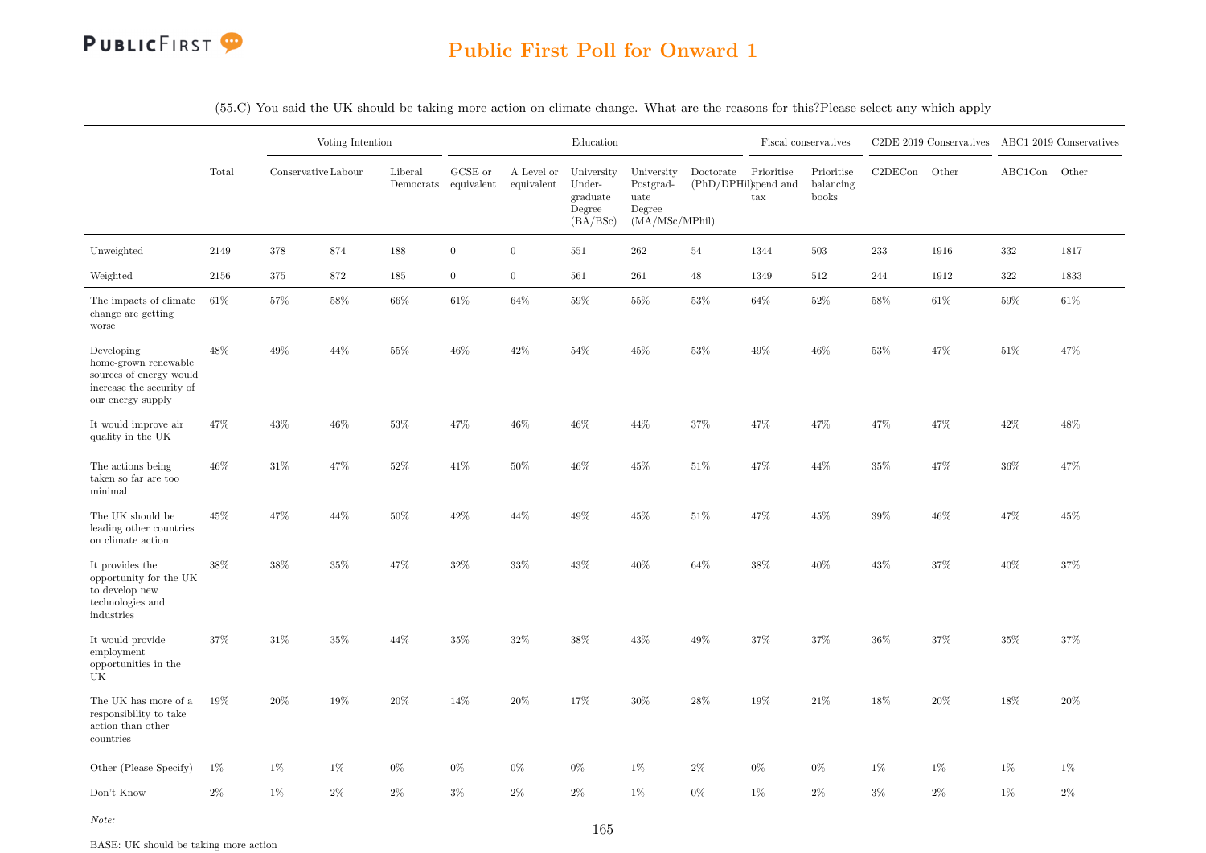# Public First Poll for Onward 1

(55.C) You said the UK should be taking more action on climate change. What are the reasons for this?Please select any which apply

| | Total | Voting Intention | | | Education | | | | | Fiscal conservatives | | C2DE 2019 Conservatives | | ABC1 2019 Conservatives | |
|---|---|---|---|---|---|---|---|---|---|---|---|---|---|---|---|
| | | Conservative | Labour | Liberal Democrats | GCSE or equivalent | A Level or equivalent | University Under-graduate Degree (BA/BSc) | University Postgrad-uate Degree (MA/MSc/MPhil) | Doctorate (PhD/DPHil) | Prioritise spend and tax | Prioritise balancing books | C2DECon | Other | ABC1Con | Other |
| Unweighted | 2149 | 378 | 874 | 188 | 0 | 0 | 551 | 262 | 54 | 1344 | 503 | 233 | 1916 | 332 | 1817 |
| Weighted | 2156 | 375 | 872 | 185 | 0 | 0 | 561 | 261 | 48 | 1349 | 512 | 244 | 1912 | 322 | 1833 |
| The impacts of climate change are getting worse | 61% | 57% | 58% | 66% | 61% | 64% | 59% | 55% | 53% | 64% | 52% | 58% | 61% | 59% | 61% |
| Developing home-grown renewable sources of energy would increase the security of our energy supply | 48% | 49% | 44% | 55% | 46% | 42% | 54% | 45% | 53% | 49% | 46% | 53% | 47% | 51% | 47% |
| It would improve air quality in the UK | 47% | 43% | 46% | 53% | 47% | 46% | 46% | 44% | 37% | 47% | 47% | 47% | 47% | 42% | 48% |
| The actions being taken so far are too minimal | 46% | 31% | 47% | 52% | 41% | 50% | 46% | 45% | 51% | 47% | 44% | 35% | 47% | 36% | 47% |
| The UK should be leading other countries on climate action | 45% | 47% | 44% | 50% | 42% | 44% | 49% | 45% | 51% | 47% | 45% | 39% | 46% | 47% | 45% |
| It provides the opportunity for the UK to develop new technologies and industries | 38% | 38% | 35% | 47% | 32% | 33% | 43% | 40% | 64% | 38% | 40% | 43% | 37% | 40% | 37% |
| It would provide employment opportunities in the UK | 37% | 31% | 35% | 44% | 35% | 32% | 38% | 43% | 49% | 37% | 37% | 36% | 37% | 35% | 37% |
| The UK has more of a responsibility to take action than other countries | 19% | 20% | 19% | 20% | 14% | 20% | 17% | 30% | 28% | 19% | 21% | 18% | 20% | 18% | 20% |
| Other (Please Specify) | 1% | 1% | 1% | 0% | 0% | 0% | 0% | 1% | 2% | 0% | 0% | 1% | 1% | 1% | 1% |
| Don't Know | 2% | 1% | 2% | 2% | 3% | 2% | 2% | 1% | 0% | 1% | 2% | 3% | 2% | 1% | 2% |

*Note:*

BASE: UK should be taking more action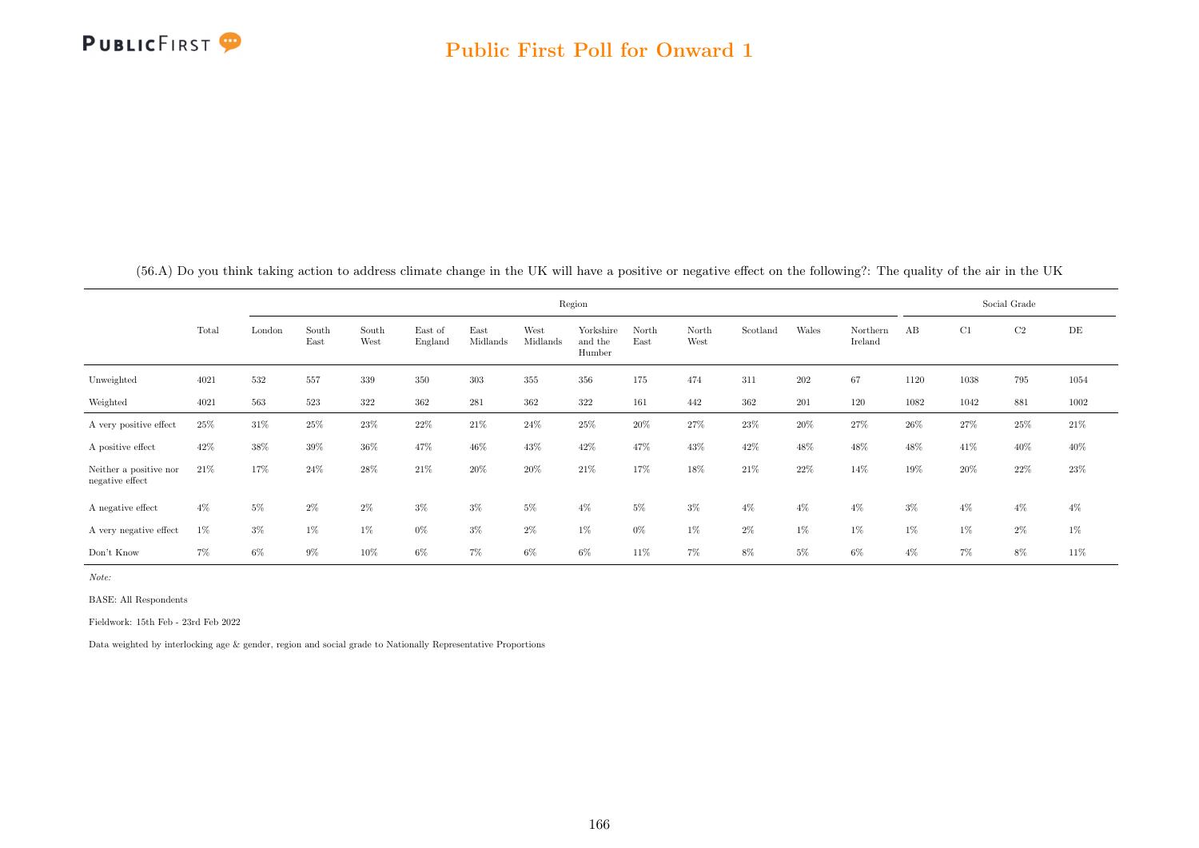# Public First Poll for Onward 1

(56.A) Do you think taking action to address climate change in the UK will have a positive or negative effect on the following?: The quality of the air in the UK

| | Total | Region | | | | | | | | | | | | Social Grade | | | |
|---|---|---|---|---|---|---|---|---|---|---|---|---|---|---|---|---|---|
| | | London | South East | South West | East of England | East Midlands | West Midlands | Yorkshire and the Humber | North East | North West | Scotland | Wales | Northern Ireland | AB | C1 | C2 | DE |
| Unweighted | 4021 | 532 | 557 | 339 | 350 | 303 | 355 | 356 | 175 | 474 | 311 | 202 | 67 | 1120 | 1038 | 795 | 1054 |
| Weighted | 4021 | 563 | 523 | 322 | 362 | 281 | 362 | 322 | 161 | 442 | 362 | 201 | 120 | 1082 | 1042 | 881 | 1002 |
| A very positive effect | 25% | 31% | 25% | 23% | 22% | 21% | 24% | 25% | 20% | 27% | 23% | 20% | 27% | 26% | 27% | 25% | 21% |
| A positive effect | 42% | 38% | 39% | 36% | 47% | 46% | 43% | 42% | 47% | 43% | 42% | 48% | 48% | 48% | 41% | 40% | 40% |
| Neither a positive nor negative effect | 21% | 17% | 24% | 28% | 21% | 20% | 20% | 21% | 17% | 18% | 21% | 22% | 14% | 19% | 20% | 22% | 23% |
| A negative effect | 4% | 5% | 2% | 2% | 3% | 3% | 5% | 4% | 5% | 3% | 4% | 4% | 4% | 3% | 4% | 4% | 4% |
| A very negative effect | 1% | 3% | 1% | 1% | 0% | 3% | 2% | 1% | 0% | 1% | 2% | 1% | 1% | 1% | 1% | 2% | 1% |
| Don't Know | 7% | 6% | 9% | 10% | 6% | 7% | 6% | 6% | 11% | 7% | 8% | 5% | 6% | 4% | 7% | 8% | 11% |

*Note:*

BASE: All Respondents

Fieldwork: 15th Feb - 23rd Feb 2022

Data weighted by interlocking age & gender, region and social grade to Nationally Representative Proportions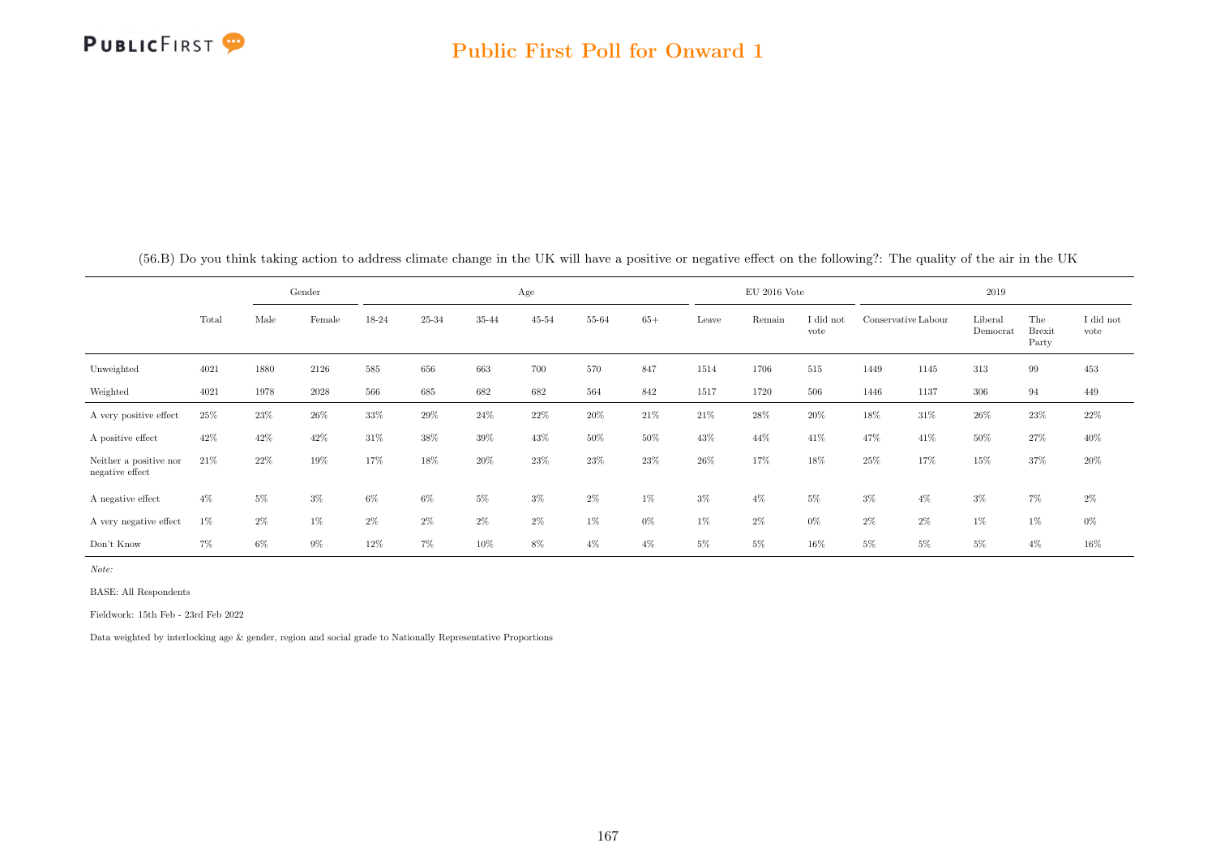(56.B) Do you think taking action to address climate change in the UK will have a positive or negative effect on the following?: The quality of the air in the UK

| | Total | Gender | | Age | | | | | | EU 2016 Vote | | | 2019 | | | | |
|---|---|---|---|---|---|---|---|---|---|---|---|---|---|---|---|---|---|
| | | Male | Female | 18-24 | 25-34 | 35-44 | 45-54 | 55-64 | 65+ | Leave | Remain | I did not vote | Conservative | Labour | Liberal Democrat | The Brexit Party | I did not vote |
| Unweighted | 4021 | 1880 | 2126 | 585 | 656 | 663 | 700 | 570 | 847 | 1514 | 1706 | 515 | 1449 | 1145 | 313 | 99 | 453 |
| Weighted | 4021 | 1978 | 2028 | 566 | 685 | 682 | 682 | 564 | 842 | 1517 | 1720 | 506 | 1446 | 1137 | 306 | 94 | 449 |
| A very positive effect | 25% | 23% | 26% | 33% | 29% | 24% | 22% | 20% | 21% | 21% | 28% | 20% | 18% | 31% | 26% | 23% | 22% |
| A positive effect | 42% | 42% | 42% | 31% | 38% | 39% | 43% | 50% | 50% | 43% | 44% | 41% | 47% | 41% | 50% | 27% | 40% |
| Neither a positive nor negative effect | 21% | 22% | 19% | 17% | 18% | 20% | 23% | 23% | 23% | 26% | 17% | 18% | 25% | 17% | 15% | 37% | 20% |
| A negative effect | 4% | 5% | 3% | 6% | 6% | 5% | 3% | 2% | 1% | 3% | 4% | 5% | 3% | 4% | 3% | 7% | 2% |
| A very negative effect | 1% | 2% | 1% | 2% | 2% | 2% | 2% | 1% | 0% | 1% | 2% | 0% | 2% | 2% | 1% | 1% | 0% |
| Don't Know | 7% | 6% | 9% | 12% | 7% | 10% | 8% | 4% | 4% | 5% | 5% | 16% | 5% | 5% | 5% | 4% | 16% |

*Note:*

BASE: All Respondents

Fieldwork: 15th Feb - 23rd Feb 2022

Data weighted by interlocking age & gender, region and social grade to Nationally Representative Proportions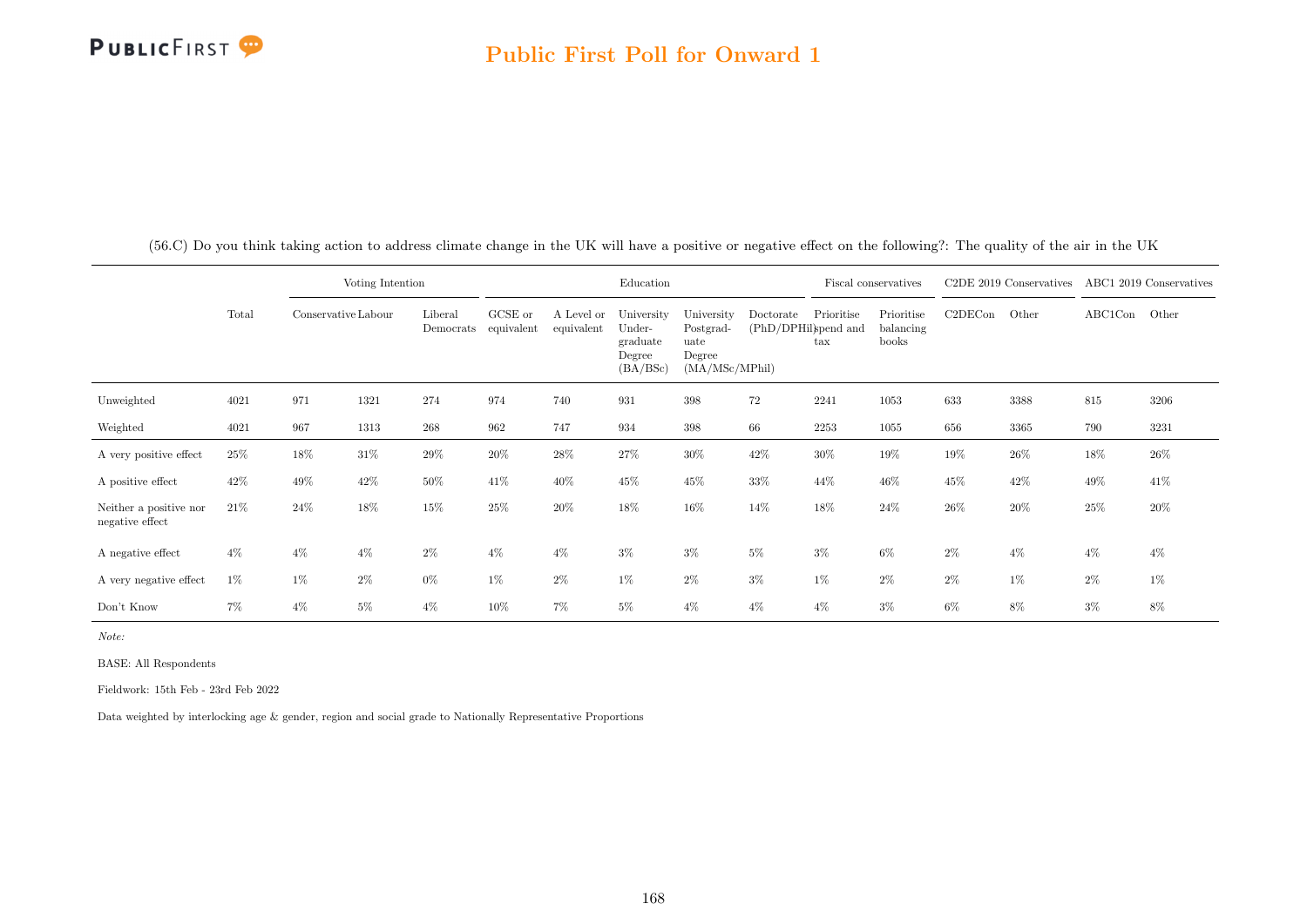## Public First Poll for Onward 1

(56.C) Do you think taking action to address climate change in the UK will have a positive or negative effect on the following?: The quality of the air in the UK

| | Total | Voting Intention | | | Education | | | | | Fiscal conservatives | | C2DE 2019 Conservatives | | ABC1 2019 Conservatives | |
|---|---|---|---|---|---|---|---|---|---|---|---|---|---|---|---|
| | | Conservative | Labour | Liberal Democrats | GCSE or equivalent | A Level or equivalent | University Under-graduate Degree (BA/BSc) | University Postgrad-uate Degree (MA/MSc/MPhil) | Doctorate (PhD/DPHil) | Prioritise spend and tax | Prioritise balancing books | C2DECon | Other | ABC1Con | Other |
| Unweighted | 4021 | 971 | 1321 | 274 | 974 | 740 | 931 | 398 | 72 | 2241 | 1053 | 633 | 3388 | 815 | 3206 |
| Weighted | 4021 | 967 | 1313 | 268 | 962 | 747 | 934 | 398 | 66 | 2253 | 1055 | 656 | 3365 | 790 | 3231 |
| A very positive effect | 25% | 18% | 31% | 29% | 20% | 28% | 27% | 30% | 42% | 30% | 19% | 19% | 26% | 18% | 26% |
| A positive effect | 42% | 49% | 42% | 50% | 41% | 40% | 45% | 45% | 33% | 44% | 46% | 45% | 42% | 49% | 41% |
| Neither a positive nor negative effect | 21% | 24% | 18% | 15% | 25% | 20% | 18% | 16% | 14% | 18% | 24% | 26% | 20% | 25% | 20% |
| A negative effect | 4% | 4% | 4% | 2% | 4% | 4% | 3% | 3% | 5% | 3% | 6% | 2% | 4% | 4% | 4% |
| A very negative effect | 1% | 1% | 2% | 0% | 1% | 2% | 1% | 2% | 3% | 1% | 2% | 2% | 1% | 2% | 1% |
| Don't Know | 7% | 4% | 5% | 4% | 10% | 7% | 5% | 4% | 4% | 4% | 3% | 6% | 8% | 3% | 8% |

*Note:*

BASE: All Respondents

Fieldwork: 15th Feb - 23rd Feb 2022

Data weighted by interlocking age & gender, region and social grade to Nationally Representative Proportions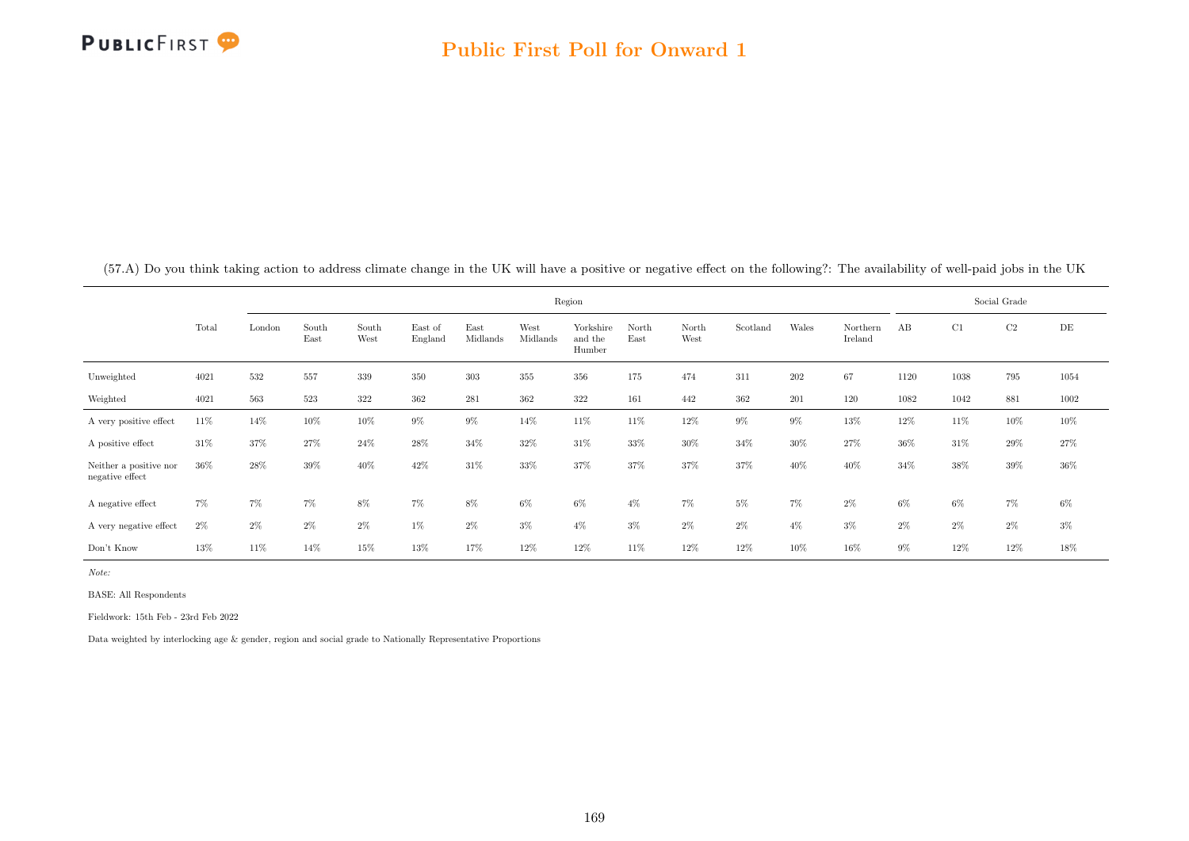(57.A) Do you think taking action to address climate change in the UK will have a positive or negative effect on the following?: The availability of well-paid jobs in the UK

| | Total | Region | | | | | | | | | | | | Social Grade | | | |
|---|---|---|---|---|---|---|---|---|---|---|---|---|---|---|---|---|---|
| | | London | South East | South West | East of England | East Midlands | West Midlands | Yorkshire and the Humber | North East | North West | Scotland | Wales | Northern Ireland | AB | C1 | C2 | DE |
| Unweighted | 4021 | 532 | 557 | 339 | 350 | 303 | 355 | 356 | 175 | 474 | 311 | 202 | 67 | 1120 | 1038 | 795 | 1054 |
| Weighted | 4021 | 563 | 523 | 322 | 362 | 281 | 362 | 322 | 161 | 442 | 362 | 201 | 120 | 1082 | 1042 | 881 | 1002 |
| A very positive effect | 11% | 14% | 10% | 10% | 9% | 9% | 14% | 11% | 11% | 12% | 9% | 9% | 13% | 12% | 11% | 10% | 10% |
| A positive effect | 31% | 37% | 27% | 24% | 28% | 34% | 32% | 31% | 33% | 30% | 34% | 30% | 27% | 36% | 31% | 29% | 27% |
| Neither a positive nor negative effect | 36% | 28% | 39% | 40% | 42% | 31% | 33% | 37% | 37% | 37% | 37% | 40% | 40% | 34% | 38% | 39% | 36% |
| A negative effect | 7% | 7% | 7% | 8% | 7% | 8% | 6% | 6% | 4% | 7% | 5% | 7% | 2% | 6% | 6% | 7% | 6% |
| A very negative effect | 2% | 2% | 2% | 2% | 1% | 2% | 3% | 4% | 3% | 2% | 2% | 4% | 3% | 2% | 2% | 2% | 3% |
| Don't Know | 13% | 11% | 14% | 15% | 13% | 17% | 12% | 12% | 11% | 12% | 12% | 10% | 16% | 9% | 12% | 12% | 18% |

*Note:*

BASE: All Respondents

Fieldwork: 15th Feb - 23rd Feb 2022

Data weighted by interlocking age & gender, region and social grade to Nationally Representative Proportions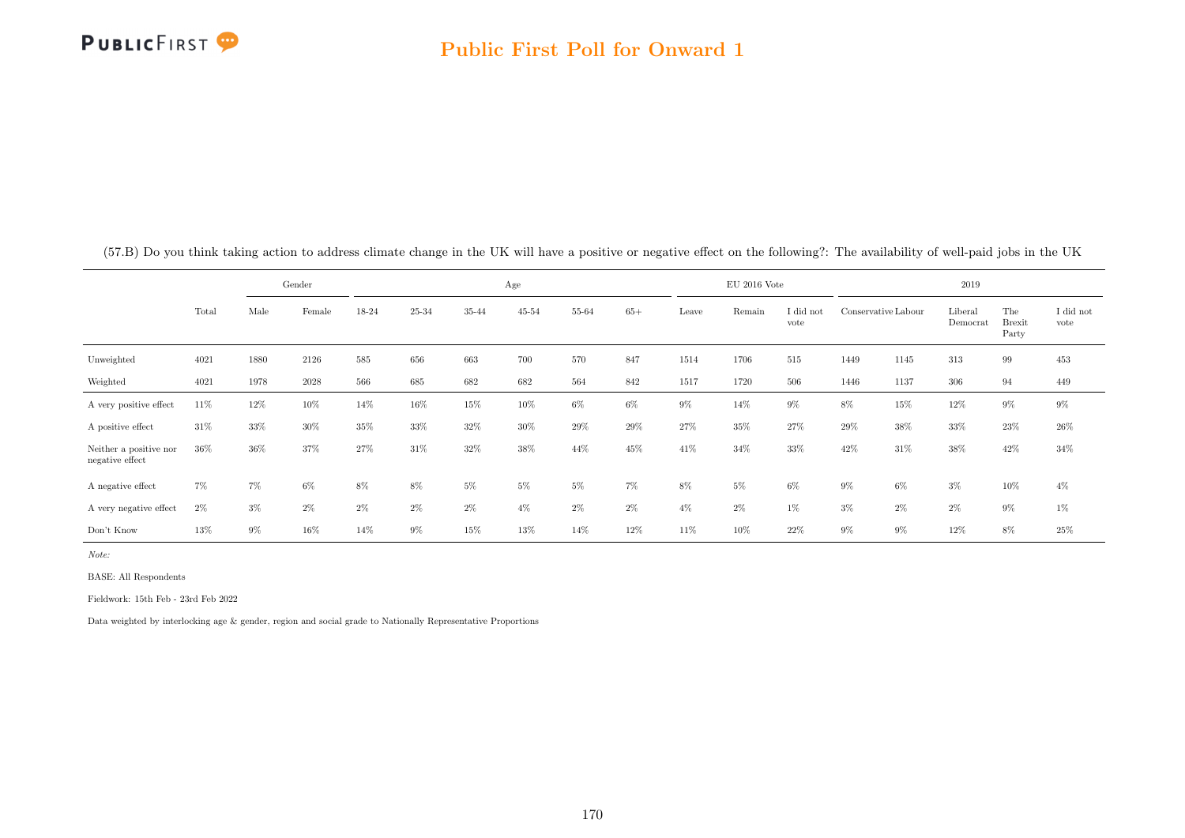(57.B) Do you think taking action to address climate change in the UK will have a positive or negative effect on the following?: The availability of well-paid jobs in the UK

| | | Gender | | Age | | | | | | EU 2016 Vote | | | 2019 | | | | |
|---|---|---|---|---|---|---|---|---|---|---|---|---|---|---|---|---|---|
| | Total | Male | Female | 18-24 | 25-34 | 35-44 | 45-54 | 55-64 | 65+ | Leave | Remain | I did not vote | Conservative | Labour | Liberal Democrat | The Brexit Party | I did not vote |
| Unweighted | 4021 | 1880 | 2126 | 585 | 656 | 663 | 700 | 570 | 847 | 1514 | 1706 | 515 | 1449 | 1145 | 313 | 99 | 453 |
| Weighted | 4021 | 1978 | 2028 | 566 | 685 | 682 | 682 | 564 | 842 | 1517 | 1720 | 506 | 1446 | 1137 | 306 | 94 | 449 |
| A very positive effect | 11% | 12% | 10% | 14% | 16% | 15% | 10% | 6% | 6% | 9% | 14% | 9% | 8% | 15% | 12% | 9% | 9% |
| A positive effect | 31% | 33% | 30% | 35% | 33% | 32% | 30% | 29% | 29% | 27% | 35% | 27% | 29% | 38% | 33% | 23% | 26% |
| Neither a positive nor negative effect | 36% | 36% | 37% | 27% | 31% | 32% | 38% | 44% | 45% | 41% | 34% | 33% | 42% | 31% | 38% | 42% | 34% |
| A negative effect | 7% | 7% | 6% | 8% | 8% | 5% | 5% | 5% | 7% | 8% | 5% | 6% | 9% | 6% | 3% | 10% | 4% |
| A very negative effect | 2% | 3% | 2% | 2% | 2% | 2% | 4% | 2% | 2% | 4% | 2% | 1% | 3% | 2% | 2% | 9% | 1% |
| Don't Know | 13% | 9% | 16% | 14% | 9% | 15% | 13% | 14% | 12% | 11% | 10% | 22% | 9% | 9% | 12% | 8% | 25% |

*Note:*

BASE: All Respondents

Fieldwork: 15th Feb - 23rd Feb 2022

Data weighted by interlocking age & gender, region and social grade to Nationally Representative Proportions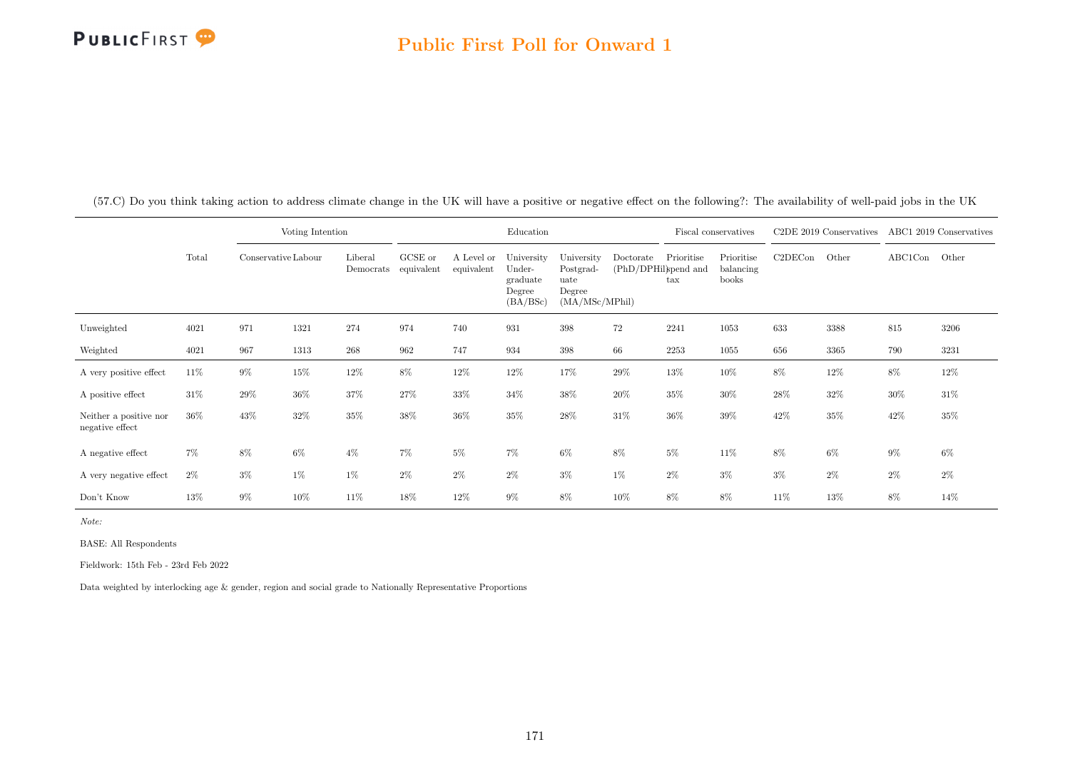(57.C) Do you think taking action to address climate change in the UK will have a positive or negative effect on the following?: The availability of well-paid jobs in the UK

| | Total | Voting Intention | | | Education | | | | | Fiscal conservatives | | C2DE 2019 Conservatives | | ABC1 2019 Conservatives | |
|---|---|---|---|---|---|---|---|---|---|---|---|---|---|---|---|
| | | Conservative | Labour | Liberal Democrats | GCSE or equivalent | A Level or equivalent | University Undergraduate Degree (BA/BSc) | University Postgraduate Degree (MA/MSc/MPhil) | Doctorate (PhD/DPhil) | Prioritise spend and tax | Prioritise balancing books | C2DECon | Other | ABC1Con | Other |
| Unweighted | 4021 | 971 | 1321 | 274 | 974 | 740 | 931 | 398 | 72 | 2241 | 1053 | 633 | 3388 | 815 | 3206 |
| Weighted | 4021 | 967 | 1313 | 268 | 962 | 747 | 934 | 398 | 66 | 2253 | 1055 | 656 | 3365 | 790 | 3231 |
| A very positive effect | 11% | 9% | 15% | 12% | 8% | 12% | 12% | 17% | 29% | 13% | 10% | 8% | 12% | 8% | 12% |
| A positive effect | 31% | 29% | 36% | 37% | 27% | 33% | 34% | 38% | 20% | 35% | 30% | 28% | 32% | 30% | 31% |
| Neither a positive nor negative effect | 36% | 43% | 32% | 35% | 38% | 36% | 35% | 28% | 31% | 36% | 39% | 42% | 35% | 42% | 35% |
| A negative effect | 7% | 8% | 6% | 4% | 7% | 5% | 7% | 6% | 8% | 5% | 11% | 8% | 6% | 9% | 6% |
| A very negative effect | 2% | 3% | 1% | 1% | 2% | 2% | 2% | 3% | 1% | 2% | 3% | 3% | 2% | 2% | 2% |
| Don't Know | 13% | 9% | 10% | 11% | 18% | 12% | 9% | 8% | 10% | 8% | 8% | 11% | 13% | 8% | 14% |

*Note:*

BASE: All Respondents

Fieldwork: 15th Feb - 23rd Feb 2022

Data weighted by interlocking age & gender, region and social grade to Nationally Representative Proportions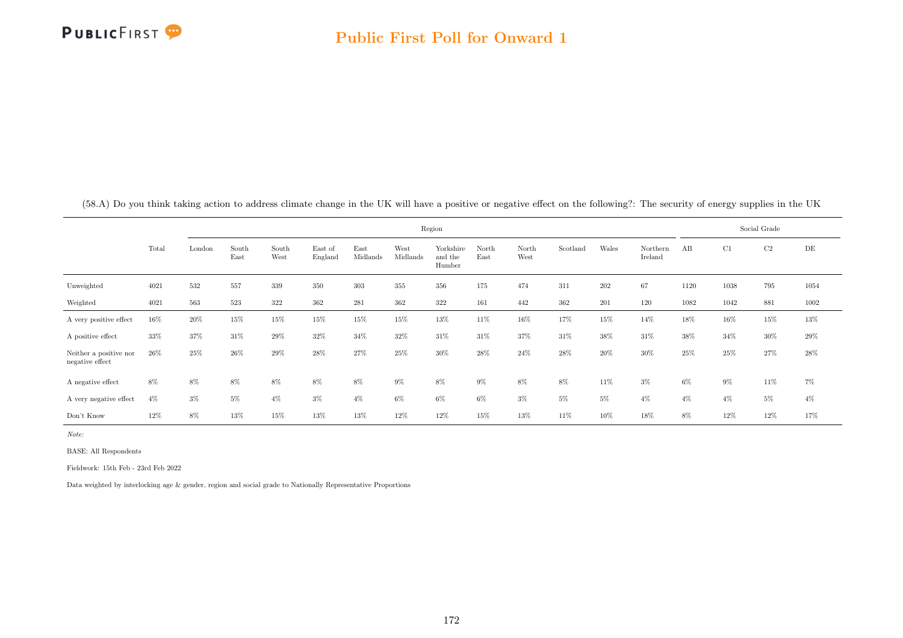(58.A) Do you think taking action to address climate change in the UK will have a positive or negative effect on the following?: The security of energy supplies in the UK

| | Total | Region | | | | | | | | | | | | Social Grade | | | |
|---|---|---|---|---|---|---|---|---|---|---|---|---|---|---|---|---|---|
| | | London | South East | South West | East of England | East Midlands | West Midlands | Yorkshire and the Humber | North East | North West | Scotland | Wales | Northern Ireland | AB | C1 | C2 | DE |
| Unweighted | 4021 | 532 | 557 | 339 | 350 | 303 | 355 | 356 | 175 | 474 | 311 | 202 | 67 | 1120 | 1038 | 795 | 1054 |
| Weighted | 4021 | 563 | 523 | 322 | 362 | 281 | 362 | 322 | 161 | 442 | 362 | 201 | 120 | 1082 | 1042 | 881 | 1002 |
| A very positive effect | 16% | 20% | 15% | 15% | 15% | 15% | 15% | 13% | 11% | 16% | 17% | 15% | 14% | 18% | 16% | 15% | 13% |
| A positive effect | 33% | 37% | 31% | 29% | 32% | 34% | 32% | 31% | 31% | 37% | 31% | 38% | 31% | 38% | 34% | 30% | 29% |
| Neither a positive nor negative effect | 26% | 25% | 26% | 29% | 28% | 27% | 25% | 30% | 28% | 24% | 28% | 20% | 30% | 25% | 25% | 27% | 28% |
| A negative effect | 8% | 8% | 8% | 8% | 8% | 8% | 9% | 8% | 9% | 8% | 8% | 11% | 3% | 6% | 9% | 11% | 7% |
| A very negative effect | 4% | 3% | 5% | 4% | 3% | 4% | 6% | 6% | 6% | 3% | 5% | 5% | 4% | 4% | 4% | 5% | 4% |
| Don't Know | 12% | 8% | 13% | 15% | 13% | 13% | 12% | 12% | 15% | 13% | 11% | 10% | 18% | 8% | 12% | 12% | 17% |

*Note:*

BASE: All Respondents

Fieldwork: 15th Feb - 23rd Feb 2022

Data weighted by interlocking age & gender, region and social grade to Nationally Representative Proportions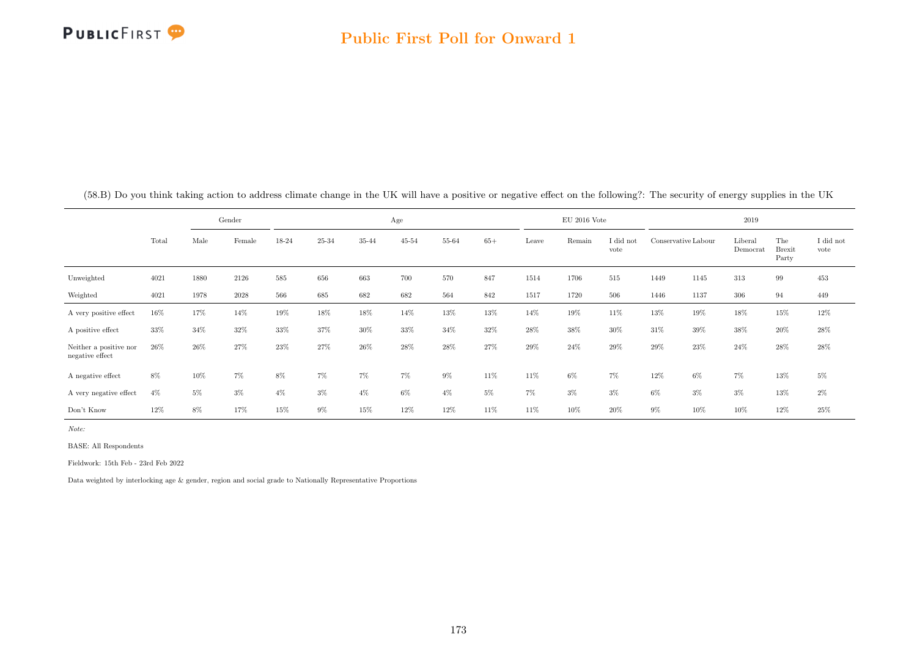## Public First Poll for Onward 1

(58.B) Do you think taking action to address climate change in the UK will have a positive or negative effect on the following?: The security of energy supplies in the UK

| | Total | Gender | | Age | | | | | | EU 2016 Vote | | | 2019 | | | | |
|---|---|---|---|---|---|---|---|---|---|---|---|---|---|---|---|---|---|
| | | Male | Female | 18-24 | 25-34 | 35-44 | 45-54 | 55-64 | 65+ | Leave | Remain | I did not vote | Conservative | Labour | Liberal Democrat | The Brexit Party | I did not vote |
| Unweighted | 4021 | 1880 | 2126 | 585 | 656 | 663 | 700 | 570 | 847 | 1514 | 1706 | 515 | 1449 | 1145 | 313 | 99 | 453 |
| Weighted | 4021 | 1978 | 2028 | 566 | 685 | 682 | 682 | 564 | 842 | 1517 | 1720 | 506 | 1446 | 1137 | 306 | 94 | 449 |
| A very positive effect | 16% | 17% | 14% | 19% | 18% | 18% | 14% | 13% | 13% | 14% | 19% | 11% | 13% | 19% | 18% | 15% | 12% |
| A positive effect | 33% | 34% | 32% | 33% | 37% | 30% | 33% | 34% | 32% | 28% | 38% | 30% | 31% | 39% | 38% | 20% | 28% |
| Neither a positive nor negative effect | 26% | 26% | 27% | 23% | 27% | 26% | 28% | 28% | 27% | 29% | 24% | 29% | 29% | 23% | 24% | 28% | 28% |
| A negative effect | 8% | 10% | 7% | 8% | 7% | 7% | 7% | 9% | 11% | 11% | 6% | 7% | 12% | 6% | 7% | 13% | 5% |
| A very negative effect | 4% | 5% | 3% | 4% | 3% | 4% | 6% | 4% | 5% | 7% | 3% | 3% | 6% | 3% | 3% | 13% | 2% |
| Don't Know | 12% | 8% | 17% | 15% | 9% | 15% | 12% | 12% | 11% | 11% | 10% | 20% | 9% | 10% | 10% | 12% | 25% |

*Note:*

BASE: All Respondents

Fieldwork: 15th Feb - 23rd Feb 2022

Data weighted by interlocking age & gender, region and social grade to Nationally Representative Proportions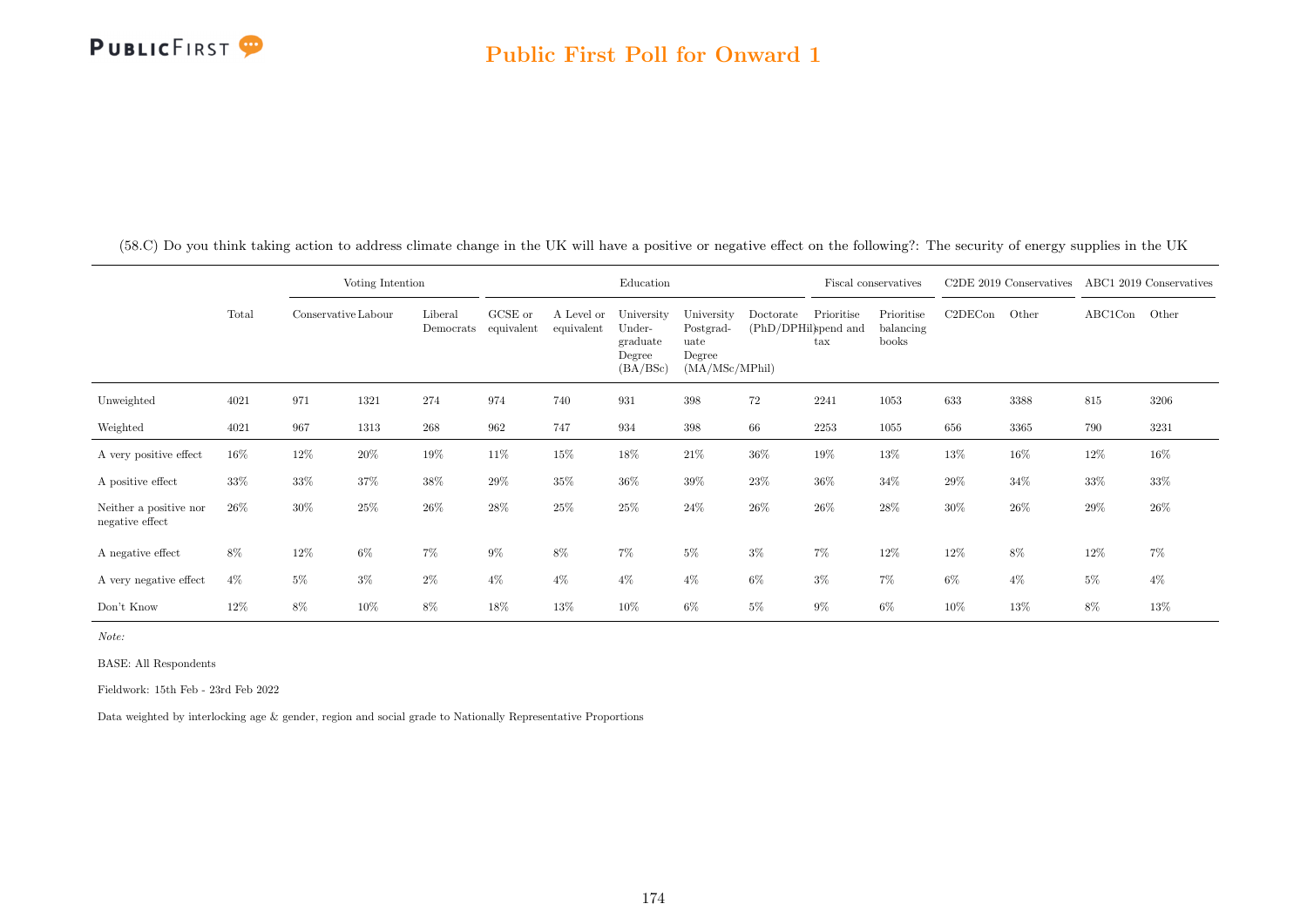(58.C) Do you think taking action to address climate change in the UK will have a positive or negative effect on the following?: The security of energy supplies in the UK

| | Total | Voting Intention | | | Education | | | | | Fiscal conservatives | | C2DE 2019 Conservatives | | ABC1 2019 Conservatives | |
|---|---|---|---|---|---|---|---|---|---|---|---|---|---|---|---|
| | | Conservative | Labour | Liberal Democrats | GCSE or equivalent | A Level or equivalent | University Under-graduate Degree (BA/BSc) | University Postgrad-uate Degree (MA/MSc/MPhil) | Doctorate (PhD/DPHil) | Prioritise spend and tax | Prioritise balancing books | C2DECon | Other | ABC1Con | Other |
| Unweighted | 4021 | 971 | 1321 | 274 | 974 | 740 | 931 | 398 | 72 | 2241 | 1053 | 633 | 3388 | 815 | 3206 |
| Weighted | 4021 | 967 | 1313 | 268 | 962 | 747 | 934 | 398 | 66 | 2253 | 1055 | 656 | 3365 | 790 | 3231 |
| A very positive effect | 16% | 12% | 20% | 19% | 11% | 15% | 18% | 21% | 36% | 19% | 13% | 13% | 16% | 12% | 16% |
| A positive effect | 33% | 33% | 37% | 38% | 29% | 35% | 36% | 39% | 23% | 36% | 34% | 29% | 34% | 33% | 33% |
| Neither a positive nor negative effect | 26% | 30% | 25% | 26% | 28% | 25% | 25% | 24% | 26% | 26% | 28% | 30% | 26% | 29% | 26% |
| A negative effect | 8% | 12% | 6% | 7% | 9% | 8% | 7% | 5% | 3% | 7% | 12% | 12% | 8% | 12% | 7% |
| A very negative effect | 4% | 5% | 3% | 2% | 4% | 4% | 4% | 4% | 6% | 3% | 7% | 6% | 4% | 5% | 4% |
| Don't Know | 12% | 8% | 10% | 8% | 18% | 13% | 10% | 6% | 5% | 9% | 6% | 10% | 13% | 8% | 13% |

*Note:*

BASE: All Respondents

Fieldwork: 15th Feb - 23rd Feb 2022

Data weighted by interlocking age & gender, region and social grade to Nationally Representative Proportions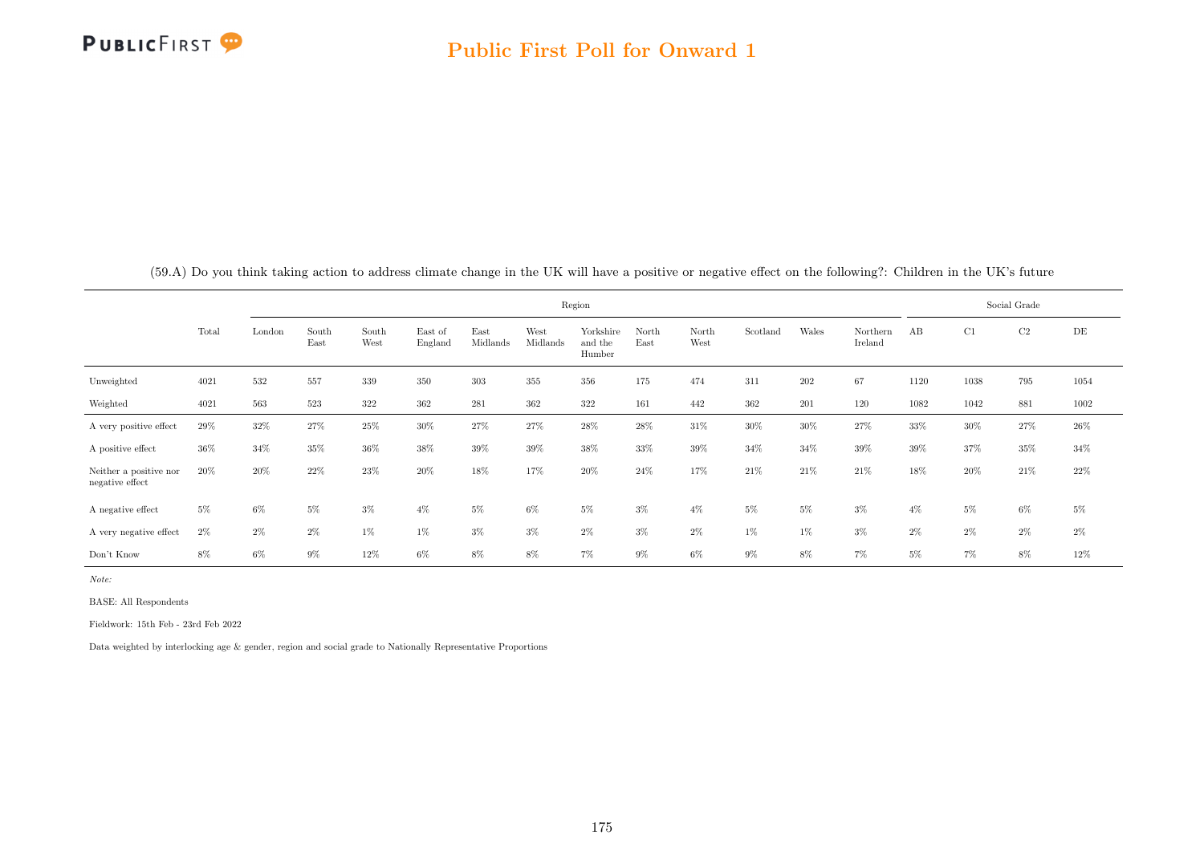(59.A) Do you think taking action to address climate change in the UK will have a positive or negative effect on the following?: Children in the UK's future

| | Total | Region | | | | | | | | | | | | Social Grade | | | |
|---|---|---|---|---|---|---|---|---|---|---|---|---|---|---|---|---|---|
| | | London | South East | South West | East of England | East Midlands | West Midlands | Yorkshire and the Humber | North East | North West | Scotland | Wales | Northern Ireland | AB | C1 | C2 | DE |
| Unweighted | 4021 | 532 | 557 | 339 | 350 | 303 | 355 | 356 | 175 | 474 | 311 | 202 | 67 | 1120 | 1038 | 795 | 1054 |
| Weighted | 4021 | 563 | 523 | 322 | 362 | 281 | 362 | 322 | 161 | 442 | 362 | 201 | 120 | 1082 | 1042 | 881 | 1002 |
| A very positive effect | 29% | 32% | 27% | 25% | 30% | 27% | 27% | 28% | 28% | 31% | 30% | 30% | 27% | 33% | 30% | 27% | 26% |
| A positive effect | 36% | 34% | 35% | 36% | 38% | 39% | 39% | 38% | 33% | 39% | 34% | 34% | 39% | 39% | 37% | 35% | 34% |
| Neither a positive nor negative effect | 20% | 20% | 22% | 23% | 20% | 18% | 17% | 20% | 24% | 17% | 21% | 21% | 21% | 18% | 20% | 21% | 22% |
| A negative effect | 5% | 6% | 5% | 3% | 4% | 5% | 6% | 5% | 3% | 4% | 5% | 5% | 3% | 4% | 5% | 6% | 5% |
| A very negative effect | 2% | 2% | 2% | 1% | 1% | 3% | 3% | 2% | 3% | 2% | 1% | 1% | 3% | 2% | 2% | 2% | 2% |
| Don't Know | 8% | 6% | 9% | 12% | 6% | 8% | 8% | 7% | 9% | 6% | 9% | 8% | 7% | 5% | 7% | 8% | 12% |

*Note:*

BASE: All Respondents

Fieldwork: 15th Feb - 23rd Feb 2022

Data weighted by interlocking age & gender, region and social grade to Nationally Representative Proportions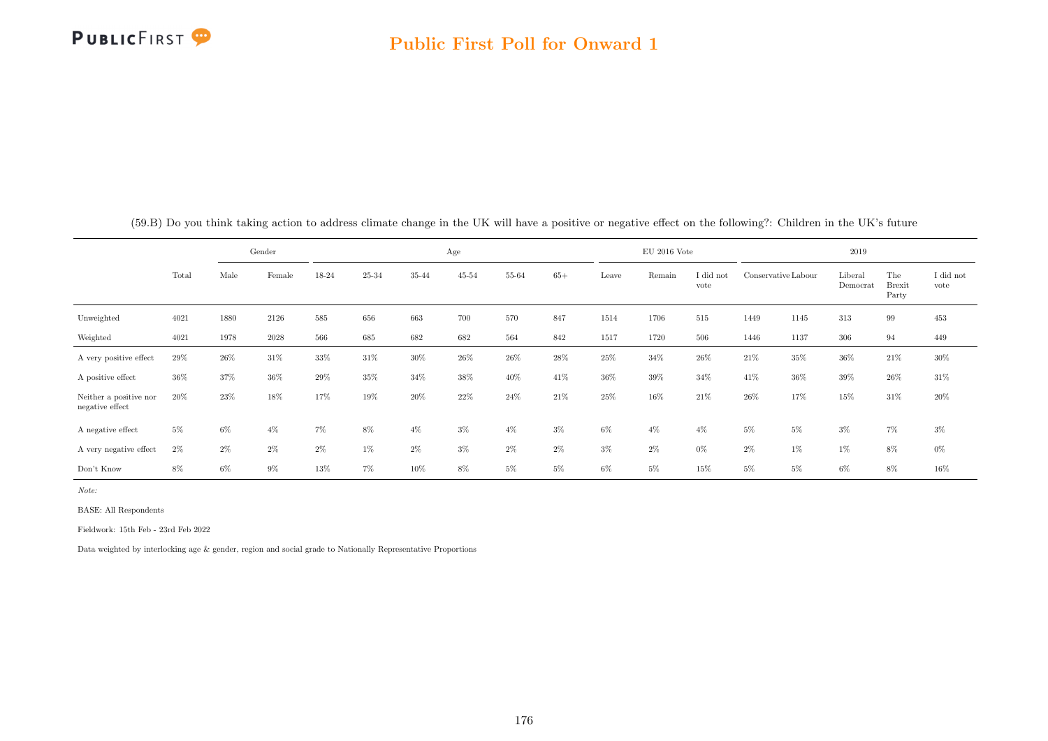(59.B) Do you think taking action to address climate change in the UK will have a positive or negative effect on the following?: Children in the UK's future

| | Total | Gender | | Age | | | | | | EU 2016 Vote | | | 2019 | | | | |
|---|---|---|---|---|---|---|---|---|---|---|---|---|---|---|---|---|---|
| | | Male | Female | 18-24 | 25-34 | 35-44 | 45-54 | 55-64 | 65+ | Leave | Remain | I did not vote | Conservative | Labour | Liberal Democrat | The Brexit Party | I did not vote |
| Unweighted | 4021 | 1880 | 2126 | 585 | 656 | 663 | 700 | 570 | 847 | 1514 | 1706 | 515 | 1449 | 1145 | 313 | 99 | 453 |
| Weighted | 4021 | 1978 | 2028 | 566 | 685 | 682 | 682 | 564 | 842 | 1517 | 1720 | 506 | 1446 | 1137 | 306 | 94 | 449 |
| A very positive effect | 29% | 26% | 31% | 33% | 31% | 30% | 26% | 26% | 28% | 25% | 34% | 26% | 21% | 35% | 36% | 21% | 30% |
| A positive effect | 36% | 37% | 36% | 29% | 35% | 34% | 38% | 40% | 41% | 36% | 39% | 34% | 41% | 36% | 39% | 26% | 31% |
| Neither a positive nor negative effect | 20% | 23% | 18% | 17% | 19% | 20% | 22% | 24% | 21% | 25% | 16% | 21% | 26% | 17% | 15% | 31% | 20% |
| A negative effect | 5% | 6% | 4% | 7% | 8% | 4% | 3% | 4% | 3% | 6% | 4% | 4% | 5% | 5% | 3% | 7% | 3% |
| A very negative effect | 2% | 2% | 2% | 2% | 1% | 2% | 3% | 2% | 2% | 3% | 2% | 0% | 2% | 1% | 1% | 8% | 0% |
| Don't Know | 8% | 6% | 9% | 13% | 7% | 10% | 8% | 5% | 5% | 6% | 5% | 15% | 5% | 5% | 6% | 8% | 16% |

*Note:*

BASE: All Respondents

Fieldwork: 15th Feb - 23rd Feb 2022

Data weighted by interlocking age & gender, region and social grade to Nationally Representative Proportions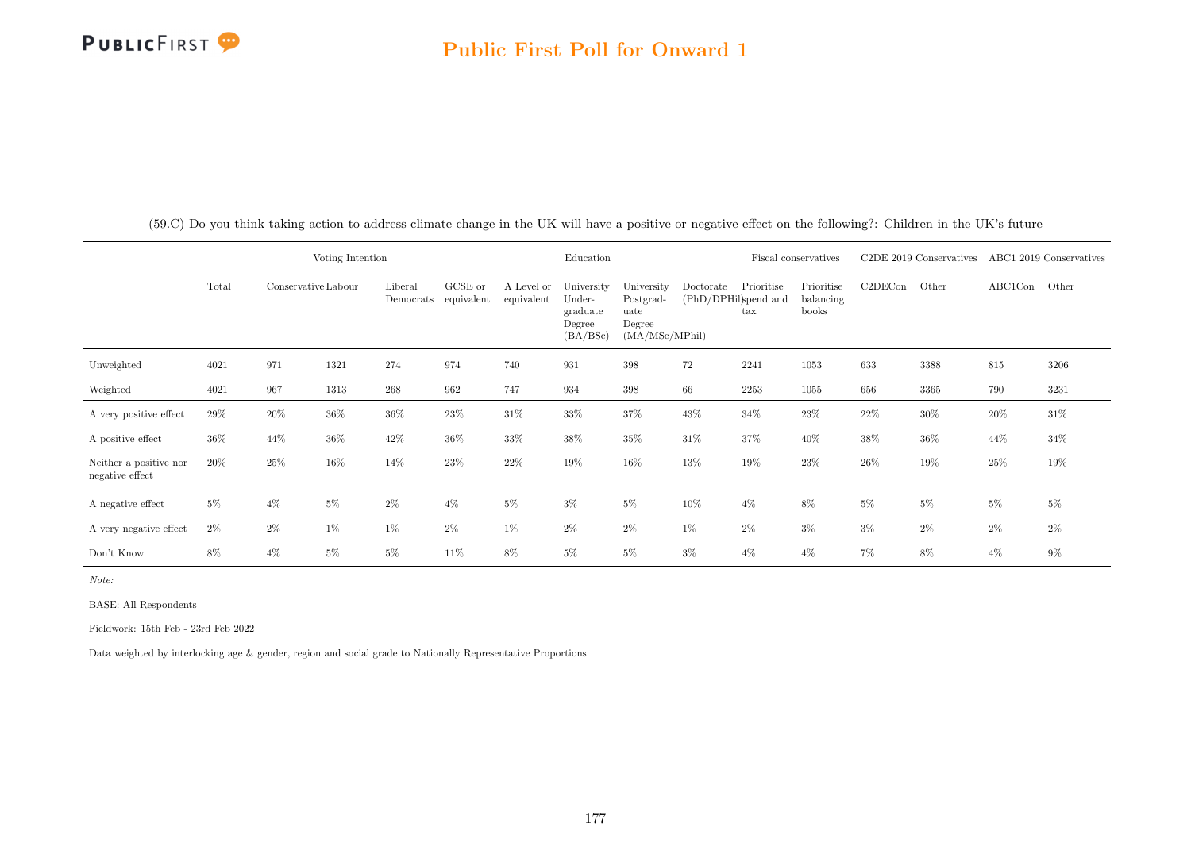# Public First Poll for Onward 1

(59.C) Do you think taking action to address climate change in the UK will have a positive or negative effect on the following?: Children in the UK's future

| | Total | Voting Intention | | | Education | | | | | Fiscal conservatives | | C2DE 2019 Conservatives | | ABC1 2019 Conservatives | |
|---|---|---|---|---|---|---|---|---|---|---|---|---|---|---|---|
| | | Conservative | Labour | Liberal Democrats | GCSE or equivalent | A Level or equivalent | University Undergraduate Degree (BA/BSc) | University Postgraduate Degree (MA/MSc/MPhil) | Doctorate (PhD/DPHil) | Prioritise spend and tax | Prioritise balancing books | C2DECon | Other | ABC1Con | Other |
| Unweighted | 4021 | 971 | 1321 | 274 | 974 | 740 | 931 | 398 | 72 | 2241 | 1053 | 633 | 3388 | 815 | 3206 |
| Weighted | 4021 | 967 | 1313 | 268 | 962 | 747 | 934 | 398 | 66 | 2253 | 1055 | 656 | 3365 | 790 | 3231 |
| A very positive effect | 29% | 20% | 36% | 36% | 23% | 31% | 33% | 37% | 43% | 34% | 23% | 22% | 30% | 20% | 31% |
| A positive effect | 36% | 44% | 36% | 42% | 36% | 33% | 38% | 35% | 31% | 37% | 40% | 38% | 36% | 44% | 34% |
| Neither a positive nor negative effect | 20% | 25% | 16% | 14% | 23% | 22% | 19% | 16% | 13% | 19% | 23% | 26% | 19% | 25% | 19% |
| A negative effect | 5% | 4% | 5% | 2% | 4% | 5% | 3% | 5% | 10% | 4% | 8% | 5% | 5% | 5% | 5% |
| A very negative effect | 2% | 2% | 1% | 1% | 2% | 1% | 2% | 2% | 1% | 2% | 3% | 3% | 2% | 2% | 2% |
| Don't Know | 8% | 4% | 5% | 5% | 11% | 8% | 5% | 5% | 3% | 4% | 4% | 7% | 8% | 4% | 9% |

*Note:*

BASE: All Respondents

Fieldwork: 15th Feb - 23rd Feb 2022

Data weighted by interlocking age & gender, region and social grade to Nationally Representative Proportions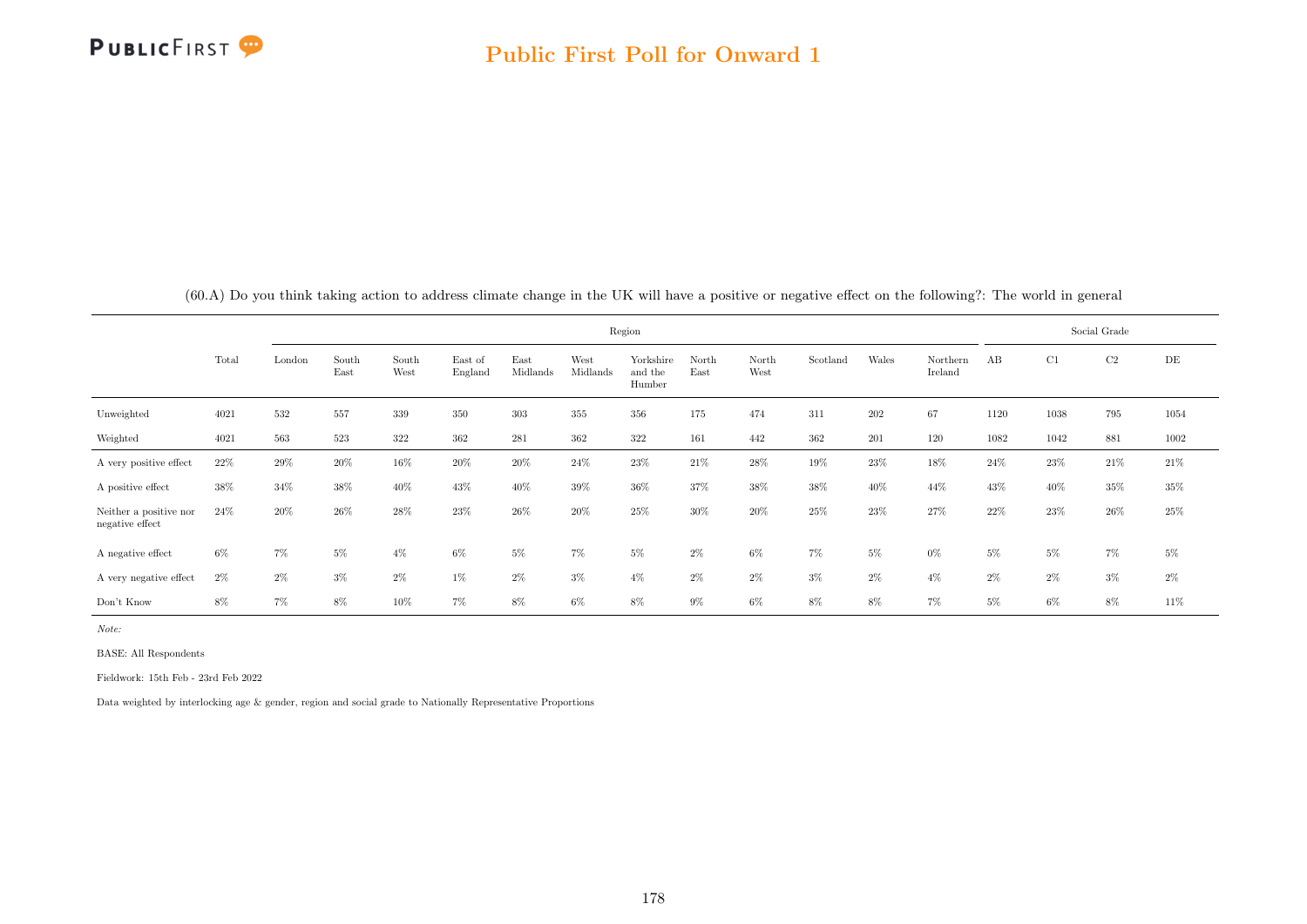## Public First Poll for Onward 1

(60.A) Do you think taking action to address climate change in the UK will have a positive or negative effect on the following?: The world in general

| | Total | Region | | | | | | | | | | | | Social Grade | | | |
|---|---|---|---|---|---|---|---|---|---|---|---|---|---|---|---|---|---|
| | | London | South East | South West | East of England | East Midlands | West Midlands | Yorkshire and the Humber | North East | North West | Scotland | Wales | Northern Ireland | AB | C1 | C2 | DE |
| Unweighted | 4021 | 532 | 557 | 339 | 350 | 303 | 355 | 356 | 175 | 474 | 311 | 202 | 67 | 1120 | 1038 | 795 | 1054 |
| Weighted | 4021 | 563 | 523 | 322 | 362 | 281 | 362 | 322 | 161 | 442 | 362 | 201 | 120 | 1082 | 1042 | 881 | 1002 |
| A very positive effect | 22% | 29% | 20% | 16% | 20% | 20% | 24% | 23% | 21% | 28% | 19% | 23% | 18% | 24% | 23% | 21% | 21% |
| A positive effect | 38% | 34% | 38% | 40% | 43% | 40% | 39% | 36% | 37% | 38% | 38% | 40% | 44% | 43% | 40% | 35% | 35% |
| Neither a positive nor negative effect | 24% | 20% | 26% | 28% | 23% | 26% | 20% | 25% | 30% | 20% | 25% | 23% | 27% | 22% | 23% | 26% | 25% |
| A negative effect | 6% | 7% | 5% | 4% | 6% | 5% | 7% | 5% | 2% | 6% | 7% | 5% | 0% | 5% | 5% | 7% | 5% |
| A very negative effect | 2% | 2% | 3% | 2% | 1% | 2% | 3% | 4% | 2% | 2% | 3% | 2% | 4% | 2% | 2% | 3% | 2% |
| Don't Know | 8% | 7% | 8% | 10% | 7% | 8% | 6% | 8% | 9% | 6% | 8% | 8% | 7% | 5% | 6% | 8% | 11% |

*Note:*

BASE: All Respondents

Fieldwork: 15th Feb - 23rd Feb 2022

Data weighted by interlocking age & gender, region and social grade to Nationally Representative Proportions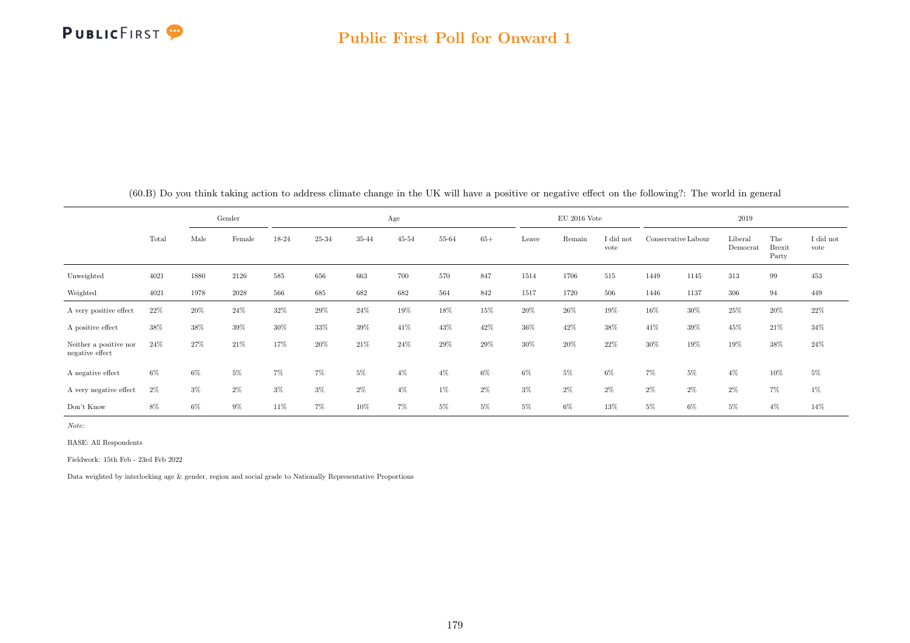(60.B) Do you think taking action to address climate change in the UK will have a positive or negative effect on the following?: The world in general

| | | Gender | | Age | | | | | | EU 2016 Vote | | | 2019 | | | | |
|---|---|---|---|---|---|---|---|---|---|---|---|---|---|---|---|---|---|
| | Total | Male | Female | 18-24 | 25-34 | 35-44 | 45-54 | 55-64 | 65+ | Leave | Remain | I did not vote | Conservative | Labour | Liberal Democrat | The Brexit Party | I did not vote |
| Unweighted | 4021 | 1880 | 2126 | 585 | 656 | 663 | 700 | 570 | 847 | 1514 | 1706 | 515 | 1449 | 1145 | 313 | 99 | 453 |
| Weighted | 4021 | 1978 | 2028 | 566 | 685 | 682 | 682 | 564 | 842 | 1517 | 1720 | 506 | 1446 | 1137 | 306 | 94 | 449 |
| A very positive effect | 22% | 20% | 24% | 32% | 29% | 24% | 19% | 18% | 15% | 20% | 26% | 19% | 16% | 30% | 25% | 20% | 22% |
| A positive effect | 38% | 38% | 39% | 30% | 33% | 39% | 41% | 43% | 42% | 36% | 42% | 38% | 41% | 39% | 45% | 21% | 34% |
| Neither a positive nor negative effect | 24% | 27% | 21% | 17% | 20% | 21% | 24% | 29% | 29% | 30% | 20% | 22% | 30% | 19% | 19% | 38% | 24% |
| A negative effect | 6% | 6% | 5% | 7% | 7% | 5% | 4% | 4% | 6% | 6% | 5% | 6% | 7% | 5% | 4% | 10% | 5% |
| A very negative effect | 2% | 3% | 2% | 3% | 3% | 2% | 4% | 1% | 2% | 3% | 2% | 2% | 2% | 2% | 2% | 7% | 1% |
| Don't Know | 8% | 6% | 9% | 11% | 7% | 10% | 7% | 5% | 5% | 5% | 6% | 13% | 5% | 6% | 5% | 4% | 14% |

*Note:*

BASE: All Respondents

Fieldwork: 15th Feb - 23rd Feb 2022

Data weighted by interlocking age & gender, region and social grade to Nationally Representative Proportions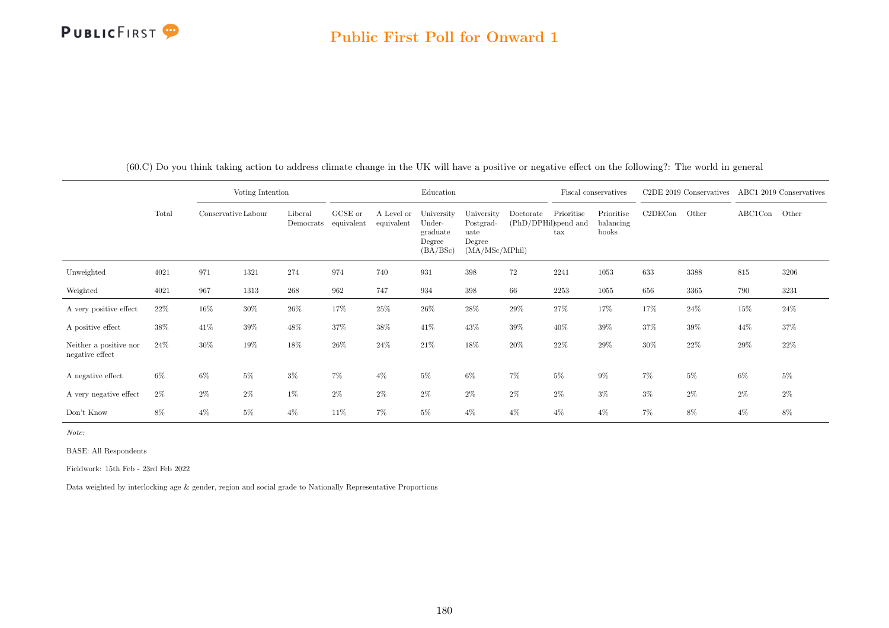## Public First Poll for Onward 1

(60.C) Do you think taking action to address climate change in the UK will have a positive or negative effect on the following?: The world in general

| | Total | Voting Intention | | | Education | | | | | Fiscal conservatives | | C2DE 2019 Conservatives | | ABC1 2019 Conservatives | |
|---|---|---|---|---|---|---|---|---|---|---|---|---|---|---|---|
| | | Conservative | Labour | Liberal Democrats | GCSE or equivalent | A Level or equivalent | University Undergraduate Degree (BA/BSc) | University Postgraduate Degree (MA/MSc/MPhil) | Doctorate (PhD/DPHil) | Prioritise spend and tax | Prioritise balancing books | C2DECon | Other | ABC1Con | Other |
| Unweighted | 4021 | 971 | 1321 | 274 | 974 | 740 | 931 | 398 | 72 | 2241 | 1053 | 633 | 3388 | 815 | 3206 |
| Weighted | 4021 | 967 | 1313 | 268 | 962 | 747 | 934 | 398 | 66 | 2253 | 1055 | 656 | 3365 | 790 | 3231 |
| A very positive effect | 22% | 16% | 30% | 26% | 17% | 25% | 26% | 28% | 29% | 27% | 17% | 17% | 24% | 15% | 24% |
| A positive effect | 38% | 41% | 39% | 48% | 37% | 38% | 41% | 43% | 39% | 40% | 39% | 37% | 39% | 44% | 37% |
| Neither a positive nor negative effect | 24% | 30% | 19% | 18% | 26% | 24% | 21% | 18% | 20% | 22% | 29% | 30% | 22% | 29% | 22% |
| A negative effect | 6% | 6% | 5% | 3% | 7% | 4% | 5% | 6% | 7% | 5% | 9% | 7% | 5% | 6% | 5% |
| A very negative effect | 2% | 2% | 2% | 1% | 2% | 2% | 2% | 2% | 2% | 2% | 3% | 3% | 2% | 2% | 2% |
| Don't Know | 8% | 4% | 5% | 4% | 11% | 7% | 5% | 4% | 4% | 4% | 4% | 7% | 8% | 4% | 8% |

*Note:*

BASE: All Respondents

Fieldwork: 15th Feb - 23rd Feb 2022

Data weighted by interlocking age & gender, region and social grade to Nationally Representative Proportions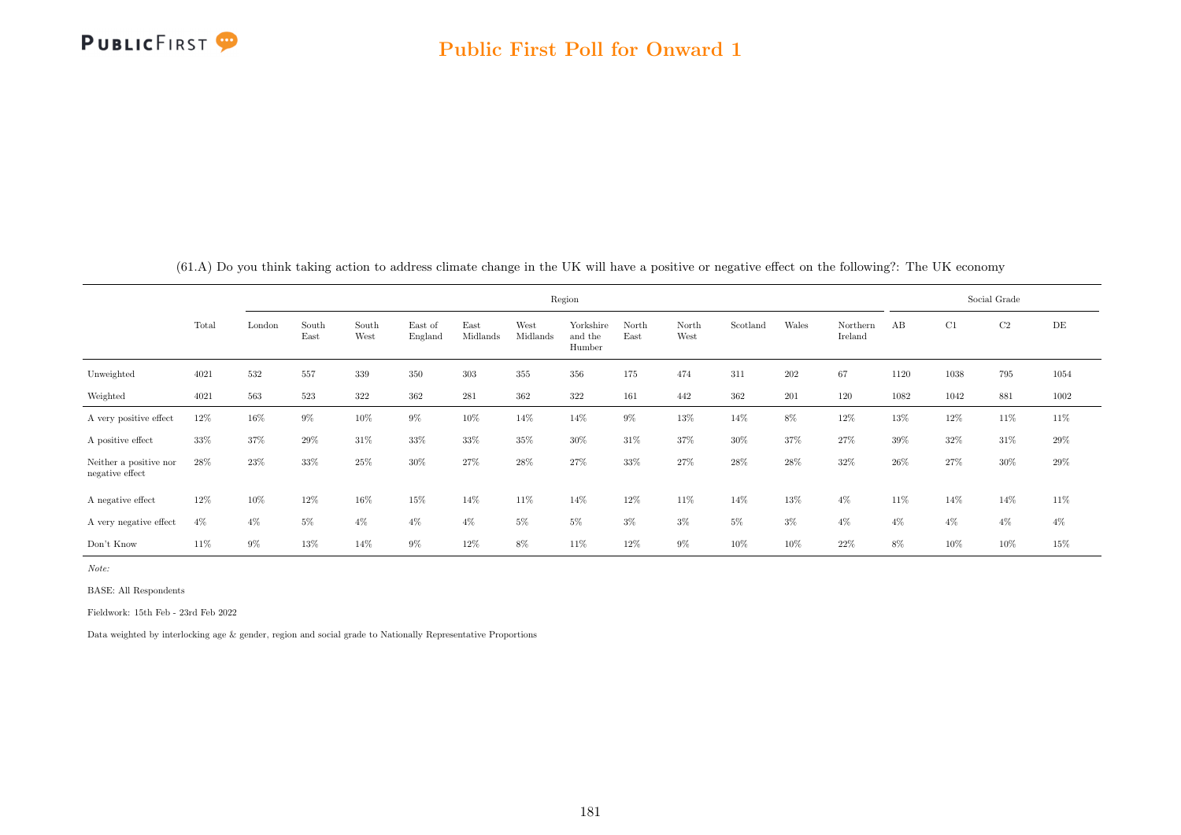(61.A) Do you think taking action to address climate change in the UK will have a positive or negative effect on the following?: The UK economy

| | Total | Region | | | | | | | | | | | | Social Grade | | | |
|---|---|---|---|---|---|---|---|---|---|---|---|---|---|---|---|---|---|
| | | London | South East | South West | East of England | East Midlands | West Midlands | Yorkshire and the Humber | North East | North West | Scotland | Wales | Northern Ireland | AB | C1 | C2 | DE |
| Unweighted | 4021 | 532 | 557 | 339 | 350 | 303 | 355 | 356 | 175 | 474 | 311 | 202 | 67 | 1120 | 1038 | 795 | 1054 |
| Weighted | 4021 | 563 | 523 | 322 | 362 | 281 | 362 | 322 | 161 | 442 | 362 | 201 | 120 | 1082 | 1042 | 881 | 1002 |
| A very positive effect | 12% | 16% | 9% | 10% | 9% | 10% | 14% | 14% | 9% | 13% | 14% | 8% | 12% | 13% | 12% | 11% | 11% |
| A positive effect | 33% | 37% | 29% | 31% | 33% | 33% | 35% | 30% | 31% | 37% | 30% | 37% | 27% | 39% | 32% | 31% | 29% |
| Neither a positive nor negative effect | 28% | 23% | 33% | 25% | 30% | 27% | 28% | 27% | 33% | 27% | 28% | 28% | 32% | 26% | 27% | 30% | 29% |
| A negative effect | 12% | 10% | 12% | 16% | 15% | 14% | 11% | 14% | 12% | 11% | 14% | 13% | 4% | 11% | 14% | 14% | 11% |
| A very negative effect | 4% | 4% | 5% | 4% | 4% | 4% | 5% | 5% | 3% | 3% | 5% | 3% | 4% | 4% | 4% | 4% | 4% |
| Don't Know | 11% | 9% | 13% | 14% | 9% | 12% | 8% | 11% | 12% | 9% | 10% | 10% | 22% | 8% | 10% | 10% | 15% |

*Note:*

BASE: All Respondents

Fieldwork: 15th Feb - 23rd Feb 2022

Data weighted by interlocking age & gender, region and social grade to Nationally Representative Proportions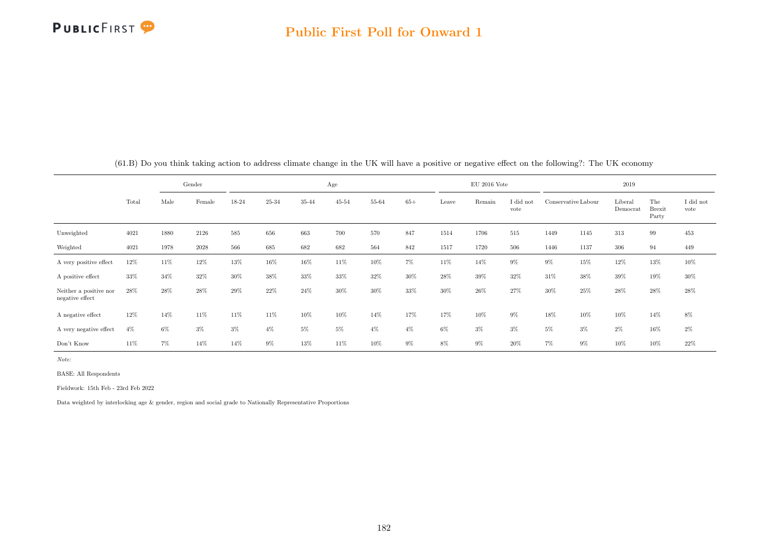(61.B) Do you think taking action to address climate change in the UK will have a positive or negative effect on the following?: The UK economy

| | Total | Gender | | Age | | | | | | EU 2016 Vote | | | 2019 | | | | |
|---|---|---|---|---|---|---|---|---|---|---|---|---|---|---|---|---|---|
| | | Male | Female | 18-24 | 25-34 | 35-44 | 45-54 | 55-64 | 65+ | Leave | Remain | I did not vote | Conservative | Labour | Liberal Democrat | The Brexit Party | I did not vote |
| Unweighted | 4021 | 1880 | 2126 | 585 | 656 | 663 | 700 | 570 | 847 | 1514 | 1706 | 515 | 1449 | 1145 | 313 | 99 | 453 |
| Weighted | 4021 | 1978 | 2028 | 566 | 685 | 682 | 682 | 564 | 842 | 1517 | 1720 | 506 | 1446 | 1137 | 306 | 94 | 449 |
| A very positive effect | 12% | 11% | 12% | 13% | 16% | 16% | 11% | 10% | 7% | 11% | 14% | 9% | 9% | 15% | 12% | 13% | 10% |
| A positive effect | 33% | 34% | 32% | 30% | 38% | 33% | 33% | 32% | 30% | 28% | 39% | 32% | 31% | 38% | 39% | 19% | 30% |
| Neither a positive nor negative effect | 28% | 28% | 28% | 29% | 22% | 24% | 30% | 30% | 33% | 30% | 26% | 27% | 30% | 25% | 28% | 28% | 28% |
| A negative effect | 12% | 14% | 11% | 11% | 11% | 10% | 10% | 14% | 17% | 17% | 10% | 9% | 18% | 10% | 10% | 14% | 8% |
| A very negative effect | 4% | 6% | 3% | 3% | 4% | 5% | 5% | 4% | 4% | 6% | 3% | 3% | 5% | 3% | 2% | 16% | 2% |
| Don't Know | 11% | 7% | 14% | 14% | 9% | 13% | 11% | 10% | 9% | 8% | 9% | 20% | 7% | 9% | 10% | 10% | 22% |

*Note:*

BASE: All Respondents

Fieldwork: 15th Feb - 23rd Feb 2022

Data weighted by interlocking age & gender, region and social grade to Nationally Representative Proportions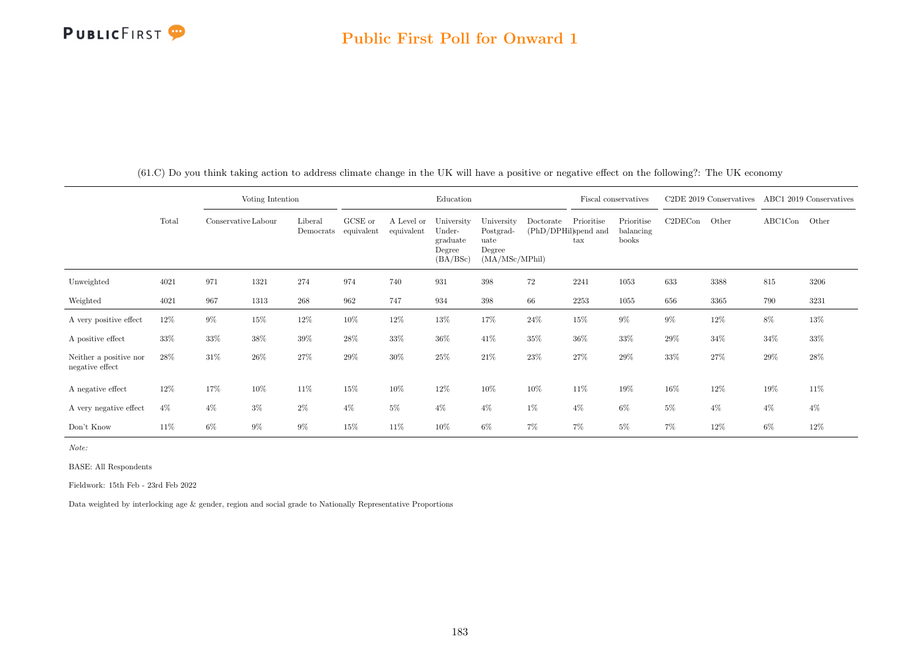## Public First Poll for Onward 1

(61.C) Do you think taking action to address climate change in the UK will have a positive or negative effect on the following?: The UK economy

| | | Voting Intention | | | Education | | | | | Fiscal conservatives | | C2DE 2019 Conservatives | | ABC1 2019 Conservatives | |
|---|---|---|---|---|---|---|---|---|---|---|---|---|---|---|---|
| | Total | Conservative | Labour | Liberal Democrats | GCSE or equivalent | A Level or equivalent | University Under-graduate Degree (BA/BSc) | University Postgrad-uate Degree (MA/MSc/MPhil) | Doctorate (PhD/DPHil) | Prioritise spend and tax | Prioritise balancing books | C2DECon | Other | ABC1Con | Other |
| Unweighted | 4021 | 971 | 1321 | 274 | 974 | 740 | 931 | 398 | 72 | 2241 | 1053 | 633 | 3388 | 815 | 3206 |
| Weighted | 4021 | 967 | 1313 | 268 | 962 | 747 | 934 | 398 | 66 | 2253 | 1055 | 656 | 3365 | 790 | 3231 |
| A very positive effect | 12% | 9% | 15% | 12% | 10% | 12% | 13% | 17% | 24% | 15% | 9% | 9% | 12% | 8% | 13% |
| A positive effect | 33% | 33% | 38% | 39% | 28% | 33% | 36% | 41% | 35% | 36% | 33% | 29% | 34% | 34% | 33% |
| Neither a positive nor negative effect | 28% | 31% | 26% | 27% | 29% | 30% | 25% | 21% | 23% | 27% | 29% | 33% | 27% | 29% | 28% |
| A negative effect | 12% | 17% | 10% | 11% | 15% | 10% | 12% | 10% | 10% | 11% | 19% | 16% | 12% | 19% | 11% |
| A very negative effect | 4% | 4% | 3% | 2% | 4% | 5% | 4% | 4% | 1% | 4% | 6% | 5% | 4% | 4% | 4% |
| Don't Know | 11% | 6% | 9% | 9% | 15% | 11% | 10% | 6% | 7% | 7% | 5% | 7% | 12% | 6% | 12% |

*Note:*

BASE: All Respondents

Fieldwork: 15th Feb - 23rd Feb 2022

Data weighted by interlocking age & gender, region and social grade to Nationally Representative Proportions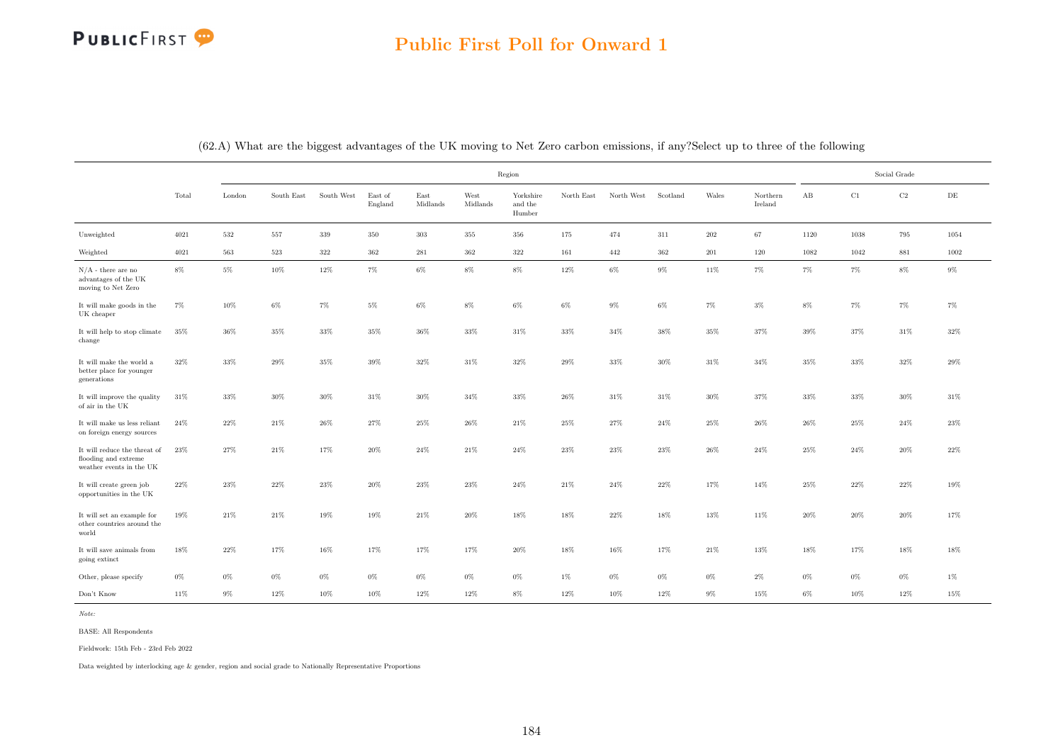## Public First Poll for Onward 1

(62.A) What are the biggest advantages of the UK moving to Net Zero carbon emissions, if any?Select up to three of the following

| | Total | Region | | | | | | | | | | | | | Social Grade | | | |
|---|---|---|---|---|---|---|---|---|---|---|---|---|---|---|---|---|---|---|
| | | London | South East | South West | East of England | East Midlands | West Midlands | Yorkshire and the Humber | North East | North West | Scotland | Wales | Northern Ireland | AB | C1 | C2 | DE |
| Unweighted | 4021 | 532 | 557 | 339 | 350 | 303 | 355 | 356 | 175 | 474 | 311 | 202 | 67 | 1120 | 1038 | 795 | 1054 |
| Weighted | 4021 | 563 | 523 | 322 | 362 | 281 | 362 | 322 | 161 | 442 | 362 | 201 | 120 | 1082 | 1042 | 881 | 1002 |
| N/A - there are no advantages of the UK moving to Net Zero | 8% | 5% | 10% | 12% | 7% | 6% | 8% | 8% | 12% | 6% | 9% | 11% | 7% | 7% | 7% | 8% | 9% |
| It will make goods in the UK cheaper | 7% | 10% | 6% | 7% | 5% | 6% | 8% | 6% | 6% | 9% | 6% | 7% | 3% | 8% | 7% | 7% | 7% |
| It will help to stop climate change | 35% | 36% | 35% | 33% | 35% | 36% | 33% | 31% | 33% | 34% | 38% | 35% | 37% | 39% | 37% | 31% | 32% |
| It will make the world a better place for younger generations | 32% | 33% | 29% | 35% | 39% | 32% | 31% | 32% | 29% | 33% | 30% | 31% | 34% | 35% | 33% | 32% | 29% |
| It will improve the quality of air in the UK | 31% | 33% | 30% | 30% | 31% | 30% | 34% | 33% | 26% | 31% | 31% | 30% | 37% | 33% | 33% | 30% | 31% |
| It will make us less reliant on foreign energy sources | 24% | 22% | 21% | 26% | 27% | 25% | 26% | 21% | 25% | 27% | 24% | 25% | 26% | 26% | 25% | 24% | 23% |
| It will reduce the threat of flooding and extreme weather events in the UK | 23% | 27% | 21% | 17% | 20% | 24% | 21% | 24% | 23% | 23% | 23% | 26% | 24% | 25% | 24% | 20% | 22% |
| It will create green job opportunities in the UK | 22% | 23% | 22% | 23% | 20% | 23% | 23% | 24% | 21% | 24% | 22% | 17% | 14% | 25% | 22% | 22% | 19% |
| It will set an example for other countries around the world | 19% | 21% | 21% | 19% | 19% | 21% | 20% | 18% | 18% | 22% | 18% | 13% | 11% | 20% | 20% | 20% | 17% |
| It will save animals from going extinct | 18% | 22% | 17% | 16% | 17% | 17% | 17% | 20% | 18% | 16% | 17% | 21% | 13% | 18% | 17% | 18% | 18% |
| Other, please specify | 0% | 0% | 0% | 0% | 0% | 0% | 0% | 0% | 1% | 0% | 0% | 0% | 2% | 0% | 0% | 0% | 1% |
| Don't Know | 11% | 9% | 12% | 10% | 10% | 12% | 12% | 8% | 12% | 10% | 12% | 9% | 15% | 6% | 10% | 12% | 15% |

*Note:*

BASE: All Respondents

Fieldwork: 15th Feb - 23rd Feb 2022

Data weighted by interlocking age & gender, region and social grade to Nationally Representative Proportions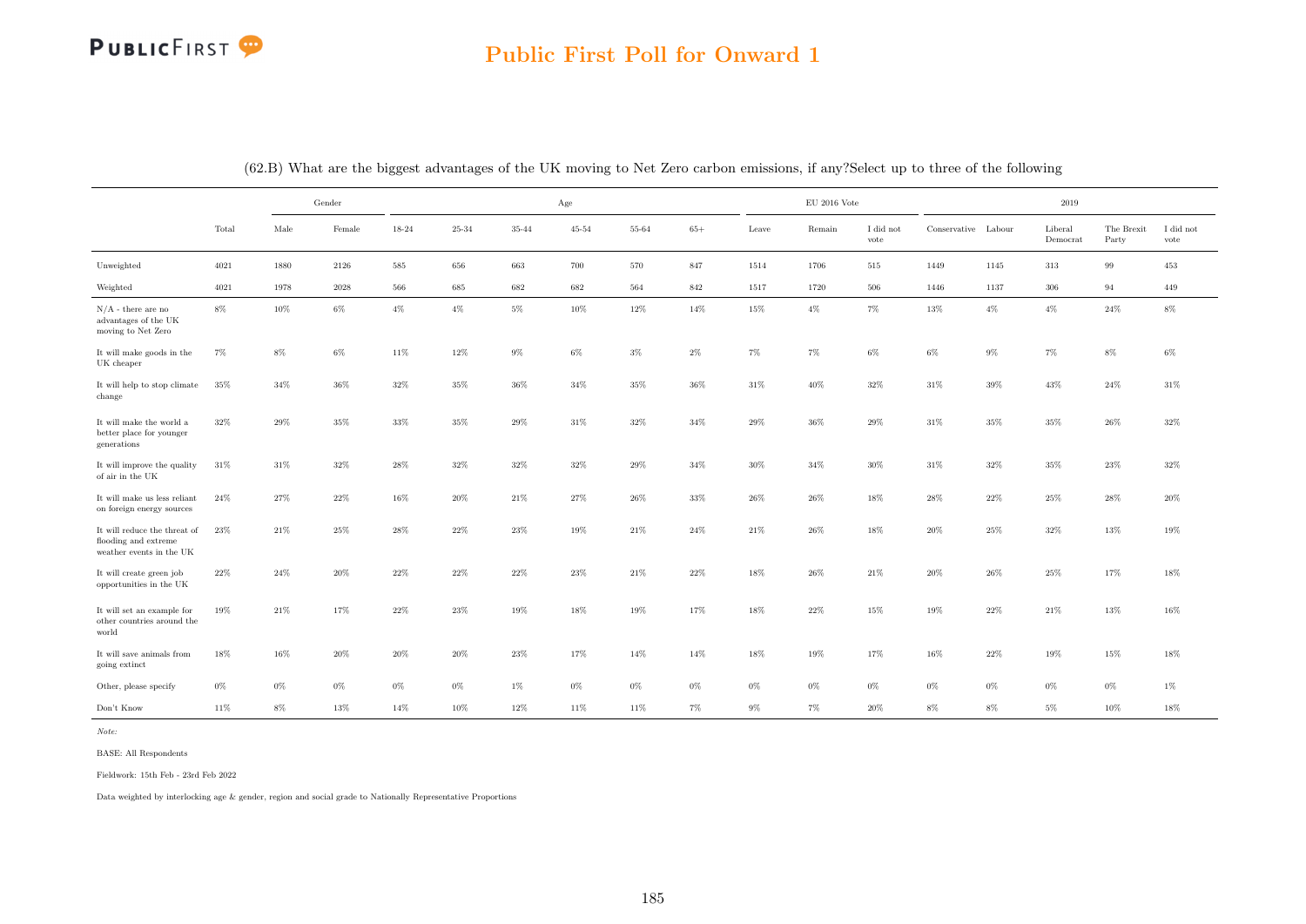## Public First Poll for Onward 1

(62.B) What are the biggest advantages of the UK moving to Net Zero carbon emissions, if any?Select up to three of the following

| | Total | Gender | | Age | | | | | | EU 2016 Vote | | | 2019 | | | | |
|---|---|---|---|---|---|---|---|---|---|---|---|---|---|---|---|---|---|
| | | Male | Female | 18-24 | 25-34 | 35-44 | 45-54 | 55-64 | 65+ | Leave | Remain | I did not vote | Conservative | Labour | Liberal Democrat | The Brexit Party | I did not vote |
| Unweighted | 4021 | 1880 | 2126 | 585 | 656 | 663 | 700 | 570 | 847 | 1514 | 1706 | 515 | 1449 | 1145 | 313 | 99 | 453 |
| Weighted | 4021 | 1978 | 2028 | 566 | 685 | 682 | 682 | 564 | 842 | 1517 | 1720 | 506 | 1446 | 1137 | 306 | 94 | 449 |
| N/A - there are no advantages of the UK moving to Net Zero | 8% | 10% | 6% | 4% | 4% | 5% | 10% | 12% | 14% | 15% | 4% | 7% | 13% | 4% | 4% | 24% | 8% |
| It will make goods in the UK cheaper | 7% | 8% | 6% | 11% | 12% | 9% | 6% | 3% | 2% | 7% | 7% | 6% | 6% | 9% | 7% | 8% | 6% |
| It will help to stop climate change | 35% | 34% | 36% | 32% | 35% | 36% | 34% | 35% | 36% | 31% | 40% | 32% | 31% | 39% | 43% | 24% | 31% |
| It will make the world a better place for younger generations | 32% | 29% | 35% | 33% | 35% | 29% | 31% | 32% | 34% | 29% | 36% | 29% | 31% | 35% | 35% | 26% | 32% |
| It will improve the quality of air in the UK | 31% | 31% | 32% | 28% | 32% | 32% | 32% | 29% | 34% | 30% | 34% | 30% | 31% | 32% | 35% | 23% | 32% |
| It will make us less reliant on foreign energy sources | 24% | 27% | 22% | 16% | 20% | 21% | 27% | 26% | 33% | 26% | 26% | 18% | 28% | 22% | 25% | 28% | 20% |
| It will reduce the threat of flooding and extreme weather events in the UK | 23% | 21% | 25% | 28% | 22% | 23% | 19% | 21% | 24% | 21% | 26% | 18% | 20% | 25% | 32% | 13% | 19% |
| It will create green job opportunities in the UK | 22% | 24% | 20% | 22% | 22% | 22% | 23% | 21% | 22% | 18% | 26% | 21% | 20% | 26% | 25% | 17% | 18% |
| It will set an example for other countries around the world | 19% | 21% | 17% | 22% | 23% | 19% | 18% | 19% | 17% | 18% | 22% | 15% | 19% | 22% | 21% | 13% | 16% |
| It will save animals from going extinct | 18% | 16% | 20% | 20% | 20% | 23% | 17% | 14% | 14% | 18% | 19% | 17% | 16% | 22% | 19% | 15% | 18% |
| Other, please specify | 0% | 0% | 0% | 0% | 0% | 1% | 0% | 0% | 0% | 0% | 0% | 0% | 0% | 0% | 0% | 0% | 1% |
| Don't Know | 11% | 8% | 13% | 14% | 10% | 12% | 11% | 11% | 7% | 9% | 7% | 20% | 8% | 8% | 5% | 10% | 18% |

*Note:*

BASE: All Respondents

Fieldwork: 15th Feb - 23rd Feb 2022

Data weighted by interlocking age & gender, region and social grade to Nationally Representative Proportions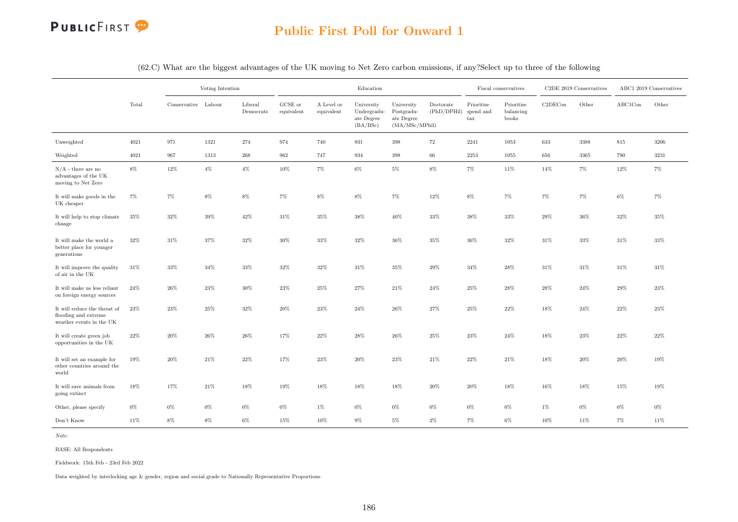## Public First Poll for Onward 1

(62.C) What are the biggest advantages of the UK moving to Net Zero carbon emissions, if any?Select up to three of the following

| | Total | Voting Intention | | | Education | | | | | Fiscal conservatives | | C2DE 2019 Conservatives | | ABC1 2019 Conservatives | |
|---|---|---|---|---|---|---|---|---|---|---|---|---|---|---|---|
| | | Conservative | Labour | Liberal Democrats | GCSE or equivalent | A Level or equivalent | University Undergraduate Degree (BA/BSc) | University Postgraduate Degree (MA/MSc/MPhil) | Doctorate (PhD/DPhil) | Prioritise spend and tax | Prioritise balancing books | C2DECon | Other | ABC1Con | Other |
| Unweighted | 4021 | 971 | 1321 | 274 | 974 | 740 | 931 | 398 | 72 | 2241 | 1053 | 633 | 3388 | 815 | 3206 |
| Weighted | 4021 | 967 | 1313 | 268 | 962 | 747 | 934 | 398 | 66 | 2253 | 1055 | 656 | 3365 | 790 | 3231 |
| N/A - there are no advantages of the UK moving to Net Zero | 8% | 12% | 4% | 4% | 10% | 7% | 6% | 5% | 8% | 7% | 11% | 14% | 7% | 12% | 7% |
| It will make goods in the UK cheaper | 7% | 7% | 8% | 8% | 7% | 8% | 8% | 7% | 12% | 8% | 7% | 7% | 7% | 6% | 7% |
| It will help to stop climate change | 35% | 32% | 39% | 42% | 31% | 35% | 38% | 40% | 33% | 38% | 33% | 29% | 36% | 32% | 35% |
| It will make the world a better place for younger generations | 32% | 31% | 37% | 32% | 30% | 33% | 32% | 36% | 35% | 36% | 32% | 31% | 33% | 31% | 33% |
| It will improve the quality of air in the UK | 31% | 33% | 34% | 33% | 32% | 32% | 31% | 35% | 29% | 34% | 28% | 31% | 31% | 31% | 31% |
| It will make us less reliant on foreign energy sources | 24% | 26% | 23% | 30% | 23% | 25% | 27% | 21% | 24% | 25% | 28% | 28% | 24% | 29% | 23% |
| It will reduce the threat of flooding and extreme weather events in the UK | 23% | 23% | 25% | 32% | 20% | 23% | 24% | 26% | 27% | 25% | 22% | 18% | 24% | 22% | 23% |
| It will create green job opportunities in the UK | 22% | 20% | 26% | 26% | 17% | 22% | 28% | 26% | 25% | 23% | 24% | 18% | 23% | 22% | 22% |
| It will set an example for other countries around the world | 19% | 20% | 21% | 22% | 17% | 23% | 20% | 23% | 21% | 22% | 21% | 18% | 20% | 20% | 19% |
| It will save animals from going extinct | 18% | 17% | 21% | 18% | 19% | 18% | 18% | 18% | 20% | 20% | 18% | 16% | 18% | 15% | 19% |
| Other, please specify | 0% | 0% | 0% | 0% | 0% | 1% | 0% | 0% | 0% | 0% | 0% | 1% | 0% | 0% | 0% |
| Don't Know | 11% | 8% | 8% | 6% | 15% | 10% | 9% | 5% | 2% | 7% | 6% | 10% | 11% | 7% | 11% |

*Note:*

BASE: All Respondents

Fieldwork: 15th Feb - 23rd Feb 2022

Data weighted by interlocking age & gender, region and social grade to Nationally Representative Proportions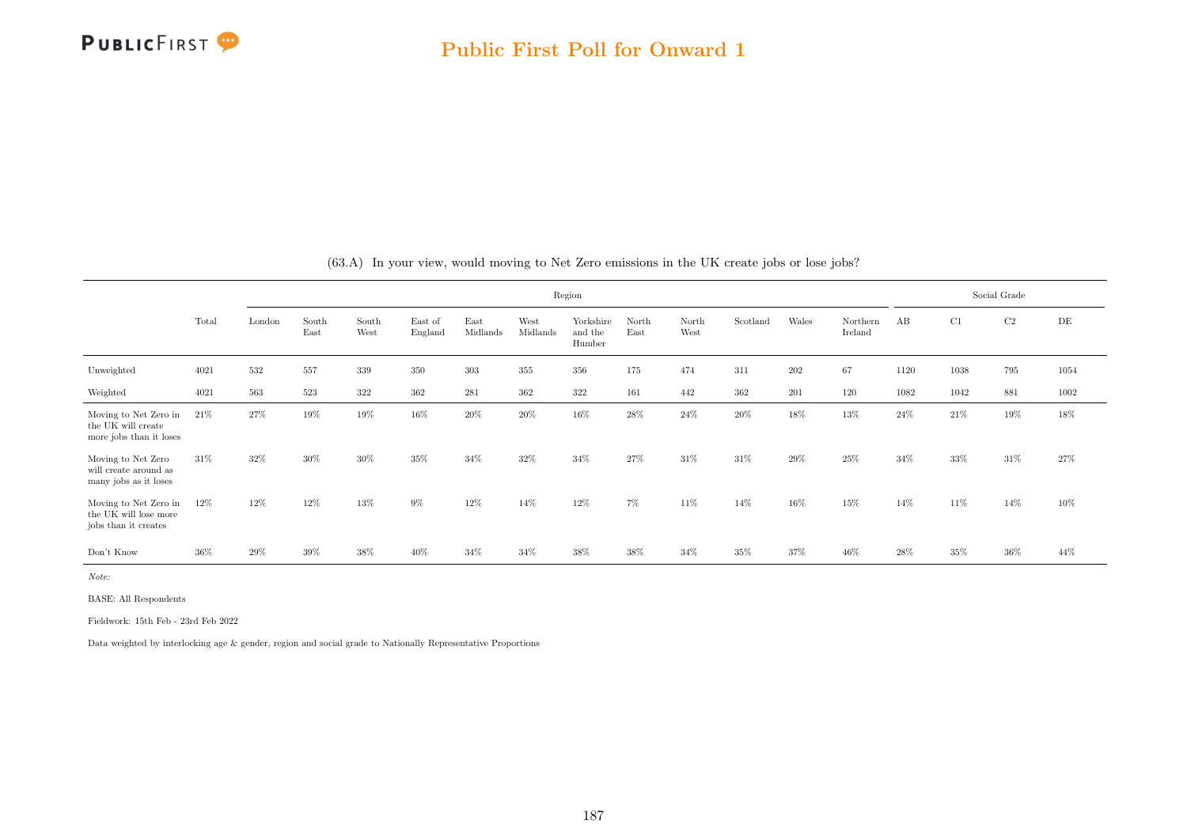(63.A) In your view, would moving to Net Zero emissions in the UK create jobs or lose jobs?

| | Total | Region | | | | | | | | | | | | Social Grade | | | |
|---|---|---|---|---|---|---|---|---|---|---|---|---|---|---|---|---|---|
| | | London | South East | South West | East of England | East Midlands | West Midlands | Yorkshire and the Humber | North East | North West | Scotland | Wales | Northern Ireland | AB | C1 | C2 | DE |
| Unweighted | 4021 | 532 | 557 | 339 | 350 | 303 | 355 | 356 | 175 | 474 | 311 | 202 | 67 | 1120 | 1038 | 795 | 1054 |
| Weighted | 4021 | 563 | 523 | 322 | 362 | 281 | 362 | 322 | 161 | 442 | 362 | 201 | 120 | 1082 | 1042 | 881 | 1002 |
| Moving to Net Zero in the UK will create more jobs than it loses | 21% | 27% | 19% | 19% | 16% | 20% | 20% | 16% | 28% | 24% | 20% | 18% | 13% | 24% | 21% | 19% | 18% |
| Moving to Net Zero will create around as many jobs as it loses | 31% | 32% | 30% | 30% | 35% | 34% | 32% | 34% | 27% | 31% | 31% | 29% | 25% | 34% | 33% | 31% | 27% |
| Moving to Net Zero in the UK will lose more jobs than it creates | 12% | 12% | 12% | 13% | 9% | 12% | 14% | 12% | 7% | 11% | 14% | 16% | 15% | 14% | 11% | 14% | 10% |
| Don't Know | 36% | 29% | 39% | 38% | 40% | 34% | 34% | 38% | 38% | 34% | 35% | 37% | 46% | 28% | 35% | 36% | 44% |

*Note:*

BASE: All Respondents

Fieldwork: 15th Feb - 23rd Feb 2022

Data weighted by interlocking age & gender, region and social grade to Nationally Representative Proportions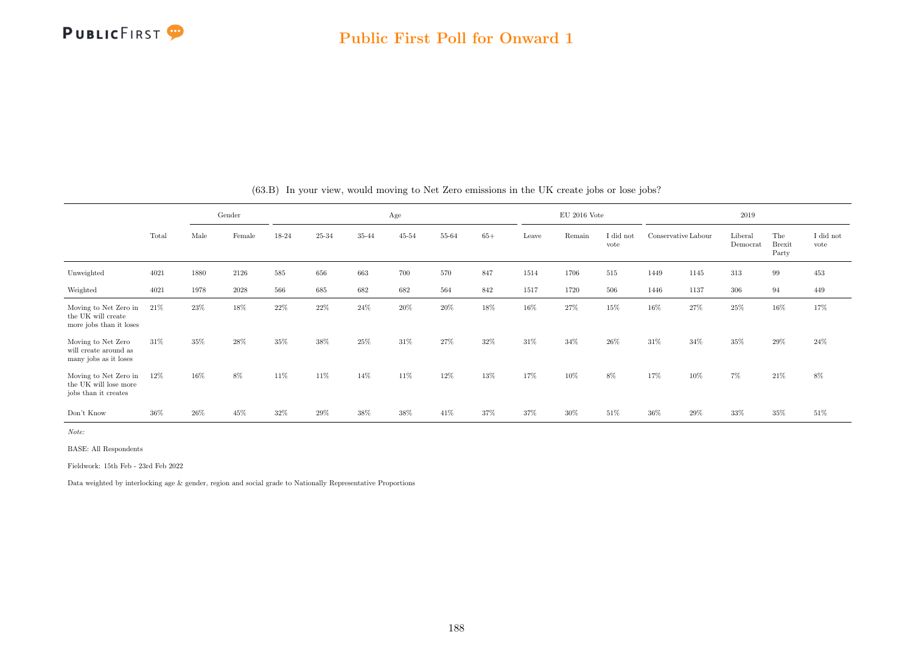(63.B) In your view, would moving to Net Zero emissions in the UK create jobs or lose jobs?

| | Total | Gender | | Age | | | | | | EU 2016 Vote | | | 2019 | | | | |
|---|---|---|---|---|---|---|---|---|---|---|---|---|---|---|---|---|---|
| | | Male | Female | 18-24 | 25-34 | 35-44 | 45-54 | 55-64 | 65+ | Leave | Remain | I did not vote | Conservative | Labour | Liberal Democrat | The Brexit Party | I did not vote |
| Unweighted | 4021 | 1880 | 2126 | 585 | 656 | 663 | 700 | 570 | 847 | 1514 | 1706 | 515 | 1449 | 1145 | 313 | 99 | 453 |
| Weighted | 4021 | 1978 | 2028 | 566 | 685 | 682 | 682 | 564 | 842 | 1517 | 1720 | 506 | 1446 | 1137 | 306 | 94 | 449 |
| Moving to Net Zero in the UK will create more jobs than it loses | 21% | 23% | 18% | 22% | 22% | 24% | 20% | 20% | 18% | 16% | 27% | 15% | 16% | 27% | 25% | 16% | 17% |
| Moving to Net Zero will create around as many jobs as it loses | 31% | 35% | 28% | 35% | 38% | 25% | 31% | 27% | 32% | 31% | 34% | 26% | 31% | 34% | 35% | 29% | 24% |
| Moving to Net Zero in the UK will lose more jobs than it creates | 12% | 16% | 8% | 11% | 11% | 14% | 11% | 12% | 13% | 17% | 10% | 8% | 17% | 10% | 7% | 21% | 8% |
| Don't Know | 36% | 26% | 45% | 32% | 29% | 38% | 38% | 41% | 37% | 37% | 30% | 51% | 36% | 29% | 33% | 35% | 51% |

*Note:*

BASE: All Respondents

Fieldwork: 15th Feb - 23rd Feb 2022

Data weighted by interlocking age & gender, region and social grade to Nationally Representative Proportions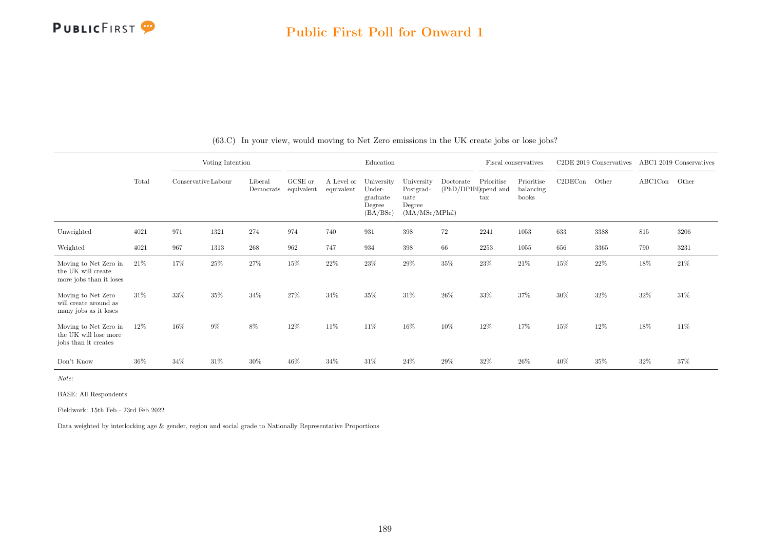(63.C) In your view, would moving to Net Zero emissions in the UK create jobs or lose jobs?

| | Total | Voting Intention | | | Education | | | | | Fiscal conservatives | | C2DE 2019 Conservatives | | ABC1 2019 Conservatives | |
|---|---|---|---|---|---|---|---|---|---|---|---|---|---|---|---|
| | | Conservative | Labour | Liberal Democrats | GCSE or equivalent | A Level or equivalent | University Under-graduate Degree (BA/BSc) | University Postgrad-uate Degree (MA/MSc/MPhil) | Doctorate (PhD/DPhil) | Prioritise spend and tax | Prioritise balancing books | C2DECon | Other | ABC1Con | Other |
| Unweighted | 4021 | 971 | 1321 | 274 | 974 | 740 | 931 | 398 | 72 | 2241 | 1053 | 633 | 3388 | 815 | 3206 |
| Weighted | 4021 | 967 | 1313 | 268 | 962 | 747 | 934 | 398 | 66 | 2253 | 1055 | 656 | 3365 | 790 | 3231 |
| Moving to Net Zero in the UK will create more jobs than it loses | 21% | 17% | 25% | 27% | 15% | 22% | 23% | 29% | 35% | 23% | 21% | 15% | 22% | 18% | 21% |
| Moving to Net Zero will create around as many jobs as it loses | 31% | 33% | 35% | 34% | 27% | 34% | 35% | 31% | 26% | 33% | 37% | 30% | 32% | 32% | 31% |
| Moving to Net Zero in the UK will lose more jobs than it creates | 12% | 16% | 9% | 8% | 12% | 11% | 11% | 16% | 10% | 12% | 17% | 15% | 12% | 18% | 11% |
| Don't Know | 36% | 34% | 31% | 30% | 46% | 34% | 31% | 24% | 29% | 32% | 26% | 40% | 35% | 32% | 37% |

*Note:*

BASE: All Respondents

Fieldwork: 15th Feb - 23rd Feb 2022

Data weighted by interlocking age & gender, region and social grade to Nationally Representative Proportions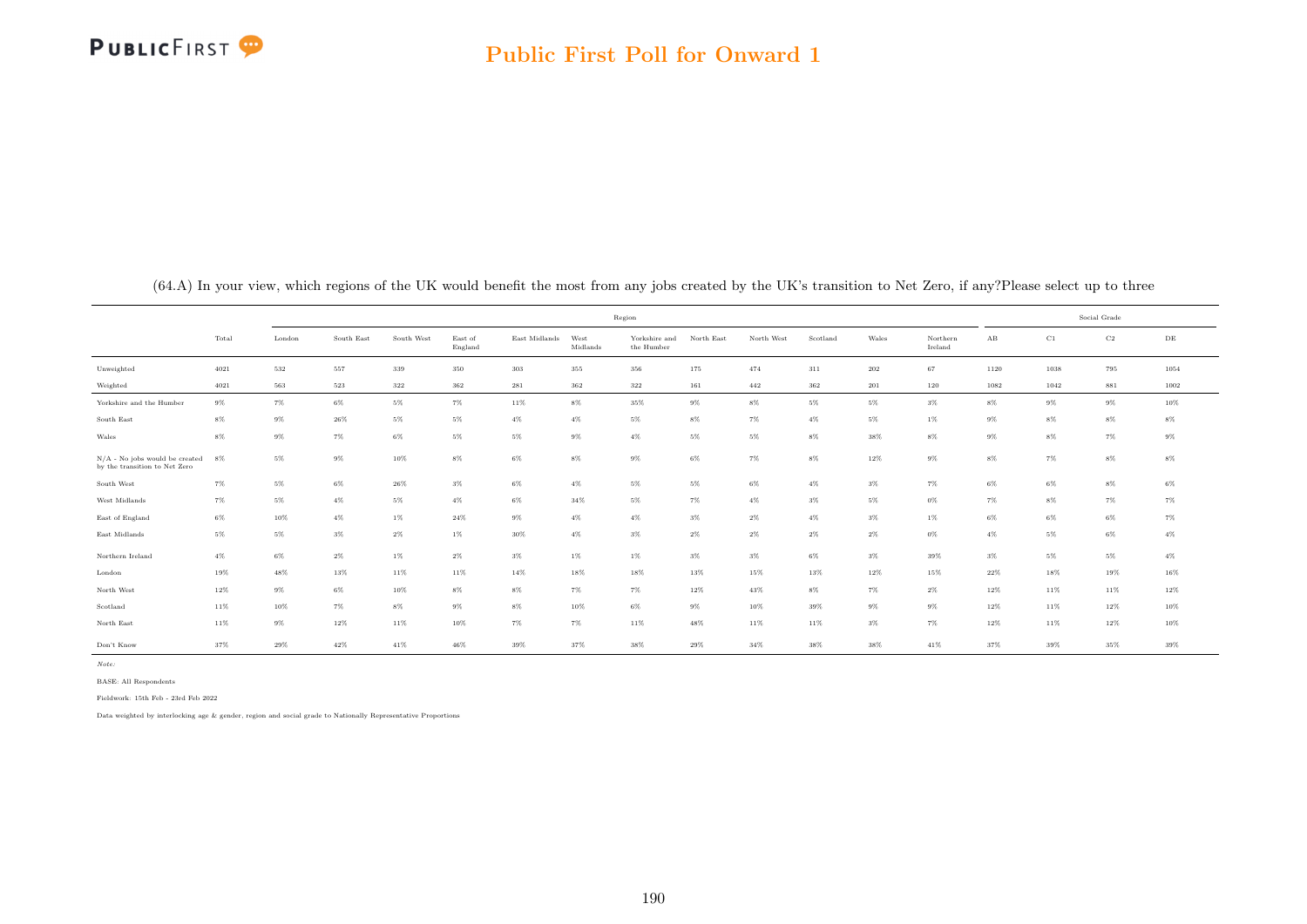# Public First Poll for Onward 1

(64.A) In your view, which regions of the UK would benefit the most from any jobs created by the UK's transition to Net Zero, if any?Please select up to three

| | | Region | | | | | | | | | | | | | Social Grade | | | |
|---|---|---|---|---|---|---|---|---|---|---|---|---|---|---|---|---|---|---|
| | Total | London | South East | South West | East of England | East Midlands | West Midlands | Yorkshire and the Humber | North East | North West | Scotland | Wales | Northern Ireland | AB | C1 | C2 | DE |
| Unweighted | 4021 | 532 | 557 | 339 | 350 | 303 | 355 | 356 | 175 | 474 | 311 | 202 | 67 | 1120 | 1038 | 795 | 1054 |
| Weighted | 4021 | 563 | 523 | 322 | 362 | 281 | 362 | 322 | 161 | 442 | 362 | 201 | 120 | 1082 | 1042 | 881 | 1002 |
| Yorkshire and the Humber | 9% | 7% | 6% | 5% | 7% | 11% | 8% | 35% | 9% | 8% | 5% | 5% | 3% | 8% | 9% | 9% | 10% |
| South East | 8% | 9% | 26% | 5% | 5% | 4% | 4% | 5% | 8% | 7% | 4% | 5% | 1% | 9% | 8% | 8% | 8% |
| Wales | 8% | 9% | 7% | 6% | 5% | 5% | 9% | 4% | 5% | 5% | 8% | 38% | 8% | 9% | 8% | 7% | 9% |
| N/A - No jobs would be created by the transition to Net Zero | 8% | 5% | 9% | 10% | 8% | 6% | 8% | 9% | 6% | 7% | 8% | 12% | 9% | 8% | 7% | 8% | 8% |
| South West | 7% | 5% | 6% | 26% | 3% | 6% | 4% | 5% | 5% | 6% | 4% | 3% | 7% | 6% | 6% | 8% | 6% |
| West Midlands | 7% | 5% | 4% | 5% | 4% | 6% | 34% | 5% | 7% | 4% | 3% | 5% | 0% | 7% | 8% | 7% | 7% |
| East of England | 6% | 10% | 4% | 1% | 24% | 9% | 4% | 4% | 3% | 2% | 4% | 3% | 1% | 6% | 6% | 6% | 7% |
| East Midlands | 5% | 5% | 3% | 2% | 1% | 30% | 4% | 3% | 2% | 2% | 2% | 2% | 0% | 4% | 5% | 6% | 4% |
| Northern Ireland | 4% | 6% | 2% | 1% | 2% | 3% | 1% | 1% | 3% | 3% | 6% | 3% | 39% | 3% | 5% | 5% | 4% |
| London | 19% | 48% | 13% | 11% | 11% | 14% | 18% | 18% | 13% | 15% | 13% | 12% | 15% | 22% | 18% | 19% | 16% |
| North West | 12% | 9% | 6% | 10% | 8% | 8% | 7% | 7% | 12% | 43% | 8% | 7% | 2% | 12% | 11% | 11% | 12% |
| Scotland | 11% | 10% | 7% | 8% | 9% | 8% | 10% | 6% | 9% | 10% | 39% | 9% | 9% | 12% | 11% | 12% | 10% |
| North East | 11% | 9% | 12% | 11% | 10% | 7% | 7% | 11% | 48% | 11% | 11% | 3% | 7% | 12% | 11% | 12% | 10% |
| Don't Know | 37% | 29% | 42% | 41% | 46% | 39% | 37% | 38% | 29% | 34% | 38% | 38% | 41% | 37% | 39% | 35% | 39% |

Note:

BASE: All Respondents

Fieldwork: 15th Feb - 23rd Feb 2022

Data weighted by interlocking age & gender, region and social grade to Nationally Representative Proportions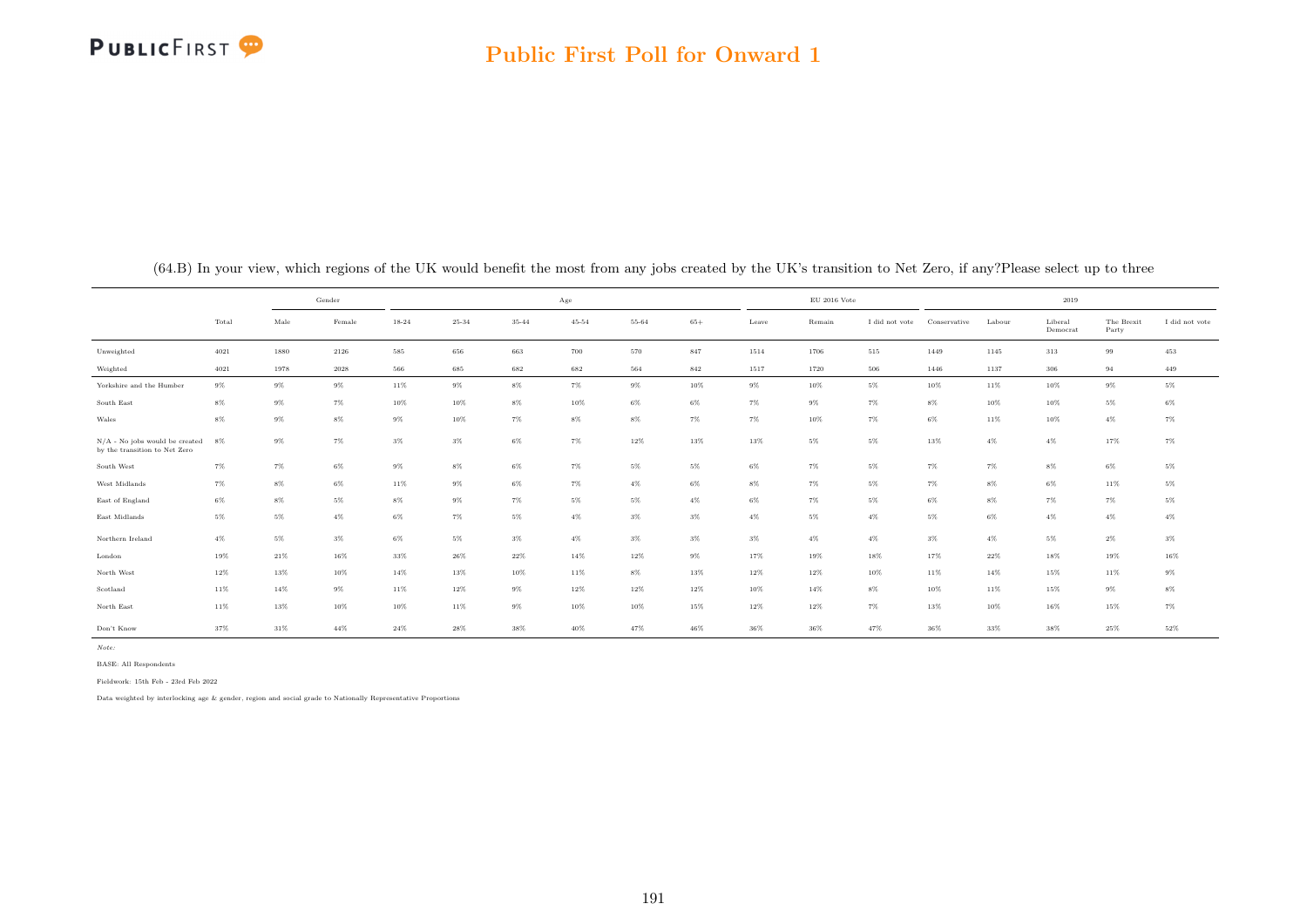## Public First Poll for Onward 1

(64.B) In your view, which regions of the UK would benefit the most from any jobs created by the UK's transition to Net Zero, if any?Please select up to three

| | | Gender | | Age | | | | | | EU 2016 Vote | | | 2019 | | | | |
|---|---|---|---|---|---|---|---|---|---|---|---|---|---|---|---|---|---|
| | Total | Male | Female | 18-24 | 25-34 | 35-44 | 45-54 | 55-64 | 65+ | Leave | Remain | I did not vote | Conservative | Labour | Liberal Democrat | The Brexit Party | I did not vote |
| Unweighted | 4021 | 1880 | 2126 | 585 | 656 | 663 | 700 | 570 | 847 | 1514 | 1706 | 515 | 1449 | 1145 | 313 | 99 | 453 |
| Weighted | 4021 | 1978 | 2028 | 566 | 685 | 682 | 682 | 564 | 842 | 1517 | 1720 | 506 | 1446 | 1137 | 306 | 94 | 449 |
| Yorkshire and the Humber | 9% | 9% | 9% | 11% | 9% | 8% | 7% | 9% | 10% | 9% | 10% | 5% | 10% | 11% | 10% | 9% | 5% |
| South East | 8% | 9% | 7% | 10% | 10% | 8% | 10% | 6% | 6% | 7% | 9% | 7% | 8% | 10% | 10% | 5% | 6% |
| Wales | 8% | 9% | 8% | 9% | 10% | 7% | 8% | 8% | 7% | 7% | 10% | 7% | 6% | 11% | 10% | 4% | 7% |
| N/A - No jobs would be created by the transition to Net Zero | 8% | 9% | 7% | 3% | 3% | 6% | 7% | 12% | 13% | 13% | 5% | 5% | 13% | 4% | 4% | 17% | 7% |
| South West | 7% | 7% | 6% | 9% | 8% | 6% | 7% | 5% | 5% | 6% | 7% | 5% | 7% | 7% | 8% | 6% | 5% |
| West Midlands | 7% | 8% | 6% | 11% | 9% | 6% | 7% | 4% | 6% | 8% | 7% | 5% | 7% | 8% | 6% | 11% | 5% |
| East of England | 6% | 8% | 5% | 8% | 9% | 7% | 5% | 5% | 4% | 6% | 7% | 5% | 6% | 8% | 7% | 7% | 5% |
| East Midlands | 5% | 5% | 4% | 6% | 7% | 5% | 4% | 3% | 3% | 4% | 5% | 4% | 5% | 6% | 4% | 4% | 4% |
| Northern Ireland | 4% | 5% | 3% | 6% | 5% | 3% | 4% | 3% | 3% | 3% | 4% | 4% | 3% | 4% | 5% | 2% | 3% |
| London | 19% | 21% | 16% | 33% | 26% | 22% | 14% | 12% | 9% | 17% | 19% | 18% | 17% | 22% | 18% | 19% | 16% |
| North West | 12% | 13% | 10% | 14% | 13% | 10% | 11% | 8% | 13% | 12% | 12% | 10% | 11% | 14% | 15% | 11% | 9% |
| Scotland | 11% | 14% | 9% | 11% | 12% | 9% | 12% | 12% | 12% | 10% | 14% | 8% | 10% | 11% | 15% | 9% | 8% |
| North East | 11% | 13% | 10% | 10% | 11% | 9% | 10% | 10% | 15% | 12% | 12% | 7% | 13% | 10% | 16% | 15% | 7% |
| Don't Know | 37% | 31% | 44% | 24% | 28% | 38% | 40% | 47% | 46% | 36% | 36% | 47% | 36% | 33% | 38% | 25% | 52% |

*Note:*

BASE: All Respondents

Fieldwork: 15th Feb - 23rd Feb 2022

Data weighted by interlocking age & gender, region and social grade to Nationally Representative Proportions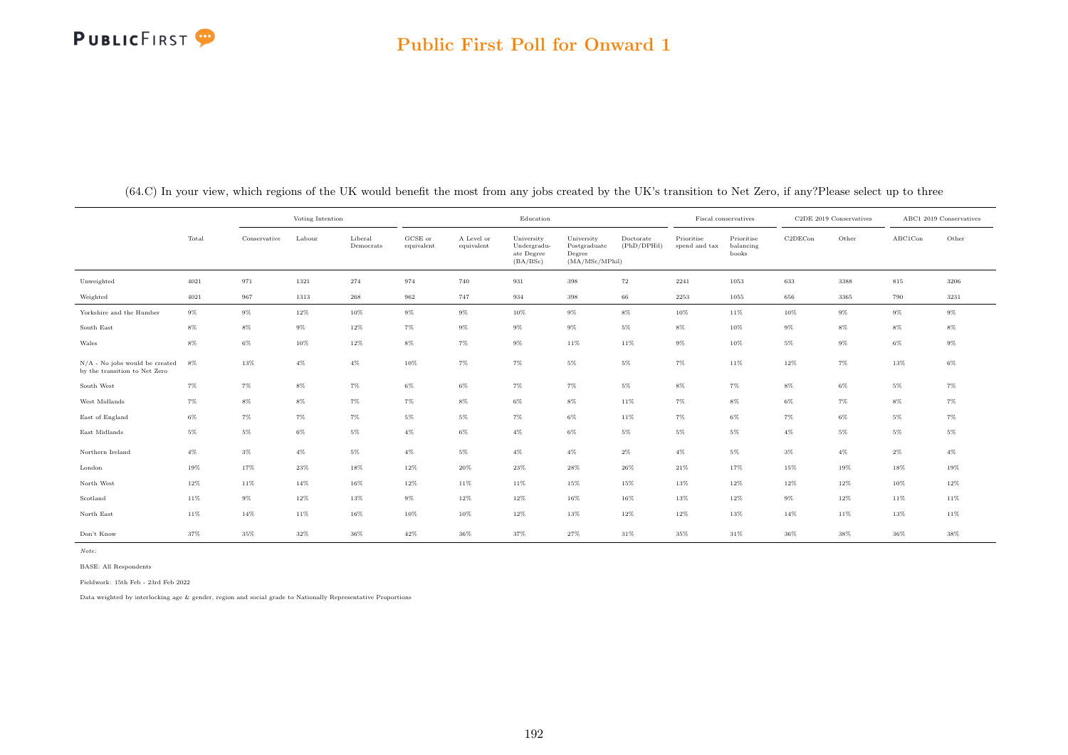## Public First Poll for Onward 1

(64.C) In your view, which regions of the UK would benefit the most from any jobs created by the UK's transition to Net Zero, if any?Please select up to three

| | Total | Voting Intention | | | Education | | | | | Fiscal conservatives | | C2DE 2019 Conservatives | | ABC1 2019 Conservatives | |
|---|---|---|---|---|---|---|---|---|---|---|---|---|---|---|---|
| | | Conservative | Labour | Liberal Democrats | GCSE or equivalent | A Level or equivalent | University Undergraduate Degree (BA/BSc) | University Postgraduate Degree (MA/MSc/MPhil) | Doctorate (PhD/DPHil) | Prioritise spend and tax | Prioritise balancing books | C2DECon | Other | ABC1Con | Other |
| Unweighted | 4021 | 971 | 1321 | 274 | 974 | 740 | 931 | 398 | 72 | 2241 | 1053 | 633 | 3388 | 815 | 3206 |
| Weighted | 4021 | 967 | 1313 | 268 | 962 | 747 | 934 | 398 | 66 | 2253 | 1055 | 656 | 3365 | 790 | 3231 |
| Yorkshire and the Humber | 9% | 9% | 12% | 10% | 9% | 9% | 10% | 9% | 8% | 10% | 11% | 10% | 9% | 9% | 9% |
| South East | 8% | 8% | 9% | 12% | 7% | 9% | 9% | 9% | 5% | 8% | 10% | 9% | 8% | 8% | 8% |
| Wales | 8% | 6% | 10% | 12% | 8% | 7% | 9% | 11% | 11% | 9% | 10% | 5% | 9% | 6% | 9% |
| N/A - No jobs would be created by the transition to Net Zero | 8% | 13% | 4% | 4% | 10% | 7% | 7% | 5% | 5% | 7% | 11% | 12% | 7% | 13% | 6% |
| South West | 7% | 7% | 8% | 7% | 6% | 6% | 7% | 7% | 5% | 8% | 7% | 8% | 6% | 5% | 7% |
| West Midlands | 7% | 8% | 8% | 7% | 7% | 8% | 6% | 8% | 11% | 7% | 8% | 6% | 7% | 8% | 7% |
| East of England | 6% | 7% | 7% | 7% | 5% | 5% | 7% | 6% | 11% | 7% | 6% | 7% | 6% | 5% | 7% |
| East Midlands | 5% | 5% | 6% | 5% | 4% | 6% | 4% | 6% | 5% | 5% | 5% | 4% | 5% | 5% | 5% |
| Northern Ireland | 4% | 3% | 4% | 5% | 4% | 5% | 4% | 4% | 2% | 4% | 5% | 3% | 4% | 2% | 4% |
| London | 19% | 17% | 23% | 18% | 12% | 20% | 23% | 28% | 26% | 21% | 17% | 15% | 19% | 18% | 19% |
| North West | 12% | 11% | 14% | 16% | 12% | 11% | 11% | 15% | 15% | 13% | 12% | 12% | 12% | 10% | 12% |
| Scotland | 11% | 9% | 12% | 13% | 9% | 12% | 12% | 16% | 16% | 13% | 12% | 9% | 12% | 11% | 11% |
| North East | 11% | 14% | 11% | 16% | 10% | 10% | 12% | 13% | 12% | 12% | 13% | 14% | 11% | 13% | 11% |
| Don't Know | 37% | 35% | 32% | 36% | 42% | 36% | 37% | 27% | 31% | 35% | 31% | 36% | 38% | 36% | 38% |

*Note:*

BASE: All Respondents

Fieldwork: 15th Feb - 23rd Feb 2022

Data weighted by interlocking age & gender, region and social grade to Nationally Representative Proportions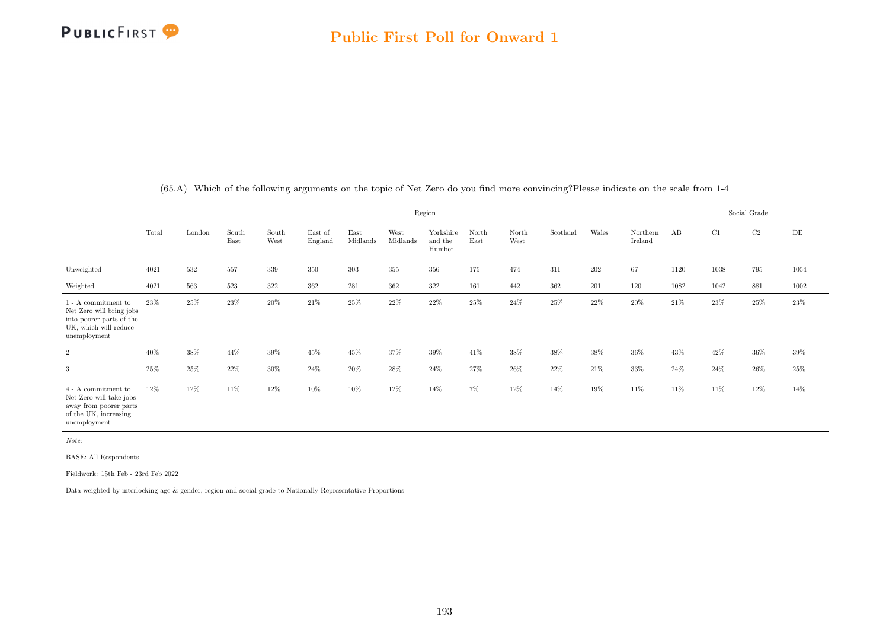## Public First Poll for Onward 1

(65.A) Which of the following arguments on the topic of Net Zero do you find more convincing?Please indicate on the scale from 1-4

| | Total | Region | | | | | | | | | | | | | Social Grade | | | |
|---|---|---|---|---|---|---|---|---|---|---|---|---|---|---|---|---|---|---|
| | | London | South East | South West | East of England | East Midlands | West Midlands | Yorkshire and the Humber | North East | North West | Scotland | Wales | Northern Ireland | AB | C1 | C2 | DE |
| Unweighted | 4021 | 532 | 557 | 339 | 350 | 303 | 355 | 356 | 175 | 474 | 311 | 202 | 67 | 1120 | 1038 | 795 | 1054 |
| Weighted | 4021 | 563 | 523 | 322 | 362 | 281 | 362 | 322 | 161 | 442 | 362 | 201 | 120 | 1082 | 1042 | 881 | 1002 |
| 1 - A commitment to Net Zero will bring jobs into poorer parts of the UK, which will reduce unemployment | 23% | 25% | 23% | 20% | 21% | 25% | 22% | 22% | 25% | 24% | 25% | 22% | 20% | 21% | 23% | 25% | 23% |
| 2 | 40% | 38% | 44% | 39% | 45% | 45% | 37% | 39% | 41% | 38% | 38% | 38% | 36% | 43% | 42% | 36% | 39% |
| 3 | 25% | 25% | 22% | 30% | 24% | 20% | 28% | 24% | 27% | 26% | 22% | 21% | 33% | 24% | 24% | 26% | 25% |
| 4 - A commitment to Net Zero will take jobs away from poorer parts of the UK, increasing unemployment | 12% | 12% | 11% | 12% | 10% | 10% | 12% | 14% | 7% | 12% | 14% | 19% | 11% | 11% | 11% | 12% | 14% |

*Note:*

BASE: All Respondents

Fieldwork: 15th Feb - 23rd Feb 2022

Data weighted by interlocking age & gender, region and social grade to Nationally Representative Proportions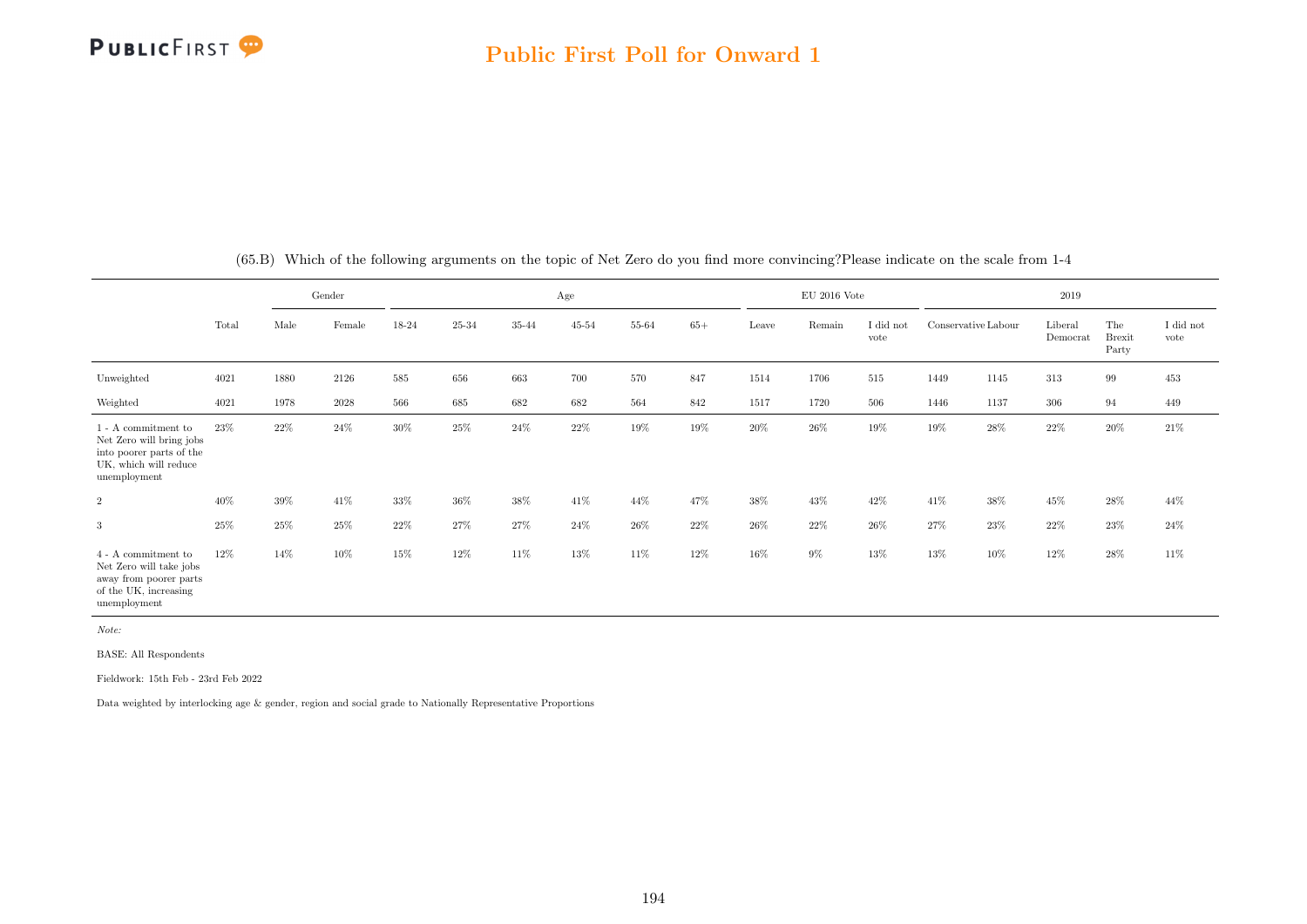(65.B) Which of the following arguments on the topic of Net Zero do you find more convincing?Please indicate on the scale from 1-4

| | Total | Gender | | Age | | | | | | EU 2016 Vote | | | 2019 | | | | |
|---|---|---|---|---|---|---|---|---|---|---|---|---|---|---|---|---|---|
| | | Male | Female | 18-24 | 25-34 | 35-44 | 45-54 | 55-64 | 65+ | Leave | Remain | I did not vote | Conservative | Labour | Liberal Democrat | The Brexit Party | I did not vote |
| Unweighted | 4021 | 1880 | 2126 | 585 | 656 | 663 | 700 | 570 | 847 | 1514 | 1706 | 515 | 1449 | 1145 | 313 | 99 | 453 |
| Weighted | 4021 | 1978 | 2028 | 566 | 685 | 682 | 682 | 564 | 842 | 1517 | 1720 | 506 | 1446 | 1137 | 306 | 94 | 449 |
| 1 - A commitment to Net Zero will bring jobs into poorer parts of the UK, which will reduce unemployment | 23% | 22% | 24% | 30% | 25% | 24% | 22% | 19% | 19% | 20% | 26% | 19% | 19% | 28% | 22% | 20% | 21% |
| 2 | 40% | 39% | 41% | 33% | 36% | 38% | 41% | 44% | 47% | 38% | 43% | 42% | 41% | 38% | 45% | 28% | 44% |
| 3 | 25% | 25% | 25% | 22% | 27% | 27% | 24% | 26% | 22% | 26% | 22% | 26% | 27% | 23% | 22% | 23% | 24% |
| 4 - A commitment to Net Zero will take jobs away from poorer parts of the UK, increasing unemployment | 12% | 14% | 10% | 15% | 12% | 11% | 13% | 11% | 12% | 16% | 9% | 13% | 13% | 10% | 12% | 28% | 11% |

*Note:*

BASE: All Respondents

Fieldwork: 15th Feb - 23rd Feb 2022

Data weighted by interlocking age & gender, region and social grade to Nationally Representative Proportions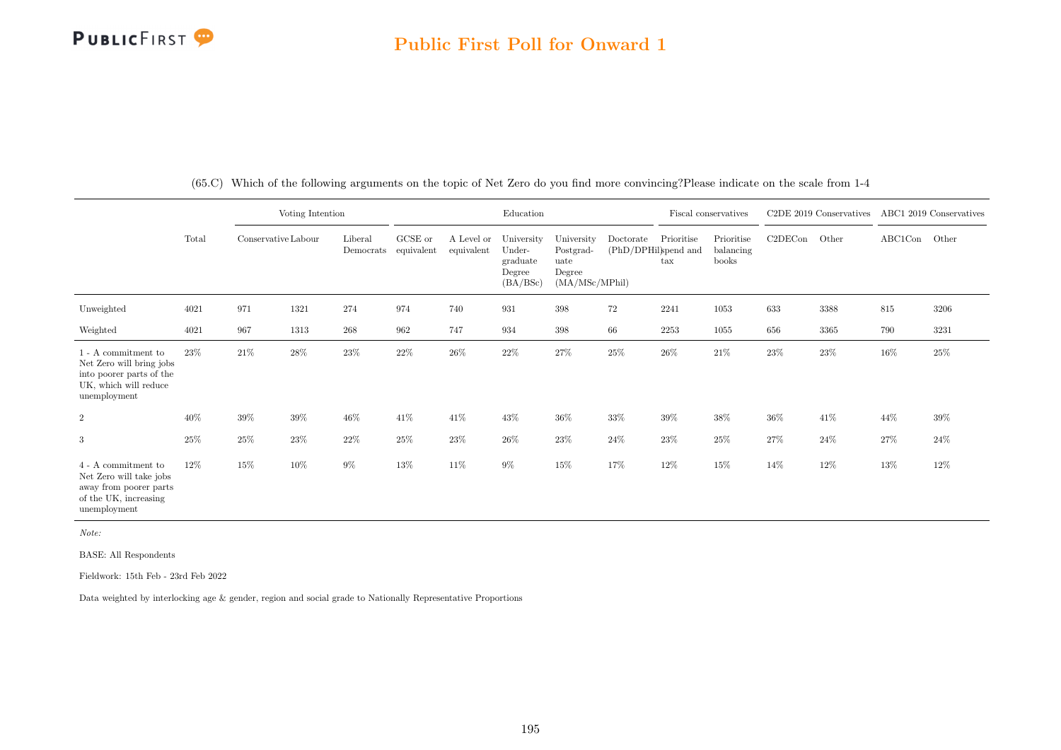# Public First Poll for Onward 1

(65.C) Which of the following arguments on the topic of Net Zero do you find more convincing?Please indicate on the scale from 1-4

| | | Voting Intention | | | Education | | | | | Fiscal conservatives | | C2DE 2019 Conservatives | | ABC1 2019 Conservatives | |
|---|---|---|---|---|---|---|---|---|---|---|---|---|---|---|---|
| | Total | Conservative | Labour | Liberal Democrats | GCSE or equivalent | A Level or equivalent | University Undergraduate Degree (BA/BSc) | University Postgraduate Degree (MA/MSc/MPhil) | Doctorate (PhD/DPHil) | Prioritise spend and tax | Prioritise balancing books | C2DECon | Other | ABC1Con | Other |
| Unweighted | 4021 | 971 | 1321 | 274 | 974 | 740 | 931 | 398 | 72 | 2241 | 1053 | 633 | 3388 | 815 | 3206 |
| Weighted | 4021 | 967 | 1313 | 268 | 962 | 747 | 934 | 398 | 66 | 2253 | 1055 | 656 | 3365 | 790 | 3231 |
| 1 - A commitment to Net Zero will bring jobs into poorer parts of the UK, which will reduce unemployment | 23% | 21% | 28% | 23% | 22% | 26% | 22% | 27% | 25% | 26% | 21% | 23% | 23% | 16% | 25% |
| 2 | 40% | 39% | 39% | 46% | 41% | 41% | 43% | 36% | 33% | 39% | 38% | 36% | 41% | 44% | 39% |
| 3 | 25% | 25% | 23% | 22% | 25% | 23% | 26% | 23% | 24% | 23% | 25% | 27% | 24% | 27% | 24% |
| 4 - A commitment to Net Zero will take jobs away from poorer parts of the UK, increasing unemployment | 12% | 15% | 10% | 9% | 13% | 11% | 9% | 15% | 17% | 12% | 15% | 14% | 12% | 13% | 12% |

*Note:*

BASE: All Respondents

Fieldwork: 15th Feb - 23rd Feb 2022

Data weighted by interlocking age & gender, region and social grade to Nationally Representative Proportions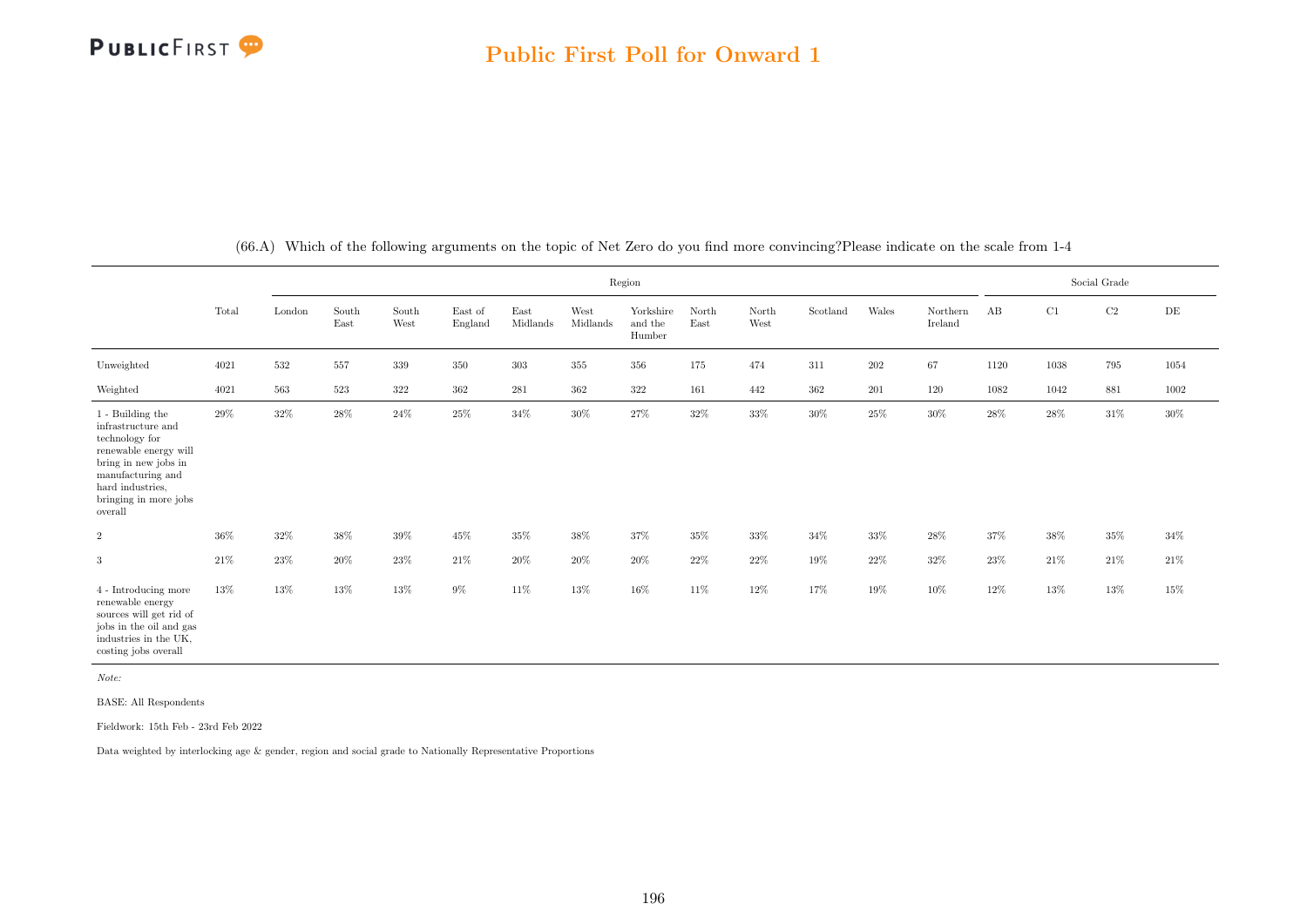## Public First Poll for Onward 1

(66.A) Which of the following arguments on the topic of Net Zero do you find more convincing?Please indicate on the scale from 1-4

| | Total | Region | | | | | | | | | | | | Social Grade | | | |
|---|---|---|---|---|---|---|---|---|---|---|---|---|---|---|---|---|---|
| | | London | South East | South West | East of England | East Midlands | West Midlands | Yorkshire and the Humber | North East | North West | Scotland | Wales | Northern Ireland | AB | C1 | C2 | DE |
| Unweighted | 4021 | 532 | 557 | 339 | 350 | 303 | 355 | 356 | 175 | 474 | 311 | 202 | 67 | 1120 | 1038 | 795 | 1054 |
| Weighted | 4021 | 563 | 523 | 322 | 362 | 281 | 362 | 322 | 161 | 442 | 362 | 201 | 120 | 1082 | 1042 | 881 | 1002 |
| 1 - Building the infrastructure and technology for renewable energy will bring in new jobs in manufacturing and hard industries, bringing in more jobs overall | 29% | 32% | 28% | 24% | 25% | 34% | 30% | 27% | 32% | 33% | 30% | 25% | 30% | 28% | 28% | 31% | 30% |
| 2 | 36% | 32% | 38% | 39% | 45% | 35% | 38% | 37% | 35% | 33% | 34% | 33% | 28% | 37% | 38% | 35% | 34% |
| 3 | 21% | 23% | 20% | 23% | 21% | 20% | 20% | 20% | 22% | 22% | 19% | 22% | 32% | 23% | 21% | 21% | 21% |
| 4 - Introducing more renewable energy sources will get rid of jobs in the oil and gas industries in the UK, costing jobs overall | 13% | 13% | 13% | 13% | 9% | 11% | 13% | 16% | 11% | 12% | 17% | 19% | 10% | 12% | 13% | 13% | 15% |

*Note:*

BASE: All Respondents

Fieldwork: 15th Feb - 23rd Feb 2022

Data weighted by interlocking age & gender, region and social grade to Nationally Representative Proportions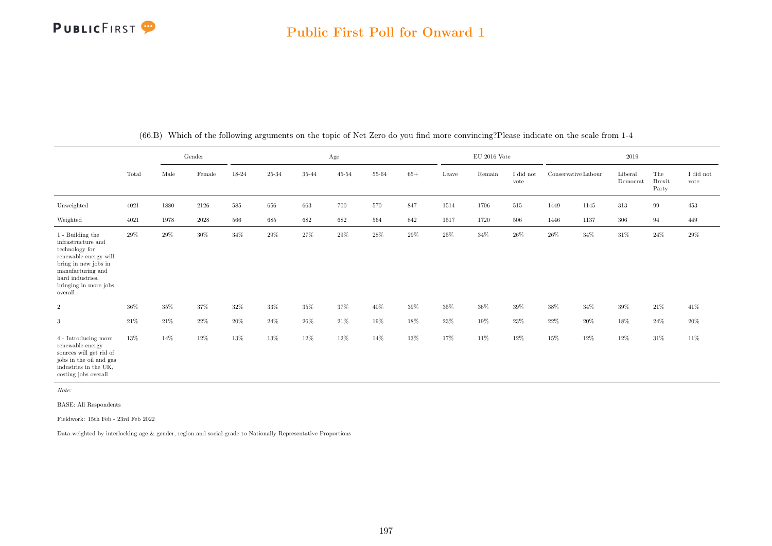## Public First Poll for Onward 1

(66.B) Which of the following arguments on the topic of Net Zero do you find more convincing?Please indicate on the scale from 1-4

| | | Gender | | Age | | | | | | EU 2016 Vote | | | 2019 | | | | |
|---|---|---|---|---|---|---|---|---|---|---|---|---|---|---|---|---|---|
| | Total | Male | Female | 18-24 | 25-34 | 35-44 | 45-54 | 55-64 | 65+ | Leave | Remain | I did not vote | Conservative | Labour | Liberal Democrat | The Brexit Party | I did not vote |
| Unweighted | 4021 | 1880 | 2126 | 585 | 656 | 663 | 700 | 570 | 847 | 1514 | 1706 | 515 | 1449 | 1145 | 313 | 99 | 453 |
| Weighted | 4021 | 1978 | 2028 | 566 | 685 | 682 | 682 | 564 | 842 | 1517 | 1720 | 506 | 1446 | 1137 | 306 | 94 | 449 |
| 1 - Building the infrastructure and technology for renewable energy will bring in new jobs in manufacturing and hard industries, bringing in more jobs overall | 29% | 29% | 30% | 34% | 29% | 27% | 29% | 28% | 29% | 25% | 34% | 26% | 26% | 34% | 31% | 24% | 29% |
| 2 | 36% | 35% | 37% | 32% | 33% | 35% | 37% | 40% | 39% | 35% | 36% | 39% | 38% | 34% | 39% | 21% | 41% |
| 3 | 21% | 21% | 22% | 20% | 24% | 26% | 21% | 19% | 18% | 23% | 19% | 23% | 22% | 20% | 18% | 24% | 20% |
| 4 - Introducing more renewable energy sources will get rid of jobs in the oil and gas industries in the UK, costing jobs overall | 13% | 14% | 12% | 13% | 13% | 12% | 12% | 14% | 13% | 17% | 11% | 12% | 15% | 12% | 12% | 31% | 11% |

*Note:*

BASE: All Respondents

Fieldwork: 15th Feb - 23rd Feb 2022

Data weighted by interlocking age & gender, region and social grade to Nationally Representative Proportions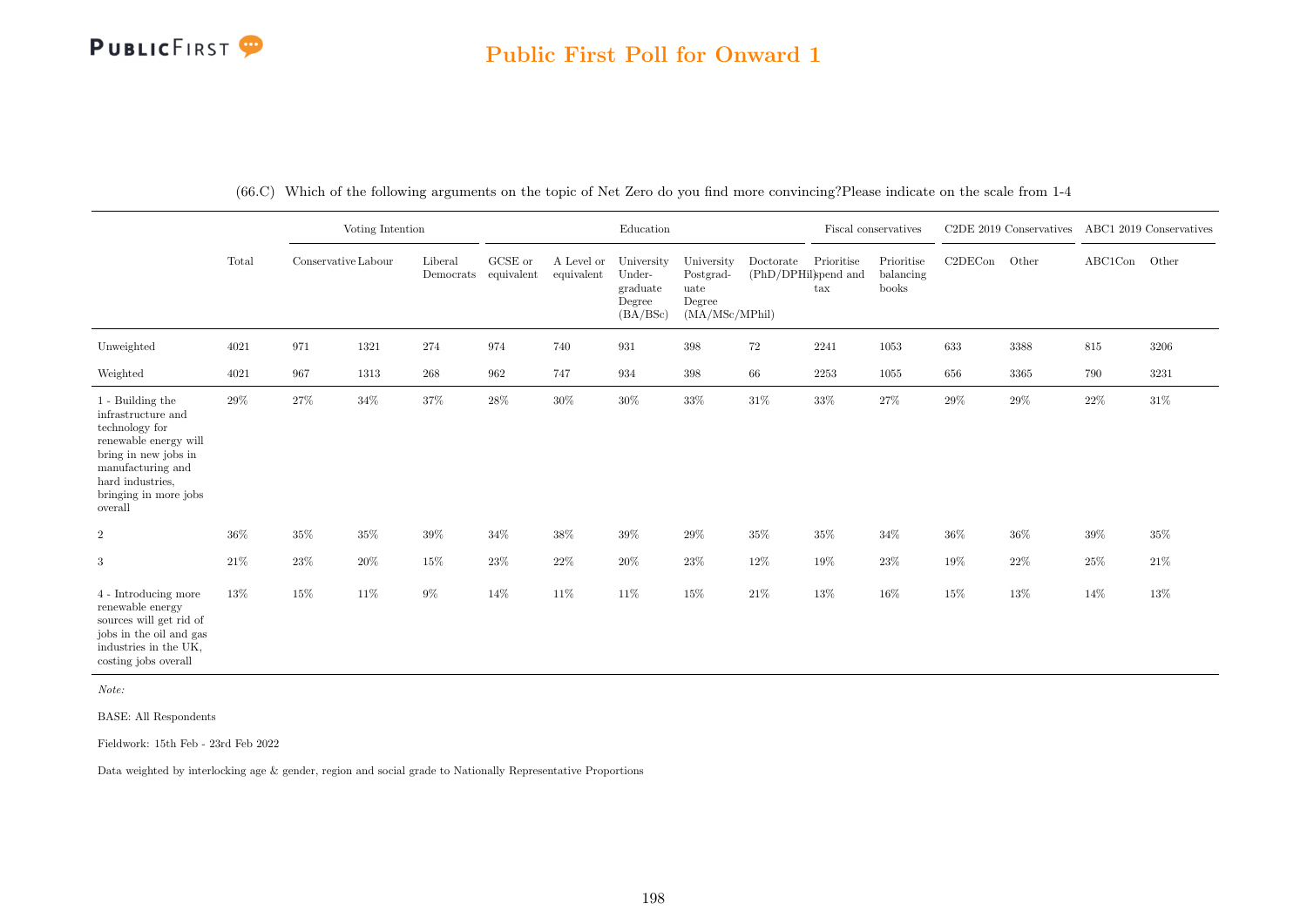(66.C) Which of the following arguments on the topic of Net Zero do you find more convincing?Please indicate on the scale from 1-4

| | Total | Voting Intention | | | Education | | | | | Fiscal conservatives | | C2DE 2019 Conservatives | | ABC1 2019 Conservatives | |
|---|---|---|---|---|---|---|---|---|---|---|---|---|---|---|---|
| | | Conservative | Labour | Liberal Democrats | GCSE or equivalent | A Level or equivalent | University Under-graduate Degree (BA/BSc) | University Postgrad-uate Degree (MA/MSc/MPhil) | Doctorate (PhD/DPHil) | Prioritise spend and tax | Prioritise balancing books | C2DECon | Other | ABC1Con | Other |
| Unweighted | 4021 | 971 | 1321 | 274 | 974 | 740 | 931 | 398 | 72 | 2241 | 1053 | 633 | 3388 | 815 | 3206 |
| Weighted | 4021 | 967 | 1313 | 268 | 962 | 747 | 934 | 398 | 66 | 2253 | 1055 | 656 | 3365 | 790 | 3231 |
| 1 - Building the infrastructure and technology for renewable energy will bring in new jobs in manufacturing and hard industries, bringing in more jobs overall | 29% | 27% | 34% | 37% | 28% | 30% | 30% | 33% | 31% | 33% | 27% | 29% | 29% | 22% | 31% |
| 2 | 36% | 35% | 35% | 39% | 34% | 38% | 39% | 29% | 35% | 35% | 34% | 36% | 36% | 39% | 35% |
| 3 | 21% | 23% | 20% | 15% | 23% | 22% | 20% | 23% | 12% | 19% | 23% | 19% | 22% | 25% | 21% |
| 4 - Introducing more renewable energy sources will get rid of jobs in the oil and gas industries in the UK, costing jobs overall | 13% | 15% | 11% | 9% | 14% | 11% | 11% | 15% | 21% | 13% | 16% | 15% | 13% | 14% | 13% |

*Note:*

BASE: All Respondents

Fieldwork: 15th Feb - 23rd Feb 2022

Data weighted by interlocking age & gender, region and social grade to Nationally Representative Proportions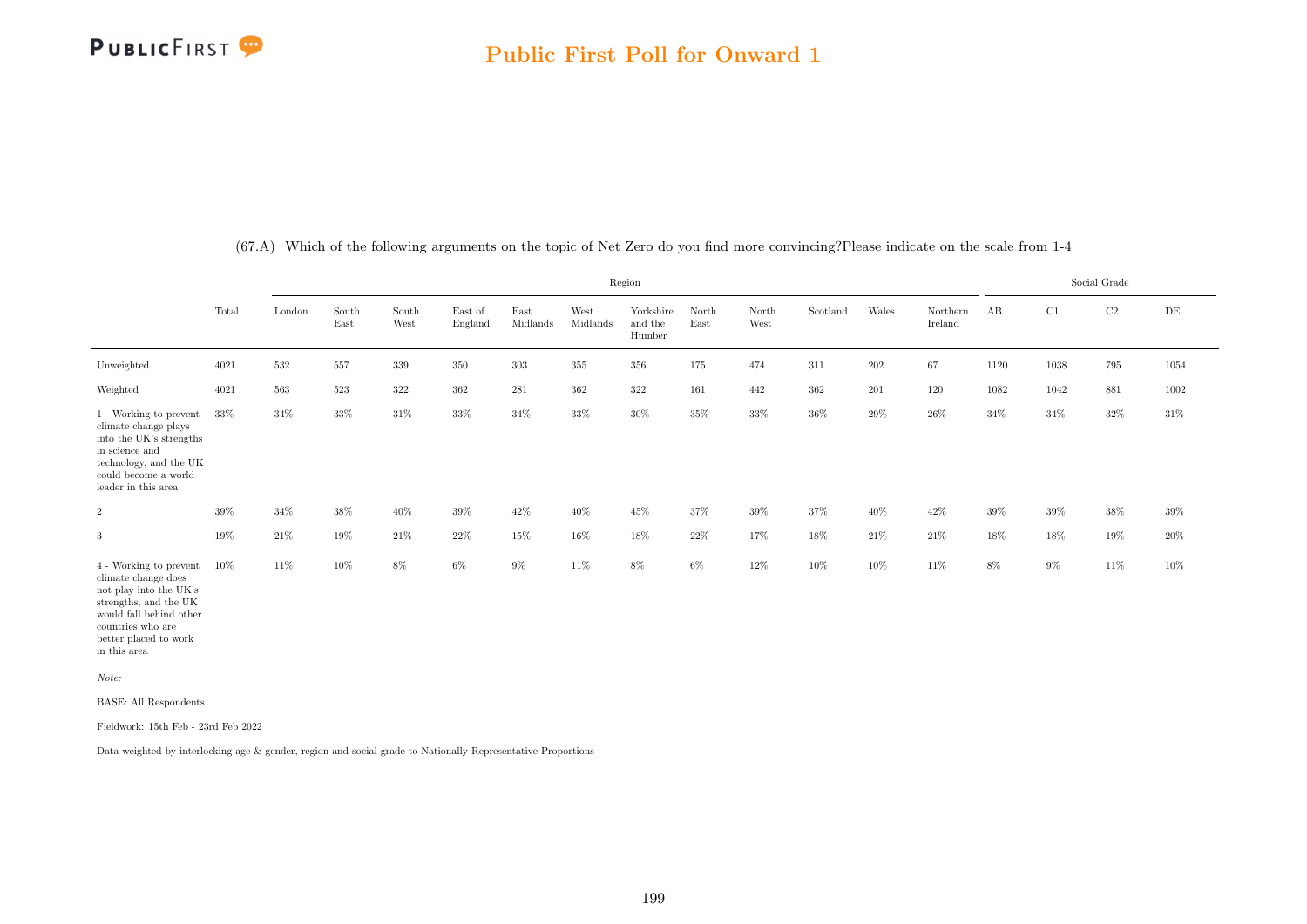## Public First Poll for Onward 1

(67.A) Which of the following arguments on the topic of Net Zero do you find more convincing?Please indicate on the scale from 1-4

| | Total | Region | | | | | | | | | | | | Social Grade | | | |
|---|---|---|---|---|---|---|---|---|---|---|---|---|---|---|---|---|---|
| | | London | South East | South West | East of England | East Midlands | West Midlands | Yorkshire and the Humber | North East | North West | Scotland | Wales | Northern Ireland | AB | C1 | C2 | DE |
| Unweighted | 4021 | 532 | 557 | 339 | 350 | 303 | 355 | 356 | 175 | 474 | 311 | 202 | 67 | 1120 | 1038 | 795 | 1054 |
| Weighted | 4021 | 563 | 523 | 322 | 362 | 281 | 362 | 322 | 161 | 442 | 362 | 201 | 120 | 1082 | 1042 | 881 | 1002 |
| 1 - Working to prevent climate change plays into the UK's strengths in science and technology, and the UK could become a world leader in this area | 33% | 34% | 33% | 31% | 33% | 34% | 33% | 30% | 35% | 33% | 36% | 29% | 26% | 34% | 34% | 32% | 31% |
| 2 | 39% | 34% | 38% | 40% | 39% | 42% | 40% | 45% | 37% | 39% | 37% | 40% | 42% | 39% | 39% | 38% | 39% |
| 3 | 19% | 21% | 19% | 21% | 22% | 15% | 16% | 18% | 22% | 17% | 18% | 21% | 21% | 18% | 18% | 19% | 20% |
| 4 - Working to prevent climate change does not play into the UK's strengths, and the UK would fall behind other countries who are better placed to work in this area | 10% | 11% | 10% | 8% | 6% | 9% | 11% | 8% | 6% | 12% | 10% | 10% | 11% | 8% | 9% | 11% | 10% |

*Note:*

BASE: All Respondents

Fieldwork: 15th Feb - 23rd Feb 2022

Data weighted by interlocking age & gender, region and social grade to Nationally Representative Proportions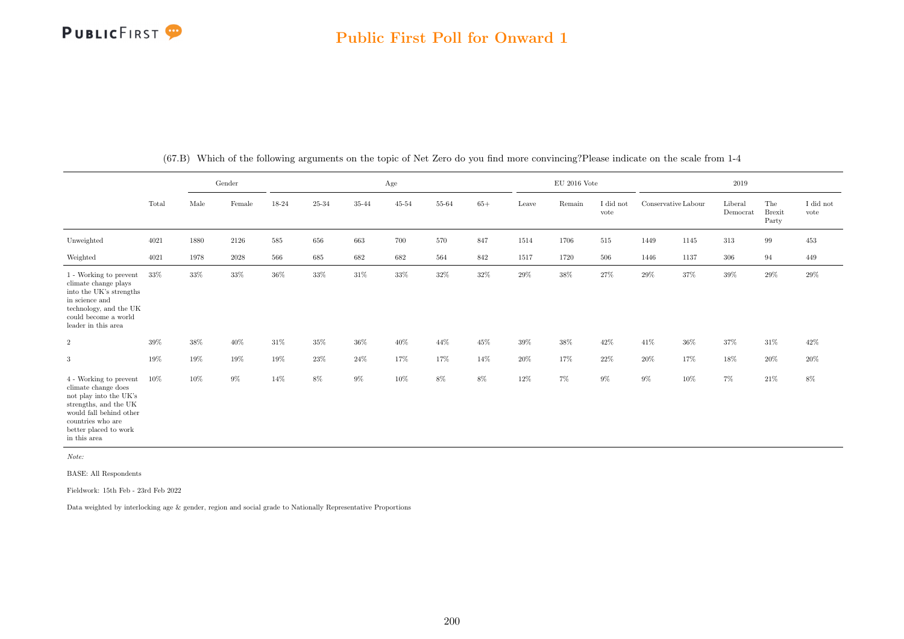(67.B) Which of the following arguments on the topic of Net Zero do you find more convincing?Please indicate on the scale from 1-4

| | Total | Gender | | Age | | | | | | EU 2016 Vote | | | 2019 | | | | |
|---|---|---|---|---|---|---|---|---|---|---|---|---|---|---|---|---|---|
| | | Male | Female | 18-24 | 25-34 | 35-44 | 45-54 | 55-64 | 65+ | Leave | Remain | I did not vote | Conservative | Labour | Liberal Democrat | The Brexit Party | I did not vote |
| Unweighted | 4021 | 1880 | 2126 | 585 | 656 | 663 | 700 | 570 | 847 | 1514 | 1706 | 515 | 1449 | 1145 | 313 | 99 | 453 |
| Weighted | 4021 | 1978 | 2028 | 566 | 685 | 682 | 682 | 564 | 842 | 1517 | 1720 | 506 | 1446 | 1137 | 306 | 94 | 449 |
| 1 - Working to prevent climate change plays into the UK's strengths in science and technology, and the UK could become a world leader in this area | 33% | 33% | 33% | 36% | 33% | 31% | 33% | 32% | 32% | 29% | 38% | 27% | 29% | 37% | 39% | 29% | 29% |
| 2 | 39% | 38% | 40% | 31% | 35% | 36% | 40% | 44% | 45% | 39% | 38% | 42% | 41% | 36% | 37% | 31% | 42% |
| 3 | 19% | 19% | 19% | 19% | 23% | 24% | 17% | 17% | 14% | 20% | 17% | 22% | 20% | 17% | 18% | 20% | 20% |
| 4 - Working to prevent climate change does not play into the UK's strengths, and the UK would fall behind other countries who are better placed to work in this area | 10% | 10% | 9% | 14% | 8% | 9% | 10% | 8% | 8% | 12% | 7% | 9% | 9% | 10% | 7% | 21% | 8% |

*Note:*

BASE: All Respondents

Fieldwork: 15th Feb - 23rd Feb 2022

Data weighted by interlocking age & gender, region and social grade to Nationally Representative Proportions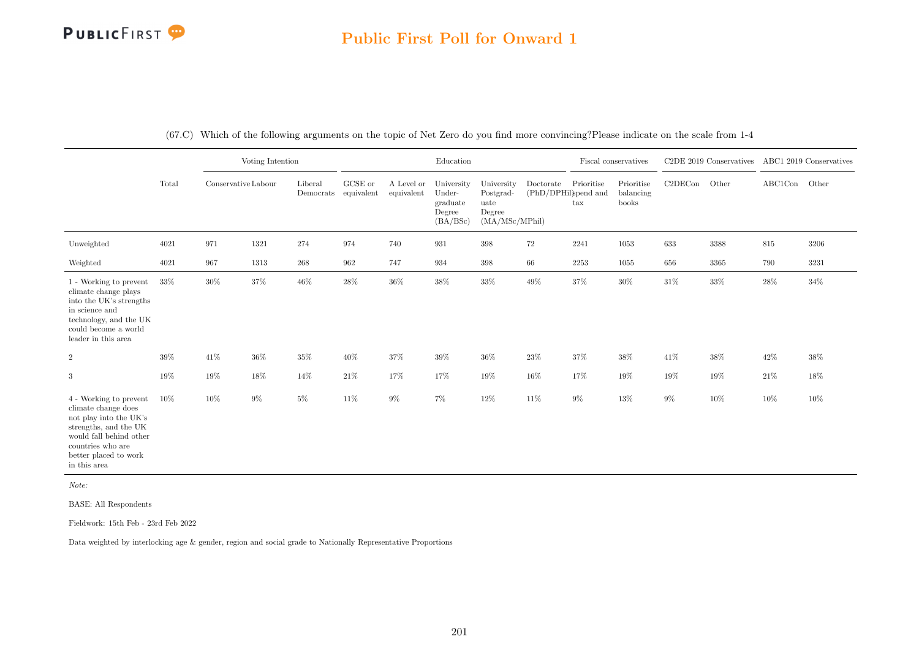## Public First Poll for Onward 1

(67.C) Which of the following arguments on the topic of Net Zero do you find more convincing?Please indicate on the scale from 1-4

| | Total | Voting Intention | | | Education | | | | | Fiscal conservatives | | C2DE 2019 Conservatives | | ABC1 2019 Conservatives | |
|---|---|---|---|---|---|---|---|---|---|---|---|---|---|---|---|
| | | Conservative | Labour | Liberal Democrats | GCSE or equivalent | A Level or equivalent | University Undergraduate Degree (BA/BSc) | University Postgraduate Degree (MA/MSc/MPhil) | Doctorate (PhD/DPHil) | Prioritise spend and tax | Prioritise balancing books | C2DECon | Other | ABC1Con | Other |
| Unweighted | 4021 | 971 | 1321 | 274 | 974 | 740 | 931 | 398 | 72 | 2241 | 1053 | 633 | 3388 | 815 | 3206 |
| Weighted | 4021 | 967 | 1313 | 268 | 962 | 747 | 934 | 398 | 66 | 2253 | 1055 | 656 | 3365 | 790 | 3231 |
| 1 - Working to prevent climate change plays into the UK's strengths in science and technology, and the UK could become a world leader in this area | 33% | 30% | 37% | 46% | 28% | 36% | 38% | 33% | 49% | 37% | 30% | 31% | 33% | 28% | 34% |
| 2 | 39% | 41% | 36% | 35% | 40% | 37% | 39% | 36% | 23% | 37% | 38% | 41% | 38% | 42% | 38% |
| 3 | 19% | 19% | 18% | 14% | 21% | 17% | 17% | 19% | 16% | 17% | 19% | 19% | 19% | 21% | 18% |
| 4 - Working to prevent climate change does not play into the UK's strengths, and the UK would fall behind other countries who are better placed to work in this area | 10% | 10% | 9% | 5% | 11% | 9% | 7% | 12% | 11% | 9% | 13% | 9% | 10% | 10% | 10% |

*Note:*

BASE: All Respondents

Fieldwork: 15th Feb - 23rd Feb 2022

Data weighted by interlocking age & gender, region and social grade to Nationally Representative Proportions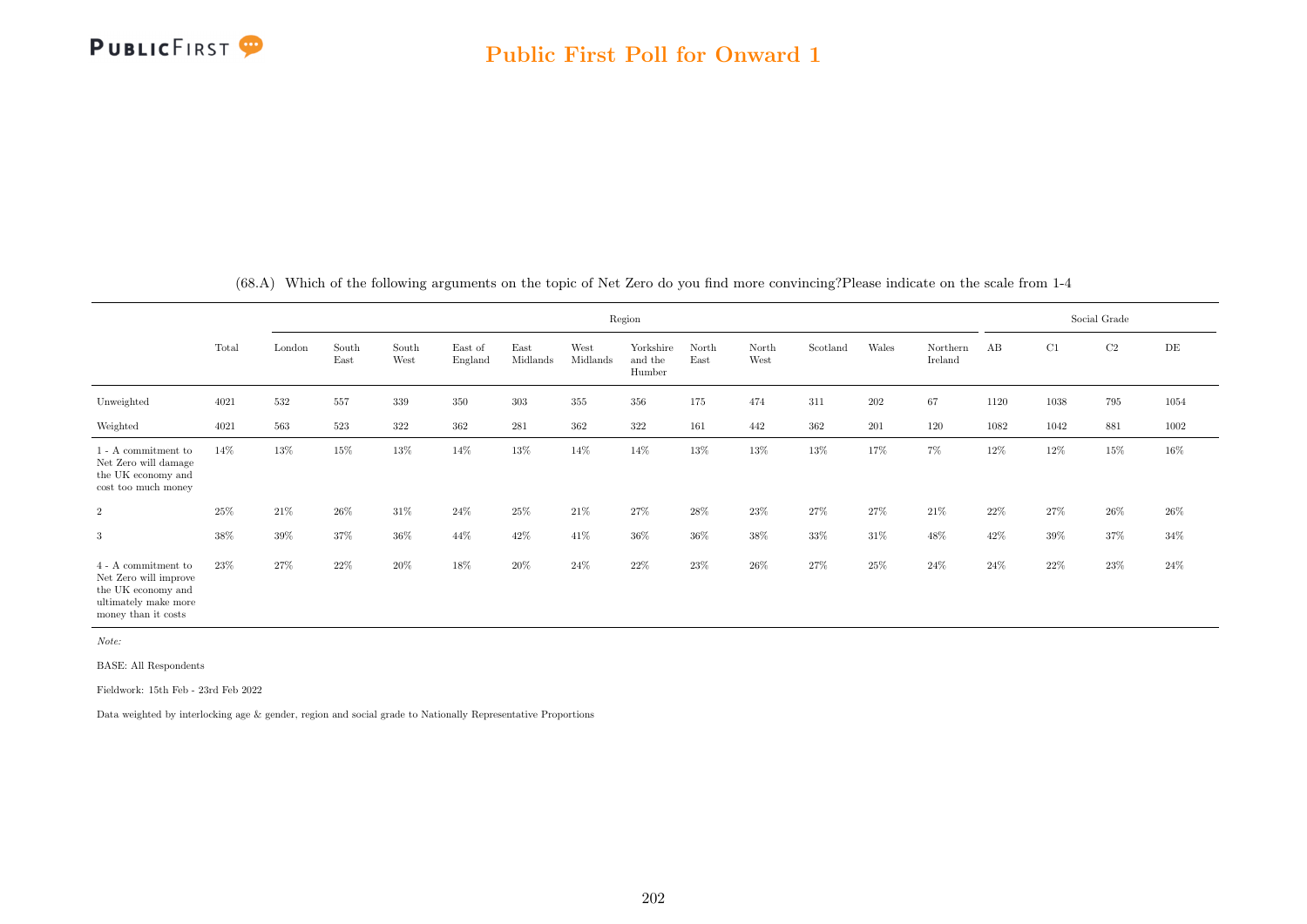(68.A) Which of the following arguments on the topic of Net Zero do you find more convincing?Please indicate on the scale from 1-4

| | Total | Region | | | | | | | | | | | | Social Grade | | | |
|---|---|---|---|---|---|---|---|---|---|---|---|---|---|---|---|---|---|
| | | London | South East | South West | East of England | East Midlands | West Midlands | Yorkshire and the Humber | North East | North West | Scotland | Wales | Northern Ireland | AB | C1 | C2 | DE |
| Unweighted | 4021 | 532 | 557 | 339 | 350 | 303 | 355 | 356 | 175 | 474 | 311 | 202 | 67 | 1120 | 1038 | 795 | 1054 |
| Weighted | 4021 | 563 | 523 | 322 | 362 | 281 | 362 | 322 | 161 | 442 | 362 | 201 | 120 | 1082 | 1042 | 881 | 1002 |
| 1 - A commitment to Net Zero will damage the UK economy and cost too much money | 14% | 13% | 15% | 13% | 14% | 13% | 14% | 14% | 13% | 13% | 13% | 17% | 7% | 12% | 12% | 15% | 16% |
| 2 | 25% | 21% | 26% | 31% | 24% | 25% | 21% | 27% | 28% | 23% | 27% | 27% | 21% | 22% | 27% | 26% | 26% |
| 3 | 38% | 39% | 37% | 36% | 44% | 42% | 41% | 36% | 36% | 38% | 33% | 31% | 48% | 42% | 39% | 37% | 34% |
| 4 - A commitment to Net Zero will improve the UK economy and ultimately make more money than it costs | 23% | 27% | 22% | 20% | 18% | 20% | 24% | 22% | 23% | 26% | 27% | 25% | 24% | 24% | 22% | 23% | 24% |

*Note:*

BASE: All Respondents

Fieldwork: 15th Feb - 23rd Feb 2022

Data weighted by interlocking age & gender, region and social grade to Nationally Representative Proportions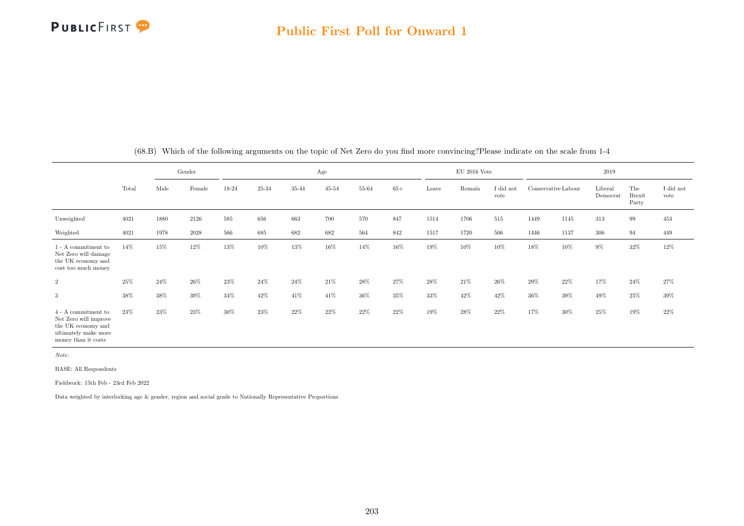## Public First Poll for Onward 1

(68.B) Which of the following arguments on the topic of Net Zero do you find more convincing?Please indicate on the scale from 1-4

| | Total | Gender | | Age | | | | | | EU 2016 Vote | | | 2019 | | | | |
|---|---|---|---|---|---|---|---|---|---|---|---|---|---|---|---|---|---|
| | | Male | Female | 18-24 | 25-34 | 35-44 | 45-54 | 55-64 | 65+ | Leave | Remain | I did not vote | Conservative | Labour | Liberal Democrat | The Brexit Party | I did not vote |
| Unweighted | 4021 | 1880 | 2126 | 585 | 656 | 663 | 700 | 570 | 847 | 1514 | 1706 | 515 | 1449 | 1145 | 313 | 99 | 453 |
| Weighted | 4021 | 1978 | 2028 | 566 | 685 | 682 | 682 | 564 | 842 | 1517 | 1720 | 506 | 1446 | 1137 | 306 | 94 | 449 |
| 1 - A commitment to Net Zero will damage the UK economy and cost too much money | 14% | 15% | 12% | 13% | 10% | 13% | 16% | 14% | 16% | 19% | 10% | 10% | 18% | 10% | 9% | 32% | 12% |
| 2 | 25% | 24% | 26% | 23% | 24% | 24% | 21% | 28% | 27% | 28% | 21% | 26% | 29% | 22% | 17% | 24% | 27% |
| 3 | 38% | 38% | 39% | 34% | 42% | 41% | 41% | 36% | 35% | 33% | 42% | 42% | 36% | 39% | 49% | 25% | 39% |
| 4 - A commitment to Net Zero will improve the UK economy and ultimately make more money than it costs | 23% | 23% | 23% | 30% | 23% | 22% | 22% | 22% | 22% | 19% | 28% | 22% | 17% | 30% | 25% | 19% | 22% |

*Note:*

BASE: All Respondents

Fieldwork: 15th Feb - 23rd Feb 2022

Data weighted by interlocking age & gender, region and social grade to Nationally Representative Proportions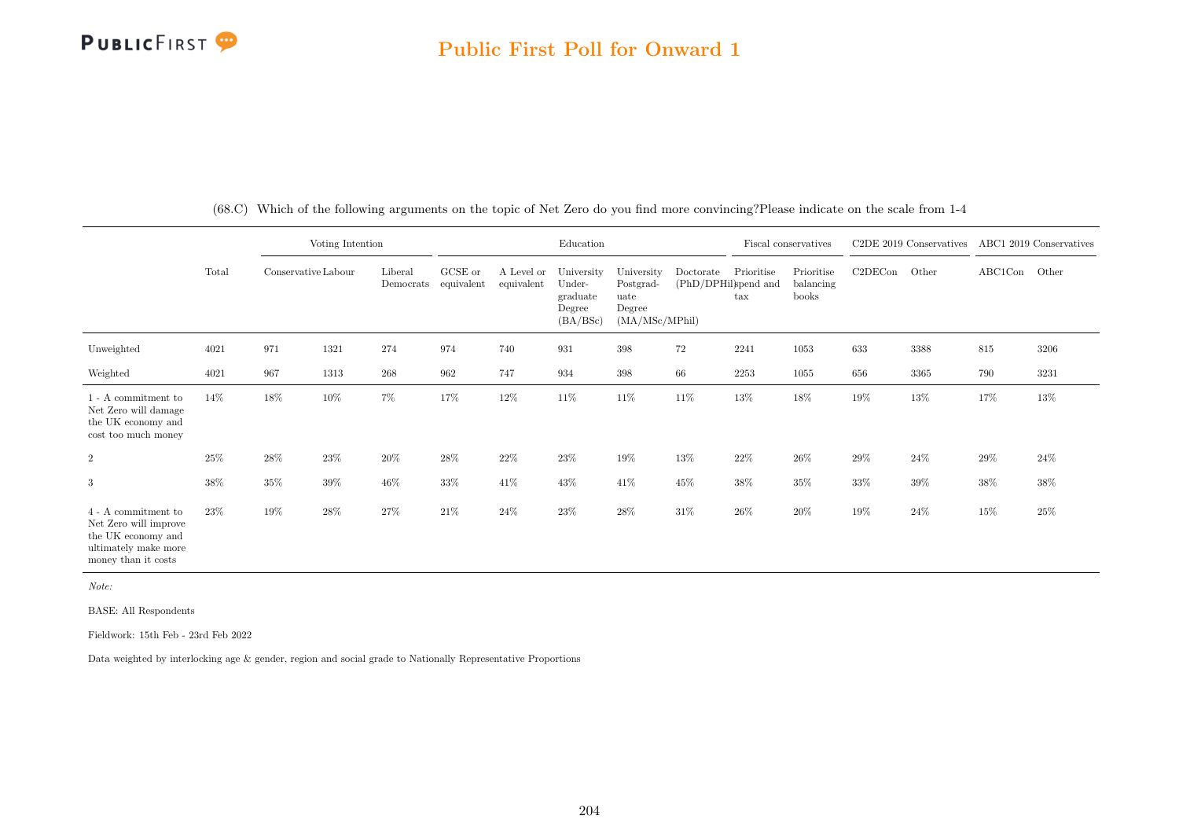## Public First Poll for Onward 1

(68.C) Which of the following arguments on the topic of Net Zero do you find more convincing?Please indicate on the scale from 1-4

| | Total | Voting Intention | | | Education | | | | | Fiscal conservatives | | C2DE 2019 Conservatives | | ABC1 2019 Conservatives | |
|---|---|---|---|---|---|---|---|---|---|---|---|---|---|---|---|
| | | Conservative | Labour | Liberal Democrats | GCSE or equivalent | A Level or equivalent | University Under-graduate Degree (BA/BSc) | University Postgrad-uate Degree (MA/MSc/MPhil) | Doctorate (PhD/DPHil) | Prioritise spend and tax | Prioritise balancing books | C2DECon | Other | ABC1Con | Other |
| Unweighted | 4021 | 971 | 1321 | 274 | 974 | 740 | 931 | 398 | 72 | 2241 | 1053 | 633 | 3388 | 815 | 3206 |
| Weighted | 4021 | 967 | 1313 | 268 | 962 | 747 | 934 | 398 | 66 | 2253 | 1055 | 656 | 3365 | 790 | 3231 |
| 1 - A commitment to Net Zero will damage the UK economy and cost too much money | 14% | 18% | 10% | 7% | 17% | 12% | 11% | 11% | 11% | 13% | 18% | 19% | 13% | 17% | 13% |
| 2 | 25% | 28% | 23% | 20% | 28% | 22% | 23% | 19% | 13% | 22% | 26% | 29% | 24% | 29% | 24% |
| 3 | 38% | 35% | 39% | 46% | 33% | 41% | 43% | 41% | 45% | 38% | 35% | 33% | 39% | 38% | 38% |
| 4 - A commitment to Net Zero will improve the UK economy and ultimately make more money than it costs | 23% | 19% | 28% | 27% | 21% | 24% | 23% | 28% | 31% | 26% | 20% | 19% | 24% | 15% | 25% |

*Note:*

BASE: All Respondents

Fieldwork: 15th Feb - 23rd Feb 2022

Data weighted by interlocking age & gender, region and social grade to Nationally Representative Proportions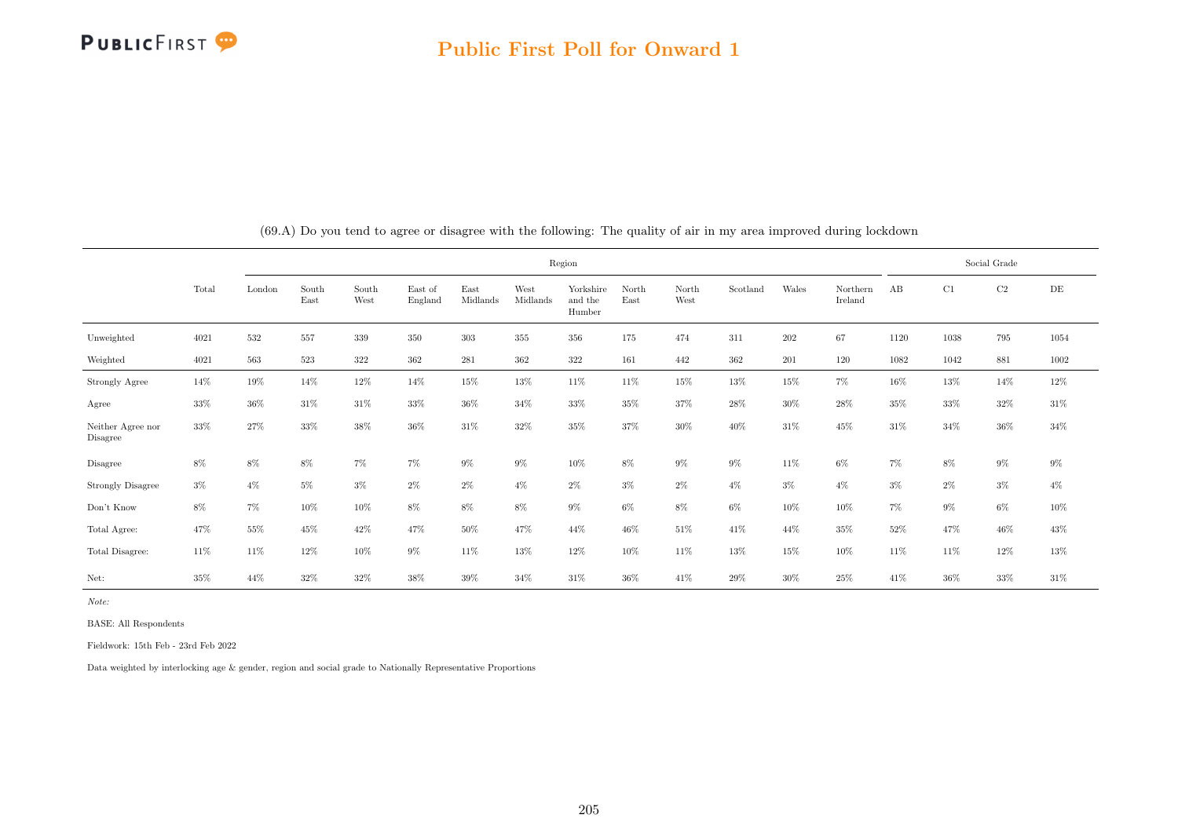## Public First Poll for Onward 1

(69.A) Do you tend to agree or disagree with the following: The quality of air in my area improved during lockdown

| | Total | Region | | | | | | | | | | | | Social Grade | | | |
|---|---|---|---|---|---|---|---|---|---|---|---|---|---|---|---|---|---|
| | | London | South East | South West | East of England | East Midlands | West Midlands | Yorkshire and the Humber | North East | North West | Scotland | Wales | Northern Ireland | AB | C1 | C2 | DE |
| Unweighted | 4021 | 532 | 557 | 339 | 350 | 303 | 355 | 356 | 175 | 474 | 311 | 202 | 67 | 1120 | 1038 | 795 | 1054 |
| Weighted | 4021 | 563 | 523 | 322 | 362 | 281 | 362 | 322 | 161 | 442 | 362 | 201 | 120 | 1082 | 1042 | 881 | 1002 |
| Strongly Agree | 14% | 19% | 14% | 12% | 14% | 15% | 13% | 11% | 11% | 15% | 13% | 15% | 7% | 16% | 13% | 14% | 12% |
| Agree | 33% | 36% | 31% | 31% | 33% | 36% | 34% | 33% | 35% | 37% | 28% | 30% | 28% | 35% | 33% | 32% | 31% |
| Neither Agree nor Disagree | 33% | 27% | 33% | 38% | 36% | 31% | 32% | 35% | 37% | 30% | 40% | 31% | 45% | 31% | 34% | 36% | 34% |
| Disagree | 8% | 8% | 8% | 7% | 7% | 9% | 9% | 10% | 8% | 9% | 9% | 11% | 6% | 7% | 8% | 9% | 9% |
| Strongly Disagree | 3% | 4% | 5% | 3% | 2% | 2% | 4% | 2% | 3% | 2% | 4% | 3% | 4% | 3% | 2% | 3% | 4% |
| Don't Know | 8% | 7% | 10% | 10% | 8% | 8% | 8% | 9% | 6% | 8% | 6% | 10% | 10% | 7% | 9% | 6% | 10% |
| Total Agree: | 47% | 55% | 45% | 42% | 47% | 50% | 47% | 44% | 46% | 51% | 41% | 44% | 35% | 52% | 47% | 46% | 43% |
| Total Disagree: | 11% | 11% | 12% | 10% | 9% | 11% | 13% | 12% | 10% | 11% | 13% | 15% | 10% | 11% | 11% | 12% | 13% |
| Net: | 35% | 44% | 32% | 32% | 38% | 39% | 34% | 31% | 36% | 41% | 29% | 30% | 25% | 41% | 36% | 33% | 31% |

*Note:*

BASE: All Respondents

Fieldwork: 15th Feb - 23rd Feb 2022

Data weighted by interlocking age & gender, region and social grade to Nationally Representative Proportions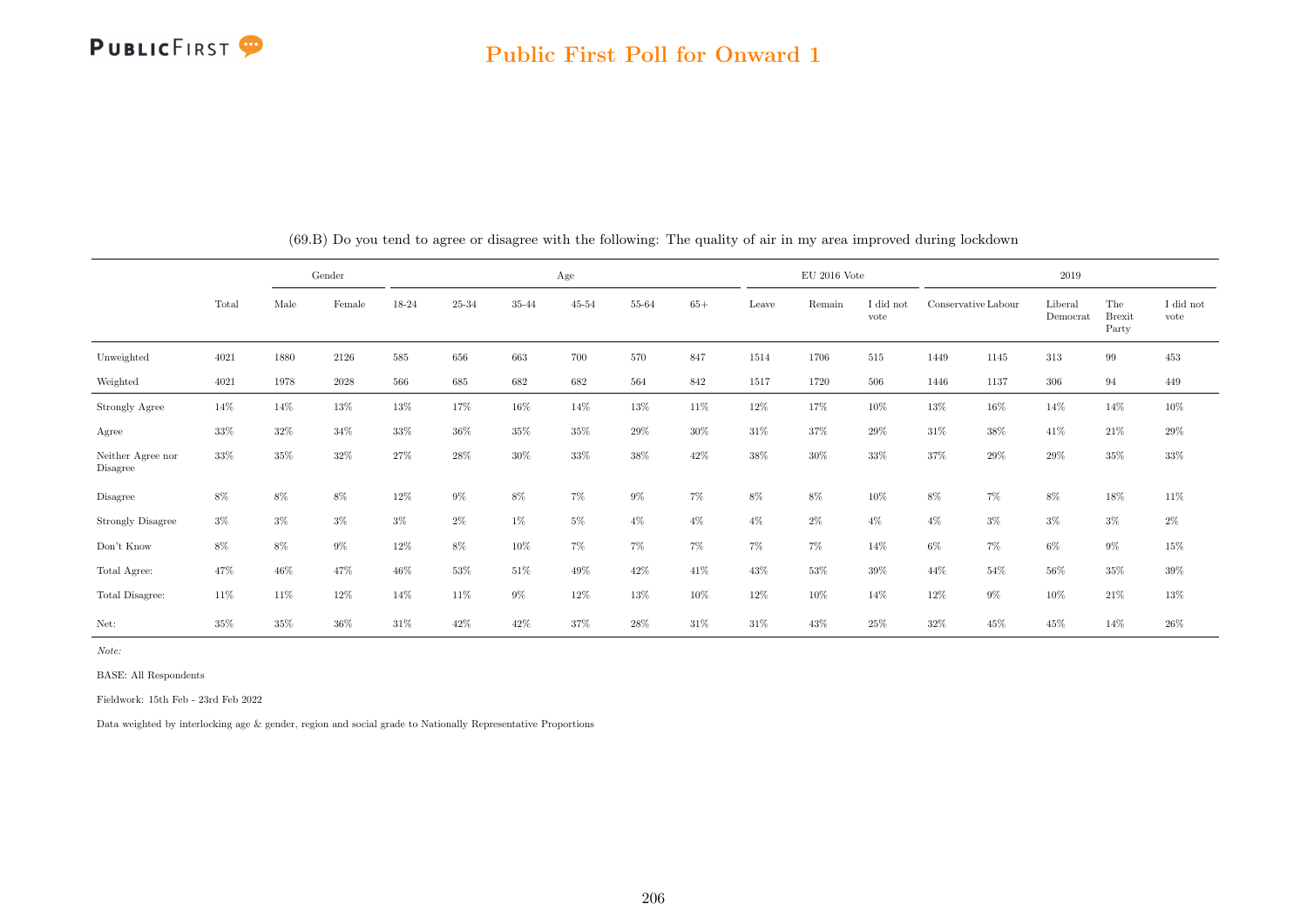## Public First Poll for Onward 1

(69.B) Do you tend to agree or disagree with the following: The quality of air in my area improved during lockdown

| | | Gender | | Age | | | | | | EU 2016 Vote | | | 2019 | | | | |
|---|---|---|---|---|---|---|---|---|---|---|---|---|---|---|---|---|---|
| | Total | Male | Female | 18-24 | 25-34 | 35-44 | 45-54 | 55-64 | 65+ | Leave | Remain | I did not vote | Conservative | Labour | Liberal Democrat | The Brexit Party | I did not vote |
| Unweighted | 4021 | 1880 | 2126 | 585 | 656 | 663 | 700 | 570 | 847 | 1514 | 1706 | 515 | 1449 | 1145 | 313 | 99 | 453 |
| Weighted | 4021 | 1978 | 2028 | 566 | 685 | 682 | 682 | 564 | 842 | 1517 | 1720 | 506 | 1446 | 1137 | 306 | 94 | 449 |
| Strongly Agree | 14% | 14% | 13% | 13% | 17% | 16% | 14% | 13% | 11% | 12% | 17% | 10% | 13% | 16% | 14% | 14% | 10% |
| Agree | 33% | 32% | 34% | 33% | 36% | 35% | 35% | 29% | 30% | 31% | 37% | 29% | 31% | 38% | 41% | 21% | 29% |
| Neither Agree nor Disagree | 33% | 35% | 32% | 27% | 28% | 30% | 33% | 38% | 42% | 38% | 30% | 33% | 37% | 29% | 29% | 35% | 33% |
| Disagree | 8% | 8% | 8% | 12% | 9% | 8% | 7% | 9% | 7% | 8% | 8% | 10% | 8% | 7% | 8% | 18% | 11% |
| Strongly Disagree | 3% | 3% | 3% | 3% | 2% | 1% | 5% | 4% | 4% | 4% | 2% | 4% | 4% | 3% | 3% | 3% | 2% |
| Don't Know | 8% | 8% | 9% | 12% | 8% | 10% | 7% | 7% | 7% | 7% | 7% | 14% | 6% | 7% | 6% | 9% | 15% |
| Total Agree: | 47% | 46% | 47% | 46% | 53% | 51% | 49% | 42% | 41% | 43% | 53% | 39% | 44% | 54% | 56% | 35% | 39% |
| Total Disagree: | 11% | 11% | 12% | 14% | 11% | 9% | 12% | 13% | 10% | 12% | 10% | 14% | 12% | 9% | 10% | 21% | 13% |
| Net: | 35% | 35% | 36% | 31% | 42% | 42% | 37% | 28% | 31% | 31% | 43% | 25% | 32% | 45% | 45% | 14% | 26% |

*Note:*

BASE: All Respondents

Fieldwork: 15th Feb - 23rd Feb 2022

Data weighted by interlocking age & gender, region and social grade to Nationally Representative Proportions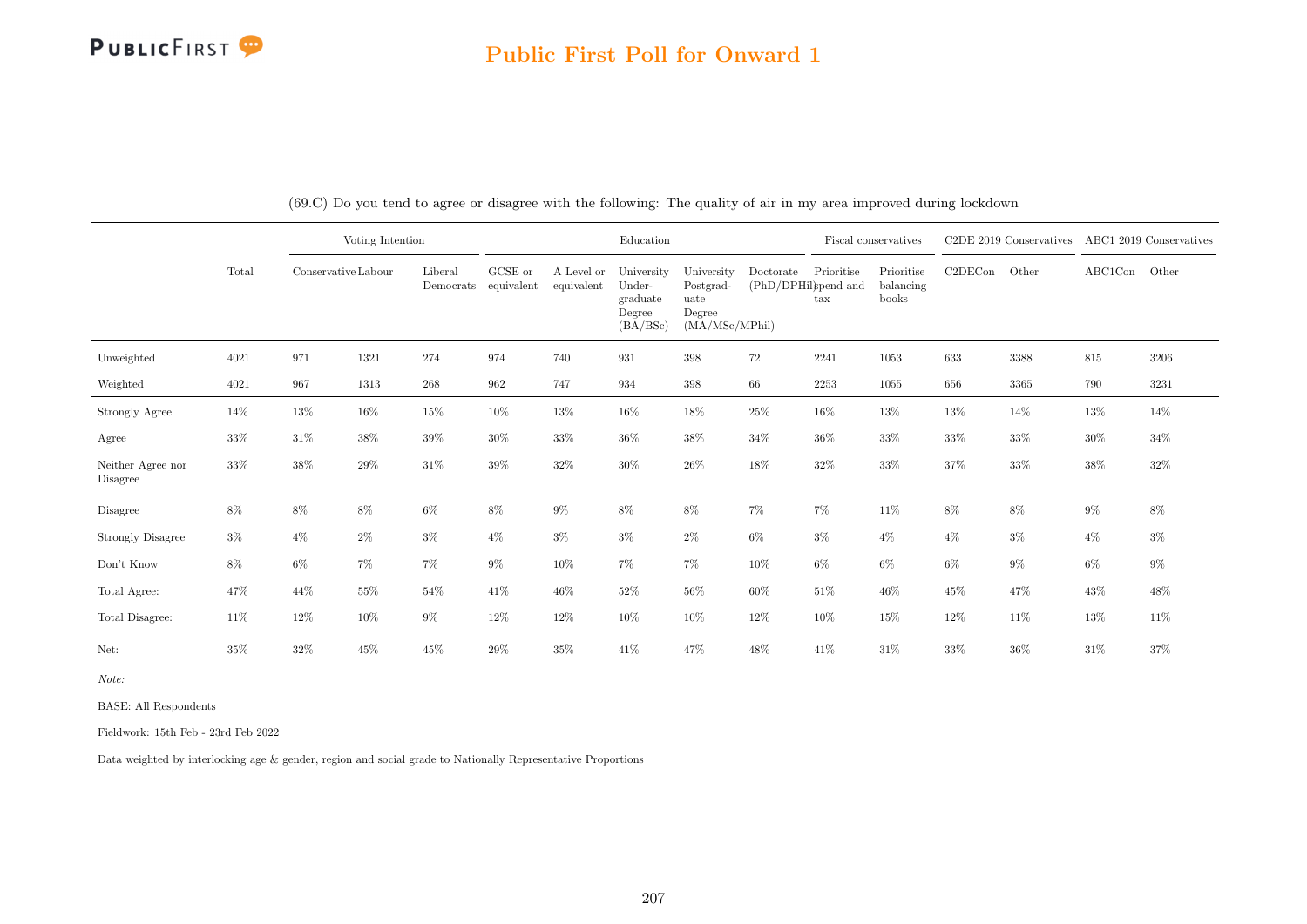## Public First Poll for Onward 1

(69.C) Do you tend to agree or disagree with the following: The quality of air in my area improved during lockdown

| | Total | Voting Intention | | | Education | | | | | Fiscal conservatives | | C2DE 2019 Conservatives | | ABC1 2019 Conservatives | |
|---|---|---|---|---|---|---|---|---|---|---|---|---|---|---|---|
| | | Conservative | Labour | Liberal Democrats | GCSE or equivalent | A Level or equivalent | University Under-graduate Degree (BA/BSc) | University Postgrad-uate Degree (MA/MSc/MPhil) | Doctorate (PhD/DPHil) | Prioritise spend and tax | Prioritise balancing books | C2DECon | Other | ABC1Con | Other |
| Unweighted | 4021 | 971 | 1321 | 274 | 974 | 740 | 931 | 398 | 72 | 2241 | 1053 | 633 | 3388 | 815 | 3206 |
| Weighted | 4021 | 967 | 1313 | 268 | 962 | 747 | 934 | 398 | 66 | 2253 | 1055 | 656 | 3365 | 790 | 3231 |
| Strongly Agree | 14% | 13% | 16% | 15% | 10% | 13% | 16% | 18% | 25% | 16% | 13% | 13% | 14% | 13% | 14% |
| Agree | 33% | 31% | 38% | 39% | 30% | 33% | 36% | 38% | 34% | 36% | 33% | 33% | 33% | 30% | 34% |
| Neither Agree nor Disagree | 33% | 38% | 29% | 31% | 39% | 32% | 30% | 26% | 18% | 32% | 33% | 37% | 33% | 38% | 32% |
| Disagree | 8% | 8% | 8% | 6% | 8% | 9% | 8% | 8% | 7% | 7% | 11% | 8% | 8% | 9% | 8% |
| Strongly Disagree | 3% | 4% | 2% | 3% | 4% | 3% | 3% | 2% | 6% | 3% | 4% | 4% | 3% | 4% | 3% |
| Don't Know | 8% | 6% | 7% | 7% | 9% | 10% | 7% | 7% | 10% | 6% | 6% | 6% | 9% | 6% | 9% |
| Total Agree: | 47% | 44% | 55% | 54% | 41% | 46% | 52% | 56% | 60% | 51% | 46% | 45% | 47% | 43% | 48% |
| Total Disagree: | 11% | 12% | 10% | 9% | 12% | 12% | 10% | 10% | 12% | 10% | 15% | 12% | 11% | 13% | 11% |
| Net: | 35% | 32% | 45% | 45% | 29% | 35% | 41% | 47% | 48% | 41% | 31% | 33% | 36% | 31% | 37% |

*Note:*

BASE: All Respondents

Fieldwork: 15th Feb - 23rd Feb 2022

Data weighted by interlocking age & gender, region and social grade to Nationally Representative Proportions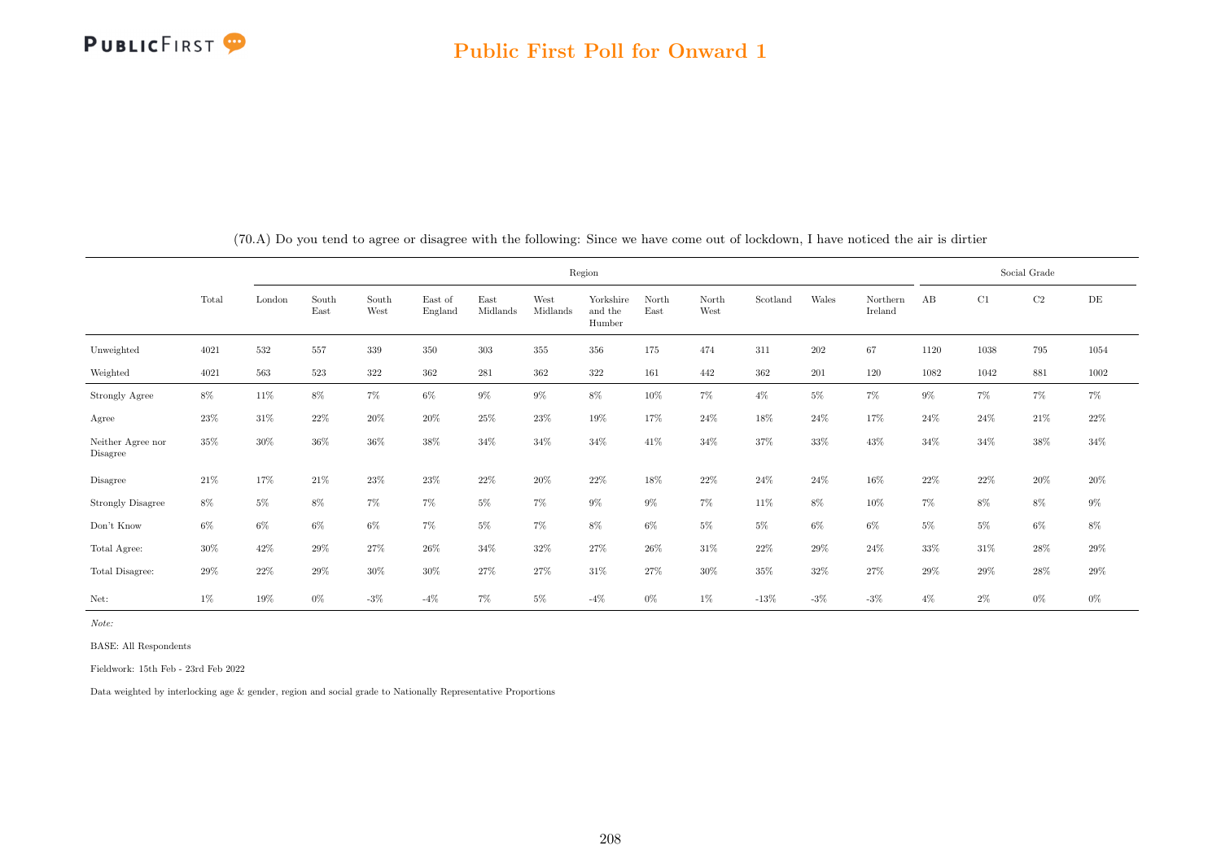## Public First Poll for Onward 1

(70.A) Do you tend to agree or disagree with the following: Since we have come out of lockdown, I have noticed the air is dirtier

| | Total | Region | | | | | | | | | | | | Social Grade | | | |
|---|---|---|---|---|---|---|---|---|---|---|---|---|---|---|---|---|---|
| | | London | South East | South West | East of England | East Midlands | West Midlands | Yorkshire and the Humber | North East | North West | Scotland | Wales | Northern Ireland | AB | C1 | C2 | DE |
| Unweighted | 4021 | 532 | 557 | 339 | 350 | 303 | 355 | 356 | 175 | 474 | 311 | 202 | 67 | 1120 | 1038 | 795 | 1054 |
| Weighted | 4021 | 563 | 523 | 322 | 362 | 281 | 362 | 322 | 161 | 442 | 362 | 201 | 120 | 1082 | 1042 | 881 | 1002 |
| Strongly Agree | 8% | 11% | 8% | 7% | 6% | 9% | 9% | 8% | 10% | 7% | 4% | 5% | 7% | 9% | 7% | 7% | 7% |
| Agree | 23% | 31% | 22% | 20% | 20% | 25% | 23% | 19% | 17% | 24% | 18% | 24% | 17% | 24% | 24% | 21% | 22% |
| Neither Agree nor Disagree | 35% | 30% | 36% | 36% | 38% | 34% | 34% | 34% | 41% | 34% | 37% | 33% | 43% | 34% | 34% | 38% | 34% |
| Disagree | 21% | 17% | 21% | 23% | 23% | 22% | 20% | 22% | 18% | 22% | 24% | 24% | 16% | 22% | 22% | 20% | 20% |
| Strongly Disagree | 8% | 5% | 8% | 7% | 7% | 5% | 7% | 9% | 9% | 7% | 11% | 8% | 10% | 7% | 8% | 8% | 9% |
| Don't Know | 6% | 6% | 6% | 6% | 7% | 5% | 7% | 8% | 6% | 5% | 5% | 6% | 6% | 5% | 5% | 6% | 8% |
| Total Agree: | 30% | 42% | 29% | 27% | 26% | 34% | 32% | 27% | 26% | 31% | 22% | 29% | 24% | 33% | 31% | 28% | 29% |
| Total Disagree: | 29% | 22% | 29% | 30% | 30% | 27% | 27% | 31% | 27% | 30% | 35% | 32% | 27% | 29% | 29% | 28% | 29% |
| Net: | 1% | 19% | 0% | -3% | -4% | 7% | 5% | -4% | 0% | 1% | -13% | -3% | -3% | 4% | 2% | 0% | 0% |

*Note:*

BASE: All Respondents

Fieldwork: 15th Feb - 23rd Feb 2022

Data weighted by interlocking age & gender, region and social grade to Nationally Representative Proportions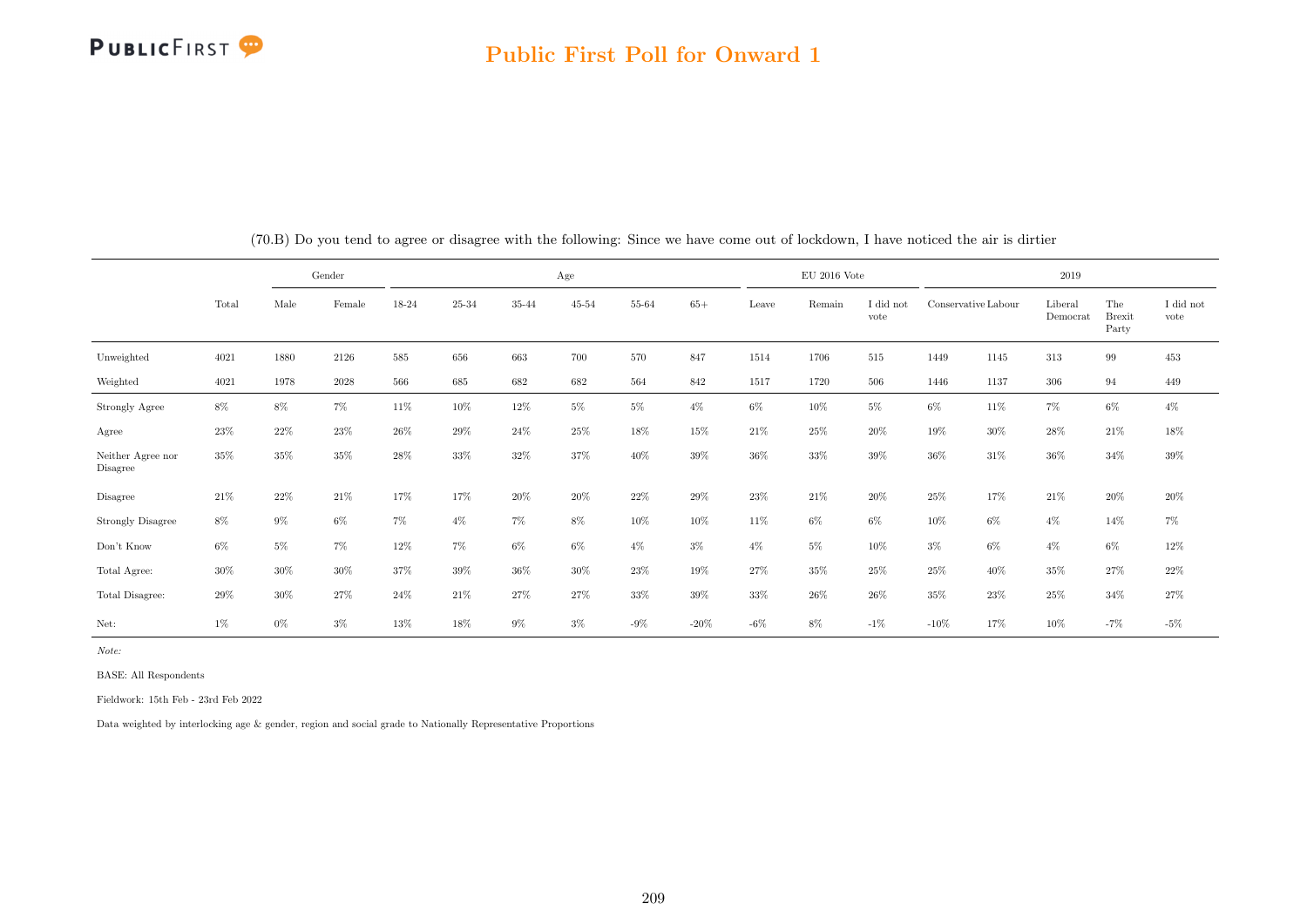(70.B) Do you tend to agree or disagree with the following: Since we have come out of lockdown, I have noticed the air is dirtier

| | | Gender | | Age | | | | | | EU 2016 Vote | | | 2019 | | | | |
|---|---|---|---|---|---|---|---|---|---|---|---|---|---|---|---|---|---|
| | Total | Male | Female | 18-24 | 25-34 | 35-44 | 45-54 | 55-64 | 65+ | Leave | Remain | I did not vote | Conservative | Labour | Liberal Democrat | The Brexit Party | I did not vote |
| Unweighted | 4021 | 1880 | 2126 | 585 | 656 | 663 | 700 | 570 | 847 | 1514 | 1706 | 515 | 1449 | 1145 | 313 | 99 | 453 |
| Weighted | 4021 | 1978 | 2028 | 566 | 685 | 682 | 682 | 564 | 842 | 1517 | 1720 | 506 | 1446 | 1137 | 306 | 94 | 449 |
| Strongly Agree | 8% | 8% | 7% | 11% | 10% | 12% | 5% | 5% | 4% | 6% | 10% | 5% | 6% | 11% | 7% | 6% | 4% |
| Agree | 23% | 22% | 23% | 26% | 29% | 24% | 25% | 18% | 15% | 21% | 25% | 20% | 19% | 30% | 28% | 21% | 18% |
| Neither Agree nor Disagree | 35% | 35% | 35% | 28% | 33% | 32% | 37% | 40% | 39% | 36% | 33% | 39% | 36% | 31% | 36% | 34% | 39% |
| Disagree | 21% | 22% | 21% | 17% | 17% | 20% | 20% | 22% | 29% | 23% | 21% | 20% | 25% | 17% | 21% | 20% | 20% |
| Strongly Disagree | 8% | 9% | 6% | 7% | 4% | 7% | 8% | 10% | 10% | 11% | 6% | 6% | 10% | 6% | 4% | 14% | 7% |
| Don't Know | 6% | 5% | 7% | 12% | 7% | 6% | 6% | 4% | 3% | 4% | 5% | 10% | 3% | 6% | 4% | 6% | 12% |
| Total Agree: | 30% | 30% | 30% | 37% | 39% | 36% | 30% | 23% | 19% | 27% | 35% | 25% | 25% | 40% | 35% | 27% | 22% |
| Total Disagree: | 29% | 30% | 27% | 24% | 21% | 27% | 27% | 33% | 39% | 33% | 26% | 26% | 35% | 23% | 25% | 34% | 27% |
| Net: | 1% | 0% | 3% | 13% | 18% | 9% | 3% | -9% | -20% | -6% | 8% | -1% | -10% | 17% | 10% | -7% | -5% |

*Note:*

BASE: All Respondents

Fieldwork: 15th Feb - 23rd Feb 2022

Data weighted by interlocking age & gender, region and social grade to Nationally Representative Proportions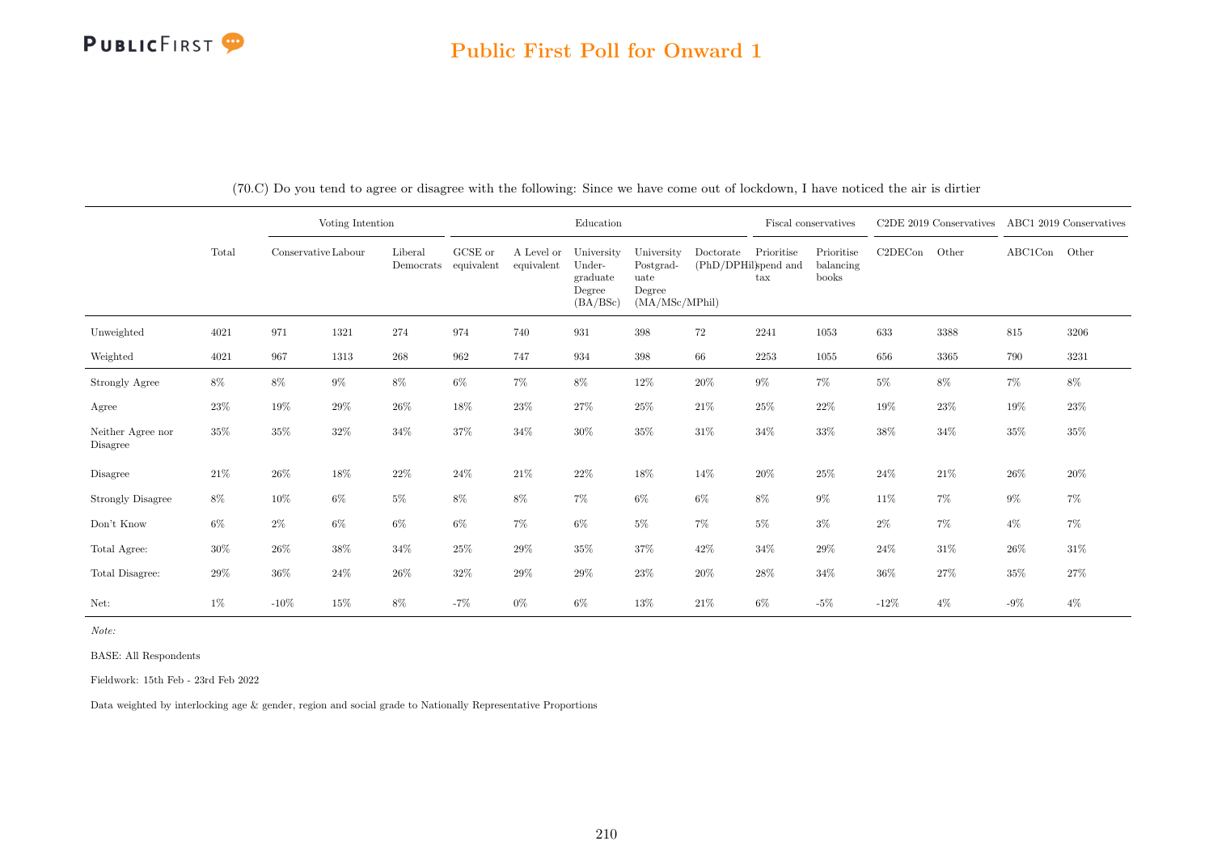## Public First Poll for Onward 1

(70.C) Do you tend to agree or disagree with the following: Since we have come out of lockdown, I have noticed the air is dirtier

| | | Voting Intention | | | Education | | | | | Fiscal conservatives | | C2DE 2019 Conservatives | | ABC1 2019 Conservatives | |
|---|---|---|---|---|---|---|---|---|---|---|---|---|---|---|---|
| | Total | Conservative | Labour | Liberal Democrats | GCSE or equivalent | A Level or equivalent | University Under-graduate Degree (BA/BSc) | University Postgrad-uate Degree (MA/MSc/MPhil) | Doctorate (PhD/DPHil) | Prioritise spend and tax | Prioritise balancing books | C2DECon | Other | ABC1Con | Other |
| Unweighted | 4021 | 971 | 1321 | 274 | 974 | 740 | 931 | 398 | 72 | 2241 | 1053 | 633 | 3388 | 815 | 3206 |
| Weighted | 4021 | 967 | 1313 | 268 | 962 | 747 | 934 | 398 | 66 | 2253 | 1055 | 656 | 3365 | 790 | 3231 |
| Strongly Agree | 8% | 8% | 9% | 8% | 6% | 7% | 8% | 12% | 20% | 9% | 7% | 5% | 8% | 7% | 8% |
| Agree | 23% | 19% | 29% | 26% | 18% | 23% | 27% | 25% | 21% | 25% | 22% | 19% | 23% | 19% | 23% |
| Neither Agree nor Disagree | 35% | 35% | 32% | 34% | 37% | 34% | 30% | 35% | 31% | 34% | 33% | 38% | 34% | 35% | 35% |
| Disagree | 21% | 26% | 18% | 22% | 24% | 21% | 22% | 18% | 14% | 20% | 25% | 24% | 21% | 26% | 20% |
| Strongly Disagree | 8% | 10% | 6% | 5% | 8% | 8% | 7% | 6% | 6% | 8% | 9% | 11% | 7% | 9% | 7% |
| Don't Know | 6% | 2% | 6% | 6% | 6% | 7% | 6% | 5% | 7% | 5% | 3% | 2% | 7% | 4% | 7% |
| Total Agree: | 30% | 26% | 38% | 34% | 25% | 29% | 35% | 37% | 42% | 34% | 29% | 24% | 31% | 26% | 31% |
| Total Disagree: | 29% | 36% | 24% | 26% | 32% | 29% | 29% | 23% | 20% | 28% | 34% | 36% | 27% | 35% | 27% |
| Net: | 1% | -10% | 15% | 8% | -7% | 0% | 6% | 13% | 21% | 6% | -5% | -12% | 4% | -9% | 4% |

*Note:*

BASE: All Respondents

Fieldwork: 15th Feb - 23rd Feb 2022

Data weighted by interlocking age & gender, region and social grade to Nationally Representative Proportions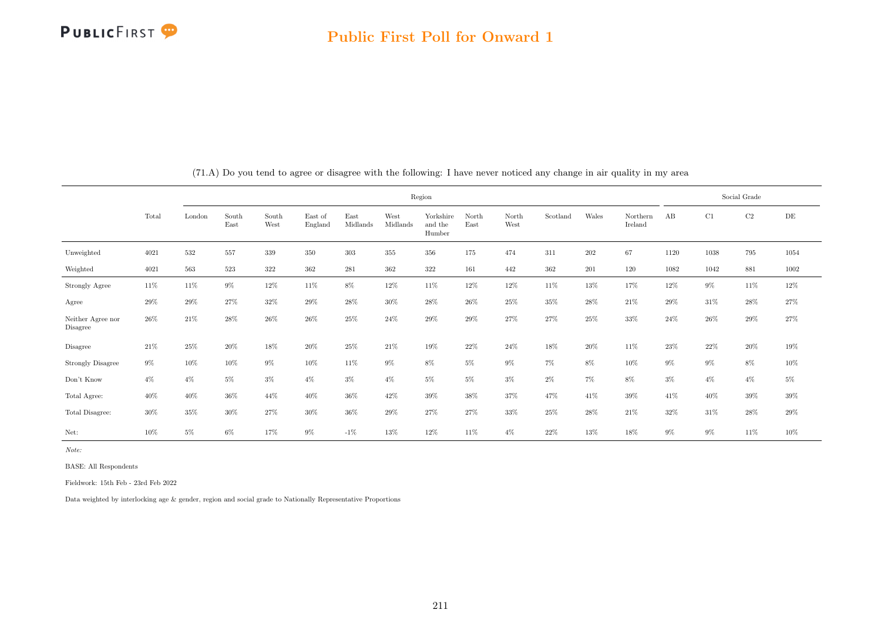## Public First Poll for Onward 1

(71.A) Do you tend to agree or disagree with the following: I have never noticed any change in air quality in my area

| | Total | Region | | | | | | | | | | | | Social Grade | | | |
|---|---|---|---|---|---|---|---|---|---|---|---|---|---|---|---|---|---|
| | | London | South East | South West | East of England | East Midlands | West Midlands | Yorkshire and the Humber | North East | North West | Scotland | Wales | Northern Ireland | AB | C1 | C2 | DE |
| Unweighted | 4021 | 532 | 557 | 339 | 350 | 303 | 355 | 356 | 175 | 474 | 311 | 202 | 67 | 1120 | 1038 | 795 | 1054 |
| Weighted | 4021 | 563 | 523 | 322 | 362 | 281 | 362 | 322 | 161 | 442 | 362 | 201 | 120 | 1082 | 1042 | 881 | 1002 |
| Strongly Agree | 11% | 11% | 9% | 12% | 11% | 8% | 12% | 11% | 12% | 12% | 11% | 13% | 17% | 12% | 9% | 11% | 12% |
| Agree | 29% | 29% | 27% | 32% | 29% | 28% | 30% | 28% | 26% | 25% | 35% | 28% | 21% | 29% | 31% | 28% | 27% |
| Neither Agree nor Disagree | 26% | 21% | 28% | 26% | 26% | 25% | 24% | 29% | 29% | 27% | 27% | 25% | 33% | 24% | 26% | 29% | 27% |
| Disagree | 21% | 25% | 20% | 18% | 20% | 25% | 21% | 19% | 22% | 24% | 18% | 20% | 11% | 23% | 22% | 20% | 19% |
| Strongly Disagree | 9% | 10% | 10% | 9% | 10% | 11% | 9% | 8% | 5% | 9% | 7% | 8% | 10% | 9% | 9% | 8% | 10% |
| Don't Know | 4% | 4% | 5% | 3% | 4% | 3% | 4% | 5% | 5% | 3% | 2% | 7% | 8% | 3% | 4% | 4% | 5% |
| Total Agree: | 40% | 40% | 36% | 44% | 40% | 36% | 42% | 39% | 38% | 37% | 47% | 41% | 39% | 41% | 40% | 39% | 39% |
| Total Disagree: | 30% | 35% | 30% | 27% | 30% | 36% | 29% | 27% | 27% | 33% | 25% | 28% | 21% | 32% | 31% | 28% | 29% |
| Net: | 10% | 5% | 6% | 17% | 9% | -1% | 13% | 12% | 11% | 4% | 22% | 13% | 18% | 9% | 9% | 11% | 10% |

*Note:*

BASE: All Respondents

Fieldwork: 15th Feb - 23rd Feb 2022

Data weighted by interlocking age & gender, region and social grade to Nationally Representative Proportions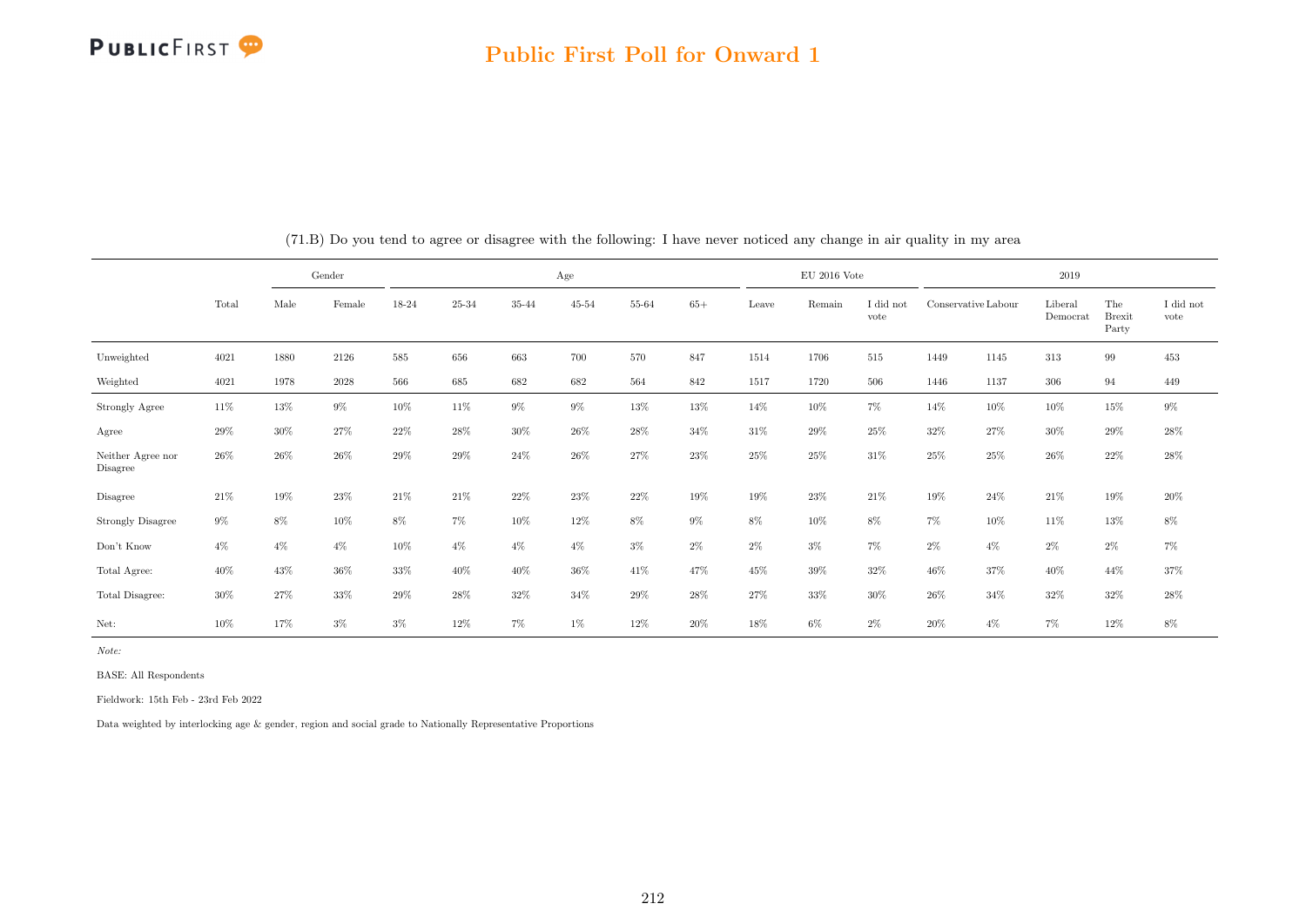# Public First Poll for Onward 1

(71.B) Do you tend to agree or disagree with the following: I have never noticed any change in air quality in my area

| | | Gender | | Age | | | | | | EU 2016 Vote | | | 2019 | | | | |
|---|---|---|---|---|---|---|---|---|---|---|---|---|---|---|---|---|---|
| | Total | Male | Female | 18-24 | 25-34 | 35-44 | 45-54 | 55-64 | 65+ | Leave | Remain | I did not vote | Conservative | Labour | Liberal Democrat | The Brexit Party | I did not vote |
| Unweighted | 4021 | 1880 | 2126 | 585 | 656 | 663 | 700 | 570 | 847 | 1514 | 1706 | 515 | 1449 | 1145 | 313 | 99 | 453 |
| Weighted | 4021 | 1978 | 2028 | 566 | 685 | 682 | 682 | 564 | 842 | 1517 | 1720 | 506 | 1446 | 1137 | 306 | 94 | 449 |
| Strongly Agree | 11% | 13% | 9% | 10% | 11% | 9% | 9% | 13% | 13% | 14% | 10% | 7% | 14% | 10% | 10% | 15% | 9% |
| Agree | 29% | 30% | 27% | 22% | 28% | 30% | 26% | 28% | 34% | 31% | 29% | 25% | 32% | 27% | 30% | 29% | 28% |
| Neither Agree nor Disagree | 26% | 26% | 26% | 29% | 29% | 24% | 26% | 27% | 23% | 25% | 25% | 31% | 25% | 25% | 26% | 22% | 28% |
| Disagree | 21% | 19% | 23% | 21% | 21% | 22% | 23% | 22% | 19% | 19% | 23% | 21% | 19% | 24% | 21% | 19% | 20% |
| Strongly Disagree | 9% | 8% | 10% | 8% | 7% | 10% | 12% | 8% | 9% | 8% | 10% | 8% | 7% | 10% | 11% | 13% | 8% |
| Don't Know | 4% | 4% | 4% | 10% | 4% | 4% | 4% | 3% | 2% | 2% | 3% | 7% | 2% | 4% | 2% | 2% | 7% |
| Total Agree: | 40% | 43% | 36% | 33% | 40% | 40% | 36% | 41% | 47% | 45% | 39% | 32% | 46% | 37% | 40% | 44% | 37% |
| Total Disagree: | 30% | 27% | 33% | 29% | 28% | 32% | 34% | 29% | 28% | 27% | 33% | 30% | 26% | 34% | 32% | 32% | 28% |
| Net: | 10% | 17% | 3% | 3% | 12% | 7% | 1% | 12% | 20% | 18% | 6% | 2% | 20% | 4% | 7% | 12% | 8% |

*Note:*

BASE: All Respondents

Fieldwork: 15th Feb - 23rd Feb 2022

Data weighted by interlocking age & gender, region and social grade to Nationally Representative Proportions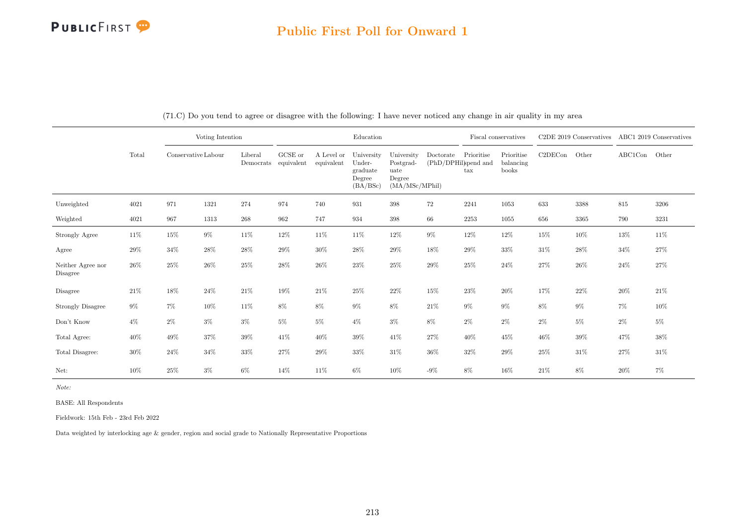## Public First Poll for Onward 1

(71.C) Do you tend to agree or disagree with the following: I have never noticed any change in air quality in my area

| | | Voting Intention | | | Education | | | | | Fiscal conservatives | | C2DE 2019 Conservatives | | ABC1 2019 Conservatives | |
|---|---|---|---|---|---|---|---|---|---|---|---|---|---|---|---|
| | Total | Conservative | Labour | Liberal Democrats | GCSE or equivalent | A Level or equivalent | University Under-graduate Degree (BA/BSc) | University Postgrad-uate Degree (MA/MSc/MPhil) | Doctorate (PhD/DPHil) | Prioritise spend and tax | Prioritise balancing books | C2DECon | Other | ABC1Con | Other |
| Unweighted | 4021 | 971 | 1321 | 274 | 974 | 740 | 931 | 398 | 72 | 2241 | 1053 | 633 | 3388 | 815 | 3206 |
| Weighted | 4021 | 967 | 1313 | 268 | 962 | 747 | 934 | 398 | 66 | 2253 | 1055 | 656 | 3365 | 790 | 3231 |
| Strongly Agree | 11% | 15% | 9% | 11% | 12% | 11% | 11% | 12% | 9% | 12% | 12% | 15% | 10% | 13% | 11% |
| Agree | 29% | 34% | 28% | 28% | 29% | 30% | 28% | 29% | 18% | 29% | 33% | 31% | 28% | 34% | 27% |
| Neither Agree nor Disagree | 26% | 25% | 26% | 25% | 28% | 26% | 23% | 25% | 29% | 25% | 24% | 27% | 26% | 24% | 27% |
| Disagree | 21% | 18% | 24% | 21% | 19% | 21% | 25% | 22% | 15% | 23% | 20% | 17% | 22% | 20% | 21% |
| Strongly Disagree | 9% | 7% | 10% | 11% | 8% | 8% | 9% | 8% | 21% | 9% | 9% | 8% | 9% | 7% | 10% |
| Don't Know | 4% | 2% | 3% | 3% | 5% | 5% | 4% | 3% | 8% | 2% | 2% | 2% | 5% | 2% | 5% |
| Total Agree: | 40% | 49% | 37% | 39% | 41% | 40% | 39% | 41% | 27% | 40% | 45% | 46% | 39% | 47% | 38% |
| Total Disagree: | 30% | 24% | 34% | 33% | 27% | 29% | 33% | 31% | 36% | 32% | 29% | 25% | 31% | 27% | 31% |
| Net: | 10% | 25% | 3% | 6% | 14% | 11% | 6% | 10% | -9% | 8% | 16% | 21% | 8% | 20% | 7% |

*Note:*

BASE: All Respondents

Fieldwork: 15th Feb - 23rd Feb 2022

Data weighted by interlocking age & gender, region and social grade to Nationally Representative Proportions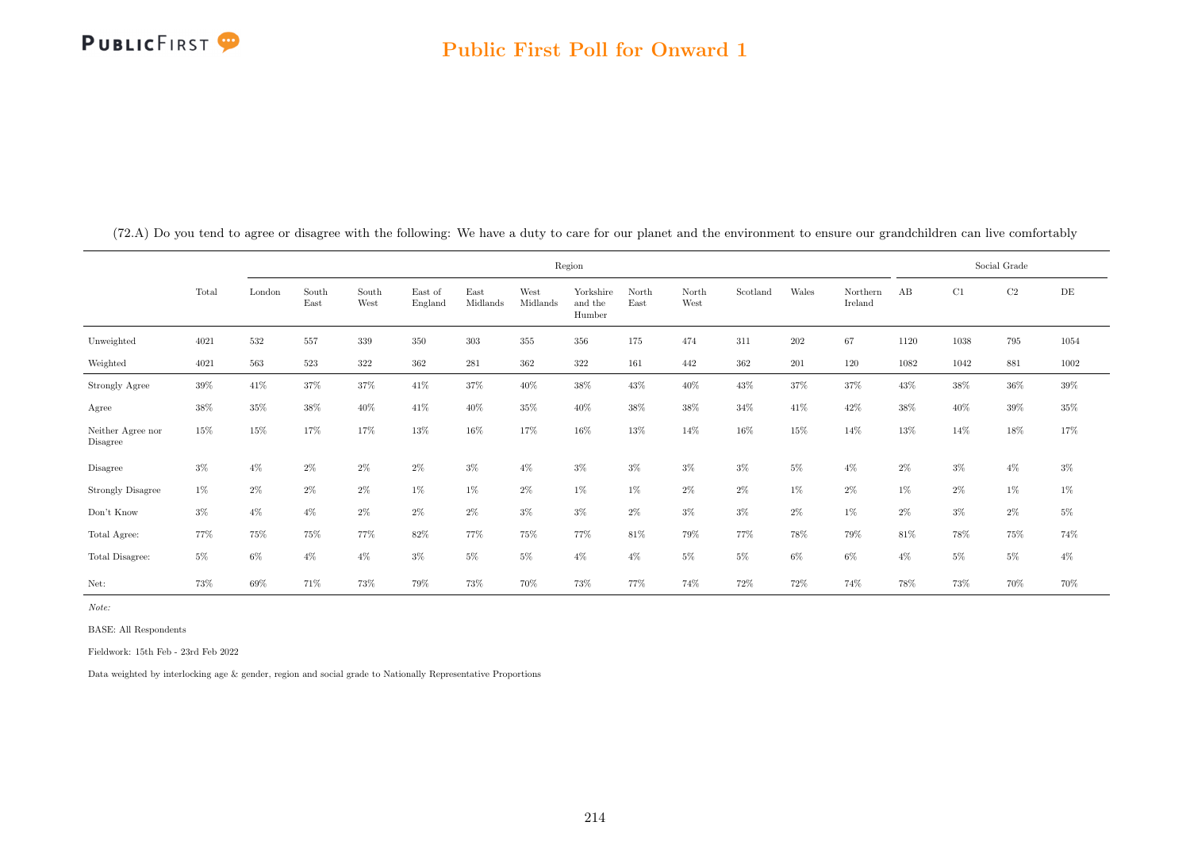## Public First Poll for Onward 1

(72.A) Do you tend to agree or disagree with the following: We have a duty to care for our planet and the environment to ensure our grandchildren can live comfortably

| | Total | Region | | | | | | | | | | | | | Social Grade | | | |
|---|---|---|---|---|---|---|---|---|---|---|---|---|---|---|---|---|---|---|
| | | London | South East | South West | East of England | East Midlands | West Midlands | Yorkshire and the Humber | North East | North West | Scotland | Wales | Northern Ireland | AB | C1 | C2 | DE |
| Unweighted | 4021 | 532 | 557 | 339 | 350 | 303 | 355 | 356 | 175 | 474 | 311 | 202 | 67 | 1120 | 1038 | 795 | 1054 |
| Weighted | 4021 | 563 | 523 | 322 | 362 | 281 | 362 | 322 | 161 | 442 | 362 | 201 | 120 | 1082 | 1042 | 881 | 1002 |
| Strongly Agree | 39% | 41% | 37% | 37% | 41% | 37% | 40% | 38% | 43% | 40% | 43% | 37% | 37% | 43% | 38% | 36% | 39% |
| Agree | 38% | 35% | 38% | 40% | 41% | 40% | 35% | 40% | 38% | 38% | 34% | 41% | 42% | 38% | 40% | 39% | 35% |
| Neither Agree nor Disagree | 15% | 15% | 17% | 17% | 13% | 16% | 17% | 16% | 13% | 14% | 16% | 15% | 14% | 13% | 14% | 18% | 17% |
| Disagree | 3% | 4% | 2% | 2% | 2% | 3% | 4% | 3% | 3% | 3% | 3% | 5% | 4% | 2% | 3% | 4% | 3% |
| Strongly Disagree | 1% | 2% | 2% | 2% | 1% | 1% | 2% | 1% | 1% | 2% | 2% | 1% | 2% | 1% | 2% | 1% | 1% |
| Don't Know | 3% | 4% | 4% | 2% | 2% | 2% | 3% | 3% | 2% | 3% | 3% | 2% | 1% | 2% | 3% | 2% | 5% |
| Total Agree: | 77% | 75% | 75% | 77% | 82% | 77% | 75% | 77% | 81% | 79% | 77% | 78% | 79% | 81% | 78% | 75% | 74% |
| Total Disagree: | 5% | 6% | 4% | 4% | 3% | 5% | 5% | 4% | 4% | 5% | 5% | 6% | 6% | 4% | 5% | 5% | 4% |
| Net: | 73% | 69% | 71% | 73% | 79% | 73% | 70% | 73% | 77% | 74% | 72% | 72% | 74% | 78% | 73% | 70% | 70% |

*Note:*

BASE: All Respondents

Fieldwork: 15th Feb - 23rd Feb 2022

Data weighted by interlocking age & gender, region and social grade to Nationally Representative Proportions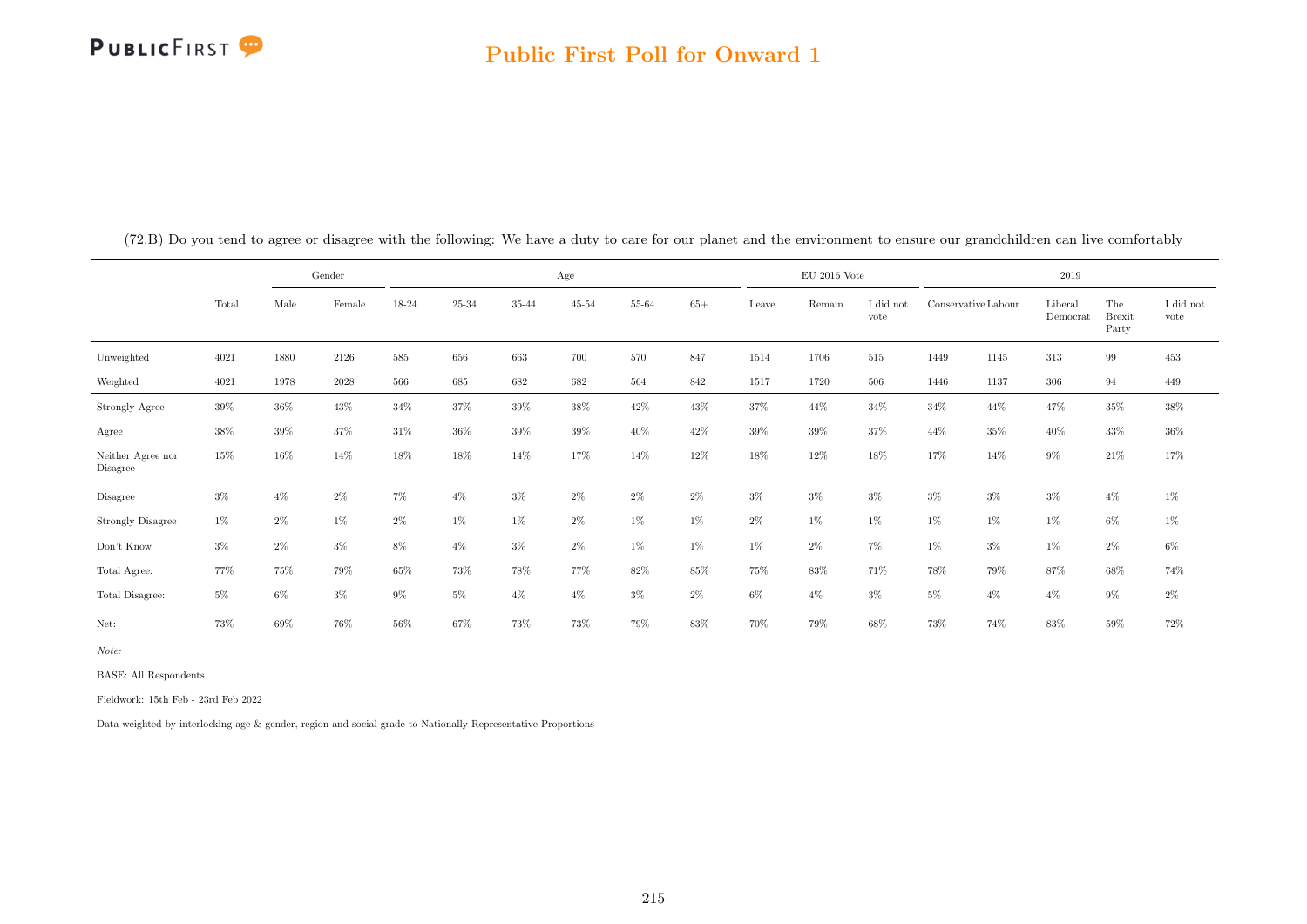## Public First Poll for Onward 1

(72.B) Do you tend to agree or disagree with the following: We have a duty to care for our planet and the environment to ensure our grandchildren can live comfortably

| | | Gender | | Age | | | | | | EU 2016 Vote | | | 2019 | | | | |
|---|---|---|---|---|---|---|---|---|---|---|---|---|---|---|---|---|---|
| | Total | Male | Female | 18-24 | 25-34 | 35-44 | 45-54 | 55-64 | 65+ | Leave | Remain | I did not vote | Conservative | Labour | Liberal Democrat | The Brexit Party | I did not vote |
| Unweighted | 4021 | 1880 | 2126 | 585 | 656 | 663 | 700 | 570 | 847 | 1514 | 1706 | 515 | 1449 | 1145 | 313 | 99 | 453 |
| Weighted | 4021 | 1978 | 2028 | 566 | 685 | 682 | 682 | 564 | 842 | 1517 | 1720 | 506 | 1446 | 1137 | 306 | 94 | 449 |
| Strongly Agree | 39% | 36% | 43% | 34% | 37% | 39% | 38% | 42% | 43% | 37% | 44% | 34% | 34% | 44% | 47% | 35% | 38% |
| Agree | 38% | 39% | 37% | 31% | 36% | 39% | 39% | 40% | 42% | 39% | 39% | 37% | 44% | 35% | 40% | 33% | 36% |
| Neither Agree nor Disagree | 15% | 16% | 14% | 18% | 18% | 14% | 17% | 14% | 12% | 18% | 12% | 18% | 17% | 14% | 9% | 21% | 17% |
| Disagree | 3% | 4% | 2% | 7% | 4% | 3% | 2% | 2% | 2% | 3% | 3% | 3% | 3% | 3% | 3% | 4% | 1% |
| Strongly Disagree | 1% | 2% | 1% | 2% | 1% | 1% | 2% | 1% | 1% | 2% | 1% | 1% | 1% | 1% | 1% | 6% | 1% |
| Don't Know | 3% | 2% | 3% | 8% | 4% | 3% | 2% | 1% | 1% | 1% | 2% | 7% | 1% | 3% | 1% | 2% | 6% |
| Total Agree: | 77% | 75% | 79% | 65% | 73% | 78% | 77% | 82% | 85% | 75% | 83% | 71% | 78% | 79% | 87% | 68% | 74% |
| Total Disagree: | 5% | 6% | 3% | 9% | 5% | 4% | 4% | 3% | 2% | 6% | 4% | 3% | 5% | 4% | 4% | 9% | 2% |
| Net: | 73% | 69% | 76% | 56% | 67% | 73% | 73% | 79% | 83% | 70% | 79% | 68% | 73% | 74% | 83% | 59% | 72% |

*Note:*

BASE: All Respondents

Fieldwork: 15th Feb - 23rd Feb 2022

Data weighted by interlocking age & gender, region and social grade to Nationally Representative Proportions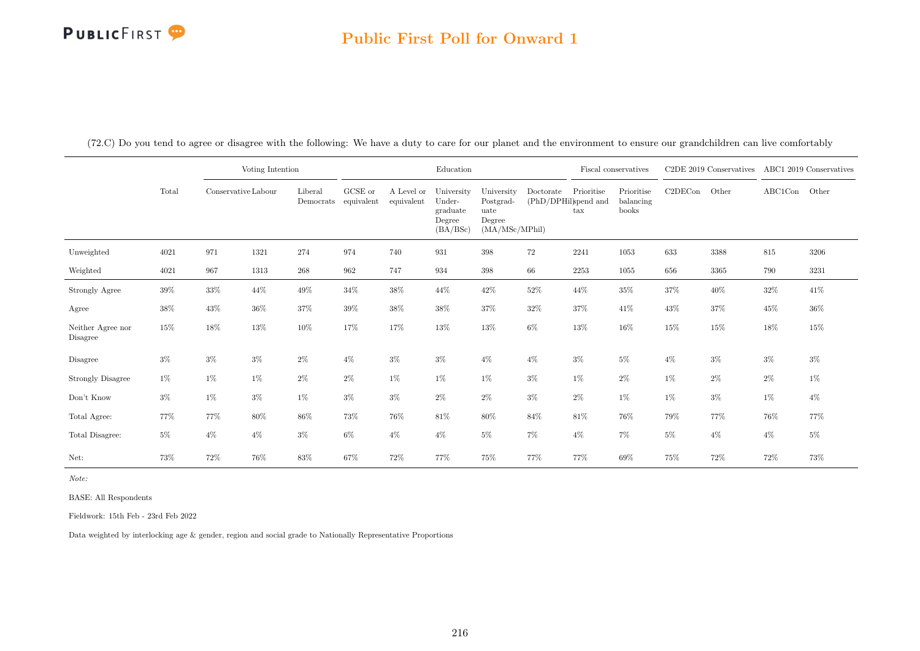## Public First Poll for Onward 1

(72.C) Do you tend to agree or disagree with the following: We have a duty to care for our planet and the environment to ensure our grandchildren can live comfortably

| | | Voting Intention | | | Education | | | | | Fiscal conservatives | | C2DE 2019 Conservatives | | ABC1 2019 Conservatives | |
|---|---|---|---|---|---|---|---|---|---|---|---|---|---|---|---|
| | Total | Conservative | Labour | Liberal Democrats | GCSE or equivalent | A Level or equivalent | University Under-graduate Degree (BA/BSc) | University Postgrad-uate Degree (MA/MSc/MPhil) | Doctorate (PhD/DPHil) | Prioritise spend and tax | Prioritise balancing books | C2DECon | Other | ABC1Con | Other |
| Unweighted | 4021 | 971 | 1321 | 274 | 974 | 740 | 931 | 398 | 72 | 2241 | 1053 | 633 | 3388 | 815 | 3206 |
| Weighted | 4021 | 967 | 1313 | 268 | 962 | 747 | 934 | 398 | 66 | 2253 | 1055 | 656 | 3365 | 790 | 3231 |
| Strongly Agree | 39% | 33% | 44% | 49% | 34% | 38% | 44% | 42% | 52% | 44% | 35% | 37% | 40% | 32% | 41% |
| Agree | 38% | 43% | 36% | 37% | 39% | 38% | 38% | 37% | 32% | 37% | 41% | 43% | 37% | 45% | 36% |
| Neither Agree nor Disagree | 15% | 18% | 13% | 10% | 17% | 17% | 13% | 13% | 6% | 13% | 16% | 15% | 15% | 18% | 15% |
| Disagree | 3% | 3% | 3% | 2% | 4% | 3% | 3% | 4% | 4% | 3% | 5% | 4% | 3% | 3% | 3% |
| Strongly Disagree | 1% | 1% | 1% | 2% | 2% | 1% | 1% | 1% | 3% | 1% | 2% | 1% | 2% | 2% | 1% |
| Don't Know | 3% | 1% | 3% | 1% | 3% | 3% | 2% | 2% | 3% | 2% | 1% | 1% | 3% | 1% | 4% |
| Total Agree: | 77% | 77% | 80% | 86% | 73% | 76% | 81% | 80% | 84% | 81% | 76% | 79% | 77% | 76% | 77% |
| Total Disagree: | 5% | 4% | 4% | 3% | 6% | 4% | 4% | 5% | 7% | 4% | 7% | 5% | 4% | 4% | 5% |
| Net: | 73% | 72% | 76% | 83% | 67% | 72% | 77% | 75% | 77% | 77% | 69% | 75% | 72% | 72% | 73% |

*Note:*

BASE: All Respondents

Fieldwork: 15th Feb - 23rd Feb 2022

Data weighted by interlocking age & gender, region and social grade to Nationally Representative Proportions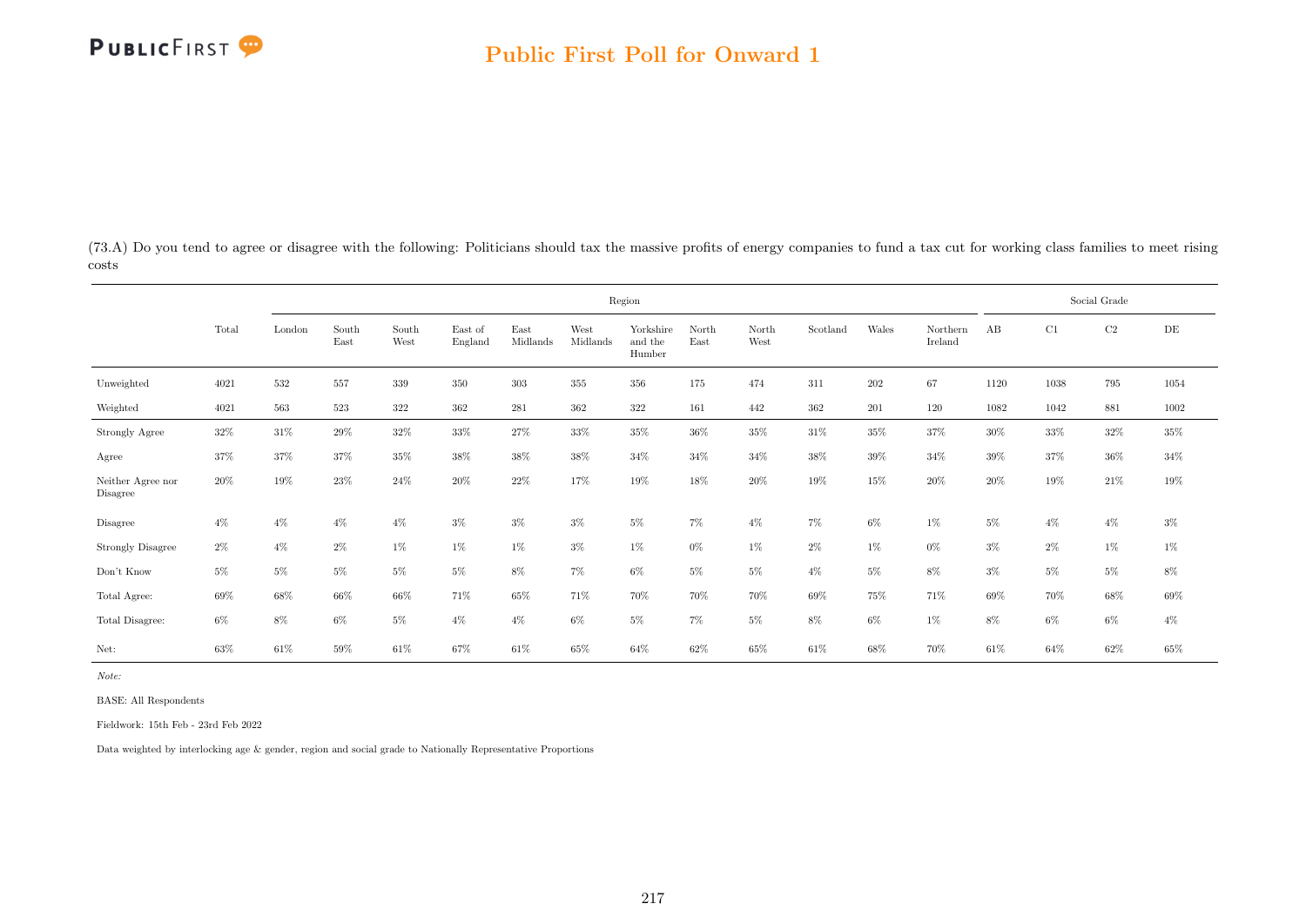## Public First Poll for Onward 1

(73.A) Do you tend to agree or disagree with the following: Politicians should tax the massive profits of energy companies to fund a tax cut for working class families to meet rising costs

| | Total | Region | | | | | | | | | | | | Social Grade | | | |
|---|---|---|---|---|---|---|---|---|---|---|---|---|---|---|---|---|---|
| | | London | South East | South West | East of England | East Midlands | West Midlands | Yorkshire and the Humber | North East | North West | Scotland | Wales | Northern Ireland | AB | C1 | C2 | DE |
| Unweighted | 4021 | 532 | 557 | 339 | 350 | 303 | 355 | 356 | 175 | 474 | 311 | 202 | 67 | 1120 | 1038 | 795 | 1054 |
| Weighted | 4021 | 563 | 523 | 322 | 362 | 281 | 362 | 322 | 161 | 442 | 362 | 201 | 120 | 1082 | 1042 | 881 | 1002 |
| Strongly Agree | 32% | 31% | 29% | 32% | 33% | 27% | 33% | 35% | 36% | 35% | 31% | 35% | 37% | 30% | 33% | 32% | 35% |
| Agree | 37% | 37% | 37% | 35% | 38% | 38% | 38% | 34% | 34% | 34% | 38% | 39% | 34% | 39% | 37% | 36% | 34% |
| Neither Agree nor Disagree | 20% | 19% | 23% | 24% | 20% | 22% | 17% | 19% | 18% | 20% | 19% | 15% | 20% | 20% | 19% | 21% | 19% |
| Disagree | 4% | 4% | 4% | 4% | 3% | 3% | 3% | 5% | 7% | 4% | 7% | 6% | 1% | 5% | 4% | 4% | 3% |
| Strongly Disagree | 2% | 4% | 2% | 1% | 1% | 1% | 3% | 1% | 0% | 1% | 2% | 1% | 0% | 3% | 2% | 1% | 1% |
| Don't Know | 5% | 5% | 5% | 5% | 5% | 8% | 7% | 6% | 5% | 5% | 4% | 5% | 8% | 3% | 5% | 5% | 8% |
| Total Agree: | 69% | 68% | 66% | 66% | 71% | 65% | 71% | 70% | 70% | 70% | 69% | 75% | 71% | 69% | 70% | 68% | 69% |
| Total Disagree: | 6% | 8% | 6% | 5% | 4% | 4% | 6% | 5% | 7% | 5% | 8% | 6% | 1% | 8% | 6% | 6% | 4% |
| Net: | 63% | 61% | 59% | 61% | 67% | 61% | 65% | 64% | 62% | 65% | 61% | 68% | 70% | 61% | 64% | 62% | 65% |

*Note:*

BASE: All Respondents

Fieldwork: 15th Feb - 23rd Feb 2022

Data weighted by interlocking age & gender, region and social grade to Nationally Representative Proportions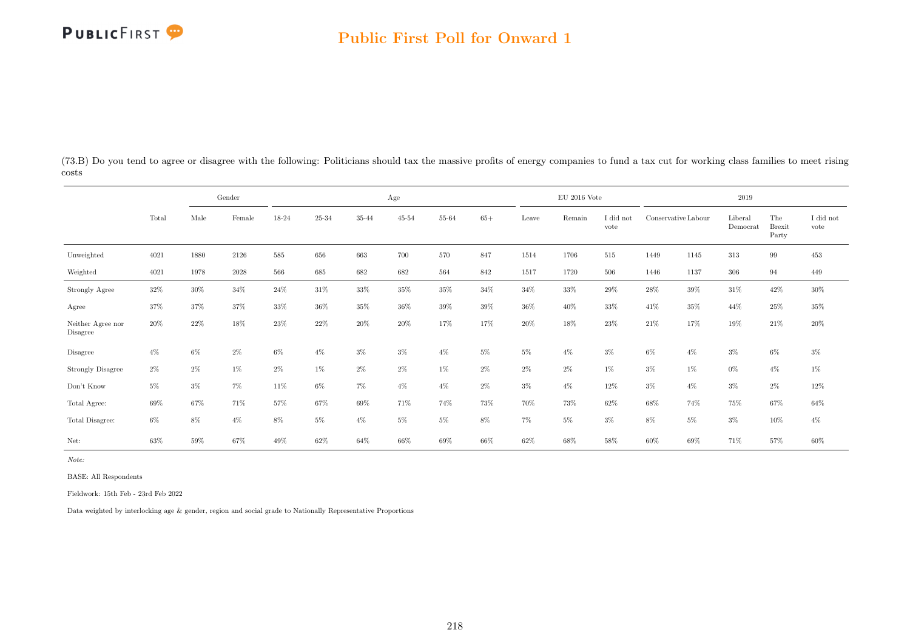## Public First Poll for Onward 1

(73.B) Do you tend to agree or disagree with the following: Politicians should tax the massive profits of energy companies to fund a tax cut for working class families to meet rising costs

| | | Gender | | Age | | | | | | EU 2016 Vote | | | 2019 | | | | |
|---|---|---|---|---|---|---|---|---|---|---|---|---|---|---|---|---|---|
| | Total | Male | Female | 18-24 | 25-34 | 35-44 | 45-54 | 55-64 | 65+ | Leave | Remain | I did not vote | Conservative | Labour | Liberal Democrat | The Brexit Party | I did not vote |
| Unweighted | 4021 | 1880 | 2126 | 585 | 656 | 663 | 700 | 570 | 847 | 1514 | 1706 | 515 | 1449 | 1145 | 313 | 99 | 453 |
| Weighted | 4021 | 1978 | 2028 | 566 | 685 | 682 | 682 | 564 | 842 | 1517 | 1720 | 506 | 1446 | 1137 | 306 | 94 | 449 |
| Strongly Agree | 32% | 30% | 34% | 24% | 31% | 33% | 35% | 35% | 34% | 34% | 33% | 29% | 28% | 39% | 31% | 42% | 30% |
| Agree | 37% | 37% | 37% | 33% | 36% | 35% | 36% | 39% | 39% | 36% | 40% | 33% | 41% | 35% | 44% | 25% | 35% |
| Neither Agree nor Disagree | 20% | 22% | 18% | 23% | 22% | 20% | 20% | 17% | 17% | 20% | 18% | 23% | 21% | 17% | 19% | 21% | 20% |
| Disagree | 4% | 6% | 2% | 6% | 4% | 3% | 3% | 4% | 5% | 5% | 4% | 3% | 6% | 4% | 3% | 6% | 3% |
| Strongly Disagree | 2% | 2% | 1% | 2% | 1% | 2% | 2% | 1% | 2% | 2% | 2% | 1% | 3% | 1% | 0% | 4% | 1% |
| Don't Know | 5% | 3% | 7% | 11% | 6% | 7% | 4% | 4% | 2% | 3% | 4% | 12% | 3% | 4% | 3% | 2% | 12% |
| Total Agree: | 69% | 67% | 71% | 57% | 67% | 69% | 71% | 74% | 73% | 70% | 73% | 62% | 68% | 74% | 75% | 67% | 64% |
| Total Disagree: | 6% | 8% | 4% | 8% | 5% | 4% | 5% | 5% | 8% | 7% | 5% | 3% | 8% | 5% | 3% | 10% | 4% |
| Net: | 63% | 59% | 67% | 49% | 62% | 64% | 66% | 69% | 66% | 62% | 68% | 58% | 60% | 69% | 71% | 57% | 60% |

*Note:*

BASE: All Respondents

Fieldwork: 15th Feb - 23rd Feb 2022

Data weighted by interlocking age & gender, region and social grade to Nationally Representative Proportions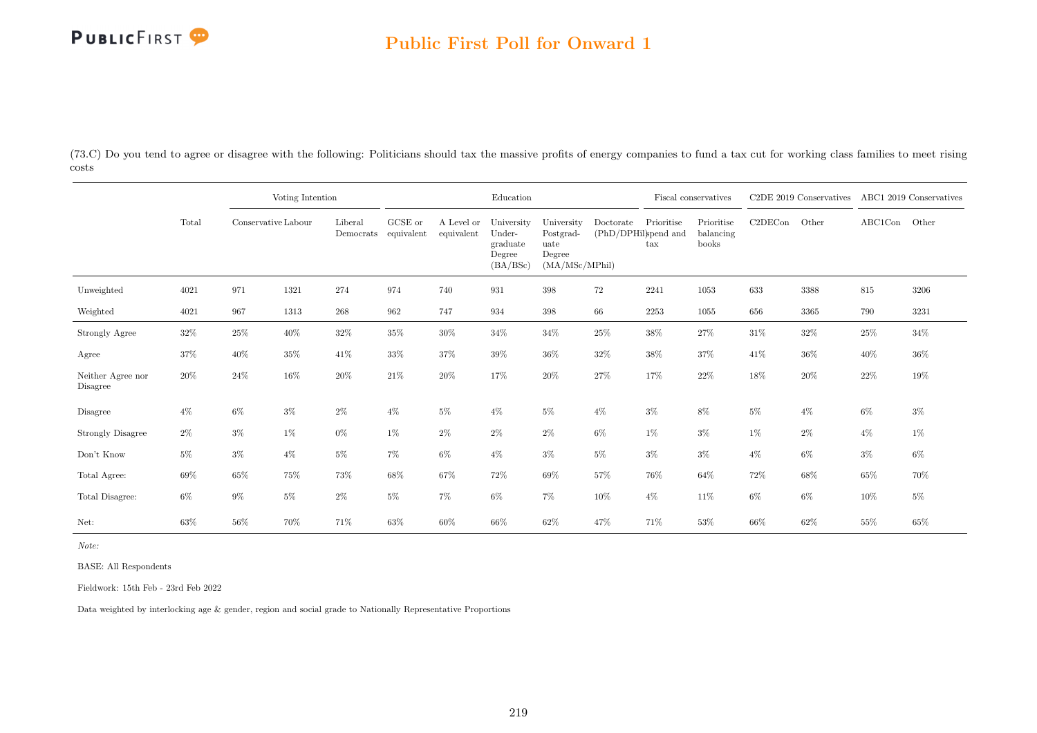## Public First Poll for Onward 1

(73.C) Do you tend to agree or disagree with the following: Politicians should tax the massive profits of energy companies to fund a tax cut for working class families to meet rising costs

| | Total | Voting Intention | | | Education | | | | | Fiscal conservatives | | C2DE 2019 Conservatives | | ABC1 2019 Conservatives | |
|---|---|---|---|---|---|---|---|---|---|---|---|---|---|---|---|
| | | Conservative | Labour | Liberal Democrats | GCSE or equivalent | A Level or equivalent | University Under-graduate Degree (BA/BSc) | University Postgrad-uate Degree (MA/MSc/MPhil) | Doctorate (PhD/DPHil) | Prioritise spend and tax | Prioritise balancing books | C2DECon | Other | ABC1Con | Other |
| Unweighted | 4021 | 971 | 1321 | 274 | 974 | 740 | 931 | 398 | 72 | 2241 | 1053 | 633 | 3388 | 815 | 3206 |
| Weighted | 4021 | 967 | 1313 | 268 | 962 | 747 | 934 | 398 | 66 | 2253 | 1055 | 656 | 3365 | 790 | 3231 |
| Strongly Agree | 32% | 25% | 40% | 32% | 35% | 30% | 34% | 34% | 25% | 38% | 27% | 31% | 32% | 25% | 34% |
| Agree | 37% | 40% | 35% | 41% | 33% | 37% | 39% | 36% | 32% | 38% | 37% | 41% | 36% | 40% | 36% |
| Neither Agree nor Disagree | 20% | 24% | 16% | 20% | 21% | 20% | 17% | 20% | 27% | 17% | 22% | 18% | 20% | 22% | 19% |
| Disagree | 4% | 6% | 3% | 2% | 4% | 5% | 4% | 5% | 4% | 3% | 8% | 5% | 4% | 6% | 3% |
| Strongly Disagree | 2% | 3% | 1% | 0% | 1% | 2% | 2% | 2% | 6% | 1% | 3% | 1% | 2% | 4% | 1% |
| Don't Know | 5% | 3% | 4% | 5% | 7% | 6% | 4% | 3% | 5% | 3% | 3% | 4% | 6% | 3% | 6% |
| Total Agree: | 69% | 65% | 75% | 73% | 68% | 67% | 72% | 69% | 57% | 76% | 64% | 72% | 68% | 65% | 70% |
| Total Disagree: | 6% | 9% | 5% | 2% | 5% | 7% | 6% | 7% | 10% | 4% | 11% | 6% | 6% | 10% | 5% |
| Net: | 63% | 56% | 70% | 71% | 63% | 60% | 66% | 62% | 47% | 71% | 53% | 66% | 62% | 55% | 65% |

*Note:*

BASE: All Respondents

Fieldwork: 15th Feb - 23rd Feb 2022

Data weighted by interlocking age & gender, region and social grade to Nationally Representative Proportions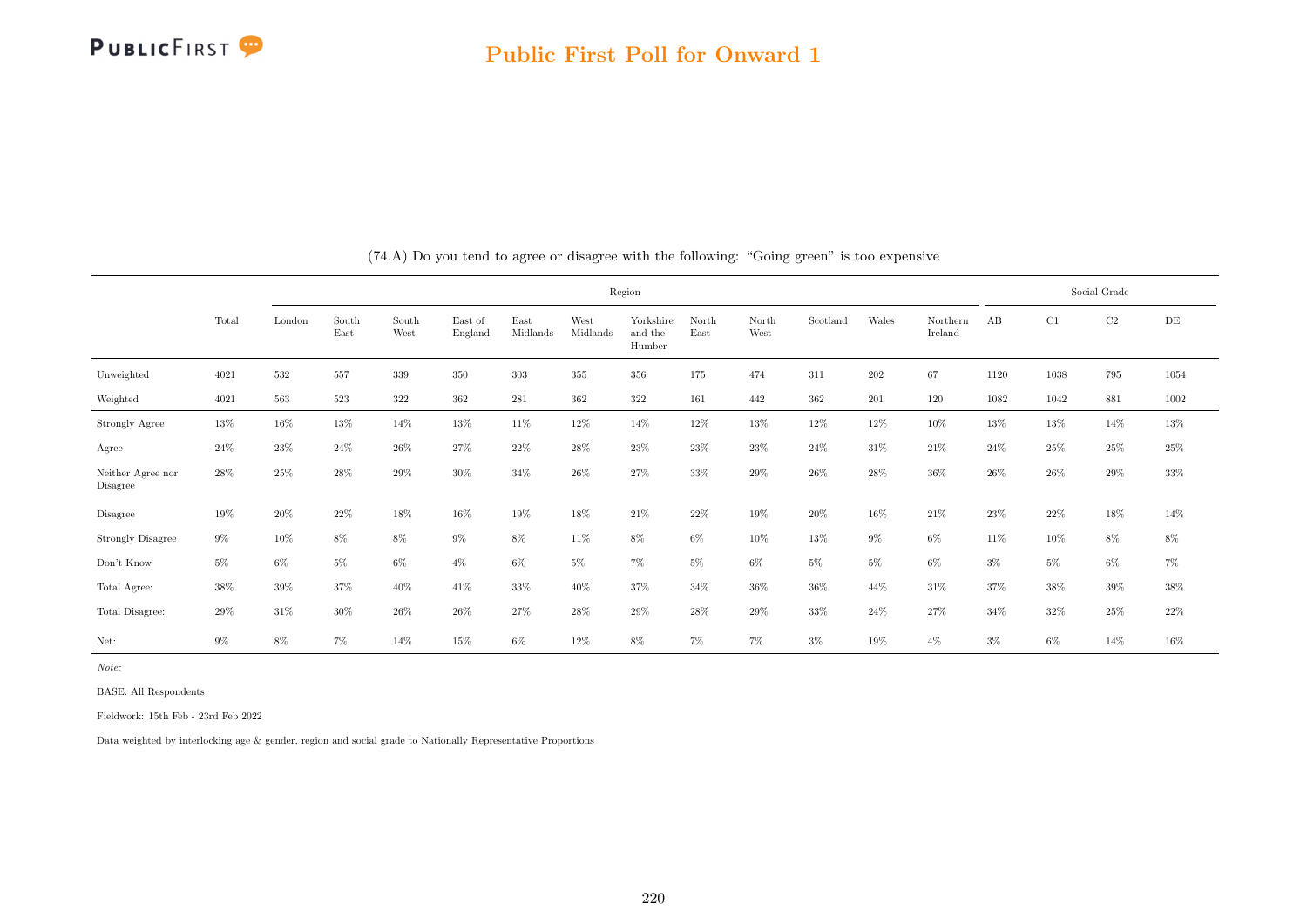## Public First Poll for Onward 1

(74.A) Do you tend to agree or disagree with the following: “Going green” is too expensive

| | Total | Region | | | | | | | | | | | | Social Grade | | | |
|---|---|---|---|---|---|---|---|---|---|---|---|---|---|---|---|---|---|
| | | London | South East | South West | East of England | East Midlands | West Midlands | Yorkshire and the Humber | North East | North West | Scotland | Wales | Northern Ireland | AB | C1 | C2 | DE |
| Unweighted | 4021 | 532 | 557 | 339 | 350 | 303 | 355 | 356 | 175 | 474 | 311 | 202 | 67 | 1120 | 1038 | 795 | 1054 |
| Weighted | 4021 | 563 | 523 | 322 | 362 | 281 | 362 | 322 | 161 | 442 | 362 | 201 | 120 | 1082 | 1042 | 881 | 1002 |
| Strongly Agree | 13% | 16% | 13% | 14% | 13% | 11% | 12% | 14% | 12% | 13% | 12% | 12% | 10% | 13% | 13% | 14% | 13% |
| Agree | 24% | 23% | 24% | 26% | 27% | 22% | 28% | 23% | 23% | 23% | 24% | 31% | 21% | 24% | 25% | 25% | 25% |
| Neither Agree nor Disagree | 28% | 25% | 28% | 29% | 30% | 34% | 26% | 27% | 33% | 29% | 26% | 28% | 36% | 26% | 26% | 29% | 33% |
| Disagree | 19% | 20% | 22% | 18% | 16% | 19% | 18% | 21% | 22% | 19% | 20% | 16% | 21% | 23% | 22% | 18% | 14% |
| Strongly Disagree | 9% | 10% | 8% | 8% | 9% | 8% | 11% | 8% | 6% | 10% | 13% | 9% | 6% | 11% | 10% | 8% | 8% |
| Don't Know | 5% | 6% | 5% | 6% | 4% | 6% | 5% | 7% | 5% | 6% | 5% | 5% | 6% | 3% | 5% | 6% | 7% |
| Total Agree: | 38% | 39% | 37% | 40% | 41% | 33% | 40% | 37% | 34% | 36% | 36% | 44% | 31% | 37% | 38% | 39% | 38% |
| Total Disagree: | 29% | 31% | 30% | 26% | 26% | 27% | 28% | 29% | 28% | 29% | 33% | 24% | 27% | 34% | 32% | 25% | 22% |
| Net: | 9% | 8% | 7% | 14% | 15% | 6% | 12% | 8% | 7% | 7% | 3% | 19% | 4% | 3% | 6% | 14% | 16% |

*Note:*

BASE: All Respondents

Fieldwork: 15th Feb - 23rd Feb 2022

Data weighted by interlocking age & gender, region and social grade to Nationally Representative Proportions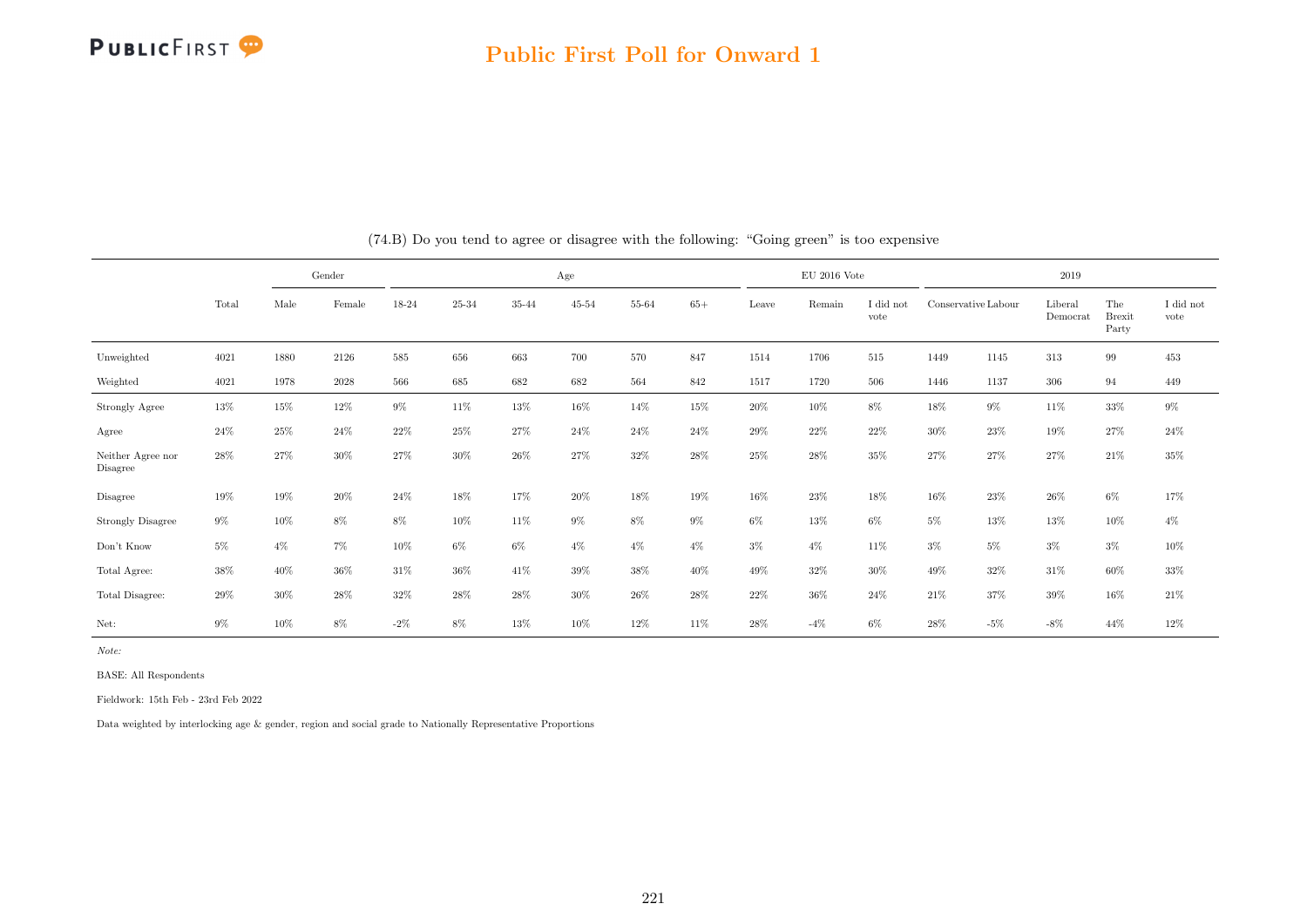## Public First Poll for Onward 1

(74.B) Do you tend to agree or disagree with the following: "Going green" is too expensive

| | Total | Gender | | Age | | | | | | EU 2016 Vote | | | 2019 | | | | |
|---|---|---|---|---|---|---|---|---|---|---|---|---|---|---|---|---|---|
| | | Male | Female | 18-24 | 25-34 | 35-44 | 45-54 | 55-64 | 65+ | Leave | Remain | I did not vote | Conservative | Labour | Liberal Democrat | The Brexit Party | I did not vote |
| Unweighted | 4021 | 1880 | 2126 | 585 | 656 | 663 | 700 | 570 | 847 | 1514 | 1706 | 515 | 1449 | 1145 | 313 | 99 | 453 |
| Weighted | 4021 | 1978 | 2028 | 566 | 685 | 682 | 682 | 564 | 842 | 1517 | 1720 | 506 | 1446 | 1137 | 306 | 94 | 449 |
| Strongly Agree | 13% | 15% | 12% | 9% | 11% | 13% | 16% | 14% | 15% | 20% | 10% | 8% | 18% | 9% | 11% | 33% | 9% |
| Agree | 24% | 25% | 24% | 22% | 25% | 27% | 24% | 24% | 24% | 29% | 22% | 22% | 30% | 23% | 19% | 27% | 24% |
| Neither Agree nor Disagree | 28% | 27% | 30% | 27% | 30% | 26% | 27% | 32% | 28% | 25% | 28% | 35% | 27% | 27% | 27% | 21% | 35% |
| Disagree | 19% | 19% | 20% | 24% | 18% | 17% | 20% | 18% | 19% | 16% | 23% | 18% | 16% | 23% | 26% | 6% | 17% |
| Strongly Disagree | 9% | 10% | 8% | 8% | 10% | 11% | 9% | 8% | 9% | 6% | 13% | 6% | 5% | 13% | 13% | 10% | 4% |
| Don't Know | 5% | 4% | 7% | 10% | 6% | 6% | 4% | 4% | 4% | 3% | 4% | 11% | 3% | 5% | 3% | 3% | 10% |
| Total Agree: | 38% | 40% | 36% | 31% | 36% | 41% | 39% | 38% | 40% | 49% | 32% | 30% | 49% | 32% | 31% | 60% | 33% |
| Total Disagree: | 29% | 30% | 28% | 32% | 28% | 28% | 30% | 26% | 28% | 22% | 36% | 24% | 21% | 37% | 39% | 16% | 21% |
| Net: | 9% | 10% | 8% | -2% | 8% | 13% | 10% | 12% | 11% | 28% | -4% | 6% | 28% | -5% | -8% | 44% | 12% |

*Note:*

BASE: All Respondents

Fieldwork: 15th Feb - 23rd Feb 2022

Data weighted by interlocking age & gender, region and social grade to Nationally Representative Proportions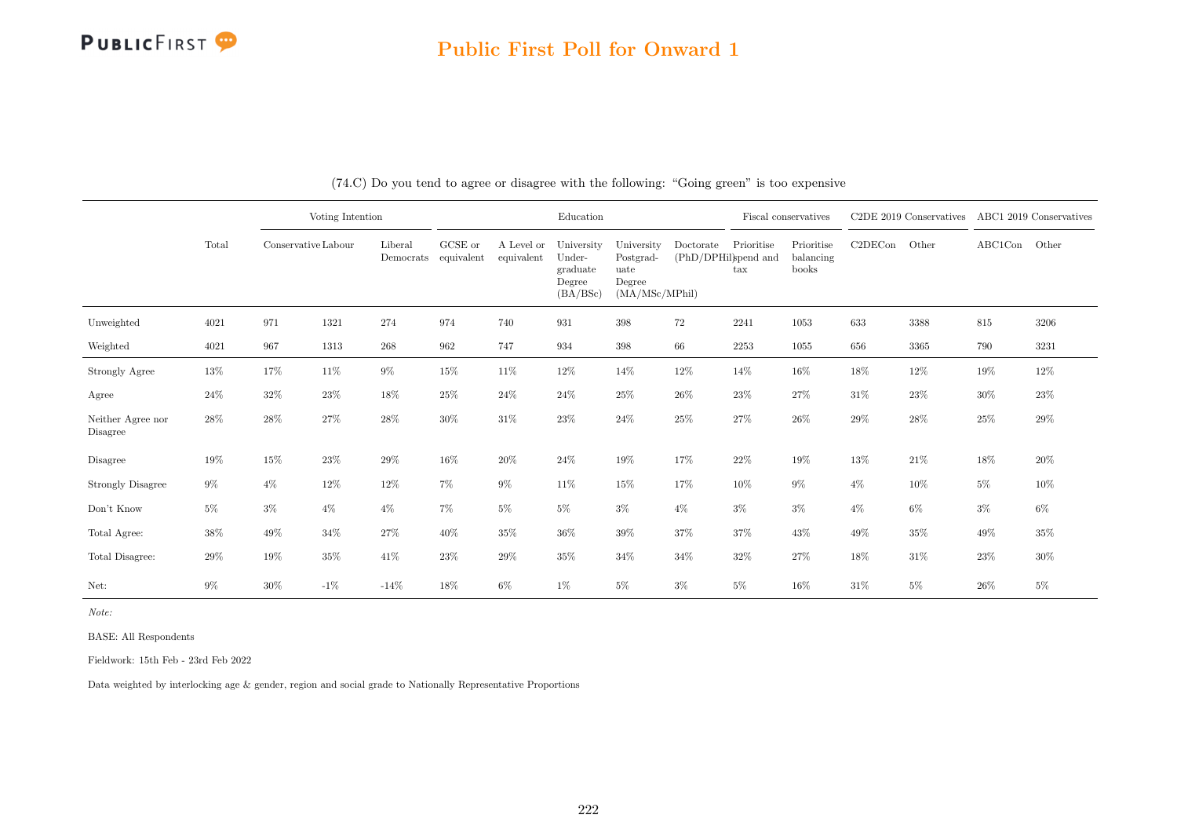## Public First Poll for Onward 1

(74.C) Do you tend to agree or disagree with the following: "Going green" is too expensive

| | Total | Voting Intention | | | Education | | | | | Fiscal conservatives | | C2DE 2019 Conservatives | | ABC1 2019 Conservatives | |
|---|---|---|---|---|---|---|---|---|---|---|---|---|---|---|---|
| | | Conservative | Labour | Liberal Democrats | GCSE or equivalent | A Level or equivalent | University Under-graduate Degree (BA/BSc) | University Postgrad-uate Degree (MA/MSc/MPhil) | Doctorate (PhD/DPHil) | Prioritise spend and tax | Prioritise balancing books | C2DECon | Other | ABC1Con | Other |
| Unweighted | 4021 | 971 | 1321 | 274 | 974 | 740 | 931 | 398 | 72 | 2241 | 1053 | 633 | 3388 | 815 | 3206 |
| Weighted | 4021 | 967 | 1313 | 268 | 962 | 747 | 934 | 398 | 66 | 2253 | 1055 | 656 | 3365 | 790 | 3231 |
| Strongly Agree | 13% | 17% | 11% | 9% | 15% | 11% | 12% | 14% | 12% | 14% | 16% | 18% | 12% | 19% | 12% |
| Agree | 24% | 32% | 23% | 18% | 25% | 24% | 24% | 25% | 26% | 23% | 27% | 31% | 23% | 30% | 23% |
| Neither Agree nor Disagree | 28% | 28% | 27% | 28% | 30% | 31% | 23% | 24% | 25% | 27% | 26% | 29% | 28% | 25% | 29% |
| Disagree | 19% | 15% | 23% | 29% | 16% | 20% | 24% | 19% | 17% | 22% | 19% | 13% | 21% | 18% | 20% |
| Strongly Disagree | 9% | 4% | 12% | 12% | 7% | 9% | 11% | 15% | 17% | 10% | 9% | 4% | 10% | 5% | 10% |
| Don't Know | 5% | 3% | 4% | 4% | 7% | 5% | 5% | 3% | 4% | 3% | 3% | 4% | 6% | 3% | 6% |
| Total Agree: | 38% | 49% | 34% | 27% | 40% | 35% | 36% | 39% | 37% | 37% | 43% | 49% | 35% | 49% | 35% |
| Total Disagree: | 29% | 19% | 35% | 41% | 23% | 29% | 35% | 34% | 34% | 32% | 27% | 18% | 31% | 23% | 30% |
| Net: | 9% | 30% | -1% | -14% | 18% | 6% | 1% | 5% | 3% | 5% | 16% | 31% | 5% | 26% | 5% |

*Note:*

BASE: All Respondents

Fieldwork: 15th Feb - 23rd Feb 2022

Data weighted by interlocking age & gender, region and social grade to Nationally Representative Proportions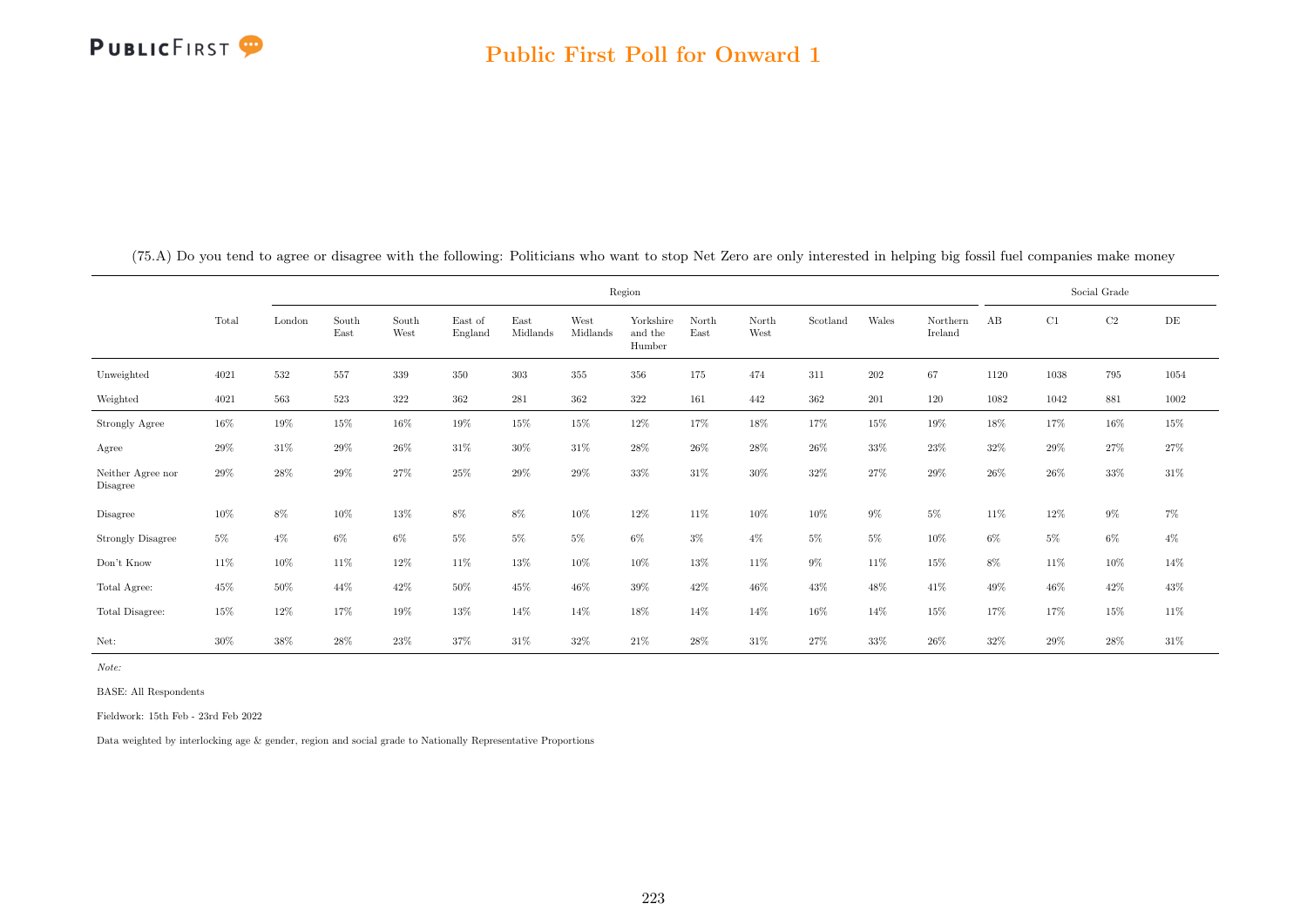(75.A) Do you tend to agree or disagree with the following: Politicians who want to stop Net Zero are only interested in helping big fossil fuel companies make money

| | Total | Region | | | | | | | | | | | | Social Grade | | | |
|---|---|---|---|---|---|---|---|---|---|---|---|---|---|---|---|---|---|
| | | London | South East | South West | East of England | East Midlands | West Midlands | Yorkshire and the Humber | North East | North West | Scotland | Wales | Northern Ireland | AB | C1 | C2 | DE |
| Unweighted | 4021 | 532 | 557 | 339 | 350 | 303 | 355 | 356 | 175 | 474 | 311 | 202 | 67 | 1120 | 1038 | 795 | 1054 |
| Weighted | 4021 | 563 | 523 | 322 | 362 | 281 | 362 | 322 | 161 | 442 | 362 | 201 | 120 | 1082 | 1042 | 881 | 1002 |
| Strongly Agree | 16% | 19% | 15% | 16% | 19% | 15% | 15% | 12% | 17% | 18% | 17% | 15% | 19% | 18% | 17% | 16% | 15% |
| Agree | 29% | 31% | 29% | 26% | 31% | 30% | 31% | 28% | 26% | 28% | 26% | 33% | 23% | 32% | 29% | 27% | 27% |
| Neither Agree nor Disagree | 29% | 28% | 29% | 27% | 25% | 29% | 29% | 33% | 31% | 30% | 32% | 27% | 29% | 26% | 26% | 33% | 31% |
| Disagree | 10% | 8% | 10% | 13% | 8% | 8% | 10% | 12% | 11% | 10% | 10% | 9% | 5% | 11% | 12% | 9% | 7% |
| Strongly Disagree | 5% | 4% | 6% | 6% | 5% | 5% | 5% | 6% | 3% | 4% | 5% | 5% | 10% | 6% | 5% | 6% | 4% |
| Don't Know | 11% | 10% | 11% | 12% | 11% | 13% | 10% | 10% | 13% | 11% | 9% | 11% | 15% | 8% | 11% | 10% | 14% |
| Total Agree: | 45% | 50% | 44% | 42% | 50% | 45% | 46% | 39% | 42% | 46% | 43% | 48% | 41% | 49% | 46% | 42% | 43% |
| Total Disagree: | 15% | 12% | 17% | 19% | 13% | 14% | 14% | 18% | 14% | 14% | 16% | 14% | 15% | 17% | 17% | 15% | 11% |
| Net: | 30% | 38% | 28% | 23% | 37% | 31% | 32% | 21% | 28% | 31% | 27% | 33% | 26% | 32% | 29% | 28% | 31% |

*Note:*

BASE: All Respondents

Fieldwork: 15th Feb - 23rd Feb 2022

Data weighted by interlocking age & gender, region and social grade to Nationally Representative Proportions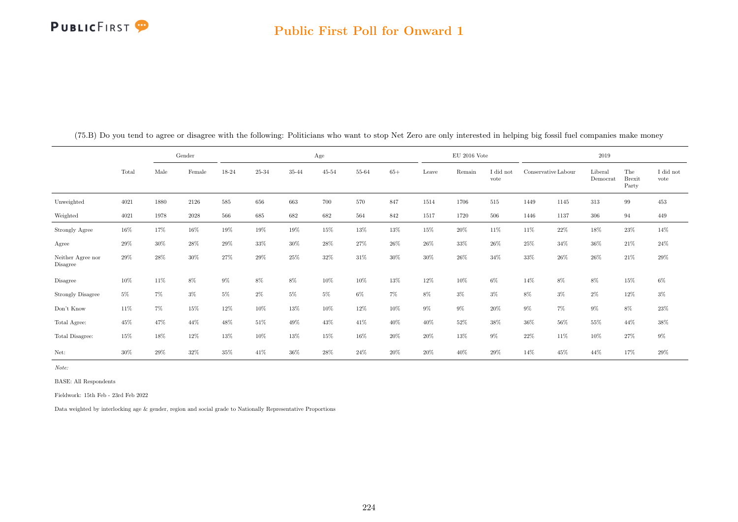(75.B) Do you tend to agree or disagree with the following: Politicians who want to stop Net Zero are only interested in helping big fossil fuel companies make money

| | | Gender | | Age | | | | | | EU 2016 Vote | | | 2019 | | | | |
|---|---|---|---|---|---|---|---|---|---|---|---|---|---|---|---|---|---|
| | Total | Male | Female | 18-24 | 25-34 | 35-44 | 45-54 | 55-64 | 65+ | Leave | Remain | I did not vote | Conservative | Labour | Liberal Democrat | The Brexit Party | I did not vote |
| Unweighted | 4021 | 1880 | 2126 | 585 | 656 | 663 | 700 | 570 | 847 | 1514 | 1706 | 515 | 1449 | 1145 | 313 | 99 | 453 |
| Weighted | 4021 | 1978 | 2028 | 566 | 685 | 682 | 682 | 564 | 842 | 1517 | 1720 | 506 | 1446 | 1137 | 306 | 94 | 449 |
| Strongly Agree | 16% | 17% | 16% | 19% | 19% | 19% | 15% | 13% | 13% | 15% | 20% | 11% | 11% | 22% | 18% | 23% | 14% |
| Agree | 29% | 30% | 28% | 29% | 33% | 30% | 28% | 27% | 26% | 26% | 33% | 26% | 25% | 34% | 36% | 21% | 24% |
| Neither Agree nor Disagree | 29% | 28% | 30% | 27% | 29% | 25% | 32% | 31% | 30% | 30% | 26% | 34% | 33% | 26% | 26% | 21% | 29% |
| Disagree | 10% | 11% | 8% | 9% | 8% | 8% | 10% | 10% | 13% | 12% | 10% | 6% | 14% | 8% | 8% | 15% | 6% |
| Strongly Disagree | 5% | 7% | 3% | 5% | 2% | 5% | 5% | 6% | 7% | 8% | 3% | 3% | 8% | 3% | 2% | 12% | 3% |
| Don't Know | 11% | 7% | 15% | 12% | 10% | 13% | 10% | 12% | 10% | 9% | 9% | 20% | 9% | 7% | 9% | 8% | 23% |
| Total Agree: | 45% | 47% | 44% | 48% | 51% | 49% | 43% | 41% | 40% | 40% | 52% | 38% | 36% | 56% | 55% | 44% | 38% |
| Total Disagree: | 15% | 18% | 12% | 13% | 10% | 13% | 15% | 16% | 20% | 20% | 13% | 9% | 22% | 11% | 10% | 27% | 9% |
| Net: | 30% | 29% | 32% | 35% | 41% | 36% | 28% | 24% | 20% | 20% | 40% | 29% | 14% | 45% | 44% | 17% | 29% |

*Note:*

BASE: All Respondents

Fieldwork: 15th Feb - 23rd Feb 2022

Data weighted by interlocking age & gender, region and social grade to Nationally Representative Proportions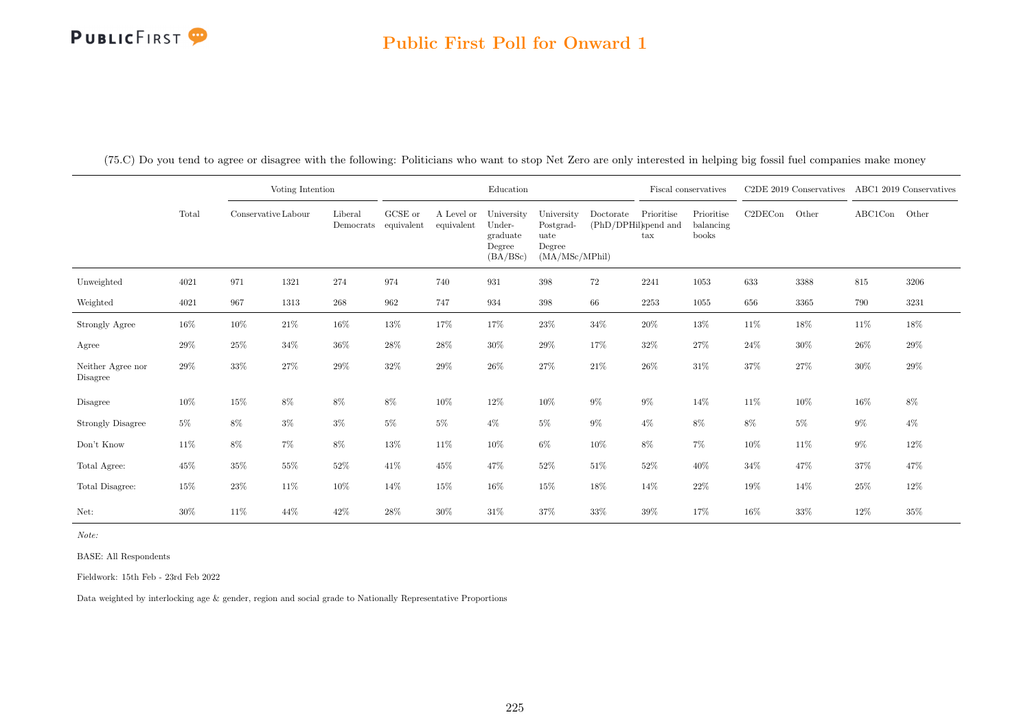## Public First Poll for Onward 1

(75.C) Do you tend to agree or disagree with the following: Politicians who want to stop Net Zero are only interested in helping big fossil fuel companies make money

| | Total | Voting Intention | | | Education | | | | | Fiscal conservatives | | C2DE 2019 Conservatives | | ABC1 2019 Conservatives | |
|---|---|---|---|---|---|---|---|---|---|---|---|---|---|---|---|
| | | Conservative | Labour | Liberal Democrats | GCSE or equivalent | A Level or equivalent | University Under-graduate Degree (BA/BSc) | University Postgrad-uate Degree (MA/MSc/MPhil) | Doctorate (PhD/DPHil) | Prioritise spend and tax | Prioritise balancing books | C2DECon | Other | ABC1Con | Other |
| Unweighted | 4021 | 971 | 1321 | 274 | 974 | 740 | 931 | 398 | 72 | 2241 | 1053 | 633 | 3388 | 815 | 3206 |
| Weighted | 4021 | 967 | 1313 | 268 | 962 | 747 | 934 | 398 | 66 | 2253 | 1055 | 656 | 3365 | 790 | 3231 |
| Strongly Agree | 16% | 10% | 21% | 16% | 13% | 17% | 17% | 23% | 34% | 20% | 13% | 11% | 18% | 11% | 18% |
| Agree | 29% | 25% | 34% | 36% | 28% | 28% | 30% | 29% | 17% | 32% | 27% | 24% | 30% | 26% | 29% |
| Neither Agree nor Disagree | 29% | 33% | 27% | 29% | 32% | 29% | 26% | 27% | 21% | 26% | 31% | 37% | 27% | 30% | 29% |
| Disagree | 10% | 15% | 8% | 8% | 8% | 10% | 12% | 10% | 9% | 9% | 14% | 11% | 10% | 16% | 8% |
| Strongly Disagree | 5% | 8% | 3% | 3% | 5% | 5% | 4% | 5% | 9% | 4% | 8% | 8% | 5% | 9% | 4% |
| Don't Know | 11% | 8% | 7% | 8% | 13% | 11% | 10% | 6% | 10% | 8% | 7% | 10% | 11% | 9% | 12% |
| Total Agree: | 45% | 35% | 55% | 52% | 41% | 45% | 47% | 52% | 51% | 52% | 40% | 34% | 47% | 37% | 47% |
| Total Disagree: | 15% | 23% | 11% | 10% | 14% | 15% | 16% | 15% | 18% | 14% | 22% | 19% | 14% | 25% | 12% |
| Net: | 30% | 11% | 44% | 42% | 28% | 30% | 31% | 37% | 33% | 39% | 17% | 16% | 33% | 12% | 35% |

*Note:*

BASE: All Respondents

Fieldwork: 15th Feb - 23rd Feb 2022

Data weighted by interlocking age & gender, region and social grade to Nationally Representative Proportions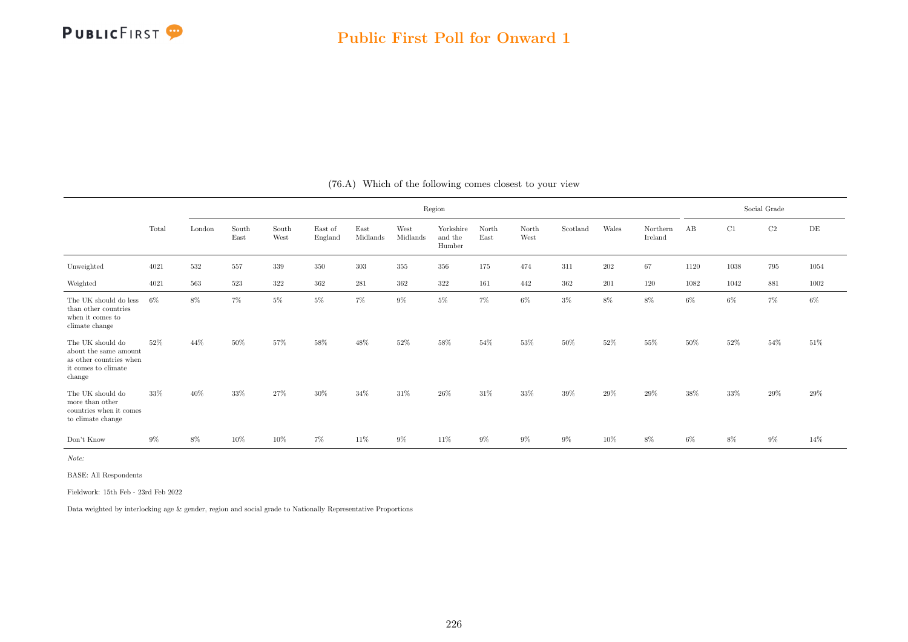## Public First Poll for Onward 1

(76.A) Which of the following comes closest to your view

| | Total | Region | | | | | | | | | | | | | Social Grade | | | |
|---|---|---|---|---|---|---|---|---|---|---|---|---|---|---|---|---|---|---|
| | | London | South East | South West | East of England | East Midlands | West Midlands | Yorkshire and the Humber | North East | North West | Scotland | Wales | Northern Ireland | AB | C1 | C2 | DE |
| Unweighted | 4021 | 532 | 557 | 339 | 350 | 303 | 355 | 356 | 175 | 474 | 311 | 202 | 67 | 1120 | 1038 | 795 | 1054 |
| Weighted | 4021 | 563 | 523 | 322 | 362 | 281 | 362 | 322 | 161 | 442 | 362 | 201 | 120 | 1082 | 1042 | 881 | 1002 |
| The UK should do less than other countries when it comes to climate change | 6% | 8% | 7% | 5% | 5% | 7% | 9% | 5% | 7% | 6% | 3% | 8% | 8% | 6% | 6% | 7% | 6% |
| The UK should do about the same amount as other countries when it comes to climate change | 52% | 44% | 50% | 57% | 58% | 48% | 52% | 58% | 54% | 53% | 50% | 52% | 55% | 50% | 52% | 54% | 51% |
| The UK should do more than other countries when it comes to climate change | 33% | 40% | 33% | 27% | 30% | 34% | 31% | 26% | 31% | 33% | 39% | 29% | 29% | 38% | 33% | 29% | 29% |
| Don't Know | 9% | 8% | 10% | 10% | 7% | 11% | 9% | 11% | 9% | 9% | 9% | 10% | 8% | 6% | 8% | 9% | 14% |

*Note:*

BASE: All Respondents

Fieldwork: 15th Feb - 23rd Feb 2022

Data weighted by interlocking age & gender, region and social grade to Nationally Representative Proportions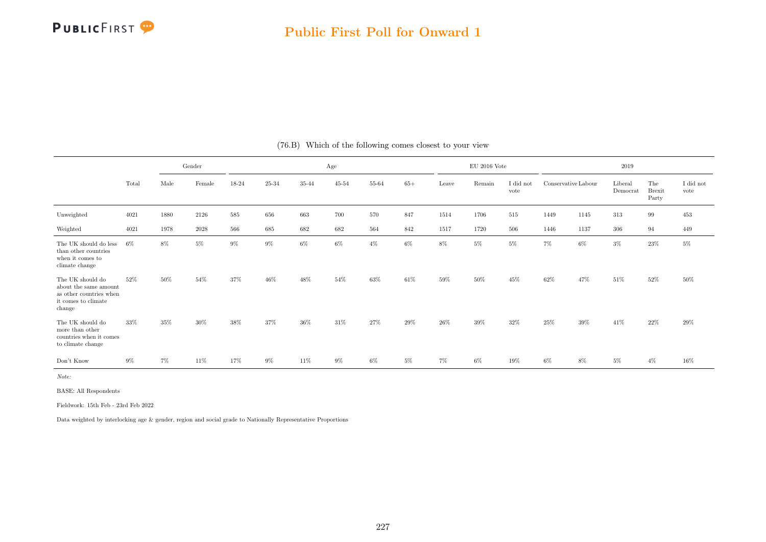(76.B) Which of the following comes closest to your view

| | Total | Gender | | Age | | | | | | EU 2016 Vote | | | 2019 | | | | |
|---|---|---|---|---|---|---|---|---|---|---|---|---|---|---|---|---|---|
| | | Male | Female | 18-24 | 25-34 | 35-44 | 45-54 | 55-64 | 65+ | Leave | Remain | I did not vote | Conservative | Labour | Liberal Democrat | The Brexit Party | I did not vote |
| Unweighted | 4021 | 1880 | 2126 | 585 | 656 | 663 | 700 | 570 | 847 | 1514 | 1706 | 515 | 1449 | 1145 | 313 | 99 | 453 |
| Weighted | 4021 | 1978 | 2028 | 566 | 685 | 682 | 682 | 564 | 842 | 1517 | 1720 | 506 | 1446 | 1137 | 306 | 94 | 449 |
| The UK should do less than other countries when it comes to climate change | 6% | 8% | 5% | 9% | 9% | 6% | 6% | 4% | 6% | 8% | 5% | 5% | 7% | 6% | 3% | 23% | 5% |
| The UK should do about the same amount as other countries when it comes to climate change | 52% | 50% | 54% | 37% | 46% | 48% | 54% | 63% | 61% | 59% | 50% | 45% | 62% | 47% | 51% | 52% | 50% |
| The UK should do more than other countries when it comes to climate change | 33% | 35% | 30% | 38% | 37% | 36% | 31% | 27% | 29% | 26% | 39% | 32% | 25% | 39% | 41% | 22% | 29% |
| Don't Know | 9% | 7% | 11% | 17% | 9% | 11% | 9% | 6% | 5% | 7% | 6% | 19% | 6% | 8% | 5% | 4% | 16% |

*Note:*

BASE: All Respondents

Fieldwork: 15th Feb - 23rd Feb 2022

Data weighted by interlocking age & gender, region and social grade to Nationally Representative Proportions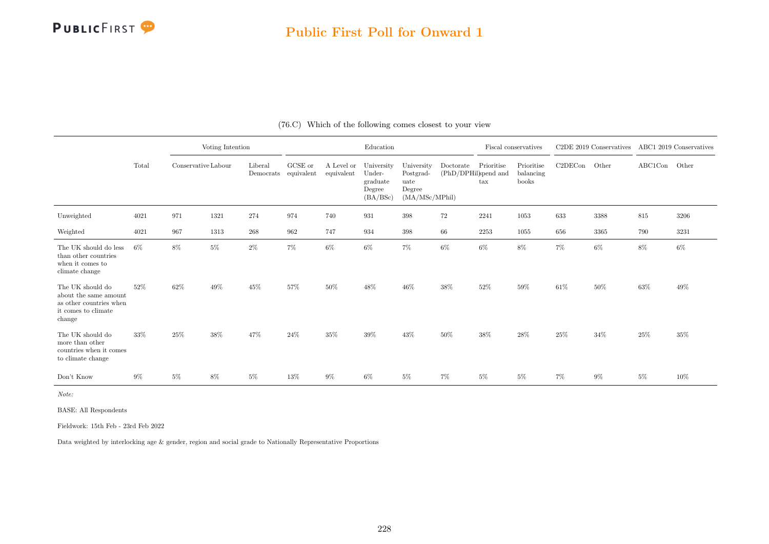## Public First Poll for Onward 1

(76.C) Which of the following comes closest to your view

| | Total | Voting Intention | | | Education | | | | | Fiscal conservatives | | C2DE 2019 Conservatives | | ABC1 2019 Conservatives | |
|---|---|---|---|---|---|---|---|---|---|---|---|---|---|---|---|
| | | Conservative | Labour | Liberal Democrats | GCSE or equivalent | A Level or equivalent | University Undergraduate Degree (BA/BSc) | University Postgraduate Degree (MA/MSc/MPhil) | Doctorate (PhD/DPHil) | Prioritise spend and tax | Prioritise balancing books | C2DECon | Other | ABC1Con | Other |
| Unweighted | 4021 | 971 | 1321 | 274 | 974 | 740 | 931 | 398 | 72 | 2241 | 1053 | 633 | 3388 | 815 | 3206 |
| Weighted | 4021 | 967 | 1313 | 268 | 962 | 747 | 934 | 398 | 66 | 2253 | 1055 | 656 | 3365 | 790 | 3231 |
| The UK should do less than other countries when it comes to climate change | 6% | 8% | 5% | 2% | 7% | 6% | 6% | 7% | 6% | 6% | 8% | 7% | 6% | 8% | 6% |
| The UK should do about the same amount as other countries when it comes to climate change | 52% | 62% | 49% | 45% | 57% | 50% | 48% | 46% | 38% | 52% | 59% | 61% | 50% | 63% | 49% |
| The UK should do more than other countries when it comes to climate change | 33% | 25% | 38% | 47% | 24% | 35% | 39% | 43% | 50% | 38% | 28% | 25% | 34% | 25% | 35% |
| Don't Know | 9% | 5% | 8% | 5% | 13% | 9% | 6% | 5% | 7% | 5% | 5% | 7% | 9% | 5% | 10% |

*Note:*

BASE: All Respondents

Fieldwork: 15th Feb - 23rd Feb 2022

Data weighted by interlocking age & gender, region and social grade to Nationally Representative Proportions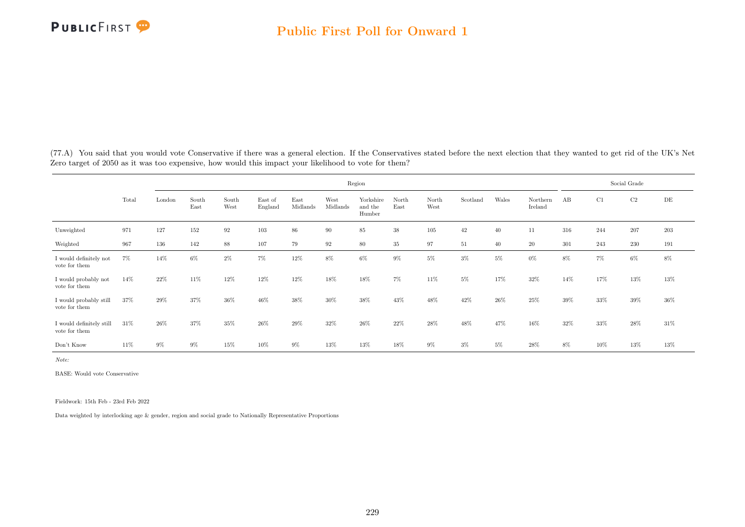(77.A) You said that you would vote Conservative if there was a general election. If the Conservatives stated before the next election that they wanted to get rid of the UK's Net Zero target of 2050 as it was too expensive, how would this impact your likelihood to vote for them?

| | Total | Region | | | | | | | | | | | | | Social Grade | | | |
|---|---|---|---|---|---|---|---|---|---|---|---|---|---|---|---|---|---|---|
| | | London | South East | South West | East of England | East Midlands | West Midlands | Yorkshire and the Humber | North East | North West | Scotland | Wales | Northern Ireland | AB | C1 | C2 | DE |
| Unweighted | 971 | 127 | 152 | 92 | 103 | 86 | 90 | 85 | 38 | 105 | 42 | 40 | 11 | 316 | 244 | 207 | 203 |
| Weighted | 967 | 136 | 142 | 88 | 107 | 79 | 92 | 80 | 35 | 97 | 51 | 40 | 20 | 301 | 243 | 230 | 191 |
| I would definitely not vote for them | 7% | 14% | 6% | 2% | 7% | 12% | 8% | 6% | 9% | 5% | 3% | 5% | 0% | 8% | 7% | 6% | 8% |
| I would probably not vote for them | 14% | 22% | 11% | 12% | 12% | 12% | 18% | 18% | 7% | 11% | 5% | 17% | 32% | 14% | 17% | 13% | 13% |
| I would probably still vote for them | 37% | 29% | 37% | 36% | 46% | 38% | 30% | 38% | 43% | 48% | 42% | 26% | 25% | 39% | 33% | 39% | 36% |
| I would definitely still vote for them | 31% | 26% | 37% | 35% | 26% | 29% | 32% | 26% | 22% | 28% | 48% | 47% | 16% | 32% | 33% | 28% | 31% |
| Don't Know | 11% | 9% | 9% | 15% | 10% | 9% | 13% | 13% | 18% | 9% | 3% | 5% | 28% | 8% | 10% | 13% | 13% |

*Note:*

BASE: Would vote Conservative

Fieldwork: 15th Feb - 23rd Feb 2022

Data weighted by interlocking age & gender, region and social grade to Nationally Representative Proportions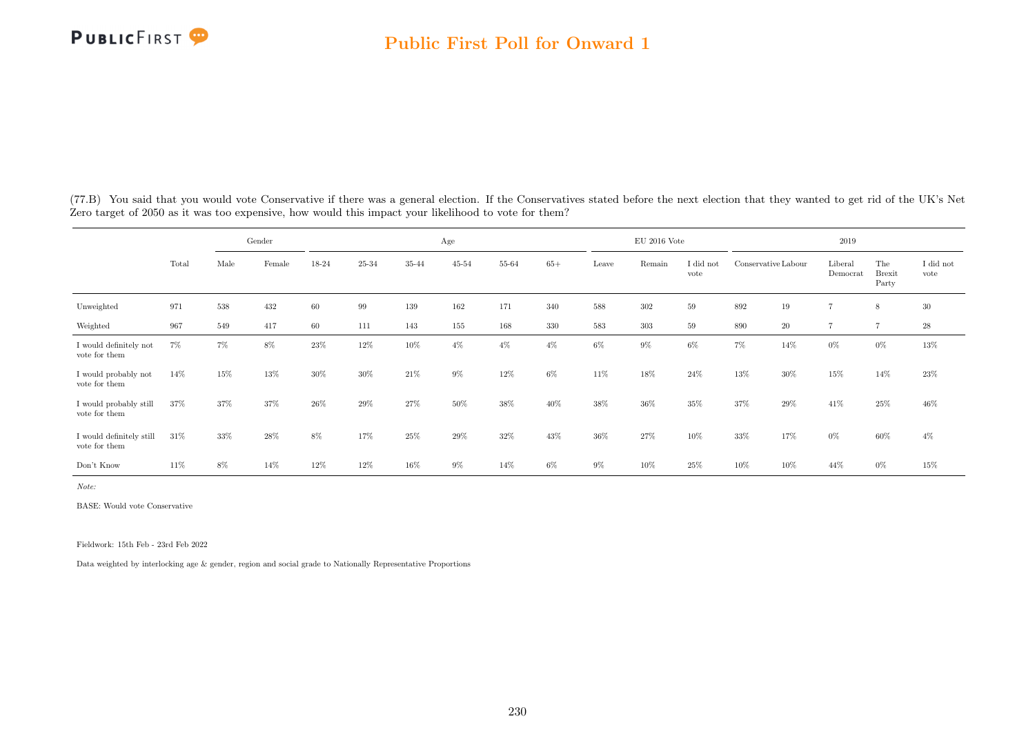(77.B) You said that you would vote Conservative if there was a general election. If the Conservatives stated before the next election that they wanted to get rid of the UK's Net Zero target of 2050 as it was too expensive, how would this impact your likelihood to vote for them?

| | Total | Gender | | Age | | | | | | EU 2016 Vote | | | 2019 | | | | |
|---|---|---|---|---|---|---|---|---|---|---|---|---|---|---|---|---|---|
| | | Male | Female | 18-24 | 25-34 | 35-44 | 45-54 | 55-64 | 65+ | Leave | Remain | I did not vote | Conservative | Labour | Liberal Democrat | The Brexit Party | I did not vote |
| Unweighted | 971 | 538 | 432 | 60 | 99 | 139 | 162 | 171 | 340 | 588 | 302 | 59 | 892 | 19 | 7 | 8 | 30 |
| Weighted | 967 | 549 | 417 | 60 | 111 | 143 | 155 | 168 | 330 | 583 | 303 | 59 | 890 | 20 | 7 | 7 | 28 |
| I would definitely not vote for them | 7% | 7% | 8% | 23% | 12% | 10% | 4% | 4% | 4% | 6% | 9% | 6% | 7% | 14% | 0% | 0% | 13% |
| I would probably not vote for them | 14% | 15% | 13% | 30% | 30% | 21% | 9% | 12% | 6% | 11% | 18% | 24% | 13% | 30% | 15% | 14% | 23% |
| I would probably still vote for them | 37% | 37% | 37% | 26% | 29% | 27% | 50% | 38% | 40% | 38% | 36% | 35% | 37% | 29% | 41% | 25% | 46% |
| I would definitely still vote for them | 31% | 33% | 28% | 8% | 17% | 25% | 29% | 32% | 43% | 36% | 27% | 10% | 33% | 17% | 0% | 60% | 4% |
| Don't Know | 11% | 8% | 14% | 12% | 12% | 16% | 9% | 14% | 6% | 9% | 10% | 25% | 10% | 10% | 44% | 0% | 15% |

*Note:*

BASE: Would vote Conservative

Fieldwork: 15th Feb - 23rd Feb 2022

Data weighted by interlocking age & gender, region and social grade to Nationally Representative Proportions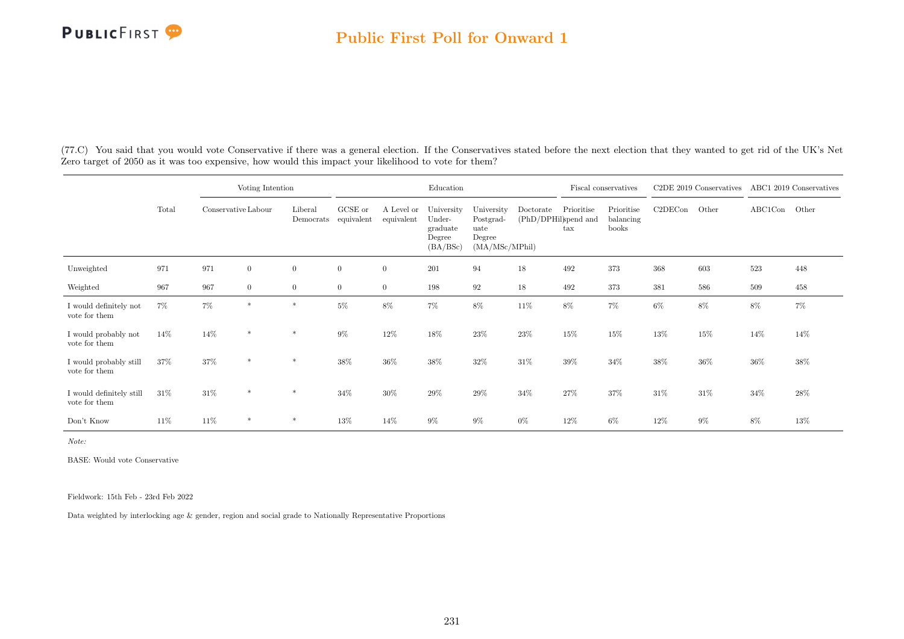(77.C) You said that you would vote Conservative if there was a general election. If the Conservatives stated before the next election that they wanted to get rid of the UK's Net Zero target of 2050 as it was too expensive, how would this impact your likelihood to vote for them?

| | Total | Voting Intention | | | Education | | | | | Fiscal conservatives | | C2DE 2019 Conservatives | | ABC1 2019 Conservatives | |
|---|---|---|---|---|---|---|---|---|---|---|---|---|---|---|---|
| | | Conservative | Labour | Liberal Democrats | GCSE or equivalent | A Level or equivalent | University Under-graduate Degree (BA/BSc) | University Postgrad-uate Degree (MA/MSc/MPhil) | Doctorate (PhD/DPHil) | Prioritise spend and tax | Prioritise balancing books | C2DECon | Other | ABC1Con | Other |
| Unweighted | 971 | 971 | 0 | 0 | 0 | 0 | 201 | 94 | 18 | 492 | 373 | 368 | 603 | 523 | 448 |
| Weighted | 967 | 967 | 0 | 0 | 0 | 0 | 198 | 92 | 18 | 492 | 373 | 381 | 586 | 509 | 458 |
| I would definitely not vote for them | 7% | 7% | * | * | 5% | 8% | 7% | 8% | 11% | 8% | 7% | 6% | 8% | 8% | 7% |
| I would probably not vote for them | 14% | 14% | * | * | 9% | 12% | 18% | 23% | 23% | 15% | 15% | 13% | 15% | 14% | 14% |
| I would probably still vote for them | 37% | 37% | * | * | 38% | 36% | 38% | 32% | 31% | 39% | 34% | 38% | 36% | 36% | 38% |
| I would definitely still vote for them | 31% | 31% | * | * | 34% | 30% | 29% | 29% | 34% | 27% | 37% | 31% | 31% | 34% | 28% |
| Don't Know | 11% | 11% | * | * | 13% | 14% | 9% | 9% | 0% | 12% | 6% | 12% | 9% | 8% | 13% |

*Note:*

BASE: Would vote Conservative

Fieldwork: 15th Feb - 23rd Feb 2022

Data weighted by interlocking age & gender, region and social grade to Nationally Representative Proportions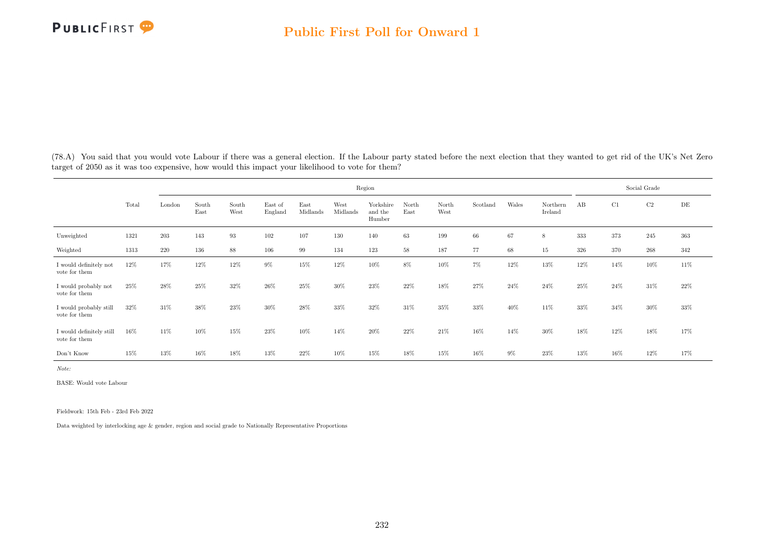(78.A) You said that you would vote Labour if there was a general election. If the Labour party stated before the next election that they wanted to get rid of the UK's Net Zero target of 2050 as it was too expensive, how would this impact your likelihood to vote for them?

| | Total | Region | | | | | | | | | | | | Social Grade | | | |
|---|---|---|---|---|---|---|---|---|---|---|---|---|---|---|---|---|---|
| | | London | South East | South West | East of England | East Midlands | West Midlands | Yorkshire and the Humber | North East | North West | Scotland | Wales | Northern Ireland | AB | C1 | C2 | DE |
| Unweighted | 1321 | 203 | 143 | 93 | 102 | 107 | 130 | 140 | 63 | 199 | 66 | 67 | 8 | 333 | 373 | 245 | 363 |
| Weighted | 1313 | 220 | 136 | 88 | 106 | 99 | 134 | 123 | 58 | 187 | 77 | 68 | 15 | 326 | 370 | 268 | 342 |
| I would definitely not vote for them | 12% | 17% | 12% | 12% | 9% | 15% | 12% | 10% | 8% | 10% | 7% | 12% | 13% | 12% | 14% | 10% | 11% |
| I would probably not vote for them | 25% | 28% | 25% | 32% | 26% | 25% | 30% | 23% | 22% | 18% | 27% | 24% | 24% | 25% | 24% | 31% | 22% |
| I would probably still vote for them | 32% | 31% | 38% | 23% | 30% | 28% | 33% | 32% | 31% | 35% | 33% | 40% | 11% | 33% | 34% | 30% | 33% |
| I would definitely still vote for them | 16% | 11% | 10% | 15% | 23% | 10% | 14% | 20% | 22% | 21% | 16% | 14% | 30% | 18% | 12% | 18% | 17% |
| Don't Know | 15% | 13% | 16% | 18% | 13% | 22% | 10% | 15% | 18% | 15% | 16% | 9% | 23% | 13% | 16% | 12% | 17% |

*Note:*

BASE: Would vote Labour

Fieldwork: 15th Feb - 23rd Feb 2022

Data weighted by interlocking age & gender, region and social grade to Nationally Representative Proportions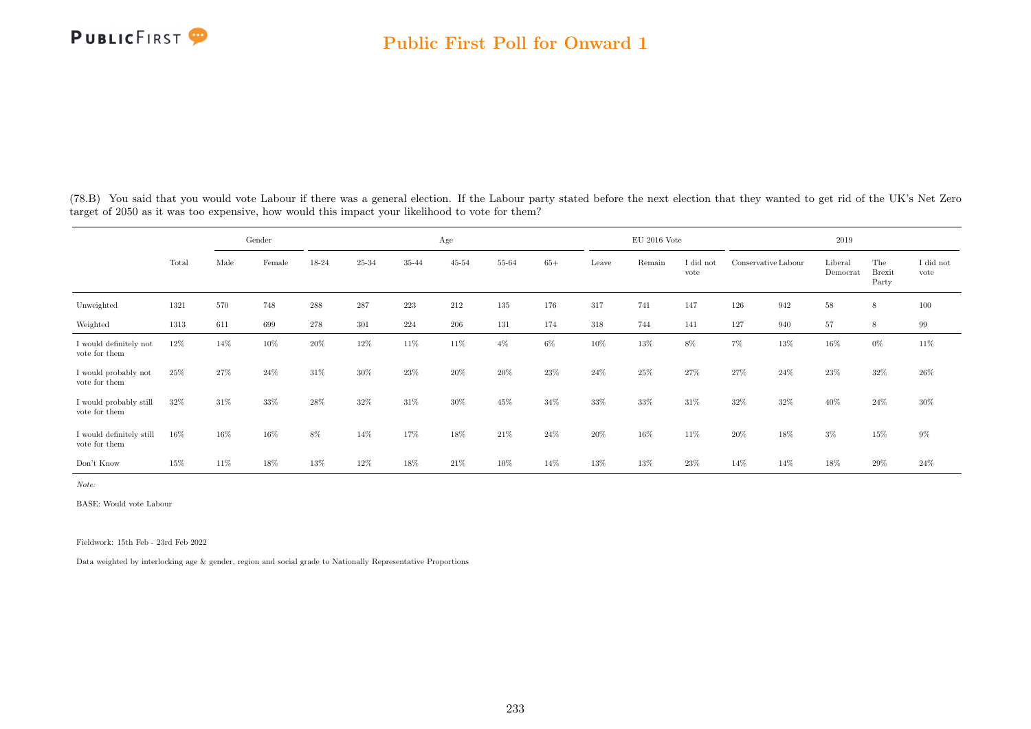(78.B) You said that you would vote Labour if there was a general election. If the Labour party stated before the next election that they wanted to get rid of the UK's Net Zero target of 2050 as it was too expensive, how would this impact your likelihood to vote for them?

| | Total | Gender | | Age | | | | | | EU 2016 Vote | | | 2019 | | | | |
|---|---|---|---|---|---|---|---|---|---|---|---|---|---|---|---|---|---|
| | | Male | Female | 18-24 | 25-34 | 35-44 | 45-54 | 55-64 | 65+ | Leave | Remain | I did not vote | Conservative | Labour | Liberal Democrat | The Brexit Party | I did not vote |
| Unweighted | 1321 | 570 | 748 | 288 | 287 | 223 | 212 | 135 | 176 | 317 | 741 | 147 | 126 | 942 | 58 | 8 | 100 |
| Weighted | 1313 | 611 | 699 | 278 | 301 | 224 | 206 | 131 | 174 | 318 | 744 | 141 | 127 | 940 | 57 | 8 | 99 |
| I would definitely not vote for them | 12% | 14% | 10% | 20% | 12% | 11% | 11% | 4% | 6% | 10% | 13% | 8% | 7% | 13% | 16% | 0% | 11% |
| I would probably not vote for them | 25% | 27% | 24% | 31% | 30% | 23% | 20% | 20% | 23% | 24% | 25% | 27% | 27% | 24% | 23% | 32% | 26% |
| I would probably still vote for them | 32% | 31% | 33% | 28% | 32% | 31% | 30% | 45% | 34% | 33% | 33% | 31% | 32% | 32% | 40% | 24% | 30% |
| I would definitely still vote for them | 16% | 16% | 16% | 8% | 14% | 17% | 18% | 21% | 24% | 20% | 16% | 11% | 20% | 18% | 3% | 15% | 9% |
| Don't Know | 15% | 11% | 18% | 13% | 12% | 18% | 21% | 10% | 14% | 13% | 13% | 23% | 14% | 14% | 18% | 29% | 24% |

*Note:*

BASE: Would vote Labour

Fieldwork: 15th Feb - 23rd Feb 2022

Data weighted by interlocking age & gender, region and social grade to Nationally Representative Proportions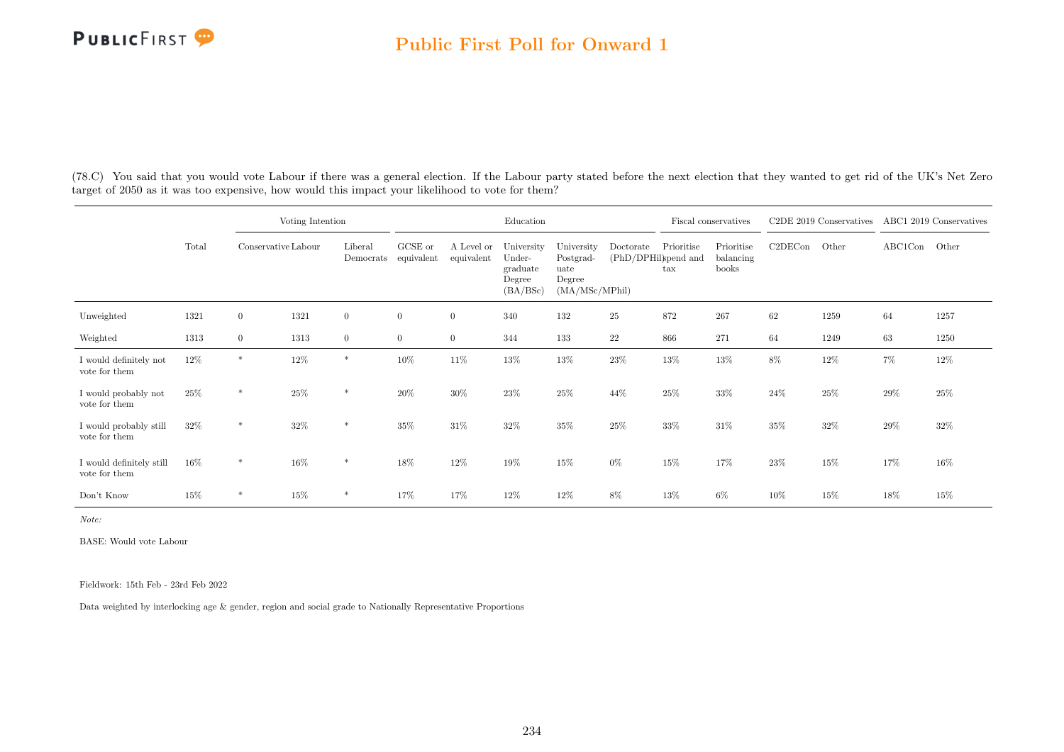(78.C) You said that you would vote Labour if there was a general election. If the Labour party stated before the next election that they wanted to get rid of the UK's Net Zero target of 2050 as it was too expensive, how would this impact your likelihood to vote for them?

| | Total | Voting Intention | | | Education | | | | | Fiscal conservatives | | C2DE 2019 Conservatives | | ABC1 2019 Conservatives | |
|---|---|---|---|---|---|---|---|---|---|---|---|---|---|---|---|
| | | Conservative | Labour | Liberal Democrats | GCSE or equivalent | A Level or equivalent | University Under-graduate Degree (BA/BSc) | University Postgrad-uate Degree (MA/MSc/MPhil) | Doctorate (PhD/DPHil) | Prioritise spend and tax | Prioritise balancing books | C2DECon | Other | ABC1Con | Other |
| Unweighted | 1321 | 0 | 1321 | 0 | 0 | 0 | 340 | 132 | 25 | 872 | 267 | 62 | 1259 | 64 | 1257 |
| Weighted | 1313 | 0 | 1313 | 0 | 0 | 0 | 344 | 133 | 22 | 866 | 271 | 64 | 1249 | 63 | 1250 |
| I would definitely not vote for them | 12% | * | 12% | * | 10% | 11% | 13% | 13% | 23% | 13% | 13% | 8% | 12% | 7% | 12% |
| I would probably not vote for them | 25% | * | 25% | * | 20% | 30% | 23% | 25% | 44% | 25% | 33% | 24% | 25% | 29% | 25% |
| I would probably still vote for them | 32% | * | 32% | * | 35% | 31% | 32% | 35% | 25% | 33% | 31% | 35% | 32% | 29% | 32% |
| I would definitely still vote for them | 16% | * | 16% | * | 18% | 12% | 19% | 15% | 0% | 15% | 17% | 23% | 15% | 17% | 16% |
| Don't Know | 15% | * | 15% | * | 17% | 17% | 12% | 12% | 8% | 13% | 6% | 10% | 15% | 18% | 15% |

*Note:*

BASE: Would vote Labour

Fieldwork: 15th Feb - 23rd Feb 2022

Data weighted by interlocking age & gender, region and social grade to Nationally Representative Proportions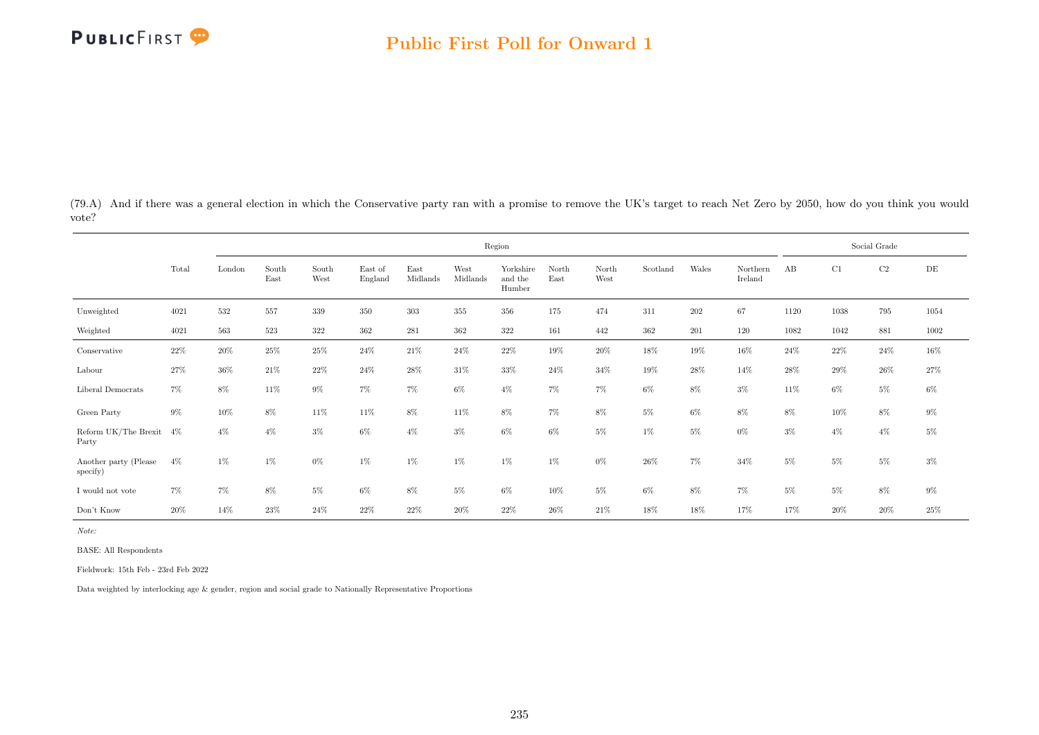(79.A) And if there was a general election in which the Conservative party ran with a promise to remove the UK's target to reach Net Zero by 2050, how do you think you would vote?

| | Total | Region | | | | | | | | | | | | Social Grade | | | |
|---|---|---|---|---|---|---|---|---|---|---|---|---|---|---|---|---|---|
| | | London | South East | South West | East of England | East Midlands | West Midlands | Yorkshire and the Humber | North East | North West | Scotland | Wales | Northern Ireland | AB | C1 | C2 | DE |
| Unweighted | 4021 | 532 | 557 | 339 | 350 | 303 | 355 | 356 | 175 | 474 | 311 | 202 | 67 | 1120 | 1038 | 795 | 1054 |
| Weighted | 4021 | 563 | 523 | 322 | 362 | 281 | 362 | 322 | 161 | 442 | 362 | 201 | 120 | 1082 | 1042 | 881 | 1002 |
| Conservative | 22% | 20% | 25% | 25% | 24% | 21% | 24% | 22% | 19% | 20% | 18% | 19% | 16% | 24% | 22% | 24% | 16% |
| Labour | 27% | 36% | 21% | 22% | 24% | 28% | 31% | 33% | 24% | 34% | 19% | 28% | 14% | 28% | 29% | 26% | 27% |
| Liberal Democrats | 7% | 8% | 11% | 9% | 7% | 7% | 6% | 4% | 7% | 7% | 6% | 8% | 3% | 11% | 6% | 5% | 6% |
| Green Party | 9% | 10% | 8% | 11% | 11% | 8% | 11% | 8% | 7% | 8% | 5% | 6% | 8% | 8% | 10% | 8% | 9% |
| Reform UK/The Brexit Party | 4% | 4% | 4% | 3% | 6% | 4% | 3% | 6% | 6% | 5% | 1% | 5% | 0% | 3% | 4% | 4% | 5% |
| Another party (Please specify) | 4% | 1% | 1% | 0% | 1% | 1% | 1% | 1% | 1% | 0% | 26% | 7% | 34% | 5% | 5% | 5% | 3% |
| I would not vote | 7% | 7% | 8% | 5% | 6% | 8% | 5% | 6% | 10% | 5% | 6% | 8% | 7% | 5% | 5% | 8% | 9% |
| Don't Know | 20% | 14% | 23% | 24% | 22% | 22% | 20% | 22% | 26% | 21% | 18% | 18% | 17% | 17% | 20% | 20% | 25% |

*Note:*

BASE: All Respondents

Fieldwork: 15th Feb - 23rd Feb 2022

Data weighted by interlocking age & gender, region and social grade to Nationally Representative Proportions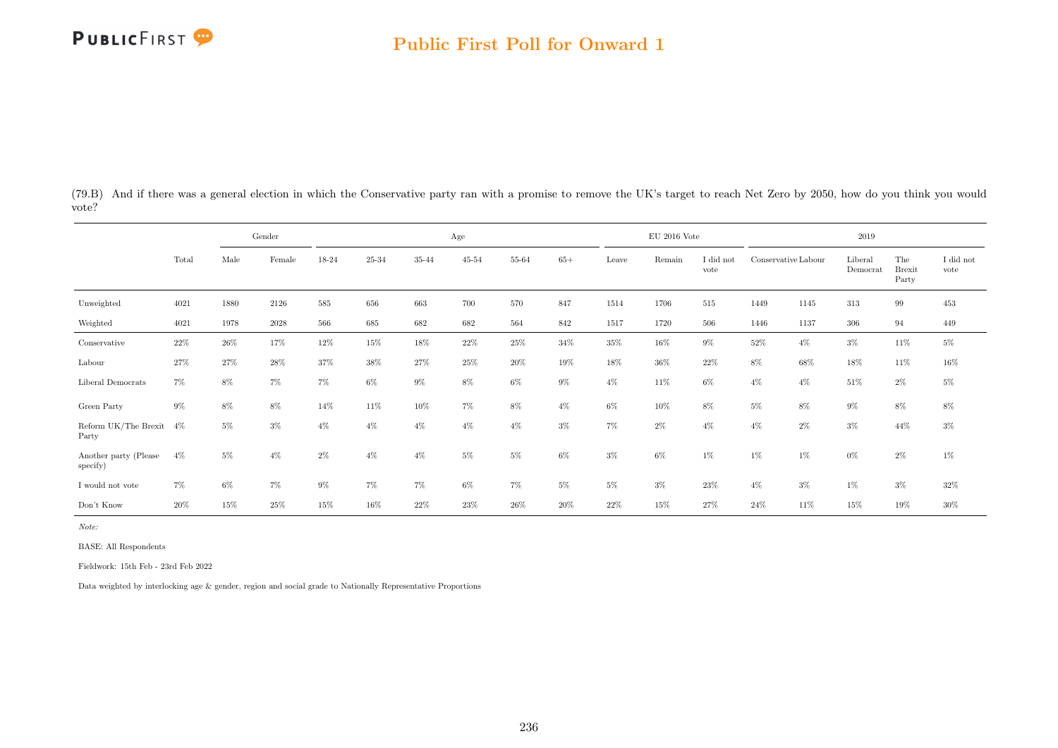## Public First Poll for Onward 1

(79.B) And if there was a general election in which the Conservative party ran with a promise to remove the UK's target to reach Net Zero by 2050, how do you think you would vote?

| | Total | Gender | | Age | | | | | | EU 2016 Vote | | | 2019 | | | | |
|---|---|---|---|---|---|---|---|---|---|---|---|---|---|---|---|---|---|
| | | Male | Female | 18-24 | 25-34 | 35-44 | 45-54 | 55-64 | 65+ | Leave | Remain | I did not vote | Conservative | Labour | Liberal Democrat | The Brexit Party | I did not vote |
| Unweighted | 4021 | 1880 | 2126 | 585 | 656 | 663 | 700 | 570 | 847 | 1514 | 1706 | 515 | 1449 | 1145 | 313 | 99 | 453 |
| Weighted | 4021 | 1978 | 2028 | 566 | 685 | 682 | 682 | 564 | 842 | 1517 | 1720 | 506 | 1446 | 1137 | 306 | 94 | 449 |
| Conservative | 22% | 26% | 17% | 12% | 15% | 18% | 22% | 25% | 34% | 35% | 16% | 9% | 52% | 4% | 3% | 11% | 5% |
| Labour | 27% | 27% | 28% | 37% | 38% | 27% | 25% | 20% | 19% | 18% | 36% | 22% | 8% | 68% | 18% | 11% | 16% |
| Liberal Democrats | 7% | 8% | 7% | 7% | 6% | 9% | 8% | 6% | 9% | 4% | 11% | 6% | 4% | 4% | 51% | 2% | 5% |
| Green Party | 9% | 8% | 8% | 14% | 11% | 10% | 7% | 8% | 4% | 6% | 10% | 8% | 5% | 8% | 9% | 8% | 8% |
| Reform UK/The Brexit Party | 4% | 5% | 3% | 4% | 4% | 4% | 4% | 4% | 3% | 7% | 2% | 4% | 4% | 2% | 3% | 44% | 3% |
| Another party (Please specify) | 4% | 5% | 4% | 2% | 4% | 4% | 5% | 5% | 6% | 3% | 6% | 1% | 1% | 1% | 0% | 2% | 1% |
| I would not vote | 7% | 6% | 7% | 9% | 7% | 7% | 6% | 7% | 5% | 5% | 3% | 23% | 4% | 3% | 1% | 3% | 32% |
| Don't Know | 20% | 15% | 25% | 15% | 16% | 22% | 23% | 26% | 20% | 22% | 15% | 27% | 24% | 11% | 15% | 19% | 30% |

*Note:*

BASE: All Respondents

Fieldwork: 15th Feb - 23rd Feb 2022

Data weighted by interlocking age & gender, region and social grade to Nationally Representative Proportions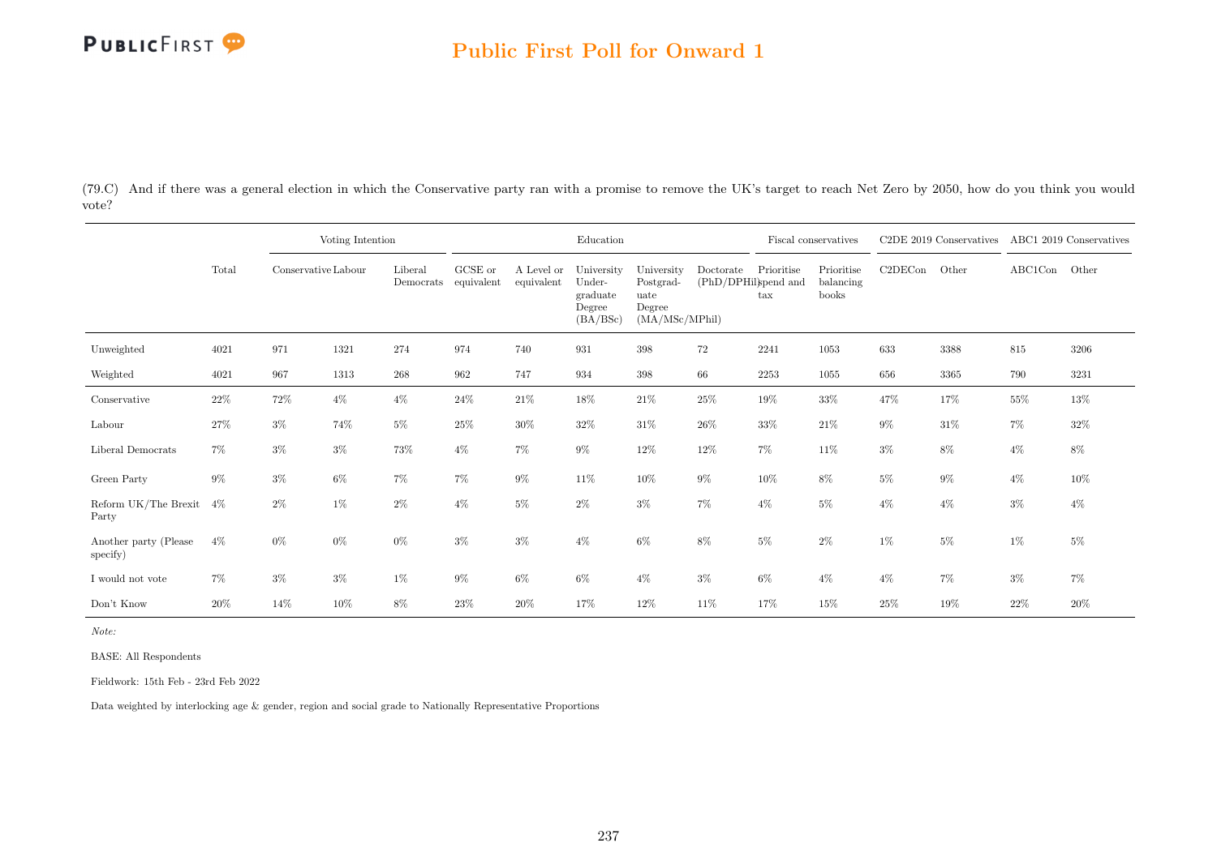## Public First Poll for Onward 1

(79.C) And if there was a general election in which the Conservative party ran with a promise to remove the UK's target to reach Net Zero by 2050, how do you think you would vote?

| | Total | Voting Intention | | | Education | | | | | Fiscal conservatives | | C2DE 2019 Conservatives | | ABC1 2019 Conservatives | |
|---|---|---|---|---|---|---|---|---|---|---|---|---|---|---|---|
| | | Conservative | Labour | Liberal Democrats | GCSE or equivalent | A Level or equivalent | University Undergraduate Degree (BA/BSc) | University Postgraduate Degree (MA/MSc/MPhil) | Doctorate (PhD/DPhil) | Prioritise spend and tax | Prioritise balancing books | C2DECon | Other | ABC1Con | Other |
| Unweighted | 4021 | 971 | 1321 | 274 | 974 | 740 | 931 | 398 | 72 | 2241 | 1053 | 633 | 3388 | 815 | 3206 |
| Weighted | 4021 | 967 | 1313 | 268 | 962 | 747 | 934 | 398 | 66 | 2253 | 1055 | 656 | 3365 | 790 | 3231 |
| Conservative | 22% | 72% | 4% | 4% | 24% | 21% | 18% | 21% | 25% | 19% | 33% | 47% | 17% | 55% | 13% |
| Labour | 27% | 3% | 74% | 5% | 25% | 30% | 32% | 31% | 26% | 33% | 21% | 9% | 31% | 7% | 32% |
| Liberal Democrats | 7% | 3% | 3% | 73% | 4% | 7% | 9% | 12% | 12% | 7% | 11% | 3% | 8% | 4% | 8% |
| Green Party | 9% | 3% | 6% | 7% | 7% | 9% | 11% | 10% | 9% | 10% | 8% | 5% | 9% | 4% | 10% |
| Reform UK/The Brexit Party | 4% | 2% | 1% | 2% | 4% | 5% | 2% | 3% | 7% | 4% | 5% | 4% | 4% | 3% | 4% |
| Another party (Please specify) | 4% | 0% | 0% | 0% | 3% | 3% | 4% | 6% | 8% | 5% | 2% | 1% | 5% | 1% | 5% |
| I would not vote | 7% | 3% | 3% | 1% | 9% | 6% | 6% | 4% | 3% | 6% | 4% | 4% | 7% | 3% | 7% |
| Don't Know | 20% | 14% | 10% | 8% | 23% | 20% | 17% | 12% | 11% | 17% | 15% | 25% | 19% | 22% | 20% |

*Note:*

BASE: All Respondents

Fieldwork: 15th Feb - 23rd Feb 2022

Data weighted by interlocking age & gender, region and social grade to Nationally Representative Proportions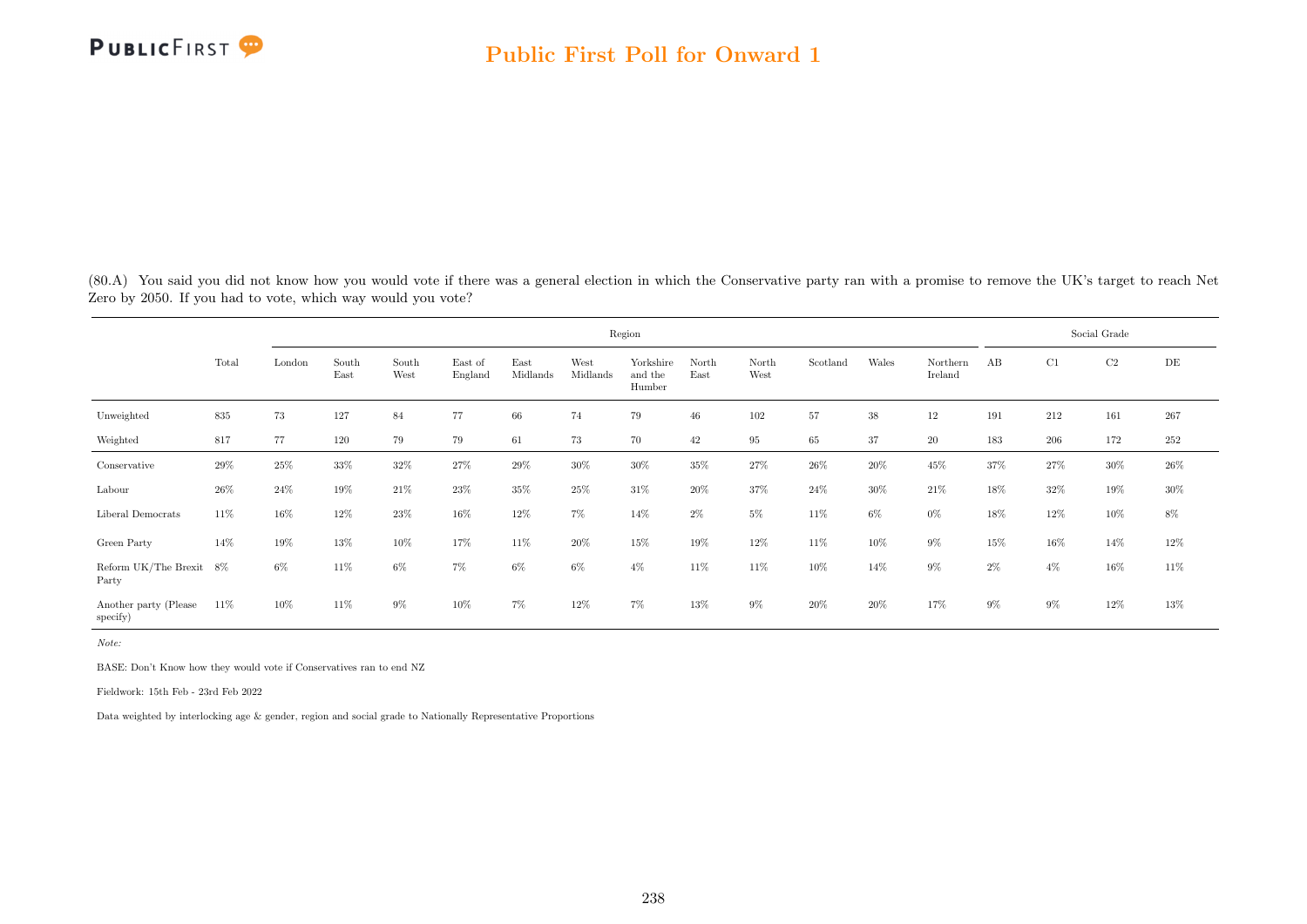(80.A) You said you did not know how you would vote if there was a general election in which the Conservative party ran with a promise to remove the UK's target to reach Net Zero by 2050. If you had to vote, which way would you vote?

| | Total | Region | | | | | | | | | | | | Social Grade | | | |
|---|---|---|---|---|---|---|---|---|---|---|---|---|---|---|---|---|---|
| | | London | South East | South West | East of England | East Midlands | West Midlands | Yorkshire and the Humber | North East | North West | Scotland | Wales | Northern Ireland | AB | C1 | C2 | DE |
| Unweighted | 835 | 73 | 127 | 84 | 77 | 66 | 74 | 79 | 46 | 102 | 57 | 38 | 12 | 191 | 212 | 161 | 267 |
| Weighted | 817 | 77 | 120 | 79 | 79 | 61 | 73 | 70 | 42 | 95 | 65 | 37 | 20 | 183 | 206 | 172 | 252 |
| Conservative | 29% | 25% | 33% | 32% | 27% | 29% | 30% | 30% | 35% | 27% | 26% | 20% | 45% | 37% | 27% | 30% | 26% |
| Labour | 26% | 24% | 19% | 21% | 23% | 35% | 25% | 31% | 20% | 37% | 24% | 30% | 21% | 18% | 32% | 19% | 30% |
| Liberal Democrats | 11% | 16% | 12% | 23% | 16% | 12% | 7% | 14% | 2% | 5% | 11% | 6% | 0% | 18% | 12% | 10% | 8% |
| Green Party | 14% | 19% | 13% | 10% | 17% | 11% | 20% | 15% | 19% | 12% | 11% | 10% | 9% | 15% | 16% | 14% | 12% |
| Reform UK/The Brexit Party | 8% | 6% | 11% | 6% | 7% | 6% | 6% | 4% | 11% | 11% | 10% | 14% | 9% | 2% | 4% | 16% | 11% |
| Another party (Please specify) | 11% | 10% | 11% | 9% | 10% | 7% | 12% | 7% | 13% | 9% | 20% | 20% | 17% | 9% | 9% | 12% | 13% |

*Note:*

BASE: Don't Know how they would vote if Conservatives ran to end NZ

Fieldwork: 15th Feb - 23rd Feb 2022

Data weighted by interlocking age & gender, region and social grade to Nationally Representative Proportions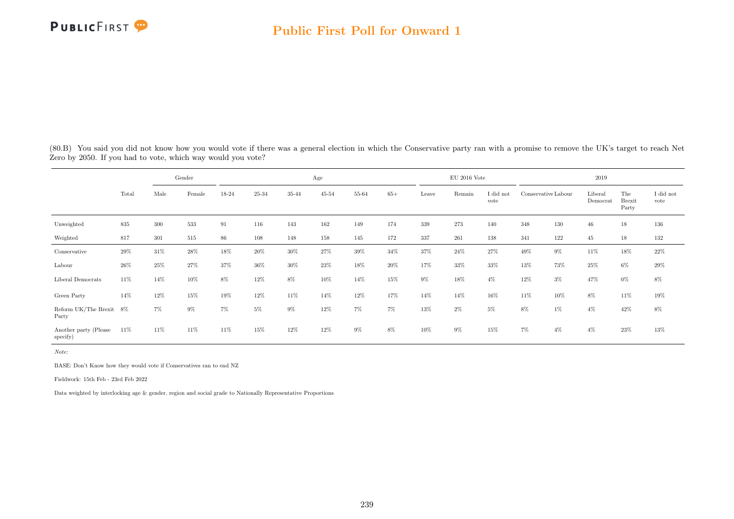(80.B) You said you did not know how you would vote if there was a general election in which the Conservative party ran with a promise to remove the UK's target to reach Net Zero by 2050. If you had to vote, which way would you vote?

| | Total | Gender | | Age | | | | | | EU 2016 Vote | | | 2019 | | | | |
|---|---|---|---|---|---|---|---|---|---|---|---|---|---|---|---|---|---|
| | | Male | Female | 18-24 | 25-34 | 35-44 | 45-54 | 55-64 | 65+ | Leave | Remain | I did not vote | Conservative | Labour | Liberal Democrat | The Brexit Party | I did not vote |
| Unweighted | 835 | 300 | 533 | 91 | 116 | 143 | 162 | 149 | 174 | 339 | 273 | 140 | 348 | 130 | 46 | 18 | 136 |
| Weighted | 817 | 301 | 515 | 86 | 108 | 148 | 158 | 145 | 172 | 337 | 261 | 138 | 341 | 122 | 45 | 18 | 132 |
| Conservative | 29% | 31% | 28% | 18% | 20% | 30% | 27% | 39% | 34% | 37% | 24% | 27% | 49% | 9% | 11% | 18% | 22% |
| Labour | 26% | 25% | 27% | 37% | 36% | 30% | 23% | 18% | 20% | 17% | 33% | 33% | 13% | 73% | 25% | 6% | 29% |
| Liberal Democrats | 11% | 14% | 10% | 8% | 12% | 8% | 10% | 14% | 15% | 9% | 18% | 4% | 12% | 3% | 47% | 0% | 8% |
| Green Party | 14% | 12% | 15% | 19% | 12% | 11% | 14% | 12% | 17% | 14% | 14% | 16% | 11% | 10% | 8% | 11% | 19% |
| Reform UK/The Brexit Party | 8% | 7% | 9% | 7% | 5% | 9% | 12% | 7% | 7% | 13% | 2% | 5% | 8% | 1% | 4% | 42% | 8% |
| Another party (Please specify) | 11% | 11% | 11% | 11% | 15% | 12% | 12% | 9% | 8% | 10% | 9% | 15% | 7% | 4% | 4% | 23% | 13% |

*Note:*

BASE: Don't Know how they would vote if Conservatives ran to end NZ

Fieldwork: 15th Feb - 23rd Feb 2022

Data weighted by interlocking age & gender, region and social grade to Nationally Representative Proportions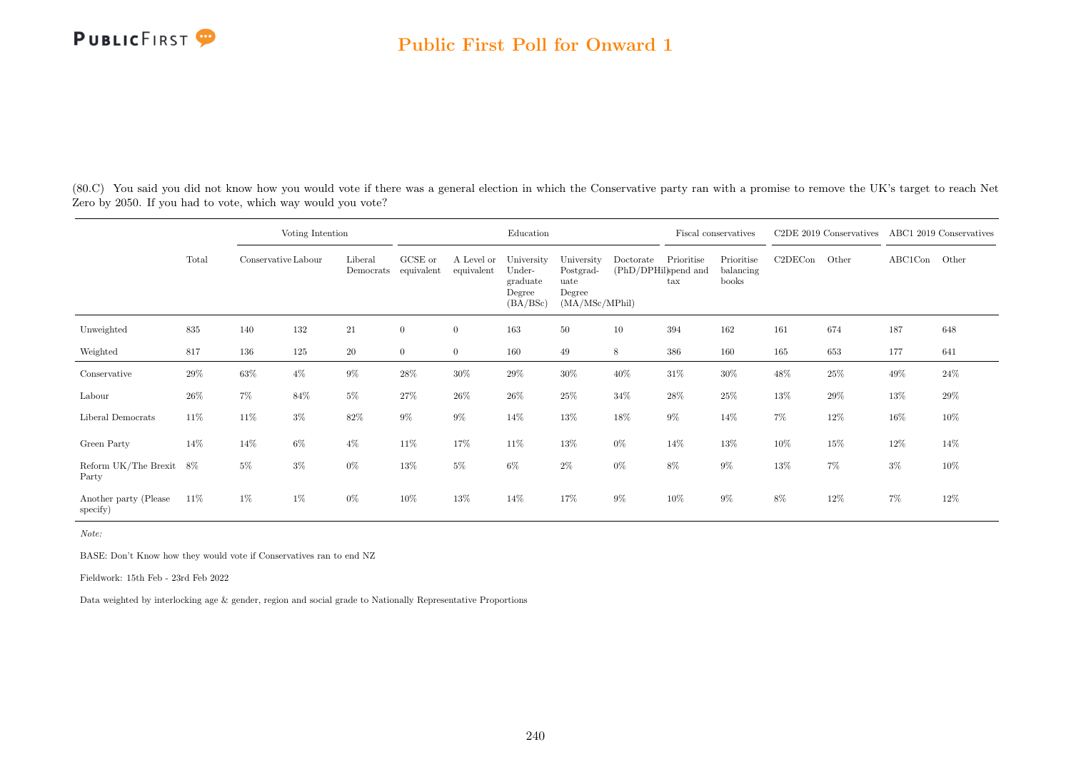## Public First Poll for Onward 1

(80.C) You said you did not know how you would vote if there was a general election in which the Conservative party ran with a promise to remove the UK's target to reach Net Zero by 2050. If you had to vote, which way would you vote?

| | Total | Voting Intention | | | Education | | | | | Fiscal conservatives | | C2DE 2019 Conservatives | | ABC1 2019 Conservatives | |
|---|---|---|---|---|---|---|---|---|---|---|---|---|---|---|---|
| | | Conservative | Labour | Liberal Democrats | GCSE or equivalent | A Level or equivalent | University Undergraduate Degree (BA/BSc) | University Postgraduate Degree (MA/MSc/MPhil) | Doctorate (PhD/DPHil) | Prioritise spend and tax | Prioritise balancing books | C2DECon | Other | ABC1Con | Other |
| Unweighted | 835 | 140 | 132 | 21 | 0 | 0 | 163 | 50 | 10 | 394 | 162 | 161 | 674 | 187 | 648 |
| Weighted | 817 | 136 | 125 | 20 | 0 | 0 | 160 | 49 | 8 | 386 | 160 | 165 | 653 | 177 | 641 |
| Conservative | 29% | 63% | 4% | 9% | 28% | 30% | 29% | 30% | 40% | 31% | 30% | 48% | 25% | 49% | 24% |
| Labour | 26% | 7% | 84% | 5% | 27% | 26% | 26% | 25% | 34% | 28% | 25% | 13% | 29% | 13% | 29% |
| Liberal Democrats | 11% | 11% | 3% | 82% | 9% | 9% | 14% | 13% | 18% | 9% | 14% | 7% | 12% | 16% | 10% |
| Green Party | 14% | 14% | 6% | 4% | 11% | 17% | 11% | 13% | 0% | 14% | 13% | 10% | 15% | 12% | 14% |
| Reform UK/The Brexit Party | 8% | 5% | 3% | 0% | 13% | 5% | 6% | 2% | 0% | 8% | 9% | 13% | 7% | 3% | 10% |
| Another party (Please specify) | 11% | 1% | 1% | 0% | 10% | 13% | 14% | 17% | 9% | 10% | 9% | 8% | 12% | 7% | 12% |

*Note:*

BASE: Don't Know how they would vote if Conservatives ran to end NZ

Fieldwork: 15th Feb - 23rd Feb 2022

Data weighted by interlocking age & gender, region and social grade to Nationally Representative Proportions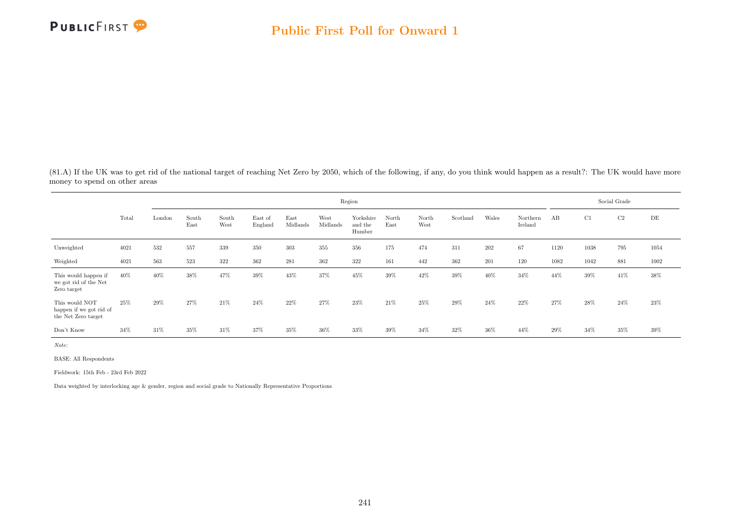(81.A) If the UK was to get rid of the national target of reaching Net Zero by 2050, which of the following, if any, do you think would happen as a result?: The UK would have more money to spend on other areas

| | Total | Region | | | | | | | | | | | | Social Grade | | | |
|---|---|---|---|---|---|---|---|---|---|---|---|---|---|---|---|---|---|
| | | London | South East | South West | East of England | East Midlands | West Midlands | Yorkshire and the Humber | North East | North West | Scotland | Wales | Northern Ireland | AB | C1 | C2 | DE |
| Unweighted | 4021 | 532 | 557 | 339 | 350 | 303 | 355 | 356 | 175 | 474 | 311 | 202 | 67 | 1120 | 1038 | 795 | 1054 |
| Weighted | 4021 | 563 | 523 | 322 | 362 | 281 | 362 | 322 | 161 | 442 | 362 | 201 | 120 | 1082 | 1042 | 881 | 1002 |
| This would happen if we got rid of the Net Zero target | 40% | 40% | 38% | 47% | 39% | 43% | 37% | 45% | 39% | 42% | 39% | 40% | 34% | 44% | 39% | 41% | 38% |
| This would NOT happen if we got rid of the Net Zero target | 25% | 29% | 27% | 21% | 24% | 22% | 27% | 23% | 21% | 25% | 29% | 24% | 22% | 27% | 28% | 24% | 23% |
| Don't Know | 34% | 31% | 35% | 31% | 37% | 35% | 36% | 33% | 39% | 34% | 32% | 36% | 44% | 29% | 34% | 35% | 39% |

*Note:*

BASE: All Respondents

Fieldwork: 15th Feb - 23rd Feb 2022

Data weighted by interlocking age & gender, region and social grade to Nationally Representative Proportions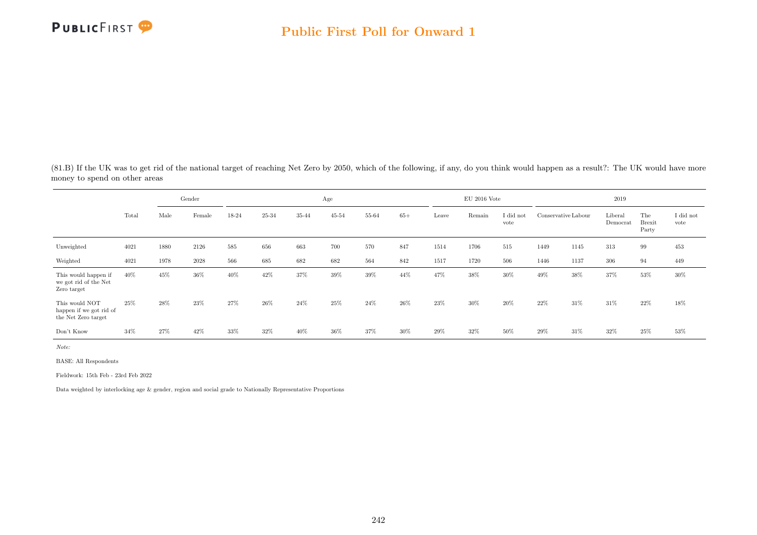# Public First Poll for Onward 1

(81.B) If the UK was to get rid of the national target of reaching Net Zero by 2050, which of the following, if any, do you think would happen as a result?: The UK would have more money to spend on other areas

| | Total | Gender | | Age | | | | | | EU 2016 Vote | | | 2019 | | | | |
|---|---|---|---|---|---|---|---|---|---|---|---|---|---|---|---|---|---|
| | | Male | Female | 18-24 | 25-34 | 35-44 | 45-54 | 55-64 | 65+ | Leave | Remain | I did not vote | Conservative | Labour | Liberal Democrat | The Brexit Party | I did not vote |
| Unweighted | 4021 | 1880 | 2126 | 585 | 656 | 663 | 700 | 570 | 847 | 1514 | 1706 | 515 | 1449 | 1145 | 313 | 99 | 453 |
| Weighted | 4021 | 1978 | 2028 | 566 | 685 | 682 | 682 | 564 | 842 | 1517 | 1720 | 506 | 1446 | 1137 | 306 | 94 | 449 |
| This would happen if we got rid of the Net Zero target | 40% | 45% | 36% | 40% | 42% | 37% | 39% | 39% | 44% | 47% | 38% | 30% | 49% | 38% | 37% | 53% | 30% |
| This would NOT happen if we got rid of the Net Zero target | 25% | 28% | 23% | 27% | 26% | 24% | 25% | 24% | 26% | 23% | 30% | 20% | 22% | 31% | 31% | 22% | 18% |
| Don't Know | 34% | 27% | 42% | 33% | 32% | 40% | 36% | 37% | 30% | 29% | 32% | 50% | 29% | 31% | 32% | 25% | 53% |

*Note:*

BASE: All Respondents

Fieldwork: 15th Feb - 23rd Feb 2022

Data weighted by interlocking age & gender, region and social grade to Nationally Representative Proportions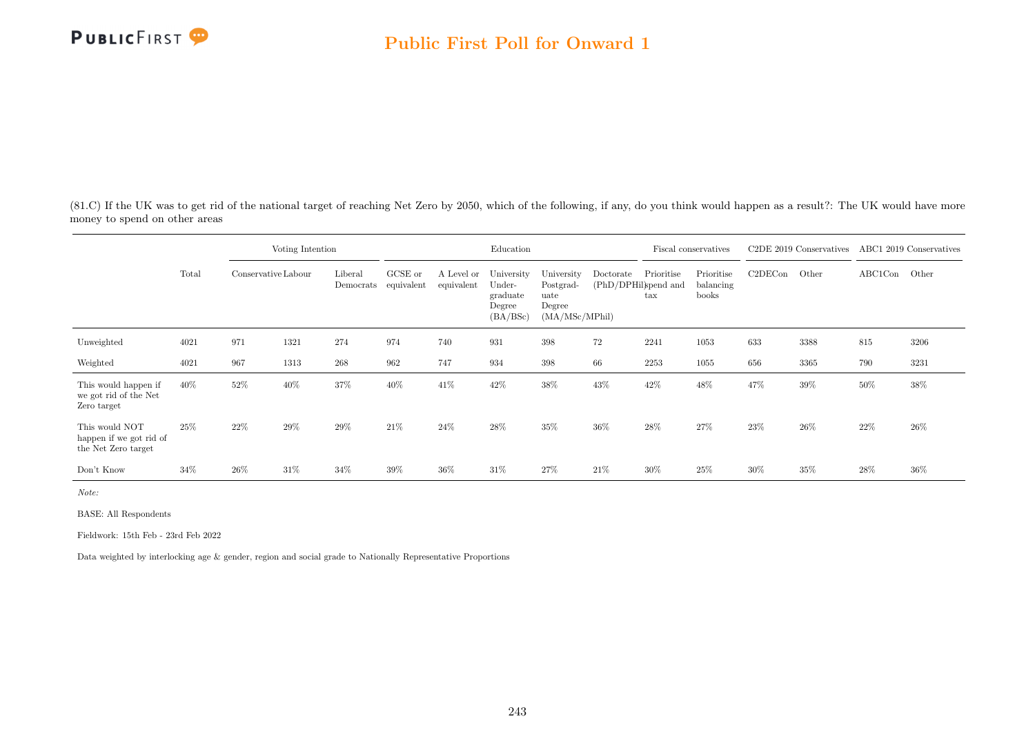(81.C) If the UK was to get rid of the national target of reaching Net Zero by 2050, which of the following, if any, do you think would happen as a result?: The UK would have more money to spend on other areas

| | Total | Voting Intention | | | Education | | | | | Fiscal conservatives | | C2DE 2019 Conservatives | | ABC1 2019 Conservatives | |
|---|---|---|---|---|---|---|---|---|---|---|---|---|---|---|---|
| | | Conservative | Labour | Liberal Democrats | GCSE or equivalent | A Level or equivalent | University Undergraduate Degree (BA/BSc) | University Postgraduate Degree (MA/MSc/MPhil) | Doctorate (PhD/DPHil) | Prioritise spend and tax | Prioritise balancing books | C2DECon | Other | ABC1Con | Other |
| Unweighted | 4021 | 971 | 1321 | 274 | 974 | 740 | 931 | 398 | 72 | 2241 | 1053 | 633 | 3388 | 815 | 3206 |
| Weighted | 4021 | 967 | 1313 | 268 | 962 | 747 | 934 | 398 | 66 | 2253 | 1055 | 656 | 3365 | 790 | 3231 |
| This would happen if we got rid of the Net Zero target | 40% | 52% | 40% | 37% | 40% | 41% | 42% | 38% | 43% | 42% | 48% | 47% | 39% | 50% | 38% |
| This would NOT happen if we got rid of the Net Zero target | 25% | 22% | 29% | 29% | 21% | 24% | 28% | 35% | 36% | 28% | 27% | 23% | 26% | 22% | 26% |
| Don't Know | 34% | 26% | 31% | 34% | 39% | 36% | 31% | 27% | 21% | 30% | 25% | 30% | 35% | 28% | 36% |

*Note:*

BASE: All Respondents

Fieldwork: 15th Feb - 23rd Feb 2022

Data weighted by interlocking age & gender, region and social grade to Nationally Representative Proportions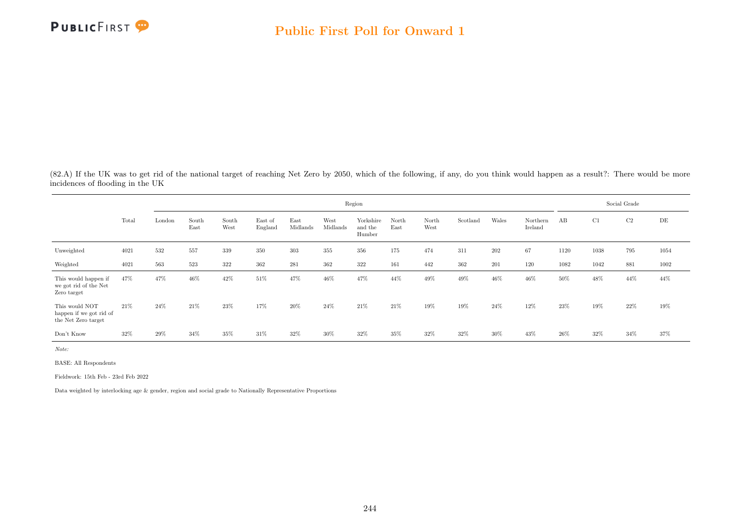(82.A) If the UK was to get rid of the national target of reaching Net Zero by 2050, which of the following, if any, do you think would happen as a result?: There would be more incidences of flooding in the UK

| | Total | Region | | | | | | | | | | | | | Social Grade | | | |
|---|---|---|---|---|---|---|---|---|---|---|---|---|---|---|---|---|---|---|
| | | London | South East | South West | East of England | East Midlands | West Midlands | Yorkshire and the Humber | North East | North West | Scotland | Wales | Northern Ireland | AB | C1 | C2 | DE |
| Unweighted | 4021 | 532 | 557 | 339 | 350 | 303 | 355 | 356 | 175 | 474 | 311 | 202 | 67 | 1120 | 1038 | 795 | 1054 |
| Weighted | 4021 | 563 | 523 | 322 | 362 | 281 | 362 | 322 | 161 | 442 | 362 | 201 | 120 | 1082 | 1042 | 881 | 1002 |
| This would happen if we got rid of the Net Zero target | 47% | 47% | 46% | 42% | 51% | 47% | 46% | 47% | 44% | 49% | 49% | 46% | 46% | 50% | 48% | 44% | 44% |
| This would NOT happen if we got rid of the Net Zero target | 21% | 24% | 21% | 23% | 17% | 20% | 24% | 21% | 21% | 19% | 19% | 24% | 12% | 23% | 19% | 22% | 19% |
| Don't Know | 32% | 29% | 34% | 35% | 31% | 32% | 30% | 32% | 35% | 32% | 32% | 30% | 43% | 26% | 32% | 34% | 37% |

*Note:*

BASE: All Respondents

Fieldwork: 15th Feb - 23rd Feb 2022

Data weighted by interlocking age & gender, region and social grade to Nationally Representative Proportions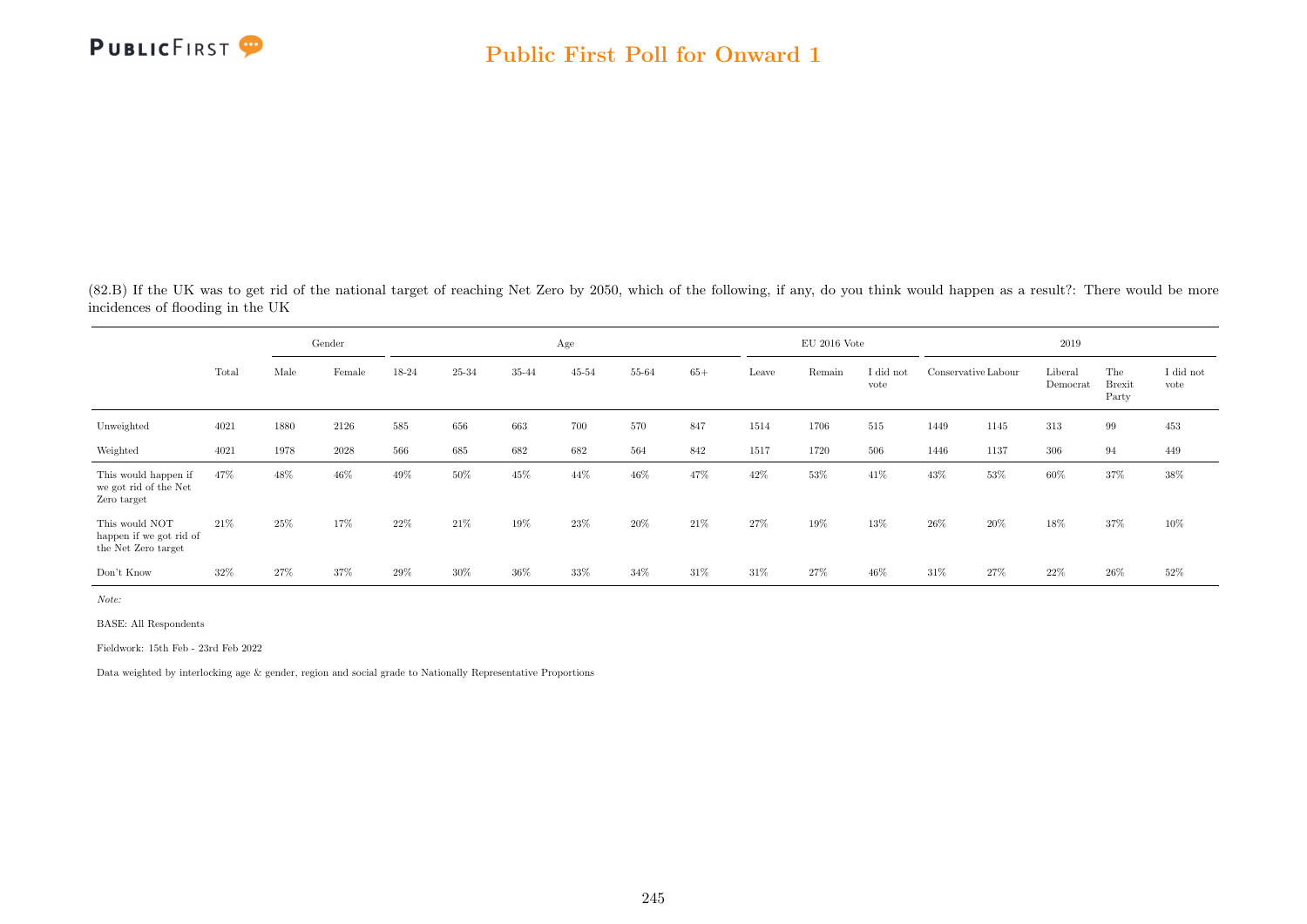(82.B) If the UK was to get rid of the national target of reaching Net Zero by 2050, which of the following, if any, do you think would happen as a result?: There would be more incidences of flooding in the UK

| | Total | Gender | | Age | | | | | | EU 2016 Vote | | | 2019 | | | | |
|---|---|---|---|---|---|---|---|---|---|---|---|---|---|---|---|---|---|
| | | Male | Female | 18-24 | 25-34 | 35-44 | 45-54 | 55-64 | 65+ | Leave | Remain | I did not vote | Conservative | Labour | Liberal Democrat | The Brexit Party | I did not vote |
| Unweighted | 4021 | 1880 | 2126 | 585 | 656 | 663 | 700 | 570 | 847 | 1514 | 1706 | 515 | 1449 | 1145 | 313 | 99 | 453 |
| Weighted | 4021 | 1978 | 2028 | 566 | 685 | 682 | 682 | 564 | 842 | 1517 | 1720 | 506 | 1446 | 1137 | 306 | 94 | 449 |
| This would happen if we got rid of the Net Zero target | 47% | 48% | 46% | 49% | 50% | 45% | 44% | 46% | 47% | 42% | 53% | 41% | 43% | 53% | 60% | 37% | 38% |
| This would NOT happen if we got rid of the Net Zero target | 21% | 25% | 17% | 22% | 21% | 19% | 23% | 20% | 21% | 27% | 19% | 13% | 26% | 20% | 18% | 37% | 10% |
| Don't Know | 32% | 27% | 37% | 29% | 30% | 36% | 33% | 34% | 31% | 31% | 27% | 46% | 31% | 27% | 22% | 26% | 52% |

*Note:*

BASE: All Respondents

Fieldwork: 15th Feb - 23rd Feb 2022

Data weighted by interlocking age & gender, region and social grade to Nationally Representative Proportions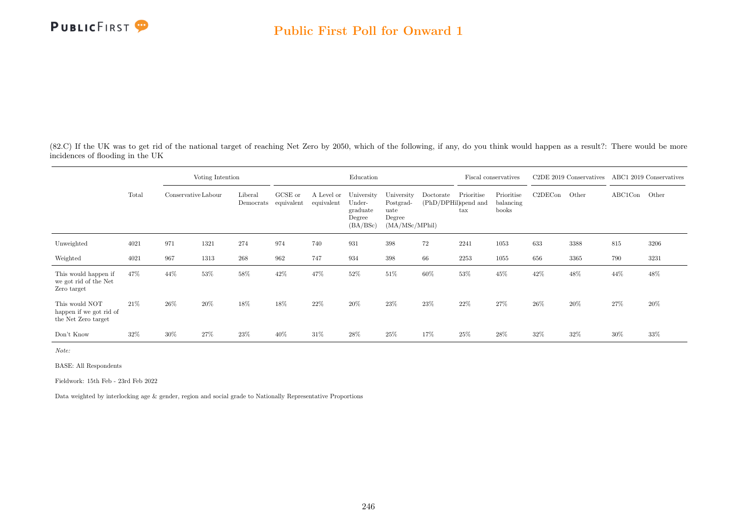## Public First Poll for Onward 1

(82.C) If the UK was to get rid of the national target of reaching Net Zero by 2050, which of the following, if any, do you think would happen as a result?: There would be more incidences of flooding in the UK

| | Total | Voting Intention | | | Education | | | | | Fiscal conservatives | | C2DE 2019 Conservatives | | ABC1 2019 Conservatives | |
|---|---|---|---|---|---|---|---|---|---|---|---|---|---|---|---|
| | | Conservative | Labour | Liberal Democrats | GCSE or equivalent | A Level or equivalent | University Undergraduate Degree (BA/BSc) | University Postgraduate Degree (MA/MSc/MPhil) | Doctorate (PhD/DPHil) | Prioritise spend and tax | Prioritise balancing books | C2DECon | Other | ABC1Con | Other |
| Unweighted | 4021 | 971 | 1321 | 274 | 974 | 740 | 931 | 398 | 72 | 2241 | 1053 | 633 | 3388 | 815 | 3206 |
| Weighted | 4021 | 967 | 1313 | 268 | 962 | 747 | 934 | 398 | 66 | 2253 | 1055 | 656 | 3365 | 790 | 3231 |
| This would happen if we got rid of the Net Zero target | 47% | 44% | 53% | 58% | 42% | 47% | 52% | 51% | 60% | 53% | 45% | 42% | 48% | 44% | 48% |
| This would NOT happen if we got rid of the Net Zero target | 21% | 26% | 20% | 18% | 18% | 22% | 20% | 23% | 23% | 22% | 27% | 26% | 20% | 27% | 20% |
| Don't Know | 32% | 30% | 27% | 23% | 40% | 31% | 28% | 25% | 17% | 25% | 28% | 32% | 32% | 30% | 33% |

*Note:*

BASE: All Respondents

Fieldwork: 15th Feb - 23rd Feb 2022

Data weighted by interlocking age & gender, region and social grade to Nationally Representative Proportions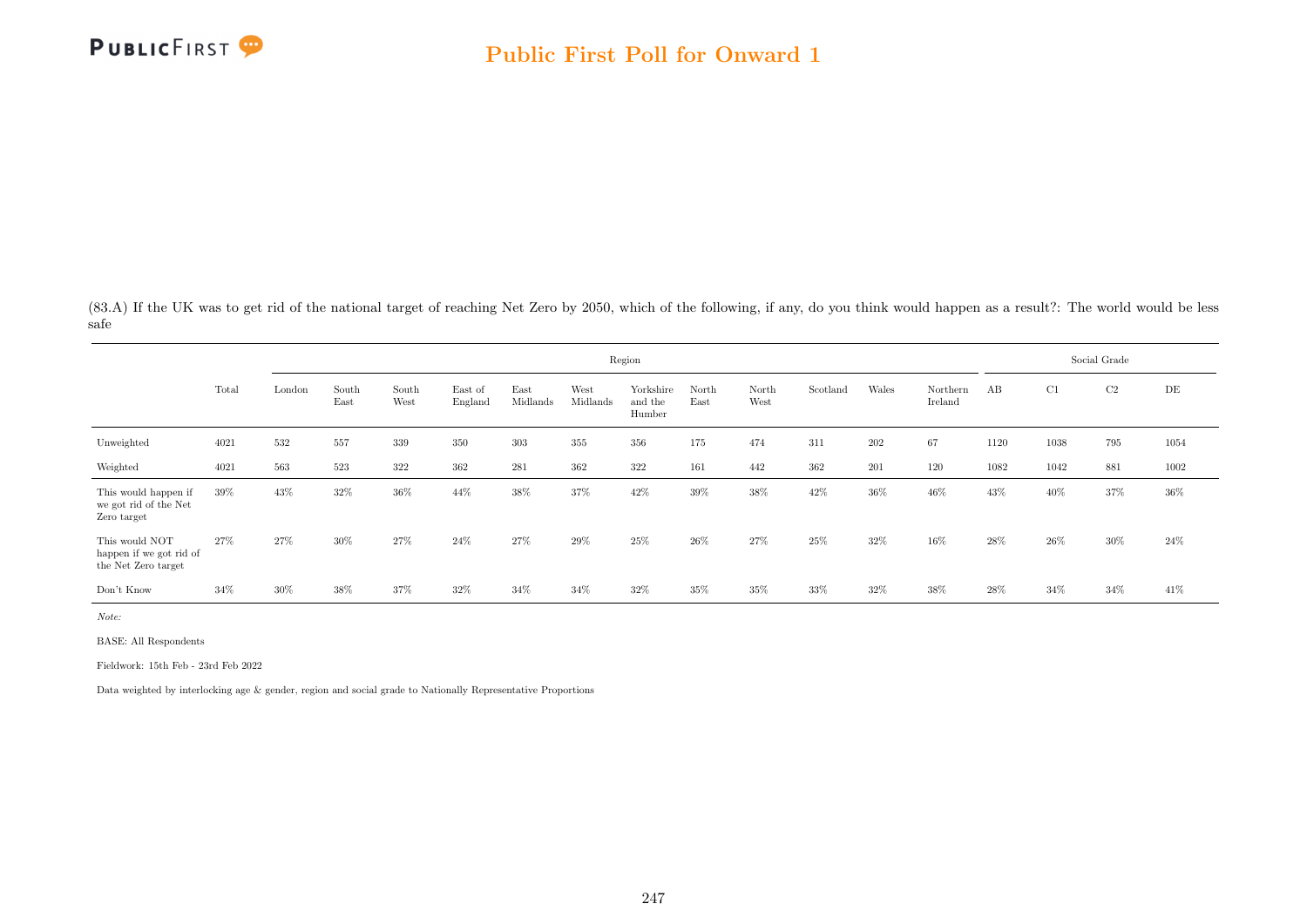(83.A) If the UK was to get rid of the national target of reaching Net Zero by 2050, which of the following, if any, do you think would happen as a result?: The world would be less safe

| | Total | Region | | | | | | | | | | | | Social Grade | | | |
|---|---|---|---|---|---|---|---|---|---|---|---|---|---|---|---|---|---|
| | | London | South East | South West | East of England | East Midlands | West Midlands | Yorkshire and the Humber | North East | North West | Scotland | Wales | Northern Ireland | AB | C1 | C2 | DE |
| Unweighted | 4021 | 532 | 557 | 339 | 350 | 303 | 355 | 356 | 175 | 474 | 311 | 202 | 67 | 1120 | 1038 | 795 | 1054 |
| Weighted | 4021 | 563 | 523 | 322 | 362 | 281 | 362 | 322 | 161 | 442 | 362 | 201 | 120 | 1082 | 1042 | 881 | 1002 |
| This would happen if we got rid of the Net Zero target | 39% | 43% | 32% | 36% | 44% | 38% | 37% | 42% | 39% | 38% | 42% | 36% | 46% | 43% | 40% | 37% | 36% |
| This would NOT happen if we got rid of the Net Zero target | 27% | 27% | 30% | 27% | 24% | 27% | 29% | 25% | 26% | 27% | 25% | 32% | 16% | 28% | 26% | 30% | 24% |
| Don't Know | 34% | 30% | 38% | 37% | 32% | 34% | 34% | 32% | 35% | 35% | 33% | 32% | 38% | 28% | 34% | 34% | 41% |

*Note:*

BASE: All Respondents

Fieldwork: 15th Feb - 23rd Feb 2022

Data weighted by interlocking age & gender, region and social grade to Nationally Representative Proportions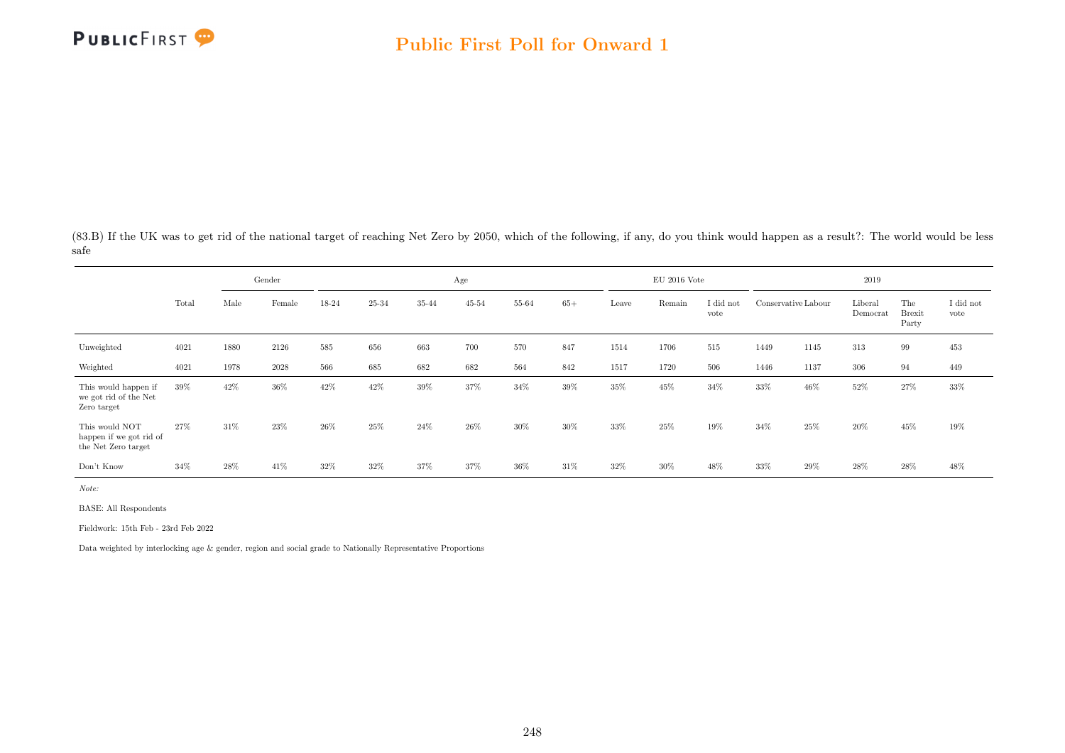(83.B) If the UK was to get rid of the national target of reaching Net Zero by 2050, which of the following, if any, do you think would happen as a result?: The world would be less safe

| | Total | Gender | | Age | | | | | | EU 2016 Vote | | | 2019 | | | | |
|---|---|---|---|---|---|---|---|---|---|---|---|---|---|---|---|---|---|
| | | Male | Female | 18-24 | 25-34 | 35-44 | 45-54 | 55-64 | 65+ | Leave | Remain | I did not vote | Conservative | Labour | Liberal Democrat | The Brexit Party | I did not vote |
| Unweighted | 4021 | 1880 | 2126 | 585 | 656 | 663 | 700 | 570 | 847 | 1514 | 1706 | 515 | 1449 | 1145 | 313 | 99 | 453 |
| Weighted | 4021 | 1978 | 2028 | 566 | 685 | 682 | 682 | 564 | 842 | 1517 | 1720 | 506 | 1446 | 1137 | 306 | 94 | 449 |
| This would happen if we got rid of the Net Zero target | 39% | 42% | 36% | 42% | 42% | 39% | 37% | 34% | 39% | 35% | 45% | 34% | 33% | 46% | 52% | 27% | 33% |
| This would NOT happen if we got rid of the Net Zero target | 27% | 31% | 23% | 26% | 25% | 24% | 26% | 30% | 30% | 33% | 25% | 19% | 34% | 25% | 20% | 45% | 19% |
| Don't Know | 34% | 28% | 41% | 32% | 32% | 37% | 37% | 36% | 31% | 32% | 30% | 48% | 33% | 29% | 28% | 28% | 48% |

*Note:*

BASE: All Respondents

Fieldwork: 15th Feb - 23rd Feb 2022

Data weighted by interlocking age & gender, region and social grade to Nationally Representative Proportions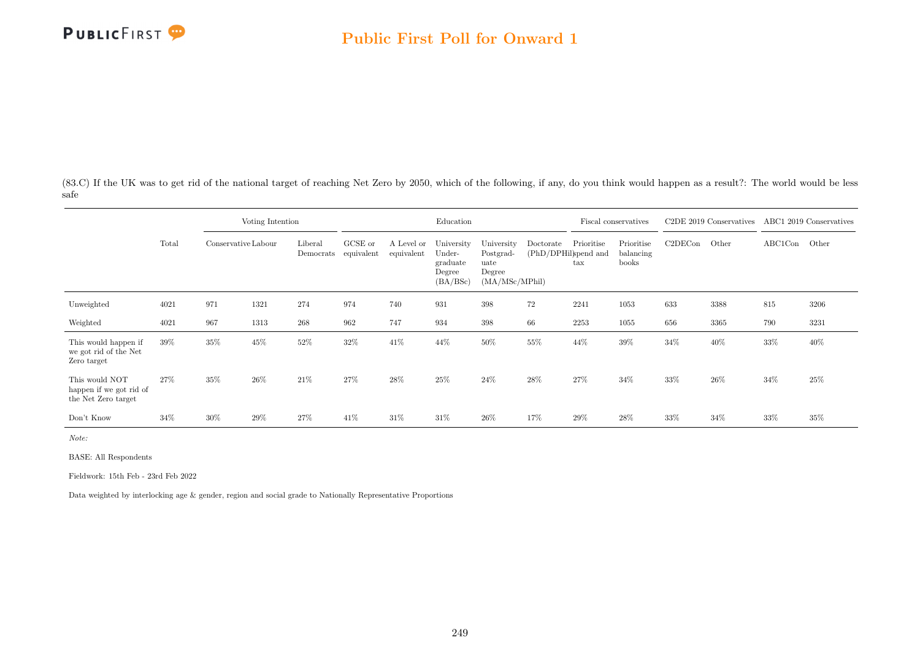(83.C) If the UK was to get rid of the national target of reaching Net Zero by 2050, which of the following, if any, do you think would happen as a result?: The world would be less safe

| | Total | Voting Intention | | | Education | | | | | Fiscal conservatives | | C2DE 2019 Conservatives | | ABC1 2019 Conservatives | |
|---|---|---|---|---|---|---|---|---|---|---|---|---|---|---|---|
| | | Conservative | Labour | Liberal Democrats | GCSE or equivalent | A Level or equivalent | University Undergraduate Degree (BA/BSc) | University Postgraduate Degree (MA/MSc/MPhil) | Doctorate (PhD/DPHil) | Prioritise spend and tax | Prioritise balancing books | C2DECon | Other | ABC1Con | Other |
| Unweighted | 4021 | 971 | 1321 | 274 | 974 | 740 | 931 | 398 | 72 | 2241 | 1053 | 633 | 3388 | 815 | 3206 |
| Weighted | 4021 | 967 | 1313 | 268 | 962 | 747 | 934 | 398 | 66 | 2253 | 1055 | 656 | 3365 | 790 | 3231 |
| This would happen if we got rid of the Net Zero target | 39% | 35% | 45% | 52% | 32% | 41% | 44% | 50% | 55% | 44% | 39% | 34% | 40% | 33% | 40% |
| This would NOT happen if we got rid of the Net Zero target | 27% | 35% | 26% | 21% | 27% | 28% | 25% | 24% | 28% | 27% | 34% | 33% | 26% | 34% | 25% |
| Don't Know | 34% | 30% | 29% | 27% | 41% | 31% | 31% | 26% | 17% | 29% | 28% | 33% | 34% | 33% | 35% |

*Note:*

BASE: All Respondents

Fieldwork: 15th Feb - 23rd Feb 2022

Data weighted by interlocking age & gender, region and social grade to Nationally Representative Proportions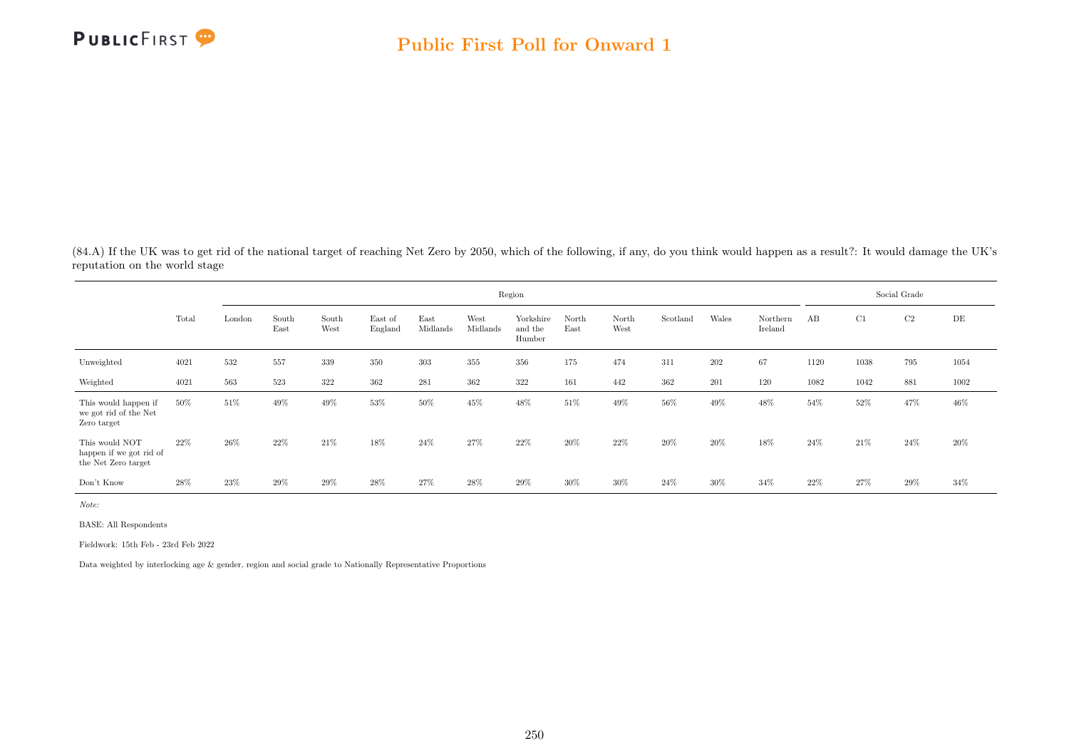(84.A) If the UK was to get rid of the national target of reaching Net Zero by 2050, which of the following, if any, do you think would happen as a result?: It would damage the UK's reputation on the world stage

| | Total | Region | | | | | | | | | | | | Social Grade | | | |
|---|---|---|---|---|---|---|---|---|---|---|---|---|---|---|---|---|---|
| | | London | South East | South West | East of England | East Midlands | West Midlands | Yorkshire and the Humber | North East | North West | Scotland | Wales | Northern Ireland | AB | C1 | C2 | DE |
| Unweighted | 4021 | 532 | 557 | 339 | 350 | 303 | 355 | 356 | 175 | 474 | 311 | 202 | 67 | 1120 | 1038 | 795 | 1054 |
| Weighted | 4021 | 563 | 523 | 322 | 362 | 281 | 362 | 322 | 161 | 442 | 362 | 201 | 120 | 1082 | 1042 | 881 | 1002 |
| This would happen if we got rid of the Net Zero target | 50% | 51% | 49% | 49% | 53% | 50% | 45% | 48% | 51% | 49% | 56% | 49% | 48% | 54% | 52% | 47% | 46% |
| This would NOT happen if we got rid of the Net Zero target | 22% | 26% | 22% | 21% | 18% | 24% | 27% | 22% | 20% | 22% | 20% | 20% | 18% | 24% | 21% | 24% | 20% |
| Don't Know | 28% | 23% | 29% | 29% | 28% | 27% | 28% | 29% | 30% | 30% | 24% | 30% | 34% | 22% | 27% | 29% | 34% |

*Note:*

BASE: All Respondents

Fieldwork: 15th Feb - 23rd Feb 2022

Data weighted by interlocking age & gender, region and social grade to Nationally Representative Proportions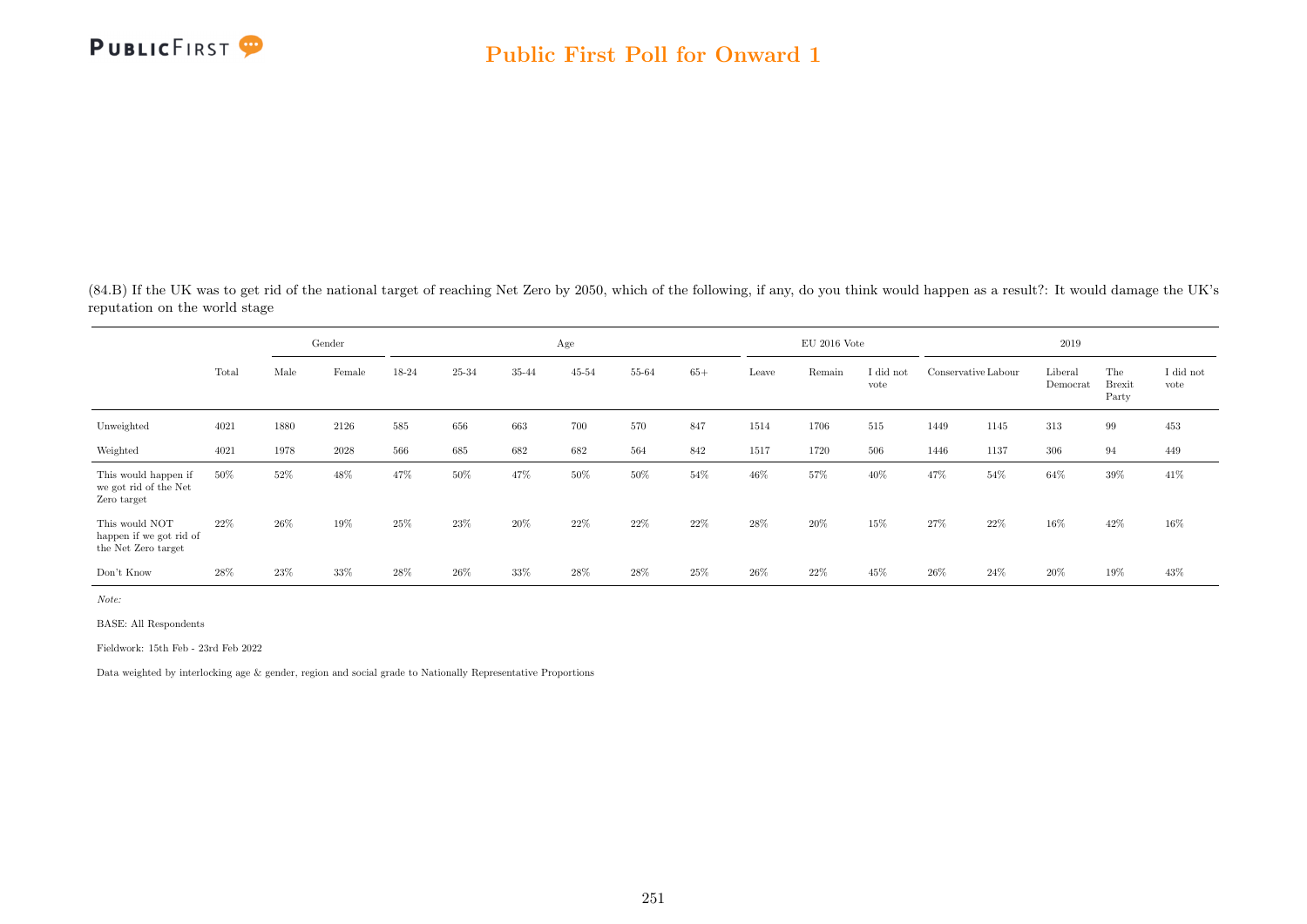## Public First Poll for Onward 1

(84.B) If the UK was to get rid of the national target of reaching Net Zero by 2050, which of the following, if any, do you think would happen as a result?: It would damage the UK's reputation on the world stage

| | Total | Gender | | Age | | | | | | EU 2016 Vote | | | 2019 | | | | |
|---|---|---|---|---|---|---|---|---|---|---|---|---|---|---|---|---|---|
| | | Male | Female | 18-24 | 25-34 | 35-44 | 45-54 | 55-64 | 65+ | Leave | Remain | I did not vote | Conservative | Labour | Liberal Democrat | The Brexit Party | I did not vote |
| Unweighted | 4021 | 1880 | 2126 | 585 | 656 | 663 | 700 | 570 | 847 | 1514 | 1706 | 515 | 1449 | 1145 | 313 | 99 | 453 |
| Weighted | 4021 | 1978 | 2028 | 566 | 685 | 682 | 682 | 564 | 842 | 1517 | 1720 | 506 | 1446 | 1137 | 306 | 94 | 449 |
| This would happen if we got rid of the Net Zero target | 50% | 52% | 48% | 47% | 50% | 47% | 50% | 50% | 54% | 46% | 57% | 40% | 47% | 54% | 64% | 39% | 41% |
| This would NOT happen if we got rid of the Net Zero target | 22% | 26% | 19% | 25% | 23% | 20% | 22% | 22% | 22% | 28% | 20% | 15% | 27% | 22% | 16% | 42% | 16% |
| Don't Know | 28% | 23% | 33% | 28% | 26% | 33% | 28% | 28% | 25% | 26% | 22% | 45% | 26% | 24% | 20% | 19% | 43% |

*Note:*

BASE: All Respondents

Fieldwork: 15th Feb - 23rd Feb 2022

Data weighted by interlocking age & gender, region and social grade to Nationally Representative Proportions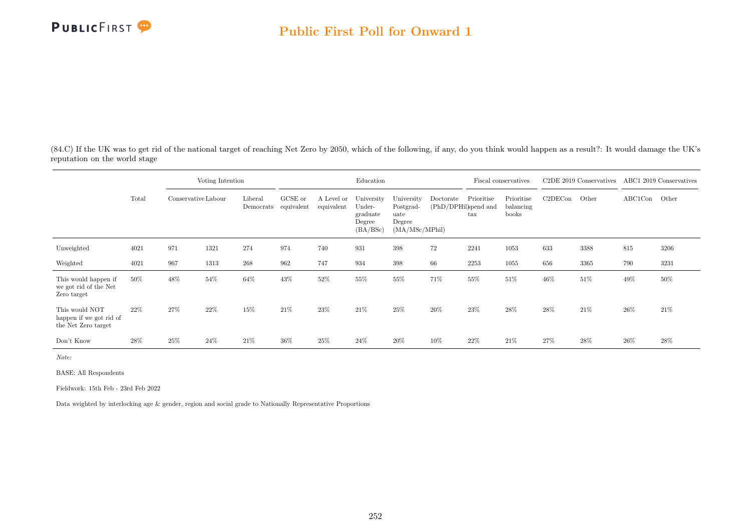(84.C) If the UK was to get rid of the national target of reaching Net Zero by 2050, which of the following, if any, do you think would happen as a result?: It would damage the UK's reputation on the world stage

| | Total | Voting Intention | | | Education | | | | | Fiscal conservatives | | C2DE 2019 Conservatives | | ABC1 2019 Conservatives | |
|---|---|---|---|---|---|---|---|---|---|---|---|---|---|---|---|
| | | Conservative | Labour | Liberal Democrats | GCSE or equivalent | A Level or equivalent | University Under-graduate Degree (BA/BSc) | University Postgrad-uate Degree (MA/MSc/MPhil) | Doctorate (PhD/DPHil) | Prioritise spend and tax | Prioritise balancing books | C2DECon | Other | ABC1Con | Other |
| Unweighted | 4021 | 971 | 1321 | 274 | 974 | 740 | 931 | 398 | 72 | 2241 | 1053 | 633 | 3388 | 815 | 3206 |
| Weighted | 4021 | 967 | 1313 | 268 | 962 | 747 | 934 | 398 | 66 | 2253 | 1055 | 656 | 3365 | 790 | 3231 |
| This would happen if we got rid of the Net Zero target | 50% | 48% | 54% | 64% | 43% | 52% | 55% | 55% | 71% | 55% | 51% | 46% | 51% | 49% | 50% |
| This would NOT happen if we got rid of the Net Zero target | 22% | 27% | 22% | 15% | 21% | 23% | 21% | 25% | 20% | 23% | 28% | 28% | 21% | 26% | 21% |
| Don't Know | 28% | 25% | 24% | 21% | 36% | 25% | 24% | 20% | 10% | 22% | 21% | 27% | 28% | 26% | 28% |

*Note:*

BASE: All Respondents

Fieldwork: 15th Feb - 23rd Feb 2022

Data weighted by interlocking age & gender, region and social grade to Nationally Representative Proportions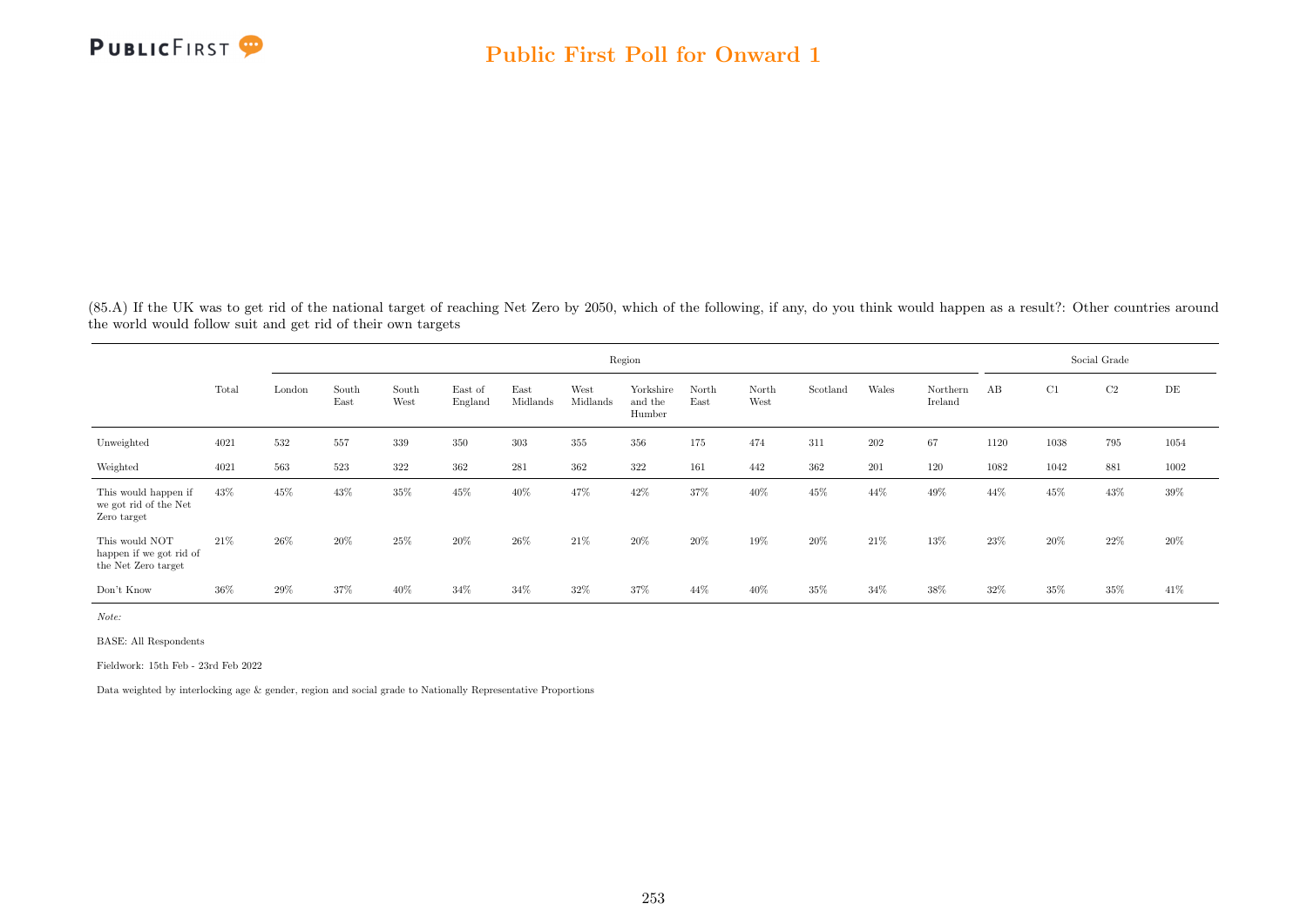(85.A) If the UK was to get rid of the national target of reaching Net Zero by 2050, which of the following, if any, do you think would happen as a result?: Other countries around the world would follow suit and get rid of their own targets

| | Total | Region | | | | | | | | | | | | Social Grade | | | |
|---|---|---|---|---|---|---|---|---|---|---|---|---|---|---|---|---|---|
| | | London | South East | South West | East of England | East Midlands | West Midlands | Yorkshire and the Humber | North East | North West | Scotland | Wales | Northern Ireland | AB | C1 | C2 | DE |
| Unweighted | 4021 | 532 | 557 | 339 | 350 | 303 | 355 | 356 | 175 | 474 | 311 | 202 | 67 | 1120 | 1038 | 795 | 1054 |
| Weighted | 4021 | 563 | 523 | 322 | 362 | 281 | 362 | 322 | 161 | 442 | 362 | 201 | 120 | 1082 | 1042 | 881 | 1002 |
| This would happen if we got rid of the Net Zero target | 43% | 45% | 43% | 35% | 45% | 40% | 47% | 42% | 37% | 40% | 45% | 44% | 49% | 44% | 45% | 43% | 39% |
| This would NOT happen if we got rid of the Net Zero target | 21% | 26% | 20% | 25% | 20% | 26% | 21% | 20% | 20% | 19% | 20% | 21% | 13% | 23% | 20% | 22% | 20% |
| Don't Know | 36% | 29% | 37% | 40% | 34% | 34% | 32% | 37% | 44% | 40% | 35% | 34% | 38% | 32% | 35% | 35% | 41% |

*Note:*

BASE: All Respondents

Fieldwork: 15th Feb - 23rd Feb 2022

Data weighted by interlocking age & gender, region and social grade to Nationally Representative Proportions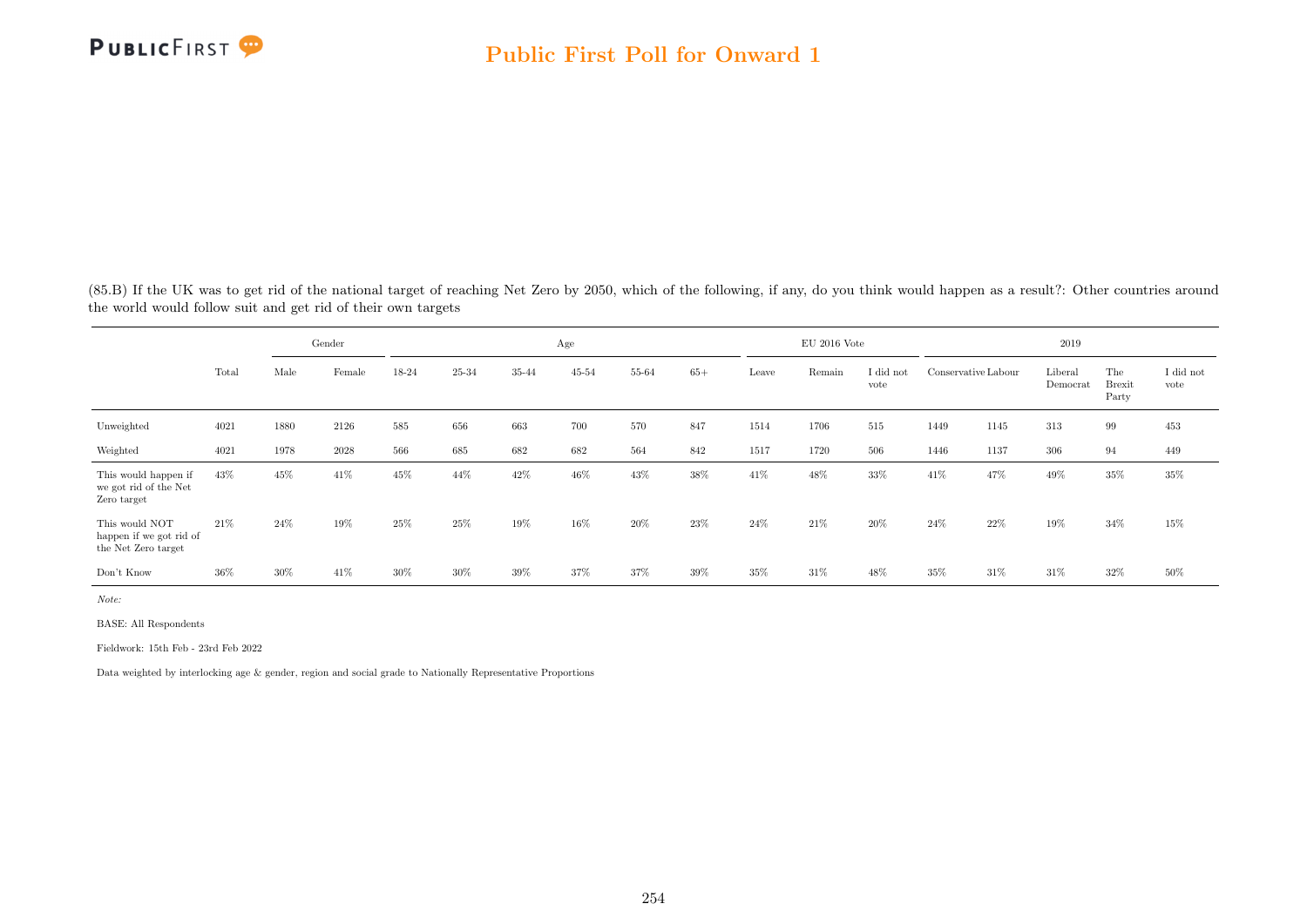(85.B) If the UK was to get rid of the national target of reaching Net Zero by 2050, which of the following, if any, do you think would happen as a result?: Other countries around the world would follow suit and get rid of their own targets

| | Total | Gender | | Age | | | | | | EU 2016 Vote | | | 2019 | | | | |
|---|---|---|---|---|---|---|---|---|---|---|---|---|---|---|---|---|---|
| | | Male | Female | 18-24 | 25-34 | 35-44 | 45-54 | 55-64 | 65+ | Leave | Remain | I did not vote | Conservative | Labour | Liberal Democrat | The Brexit Party | I did not vote |
| Unweighted | 4021 | 1880 | 2126 | 585 | 656 | 663 | 700 | 570 | 847 | 1514 | 1706 | 515 | 1449 | 1145 | 313 | 99 | 453 |
| Weighted | 4021 | 1978 | 2028 | 566 | 685 | 682 | 682 | 564 | 842 | 1517 | 1720 | 506 | 1446 | 1137 | 306 | 94 | 449 |
| This would happen if we got rid of the Net Zero target | 43% | 45% | 41% | 45% | 44% | 42% | 46% | 43% | 38% | 41% | 48% | 33% | 41% | 47% | 49% | 35% | 35% |
| This would NOT happen if we got rid of the Net Zero target | 21% | 24% | 19% | 25% | 25% | 19% | 16% | 20% | 23% | 24% | 21% | 20% | 24% | 22% | 19% | 34% | 15% |
| Don't Know | 36% | 30% | 41% | 30% | 30% | 39% | 37% | 37% | 39% | 35% | 31% | 48% | 35% | 31% | 31% | 32% | 50% |

*Note:*

BASE: All Respondents

Fieldwork: 15th Feb - 23rd Feb 2022

Data weighted by interlocking age & gender, region and social grade to Nationally Representative Proportions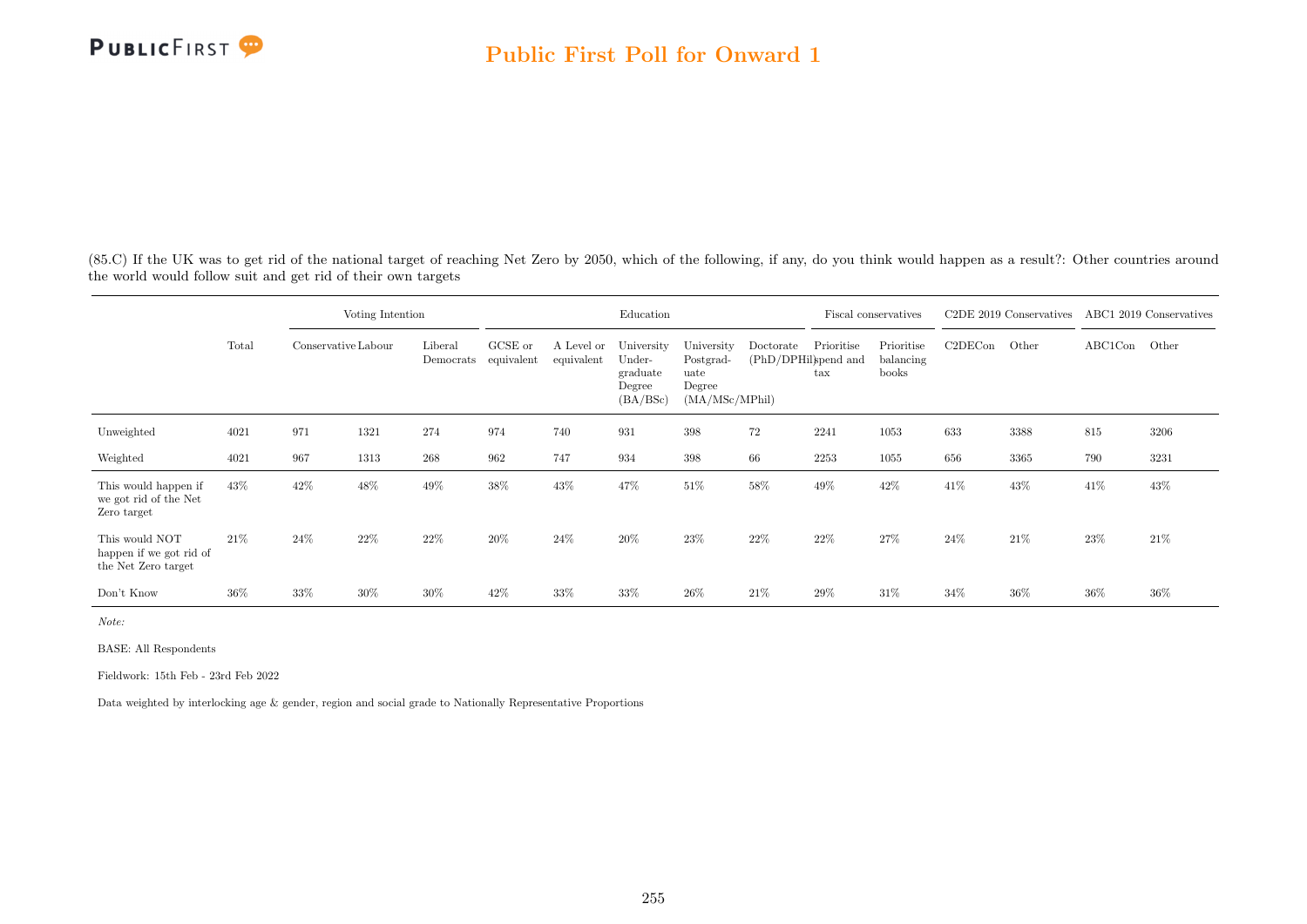## Public First Poll for Onward 1

(85.C) If the UK was to get rid of the national target of reaching Net Zero by 2050, which of the following, if any, do you think would happen as a result?: Other countries around the world would follow suit and get rid of their own targets

| | | Voting Intention | | | Education | | | | | Fiscal conservatives | | C2DE 2019 Conservatives | | ABC1 2019 Conservatives | |
|---|---|---|---|---|---|---|---|---|---|---|---|---|---|---|---|
| | Total | Conservative | Labour | Liberal Democrats | GCSE or equivalent | A Level or equivalent | University Under-graduate Degree (BA/BSc) | University Postgrad-uate Degree (MA/MSc/MPhil) | Doctorate (PhD/DPHil) | Prioritise spend and tax | Prioritise balancing books | C2DECon | Other | ABC1Con | Other |
| Unweighted | 4021 | 971 | 1321 | 274 | 974 | 740 | 931 | 398 | 72 | 2241 | 1053 | 633 | 3388 | 815 | 3206 |
| Weighted | 4021 | 967 | 1313 | 268 | 962 | 747 | 934 | 398 | 66 | 2253 | 1055 | 656 | 3365 | 790 | 3231 |
| This would happen if we got rid of the Net Zero target | 43% | 42% | 48% | 49% | 38% | 43% | 47% | 51% | 58% | 49% | 42% | 41% | 43% | 41% | 43% |
| This would NOT happen if we got rid of the Net Zero target | 21% | 24% | 22% | 22% | 20% | 24% | 20% | 23% | 22% | 22% | 27% | 24% | 21% | 23% | 21% |
| Don't Know | 36% | 33% | 30% | 30% | 42% | 33% | 33% | 26% | 21% | 29% | 31% | 34% | 36% | 36% | 36% |

*Note:*

BASE: All Respondents

Fieldwork: 15th Feb - 23rd Feb 2022

Data weighted by interlocking age & gender, region and social grade to Nationally Representative Proportions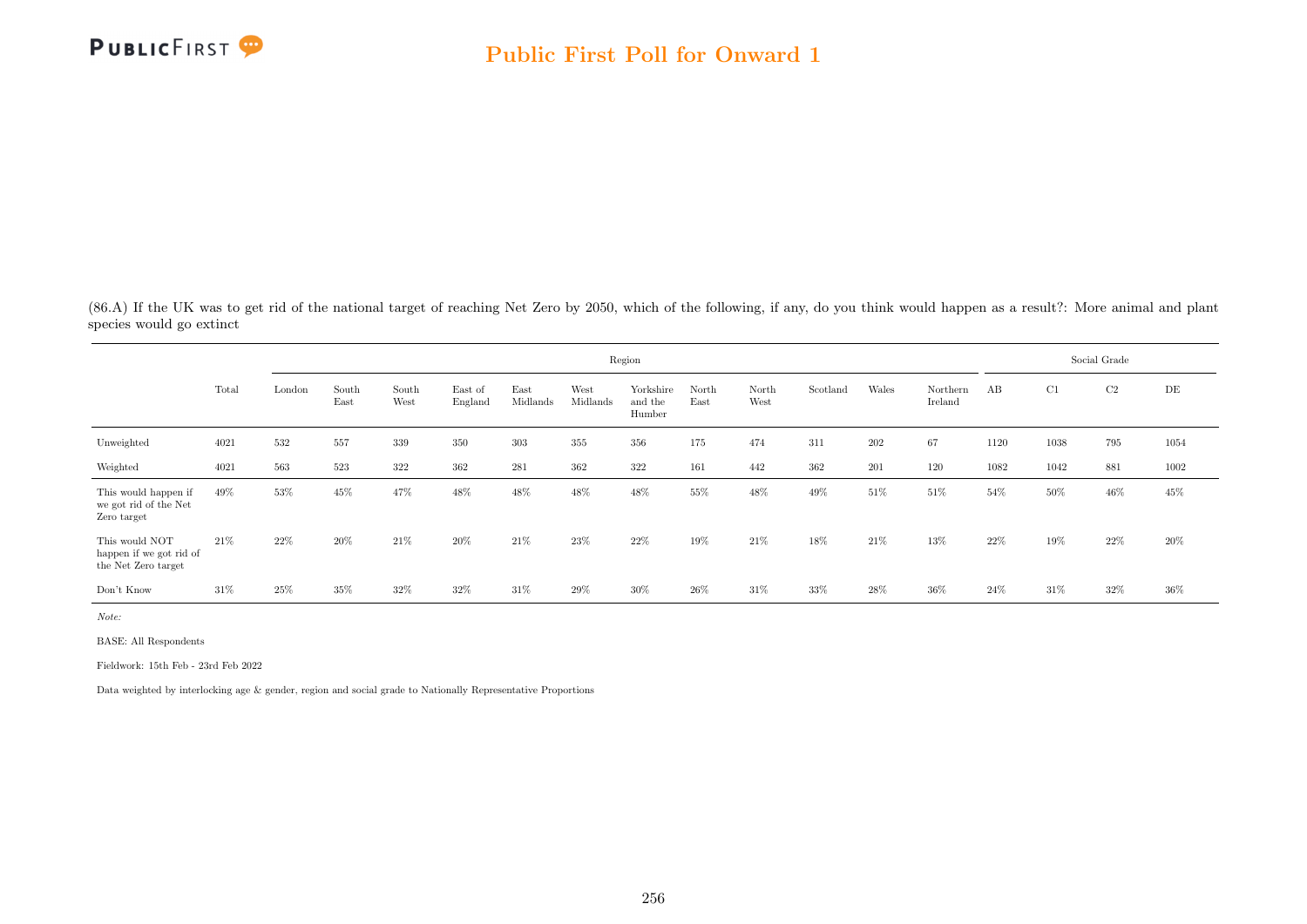(86.A) If the UK was to get rid of the national target of reaching Net Zero by 2050, which of the following, if any, do you think would happen as a result?: More animal and plant species would go extinct

| | Total | Region | | | | | | | | | | | | Social Grade | | | |
|---|---|---|---|---|---|---|---|---|---|---|---|---|---|---|---|---|---|
| | | London | South East | South West | East of England | East Midlands | West Midlands | Yorkshire and the Humber | North East | North West | Scotland | Wales | Northern Ireland | AB | C1 | C2 | DE |
| Unweighted | 4021 | 532 | 557 | 339 | 350 | 303 | 355 | 356 | 175 | 474 | 311 | 202 | 67 | 1120 | 1038 | 795 | 1054 |
| Weighted | 4021 | 563 | 523 | 322 | 362 | 281 | 362 | 322 | 161 | 442 | 362 | 201 | 120 | 1082 | 1042 | 881 | 1002 |
| This would happen if we got rid of the Net Zero target | 49% | 53% | 45% | 47% | 48% | 48% | 48% | 48% | 55% | 48% | 49% | 51% | 51% | 54% | 50% | 46% | 45% |
| This would NOT happen if we got rid of the Net Zero target | 21% | 22% | 20% | 21% | 20% | 21% | 23% | 22% | 19% | 21% | 18% | 21% | 13% | 22% | 19% | 22% | 20% |
| Don't Know | 31% | 25% | 35% | 32% | 32% | 31% | 29% | 30% | 26% | 31% | 33% | 28% | 36% | 24% | 31% | 32% | 36% |

*Note:*

BASE: All Respondents

Fieldwork: 15th Feb - 23rd Feb 2022

Data weighted by interlocking age & gender, region and social grade to Nationally Representative Proportions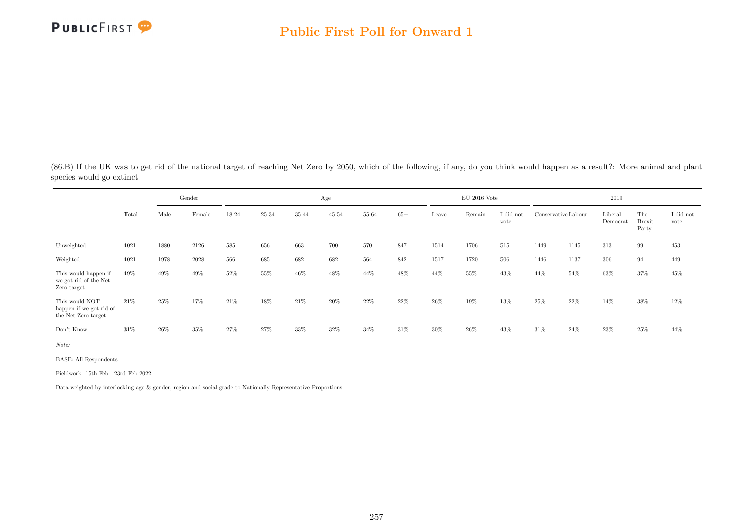## Public First Poll for Onward 1

(86.B) If the UK was to get rid of the national target of reaching Net Zero by 2050, which of the following, if any, do you think would happen as a result?: More animal and plant species would go extinct

| | | Gender | | Age | | | | | | EU 2016 Vote | | | 2019 | | | | |
|---|---|---|---|---|---|---|---|---|---|---|---|---|---|---|---|---|---|
| | Total | Male | Female | 18-24 | 25-34 | 35-44 | 45-54 | 55-64 | 65+ | Leave | Remain | I did not vote | Conservative | Labour | Liberal Democrat | The Brexit Party | I did not vote |
| Unweighted | 4021 | 1880 | 2126 | 585 | 656 | 663 | 700 | 570 | 847 | 1514 | 1706 | 515 | 1449 | 1145 | 313 | 99 | 453 |
| Weighted | 4021 | 1978 | 2028 | 566 | 685 | 682 | 682 | 564 | 842 | 1517 | 1720 | 506 | 1446 | 1137 | 306 | 94 | 449 |
| This would happen if we got rid of the Net Zero target | 49% | 49% | 49% | 52% | 55% | 46% | 48% | 44% | 48% | 44% | 55% | 43% | 44% | 54% | 63% | 37% | 45% |
| This would NOT happen if we got rid of the Net Zero target | 21% | 25% | 17% | 21% | 18% | 21% | 20% | 22% | 22% | 26% | 19% | 13% | 25% | 22% | 14% | 38% | 12% |
| Don't Know | 31% | 26% | 35% | 27% | 27% | 33% | 32% | 34% | 31% | 30% | 26% | 43% | 31% | 24% | 23% | 25% | 44% |

*Note:*

BASE: All Respondents

Fieldwork: 15th Feb - 23rd Feb 2022

Data weighted by interlocking age & gender, region and social grade to Nationally Representative Proportions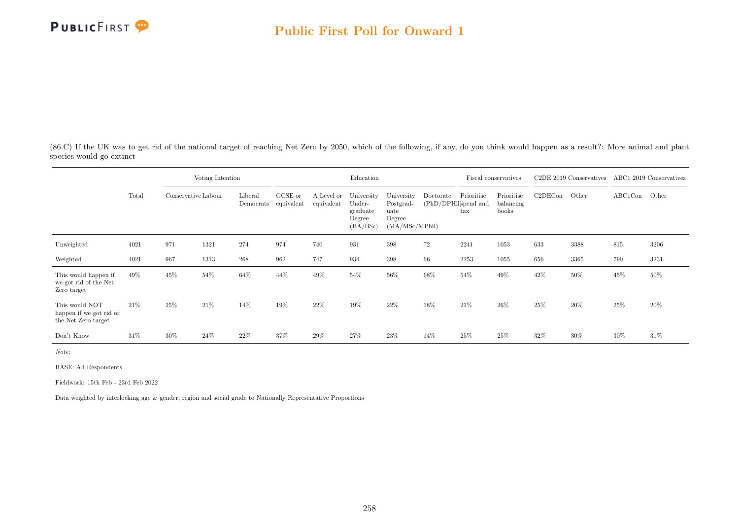(86.C) If the UK was to get rid of the national target of reaching Net Zero by 2050, which of the following, if any, do you think would happen as a result?: More animal and plant species would go extinct

| | Total | Voting Intention | | | Education | | | | | Fiscal conservatives | | C2DE 2019 Conservatives | | ABC1 2019 Conservatives | |
|---|---|---|---|---|---|---|---|---|---|---|---|---|---|---|---|
| | | Conservative | Labour | Liberal Democrats | GCSE or equivalent | A Level or equivalent | University Under-graduate Degree (BA/BSc) | University Postgrad-uate Degree (MA/MSc/MPhil) | Doctorate (PhD/DPHil) | Prioritise spend and tax | Prioritise balancing books | C2DECon | Other | ABC1Con | Other |
| Unweighted | 4021 | 971 | 1321 | 274 | 974 | 740 | 931 | 398 | 72 | 2241 | 1053 | 633 | 3388 | 815 | 3206 |
| Weighted | 4021 | 967 | 1313 | 268 | 962 | 747 | 934 | 398 | 66 | 2253 | 1055 | 656 | 3365 | 790 | 3231 |
| This would happen if we got rid of the Net Zero target | 49% | 45% | 54% | 64% | 44% | 49% | 54% | 56% | 68% | 54% | 49% | 42% | 50% | 45% | 50% |
| This would NOT happen if we got rid of the Net Zero target | 21% | 25% | 21% | 14% | 19% | 22% | 19% | 22% | 18% | 21% | 26% | 25% | 20% | 25% | 20% |
| Don't Know | 31% | 30% | 24% | 22% | 37% | 29% | 27% | 23% | 14% | 25% | 25% | 32% | 30% | 30% | 31% |

*Note:*

BASE: All Respondents

Fieldwork: 15th Feb - 23rd Feb 2022

Data weighted by interlocking age & gender, region and social grade to Nationally Representative Proportions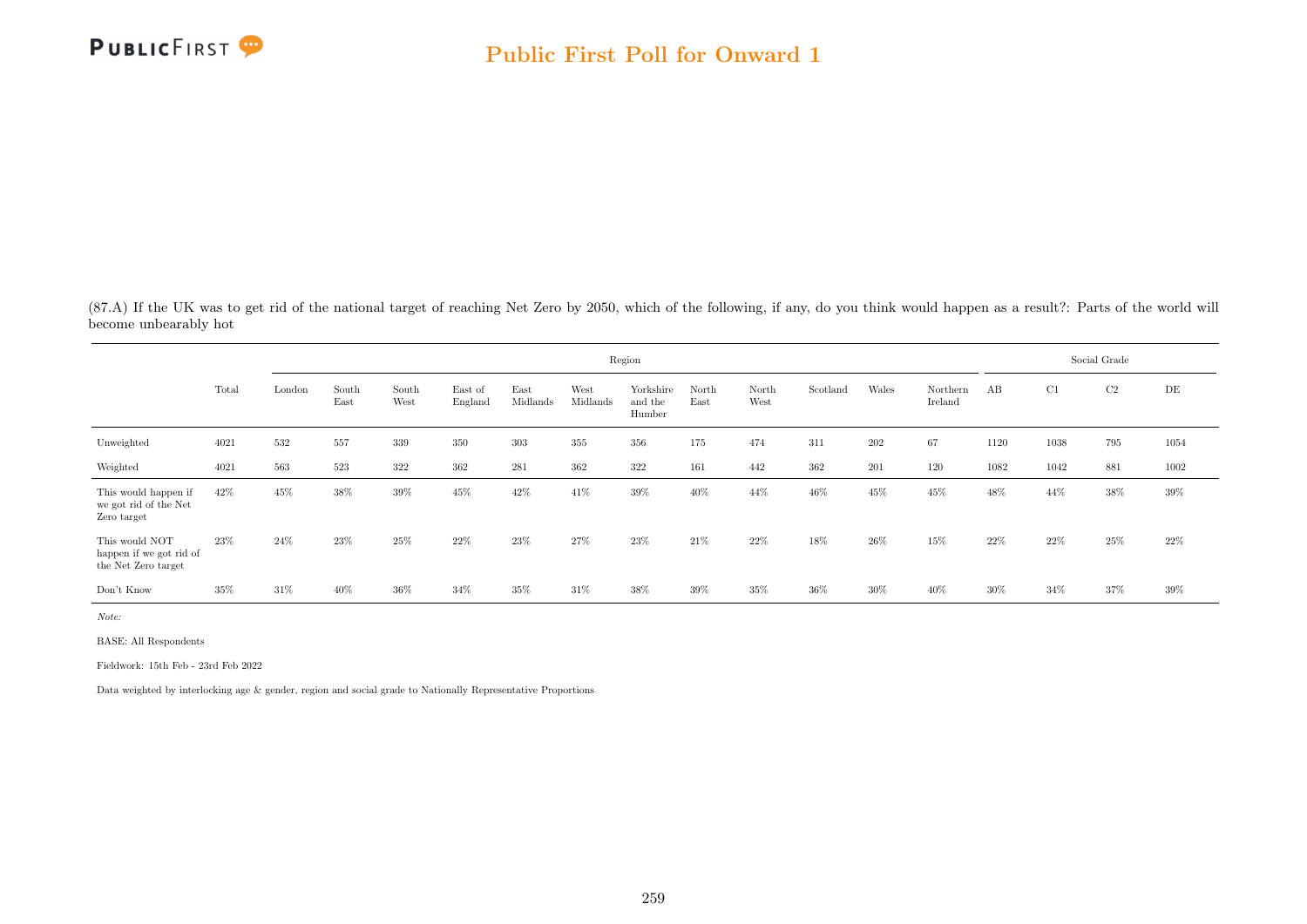(87.A) If the UK was to get rid of the national target of reaching Net Zero by 2050, which of the following, if any, do you think would happen as a result?: Parts of the world will become unbearably hot

| | Total | Region | | | | | | | | | | | | Social Grade | | | |
|---|---|---|---|---|---|---|---|---|---|---|---|---|---|---|---|---|---|
| | | London | South East | South West | East of England | East Midlands | West Midlands | Yorkshire and the Humber | North East | North West | Scotland | Wales | Northern Ireland | AB | C1 | C2 | DE |
| Unweighted | 4021 | 532 | 557 | 339 | 350 | 303 | 355 | 356 | 175 | 474 | 311 | 202 | 67 | 1120 | 1038 | 795 | 1054 |
| Weighted | 4021 | 563 | 523 | 322 | 362 | 281 | 362 | 322 | 161 | 442 | 362 | 201 | 120 | 1082 | 1042 | 881 | 1002 |
| This would happen if we got rid of the Net Zero target | 42% | 45% | 38% | 39% | 45% | 42% | 41% | 39% | 40% | 44% | 46% | 45% | 45% | 48% | 44% | 38% | 39% |
| This would NOT happen if we got rid of the Net Zero target | 23% | 24% | 23% | 25% | 22% | 23% | 27% | 23% | 21% | 22% | 18% | 26% | 15% | 22% | 22% | 25% | 22% |
| Don't Know | 35% | 31% | 40% | 36% | 34% | 35% | 31% | 38% | 39% | 35% | 36% | 30% | 40% | 30% | 34% | 37% | 39% |

*Note:*

BASE: All Respondents

Fieldwork: 15th Feb - 23rd Feb 2022

Data weighted by interlocking age & gender, region and social grade to Nationally Representative Proportions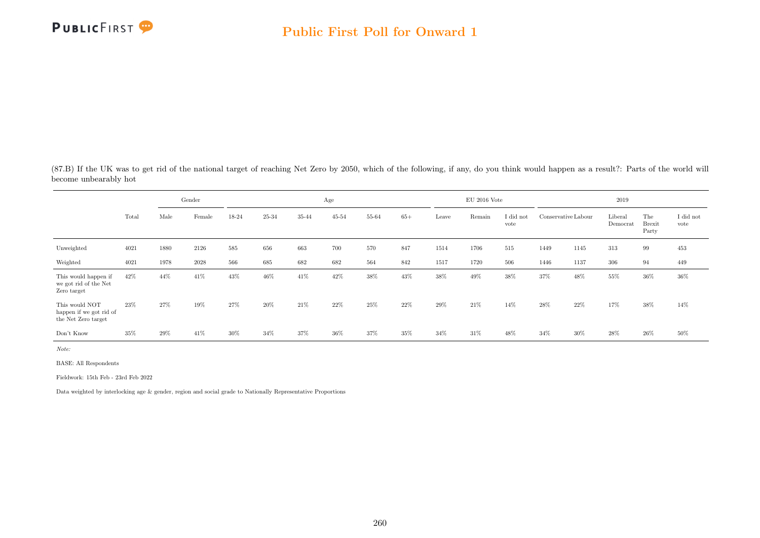## Public First Poll for Onward 1

(87.B) If the UK was to get rid of the national target of reaching Net Zero by 2050, which of the following, if any, do you think would happen as a result?: Parts of the world will become unbearably hot

| | Total | Gender | | Age | | | | | | EU 2016 Vote | | | 2019 | | | | |
|---|---|---|---|---|---|---|---|---|---|---|---|---|---|---|---|---|---|
| | | Male | Female | 18-24 | 25-34 | 35-44 | 45-54 | 55-64 | 65+ | Leave | Remain | I did not vote | Conservative | Labour | Liberal Democrat | The Brexit Party | I did not vote |
| Unweighted | 4021 | 1880 | 2126 | 585 | 656 | 663 | 700 | 570 | 847 | 1514 | 1706 | 515 | 1449 | 1145 | 313 | 99 | 453 |
| Weighted | 4021 | 1978 | 2028 | 566 | 685 | 682 | 682 | 564 | 842 | 1517 | 1720 | 506 | 1446 | 1137 | 306 | 94 | 449 |
| This would happen if we got rid of the Net Zero target | 42% | 44% | 41% | 43% | 46% | 41% | 42% | 38% | 43% | 38% | 49% | 38% | 37% | 48% | 55% | 36% | 36% |
| This would NOT happen if we got rid of the Net Zero target | 23% | 27% | 19% | 27% | 20% | 21% | 22% | 25% | 22% | 29% | 21% | 14% | 28% | 22% | 17% | 38% | 14% |
| Don't Know | 35% | 29% | 41% | 30% | 34% | 37% | 36% | 37% | 35% | 34% | 31% | 48% | 34% | 30% | 28% | 26% | 50% |

*Note:*

BASE: All Respondents

Fieldwork: 15th Feb - 23rd Feb 2022

Data weighted by interlocking age & gender, region and social grade to Nationally Representative Proportions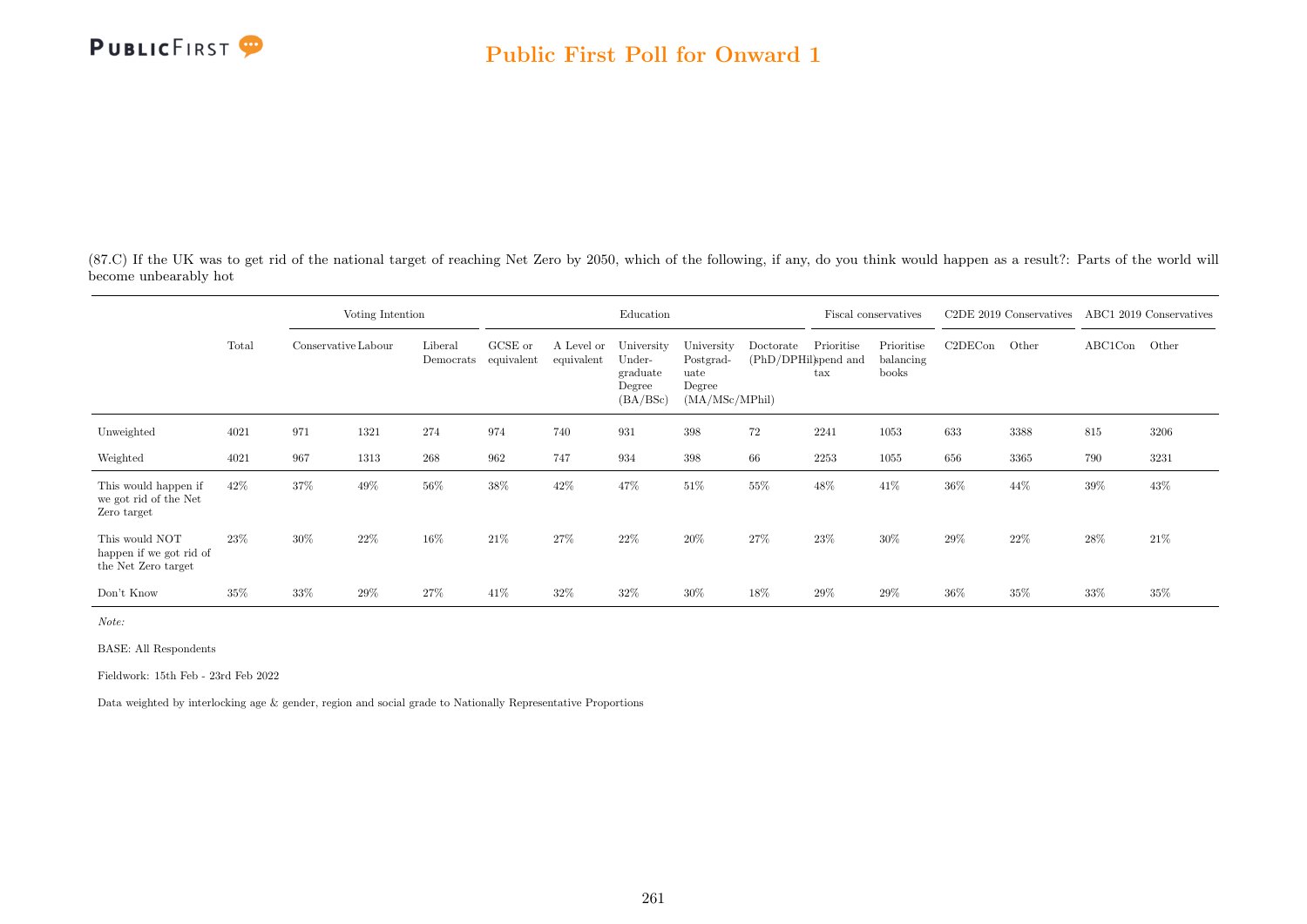(87.C) If the UK was to get rid of the national target of reaching Net Zero by 2050, which of the following, if any, do you think would happen as a result?: Parts of the world will become unbearably hot

| | Total | Voting Intention | | | Education | | | | | Fiscal conservatives | | C2DE 2019 Conservatives | | ABC1 2019 Conservatives | |
|---|---|---|---|---|---|---|---|---|---|---|---|---|---|---|---|
| | | Conservative | Labour | Liberal Democrats | GCSE or equivalent | A Level or equivalent | University Under-graduate Degree (BA/BSc) | University Postgrad-uate Degree (MA/MSc/MPhil) | Doctorate (PhD/DPHil) | Prioritise spend and tax | Prioritise balancing books | C2DECon | Other | ABC1Con | Other |
| Unweighted | 4021 | 971 | 1321 | 274 | 974 | 740 | 931 | 398 | 72 | 2241 | 1053 | 633 | 3388 | 815 | 3206 |
| Weighted | 4021 | 967 | 1313 | 268 | 962 | 747 | 934 | 398 | 66 | 2253 | 1055 | 656 | 3365 | 790 | 3231 |
| This would happen if we got rid of the Net Zero target | 42% | 37% | 49% | 56% | 38% | 42% | 47% | 51% | 55% | 48% | 41% | 36% | 44% | 39% | 43% |
| This would NOT happen if we got rid of the Net Zero target | 23% | 30% | 22% | 16% | 21% | 27% | 22% | 20% | 27% | 23% | 30% | 29% | 22% | 28% | 21% |
| Don't Know | 35% | 33% | 29% | 27% | 41% | 32% | 32% | 30% | 18% | 29% | 29% | 36% | 35% | 33% | 35% |

*Note:*

BASE: All Respondents

Fieldwork: 15th Feb - 23rd Feb 2022

Data weighted by interlocking age & gender, region and social grade to Nationally Representative Proportions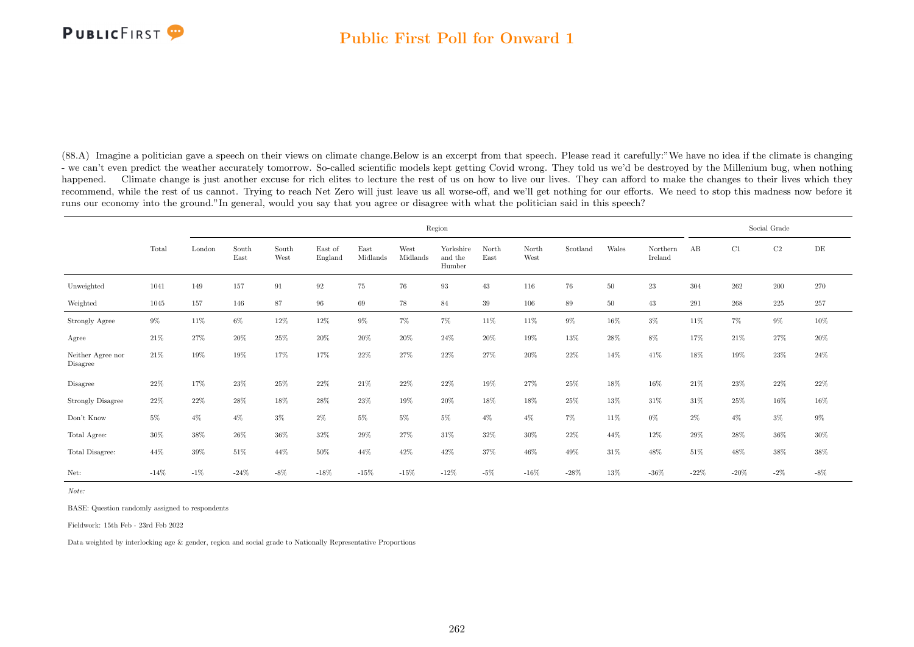## Public First Poll for Onward 1

(88.A) Imagine a politician gave a speech on their views on climate change.Below is an excerpt from that speech. Please read it carefully:"We have no idea if the climate is changing - we can't even predict the weather accurately tomorrow. So-called scientific models kept getting Covid wrong. They told us we'd be destroyed by the Millenium bug, when nothing happened. Climate change is just another excuse for rich elites to lecture the rest of us on how to live our lives. They can afford to make the changes to their lives which they recommend, while the rest of us cannot. Trying to reach Net Zero will just leave us all worse-off, and we'll get nothing for our efforts. We need to stop this madness now before it runs our economy into the ground."In general, would you say that you agree or disagree with what the politician said in this speech?

| | | Region | | | | | | | | | | | | Social Grade | | | |
|---|---|---|---|---|---|---|---|---|---|---|---|---|---|---|---|---|---|
| | Total | London | South East | South West | East of England | East Midlands | West Midlands | Yorkshire and the Humber | North East | North West | Scotland | Wales | Northern Ireland | AB | C1 | C2 | DE |
| Unweighted | 1041 | 149 | 157 | 91 | 92 | 75 | 76 | 93 | 43 | 116 | 76 | 50 | 23 | 304 | 262 | 200 | 270 |
| Weighted | 1045 | 157 | 146 | 87 | 96 | 69 | 78 | 84 | 39 | 106 | 89 | 50 | 43 | 291 | 268 | 225 | 257 |
| Strongly Agree | 9% | 11% | 6% | 12% | 12% | 9% | 7% | 7% | 11% | 11% | 9% | 16% | 3% | 11% | 7% | 9% | 10% |
| Agree | 21% | 27% | 20% | 25% | 20% | 20% | 20% | 24% | 20% | 19% | 13% | 28% | 8% | 17% | 21% | 27% | 20% |
| Neither Agree nor Disagree | 21% | 19% | 19% | 17% | 17% | 22% | 27% | 22% | 27% | 20% | 22% | 14% | 41% | 18% | 19% | 23% | 24% |
| Disagree | 22% | 17% | 23% | 25% | 22% | 21% | 22% | 22% | 19% | 27% | 25% | 18% | 16% | 21% | 23% | 22% | 22% |
| Strongly Disagree | 22% | 22% | 28% | 18% | 28% | 23% | 19% | 20% | 18% | 18% | 25% | 13% | 31% | 31% | 25% | 16% | 16% |
| Don't Know | 5% | 4% | 4% | 3% | 2% | 5% | 5% | 5% | 4% | 4% | 7% | 11% | 0% | 2% | 4% | 3% | 9% |
| Total Agree: | 30% | 38% | 26% | 36% | 32% | 29% | 27% | 31% | 32% | 30% | 22% | 44% | 12% | 29% | 28% | 36% | 30% |
| Total Disagree: | 44% | 39% | 51% | 44% | 50% | 44% | 42% | 42% | 37% | 46% | 49% | 31% | 48% | 51% | 48% | 38% | 38% |
| Net: | -14% | -1% | -24% | -8% | -18% | -15% | -15% | -12% | -5% | -16% | -28% | 13% | -36% | -22% | -20% | -2% | -8% |

*Note:*

BASE: Question randomly assigned to respondents

Fieldwork: 15th Feb - 23rd Feb 2022

Data weighted by interlocking age & gender, region and social grade to Nationally Representative Proportions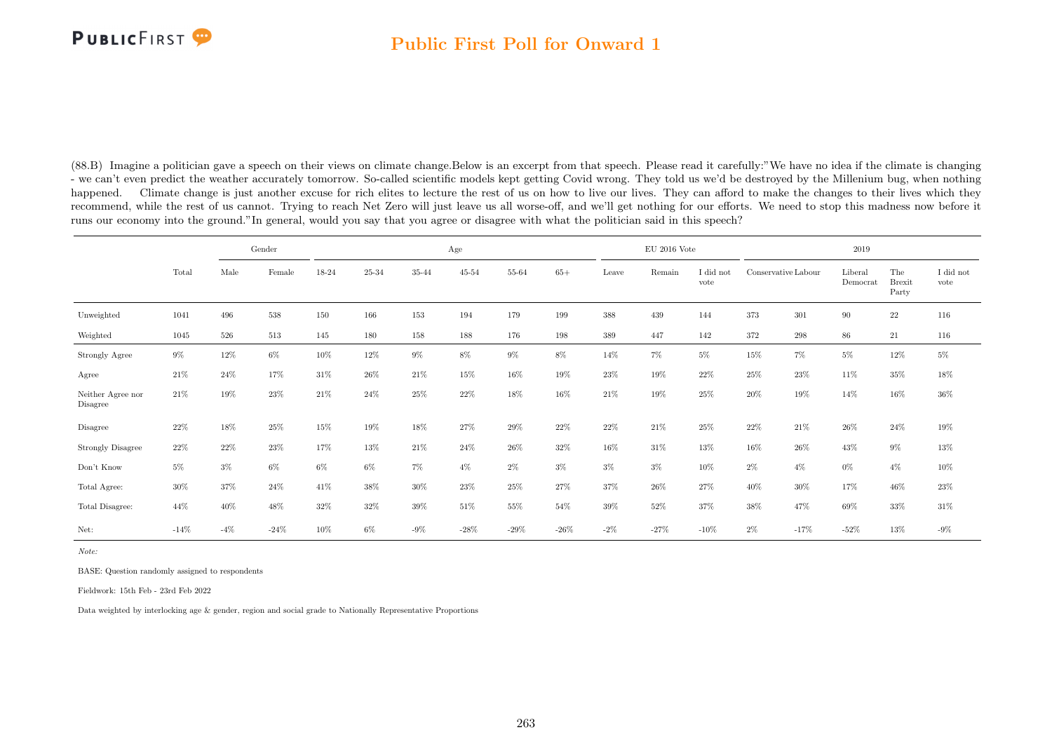## Public First Poll for Onward 1

(88.B) Imagine a politician gave a speech on their views on climate change.Below is an excerpt from that speech. Please read it carefully:"We have no idea if the climate is changing - we can't even predict the weather accurately tomorrow. So-called scientific models kept getting Covid wrong. They told us we'd be destroyed by the Millenium bug, when nothing happened. Climate change is just another excuse for rich elites to lecture the rest of us on how to live our lives. They can afford to make the changes to their lives which they recommend, while the rest of us cannot. Trying to reach Net Zero will just leave us all worse-off, and we'll get nothing for our efforts. We need to stop this madness now before it runs our economy into the ground."In general, would you say that you agree or disagree with what the politician said in this speech?

| | | Gender | | Age | | | | | | EU 2016 Vote | | | 2019 | | | | |
|---|---|---|---|---|---|---|---|---|---|---|---|---|---|---|---|---|---|
| | Total | Male | Female | 18-24 | 25-34 | 35-44 | 45-54 | 55-64 | 65+ | Leave | Remain | I did not vote | Conservative | Labour | Liberal Democrat | The Brexit Party | I did not vote |
| Unweighted | 1041 | 496 | 538 | 150 | 166 | 153 | 194 | 179 | 199 | 388 | 439 | 144 | 373 | 301 | 90 | 22 | 116 |
| Weighted | 1045 | 526 | 513 | 145 | 180 | 158 | 188 | 176 | 198 | 389 | 447 | 142 | 372 | 298 | 86 | 21 | 116 |
| Strongly Agree | 9% | 12% | 6% | 10% | 12% | 9% | 8% | 9% | 8% | 14% | 7% | 5% | 15% | 7% | 5% | 12% | 5% |
| Agree | 21% | 24% | 17% | 31% | 26% | 21% | 15% | 16% | 19% | 23% | 19% | 22% | 25% | 23% | 11% | 35% | 18% |
| Neither Agree nor Disagree | 21% | 19% | 23% | 21% | 24% | 25% | 22% | 18% | 16% | 21% | 19% | 25% | 20% | 19% | 14% | 16% | 36% |
| Disagree | 22% | 18% | 25% | 15% | 19% | 18% | 27% | 29% | 22% | 22% | 21% | 25% | 22% | 21% | 26% | 24% | 19% |
| Strongly Disagree | 22% | 22% | 23% | 17% | 13% | 21% | 24% | 26% | 32% | 16% | 31% | 13% | 16% | 26% | 43% | 9% | 13% |
| Don't Know | 5% | 3% | 6% | 6% | 6% | 7% | 4% | 2% | 3% | 3% | 3% | 10% | 2% | 4% | 0% | 4% | 10% |
| Total Agree: | 30% | 37% | 24% | 41% | 38% | 30% | 23% | 25% | 27% | 37% | 26% | 27% | 40% | 30% | 17% | 46% | 23% |
| Total Disagree: | 44% | 40% | 48% | 32% | 32% | 39% | 51% | 55% | 54% | 39% | 52% | 37% | 38% | 47% | 69% | 33% | 31% |
| Net: | -14% | -4% | -24% | 10% | 6% | -9% | -28% | -29% | -26% | -2% | -27% | -10% | 2% | -17% | -52% | 13% | -9% |

*Note:*

BASE: Question randomly assigned to respondents

Fieldwork: 15th Feb - 23rd Feb 2022

Data weighted by interlocking age & gender, region and social grade to Nationally Representative Proportions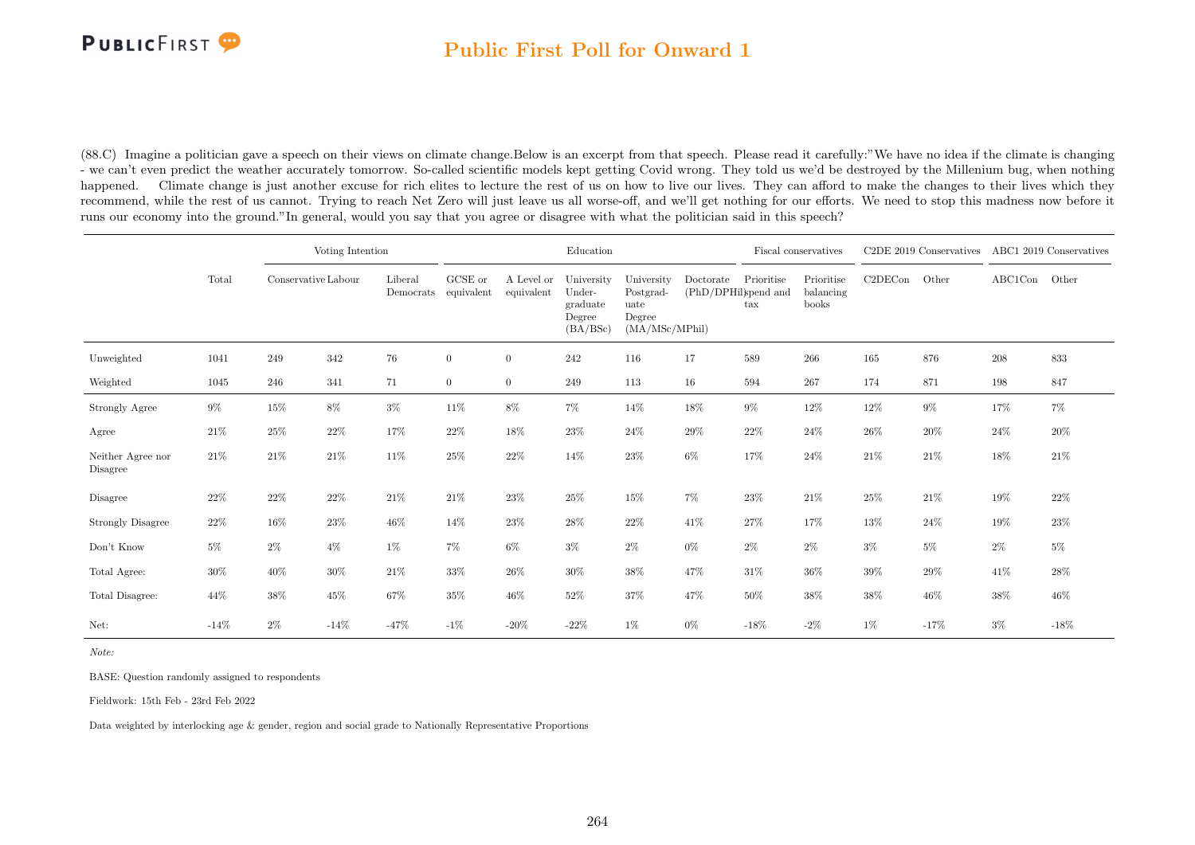# Public First Poll for Onward 1

(88.C) Imagine a politician gave a speech on their views on climate change.Below is an excerpt from that speech. Please read it carefully:"We have no idea if the climate is changing - we can't even predict the weather accurately tomorrow. So-called scientific models kept getting Covid wrong. They told us we'd be destroyed by the Millenium bug, when nothing happened. Climate change is just another excuse for rich elites to lecture the rest of us on how to live our lives. They can afford to make the changes to their lives which they recommend, while the rest of us cannot. Trying to reach Net Zero will just leave us all worse-off, and we'll get nothing for our efforts. We need to stop this madness now before it runs our economy into the ground."In general, would you say that you agree or disagree with what the politician said in this speech?

| | Total | Voting Intention | | | Education | | | | | Fiscal conservatives | | C2DE 2019 Conservatives | | ABC1 2019 Conservatives | |
|---|---|---|---|---|---|---|---|---|---|---|---|---|---|---|---|
| | | Conservative | Labour | Liberal Democrats | GCSE or equivalent | A Level or equivalent | University Under-graduate Degree (BA/BSc) | University Postgrad-uate Degree (MA/MSc/MPhil) | Doctorate (PhD/DPhil) | Prioritise spend and tax | Prioritise balancing books | C2DECon | Other | ABC1Con | Other |
| Unweighted | 1041 | 249 | 342 | 76 | 0 | 0 | 242 | 116 | 17 | 589 | 266 | 165 | 876 | 208 | 833 |
| Weighted | 1045 | 246 | 341 | 71 | 0 | 0 | 249 | 113 | 16 | 594 | 267 | 174 | 871 | 198 | 847 |
| Strongly Agree | 9% | 15% | 8% | 3% | 11% | 8% | 7% | 14% | 18% | 9% | 12% | 12% | 9% | 17% | 7% |
| Agree | 21% | 25% | 22% | 17% | 22% | 18% | 23% | 24% | 29% | 22% | 24% | 26% | 20% | 24% | 20% |
| Neither Agree nor Disagree | 21% | 21% | 21% | 11% | 25% | 22% | 14% | 23% | 6% | 17% | 24% | 21% | 21% | 18% | 21% |
| Disagree | 22% | 22% | 22% | 21% | 21% | 23% | 25% | 15% | 7% | 23% | 21% | 25% | 21% | 19% | 22% |
| Strongly Disagree | 22% | 16% | 23% | 46% | 14% | 23% | 28% | 22% | 41% | 27% | 17% | 13% | 24% | 19% | 23% |
| Don't Know | 5% | 2% | 4% | 1% | 7% | 6% | 3% | 2% | 0% | 2% | 2% | 3% | 5% | 2% | 5% |
| Total Agree: | 30% | 40% | 30% | 21% | 33% | 26% | 30% | 38% | 47% | 31% | 36% | 39% | 29% | 41% | 28% |
| Total Disagree: | 44% | 38% | 45% | 67% | 35% | 46% | 52% | 37% | 47% | 50% | 38% | 38% | 46% | 38% | 46% |
| Net: | -14% | 2% | -14% | -47% | -1% | -20% | -22% | 1% | 0% | -18% | -2% | 1% | -17% | 3% | -18% |

*Note:*

BASE: Question randomly assigned to respondents

Fieldwork: 15th Feb - 23rd Feb 2022

Data weighted by interlocking age & gender, region and social grade to Nationally Representative Proportions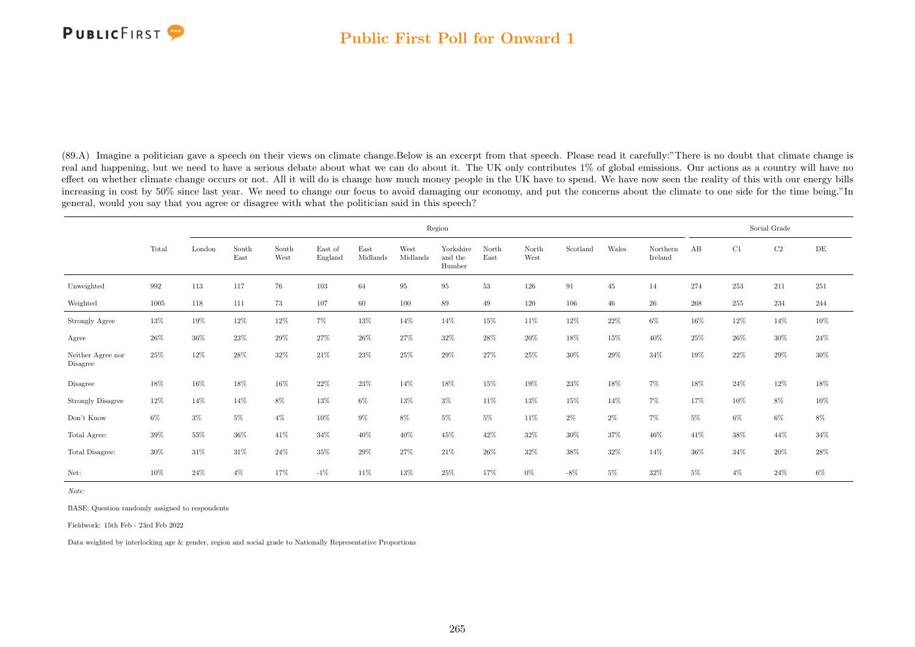(89.A) Imagine a politician gave a speech on their views on climate change.Below is an excerpt from that speech. Please read it carefully:"There is no doubt that climate change is real and happening, but we need to have a serious debate about what we can do about it. The UK only contributes 1% of global emissions. Our actions as a country will have no effect on whether climate change occurs or not. All it will do is change how much money people in the UK have to spend. We have now seen the reality of this with our energy bills increasing in cost by 50% since last year. We need to change our focus to avoid damaging our economy, and put the concerns about the climate to one side for the time being."In general, would you say that you agree or disagree with what the politician said in this speech?

| | Total | Region | | | | | | | | | | | | | Social Grade | | | |
|---|---|---|---|---|---|---|---|---|---|---|---|---|---|---|---|---|---|---|
| | | London | South East | South West | East of England | East Midlands | West Midlands | Yorkshire and the Humber | North East | North West | Scotland | Wales | Northern Ireland | AB | C1 | C2 | DE |
| Unweighted | 992 | 113 | 117 | 76 | 103 | 64 | 95 | 95 | 53 | 126 | 91 | 45 | 14 | 274 | 253 | 211 | 251 |
| Weighted | 1005 | 118 | 111 | 73 | 107 | 60 | 100 | 89 | 49 | 120 | 106 | 46 | 26 | 268 | 255 | 234 | 244 |
| Strongly Agree | 13% | 19% | 12% | 12% | 7% | 13% | 14% | 14% | 15% | 11% | 12% | 22% | 6% | 16% | 12% | 14% | 10% |
| Agree | 26% | 36% | 23% | 29% | 27% | 26% | 27% | 32% | 28% | 20% | 18% | 15% | 40% | 25% | 26% | 30% | 24% |
| Neither Agree nor Disagree | 25% | 12% | 28% | 32% | 21% | 23% | 25% | 29% | 27% | 25% | 30% | 29% | 34% | 19% | 22% | 29% | 30% |
| Disagree | 18% | 16% | 18% | 16% | 22% | 23% | 14% | 18% | 15% | 19% | 23% | 18% | 7% | 18% | 24% | 12% | 18% |
| Strongly Disagree | 12% | 14% | 14% | 8% | 13% | 6% | 13% | 3% | 11% | 13% | 15% | 14% | 7% | 17% | 10% | 8% | 10% |
| Don't Know | 6% | 3% | 5% | 4% | 10% | 9% | 8% | 5% | 5% | 11% | 2% | 2% | 7% | 5% | 6% | 6% | 8% |
| Total Agree: | 39% | 55% | 36% | 41% | 34% | 40% | 40% | 45% | 42% | 32% | 30% | 37% | 46% | 41% | 38% | 44% | 34% |
| Total Disagree: | 30% | 31% | 31% | 24% | 35% | 29% | 27% | 21% | 26% | 32% | 38% | 32% | 14% | 36% | 34% | 20% | 28% |
| Net: | 10% | 24% | 4% | 17% | -1% | 11% | 13% | 25% | 17% | 0% | -8% | 5% | 32% | 5% | 4% | 24% | 6% |

*Note:*

BASE: Question randomly assigned to respondents

Fieldwork: 15th Feb - 23rd Feb 2022

Data weighted by interlocking age & gender, region and social grade to Nationally Representative Proportions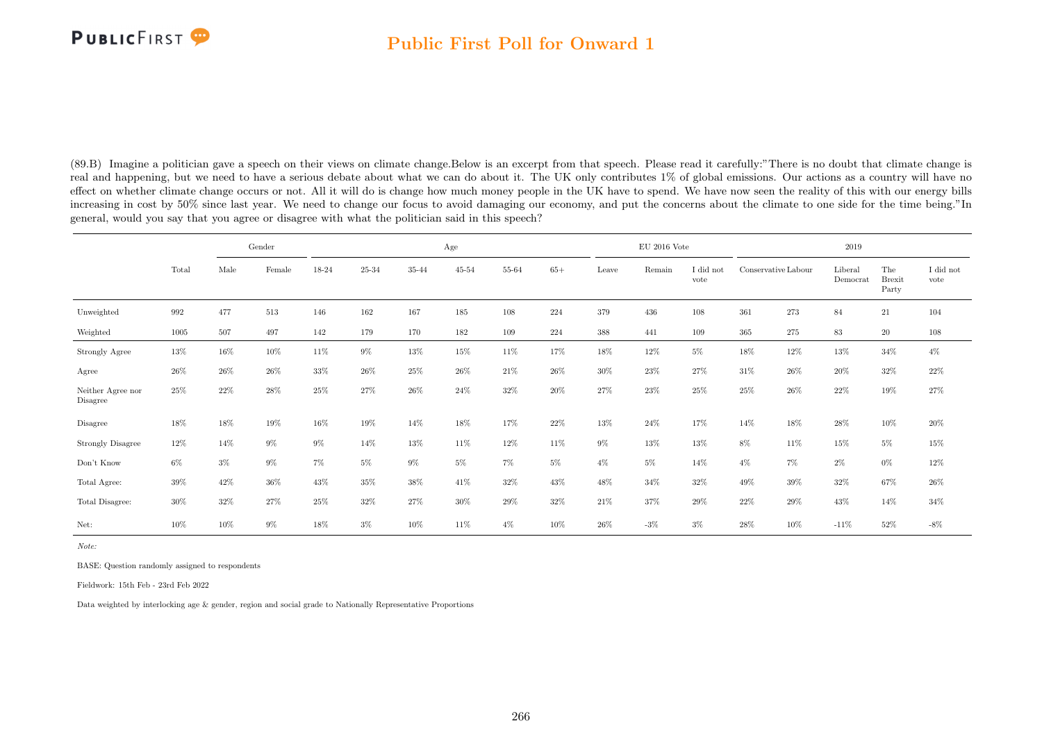(89.B) Imagine a politician gave a speech on their views on climate change.Below is an excerpt from that speech. Please read it carefully:"There is no doubt that climate change is real and happening, but we need to have a serious debate about what we can do about it. The UK only contributes 1% of global emissions. Our actions as a country will have no effect on whether climate change occurs or not. All it will do is change how much money people in the UK have to spend. We have now seen the reality of this with our energy bills increasing in cost by 50% since last year. We need to change our focus to avoid damaging our economy, and put the concerns about the climate to one side for the time being."In general, would you say that you agree or disagree with what the politician said in this speech?

| | | Gender | | Age | | | | | | EU 2016 Vote | | | 2019 | | | | |
|---|---|---|---|---|---|---|---|---|---|---|---|---|---|---|---|---|---|
| | Total | Male | Female | 18-24 | 25-34 | 35-44 | 45-54 | 55-64 | 65+ | Leave | Remain | I did not vote | Conservative | Labour | Liberal Democrat | The Brexit Party | I did not vote |
| Unweighted | 992 | 477 | 513 | 146 | 162 | 167 | 185 | 108 | 224 | 379 | 436 | 108 | 361 | 273 | 84 | 21 | 104 |
| Weighted | 1005 | 507 | 497 | 142 | 179 | 170 | 182 | 109 | 224 | 388 | 441 | 109 | 365 | 275 | 83 | 20 | 108 |
| Strongly Agree | 13% | 16% | 10% | 11% | 9% | 13% | 15% | 11% | 17% | 18% | 12% | 5% | 18% | 12% | 13% | 34% | 4% |
| Agree | 26% | 26% | 26% | 33% | 26% | 25% | 26% | 21% | 26% | 30% | 23% | 27% | 31% | 26% | 20% | 32% | 22% |
| Neither Agree nor Disagree | 25% | 22% | 28% | 25% | 27% | 26% | 24% | 32% | 20% | 27% | 23% | 25% | 25% | 26% | 22% | 19% | 27% |
| Disagree | 18% | 18% | 19% | 16% | 19% | 14% | 18% | 17% | 22% | 13% | 24% | 17% | 14% | 18% | 28% | 10% | 20% |
| Strongly Disagree | 12% | 14% | 9% | 9% | 14% | 13% | 11% | 12% | 11% | 9% | 13% | 13% | 8% | 11% | 15% | 5% | 15% |
| Don't Know | 6% | 3% | 9% | 7% | 5% | 9% | 5% | 7% | 5% | 4% | 5% | 14% | 4% | 7% | 2% | 0% | 12% |
| Total Agree: | 39% | 42% | 36% | 43% | 35% | 38% | 41% | 32% | 43% | 48% | 34% | 32% | 49% | 39% | 32% | 67% | 26% |
| Total Disagree: | 30% | 32% | 27% | 25% | 32% | 27% | 30% | 29% | 32% | 21% | 37% | 29% | 22% | 29% | 43% | 14% | 34% |
| Net: | 10% | 10% | 9% | 18% | 3% | 10% | 11% | 4% | 10% | 26% | -3% | 3% | 28% | 10% | -11% | 52% | -8% |

*Note:*

BASE: Question randomly assigned to respondents

Fieldwork: 15th Feb - 23rd Feb 2022

Data weighted by interlocking age & gender, region and social grade to Nationally Representative Proportions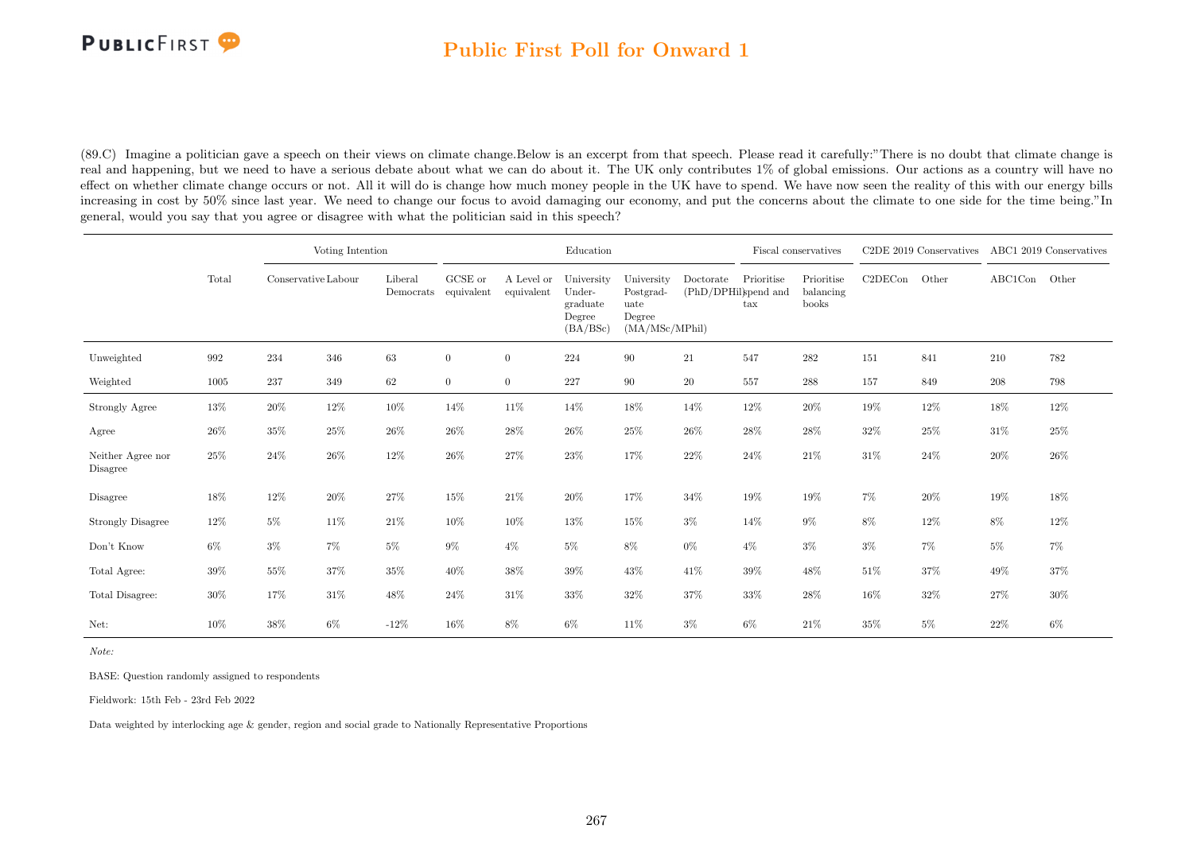## Public First Poll for Onward 1

(89.C) Imagine a politician gave a speech on their views on climate change.Below is an excerpt from that speech. Please read it carefully:"There is no doubt that climate change is real and happening, but we need to have a serious debate about what we can do about it. The UK only contributes 1% of global emissions. Our actions as a country will have no effect on whether climate change occurs or not. All it will do is change how much money people in the UK have to spend. We have now seen the reality of this with our energy bills increasing in cost by 50% since last year. We need to change our focus to avoid damaging our economy, and put the concerns about the climate to one side for the time being."In general, would you say that you agree or disagree with what the politician said in this speech?

| | Total | Voting Intention | | | Education | | | | | Fiscal conservatives | | C2DE 2019 Conservatives | | ABC1 2019 Conservatives | |
|---|---|---|---|---|---|---|---|---|---|---|---|---|---|---|---|
| | | Conservative | Labour | Liberal Democrats | GCSE or equivalent | A Level or equivalent | University Under-graduate Degree (BA/BSc) | University Postgrad-uate Degree (MA/MSc/MPhil) | Doctorate (PhD/DPHil) | Prioritise spend and tax | Prioritise balancing books | C2DECon | Other | ABC1Con | Other |
| Unweighted | 992 | 234 | 346 | 63 | 0 | 0 | 224 | 90 | 21 | 547 | 282 | 151 | 841 | 210 | 782 |
| Weighted | 1005 | 237 | 349 | 62 | 0 | 0 | 227 | 90 | 20 | 557 | 288 | 157 | 849 | 208 | 798 |
| Strongly Agree | 13% | 20% | 12% | 10% | 14% | 11% | 14% | 18% | 14% | 12% | 20% | 19% | 12% | 18% | 12% |
| Agree | 26% | 35% | 25% | 26% | 26% | 28% | 26% | 25% | 26% | 28% | 28% | 32% | 25% | 31% | 25% |
| Neither Agree nor Disagree | 25% | 24% | 26% | 12% | 26% | 27% | 23% | 17% | 22% | 24% | 21% | 31% | 24% | 20% | 26% |
| Disagree | 18% | 12% | 20% | 27% | 15% | 21% | 20% | 17% | 34% | 19% | 19% | 7% | 20% | 19% | 18% |
| Strongly Disagree | 12% | 5% | 11% | 21% | 10% | 10% | 13% | 15% | 3% | 14% | 9% | 8% | 12% | 8% | 12% |
| Don't Know | 6% | 3% | 7% | 5% | 9% | 4% | 5% | 8% | 0% | 4% | 3% | 3% | 7% | 5% | 7% |
| Total Agree: | 39% | 55% | 37% | 35% | 40% | 38% | 39% | 43% | 41% | 39% | 48% | 51% | 37% | 49% | 37% |
| Total Disagree: | 30% | 17% | 31% | 48% | 24% | 31% | 33% | 32% | 37% | 33% | 28% | 16% | 32% | 27% | 30% |
| Net: | 10% | 38% | 6% | -12% | 16% | 8% | 6% | 11% | 3% | 6% | 21% | 35% | 5% | 22% | 6% |

*Note:*

BASE: Question randomly assigned to respondents

Fieldwork: 15th Feb - 23rd Feb 2022

Data weighted by interlocking age & gender, region and social grade to Nationally Representative Proportions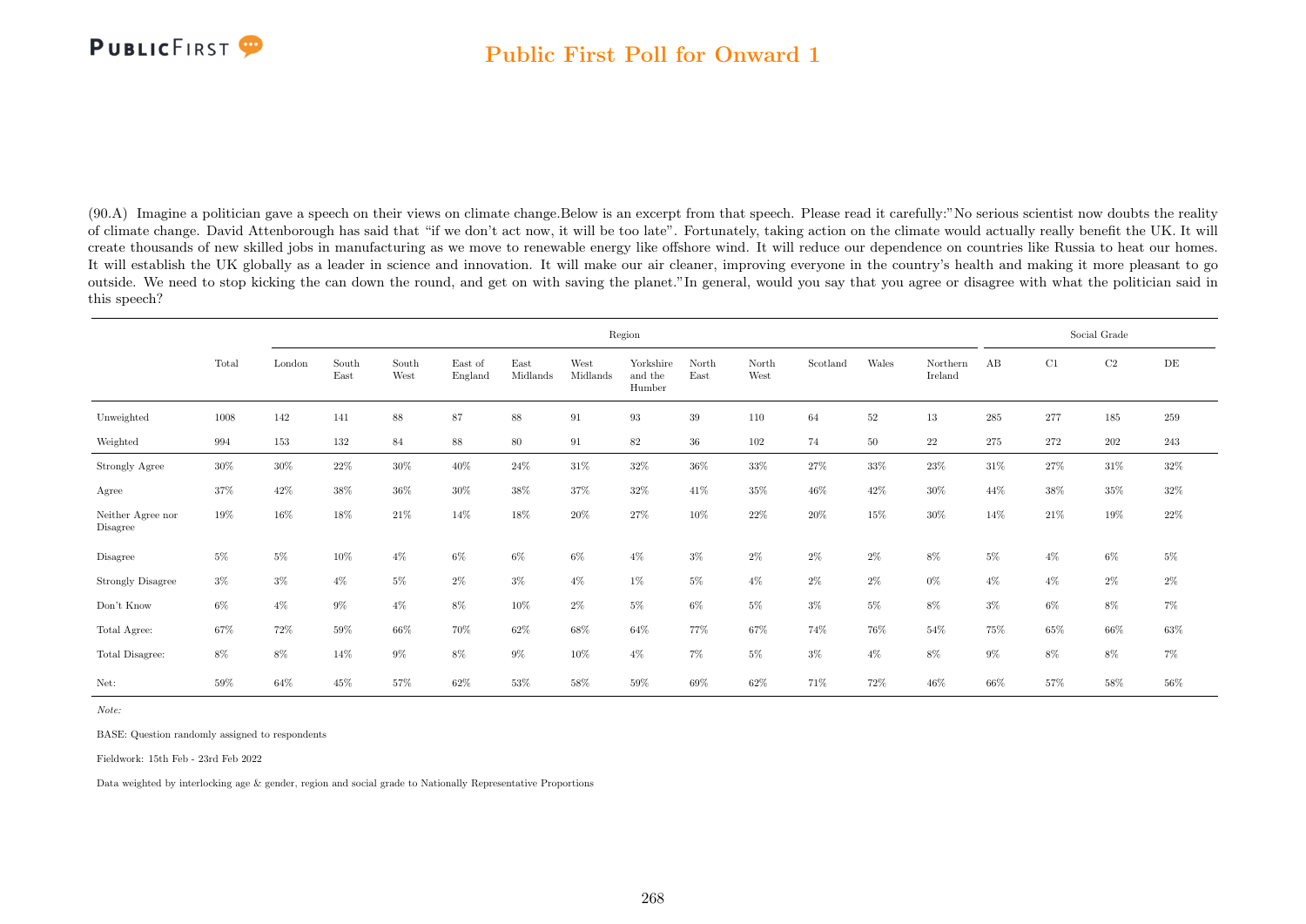## Public First Poll for Onward 1

(90.A) Imagine a politician gave a speech on their views on climate change.Below is an excerpt from that speech. Please read it carefully:"No serious scientist now doubts the reality of climate change. David Attenborough has said that "if we don't act now, it will be too late". Fortunately, taking action on the climate would actually really benefit the UK. It will create thousands of new skilled jobs in manufacturing as we move to renewable energy like offshore wind. It will reduce our dependence on countries like Russia to heat our homes. It will establish the UK globally as a leader in science and innovation. It will make our air cleaner, improving everyone in the country's health and making it more pleasant to go outside. We need to stop kicking the can down the round, and get on with saving the planet."In general, would you say that you agree or disagree with what the politician said in this speech?

| | Total | Region | | | | | | | | | | | | | Social Grade | | | |
|---|---|---|---|---|---|---|---|---|---|---|---|---|---|---|---|---|---|---|
| | | London | South East | South West | East of England | East Midlands | West Midlands | Yorkshire and the Humber | North East | North West | Scotland | Wales | Northern Ireland | AB | C1 | C2 | DE |
| Unweighted | 1008 | 142 | 141 | 88 | 87 | 88 | 91 | 93 | 39 | 110 | 64 | 52 | 13 | 285 | 277 | 185 | 259 |
| Weighted | 994 | 153 | 132 | 84 | 88 | 80 | 91 | 82 | 36 | 102 | 74 | 50 | 22 | 275 | 272 | 202 | 243 |
| Strongly Agree | 30% | 30% | 22% | 30% | 40% | 24% | 31% | 32% | 36% | 33% | 27% | 33% | 23% | 31% | 27% | 31% | 32% |
| Agree | 37% | 42% | 38% | 36% | 30% | 38% | 37% | 32% | 41% | 35% | 46% | 42% | 30% | 44% | 38% | 35% | 32% |
| Neither Agree nor Disagree | 19% | 16% | 18% | 21% | 14% | 18% | 20% | 27% | 10% | 22% | 20% | 15% | 30% | 14% | 21% | 19% | 22% |
| Disagree | 5% | 5% | 10% | 4% | 6% | 6% | 6% | 4% | 3% | 2% | 2% | 2% | 8% | 5% | 4% | 6% | 5% |
| Strongly Disagree | 3% | 3% | 4% | 5% | 2% | 3% | 4% | 1% | 5% | 4% | 2% | 2% | 0% | 4% | 4% | 2% | 2% |
| Don't Know | 6% | 4% | 9% | 4% | 8% | 10% | 2% | 5% | 6% | 5% | 3% | 5% | 8% | 3% | 6% | 8% | 7% |
| Total Agree: | 67% | 72% | 59% | 66% | 70% | 62% | 68% | 64% | 77% | 67% | 74% | 76% | 54% | 75% | 65% | 66% | 63% |
| Total Disagree: | 8% | 8% | 14% | 9% | 8% | 9% | 10% | 4% | 7% | 5% | 3% | 4% | 8% | 9% | 8% | 8% | 7% |
| Net: | 59% | 64% | 45% | 57% | 62% | 53% | 58% | 59% | 69% | 62% | 71% | 72% | 46% | 66% | 57% | 58% | 56% |

*Note:*

BASE: Question randomly assigned to respondents

Fieldwork: 15th Feb - 23rd Feb 2022

Data weighted by interlocking age & gender, region and social grade to Nationally Representative Proportions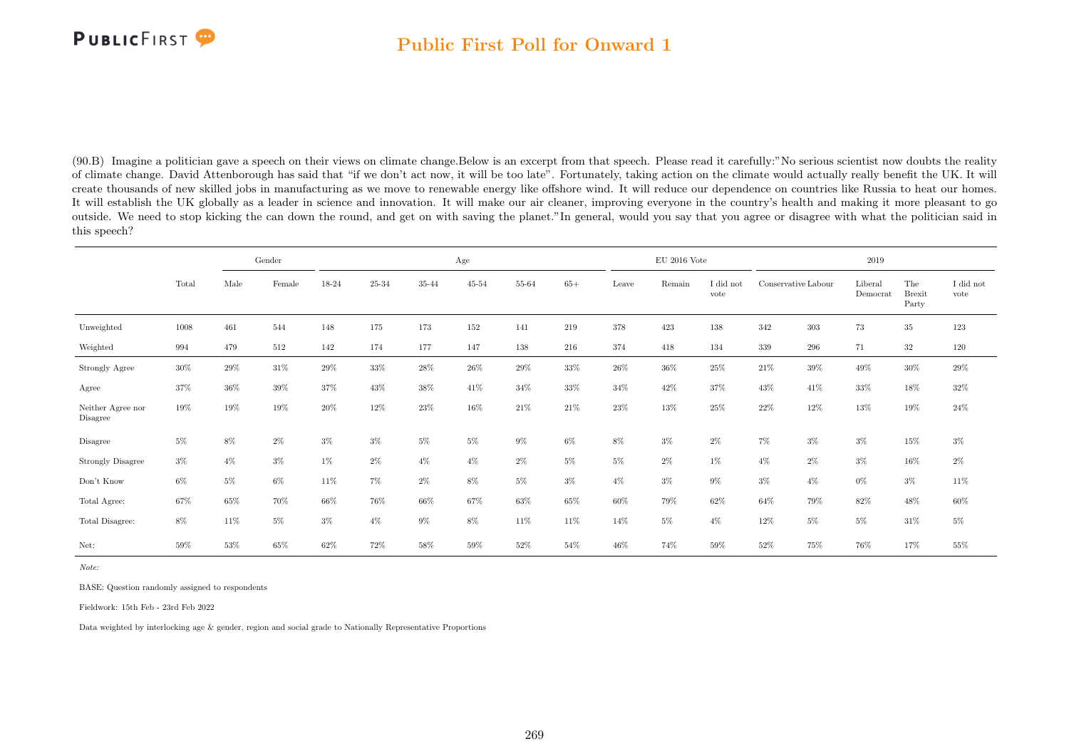(90.B) Imagine a politician gave a speech on their views on climate change.Below is an excerpt from that speech. Please read it carefully:"No serious scientist now doubts the reality of climate change. David Attenborough has said that "if we don't act now, it will be too late". Fortunately, taking action on the climate would actually really benefit the UK. It will create thousands of new skilled jobs in manufacturing as we move to renewable energy like offshore wind. It will reduce our dependence on countries like Russia to heat our homes. It will establish the UK globally as a leader in science and innovation. It will make our air cleaner, improving everyone in the country's health and making it more pleasant to go outside. We need to stop kicking the can down the round, and get on with saving the planet."In general, would you say that you agree or disagree with what the politician said in this speech?

| | Total | Gender | | Age | | | | | | EU 2016 Vote | | | 2019 | | | | |
|---|---|---|---|---|---|---|---|---|---|---|---|---|---|---|---|---|---|
| | | Male | Female | 18-24 | 25-34 | 35-44 | 45-54 | 55-64 | 65+ | Leave | Remain | I did not vote | Conservative | Labour | Liberal Democrat | The Brexit Party | I did not vote |
| Unweighted | 1008 | 461 | 544 | 148 | 175 | 173 | 152 | 141 | 219 | 378 | 423 | 138 | 342 | 303 | 73 | 35 | 123 |
| Weighted | 994 | 479 | 512 | 142 | 174 | 177 | 147 | 138 | 216 | 374 | 418 | 134 | 339 | 296 | 71 | 32 | 120 |
| Strongly Agree | 30% | 29% | 31% | 29% | 33% | 28% | 26% | 29% | 33% | 26% | 36% | 25% | 21% | 39% | 49% | 30% | 29% |
| Agree | 37% | 36% | 39% | 37% | 43% | 38% | 41% | 34% | 33% | 34% | 42% | 37% | 43% | 41% | 33% | 18% | 32% |
| Neither Agree nor Disagree | 19% | 19% | 19% | 20% | 12% | 23% | 16% | 21% | 21% | 23% | 13% | 25% | 22% | 12% | 13% | 19% | 24% |
| Disagree | 5% | 8% | 2% | 3% | 3% | 5% | 5% | 9% | 6% | 8% | 3% | 2% | 7% | 3% | 3% | 15% | 3% |
| Strongly Disagree | 3% | 4% | 3% | 1% | 2% | 4% | 4% | 2% | 5% | 5% | 2% | 1% | 4% | 2% | 3% | 16% | 2% |
| Don't Know | 6% | 5% | 6% | 11% | 7% | 2% | 8% | 5% | 3% | 4% | 3% | 9% | 3% | 4% | 0% | 3% | 11% |
| Total Agree: | 67% | 65% | 70% | 66% | 76% | 66% | 67% | 63% | 65% | 60% | 79% | 62% | 64% | 79% | 82% | 48% | 60% |
| Total Disagree: | 8% | 11% | 5% | 3% | 4% | 9% | 8% | 11% | 11% | 14% | 5% | 4% | 12% | 5% | 5% | 31% | 5% |
| Net: | 59% | 53% | 65% | 62% | 72% | 58% | 59% | 52% | 54% | 46% | 74% | 59% | 52% | 75% | 76% | 17% | 55% |

*Note:*

BASE: Question randomly assigned to respondents

Fieldwork: 15th Feb - 23rd Feb 2022

Data weighted by interlocking age & gender, region and social grade to Nationally Representative Proportions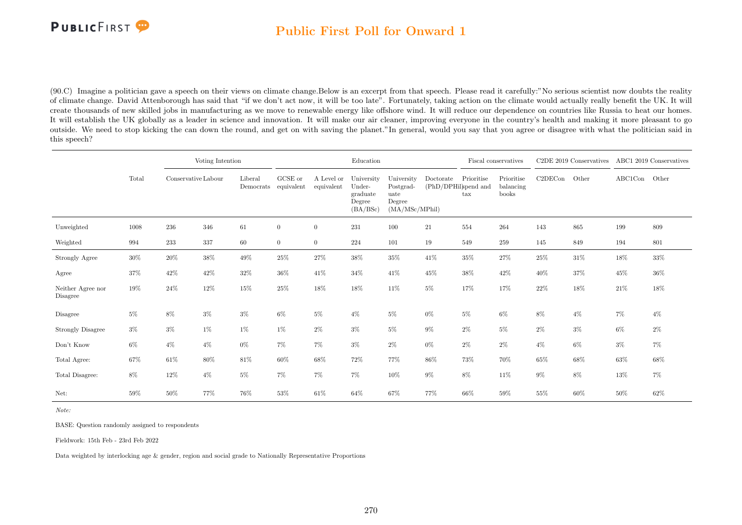(90.C) Imagine a politician gave a speech on their views on climate change.Below is an excerpt from that speech. Please read it carefully:"No serious scientist now doubts the reality of climate change. David Attenborough has said that "if we don't act now, it will be too late". Fortunately, taking action on the climate would actually really benefit the UK. It will create thousands of new skilled jobs in manufacturing as we move to renewable energy like offshore wind. It will reduce our dependence on countries like Russia to heat our homes. It will establish the UK globally as a leader in science and innovation. It will make our air cleaner, improving everyone in the country's health and making it more pleasant to go outside. We need to stop kicking the can down the round, and get on with saving the planet."In general, would you say that you agree or disagree with what the politician said in this speech?

| | Total | Voting Intention | | | Education | | | | | Fiscal conservatives | | C2DE 2019 Conservatives | | ABC1 2019 Conservatives | |
|---|---|---|---|---|---|---|---|---|---|---|---|---|---|---|---|
| | | Conservative | Labour | Liberal Democrats | GCSE or equivalent | A Level or equivalent | University Under-graduate Degree (BA/BSc) | University Postgrad-uate Degree (MA/MSc/MPhil) | Doctorate (PhD/DPHil) | Prioritise spend and tax | Prioritise balancing books | C2DECon | Other | ABC1Con | Other |
| Unweighted | 1008 | 236 | 346 | 61 | 0 | 0 | 231 | 100 | 21 | 554 | 264 | 143 | 865 | 199 | 809 |
| Weighted | 994 | 233 | 337 | 60 | 0 | 0 | 224 | 101 | 19 | 549 | 259 | 145 | 849 | 194 | 801 |
| Strongly Agree | 30% | 20% | 38% | 49% | 25% | 27% | 38% | 35% | 41% | 35% | 27% | 25% | 31% | 18% | 33% |
| Agree | 37% | 42% | 42% | 32% | 36% | 41% | 34% | 41% | 45% | 38% | 42% | 40% | 37% | 45% | 36% |
| Neither Agree nor Disagree | 19% | 24% | 12% | 15% | 25% | 18% | 18% | 11% | 5% | 17% | 17% | 22% | 18% | 21% | 18% |
| Disagree | 5% | 8% | 3% | 3% | 6% | 5% | 4% | 5% | 0% | 5% | 6% | 8% | 4% | 7% | 4% |
| Strongly Disagree | 3% | 3% | 1% | 1% | 1% | 2% | 3% | 5% | 9% | 2% | 5% | 2% | 3% | 6% | 2% |
| Don't Know | 6% | 4% | 4% | 0% | 7% | 7% | 3% | 2% | 0% | 2% | 2% | 4% | 6% | 3% | 7% |
| Total Agree: | 67% | 61% | 80% | 81% | 60% | 68% | 72% | 77% | 86% | 73% | 70% | 65% | 68% | 63% | 68% |
| Total Disagree: | 8% | 12% | 4% | 5% | 7% | 7% | 7% | 10% | 9% | 8% | 11% | 9% | 8% | 13% | 7% |
| Net: | 59% | 50% | 77% | 76% | 53% | 61% | 64% | 67% | 77% | 66% | 59% | 55% | 60% | 50% | 62% |

*Note:*

BASE: Question randomly assigned to respondents

Fieldwork: 15th Feb - 23rd Feb 2022

Data weighted by interlocking age & gender, region and social grade to Nationally Representative Proportions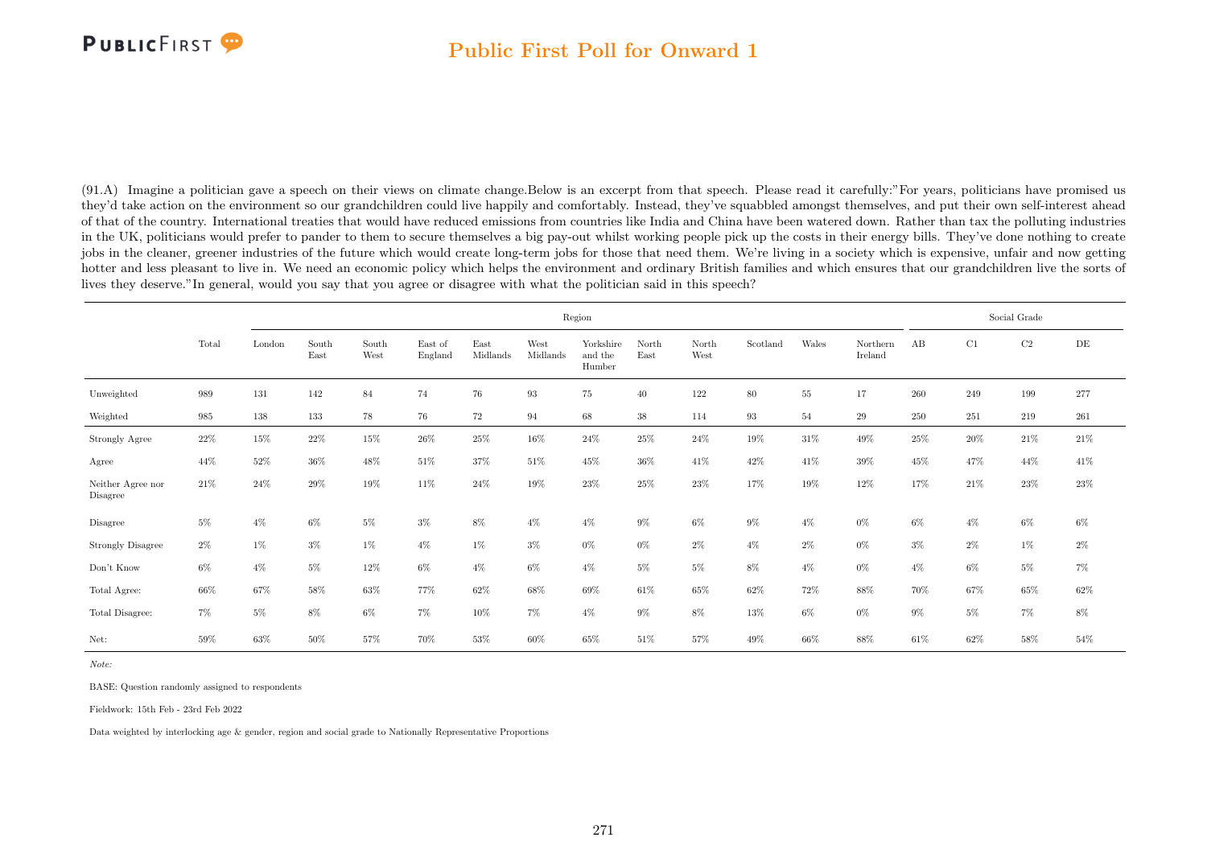(91.A) Imagine a politician gave a speech on their views on climate change.Below is an excerpt from that speech. Please read it carefully:"For years, politicians have promised us they'd take action on the environment so our grandchildren could live happily and comfortably. Instead, they've squabbled amongst themselves, and put their own self-interest ahead of that of the country. International treaties that would have reduced emissions from countries like India and China have been watered down. Rather than tax the polluting industries in the UK, politicians would prefer to pander to them to secure themselves a big pay-out whilst working people pick up the costs in their energy bills. They've done nothing to create jobs in the cleaner, greener industries of the future which would create long-term jobs for those that need them. We're living in a society which is expensive, unfair and now getting hotter and less pleasant to live in. We need an economic policy which helps the environment and ordinary British families and which ensures that our grandchildren live the sorts of lives they deserve."In general, would you say that you agree or disagree with what the politician said in this speech?

| | Total | Region | | | | | | | | | | | | | Social Grade | | | |
|---|---|---|---|---|---|---|---|---|---|---|---|---|---|---|---|---|---|---|
| | | London | South East | South West | East of England | East Midlands | West Midlands | Yorkshire and the Humber | North East | North West | Scotland | Wales | Northern Ireland | AB | C1 | C2 | DE |
| Unweighted | 989 | 131 | 142 | 84 | 74 | 76 | 93 | 75 | 40 | 122 | 80 | 55 | 17 | 260 | 249 | 199 | 277 |
| Weighted | 985 | 138 | 133 | 78 | 76 | 72 | 94 | 68 | 38 | 114 | 93 | 54 | 29 | 250 | 251 | 219 | 261 |
| Strongly Agree | 22% | 15% | 22% | 15% | 26% | 25% | 16% | 24% | 25% | 24% | 19% | 31% | 49% | 25% | 20% | 21% | 21% |
| Agree | 44% | 52% | 36% | 48% | 51% | 37% | 51% | 45% | 36% | 41% | 42% | 41% | 39% | 45% | 47% | 44% | 41% |
| Neither Agree nor Disagree | 21% | 24% | 29% | 19% | 11% | 24% | 19% | 23% | 25% | 23% | 17% | 19% | 12% | 17% | 21% | 23% | 23% |
| Disagree | 5% | 4% | 6% | 5% | 3% | 8% | 4% | 4% | 9% | 6% | 9% | 4% | 0% | 6% | 4% | 6% | 6% |
| Strongly Disagree | 2% | 1% | 3% | 1% | 4% | 1% | 3% | 0% | 0% | 2% | 4% | 2% | 0% | 3% | 2% | 1% | 2% |
| Don't Know | 6% | 4% | 5% | 12% | 6% | 4% | 6% | 4% | 5% | 5% | 8% | 4% | 0% | 4% | 6% | 5% | 7% |
| Total Agree: | 66% | 67% | 58% | 63% | 77% | 62% | 68% | 69% | 61% | 65% | 62% | 72% | 88% | 70% | 67% | 65% | 62% |
| Total Disagree: | 7% | 5% | 8% | 6% | 7% | 10% | 7% | 4% | 9% | 8% | 13% | 6% | 0% | 9% | 5% | 7% | 8% |
| Net: | 59% | 63% | 50% | 57% | 70% | 53% | 60% | 65% | 51% | 57% | 49% | 66% | 88% | 61% | 62% | 58% | 54% |

*Note:*

BASE: Question randomly assigned to respondents

Fieldwork: 15th Feb - 23rd Feb 2022

Data weighted by interlocking age & gender, region and social grade to Nationally Representative Proportions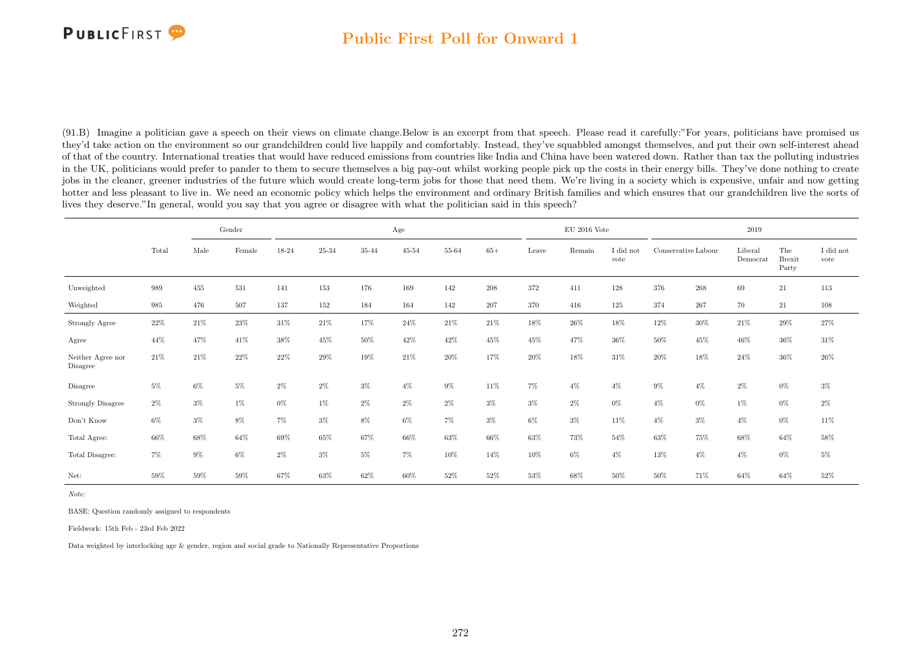# Public First Poll for Onward 1

(91.B) Imagine a politician gave a speech on their views on climate change.Below is an excerpt from that speech. Please read it carefully:"For years, politicians have promised us they'd take action on the environment so our grandchildren could live happily and comfortably. Instead, they've squabbled amongst themselves, and put their own self-interest ahead of that of the country. International treaties that would have reduced emissions from countries like India and China have been watered down. Rather than tax the polluting industries in the UK, politicians would prefer to pander to them to secure themselves a big pay-out whilst working people pick up the costs in their energy bills. They've done nothing to create jobs in the cleaner, greener industries of the future which would create long-term jobs for those that need them. We're living in a society which is expensive, unfair and now getting hotter and less pleasant to live in. We need an economic policy which helps the environment and ordinary British families and which ensures that our grandchildren live the sorts of lives they deserve."In general, would you say that you agree or disagree with what the politician said in this speech?

| | Total | Gender | | Age | | | | | | EU 2016 Vote | | | 2019 | | | | |
|---|---|---|---|---|---|---|---|---|---|---|---|---|---|---|---|---|---|
| | | Male | Female | 18-24 | 25-34 | 35-44 | 45-54 | 55-64 | 65+ | Leave | Remain | I did not vote | Conservative | Labour | Liberal Democrat | The Brexit Party | I did not vote |
| Unweighted | 989 | 455 | 531 | 141 | 153 | 176 | 169 | 142 | 208 | 372 | 411 | 128 | 376 | 268 | 69 | 21 | 113 |
| Weighted | 985 | 476 | 507 | 137 | 152 | 184 | 164 | 142 | 207 | 370 | 416 | 125 | 374 | 267 | 70 | 21 | 108 |
| Strongly Agree | 22% | 21% | 23% | 31% | 21% | 17% | 24% | 21% | 21% | 18% | 26% | 18% | 12% | 30% | 21% | 29% | 27% |
| Agree | 44% | 47% | 41% | 38% | 45% | 50% | 42% | 42% | 45% | 45% | 47% | 36% | 50% | 45% | 46% | 36% | 31% |
| Neither Agree nor Disagree | 21% | 21% | 22% | 22% | 29% | 19% | 21% | 20% | 17% | 20% | 18% | 31% | 20% | 18% | 24% | 36% | 26% |
| Disagree | 5% | 6% | 5% | 2% | 2% | 3% | 4% | 9% | 11% | 7% | 4% | 4% | 9% | 4% | 2% | 0% | 3% |
| Strongly Disagree | 2% | 3% | 1% | 0% | 1% | 2% | 2% | 2% | 3% | 3% | 2% | 0% | 4% | 0% | 1% | 0% | 2% |
| Don't Know | 6% | 3% | 8% | 7% | 3% | 8% | 6% | 7% | 3% | 6% | 3% | 11% | 4% | 3% | 4% | 0% | 11% |
| Total Agree: | 66% | 68% | 64% | 69% | 65% | 67% | 66% | 63% | 66% | 63% | 73% | 54% | 63% | 75% | 68% | 64% | 58% |
| Total Disagree: | 7% | 9% | 6% | 2% | 3% | 5% | 7% | 10% | 14% | 10% | 6% | 4% | 13% | 4% | 4% | 0% | 5% |
| Net: | 59% | 59% | 59% | 67% | 63% | 62% | 60% | 52% | 52% | 53% | 68% | 50% | 50% | 71% | 64% | 64% | 52% |

*Note:*

BASE: Question randomly assigned to respondents

Fieldwork: 15th Feb - 23rd Feb 2022

Data weighted by interlocking age & gender, region and social grade to Nationally Representative Proportions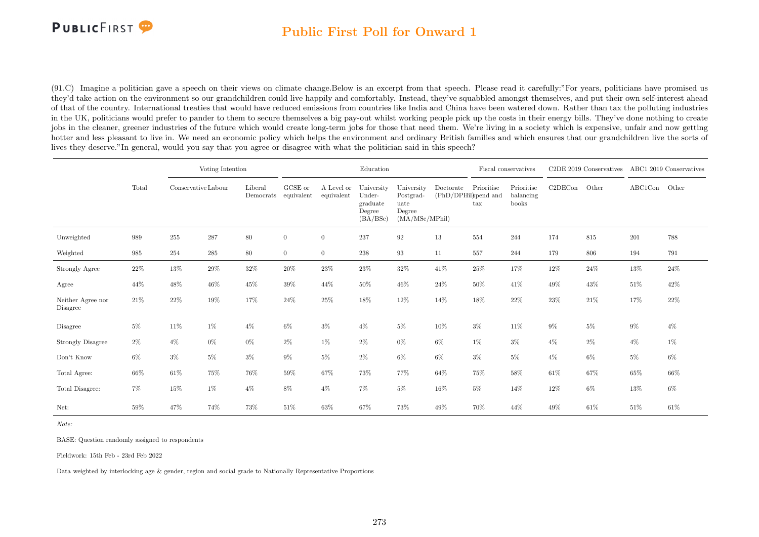(91.C) Imagine a politician gave a speech on their views on climate change.Below is an excerpt from that speech. Please read it carefully:"For years, politicians have promised us they'd take action on the environment so our grandchildren could live happily and comfortably. Instead, they've squabbled amongst themselves, and put their own self-interest ahead of that of the country. International treaties that would have reduced emissions from countries like India and China have been watered down. Rather than tax the polluting industries in the UK, politicians would prefer to pander to them to secure themselves a big pay-out whilst working people pick up the costs in their energy bills. They've done nothing to create jobs in the cleaner, greener industries of the future which would create long-term jobs for those that need them. We're living in a society which is expensive, unfair and now getting hotter and less pleasant to live in. We need an economic policy which helps the environment and ordinary British families and which ensures that our grandchildren live the sorts of lives they deserve."In general, would you say that you agree or disagree with what the politician said in this speech?

| | Total | Voting Intention | | | Education | | | | | Fiscal conservatives | | C2DE 2019 Conservatives | | ABC1 2019 Conservatives | |
|---|---|---|---|---|---|---|---|---|---|---|---|---|---|---|---|
| | | Conservative | Labour | Liberal Democrats | GCSE or equivalent | A Level or equivalent | University Undergraduate Degree (BA/BSc) | University Postgraduate Degree (MA/MSc/MPhil) | Doctorate (PhD/DPhil) | Prioritise spend and tax | Prioritise balancing books | C2DECon | Other | ABC1Con | Other |
| Unweighted | 989 | 255 | 287 | 80 | 0 | 0 | 237 | 92 | 13 | 554 | 244 | 174 | 815 | 201 | 788 |
| Weighted | 985 | 254 | 285 | 80 | 0 | 0 | 238 | 93 | 11 | 557 | 244 | 179 | 806 | 194 | 791 |
| Strongly Agree | 22% | 13% | 29% | 32% | 20% | 23% | 23% | 32% | 41% | 25% | 17% | 12% | 24% | 13% | 24% |
| Agree | 44% | 48% | 46% | 45% | 39% | 44% | 50% | 46% | 24% | 50% | 41% | 49% | 43% | 51% | 42% |
| Neither Agree nor Disagree | 21% | 22% | 19% | 17% | 24% | 25% | 18% | 12% | 14% | 18% | 22% | 23% | 21% | 17% | 22% |
| Disagree | 5% | 11% | 1% | 4% | 6% | 3% | 4% | 5% | 10% | 3% | 11% | 9% | 5% | 9% | 4% |
| Strongly Disagree | 2% | 4% | 0% | 0% | 2% | 1% | 2% | 0% | 6% | 1% | 3% | 4% | 2% | 4% | 1% |
| Don't Know | 6% | 3% | 5% | 3% | 9% | 5% | 2% | 6% | 6% | 3% | 5% | 4% | 6% | 5% | 6% |
| Total Agree: | 66% | 61% | 75% | 76% | 59% | 67% | 73% | 77% | 64% | 75% | 58% | 61% | 67% | 65% | 66% |
| Total Disagree: | 7% | 15% | 1% | 4% | 8% | 4% | 7% | 5% | 16% | 5% | 14% | 12% | 6% | 13% | 6% |
| Net: | 59% | 47% | 74% | 73% | 51% | 63% | 67% | 73% | 49% | 70% | 44% | 49% | 61% | 51% | 61% |

*Note:*

BASE: Question randomly assigned to respondents

Fieldwork: 15th Feb - 23rd Feb 2022

Data weighted by interlocking age & gender, region and social grade to Nationally Representative Proportions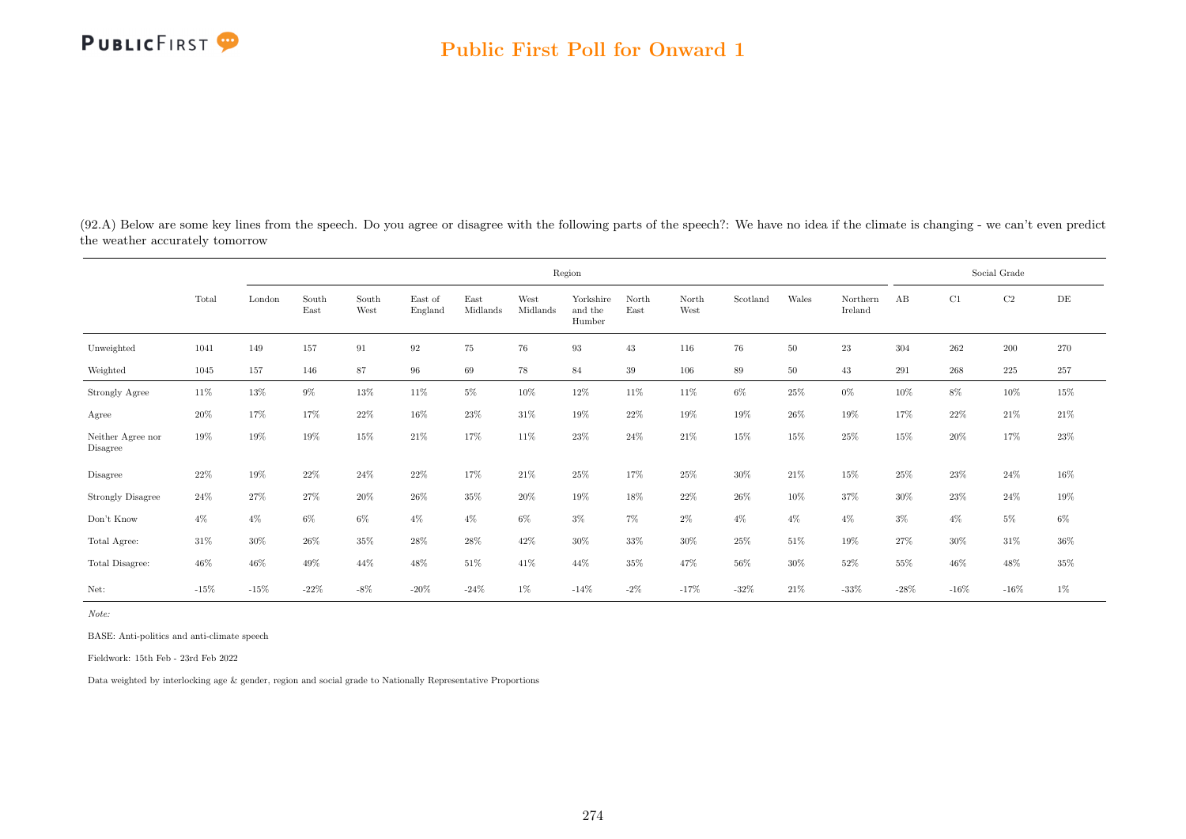## Public First Poll for Onward 1

(92.A) Below are some key lines from the speech. Do you agree or disagree with the following parts of the speech?: We have no idea if the climate is changing - we can't even predict the weather accurately tomorrow

| | | Region | | | | | | | | | | | | Social Grade | | | |
|---|---|---|---|---|---|---|---|---|---|---|---|---|---|---|---|---|---|
| | Total | London | South East | South West | East of England | East Midlands | West Midlands | Yorkshire and the Humber | North East | North West | Scotland | Wales | Northern Ireland | AB | C1 | C2 | DE |
| Unweighted | 1041 | 149 | 157 | 91 | 92 | 75 | 76 | 93 | 43 | 116 | 76 | 50 | 23 | 304 | 262 | 200 | 270 |
| Weighted | 1045 | 157 | 146 | 87 | 96 | 69 | 78 | 84 | 39 | 106 | 89 | 50 | 43 | 291 | 268 | 225 | 257 |
| Strongly Agree | 11% | 13% | 9% | 13% | 11% | 5% | 10% | 12% | 11% | 11% | 6% | 25% | 0% | 10% | 8% | 10% | 15% |
| Agree | 20% | 17% | 17% | 22% | 16% | 23% | 31% | 19% | 22% | 19% | 19% | 26% | 19% | 17% | 22% | 21% | 21% |
| Neither Agree nor Disagree | 19% | 19% | 19% | 15% | 21% | 17% | 11% | 23% | 24% | 21% | 15% | 15% | 25% | 15% | 20% | 17% | 23% |
| Disagree | 22% | 19% | 22% | 24% | 22% | 17% | 21% | 25% | 17% | 25% | 30% | 21% | 15% | 25% | 23% | 24% | 16% |
| Strongly Disagree | 24% | 27% | 27% | 20% | 26% | 35% | 20% | 19% | 18% | 22% | 26% | 10% | 37% | 30% | 23% | 24% | 19% |
| Don't Know | 4% | 4% | 6% | 6% | 4% | 4% | 6% | 3% | 7% | 2% | 4% | 4% | 4% | 3% | 4% | 5% | 6% |
| Total Agree: | 31% | 30% | 26% | 35% | 28% | 28% | 42% | 30% | 33% | 30% | 25% | 51% | 19% | 27% | 30% | 31% | 36% |
| Total Disagree: | 46% | 46% | 49% | 44% | 48% | 51% | 41% | 44% | 35% | 47% | 56% | 30% | 52% | 55% | 46% | 48% | 35% |
| Net: | -15% | -15% | -22% | -8% | -20% | -24% | 1% | -14% | -2% | -17% | -32% | 21% | -33% | -28% | -16% | -16% | 1% |

*Note:*

BASE: Anti-politics and anti-climate speech

Fieldwork: 15th Feb - 23rd Feb 2022

Data weighted by interlocking age & gender, region and social grade to Nationally Representative Proportions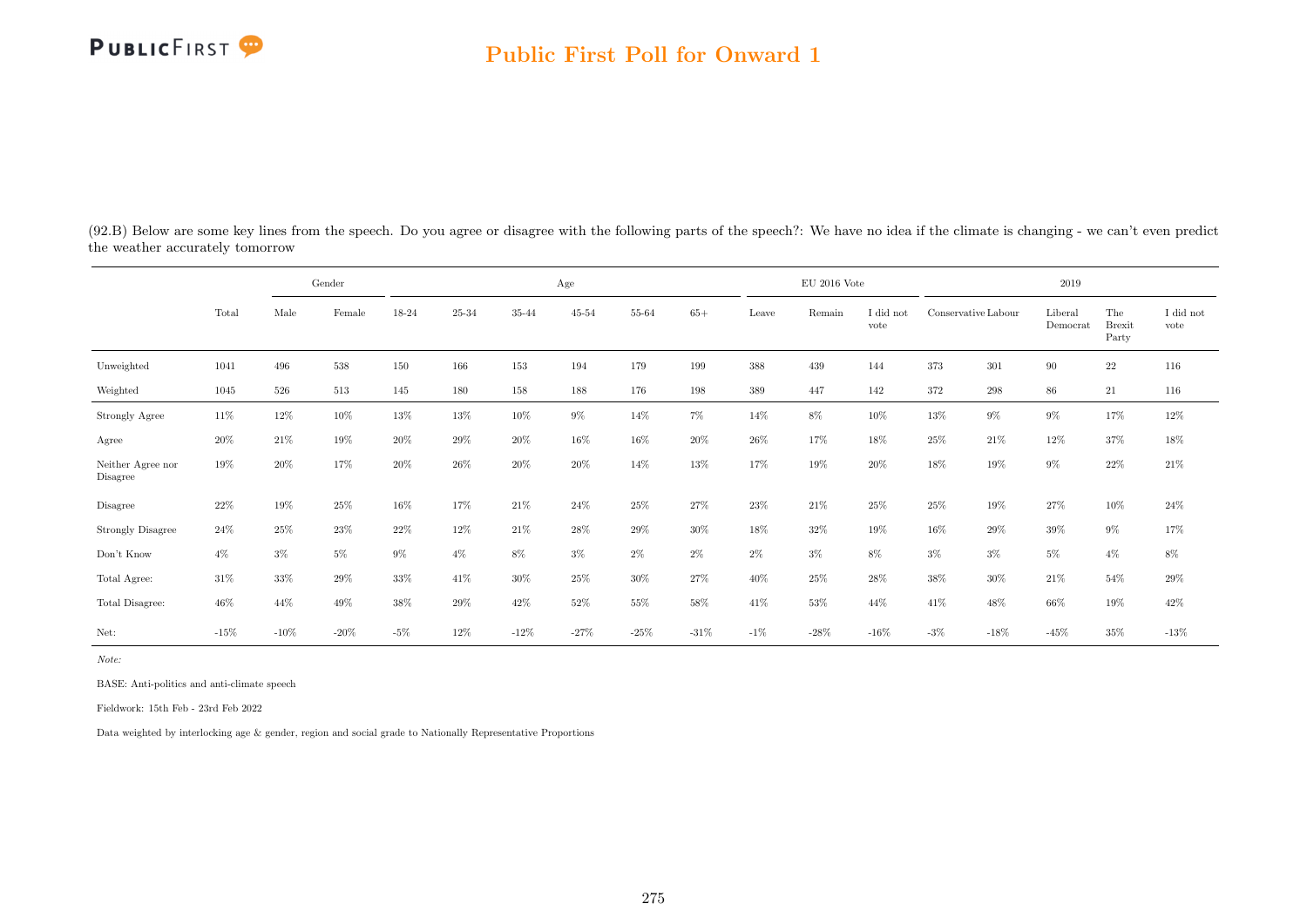## Public First Poll for Onward 1

(92.B) Below are some key lines from the speech. Do you agree or disagree with the following parts of the speech?: We have no idea if the climate is changing - we can't even predict the weather accurately tomorrow

| | Total | Gender | | Age | | | | | | EU 2016 Vote | | | 2019 | | | | |
|---|---|---|---|---|---|---|---|---|---|---|---|---|---|---|---|---|---|
| | | Male | Female | 18-24 | 25-34 | 35-44 | 45-54 | 55-64 | 65+ | Leave | Remain | I did not vote | Conservative | Labour | Liberal Democrat | The Brexit Party | I did not vote |
| Unweighted | 1041 | 496 | 538 | 150 | 166 | 153 | 194 | 179 | 199 | 388 | 439 | 144 | 373 | 301 | 90 | 22 | 116 |
| Weighted | 1045 | 526 | 513 | 145 | 180 | 158 | 188 | 176 | 198 | 389 | 447 | 142 | 372 | 298 | 86 | 21 | 116 |
| Strongly Agree | 11% | 12% | 10% | 13% | 13% | 10% | 9% | 14% | 7% | 14% | 8% | 10% | 13% | 9% | 9% | 17% | 12% |
| Agree | 20% | 21% | 19% | 20% | 29% | 20% | 16% | 16% | 20% | 26% | 17% | 18% | 25% | 21% | 12% | 37% | 18% |
| Neither Agree nor Disagree | 19% | 20% | 17% | 20% | 26% | 20% | 20% | 14% | 13% | 17% | 19% | 20% | 18% | 19% | 9% | 22% | 21% |
| Disagree | 22% | 19% | 25% | 16% | 17% | 21% | 24% | 25% | 27% | 23% | 21% | 25% | 25% | 19% | 27% | 10% | 24% |
| Strongly Disagree | 24% | 25% | 23% | 22% | 12% | 21% | 28% | 29% | 30% | 18% | 32% | 19% | 16% | 29% | 39% | 9% | 17% |
| Don't Know | 4% | 3% | 5% | 9% | 4% | 8% | 3% | 2% | 2% | 2% | 3% | 8% | 3% | 3% | 5% | 4% | 8% |
| Total Agree: | 31% | 33% | 29% | 33% | 41% | 30% | 25% | 30% | 27% | 40% | 25% | 28% | 38% | 30% | 21% | 54% | 29% |
| Total Disagree: | 46% | 44% | 49% | 38% | 29% | 42% | 52% | 55% | 58% | 41% | 53% | 44% | 41% | 48% | 66% | 19% | 42% |
| Net: | -15% | -10% | -20% | -5% | 12% | -12% | -27% | -25% | -31% | -1% | -28% | -16% | -3% | -18% | -45% | 35% | -13% |

*Note:*

BASE: Anti-politics and anti-climate speech

Fieldwork: 15th Feb - 23rd Feb 2022

Data weighted by interlocking age & gender, region and social grade to Nationally Representative Proportions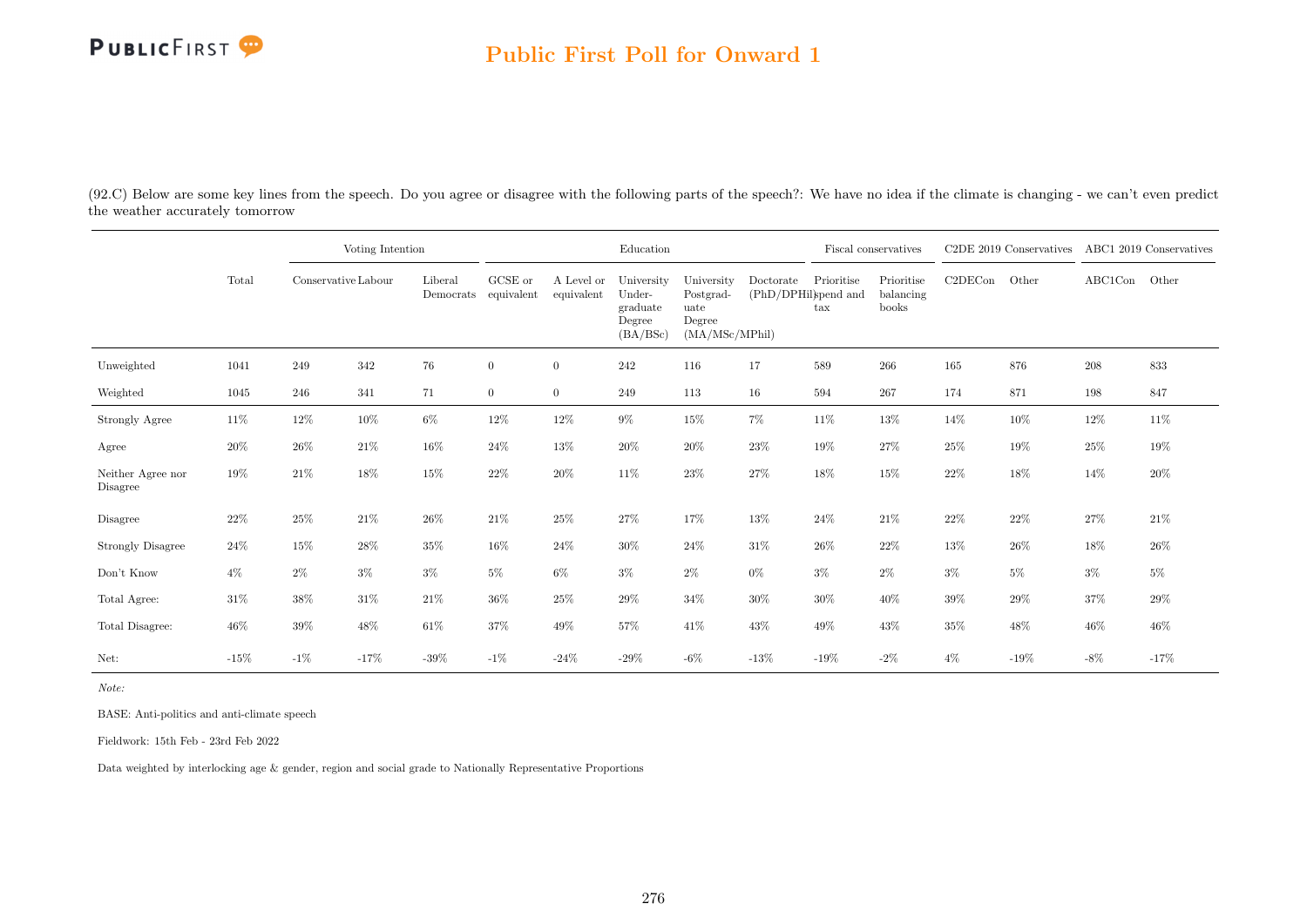(92.C) Below are some key lines from the speech. Do you agree or disagree with the following parts of the speech?: We have no idea if the climate is changing - we can't even predict the weather accurately tomorrow

| | Total | Voting Intention | | | Education | | | | | Fiscal conservatives | | C2DE 2019 Conservatives | | ABC1 2019 Conservatives | |
|---|---|---|---|---|---|---|---|---|---|---|---|---|---|---|---|
| | | Conservative | Labour | Liberal Democrats | GCSE or equivalent | A Level or equivalent | University Under-graduate Degree (BA/BSc) | University Postgrad-uate Degree (MA/MSc/MPhil) | Doctorate (PhD/DPHil) | Prioritise spend and tax | Prioritise balancing books | C2DECon | Other | ABC1Con | Other |
| Unweighted | 1041 | 249 | 342 | 76 | 0 | 0 | 242 | 116 | 17 | 589 | 266 | 165 | 876 | 208 | 833 |
| Weighted | 1045 | 246 | 341 | 71 | 0 | 0 | 249 | 113 | 16 | 594 | 267 | 174 | 871 | 198 | 847 |
| Strongly Agree | 11% | 12% | 10% | 6% | 12% | 12% | 9% | 15% | 7% | 11% | 13% | 14% | 10% | 12% | 11% |
| Agree | 20% | 26% | 21% | 16% | 24% | 13% | 20% | 20% | 23% | 19% | 27% | 25% | 19% | 25% | 19% |
| Neither Agree nor Disagree | 19% | 21% | 18% | 15% | 22% | 20% | 11% | 23% | 27% | 18% | 15% | 22% | 18% | 14% | 20% |
| Disagree | 22% | 25% | 21% | 26% | 21% | 25% | 27% | 17% | 13% | 24% | 21% | 22% | 22% | 27% | 21% |
| Strongly Disagree | 24% | 15% | 28% | 35% | 16% | 24% | 30% | 24% | 31% | 26% | 22% | 13% | 26% | 18% | 26% |
| Don't Know | 4% | 2% | 3% | 3% | 5% | 6% | 3% | 2% | 0% | 3% | 2% | 3% | 5% | 3% | 5% |
| Total Agree: | 31% | 38% | 31% | 21% | 36% | 25% | 29% | 34% | 30% | 30% | 40% | 39% | 29% | 37% | 29% |
| Total Disagree: | 46% | 39% | 48% | 61% | 37% | 49% | 57% | 41% | 43% | 49% | 43% | 35% | 48% | 46% | 46% |
| Net: | -15% | -1% | -17% | -39% | -1% | -24% | -29% | -6% | -13% | -19% | -2% | 4% | -19% | -8% | -17% |

*Note:*

BASE: Anti-politics and anti-climate speech

Fieldwork: 15th Feb - 23rd Feb 2022

Data weighted by interlocking age & gender, region and social grade to Nationally Representative Proportions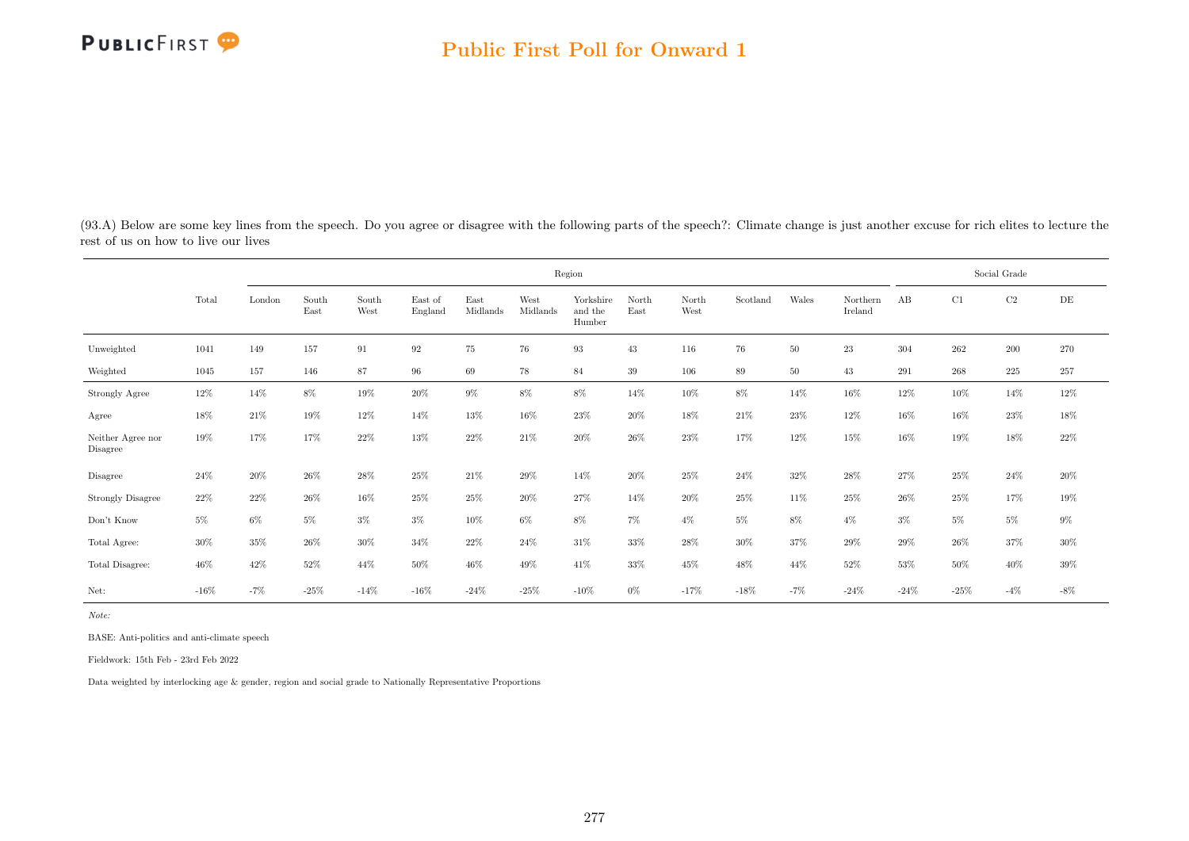## Public First Poll for Onward 1

(93.A) Below are some key lines from the speech. Do you agree or disagree with the following parts of the speech?: Climate change is just another excuse for rich elites to lecture the rest of us on how to live our lives

| | | Region | | | | | | | | | | | | Social Grade | | | |
|---|---|---|---|---|---|---|---|---|---|---|---|---|---|---|---|---|---|
| | Total | London | South East | South West | East of England | East Midlands | West Midlands | Yorkshire and the Humber | North East | North West | Scotland | Wales | Northern Ireland | AB | C1 | C2 | DE |
| Unweighted | 1041 | 149 | 157 | 91 | 92 | 75 | 76 | 93 | 43 | 116 | 76 | 50 | 23 | 304 | 262 | 200 | 270 |
| Weighted | 1045 | 157 | 146 | 87 | 96 | 69 | 78 | 84 | 39 | 106 | 89 | 50 | 43 | 291 | 268 | 225 | 257 |
| Strongly Agree | 12% | 14% | 8% | 19% | 20% | 9% | 8% | 8% | 14% | 10% | 8% | 14% | 16% | 12% | 10% | 14% | 12% |
| Agree | 18% | 21% | 19% | 12% | 14% | 13% | 16% | 23% | 20% | 18% | 21% | 23% | 12% | 16% | 16% | 23% | 18% |
| Neither Agree nor Disagree | 19% | 17% | 17% | 22% | 13% | 22% | 21% | 20% | 26% | 23% | 17% | 12% | 15% | 16% | 19% | 18% | 22% |
| Disagree | 24% | 20% | 26% | 28% | 25% | 21% | 29% | 14% | 20% | 25% | 24% | 32% | 28% | 27% | 25% | 24% | 20% |
| Strongly Disagree | 22% | 22% | 26% | 16% | 25% | 25% | 20% | 27% | 14% | 20% | 25% | 11% | 25% | 26% | 25% | 17% | 19% |
| Don't Know | 5% | 6% | 5% | 3% | 3% | 10% | 6% | 8% | 7% | 4% | 5% | 8% | 4% | 3% | 5% | 5% | 9% |
| Total Agree: | 30% | 35% | 26% | 30% | 34% | 22% | 24% | 31% | 33% | 28% | 30% | 37% | 29% | 29% | 26% | 37% | 30% |
| Total Disagree: | 46% | 42% | 52% | 44% | 50% | 46% | 49% | 41% | 33% | 45% | 48% | 44% | 52% | 53% | 50% | 40% | 39% |
| Net: | -16% | -7% | -25% | -14% | -16% | -24% | -25% | -10% | 0% | -17% | -18% | -7% | -24% | -24% | -25% | -4% | -8% |

*Note:*

BASE: Anti-politics and anti-climate speech

Fieldwork: 15th Feb - 23rd Feb 2022

Data weighted by interlocking age & gender, region and social grade to Nationally Representative Proportions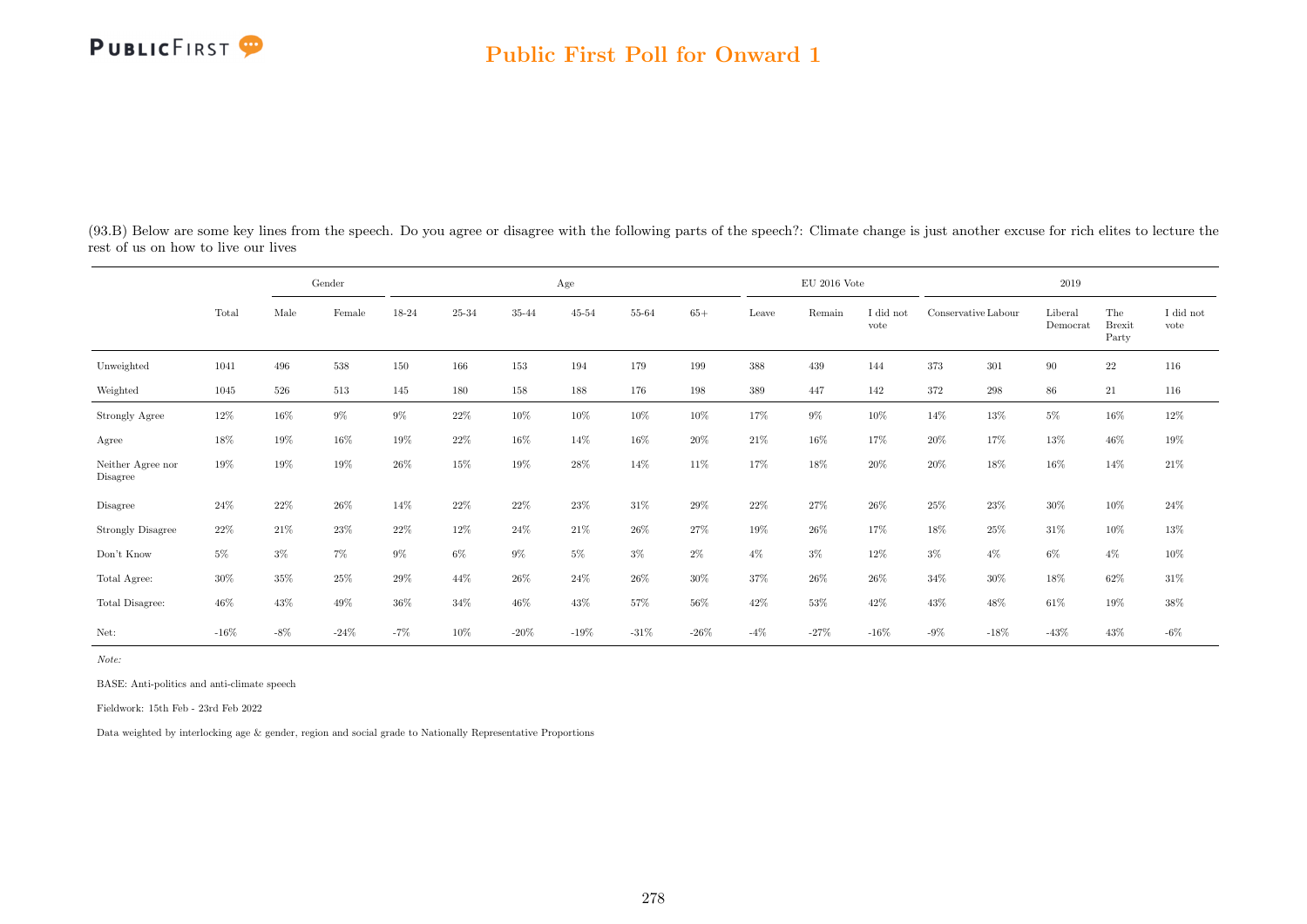## Public First Poll for Onward 1

(93.B) Below are some key lines from the speech. Do you agree or disagree with the following parts of the speech?: Climate change is just another excuse for rich elites to lecture the rest of us on how to live our lives

| | Total | Gender | | Age | | | | | | EU 2016 Vote | | | 2019 | | | | |
|---|---|---|---|---|---|---|---|---|---|---|---|---|---|---|---|---|---|
| | Total | Male | Female | 18-24 | 25-34 | 35-44 | 45-54 | 55-64 | 65+ | Leave | Remain | I did not vote | Conservative | Labour | Liberal Democrat | The Brexit Party | I did not vote |
| Unweighted | 1041 | 496 | 538 | 150 | 166 | 153 | 194 | 179 | 199 | 388 | 439 | 144 | 373 | 301 | 90 | 22 | 116 |
| Weighted | 1045 | 526 | 513 | 145 | 180 | 158 | 188 | 176 | 198 | 389 | 447 | 142 | 372 | 298 | 86 | 21 | 116 |
| Strongly Agree | 12% | 16% | 9% | 9% | 22% | 10% | 10% | 10% | 10% | 17% | 9% | 10% | 14% | 13% | 5% | 16% | 12% |
| Agree | 18% | 19% | 16% | 19% | 22% | 16% | 14% | 16% | 20% | 21% | 16% | 17% | 20% | 17% | 13% | 46% | 19% |
| Neither Agree nor Disagree | 19% | 19% | 19% | 26% | 15% | 19% | 28% | 14% | 11% | 17% | 18% | 20% | 20% | 18% | 16% | 14% | 21% |
| Disagree | 24% | 22% | 26% | 14% | 22% | 22% | 23% | 31% | 29% | 22% | 27% | 26% | 25% | 23% | 30% | 10% | 24% |
| Strongly Disagree | 22% | 21% | 23% | 22% | 12% | 24% | 21% | 26% | 27% | 19% | 26% | 17% | 18% | 25% | 31% | 10% | 13% |
| Don't Know | 5% | 3% | 7% | 9% | 6% | 9% | 5% | 3% | 2% | 4% | 3% | 12% | 3% | 4% | 6% | 4% | 10% |
| Total Agree: | 30% | 35% | 25% | 29% | 44% | 26% | 24% | 26% | 30% | 37% | 26% | 26% | 34% | 30% | 18% | 62% | 31% |
| Total Disagree: | 46% | 43% | 49% | 36% | 34% | 46% | 43% | 57% | 56% | 42% | 53% | 42% | 43% | 48% | 61% | 19% | 38% |
| Net: | -16% | -8% | -24% | -7% | 10% | -20% | -19% | -31% | -26% | -4% | -27% | -16% | -9% | -18% | -43% | 43% | -6% |

*Note:*

BASE: Anti-politics and anti-climate speech

Fieldwork: 15th Feb - 23rd Feb 2022

Data weighted by interlocking age & gender, region and social grade to Nationally Representative Proportions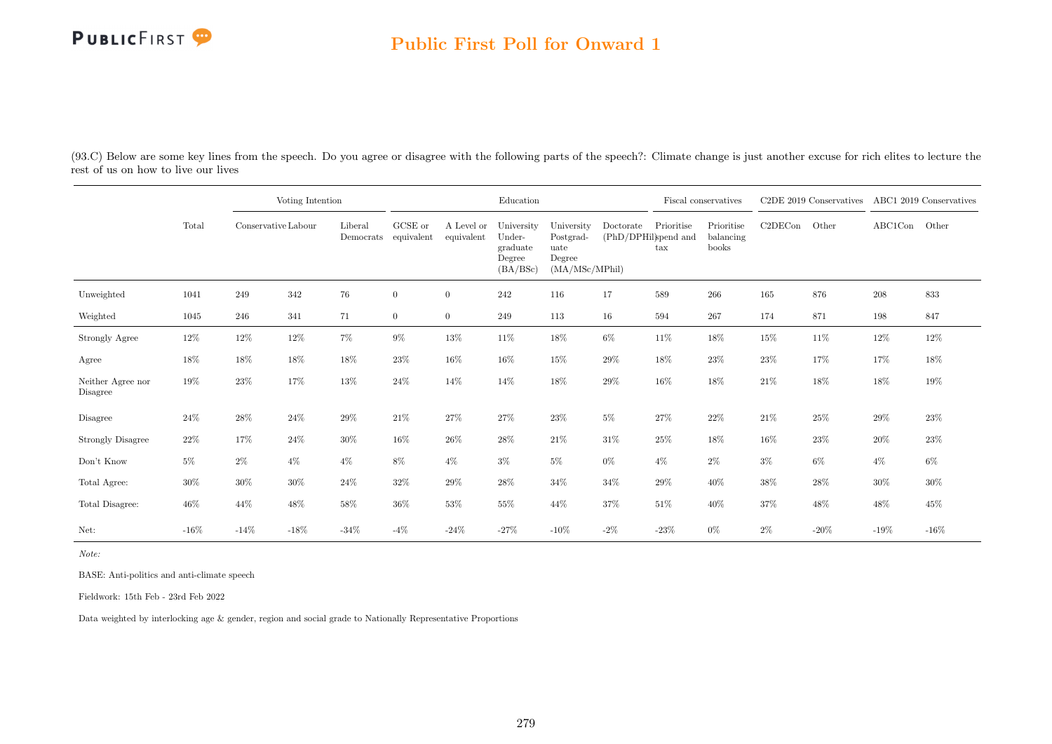(93.C) Below are some key lines from the speech. Do you agree or disagree with the following parts of the speech?: Climate change is just another excuse for rich elites to lecture the rest of us on how to live our lives

| | Total | Voting Intention | | | Education | | | | | Fiscal conservatives | | C2DE 2019 Conservatives | | ABC1 2019 Conservatives | |
|---|---|---|---|---|---|---|---|---|---|---|---|---|---|---|---|
| | | Conservative | Labour | Liberal Democrats | GCSE or equivalent | A Level or equivalent | University Under-graduate Degree (BA/BSc) | University Postgrad-uate Degree (MA/MSc/MPhil) | Doctorate (PhD/DPHil) | Prioritise spend and tax | Prioritise balancing books | C2DECon | Other | ABC1Con | Other |
| Unweighted | 1041 | 249 | 342 | 76 | 0 | 0 | 242 | 116 | 17 | 589 | 266 | 165 | 876 | 208 | 833 |
| Weighted | 1045 | 246 | 341 | 71 | 0 | 0 | 249 | 113 | 16 | 594 | 267 | 174 | 871 | 198 | 847 |
| Strongly Agree | 12% | 12% | 12% | 7% | 9% | 13% | 11% | 18% | 6% | 11% | 18% | 15% | 11% | 12% | 12% |
| Agree | 18% | 18% | 18% | 18% | 23% | 16% | 16% | 15% | 29% | 18% | 23% | 23% | 17% | 17% | 18% |
| Neither Agree nor Disagree | 19% | 23% | 17% | 13% | 24% | 14% | 14% | 18% | 29% | 16% | 18% | 21% | 18% | 18% | 19% |
| Disagree | 24% | 28% | 24% | 29% | 21% | 27% | 27% | 23% | 5% | 27% | 22% | 21% | 25% | 29% | 23% |
| Strongly Disagree | 22% | 17% | 24% | 30% | 16% | 26% | 28% | 21% | 31% | 25% | 18% | 16% | 23% | 20% | 23% |
| Don't Know | 5% | 2% | 4% | 4% | 8% | 4% | 3% | 5% | 0% | 4% | 2% | 3% | 6% | 4% | 6% |
| Total Agree: | 30% | 30% | 30% | 24% | 32% | 29% | 28% | 34% | 34% | 29% | 40% | 38% | 28% | 30% | 30% |
| Total Disagree: | 46% | 44% | 48% | 58% | 36% | 53% | 55% | 44% | 37% | 51% | 40% | 37% | 48% | 48% | 45% |
| Net: | -16% | -14% | -18% | -34% | -4% | -24% | -27% | -10% | -2% | -23% | 0% | 2% | -20% | -19% | -16% |

*Note:*

BASE: Anti-politics and anti-climate speech

Fieldwork: 15th Feb - 23rd Feb 2022

Data weighted by interlocking age & gender, region and social grade to Nationally Representative Proportions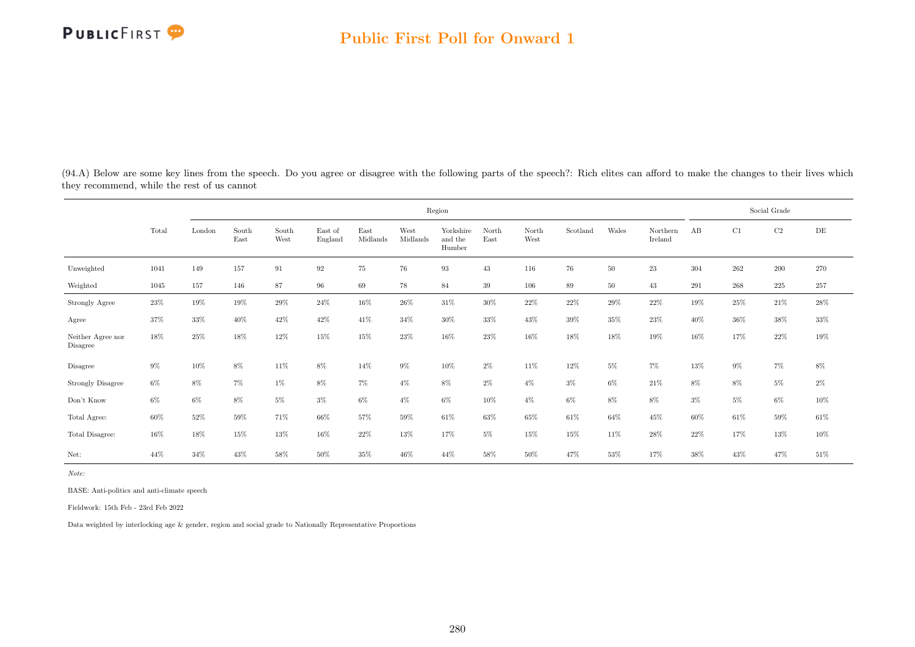## Public First Poll for Onward 1

(94.A) Below are some key lines from the speech. Do you agree or disagree with the following parts of the speech?: Rich elites can afford to make the changes to their lives which they recommend, while the rest of us cannot

| | | Region | | | | | | | | | | | | Social Grade | | | |
|---|---|---|---|---|---|---|---|---|---|---|---|---|---|---|---|---|---|
| | Total | London | South East | South West | East of England | East Midlands | West Midlands | Yorkshire and the Humber | North East | North West | Scotland | Wales | Northern Ireland | AB | C1 | C2 | DE |
| Unweighted | 1041 | 149 | 157 | 91 | 92 | 75 | 76 | 93 | 43 | 116 | 76 | 50 | 23 | 304 | 262 | 200 | 270 |
| Weighted | 1045 | 157 | 146 | 87 | 96 | 69 | 78 | 84 | 39 | 106 | 89 | 50 | 43 | 291 | 268 | 225 | 257 |
| Strongly Agree | 23% | 19% | 19% | 29% | 24% | 16% | 26% | 31% | 30% | 22% | 22% | 29% | 22% | 19% | 25% | 21% | 28% |
| Agree | 37% | 33% | 40% | 42% | 42% | 41% | 34% | 30% | 33% | 43% | 39% | 35% | 23% | 40% | 36% | 38% | 33% |
| Neither Agree nor Disagree | 18% | 25% | 18% | 12% | 15% | 15% | 23% | 16% | 23% | 16% | 18% | 18% | 19% | 16% | 17% | 22% | 19% |
| Disagree | 9% | 10% | 8% | 11% | 8% | 14% | 9% | 10% | 2% | 11% | 12% | 5% | 7% | 13% | 9% | 7% | 8% |
| Strongly Disagree | 6% | 8% | 7% | 1% | 8% | 7% | 4% | 8% | 2% | 4% | 3% | 6% | 21% | 8% | 8% | 5% | 2% |
| Don't Know | 6% | 6% | 8% | 5% | 3% | 6% | 4% | 6% | 10% | 4% | 6% | 8% | 8% | 3% | 5% | 6% | 10% |
| Total Agree: | 60% | 52% | 59% | 71% | 66% | 57% | 59% | 61% | 63% | 65% | 61% | 64% | 45% | 60% | 61% | 59% | 61% |
| Total Disagree: | 16% | 18% | 15% | 13% | 16% | 22% | 13% | 17% | 5% | 15% | 15% | 11% | 28% | 22% | 17% | 13% | 10% |
| Net: | 44% | 34% | 43% | 58% | 50% | 35% | 46% | 44% | 58% | 50% | 47% | 53% | 17% | 38% | 43% | 47% | 51% |

*Note:*

BASE: Anti-politics and anti-climate speech

Fieldwork: 15th Feb - 23rd Feb 2022

Data weighted by interlocking age & gender, region and social grade to Nationally Representative Proportions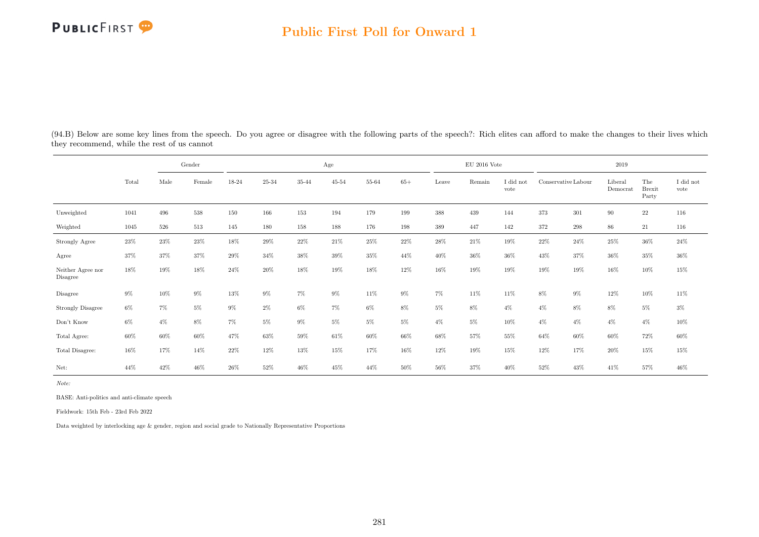(94.B) Below are some key lines from the speech. Do you agree or disagree with the following parts of the speech?: Rich elites can afford to make the changes to their lives which they recommend, while the rest of us cannot

| | Total | Gender | | Age | | | | | | EU 2016 Vote | | | 2019 | | | | |
|---|---|---|---|---|---|---|---|---|---|---|---|---|---|---|---|---|---|
| | | Male | Female | 18-24 | 25-34 | 35-44 | 45-54 | 55-64 | 65+ | Leave | Remain | I did not vote | Conservative | Labour | Liberal Democrat | The Brexit Party | I did not vote |
| Unweighted | 1041 | 496 | 538 | 150 | 166 | 153 | 194 | 179 | 199 | 388 | 439 | 144 | 373 | 301 | 90 | 22 | 116 |
| Weighted | 1045 | 526 | 513 | 145 | 180 | 158 | 188 | 176 | 198 | 389 | 447 | 142 | 372 | 298 | 86 | 21 | 116 |
| Strongly Agree | 23% | 23% | 23% | 18% | 29% | 22% | 21% | 25% | 22% | 28% | 21% | 19% | 22% | 24% | 25% | 36% | 24% |
| Agree | 37% | 37% | 37% | 29% | 34% | 38% | 39% | 35% | 44% | 40% | 36% | 36% | 43% | 37% | 36% | 35% | 36% |
| Neither Agree nor Disagree | 18% | 19% | 18% | 24% | 20% | 18% | 19% | 18% | 12% | 16% | 19% | 19% | 19% | 19% | 16% | 10% | 15% |
| Disagree | 9% | 10% | 9% | 13% | 9% | 7% | 9% | 11% | 9% | 7% | 11% | 11% | 8% | 9% | 12% | 10% | 11% |
| Strongly Disagree | 6% | 7% | 5% | 9% | 2% | 6% | 7% | 6% | 8% | 5% | 8% | 4% | 4% | 8% | 8% | 5% | 3% |
| Don't Know | 6% | 4% | 8% | 7% | 5% | 9% | 5% | 5% | 5% | 4% | 5% | 10% | 4% | 4% | 4% | 4% | 10% |
| Total Agree: | 60% | 60% | 60% | 47% | 63% | 59% | 61% | 60% | 66% | 68% | 57% | 55% | 64% | 60% | 60% | 72% | 60% |
| Total Disagree: | 16% | 17% | 14% | 22% | 12% | 13% | 15% | 17% | 16% | 12% | 19% | 15% | 12% | 17% | 20% | 15% | 15% |
| Net: | 44% | 42% | 46% | 26% | 52% | 46% | 45% | 44% | 50% | 56% | 37% | 40% | 52% | 43% | 41% | 57% | 46% |

*Note:*

BASE: Anti-politics and anti-climate speech

Fieldwork: 15th Feb - 23rd Feb 2022

Data weighted by interlocking age & gender, region and social grade to Nationally Representative Proportions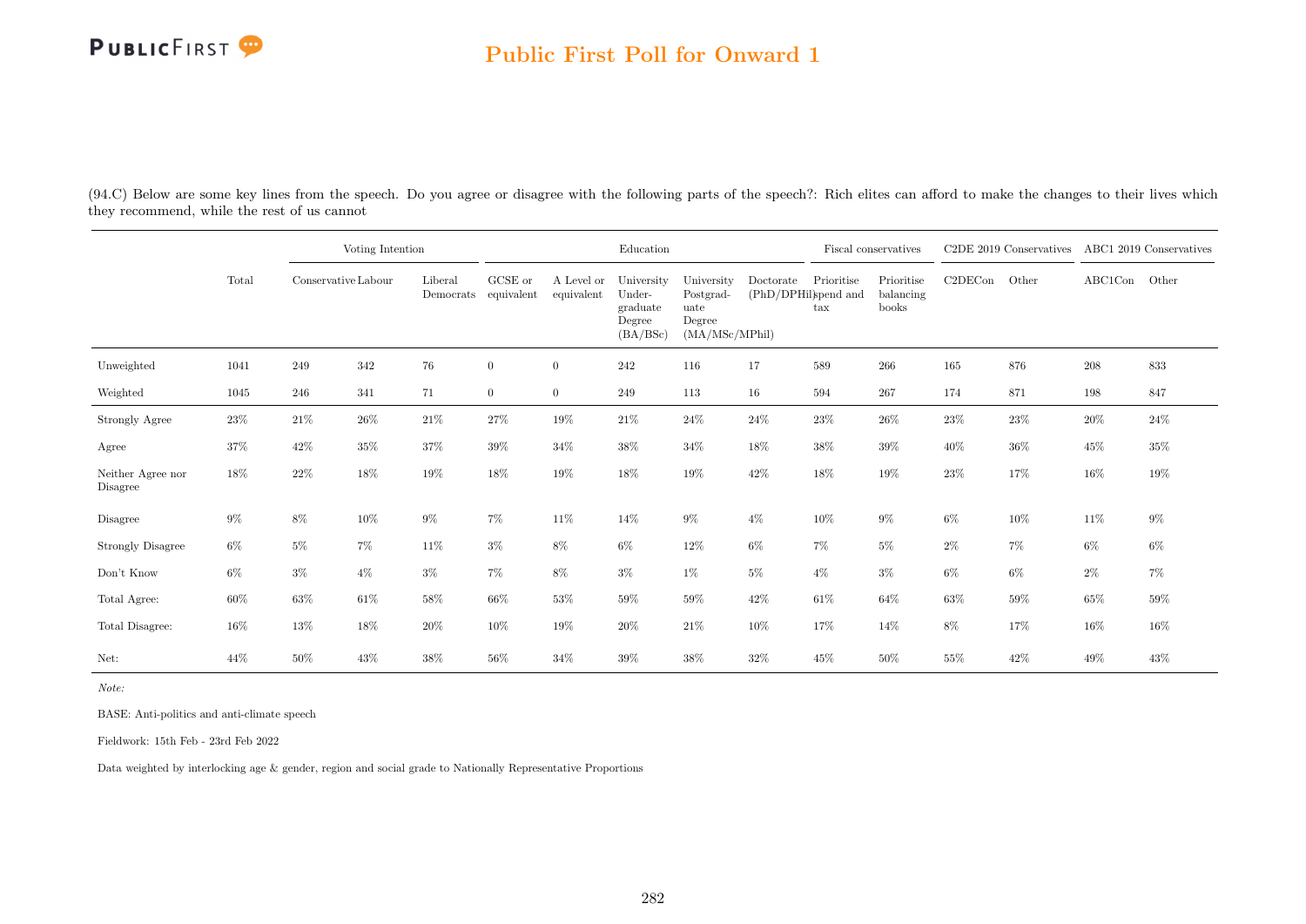(94.C) Below are some key lines from the speech. Do you agree or disagree with the following parts of the speech?: Rich elites can afford to make the changes to their lives which they recommend, while the rest of us cannot

| | Total | Voting Intention | | | Education | | | | | Fiscal conservatives | | C2DE 2019 Conservatives | | ABC1 2019 Conservatives | |
|---|---|---|---|---|---|---|---|---|---|---|---|---|---|---|---|
| | | Conservative | Labour | Liberal Democrats | GCSE or equivalent | A Level or equivalent | University Undergraduate Degree (BA/BSc) | University Postgraduate Degree (MA/MSc/MPhil) | Doctorate (PhD/DPHil) | Prioritise spend and tax | Prioritise balancing books | C2DECon | Other | ABC1Con | Other |
| Unweighted | 1041 | 249 | 342 | 76 | 0 | 0 | 242 | 116 | 17 | 589 | 266 | 165 | 876 | 208 | 833 |
| Weighted | 1045 | 246 | 341 | 71 | 0 | 0 | 249 | 113 | 16 | 594 | 267 | 174 | 871 | 198 | 847 |
| Strongly Agree | 23% | 21% | 26% | 21% | 27% | 19% | 21% | 24% | 24% | 23% | 26% | 23% | 23% | 20% | 24% |
| Agree | 37% | 42% | 35% | 37% | 39% | 34% | 38% | 34% | 18% | 38% | 39% | 40% | 36% | 45% | 35% |
| Neither Agree nor Disagree | 18% | 22% | 18% | 19% | 18% | 19% | 18% | 19% | 42% | 18% | 19% | 23% | 17% | 16% | 19% |
| Disagree | 9% | 8% | 10% | 9% | 7% | 11% | 14% | 9% | 4% | 10% | 9% | 6% | 10% | 11% | 9% |
| Strongly Disagree | 6% | 5% | 7% | 11% | 3% | 8% | 6% | 12% | 6% | 7% | 5% | 2% | 7% | 6% | 6% |
| Don't Know | 6% | 3% | 4% | 3% | 7% | 8% | 3% | 1% | 5% | 4% | 3% | 6% | 6% | 2% | 7% |
| Total Agree: | 60% | 63% | 61% | 58% | 66% | 53% | 59% | 59% | 42% | 61% | 64% | 63% | 59% | 65% | 59% |
| Total Disagree: | 16% | 13% | 18% | 20% | 10% | 19% | 20% | 21% | 10% | 17% | 14% | 8% | 17% | 16% | 16% |
| Net: | 44% | 50% | 43% | 38% | 56% | 34% | 39% | 38% | 32% | 45% | 50% | 55% | 42% | 49% | 43% |

*Note:*

BASE: Anti-politics and anti-climate speech

Fieldwork: 15th Feb - 23rd Feb 2022

Data weighted by interlocking age & gender, region and social grade to Nationally Representative Proportions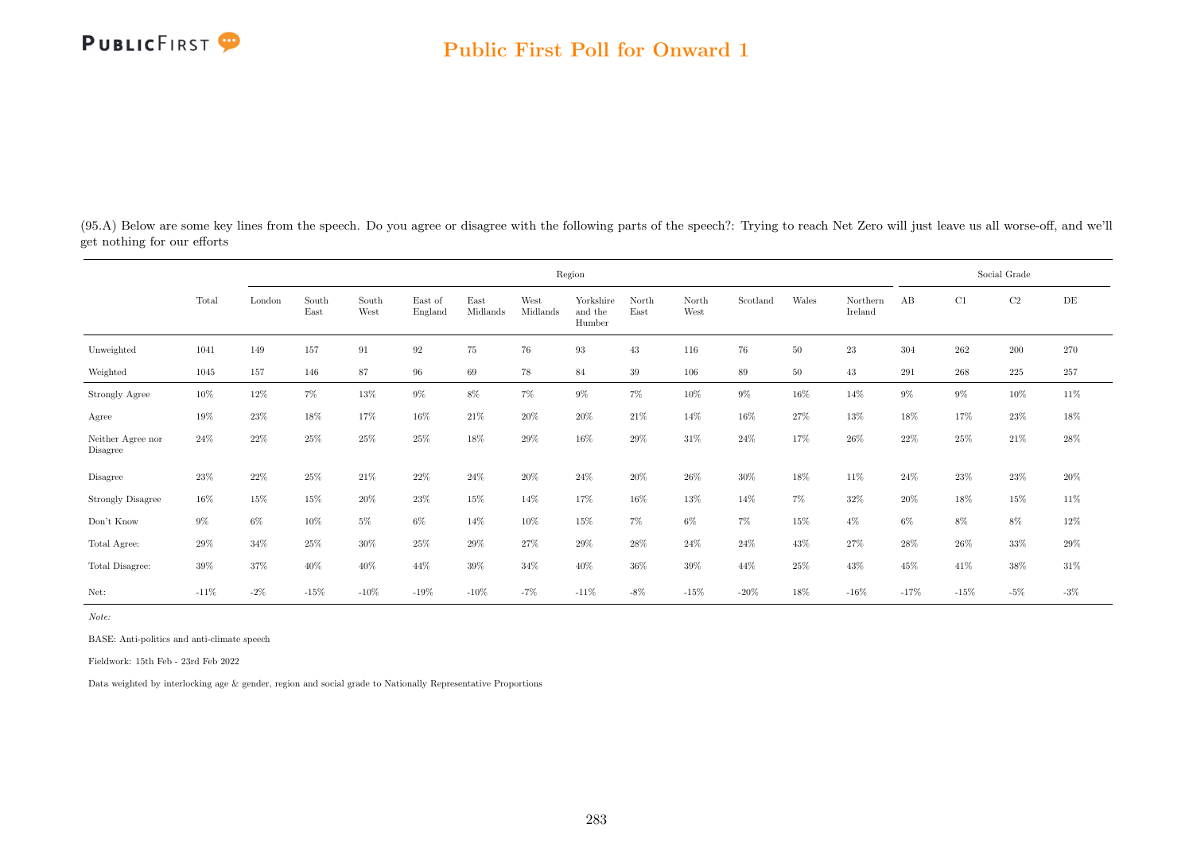(95.A) Below are some key lines from the speech. Do you agree or disagree with the following parts of the speech?: Trying to reach Net Zero will just leave us all worse-off, and we'll get nothing for our efforts

| | | Region | | | | | | | | | | | | Social Grade | | | |
|---|---|---|---|---|---|---|---|---|---|---|---|---|---|---|---|---|---|
| | Total | London | South East | South West | East of England | East Midlands | West Midlands | Yorkshire and the Humber | North East | North West | Scotland | Wales | Northern Ireland | AB | C1 | C2 | DE |
| Unweighted | 1041 | 149 | 157 | 91 | 92 | 75 | 76 | 93 | 43 | 116 | 76 | 50 | 23 | 304 | 262 | 200 | 270 |
| Weighted | 1045 | 157 | 146 | 87 | 96 | 69 | 78 | 84 | 39 | 106 | 89 | 50 | 43 | 291 | 268 | 225 | 257 |
| Strongly Agree | 10% | 12% | 7% | 13% | 9% | 8% | 7% | 9% | 7% | 10% | 9% | 16% | 14% | 9% | 9% | 10% | 11% |
| Agree | 19% | 23% | 18% | 17% | 16% | 21% | 20% | 20% | 21% | 14% | 16% | 27% | 13% | 18% | 17% | 23% | 18% |
| Neither Agree nor Disagree | 24% | 22% | 25% | 25% | 25% | 18% | 29% | 16% | 29% | 31% | 24% | 17% | 26% | 22% | 25% | 21% | 28% |
| Disagree | 23% | 22% | 25% | 21% | 22% | 24% | 20% | 24% | 20% | 26% | 30% | 18% | 11% | 24% | 23% | 23% | 20% |
| Strongly Disagree | 16% | 15% | 15% | 20% | 23% | 15% | 14% | 17% | 16% | 13% | 14% | 7% | 32% | 20% | 18% | 15% | 11% |
| Don't Know | 9% | 6% | 10% | 5% | 6% | 14% | 10% | 15% | 7% | 6% | 7% | 15% | 4% | 6% | 8% | 8% | 12% |
| Total Agree: | 29% | 34% | 25% | 30% | 25% | 29% | 27% | 29% | 28% | 24% | 24% | 43% | 27% | 28% | 26% | 33% | 29% |
| Total Disagree: | 39% | 37% | 40% | 40% | 44% | 39% | 34% | 40% | 36% | 39% | 44% | 25% | 43% | 45% | 41% | 38% | 31% |
| Net: | -11% | -2% | -15% | -10% | -19% | -10% | -7% | -11% | -8% | -15% | -20% | 18% | -16% | -17% | -15% | -5% | -3% |

*Note:*

BASE: Anti-politics and anti-climate speech

Fieldwork: 15th Feb - 23rd Feb 2022

Data weighted by interlocking age & gender, region and social grade to Nationally Representative Proportions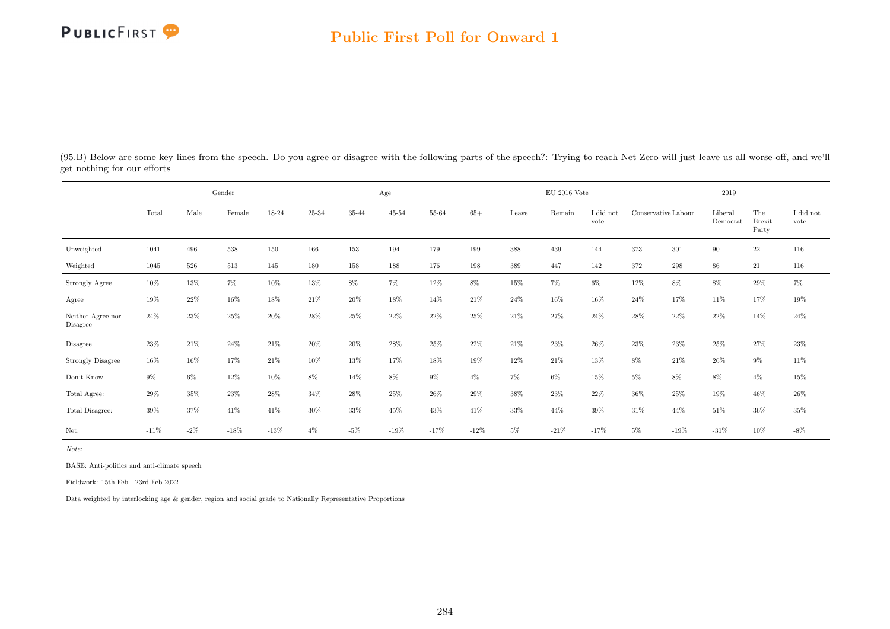(95.B) Below are some key lines from the speech. Do you agree or disagree with the following parts of the speech?: Trying to reach Net Zero will just leave us all worse-off, and we'll get nothing for our efforts

| | Total | Gender | | Age | | | | | | EU 2016 Vote | | | 2019 | | | | |
|---|---|---|---|---|---|---|---|---|---|---|---|---|---|---|---|---|---|
| | | Male | Female | 18-24 | 25-34 | 35-44 | 45-54 | 55-64 | 65+ | Leave | Remain | I did not vote | Conservative | Labour | Liberal Democrat | The Brexit Party | I did not vote |
| Unweighted | 1041 | 496 | 538 | 150 | 166 | 153 | 194 | 179 | 199 | 388 | 439 | 144 | 373 | 301 | 90 | 22 | 116 |
| Weighted | 1045 | 526 | 513 | 145 | 180 | 158 | 188 | 176 | 198 | 389 | 447 | 142 | 372 | 298 | 86 | 21 | 116 |
| Strongly Agree | 10% | 13% | 7% | 10% | 13% | 8% | 7% | 12% | 8% | 15% | 7% | 6% | 12% | 8% | 8% | 29% | 7% |
| Agree | 19% | 22% | 16% | 18% | 21% | 20% | 18% | 14% | 21% | 24% | 16% | 16% | 24% | 17% | 11% | 17% | 19% |
| Neither Agree nor Disagree | 24% | 23% | 25% | 20% | 28% | 25% | 22% | 22% | 25% | 21% | 27% | 24% | 28% | 22% | 22% | 14% | 24% |
| Disagree | 23% | 21% | 24% | 21% | 20% | 20% | 28% | 25% | 22% | 21% | 23% | 26% | 23% | 23% | 25% | 27% | 23% |
| Strongly Disagree | 16% | 16% | 17% | 21% | 10% | 13% | 17% | 18% | 19% | 12% | 21% | 13% | 8% | 21% | 26% | 9% | 11% |
| Don't Know | 9% | 6% | 12% | 10% | 8% | 14% | 8% | 9% | 4% | 7% | 6% | 15% | 5% | 8% | 8% | 4% | 15% |
| Total Agree: | 29% | 35% | 23% | 28% | 34% | 28% | 25% | 26% | 29% | 38% | 23% | 22% | 36% | 25% | 19% | 46% | 26% |
| Total Disagree: | 39% | 37% | 41% | 41% | 30% | 33% | 45% | 43% | 41% | 33% | 44% | 39% | 31% | 44% | 51% | 36% | 35% |
| Net: | -11% | -2% | -18% | -13% | 4% | -5% | -19% | -17% | -12% | 5% | -21% | -17% | 5% | -19% | -31% | 10% | -8% |

*Note:*

BASE: Anti-politics and anti-climate speech

Fieldwork: 15th Feb - 23rd Feb 2022

Data weighted by interlocking age & gender, region and social grade to Nationally Representative Proportions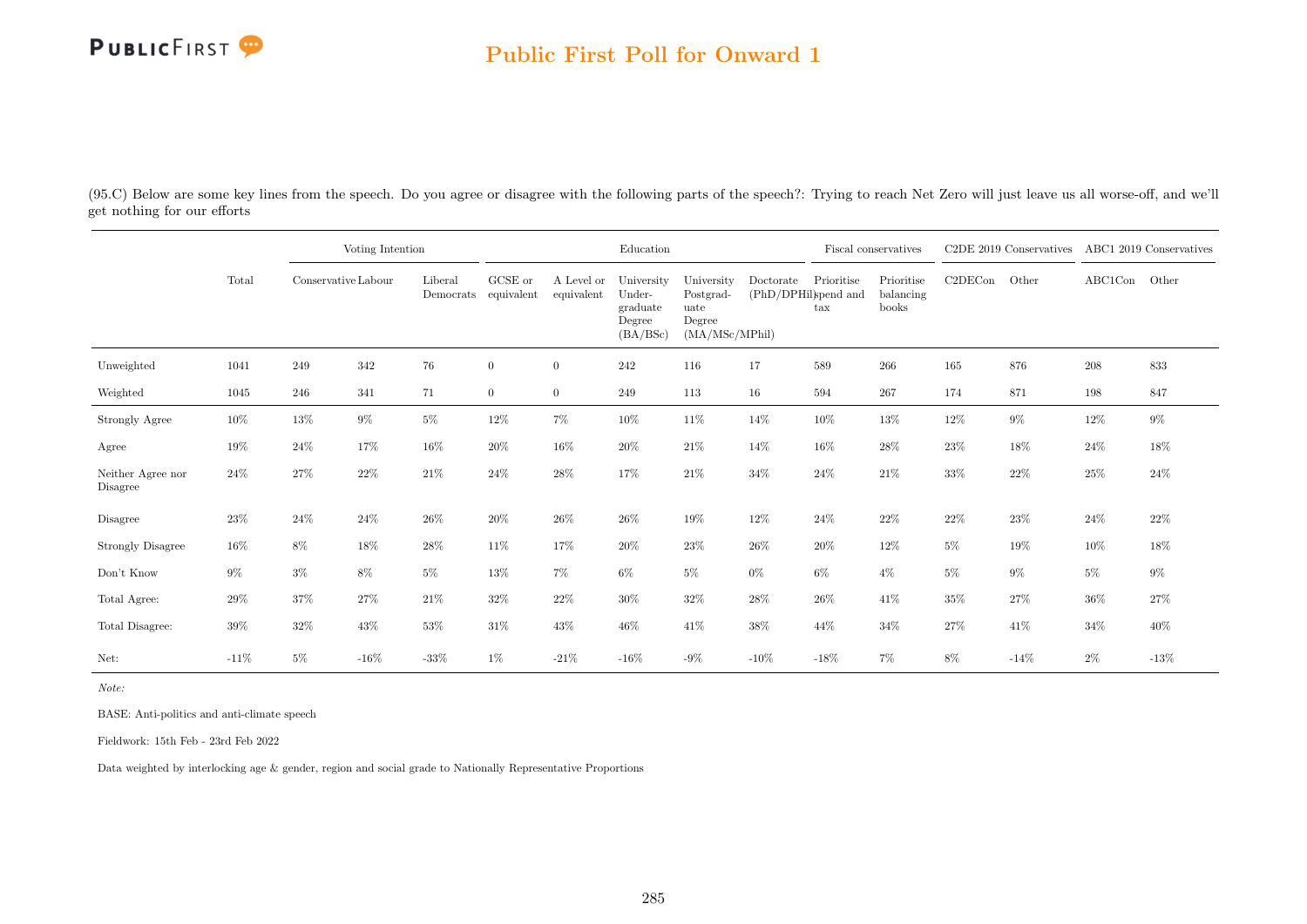(95.C) Below are some key lines from the speech. Do you agree or disagree with the following parts of the speech?: Trying to reach Net Zero will just leave us all worse-off, and we'll get nothing for our efforts

| | Total | Voting Intention | | | Education | | | | | Fiscal conservatives | | C2DE 2019 Conservatives | | ABC1 2019 Conservatives | |
|---|---|---|---|---|---|---|---|---|---|---|---|---|---|---|---|
| | | Conservative | Labour | Liberal Democrats | GCSE or equivalent | A Level or equivalent | University Undergraduate Degree (BA/BSc) | University Postgraduate Degree (MA/MSc/MPhil) | Doctorate (PhD/DPhil) | Prioritise spend and tax | Prioritise balancing books | C2DECon | Other | ABC1Con | Other |
| Unweighted | 1041 | 249 | 342 | 76 | 0 | 0 | 242 | 116 | 17 | 589 | 266 | 165 | 876 | 208 | 833 |
| Weighted | 1045 | 246 | 341 | 71 | 0 | 0 | 249 | 113 | 16 | 594 | 267 | 174 | 871 | 198 | 847 |
| Strongly Agree | 10% | 13% | 9% | 5% | 12% | 7% | 10% | 11% | 14% | 10% | 13% | 12% | 9% | 12% | 9% |
| Agree | 19% | 24% | 17% | 16% | 20% | 16% | 20% | 21% | 14% | 16% | 28% | 23% | 18% | 24% | 18% |
| Neither Agree nor Disagree | 24% | 27% | 22% | 21% | 24% | 28% | 17% | 21% | 34% | 24% | 21% | 33% | 22% | 25% | 24% |
| Disagree | 23% | 24% | 24% | 26% | 20% | 26% | 26% | 19% | 12% | 24% | 22% | 22% | 23% | 24% | 22% |
| Strongly Disagree | 16% | 8% | 18% | 28% | 11% | 17% | 20% | 23% | 26% | 20% | 12% | 5% | 19% | 10% | 18% |
| Don't Know | 9% | 3% | 8% | 5% | 13% | 7% | 6% | 5% | 0% | 6% | 4% | 5% | 9% | 5% | 9% |
| Total Agree: | 29% | 37% | 27% | 21% | 32% | 22% | 30% | 32% | 28% | 26% | 41% | 35% | 27% | 36% | 27% |
| Total Disagree: | 39% | 32% | 43% | 53% | 31% | 43% | 46% | 41% | 38% | 44% | 34% | 27% | 41% | 34% | 40% |
| Net: | -11% | 5% | -16% | -33% | 1% | -21% | -16% | -9% | -10% | -18% | 7% | 8% | -14% | 2% | -13% |

*Note:*

BASE: Anti-politics and anti-climate speech

Fieldwork: 15th Feb - 23rd Feb 2022

Data weighted by interlocking age & gender, region and social grade to Nationally Representative Proportions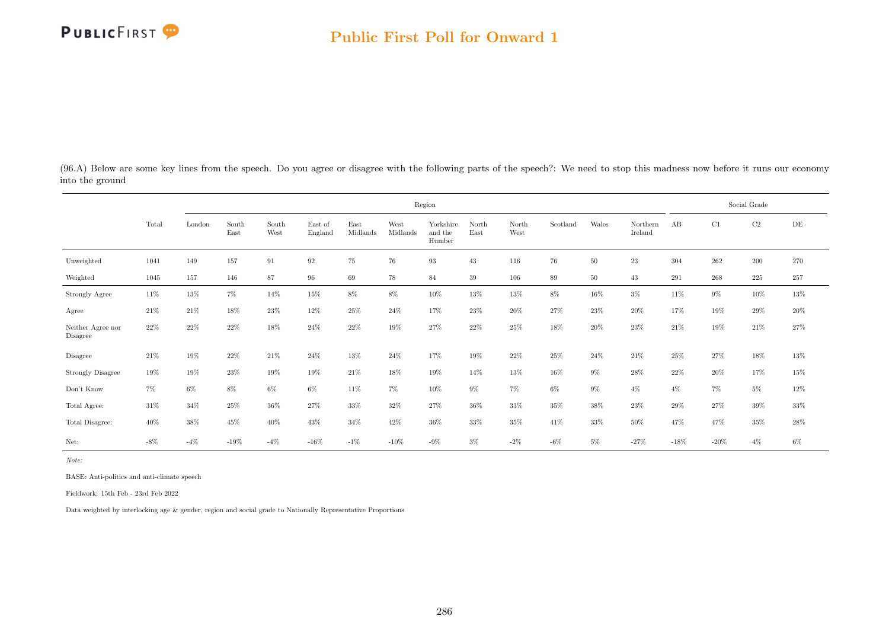## Public First Poll for Onward 1

(96.A) Below are some key lines from the speech. Do you agree or disagree with the following parts of the speech?: We need to stop this madness now before it runs our economy into the ground

| | Total | Region | | | | | | | | | | | | | Social Grade | | | |
|---|---|---|---|---|---|---|---|---|---|---|---|---|---|---|---|---|---|---|
| | | London | South East | South West | East of England | East Midlands | West Midlands | Yorkshire and the Humber | North East | North West | Scotland | Wales | Northern Ireland | AB | C1 | C2 | DE |
| Unweighted | 1041 | 149 | 157 | 91 | 92 | 75 | 76 | 93 | 43 | 116 | 76 | 50 | 23 | 304 | 262 | 200 | 270 |
| Weighted | 1045 | 157 | 146 | 87 | 96 | 69 | 78 | 84 | 39 | 106 | 89 | 50 | 43 | 291 | 268 | 225 | 257 |
| Strongly Agree | 11% | 13% | 7% | 14% | 15% | 8% | 8% | 10% | 13% | 13% | 8% | 16% | 3% | 11% | 9% | 10% | 13% |
| Agree | 21% | 21% | 18% | 23% | 12% | 25% | 24% | 17% | 23% | 20% | 27% | 23% | 20% | 17% | 19% | 29% | 20% |
| Neither Agree nor Disagree | 22% | 22% | 22% | 18% | 24% | 22% | 19% | 27% | 22% | 25% | 18% | 20% | 23% | 21% | 19% | 21% | 27% |
| Disagree | 21% | 19% | 22% | 21% | 24% | 13% | 24% | 17% | 19% | 22% | 25% | 24% | 21% | 25% | 27% | 18% | 13% |
| Strongly Disagree | 19% | 19% | 23% | 19% | 19% | 21% | 18% | 19% | 14% | 13% | 16% | 9% | 28% | 22% | 20% | 17% | 15% |
| Don't Know | 7% | 6% | 8% | 6% | 6% | 11% | 7% | 10% | 9% | 7% | 6% | 9% | 4% | 4% | 7% | 5% | 12% |
| Total Agree: | 31% | 34% | 25% | 36% | 27% | 33% | 32% | 27% | 36% | 33% | 35% | 38% | 23% | 29% | 27% | 39% | 33% |
| Total Disagree: | 40% | 38% | 45% | 40% | 43% | 34% | 42% | 36% | 33% | 35% | 41% | 33% | 50% | 47% | 47% | 35% | 28% |
| Net: | -8% | -4% | -19% | -4% | -16% | -1% | -10% | -9% | 3% | -2% | -6% | 5% | -27% | -18% | -20% | 4% | 6% |

*Note:*

BASE: Anti-politics and anti-climate speech

Fieldwork: 15th Feb - 23rd Feb 2022

Data weighted by interlocking age & gender, region and social grade to Nationally Representative Proportions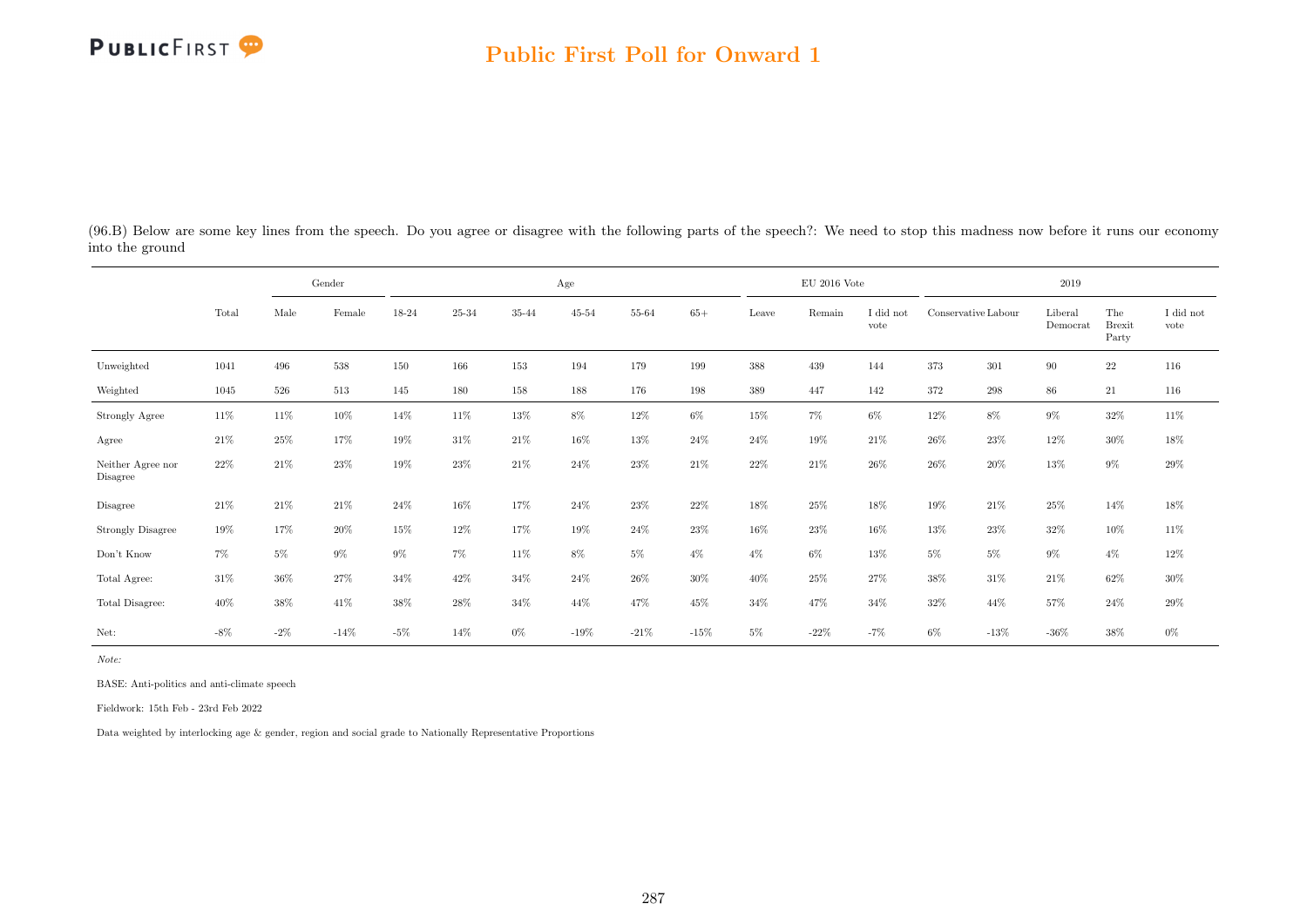(96.B) Below are some key lines from the speech. Do you agree or disagree with the following parts of the speech?: We need to stop this madness now before it runs our economy into the ground

| | Total | Gender | | Age | | | | | | EU 2016 Vote | | | 2019 | | | | |
|---|---|---|---|---|---|---|---|---|---|---|---|---|---|---|---|---|---|
| | | Male | Female | 18-24 | 25-34 | 35-44 | 45-54 | 55-64 | 65+ | Leave | Remain | I did not vote | Conservative | Labour | Liberal Democrat | The Brexit Party | I did not vote |
| Unweighted | 1041 | 496 | 538 | 150 | 166 | 153 | 194 | 179 | 199 | 388 | 439 | 144 | 373 | 301 | 90 | 22 | 116 |
| Weighted | 1045 | 526 | 513 | 145 | 180 | 158 | 188 | 176 | 198 | 389 | 447 | 142 | 372 | 298 | 86 | 21 | 116 |
| Strongly Agree | 11% | 11% | 10% | 14% | 11% | 13% | 8% | 12% | 6% | 15% | 7% | 6% | 12% | 8% | 9% | 32% | 11% |
| Agree | 21% | 25% | 17% | 19% | 31% | 21% | 16% | 13% | 24% | 24% | 19% | 21% | 26% | 23% | 12% | 30% | 18% |
| Neither Agree nor Disagree | 22% | 21% | 23% | 19% | 23% | 21% | 24% | 23% | 21% | 22% | 21% | 26% | 26% | 20% | 13% | 9% | 29% |
| Disagree | 21% | 21% | 21% | 24% | 16% | 17% | 24% | 23% | 22% | 18% | 25% | 18% | 19% | 21% | 25% | 14% | 18% |
| Strongly Disagree | 19% | 17% | 20% | 15% | 12% | 17% | 19% | 24% | 23% | 16% | 23% | 16% | 13% | 23% | 32% | 10% | 11% |
| Don't Know | 7% | 5% | 9% | 9% | 7% | 11% | 8% | 5% | 4% | 4% | 6% | 13% | 5% | 5% | 9% | 4% | 12% |
| Total Agree: | 31% | 36% | 27% | 34% | 42% | 34% | 24% | 26% | 30% | 40% | 25% | 27% | 38% | 31% | 21% | 62% | 30% |
| Total Disagree: | 40% | 38% | 41% | 38% | 28% | 34% | 44% | 47% | 45% | 34% | 47% | 34% | 32% | 44% | 57% | 24% | 29% |
| Net: | -8% | -2% | -14% | -5% | 14% | 0% | -19% | -21% | -15% | 5% | -22% | -7% | 6% | -13% | -36% | 38% | 0% |

*Note:*

BASE: Anti-politics and anti-climate speech

Fieldwork: 15th Feb - 23rd Feb 2022

Data weighted by interlocking age & gender, region and social grade to Nationally Representative Proportions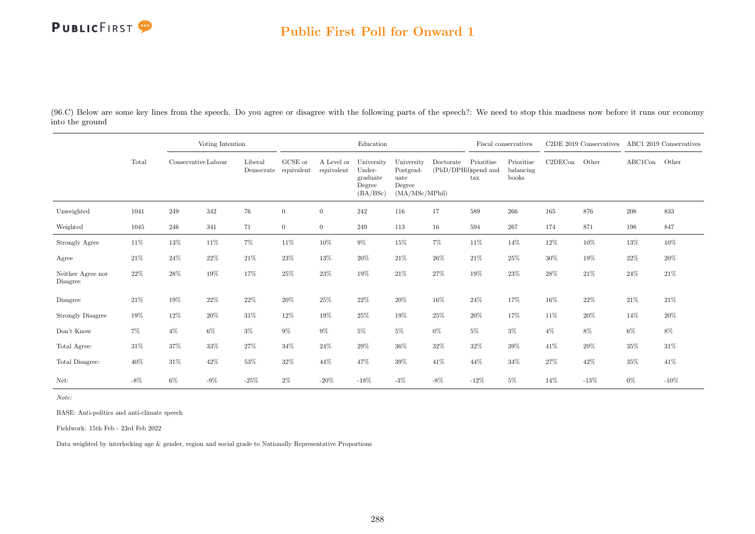## Public First Poll for Onward 1

(96.C) Below are some key lines from the speech. Do you agree or disagree with the following parts of the speech?: We need to stop this madness now before it runs our economy into the ground

| | Total | Voting Intention | | | Education | | | | | Fiscal conservatives | | C2DE 2019 Conservatives | | ABC1 2019 Conservatives | |
|---|---|---|---|---|---|---|---|---|---|---|---|---|---|---|---|
| | | Conservative | Labour | Liberal Democrats | GCSE or equivalent | A Level or equivalent | University Under-graduate Degree (BA/BSc) | University Postgrad-uate Degree (MA/MSc/MPhil) | Doctorate (PhD/DPHil) | Prioritise spend and tax | Prioritise balancing books | C2DECon | Other | ABC1Con | Other |
| Unweighted | 1041 | 249 | 342 | 76 | 0 | 0 | 242 | 116 | 17 | 589 | 266 | 165 | 876 | 208 | 833 |
| Weighted | 1045 | 246 | 341 | 71 | 0 | 0 | 249 | 113 | 16 | 594 | 267 | 174 | 871 | 198 | 847 |
| Strongly Agree | 11% | 13% | 11% | 7% | 11% | 10% | 9% | 15% | 7% | 11% | 14% | 12% | 10% | 13% | 10% |
| Agree | 21% | 24% | 22% | 21% | 23% | 13% | 20% | 21% | 26% | 21% | 25% | 30% | 19% | 22% | 20% |
| Neither Agree nor Disagree | 22% | 28% | 19% | 17% | 25% | 23% | 19% | 21% | 27% | 19% | 23% | 28% | 21% | 24% | 21% |
| Disagree | 21% | 19% | 22% | 22% | 20% | 25% | 22% | 20% | 16% | 24% | 17% | 16% | 22% | 21% | 21% |
| Strongly Disagree | 19% | 12% | 20% | 31% | 12% | 19% | 25% | 19% | 25% | 20% | 17% | 11% | 20% | 14% | 20% |
| Don't Know | 7% | 4% | 6% | 3% | 9% | 9% | 5% | 5% | 0% | 5% | 3% | 4% | 8% | 6% | 8% |
| Total Agree: | 31% | 37% | 33% | 27% | 34% | 24% | 29% | 36% | 32% | 32% | 39% | 41% | 29% | 35% | 31% |
| Total Disagree: | 40% | 31% | 42% | 53% | 32% | 44% | 47% | 39% | 41% | 44% | 34% | 27% | 42% | 35% | 41% |
| Net: | -8% | 6% | -9% | -25% | 2% | -20% | -18% | -3% | -8% | -12% | 5% | 14% | -13% | 0% | -10% |

*Note:*

BASE: Anti-politics and anti-climate speech

Fieldwork: 15th Feb - 23rd Feb 2022

Data weighted by interlocking age & gender, region and social grade to Nationally Representative Proportions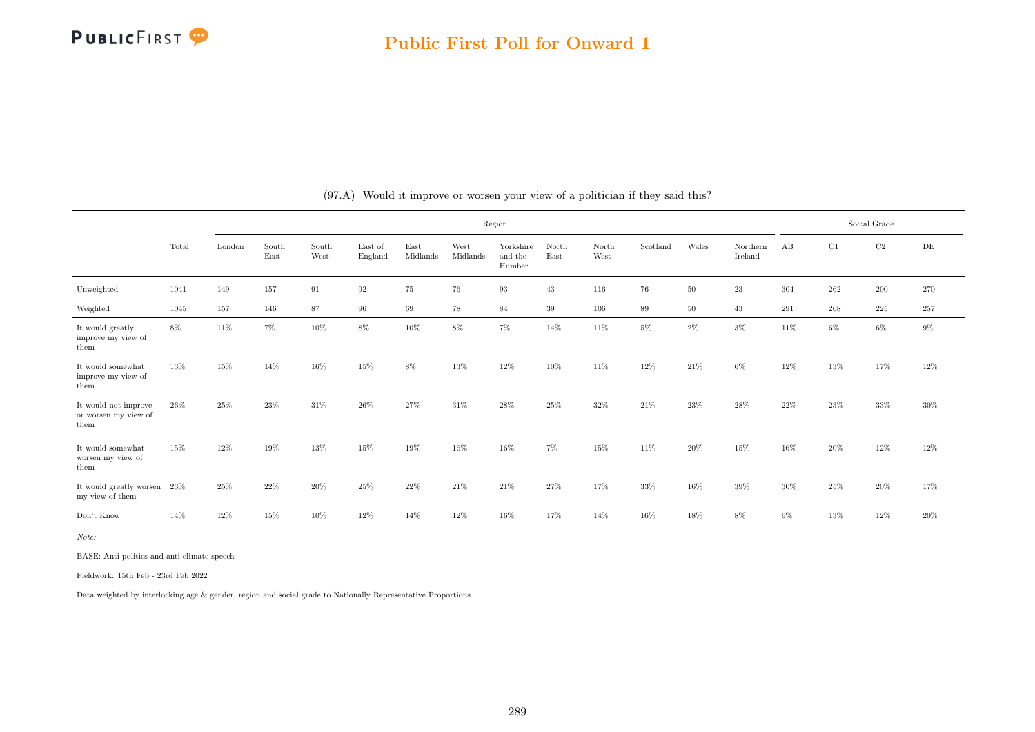(97.A) Would it improve or worsen your view of a politician if they said this?

| | Total | Region | | | | | | | | | | | | | Social Grade | | | |
|---|---|---|---|---|---|---|---|---|---|---|---|---|---|---|---|---|---|---|
| | | London | South East | South West | East of England | East Midlands | West Midlands | Yorkshire and the Humber | North East | North West | Scotland | Wales | Northern Ireland | AB | C1 | C2 | DE |
| Unweighted | 1041 | 149 | 157 | 91 | 92 | 75 | 76 | 93 | 43 | 116 | 76 | 50 | 23 | 304 | 262 | 200 | 270 |
| Weighted | 1045 | 157 | 146 | 87 | 96 | 69 | 78 | 84 | 39 | 106 | 89 | 50 | 43 | 291 | 268 | 225 | 257 |
| It would greatly improve my view of them | 8% | 11% | 7% | 10% | 8% | 10% | 8% | 7% | 14% | 11% | 5% | 2% | 3% | 11% | 6% | 6% | 9% |
| It would somewhat improve my view of them | 13% | 15% | 14% | 16% | 15% | 8% | 13% | 12% | 10% | 11% | 12% | 21% | 6% | 12% | 13% | 17% | 12% |
| It would not improve or worsen my view of them | 26% | 25% | 23% | 31% | 26% | 27% | 31% | 28% | 25% | 32% | 21% | 23% | 28% | 22% | 23% | 33% | 30% |
| It would somewhat worsen my view of them | 15% | 12% | 19% | 13% | 15% | 19% | 16% | 16% | 7% | 15% | 11% | 20% | 15% | 16% | 20% | 12% | 12% |
| It would greatly worsen my view of them | 23% | 25% | 22% | 20% | 25% | 22% | 21% | 21% | 27% | 17% | 33% | 16% | 39% | 30% | 25% | 20% | 17% |
| Don't Know | 14% | 12% | 15% | 10% | 12% | 14% | 12% | 16% | 17% | 14% | 16% | 18% | 8% | 9% | 13% | 12% | 20% |

*Note:*

BASE: Anti-politics and anti-climate speech

Fieldwork: 15th Feb - 23rd Feb 2022

Data weighted by interlocking age & gender, region and social grade to Nationally Representative Proportions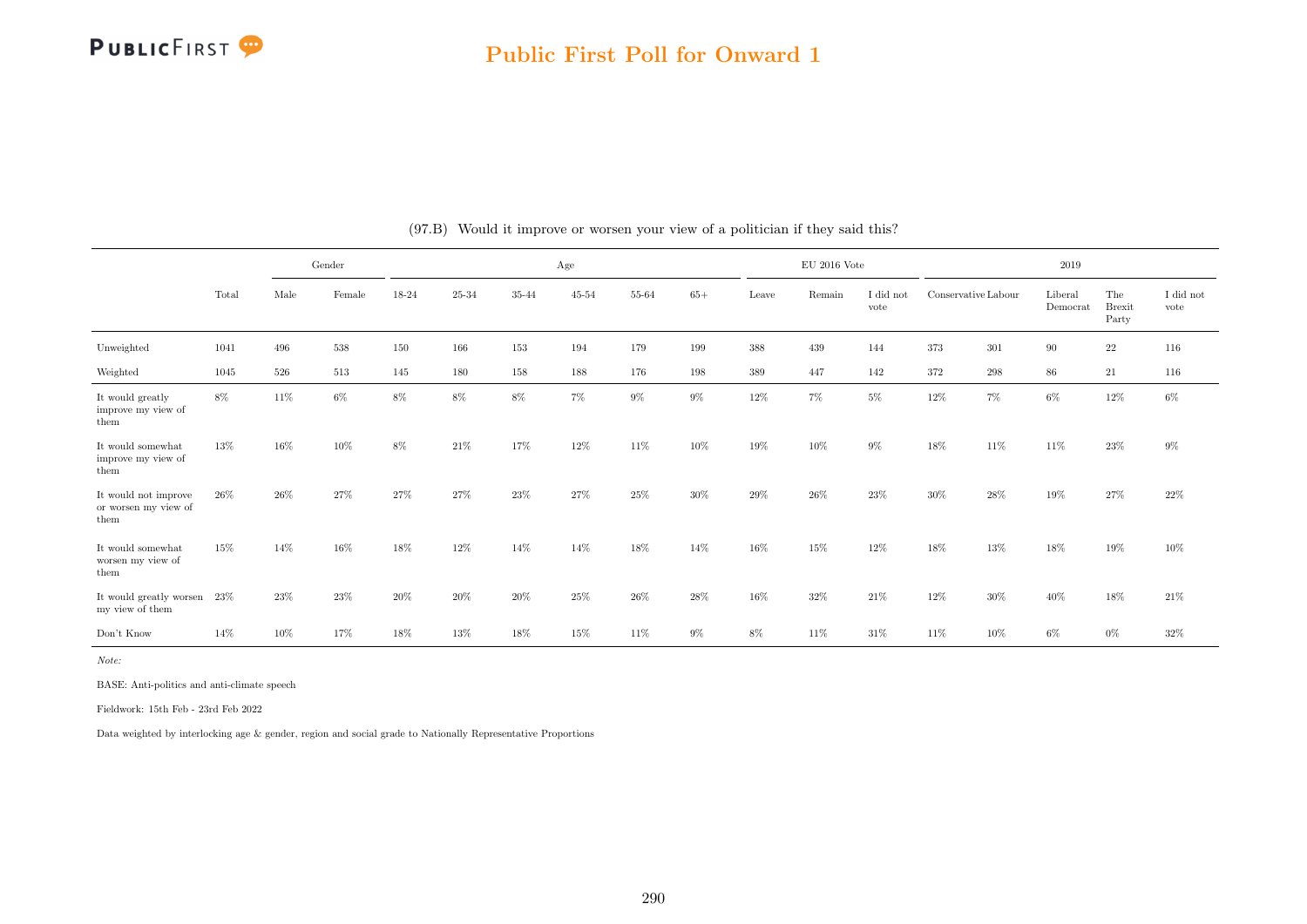## Public First Poll for Onward 1

(97.B) Would it improve or worsen your view of a politician if they said this?

| | Total | Gender | | Age | | | | | | EU 2016 Vote | | | 2019 | | | | |
|---|---|---|---|---|---|---|---|---|---|---|---|---|---|---|---|---|---|
| | | Male | Female | 18-24 | 25-34 | 35-44 | 45-54 | 55-64 | 65+ | Leave | Remain | I did not vote | Conservative | Labour | Liberal Democrat | The Brexit Party | I did not vote |
| Unweighted | 1041 | 496 | 538 | 150 | 166 | 153 | 194 | 179 | 199 | 388 | 439 | 144 | 373 | 301 | 90 | 22 | 116 |
| Weighted | 1045 | 526 | 513 | 145 | 180 | 158 | 188 | 176 | 198 | 389 | 447 | 142 | 372 | 298 | 86 | 21 | 116 |
| It would greatly improve my view of them | 8% | 11% | 6% | 8% | 8% | 8% | 7% | 9% | 9% | 12% | 7% | 5% | 12% | 7% | 6% | 12% | 6% |
| It would somewhat improve my view of them | 13% | 16% | 10% | 8% | 21% | 17% | 12% | 11% | 10% | 19% | 10% | 9% | 18% | 11% | 11% | 23% | 9% |
| It would not improve or worsen my view of them | 26% | 26% | 27% | 27% | 27% | 23% | 27% | 25% | 30% | 29% | 26% | 23% | 30% | 28% | 19% | 27% | 22% |
| It would somewhat worsen my view of them | 15% | 14% | 16% | 18% | 12% | 14% | 14% | 18% | 14% | 16% | 15% | 12% | 18% | 13% | 18% | 19% | 10% |
| It would greatly worsen my view of them | 23% | 23% | 23% | 20% | 20% | 20% | 25% | 26% | 28% | 16% | 32% | 21% | 12% | 30% | 40% | 18% | 21% |
| Don't Know | 14% | 10% | 17% | 18% | 13% | 18% | 15% | 11% | 9% | 8% | 11% | 31% | 11% | 10% | 6% | 0% | 32% |

*Note:*

BASE: Anti-politics and anti-climate speech

Fieldwork: 15th Feb - 23rd Feb 2022

Data weighted by interlocking age & gender, region and social grade to Nationally Representative Proportions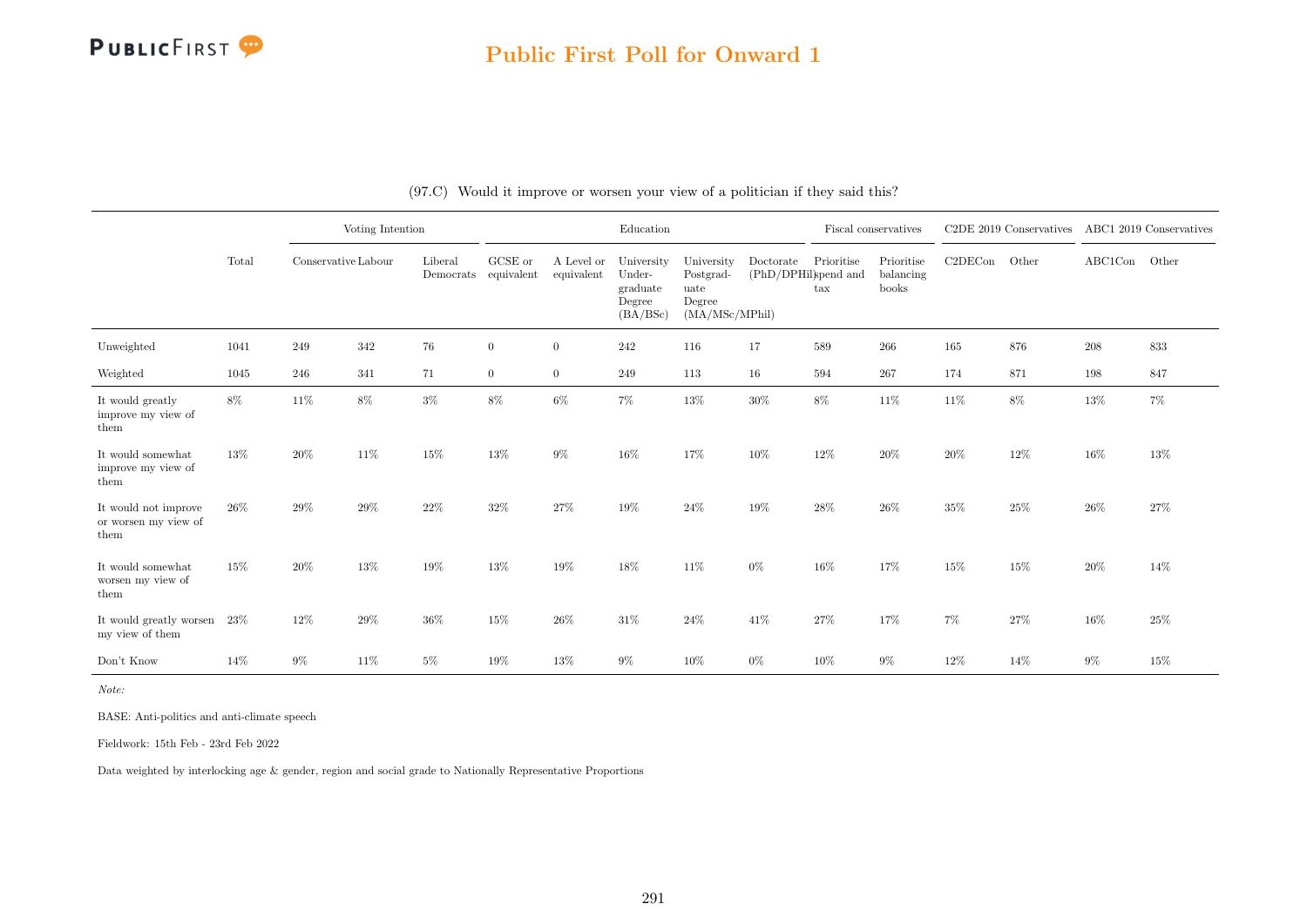## Public First Poll for Onward 1

(97.C) Would it improve or worsen your view of a politician if they said this?

| | Total | Voting Intention | | | Education | | | | | Fiscal conservatives | | C2DE 2019 Conservatives | | ABC1 2019 Conservatives | |
|---|---|---|---|---|---|---|---|---|---|---|---|---|---|---|---|
| | Total | Conservative | Labour | Liberal Democrats | GCSE or equivalent | A Level or equivalent | University Under-graduate Degree (BA/BSc) | University Postgrad-uate Degree (MA/MSc/MPhil) | Doctorate (PhD/DPHil) | Prioritise spend and tax | Prioritise balancing books | C2DECon | Other | ABC1Con | Other |
| Unweighted | 1041 | 249 | 342 | 76 | 0 | 0 | 242 | 116 | 17 | 589 | 266 | 165 | 876 | 208 | 833 |
| Weighted | 1045 | 246 | 341 | 71 | 0 | 0 | 249 | 113 | 16 | 594 | 267 | 174 | 871 | 198 | 847 |
| It would greatly improve my view of them | 8% | 11% | 8% | 3% | 8% | 6% | 7% | 13% | 30% | 8% | 11% | 11% | 8% | 13% | 7% |
| It would somewhat improve my view of them | 13% | 20% | 11% | 15% | 13% | 9% | 16% | 17% | 10% | 12% | 20% | 20% | 12% | 16% | 13% |
| It would not improve or worsen my view of them | 26% | 29% | 29% | 22% | 32% | 27% | 19% | 24% | 19% | 28% | 26% | 35% | 25% | 26% | 27% |
| It would somewhat worsen my view of them | 15% | 20% | 13% | 19% | 13% | 19% | 18% | 11% | 0% | 16% | 17% | 15% | 15% | 20% | 14% |
| It would greatly worsen my view of them | 23% | 12% | 29% | 36% | 15% | 26% | 31% | 24% | 41% | 27% | 17% | 7% | 27% | 16% | 25% |
| Don't Know | 14% | 9% | 11% | 5% | 19% | 13% | 9% | 10% | 0% | 10% | 9% | 12% | 14% | 9% | 15% |

*Note:*

BASE: Anti-politics and anti-climate speech

Fieldwork: 15th Feb - 23rd Feb 2022

Data weighted by interlocking age & gender, region and social grade to Nationally Representative Proportions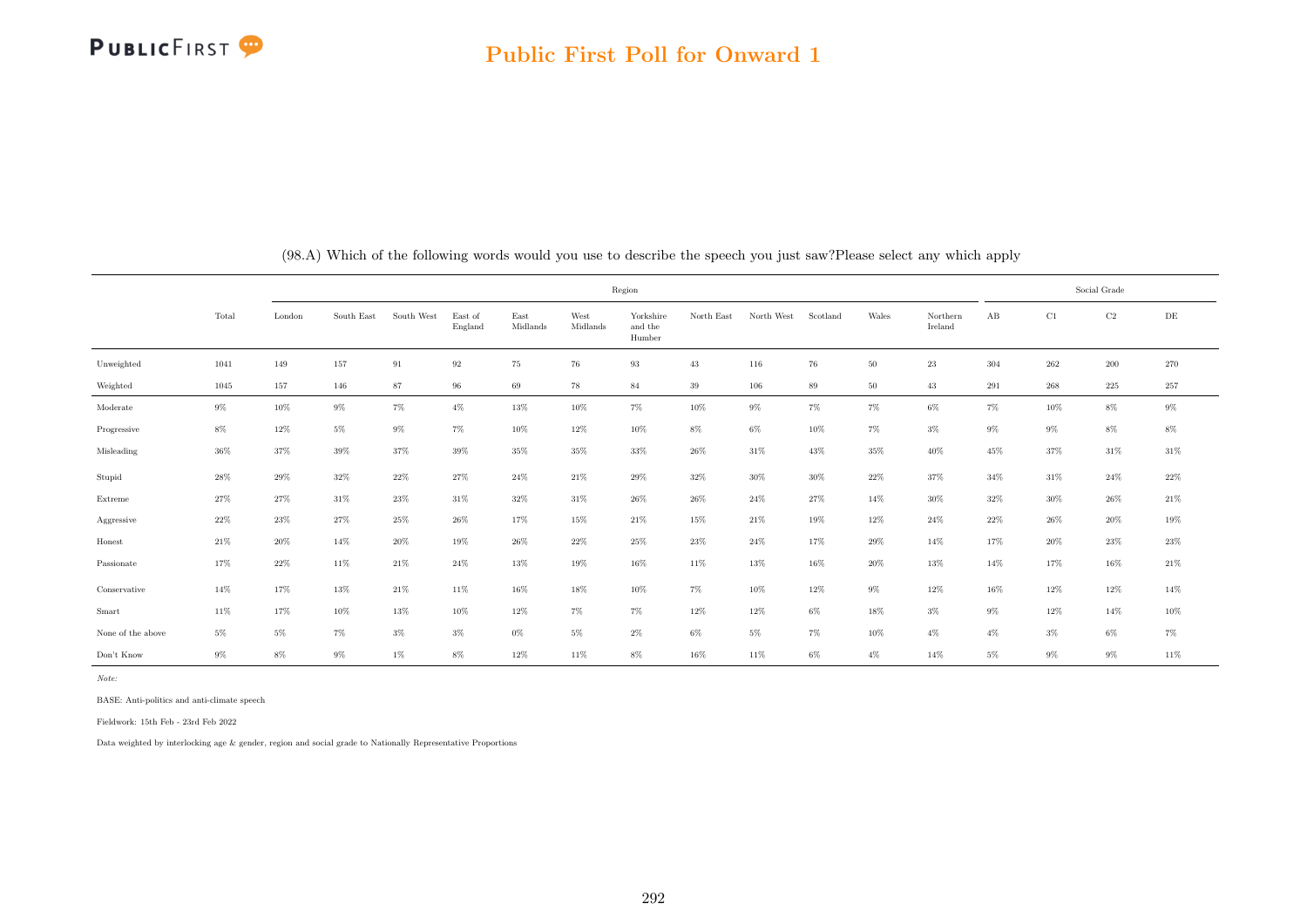## Public First Poll for Onward 1

(98.A) Which of the following words would you use to describe the speech you just saw?Please select any which apply

| | Total | Region | | | | | | | | | | | | | Social Grade | | | |
|---|---|---|---|---|---|---|---|---|---|---|---|---|---|---|---|---|---|---|
| | | London | South East | South West | East of England | East Midlands | West Midlands | Yorkshire and the Humber | North East | North West | Scotland | Wales | Northern Ireland | AB | C1 | C2 | DE |
| Unweighted | 1041 | 149 | 157 | 91 | 92 | 75 | 76 | 93 | 43 | 116 | 76 | 50 | 23 | 304 | 262 | 200 | 270 |
| Weighted | 1045 | 157 | 146 | 87 | 96 | 69 | 78 | 84 | 39 | 106 | 89 | 50 | 43 | 291 | 268 | 225 | 257 |
| Moderate | 9% | 10% | 9% | 7% | 4% | 13% | 10% | 7% | 10% | 9% | 7% | 7% | 6% | 7% | 10% | 8% | 9% |
| Progressive | 8% | 12% | 5% | 9% | 7% | 10% | 12% | 10% | 8% | 6% | 10% | 7% | 3% | 9% | 9% | 8% | 8% |
| Misleading | 36% | 37% | 39% | 37% | 39% | 35% | 35% | 33% | 26% | 31% | 43% | 35% | 40% | 45% | 37% | 31% | 31% |
| Stupid | 28% | 29% | 32% | 22% | 27% | 24% | 21% | 29% | 32% | 30% | 30% | 22% | 37% | 34% | 31% | 24% | 22% |
| Extreme | 27% | 27% | 31% | 23% | 31% | 32% | 31% | 26% | 26% | 24% | 27% | 14% | 30% | 32% | 30% | 26% | 21% |
| Aggressive | 22% | 23% | 27% | 25% | 26% | 17% | 15% | 21% | 15% | 21% | 19% | 12% | 24% | 22% | 26% | 20% | 19% |
| Honest | 21% | 20% | 14% | 20% | 19% | 26% | 22% | 25% | 23% | 24% | 17% | 29% | 14% | 17% | 20% | 23% | 23% |
| Passionate | 17% | 22% | 11% | 21% | 24% | 13% | 19% | 16% | 11% | 13% | 16% | 20% | 13% | 14% | 17% | 16% | 21% |
| Conservative | 14% | 17% | 13% | 21% | 11% | 16% | 18% | 10% | 7% | 10% | 12% | 9% | 12% | 16% | 12% | 12% | 14% |
| Smart | 11% | 17% | 10% | 13% | 10% | 12% | 7% | 7% | 12% | 12% | 6% | 18% | 3% | 9% | 12% | 14% | 10% |
| None of the above | 5% | 5% | 7% | 3% | 3% | 0% | 5% | 2% | 6% | 5% | 7% | 10% | 4% | 4% | 3% | 6% | 7% |
| Don't Know | 9% | 8% | 9% | 1% | 8% | 12% | 11% | 8% | 16% | 11% | 6% | 4% | 14% | 5% | 9% | 9% | 11% |

*Note:*

BASE: Anti-politics and anti-climate speech

Fieldwork: 15th Feb - 23rd Feb 2022

Data weighted by interlocking age & gender, region and social grade to Nationally Representative Proportions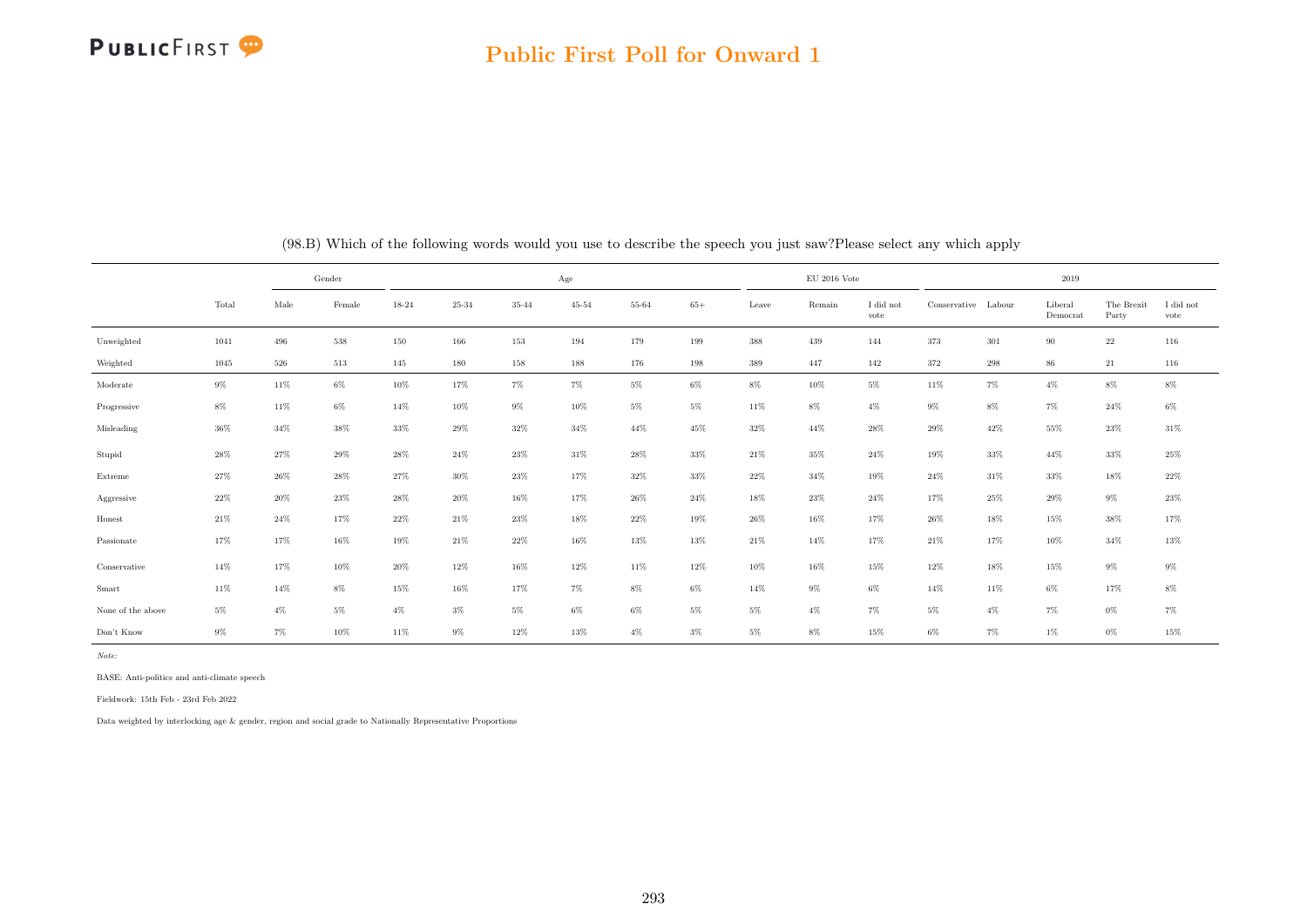# Public First Poll for Onward 1

(98.B) Which of the following words would you use to describe the speech you just saw?Please select any which apply

| | | Gender | | Age | | | | | | EU 2016 Vote | | | 2019 | | | | |
|---|---|---|---|---|---|---|---|---|---|---|---|---|---|---|---|---|---|
| | Total | Male | Female | 18-24 | 25-34 | 35-44 | 45-54 | 55-64 | 65+ | Leave | Remain | I did not vote | Conservative | Labour | Liberal Democrat | The Brexit Party | I did not vote |
| Unweighted | 1041 | 496 | 538 | 150 | 166 | 153 | 194 | 179 | 199 | 388 | 439 | 144 | 373 | 301 | 90 | 22 | 116 |
| Weighted | 1045 | 526 | 513 | 145 | 180 | 158 | 188 | 176 | 198 | 389 | 447 | 142 | 372 | 298 | 86 | 21 | 116 |
| Moderate | 9% | 11% | 6% | 10% | 17% | 7% | 7% | 5% | 6% | 8% | 10% | 5% | 11% | 7% | 4% | 8% | 8% |
| Progressive | 8% | 11% | 6% | 14% | 10% | 9% | 10% | 5% | 5% | 11% | 8% | 4% | 9% | 8% | 7% | 24% | 6% |
| Misleading | 36% | 34% | 38% | 33% | 29% | 32% | 34% | 44% | 45% | 32% | 44% | 28% | 29% | 42% | 55% | 23% | 31% |
| Stupid | 28% | 27% | 29% | 28% | 24% | 23% | 31% | 28% | 33% | 21% | 35% | 24% | 19% | 33% | 44% | 33% | 25% |
| Extreme | 27% | 26% | 28% | 27% | 30% | 23% | 17% | 32% | 33% | 22% | 34% | 19% | 24% | 31% | 33% | 18% | 22% |
| Aggressive | 22% | 20% | 23% | 28% | 20% | 16% | 17% | 26% | 24% | 18% | 23% | 24% | 17% | 25% | 29% | 9% | 23% |
| Honest | 21% | 24% | 17% | 22% | 21% | 23% | 18% | 22% | 19% | 26% | 16% | 17% | 26% | 18% | 15% | 38% | 17% |
| Passionate | 17% | 17% | 16% | 19% | 21% | 22% | 16% | 13% | 13% | 21% | 14% | 17% | 21% | 17% | 10% | 34% | 13% |
| Conservative | 14% | 17% | 10% | 20% | 12% | 16% | 12% | 11% | 12% | 10% | 16% | 15% | 12% | 18% | 15% | 9% | 9% |
| Smart | 11% | 14% | 8% | 15% | 16% | 17% | 7% | 8% | 6% | 14% | 9% | 6% | 14% | 11% | 6% | 17% | 8% |
| None of the above | 5% | 4% | 5% | 4% | 3% | 5% | 6% | 6% | 5% | 5% | 4% | 7% | 5% | 4% | 7% | 0% | 7% |
| Don't Know | 9% | 7% | 10% | 11% | 9% | 12% | 13% | 4% | 3% | 5% | 8% | 15% | 6% | 7% | 1% | 0% | 15% |

*Note:*

BASE: Anti-politics and anti-climate speech

Fieldwork: 15th Feb - 23rd Feb 2022

Data weighted by interlocking age & gender, region and social grade to Nationally Representative Proportions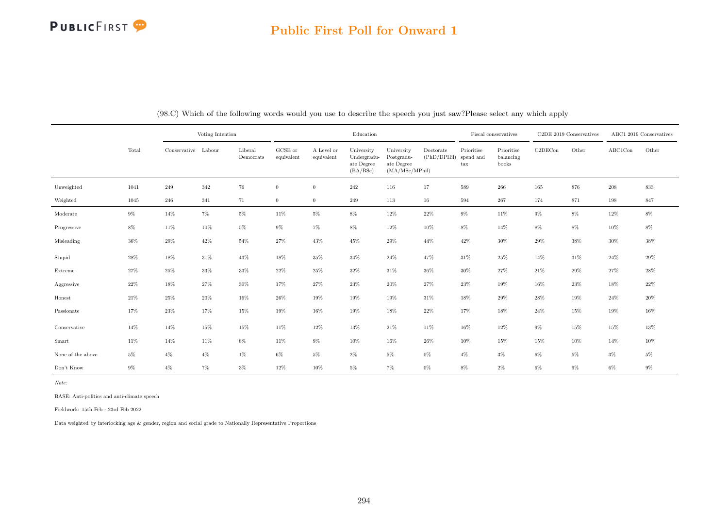## Public First Poll for Onward 1

(98.C) Which of the following words would you use to describe the speech you just saw?Please select any which apply

| | Total | Voting Intention | | | Education | | | | | Fiscal conservatives | | C2DE 2019 Conservatives | | ABC1 2019 Conservatives | |
|---|---|---|---|---|---|---|---|---|---|---|---|---|---|---|---|
| | | Conservative | Labour | Liberal Democrats | GCSE or equivalent | A Level or equivalent | University Undergraduate Degree (BA/BSc) | University Postgraduate Degree (MA/MSc/MPhil) | Doctorate (PhD/DPHil) | Prioritise spend and tax | Prioritise balancing books | C2DECon | Other | ABC1Con | Other |
| Unweighted | 1041 | 249 | 342 | 76 | 0 | 0 | 242 | 116 | 17 | 589 | 266 | 165 | 876 | 208 | 833 |
| Weighted | 1045 | 246 | 341 | 71 | 0 | 0 | 249 | 113 | 16 | 594 | 267 | 174 | 871 | 198 | 847 |
| Moderate | 9% | 14% | 7% | 5% | 11% | 5% | 8% | 12% | 22% | 9% | 11% | 9% | 8% | 12% | 8% |
| Progressive | 8% | 11% | 10% | 5% | 9% | 7% | 8% | 12% | 10% | 8% | 14% | 8% | 8% | 10% | 8% |
| Misleading | 36% | 29% | 42% | 54% | 27% | 43% | 45% | 29% | 44% | 42% | 30% | 29% | 38% | 30% | 38% |
| Stupid | 28% | 18% | 31% | 43% | 18% | 35% | 34% | 24% | 47% | 31% | 25% | 14% | 31% | 24% | 29% |
| Extreme | 27% | 25% | 33% | 33% | 22% | 25% | 32% | 31% | 36% | 30% | 27% | 21% | 29% | 27% | 28% |
| Aggressive | 22% | 18% | 27% | 30% | 17% | 27% | 23% | 20% | 27% | 23% | 19% | 16% | 23% | 18% | 22% |
| Honest | 21% | 25% | 20% | 16% | 26% | 19% | 19% | 19% | 31% | 18% | 29% | 28% | 19% | 24% | 20% |
| Passionate | 17% | 23% | 17% | 15% | 19% | 16% | 19% | 18% | 22% | 17% | 18% | 24% | 15% | 19% | 16% |
| Conservative | 14% | 14% | 15% | 15% | 11% | 12% | 13% | 21% | 11% | 16% | 12% | 9% | 15% | 15% | 13% |
| Smart | 11% | 14% | 11% | 8% | 11% | 9% | 10% | 16% | 26% | 10% | 15% | 15% | 10% | 14% | 10% |
| None of the above | 5% | 4% | 4% | 1% | 6% | 5% | 2% | 5% | 0% | 4% | 3% | 6% | 5% | 3% | 5% |
| Don't Know | 9% | 4% | 7% | 3% | 12% | 10% | 5% | 7% | 0% | 8% | 2% | 6% | 9% | 6% | 9% |

*Note:*

BASE: Anti-politics and anti-climate speech

Fieldwork: 15th Feb - 23rd Feb 2022

Data weighted by interlocking age & gender, region and social grade to Nationally Representative Proportions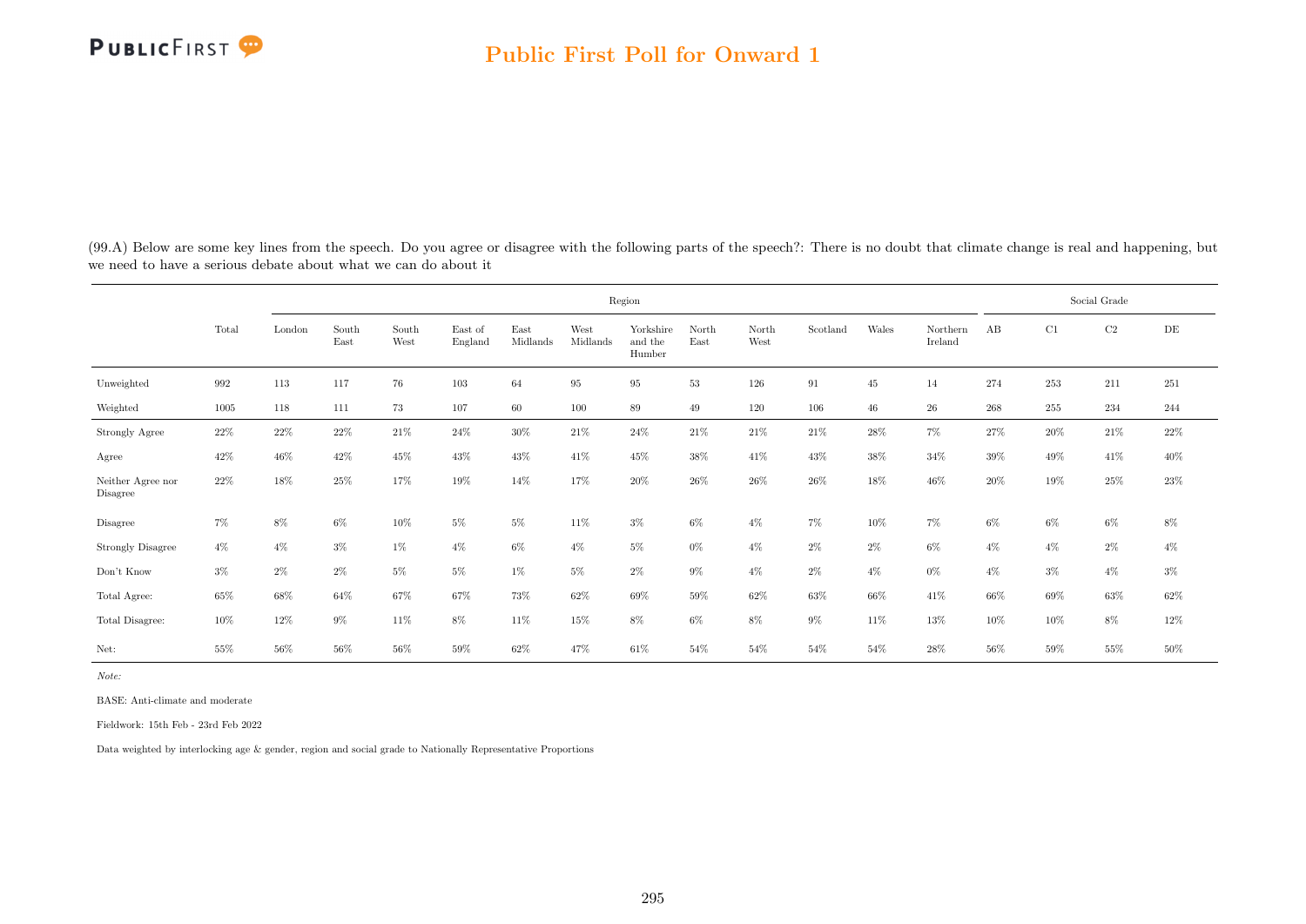(99.A) Below are some key lines from the speech. Do you agree or disagree with the following parts of the speech?: There is no doubt that climate change is real and happening, but we need to have a serious debate about what we can do about it

| | Total | Region | | | | | | | | | | | | Social Grade | | | |
|---|---|---|---|---|---|---|---|---|---|---|---|---|---|---|---|---|---|
| | | London | South East | South West | East of England | East Midlands | West Midlands | Yorkshire and the Humber | North East | North West | Scotland | Wales | Northern Ireland | AB | C1 | C2 | DE |
| Unweighted | 992 | 113 | 117 | 76 | 103 | 64 | 95 | 95 | 53 | 126 | 91 | 45 | 14 | 274 | 253 | 211 | 251 |
| Weighted | 1005 | 118 | 111 | 73 | 107 | 60 | 100 | 89 | 49 | 120 | 106 | 46 | 26 | 268 | 255 | 234 | 244 |
| Strongly Agree | 22% | 22% | 22% | 21% | 24% | 30% | 21% | 24% | 21% | 21% | 21% | 28% | 7% | 27% | 20% | 21% | 22% |
| Agree | 42% | 46% | 42% | 45% | 43% | 43% | 41% | 45% | 38% | 41% | 43% | 38% | 34% | 39% | 49% | 41% | 40% |
| Neither Agree nor Disagree | 22% | 18% | 25% | 17% | 19% | 14% | 17% | 20% | 26% | 26% | 26% | 18% | 46% | 20% | 19% | 25% | 23% |
| Disagree | 7% | 8% | 6% | 10% | 5% | 5% | 11% | 3% | 6% | 4% | 7% | 10% | 7% | 6% | 6% | 6% | 8% |
| Strongly Disagree | 4% | 4% | 3% | 1% | 4% | 6% | 4% | 5% | 0% | 4% | 2% | 2% | 6% | 4% | 4% | 2% | 4% |
| Don't Know | 3% | 2% | 2% | 5% | 5% | 1% | 5% | 2% | 9% | 4% | 2% | 4% | 0% | 4% | 3% | 4% | 3% |
| Total Agree: | 65% | 68% | 64% | 67% | 67% | 73% | 62% | 69% | 59% | 62% | 63% | 66% | 41% | 66% | 69% | 63% | 62% |
| Total Disagree: | 10% | 12% | 9% | 11% | 8% | 11% | 15% | 8% | 6% | 8% | 9% | 11% | 13% | 10% | 10% | 8% | 12% |
| Net: | 55% | 56% | 56% | 56% | 59% | 62% | 47% | 61% | 54% | 54% | 54% | 54% | 28% | 56% | 59% | 55% | 50% |

*Note:*

BASE: Anti-climate and moderate

Fieldwork: 15th Feb - 23rd Feb 2022

Data weighted by interlocking age & gender, region and social grade to Nationally Representative Proportions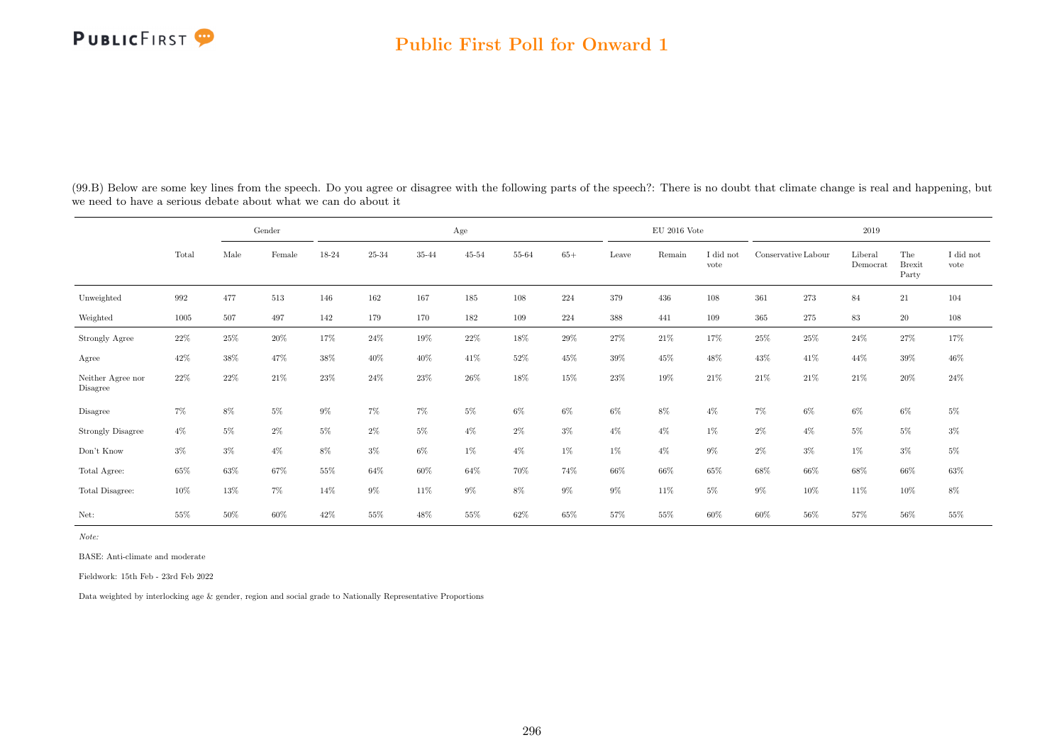(99.B) Below are some key lines from the speech. Do you agree or disagree with the following parts of the speech?: There is no doubt that climate change is real and happening, but we need to have a serious debate about what we can do about it

| | | Gender | | Age | | | | | | EU 2016 Vote | | | 2019 | | | | |
|---|---|---|---|---|---|---|---|---|---|---|---|---|---|---|---|---|---|
| | Total | Male | Female | 18-24 | 25-34 | 35-44 | 45-54 | 55-64 | 65+ | Leave | Remain | I did not vote | Conservative | Labour | Liberal Democrat | The Brexit Party | I did not vote |
| Unweighted | 992 | 477 | 513 | 146 | 162 | 167 | 185 | 108 | 224 | 379 | 436 | 108 | 361 | 273 | 84 | 21 | 104 |
| Weighted | 1005 | 507 | 497 | 142 | 179 | 170 | 182 | 109 | 224 | 388 | 441 | 109 | 365 | 275 | 83 | 20 | 108 |
| Strongly Agree | 22% | 25% | 20% | 17% | 24% | 19% | 22% | 18% | 29% | 27% | 21% | 17% | 25% | 25% | 24% | 27% | 17% |
| Agree | 42% | 38% | 47% | 38% | 40% | 40% | 41% | 52% | 45% | 39% | 45% | 48% | 43% | 41% | 44% | 39% | 46% |
| Neither Agree nor Disagree | 22% | 22% | 21% | 23% | 24% | 23% | 26% | 18% | 15% | 23% | 19% | 21% | 21% | 21% | 21% | 20% | 24% |
| Disagree | 7% | 8% | 5% | 9% | 7% | 7% | 5% | 6% | 6% | 6% | 8% | 4% | 7% | 6% | 6% | 6% | 5% |
| Strongly Disagree | 4% | 5% | 2% | 5% | 2% | 5% | 4% | 2% | 3% | 4% | 4% | 1% | 2% | 4% | 5% | 5% | 3% |
| Don't Know | 3% | 3% | 4% | 8% | 3% | 6% | 1% | 4% | 1% | 1% | 4% | 9% | 2% | 3% | 1% | 3% | 5% |
| Total Agree: | 65% | 63% | 67% | 55% | 64% | 60% | 64% | 70% | 74% | 66% | 66% | 65% | 68% | 66% | 68% | 66% | 63% |
| Total Disagree: | 10% | 13% | 7% | 14% | 9% | 11% | 9% | 8% | 9% | 9% | 11% | 5% | 9% | 10% | 11% | 10% | 8% |
| Net: | 55% | 50% | 60% | 42% | 55% | 48% | 55% | 62% | 65% | 57% | 55% | 60% | 60% | 56% | 57% | 56% | 55% |

*Note:*

BASE: Anti-climate and moderate

Fieldwork: 15th Feb - 23rd Feb 2022

Data weighted by interlocking age & gender, region and social grade to Nationally Representative Proportions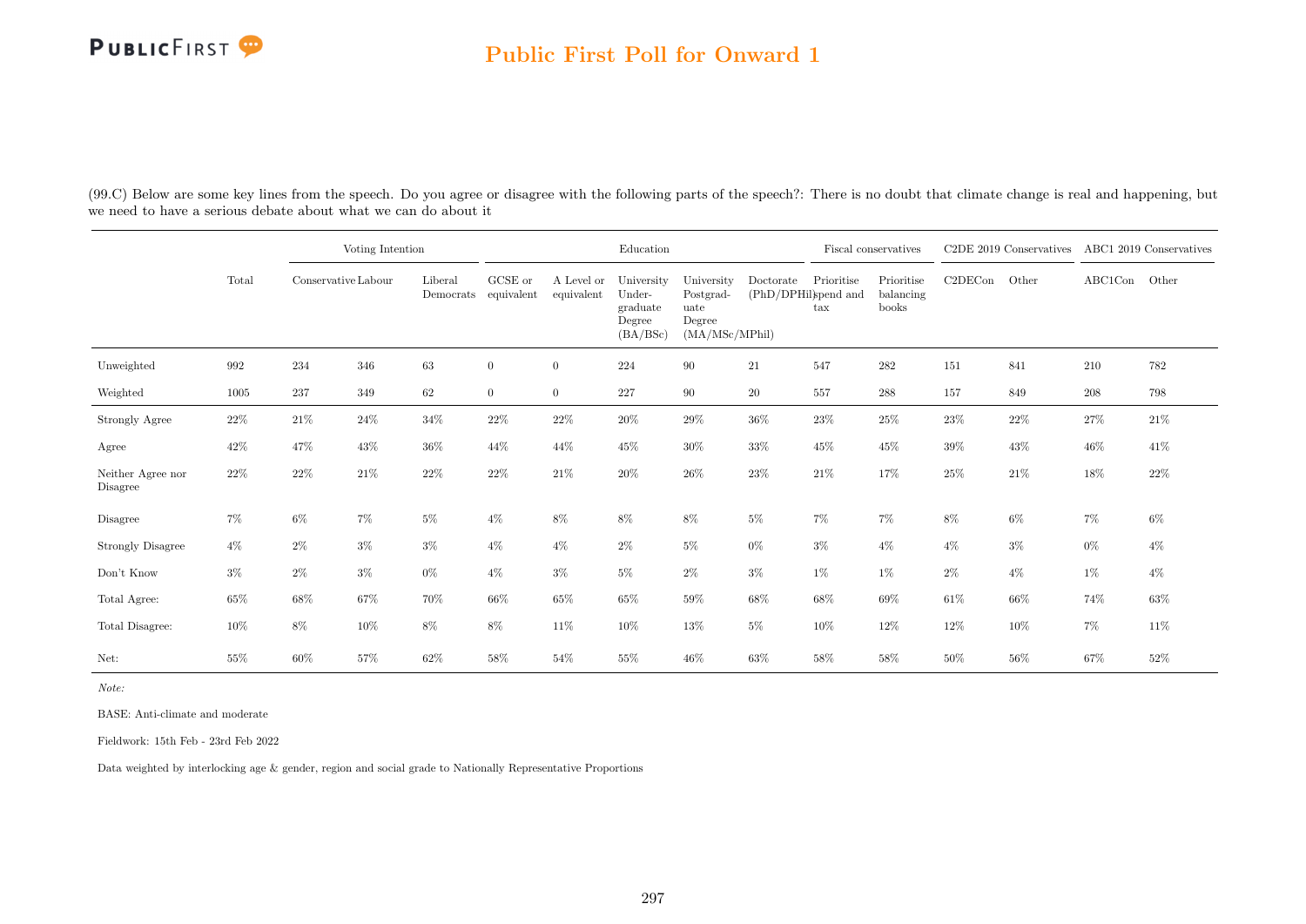## Public First Poll for Onward 1

(99.C) Below are some key lines from the speech. Do you agree or disagree with the following parts of the speech?: There is no doubt that climate change is real and happening, but we need to have a serious debate about what we can do about it

| | Total | Voting Intention | | | Education | | | | | Fiscal conservatives | | C2DE 2019 Conservatives | | ABC1 2019 Conservatives | |
|---|---|---|---|---|---|---|---|---|---|---|---|---|---|---|---|
| | | Conservative | Labour | Liberal Democrats | GCSE or equivalent | A Level or equivalent | University Under-graduate Degree (BA/BSc) | University Postgrad-uate Degree (MA/MSc/MPhil) | Doctorate (PhD/DPHil) | Prioritise spend and tax | Prioritise balancing books | C2DECon | Other | ABC1Con | Other |
| Unweighted | 992 | 234 | 346 | 63 | 0 | 0 | 224 | 90 | 21 | 547 | 282 | 151 | 841 | 210 | 782 |
| Weighted | 1005 | 237 | 349 | 62 | 0 | 0 | 227 | 90 | 20 | 557 | 288 | 157 | 849 | 208 | 798 |
| Strongly Agree | 22% | 21% | 24% | 34% | 22% | 22% | 20% | 29% | 36% | 23% | 25% | 23% | 22% | 27% | 21% |
| Agree | 42% | 47% | 43% | 36% | 44% | 44% | 45% | 30% | 33% | 45% | 45% | 39% | 43% | 46% | 41% |
| Neither Agree nor Disagree | 22% | 22% | 21% | 22% | 22% | 21% | 20% | 26% | 23% | 21% | 17% | 25% | 21% | 18% | 22% |
| Disagree | 7% | 6% | 7% | 5% | 4% | 8% | 8% | 8% | 5% | 7% | 7% | 8% | 6% | 7% | 6% |
| Strongly Disagree | 4% | 2% | 3% | 3% | 4% | 4% | 2% | 5% | 0% | 3% | 4% | 4% | 3% | 0% | 4% |
| Don't Know | 3% | 2% | 3% | 0% | 4% | 3% | 5% | 2% | 3% | 1% | 1% | 2% | 4% | 1% | 4% |
| Total Agree: | 65% | 68% | 67% | 70% | 66% | 65% | 65% | 59% | 68% | 68% | 69% | 61% | 66% | 74% | 63% |
| Total Disagree: | 10% | 8% | 10% | 8% | 8% | 11% | 10% | 13% | 5% | 10% | 12% | 12% | 10% | 7% | 11% |
| Net: | 55% | 60% | 57% | 62% | 58% | 54% | 55% | 46% | 63% | 58% | 58% | 50% | 56% | 67% | 52% |

*Note:*

BASE: Anti-climate and moderate

Fieldwork: 15th Feb - 23rd Feb 2022

Data weighted by interlocking age & gender, region and social grade to Nationally Representative Proportions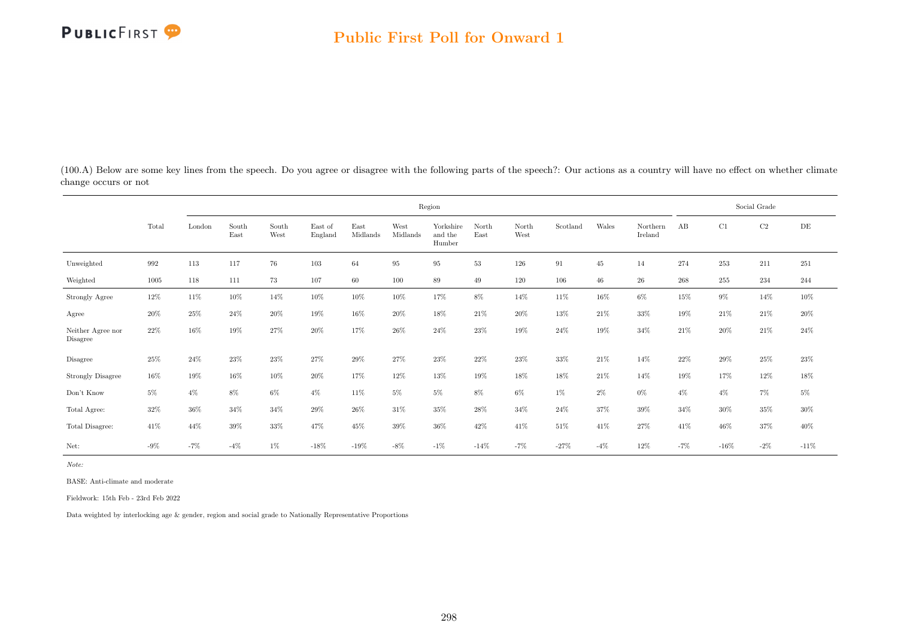(100.A) Below are some key lines from the speech. Do you agree or disagree with the following parts of the speech?: Our actions as a country will have no effect on whether climate change occurs or not

| | | Region | | | | | | | | | | | | | Social Grade | | | |
|---|---|---|---|---|---|---|---|---|---|---|---|---|---|---|---|---|---|---|
| | Total | London | South East | South West | East of England | East Midlands | West Midlands | Yorkshire and the Humber | North East | North West | Scotland | Wales | Northern Ireland | AB | C1 | C2 | DE |
| Unweighted | 992 | 113 | 117 | 76 | 103 | 64 | 95 | 95 | 53 | 126 | 91 | 45 | 14 | 274 | 253 | 211 | 251 |
| Weighted | 1005 | 118 | 111 | 73 | 107 | 60 | 100 | 89 | 49 | 120 | 106 | 46 | 26 | 268 | 255 | 234 | 244 |
| Strongly Agree | 12% | 11% | 10% | 14% | 10% | 10% | 10% | 17% | 8% | 14% | 11% | 16% | 6% | 15% | 9% | 14% | 10% |
| Agree | 20% | 25% | 24% | 20% | 19% | 16% | 20% | 18% | 21% | 20% | 13% | 21% | 33% | 19% | 21% | 21% | 20% |
| Neither Agree nor Disagree | 22% | 16% | 19% | 27% | 20% | 17% | 26% | 24% | 23% | 19% | 24% | 19% | 34% | 21% | 20% | 21% | 24% |
| Disagree | 25% | 24% | 23% | 23% | 27% | 29% | 27% | 23% | 22% | 23% | 33% | 21% | 14% | 22% | 29% | 25% | 23% |
| Strongly Disagree | 16% | 19% | 16% | 10% | 20% | 17% | 12% | 13% | 19% | 18% | 18% | 21% | 14% | 19% | 17% | 12% | 18% |
| Don't Know | 5% | 4% | 8% | 6% | 4% | 11% | 5% | 5% | 8% | 6% | 1% | 2% | 0% | 4% | 4% | 7% | 5% |
| Total Agree: | 32% | 36% | 34% | 34% | 29% | 26% | 31% | 35% | 28% | 34% | 24% | 37% | 39% | 34% | 30% | 35% | 30% |
| Total Disagree: | 41% | 44% | 39% | 33% | 47% | 45% | 39% | 36% | 42% | 41% | 51% | 41% | 27% | 41% | 46% | 37% | 40% |
| Net: | -9% | -7% | -4% | 1% | -18% | -19% | -8% | -1% | -14% | -7% | -27% | -4% | 12% | -7% | -16% | -2% | -11% |

*Note:*

BASE: Anti-climate and moderate

Fieldwork: 15th Feb - 23rd Feb 2022

Data weighted by interlocking age & gender, region and social grade to Nationally Representative Proportions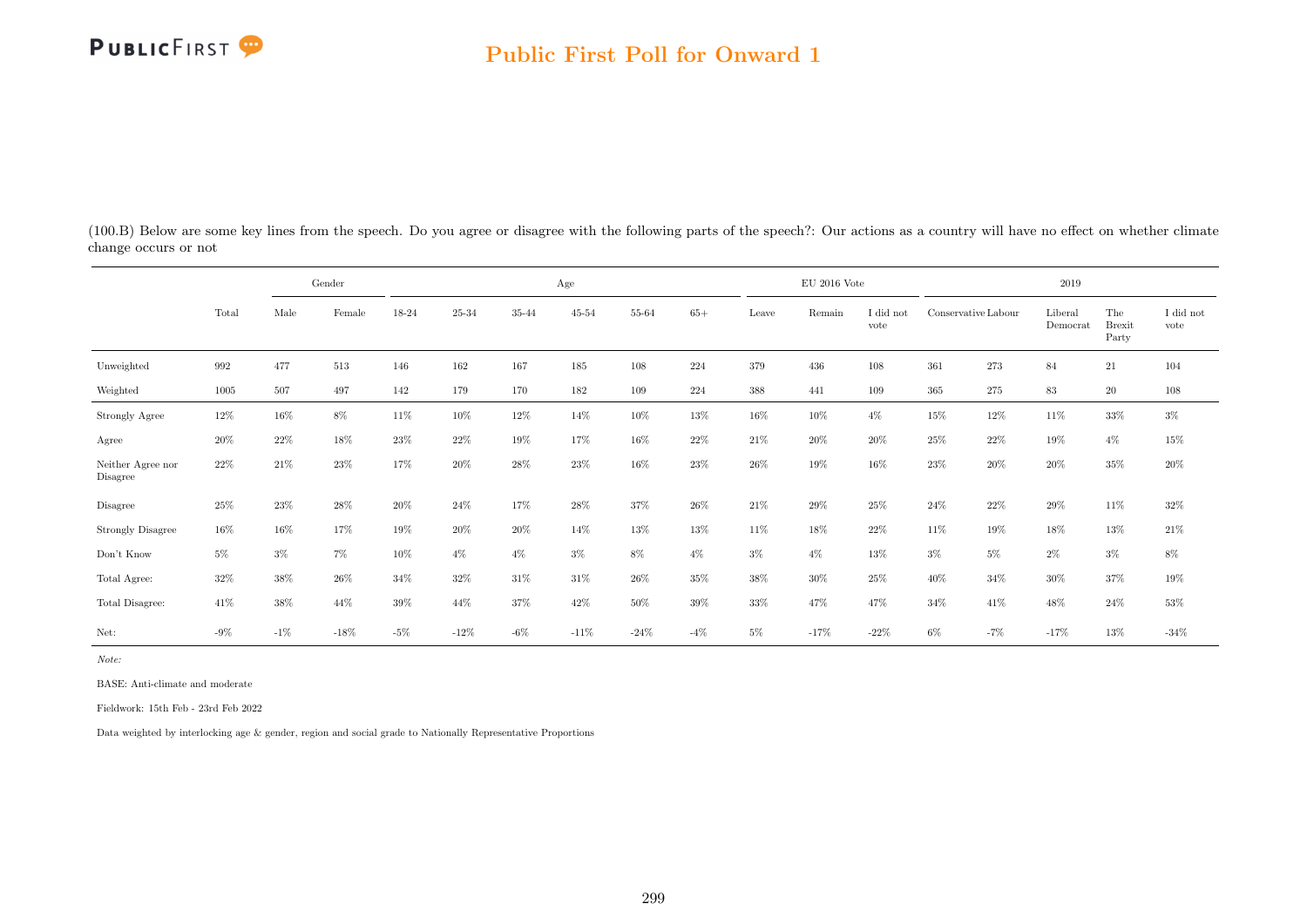(100.B) Below are some key lines from the speech. Do you agree or disagree with the following parts of the speech?: Our actions as a country will have no effect on whether climate change occurs or not

| | Total | Gender | | Age | | | | | | EU 2016 Vote | | | 2019 | | | | |
|---|---|---|---|---|---|---|---|---|---|---|---|---|---|---|---|---|---|
| | | Male | Female | 18-24 | 25-34 | 35-44 | 45-54 | 55-64 | 65+ | Leave | Remain | I did not vote | Conservative | Labour | Liberal Democrat | The Brexit Party | I did not vote |
| Unweighted | 992 | 477 | 513 | 146 | 162 | 167 | 185 | 108 | 224 | 379 | 436 | 108 | 361 | 273 | 84 | 21 | 104 |
| Weighted | 1005 | 507 | 497 | 142 | 179 | 170 | 182 | 109 | 224 | 388 | 441 | 109 | 365 | 275 | 83 | 20 | 108 |
| Strongly Agree | 12% | 16% | 8% | 11% | 10% | 12% | 14% | 10% | 13% | 16% | 10% | 4% | 15% | 12% | 11% | 33% | 3% |
| Agree | 20% | 22% | 18% | 23% | 22% | 19% | 17% | 16% | 22% | 21% | 20% | 20% | 25% | 22% | 19% | 4% | 15% |
| Neither Agree nor Disagree | 22% | 21% | 23% | 17% | 20% | 28% | 23% | 16% | 23% | 26% | 19% | 16% | 23% | 20% | 20% | 35% | 20% |
| Disagree | 25% | 23% | 28% | 20% | 24% | 17% | 28% | 37% | 26% | 21% | 29% | 25% | 24% | 22% | 29% | 11% | 32% |
| Strongly Disagree | 16% | 16% | 17% | 19% | 20% | 20% | 14% | 13% | 13% | 11% | 18% | 22% | 11% | 19% | 18% | 13% | 21% |
| Don't Know | 5% | 3% | 7% | 10% | 4% | 4% | 3% | 8% | 4% | 3% | 4% | 13% | 3% | 5% | 2% | 3% | 8% |
| Total Agree: | 32% | 38% | 26% | 34% | 32% | 31% | 31% | 26% | 35% | 38% | 30% | 25% | 40% | 34% | 30% | 37% | 19% |
| Total Disagree: | 41% | 38% | 44% | 39% | 44% | 37% | 42% | 50% | 39% | 33% | 47% | 47% | 34% | 41% | 48% | 24% | 53% |
| Net: | -9% | -1% | -18% | -5% | -12% | -6% | -11% | -24% | -4% | 5% | -17% | -22% | 6% | -7% | -17% | 13% | -34% |

*Note:*

BASE: Anti-climate and moderate

Fieldwork: 15th Feb - 23rd Feb 2022

Data weighted by interlocking age & gender, region and social grade to Nationally Representative Proportions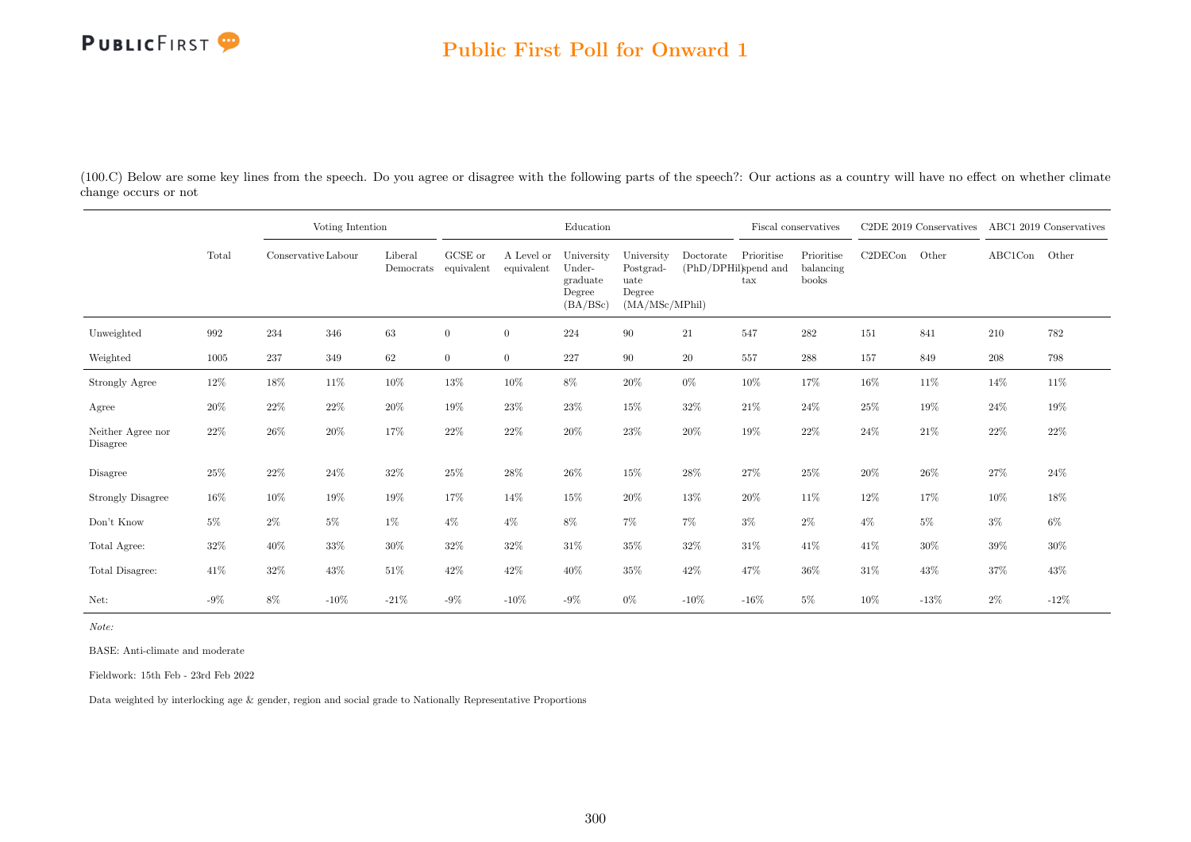(100.C) Below are some key lines from the speech. Do you agree or disagree with the following parts of the speech?: Our actions as a country will have no effect on whether climate change occurs or not

| | Total | Voting Intention | | | Education | | | | | Fiscal conservatives | | C2DE 2019 Conservatives | | ABC1 2019 Conservatives | |
|---|---|---|---|---|---|---|---|---|---|---|---|---|---|---|---|
| | | Conservative | Labour | Liberal Democrats | GCSE or equivalent | A Level or equivalent | University Under-graduate Degree (BA/BSc) | University Postgrad-uate Degree (MA/MSc/MPhil) | Doctorate (PhD/DPHil) | Prioritise spend and tax | Prioritise balancing books | C2DECon | Other | ABC1Con | Other |
| Unweighted | 992 | 234 | 346 | 63 | 0 | 0 | 224 | 90 | 21 | 547 | 282 | 151 | 841 | 210 | 782 |
| Weighted | 1005 | 237 | 349 | 62 | 0 | 0 | 227 | 90 | 20 | 557 | 288 | 157 | 849 | 208 | 798 |
| Strongly Agree | 12% | 18% | 11% | 10% | 13% | 10% | 8% | 20% | 0% | 10% | 17% | 16% | 11% | 14% | 11% |
| Agree | 20% | 22% | 22% | 20% | 19% | 23% | 23% | 15% | 32% | 21% | 24% | 25% | 19% | 24% | 19% |
| Neither Agree nor Disagree | 22% | 26% | 20% | 17% | 22% | 22% | 20% | 23% | 20% | 19% | 22% | 24% | 21% | 22% | 22% |
| Disagree | 25% | 22% | 24% | 32% | 25% | 28% | 26% | 15% | 28% | 27% | 25% | 20% | 26% | 27% | 24% |
| Strongly Disagree | 16% | 10% | 19% | 19% | 17% | 14% | 15% | 20% | 13% | 20% | 11% | 12% | 17% | 10% | 18% |
| Don't Know | 5% | 2% | 5% | 1% | 4% | 4% | 8% | 7% | 7% | 3% | 2% | 4% | 5% | 3% | 6% |
| Total Agree: | 32% | 40% | 33% | 30% | 32% | 32% | 31% | 35% | 32% | 31% | 41% | 41% | 30% | 39% | 30% |
| Total Disagree: | 41% | 32% | 43% | 51% | 42% | 42% | 40% | 35% | 42% | 47% | 36% | 31% | 43% | 37% | 43% |
| Net: | -9% | 8% | -10% | -21% | -9% | -10% | -9% | 0% | -10% | -16% | 5% | 10% | -13% | 2% | -12% |

*Note:*

BASE: Anti-climate and moderate

Fieldwork: 15th Feb - 23rd Feb 2022

Data weighted by interlocking age & gender, region and social grade to Nationally Representative Proportions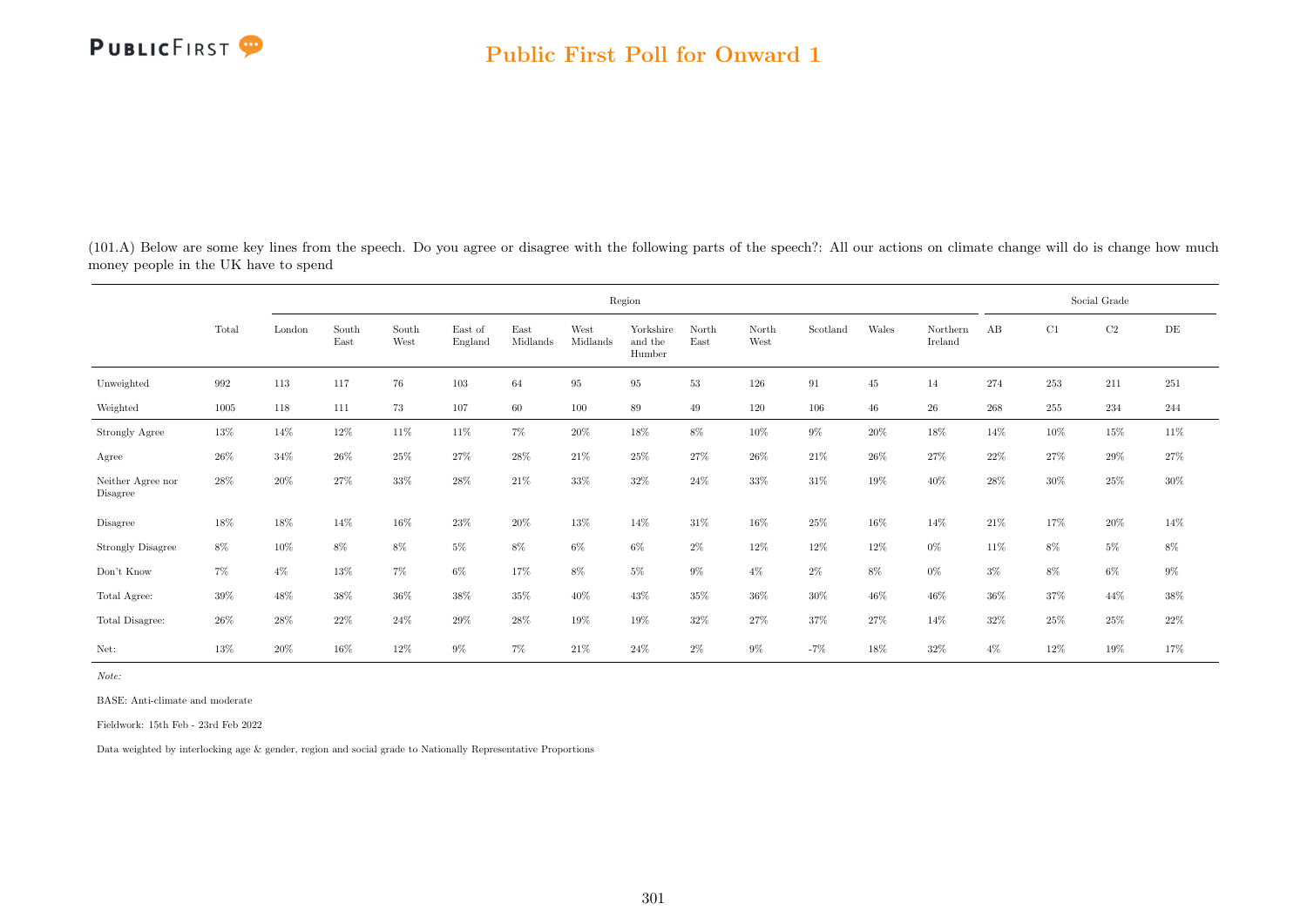(101.A) Below are some key lines from the speech. Do you agree or disagree with the following parts of the speech?: All our actions on climate change will do is change how much money people in the UK have to spend

| | Total | Region | | | | | | | | | | | | Social Grade | | | |
|---|---|---|---|---|---|---|---|---|---|---|---|---|---|---|---|---|---|
| | | London | South East | South West | East of England | East Midlands | West Midlands | Yorkshire and the Humber | North East | North West | Scotland | Wales | Northern Ireland | AB | C1 | C2 | DE |
| Unweighted | 992 | 113 | 117 | 76 | 103 | 64 | 95 | 95 | 53 | 126 | 91 | 45 | 14 | 274 | 253 | 211 | 251 |
| Weighted | 1005 | 118 | 111 | 73 | 107 | 60 | 100 | 89 | 49 | 120 | 106 | 46 | 26 | 268 | 255 | 234 | 244 |
| Strongly Agree | 13% | 14% | 12% | 11% | 11% | 7% | 20% | 18% | 8% | 10% | 9% | 20% | 18% | 14% | 10% | 15% | 11% |
| Agree | 26% | 34% | 26% | 25% | 27% | 28% | 21% | 25% | 27% | 26% | 21% | 26% | 27% | 22% | 27% | 29% | 27% |
| Neither Agree nor Disagree | 28% | 20% | 27% | 33% | 28% | 21% | 33% | 32% | 24% | 33% | 31% | 19% | 40% | 28% | 30% | 25% | 30% |
| Disagree | 18% | 18% | 14% | 16% | 23% | 20% | 13% | 14% | 31% | 16% | 25% | 16% | 14% | 21% | 17% | 20% | 14% |
| Strongly Disagree | 8% | 10% | 8% | 8% | 5% | 8% | 6% | 6% | 2% | 12% | 12% | 12% | 0% | 11% | 8% | 5% | 8% |
| Don't Know | 7% | 4% | 13% | 7% | 6% | 17% | 8% | 5% | 9% | 4% | 2% | 8% | 0% | 3% | 8% | 6% | 9% |
| Total Agree: | 39% | 48% | 38% | 36% | 38% | 35% | 40% | 43% | 35% | 36% | 30% | 46% | 46% | 36% | 37% | 44% | 38% |
| Total Disagree: | 26% | 28% | 22% | 24% | 29% | 28% | 19% | 19% | 32% | 27% | 37% | 27% | 14% | 32% | 25% | 25% | 22% |
| Net: | 13% | 20% | 16% | 12% | 9% | 7% | 21% | 24% | 2% | 9% | -7% | 18% | 32% | 4% | 12% | 19% | 17% |

*Note:*

BASE: Anti-climate and moderate

Fieldwork: 15th Feb - 23rd Feb 2022

Data weighted by interlocking age & gender, region and social grade to Nationally Representative Proportions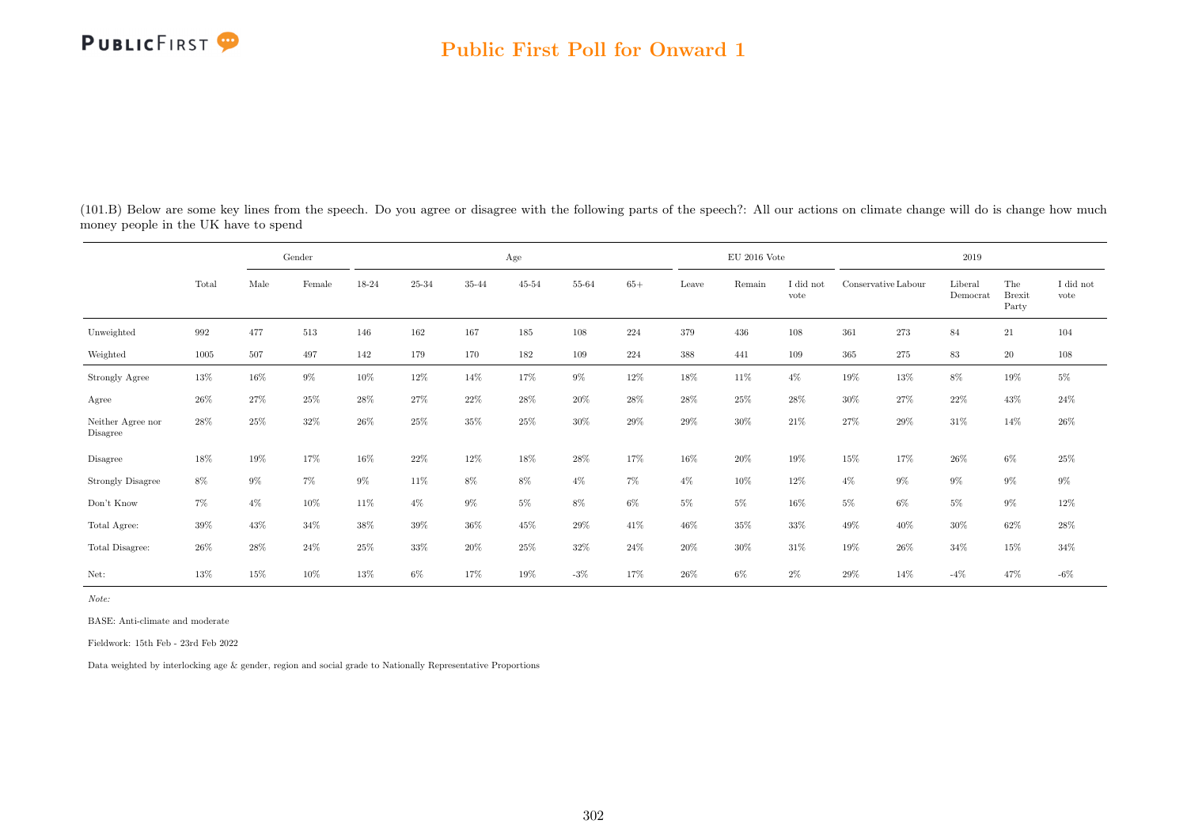## Public First Poll for Onward 1

(101.B) Below are some key lines from the speech. Do you agree or disagree with the following parts of the speech?: All our actions on climate change will do is change how much money people in the UK have to spend

| | Total | Gender | | Age | | | | | | EU 2016 Vote | | | 2019 | | | | |
|---|---|---|---|---|---|---|---|---|---|---|---|---|---|---|---|---|---|
| | | Male | Female | 18-24 | 25-34 | 35-44 | 45-54 | 55-64 | 65+ | Leave | Remain | I did not vote | Conservative | Labour | Liberal Democrat | The Brexit Party | I did not vote |
| Unweighted | 992 | 477 | 513 | 146 | 162 | 167 | 185 | 108 | 224 | 379 | 436 | 108 | 361 | 273 | 84 | 21 | 104 |
| Weighted | 1005 | 507 | 497 | 142 | 179 | 170 | 182 | 109 | 224 | 388 | 441 | 109 | 365 | 275 | 83 | 20 | 108 |
| Strongly Agree | 13% | 16% | 9% | 10% | 12% | 14% | 17% | 9% | 12% | 18% | 11% | 4% | 19% | 13% | 8% | 19% | 5% |
| Agree | 26% | 27% | 25% | 28% | 27% | 22% | 28% | 20% | 28% | 28% | 25% | 28% | 30% | 27% | 22% | 43% | 24% |
| Neither Agree nor Disagree | 28% | 25% | 32% | 26% | 25% | 35% | 25% | 30% | 29% | 29% | 30% | 21% | 27% | 29% | 31% | 14% | 26% |
| Disagree | 18% | 19% | 17% | 16% | 22% | 12% | 18% | 28% | 17% | 16% | 20% | 19% | 15% | 17% | 26% | 6% | 25% |
| Strongly Disagree | 8% | 9% | 7% | 9% | 11% | 8% | 8% | 4% | 7% | 4% | 10% | 12% | 4% | 9% | 9% | 9% | 9% |
| Don't Know | 7% | 4% | 10% | 11% | 4% | 9% | 5% | 8% | 6% | 5% | 5% | 16% | 5% | 6% | 5% | 9% | 12% |
| Total Agree: | 39% | 43% | 34% | 38% | 39% | 36% | 45% | 29% | 41% | 46% | 35% | 33% | 49% | 40% | 30% | 62% | 28% |
| Total Disagree: | 26% | 28% | 24% | 25% | 33% | 20% | 25% | 32% | 24% | 20% | 30% | 31% | 19% | 26% | 34% | 15% | 34% |
| Net: | 13% | 15% | 10% | 13% | 6% | 17% | 19% | -3% | 17% | 26% | 6% | 2% | 29% | 14% | -4% | 47% | -6% |

*Note:*

BASE: Anti-climate and moderate

Fieldwork: 15th Feb - 23rd Feb 2022

Data weighted by interlocking age & gender, region and social grade to Nationally Representative Proportions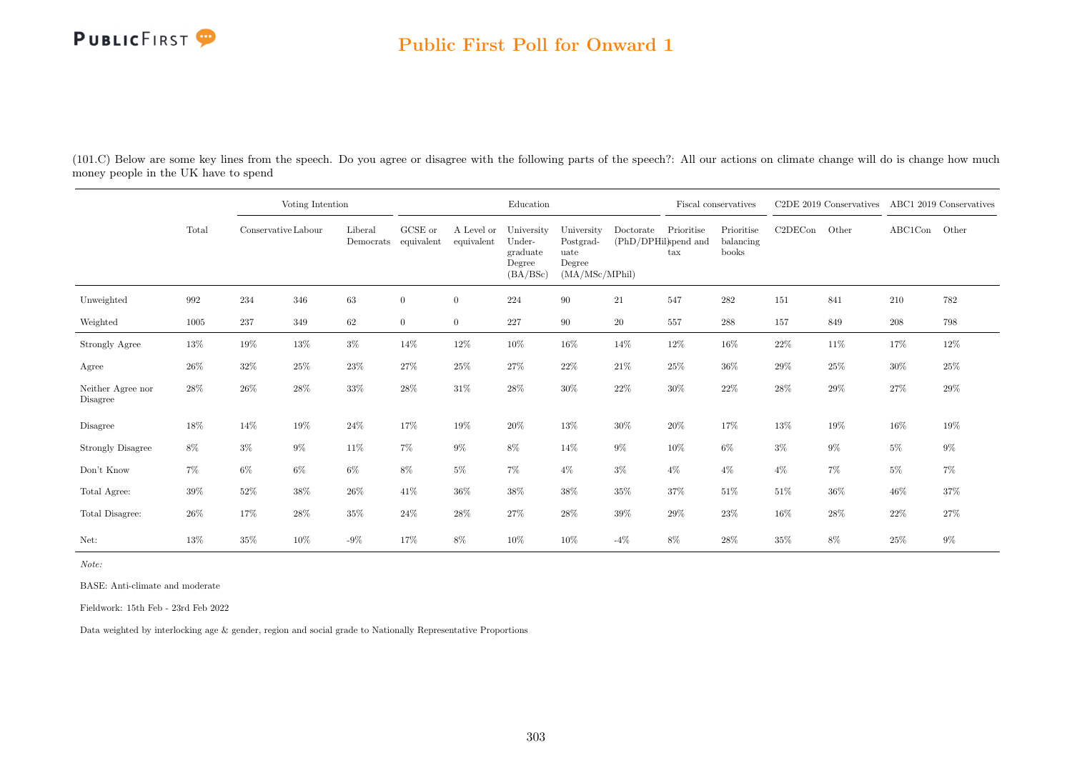## Public First Poll for Onward 1

(101.C) Below are some key lines from the speech. Do you agree or disagree with the following parts of the speech?: All our actions on climate change will do is change how much money people in the UK have to spend

| | Total | Voting Intention | | | Education | | | | | Fiscal conservatives | | C2DE 2019 Conservatives | | ABC1 2019 Conservatives | |
|---|---|---|---|---|---|---|---|---|---|---|---|---|---|---|---|
| | | Conservative | Labour | Liberal Democrats | GCSE or equivalent | A Level or equivalent | University Undergraduate Degree (BA/BSc) | University Postgraduate Degree (MA/MSc/MPhil) | Doctorate (PhD/DPHil) | Prioritise spend and tax | Prioritise balancing books | C2DECon | Other | ABC1Con | Other |
| Unweighted | 992 | 234 | 346 | 63 | 0 | 0 | 224 | 90 | 21 | 547 | 282 | 151 | 841 | 210 | 782 |
| Weighted | 1005 | 237 | 349 | 62 | 0 | 0 | 227 | 90 | 20 | 557 | 288 | 157 | 849 | 208 | 798 |
| Strongly Agree | 13% | 19% | 13% | 3% | 14% | 12% | 10% | 16% | 14% | 12% | 16% | 22% | 11% | 17% | 12% |
| Agree | 26% | 32% | 25% | 23% | 27% | 25% | 27% | 22% | 21% | 25% | 36% | 29% | 25% | 30% | 25% |
| Neither Agree nor Disagree | 28% | 26% | 28% | 33% | 28% | 31% | 28% | 30% | 22% | 30% | 22% | 28% | 29% | 27% | 29% |
| Disagree | 18% | 14% | 19% | 24% | 17% | 19% | 20% | 13% | 30% | 20% | 17% | 13% | 19% | 16% | 19% |
| Strongly Disagree | 8% | 3% | 9% | 11% | 7% | 9% | 8% | 14% | 9% | 10% | 6% | 3% | 9% | 5% | 9% |
| Don't Know | 7% | 6% | 6% | 6% | 8% | 5% | 7% | 4% | 3% | 4% | 4% | 4% | 7% | 5% | 7% |
| Total Agree: | 39% | 52% | 38% | 26% | 41% | 36% | 38% | 38% | 35% | 37% | 51% | 51% | 36% | 46% | 37% |
| Total Disagree: | 26% | 17% | 28% | 35% | 24% | 28% | 27% | 28% | 39% | 29% | 23% | 16% | 28% | 22% | 27% |
| Net: | 13% | 35% | 10% | -9% | 17% | 8% | 10% | 10% | -4% | 8% | 28% | 35% | 8% | 25% | 9% |

*Note:*

BASE: Anti-climate and moderate

Fieldwork: 15th Feb - 23rd Feb 2022

Data weighted by interlocking age & gender, region and social grade to Nationally Representative Proportions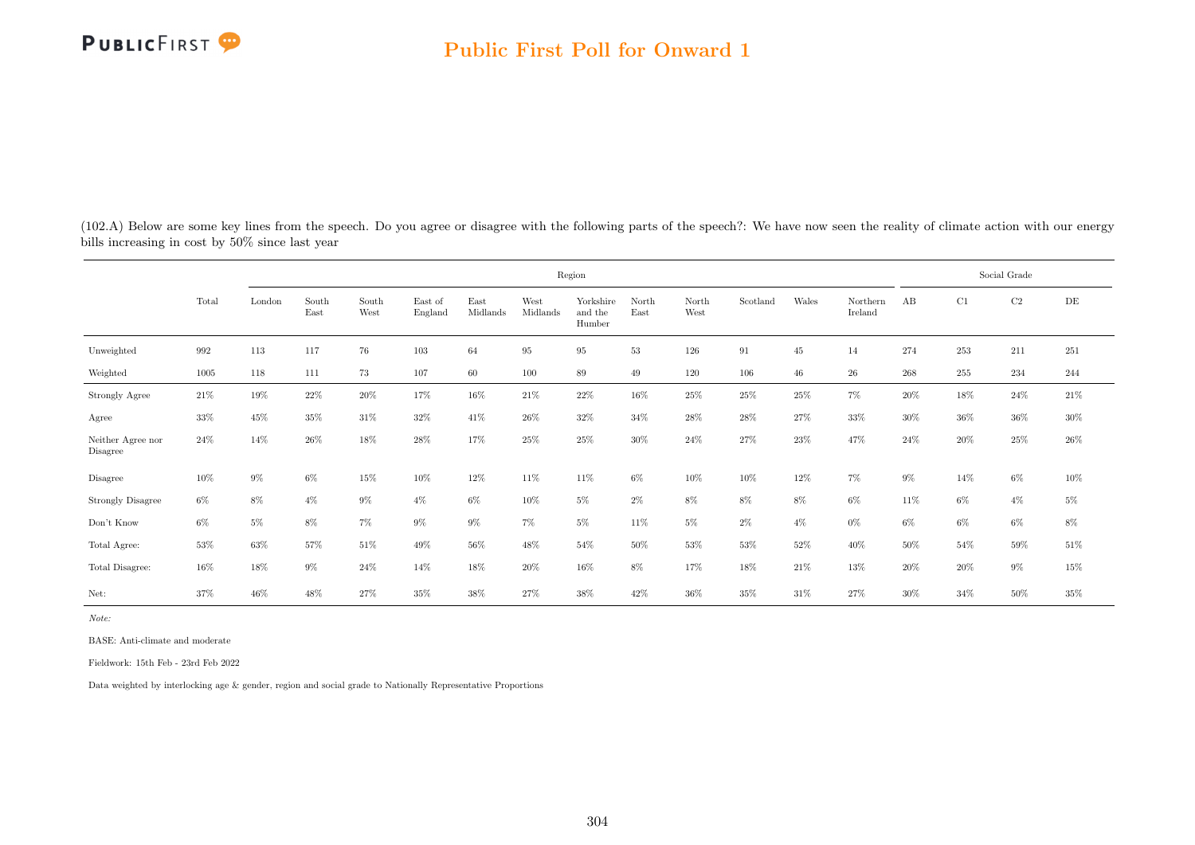## Public First Poll for Onward 1

(102.A) Below are some key lines from the speech. Do you agree or disagree with the following parts of the speech?: We have now seen the reality of climate action with our energy bills increasing in cost by 50% since last year

| | Total | Region | | | | | | | | | | | | Social Grade | | | |
|---|---|---|---|---|---|---|---|---|---|---|---|---|---|---|---|---|---|
| | | London | South East | South West | East of England | East Midlands | West Midlands | Yorkshire and the Humber | North East | North West | Scotland | Wales | Northern Ireland | AB | C1 | C2 | DE |
| Unweighted | 992 | 113 | 117 | 76 | 103 | 64 | 95 | 95 | 53 | 126 | 91 | 45 | 14 | 274 | 253 | 211 | 251 |
| Weighted | 1005 | 118 | 111 | 73 | 107 | 60 | 100 | 89 | 49 | 120 | 106 | 46 | 26 | 268 | 255 | 234 | 244 |
| Strongly Agree | 21% | 19% | 22% | 20% | 17% | 16% | 21% | 22% | 16% | 25% | 25% | 25% | 7% | 20% | 18% | 24% | 21% |
| Agree | 33% | 45% | 35% | 31% | 32% | 41% | 26% | 32% | 34% | 28% | 28% | 27% | 33% | 30% | 36% | 36% | 30% |
| Neither Agree nor Disagree | 24% | 14% | 26% | 18% | 28% | 17% | 25% | 25% | 30% | 24% | 27% | 23% | 47% | 24% | 20% | 25% | 26% |
| Disagree | 10% | 9% | 6% | 15% | 10% | 12% | 11% | 11% | 6% | 10% | 10% | 12% | 7% | 9% | 14% | 6% | 10% |
| Strongly Disagree | 6% | 8% | 4% | 9% | 4% | 6% | 10% | 5% | 2% | 8% | 8% | 8% | 6% | 11% | 6% | 4% | 5% |
| Don't Know | 6% | 5% | 8% | 7% | 9% | 9% | 7% | 5% | 11% | 5% | 2% | 4% | 0% | 6% | 6% | 6% | 8% |
| Total Agree: | 53% | 63% | 57% | 51% | 49% | 56% | 48% | 54% | 50% | 53% | 53% | 52% | 40% | 50% | 54% | 59% | 51% |
| Total Disagree: | 16% | 18% | 9% | 24% | 14% | 18% | 20% | 16% | 8% | 17% | 18% | 21% | 13% | 20% | 20% | 9% | 15% |
| Net: | 37% | 46% | 48% | 27% | 35% | 38% | 27% | 38% | 42% | 36% | 35% | 31% | 27% | 30% | 34% | 50% | 35% |

*Note:*

BASE: Anti-climate and moderate

Fieldwork: 15th Feb - 23rd Feb 2022

Data weighted by interlocking age & gender, region and social grade to Nationally Representative Proportions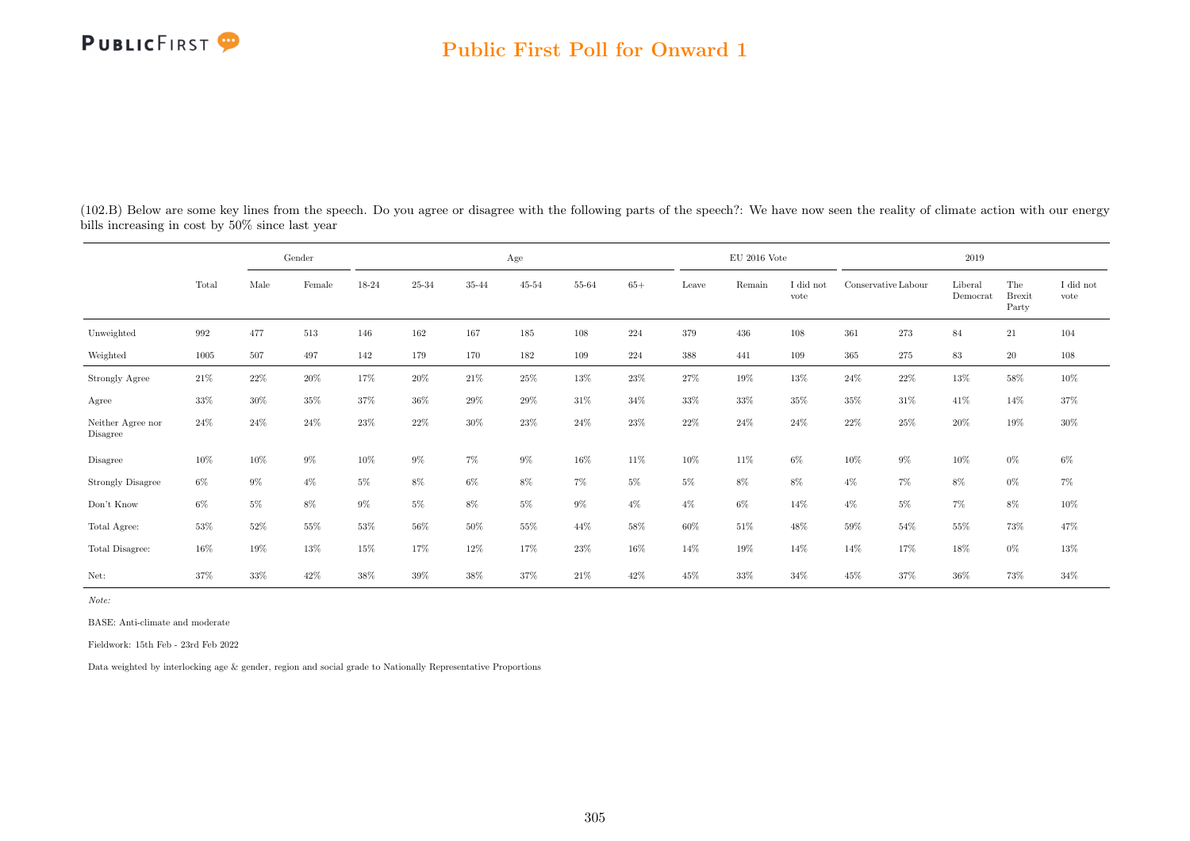# Public First Poll for Onward 1

(102.B) Below are some key lines from the speech. Do you agree or disagree with the following parts of the speech?: We have now seen the reality of climate action with our energy bills increasing in cost by 50% since last year

| | Total | Gender | | Age | | | | | | EU 2016 Vote | | | 2019 | | | | |
|---|---|---|---|---|---|---|---|---|---|---|---|---|---|---|---|---|---|
| | Total | Male | Female | 18-24 | 25-34 | 35-44 | 45-54 | 55-64 | 65+ | Leave | Remain | I did not vote | Conservative | Labour | Liberal Democrat | The Brexit Party | I did not vote |
| Unweighted | 992 | 477 | 513 | 146 | 162 | 167 | 185 | 108 | 224 | 379 | 436 | 108 | 361 | 273 | 84 | 21 | 104 |
| Weighted | 1005 | 507 | 497 | 142 | 179 | 170 | 182 | 109 | 224 | 388 | 441 | 109 | 365 | 275 | 83 | 20 | 108 |
| Strongly Agree | 21% | 22% | 20% | 17% | 20% | 21% | 25% | 13% | 23% | 27% | 19% | 13% | 24% | 22% | 13% | 58% | 10% |
| Agree | 33% | 30% | 35% | 37% | 36% | 29% | 29% | 31% | 34% | 33% | 33% | 35% | 35% | 31% | 41% | 14% | 37% |
| Neither Agree nor Disagree | 24% | 24% | 24% | 23% | 22% | 30% | 23% | 24% | 23% | 22% | 24% | 24% | 22% | 25% | 20% | 19% | 30% |
| Disagree | 10% | 10% | 9% | 10% | 9% | 7% | 9% | 16% | 11% | 10% | 11% | 6% | 10% | 9% | 10% | 0% | 6% |
| Strongly Disagree | 6% | 9% | 4% | 5% | 8% | 6% | 8% | 7% | 5% | 5% | 8% | 8% | 4% | 7% | 8% | 0% | 7% |
| Don't Know | 6% | 5% | 8% | 9% | 5% | 8% | 5% | 9% | 4% | 4% | 6% | 14% | 4% | 5% | 7% | 8% | 10% |
| Total Agree: | 53% | 52% | 55% | 53% | 56% | 50% | 55% | 44% | 58% | 60% | 51% | 48% | 59% | 54% | 55% | 73% | 47% |
| Total Disagree: | 16% | 19% | 13% | 15% | 17% | 12% | 17% | 23% | 16% | 14% | 19% | 14% | 14% | 17% | 18% | 0% | 13% |
| Net: | 37% | 33% | 42% | 38% | 39% | 38% | 37% | 21% | 42% | 45% | 33% | 34% | 45% | 37% | 36% | 73% | 34% |

*Note:*

BASE: Anti-climate and moderate

Fieldwork: 15th Feb - 23rd Feb 2022

Data weighted by interlocking age & gender, region and social grade to Nationally Representative Proportions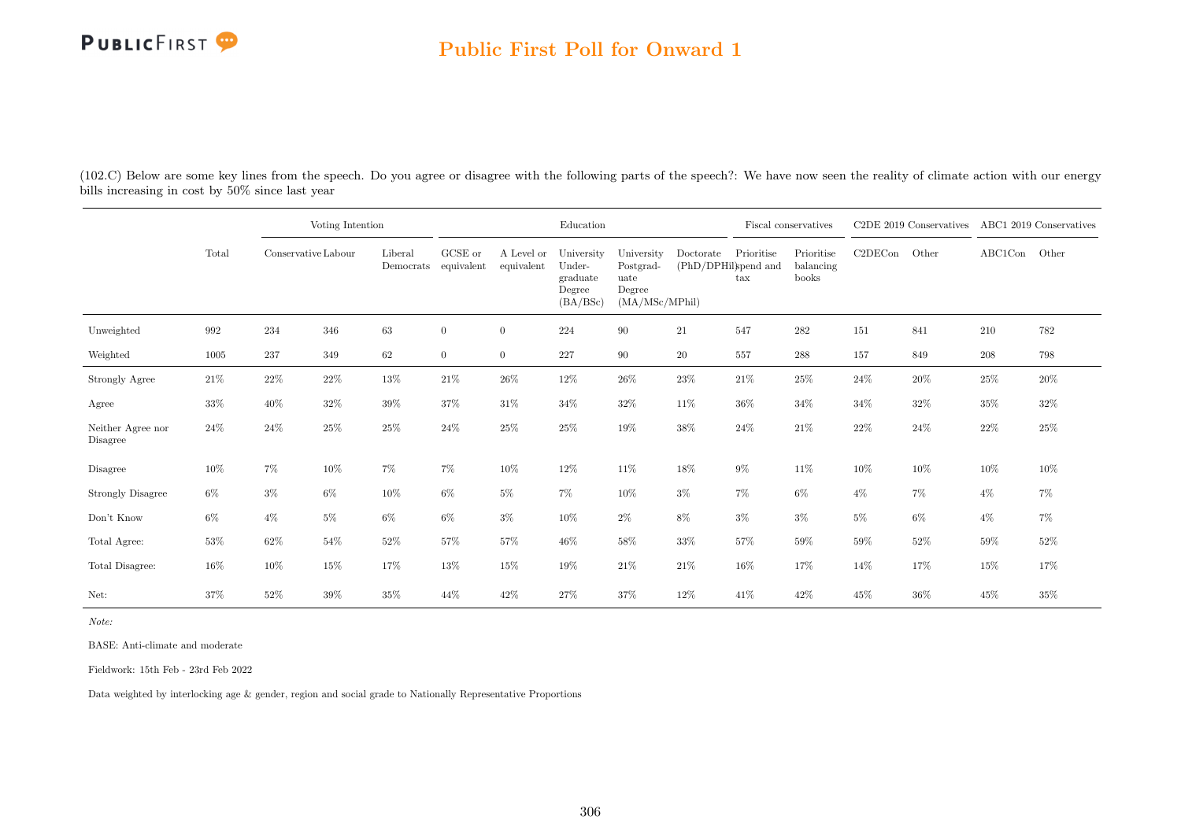(102.C) Below are some key lines from the speech. Do you agree or disagree with the following parts of the speech?: We have now seen the reality of climate action with our energy bills increasing in cost by 50% since last year

| | Total | Voting Intention | | | Education | | | | | Fiscal conservatives | | C2DE 2019 Conservatives | | ABC1 2019 Conservatives | |
|---|---|---|---|---|---|---|---|---|---|---|---|---|---|---|---|
| | | Conservative | Labour | Liberal Democrats | GCSE or equivalent | A Level or equivalent | University Under-graduate Degree (BA/BSc) | University Postgrad-uate Degree (MA/MSc/MPhil) | Doctorate (PhD/DPhil) | Prioritise spend and tax | Prioritise balancing books | C2DECon | Other | ABC1Con | Other |
| Unweighted | 992 | 234 | 346 | 63 | 0 | 0 | 224 | 90 | 21 | 547 | 282 | 151 | 841 | 210 | 782 |
| Weighted | 1005 | 237 | 349 | 62 | 0 | 0 | 227 | 90 | 20 | 557 | 288 | 157 | 849 | 208 | 798 |
| Strongly Agree | 21% | 22% | 22% | 13% | 21% | 26% | 12% | 26% | 23% | 21% | 25% | 24% | 20% | 25% | 20% |
| Agree | 33% | 40% | 32% | 39% | 37% | 31% | 34% | 32% | 11% | 36% | 34% | 34% | 32% | 35% | 32% |
| Neither Agree nor Disagree | 24% | 24% | 25% | 25% | 24% | 25% | 25% | 19% | 38% | 24% | 21% | 22% | 24% | 22% | 25% |
| Disagree | 10% | 7% | 10% | 7% | 7% | 10% | 12% | 11% | 18% | 9% | 11% | 10% | 10% | 10% | 10% |
| Strongly Disagree | 6% | 3% | 6% | 10% | 6% | 5% | 7% | 10% | 3% | 7% | 6% | 4% | 7% | 4% | 7% |
| Don't Know | 6% | 4% | 5% | 6% | 6% | 3% | 10% | 2% | 8% | 3% | 3% | 5% | 6% | 4% | 7% |
| Total Agree: | 53% | 62% | 54% | 52% | 57% | 57% | 46% | 58% | 33% | 57% | 59% | 59% | 52% | 59% | 52% |
| Total Disagree: | 16% | 10% | 15% | 17% | 13% | 15% | 19% | 21% | 21% | 16% | 17% | 14% | 17% | 15% | 17% |
| Net: | 37% | 52% | 39% | 35% | 44% | 42% | 27% | 37% | 12% | 41% | 42% | 45% | 36% | 45% | 35% |

*Note:*

BASE: Anti-climate and moderate

Fieldwork: 15th Feb - 23rd Feb 2022

Data weighted by interlocking age & gender, region and social grade to Nationally Representative Proportions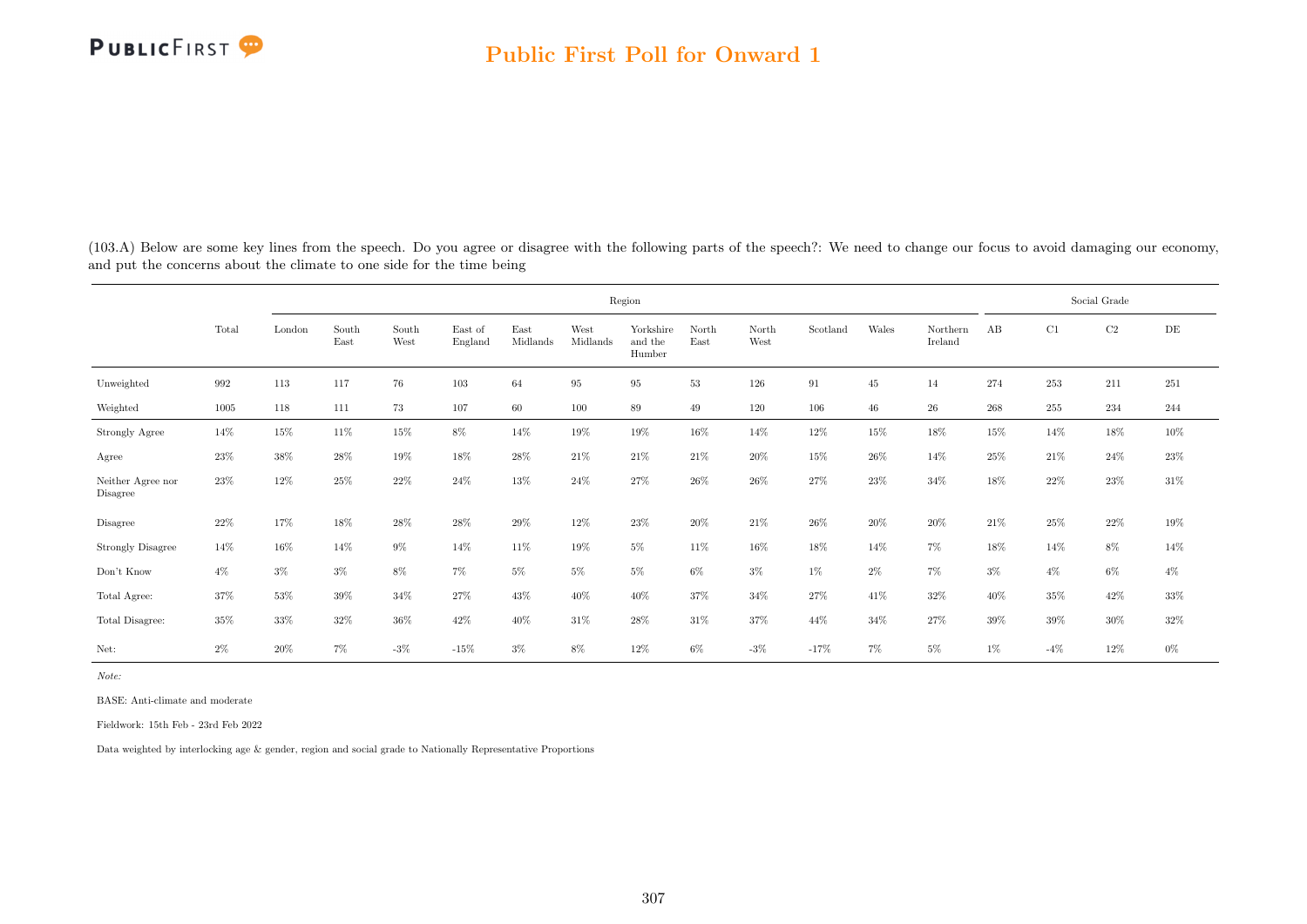## Public First Poll for Onward 1

(103.A) Below are some key lines from the speech. Do you agree or disagree with the following parts of the speech?: We need to change our focus to avoid damaging our economy, and put the concerns about the climate to one side for the time being

| | Total | Region | | | | | | | | | | | | Social Grade | | | |
|---|---|---|---|---|---|---|---|---|---|---|---|---|---|---|---|---|---|
| | | London | South East | South West | East of England | East Midlands | West Midlands | Yorkshire and the Humber | North East | North West | Scotland | Wales | Northern Ireland | AB | C1 | C2 | DE |
| Unweighted | 992 | 113 | 117 | 76 | 103 | 64 | 95 | 95 | 53 | 126 | 91 | 45 | 14 | 274 | 253 | 211 | 251 |
| Weighted | 1005 | 118 | 111 | 73 | 107 | 60 | 100 | 89 | 49 | 120 | 106 | 46 | 26 | 268 | 255 | 234 | 244 |
| Strongly Agree | 14% | 15% | 11% | 15% | 8% | 14% | 19% | 19% | 16% | 14% | 12% | 15% | 18% | 15% | 14% | 18% | 10% |
| Agree | 23% | 38% | 28% | 19% | 18% | 28% | 21% | 21% | 21% | 20% | 15% | 26% | 14% | 25% | 21% | 24% | 23% |
| Neither Agree nor Disagree | 23% | 12% | 25% | 22% | 24% | 13% | 24% | 27% | 26% | 26% | 27% | 23% | 34% | 18% | 22% | 23% | 31% |
| Disagree | 22% | 17% | 18% | 28% | 28% | 29% | 12% | 23% | 20% | 21% | 26% | 20% | 20% | 21% | 25% | 22% | 19% |
| Strongly Disagree | 14% | 16% | 14% | 9% | 14% | 11% | 19% | 5% | 11% | 16% | 18% | 14% | 7% | 18% | 14% | 8% | 14% |
| Don't Know | 4% | 3% | 3% | 8% | 7% | 5% | 5% | 5% | 6% | 3% | 1% | 2% | 7% | 3% | 4% | 6% | 4% |
| Total Agree: | 37% | 53% | 39% | 34% | 27% | 43% | 40% | 40% | 37% | 34% | 27% | 41% | 32% | 40% | 35% | 42% | 33% |
| Total Disagree: | 35% | 33% | 32% | 36% | 42% | 40% | 31% | 28% | 31% | 37% | 44% | 34% | 27% | 39% | 39% | 30% | 32% |
| Net: | 2% | 20% | 7% | -3% | -15% | 3% | 8% | 12% | 6% | -3% | -17% | 7% | 5% | 1% | -4% | 12% | 0% |

*Note:*

BASE: Anti-climate and moderate

Fieldwork: 15th Feb - 23rd Feb 2022

Data weighted by interlocking age & gender, region and social grade to Nationally Representative Proportions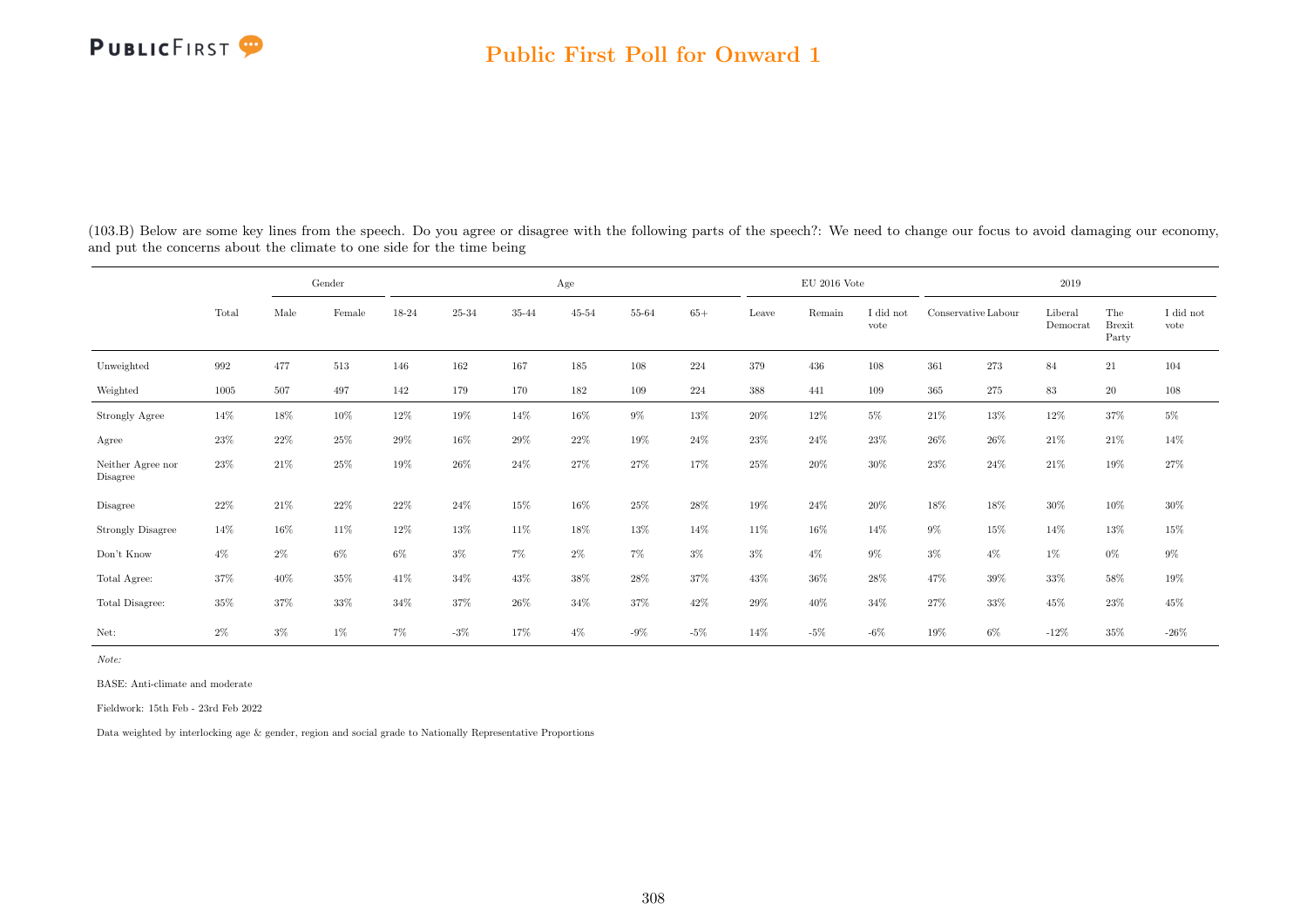## Public First Poll for Onward 1

(103.B) Below are some key lines from the speech. Do you agree or disagree with the following parts of the speech?: We need to change our focus to avoid damaging our economy, and put the concerns about the climate to one side for the time being

| | | Gender | | Age | | | | | | EU 2016 Vote | | | 2019 | | | | |
|---|---|---|---|---|---|---|---|---|---|---|---|---|---|---|---|---|---|
| | Total | Male | Female | 18-24 | 25-34 | 35-44 | 45-54 | 55-64 | 65+ | Leave | Remain | I did not vote | Conservative | Labour | Liberal Democrat | The Brexit Party | I did not vote |
| Unweighted | 992 | 477 | 513 | 146 | 162 | 167 | 185 | 108 | 224 | 379 | 436 | 108 | 361 | 273 | 84 | 21 | 104 |
| Weighted | 1005 | 507 | 497 | 142 | 179 | 170 | 182 | 109 | 224 | 388 | 441 | 109 | 365 | 275 | 83 | 20 | 108 |
| Strongly Agree | 14% | 18% | 10% | 12% | 19% | 14% | 16% | 9% | 13% | 20% | 12% | 5% | 21% | 13% | 12% | 37% | 5% |
| Agree | 23% | 22% | 25% | 29% | 16% | 29% | 22% | 19% | 24% | 23% | 24% | 23% | 26% | 26% | 21% | 21% | 14% |
| Neither Agree nor Disagree | 23% | 21% | 25% | 19% | 26% | 24% | 27% | 27% | 17% | 25% | 20% | 30% | 23% | 24% | 21% | 19% | 27% |
| Disagree | 22% | 21% | 22% | 22% | 24% | 15% | 16% | 25% | 28% | 19% | 24% | 20% | 18% | 18% | 30% | 10% | 30% |
| Strongly Disagree | 14% | 16% | 11% | 12% | 13% | 11% | 18% | 13% | 14% | 11% | 16% | 14% | 9% | 15% | 14% | 13% | 15% |
| Don't Know | 4% | 2% | 6% | 6% | 3% | 7% | 2% | 7% | 3% | 3% | 4% | 9% | 3% | 4% | 1% | 0% | 9% |
| Total Agree: | 37% | 40% | 35% | 41% | 34% | 43% | 38% | 28% | 37% | 43% | 36% | 28% | 47% | 39% | 33% | 58% | 19% |
| Total Disagree: | 35% | 37% | 33% | 34% | 37% | 26% | 34% | 37% | 42% | 29% | 40% | 34% | 27% | 33% | 45% | 23% | 45% |
| Net: | 2% | 3% | 1% | 7% | -3% | 17% | 4% | -9% | -5% | 14% | -5% | -6% | 19% | 6% | -12% | 35% | -26% |

*Note:*

BASE: Anti-climate and moderate

Fieldwork: 15th Feb - 23rd Feb 2022

Data weighted by interlocking age & gender, region and social grade to Nationally Representative Proportions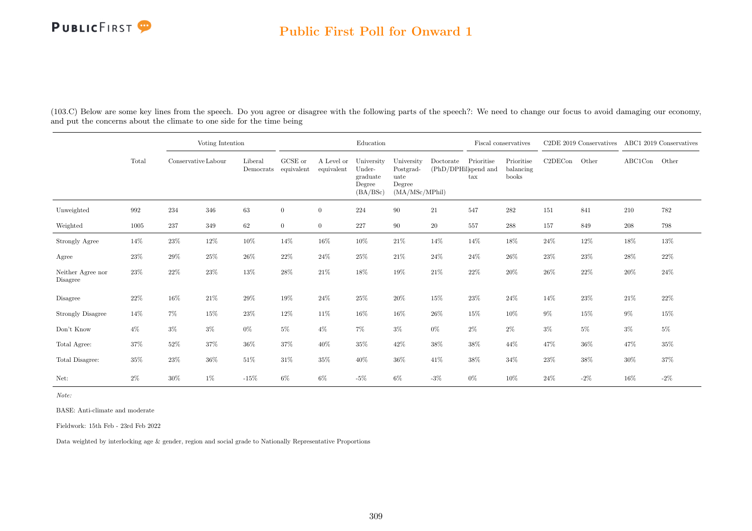## Public First Poll for Onward 1

(103.C) Below are some key lines from the speech. Do you agree or disagree with the following parts of the speech?: We need to change our focus to avoid damaging our economy, and put the concerns about the climate to one side for the time being

| | Total | Voting Intention | | | Education | | | | | Fiscal conservatives | | C2DE 2019 Conservatives | | ABC1 2019 Conservatives | |
|---|---|---|---|---|---|---|---|---|---|---|---|---|---|---|---|
| | | Conservative | Labour | Liberal Democrats | GCSE or equivalent | A Level or equivalent | University Undergraduate Degree (BA/BSc) | University Postgraduate Degree (MA/MSc/MPhil) | Doctorate (PhD/DPhil) | Prioritise spend and tax | Prioritise balancing books | C2DECon | Other | ABC1Con | Other |
| Unweighted | 992 | 234 | 346 | 63 | 0 | 0 | 224 | 90 | 21 | 547 | 282 | 151 | 841 | 210 | 782 |
| Weighted | 1005 | 237 | 349 | 62 | 0 | 0 | 227 | 90 | 20 | 557 | 288 | 157 | 849 | 208 | 798 |
| Strongly Agree | 14% | 23% | 12% | 10% | 14% | 16% | 10% | 21% | 14% | 14% | 18% | 24% | 12% | 18% | 13% |
| Agree | 23% | 29% | 25% | 26% | 22% | 24% | 25% | 21% | 24% | 24% | 26% | 23% | 23% | 28% | 22% |
| Neither Agree nor Disagree | 23% | 22% | 23% | 13% | 28% | 21% | 18% | 19% | 21% | 22% | 20% | 26% | 22% | 20% | 24% |
| Disagree | 22% | 16% | 21% | 29% | 19% | 24% | 25% | 20% | 15% | 23% | 24% | 14% | 23% | 21% | 22% |
| Strongly Disagree | 14% | 7% | 15% | 23% | 12% | 11% | 16% | 16% | 26% | 15% | 10% | 9% | 15% | 9% | 15% |
| Don't Know | 4% | 3% | 3% | 0% | 5% | 4% | 7% | 3% | 0% | 2% | 2% | 3% | 5% | 3% | 5% |
| Total Agree: | 37% | 52% | 37% | 36% | 37% | 40% | 35% | 42% | 38% | 38% | 44% | 47% | 36% | 47% | 35% |
| Total Disagree: | 35% | 23% | 36% | 51% | 31% | 35% | 40% | 36% | 41% | 38% | 34% | 23% | 38% | 30% | 37% |
| Net: | 2% | 30% | 1% | -15% | 6% | 6% | -5% | 6% | -3% | 0% | 10% | 24% | -2% | 16% | -2% |

*Note:*

BASE: Anti-climate and moderate

Fieldwork: 15th Feb - 23rd Feb 2022

Data weighted by interlocking age & gender, region and social grade to Nationally Representative Proportions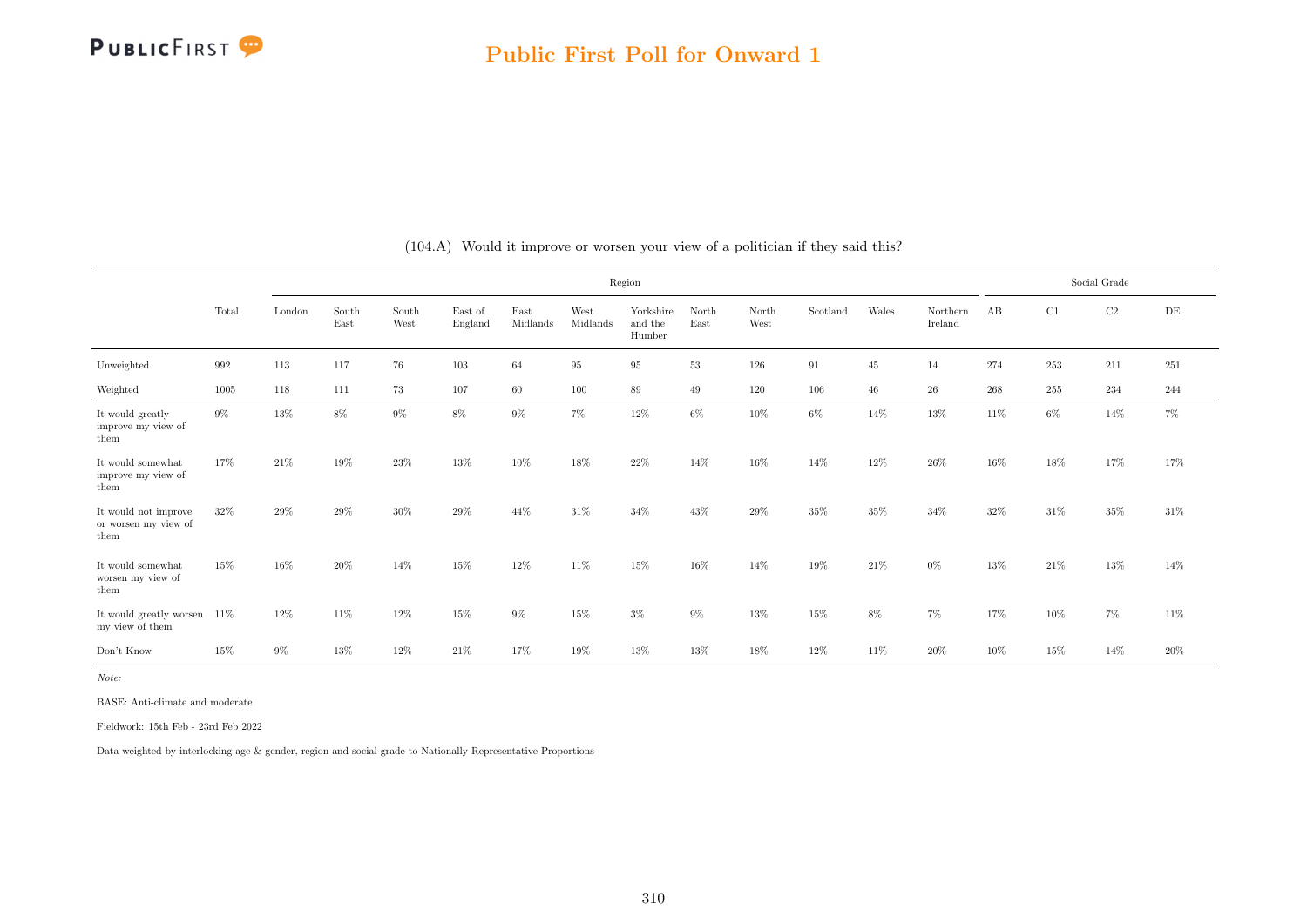## Public First Poll for Onward 1

(104.A) Would it improve or worsen your view of a politician if they said this?

| | Total | Region | | | | | | | | | | | | Social Grade | | | |
|---|---|---|---|---|---|---|---|---|---|---|---|---|---|---|---|---|---|
| | | London | South East | South West | East of England | East Midlands | West Midlands | Yorkshire and the Humber | North East | North West | Scotland | Wales | Northern Ireland | AB | C1 | C2 | DE |
| Unweighted | 992 | 113 | 117 | 76 | 103 | 64 | 95 | 95 | 53 | 126 | 91 | 45 | 14 | 274 | 253 | 211 | 251 |
| Weighted | 1005 | 118 | 111 | 73 | 107 | 60 | 100 | 89 | 49 | 120 | 106 | 46 | 26 | 268 | 255 | 234 | 244 |
| It would greatly improve my view of them | 9% | 13% | 8% | 9% | 8% | 9% | 7% | 12% | 6% | 10% | 6% | 14% | 13% | 11% | 6% | 14% | 7% |
| It would somewhat improve my view of them | 17% | 21% | 19% | 23% | 13% | 10% | 18% | 22% | 14% | 16% | 14% | 12% | 26% | 16% | 18% | 17% | 17% |
| It would not improve or worsen my view of them | 32% | 29% | 29% | 30% | 29% | 44% | 31% | 34% | 43% | 29% | 35% | 35% | 34% | 32% | 31% | 35% | 31% |
| It would somewhat worsen my view of them | 15% | 16% | 20% | 14% | 15% | 12% | 11% | 15% | 16% | 14% | 19% | 21% | 0% | 13% | 21% | 13% | 14% |
| It would greatly worsen my view of them | 11% | 12% | 11% | 12% | 15% | 9% | 15% | 3% | 9% | 13% | 15% | 8% | 7% | 17% | 10% | 7% | 11% |
| Don't Know | 15% | 9% | 13% | 12% | 21% | 17% | 19% | 13% | 13% | 18% | 12% | 11% | 20% | 10% | 15% | 14% | 20% |

*Note:*

BASE: Anti-climate and moderate

Fieldwork: 15th Feb - 23rd Feb 2022

Data weighted by interlocking age & gender, region and social grade to Nationally Representative Proportions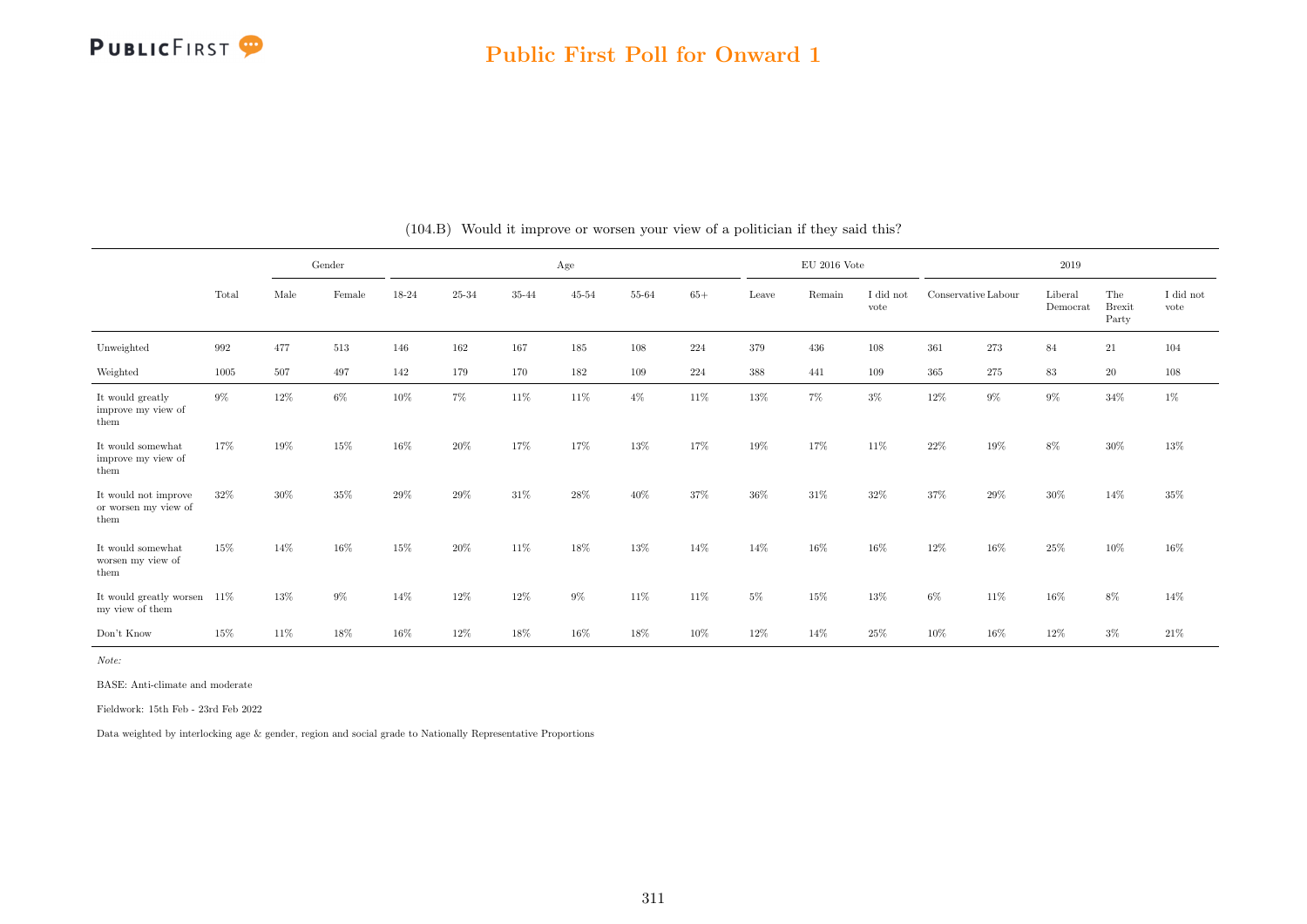## Public First Poll for Onward 1

(104.B) Would it improve or worsen your view of a politician if they said this?

| | Total | Gender | | Age | | | | | | EU 2016 Vote | | | 2019 | | | | |
|---|---|---|---|---|---|---|---|---|---|---|---|---|---|---|---|---|---|
| | | Male | Female | 18-24 | 25-34 | 35-44 | 45-54 | 55-64 | 65+ | Leave | Remain | I did not vote | Conservative | Labour | Liberal Democrat | The Brexit Party | I did not vote |
| Unweighted | 992 | 477 | 513 | 146 | 162 | 167 | 185 | 108 | 224 | 379 | 436 | 108 | 361 | 273 | 84 | 21 | 104 |
| Weighted | 1005 | 507 | 497 | 142 | 179 | 170 | 182 | 109 | 224 | 388 | 441 | 109 | 365 | 275 | 83 | 20 | 108 |
| It would greatly improve my view of them | 9% | 12% | 6% | 10% | 7% | 11% | 11% | 4% | 11% | 13% | 7% | 3% | 12% | 9% | 9% | 34% | 1% |
| It would somewhat improve my view of them | 17% | 19% | 15% | 16% | 20% | 17% | 17% | 13% | 17% | 19% | 17% | 11% | 22% | 19% | 8% | 30% | 13% |
| It would not improve or worsen my view of them | 32% | 30% | 35% | 29% | 29% | 31% | 28% | 40% | 37% | 36% | 31% | 32% | 37% | 29% | 30% | 14% | 35% |
| It would somewhat worsen my view of them | 15% | 14% | 16% | 15% | 20% | 11% | 18% | 13% | 14% | 14% | 16% | 16% | 12% | 16% | 25% | 10% | 16% |
| It would greatly worsen my view of them | 11% | 13% | 9% | 14% | 12% | 12% | 9% | 11% | 11% | 5% | 15% | 13% | 6% | 11% | 16% | 8% | 14% |
| Don't Know | 15% | 11% | 18% | 16% | 12% | 18% | 16% | 18% | 10% | 12% | 14% | 25% | 10% | 16% | 12% | 3% | 21% |

*Note:*

BASE: Anti-climate and moderate

Fieldwork: 15th Feb - 23rd Feb 2022

Data weighted by interlocking age & gender, region and social grade to Nationally Representative Proportions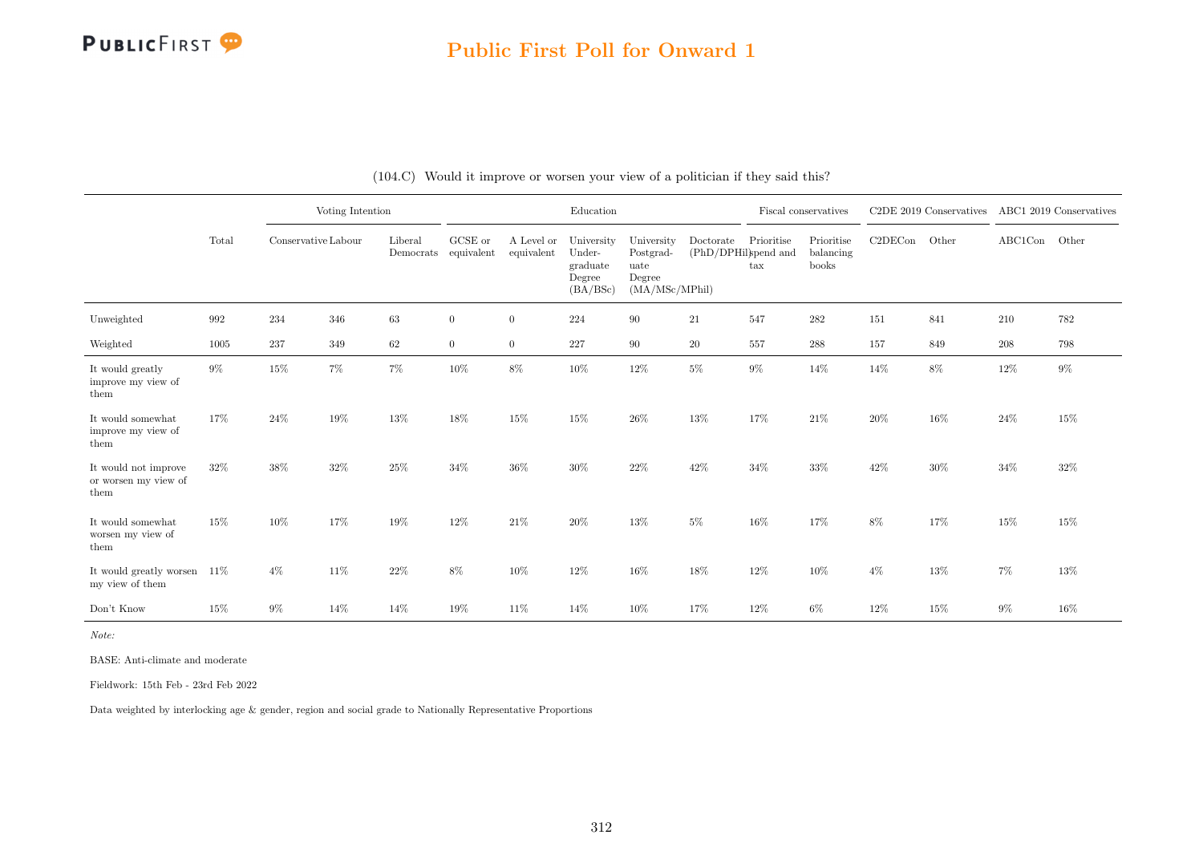## Public First Poll for Onward 1

(104.C) Would it improve or worsen your view of a politician if they said this?

| | Total | Voting Intention | | | Education | | | | | Fiscal conservatives | | C2DE 2019 Conservatives | | ABC1 2019 Conservatives | |
|---|---|---|---|---|---|---|---|---|---|---|---|---|---|---|---|
| | | Conservative | Labour | Liberal Democrats | GCSE or equivalent | A Level or equivalent | University Undergraduate Degree (BA/BSc) | University Postgraduate Degree (MA/MSc/MPhil) | Doctorate (PhD/DPhil) | Prioritise spend and tax | Prioritise balancing books | C2DECon | Other | ABC1Con | Other |
| Unweighted | 992 | 234 | 346 | 63 | 0 | 0 | 224 | 90 | 21 | 547 | 282 | 151 | 841 | 210 | 782 |
| Weighted | 1005 | 237 | 349 | 62 | 0 | 0 | 227 | 90 | 20 | 557 | 288 | 157 | 849 | 208 | 798 |
| It would greatly improve my view of them | 9% | 15% | 7% | 7% | 10% | 8% | 10% | 12% | 5% | 9% | 14% | 14% | 8% | 12% | 9% |
| It would somewhat improve my view of them | 17% | 24% | 19% | 13% | 18% | 15% | 15% | 26% | 13% | 17% | 21% | 20% | 16% | 24% | 15% |
| It would not improve or worsen my view of them | 32% | 38% | 32% | 25% | 34% | 36% | 30% | 22% | 42% | 34% | 33% | 42% | 30% | 34% | 32% |
| It would somewhat worsen my view of them | 15% | 10% | 17% | 19% | 12% | 21% | 20% | 13% | 5% | 16% | 17% | 8% | 17% | 15% | 15% |
| It would greatly worsen my view of them | 11% | 4% | 11% | 22% | 8% | 10% | 12% | 16% | 18% | 12% | 10% | 4% | 13% | 7% | 13% |
| Don't Know | 15% | 9% | 14% | 14% | 19% | 11% | 14% | 10% | 17% | 12% | 6% | 12% | 15% | 9% | 16% |

*Note:*

BASE: Anti-climate and moderate

Fieldwork: 15th Feb - 23rd Feb 2022

Data weighted by interlocking age & gender, region and social grade to Nationally Representative Proportions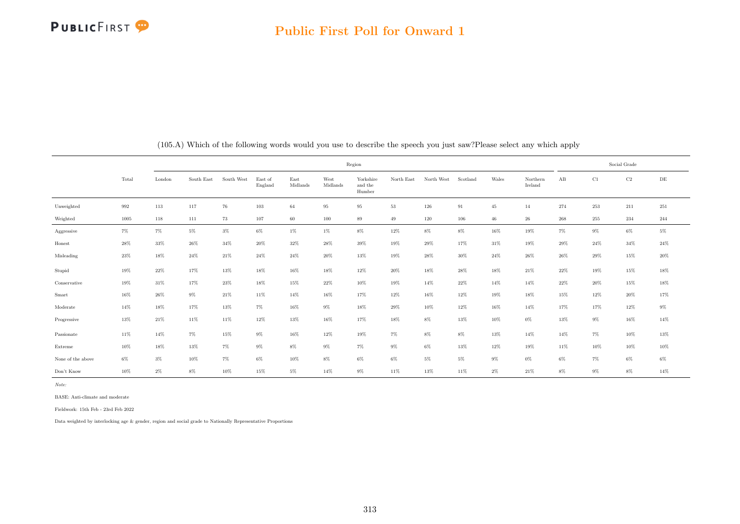## Public First Poll for Onward 1

(105.A) Which of the following words would you use to describe the speech you just saw?Please select any which apply

| | Total | Region | | | | | | | | | | | | | Social Grade | | | |
|---|---|---|---|---|---|---|---|---|---|---|---|---|---|---|---|---|---|---|
| | | London | South East | South West | East of England | East Midlands | West Midlands | Yorkshire and the Humber | North East | North West | Scotland | Wales | Northern Ireland | AB | C1 | C2 | DE |
| Unweighted | 992 | 113 | 117 | 76 | 103 | 64 | 95 | 95 | 53 | 126 | 91 | 45 | 14 | 274 | 253 | 211 | 251 |
| Weighted | 1005 | 118 | 111 | 73 | 107 | 60 | 100 | 89 | 49 | 120 | 106 | 46 | 26 | 268 | 255 | 234 | 244 |
| Aggressive | 7% | 7% | 5% | 3% | 6% | 1% | 1% | 8% | 12% | 8% | 8% | 16% | 19% | 7% | 9% | 6% | 5% |
| Honest | 28% | 33% | 26% | 34% | 20% | 32% | 28% | 39% | 19% | 29% | 17% | 31% | 19% | 29% | 24% | 34% | 24% |
| Misleading | 23% | 18% | 24% | 21% | 24% | 24% | 20% | 13% | 19% | 28% | 30% | 24% | 26% | 26% | 29% | 15% | 20% |
| Stupid | 19% | 22% | 17% | 13% | 18% | 16% | 18% | 12% | 20% | 18% | 28% | 18% | 21% | 22% | 19% | 15% | 18% |
| Conservative | 19% | 31% | 17% | 23% | 18% | 15% | 22% | 10% | 19% | 14% | 22% | 14% | 14% | 22% | 20% | 15% | 18% |
| Smart | 16% | 26% | 9% | 21% | 11% | 14% | 16% | 17% | 12% | 16% | 12% | 19% | 18% | 15% | 12% | 20% | 17% |
| Moderate | 14% | 18% | 17% | 13% | 7% | 16% | 9% | 18% | 29% | 10% | 12% | 16% | 14% | 17% | 17% | 12% | 9% |
| Progressive | 13% | 21% | 11% | 11% | 12% | 13% | 16% | 17% | 18% | 8% | 13% | 10% | 0% | 13% | 9% | 16% | 14% |
| Passionate | 11% | 14% | 7% | 15% | 9% | 16% | 12% | 19% | 7% | 8% | 8% | 13% | 14% | 14% | 7% | 10% | 13% |
| Extreme | 10% | 18% | 13% | 7% | 9% | 8% | 9% | 7% | 9% | 6% | 13% | 12% | 19% | 11% | 10% | 10% | 10% |
| None of the above | 6% | 3% | 10% | 7% | 6% | 10% | 8% | 6% | 6% | 5% | 5% | 9% | 0% | 6% | 7% | 6% | 6% |
| Don't Know | 10% | 2% | 8% | 10% | 15% | 5% | 14% | 9% | 11% | 13% | 11% | 2% | 21% | 8% | 9% | 8% | 14% |

*Note:*

BASE: Anti-climate and moderate

Fieldwork: 15th Feb - 23rd Feb 2022

Data weighted by interlocking age & gender, region and social grade to Nationally Representative Proportions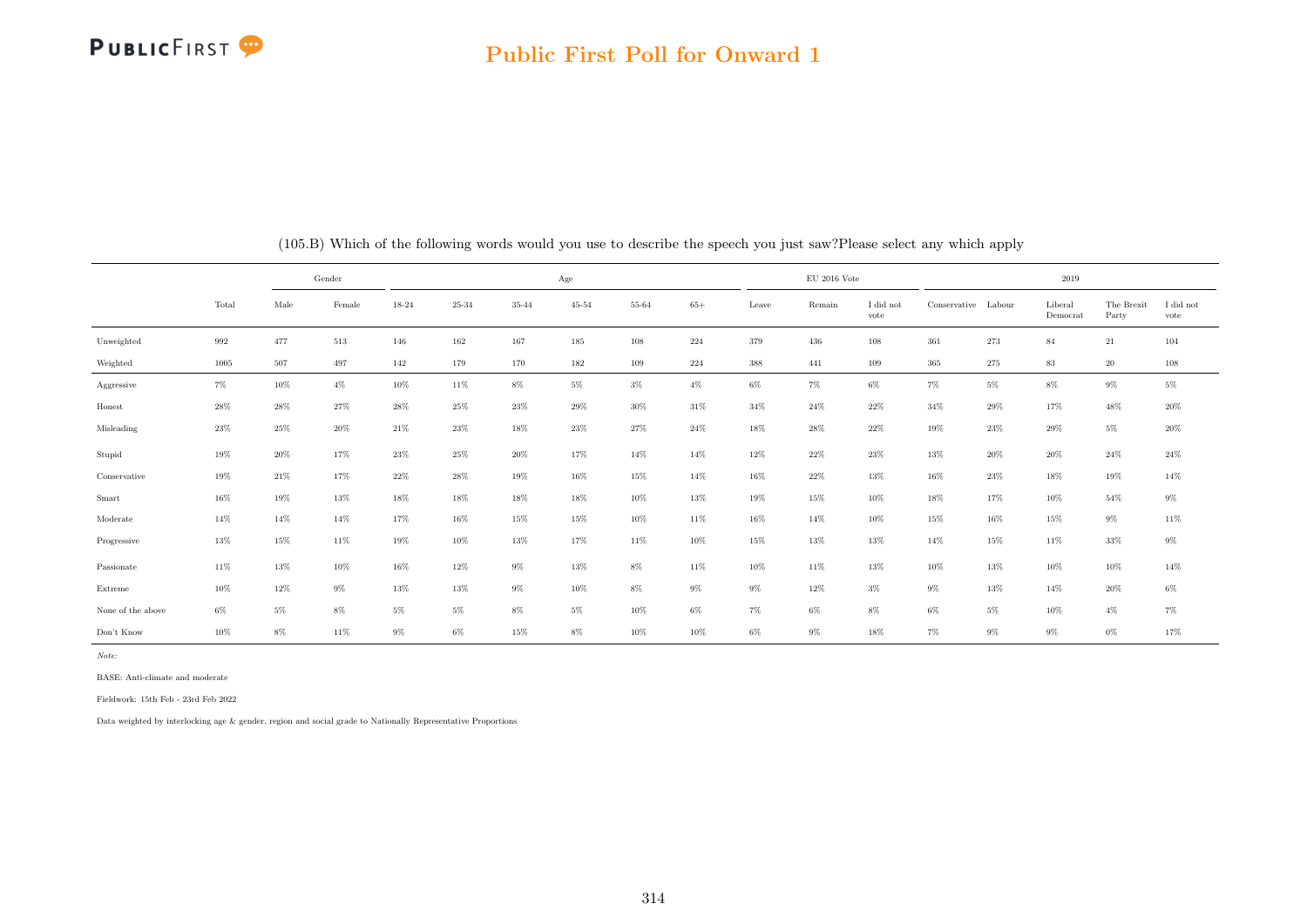(105.B) Which of the following words would you use to describe the speech you just saw?Please select any which apply

| | | Gender | | Age | | | | | | EU 2016 Vote | | | 2019 | | | | |
|---|---|---|---|---|---|---|---|---|---|---|---|---|---|---|---|---|---|
| | Total | Male | Female | 18-24 | 25-34 | 35-44 | 45-54 | 55-64 | 65+ | Leave | Remain | I did not vote | Conservative | Labour | Liberal Democrat | The Brexit Party | I did not vote |
| Unweighted | 992 | 477 | 513 | 146 | 162 | 167 | 185 | 108 | 224 | 379 | 436 | 108 | 361 | 273 | 84 | 21 | 104 |
| Weighted | 1005 | 507 | 497 | 142 | 179 | 170 | 182 | 109 | 224 | 388 | 441 | 109 | 365 | 275 | 83 | 20 | 108 |
| Aggressive | 7% | 10% | 4% | 10% | 11% | 8% | 5% | 3% | 4% | 6% | 7% | 6% | 7% | 5% | 8% | 9% | 5% |
| Honest | 28% | 28% | 27% | 28% | 25% | 23% | 29% | 30% | 31% | 34% | 24% | 22% | 34% | 29% | 17% | 48% | 20% |
| Misleading | 23% | 25% | 20% | 21% | 23% | 18% | 23% | 27% | 24% | 18% | 28% | 22% | 19% | 23% | 29% | 5% | 20% |
| Stupid | 19% | 20% | 17% | 23% | 25% | 20% | 17% | 14% | 14% | 12% | 22% | 23% | 13% | 20% | 20% | 24% | 24% |
| Conservative | 19% | 21% | 17% | 22% | 28% | 19% | 16% | 15% | 14% | 16% | 22% | 13% | 16% | 23% | 18% | 19% | 14% |
| Smart | 16% | 19% | 13% | 18% | 18% | 18% | 18% | 10% | 13% | 19% | 15% | 10% | 18% | 17% | 10% | 54% | 9% |
| Moderate | 14% | 14% | 14% | 17% | 16% | 15% | 15% | 10% | 11% | 16% | 14% | 10% | 15% | 16% | 15% | 9% | 11% |
| Progressive | 13% | 15% | 11% | 19% | 10% | 13% | 17% | 11% | 10% | 15% | 13% | 13% | 14% | 15% | 11% | 33% | 9% |
| Passionate | 11% | 13% | 10% | 16% | 12% | 9% | 13% | 8% | 11% | 10% | 11% | 13% | 10% | 13% | 10% | 10% | 14% |
| Extreme | 10% | 12% | 9% | 13% | 13% | 9% | 10% | 8% | 9% | 9% | 12% | 3% | 9% | 13% | 14% | 20% | 6% |
| None of the above | 6% | 5% | 8% | 5% | 5% | 8% | 5% | 10% | 6% | 7% | 6% | 8% | 6% | 5% | 10% | 4% | 7% |
| Don't Know | 10% | 8% | 11% | 9% | 6% | 15% | 8% | 10% | 10% | 6% | 9% | 18% | 7% | 9% | 9% | 0% | 17% |

*Note:*

BASE: Anti-climate and moderate

Fieldwork: 15th Feb - 23rd Feb 2022

Data weighted by interlocking age & gender, region and social grade to Nationally Representative Proportions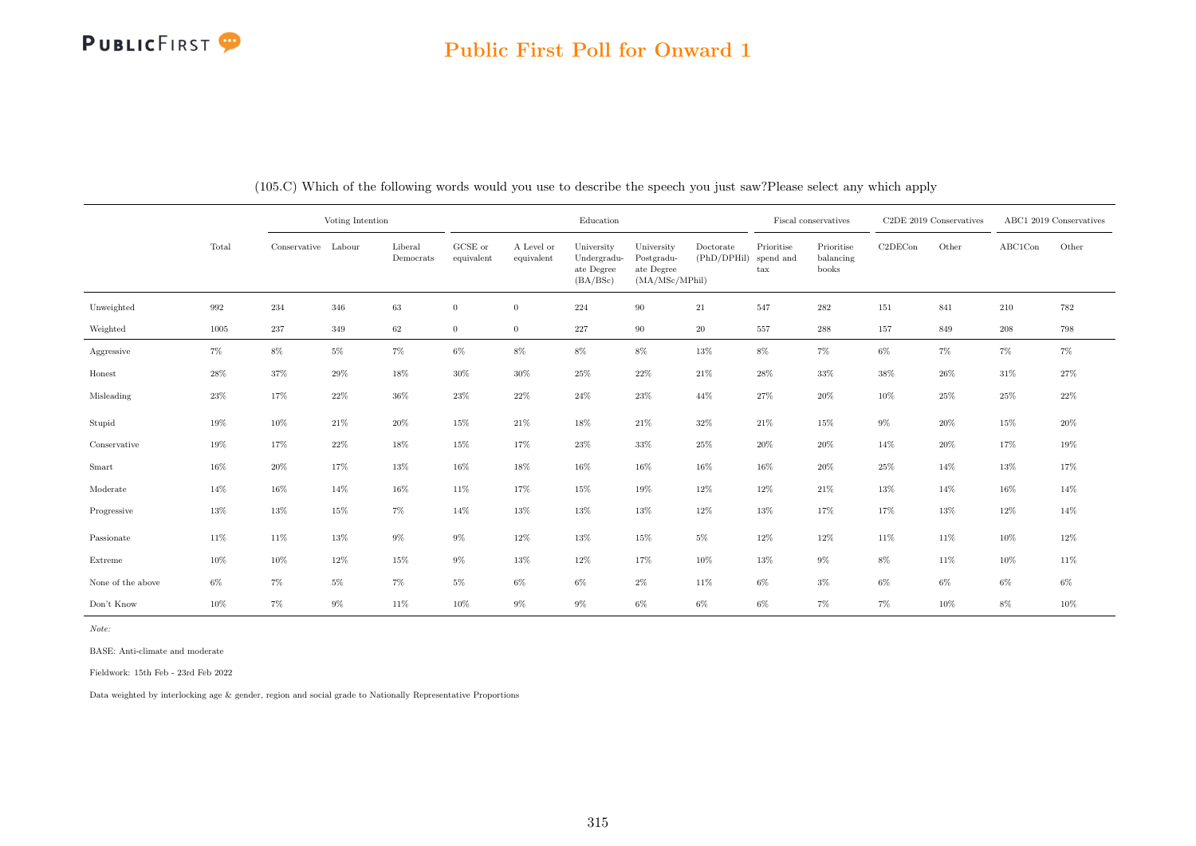## Public First Poll for Onward 1

(105.C) Which of the following words would you use to describe the speech you just saw?Please select any which apply

| | Total | Voting Intention | | | Education | | | | | Fiscal conservatives | | C2DE 2019 Conservatives | | ABC1 2019 Conservatives | |
|---|---|---|---|---|---|---|---|---|---|---|---|---|---|---|---|
| | | Conservative | Labour | Liberal Democrats | GCSE or equivalent | A Level or equivalent | University Undergraduate Degree (BA/BSc) | University Postgraduate Degree (MA/MSc/MPhil) | Doctorate (PhD/DPHil) | Prioritise spend and tax | Prioritise balancing books | C2DECon | Other | ABC1Con | Other |
| Unweighted | 992 | 234 | 346 | 63 | 0 | 0 | 224 | 90 | 21 | 547 | 282 | 151 | 841 | 210 | 782 |
| Weighted | 1005 | 237 | 349 | 62 | 0 | 0 | 227 | 90 | 20 | 557 | 288 | 157 | 849 | 208 | 798 |
| Aggressive | 7% | 8% | 5% | 7% | 6% | 8% | 8% | 8% | 13% | 8% | 7% | 6% | 7% | 7% | 7% |
| Honest | 28% | 37% | 29% | 18% | 30% | 30% | 25% | 22% | 21% | 28% | 33% | 38% | 26% | 31% | 27% |
| Misleading | 23% | 17% | 22% | 36% | 23% | 22% | 24% | 23% | 44% | 27% | 20% | 10% | 25% | 25% | 22% |
| Stupid | 19% | 10% | 21% | 20% | 15% | 21% | 18% | 21% | 32% | 21% | 15% | 9% | 20% | 15% | 20% |
| Conservative | 19% | 17% | 22% | 18% | 15% | 17% | 23% | 33% | 25% | 20% | 20% | 14% | 20% | 17% | 19% |
| Smart | 16% | 20% | 17% | 13% | 16% | 18% | 16% | 16% | 16% | 16% | 20% | 25% | 14% | 13% | 17% |
| Moderate | 14% | 16% | 14% | 16% | 11% | 17% | 15% | 19% | 12% | 12% | 21% | 13% | 14% | 16% | 14% |
| Progressive | 13% | 13% | 15% | 7% | 14% | 13% | 13% | 13% | 12% | 13% | 17% | 17% | 13% | 12% | 14% |
| Passionate | 11% | 11% | 13% | 9% | 9% | 12% | 13% | 15% | 5% | 12% | 12% | 11% | 11% | 10% | 12% |
| Extreme | 10% | 10% | 12% | 15% | 9% | 13% | 12% | 17% | 10% | 13% | 9% | 8% | 11% | 10% | 11% |
| None of the above | 6% | 7% | 5% | 7% | 5% | 6% | 6% | 2% | 11% | 6% | 3% | 6% | 6% | 6% | 6% |
| Don't Know | 10% | 7% | 9% | 11% | 10% | 9% | 9% | 6% | 6% | 6% | 7% | 7% | 10% | 8% | 10% |

*Note:*

BASE: Anti-climate and moderate

Fieldwork: 15th Feb - 23rd Feb 2022

Data weighted by interlocking age & gender, region and social grade to Nationally Representative Proportions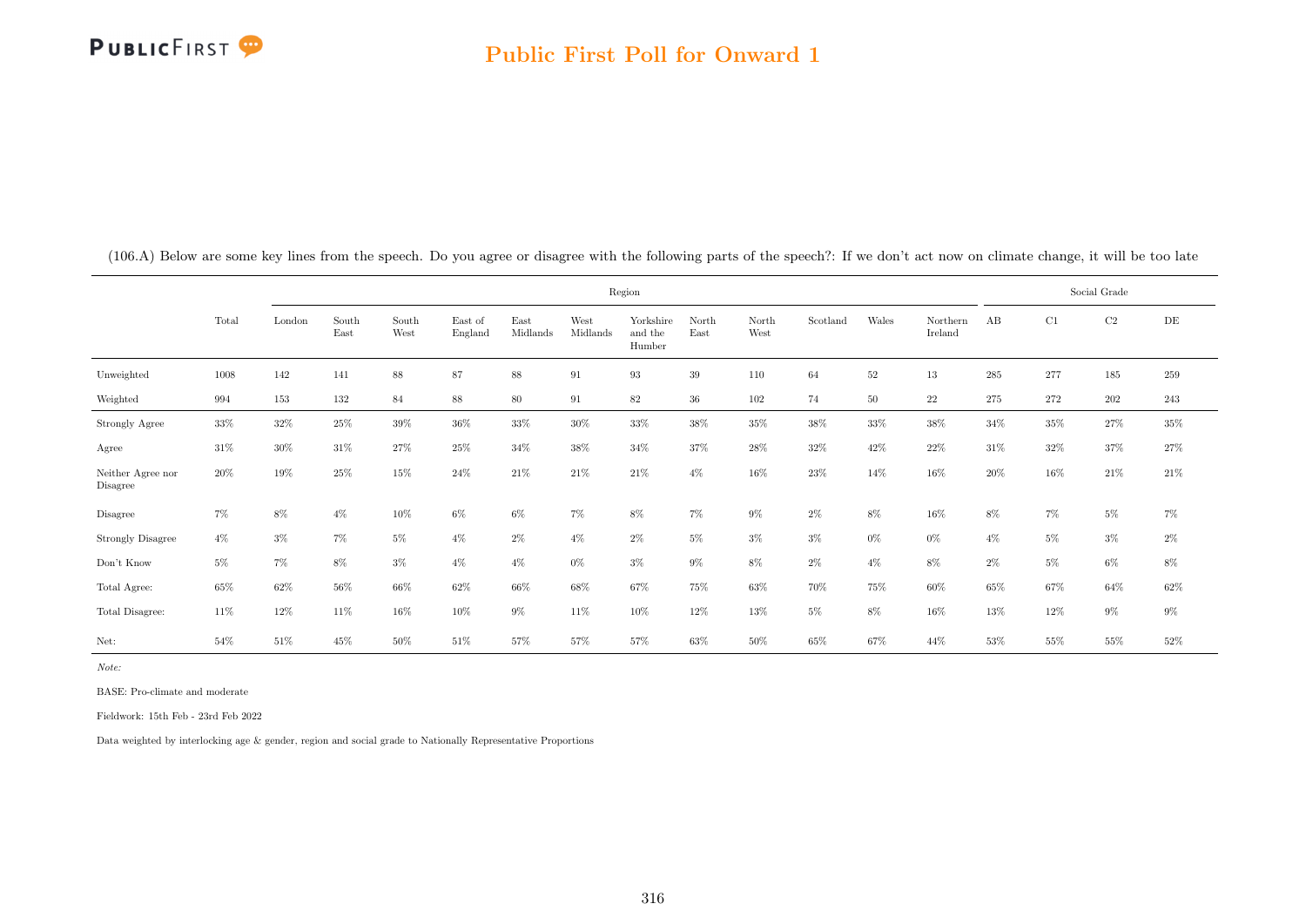## Public First Poll for Onward 1

(106.A) Below are some key lines from the speech. Do you agree or disagree with the following parts of the speech?: If we don't act now on climate change, it will be too late

| | Total | Region | | | | | | | | | | | | Social Grade | | | |
|---|---|---|---|---|---|---|---|---|---|---|---|---|---|---|---|---|---|
| | | London | South East | South West | East of England | East Midlands | West Midlands | Yorkshire and the Humber | North East | North West | Scotland | Wales | Northern Ireland | AB | C1 | C2 | DE |
| Unweighted | 1008 | 142 | 141 | 88 | 87 | 88 | 91 | 93 | 39 | 110 | 64 | 52 | 13 | 285 | 277 | 185 | 259 |
| Weighted | 994 | 153 | 132 | 84 | 88 | 80 | 91 | 82 | 36 | 102 | 74 | 50 | 22 | 275 | 272 | 202 | 243 |
| Strongly Agree | 33% | 32% | 25% | 39% | 36% | 33% | 30% | 33% | 38% | 35% | 38% | 33% | 38% | 34% | 35% | 27% | 35% |
| Agree | 31% | 30% | 31% | 27% | 25% | 34% | 38% | 34% | 37% | 28% | 32% | 42% | 22% | 31% | 32% | 37% | 27% |
| Neither Agree nor Disagree | 20% | 19% | 25% | 15% | 24% | 21% | 21% | 21% | 4% | 16% | 23% | 14% | 16% | 20% | 16% | 21% | 21% |
| Disagree | 7% | 8% | 4% | 10% | 6% | 6% | 7% | 8% | 7% | 9% | 2% | 8% | 16% | 8% | 7% | 5% | 7% |
| Strongly Disagree | 4% | 3% | 7% | 5% | 4% | 2% | 4% | 2% | 5% | 3% | 3% | 0% | 0% | 4% | 5% | 3% | 2% |
| Don't Know | 5% | 7% | 8% | 3% | 4% | 4% | 0% | 3% | 9% | 8% | 2% | 4% | 8% | 2% | 5% | 6% | 8% |
| Total Agree: | 65% | 62% | 56% | 66% | 62% | 66% | 68% | 67% | 75% | 63% | 70% | 75% | 60% | 65% | 67% | 64% | 62% |
| Total Disagree: | 11% | 12% | 11% | 16% | 10% | 9% | 11% | 10% | 12% | 13% | 5% | 8% | 16% | 13% | 12% | 9% | 9% |
| Net: | 54% | 51% | 45% | 50% | 51% | 57% | 57% | 57% | 63% | 50% | 65% | 67% | 44% | 53% | 55% | 55% | 52% |

*Note:*

BASE: Pro-climate and moderate

Fieldwork: 15th Feb - 23rd Feb 2022

Data weighted by interlocking age & gender, region and social grade to Nationally Representative Proportions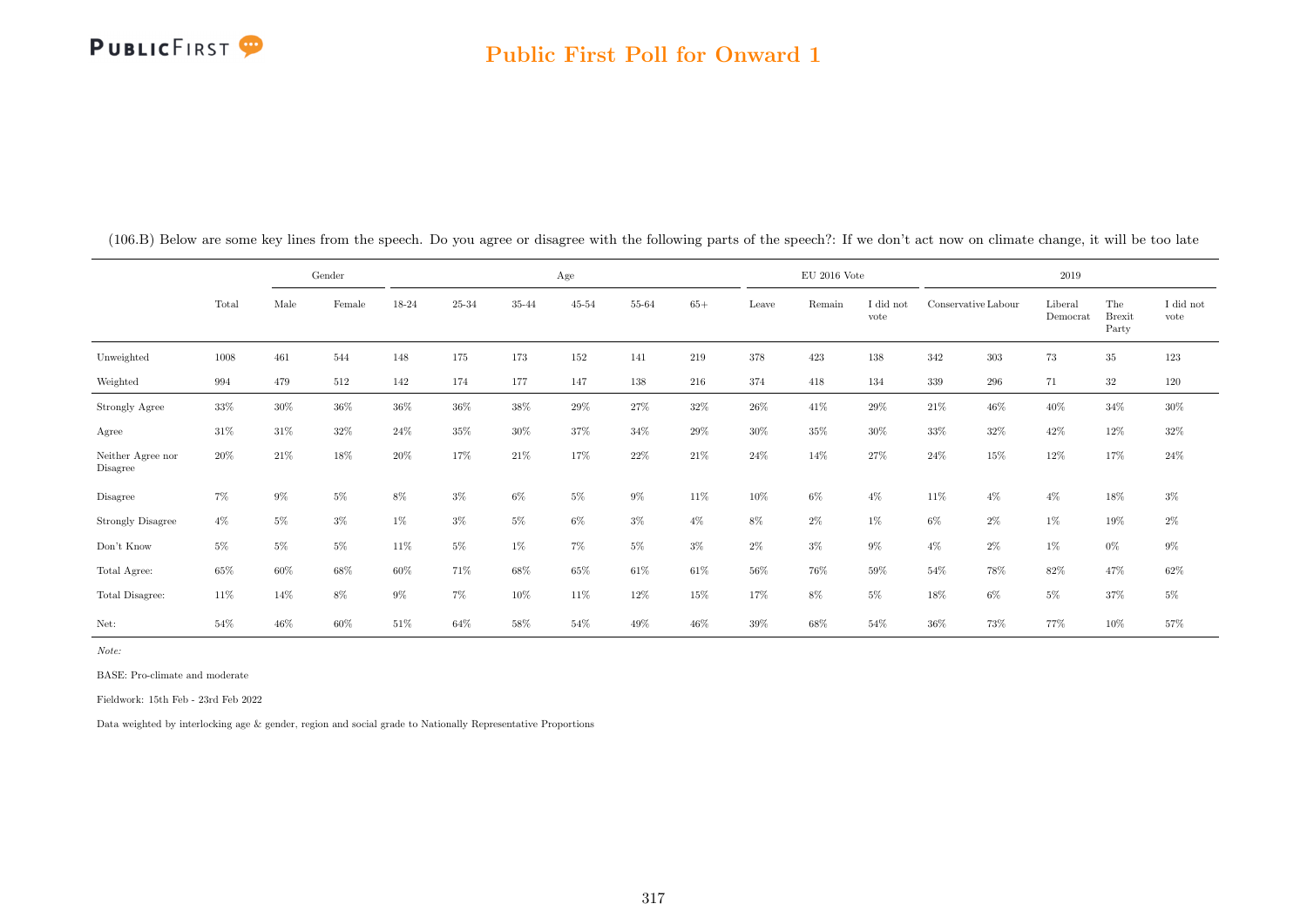## Public First Poll for Onward 1

(106.B) Below are some key lines from the speech. Do you agree or disagree with the following parts of the speech?: If we don't act now on climate change, it will be too late

| | | Gender | | Age | | | | | | EU 2016 Vote | | | 2019 | | | | |
|---|---|---|---|---|---|---|---|---|---|---|---|---|---|---|---|---|---|
| | Total | Male | Female | 18-24 | 25-34 | 35-44 | 45-54 | 55-64 | 65+ | Leave | Remain | I did not vote | Conservative | Labour | Liberal Democrat | The Brexit Party | I did not vote |
| Unweighted | 1008 | 461 | 544 | 148 | 175 | 173 | 152 | 141 | 219 | 378 | 423 | 138 | 342 | 303 | 73 | 35 | 123 |
| Weighted | 994 | 479 | 512 | 142 | 174 | 177 | 147 | 138 | 216 | 374 | 418 | 134 | 339 | 296 | 71 | 32 | 120 |
| Strongly Agree | 33% | 30% | 36% | 36% | 36% | 38% | 29% | 27% | 32% | 26% | 41% | 29% | 21% | 46% | 40% | 34% | 30% |
| Agree | 31% | 31% | 32% | 24% | 35% | 30% | 37% | 34% | 29% | 30% | 35% | 30% | 33% | 32% | 42% | 12% | 32% |
| Neither Agree nor Disagree | 20% | 21% | 18% | 20% | 17% | 21% | 17% | 22% | 21% | 24% | 14% | 27% | 24% | 15% | 12% | 17% | 24% |
| Disagree | 7% | 9% | 5% | 8% | 3% | 6% | 5% | 9% | 11% | 10% | 6% | 4% | 11% | 4% | 4% | 18% | 3% |
| Strongly Disagree | 4% | 5% | 3% | 1% | 3% | 5% | 6% | 3% | 4% | 8% | 2% | 1% | 6% | 2% | 1% | 19% | 2% |
| Don't Know | 5% | 5% | 5% | 11% | 5% | 1% | 7% | 5% | 3% | 2% | 3% | 9% | 4% | 2% | 1% | 0% | 9% |
| Total Agree: | 65% | 60% | 68% | 60% | 71% | 68% | 65% | 61% | 61% | 56% | 76% | 59% | 54% | 78% | 82% | 47% | 62% |
| Total Disagree: | 11% | 14% | 8% | 9% | 7% | 10% | 11% | 12% | 15% | 17% | 8% | 5% | 18% | 6% | 5% | 37% | 5% |
| Net: | 54% | 46% | 60% | 51% | 64% | 58% | 54% | 49% | 46% | 39% | 68% | 54% | 36% | 73% | 77% | 10% | 57% |

*Note:*

BASE: Pro-climate and moderate

Fieldwork: 15th Feb - 23rd Feb 2022

Data weighted by interlocking age & gender, region and social grade to Nationally Representative Proportions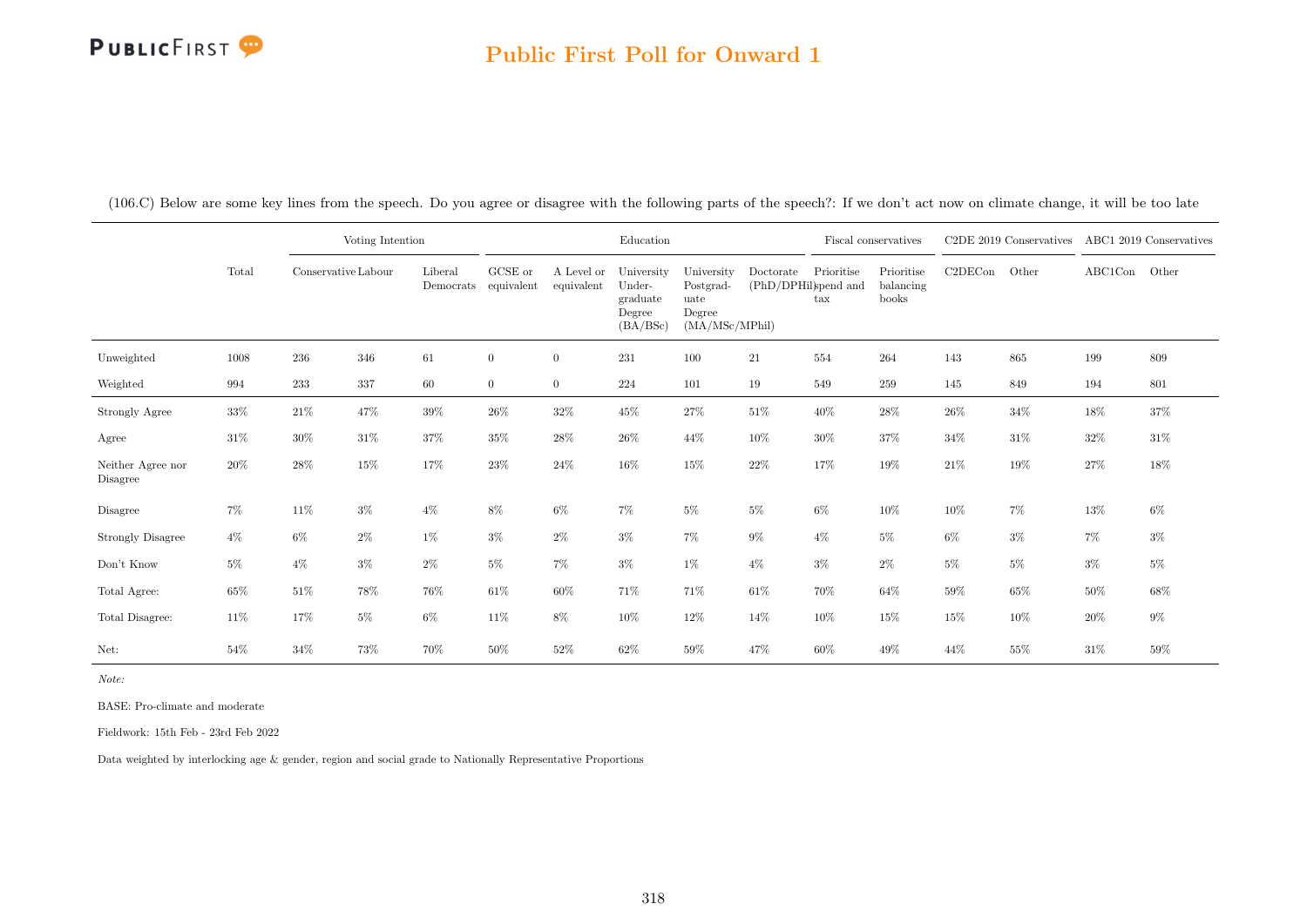## Public First Poll for Onward 1

(106.C) Below are some key lines from the speech. Do you agree or disagree with the following parts of the speech?: If we don't act now on climate change, it will be too late

| | | Voting Intention | | | Education | | | | | Fiscal conservatives | | C2DE 2019 Conservatives | | ABC1 2019 Conservatives | |
|---|---|---|---|---|---|---|---|---|---|---|---|---|---|---|---|
| | Total | Conservative | Labour | Liberal Democrats | GCSE or equivalent | A Level or equivalent | University Under-graduate Degree (BA/BSc) | University Postgrad-uate Degree (MA/MSc/MPhil) | Doctorate (PhD/DPHil) | Prioritise spend and tax | Prioritise balancing books | C2DECon | Other | ABC1Con | Other |
| Unweighted | 1008 | 236 | 346 | 61 | 0 | 0 | 231 | 100 | 21 | 554 | 264 | 143 | 865 | 199 | 809 |
| Weighted | 994 | 233 | 337 | 60 | 0 | 0 | 224 | 101 | 19 | 549 | 259 | 145 | 849 | 194 | 801 |
| Strongly Agree | 33% | 21% | 47% | 39% | 26% | 32% | 45% | 27% | 51% | 40% | 28% | 26% | 34% | 18% | 37% |
| Agree | 31% | 30% | 31% | 37% | 35% | 28% | 26% | 44% | 10% | 30% | 37% | 34% | 31% | 32% | 31% |
| Neither Agree nor Disagree | 20% | 28% | 15% | 17% | 23% | 24% | 16% | 15% | 22% | 17% | 19% | 21% | 19% | 27% | 18% |
| Disagree | 7% | 11% | 3% | 4% | 8% | 6% | 7% | 5% | 5% | 6% | 10% | 10% | 7% | 13% | 6% |
| Strongly Disagree | 4% | 6% | 2% | 1% | 3% | 2% | 3% | 7% | 9% | 4% | 5% | 6% | 3% | 7% | 3% |
| Don't Know | 5% | 4% | 3% | 2% | 5% | 7% | 3% | 1% | 4% | 3% | 2% | 5% | 5% | 3% | 5% |
| Total Agree: | 65% | 51% | 78% | 76% | 61% | 60% | 71% | 71% | 61% | 70% | 64% | 59% | 65% | 50% | 68% |
| Total Disagree: | 11% | 17% | 5% | 6% | 11% | 8% | 10% | 12% | 14% | 10% | 15% | 15% | 10% | 20% | 9% |
| Net: | 54% | 34% | 73% | 70% | 50% | 52% | 62% | 59% | 47% | 60% | 49% | 44% | 55% | 31% | 59% |

*Note:*

BASE: Pro-climate and moderate

Fieldwork: 15th Feb - 23rd Feb 2022

Data weighted by interlocking age & gender, region and social grade to Nationally Representative Proportions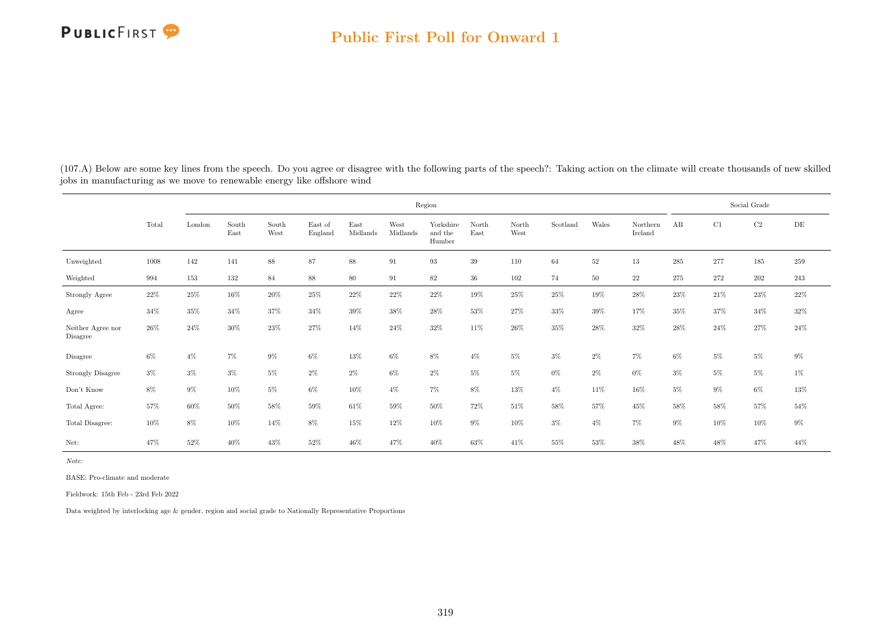(107.A) Below are some key lines from the speech. Do you agree or disagree with the following parts of the speech?: Taking action on the climate will create thousands of new skilled jobs in manufacturing as we move to renewable energy like offshore wind

| | Total | Region | | | | | | | | | | | | | Social Grade | | | |
|---|---|---|---|---|---|---|---|---|---|---|---|---|---|---|---|---|---|---|
| | | London | South East | South West | East of England | East Midlands | West Midlands | Yorkshire and the Humber | North East | North West | Scotland | Wales | Northern Ireland | AB | C1 | C2 | DE |
| Unweighted | 1008 | 142 | 141 | 88 | 87 | 88 | 91 | 93 | 39 | 110 | 64 | 52 | 13 | 285 | 277 | 185 | 259 |
| Weighted | 994 | 153 | 132 | 84 | 88 | 80 | 91 | 82 | 36 | 102 | 74 | 50 | 22 | 275 | 272 | 202 | 243 |
| Strongly Agree | 22% | 25% | 16% | 20% | 25% | 22% | 22% | 22% | 19% | 25% | 25% | 19% | 28% | 23% | 21% | 23% | 22% |
| Agree | 34% | 35% | 34% | 37% | 34% | 39% | 38% | 28% | 53% | 27% | 33% | 39% | 17% | 35% | 37% | 34% | 32% |
| Neither Agree nor Disagree | 26% | 24% | 30% | 23% | 27% | 14% | 24% | 32% | 11% | 26% | 35% | 28% | 32% | 28% | 24% | 27% | 24% |
| Disagree | 6% | 4% | 7% | 9% | 6% | 13% | 6% | 8% | 4% | 5% | 3% | 2% | 7% | 6% | 5% | 5% | 9% |
| Strongly Disagree | 3% | 3% | 3% | 5% | 2% | 2% | 6% | 2% | 5% | 5% | 0% | 2% | 0% | 3% | 5% | 5% | 1% |
| Don't Know | 8% | 9% | 10% | 5% | 6% | 10% | 4% | 7% | 8% | 13% | 4% | 11% | 16% | 5% | 9% | 6% | 13% |
| Total Agree: | 57% | 60% | 50% | 58% | 59% | 61% | 59% | 50% | 72% | 51% | 58% | 57% | 45% | 58% | 58% | 57% | 54% |
| Total Disagree: | 10% | 8% | 10% | 14% | 8% | 15% | 12% | 10% | 9% | 10% | 3% | 4% | 7% | 9% | 10% | 10% | 9% |
| Net: | 47% | 52% | 40% | 43% | 52% | 46% | 47% | 40% | 63% | 41% | 55% | 53% | 38% | 48% | 48% | 47% | 44% |

*Note:*

BASE: Pro-climate and moderate

Fieldwork: 15th Feb - 23rd Feb 2022

Data weighted by interlocking age & gender, region and social grade to Nationally Representative Proportions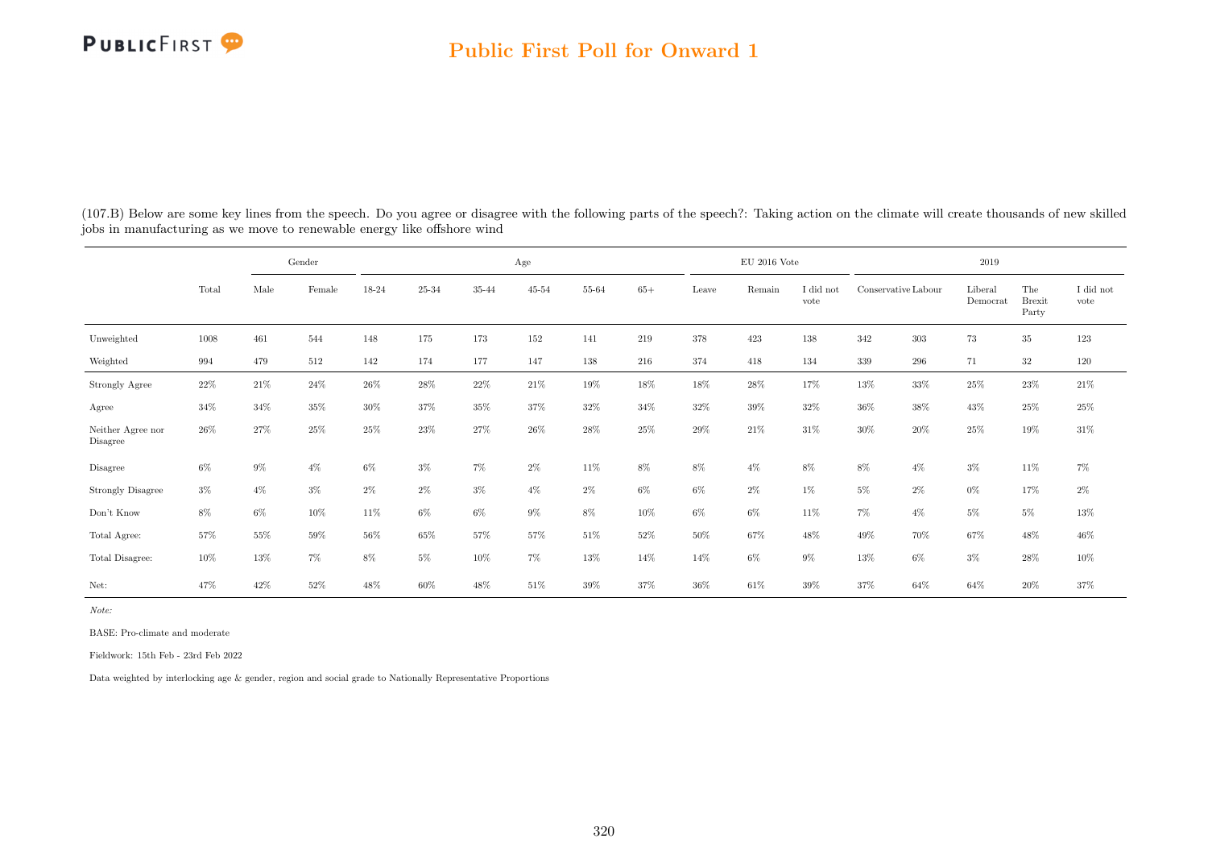## Public First Poll for Onward 1

(107.B) Below are some key lines from the speech. Do you agree or disagree with the following parts of the speech?: Taking action on the climate will create thousands of new skilled jobs in manufacturing as we move to renewable energy like offshore wind

| | | Gender | | Age | | | | | | EU 2016 Vote | | | 2019 | | | | |
|---|---|---|---|---|---|---|---|---|---|---|---|---|---|---|---|---|---|
| | Total | Male | Female | 18-24 | 25-34 | 35-44 | 45-54 | 55-64 | 65+ | Leave | Remain | I did not vote | Conservative | Labour | Liberal Democrat | The Brexit Party | I did not vote |
| Unweighted | 1008 | 461 | 544 | 148 | 175 | 173 | 152 | 141 | 219 | 378 | 423 | 138 | 342 | 303 | 73 | 35 | 123 |
| Weighted | 994 | 479 | 512 | 142 | 174 | 177 | 147 | 138 | 216 | 374 | 418 | 134 | 339 | 296 | 71 | 32 | 120 |
| Strongly Agree | 22% | 21% | 24% | 26% | 28% | 22% | 21% | 19% | 18% | 18% | 28% | 17% | 13% | 33% | 25% | 23% | 21% |
| Agree | 34% | 34% | 35% | 30% | 37% | 35% | 37% | 32% | 34% | 32% | 39% | 32% | 36% | 38% | 43% | 25% | 25% |
| Neither Agree nor Disagree | 26% | 27% | 25% | 25% | 23% | 27% | 26% | 28% | 25% | 29% | 21% | 31% | 30% | 20% | 25% | 19% | 31% |
| Disagree | 6% | 9% | 4% | 6% | 3% | 7% | 2% | 11% | 8% | 8% | 4% | 8% | 8% | 4% | 3% | 11% | 7% |
| Strongly Disagree | 3% | 4% | 3% | 2% | 2% | 3% | 4% | 2% | 6% | 6% | 2% | 1% | 5% | 2% | 0% | 17% | 2% |
| Don't Know | 8% | 6% | 10% | 11% | 6% | 6% | 9% | 8% | 10% | 6% | 6% | 11% | 7% | 4% | 5% | 5% | 13% |
| Total Agree: | 57% | 55% | 59% | 56% | 65% | 57% | 57% | 51% | 52% | 50% | 67% | 48% | 49% | 70% | 67% | 48% | 46% |
| Total Disagree: | 10% | 13% | 7% | 8% | 5% | 10% | 7% | 13% | 14% | 14% | 6% | 9% | 13% | 6% | 3% | 28% | 10% |
| Net: | 47% | 42% | 52% | 48% | 60% | 48% | 51% | 39% | 37% | 36% | 61% | 39% | 37% | 64% | 64% | 20% | 37% |

*Note:*

BASE: Pro-climate and moderate

Fieldwork: 15th Feb - 23rd Feb 2022

Data weighted by interlocking age & gender, region and social grade to Nationally Representative Proportions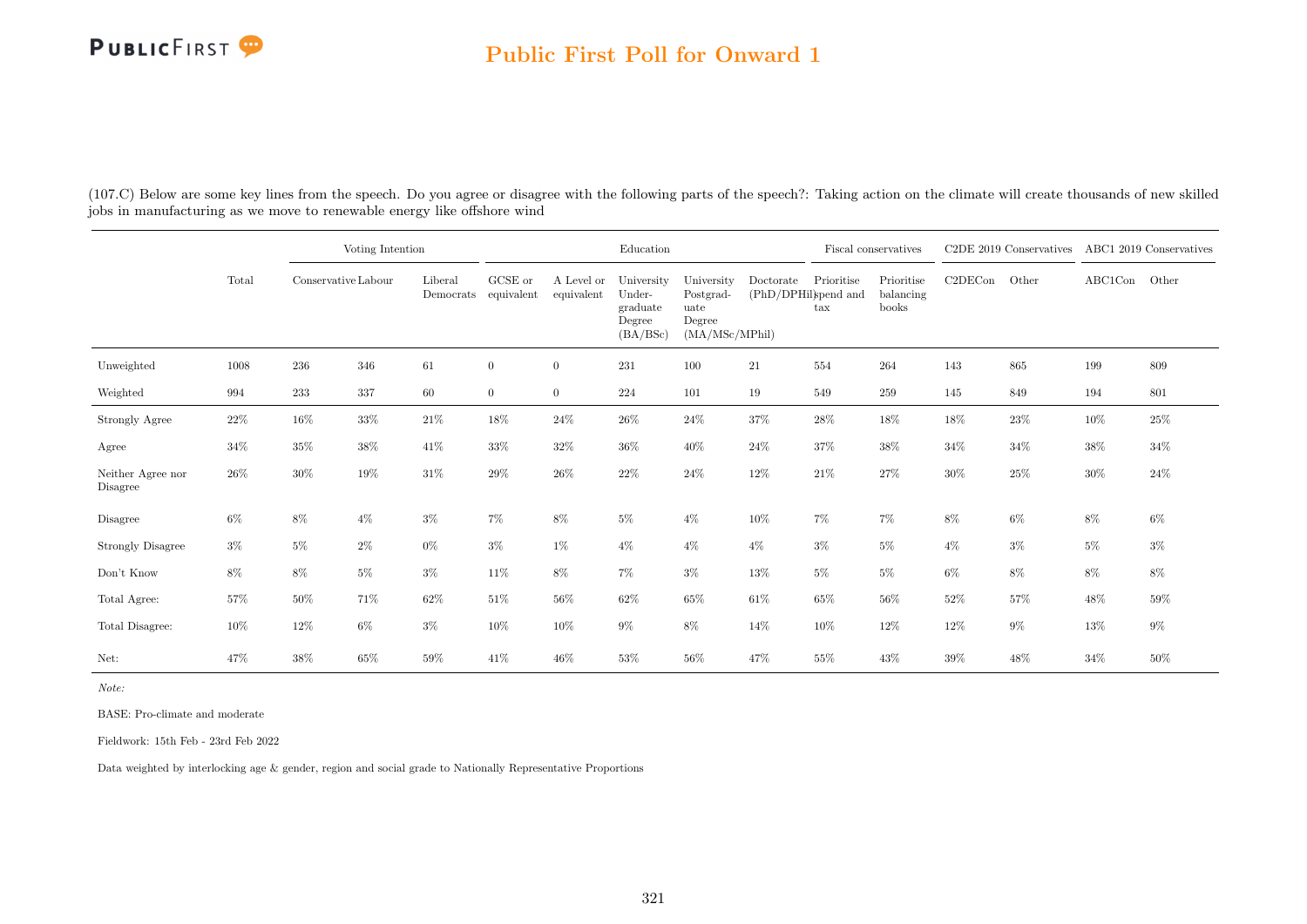(107.C) Below are some key lines from the speech. Do you agree or disagree with the following parts of the speech?: Taking action on the climate will create thousands of new skilled jobs in manufacturing as we move to renewable energy like offshore wind

| | Total | Voting Intention | | | Education | | | | | Fiscal conservatives | | C2DE 2019 Conservatives | | ABC1 2019 Conservatives | |
|---|---|---|---|---|---|---|---|---|---|---|---|---|---|---|---|
| | | Conservative | Labour | Liberal Democrats | GCSE or equivalent | A Level or equivalent | University Under-graduate Degree (BA/BSc) | University Postgrad-uate Degree (MA/MSc/MPhil) | Doctorate (PhD/DPHil) | Prioritise spend and tax | Prioritise balancing books | C2DECon | Other | ABC1Con | Other |
| Unweighted | 1008 | 236 | 346 | 61 | 0 | 0 | 231 | 100 | 21 | 554 | 264 | 143 | 865 | 199 | 809 |
| Weighted | 994 | 233 | 337 | 60 | 0 | 0 | 224 | 101 | 19 | 549 | 259 | 145 | 849 | 194 | 801 |
| Strongly Agree | 22% | 16% | 33% | 21% | 18% | 24% | 26% | 24% | 37% | 28% | 18% | 18% | 23% | 10% | 25% |
| Agree | 34% | 35% | 38% | 41% | 33% | 32% | 36% | 40% | 24% | 37% | 38% | 34% | 34% | 38% | 34% |
| Neither Agree nor Disagree | 26% | 30% | 19% | 31% | 29% | 26% | 22% | 24% | 12% | 21% | 27% | 30% | 25% | 30% | 24% |
| Disagree | 6% | 8% | 4% | 3% | 7% | 8% | 5% | 4% | 10% | 7% | 7% | 8% | 6% | 8% | 6% |
| Strongly Disagree | 3% | 5% | 2% | 0% | 3% | 1% | 4% | 4% | 4% | 3% | 5% | 4% | 3% | 5% | 3% |
| Don't Know | 8% | 8% | 5% | 3% | 11% | 8% | 7% | 3% | 13% | 5% | 5% | 6% | 8% | 8% | 8% |
| Total Agree: | 57% | 50% | 71% | 62% | 51% | 56% | 62% | 65% | 61% | 65% | 56% | 52% | 57% | 48% | 59% |
| Total Disagree: | 10% | 12% | 6% | 3% | 10% | 10% | 9% | 8% | 14% | 10% | 12% | 12% | 9% | 13% | 9% |
| Net: | 47% | 38% | 65% | 59% | 41% | 46% | 53% | 56% | 47% | 55% | 43% | 39% | 48% | 34% | 50% |

*Note:*

BASE: Pro-climate and moderate

Fieldwork: 15th Feb - 23rd Feb 2022

Data weighted by interlocking age & gender, region and social grade to Nationally Representative Proportions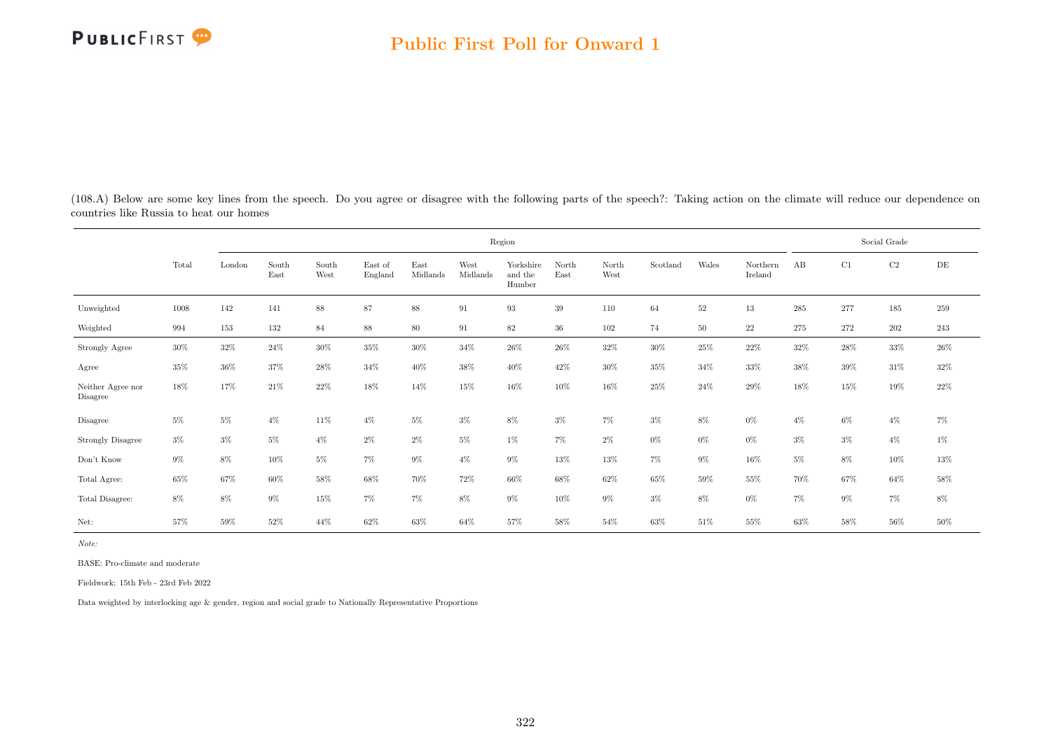(108.A) Below are some key lines from the speech. Do you agree or disagree with the following parts of the speech?: Taking action on the climate will reduce our dependence on countries like Russia to heat our homes

| | Total | Region | | | | | | | | | | | | Social Grade | | | |
|---|---|---|---|---|---|---|---|---|---|---|---|---|---|---|---|---|---|
| | | London | South East | South West | East of England | East Midlands | West Midlands | Yorkshire and the Humber | North East | North West | Scotland | Wales | Northern Ireland | AB | C1 | C2 | DE |
| Unweighted | 1008 | 142 | 141 | 88 | 87 | 88 | 91 | 93 | 39 | 110 | 64 | 52 | 13 | 285 | 277 | 185 | 259 |
| Weighted | 994 | 153 | 132 | 84 | 88 | 80 | 91 | 82 | 36 | 102 | 74 | 50 | 22 | 275 | 272 | 202 | 243 |
| Strongly Agree | 30% | 32% | 24% | 30% | 35% | 30% | 34% | 26% | 26% | 32% | 30% | 25% | 22% | 32% | 28% | 33% | 26% |
| Agree | 35% | 36% | 37% | 28% | 34% | 40% | 38% | 40% | 42% | 30% | 35% | 34% | 33% | 38% | 39% | 31% | 32% |
| Neither Agree nor Disagree | 18% | 17% | 21% | 22% | 18% | 14% | 15% | 16% | 10% | 16% | 25% | 24% | 29% | 18% | 15% | 19% | 22% |
| Disagree | 5% | 5% | 4% | 11% | 4% | 5% | 3% | 8% | 3% | 7% | 3% | 8% | 0% | 4% | 6% | 4% | 7% |
| Strongly Disagree | 3% | 3% | 5% | 4% | 2% | 2% | 5% | 1% | 7% | 2% | 0% | 0% | 0% | 3% | 3% | 4% | 1% |
| Don't Know | 9% | 8% | 10% | 5% | 7% | 9% | 4% | 9% | 13% | 13% | 7% | 9% | 16% | 5% | 8% | 10% | 13% |
| Total Agree: | 65% | 67% | 60% | 58% | 68% | 70% | 72% | 66% | 68% | 62% | 65% | 59% | 55% | 70% | 67% | 64% | 58% |
| Total Disagree: | 8% | 8% | 9% | 15% | 7% | 7% | 8% | 9% | 10% | 9% | 3% | 8% | 0% | 7% | 9% | 7% | 8% |
| Net: | 57% | 59% | 52% | 44% | 62% | 63% | 64% | 57% | 58% | 54% | 63% | 51% | 55% | 63% | 58% | 56% | 50% |

*Note:*

BASE: Pro-climate and moderate

Fieldwork: 15th Feb - 23rd Feb 2022

Data weighted by interlocking age & gender, region and social grade to Nationally Representative Proportions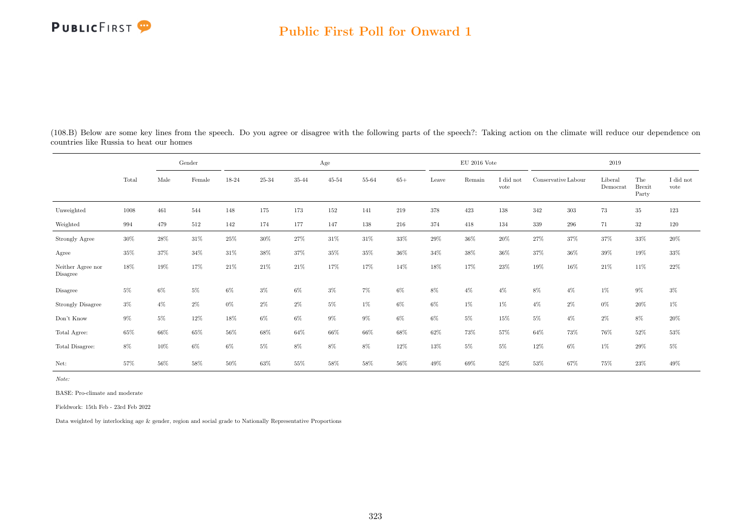## Public First Poll for Onward 1

(108.B) Below are some key lines from the speech. Do you agree or disagree with the following parts of the speech?: Taking action on the climate will reduce our dependence on countries like Russia to heat our homes

| | Total | Gender | | Age | | | | | | EU 2016 Vote | | | 2019 | | | | |
|---|---|---|---|---|---|---|---|---|---|---|---|---|---|---|---|---|---|
| | Total | Male | Female | 18-24 | 25-34 | 35-44 | 45-54 | 55-64 | 65+ | Leave | Remain | I did not vote | Conservative | Labour | Liberal Democrat | The Brexit Party | I did not vote |
| Unweighted | 1008 | 461 | 544 | 148 | 175 | 173 | 152 | 141 | 219 | 378 | 423 | 138 | 342 | 303 | 73 | 35 | 123 |
| Weighted | 994 | 479 | 512 | 142 | 174 | 177 | 147 | 138 | 216 | 374 | 418 | 134 | 339 | 296 | 71 | 32 | 120 |
| Strongly Agree | 30% | 28% | 31% | 25% | 30% | 27% | 31% | 31% | 33% | 29% | 36% | 20% | 27% | 37% | 37% | 33% | 20% |
| Agree | 35% | 37% | 34% | 31% | 38% | 37% | 35% | 35% | 36% | 34% | 38% | 36% | 37% | 36% | 39% | 19% | 33% |
| Neither Agree nor Disagree | 18% | 19% | 17% | 21% | 21% | 21% | 17% | 17% | 14% | 18% | 17% | 23% | 19% | 16% | 21% | 11% | 22% |
| Disagree | 5% | 6% | 5% | 6% | 3% | 6% | 3% | 7% | 6% | 8% | 4% | 4% | 8% | 4% | 1% | 9% | 3% |
| Strongly Disagree | 3% | 4% | 2% | 0% | 2% | 2% | 5% | 1% | 6% | 6% | 1% | 1% | 4% | 2% | 0% | 20% | 1% |
| Don't Know | 9% | 5% | 12% | 18% | 6% | 6% | 9% | 9% | 6% | 6% | 5% | 15% | 5% | 4% | 2% | 8% | 20% |
| Total Agree: | 65% | 66% | 65% | 56% | 68% | 64% | 66% | 66% | 68% | 62% | 73% | 57% | 64% | 73% | 76% | 52% | 53% |
| Total Disagree: | 8% | 10% | 6% | 6% | 5% | 8% | 8% | 8% | 12% | 13% | 5% | 5% | 12% | 6% | 1% | 29% | 5% |
| Net: | 57% | 56% | 58% | 50% | 63% | 55% | 58% | 58% | 56% | 49% | 69% | 52% | 53% | 67% | 75% | 23% | 49% |

*Note:*

BASE: Pro-climate and moderate

Fieldwork: 15th Feb - 23rd Feb 2022

Data weighted by interlocking age & gender, region and social grade to Nationally Representative Proportions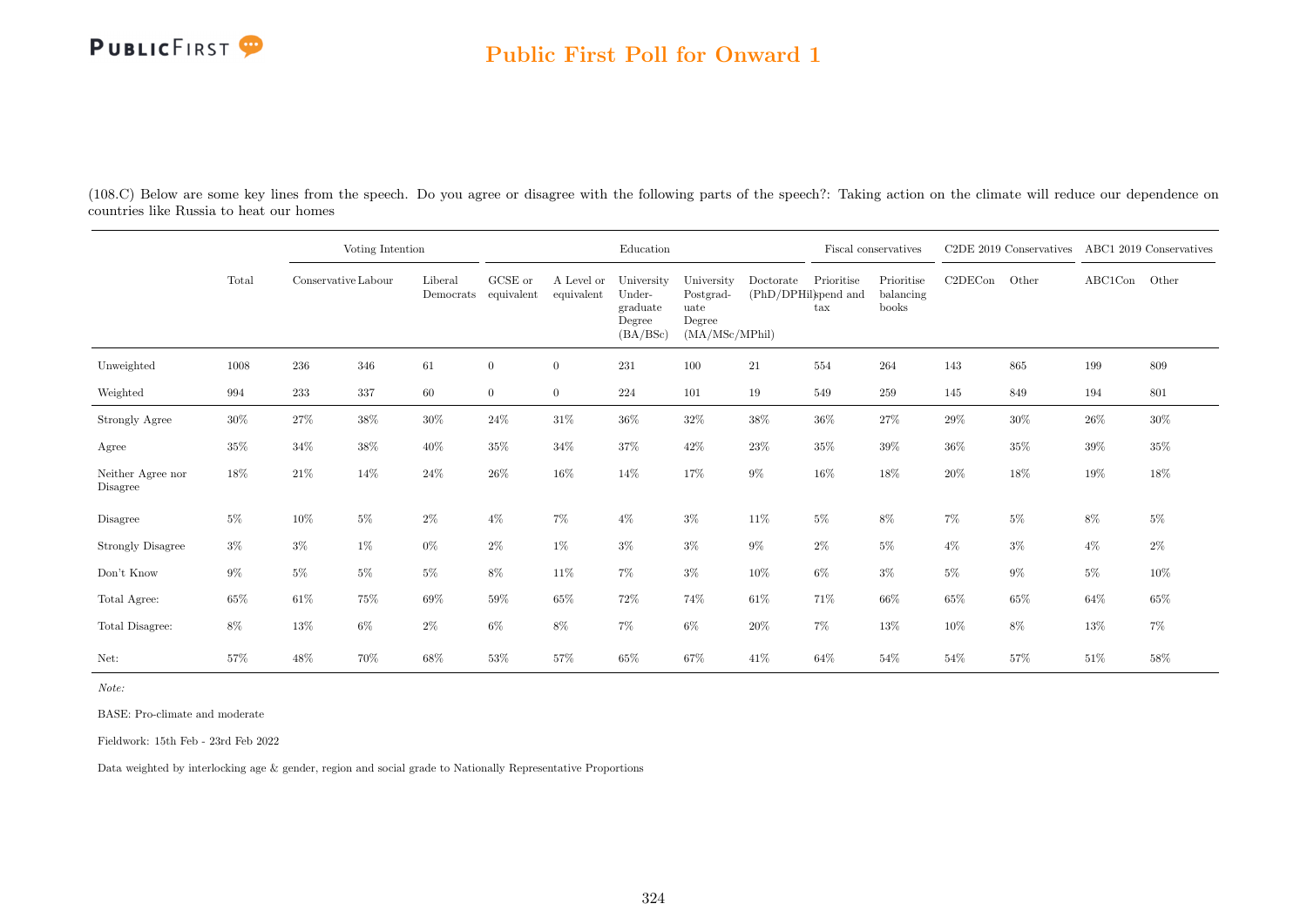## Public First Poll for Onward 1

(108.C) Below are some key lines from the speech. Do you agree or disagree with the following parts of the speech?: Taking action on the climate will reduce our dependence on countries like Russia to heat our homes

| | Total | Voting Intention | | | Education | | | | | Fiscal conservatives | | C2DE 2019 Conservatives | | ABC1 2019 Conservatives | |
|---|---|---|---|---|---|---|---|---|---|---|---|---|---|---|---|
| | Total | Conservative | Labour | Liberal Democrats | GCSE or equivalent | A Level or equivalent | University Under-graduate Degree (BA/BSc) | University Postgrad-uate Degree (MA/MSc/MPhil) | Doctorate (PhD/DPHil) | Prioritise spend and tax | Prioritise balancing books | C2DECon | Other | ABC1Con | Other |
| Unweighted | 1008 | 236 | 346 | 61 | 0 | 0 | 231 | 100 | 21 | 554 | 264 | 143 | 865 | 199 | 809 |
| Weighted | 994 | 233 | 337 | 60 | 0 | 0 | 224 | 101 | 19 | 549 | 259 | 145 | 849 | 194 | 801 |
| Strongly Agree | 30% | 27% | 38% | 30% | 24% | 31% | 36% | 32% | 38% | 36% | 27% | 29% | 30% | 26% | 30% |
| Agree | 35% | 34% | 38% | 40% | 35% | 34% | 37% | 42% | 23% | 35% | 39% | 36% | 35% | 39% | 35% |
| Neither Agree nor Disagree | 18% | 21% | 14% | 24% | 26% | 16% | 14% | 17% | 9% | 16% | 18% | 20% | 18% | 19% | 18% |
| Disagree | 5% | 10% | 5% | 2% | 4% | 7% | 4% | 3% | 11% | 5% | 8% | 7% | 5% | 8% | 5% |
| Strongly Disagree | 3% | 3% | 1% | 0% | 2% | 1% | 3% | 3% | 9% | 2% | 5% | 4% | 3% | 4% | 2% |
| Don't Know | 9% | 5% | 5% | 5% | 8% | 11% | 7% | 3% | 10% | 6% | 3% | 5% | 9% | 5% | 10% |
| Total Agree: | 65% | 61% | 75% | 69% | 59% | 65% | 72% | 74% | 61% | 71% | 66% | 65% | 65% | 64% | 65% |
| Total Disagree: | 8% | 13% | 6% | 2% | 6% | 8% | 7% | 6% | 20% | 7% | 13% | 10% | 8% | 13% | 7% |
| Net: | 57% | 48% | 70% | 68% | 53% | 57% | 65% | 67% | 41% | 64% | 54% | 54% | 57% | 51% | 58% |

*Note:*

BASE: Pro-climate and moderate

Fieldwork: 15th Feb - 23rd Feb 2022

Data weighted by interlocking age & gender, region and social grade to Nationally Representative Proportions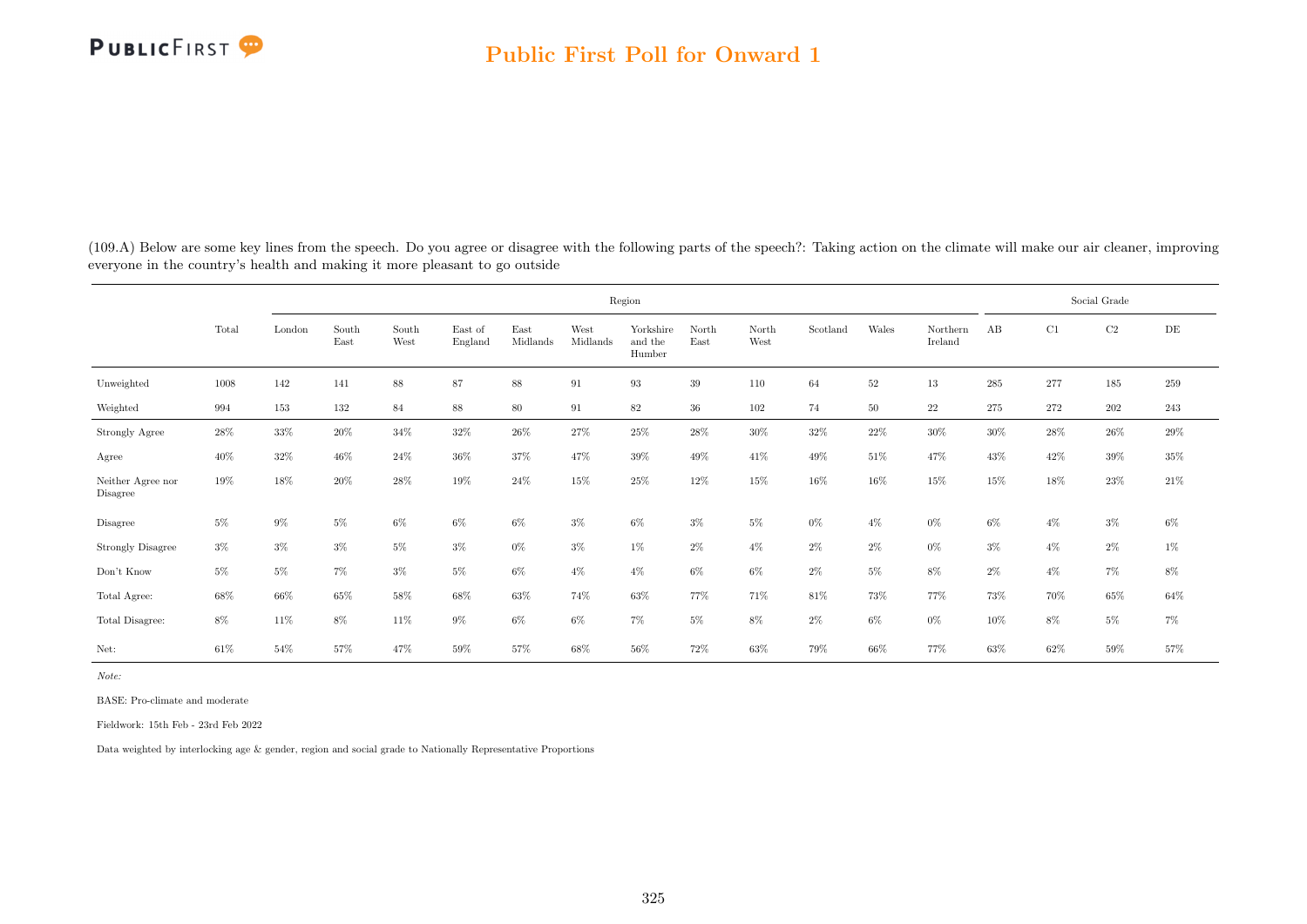## Public First Poll for Onward 1

(109.A) Below are some key lines from the speech. Do you agree or disagree with the following parts of the speech?: Taking action on the climate will make our air cleaner, improving everyone in the country's health and making it more pleasant to go outside

| | | Region | | | | | | | | | | | | Social Grade | | | |
|---|---|---|---|---|---|---|---|---|---|---|---|---|---|---|---|---|---|
| | Total | London | South East | South West | East of England | East Midlands | West Midlands | Yorkshire and the Humber | North East | North West | Scotland | Wales | Northern Ireland | AB | C1 | C2 | DE |
| Unweighted | 1008 | 142 | 141 | 88 | 87 | 88 | 91 | 93 | 39 | 110 | 64 | 52 | 13 | 285 | 277 | 185 | 259 |
| Weighted | 994 | 153 | 132 | 84 | 88 | 80 | 91 | 82 | 36 | 102 | 74 | 50 | 22 | 275 | 272 | 202 | 243 |
| Strongly Agree | 28% | 33% | 20% | 34% | 32% | 26% | 27% | 25% | 28% | 30% | 32% | 22% | 30% | 30% | 28% | 26% | 29% |
| Agree | 40% | 32% | 46% | 24% | 36% | 37% | 47% | 39% | 49% | 41% | 49% | 51% | 47% | 43% | 42% | 39% | 35% |
| Neither Agree nor Disagree | 19% | 18% | 20% | 28% | 19% | 24% | 15% | 25% | 12% | 15% | 16% | 16% | 15% | 15% | 18% | 23% | 21% |
| Disagree | 5% | 9% | 5% | 6% | 6% | 6% | 3% | 6% | 3% | 5% | 0% | 4% | 0% | 6% | 4% | 3% | 6% |
| Strongly Disagree | 3% | 3% | 3% | 5% | 3% | 0% | 3% | 1% | 2% | 4% | 2% | 2% | 0% | 3% | 4% | 2% | 1% |
| Don't Know | 5% | 5% | 7% | 3% | 5% | 6% | 4% | 4% | 6% | 6% | 2% | 5% | 8% | 2% | 4% | 7% | 8% |
| Total Agree: | 68% | 66% | 65% | 58% | 68% | 63% | 74% | 63% | 77% | 71% | 81% | 73% | 77% | 73% | 70% | 65% | 64% |
| Total Disagree: | 8% | 11% | 8% | 11% | 9% | 6% | 6% | 7% | 5% | 8% | 2% | 6% | 0% | 10% | 8% | 5% | 7% |
| Net: | 61% | 54% | 57% | 47% | 59% | 57% | 68% | 56% | 72% | 63% | 79% | 66% | 77% | 63% | 62% | 59% | 57% |

*Note:*

BASE: Pro-climate and moderate

Fieldwork: 15th Feb - 23rd Feb 2022

Data weighted by interlocking age & gender, region and social grade to Nationally Representative Proportions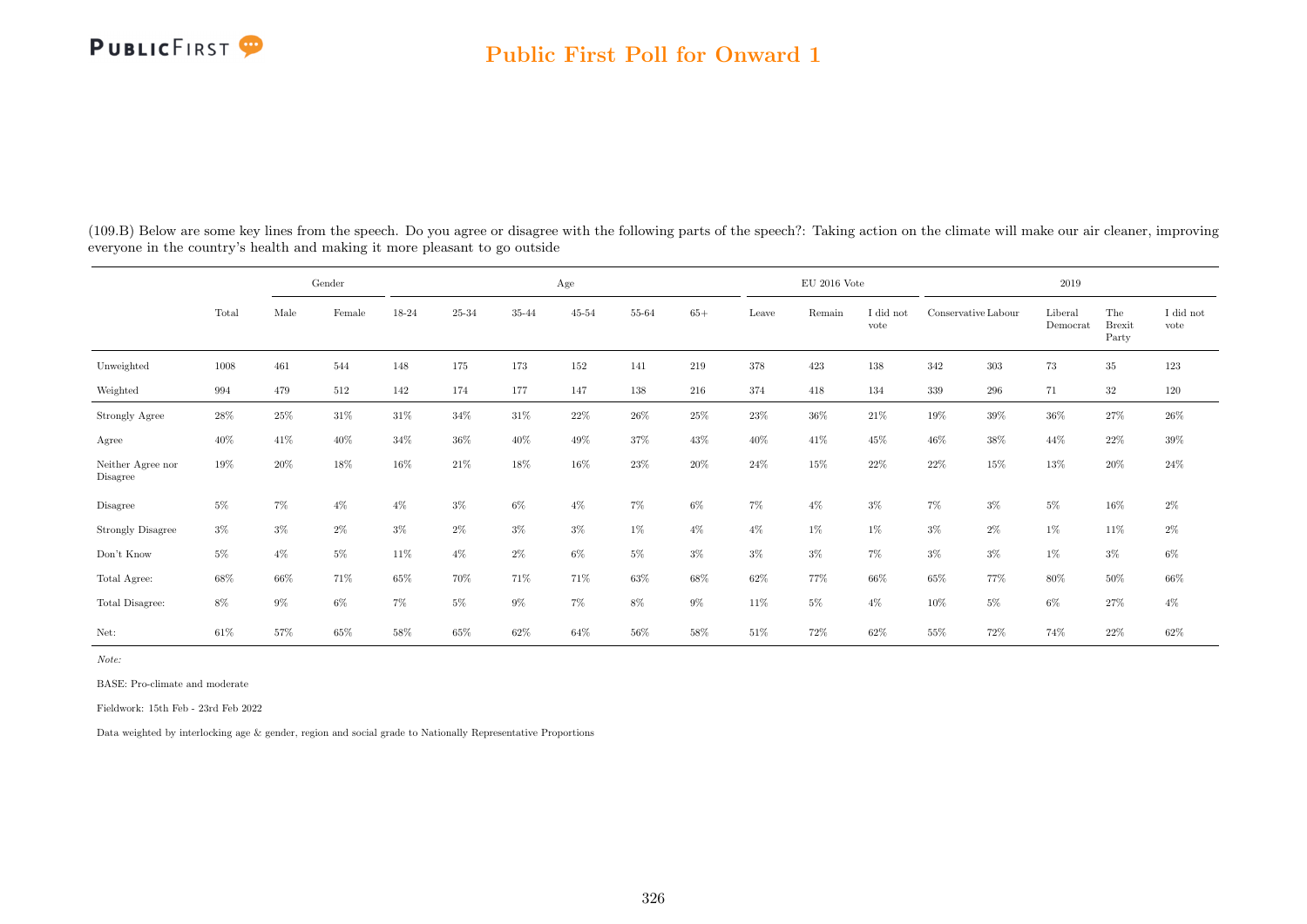## Public First Poll for Onward 1

(109.B) Below are some key lines from the speech. Do you agree or disagree with the following parts of the speech?: Taking action on the climate will make our air cleaner, improving everyone in the country's health and making it more pleasant to go outside

| | | Gender | | Age | | | | | | EU 2016 Vote | | | 2019 | | | | |
|---|---|---|---|---|---|---|---|---|---|---|---|---|---|---|---|---|---|
| | Total | Male | Female | 18-24 | 25-34 | 35-44 | 45-54 | 55-64 | 65+ | Leave | Remain | I did not vote | Conservative | Labour | Liberal Democrat | The Brexit Party | I did not vote |
| Unweighted | 1008 | 461 | 544 | 148 | 175 | 173 | 152 | 141 | 219 | 378 | 423 | 138 | 342 | 303 | 73 | 35 | 123 |
| Weighted | 994 | 479 | 512 | 142 | 174 | 177 | 147 | 138 | 216 | 374 | 418 | 134 | 339 | 296 | 71 | 32 | 120 |
| Strongly Agree | 28% | 25% | 31% | 31% | 34% | 31% | 22% | 26% | 25% | 23% | 36% | 21% | 19% | 39% | 36% | 27% | 26% |
| Agree | 40% | 41% | 40% | 34% | 36% | 40% | 49% | 37% | 43% | 40% | 41% | 45% | 46% | 38% | 44% | 22% | 39% |
| Neither Agree nor Disagree | 19% | 20% | 18% | 16% | 21% | 18% | 16% | 23% | 20% | 24% | 15% | 22% | 22% | 15% | 13% | 20% | 24% |
| Disagree | 5% | 7% | 4% | 4% | 3% | 6% | 4% | 7% | 6% | 7% | 4% | 3% | 7% | 3% | 5% | 16% | 2% |
| Strongly Disagree | 3% | 3% | 2% | 3% | 2% | 3% | 3% | 1% | 4% | 4% | 1% | 1% | 3% | 2% | 1% | 11% | 2% |
| Don't Know | 5% | 4% | 5% | 11% | 4% | 2% | 6% | 5% | 3% | 3% | 3% | 7% | 3% | 3% | 1% | 3% | 6% |
| Total Agree: | 68% | 66% | 71% | 65% | 70% | 71% | 71% | 63% | 68% | 62% | 77% | 66% | 65% | 77% | 80% | 50% | 66% |
| Total Disagree: | 8% | 9% | 6% | 7% | 5% | 9% | 7% | 8% | 9% | 11% | 5% | 4% | 10% | 5% | 6% | 27% | 4% |
| Net: | 61% | 57% | 65% | 58% | 65% | 62% | 64% | 56% | 58% | 51% | 72% | 62% | 55% | 72% | 74% | 22% | 62% |

*Note:*

BASE: Pro-climate and moderate

Fieldwork: 15th Feb - 23rd Feb 2022

Data weighted by interlocking age & gender, region and social grade to Nationally Representative Proportions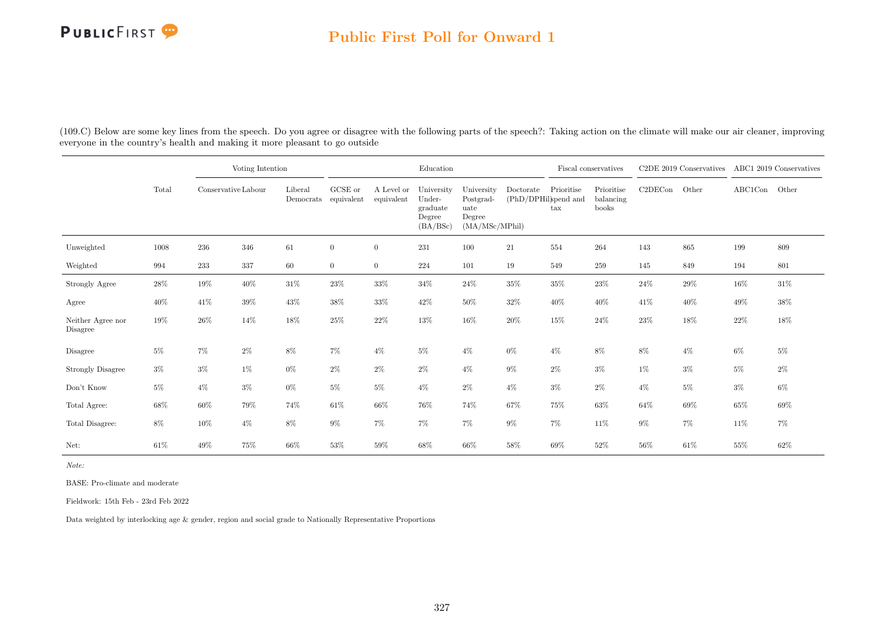## Public First Poll for Onward 1

(109.C) Below are some key lines from the speech. Do you agree or disagree with the following parts of the speech?: Taking action on the climate will make our air cleaner, improving everyone in the country's health and making it more pleasant to go outside

| | Total | Voting Intention | | | Education | | | | | Fiscal conservatives | | C2DE 2019 Conservatives | | ABC1 2019 Conservatives | |
|---|---|---|---|---|---|---|---|---|---|---|---|---|---|---|---|
| | | Conservative | Labour | Liberal Democrats | GCSE or equivalent | A Level or equivalent | University Undergraduate Degree (BA/BSc) | University Postgraduate Degree (MA/MSc/MPhil) | Doctorate (PhD/DPHil) | Prioritise spend and tax | Prioritise balancing books | C2DECon | Other | ABC1Con | Other |
| Unweighted | 1008 | 236 | 346 | 61 | 0 | 0 | 231 | 100 | 21 | 554 | 264 | 143 | 865 | 199 | 809 |
| Weighted | 994 | 233 | 337 | 60 | 0 | 0 | 224 | 101 | 19 | 549 | 259 | 145 | 849 | 194 | 801 |
| Strongly Agree | 28% | 19% | 40% | 31% | 23% | 33% | 34% | 24% | 35% | 35% | 23% | 24% | 29% | 16% | 31% |
| Agree | 40% | 41% | 39% | 43% | 38% | 33% | 42% | 50% | 32% | 40% | 40% | 41% | 40% | 49% | 38% |
| Neither Agree nor Disagree | 19% | 26% | 14% | 18% | 25% | 22% | 13% | 16% | 20% | 15% | 24% | 23% | 18% | 22% | 18% |
| Disagree | 5% | 7% | 2% | 8% | 7% | 4% | 5% | 4% | 0% | 4% | 8% | 8% | 4% | 6% | 5% |
| Strongly Disagree | 3% | 3% | 1% | 0% | 2% | 2% | 2% | 4% | 9% | 2% | 3% | 1% | 3% | 5% | 2% |
| Don't Know | 5% | 4% | 3% | 0% | 5% | 5% | 4% | 2% | 4% | 3% | 2% | 4% | 5% | 3% | 6% |
| Total Agree: | 68% | 60% | 79% | 74% | 61% | 66% | 76% | 74% | 67% | 75% | 63% | 64% | 69% | 65% | 69% |
| Total Disagree: | 8% | 10% | 4% | 8% | 9% | 7% | 7% | 7% | 9% | 7% | 11% | 9% | 7% | 11% | 7% |
| Net: | 61% | 49% | 75% | 66% | 53% | 59% | 68% | 66% | 58% | 69% | 52% | 56% | 61% | 55% | 62% |

*Note:*

BASE: Pro-climate and moderate

Fieldwork: 15th Feb - 23rd Feb 2022

Data weighted by interlocking age & gender, region and social grade to Nationally Representative Proportions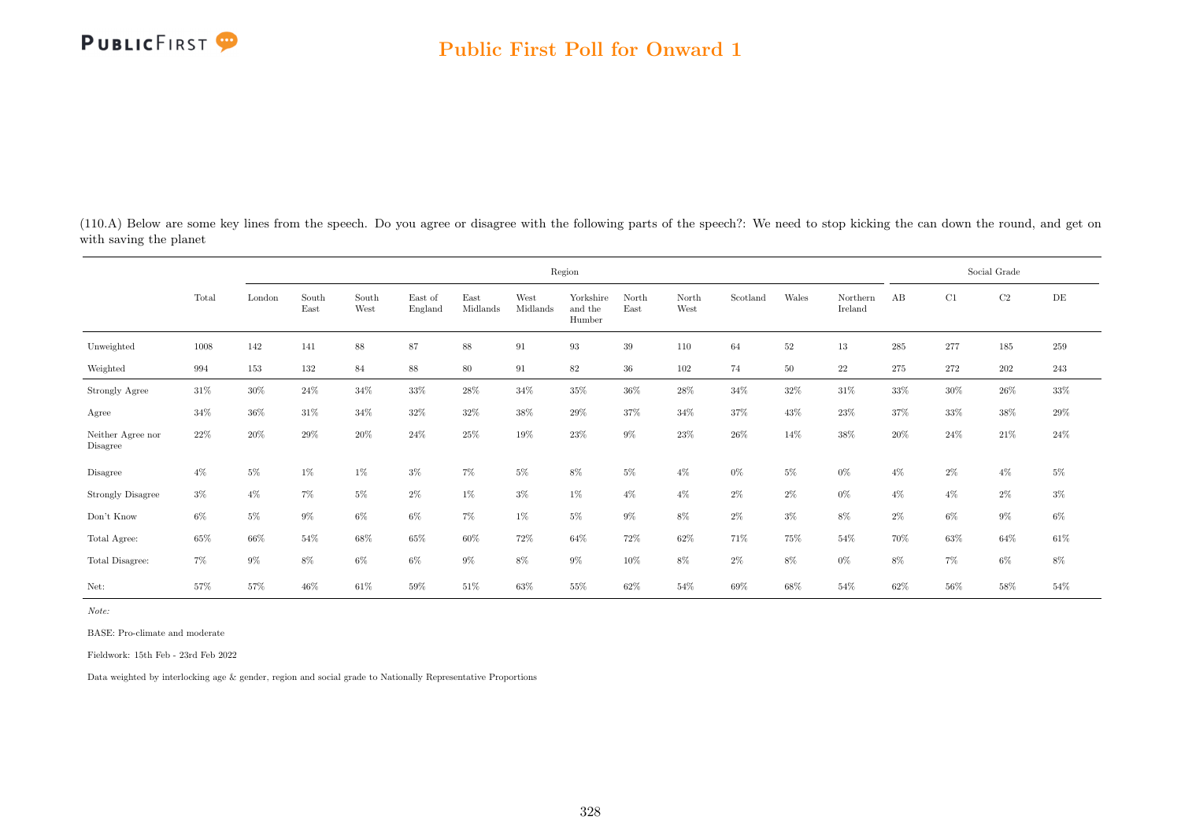(110.A) Below are some key lines from the speech. Do you agree or disagree with the following parts of the speech?: We need to stop kicking the can down the round, and get on with saving the planet

| | Total | Region | | | | | | | | | | | | Social Grade | | | |
|---|---|---|---|---|---|---|---|---|---|---|---|---|---|---|---|---|---|
| | | London | South East | South West | East of England | East Midlands | West Midlands | Yorkshire and the Humber | North East | North West | Scotland | Wales | Northern Ireland | AB | C1 | C2 | DE |
| Unweighted | 1008 | 142 | 141 | 88 | 87 | 88 | 91 | 93 | 39 | 110 | 64 | 52 | 13 | 285 | 277 | 185 | 259 |
| Weighted | 994 | 153 | 132 | 84 | 88 | 80 | 91 | 82 | 36 | 102 | 74 | 50 | 22 | 275 | 272 | 202 | 243 |
| Strongly Agree | 31% | 30% | 24% | 34% | 33% | 28% | 34% | 35% | 36% | 28% | 34% | 32% | 31% | 33% | 30% | 26% | 33% |
| Agree | 34% | 36% | 31% | 34% | 32% | 32% | 38% | 29% | 37% | 34% | 37% | 43% | 23% | 37% | 33% | 38% | 29% |
| Neither Agree nor Disagree | 22% | 20% | 29% | 20% | 24% | 25% | 19% | 23% | 9% | 23% | 26% | 14% | 38% | 20% | 24% | 21% | 24% |
| Disagree | 4% | 5% | 1% | 1% | 3% | 7% | 5% | 8% | 5% | 4% | 0% | 5% | 0% | 4% | 2% | 4% | 5% |
| Strongly Disagree | 3% | 4% | 7% | 5% | 2% | 1% | 3% | 1% | 4% | 4% | 2% | 2% | 0% | 4% | 4% | 2% | 3% |
| Don't Know | 6% | 5% | 9% | 6% | 6% | 7% | 1% | 5% | 9% | 8% | 2% | 3% | 8% | 2% | 6% | 9% | 6% |
| Total Agree: | 65% | 66% | 54% | 68% | 65% | 60% | 72% | 64% | 72% | 62% | 71% | 75% | 54% | 70% | 63% | 64% | 61% |
| Total Disagree: | 7% | 9% | 8% | 6% | 6% | 9% | 8% | 9% | 10% | 8% | 2% | 8% | 0% | 8% | 7% | 6% | 8% |
| Net: | 57% | 57% | 46% | 61% | 59% | 51% | 63% | 55% | 62% | 54% | 69% | 68% | 54% | 62% | 56% | 58% | 54% |

*Note:*

BASE: Pro-climate and moderate

Fieldwork: 15th Feb - 23rd Feb 2022

Data weighted by interlocking age & gender, region and social grade to Nationally Representative Proportions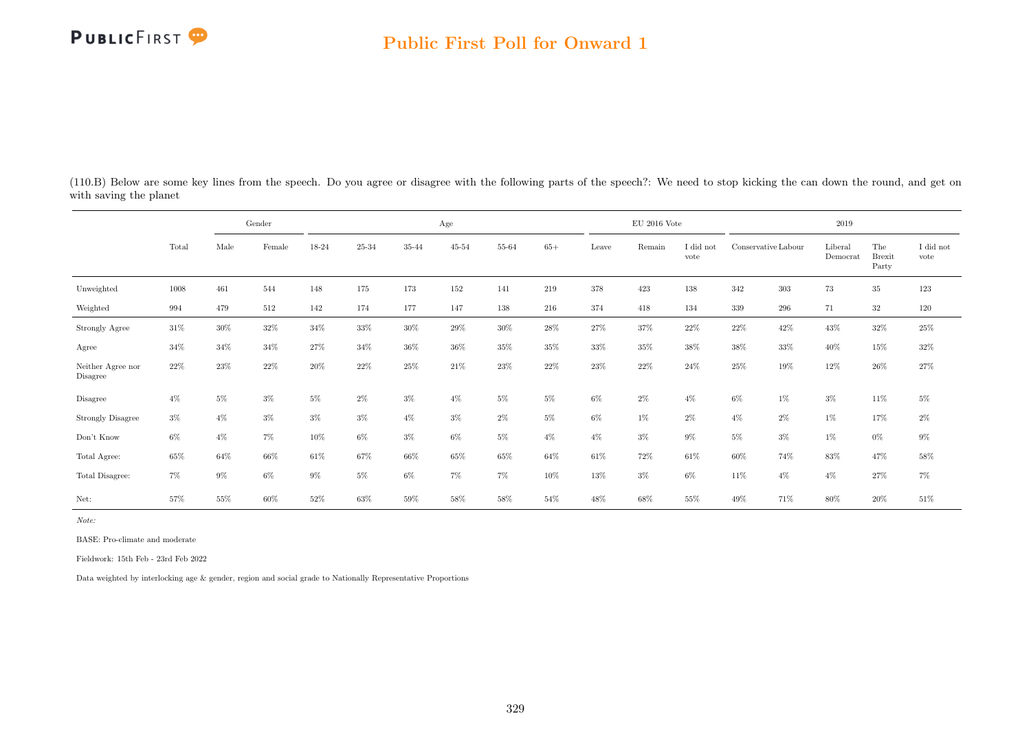## Public First Poll for Onward 1

(110.B) Below are some key lines from the speech. Do you agree or disagree with the following parts of the speech?: We need to stop kicking the can down the round, and get on with saving the planet

| | Total | Gender | | Age | | | | | | EU 2016 Vote | | | 2019 | | | | |
|---|---|---|---|---|---|---|---|---|---|---|---|---|---|---|---|---|---|
| | Total | Male | Female | 18-24 | 25-34 | 35-44 | 45-54 | 55-64 | 65+ | Leave | Remain | I did not vote | Conservative | Labour | Liberal Democrat | The Brexit Party | I did not vote |
| Unweighted | 1008 | 461 | 544 | 148 | 175 | 173 | 152 | 141 | 219 | 378 | 423 | 138 | 342 | 303 | 73 | 35 | 123 |
| Weighted | 994 | 479 | 512 | 142 | 174 | 177 | 147 | 138 | 216 | 374 | 418 | 134 | 339 | 296 | 71 | 32 | 120 |
| Strongly Agree | 31% | 30% | 32% | 34% | 33% | 30% | 29% | 30% | 28% | 27% | 37% | 22% | 22% | 42% | 43% | 32% | 25% |
| Agree | 34% | 34% | 34% | 27% | 34% | 36% | 36% | 35% | 35% | 33% | 35% | 38% | 38% | 33% | 40% | 15% | 32% |
| Neither Agree nor Disagree | 22% | 23% | 22% | 20% | 22% | 25% | 21% | 23% | 22% | 23% | 22% | 24% | 25% | 19% | 12% | 26% | 27% |
| Disagree | 4% | 5% | 3% | 5% | 2% | 3% | 4% | 5% | 5% | 6% | 2% | 4% | 6% | 1% | 3% | 11% | 5% |
| Strongly Disagree | 3% | 4% | 3% | 3% | 3% | 4% | 3% | 2% | 5% | 6% | 1% | 2% | 4% | 2% | 1% | 17% | 2% |
| Don't Know | 6% | 4% | 7% | 10% | 6% | 3% | 6% | 5% | 4% | 4% | 3% | 9% | 5% | 3% | 1% | 0% | 9% |
| Total Agree: | 65% | 64% | 66% | 61% | 67% | 66% | 65% | 65% | 64% | 61% | 72% | 61% | 60% | 74% | 83% | 47% | 58% |
| Total Disagree: | 7% | 9% | 6% | 9% | 5% | 6% | 7% | 7% | 10% | 13% | 3% | 6% | 11% | 4% | 4% | 27% | 7% |
| Net: | 57% | 55% | 60% | 52% | 63% | 59% | 58% | 58% | 54% | 48% | 68% | 55% | 49% | 71% | 80% | 20% | 51% |

*Note:*

BASE: Pro-climate and moderate

Fieldwork: 15th Feb - 23rd Feb 2022

Data weighted by interlocking age & gender, region and social grade to Nationally Representative Proportions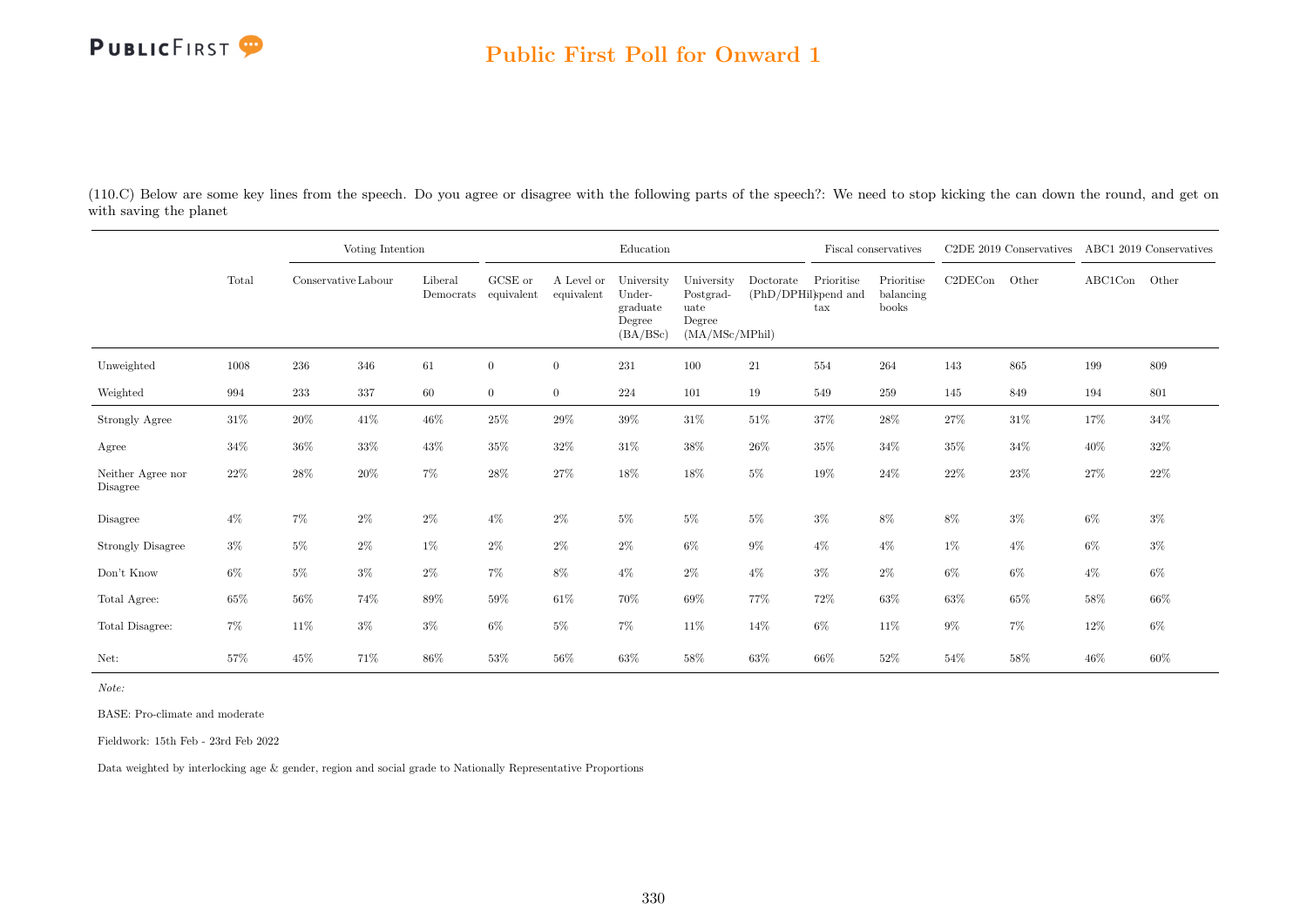## Public First Poll for Onward 1

(110.C) Below are some key lines from the speech. Do you agree or disagree with the following parts of the speech?: We need to stop kicking the can down the round, and get on with saving the planet

| | Total | Voting Intention | | | Education | | | | | Fiscal conservatives | | C2DE 2019 Conservatives | | ABC1 2019 Conservatives | |
|---|---|---|---|---|---|---|---|---|---|---|---|---|---|---|---|
| | | Conservative | Labour | Liberal Democrats | GCSE or equivalent | A Level or equivalent | University Under-graduate Degree (BA/BSc) | University Postgrad-uate Degree (MA/MSc/MPhil) | Doctorate (PhD/DPHil) | Prioritise spend and tax | Prioritise balancing books | C2DECon | Other | ABC1Con | Other |
| Unweighted | 1008 | 236 | 346 | 61 | 0 | 0 | 231 | 100 | 21 | 554 | 264 | 143 | 865 | 199 | 809 |
| Weighted | 994 | 233 | 337 | 60 | 0 | 0 | 224 | 101 | 19 | 549 | 259 | 145 | 849 | 194 | 801 |
| Strongly Agree | 31% | 20% | 41% | 46% | 25% | 29% | 39% | 31% | 51% | 37% | 28% | 27% | 31% | 17% | 34% |
| Agree | 34% | 36% | 33% | 43% | 35% | 32% | 31% | 38% | 26% | 35% | 34% | 35% | 34% | 40% | 32% |
| Neither Agree nor Disagree | 22% | 28% | 20% | 7% | 28% | 27% | 18% | 18% | 5% | 19% | 24% | 22% | 23% | 27% | 22% |
| Disagree | 4% | 7% | 2% | 2% | 4% | 2% | 5% | 5% | 5% | 3% | 8% | 8% | 3% | 6% | 3% |
| Strongly Disagree | 3% | 5% | 2% | 1% | 2% | 2% | 2% | 6% | 9% | 4% | 4% | 1% | 4% | 6% | 3% |
| Don't Know | 6% | 5% | 3% | 2% | 7% | 8% | 4% | 2% | 4% | 3% | 2% | 6% | 6% | 4% | 6% |
| Total Agree: | 65% | 56% | 74% | 89% | 59% | 61% | 70% | 69% | 77% | 72% | 63% | 63% | 65% | 58% | 66% |
| Total Disagree: | 7% | 11% | 3% | 3% | 6% | 5% | 7% | 11% | 14% | 6% | 11% | 9% | 7% | 12% | 6% |
| Net: | 57% | 45% | 71% | 86% | 53% | 56% | 63% | 58% | 63% | 66% | 52% | 54% | 58% | 46% | 60% |

*Note:*

BASE: Pro-climate and moderate

Fieldwork: 15th Feb - 23rd Feb 2022

Data weighted by interlocking age & gender, region and social grade to Nationally Representative Proportions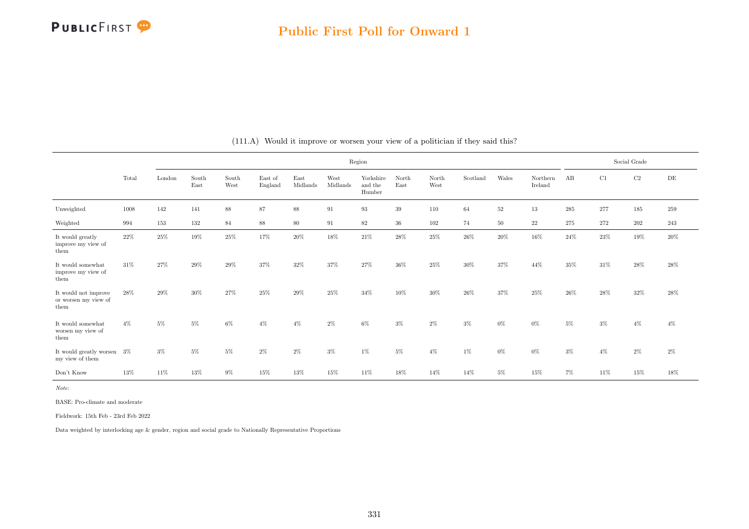(111.A) Would it improve or worsen your view of a politician if they said this?

| | Total | Region | | | | | | | | | | | | Social Grade | | | |
|---|---|---|---|---|---|---|---|---|---|---|---|---|---|---|---|---|---|
| | | London | South East | South West | East of England | East Midlands | West Midlands | Yorkshire and the Humber | North East | North West | Scotland | Wales | Northern Ireland | AB | C1 | C2 | DE |
| Unweighted | 1008 | 142 | 141 | 88 | 87 | 88 | 91 | 93 | 39 | 110 | 64 | 52 | 13 | 285 | 277 | 185 | 259 |
| Weighted | 994 | 153 | 132 | 84 | 88 | 80 | 91 | 82 | 36 | 102 | 74 | 50 | 22 | 275 | 272 | 202 | 243 |
| It would greatly improve my view of them | 22% | 25% | 19% | 25% | 17% | 20% | 18% | 21% | 28% | 25% | 26% | 20% | 16% | 24% | 23% | 19% | 20% |
| It would somewhat improve my view of them | 31% | 27% | 29% | 29% | 37% | 32% | 37% | 27% | 36% | 25% | 30% | 37% | 44% | 35% | 31% | 28% | 28% |
| It would not improve or worsen my view of them | 28% | 29% | 30% | 27% | 25% | 29% | 25% | 34% | 10% | 30% | 26% | 37% | 25% | 26% | 28% | 32% | 28% |
| It would somewhat worsen my view of them | 4% | 5% | 5% | 6% | 4% | 4% | 2% | 6% | 3% | 2% | 3% | 0% | 0% | 5% | 3% | 4% | 4% |
| It would greatly worsen my view of them | 3% | 3% | 5% | 5% | 2% | 2% | 3% | 1% | 5% | 4% | 1% | 0% | 0% | 3% | 4% | 2% | 2% |
| Don't Know | 13% | 11% | 13% | 9% | 15% | 13% | 15% | 11% | 18% | 14% | 14% | 5% | 15% | 7% | 11% | 15% | 18% |

*Note:*

BASE: Pro-climate and moderate

Fieldwork: 15th Feb - 23rd Feb 2022

Data weighted by interlocking age & gender, region and social grade to Nationally Representative Proportions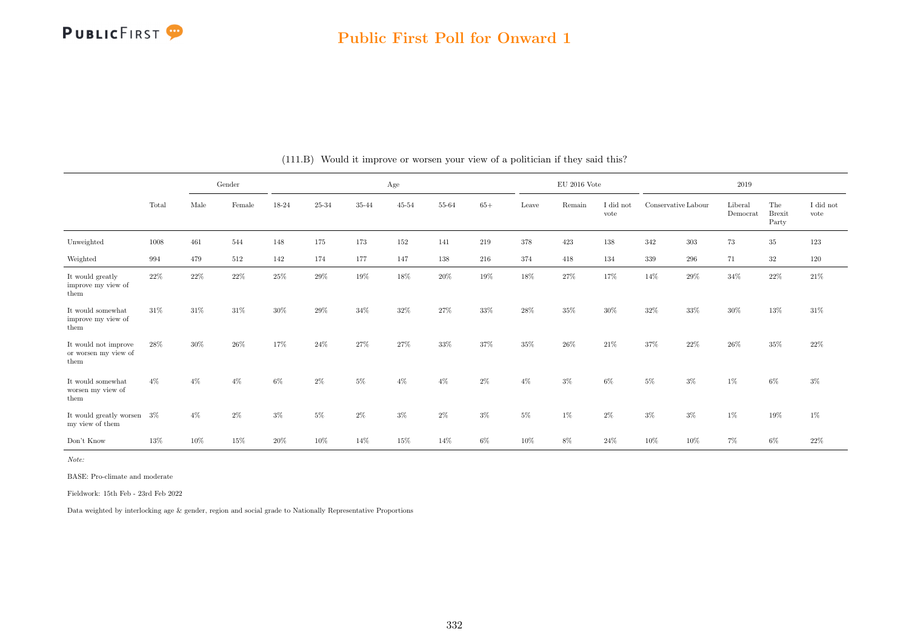## Public First Poll for Onward 1

(111.B) Would it improve or worsen your view of a politician if they said this?

| | Total | Gender | | Age | | | | | | EU 2016 Vote | | | 2019 | | | | |
|---|---|---|---|---|---|---|---|---|---|---|---|---|---|---|---|---|---|
| | | Male | Female | 18-24 | 25-34 | 35-44 | 45-54 | 55-64 | 65+ | Leave | Remain | I did not vote | Conservative | Labour | Liberal Democrat | The Brexit Party | I did not vote |
| Unweighted | 1008 | 461 | 544 | 148 | 175 | 173 | 152 | 141 | 219 | 378 | 423 | 138 | 342 | 303 | 73 | 35 | 123 |
| Weighted | 994 | 479 | 512 | 142 | 174 | 177 | 147 | 138 | 216 | 374 | 418 | 134 | 339 | 296 | 71 | 32 | 120 |
| It would greatly improve my view of them | 22% | 22% | 22% | 25% | 29% | 19% | 18% | 20% | 19% | 18% | 27% | 17% | 14% | 29% | 34% | 22% | 21% |
| It would somewhat improve my view of them | 31% | 31% | 31% | 30% | 29% | 34% | 32% | 27% | 33% | 28% | 35% | 30% | 32% | 33% | 30% | 13% | 31% |
| It would not improve or worsen my view of them | 28% | 30% | 26% | 17% | 24% | 27% | 27% | 33% | 37% | 35% | 26% | 21% | 37% | 22% | 26% | 35% | 22% |
| It would somewhat worsen my view of them | 4% | 4% | 4% | 6% | 2% | 5% | 4% | 4% | 2% | 4% | 3% | 6% | 5% | 3% | 1% | 6% | 3% |
| It would greatly worsen my view of them | 3% | 4% | 2% | 3% | 5% | 2% | 3% | 2% | 3% | 5% | 1% | 2% | 3% | 3% | 1% | 19% | 1% |
| Don't Know | 13% | 10% | 15% | 20% | 10% | 14% | 15% | 14% | 6% | 10% | 8% | 24% | 10% | 10% | 7% | 6% | 22% |

*Note:*

BASE: Pro-climate and moderate

Fieldwork: 15th Feb - 23rd Feb 2022

Data weighted by interlocking age & gender, region and social grade to Nationally Representative Proportions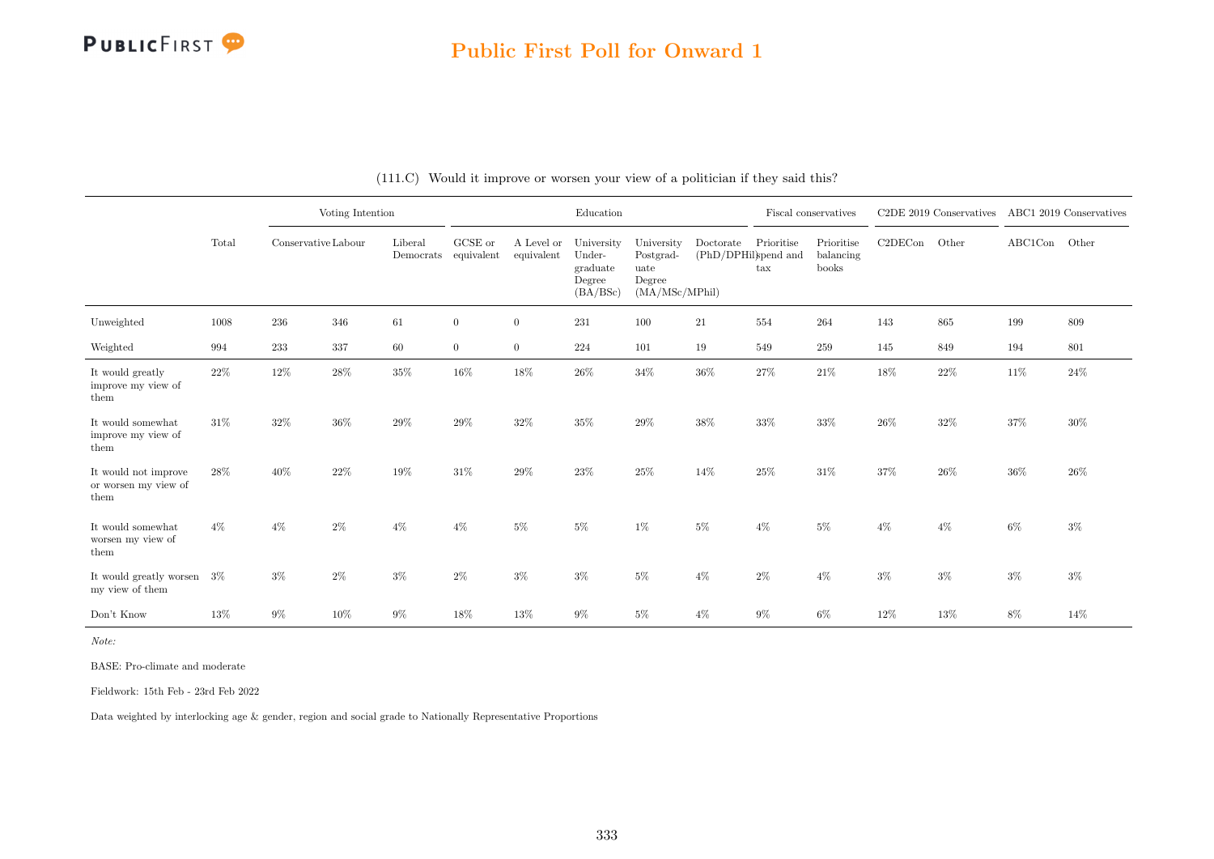## (111.C) Would it improve or worsen your view of a politician if they said this?

| | Total | Voting Intention | | | Education | | | | | Fiscal conservatives | | C2DE 2019 Conservatives | | ABC1 2019 Conservatives | |
|---|---|---|---|---|---|---|---|---|---|---|---|---|---|---|---|
| | | Conservative | Labour | Liberal Democrats | GCSE or equivalent | A Level or equivalent | University Under-graduate Degree (BA/BSc) | University Postgrad-uate Degree (MA/MSc/MPhil) | Doctorate (PhD/DPHil) | Prioritise spend and tax | Prioritise balancing books | C2DECon | Other | ABC1Con | Other |
| Unweighted | 1008 | 236 | 346 | 61 | 0 | 0 | 231 | 100 | 21 | 554 | 264 | 143 | 865 | 199 | 809 |
| Weighted | 994 | 233 | 337 | 60 | 0 | 0 | 224 | 101 | 19 | 549 | 259 | 145 | 849 | 194 | 801 |
| It would greatly improve my view of them | 22% | 12% | 28% | 35% | 16% | 18% | 26% | 34% | 36% | 27% | 21% | 18% | 22% | 11% | 24% |
| It would somewhat improve my view of them | 31% | 32% | 36% | 29% | 29% | 32% | 35% | 29% | 38% | 33% | 33% | 26% | 32% | 37% | 30% |
| It would not improve or worsen my view of them | 28% | 40% | 22% | 19% | 31% | 29% | 23% | 25% | 14% | 25% | 31% | 37% | 26% | 36% | 26% |
| It would somewhat worsen my view of them | 4% | 4% | 2% | 4% | 4% | 5% | 5% | 1% | 5% | 4% | 5% | 4% | 4% | 6% | 3% |
| It would greatly worsen my view of them | 3% | 3% | 2% | 3% | 2% | 3% | 3% | 5% | 4% | 2% | 4% | 3% | 3% | 3% | 3% |
| Don't Know | 13% | 9% | 10% | 9% | 18% | 13% | 9% | 5% | 4% | 9% | 6% | 12% | 13% | 8% | 14% |

*Note:*

BASE: Pro-climate and moderate

Fieldwork: 15th Feb - 23rd Feb 2022

Data weighted by interlocking age & gender, region and social grade to Nationally Representative Proportions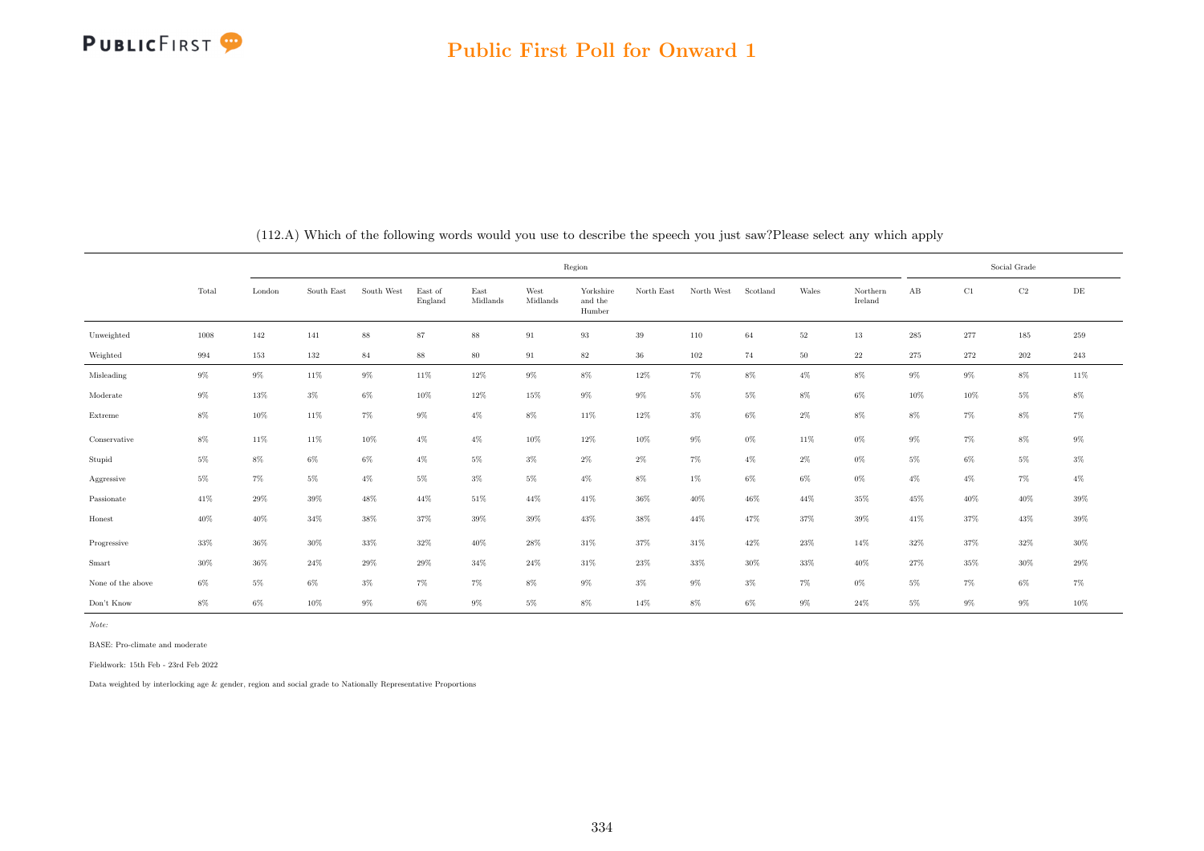## Public First Poll for Onward 1

(112.A) Which of the following words would you use to describe the speech you just saw?Please select any which apply

| | Total | Region | | | | | | | | | | | | | Social Grade | | | |
|---|---|---|---|---|---|---|---|---|---|---|---|---|---|---|---|---|---|---|
| | | London | South East | South West | East of England | East Midlands | West Midlands | Yorkshire and the Humber | North East | North West | Scotland | Wales | Northern Ireland | AB | C1 | C2 | DE |
| Unweighted | 1008 | 142 | 141 | 88 | 87 | 88 | 91 | 93 | 39 | 110 | 64 | 52 | 13 | 285 | 277 | 185 | 259 |
| Weighted | 994 | 153 | 132 | 84 | 88 | 80 | 91 | 82 | 36 | 102 | 74 | 50 | 22 | 275 | 272 | 202 | 243 |
| Misleading | 9% | 9% | 11% | 9% | 11% | 12% | 9% | 8% | 12% | 7% | 8% | 4% | 8% | 9% | 9% | 8% | 11% |
| Moderate | 9% | 13% | 3% | 6% | 10% | 12% | 15% | 9% | 9% | 5% | 5% | 8% | 6% | 10% | 10% | 5% | 8% |
| Extreme | 8% | 10% | 11% | 7% | 9% | 4% | 8% | 11% | 12% | 3% | 6% | 2% | 8% | 8% | 7% | 8% | 7% |
| Conservative | 8% | 11% | 11% | 10% | 4% | 4% | 10% | 12% | 10% | 9% | 0% | 11% | 0% | 9% | 7% | 8% | 9% |
| Stupid | 5% | 8% | 6% | 6% | 4% | 5% | 3% | 2% | 2% | 7% | 4% | 2% | 0% | 5% | 6% | 5% | 3% |
| Aggressive | 5% | 7% | 5% | 4% | 5% | 3% | 5% | 4% | 8% | 1% | 6% | 6% | 0% | 4% | 4% | 7% | 4% |
| Passionate | 41% | 29% | 39% | 48% | 44% | 51% | 44% | 41% | 36% | 40% | 46% | 44% | 35% | 45% | 40% | 40% | 39% |
| Honest | 40% | 40% | 34% | 38% | 37% | 39% | 39% | 43% | 38% | 44% | 47% | 37% | 39% | 41% | 37% | 43% | 39% |
| Progressive | 33% | 36% | 30% | 33% | 32% | 40% | 28% | 31% | 37% | 31% | 42% | 23% | 14% | 32% | 37% | 32% | 30% |
| Smart | 30% | 36% | 24% | 29% | 29% | 34% | 24% | 31% | 23% | 33% | 30% | 33% | 40% | 27% | 35% | 30% | 29% |
| None of the above | 6% | 5% | 6% | 3% | 7% | 7% | 8% | 9% | 3% | 9% | 3% | 7% | 0% | 5% | 7% | 6% | 7% |
| Don't Know | 8% | 6% | 10% | 9% | 6% | 9% | 5% | 8% | 14% | 8% | 6% | 9% | 24% | 5% | 9% | 9% | 10% |

*Note:*

BASE: Pro-climate and moderate

Fieldwork: 15th Feb - 23rd Feb 2022

Data weighted by interlocking age & gender, region and social grade to Nationally Representative Proportions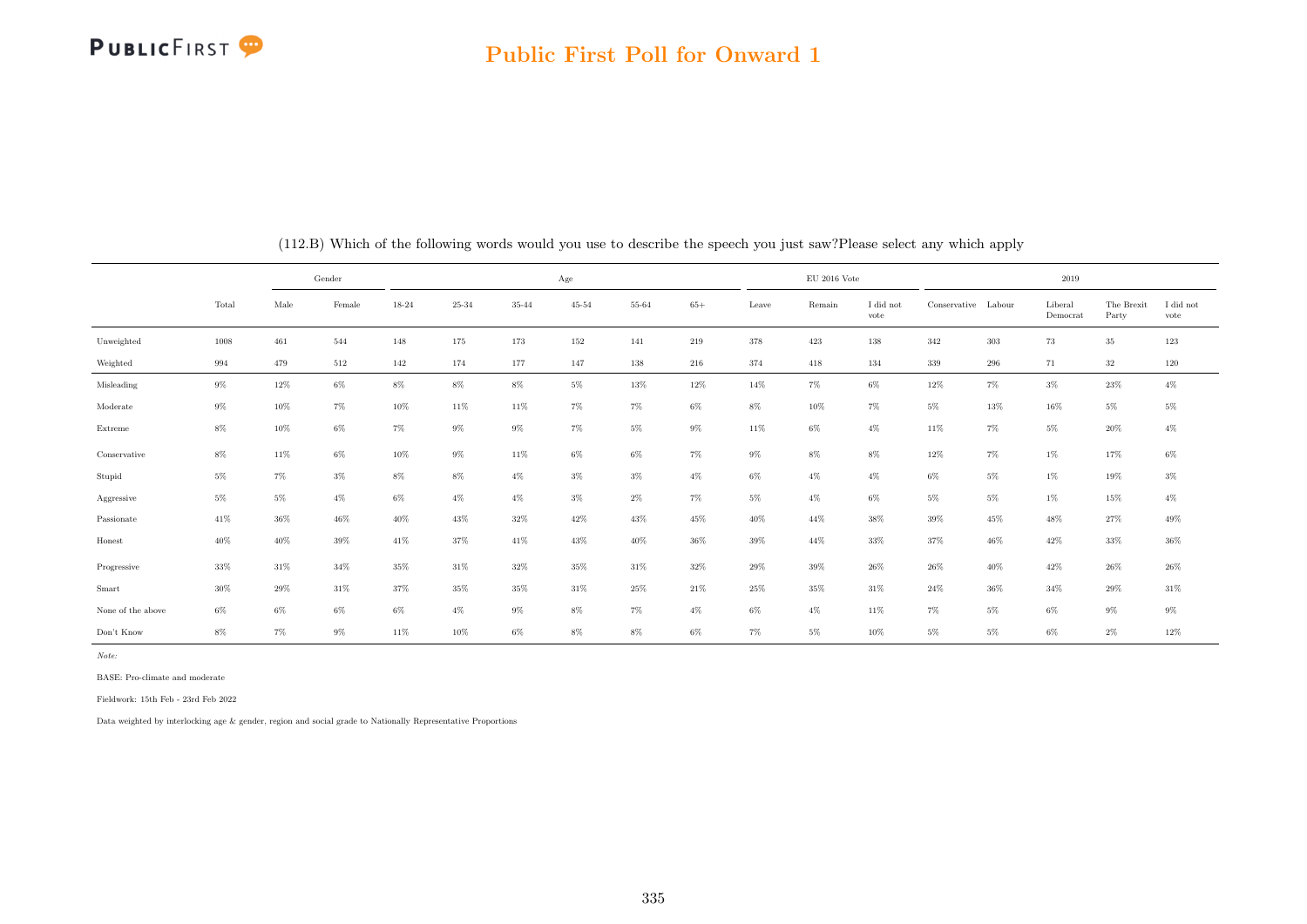## Public First Poll for Onward 1

(112.B) Which of the following words would you use to describe the speech you just saw?Please select any which apply

| | | Gender | | Age | | | | | | EU 2016 Vote | | | 2019 | | | | |
|---|---|---|---|---|---|---|---|---|---|---|---|---|---|---|---|---|---|
| | Total | Male | Female | 18-24 | 25-34 | 35-44 | 45-54 | 55-64 | 65+ | Leave | Remain | I did not vote | Conservative | Labour | Liberal Democrat | The Brexit Party | I did not vote |
| Unweighted | 1008 | 461 | 544 | 148 | 175 | 173 | 152 | 141 | 219 | 378 | 423 | 138 | 342 | 303 | 73 | 35 | 123 |
| Weighted | 994 | 479 | 512 | 142 | 174 | 177 | 147 | 138 | 216 | 374 | 418 | 134 | 339 | 296 | 71 | 32 | 120 |
| Misleading | 9% | 12% | 6% | 8% | 8% | 8% | 5% | 13% | 12% | 14% | 7% | 6% | 12% | 7% | 3% | 23% | 4% |
| Moderate | 9% | 10% | 7% | 10% | 11% | 11% | 7% | 7% | 6% | 8% | 10% | 7% | 5% | 13% | 16% | 5% | 5% |
| Extreme | 8% | 10% | 6% | 7% | 9% | 9% | 7% | 5% | 9% | 11% | 6% | 4% | 11% | 7% | 5% | 20% | 4% |
| Conservative | 8% | 11% | 6% | 10% | 9% | 11% | 6% | 6% | 7% | 9% | 8% | 8% | 12% | 7% | 1% | 17% | 6% |
| Stupid | 5% | 7% | 3% | 8% | 8% | 4% | 3% | 3% | 4% | 6% | 4% | 4% | 6% | 5% | 1% | 19% | 3% |
| Aggressive | 5% | 5% | 4% | 6% | 4% | 4% | 3% | 2% | 7% | 5% | 4% | 6% | 5% | 5% | 1% | 15% | 4% |
| Passionate | 41% | 36% | 46% | 40% | 43% | 32% | 42% | 43% | 45% | 40% | 44% | 38% | 39% | 45% | 48% | 27% | 49% |
| Honest | 40% | 40% | 39% | 41% | 37% | 41% | 43% | 40% | 36% | 39% | 44% | 33% | 37% | 46% | 42% | 33% | 36% |
| Progressive | 33% | 31% | 34% | 35% | 31% | 32% | 35% | 31% | 32% | 29% | 39% | 26% | 26% | 40% | 42% | 26% | 26% |
| Smart | 30% | 29% | 31% | 37% | 35% | 35% | 31% | 25% | 21% | 25% | 35% | 31% | 24% | 36% | 34% | 29% | 31% |
| None of the above | 6% | 6% | 6% | 6% | 4% | 9% | 8% | 7% | 4% | 6% | 4% | 11% | 7% | 5% | 6% | 9% | 9% |
| Don't Know | 8% | 7% | 9% | 11% | 10% | 6% | 8% | 8% | 6% | 7% | 5% | 10% | 5% | 5% | 6% | 2% | 12% |

*Note:*

BASE: Pro-climate and moderate

Fieldwork: 15th Feb - 23rd Feb 2022

Data weighted by interlocking age & gender, region and social grade to Nationally Representative Proportions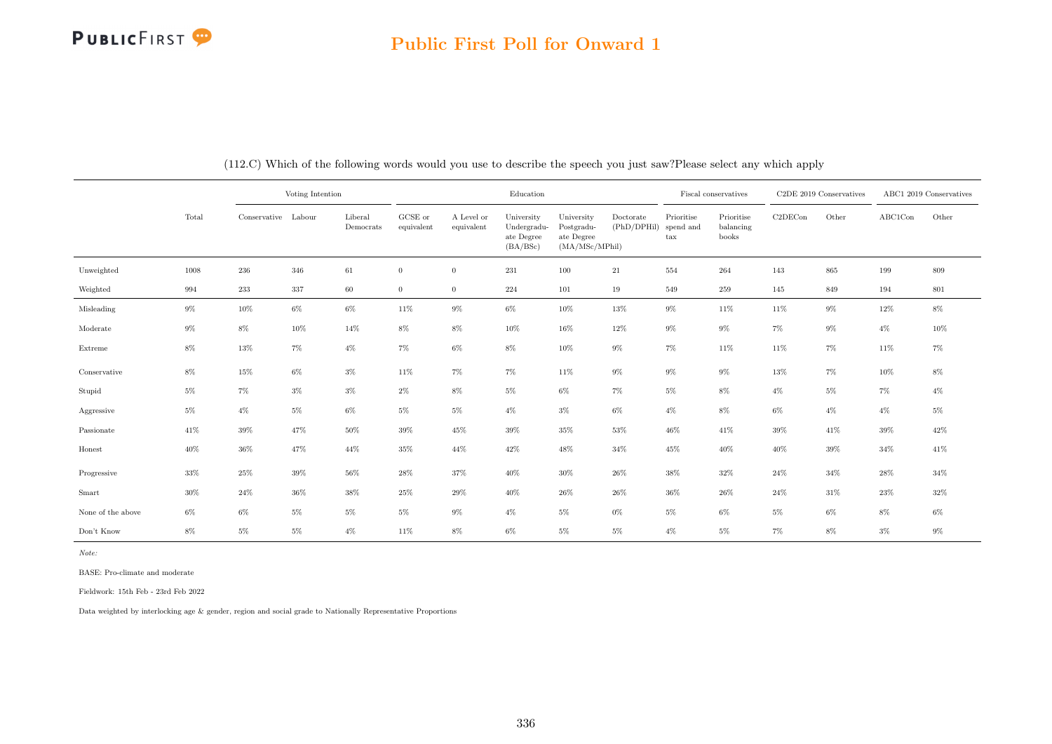## Public First Poll for Onward 1

(112.C) Which of the following words would you use to describe the speech you just saw?Please select any which apply

| | Total | Voting Intention | | | Education | | | | | Fiscal conservatives | | C2DE 2019 Conservatives | | ABC1 2019 Conservatives | |
|---|---|---|---|---|---|---|---|---|---|---|---|---|---|---|---|
| | | Conservative | Labour | Liberal Democrats | GCSE or equivalent | A Level or equivalent | University Undergraduate Degree (BA/BSc) | University Postgraduate Degree (MA/MSc/MPhil) | Doctorate (PhD/DPHil) | Prioritise spend and tax | Prioritise balancing books | C2DECon | Other | ABC1Con | Other |
| Unweighted | 1008 | 236 | 346 | 61 | 0 | 0 | 231 | 100 | 21 | 554 | 264 | 143 | 865 | 199 | 809 |
| Weighted | 994 | 233 | 337 | 60 | 0 | 0 | 224 | 101 | 19 | 549 | 259 | 145 | 849 | 194 | 801 |
| Misleading | 9% | 10% | 6% | 6% | 11% | 9% | 6% | 10% | 13% | 9% | 11% | 11% | 9% | 12% | 8% |
| Moderate | 9% | 8% | 10% | 14% | 8% | 8% | 10% | 16% | 12% | 9% | 9% | 7% | 9% | 4% | 10% |
| Extreme | 8% | 13% | 7% | 4% | 7% | 6% | 8% | 10% | 9% | 7% | 11% | 11% | 7% | 11% | 7% |
| Conservative | 8% | 15% | 6% | 3% | 11% | 7% | 7% | 11% | 9% | 9% | 9% | 13% | 7% | 10% | 8% |
| Stupid | 5% | 7% | 3% | 3% | 2% | 8% | 5% | 6% | 7% | 5% | 8% | 4% | 5% | 7% | 4% |
| Aggressive | 5% | 4% | 5% | 6% | 5% | 5% | 4% | 3% | 6% | 4% | 8% | 6% | 4% | 4% | 5% |
| Passionate | 41% | 39% | 47% | 50% | 39% | 45% | 39% | 35% | 53% | 46% | 41% | 39% | 41% | 39% | 42% |
| Honest | 40% | 36% | 47% | 44% | 35% | 44% | 42% | 48% | 34% | 45% | 40% | 40% | 39% | 34% | 41% |
| Progressive | 33% | 25% | 39% | 56% | 28% | 37% | 40% | 30% | 26% | 38% | 32% | 24% | 34% | 28% | 34% |
| Smart | 30% | 24% | 36% | 38% | 25% | 29% | 40% | 26% | 26% | 36% | 26% | 24% | 31% | 23% | 32% |
| None of the above | 6% | 6% | 5% | 5% | 5% | 9% | 4% | 5% | 0% | 5% | 6% | 5% | 6% | 8% | 6% |
| Don't Know | 8% | 5% | 5% | 4% | 11% | 8% | 6% | 5% | 5% | 4% | 5% | 7% | 8% | 3% | 9% |

*Note:*

BASE: Pro-climate and moderate

Fieldwork: 15th Feb - 23rd Feb 2022

Data weighted by interlocking age & gender, region and social grade to Nationally Representative Proportions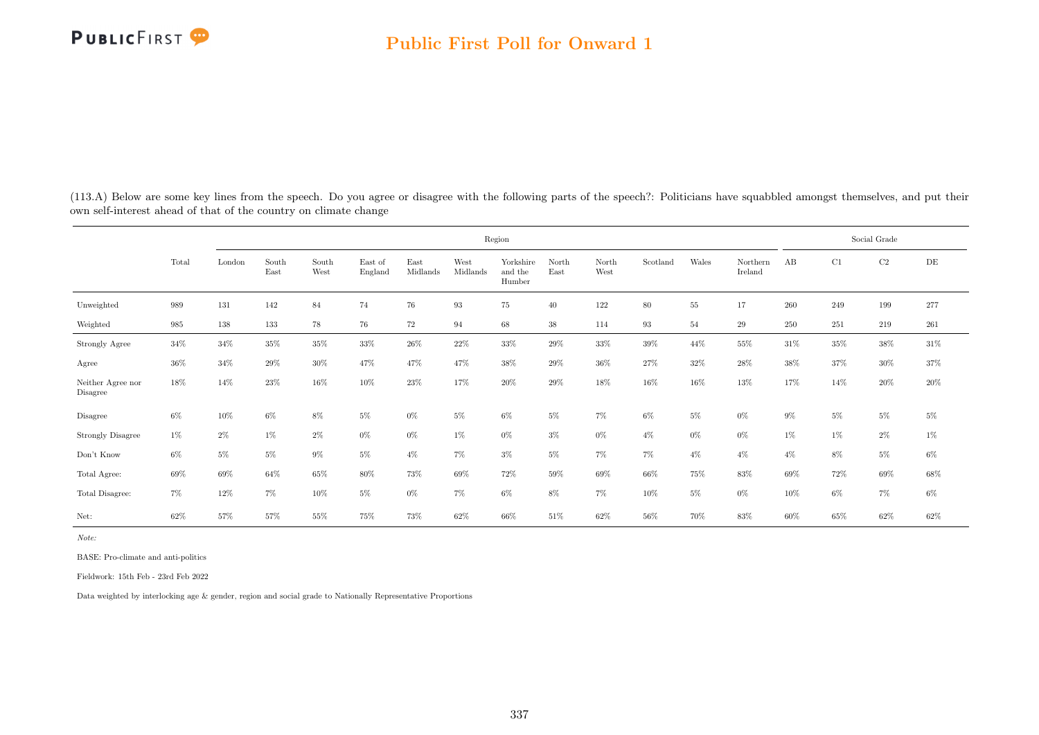(113.A) Below are some key lines from the speech. Do you agree or disagree with the following parts of the speech?: Politicians have squabbled amongst themselves, and put their own self-interest ahead of that of the country on climate change

| | Total | Region | | | | | | | | | | | | Social Grade | | | |
|---|---|---|---|---|---|---|---|---|---|---|---|---|---|---|---|---|---|
| | | London | South East | South West | East of England | East Midlands | West Midlands | Yorkshire and the Humber | North East | North West | Scotland | Wales | Northern Ireland | AB | C1 | C2 | DE |
| Unweighted | 989 | 131 | 142 | 84 | 74 | 76 | 93 | 75 | 40 | 122 | 80 | 55 | 17 | 260 | 249 | 199 | 277 |
| Weighted | 985 | 138 | 133 | 78 | 76 | 72 | 94 | 68 | 38 | 114 | 93 | 54 | 29 | 250 | 251 | 219 | 261 |
| Strongly Agree | 34% | 34% | 35% | 35% | 33% | 26% | 22% | 33% | 29% | 33% | 39% | 44% | 55% | 31% | 35% | 38% | 31% |
| Agree | 36% | 34% | 29% | 30% | 47% | 47% | 47% | 38% | 29% | 36% | 27% | 32% | 28% | 38% | 37% | 30% | 37% |
| Neither Agree nor Disagree | 18% | 14% | 23% | 16% | 10% | 23% | 17% | 20% | 29% | 18% | 16% | 16% | 13% | 17% | 14% | 20% | 20% |
| Disagree | 6% | 10% | 6% | 8% | 5% | 0% | 5% | 6% | 5% | 7% | 6% | 5% | 0% | 9% | 5% | 5% | 5% |
| Strongly Disagree | 1% | 2% | 1% | 2% | 0% | 0% | 1% | 0% | 3% | 0% | 4% | 0% | 0% | 1% | 1% | 2% | 1% |
| Don't Know | 6% | 5% | 5% | 9% | 5% | 4% | 7% | 3% | 5% | 7% | 7% | 4% | 4% | 4% | 8% | 5% | 6% |
| Total Agree: | 69% | 69% | 64% | 65% | 80% | 73% | 69% | 72% | 59% | 69% | 66% | 75% | 83% | 69% | 72% | 69% | 68% |
| Total Disagree: | 7% | 12% | 7% | 10% | 5% | 0% | 7% | 6% | 8% | 7% | 10% | 5% | 0% | 10% | 6% | 7% | 6% |
| Net: | 62% | 57% | 57% | 55% | 75% | 73% | 62% | 66% | 51% | 62% | 56% | 70% | 83% | 60% | 65% | 62% | 62% |

*Note:*

BASE: Pro-climate and anti-politics

Fieldwork: 15th Feb - 23rd Feb 2022

Data weighted by interlocking age & gender, region and social grade to Nationally Representative Proportions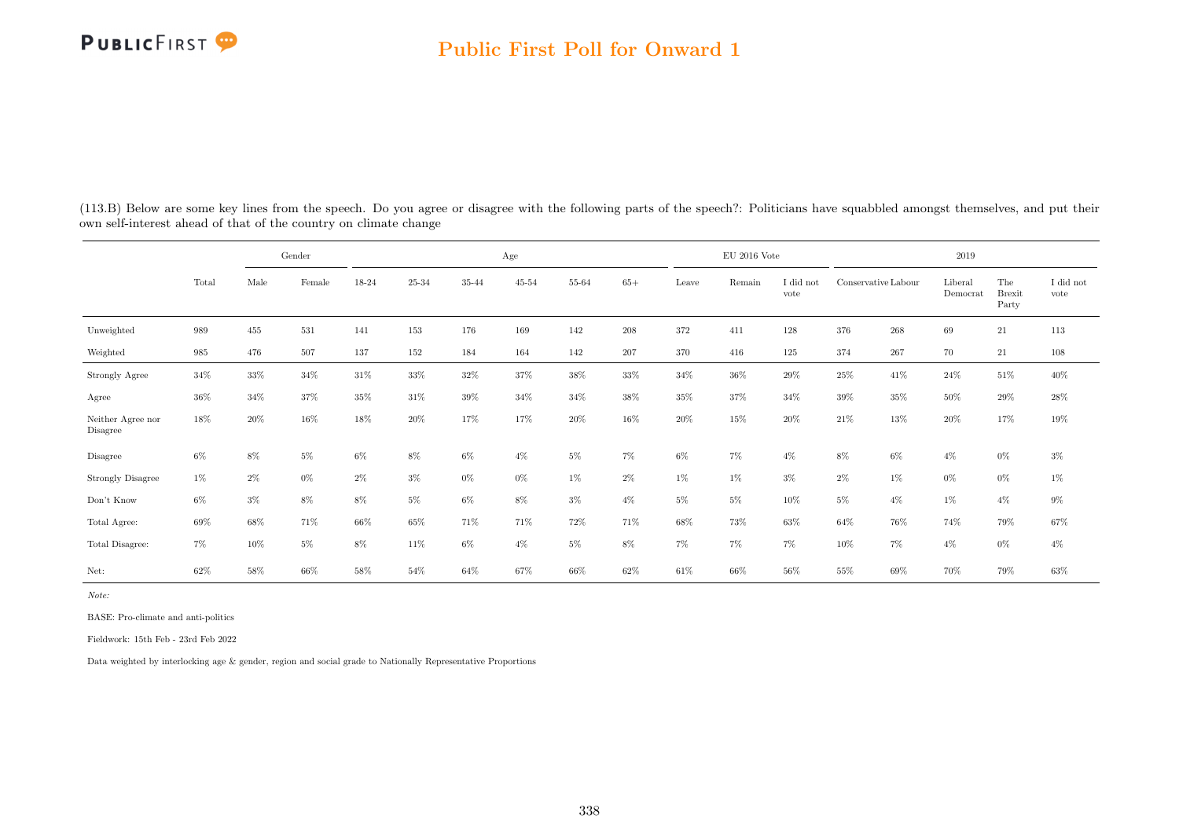(113.B) Below are some key lines from the speech. Do you agree or disagree with the following parts of the speech?: Politicians have squabbled amongst themselves, and put their own self-interest ahead of that of the country on climate change

| | Total | Gender | | Age | | | | | | EU 2016 Vote | | | 2019 | | | | |
|---|---|---|---|---|---|---|---|---|---|---|---|---|---|---|---|---|---|
| | | Male | Female | 18-24 | 25-34 | 35-44 | 45-54 | 55-64 | 65+ | Leave | Remain | I did not vote | Conservative | Labour | Liberal Democrat | The Brexit Party | I did not vote |
| Unweighted | 989 | 455 | 531 | 141 | 153 | 176 | 169 | 142 | 208 | 372 | 411 | 128 | 376 | 268 | 69 | 21 | 113 |
| Weighted | 985 | 476 | 507 | 137 | 152 | 184 | 164 | 142 | 207 | 370 | 416 | 125 | 374 | 267 | 70 | 21 | 108 |
| Strongly Agree | 34% | 33% | 34% | 31% | 33% | 32% | 37% | 38% | 33% | 34% | 36% | 29% | 25% | 41% | 24% | 51% | 40% |
| Agree | 36% | 34% | 37% | 35% | 31% | 39% | 34% | 34% | 38% | 35% | 37% | 34% | 39% | 35% | 50% | 29% | 28% |
| Neither Agree nor Disagree | 18% | 20% | 16% | 18% | 20% | 17% | 17% | 20% | 16% | 20% | 15% | 20% | 21% | 13% | 20% | 17% | 19% |
| Disagree | 6% | 8% | 5% | 6% | 8% | 6% | 4% | 5% | 7% | 6% | 7% | 4% | 8% | 6% | 4% | 0% | 3% |
| Strongly Disagree | 1% | 2% | 0% | 2% | 3% | 0% | 0% | 1% | 2% | 1% | 1% | 3% | 2% | 1% | 0% | 0% | 1% |
| Don't Know | 6% | 3% | 8% | 8% | 5% | 6% | 8% | 3% | 4% | 5% | 5% | 10% | 5% | 4% | 1% | 4% | 9% |
| Total Agree: | 69% | 68% | 71% | 66% | 65% | 71% | 71% | 72% | 71% | 68% | 73% | 63% | 64% | 76% | 74% | 79% | 67% |
| Total Disagree: | 7% | 10% | 5% | 8% | 11% | 6% | 4% | 5% | 8% | 7% | 7% | 7% | 10% | 7% | 4% | 0% | 4% |
| Net: | 62% | 58% | 66% | 58% | 54% | 64% | 67% | 66% | 62% | 61% | 66% | 56% | 55% | 69% | 70% | 79% | 63% |

*Note:*

BASE: Pro-climate and anti-politics

Fieldwork: 15th Feb - 23rd Feb 2022

Data weighted by interlocking age & gender, region and social grade to Nationally Representative Proportions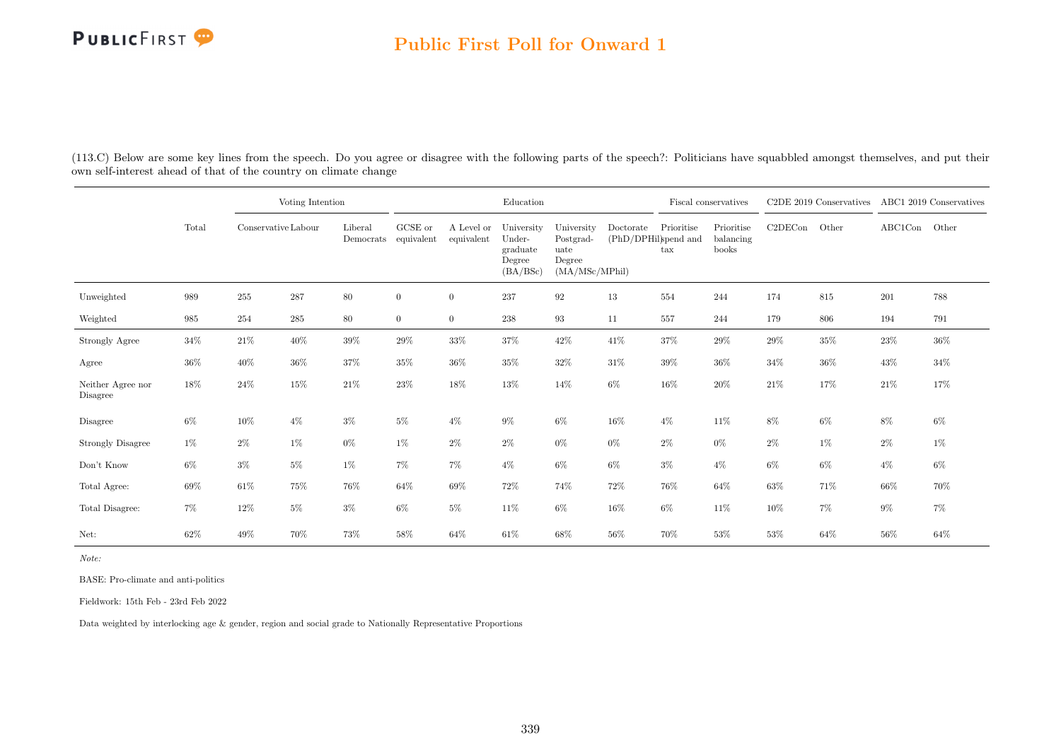## Public First Poll for Onward 1

(113.C) Below are some key lines from the speech. Do you agree or disagree with the following parts of the speech?: Politicians have squabbled amongst themselves, and put their own self-interest ahead of that of the country on climate change

| | Total | Voting Intention | | | Education | | | | | Fiscal conservatives | | C2DE 2019 Conservatives | | ABC1 2019 Conservatives | |
|---|---|---|---|---|---|---|---|---|---|---|---|---|---|---|---|
| | | Conservative | Labour | Liberal Democrats | GCSE or equivalent | A Level or equivalent | University Under-graduate Degree (BA/BSc) | University Postgrad-uate Degree (MA/MSc/MPhil) | Doctorate (PhD/DPHil) | Prioritise spend and tax | Prioritise balancing books | C2DECon | Other | ABC1Con | Other |
| Unweighted | 989 | 255 | 287 | 80 | 0 | 0 | 237 | 92 | 13 | 554 | 244 | 174 | 815 | 201 | 788 |
| Weighted | 985 | 254 | 285 | 80 | 0 | 0 | 238 | 93 | 11 | 557 | 244 | 179 | 806 | 194 | 791 |
| Strongly Agree | 34% | 21% | 40% | 39% | 29% | 33% | 37% | 42% | 41% | 37% | 29% | 29% | 35% | 23% | 36% |
| Agree | 36% | 40% | 36% | 37% | 35% | 36% | 35% | 32% | 31% | 39% | 36% | 34% | 36% | 43% | 34% |
| Neither Agree nor Disagree | 18% | 24% | 15% | 21% | 23% | 18% | 13% | 14% | 6% | 16% | 20% | 21% | 17% | 21% | 17% |
| Disagree | 6% | 10% | 4% | 3% | 5% | 4% | 9% | 6% | 16% | 4% | 11% | 8% | 6% | 8% | 6% |
| Strongly Disagree | 1% | 2% | 1% | 0% | 1% | 2% | 2% | 0% | 0% | 2% | 0% | 2% | 1% | 2% | 1% |
| Don't Know | 6% | 3% | 5% | 1% | 7% | 7% | 4% | 6% | 6% | 3% | 4% | 6% | 6% | 4% | 6% |
| Total Agree: | 69% | 61% | 75% | 76% | 64% | 69% | 72% | 74% | 72% | 76% | 64% | 63% | 71% | 66% | 70% |
| Total Disagree: | 7% | 12% | 5% | 3% | 6% | 5% | 11% | 6% | 16% | 6% | 11% | 10% | 7% | 9% | 7% |
| Net: | 62% | 49% | 70% | 73% | 58% | 64% | 61% | 68% | 56% | 70% | 53% | 53% | 64% | 56% | 64% |

*Note:*

BASE: Pro-climate and anti-politics

Fieldwork: 15th Feb - 23rd Feb 2022

Data weighted by interlocking age & gender, region and social grade to Nationally Representative Proportions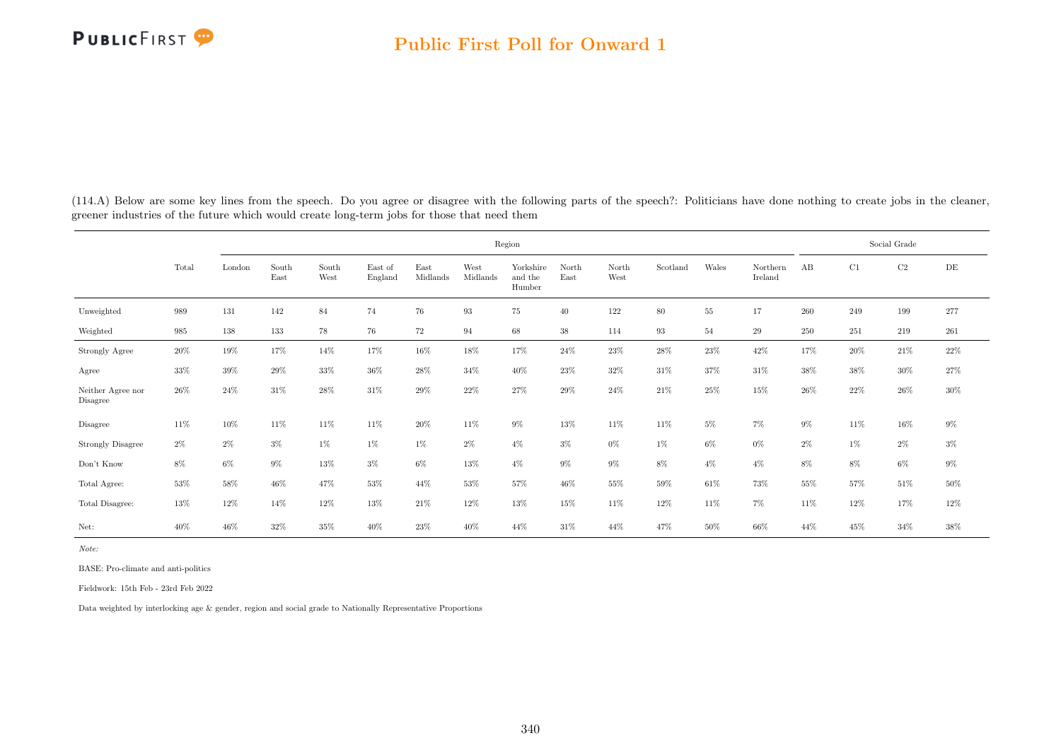## Public First Poll for Onward 1

(114.A) Below are some key lines from the speech. Do you agree or disagree with the following parts of the speech?: Politicians have done nothing to create jobs in the cleaner, greener industries of the future which would create long-term jobs for those that need them

| | | Region | | | | | | | | | | | | Social Grade | | | |
|---|---|---|---|---|---|---|---|---|---|---|---|---|---|---|---|---|---|
| | Total | London | South East | South West | East of England | East Midlands | West Midlands | Yorkshire and the Humber | North East | North West | Scotland | Wales | Northern Ireland | AB | C1 | C2 | DE |
| Unweighted | 989 | 131 | 142 | 84 | 74 | 76 | 93 | 75 | 40 | 122 | 80 | 55 | 17 | 260 | 249 | 199 | 277 |
| Weighted | 985 | 138 | 133 | 78 | 76 | 72 | 94 | 68 | 38 | 114 | 93 | 54 | 29 | 250 | 251 | 219 | 261 |
| Strongly Agree | 20% | 19% | 17% | 14% | 17% | 16% | 18% | 17% | 24% | 23% | 28% | 23% | 42% | 17% | 20% | 21% | 22% |
| Agree | 33% | 39% | 29% | 33% | 36% | 28% | 34% | 40% | 23% | 32% | 31% | 37% | 31% | 38% | 38% | 30% | 27% |
| Neither Agree nor Disagree | 26% | 24% | 31% | 28% | 31% | 29% | 22% | 27% | 29% | 24% | 21% | 25% | 15% | 26% | 22% | 26% | 30% |
| Disagree | 11% | 10% | 11% | 11% | 11% | 20% | 11% | 9% | 13% | 11% | 11% | 5% | 7% | 9% | 11% | 16% | 9% |
| Strongly Disagree | 2% | 2% | 3% | 1% | 1% | 1% | 2% | 4% | 3% | 0% | 1% | 6% | 0% | 2% | 1% | 2% | 3% |
| Don't Know | 8% | 6% | 9% | 13% | 3% | 6% | 13% | 4% | 9% | 9% | 8% | 4% | 4% | 8% | 8% | 6% | 9% |
| Total Agree: | 53% | 58% | 46% | 47% | 53% | 44% | 53% | 57% | 46% | 55% | 59% | 61% | 73% | 55% | 57% | 51% | 50% |
| Total Disagree: | 13% | 12% | 14% | 12% | 13% | 21% | 12% | 13% | 15% | 11% | 12% | 11% | 7% | 11% | 12% | 17% | 12% |
| Net: | 40% | 46% | 32% | 35% | 40% | 23% | 40% | 44% | 31% | 44% | 47% | 50% | 66% | 44% | 45% | 34% | 38% |

*Note:*

BASE: Pro-climate and anti-politics

Fieldwork: 15th Feb - 23rd Feb 2022

Data weighted by interlocking age & gender, region and social grade to Nationally Representative Proportions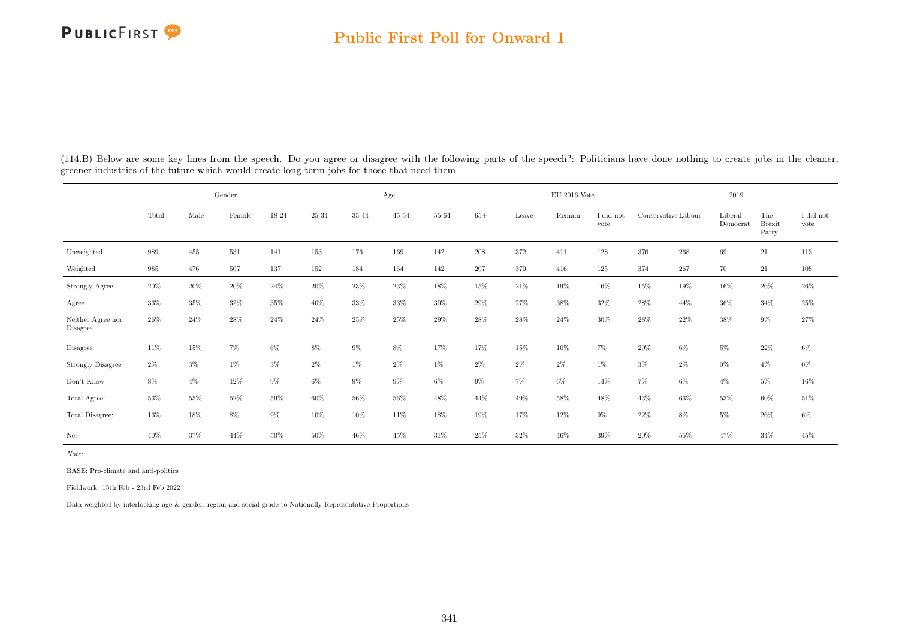## Public First Poll for Onward 1

(114.B) Below are some key lines from the speech. Do you agree or disagree with the following parts of the speech?: Politicians have done nothing to create jobs in the cleaner, greener industries of the future which would create long-term jobs for those that need them

| | | Gender | | Age | | | | | | EU 2016 Vote | | | 2019 | | | | |
|---|---|---|---|---|---|---|---|---|---|---|---|---|---|---|---|---|---|
| | Total | Male | Female | 18-24 | 25-34 | 35-44 | 45-54 | 55-64 | 65+ | Leave | Remain | I did not vote | Conservative | Labour | Liberal Democrat | The Brexit Party | I did not vote |
| Unweighted | 989 | 455 | 531 | 141 | 153 | 176 | 169 | 142 | 208 | 372 | 411 | 128 | 376 | 268 | 69 | 21 | 113 |
| Weighted | 985 | 476 | 507 | 137 | 152 | 184 | 164 | 142 | 207 | 370 | 416 | 125 | 374 | 267 | 70 | 21 | 108 |
| Strongly Agree | 20% | 20% | 20% | 24% | 20% | 23% | 23% | 18% | 15% | 21% | 19% | 16% | 15% | 19% | 16% | 26% | 26% |
| Agree | 33% | 35% | 32% | 35% | 40% | 33% | 33% | 30% | 29% | 27% | 38% | 32% | 28% | 44% | 36% | 34% | 25% |
| Neither Agree nor Disagree | 26% | 24% | 28% | 24% | 24% | 25% | 25% | 29% | 28% | 28% | 24% | 30% | 28% | 22% | 38% | 9% | 27% |
| Disagree | 11% | 15% | 7% | 6% | 8% | 9% | 8% | 17% | 17% | 15% | 10% | 7% | 20% | 6% | 5% | 22% | 6% |
| Strongly Disagree | 2% | 3% | 1% | 3% | 2% | 1% | 2% | 1% | 2% | 2% | 2% | 1% | 3% | 2% | 0% | 4% | 0% |
| Don't Know | 8% | 4% | 12% | 9% | 6% | 9% | 9% | 6% | 9% | 7% | 6% | 14% | 7% | 6% | 4% | 5% | 16% |
| Total Agree: | 53% | 55% | 52% | 59% | 60% | 56% | 56% | 48% | 44% | 49% | 58% | 48% | 43% | 63% | 53% | 60% | 51% |
| Total Disagree: | 13% | 18% | 8% | 9% | 10% | 10% | 11% | 18% | 19% | 17% | 12% | 9% | 22% | 8% | 5% | 26% | 6% |
| Net: | 40% | 37% | 44% | 50% | 50% | 46% | 45% | 31% | 25% | 32% | 46% | 39% | 20% | 55% | 47% | 34% | 45% |

*Note:*

BASE: Pro-climate and anti-politics

Fieldwork: 15th Feb - 23rd Feb 2022

Data weighted by interlocking age & gender, region and social grade to Nationally Representative Proportions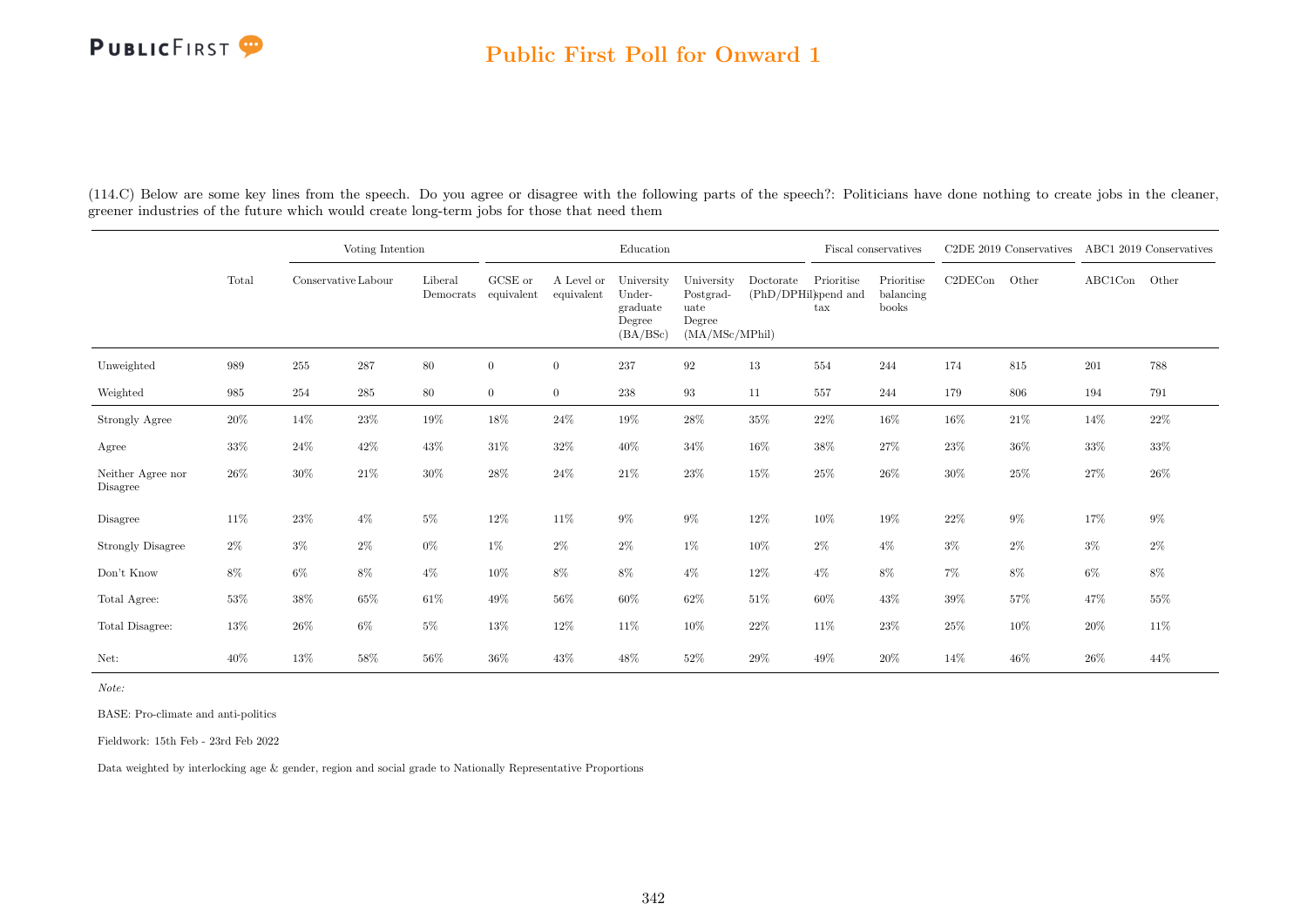## Public First Poll for Onward 1

(114.C) Below are some key lines from the speech. Do you agree or disagree with the following parts of the speech?: Politicians have done nothing to create jobs in the cleaner, greener industries of the future which would create long-term jobs for those that need them

| | Total | Voting Intention | | | Education | | | | | Fiscal conservatives | | C2DE 2019 Conservatives | | ABC1 2019 Conservatives | |
|---|---|---|---|---|---|---|---|---|---|---|---|---|---|---|---|
| | | Conservative | Labour | Liberal Democrats | GCSE or equivalent | A Level or equivalent | University Under-graduate Degree (BA/BSc) | University Postgrad-uate Degree (MA/MSc/MPhil) | Doctorate (PhD/DPhil) | Prioritise spend and tax | Prioritise balancing books | C2DECon | Other | ABC1Con | Other |
| Unweighted | 989 | 255 | 287 | 80 | 0 | 0 | 237 | 92 | 13 | 554 | 244 | 174 | 815 | 201 | 788 |
| Weighted | 985 | 254 | 285 | 80 | 0 | 0 | 238 | 93 | 11 | 557 | 244 | 179 | 806 | 194 | 791 |
| Strongly Agree | 20% | 14% | 23% | 19% | 18% | 24% | 19% | 28% | 35% | 22% | 16% | 16% | 21% | 14% | 22% |
| Agree | 33% | 24% | 42% | 43% | 31% | 32% | 40% | 34% | 16% | 38% | 27% | 23% | 36% | 33% | 33% |
| Neither Agree nor Disagree | 26% | 30% | 21% | 30% | 28% | 24% | 21% | 23% | 15% | 25% | 26% | 30% | 25% | 27% | 26% |
| Disagree | 11% | 23% | 4% | 5% | 12% | 11% | 9% | 9% | 12% | 10% | 19% | 22% | 9% | 17% | 9% |
| Strongly Disagree | 2% | 3% | 2% | 0% | 1% | 2% | 2% | 1% | 10% | 2% | 4% | 3% | 2% | 3% | 2% |
| Don't Know | 8% | 6% | 8% | 4% | 10% | 8% | 8% | 4% | 12% | 4% | 8% | 7% | 8% | 6% | 8% |
| Total Agree: | 53% | 38% | 65% | 61% | 49% | 56% | 60% | 62% | 51% | 60% | 43% | 39% | 57% | 47% | 55% |
| Total Disagree: | 13% | 26% | 6% | 5% | 13% | 12% | 11% | 10% | 22% | 11% | 23% | 25% | 10% | 20% | 11% |
| Net: | 40% | 13% | 58% | 56% | 36% | 43% | 48% | 52% | 29% | 49% | 20% | 14% | 46% | 26% | 44% |

*Note:*

BASE: Pro-climate and anti-politics

Fieldwork: 15th Feb - 23rd Feb 2022

Data weighted by interlocking age & gender, region and social grade to Nationally Representative Proportions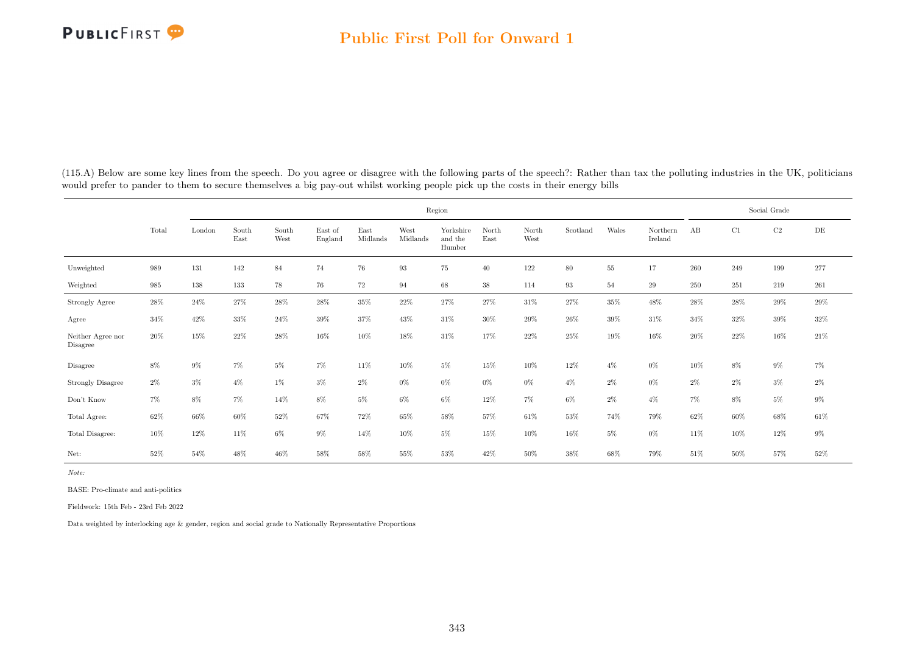(115.A) Below are some key lines from the speech. Do you agree or disagree with the following parts of the speech?: Rather than tax the polluting industries in the UK, politicians would prefer to pander to them to secure themselves a big pay-out whilst working people pick up the costs in their energy bills

| | | Region | | | | | | | | | | | | Social Grade | | | |
|---|---|---|---|---|---|---|---|---|---|---|---|---|---|---|---|---|---|
| | Total | London | South East | South West | East of England | East Midlands | West Midlands | Yorkshire and the Humber | North East | North West | Scotland | Wales | Northern Ireland | AB | C1 | C2 | DE |
| Unweighted | 989 | 131 | 142 | 84 | 74 | 76 | 93 | 75 | 40 | 122 | 80 | 55 | 17 | 260 | 249 | 199 | 277 |
| Weighted | 985 | 138 | 133 | 78 | 76 | 72 | 94 | 68 | 38 | 114 | 93 | 54 | 29 | 250 | 251 | 219 | 261 |
| Strongly Agree | 28% | 24% | 27% | 28% | 28% | 35% | 22% | 27% | 27% | 31% | 27% | 35% | 48% | 28% | 28% | 29% | 29% |
| Agree | 34% | 42% | 33% | 24% | 39% | 37% | 43% | 31% | 30% | 29% | 26% | 39% | 31% | 34% | 32% | 39% | 32% |
| Neither Agree nor Disagree | 20% | 15% | 22% | 28% | 16% | 10% | 18% | 31% | 17% | 22% | 25% | 19% | 16% | 20% | 22% | 16% | 21% |
| Disagree | 8% | 9% | 7% | 5% | 7% | 11% | 10% | 5% | 15% | 10% | 12% | 4% | 0% | 10% | 8% | 9% | 7% |
| Strongly Disagree | 2% | 3% | 4% | 1% | 3% | 2% | 0% | 0% | 0% | 0% | 4% | 2% | 0% | 2% | 2% | 3% | 2% |
| Don't Know | 7% | 8% | 7% | 14% | 8% | 5% | 6% | 6% | 12% | 7% | 6% | 2% | 4% | 7% | 8% | 5% | 9% |
| Total Agree: | 62% | 66% | 60% | 52% | 67% | 72% | 65% | 58% | 57% | 61% | 53% | 74% | 79% | 62% | 60% | 68% | 61% |
| Total Disagree: | 10% | 12% | 11% | 6% | 9% | 14% | 10% | 5% | 15% | 10% | 16% | 5% | 0% | 11% | 10% | 12% | 9% |
| Net: | 52% | 54% | 48% | 46% | 58% | 58% | 55% | 53% | 42% | 50% | 38% | 68% | 79% | 51% | 50% | 57% | 52% |

*Note:*

BASE: Pro-climate and anti-politics

Fieldwork: 15th Feb - 23rd Feb 2022

Data weighted by interlocking age & gender, region and social grade to Nationally Representative Proportions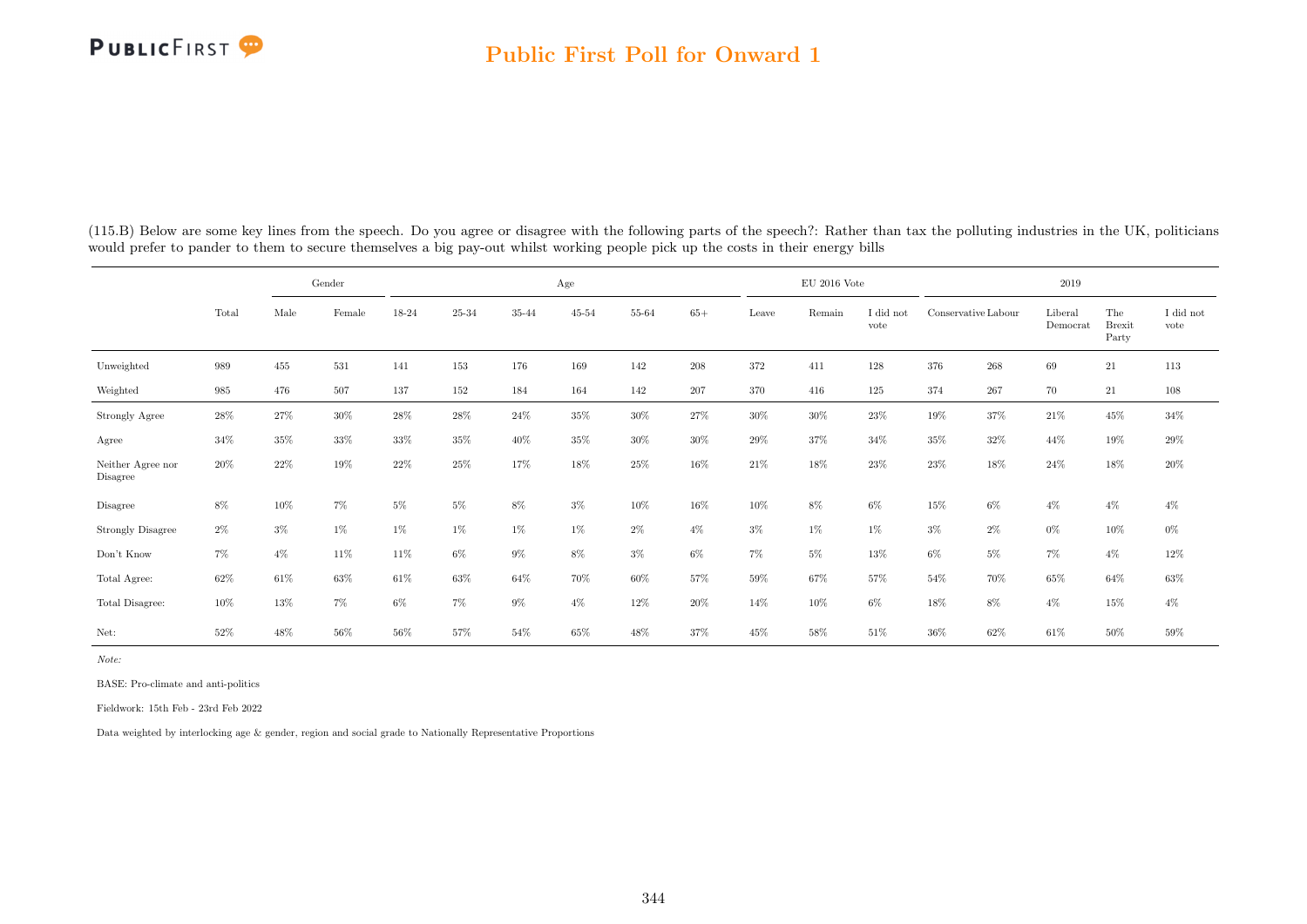(115.B) Below are some key lines from the speech. Do you agree or disagree with the following parts of the speech?: Rather than tax the polluting industries in the UK, politicians would prefer to pander to them to secure themselves a big pay-out whilst working people pick up the costs in their energy bills

| | Total | Gender | | Age | | | | | | EU 2016 Vote | | | 2019 | | | | |
|---|---|---|---|---|---|---|---|---|---|---|---|---|---|---|---|---|---|
| | | Male | Female | 18-24 | 25-34 | 35-44 | 45-54 | 55-64 | 65+ | Leave | Remain | I did not vote | Conservative | Labour | Liberal Democrat | The Brexit Party | I did not vote |
| Unweighted | 989 | 455 | 531 | 141 | 153 | 176 | 169 | 142 | 208 | 372 | 411 | 128 | 376 | 268 | 69 | 21 | 113 |
| Weighted | 985 | 476 | 507 | 137 | 152 | 184 | 164 | 142 | 207 | 370 | 416 | 125 | 374 | 267 | 70 | 21 | 108 |
| Strongly Agree | 28% | 27% | 30% | 28% | 28% | 24% | 35% | 30% | 27% | 30% | 30% | 23% | 19% | 37% | 21% | 45% | 34% |
| Agree | 34% | 35% | 33% | 33% | 35% | 40% | 35% | 30% | 30% | 29% | 37% | 34% | 35% | 32% | 44% | 19% | 29% |
| Neither Agree nor Disagree | 20% | 22% | 19% | 22% | 25% | 17% | 18% | 25% | 16% | 21% | 18% | 23% | 23% | 18% | 24% | 18% | 20% |
| Disagree | 8% | 10% | 7% | 5% | 5% | 8% | 3% | 10% | 16% | 10% | 8% | 6% | 15% | 6% | 4% | 4% | 4% |
| Strongly Disagree | 2% | 3% | 1% | 1% | 1% | 1% | 1% | 2% | 4% | 3% | 1% | 1% | 3% | 2% | 0% | 10% | 0% |
| Don't Know | 7% | 4% | 11% | 11% | 6% | 9% | 8% | 3% | 6% | 7% | 5% | 13% | 6% | 5% | 7% | 4% | 12% |
| Total Agree: | 62% | 61% | 63% | 61% | 63% | 64% | 70% | 60% | 57% | 59% | 67% | 57% | 54% | 70% | 65% | 64% | 63% |
| Total Disagree: | 10% | 13% | 7% | 6% | 7% | 9% | 4% | 12% | 20% | 14% | 10% | 6% | 18% | 8% | 4% | 15% | 4% |
| Net: | 52% | 48% | 56% | 56% | 57% | 54% | 65% | 48% | 37% | 45% | 58% | 51% | 36% | 62% | 61% | 50% | 59% |

*Note:*

BASE: Pro-climate and anti-politics

Fieldwork: 15th Feb - 23rd Feb 2022

Data weighted by interlocking age & gender, region and social grade to Nationally Representative Proportions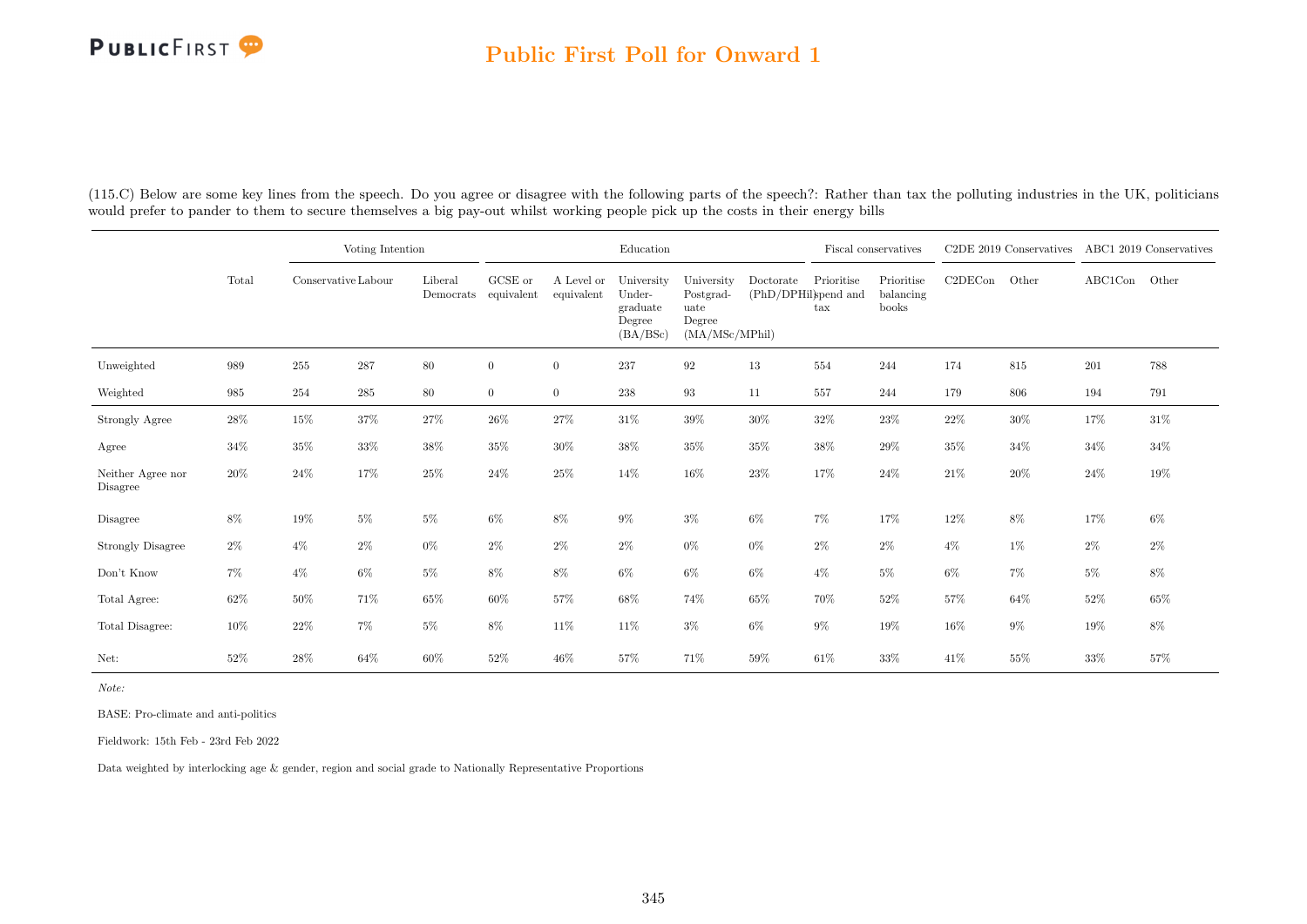## Public First Poll for Onward 1

(115.C) Below are some key lines from the speech. Do you agree or disagree with the following parts of the speech?: Rather than tax the polluting industries in the UK, politicians would prefer to pander to them to secure themselves a big pay-out whilst working people pick up the costs in their energy bills

| | Total | Voting Intention | | | Education | | | | | Fiscal conservatives | | C2DE 2019 Conservatives | | ABC1 2019 Conservatives | |
|---|---|---|---|---|---|---|---|---|---|---|---|---|---|---|---|
| | | Conservative | Labour | Liberal Democrats | GCSE or equivalent | A Level or equivalent | University Under-graduate Degree (BA/BSc) | University Postgrad-uate Degree (MA/MSc/MPhil) | Doctorate (PhD/DPhil) | Prioritise spend and tax | Prioritise balancing books | C2DECon | Other | ABC1Con | Other |
| Unweighted | 989 | 255 | 287 | 80 | 0 | 0 | 237 | 92 | 13 | 554 | 244 | 174 | 815 | 201 | 788 |
| Weighted | 985 | 254 | 285 | 80 | 0 | 0 | 238 | 93 | 11 | 557 | 244 | 179 | 806 | 194 | 791 |
| Strongly Agree | 28% | 15% | 37% | 27% | 26% | 27% | 31% | 39% | 30% | 32% | 23% | 22% | 30% | 17% | 31% |
| Agree | 34% | 35% | 33% | 38% | 35% | 30% | 38% | 35% | 35% | 38% | 29% | 35% | 34% | 34% | 34% |
| Neither Agree nor Disagree | 20% | 24% | 17% | 25% | 24% | 25% | 14% | 16% | 23% | 17% | 24% | 21% | 20% | 24% | 19% |
| Disagree | 8% | 19% | 5% | 5% | 6% | 8% | 9% | 3% | 6% | 7% | 17% | 12% | 8% | 17% | 6% |
| Strongly Disagree | 2% | 4% | 2% | 0% | 2% | 2% | 2% | 0% | 0% | 2% | 2% | 4% | 1% | 2% | 2% |
| Don't Know | 7% | 4% | 6% | 5% | 8% | 8% | 6% | 6% | 6% | 4% | 5% | 6% | 7% | 5% | 8% |
| Total Agree: | 62% | 50% | 71% | 65% | 60% | 57% | 68% | 74% | 65% | 70% | 52% | 57% | 64% | 52% | 65% |
| Total Disagree: | 10% | 22% | 7% | 5% | 8% | 11% | 11% | 3% | 6% | 9% | 19% | 16% | 9% | 19% | 8% |
| Net: | 52% | 28% | 64% | 60% | 52% | 46% | 57% | 71% | 59% | 61% | 33% | 41% | 55% | 33% | 57% |

*Note:*

BASE: Pro-climate and anti-politics

Fieldwork: 15th Feb - 23rd Feb 2022

Data weighted by interlocking age & gender, region and social grade to Nationally Representative Proportions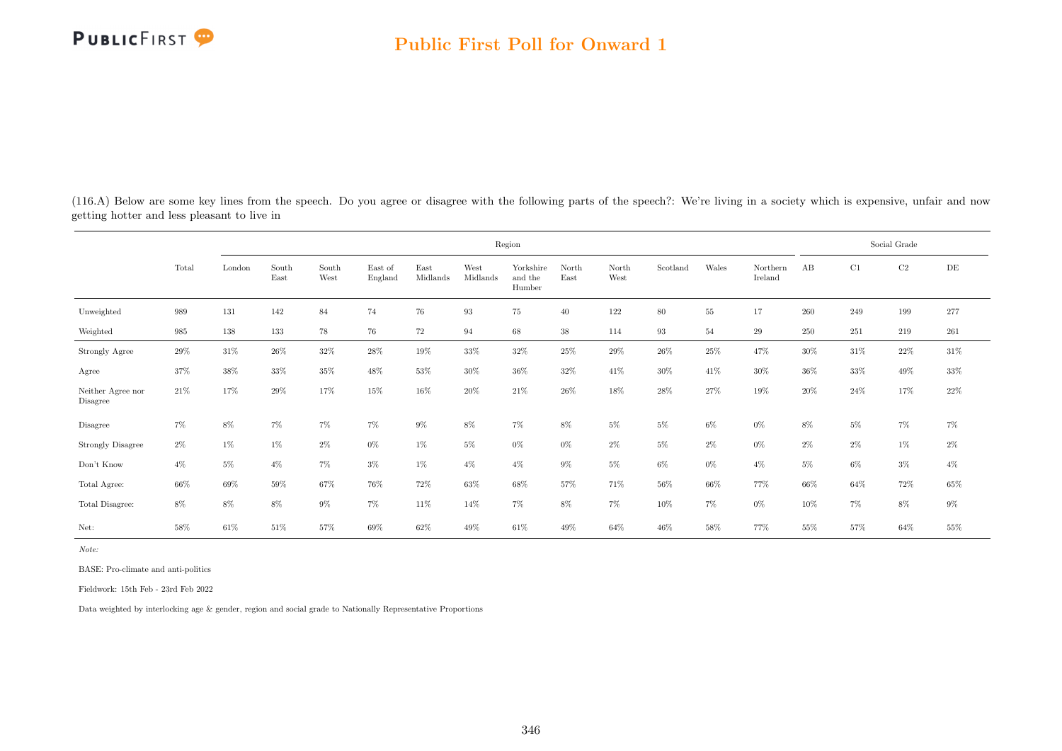(116.A) Below are some key lines from the speech. Do you agree or disagree with the following parts of the speech?: We're living in a society which is expensive, unfair and now getting hotter and less pleasant to live in

| | Total | Region | | | | | | | | | | | | Social Grade | | | |
|---|---|---|---|---|---|---|---|---|---|---|---|---|---|---|---|---|---|
| | | London | South East | South West | East of England | East Midlands | West Midlands | Yorkshire and the Humber | North East | North West | Scotland | Wales | Northern Ireland | AB | C1 | C2 | DE |
| Unweighted | 989 | 131 | 142 | 84 | 74 | 76 | 93 | 75 | 40 | 122 | 80 | 55 | 17 | 260 | 249 | 199 | 277 |
| Weighted | 985 | 138 | 133 | 78 | 76 | 72 | 94 | 68 | 38 | 114 | 93 | 54 | 29 | 250 | 251 | 219 | 261 |
| Strongly Agree | 29% | 31% | 26% | 32% | 28% | 19% | 33% | 32% | 25% | 29% | 26% | 25% | 47% | 30% | 31% | 22% | 31% |
| Agree | 37% | 38% | 33% | 35% | 48% | 53% | 30% | 36% | 32% | 41% | 30% | 41% | 30% | 36% | 33% | 49% | 33% |
| Neither Agree nor Disagree | 21% | 17% | 29% | 17% | 15% | 16% | 20% | 21% | 26% | 18% | 28% | 27% | 19% | 20% | 24% | 17% | 22% |
| Disagree | 7% | 8% | 7% | 7% | 7% | 9% | 8% | 7% | 8% | 5% | 5% | 6% | 0% | 8% | 5% | 7% | 7% |
| Strongly Disagree | 2% | 1% | 1% | 2% | 0% | 1% | 5% | 0% | 0% | 2% | 5% | 2% | 0% | 2% | 2% | 1% | 2% |
| Don't Know | 4% | 5% | 4% | 7% | 3% | 1% | 4% | 4% | 9% | 5% | 6% | 0% | 4% | 5% | 6% | 3% | 4% |
| Total Agree: | 66% | 69% | 59% | 67% | 76% | 72% | 63% | 68% | 57% | 71% | 56% | 66% | 77% | 66% | 64% | 72% | 65% |
| Total Disagree: | 8% | 8% | 8% | 9% | 7% | 11% | 14% | 7% | 8% | 7% | 10% | 7% | 0% | 10% | 7% | 8% | 9% |
| Net: | 58% | 61% | 51% | 57% | 69% | 62% | 49% | 61% | 49% | 64% | 46% | 58% | 77% | 55% | 57% | 64% | 55% |

*Note:*

BASE: Pro-climate and anti-politics

Fieldwork: 15th Feb - 23rd Feb 2022

Data weighted by interlocking age & gender, region and social grade to Nationally Representative Proportions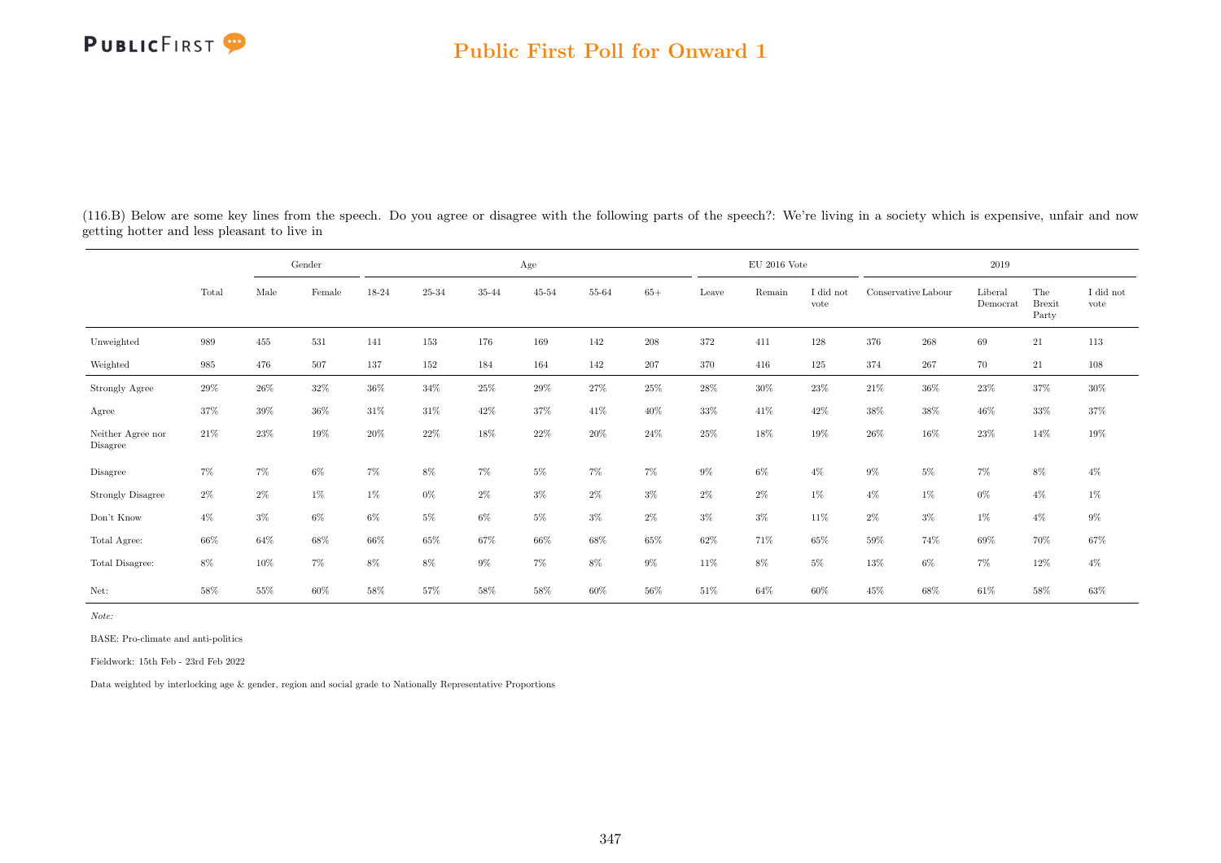(116.B) Below are some key lines from the speech. Do you agree or disagree with the following parts of the speech?: We're living in a society which is expensive, unfair and now getting hotter and less pleasant to live in

| | Total | Gender | | Age | | | | | | EU 2016 Vote | | | 2019 | | | | |
|---|---|---|---|---|---|---|---|---|---|---|---|---|---|---|---|---|---|
| | | Male | Female | 18-24 | 25-34 | 35-44 | 45-54 | 55-64 | 65+ | Leave | Remain | I did not vote | Conservative | Labour | Liberal Democrat | The Brexit Party | I did not vote |
| Unweighted | 989 | 455 | 531 | 141 | 153 | 176 | 169 | 142 | 208 | 372 | 411 | 128 | 376 | 268 | 69 | 21 | 113 |
| Weighted | 985 | 476 | 507 | 137 | 152 | 184 | 164 | 142 | 207 | 370 | 416 | 125 | 374 | 267 | 70 | 21 | 108 |
| Strongly Agree | 29% | 26% | 32% | 36% | 34% | 25% | 29% | 27% | 25% | 28% | 30% | 23% | 21% | 36% | 23% | 37% | 30% |
| Agree | 37% | 39% | 36% | 31% | 31% | 42% | 37% | 41% | 40% | 33% | 41% | 42% | 38% | 38% | 46% | 33% | 37% |
| Neither Agree nor Disagree | 21% | 23% | 19% | 20% | 22% | 18% | 22% | 20% | 24% | 25% | 18% | 19% | 26% | 16% | 23% | 14% | 19% |
| Disagree | 7% | 7% | 6% | 7% | 8% | 7% | 5% | 7% | 7% | 9% | 6% | 4% | 9% | 5% | 7% | 8% | 4% |
| Strongly Disagree | 2% | 2% | 1% | 1% | 0% | 2% | 3% | 2% | 3% | 2% | 2% | 1% | 4% | 1% | 0% | 4% | 1% |
| Don't Know | 4% | 3% | 6% | 6% | 5% | 6% | 5% | 3% | 2% | 3% | 3% | 11% | 2% | 3% | 1% | 4% | 9% |
| Total Agree: | 66% | 64% | 68% | 66% | 65% | 67% | 66% | 68% | 65% | 62% | 71% | 65% | 59% | 74% | 69% | 70% | 67% |
| Total Disagree: | 8% | 10% | 7% | 8% | 8% | 9% | 7% | 8% | 9% | 11% | 8% | 5% | 13% | 6% | 7% | 12% | 4% |
| Net: | 58% | 55% | 60% | 58% | 57% | 58% | 58% | 60% | 56% | 51% | 64% | 60% | 45% | 68% | 61% | 58% | 63% |

*Note:*

BASE: Pro-climate and anti-politics

Fieldwork: 15th Feb - 23rd Feb 2022

Data weighted by interlocking age & gender, region and social grade to Nationally Representative Proportions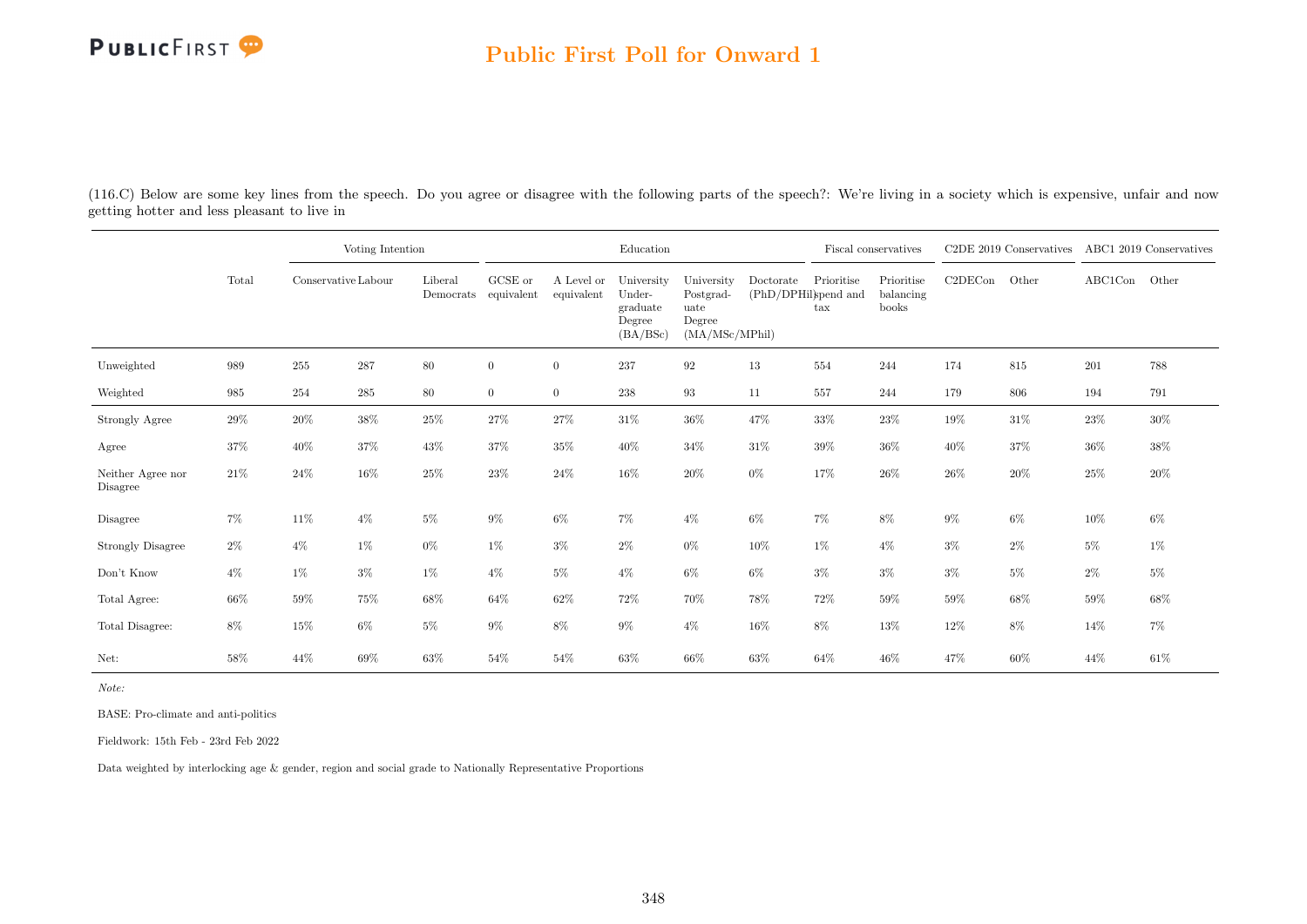(116.C) Below are some key lines from the speech. Do you agree or disagree with the following parts of the speech?: We're living in a society which is expensive, unfair and now getting hotter and less pleasant to live in

| | Total | Voting Intention | | | Education | | | | | Fiscal conservatives | | C2DE 2019 Conservatives | | ABC1 2019 Conservatives | |
|---|---|---|---|---|---|---|---|---|---|---|---|---|---|---|---|
| | | Conservative | Labour | Liberal Democrats | GCSE or equivalent | A Level or equivalent | University Undergraduate Degree (BA/BSc) | University Postgraduate Degree (MA/MSc/MPhil) | Doctorate (PhD/DPhil) | Prioritise spend and tax | Prioritise balancing books | C2DECon | Other | ABC1Con | Other |
| Unweighted | 989 | 255 | 287 | 80 | 0 | 0 | 237 | 92 | 13 | 554 | 244 | 174 | 815 | 201 | 788 |
| Weighted | 985 | 254 | 285 | 80 | 0 | 0 | 238 | 93 | 11 | 557 | 244 | 179 | 806 | 194 | 791 |
| Strongly Agree | 29% | 20% | 38% | 25% | 27% | 27% | 31% | 36% | 47% | 33% | 23% | 19% | 31% | 23% | 30% |
| Agree | 37% | 40% | 37% | 43% | 37% | 35% | 40% | 34% | 31% | 39% | 36% | 40% | 37% | 36% | 38% |
| Neither Agree nor Disagree | 21% | 24% | 16% | 25% | 23% | 24% | 16% | 20% | 0% | 17% | 26% | 26% | 20% | 25% | 20% |
| Disagree | 7% | 11% | 4% | 5% | 9% | 6% | 7% | 4% | 6% | 7% | 8% | 9% | 6% | 10% | 6% |
| Strongly Disagree | 2% | 4% | 1% | 0% | 1% | 3% | 2% | 0% | 10% | 1% | 4% | 3% | 2% | 5% | 1% |
| Don't Know | 4% | 1% | 3% | 1% | 4% | 5% | 4% | 6% | 6% | 3% | 3% | 3% | 5% | 2% | 5% |
| Total Agree: | 66% | 59% | 75% | 68% | 64% | 62% | 72% | 70% | 78% | 72% | 59% | 59% | 68% | 59% | 68% |
| Total Disagree: | 8% | 15% | 6% | 5% | 9% | 8% | 9% | 4% | 16% | 8% | 13% | 12% | 8% | 14% | 7% |
| Net: | 58% | 44% | 69% | 63% | 54% | 54% | 63% | 66% | 63% | 64% | 46% | 47% | 60% | 44% | 61% |

*Note:*

BASE: Pro-climate and anti-politics

Fieldwork: 15th Feb - 23rd Feb 2022

Data weighted by interlocking age & gender, region and social grade to Nationally Representative Proportions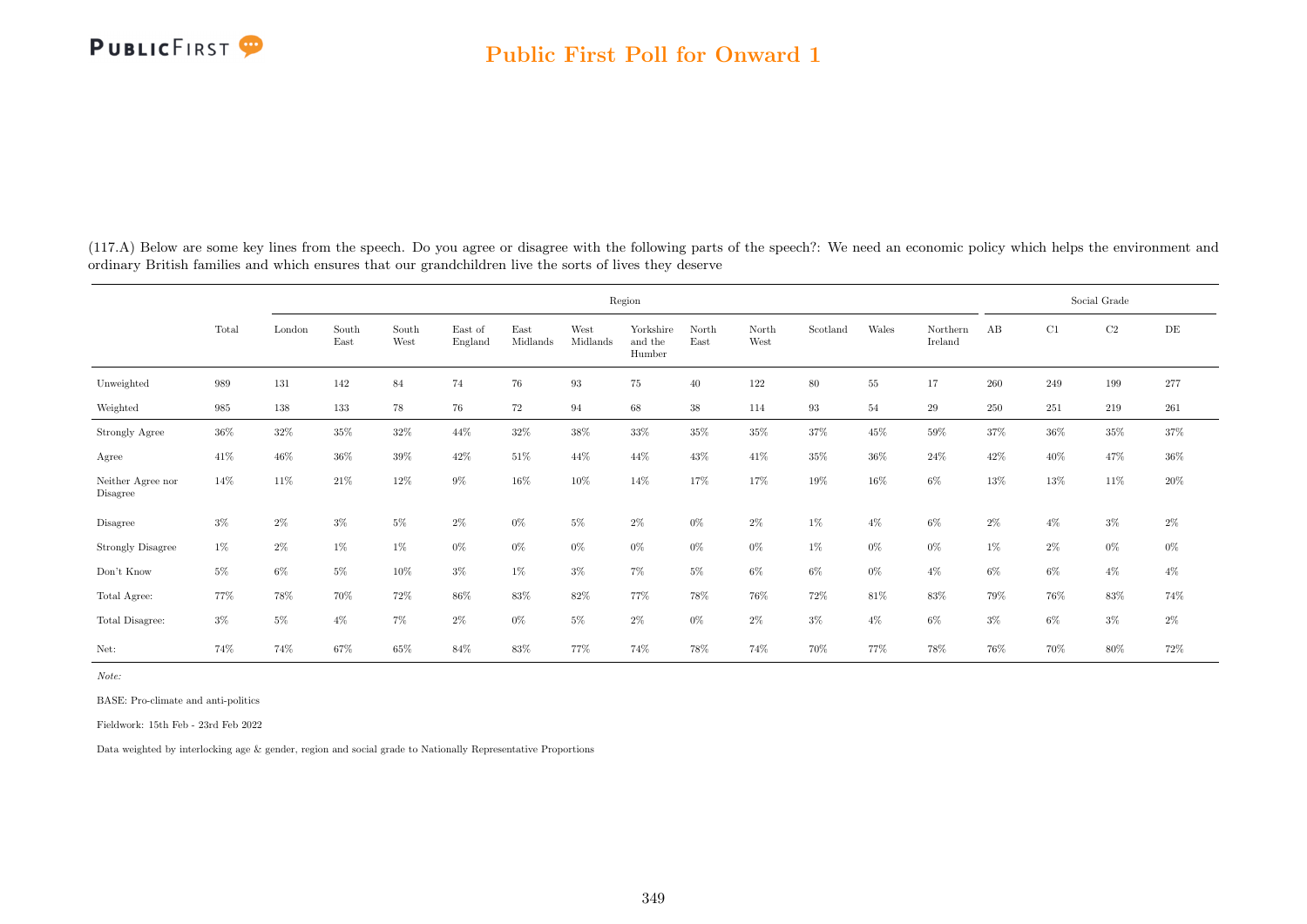## Public First Poll for Onward 1

(117.A) Below are some key lines from the speech. Do you agree or disagree with the following parts of the speech?: We need an economic policy which helps the environment and ordinary British families and which ensures that our grandchildren live the sorts of lives they deserve

| | | Region | | | | | | | | | | | | Social Grade | | | |
|---|---|---|---|---|---|---|---|---|---|---|---|---|---|---|---|---|---|
| | Total | London | South East | South West | East of England | East Midlands | West Midlands | Yorkshire and the Humber | North East | North West | Scotland | Wales | Northern Ireland | AB | C1 | C2 | DE |
| Unweighted | 989 | 131 | 142 | 84 | 74 | 76 | 93 | 75 | 40 | 122 | 80 | 55 | 17 | 260 | 249 | 199 | 277 |
| Weighted | 985 | 138 | 133 | 78 | 76 | 72 | 94 | 68 | 38 | 114 | 93 | 54 | 29 | 250 | 251 | 219 | 261 |
| Strongly Agree | 36% | 32% | 35% | 32% | 44% | 32% | 38% | 33% | 35% | 35% | 37% | 45% | 59% | 37% | 36% | 35% | 37% |
| Agree | 41% | 46% | 36% | 39% | 42% | 51% | 44% | 44% | 43% | 41% | 35% | 36% | 24% | 42% | 40% | 47% | 36% |
| Neither Agree nor Disagree | 14% | 11% | 21% | 12% | 9% | 16% | 10% | 14% | 17% | 17% | 19% | 16% | 6% | 13% | 13% | 11% | 20% |
| Disagree | 3% | 2% | 3% | 5% | 2% | 0% | 5% | 2% | 0% | 2% | 1% | 4% | 6% | 2% | 4% | 3% | 2% |
| Strongly Disagree | 1% | 2% | 1% | 1% | 0% | 0% | 0% | 0% | 0% | 0% | 1% | 0% | 0% | 1% | 2% | 0% | 0% |
| Don't Know | 5% | 6% | 5% | 10% | 3% | 1% | 3% | 7% | 5% | 6% | 6% | 0% | 4% | 6% | 6% | 4% | 4% |
| Total Agree: | 77% | 78% | 70% | 72% | 86% | 83% | 82% | 77% | 78% | 76% | 72% | 81% | 83% | 79% | 76% | 83% | 74% |
| Total Disagree: | 3% | 5% | 4% | 7% | 2% | 0% | 5% | 2% | 0% | 2% | 3% | 4% | 6% | 3% | 6% | 3% | 2% |
| Net: | 74% | 74% | 67% | 65% | 84% | 83% | 77% | 74% | 78% | 74% | 70% | 77% | 78% | 76% | 70% | 80% | 72% |

*Note:*

BASE: Pro-climate and anti-politics

Fieldwork: 15th Feb - 23rd Feb 2022

Data weighted by interlocking age & gender, region and social grade to Nationally Representative Proportions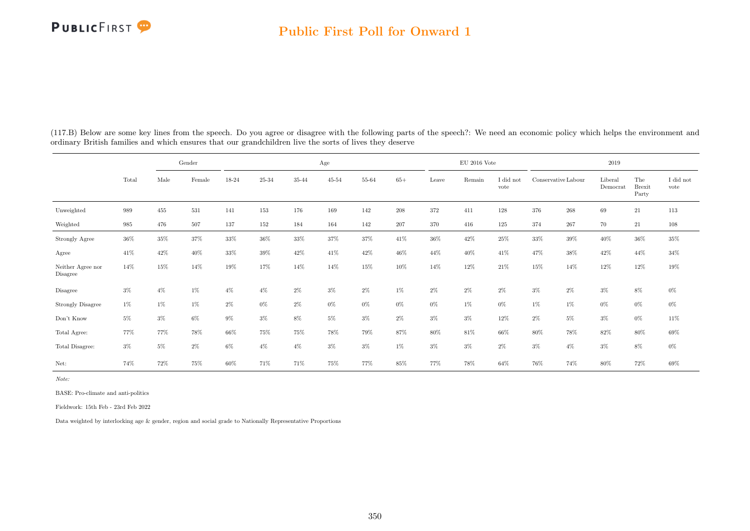(117.B) Below are some key lines from the speech. Do you agree or disagree with the following parts of the speech?: We need an economic policy which helps the environment and ordinary British families and which ensures that our grandchildren live the sorts of lives they deserve

| | | Gender | | Age | | | | | | EU 2016 Vote | | | 2019 | | | | |
|---|---|---|---|---|---|---|---|---|---|---|---|---|---|---|---|---|---|
| | Total | Male | Female | 18-24 | 25-34 | 35-44 | 45-54 | 55-64 | 65+ | Leave | Remain | I did not vote | Conservative | Labour | Liberal Democrat | The Brexit Party | I did not vote |
| Unweighted | 989 | 455 | 531 | 141 | 153 | 176 | 169 | 142 | 208 | 372 | 411 | 128 | 376 | 268 | 69 | 21 | 113 |
| Weighted | 985 | 476 | 507 | 137 | 152 | 184 | 164 | 142 | 207 | 370 | 416 | 125 | 374 | 267 | 70 | 21 | 108 |
| Strongly Agree | 36% | 35% | 37% | 33% | 36% | 33% | 37% | 37% | 41% | 36% | 42% | 25% | 33% | 39% | 40% | 36% | 35% |
| Agree | 41% | 42% | 40% | 33% | 39% | 42% | 41% | 42% | 46% | 44% | 40% | 41% | 47% | 38% | 42% | 44% | 34% |
| Neither Agree nor Disagree | 14% | 15% | 14% | 19% | 17% | 14% | 14% | 15% | 10% | 14% | 12% | 21% | 15% | 14% | 12% | 12% | 19% |
| Disagree | 3% | 4% | 1% | 4% | 4% | 2% | 3% | 2% | 1% | 2% | 2% | 2% | 3% | 2% | 3% | 8% | 0% |
| Strongly Disagree | 1% | 1% | 1% | 2% | 0% | 2% | 0% | 0% | 0% | 0% | 1% | 0% | 1% | 1% | 0% | 0% | 0% |
| Don't Know | 5% | 3% | 6% | 9% | 3% | 8% | 5% | 3% | 2% | 3% | 3% | 12% | 2% | 5% | 3% | 0% | 11% |
| Total Agree: | 77% | 77% | 78% | 66% | 75% | 75% | 78% | 79% | 87% | 80% | 81% | 66% | 80% | 78% | 82% | 80% | 69% |
| Total Disagree: | 3% | 5% | 2% | 6% | 4% | 4% | 3% | 3% | 1% | 3% | 3% | 2% | 3% | 4% | 3% | 8% | 0% |
| Net: | 74% | 72% | 75% | 60% | 71% | 71% | 75% | 77% | 85% | 77% | 78% | 64% | 76% | 74% | 80% | 72% | 69% |

*Note:*

BASE: Pro-climate and anti-politics

Fieldwork: 15th Feb - 23rd Feb 2022

Data weighted by interlocking age & gender, region and social grade to Nationally Representative Proportions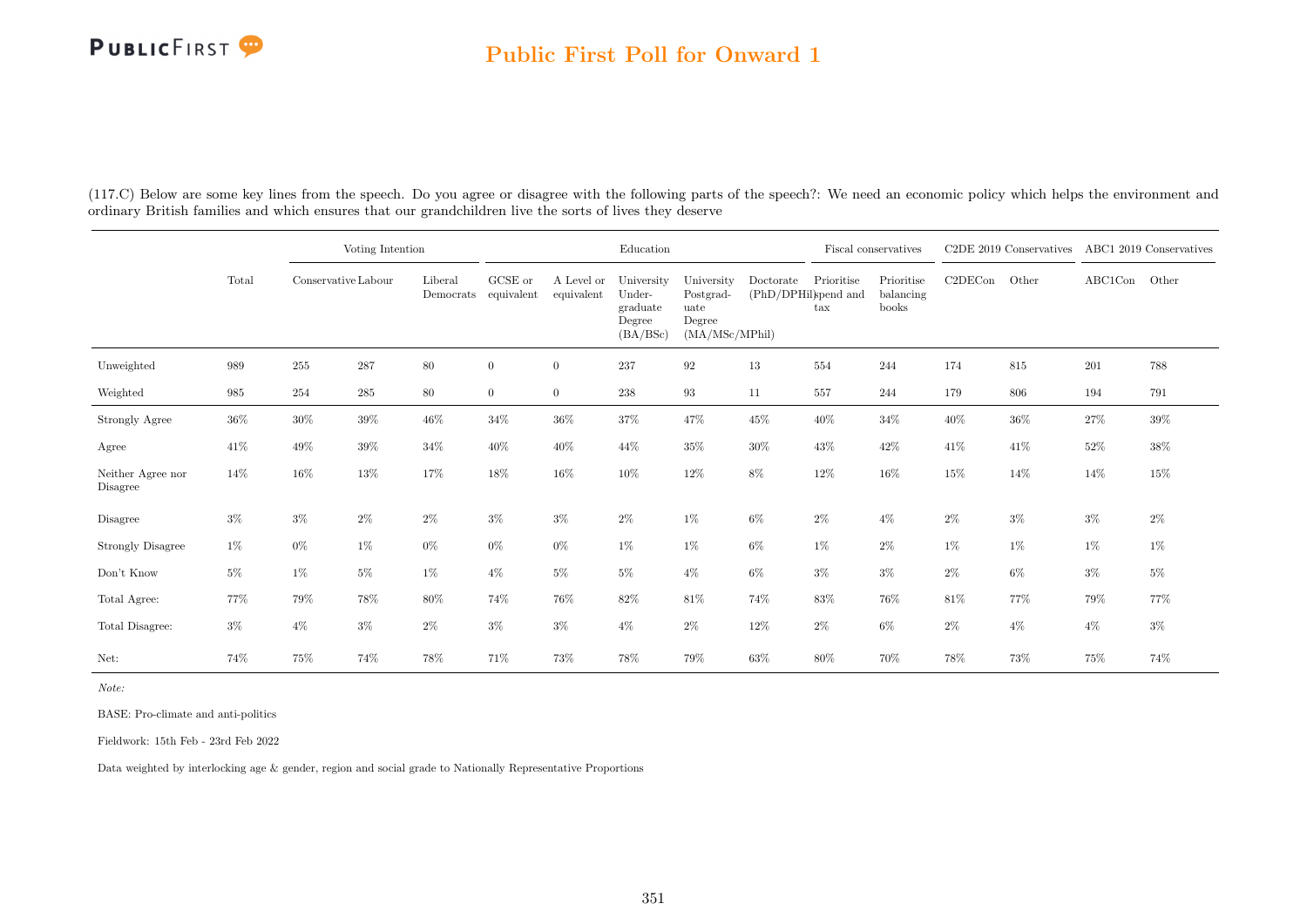## Public First Poll for Onward 1

(117.C) Below are some key lines from the speech. Do you agree or disagree with the following parts of the speech?: We need an economic policy which helps the environment and ordinary British families and which ensures that our grandchildren live the sorts of lives they deserve

| | Total | Voting Intention | | | Education | | | | | Fiscal conservatives | | C2DE 2019 Conservatives | | ABC1 2019 Conservatives | |
|---|---|---|---|---|---|---|---|---|---|---|---|---|---|---|---|
| | | Conservative | Labour | Liberal Democrats | GCSE or equivalent | A Level or equivalent | University Under-graduate Degree (BA/BSc) | University Postgrad-uate Degree (MA/MSc/MPhil) | Doctorate (PhD/DPHil) | Prioritise spend and tax | Prioritise balancing books | C2DECon | Other | ABC1Con | Other |
| Unweighted | 989 | 255 | 287 | 80 | 0 | 0 | 237 | 92 | 13 | 554 | 244 | 174 | 815 | 201 | 788 |
| Weighted | 985 | 254 | 285 | 80 | 0 | 0 | 238 | 93 | 11 | 557 | 244 | 179 | 806 | 194 | 791 |
| Strongly Agree | 36% | 30% | 39% | 46% | 34% | 36% | 37% | 47% | 45% | 40% | 34% | 40% | 36% | 27% | 39% |
| Agree | 41% | 49% | 39% | 34% | 40% | 40% | 44% | 35% | 30% | 43% | 42% | 41% | 41% | 52% | 38% |
| Neither Agree nor Disagree | 14% | 16% | 13% | 17% | 18% | 16% | 10% | 12% | 8% | 12% | 16% | 15% | 14% | 14% | 15% |
| Disagree | 3% | 3% | 2% | 2% | 3% | 3% | 2% | 1% | 6% | 2% | 4% | 2% | 3% | 3% | 2% |
| Strongly Disagree | 1% | 0% | 1% | 0% | 0% | 0% | 1% | 1% | 6% | 1% | 2% | 1% | 1% | 1% | 1% |
| Don't Know | 5% | 1% | 5% | 1% | 4% | 5% | 5% | 4% | 6% | 3% | 3% | 2% | 6% | 3% | 5% |
| Total Agree: | 77% | 79% | 78% | 80% | 74% | 76% | 82% | 81% | 74% | 83% | 76% | 81% | 77% | 79% | 77% |
| Total Disagree: | 3% | 4% | 3% | 2% | 3% | 3% | 4% | 2% | 12% | 2% | 6% | 2% | 4% | 4% | 3% |
| Net: | 74% | 75% | 74% | 78% | 71% | 73% | 78% | 79% | 63% | 80% | 70% | 78% | 73% | 75% | 74% |

*Note:*

BASE: Pro-climate and anti-politics

Fieldwork: 15th Feb - 23rd Feb 2022

Data weighted by interlocking age & gender, region and social grade to Nationally Representative Proportions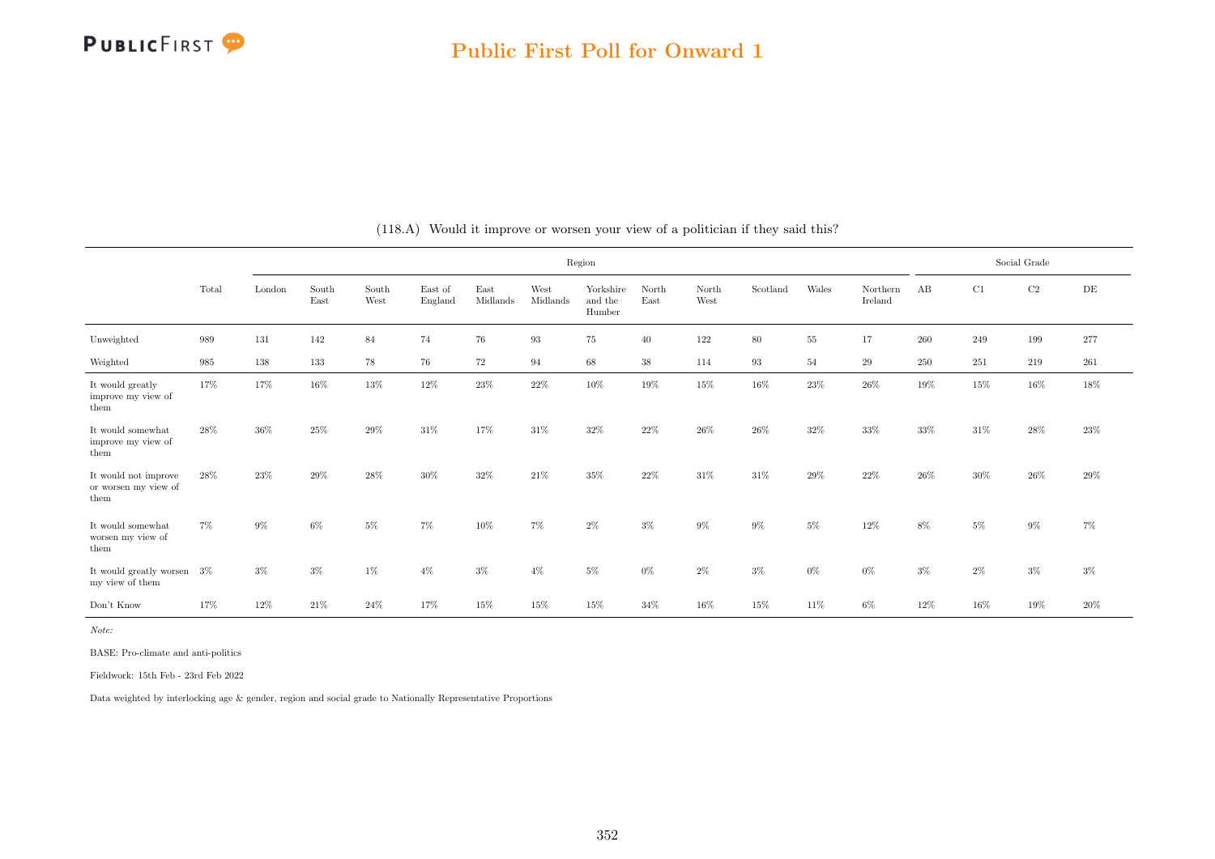## Public First Poll for Onward 1

(118.A) Would it improve or worsen your view of a politician if they said this?

| | Total | Region | | | | | | | | | | | | Social Grade | | | |
|---|---|---|---|---|---|---|---|---|---|---|---|---|---|---|---|---|---|
| | | London | South East | South West | East of England | East Midlands | West Midlands | Yorkshire and the Humber | North East | North West | Scotland | Wales | Northern Ireland | AB | C1 | C2 | DE |
| Unweighted | 989 | 131 | 142 | 84 | 74 | 76 | 93 | 75 | 40 | 122 | 80 | 55 | 17 | 260 | 249 | 199 | 277 |
| Weighted | 985 | 138 | 133 | 78 | 76 | 72 | 94 | 68 | 38 | 114 | 93 | 54 | 29 | 250 | 251 | 219 | 261 |
| It would greatly improve my view of them | 17% | 17% | 16% | 13% | 12% | 23% | 22% | 10% | 19% | 15% | 16% | 23% | 26% | 19% | 15% | 16% | 18% |
| It would somewhat improve my view of them | 28% | 36% | 25% | 29% | 31% | 17% | 31% | 32% | 22% | 26% | 26% | 32% | 33% | 33% | 31% | 28% | 23% |
| It would not improve or worsen my view of them | 28% | 23% | 29% | 28% | 30% | 32% | 21% | 35% | 22% | 31% | 31% | 29% | 22% | 26% | 30% | 26% | 29% |
| It would somewhat worsen my view of them | 7% | 9% | 6% | 5% | 7% | 10% | 7% | 2% | 3% | 9% | 9% | 5% | 12% | 8% | 5% | 9% | 7% |
| It would greatly worsen my view of them | 3% | 3% | 3% | 1% | 4% | 3% | 4% | 5% | 0% | 2% | 3% | 0% | 0% | 3% | 2% | 3% | 3% |
| Don't Know | 17% | 12% | 21% | 24% | 17% | 15% | 15% | 15% | 34% | 16% | 15% | 11% | 6% | 12% | 16% | 19% | 20% |

*Note:*

BASE: Pro-climate and anti-politics

Fieldwork: 15th Feb - 23rd Feb 2022

Data weighted by interlocking age & gender, region and social grade to Nationally Representative Proportions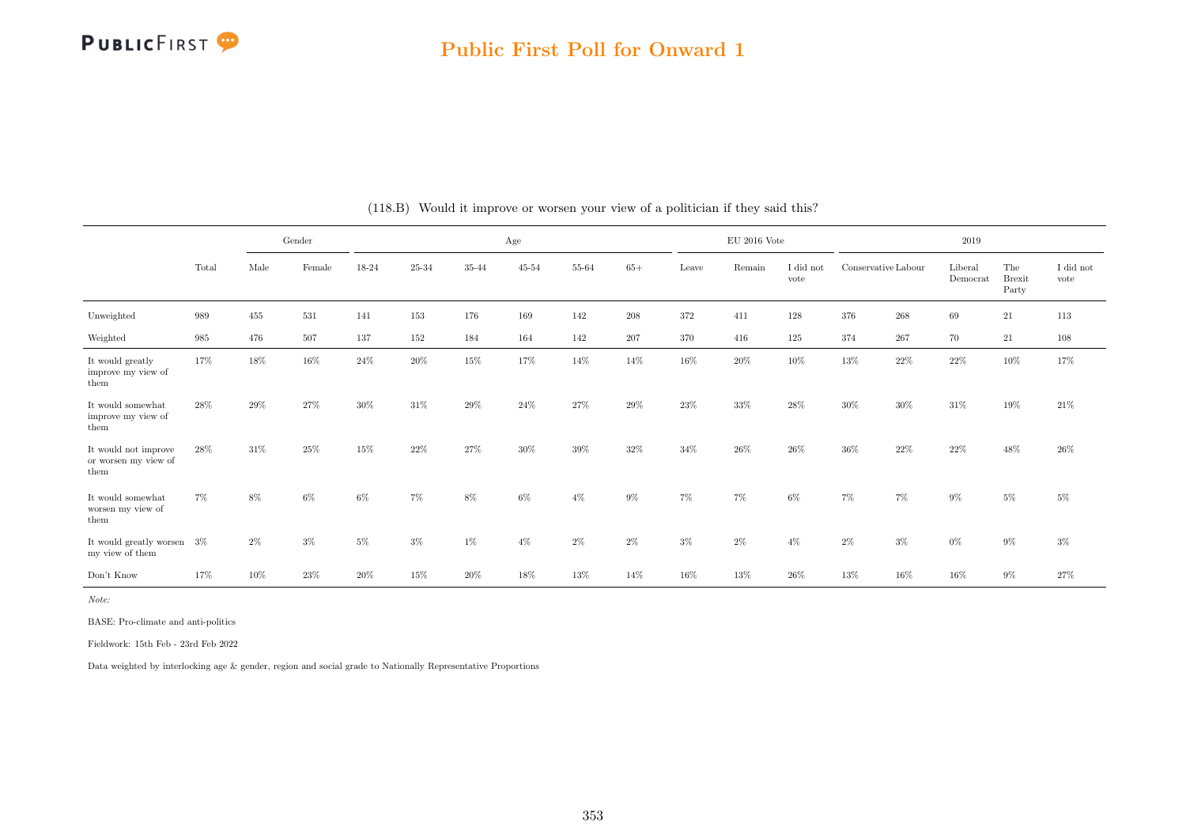## Public First Poll for Onward 1

(118.B) Would it improve or worsen your view of a politician if they said this?

| | Total | Gender | | Age | | | | | | EU 2016 Vote | | | 2019 | | | | |
|---|---|---|---|---|---|---|---|---|---|---|---|---|---|---|---|---|---|
| | | Male | Female | 18-24 | 25-34 | 35-44 | 45-54 | 55-64 | 65+ | Leave | Remain | I did not vote | Conservative | Labour | Liberal Democrat | The Brexit Party | I did not vote |
| Unweighted | 989 | 455 | 531 | 141 | 153 | 176 | 169 | 142 | 208 | 372 | 411 | 128 | 376 | 268 | 69 | 21 | 113 |
| Weighted | 985 | 476 | 507 | 137 | 152 | 184 | 164 | 142 | 207 | 370 | 416 | 125 | 374 | 267 | 70 | 21 | 108 |
| It would greatly improve my view of them | 17% | 18% | 16% | 24% | 20% | 15% | 17% | 14% | 14% | 16% | 20% | 10% | 13% | 22% | 22% | 10% | 17% |
| It would somewhat improve my view of them | 28% | 29% | 27% | 30% | 31% | 29% | 24% | 27% | 29% | 23% | 33% | 28% | 30% | 30% | 31% | 19% | 21% |
| It would not improve or worsen my view of them | 28% | 31% | 25% | 15% | 22% | 27% | 30% | 39% | 32% | 34% | 26% | 26% | 36% | 22% | 22% | 48% | 26% |
| It would somewhat worsen my view of them | 7% | 8% | 6% | 6% | 7% | 8% | 6% | 4% | 9% | 7% | 7% | 6% | 7% | 7% | 9% | 5% | 5% |
| It would greatly worsen my view of them | 3% | 2% | 3% | 5% | 3% | 1% | 4% | 2% | 2% | 3% | 2% | 4% | 2% | 3% | 0% | 9% | 3% |
| Don't Know | 17% | 10% | 23% | 20% | 15% | 20% | 18% | 13% | 14% | 16% | 13% | 26% | 13% | 16% | 16% | 9% | 27% |

*Note:*

BASE: Pro-climate and anti-politics

Fieldwork: 15th Feb - 23rd Feb 2022

Data weighted by interlocking age & gender, region and social grade to Nationally Representative Proportions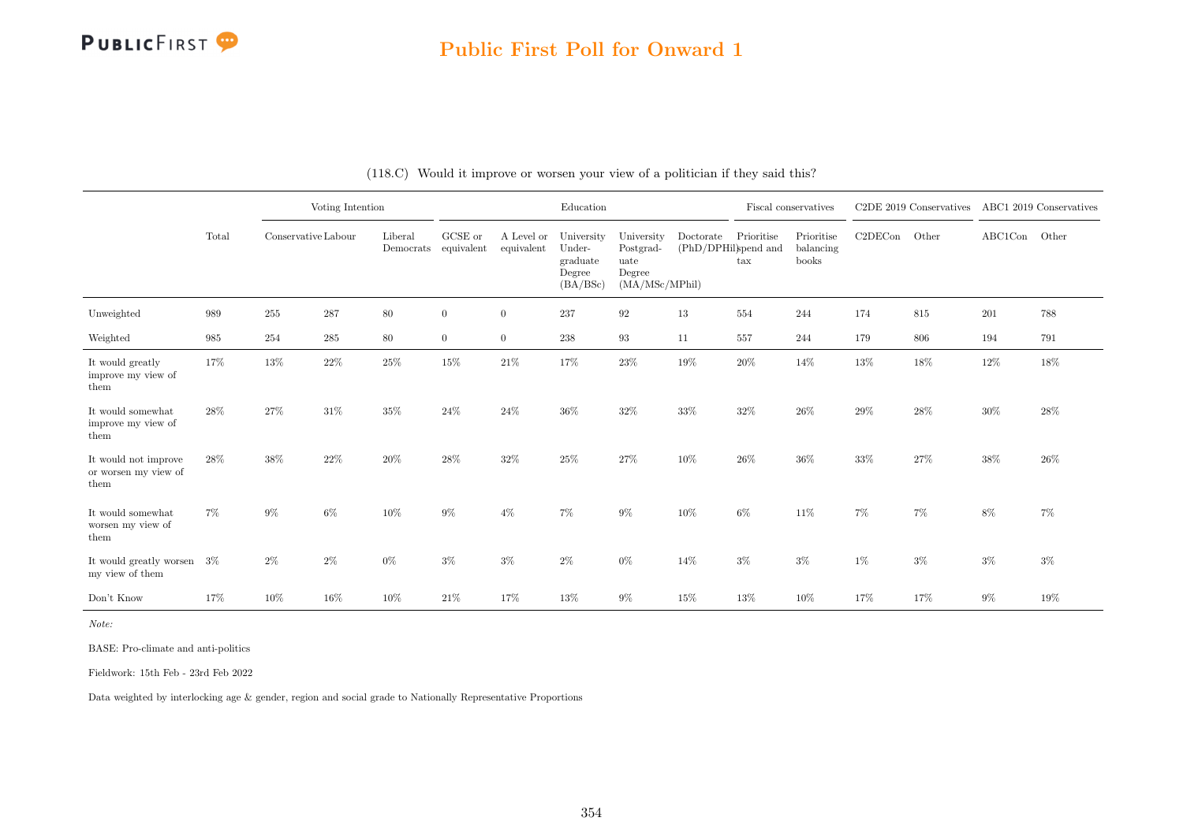## Public First Poll for Onward 1

(118.C) Would it improve or worsen your view of a politician if they said this?

| | Total | Voting Intention | | | Education | | | | | Fiscal conservatives | | C2DE 2019 Conservatives | | ABC1 2019 Conservatives | |
|---|---|---|---|---|---|---|---|---|---|---|---|---|---|---|---|
| | | Conservative | Labour | Liberal Democrats | GCSE or equivalent | A Level or equivalent | University Under-graduate Degree (BA/BSc) | University Postgrad-uate Degree (MA/MSc/MPhil) | Doctorate (PhD/DPHil) | Prioritise spend and tax | Prioritise balancing books | C2DECon | Other | ABC1Con | Other |
| Unweighted | 989 | 255 | 287 | 80 | 0 | 0 | 237 | 92 | 13 | 554 | 244 | 174 | 815 | 201 | 788 |
| Weighted | 985 | 254 | 285 | 80 | 0 | 0 | 238 | 93 | 11 | 557 | 244 | 179 | 806 | 194 | 791 |
| It would greatly improve my view of them | 17% | 13% | 22% | 25% | 15% | 21% | 17% | 23% | 19% | 20% | 14% | 13% | 18% | 12% | 18% |
| It would somewhat improve my view of them | 28% | 27% | 31% | 35% | 24% | 24% | 36% | 32% | 33% | 32% | 26% | 29% | 28% | 30% | 28% |
| It would not improve or worsen my view of them | 28% | 38% | 22% | 20% | 28% | 32% | 25% | 27% | 10% | 26% | 36% | 33% | 27% | 38% | 26% |
| It would somewhat worsen my view of them | 7% | 9% | 6% | 10% | 9% | 4% | 7% | 9% | 10% | 6% | 11% | 7% | 7% | 8% | 7% |
| It would greatly worsen my view of them | 3% | 2% | 2% | 0% | 3% | 3% | 2% | 0% | 14% | 3% | 3% | 1% | 3% | 3% | 3% |
| Don't Know | 17% | 10% | 16% | 10% | 21% | 17% | 13% | 9% | 15% | 13% | 10% | 17% | 17% | 9% | 19% |

*Note:*

BASE: Pro-climate and anti-politics

Fieldwork: 15th Feb - 23rd Feb 2022

Data weighted by interlocking age & gender, region and social grade to Nationally Representative Proportions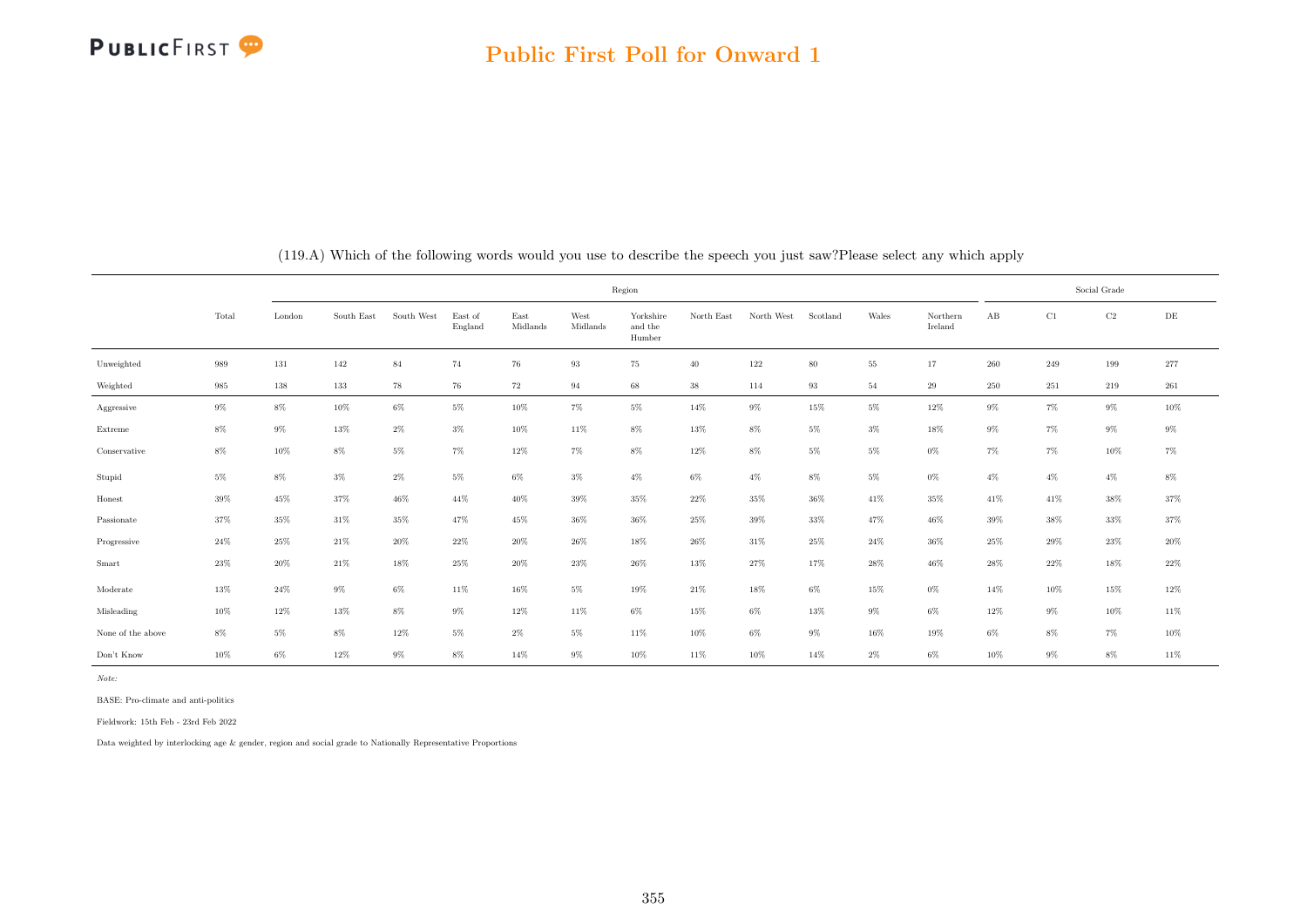## Public First Poll for Onward 1

(119.A) Which of the following words would you use to describe the speech you just saw?Please select any which apply

| | Total | Region | | | | | | | | | | | | Social Grade | | | |
|---|---|---|---|---|---|---|---|---|---|---|---|---|---|---|---|---|---|
| | | London | South East | South West | East of England | East Midlands | West Midlands | Yorkshire and the Humber | North East | North West | Scotland | Wales | Northern Ireland | AB | C1 | C2 | DE |
| Unweighted | 989 | 131 | 142 | 84 | 74 | 76 | 93 | 75 | 40 | 122 | 80 | 55 | 17 | 260 | 249 | 199 | 277 |
| Weighted | 985 | 138 | 133 | 78 | 76 | 72 | 94 | 68 | 38 | 114 | 93 | 54 | 29 | 250 | 251 | 219 | 261 |
| Aggressive | 9% | 8% | 10% | 6% | 5% | 10% | 7% | 5% | 14% | 9% | 15% | 5% | 12% | 9% | 7% | 9% | 10% |
| Extreme | 8% | 9% | 13% | 2% | 3% | 10% | 11% | 8% | 13% | 8% | 5% | 3% | 18% | 9% | 7% | 9% | 9% |
| Conservative | 8% | 10% | 8% | 5% | 7% | 12% | 7% | 8% | 12% | 8% | 5% | 5% | 0% | 7% | 7% | 10% | 7% |
| Stupid | 5% | 8% | 3% | 2% | 5% | 6% | 3% | 4% | 6% | 4% | 8% | 5% | 0% | 4% | 4% | 4% | 8% |
| Honest | 39% | 45% | 37% | 46% | 44% | 40% | 39% | 35% | 22% | 35% | 36% | 41% | 35% | 41% | 41% | 38% | 37% |
| Passionate | 37% | 35% | 31% | 35% | 47% | 45% | 36% | 36% | 25% | 39% | 33% | 47% | 46% | 39% | 38% | 33% | 37% |
| Progressive | 24% | 25% | 21% | 20% | 22% | 20% | 26% | 18% | 26% | 31% | 25% | 24% | 36% | 25% | 29% | 23% | 20% |
| Smart | 23% | 20% | 21% | 18% | 25% | 20% | 23% | 26% | 13% | 27% | 17% | 28% | 46% | 28% | 22% | 18% | 22% |
| Moderate | 13% | 24% | 9% | 6% | 11% | 16% | 5% | 19% | 21% | 18% | 6% | 15% | 0% | 14% | 10% | 15% | 12% |
| Misleading | 10% | 12% | 13% | 8% | 9% | 12% | 11% | 6% | 15% | 6% | 13% | 9% | 6% | 12% | 9% | 10% | 11% |
| None of the above | 8% | 5% | 8% | 12% | 5% | 2% | 5% | 11% | 10% | 6% | 9% | 16% | 19% | 6% | 8% | 7% | 10% |
| Don't Know | 10% | 6% | 12% | 9% | 8% | 14% | 9% | 10% | 11% | 10% | 14% | 2% | 6% | 10% | 9% | 8% | 11% |

*Note:*

BASE: Pro-climate and anti-politics

Fieldwork: 15th Feb - 23rd Feb 2022

Data weighted by interlocking age & gender, region and social grade to Nationally Representative Proportions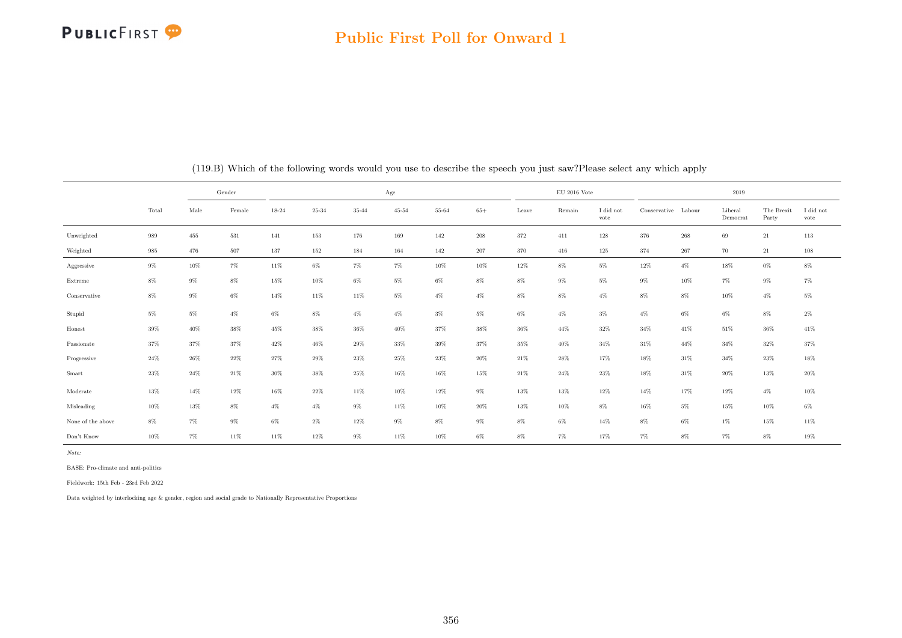## Public First Poll for Onward 1

(119.B) Which of the following words would you use to describe the speech you just saw?Please select any which apply

| | Total | Gender | | Age | | | | | | EU 2016 Vote | | | 2019 | | | | |
|---|---|---|---|---|---|---|---|---|---|---|---|---|---|---|---|---|---|
| | | Male | Female | 18-24 | 25-34 | 35-44 | 45-54 | 55-64 | 65+ | Leave | Remain | I did not vote | Conservative | Labour | Liberal Democrat | The Brexit Party | I did not vote |
| Unweighted | 989 | 455 | 531 | 141 | 153 | 176 | 169 | 142 | 208 | 372 | 411 | 128 | 376 | 268 | 69 | 21 | 113 |
| Weighted | 985 | 476 | 507 | 137 | 152 | 184 | 164 | 142 | 207 | 370 | 416 | 125 | 374 | 267 | 70 | 21 | 108 |
| Aggressive | 9% | 10% | 7% | 11% | 6% | 7% | 7% | 10% | 10% | 12% | 8% | 5% | 12% | 4% | 18% | 0% | 8% |
| Extreme | 8% | 9% | 8% | 15% | 10% | 6% | 5% | 6% | 8% | 8% | 9% | 5% | 9% | 10% | 7% | 9% | 7% |
| Conservative | 8% | 9% | 6% | 14% | 11% | 11% | 5% | 4% | 4% | 8% | 8% | 4% | 8% | 8% | 10% | 4% | 5% |
| Stupid | 5% | 5% | 4% | 6% | 8% | 4% | 4% | 3% | 5% | 6% | 4% | 3% | 4% | 6% | 6% | 8% | 2% |
| Honest | 39% | 40% | 38% | 45% | 38% | 36% | 40% | 37% | 38% | 36% | 44% | 32% | 34% | 41% | 51% | 36% | 41% |
| Passionate | 37% | 37% | 37% | 42% | 46% | 29% | 33% | 39% | 37% | 35% | 40% | 34% | 31% | 44% | 34% | 32% | 37% |
| Progressive | 24% | 26% | 22% | 27% | 29% | 23% | 25% | 23% | 20% | 21% | 28% | 17% | 18% | 31% | 34% | 23% | 18% |
| Smart | 23% | 24% | 21% | 30% | 38% | 25% | 16% | 16% | 15% | 21% | 24% | 23% | 18% | 31% | 20% | 13% | 20% |
| Moderate | 13% | 14% | 12% | 16% | 22% | 11% | 10% | 12% | 9% | 13% | 13% | 12% | 14% | 17% | 12% | 4% | 10% |
| Misleading | 10% | 13% | 8% | 4% | 4% | 9% | 11% | 10% | 20% | 13% | 10% | 8% | 16% | 5% | 15% | 10% | 6% |
| None of the above | 8% | 7% | 9% | 6% | 2% | 12% | 9% | 8% | 9% | 8% | 6% | 14% | 8% | 6% | 1% | 15% | 11% |
| Don't Know | 10% | 7% | 11% | 11% | 12% | 9% | 11% | 10% | 6% | 8% | 7% | 17% | 7% | 8% | 7% | 8% | 19% |

*Note:*

BASE: Pro-climate and anti-politics

Fieldwork: 15th Feb - 23rd Feb 2022

Data weighted by interlocking age & gender, region and social grade to Nationally Representative Proportions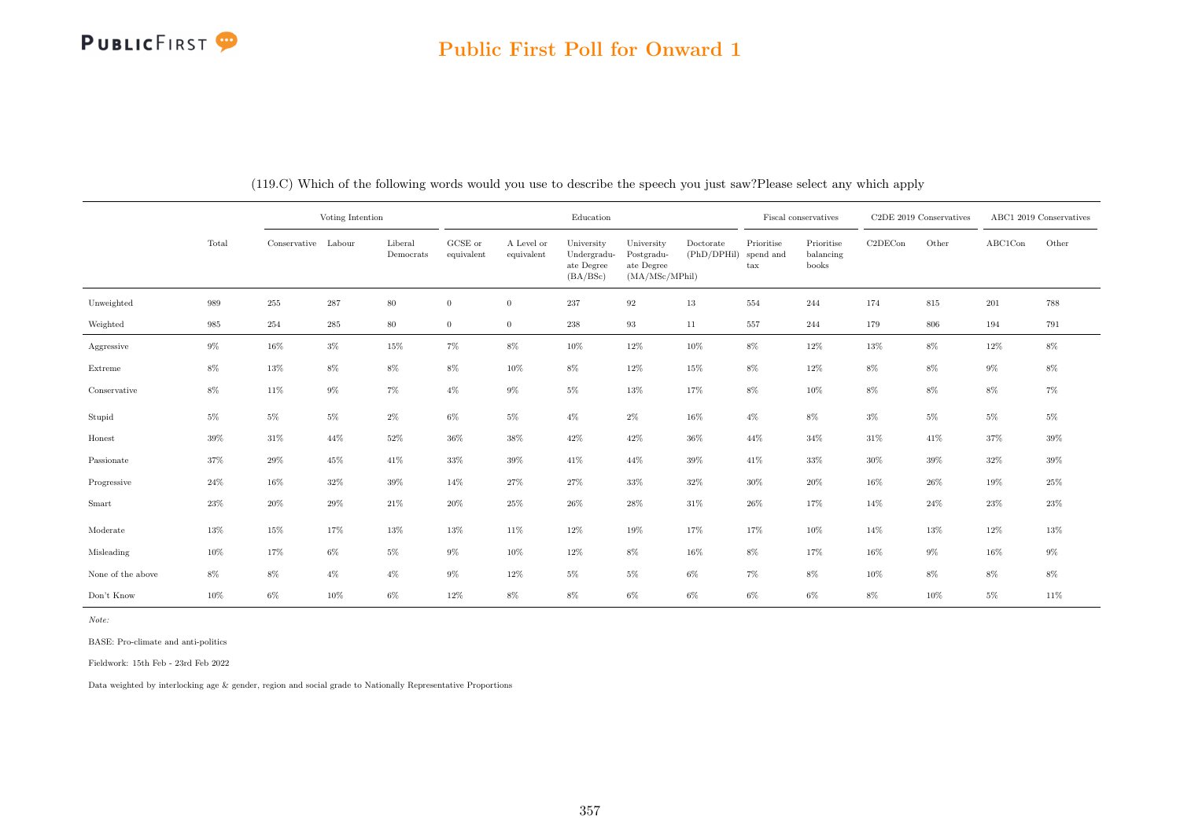## Public First Poll for Onward 1

(119.C) Which of the following words would you use to describe the speech you just saw?Please select any which apply

| | Total | Voting Intention | | | Education | | | | | Fiscal conservatives | | C2DE 2019 Conservatives | | ABC1 2019 Conservatives | |
|---|---|---|---|---|---|---|---|---|---|---|---|---|---|---|---|
| | | Conservative | Labour | Liberal Democrats | GCSE or equivalent | A Level or equivalent | University Undergraduate Degree (BA/BSc) | University Postgraduate Degree (MA/MSc/MPhil) | Doctorate (PhD/DPhil) | Prioritise spend and tax | Prioritise balancing books | C2DECon | Other | ABC1Con | Other |
| Unweighted | 989 | 255 | 287 | 80 | 0 | 0 | 237 | 92 | 13 | 554 | 244 | 174 | 815 | 201 | 788 |
| Weighted | 985 | 254 | 285 | 80 | 0 | 0 | 238 | 93 | 11 | 557 | 244 | 179 | 806 | 194 | 791 |
| Aggressive | 9% | 16% | 3% | 15% | 7% | 8% | 10% | 12% | 10% | 8% | 12% | 13% | 8% | 12% | 8% |
| Extreme | 8% | 13% | 8% | 8% | 8% | 10% | 8% | 12% | 15% | 8% | 12% | 8% | 8% | 9% | 8% |
| Conservative | 8% | 11% | 9% | 7% | 4% | 9% | 5% | 13% | 17% | 8% | 10% | 8% | 8% | 8% | 7% |
| Stupid | 5% | 5% | 5% | 2% | 6% | 5% | 4% | 2% | 16% | 4% | 8% | 3% | 5% | 5% | 5% |
| Honest | 39% | 31% | 44% | 52% | 36% | 38% | 42% | 42% | 36% | 44% | 34% | 31% | 41% | 37% | 39% |
| Passionate | 37% | 29% | 45% | 41% | 33% | 39% | 41% | 44% | 39% | 41% | 33% | 30% | 39% | 32% | 39% |
| Progressive | 24% | 16% | 32% | 39% | 14% | 27% | 27% | 33% | 32% | 30% | 20% | 16% | 26% | 19% | 25% |
| Smart | 23% | 20% | 29% | 21% | 20% | 25% | 26% | 28% | 31% | 26% | 17% | 14% | 24% | 23% | 23% |
| Moderate | 13% | 15% | 17% | 13% | 13% | 11% | 12% | 19% | 17% | 17% | 10% | 14% | 13% | 12% | 13% |
| Misleading | 10% | 17% | 6% | 5% | 9% | 10% | 12% | 8% | 16% | 8% | 17% | 16% | 9% | 16% | 9% |
| None of the above | 8% | 8% | 4% | 4% | 9% | 12% | 5% | 5% | 6% | 7% | 8% | 10% | 8% | 8% | 8% |
| Don't Know | 10% | 6% | 10% | 6% | 12% | 8% | 8% | 6% | 6% | 6% | 6% | 8% | 10% | 5% | 11% |

*Note:*

BASE: Pro-climate and anti-politics

Fieldwork: 15th Feb - 23rd Feb 2022

Data weighted by interlocking age & gender, region and social grade to Nationally Representative Proportions